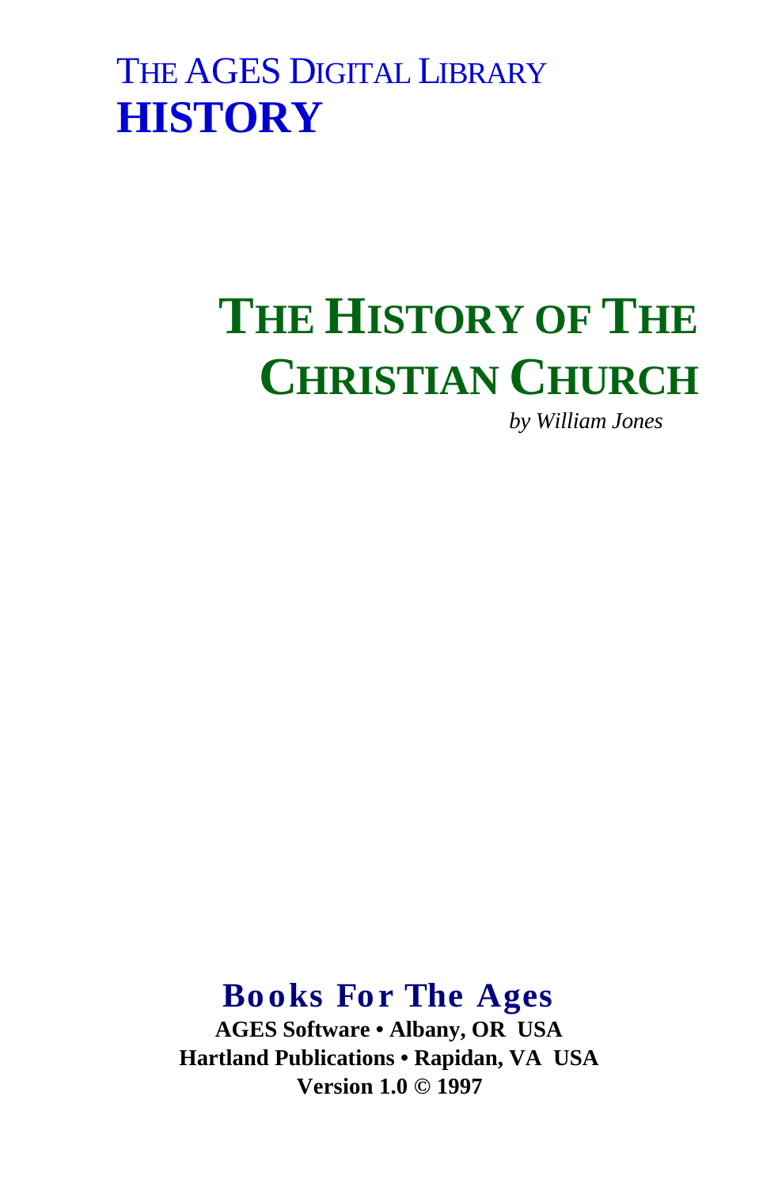THE AGES DIGITAL LIBRARY

**HISTORY**

# THE HISTORY OF THE CHRISTIAN CHURCH

*by William Jones*

**Books For The Ages**

**AGES Software • Albany, OR USA**

**Hartland Publications • Rapidan, VA USA**

**Version 1.0 © 1997**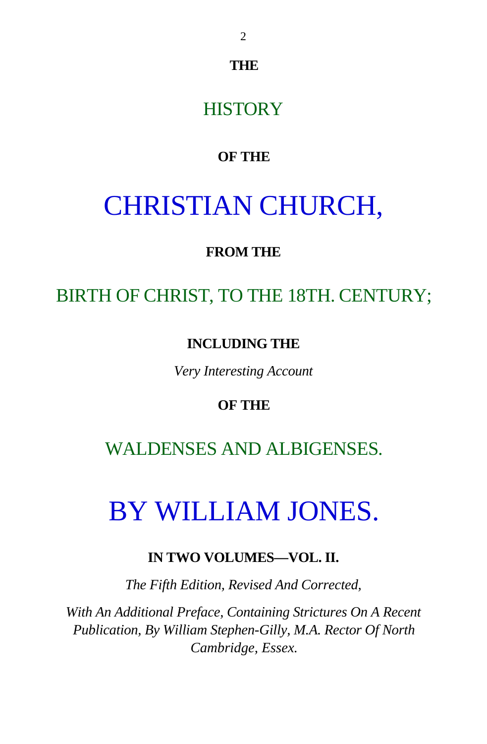**THE**

# HISTORY

**OF THE**

# CHRISTIAN CHURCH,

**FROM THE**

## BIRTH OF CHRIST, TO THE 18TH. CENTURY;

**INCLUDING THE**

*Very Interesting Account*

**OF THE**

## WALDENSES AND ALBIGENSES.

# BY WILLIAM JONES.

**IN TWO VOLUMES—VOL. II.**

*The Fifth Edition, Revised And Corrected,*

*With An Additional Preface, Containing Strictures On A Recent Publication, By William Stephen-Gilly, M.A. Rector Of North Cambridge, Essex.*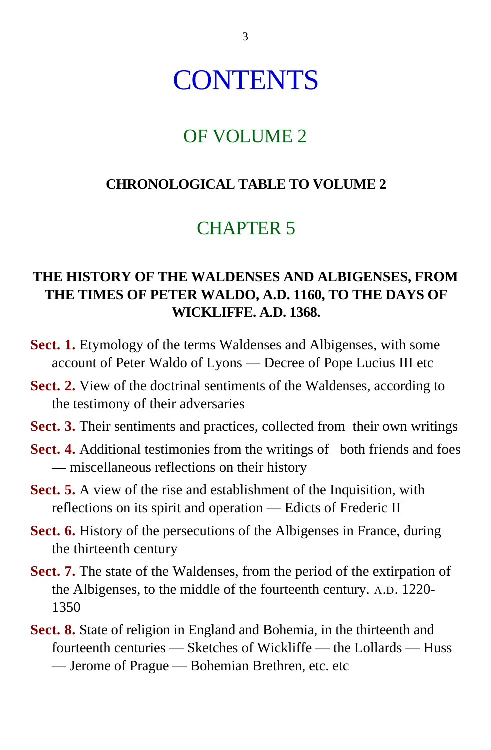# CONTENTS

## OF VOLUME 2

**CHRONOLOGICAL TABLE TO VOLUME 2**

## CHAPTER 5

### THE HISTORY OF THE WALDENSES AND ALBIGENSES, FROM THE TIMES OF PETER WALDO, A.D. 1160, TO THE DAYS OF WICKLIFFE. A.D. 1368.

**Sect. 1.** Etymology of the terms Waldenses and Albigenses, with some account of Peter Waldo of Lyons — Decree of Pope Lucius III etc

**Sect. 2.** View of the doctrinal sentiments of the Waldenses, according to the testimony of their adversaries

**Sect. 3.** Their sentiments and practices, collected from their own writings

**Sect. 4.** Additional testimonies from the writings of both friends and foes — miscellaneous reflections on their history

**Sect. 5.** A view of the rise and establishment of the Inquisition, with reflections on its spirit and operation — Edicts of Frederic II

**Sect. 6.** History of the persecutions of the Albigenses in France, during the thirteenth century

**Sect. 7.** The state of the Waldenses, from the period of the extirpation of the Albigenses, to the middle of the fourteenth century. A.D. 1220-1350

**Sect. 8.** State of religion in England and Bohemia, in the thirteenth and fourteenth centuries — Sketches of Wickliffe — the Lollards — Huss — Jerome of Prague — Bohemian Brethren, etc. etc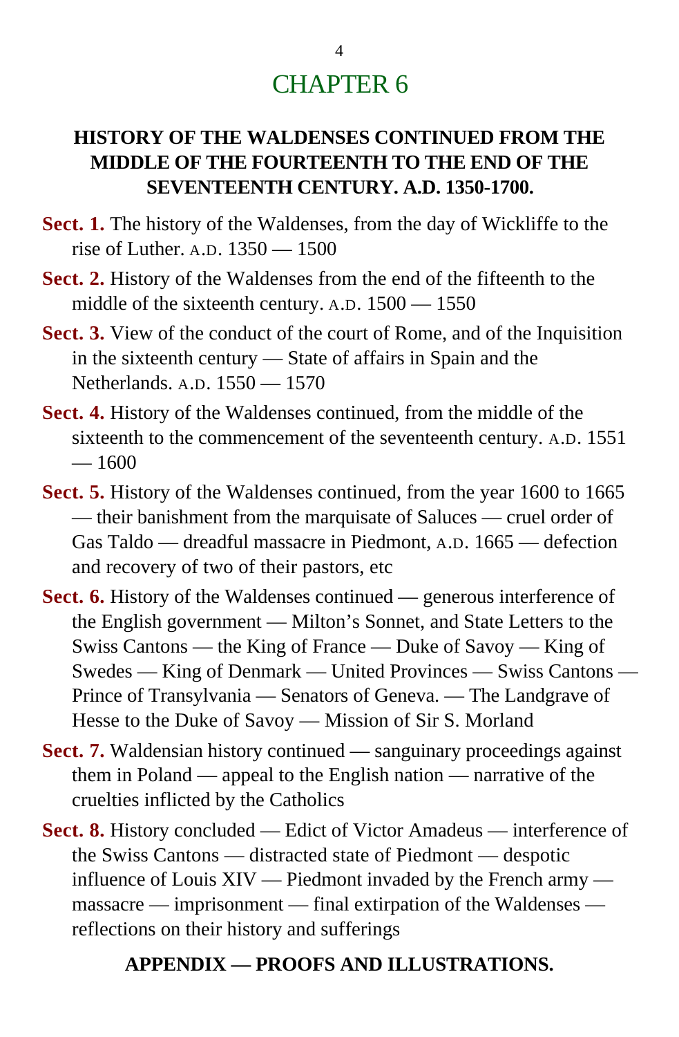# CHAPTER 6

## HISTORY OF THE WALDENSES CONTINUED FROM THE MIDDLE OF THE FOURTEENTH TO THE END OF THE SEVENTEENTH CENTURY. A.D. 1350-1700.

**Sect. 1.** The history of the Waldenses, from the day of Wickliffe to the rise of Luther. A.D. 1350 — 1500

**Sect. 2.** History of the Waldenses from the end of the fifteenth to the middle of the sixteenth century. A.D. 1500 — 1550

**Sect. 3.** View of the conduct of the court of Rome, and of the Inquisition in the sixteenth century — State of affairs in Spain and the Netherlands. A.D. 1550 — 1570

**Sect. 4.** History of the Waldenses continued, from the middle of the sixteenth to the commencement of the seventeenth century. A.D. 1551 — 1600

**Sect. 5.** History of the Waldenses continued, from the year 1600 to 1665 — their banishment from the marquisate of Saluces — cruel order of Gas Taldo — dreadful massacre in Piedmont, A.D. 1665 — defection and recovery of two of their pastors, etc

**Sect. 6.** History of the Waldenses continued — generous interference of the English government — Milton's Sonnet, and State Letters to the Swiss Cantons — the King of France — Duke of Savoy — King of Swedes — King of Denmark — United Provinces — Swiss Cantons — Prince of Transylvania — Senators of Geneva. — The Landgrave of Hesse to the Duke of Savoy — Mission of Sir S. Morland

**Sect. 7.** Waldensian history continued — sanguinary proceedings against them in Poland — appeal to the English nation — narrative of the cruelties inflicted by the Catholics

**Sect. 8.** History concluded — Edict of Victor Amadeus — interference of the Swiss Cantons — distracted state of Piedmont — despotic influence of Louis XIV — Piedmont invaded by the French army — massacre — imprisonment — final extirpation of the Waldenses — reflections on their history and sufferings

**APPENDIX — PROOFS AND ILLUSTRATIONS.**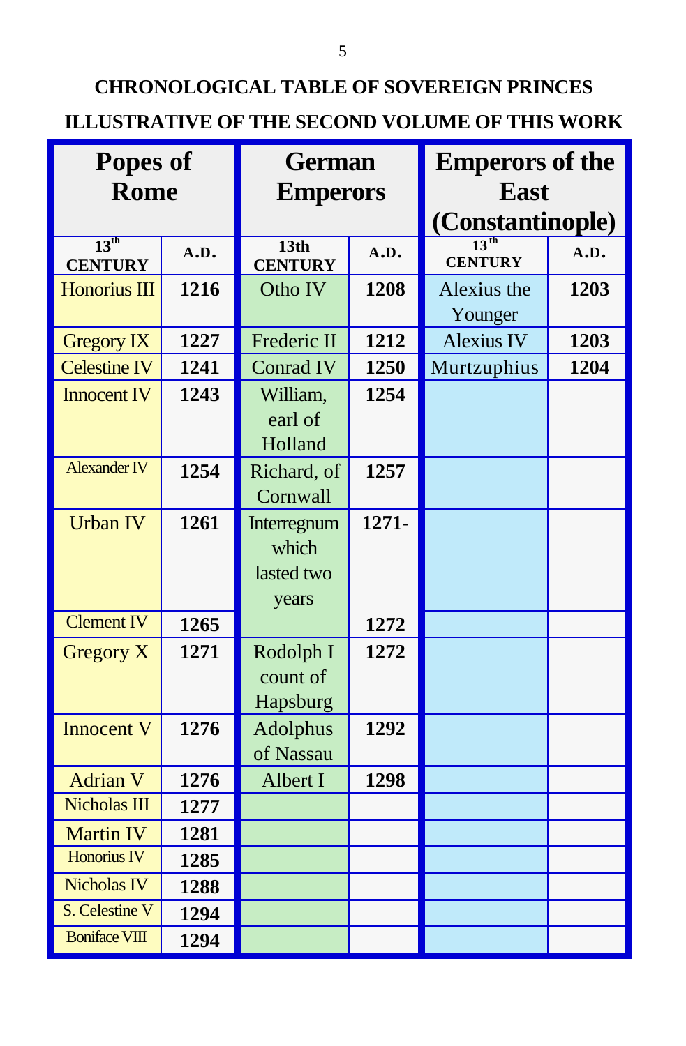## CHRONOLOGICAL TABLE OF SOVEREIGN PRINCES

## ILLUSTRATIVE OF THE SECOND VOLUME OF THIS WORK

| Popes of Rome | | German Emperors | | Emperors of the East (Constantinople) | |
|---|---|---|---|---|---|
| 13th CENTURY | A.D. | 13th CENTURY | A.D. | 13th CENTURY | A.D. |
| Honorius III | 1216 | Otho IV | 1208 | Alexius the Younger | 1203 |
| Gregory IX | 1227 | Frederic II | 1212 | Alexius IV | 1203 |
| Celestine IV | 1241 | Conrad IV | 1250 | Murtzuphius | 1204 |
| Innocent IV | 1243 | William, earl of Holland | 1254 | | |
| Alexander IV | 1254 | Richard, of Cornwall | 1257 | | |
| Urban IV | 1261 | Interregnum which lasted two years | 1271- | | |
| Clement IV | 1265 | | 1272 | | |
| Gregory X | 1271 | Rodolph I count of Hapsburg | 1272 | | |
| Innocent V | 1276 | Adolphus of Nassau | 1292 | | |
| Adrian V | 1276 | Albert I | 1298 | | |
| Nicholas III | 1277 | | | | |
| Martin IV | 1281 | | | | |
| Honorius IV | 1285 | | | | |
| Nicholas IV | 1288 | | | | |
| S. Celestine V | 1294 | | | | |
| Boniface VIII | 1294 | | | | |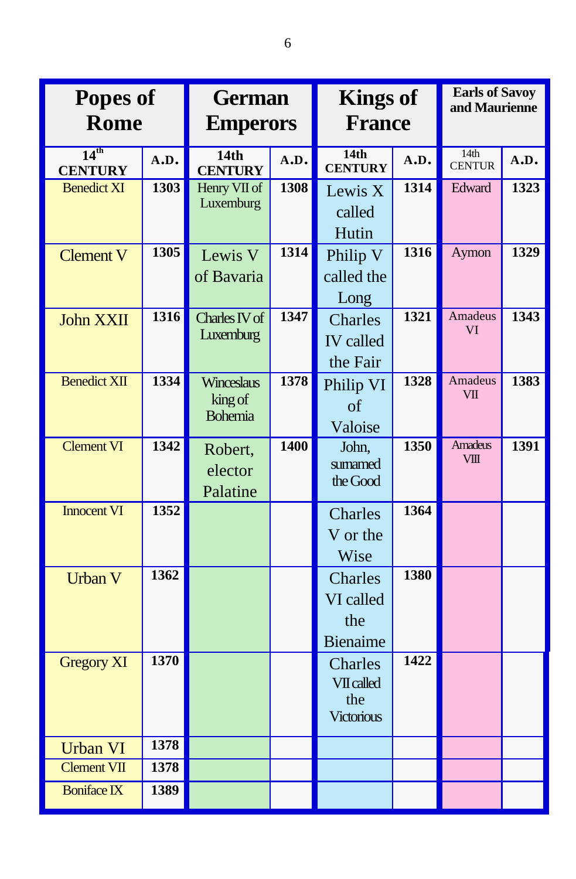| Popes of Rome | | German Emperors | | Kings of France | | Earls of Savoy and Maurienne | |
|---|---|---|---|---|---|---|---|
| 14th CENTURY | A.D. | 14th CENTURY | A.D. | 14th CENTURY | A.D. | 14th CENTUR | A.D. |
| Benedict XI | 1303 | Henry VII of Luxemburg | 1308 | Lewis X called Hutin | 1314 | Edward | 1323 |
| Clement V | 1305 | Lewis V of Bavaria | 1314 | Philip V called the Long | 1316 | Aymon | 1329 |
| John XXII | 1316 | Charles IV of Luxemburg | 1347 | Charles IV called the Fair | 1321 | Amadeus VI | 1343 |
| Benedict XII | 1334 | Winceslaus king of Bohemia | 1378 | Philip VI of Valoise | 1328 | Amadeus VII | 1383 |
| Clement VI | 1342 | Robert, elector Palatine | 1400 | John, surnamed the Good | 1350 | Amadeus VIII | 1391 |
| Innocent VI | 1352 | | | Charles V or the Wise | 1364 | | |
| Urban V | 1362 | | | Charles VI called the Bienaime | 1380 | | |
| Gregory XI | 1370 | | | Charles VII called the Victorious | 1422 | | |
| Urban VI | 1378 | | | | | | |
| Clement VII | 1378 | | | | | | |
| Boniface IX | 1389 | | | | | | |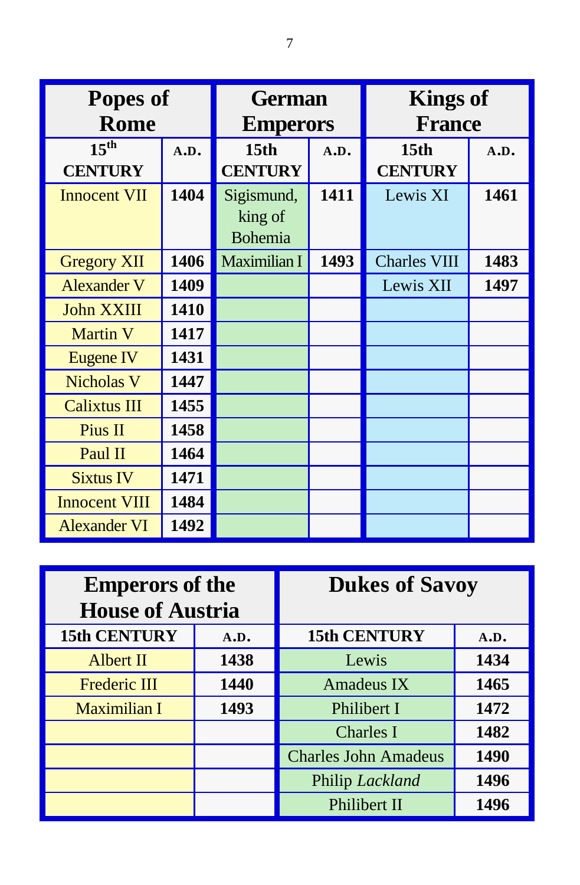| Popes of Rome | | German Emperors | | Kings of France | |
|---|---|---|---|---|---|
| 15th CENTURY | A.D. | 15th CENTURY | A.D. | 15th CENTURY | A.D. |
| Innocent VII | **1404** | Sigismund, king of Bohemia | **1411** | Lewis XI | **1461** |
| Gregory XII | **1406** | Maximilian I | **1493** | Charles VIII | **1483** |
| Alexander V | **1409** | | | Lewis XII | **1497** |
| John XXIII | **1410** | | | | |
| Martin V | **1417** | | | | |
| Eugene IV | **1431** | | | | |
| Nicholas V | **1447** | | | | |
| Calixtus III | **1455** | | | | |
| Pius II | **1458** | | | | |
| Paul II | **1464** | | | | |
| Sixtus IV | **1471** | | | | |
| Innocent VIII | **1484** | | | | |
| Alexander VI | **1492** | | | | |

| Emperors of the House of Austria | | Dukes of Savoy | |
|---|---|---|---|
| 15th CENTURY | A.D. | 15th CENTURY | A.D. |
| Albert II | **1438** | Lewis | **1434** |
| Frederic III | **1440** | Amadeus IX | **1465** |
| Maximilian I | **1493** | Philibert I | **1472** |
| | | Charles I | **1482** |
| | | Charles John Amadeus | **1490** |
| | | Philip *Lackland* | **1496** |
| | | Philibert II | **1496** |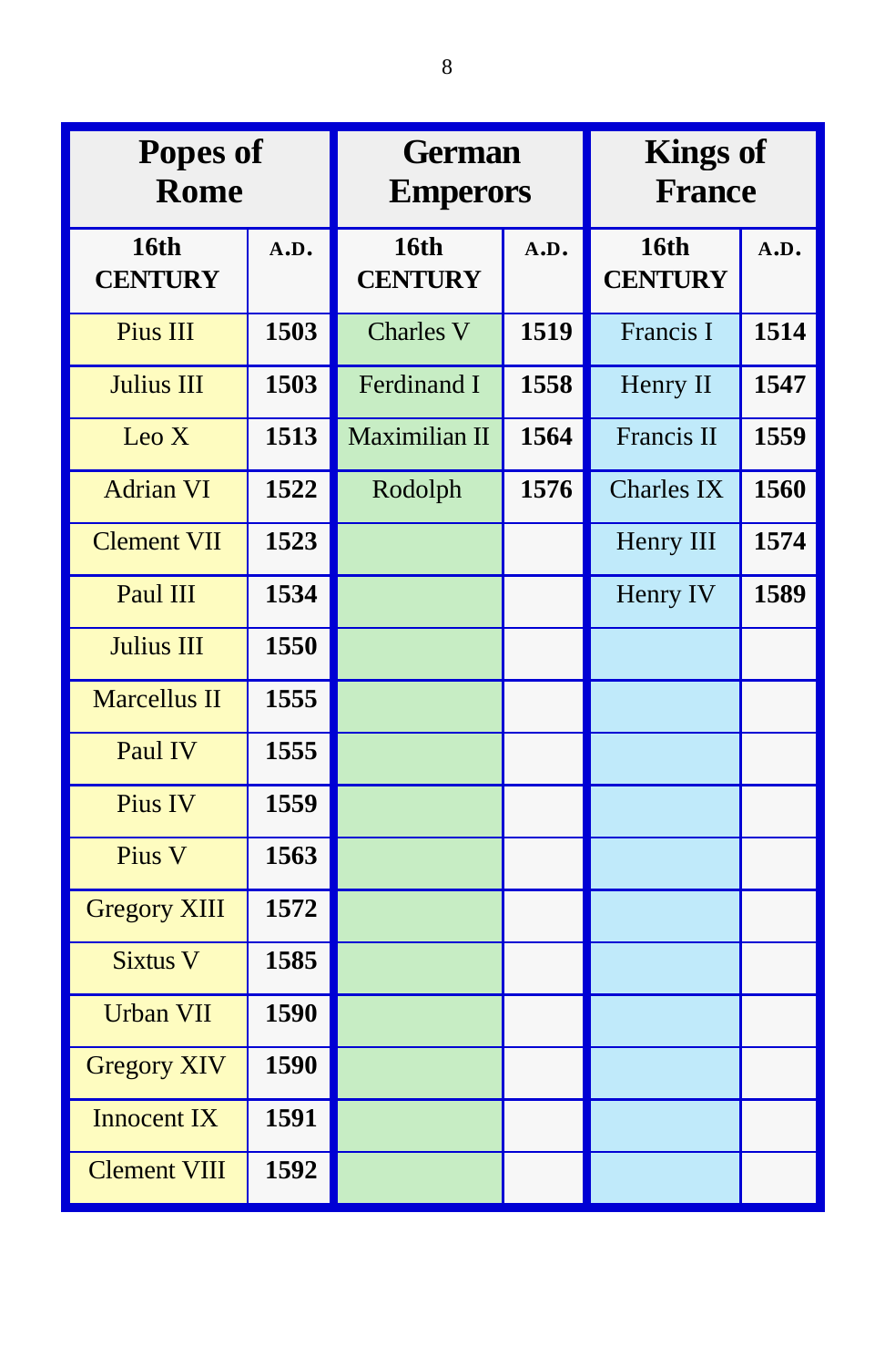| Popes of Rome | | German Emperors | | Kings of France | |
|---|---|---|---|---|---|
| **16th CENTURY** | **A.D.** | **16th CENTURY** | **A.D.** | **16th CENTURY** | **A.D.** |
| Pius III | **1503** | Charles V | **1519** | Francis I | **1514** |
| Julius III | **1503** | Ferdinand I | **1558** | Henry II | **1547** |
| Leo X | **1513** | Maximilian II | **1564** | Francis II | **1559** |
| Adrian VI | **1522** | Rodolph | **1576** | Charles IX | **1560** |
| Clement VII | **1523** | | | Henry III | **1574** |
| Paul III | **1534** | | | Henry IV | **1589** |
| Julius III | **1550** | | | | |
| Marcellus II | **1555** | | | | |
| Paul IV | **1555** | | | | |
| Pius IV | **1559** | | | | |
| Pius V | **1563** | | | | |
| Gregory XIII | **1572** | | | | |
| Sixtus V | **1585** | | | | |
| Urban VII | **1590** | | | | |
| Gregory XIV | **1590** | | | | |
| Innocent IX | **1591** | | | | |
| Clement VIII | **1592** | | | | |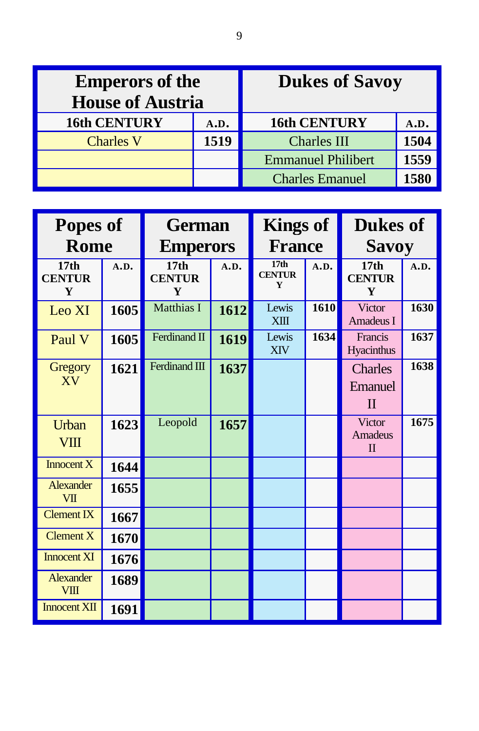| Emperors of the House of Austria | | Dukes of Savoy | |
|---|---|---|---|
| **16th CENTURY** | **A.D.** | **16th CENTURY** | **A.D.** |
| Charles V | **1519** | Charles III | **1504** |
| | | Emmanuel Philibert | **1559** |
| | | Charles Emanuel | **1580** |

| Popes of Rome | | German Emperors | | Kings of France | | Dukes of Savoy | |
|---|---|---|---|---|---|---|---|
| **17th CENTURY** | **A.D.** | **17th CENTURY** | **A.D.** | **17th CENTURY** | **A.D.** | **17th CENTURY** | **A.D.** |
| Leo XI | **1605** | Matthias I | **1612** | Lewis XIII | **1610** | Victor Amadeus I | **1630** |
| Paul V | **1605** | Ferdinand II | **1619** | Lewis XIV | **1634** | Francis Hyacinthus | **1637** |
| Gregory XV | **1621** | Ferdinand III | **1637** | | | Charles Emanuel II | **1638** |
| Urban VIII | **1623** | Leopold | **1657** | | | Victor Amadeus II | **1675** |
| Innocent X | **1644** | | | | | | |
| Alexander VII | **1655** | | | | | | |
| Clement IX | **1667** | | | | | | |
| Clement X | **1670** | | | | | | |
| Innocent XI | **1676** | | | | | | |
| Alexander VIII | **1689** | | | | | | |
| Innocent XII | **1691** | | | | | | |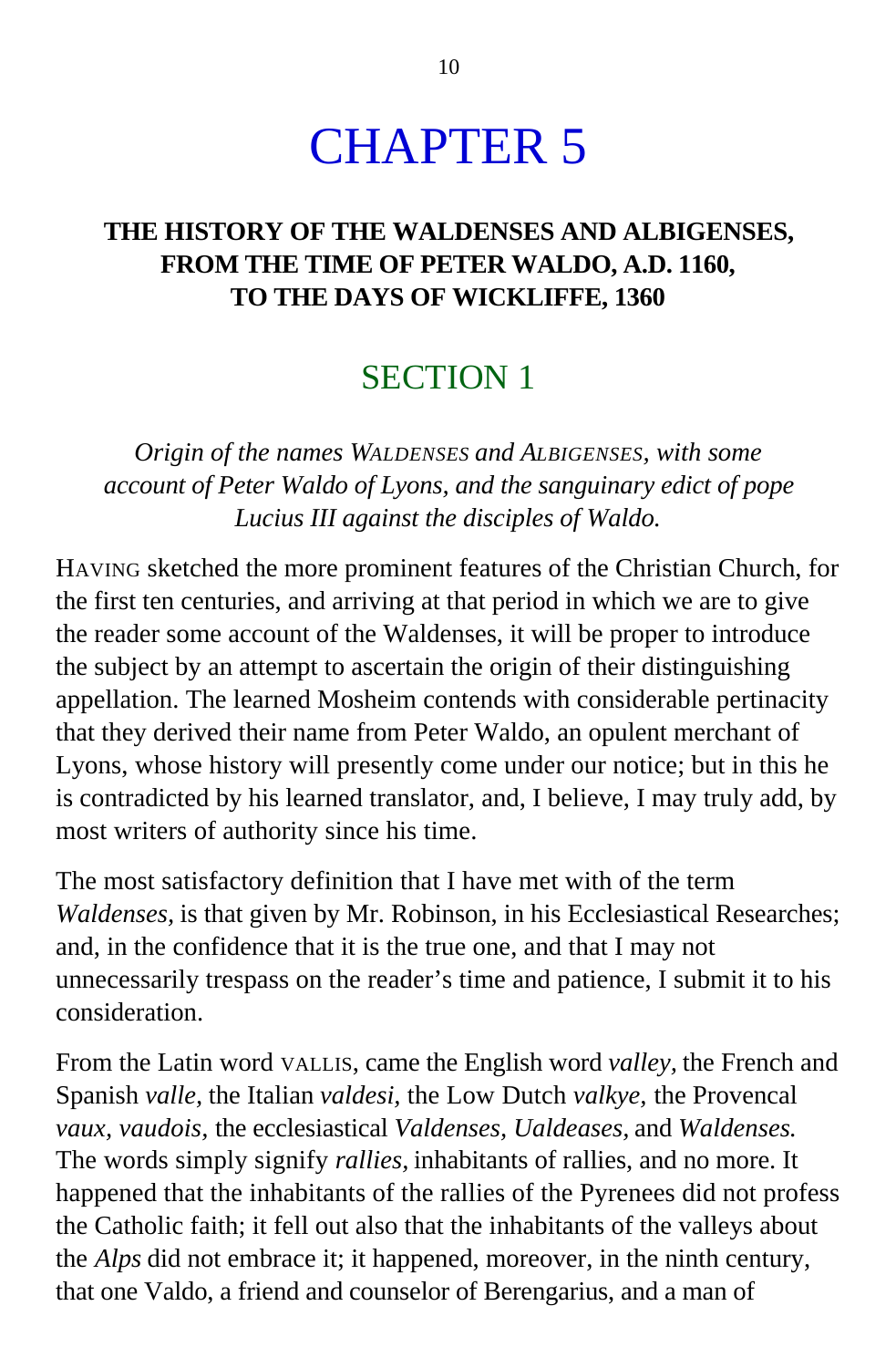# CHAPTER 5

## THE HISTORY OF THE WALDENSES AND ALBIGENSES, FROM THE TIME OF PETER WALDO, A.D. 1160, TO THE DAYS OF WICKLIFFE, 1360

### SECTION 1

*Origin of the names WALDENSES and ALBIGENSES, with some account of Peter Waldo of Lyons, and the sanguinary edict of pope Lucius III against the disciples of Waldo.*

HAVING sketched the more prominent features of the Christian Church, for the first ten centuries, and arriving at that period in which we are to give the reader some account of the Waldenses, it will be proper to introduce the subject by an attempt to ascertain the origin of their distinguishing appellation. The learned Mosheim contends with considerable pertinacity that they derived their name from Peter Waldo, an opulent merchant of Lyons, whose history will presently come under our notice; but in this he is contradicted by his learned translator, and, I believe, I may truly add, by most writers of authority since his time.

The most satisfactory definition that I have met with of the term *Waldenses,* is that given by Mr. Robinson, in his Ecclesiastical Researches; and, in the confidence that it is the true one, and that I may not unnecessarily trespass on the reader's time and patience, I submit it to his consideration.

From the Latin word VALLIS, came the English word *valley,* the French and Spanish *valle,* the Italian *valdesi,* the Low Dutch *valkye,* the Provencal *vaux, vaudois,* the ecclesiastical *Valdenses, Ualdeases,* and *Waldenses.* The words simply signify *rallies,* inhabitants of rallies, and no more. It happened that the inhabitants of the rallies of the Pyrenees did not profess the Catholic faith; it fell out also that the inhabitants of the valleys about the *Alps* did not embrace it; it happened, moreover, in the ninth century, that one Valdo, a friend and counselor of Berengarius, and a man of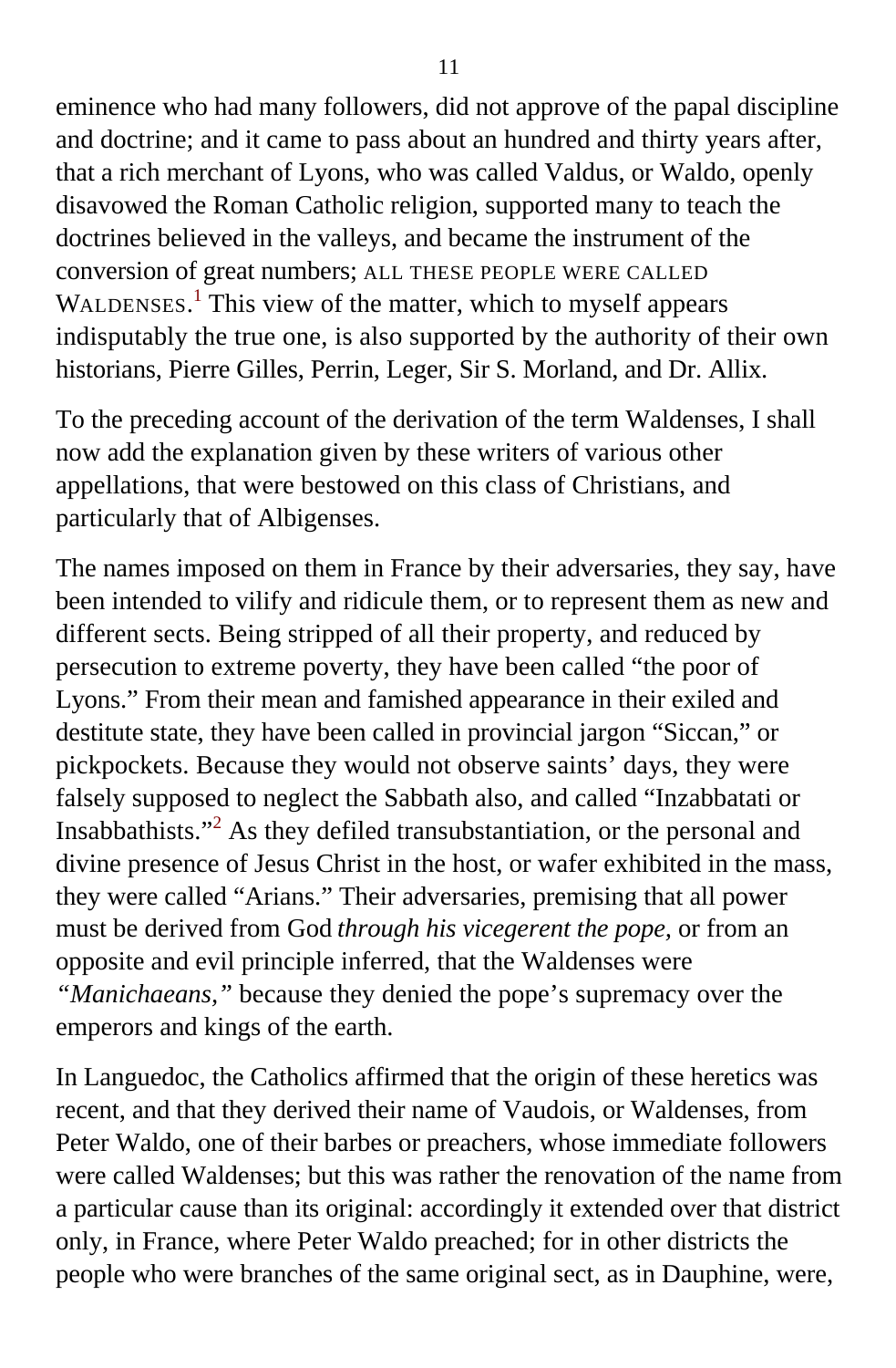eminence who had many followers, did not approve of the papal discipline and doctrine; and it came to pass about an hundred and thirty years after, that a rich merchant of Lyons, who was called Valdus, or Waldo, openly disavowed the Roman Catholic religion, supported many to teach the doctrines believed in the valleys, and became the instrument of the conversion of great numbers; ALL THESE PEOPLE WERE CALLED WALDENSES.[1] This view of the matter, which to myself appears indisputably the true one, is also supported by the authority of their own historians, Pierre Gilles, Perrin, Leger, Sir S. Morland, and Dr. Allix.

To the preceding account of the derivation of the term Waldenses, I shall now add the explanation given by these writers of various other appellations, that were bestowed on this class of Christians, and particularly that of Albigenses.

The names imposed on them in France by their adversaries, they say, have been intended to vilify and ridicule them, or to represent them as new and different sects. Being stripped of all their property, and reduced by persecution to extreme poverty, they have been called "the poor of Lyons." From their mean and famished appearance in their exiled and destitute state, they have been called in provincial jargon "Siccan," or pickpockets. Because they would not observe saints' days, they were falsely supposed to neglect the Sabbath also, and called "Inzabbatati or Insabbathists."[2] As they defiled transubstantiation, or the personal and divine presence of Jesus Christ in the host, or wafer exhibited in the mass, they were called "Arians." Their adversaries, premising that all power must be derived from God *through his vicegerent the pope,* or from an opposite and evil principle inferred, that the Waldenses were *"Manichaeans,"* because they denied the pope's supremacy over the emperors and kings of the earth.

In Languedoc, the Catholics affirmed that the origin of these heretics was recent, and that they derived their name of Vaudois, or Waldenses, from Peter Waldo, one of their barbes or preachers, whose immediate followers were called Waldenses; but this was rather the renovation of the name from a particular cause than its original: accordingly it extended over that district only, in France, where Peter Waldo preached; for in other districts the people who were branches of the same original sect, as in Dauphine, were,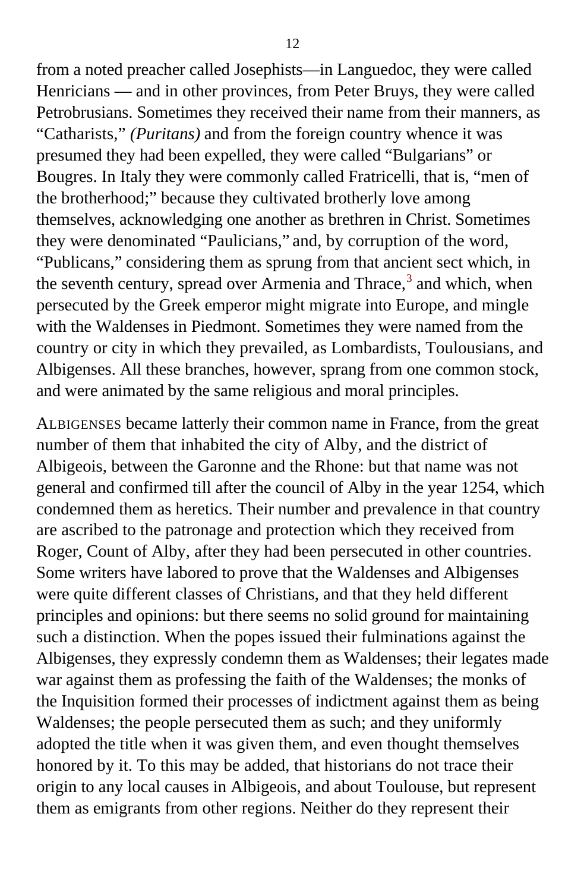from a noted preacher called Josephists—in Languedoc, they were called Henricians — and in other provinces, from Peter Bruys, they were called Petrobrusians. Sometimes they received their name from their manners, as “Catharists,” *(Puritans)* and from the foreign country whence it was presumed they had been expelled, they were called “Bulgarians” or Bougres. In Italy they were commonly called Fratricelli, that is, “men of the brotherhood;” because they cultivated brotherly love among themselves, acknowledging one another as brethren in Christ. Sometimes they were denominated “Paulicians,” and, by corruption of the word, “Publicans,” considering them as sprung from that ancient sect which, in the seventh century, spread over Armenia and Thrace,[3] and which, when persecuted by the Greek emperor might migrate into Europe, and mingle with the Waldenses in Piedmont. Sometimes they were named from the country or city in which they prevailed, as Lombardists, Toulousians, and Albigenses. All these branches, however, sprang from one common stock, and were animated by the same religious and moral principles.

ALBIGENSES became latterly their common name in France, from the great number of them that inhabited the city of Alby, and the district of Albigeois, between the Garonne and the Rhone: but that name was not general and confirmed till after the council of Alby in the year 1254, which condemned them as heretics. Their number and prevalence in that country are ascribed to the patronage and protection which they received from Roger, Count of Alby, after they had been persecuted in other countries. Some writers have labored to prove that the Waldenses and Albigenses were quite different classes of Christians, and that they held different principles and opinions: but there seems no solid ground for maintaining such a distinction. When the popes issued their fulminations against the Albigenses, they expressly condemn them as Waldenses; their legates made war against them as professing the faith of the Waldenses; the monks of the Inquisition formed their processes of indictment against them as being Waldenses; the people persecuted them as such; and they uniformly adopted the title when it was given them, and even thought themselves honored by it. To this may be added, that historians do not trace their origin to any local causes in Albigeois, and about Toulouse, but represent them as emigrants from other regions. Neither do they represent their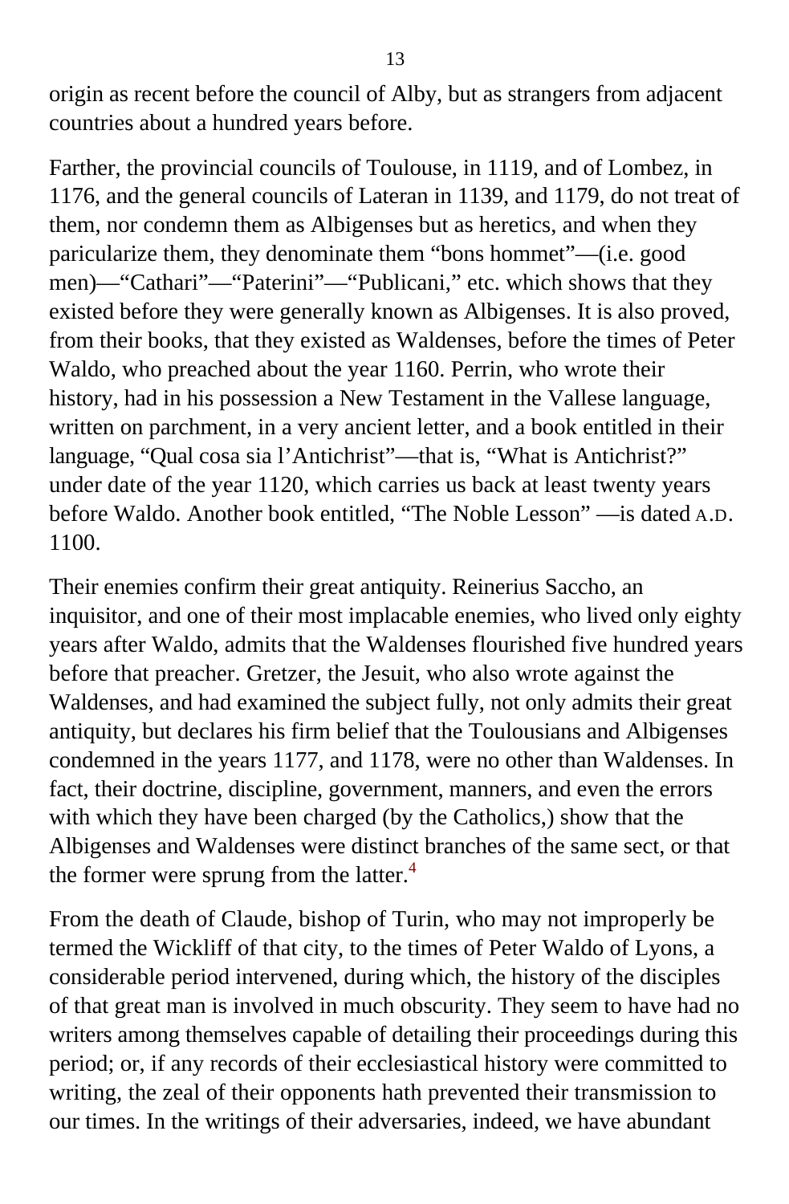origin as recent before the council of Alby, but as strangers from adjacent countries about a hundred years before.

Farther, the provincial councils of Toulouse, in 1119, and of Lombez, in 1176, and the general councils of Lateran in 1139, and 1179, do not treat of them, nor condemn them as Albigenses but as heretics, and when they paricularize them, they denominate them "bons hommet"—(i.e. good men)—"Cathari"—"Paterini"—"Publicani," etc. which shows that they existed before they were generally known as Albigenses. It is also proved, from their books, that they existed as Waldenses, before the times of Peter Waldo, who preached about the year 1160. Perrin, who wrote their history, had in his possession a New Testament in the Vallese language, written on parchment, in a very ancient letter, and a book entitled in their language, "Qual cosa sia l'Antichrist"—that is, "What is Antichrist?" under date of the year 1120, which carries us back at least twenty years before Waldo. Another book entitled, "The Noble Lesson" —is dated A.D. 1100.

Their enemies confirm their great antiquity. Reinerius Saccho, an inquisitor, and one of their most implacable enemies, who lived only eighty years after Waldo, admits that the Waldenses flourished five hundred years before that preacher. Gretzer, the Jesuit, who also wrote against the Waldenses, and had examined the subject fully, not only admits their great antiquity, but declares his firm belief that the Toulousians and Albigenses condemned in the years 1177, and 1178, were no other than Waldenses. In fact, their doctrine, discipline, government, manners, and even the errors with which they have been charged (by the Catholics,) show that the Albigenses and Waldenses were distinct branches of the same sect, or that the former were sprung from the latter.[4]

From the death of Claude, bishop of Turin, who may not improperly be termed the Wickliff of that city, to the times of Peter Waldo of Lyons, a considerable period intervened, during which, the history of the disciples of that great man is involved in much obscurity. They seem to have had no writers among themselves capable of detailing their proceedings during this period; or, if any records of their ecclesiastical history were committed to writing, the zeal of their opponents hath prevented their transmission to our times. In the writings of their adversaries, indeed, we have abundant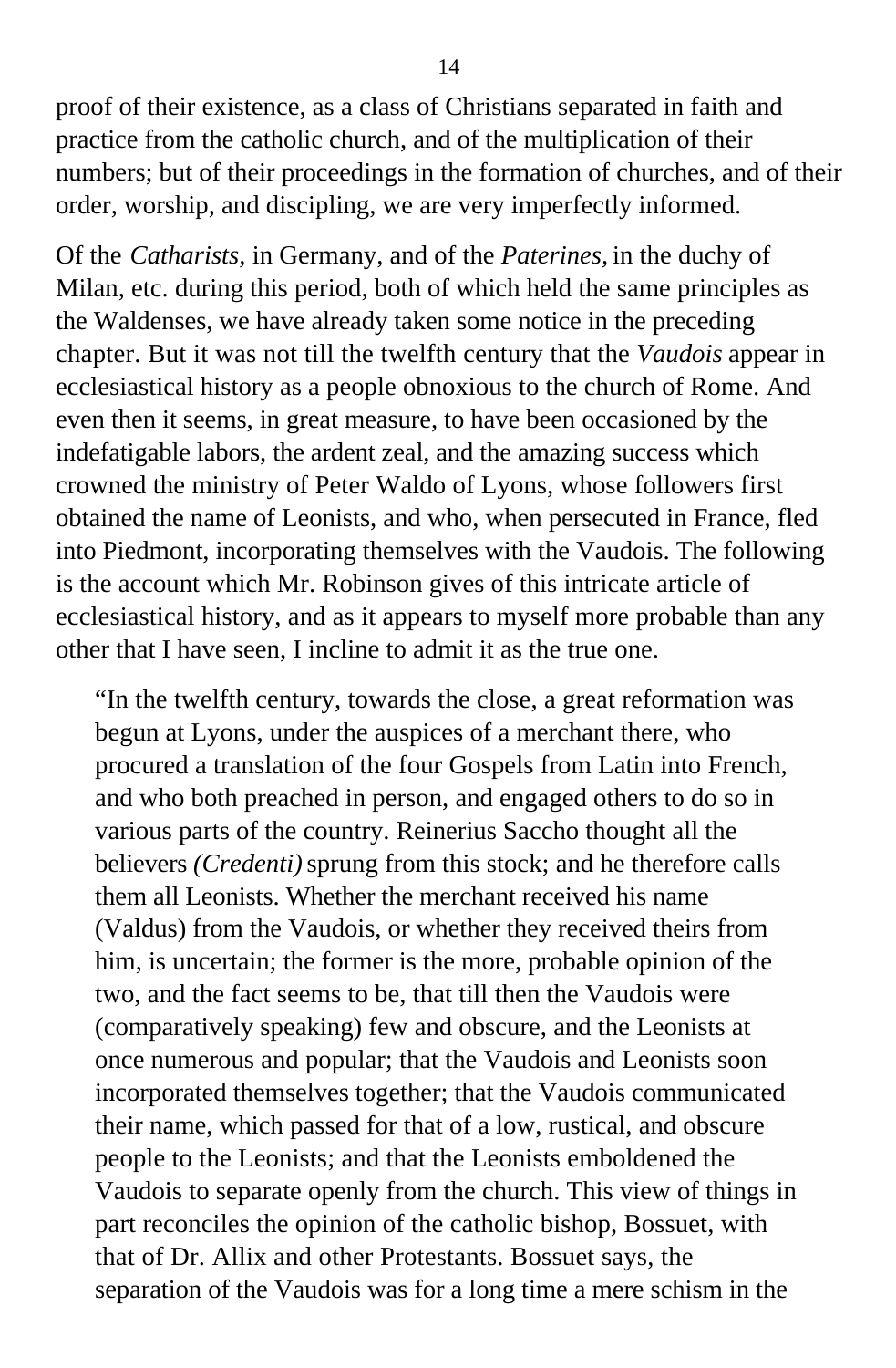proof of their existence, as a class of Christians separated in faith and practice from the catholic church, and of the multiplication of their numbers; but of their proceedings in the formation of churches, and of their order, worship, and discipling, we are very imperfectly informed.

Of the *Catharists,* in Germany, and of the *Paterines,* in the duchy of Milan, etc. during this period, both of which held the same principles as the Waldenses, we have already taken some notice in the preceding chapter. But it was not till the twelfth century that the *Vaudois* appear in ecclesiastical history as a people obnoxious to the church of Rome. And even then it seems, in great measure, to have been occasioned by the indefatigable labors, the ardent zeal, and the amazing success which crowned the ministry of Peter Waldo of Lyons, whose followers first obtained the name of Leonists, and who, when persecuted in France, fled into Piedmont, incorporating themselves with the Vaudois. The following is the account which Mr. Robinson gives of this intricate article of ecclesiastical history, and as it appears to myself more probable than any other that I have seen, I incline to admit it as the true one.

> "In the twelfth century, towards the close, a great reformation was begun at Lyons, under the auspices of a merchant there, who procured a translation of the four Gospels from Latin into French, and who both preached in person, and engaged others to do so in various parts of the country. Reinerius Saccho thought all the believers *(Credenti)* sprung from this stock; and he therefore calls them all Leonists. Whether the merchant received his name (Valdus) from the Vaudois, or whether they received theirs from him, is uncertain; the former is the more, probable opinion of the two, and the fact seems to be, that till then the Vaudois were (comparatively speaking) few and obscure, and the Leonists at once numerous and popular; that the Vaudois and Leonists soon incorporated themselves together; that the Vaudois communicated their name, which passed for that of a low, rustical, and obscure people to the Leonists; and that the Leonists emboldened the Vaudois to separate openly from the church. This view of things in part reconciles the opinion of the catholic bishop, Bossuet, with that of Dr. Allix and other Protestants. Bossuet says, the separation of the Vaudois was for a long time a mere schism in the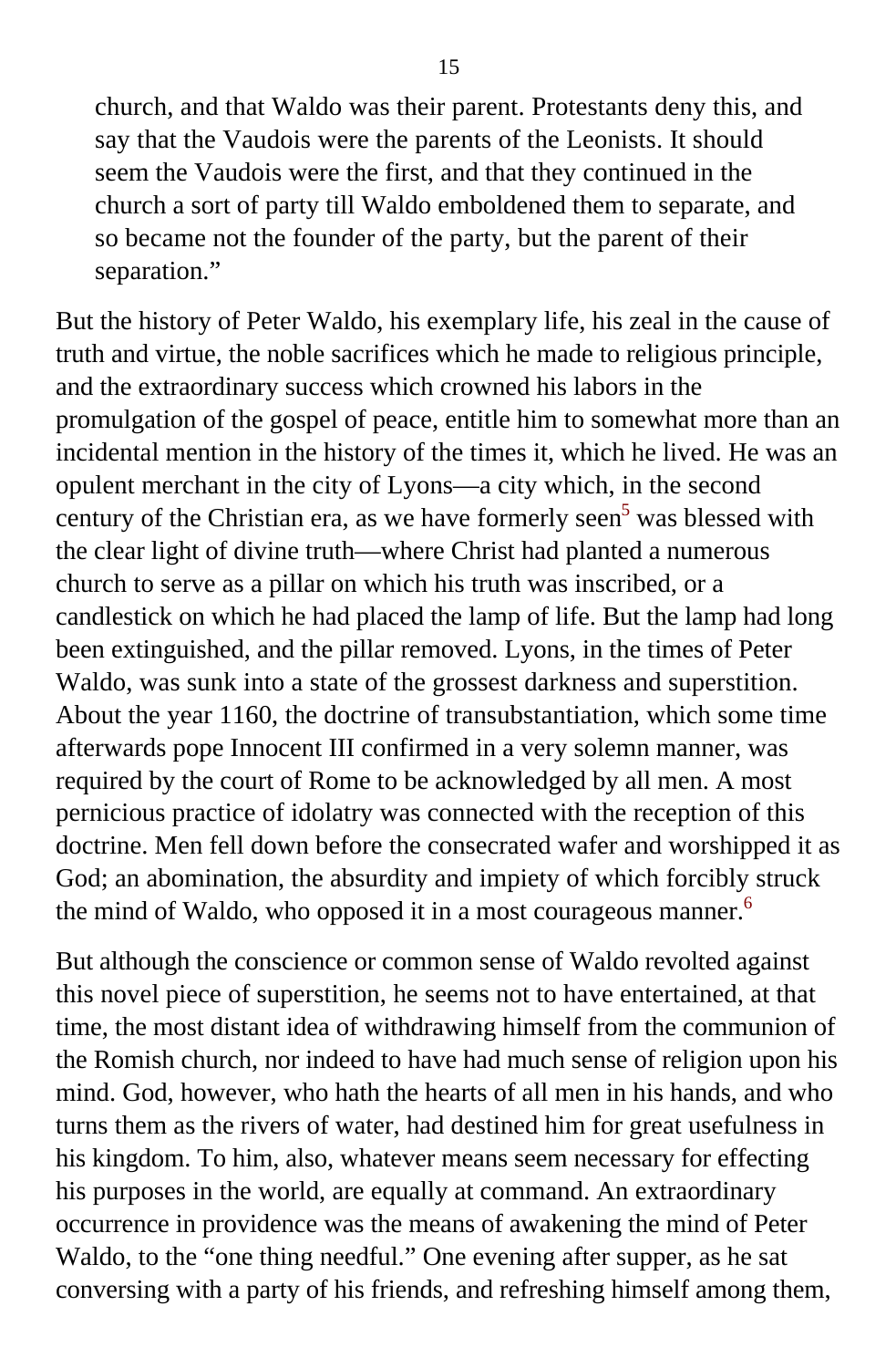> church, and that Waldo was their parent. Protestants deny this, and say that the Vaudois were the parents of the Leonists. It should seem the Vaudois were the first, and that they continued in the church a sort of party till Waldo emboldened them to separate, and so became not the founder of the party, but the parent of their separation."

But the history of Peter Waldo, his exemplary life, his zeal in the cause of truth and virtue, the noble sacrifices which he made to religious principle, and the extraordinary success which crowned his labors in the promulgation of the gospel of peace, entitle him to somewhat more than an incidental mention in the history of the times it, which he lived. He was an opulent merchant in the city of Lyons—a city which, in the second century of the Christian era, as we have formerly seen[5] was blessed with the clear light of divine truth—where Christ had planted a numerous church to serve as a pillar on which his truth was inscribed, or a candlestick on which he had placed the lamp of life. But the lamp had long been extinguished, and the pillar removed. Lyons, in the times of Peter Waldo, was sunk into a state of the grossest darkness and superstition. About the year 1160, the doctrine of transubstantiation, which some time afterwards pope Innocent III confirmed in a very solemn manner, was required by the court of Rome to be acknowledged by all men. A most pernicious practice of idolatry was connected with the reception of this doctrine. Men fell down before the consecrated wafer and worshipped it as God; an abomination, the absurdity and impiety of which forcibly struck the mind of Waldo, who opposed it in a most courageous manner.[6]

But although the conscience or common sense of Waldo revolted against this novel piece of superstition, he seems not to have entertained, at that time, the most distant idea of withdrawing himself from the communion of the Romish church, nor indeed to have had much sense of religion upon his mind. God, however, who hath the hearts of all men in his hands, and who turns them as the rivers of water, had destined him for great usefulness in his kingdom. To him, also, whatever means seem necessary for effecting his purposes in the world, are equally at command. An extraordinary occurrence in providence was the means of awakening the mind of Peter Waldo, to the "one thing needful." One evening after supper, as he sat conversing with a party of his friends, and refreshing himself among them,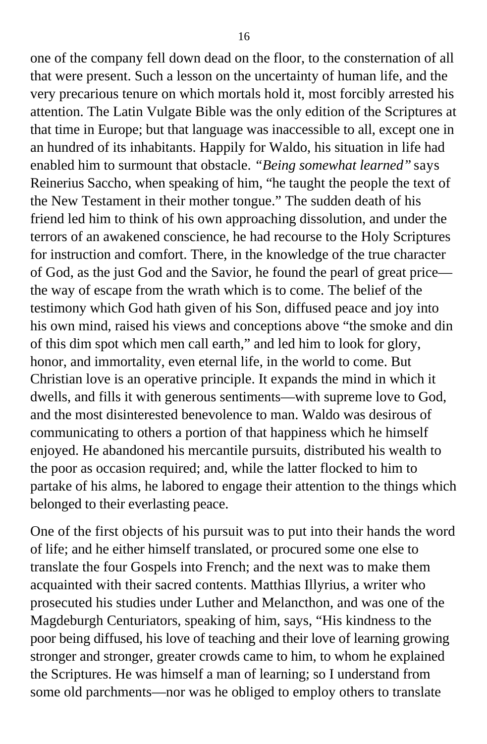one of the company fell down dead on the floor, to the consternation of all that were present. Such a lesson on the uncertainty of human life, and the very precarious tenure on which mortals hold it, most forcibly arrested his attention. The Latin Vulgate Bible was the only edition of the Scriptures at that time in Europe; but that language was inaccessible to all, except one in an hundred of its inhabitants. Happily for Waldo, his situation in life had enabled him to surmount that obstacle. *"Being somewhat learned"* says Reinerius Saccho, when speaking of him, "he taught the people the text of the New Testament in their mother tongue." The sudden death of his friend led him to think of his own approaching dissolution, and under the terrors of an awakened conscience, he had recourse to the Holy Scriptures for instruction and comfort. There, in the knowledge of the true character of God, as the just God and the Savior, he found the pearl of great price—the way of escape from the wrath which is to come. The belief of the testimony which God hath given of his Son, diffused peace and joy into his own mind, raised his views and conceptions above "the smoke and din of this dim spot which men call earth," and led him to look for glory, honor, and immortality, even eternal life, in the world to come. But Christian love is an operative principle. It expands the mind in which it dwells, and fills it with generous sentiments—with supreme love to God, and the most disinterested benevolence to man. Waldo was desirous of communicating to others a portion of that happiness which he himself enjoyed. He abandoned his mercantile pursuits, distributed his wealth to the poor as occasion required; and, while the latter flocked to him to partake of his alms, he labored to engage their attention to the things which belonged to their everlasting peace.

One of the first objects of his pursuit was to put into their hands the word of life; and he either himself translated, or procured some one else to translate the four Gospels into French; and the next was to make them acquainted with their sacred contents. Matthias Illyrius, a writer who prosecuted his studies under Luther and Melancthon, and was one of the Magdeburgh Centuriators, speaking of him, says, "His kindness to the poor being diffused, his love of teaching and their love of learning growing stronger and stronger, greater crowds came to him, to whom he explained the Scriptures. He was himself a man of learning; so I understand from some old parchments—nor was he obliged to employ others to translate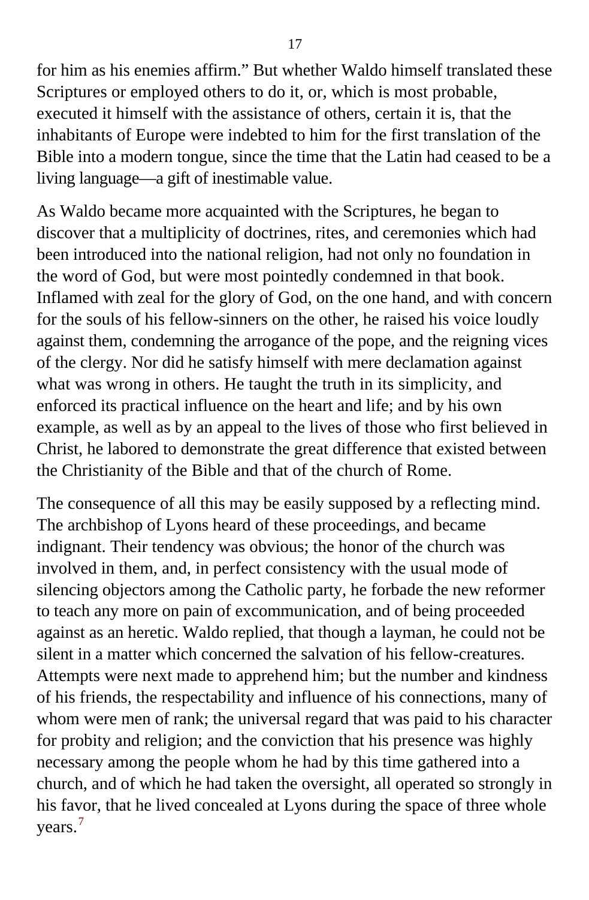for him as his enemies affirm." But whether Waldo himself translated these Scriptures or employed others to do it, or, which is most probable, executed it himself with the assistance of others, certain it is, that the inhabitants of Europe were indebted to him for the first translation of the Bible into a modern tongue, since the time that the Latin had ceased to be a living language—a gift of inestimable value.

As Waldo became more acquainted with the Scriptures, he began to discover that a multiplicity of doctrines, rites, and ceremonies which had been introduced into the national religion, had not only no foundation in the word of God, but were most pointedly condemned in that book. Inflamed with zeal for the glory of God, on the one hand, and with concern for the souls of his fellow-sinners on the other, he raised his voice loudly against them, condemning the arrogance of the pope, and the reigning vices of the clergy. Nor did he satisfy himself with mere declamation against what was wrong in others. He taught the truth in its simplicity, and enforced its practical influence on the heart and life; and by his own example, as well as by an appeal to the lives of those who first believed in Christ, he labored to demonstrate the great difference that existed between the Christianity of the Bible and that of the church of Rome.

The consequence of all this may be easily supposed by a reflecting mind. The archbishop of Lyons heard of these proceedings, and became indignant. Their tendency was obvious; the honor of the church was involved in them, and, in perfect consistency with the usual mode of silencing objectors among the Catholic party, he forbade the new reformer to teach any more on pain of excommunication, and of being proceeded against as an heretic. Waldo replied, that though a layman, he could not be silent in a matter which concerned the salvation of his fellow-creatures. Attempts were next made to apprehend him; but the number and kindness of his friends, the respectability and influence of his connections, many of whom were men of rank; the universal regard that was paid to his character for probity and religion; and the conviction that his presence was highly necessary among the people whom he had by this time gathered into a church, and of which he had taken the oversight, all operated so strongly in his favor, that he lived concealed at Lyons during the space of three whole years.[7]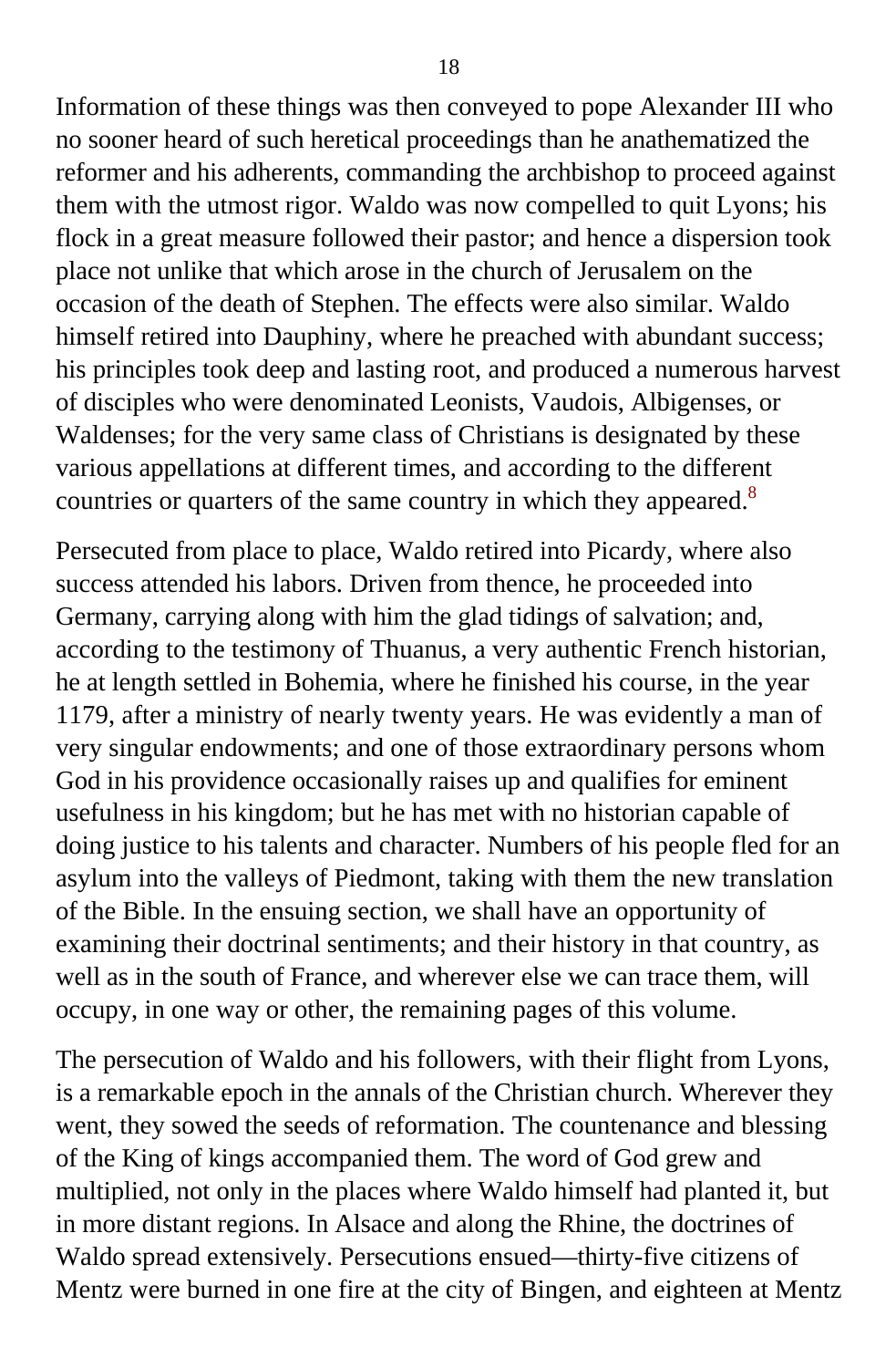Information of these things was then conveyed to pope Alexander III who no sooner heard of such heretical proceedings than he anathematized the reformer and his adherents, commanding the archbishop to proceed against them with the utmost rigor. Waldo was now compelled to quit Lyons; his flock in a great measure followed their pastor; and hence a dispersion took place not unlike that which arose in the church of Jerusalem on the occasion of the death of Stephen. The effects were also similar. Waldo himself retired into Dauphiny, where he preached with abundant success; his principles took deep and lasting root, and produced a numerous harvest of disciples who were denominated Leonists, Vaudois, Albigenses, or Waldenses; for the very same class of Christians is designated by these various appellations at different times, and according to the different countries or quarters of the same country in which they appeared.[8]

Persecuted from place to place, Waldo retired into Picardy, where also success attended his labors. Driven from thence, he proceeded into Germany, carrying along with him the glad tidings of salvation; and, according to the testimony of Thuanus, a very authentic French historian, he at length settled in Bohemia, where he finished his course, in the year 1179, after a ministry of nearly twenty years. He was evidently a man of very singular endowments; and one of those extraordinary persons whom God in his providence occasionally raises up and qualifies for eminent usefulness in his kingdom; but he has met with no historian capable of doing justice to his talents and character. Numbers of his people fled for an asylum into the valleys of Piedmont, taking with them the new translation of the Bible. In the ensuing section, we shall have an opportunity of examining their doctrinal sentiments; and their history in that country, as well as in the south of France, and wherever else we can trace them, will occupy, in one way or other, the remaining pages of this volume.

The persecution of Waldo and his followers, with their flight from Lyons, is a remarkable epoch in the annals of the Christian church. Wherever they went, they sowed the seeds of reformation. The countenance and blessing of the King of kings accompanied them. The word of God grew and multiplied, not only in the places where Waldo himself had planted it, but in more distant regions. In Alsace and along the Rhine, the doctrines of Waldo spread extensively. Persecutions ensued—thirty-five citizens of Mentz were burned in one fire at the city of Bingen, and eighteen at Mentz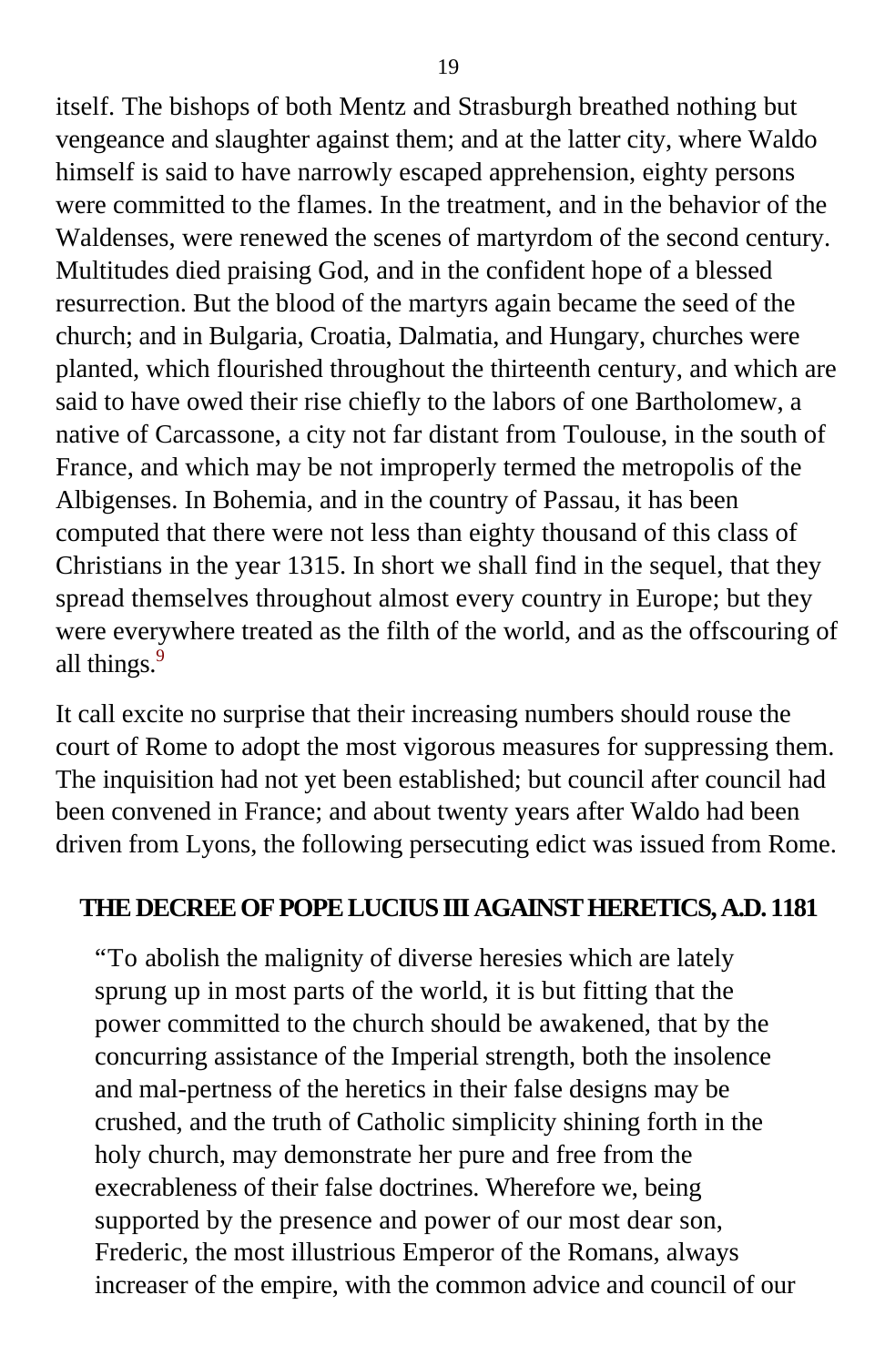itself. The bishops of both Mentz and Strasburgh breathed nothing but vengeance and slaughter against them; and at the latter city, where Waldo himself is said to have narrowly escaped apprehension, eighty persons were committed to the flames. In the treatment, and in the behavior of the Waldenses, were renewed the scenes of martyrdom of the second century. Multitudes died praising God, and in the confident hope of a blessed resurrection. But the blood of the martyrs again became the seed of the church; and in Bulgaria, Croatia, Dalmatia, and Hungary, churches were planted, which flourished throughout the thirteenth century, and which are said to have owed their rise chiefly to the labors of one Bartholomew, a native of Carcassone, a city not far distant from Toulouse, in the south of France, and which may be not improperly termed the metropolis of the Albigenses. In Bohemia, and in the country of Passau, it has been computed that there were not less than eighty thousand of this class of Christians in the year 1315. In short we shall find in the sequel, that they spread themselves throughout almost every country in Europe; but they were everywhere treated as the filth of the world, and as the offscouring of all things.[9]

It call excite no surprise that their increasing numbers should rouse the court of Rome to adopt the most vigorous measures for suppressing them. The inquisition had not yet been established; but council after council had been convened in France; and about twenty years after Waldo had been driven from Lyons, the following persecuting edict was issued from Rome.

### THE DECREE OF POPE LUCIUS III AGAINST HERETICS, A.D. 1181

> “To abolish the malignity of diverse heresies which are lately sprung up in most parts of the world, it is but fitting that the power committed to the church should be awakened, that by the concurring assistance of the Imperial strength, both the insolence and mal-pertness of the heretics in their false designs may be crushed, and the truth of Catholic simplicity shining forth in the holy church, may demonstrate her pure and free from the execrableness of their false doctrines. Wherefore we, being supported by the presence and power of our most dear son, Frederic, the most illustrious Emperor of the Romans, always increaser of the empire, with the common advice and council of our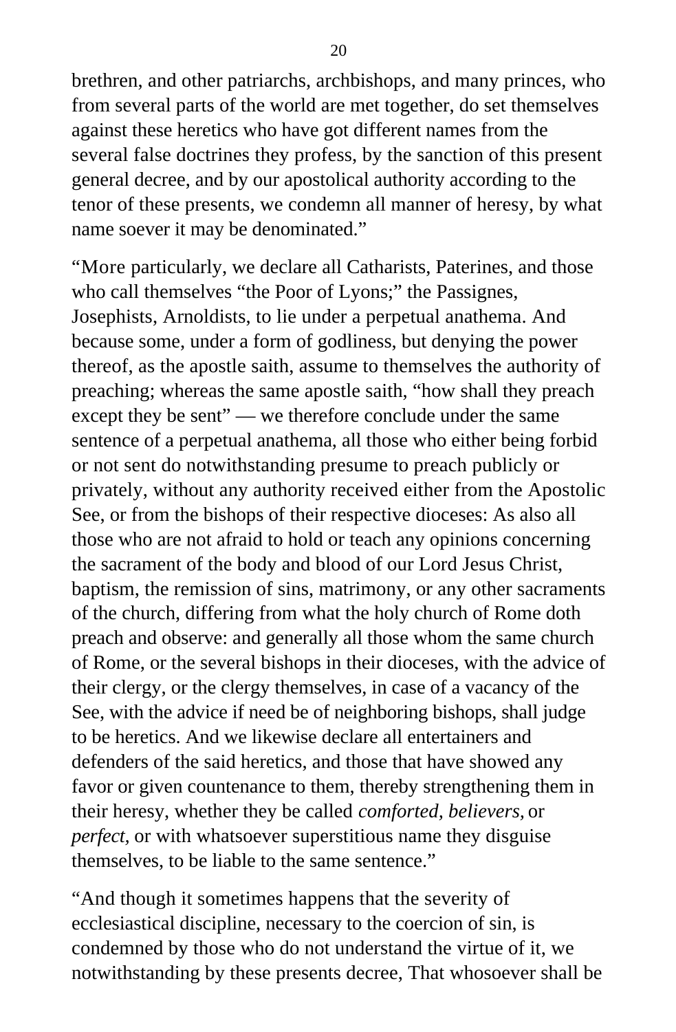brethren, and other patriarchs, archbishops, and many princes, who from several parts of the world are met together, do set themselves against these heretics who have got different names from the several false doctrines they profess, by the sanction of this present general decree, and by our apostolical authority according to the tenor of these presents, we condemn all manner of heresy, by what name soever it may be denominated."

"More particularly, we declare all Catharists, Paterines, and those who call themselves "the Poor of Lyons;" the Passignes, Josephists, Arnoldists, to lie under a perpetual anathema. And because some, under a form of godliness, but denying the power thereof, as the apostle saith, assume to themselves the authority of preaching; whereas the same apostle saith, "how shall they preach except they be sent" — we therefore conclude under the same sentence of a perpetual anathema, all those who either being forbid or not sent do notwithstanding presume to preach publicly or privately, without any authority received either from the Apostolic See, or from the bishops of their respective dioceses: As also all those who are not afraid to hold or teach any opinions concerning the sacrament of the body and blood of our Lord Jesus Christ, baptism, the remission of sins, matrimony, or any other sacraments of the church, differing from what the holy church of Rome doth preach and observe: and generally all those whom the same church of Rome, or the several bishops in their dioceses, with the advice of their clergy, or the clergy themselves, in case of a vacancy of the See, with the advice if need be of neighboring bishops, shall judge to be heretics. And we likewise declare all entertainers and defenders of the said heretics, and those that have showed any favor or given countenance to them, thereby strengthening them in their heresy, whether they be called *comforted*, *believers*, or *perfect*, or with whatsoever superstitious name they disguise themselves, to be liable to the same sentence."

"And though it sometimes happens that the severity of ecclesiastical discipline, necessary to the coercion of sin, is condemned by those who do not understand the virtue of it, we notwithstanding by these presents decree, That whosoever shall be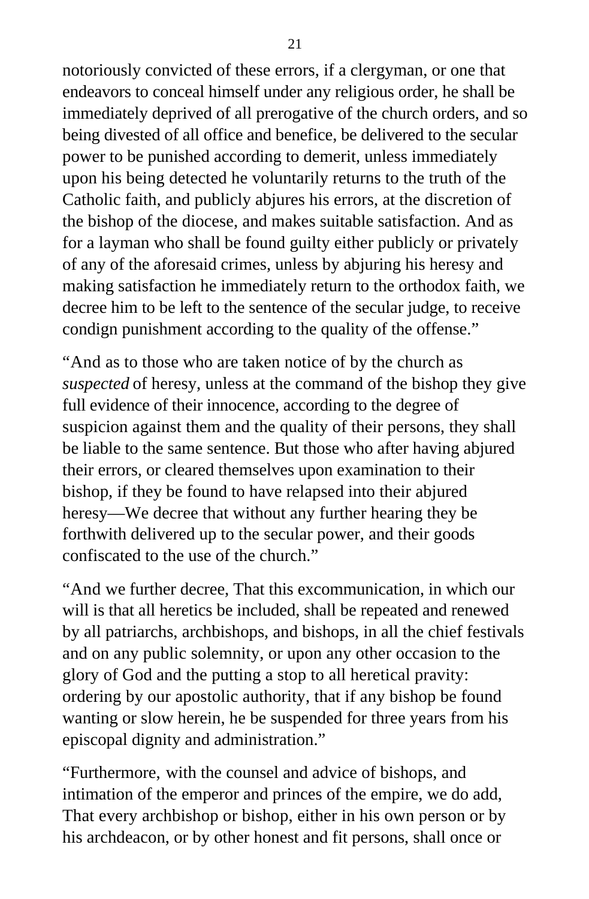notoriously convicted of these errors, if a clergyman, or one that endeavors to conceal himself under any religious order, he shall be immediately deprived of all prerogative of the church orders, and so being divested of all office and benefice, be delivered to the secular power to be punished according to demerit, unless immediately upon his being detected he voluntarily returns to the truth of the Catholic faith, and publicly abjures his errors, at the discretion of the bishop of the diocese, and makes suitable satisfaction. And as for a layman who shall be found guilty either publicly or privately of any of the aforesaid crimes, unless by abjuring his heresy and making satisfaction he immediately return to the orthodox faith, we decree him to be left to the sentence of the secular judge, to receive condign punishment according to the quality of the offense."

"And as to those who are taken notice of by the church as *suspected* of heresy, unless at the command of the bishop they give full evidence of their innocence, according to the degree of suspicion against them and the quality of their persons, they shall be liable to the same sentence. But those who after having abjured their errors, or cleared themselves upon examination to their bishop, if they be found to have relapsed into their abjured heresy—We decree that without any further hearing they be forthwith delivered up to the secular power, and their goods confiscated to the use of the church."

"And we further decree, That this excommunication, in which our will is that all heretics be included, shall be repeated and renewed by all patriarchs, archbishops, and bishops, in all the chief festivals and on any public solemnity, or upon any other occasion to the glory of God and the putting a stop to all heretical pravity: ordering by our apostolic authority, that if any bishop be found wanting or slow herein, he be suspended for three years from his episcopal dignity and administration."

"Furthermore, with the counsel and advice of bishops, and intimation of the emperor and princes of the empire, we do add, That every archbishop or bishop, either in his own person or by his archdeacon, or by other honest and fit persons, shall once or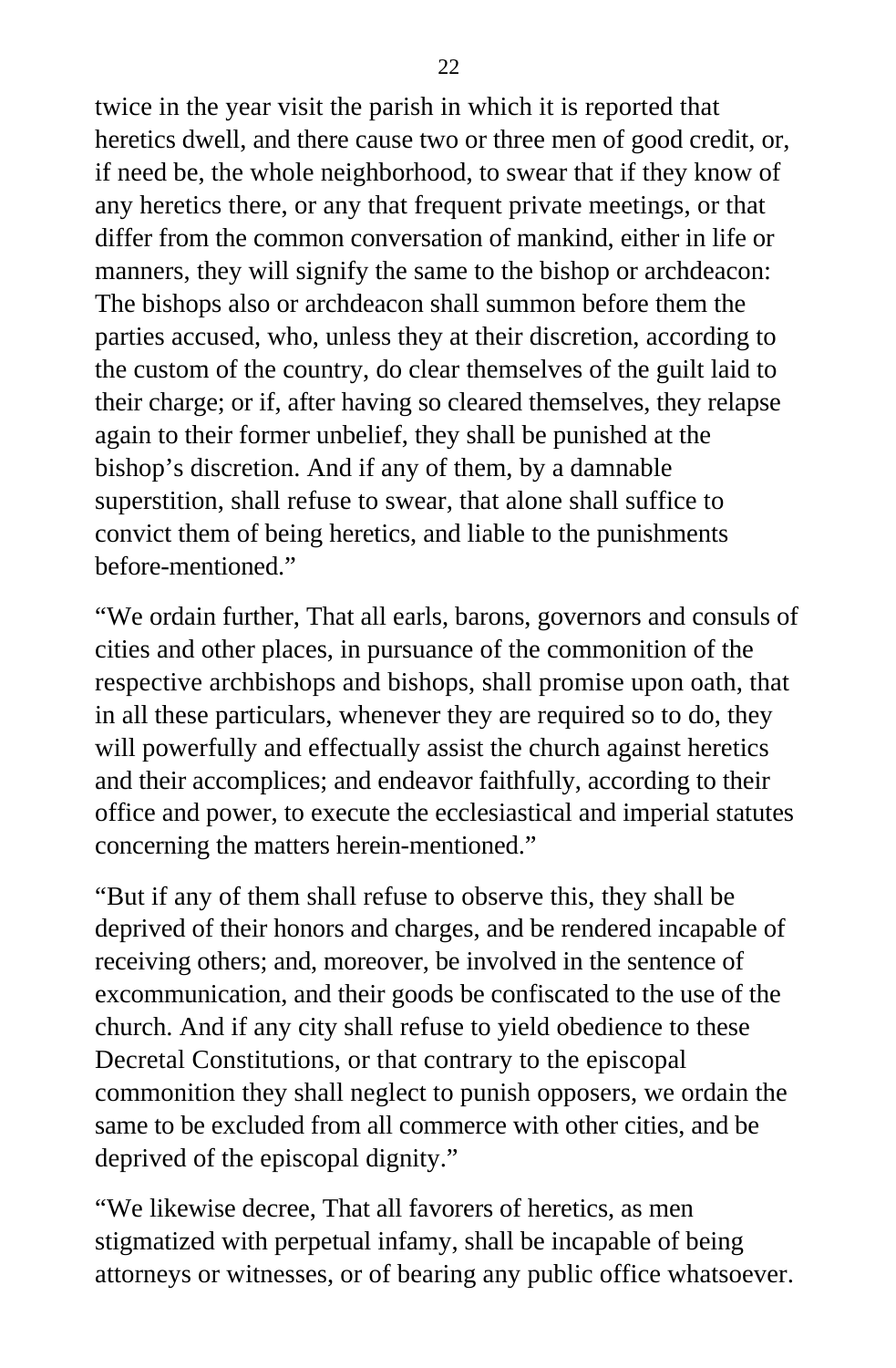twice in the year visit the parish in which it is reported that heretics dwell, and there cause two or three men of good credit, or, if need be, the whole neighborhood, to swear that if they know of any heretics there, or any that frequent private meetings, or that differ from the common conversation of mankind, either in life or manners, they will signify the same to the bishop or archdeacon: The bishops also or archdeacon shall summon before them the parties accused, who, unless they at their discretion, according to the custom of the country, do clear themselves of the guilt laid to their charge; or if, after having so cleared themselves, they relapse again to their former unbelief, they shall be punished at the bishop's discretion. And if any of them, by a damnable superstition, shall refuse to swear, that alone shall suffice to convict them of being heretics, and liable to the punishments before-mentioned."

"We ordain further, That all earls, barons, governors and consuls of cities and other places, in pursuance of the commonition of the respective archbishops and bishops, shall promise upon oath, that in all these particulars, whenever they are required so to do, they will powerfully and effectually assist the church against heretics and their accomplices; and endeavor faithfully, according to their office and power, to execute the ecclesiastical and imperial statutes concerning the matters herein-mentioned."

"But if any of them shall refuse to observe this, they shall be deprived of their honors and charges, and be rendered incapable of receiving others; and, moreover, be involved in the sentence of excommunication, and their goods be confiscated to the use of the church. And if any city shall refuse to yield obedience to these Decretal Constitutions, or that contrary to the episcopal commonition they shall neglect to punish opposers, we ordain the same to be excluded from all commerce with other cities, and be deprived of the episcopal dignity."

"We likewise decree, That all favorers of heretics, as men stigmatized with perpetual infamy, shall be incapable of being attorneys or witnesses, or of bearing any public office whatsoever.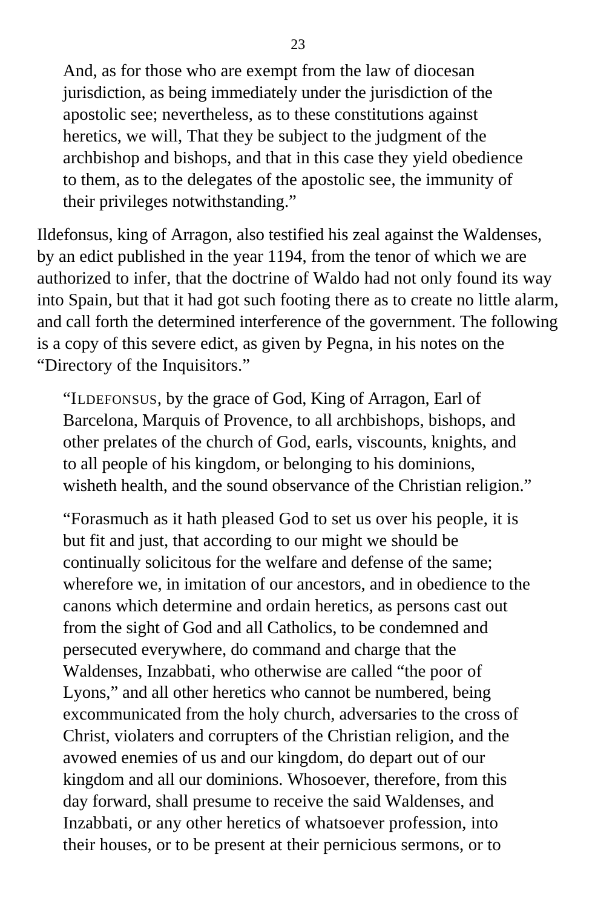> And, as for those who are exempt from the law of diocesan jurisdiction, as being immediately under the jurisdiction of the apostolic see; nevertheless, as to these constitutions against heretics, we will, That they be subject to the judgment of the archbishop and bishops, and that in this case they yield obedience to them, as to the delegates of the apostolic see, the immunity of their privileges notwithstanding."

Ildefonsus, king of Arragon, also testified his zeal against the Waldenses, by an edict published in the year 1194, from the tenor of which we are authorized to infer, that the doctrine of Waldo had not only found its way into Spain, but that it had got such footing there as to create no little alarm, and call forth the determined interference of the government. The following is a copy of this severe edict, as given by Pegna, in his notes on the "Directory of the Inquisitors."

> "ILDEFONSUS, by the grace of God, King of Arragon, Earl of Barcelona, Marquis of Provence, to all archbishops, bishops, and other prelates of the church of God, earls, viscounts, knights, and to all people of his kingdom, or belonging to his dominions, wisheth health, and the sound observance of the Christian religion."

> "Forasmuch as it hath pleased God to set us over his people, it is but fit and just, that according to our might we should be continually solicitous for the welfare and defense of the same; wherefore we, in imitation of our ancestors, and in obedience to the canons which determine and ordain heretics, as persons cast out from the sight of God and all Catholics, to be condemned and persecuted everywhere, do command and charge that the Waldenses, Inzabbati, who otherwise are called "the poor of Lyons," and all other heretics who cannot be numbered, being excommunicated from the holy church, adversaries to the cross of Christ, violaters and corrupters of the Christian religion, and the avowed enemies of us and our kingdom, do depart out of our kingdom and all our dominions. Whosoever, therefore, from this day forward, shall presume to receive the said Waldenses, and Inzabbati, or any other heretics of whatsoever profession, into their houses, or to be present at their pernicious sermons, or to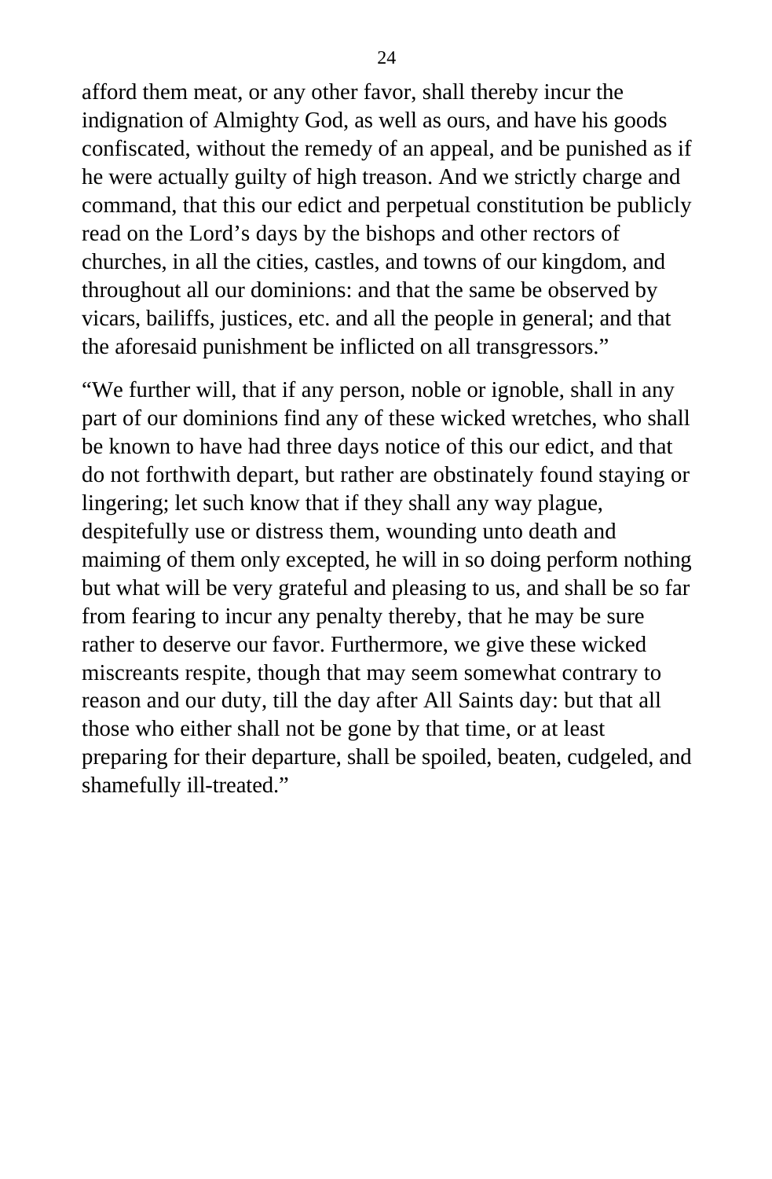afford them meat, or any other favor, shall thereby incur the indignation of Almighty God, as well as ours, and have his goods confiscated, without the remedy of an appeal, and be punished as if he were actually guilty of high treason. And we strictly charge and command, that this our edict and perpetual constitution be publicly read on the Lord’s days by the bishops and other rectors of churches, in all the cities, castles, and towns of our kingdom, and throughout all our dominions: and that the same be observed by vicars, bailiffs, justices, etc. and all the people in general; and that the aforesaid punishment be inflicted on all transgressors.”

“We further will, that if any person, noble or ignoble, shall in any part of our dominions find any of these wicked wretches, who shall be known to have had three days notice of this our edict, and that do not forthwith depart, but rather are obstinately found staying or lingering; let such know that if they shall any way plague, despitefully use or distress them, wounding unto death and maiming of them only excepted, he will in so doing perform nothing but what will be very grateful and pleasing to us, and shall be so far from fearing to incur any penalty thereby, that he may be sure rather to deserve our favor. Furthermore, we give these wicked miscreants respite, though that may seem somewhat contrary to reason and our duty, till the day after All Saints day: but that all those who either shall not be gone by that time, or at least preparing for their departure, shall be spoiled, beaten, cudgeled, and shamefully ill-treated.”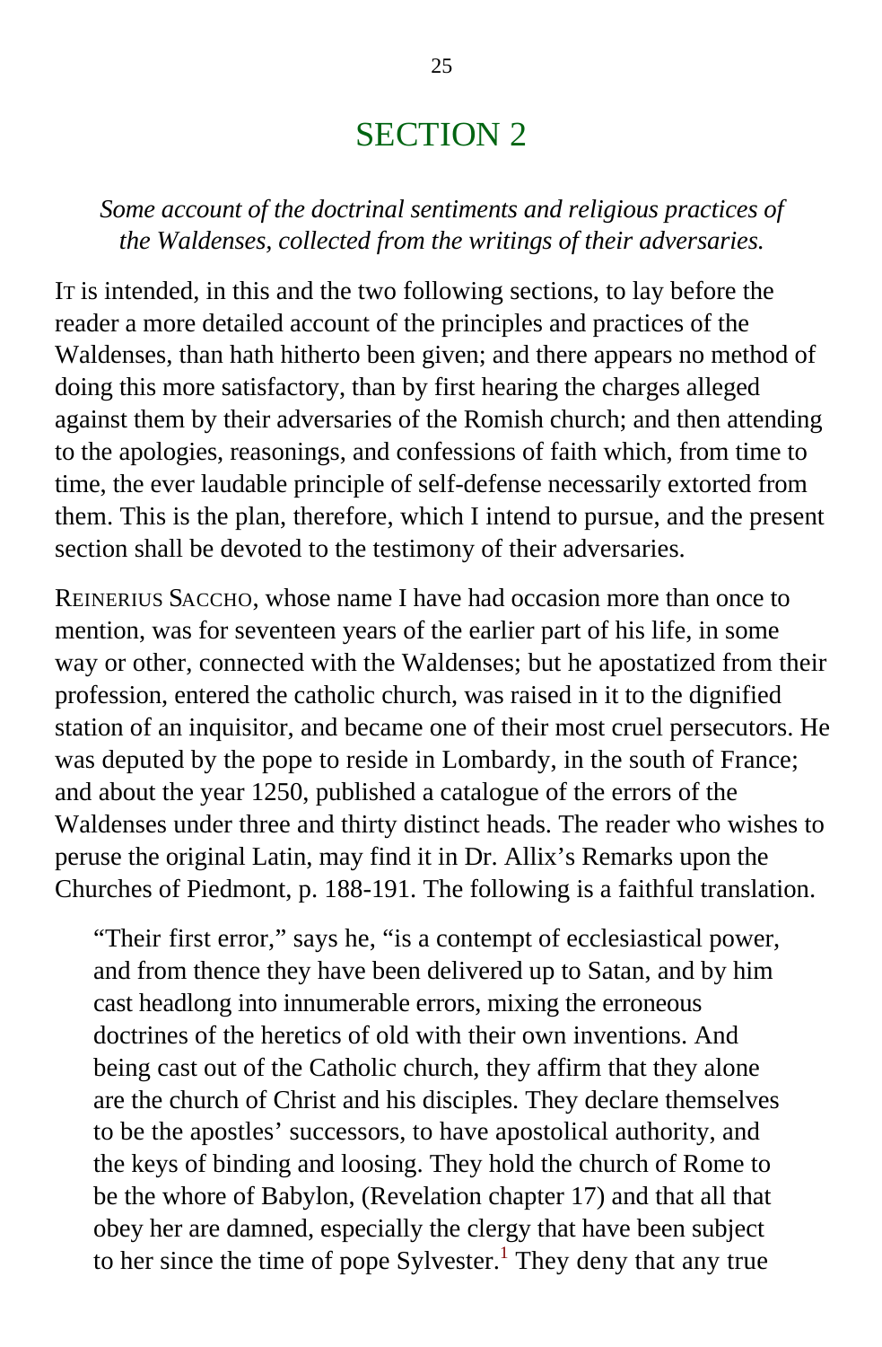# SECTION 2

*Some account of the doctrinal sentiments and religious practices of the Waldenses, collected from the writings of their adversaries.*

IT is intended, in this and the two following sections, to lay before the reader a more detailed account of the principles and practices of the Waldenses, than hath hitherto been given; and there appears no method of doing this more satisfactory, than by first hearing the charges alleged against them by their adversaries of the Romish church; and then attending to the apologies, reasonings, and confessions of faith which, from time to time, the ever laudable principle of self-defense necessarily extorted from them. This is the plan, therefore, which I intend to pursue, and the present section shall be devoted to the testimony of their adversaries.

REINERIUS SACCHO, whose name I have had occasion more than once to mention, was for seventeen years of the earlier part of his life, in some way or other, connected with the Waldenses; but he apostatized from their profession, entered the catholic church, was raised in it to the dignified station of an inquisitor, and became one of their most cruel persecutors. He was deputed by the pope to reside in Lombardy, in the south of France; and about the year 1250, published a catalogue of the errors of the Waldenses under three and thirty distinct heads. The reader who wishes to peruse the original Latin, may find it in Dr. Allix's Remarks upon the Churches of Piedmont, p. 188-191. The following is a faithful translation.

> "Their first error," says he, "is a contempt of ecclesiastical power, and from thence they have been delivered up to Satan, and by him cast headlong into innumerable errors, mixing the erroneous doctrines of the heretics of old with their own inventions. And being cast out of the Catholic church, they affirm that they alone are the church of Christ and his disciples. They declare themselves to be the apostles' successors, to have apostolical authority, and the keys of binding and loosing. They hold the church of Rome to be the whore of Babylon, (Revelation chapter 17) and that all that obey her are damned, especially the clergy that have been subject to her since the time of pope Sylvester.[1] They deny that any true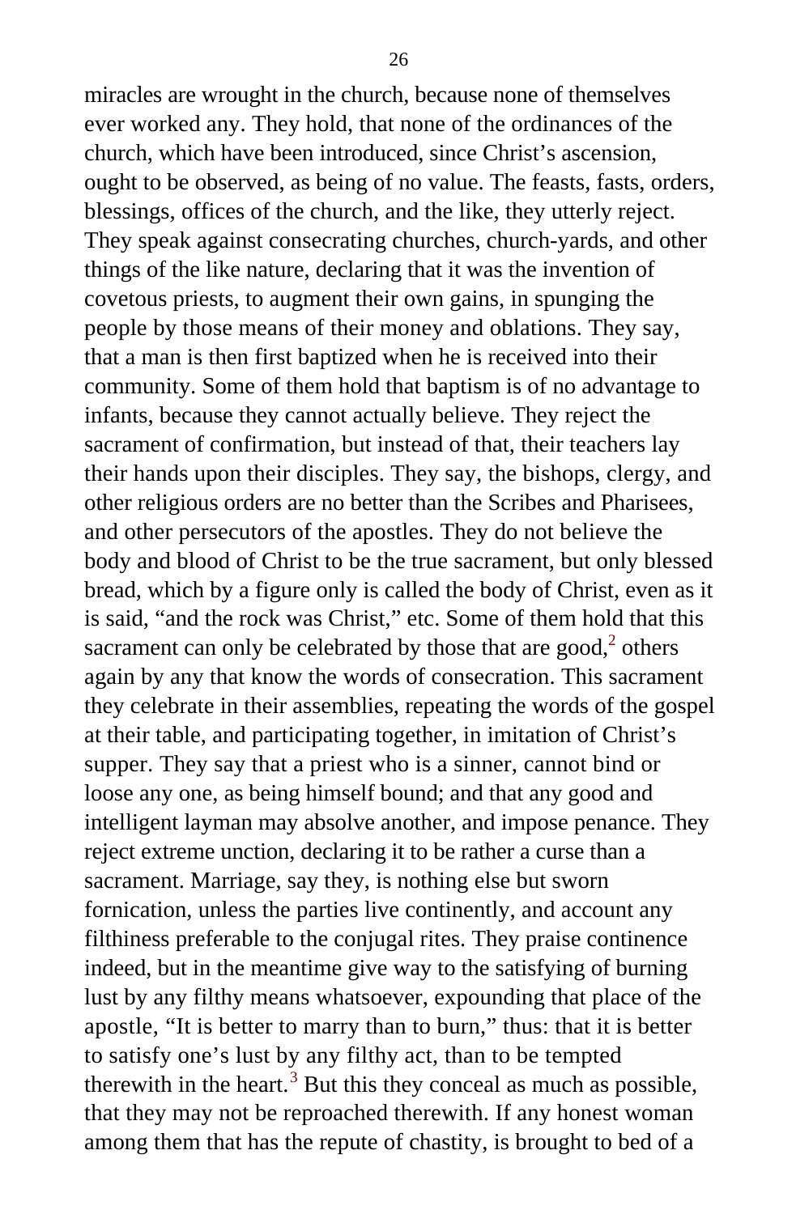miracles are wrought in the church, because none of themselves ever worked any. They hold, that none of the ordinances of the church, which have been introduced, since Christ's ascension, ought to be observed, as being of no value. The feasts, fasts, orders, blessings, offices of the church, and the like, they utterly reject. They speak against consecrating churches, church-yards, and other things of the like nature, declaring that it was the invention of covetous priests, to augment their own gains, in spunging the people by those means of their money and oblations. They say, that a man is then first baptized when he is received into their community. Some of them hold that baptism is of no advantage to infants, because they cannot actually believe. They reject the sacrament of confirmation, but instead of that, their teachers lay their hands upon their disciples. They say, the bishops, clergy, and other religious orders are no better than the Scribes and Pharisees, and other persecutors of the apostles. They do not believe the body and blood of Christ to be the true sacrament, but only blessed bread, which by a figure only is called the body of Christ, even as it is said, "and the rock was Christ," etc. Some of them hold that this sacrament can only be celebrated by those that are good,[2] others again by any that know the words of consecration. This sacrament they celebrate in their assemblies, repeating the words of the gospel at their table, and participating together, in imitation of Christ's supper. They say that a priest who is a sinner, cannot bind or loose any one, as being himself bound; and that any good and intelligent layman may absolve another, and impose penance. They reject extreme unction, declaring it to be rather a curse than a sacrament. Marriage, say they, is nothing else but sworn fornication, unless the parties live continently, and account any filthiness preferable to the conjugal rites. They praise continence indeed, but in the meantime give way to the satisfying of burning lust by any filthy means whatsoever, expounding that place of the apostle, "It is better to marry than to burn," thus: that it is better to satisfy one's lust by any filthy act, than to be tempted therewith in the heart.[3] But this they conceal as much as possible, that they may not be reproached therewith. If any honest woman among them that has the repute of chastity, is brought to bed of a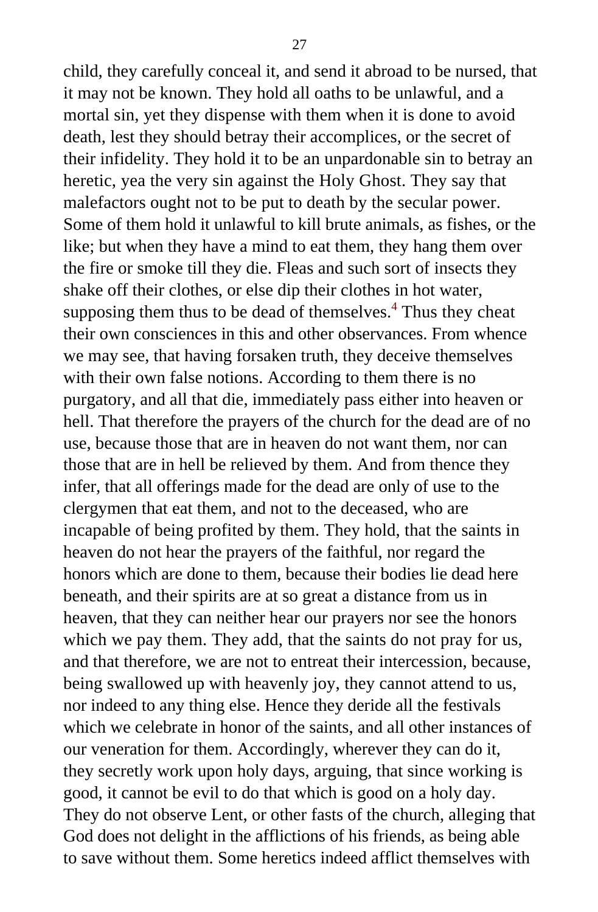child, they carefully conceal it, and send it abroad to be nursed, that it may not be known. They hold all oaths to be unlawful, and a mortal sin, yet they dispense with them when it is done to avoid death, lest they should betray their accomplices, or the secret of their infidelity. They hold it to be an unpardonable sin to betray an heretic, yea the very sin against the Holy Ghost. They say that malefactors ought not to be put to death by the secular power. Some of them hold it unlawful to kill brute animals, as fishes, or the like; but when they have a mind to eat them, they hang them over the fire or smoke till they die. Fleas and such sort of insects they shake off their clothes, or else dip their clothes in hot water, supposing them thus to be dead of themselves.[4] Thus they cheat their own consciences in this and other observances. From whence we may see, that having forsaken truth, they deceive themselves with their own false notions. According to them there is no purgatory, and all that die, immediately pass either into heaven or hell. That therefore the prayers of the church for the dead are of no use, because those that are in heaven do not want them, nor can those that are in hell be relieved by them. And from thence they infer, that all offerings made for the dead are only of use to the clergymen that eat them, and not to the deceased, who are incapable of being profited by them. They hold, that the saints in heaven do not hear the prayers of the faithful, nor regard the honors which are done to them, because their bodies lie dead here beneath, and their spirits are at so great a distance from us in heaven, that they can neither hear our prayers nor see the honors which we pay them. They add, that the saints do not pray for us, and that therefore, we are not to entreat their intercession, because, being swallowed up with heavenly joy, they cannot attend to us, nor indeed to any thing else. Hence they deride all the festivals which we celebrate in honor of the saints, and all other instances of our veneration for them. Accordingly, wherever they can do it, they secretly work upon holy days, arguing, that since working is good, it cannot be evil to do that which is good on a holy day. They do not observe Lent, or other fasts of the church, alleging that God does not delight in the afflictions of his friends, as being able to save without them. Some heretics indeed afflict themselves with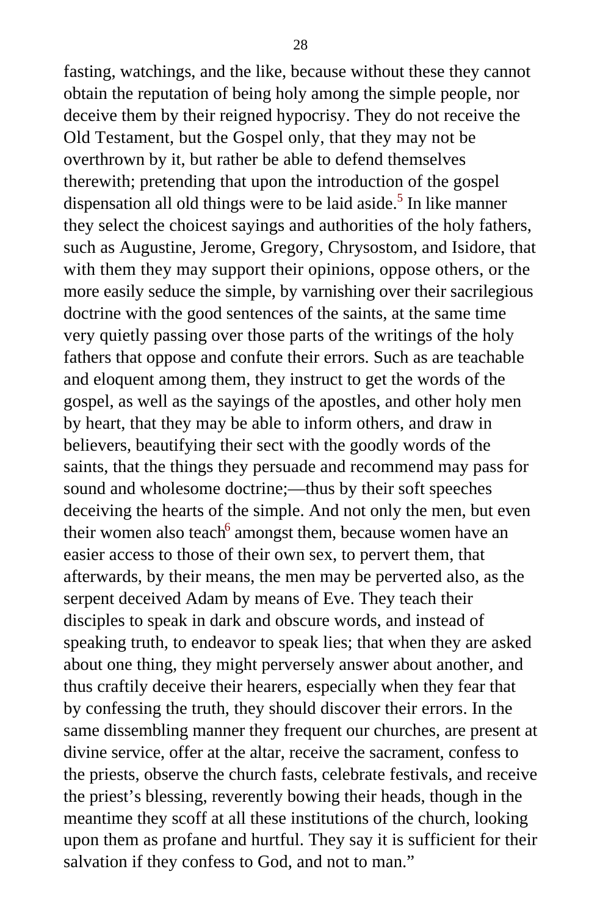fasting, watchings, and the like, because without these they cannot obtain the reputation of being holy among the simple people, nor deceive them by their reigned hypocrisy. They do not receive the Old Testament, but the Gospel only, that they may not be overthrown by it, but rather be able to defend themselves therewith; pretending that upon the introduction of the gospel dispensation all old things were to be laid aside.[5] In like manner they select the choicest sayings and authorities of the holy fathers, such as Augustine, Jerome, Gregory, Chrysostom, and Isidore, that with them they may support their opinions, oppose others, or the more easily seduce the simple, by varnishing over their sacrilegious doctrine with the good sentences of the saints, at the same time very quietly passing over those parts of the writings of the holy fathers that oppose and confute their errors. Such as are teachable and eloquent among them, they instruct to get the words of the gospel, as well as the sayings of the apostles, and other holy men by heart, that they may be able to inform others, and draw in believers, beautifying their sect with the goodly words of the saints, that the things they persuade and recommend may pass for sound and wholesome doctrine;—thus by their soft speeches deceiving the hearts of the simple. And not only the men, but even their women also teach[6] amongst them, because women have an easier access to those of their own sex, to pervert them, that afterwards, by their means, the men may be perverted also, as the serpent deceived Adam by means of Eve. They teach their disciples to speak in dark and obscure words, and instead of speaking truth, to endeavor to speak lies; that when they are asked about one thing, they might perversely answer about another, and thus craftily deceive their hearers, especially when they fear that by confessing the truth, they should discover their errors. In the same dissembling manner they frequent our churches, are present at divine service, offer at the altar, receive the sacrament, confess to the priests, observe the church fasts, celebrate festivals, and receive the priest's blessing, reverently bowing their heads, though in the meantime they scoff at all these institutions of the church, looking upon them as profane and hurtful. They say it is sufficient for their salvation if they confess to God, and not to man."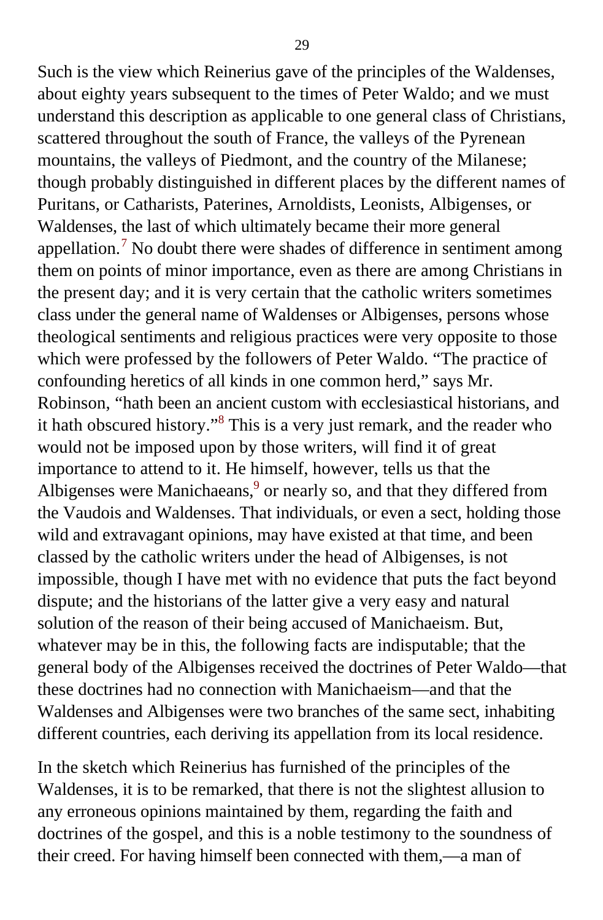Such is the view which Reinerius gave of the principles of the Waldenses, about eighty years subsequent to the times of Peter Waldo; and we must understand this description as applicable to one general class of Christians, scattered throughout the south of France, the valleys of the Pyrenean mountains, the valleys of Piedmont, and the country of the Milanese; though probably distinguished in different places by the different names of Puritans, or Catharists, Paterines, Arnoldists, Leonists, Albigenses, or Waldenses, the last of which ultimately became their more general appellation.[7] No doubt there were shades of difference in sentiment among them on points of minor importance, even as there are among Christians in the present day; and it is very certain that the catholic writers sometimes class under the general name of Waldenses or Albigenses, persons whose theological sentiments and religious practices were very opposite to those which were professed by the followers of Peter Waldo. "The practice of confounding heretics of all kinds in one common herd," says Mr. Robinson, "hath been an ancient custom with ecclesiastical historians, and it hath obscured history."[8] This is a very just remark, and the reader who would not be imposed upon by those writers, will find it of great importance to attend to it. He himself, however, tells us that the Albigenses were Manichaeans,[9] or nearly so, and that they differed from the Vaudois and Waldenses. That individuals, or even a sect, holding those wild and extravagant opinions, may have existed at that time, and been classed by the catholic writers under the head of Albigenses, is not impossible, though I have met with no evidence that puts the fact beyond dispute; and the historians of the latter give a very easy and natural solution of the reason of their being accused of Manichaeism. But, whatever may be in this, the following facts are indisputable; that the general body of the Albigenses received the doctrines of Peter Waldo—that these doctrines had no connection with Manichaeism—and that the Waldenses and Albigenses were two branches of the same sect, inhabiting different countries, each deriving its appellation from its local residence.

In the sketch which Reinerius has furnished of the principles of the Waldenses, it is to be remarked, that there is not the slightest allusion to any erroneous opinions maintained by them, regarding the faith and doctrines of the gospel, and this is a noble testimony to the soundness of their creed. For having himself been connected with them,—a man of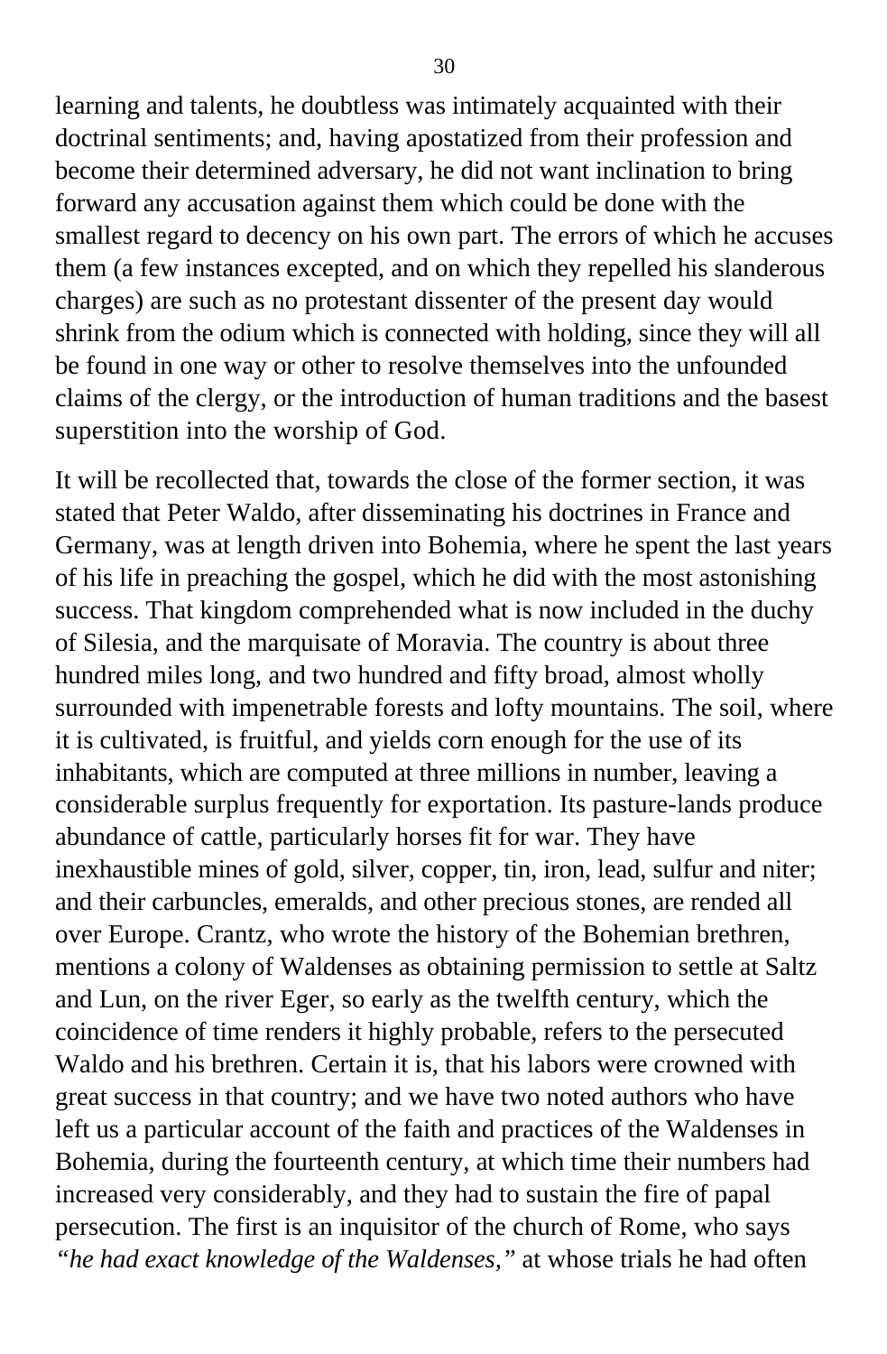learning and talents, he doubtless was intimately acquainted with their doctrinal sentiments; and, having apostatized from their profession and become their determined adversary, he did not want inclination to bring forward any accusation against them which could be done with the smallest regard to decency on his own part. The errors of which he accuses them (a few instances excepted, and on which they repelled his slanderous charges) are such as no protestant dissenter of the present day would shrink from the odium which is connected with holding, since they will all be found in one way or other to resolve themselves into the unfounded claims of the clergy, or the introduction of human traditions and the basest superstition into the worship of God.

It will be recollected that, towards the close of the former section, it was stated that Peter Waldo, after disseminating his doctrines in France and Germany, was at length driven into Bohemia, where he spent the last years of his life in preaching the gospel, which he did with the most astonishing success. That kingdom comprehended what is now included in the duchy of Silesia, and the marquisate of Moravia. The country is about three hundred miles long, and two hundred and fifty broad, almost wholly surrounded with impenetrable forests and lofty mountains. The soil, where it is cultivated, is fruitful, and yields corn enough for the use of its inhabitants, which are computed at three millions in number, leaving a considerable surplus frequently for exportation. Its pasture-lands produce abundance of cattle, particularly horses fit for war. They have inexhaustible mines of gold, silver, copper, tin, iron, lead, sulfur and niter; and their carbuncles, emeralds, and other precious stones, are rended all over Europe. Crantz, who wrote the history of the Bohemian brethren, mentions a colony of Waldenses as obtaining permission to settle at Saltz and Lun, on the river Eger, so early as the twelfth century, which the coincidence of time renders it highly probable, refers to the persecuted Waldo and his brethren. Certain it is, that his labors were crowned with great success in that country; and we have two noted authors who have left us a particular account of the faith and practices of the Waldenses in Bohemia, during the fourteenth century, at which time their numbers had increased very considerably, and they had to sustain the fire of papal persecution. The first is an inquisitor of the church of Rome, who says *"he had exact knowledge of the Waldenses,"* at whose trials he had often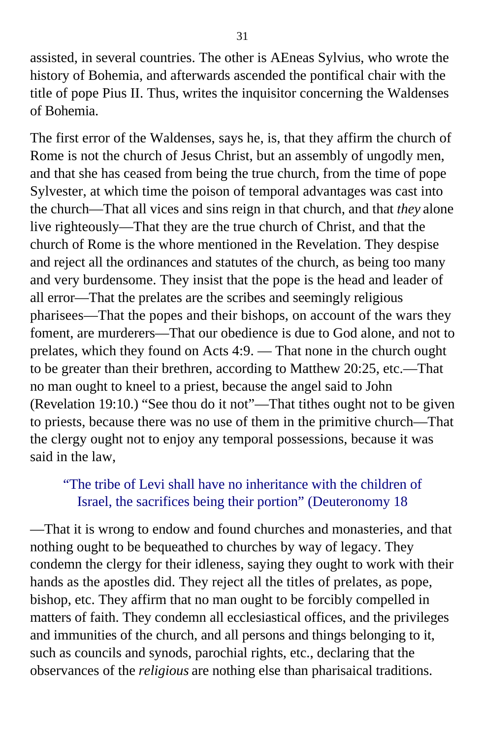assisted, in several countries. The other is AEneas Sylvius, who wrote the history of Bohemia, and afterwards ascended the pontifical chair with the title of pope Pius II. Thus, writes the inquisitor concerning the Waldenses of Bohemia.

The first error of the Waldenses, says he, is, that they affirm the church of Rome is not the church of Jesus Christ, but an assembly of ungodly men, and that she has ceased from being the true church, from the time of pope Sylvester, at which time the poison of temporal advantages was cast into the church—That all vices and sins reign in that church, and that *they* alone live righteously—That they are the true church of Christ, and that the church of Rome is the whore mentioned in the Revelation. They despise and reject all the ordinances and statutes of the church, as being too many and very burdensome. They insist that the pope is the head and leader of all error—That the prelates are the scribes and seemingly religious pharisees—That the popes and their bishops, on account of the wars they foment, are murderers—That our obedience is due to God alone, and not to prelates, which they found on Acts 4:9. — That none in the church ought to be greater than their brethren, according to Matthew 20:25, etc.—That no man ought to kneel to a priest, because the angel said to John (Revelation 19:10.) "See thou do it not"—That tithes ought not to be given to priests, because there was no use of them in the primitive church—That the clergy ought not to enjoy any temporal possessions, because it was said in the law,

> "The tribe of Levi shall have no inheritance with the children of Israel, the sacrifices being their portion" (Deuteronomy 18

—That it is wrong to endow and found churches and monasteries, and that nothing ought to be bequeathed to churches by way of legacy. They condemn the clergy for their idleness, saying they ought to work with their hands as the apostles did. They reject all the titles of prelates, as pope, bishop, etc. They affirm that no man ought to be forcibly compelled in matters of faith. They condemn all ecclesiastical offices, and the privileges and immunities of the church, and all persons and things belonging to it, such as councils and synods, parochial rights, etc., declaring that the observances of the *religious* are nothing else than pharisaical traditions.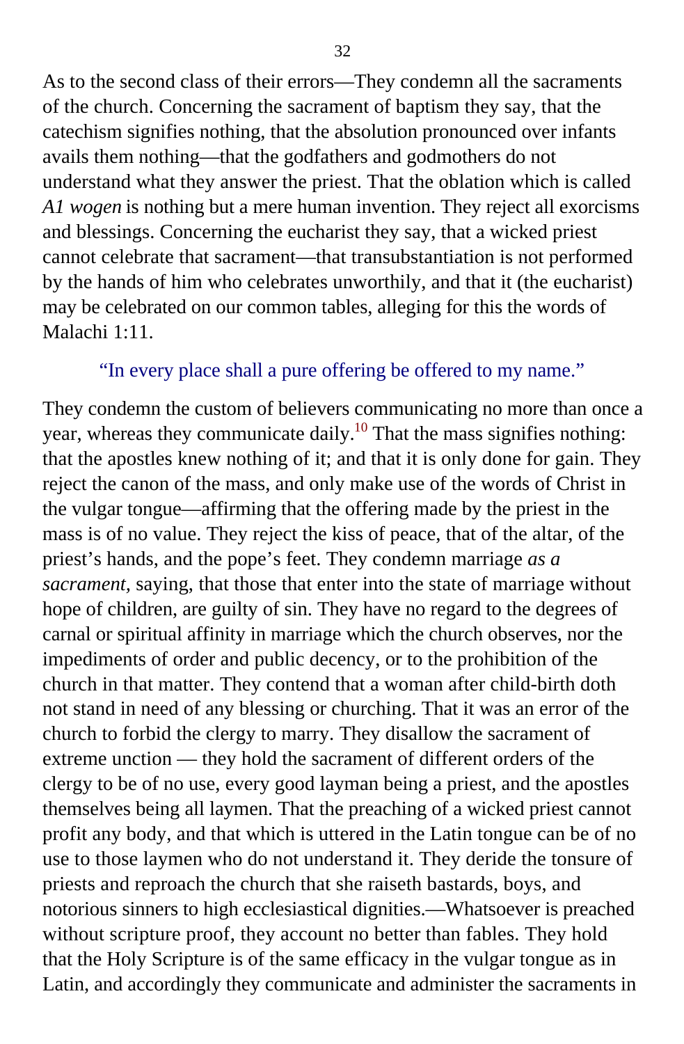As to the second class of their errors—They condemn all the sacraments of the church. Concerning the sacrament of baptism they say, that the catechism signifies nothing, that the absolution pronounced over infants avails them nothing—that the godfathers and godmothers do not understand what they answer the priest. That the oblation which is called *A1 wogen* is nothing but a mere human invention. They reject all exorcisms and blessings. Concerning the eucharist they say, that a wicked priest cannot celebrate that sacrament—that transubstantiation is not performed by the hands of him who celebrates unworthily, and that it (the eucharist) may be celebrated on our common tables, alleging for this the words of Malachi 1:11.

> "In every place shall a pure offering be offered to my name."

They condemn the custom of believers communicating no more than once a year, whereas they communicate daily.[10] That the mass signifies nothing: that the apostles knew nothing of it; and that it is only done for gain. They reject the canon of the mass, and only make use of the words of Christ in the vulgar tongue—affirming that the offering made by the priest in the mass is of no value. They reject the kiss of peace, that of the altar, of the priest's hands, and the pope's feet. They condemn marriage *as a sacrament*, saying, that those that enter into the state of marriage without hope of children, are guilty of sin. They have no regard to the degrees of carnal or spiritual affinity in marriage which the church observes, nor the impediments of order and public decency, or to the prohibition of the church in that matter. They contend that a woman after child-birth doth not stand in need of any blessing or churching. That it was an error of the church to forbid the clergy to marry. They disallow the sacrament of extreme unction — they hold the sacrament of different orders of the clergy to be of no use, every good layman being a priest, and the apostles themselves being all laymen. That the preaching of a wicked priest cannot profit any body, and that which is uttered in the Latin tongue can be of no use to those laymen who do not understand it. They deride the tonsure of priests and reproach the church that she raiseth bastards, boys, and notorious sinners to high ecclesiastical dignities.—Whatsoever is preached without scripture proof, they account no better than fables. They hold that the Holy Scripture is of the same efficacy in the vulgar tongue as in Latin, and accordingly they communicate and administer the sacraments in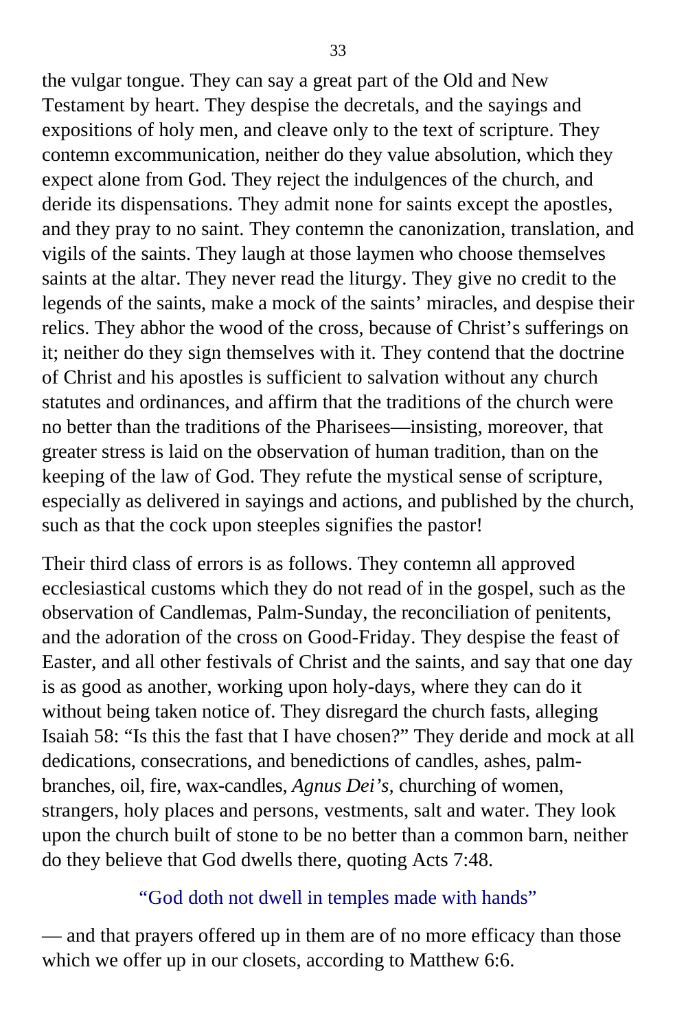the vulgar tongue. They can say a great part of the Old and New Testament by heart. They despise the decretals, and the sayings and expositions of holy men, and cleave only to the text of scripture. They contemn excommunication, neither do they value absolution, which they expect alone from God. They reject the indulgences of the church, and deride its dispensations. They admit none for saints except the apostles, and they pray to no saint. They contemn the canonization, translation, and vigils of the saints. They laugh at those laymen who choose themselves saints at the altar. They never read the liturgy. They give no credit to the legends of the saints, make a mock of the saints' miracles, and despise their relics. They abhor the wood of the cross, because of Christ's sufferings on it; neither do they sign themselves with it. They contend that the doctrine of Christ and his apostles is sufficient to salvation without any church statutes and ordinances, and affirm that the traditions of the church were no better than the traditions of the Pharisees—insisting, moreover, that greater stress is laid on the observation of human tradition, than on the keeping of the law of God. They refute the mystical sense of scripture, especially as delivered in sayings and actions, and published by the church, such as that the cock upon steeples signifies the pastor!

Their third class of errors is as follows. They contemn all approved ecclesiastical customs which they do not read of in the gospel, such as the observation of Candlemas, Palm-Sunday, the reconciliation of penitents, and the adoration of the cross on Good-Friday. They despise the feast of Easter, and all other festivals of Christ and the saints, and say that one day is as good as another, working upon holy-days, where they can do it without being taken notice of. They disregard the church fasts, alleging Isaiah 58: "Is this the fast that I have chosen?" They deride and mock at all dedications, consecrations, and benedictions of candles, ashes, palm-branches, oil, fire, wax-candles, *Agnus Dei's,* churching of women, strangers, holy places and persons, vestments, salt and water. They look upon the church built of stone to be no better than a common barn, neither do they believe that God dwells there, quoting Acts 7:48.

"God doth not dwell in temples made with hands"

— and that prayers offered up in them are of no more efficacy than those which we offer up in our closets, according to Matthew 6:6.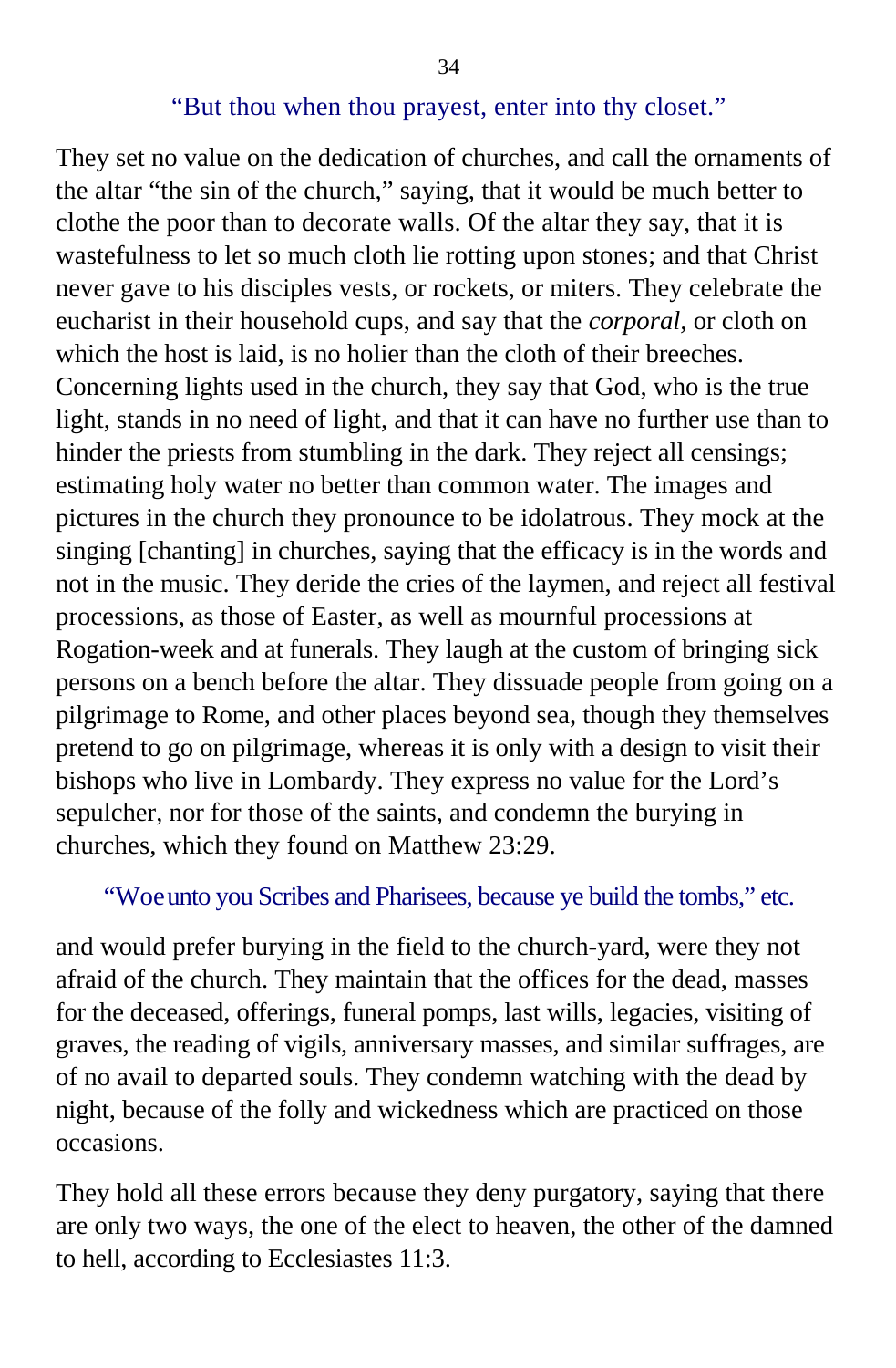"But thou when thou prayest, enter into thy closet."

They set no value on the dedication of churches, and call the ornaments of the altar "the sin of the church," saying, that it would be much better to clothe the poor than to decorate walls. Of the altar they say, that it is wastefulness to let so much cloth lie rotting upon stones; and that Christ never gave to his disciples vests, or rockets, or miters. They celebrate the eucharist in their household cups, and say that the *corporal*, or cloth on which the host is laid, is no holier than the cloth of their breeches. Concerning lights used in the church, they say that God, who is the true light, stands in no need of light, and that it can have no further use than to hinder the priests from stumbling in the dark. They reject all censings; estimating holy water no better than common water. The images and pictures in the church they pronounce to be idolatrous. They mock at the singing [chanting] in churches, saying that the efficacy is in the words and not in the music. They deride the cries of the laymen, and reject all festival processions, as those of Easter, as well as mournful processions at Rogation-week and at funerals. They laugh at the custom of bringing sick persons on a bench before the altar. They dissuade people from going on a pilgrimage to Rome, and other places beyond sea, though they themselves pretend to go on pilgrimage, whereas it is only with a design to visit their bishops who live in Lombardy. They express no value for the Lord's sepulcher, nor for those of the saints, and condemn the burying in churches, which they found on Matthew 23:29.

"Woe unto you Scribes and Pharisees, because ye build the tombs," etc.

and would prefer burying in the field to the church-yard, were they not afraid of the church. They maintain that the offices for the dead, masses for the deceased, offerings, funeral pomps, last wills, legacies, visiting of graves, the reading of vigils, anniversary masses, and similar suffrages, are of no avail to departed souls. They condemn watching with the dead by night, because of the folly and wickedness which are practiced on those occasions.

They hold all these errors because they deny purgatory, saying that there are only two ways, the one of the elect to heaven, the other of the damned to hell, according to Ecclesiastes 11:3.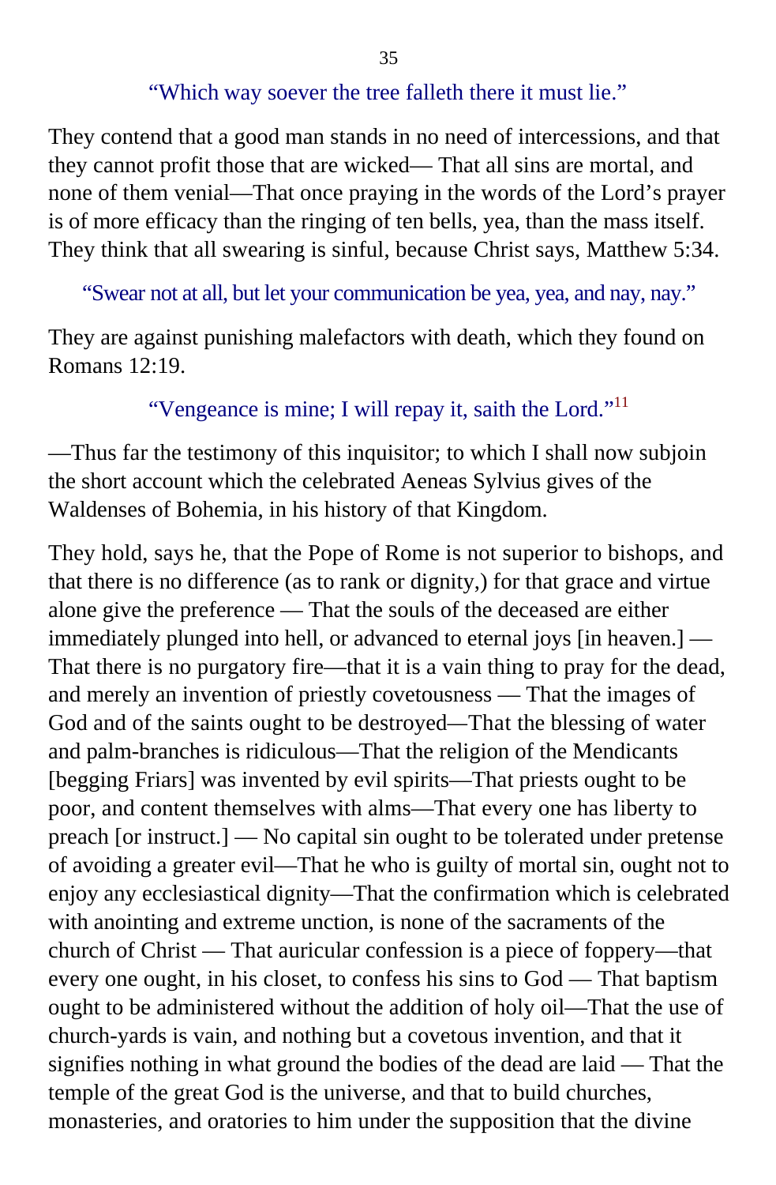“Which way soever the tree falleth there it must lie.”

They contend that a good man stands in no need of intercessions, and that they cannot profit those that are wicked— That all sins are mortal, and none of them venial—That once praying in the words of the Lord’s prayer is of more efficacy than the ringing of ten bells, yea, than the mass itself. They think that all swearing is sinful, because Christ says, Matthew 5:34.

“Swear not at all, but let your communication be yea, yea, and nay, nay.”

They are against punishing malefactors with death, which they found on Romans 12:19.

“Vengeance is mine; I will repay it, saith the Lord.”[11]

—Thus far the testimony of this inquisitor; to which I shall now subjoin the short account which the celebrated Aeneas Sylvius gives of the Waldenses of Bohemia, in his history of that Kingdom.

They hold, says he, that the Pope of Rome is not superior to bishops, and that there is no difference (as to rank or dignity,) for that grace and virtue alone give the preference — That the souls of the deceased are either immediately plunged into hell, or advanced to eternal joys [in heaven.] — That there is no purgatory fire—that it is a vain thing to pray for the dead, and merely an invention of priestly covetousness — That the images of God and of the saints ought to be destroyed—That the blessing of water and palm-branches is ridiculous—That the religion of the Mendicants [begging Friars] was invented by evil spirits—That priests ought to be poor, and content themselves with alms—That every one has liberty to preach [or instruct.] — No capital sin ought to be tolerated under pretense of avoiding a greater evil—That he who is guilty of mortal sin, ought not to enjoy any ecclesiastical dignity—That the confirmation which is celebrated with anointing and extreme unction, is none of the sacraments of the church of Christ — That auricular confession is a piece of foppery—that every one ought, in his closet, to confess his sins to God — That baptism ought to be administered without the addition of holy oil—That the use of church-yards is vain, and nothing but a covetous invention, and that it signifies nothing in what ground the bodies of the dead are laid — That the temple of the great God is the universe, and that to build churches, monasteries, and oratories to him under the supposition that the divine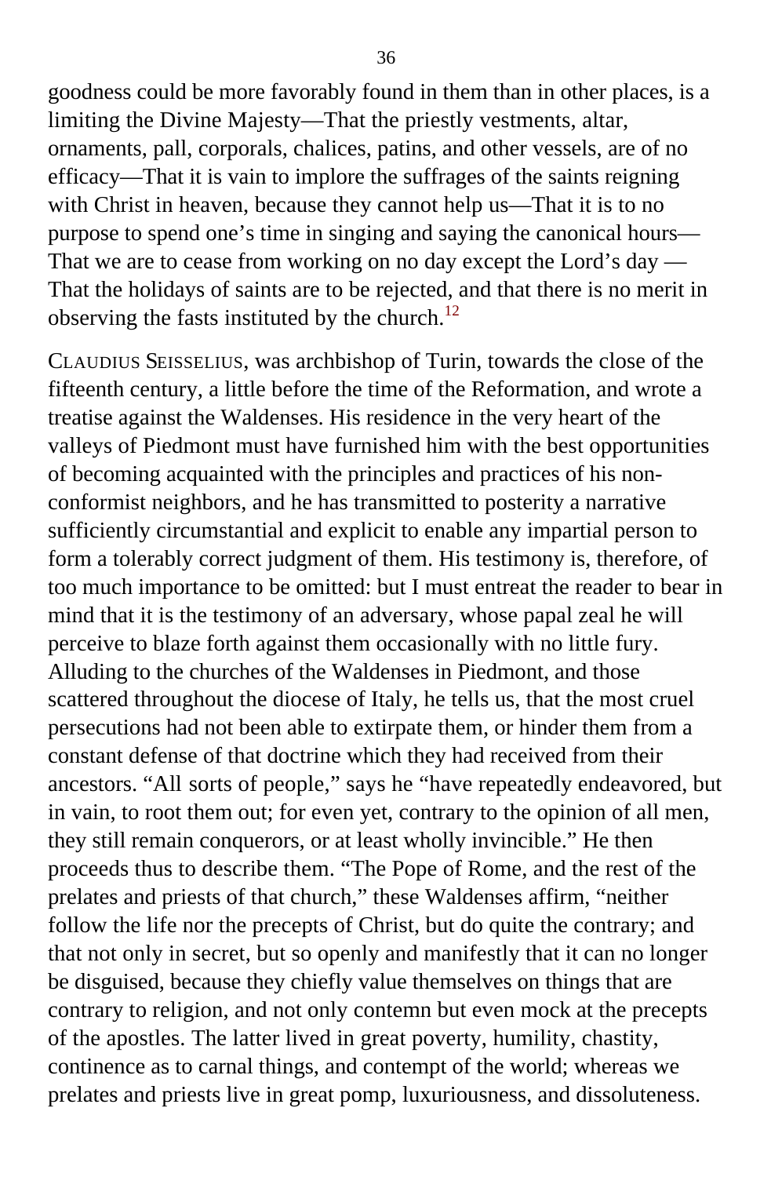goodness could be more favorably found in them than in other places, is a limiting the Divine Majesty—That the priestly vestments, altar, ornaments, pall, corporals, chalices, patins, and other vessels, are of no efficacy—That it is vain to implore the suffrages of the saints reigning with Christ in heaven, because they cannot help us—That it is to no purpose to spend one's time in singing and saying the canonical hours—That we are to cease from working on no day except the Lord's day —That the holidays of saints are to be rejected, and that there is no merit in observing the fasts instituted by the church.[12]

CLAUDIUS SEISSELIUS, was archbishop of Turin, towards the close of the fifteenth century, a little before the time of the Reformation, and wrote a treatise against the Waldenses. His residence in the very heart of the valleys of Piedmont must have furnished him with the best opportunities of becoming acquainted with the principles and practices of his non-conformist neighbors, and he has transmitted to posterity a narrative sufficiently circumstantial and explicit to enable any impartial person to form a tolerably correct judgment of them. His testimony is, therefore, of too much importance to be omitted: but I must entreat the reader to bear in mind that it is the testimony of an adversary, whose papal zeal he will perceive to blaze forth against them occasionally with no little fury. Alluding to the churches of the Waldenses in Piedmont, and those scattered throughout the diocese of Italy, he tells us, that the most cruel persecutions had not been able to extirpate them, or hinder them from a constant defense of that doctrine which they had received from their ancestors. "All sorts of people," says he "have repeatedly endeavored, but in vain, to root them out; for even yet, contrary to the opinion of all men, they still remain conquerors, or at least wholly invincible." He then proceeds thus to describe them. "The Pope of Rome, and the rest of the prelates and priests of that church," these Waldenses affirm, "neither follow the life nor the precepts of Christ, but do quite the contrary; and that not only in secret, but so openly and manifestly that it can no longer be disguised, because they chiefly value themselves on things that are contrary to religion, and not only contemn but even mock at the precepts of the apostles. The latter lived in great poverty, humility, chastity, continence as to carnal things, and contempt of the world; whereas we prelates and priests live in great pomp, luxuriousness, and dissoluteness.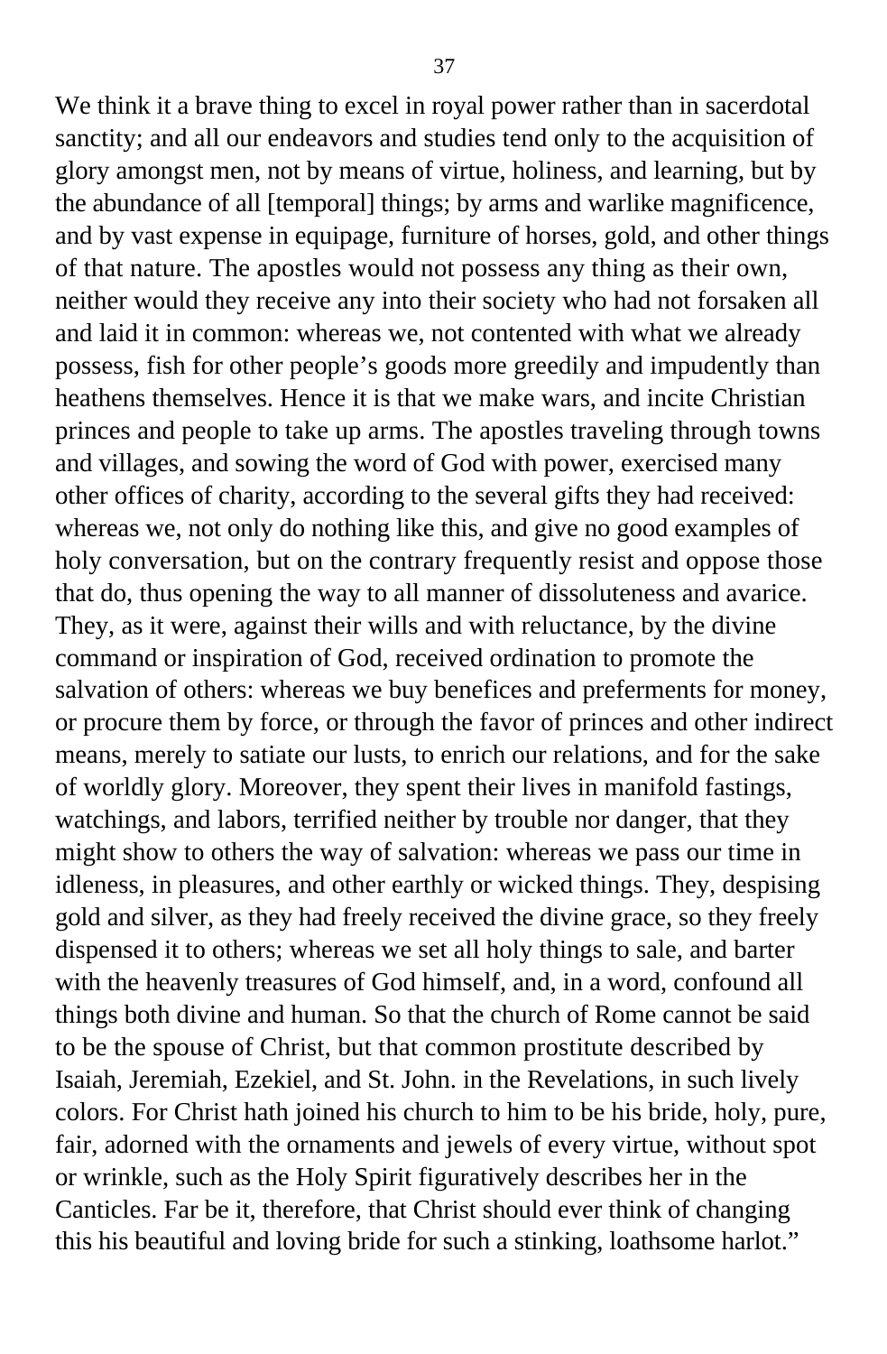We think it a brave thing to excel in royal power rather than in sacerdotal sanctity; and all our endeavors and studies tend only to the acquisition of glory amongst men, not by means of virtue, holiness, and learning, but by the abundance of all [temporal] things; by arms and warlike magnificence, and by vast expense in equipage, furniture of horses, gold, and other things of that nature. The apostles would not possess any thing as their own, neither would they receive any into their society who had not forsaken all and laid it in common: whereas we, not contented with what we already possess, fish for other people's goods more greedily and impudently than heathens themselves. Hence it is that we make wars, and incite Christian princes and people to take up arms. The apostles traveling through towns and villages, and sowing the word of God with power, exercised many other offices of charity, according to the several gifts they had received: whereas we, not only do nothing like this, and give no good examples of holy conversation, but on the contrary frequently resist and oppose those that do, thus opening the way to all manner of dissoluteness and avarice. They, as it were, against their wills and with reluctance, by the divine command or inspiration of God, received ordination to promote the salvation of others: whereas we buy benefices and preferments for money, or procure them by force, or through the favor of princes and other indirect means, merely to satiate our lusts, to enrich our relations, and for the sake of worldly glory. Moreover, they spent their lives in manifold fastings, watchings, and labors, terrified neither by trouble nor danger, that they might show to others the way of salvation: whereas we pass our time in idleness, in pleasures, and other earthly or wicked things. They, despising gold and silver, as they had freely received the divine grace, so they freely dispensed it to others; whereas we set all holy things to sale, and barter with the heavenly treasures of God himself, and, in a word, confound all things both divine and human. So that the church of Rome cannot be said to be the spouse of Christ, but that common prostitute described by Isaiah, Jeremiah, Ezekiel, and St. John. in the Revelations, in such lively colors. For Christ hath joined his church to him to be his bride, holy, pure, fair, adorned with the ornaments and jewels of every virtue, without spot or wrinkle, such as the Holy Spirit figuratively describes her in the Canticles. Far be it, therefore, that Christ should ever think of changing this his beautiful and loving bride for such a stinking, loathsome harlot."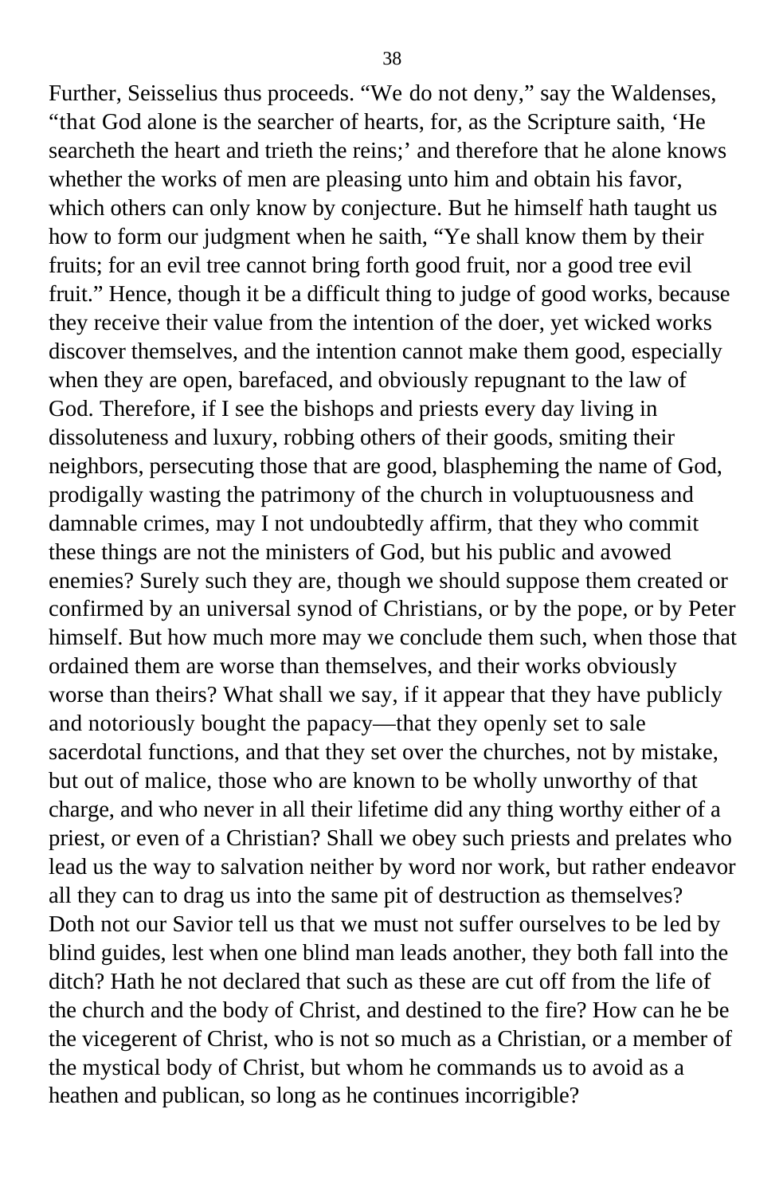Further, Seisselius thus proceeds. “We do not deny,” say the Waldenses, “that God alone is the searcher of hearts, for, as the Scripture saith, ‘He searcheth the heart and trieth the reins;’ and therefore that he alone knows whether the works of men are pleasing unto him and obtain his favor, which others can only know by conjecture. But he himself hath taught us how to form our judgment when he saith, “Ye shall know them by their fruits; for an evil tree cannot bring forth good fruit, nor a good tree evil fruit.” Hence, though it be a difficult thing to judge of good works, because they receive their value from the intention of the doer, yet wicked works discover themselves, and the intention cannot make them good, especially when they are open, barefaced, and obviously repugnant to the law of God. Therefore, if I see the bishops and priests every day living in dissoluteness and luxury, robbing others of their goods, smiting their neighbors, persecuting those that are good, blaspheming the name of God, prodigally wasting the patrimony of the church in voluptuousness and damnable crimes, may I not undoubtedly affirm, that they who commit these things are not the ministers of God, but his public and avowed enemies? Surely such they are, though we should suppose them created or confirmed by an universal synod of Christians, or by the pope, or by Peter himself. But how much more may we conclude them such, when those that ordained them are worse than themselves, and their works obviously worse than theirs? What shall we say, if it appear that they have publicly and notoriously bought the papacy—that they openly set to sale sacerdotal functions, and that they set over the churches, not by mistake, but out of malice, those who are known to be wholly unworthy of that charge, and who never in all their lifetime did any thing worthy either of a priest, or even of a Christian? Shall we obey such priests and prelates who lead us the way to salvation neither by word nor work, but rather endeavor all they can to drag us into the same pit of destruction as themselves? Doth not our Savior tell us that we must not suffer ourselves to be led by blind guides, lest when one blind man leads another, they both fall into the ditch? Hath he not declared that such as these are cut off from the life of the church and the body of Christ, and destined to the fire? How can he be the vicegerent of Christ, who is not so much as a Christian, or a member of the mystical body of Christ, but whom he commands us to avoid as a heathen and publican, so long as he continues incorrigible?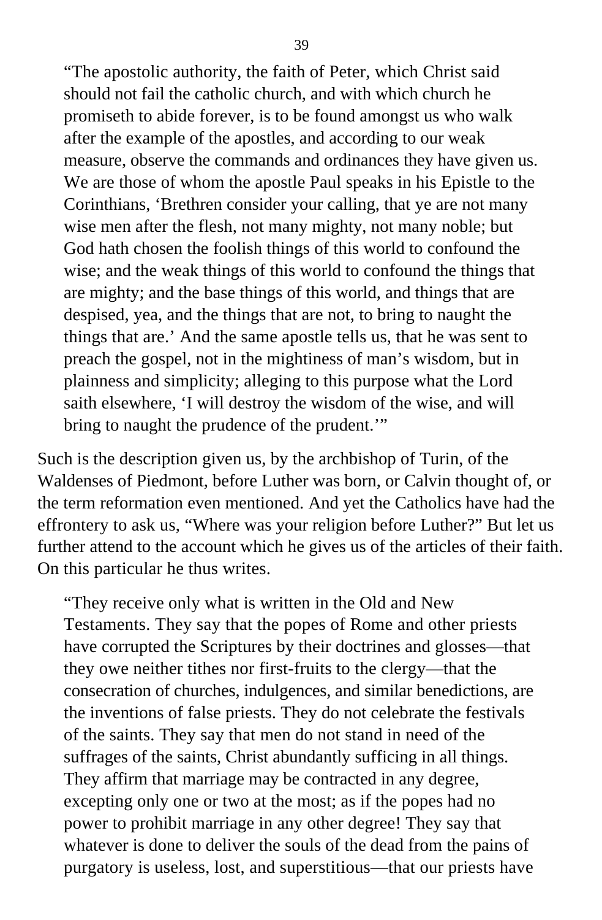> "The apostolic authority, the faith of Peter, which Christ said should not fail the catholic church, and with which church he promiseth to abide forever, is to be found amongst us who walk after the example of the apostles, and according to our weak measure, observe the commands and ordinances they have given us. We are those of whom the apostle Paul speaks in his Epistle to the Corinthians, 'Brethren consider your calling, that ye are not many wise men after the flesh, not many mighty, not many noble; but God hath chosen the foolish things of this world to confound the wise; and the weak things of this world to confound the things that are mighty; and the base things of this world, and things that are despised, yea, and the things that are not, to bring to naught the things that are.' And the same apostle tells us, that he was sent to preach the gospel, not in the mightiness of man's wisdom, but in plainness and simplicity; alleging to this purpose what the Lord saith elsewhere, 'I will destroy the wisdom of the wise, and will bring to naught the prudence of the prudent.'"

Such is the description given us, by the archbishop of Turin, of the Waldenses of Piedmont, before Luther was born, or Calvin thought of, or the term reformation even mentioned. And yet the Catholics have had the effrontery to ask us, "Where was your religion before Luther?" But let us further attend to the account which he gives us of the articles of their faith. On this particular he thus writes.

> "They receive only what is written in the Old and New Testaments. They say that the popes of Rome and other priests have corrupted the Scriptures by their doctrines and glosses—that they owe neither tithes nor first-fruits to the clergy—that the consecration of churches, indulgences, and similar benedictions, are the inventions of false priests. They do not celebrate the festivals of the saints. They say that men do not stand in need of the suffrages of the saints, Christ abundantly sufficing in all things. They affirm that marriage may be contracted in any degree, excepting only one or two at the most; as if the popes had no power to prohibit marriage in any other degree! They say that whatever is done to deliver the souls of the dead from the pains of purgatory is useless, lost, and superstitious—that our priests have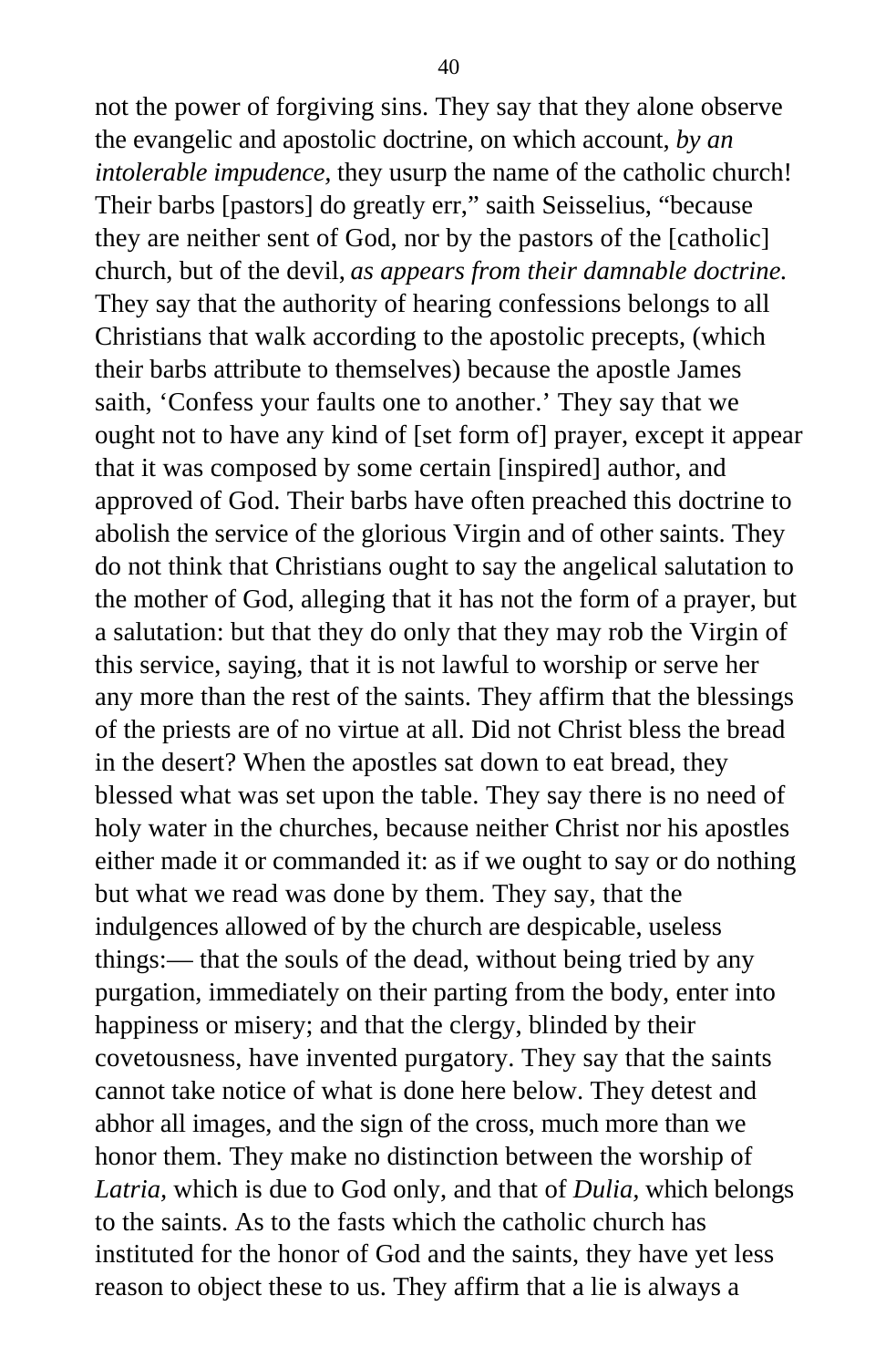not the power of forgiving sins. They say that they alone observe the evangelic and apostolic doctrine, on which account, *by an intolerable impudence,* they usurp the name of the catholic church! Their barbs [pastors] do greatly err," saith Seisselius, "because they are neither sent of God, nor by the pastors of the [catholic] church, but of the devil, *as appears from their damnable doctrine.* They say that the authority of hearing confessions belongs to all Christians that walk according to the apostolic precepts, (which their barbs attribute to themselves) because the apostle James saith, 'Confess your faults one to another.' They say that we ought not to have any kind of [set form of] prayer, except it appear that it was composed by some certain [inspired] author, and approved of God. Their barbs have often preached this doctrine to abolish the service of the glorious Virgin and of other saints. They do not think that Christians ought to say the angelical salutation to the mother of God, alleging that it has not the form of a prayer, but a salutation: but that they do only that they may rob the Virgin of this service, saying, that it is not lawful to worship or serve her any more than the rest of the saints. They affirm that the blessings of the priests are of no virtue at all. Did not Christ bless the bread in the desert? When the apostles sat down to eat bread, they blessed what was set upon the table. They say there is no need of holy water in the churches, because neither Christ nor his apostles either made it or commanded it: as if we ought to say or do nothing but what we read was done by them. They say, that the indulgences allowed of by the church are despicable, useless things:— that the souls of the dead, without being tried by any purgation, immediately on their parting from the body, enter into happiness or misery; and that the clergy, blinded by their covetousness, have invented purgatory. They say that the saints cannot take notice of what is done here below. They detest and abhor all images, and the sign of the cross, much more than we honor them. They make no distinction between the worship of *Latria,* which is due to God only, and that of *Dulia,* which belongs to the saints. As to the fasts which the catholic church has instituted for the honor of God and the saints, they have yet less reason to object these to us. They affirm that a lie is always a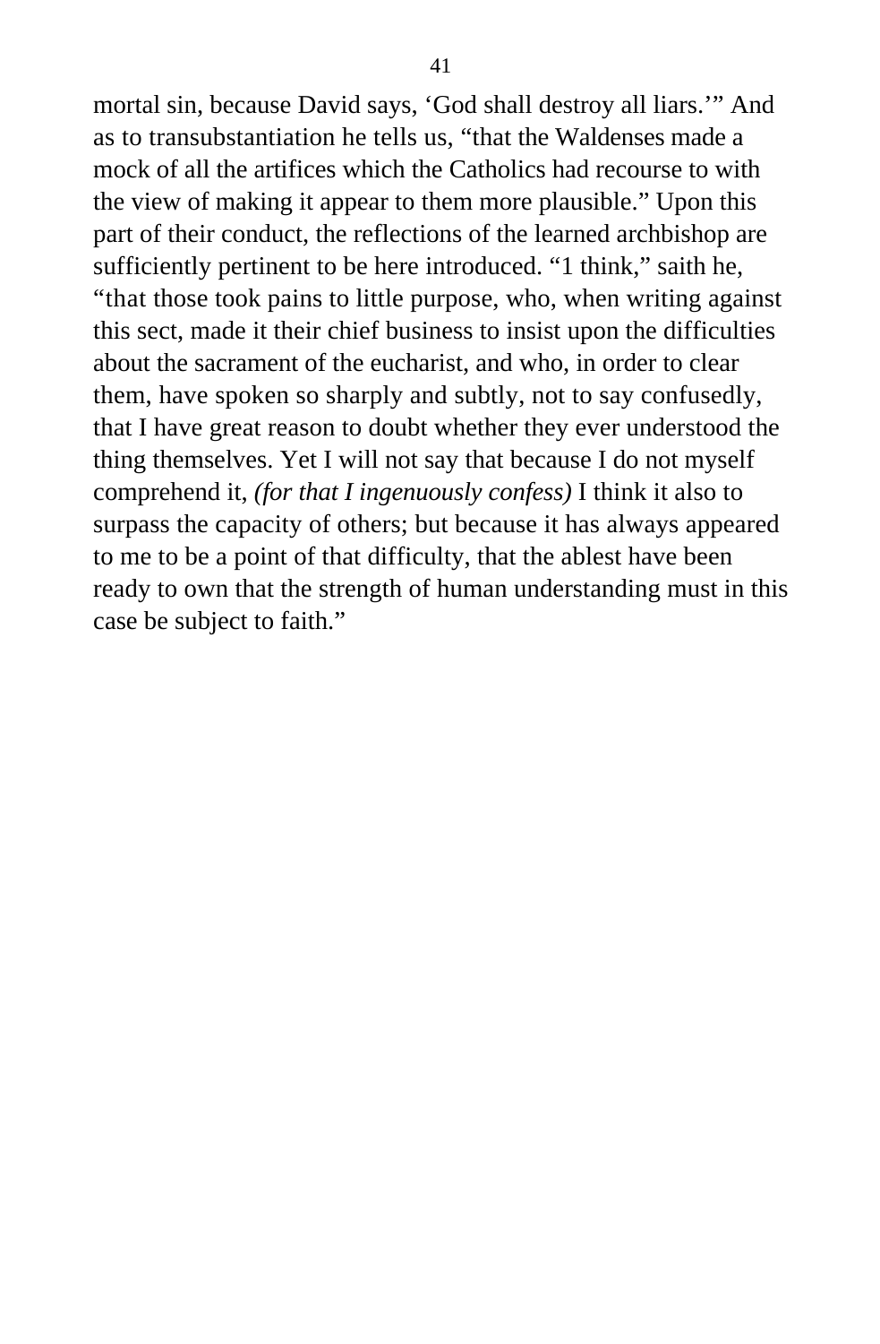mortal sin, because David says, 'God shall destroy all liars.'" And as to transubstantiation he tells us, "that the Waldenses made a mock of all the artifices which the Catholics had recourse to with the view of making it appear to them more plausible." Upon this part of their conduct, the reflections of the learned archbishop are sufficiently pertinent to be here introduced. "1 think," saith he, "that those took pains to little purpose, who, when writing against this sect, made it their chief business to insist upon the difficulties about the sacrament of the eucharist, and who, in order to clear them, have spoken so sharply and subtly, not to say confusedly, that I have great reason to doubt whether they ever understood the thing themselves. Yet I will not say that because I do not myself comprehend it, *(for that I ingenuously confess)* I think it also to surpass the capacity of others; but because it has always appeared to me to be a point of that difficulty, that the ablest have been ready to own that the strength of human understanding must in this case be subject to faith."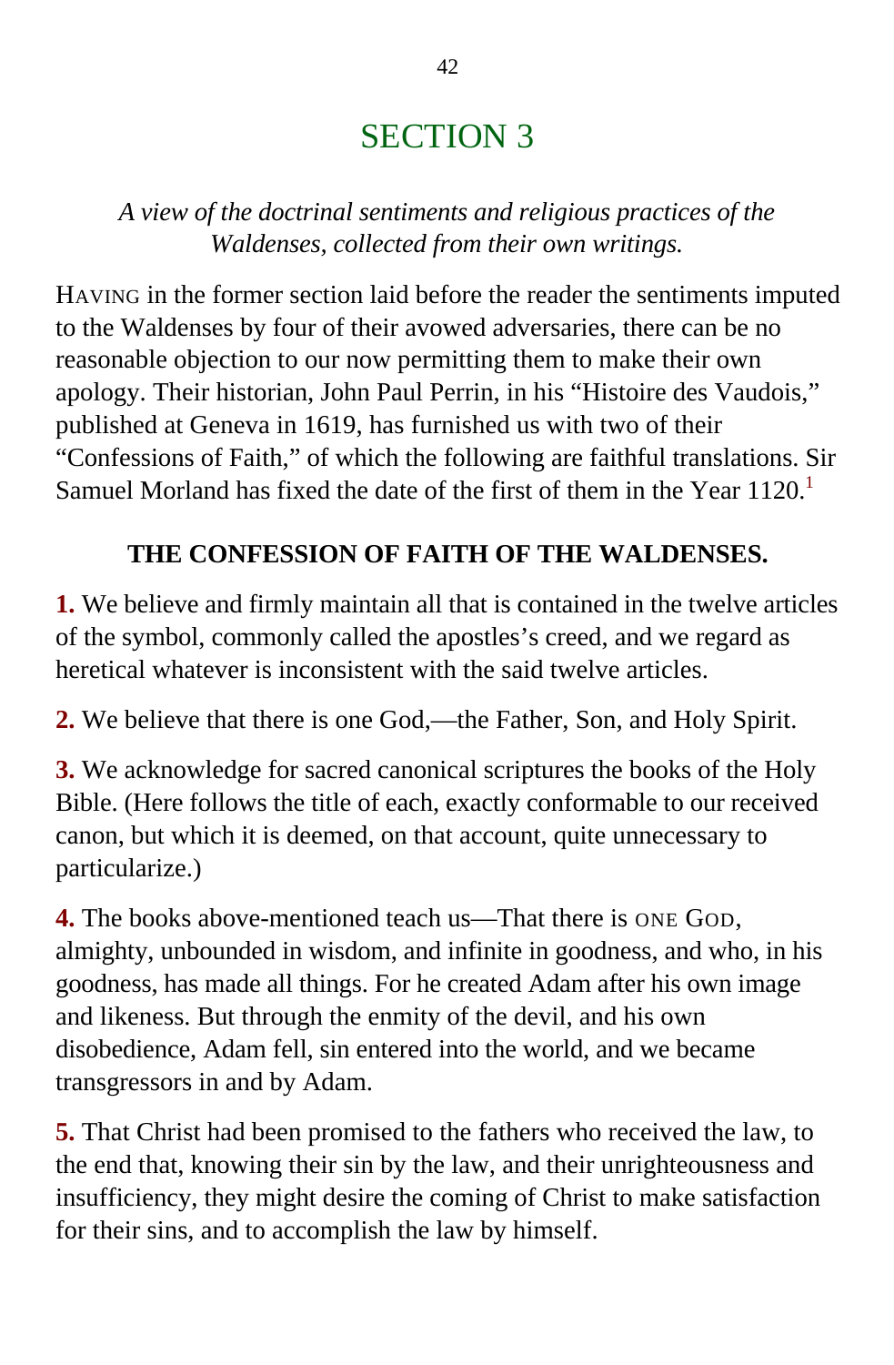# SECTION 3

*A view of the doctrinal sentiments and religious practices of the Waldenses, collected from their own writings.*

HAVING in the former section laid before the reader the sentiments imputed to the Waldenses by four of their avowed adversaries, there can be no reasonable objection to our now permitting them to make their own apology. Their historian, John Paul Perrin, in his "Histoire des Vaudois," published at Geneva in 1619, has furnished us with two of their "Confessions of Faith," of which the following are faithful translations. Sir Samuel Morland has fixed the date of the first of them in the Year 1120.[1]

### THE CONFESSION OF FAITH OF THE WALDENSES.

**1.** We believe and firmly maintain all that is contained in the twelve articles of the symbol, commonly called the apostles's creed, and we regard as heretical whatever is inconsistent with the said twelve articles.

**2.** We believe that there is one God,—the Father, Son, and Holy Spirit.

**3.** We acknowledge for sacred canonical scriptures the books of the Holy Bible. (Here follows the title of each, exactly conformable to our received canon, but which it is deemed, on that account, quite unnecessary to particularize.)

**4.** The books above-mentioned teach us—That there is ONE GOD, almighty, unbounded in wisdom, and infinite in goodness, and who, in his goodness, has made all things. For he created Adam after his own image and likeness. But through the enmity of the devil, and his own disobedience, Adam fell, sin entered into the world, and we became transgressors in and by Adam.

**5.** That Christ had been promised to the fathers who received the law, to the end that, knowing their sin by the law, and their unrighteousness and insufficiency, they might desire the coming of Christ to make satisfaction for their sins, and to accomplish the law by himself.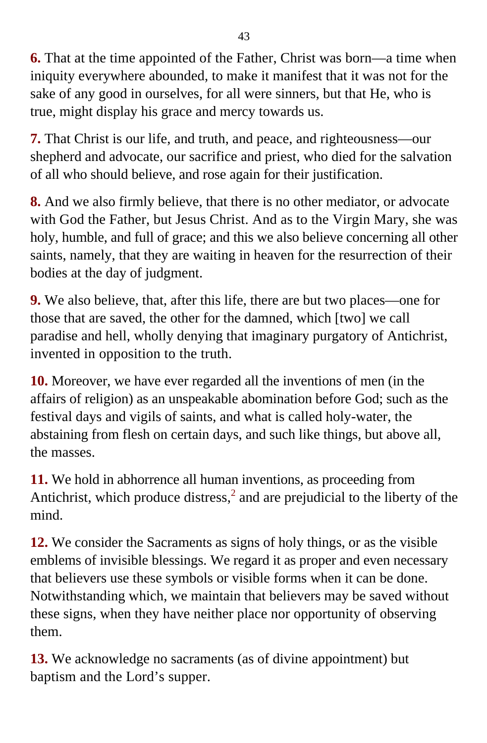**6.** That at the time appointed of the Father, Christ was born—a time when iniquity everywhere abounded, to make it manifest that it was not for the sake of any good in ourselves, for all were sinners, but that He, who is true, might display his grace and mercy towards us.

**7.** That Christ is our life, and truth, and peace, and righteousness—our shepherd and advocate, our sacrifice and priest, who died for the salvation of all who should believe, and rose again for their justification.

**8.** And we also firmly believe, that there is no other mediator, or advocate with God the Father, but Jesus Christ. And as to the Virgin Mary, she was holy, humble, and full of grace; and this we also believe concerning all other saints, namely, that they are waiting in heaven for the resurrection of their bodies at the day of judgment.

**9.** We also believe, that, after this life, there are but two places—one for those that are saved, the other for the damned, which [two] we call paradise and hell, wholly denying that imaginary purgatory of Antichrist, invented in opposition to the truth.

**10.** Moreover, we have ever regarded all the inventions of men (in the affairs of religion) as an unspeakable abomination before God; such as the festival days and vigils of saints, and what is called holy-water, the abstaining from flesh on certain days, and such like things, but above all, the masses.

**11.** We hold in abhorrence all human inventions, as proceeding from Antichrist, which produce distress,[2] and are prejudicial to the liberty of the mind.

**12.** We consider the Sacraments as signs of holy things, or as the visible emblems of invisible blessings. We regard it as proper and even necessary that believers use these symbols or visible forms when it can be done. Notwithstanding which, we maintain that believers may be saved without these signs, when they have neither place nor opportunity of observing them.

**13.** We acknowledge no sacraments (as of divine appointment) but baptism and the Lord's supper.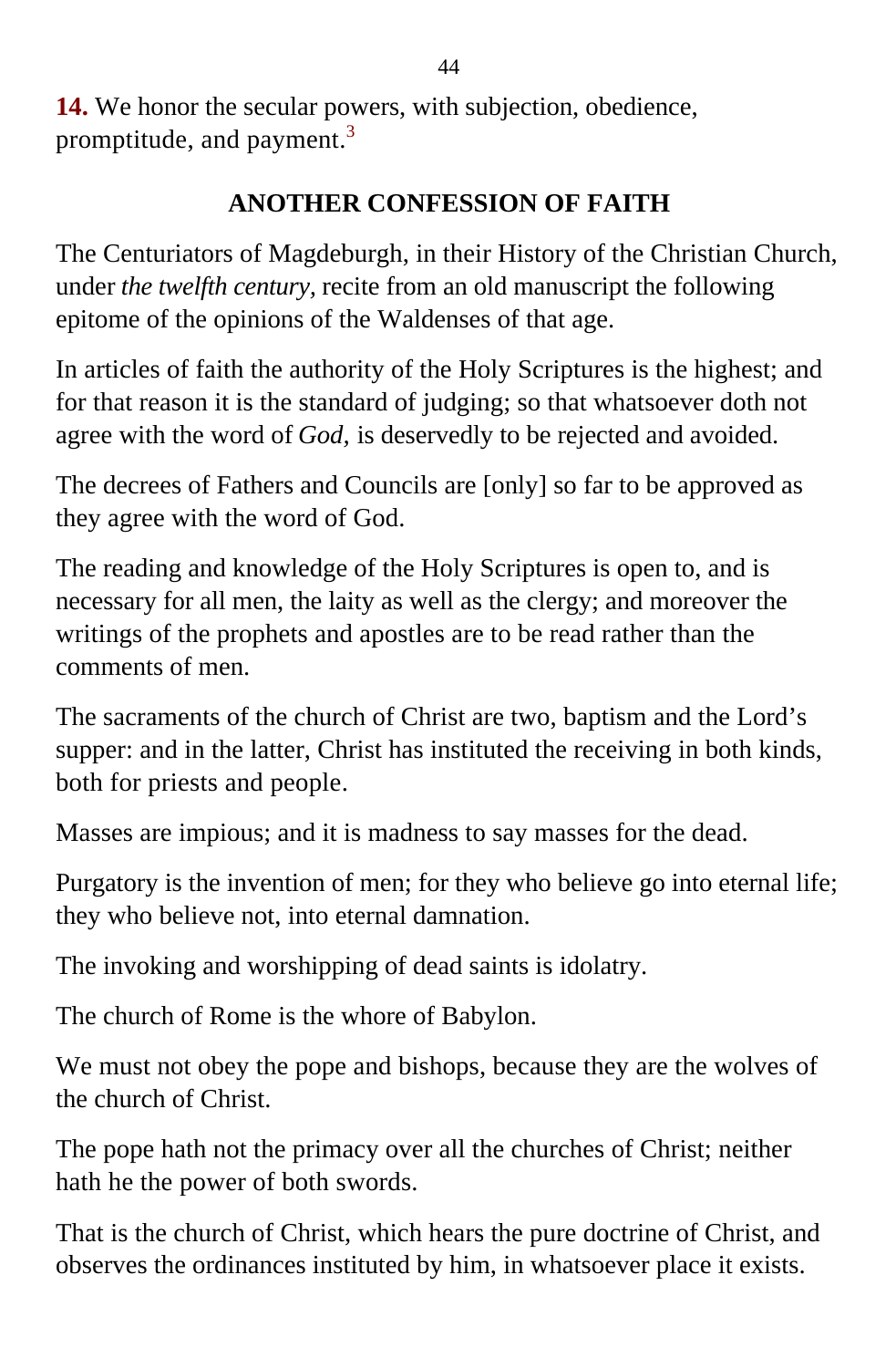**14.** We honor the secular powers, with subjection, obedience, promptitude, and payment.[3]

## ANOTHER CONFESSION OF FAITH

The Centuriators of Magdeburgh, in their History of the Christian Church, under *the twelfth century,* recite from an old manuscript the following epitome of the opinions of the Waldenses of that age.

In articles of faith the authority of the Holy Scriptures is the highest; and for that reason it is the standard of judging; so that whatsoever doth not agree with the word of *God,* is deservedly to be rejected and avoided.

The decrees of Fathers and Councils are [only] so far to be approved as they agree with the word of God.

The reading and knowledge of the Holy Scriptures is open to, and is necessary for all men, the laity as well as the clergy; and moreover the writings of the prophets and apostles are to be read rather than the comments of men.

The sacraments of the church of Christ are two, baptism and the Lord's supper: and in the latter, Christ has instituted the receiving in both kinds, both for priests and people.

Masses are impious; and it is madness to say masses for the dead.

Purgatory is the invention of men; for they who believe go into eternal life; they who believe not, into eternal damnation.

The invoking and worshipping of dead saints is idolatry.

The church of Rome is the whore of Babylon.

We must not obey the pope and bishops, because they are the wolves of the church of Christ.

The pope hath not the primacy over all the churches of Christ; neither hath he the power of both swords.

That is the church of Christ, which hears the pure doctrine of Christ, and observes the ordinances instituted by him, in whatsoever place it exists.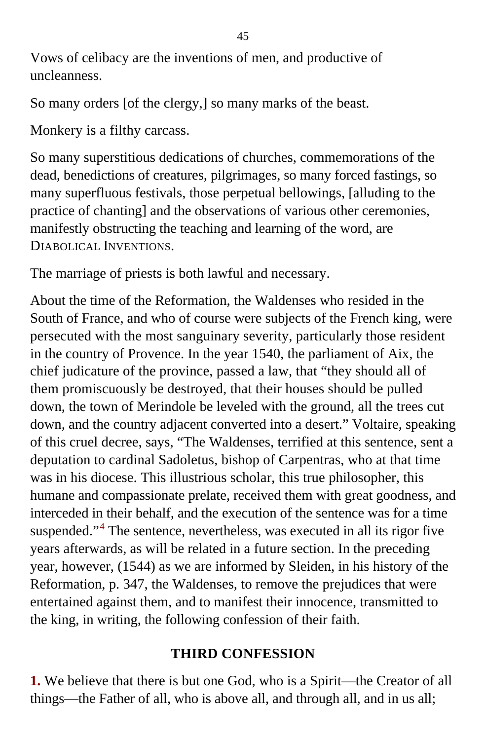Vows of celibacy are the inventions of men, and productive of uncleanness.

So many orders [of the clergy,] so many marks of the beast.

Monkery is a filthy carcass.

So many superstitious dedications of churches, commemorations of the dead, benedictions of creatures, pilgrimages, so many forced fastings, so many superfluous festivals, those perpetual bellowings, [alluding to the practice of chanting] and the observations of various other ceremonies, manifestly obstructing the teaching and learning of the word, are DIABOLICAL INVENTIONS.

The marriage of priests is both lawful and necessary.

About the time of the Reformation, the Waldenses who resided in the South of France, and who of course were subjects of the French king, were persecuted with the most sanguinary severity, particularly those resident in the country of Provence. In the year 1540, the parliament of Aix, the chief judicature of the province, passed a law, that "they should all of them promiscuously be destroyed, that their houses should be pulled down, the town of Merindole be leveled with the ground, all the trees cut down, and the country adjacent converted into a desert." Voltaire, speaking of this cruel decree, says, "The Waldenses, terrified at this sentence, sent a deputation to cardinal Sadoletus, bishop of Carpentras, who at that time was in his diocese. This illustrious scholar, this true philosopher, this humane and compassionate prelate, received them with great goodness, and interceded in their behalf, and the execution of the sentence was for a time suspended."[4] The sentence, nevertheless, was executed in all its rigor five years afterwards, as will be related in a future section. In the preceding year, however, (1544) as we are informed by Sleiden, in his history of the Reformation, p. 347, the Waldenses, to remove the prejudices that were entertained against them, and to manifest their innocence, transmitted to the king, in writing, the following confession of their faith.

## THIRD CONFESSION

**1.** We believe that there is but one God, who is a Spirit—the Creator of all things—the Father of all, who is above all, and through all, and in us all;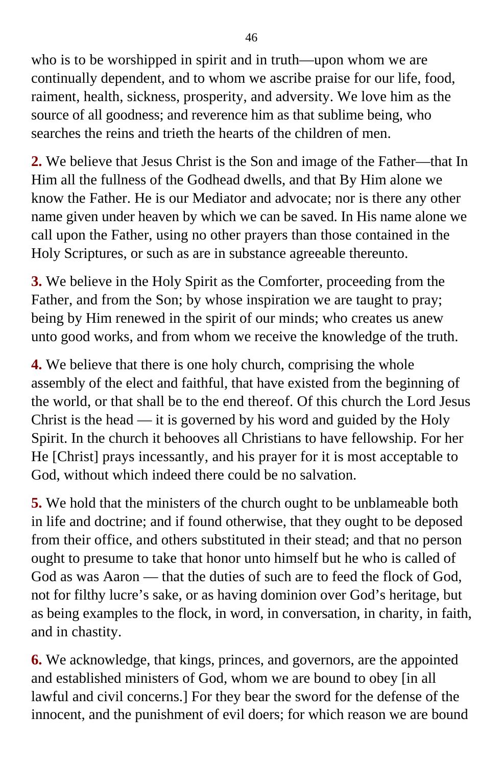who is to be worshipped in spirit and in truth—upon whom we are continually dependent, and to whom we ascribe praise for our life, food, raiment, health, sickness, prosperity, and adversity. We love him as the source of all goodness; and reverence him as that sublime being, who searches the reins and trieth the hearts of the children of men.

**2.** We believe that Jesus Christ is the Son and image of the Father—that In Him all the fullness of the Godhead dwells, and that By Him alone we know the Father. He is our Mediator and advocate; nor is there any other name given under heaven by which we can be saved. In His name alone we call upon the Father, using no other prayers than those contained in the Holy Scriptures, or such as are in substance agreeable thereunto.

**3.** We believe in the Holy Spirit as the Comforter, proceeding from the Father, and from the Son; by whose inspiration we are taught to pray; being by Him renewed in the spirit of our minds; who creates us anew unto good works, and from whom we receive the knowledge of the truth.

**4.** We believe that there is one holy church, comprising the whole assembly of the elect and faithful, that have existed from the beginning of the world, or that shall be to the end thereof. Of this church the Lord Jesus Christ is the head — it is governed by his word and guided by the Holy Spirit. In the church it behooves all Christians to have fellowship. For her He [Christ] prays incessantly, and his prayer for it is most acceptable to God, without which indeed there could be no salvation.

**5.** We hold that the ministers of the church ought to be unblameable both in life and doctrine; and if found otherwise, that they ought to be deposed from their office, and others substituted in their stead; and that no person ought to presume to take that honor unto himself but he who is called of God as was Aaron — that the duties of such are to feed the flock of God, not for filthy lucre's sake, or as having dominion over God's heritage, but as being examples to the flock, in word, in conversation, in charity, in faith, and in chastity.

**6.** We acknowledge, that kings, princes, and governors, are the appointed and established ministers of God, whom we are bound to obey [in all lawful and civil concerns.] For they bear the sword for the defense of the innocent, and the punishment of evil doers; for which reason we are bound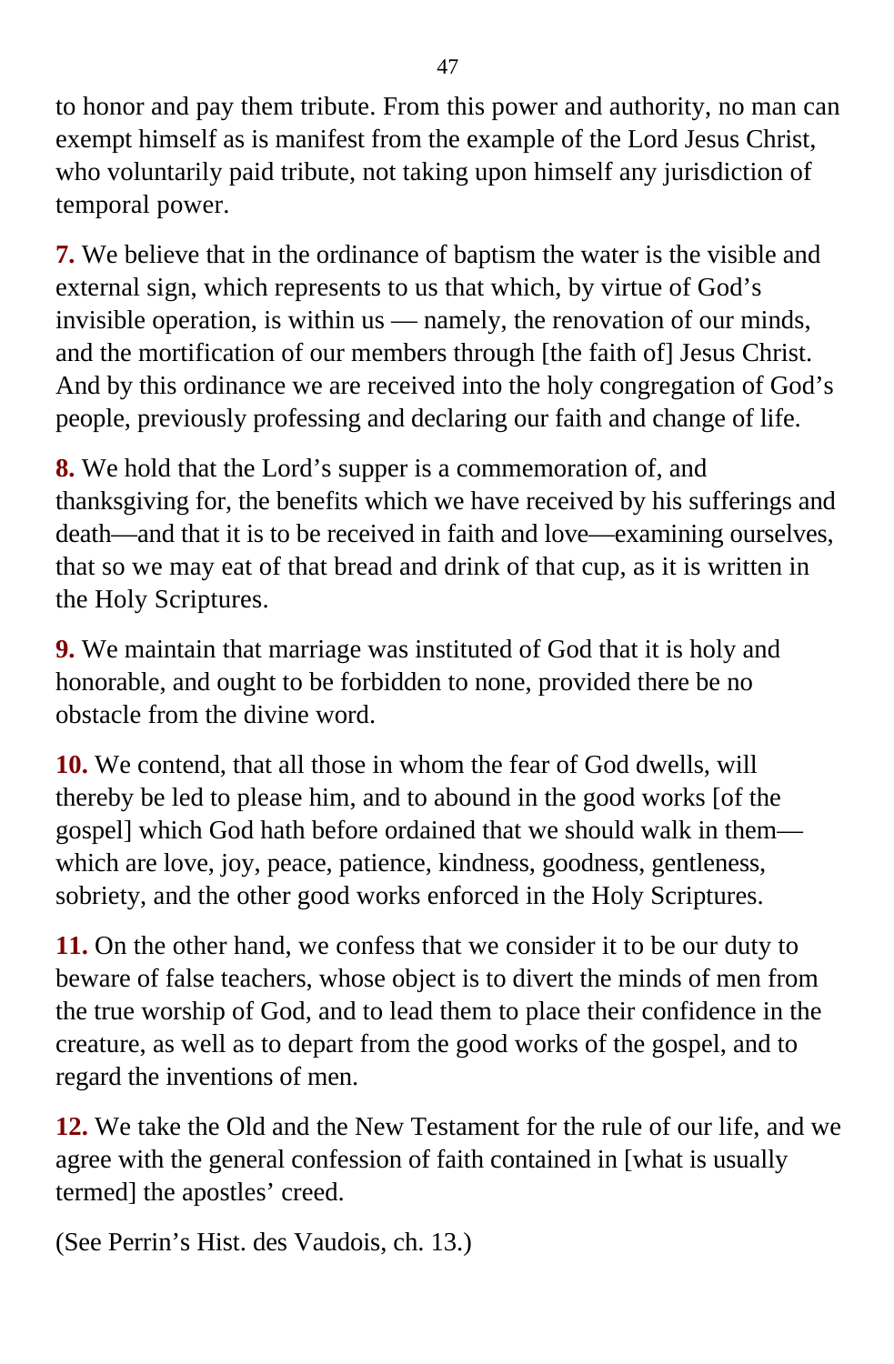to honor and pay them tribute. From this power and authority, no man can exempt himself as is manifest from the example of the Lord Jesus Christ, who voluntarily paid tribute, not taking upon himself any jurisdiction of temporal power.

**7.** We believe that in the ordinance of baptism the water is the visible and external sign, which represents to us that which, by virtue of God's invisible operation, is within us — namely, the renovation of our minds, and the mortification of our members through [the faith of] Jesus Christ. And by this ordinance we are received into the holy congregation of God's people, previously professing and declaring our faith and change of life.

**8.** We hold that the Lord's supper is a commemoration of, and thanksgiving for, the benefits which we have received by his sufferings and death—and that it is to be received in faith and love—examining ourselves, that so we may eat of that bread and drink of that cup, as it is written in the Holy Scriptures.

**9.** We maintain that marriage was instituted of God that it is holy and honorable, and ought to be forbidden to none, provided there be no obstacle from the divine word.

**10.** We contend, that all those in whom the fear of God dwells, will thereby be led to please him, and to abound in the good works [of the gospel] which God hath before ordained that we should walk in them—which are love, joy, peace, patience, kindness, goodness, gentleness, sobriety, and the other good works enforced in the Holy Scriptures.

**11.** On the other hand, we confess that we consider it to be our duty to beware of false teachers, whose object is to divert the minds of men from the true worship of God, and to lead them to place their confidence in the creature, as well as to depart from the good works of the gospel, and to regard the inventions of men.

**12.** We take the Old and the New Testament for the rule of our life, and we agree with the general confession of faith contained in [what is usually termed] the apostles' creed.

(See Perrin's Hist. des Vaudois, ch. 13.)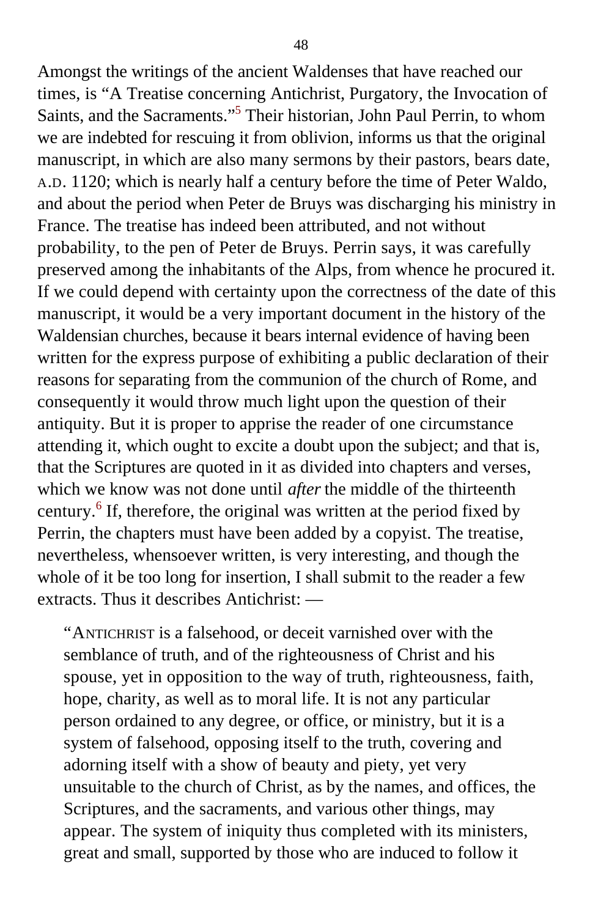Amongst the writings of the ancient Waldenses that have reached our times, is "A Treatise concerning Antichrist, Purgatory, the Invocation of Saints, and the Sacraments."[5] Their historian, John Paul Perrin, to whom we are indebted for rescuing it from oblivion, informs us that the original manuscript, in which are also many sermons by their pastors, bears date, A.D. 1120; which is nearly half a century before the time of Peter Waldo, and about the period when Peter de Bruys was discharging his ministry in France. The treatise has indeed been attributed, and not without probability, to the pen of Peter de Bruys. Perrin says, it was carefully preserved among the inhabitants of the Alps, from whence he procured it. If we could depend with certainty upon the correctness of the date of this manuscript, it would be a very important document in the history of the Waldensian churches, because it bears internal evidence of having been written for the express purpose of exhibiting a public declaration of their reasons for separating from the communion of the church of Rome, and consequently it would throw much light upon the question of their antiquity. But it is proper to apprise the reader of one circumstance attending it, which ought to excite a doubt upon the subject; and that is, that the Scriptures are quoted in it as divided into chapters and verses, which we know was not done until *after* the middle of the thirteenth century.[6] If, therefore, the original was written at the period fixed by Perrin, the chapters must have been added by a copyist. The treatise, nevertheless, whensoever written, is very interesting, and though the whole of it be too long for insertion, I shall submit to the reader a few extracts. Thus it describes Antichrist: —

> "ANTICHRIST is a falsehood, or deceit varnished over with the semblance of truth, and of the righteousness of Christ and his spouse, yet in opposition to the way of truth, righteousness, faith, hope, charity, as well as to moral life. It is not any particular person ordained to any degree, or office, or ministry, but it is a system of falsehood, opposing itself to the truth, covering and adorning itself with a show of beauty and piety, yet very unsuitable to the church of Christ, as by the names, and offices, the Scriptures, and the sacraments, and various other things, may appear. The system of iniquity thus completed with its ministers, great and small, supported by those who are induced to follow it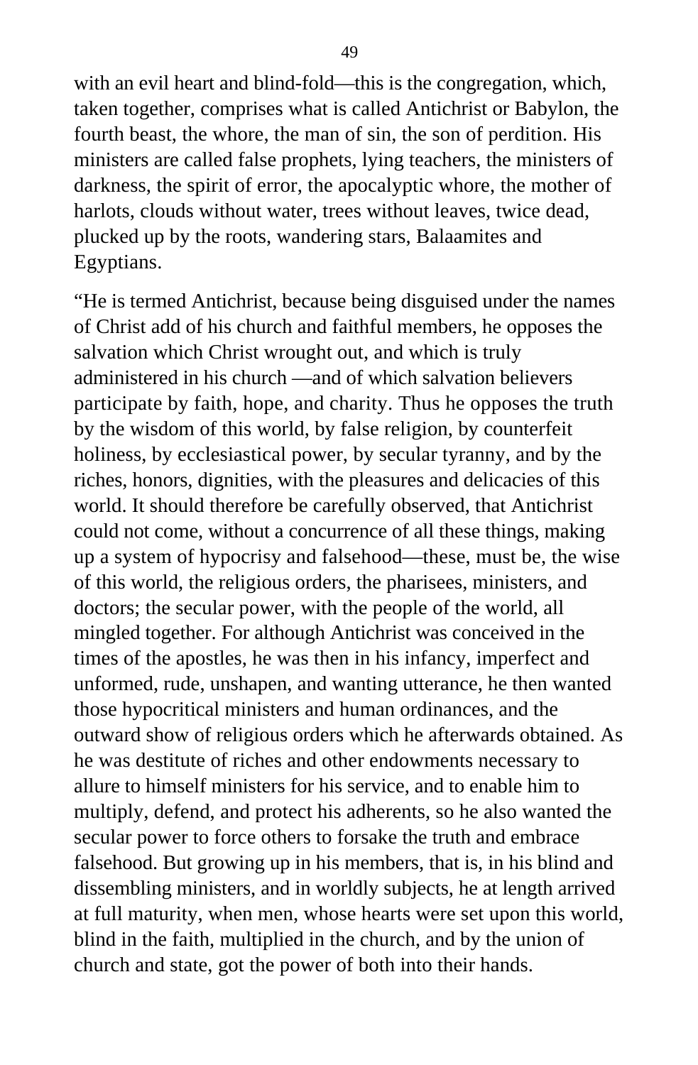with an evil heart and blind-fold—this is the congregation, which, taken together, comprises what is called Antichrist or Babylon, the fourth beast, the whore, the man of sin, the son of perdition. His ministers are called false prophets, lying teachers, the ministers of darkness, the spirit of error, the apocalyptic whore, the mother of harlots, clouds without water, trees without leaves, twice dead, plucked up by the roots, wandering stars, Balaamites and Egyptians.

"He is termed Antichrist, because being disguised under the names of Christ add of his church and faithful members, he opposes the salvation which Christ wrought out, and which is truly administered in his church —and of which salvation believers participate by faith, hope, and charity. Thus he opposes the truth by the wisdom of this world, by false religion, by counterfeit holiness, by ecclesiastical power, by secular tyranny, and by the riches, honors, dignities, with the pleasures and delicacies of this world. It should therefore be carefully observed, that Antichrist could not come, without a concurrence of all these things, making up a system of hypocrisy and falsehood—these, must be, the wise of this world, the religious orders, the pharisees, ministers, and doctors; the secular power, with the people of the world, all mingled together. For although Antichrist was conceived in the times of the apostles, he was then in his infancy, imperfect and unformed, rude, unshapen, and wanting utterance, he then wanted those hypocritical ministers and human ordinances, and the outward show of religious orders which he afterwards obtained. As he was destitute of riches and other endowments necessary to allure to himself ministers for his service, and to enable him to multiply, defend, and protect his adherents, so he also wanted the secular power to force others to forsake the truth and embrace falsehood. But growing up in his members, that is, in his blind and dissembling ministers, and in worldly subjects, he at length arrived at full maturity, when men, whose hearts were set upon this world, blind in the faith, multiplied in the church, and by the union of church and state, got the power of both into their hands.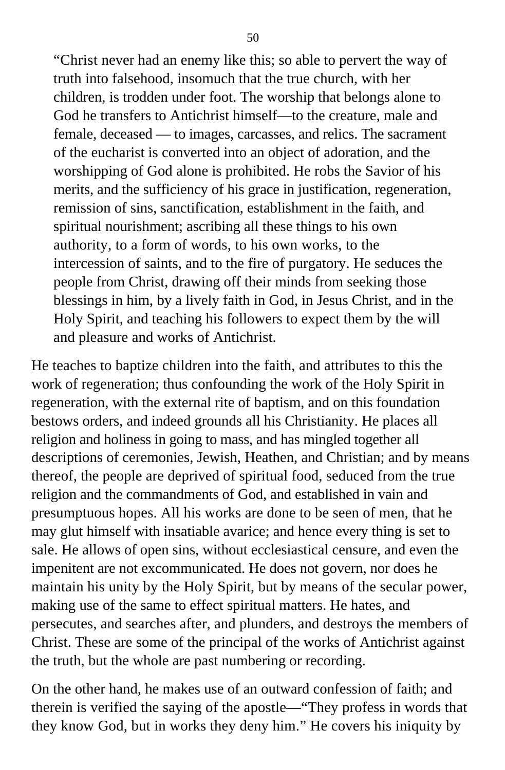> "Christ never had an enemy like this; so able to pervert the way of truth into falsehood, insomuch that the true church, with her children, is trodden under foot. The worship that belongs alone to God he transfers to Antichrist himself—to the creature, male and female, deceased — to images, carcasses, and relics. The sacrament of the eucharist is converted into an object of adoration, and the worshipping of God alone is prohibited. He robs the Savior of his merits, and the sufficiency of his grace in justification, regeneration, remission of sins, sanctification, establishment in the faith, and spiritual nourishment; ascribing all these things to his own authority, to a form of words, to his own works, to the intercession of saints, and to the fire of purgatory. He seduces the people from Christ, drawing off their minds from seeking those blessings in him, by a lively faith in God, in Jesus Christ, and in the Holy Spirit, and teaching his followers to expect them by the will and pleasure and works of Antichrist.

He teaches to baptize children into the faith, and attributes to this the work of regeneration; thus confounding the work of the Holy Spirit in regeneration, with the external rite of baptism, and on this foundation bestows orders, and indeed grounds all his Christianity. He places all religion and holiness in going to mass, and has mingled together all descriptions of ceremonies, Jewish, Heathen, and Christian; and by means thereof, the people are deprived of spiritual food, seduced from the true religion and the commandments of God, and established in vain and presumptuous hopes. All his works are done to be seen of men, that he may glut himself with insatiable avarice; and hence every thing is set to sale. He allows of open sins, without ecclesiastical censure, and even the impenitent are not excommunicated. He does not govern, nor does he maintain his unity by the Holy Spirit, but by means of the secular power, making use of the same to effect spiritual matters. He hates, and persecutes, and searches after, and plunders, and destroys the members of Christ. These are some of the principal of the works of Antichrist against the truth, but the whole are past numbering or recording.

On the other hand, he makes use of an outward confession of faith; and therein is verified the saying of the apostle—"They profess in words that they know God, but in works they deny him." He covers his iniquity by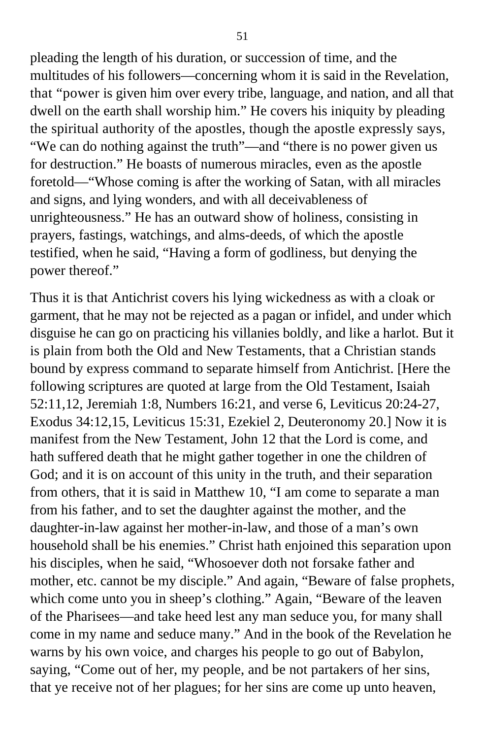pleading the length of his duration, or succession of time, and the multitudes of his followers—concerning whom it is said in the Revelation, that "power is given him over every tribe, language, and nation, and all that dwell on the earth shall worship him." He covers his iniquity by pleading the spiritual authority of the apostles, though the apostle expressly says, "We can do nothing against the truth"—and "there is no power given us for destruction." He boasts of numerous miracles, even as the apostle foretold—"Whose coming is after the working of Satan, with all miracles and signs, and lying wonders, and with all deceivableness of unrighteousness." He has an outward show of holiness, consisting in prayers, fastings, watchings, and alms-deeds, of which the apostle testified, when he said, "Having a form of godliness, but denying the power thereof."

Thus it is that Antichrist covers his lying wickedness as with a cloak or garment, that he may not be rejected as a pagan or infidel, and under which disguise he can go on practicing his villanies boldly, and like a harlot. But it is plain from both the Old and New Testaments, that a Christian stands bound by express command to separate himself from Antichrist. [Here the following scriptures are quoted at large from the Old Testament, Isaiah 52:11,12, Jeremiah 1:8, Numbers 16:21, and verse 6, Leviticus 20:24-27, Exodus 34:12,15, Leviticus 15:31, Ezekiel 2, Deuteronomy 20.] Now it is manifest from the New Testament, John 12 that the Lord is come, and hath suffered death that he might gather together in one the children of God; and it is on account of this unity in the truth, and their separation from others, that it is said in Matthew 10, "I am come to separate a man from his father, and to set the daughter against the mother, and the daughter-in-law against her mother-in-law, and those of a man's own household shall be his enemies." Christ hath enjoined this separation upon his disciples, when he said, "Whosoever doth not forsake father and mother, etc. cannot be my disciple." And again, "Beware of false prophets, which come unto you in sheep's clothing." Again, "Beware of the leaven of the Pharisees—and take heed lest any man seduce you, for many shall come in my name and seduce many." And in the book of the Revelation he warns by his own voice, and charges his people to go out of Babylon, saying, "Come out of her, my people, and be not partakers of her sins, that ye receive not of her plagues; for her sins are come up unto heaven,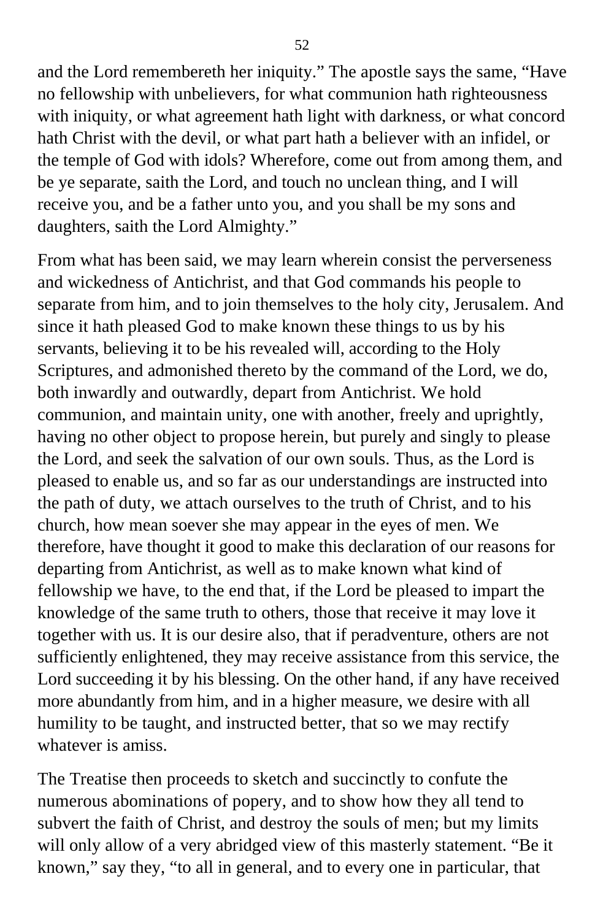and the Lord remembereth her iniquity.” The apostle says the same, “Have no fellowship with unbelievers, for what communion hath righteousness with iniquity, or what agreement hath light with darkness, or what concord hath Christ with the devil, or what part hath a believer with an infidel, or the temple of God with idols? Wherefore, come out from among them, and be ye separate, saith the Lord, and touch no unclean thing, and I will receive you, and be a father unto you, and you shall be my sons and daughters, saith the Lord Almighty.”

From what has been said, we may learn wherein consist the perverseness and wickedness of Antichrist, and that God commands his people to separate from him, and to join themselves to the holy city, Jerusalem. And since it hath pleased God to make known these things to us by his servants, believing it to be his revealed will, according to the Holy Scriptures, and admonished thereto by the command of the Lord, we do, both inwardly and outwardly, depart from Antichrist. We hold communion, and maintain unity, one with another, freely and uprightly, having no other object to propose herein, but purely and singly to please the Lord, and seek the salvation of our own souls. Thus, as the Lord is pleased to enable us, and so far as our understandings are instructed into the path of duty, we attach ourselves to the truth of Christ, and to his church, how mean soever she may appear in the eyes of men. We therefore, have thought it good to make this declaration of our reasons for departing from Antichrist, as well as to make known what kind of fellowship we have, to the end that, if the Lord be pleased to impart the knowledge of the same truth to others, those that receive it may love it together with us. It is our desire also, that if peradventure, others are not sufficiently enlightened, they may receive assistance from this service, the Lord succeeding it by his blessing. On the other hand, if any have received more abundantly from him, and in a higher measure, we desire with all humility to be taught, and instructed better, that so we may rectify whatever is amiss.

The Treatise then proceeds to sketch and succinctly to confute the numerous abominations of popery, and to show how they all tend to subvert the faith of Christ, and destroy the souls of men; but my limits will only allow of a very abridged view of this masterly statement. “Be it known,” say they, “to all in general, and to every one in particular, that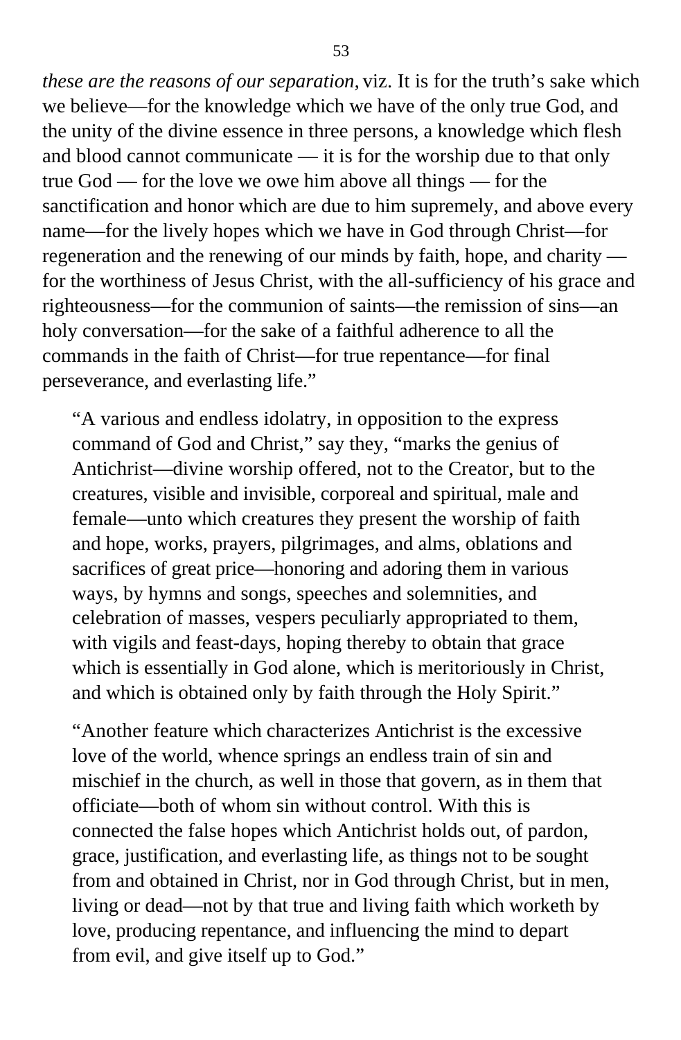*these are the reasons of our separation,* viz. It is for the truth's sake which we believe—for the knowledge which we have of the only true God, and the unity of the divine essence in three persons, a knowledge which flesh and blood cannot communicate — it is for the worship due to that only true God — for the love we owe him above all things — for the sanctification and honor which are due to him supremely, and above every name—for the lively hopes which we have in God through Christ—for regeneration and the renewing of our minds by faith, hope, and charity — for the worthiness of Jesus Christ, with the all-sufficiency of his grace and righteousness—for the communion of saints—the remission of sins—an holy conversation—for the sake of a faithful adherence to all the commands in the faith of Christ—for true repentance—for final perseverance, and everlasting life."

> "A various and endless idolatry, in opposition to the express command of God and Christ," say they, "marks the genius of Antichrist—divine worship offered, not to the Creator, but to the creatures, visible and invisible, corporeal and spiritual, male and female—unto which creatures they present the worship of faith and hope, works, prayers, pilgrimages, and alms, oblations and sacrifices of great price—honoring and adoring them in various ways, by hymns and songs, speeches and solemnities, and celebration of masses, vespers peculiarly appropriated to them, with vigils and feast-days, hoping thereby to obtain that grace which is essentially in God alone, which is meritoriously in Christ, and which is obtained only by faith through the Holy Spirit."

> "Another feature which characterizes Antichrist is the excessive love of the world, whence springs an endless train of sin and mischief in the church, as well in those that govern, as in them that officiate—both of whom sin without control. With this is connected the false hopes which Antichrist holds out, of pardon, grace, justification, and everlasting life, as things not to be sought from and obtained in Christ, nor in God through Christ, but in men, living or dead—not by that true and living faith which worketh by love, producing repentance, and influencing the mind to depart from evil, and give itself up to God."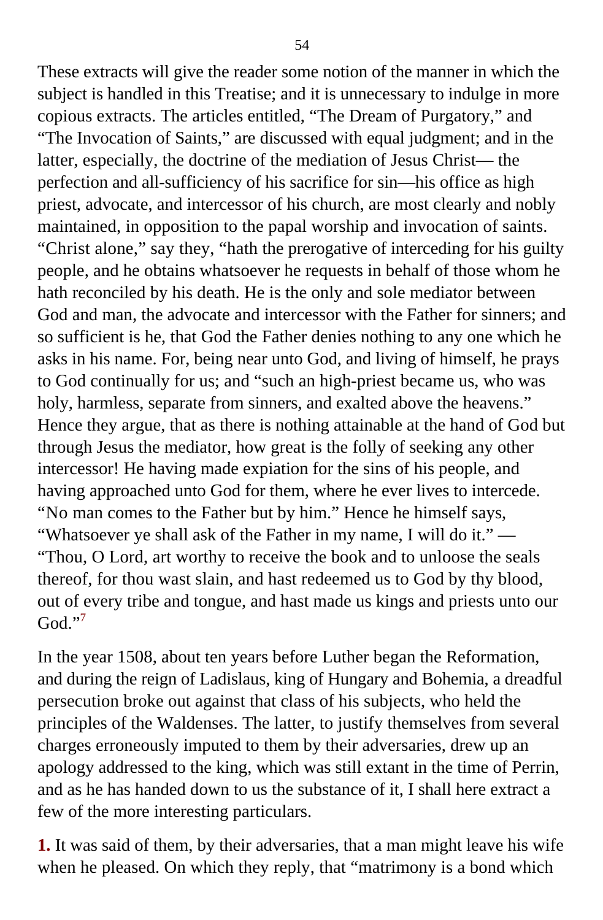These extracts will give the reader some notion of the manner in which the subject is handled in this Treatise; and it is unnecessary to indulge in more copious extracts. The articles entitled, "The Dream of Purgatory," and "The Invocation of Saints," are discussed with equal judgment; and in the latter, especially, the doctrine of the mediation of Jesus Christ— the perfection and all-sufficiency of his sacrifice for sin—his office as high priest, advocate, and intercessor of his church, are most clearly and nobly maintained, in opposition to the papal worship and invocation of saints. "Christ alone," say they, "hath the prerogative of interceding for his guilty people, and he obtains whatsoever he requests in behalf of those whom he hath reconciled by his death. He is the only and sole mediator between God and man, the advocate and intercessor with the Father for sinners; and so sufficient is he, that God the Father denies nothing to any one which he asks in his name. For, being near unto God, and living of himself, he prays to God continually for us; and "such an high-priest became us, who was holy, harmless, separate from sinners, and exalted above the heavens." Hence they argue, that as there is nothing attainable at the hand of God but through Jesus the mediator, how great is the folly of seeking any other intercessor! He having made expiation for the sins of his people, and having approached unto God for them, where he ever lives to intercede. "No man comes to the Father but by him." Hence he himself says, "Whatsoever ye shall ask of the Father in my name, I will do it." — "Thou, O Lord, art worthy to receive the book and to unloose the seals thereof, for thou wast slain, and hast redeemed us to God by thy blood, out of every tribe and tongue, and hast made us kings and priests unto our God."[7]

In the year 1508, about ten years before Luther began the Reformation, and during the reign of Ladislaus, king of Hungary and Bohemia, a dreadful persecution broke out against that class of his subjects, who held the principles of the Waldenses. The latter, to justify themselves from several charges erroneously imputed to them by their adversaries, drew up an apology addressed to the king, which was still extant in the time of Perrin, and as he has handed down to us the substance of it, I shall here extract a few of the more interesting particulars.

**1.** It was said of them, by their adversaries, that a man might leave his wife when he pleased. On which they reply, that "matrimony is a bond which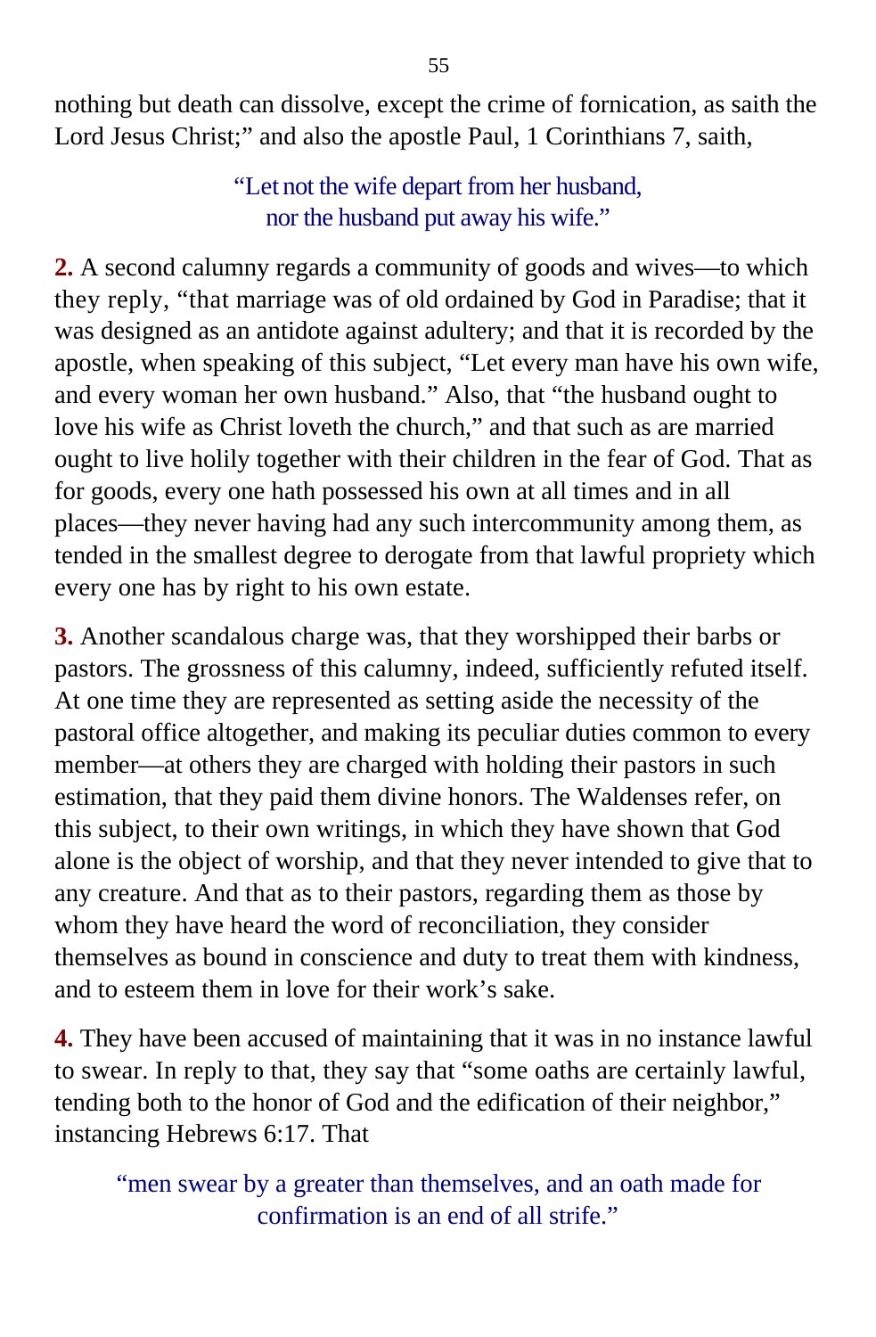nothing but death can dissolve, except the crime of fornication, as saith the Lord Jesus Christ;" and also the apostle Paul, 1 Corinthians 7, saith,

> "Let not the wife depart from her husband,
> nor the husband put away his wife."

**2.** A second calumny regards a community of goods and wives—to which they reply, "that marriage was of old ordained by God in Paradise; that it was designed as an antidote against adultery; and that it is recorded by the apostle, when speaking of this subject, "Let every man have his own wife, and every woman her own husband." Also, that "the husband ought to love his wife as Christ loveth the church," and that such as are married ought to live holily together with their children in the fear of God. That as for goods, every one hath possessed his own at all times and in all places—they never having had any such intercommunity among them, as tended in the smallest degree to derogate from that lawful propriety which every one has by right to his own estate.

**3.** Another scandalous charge was, that they worshipped their barbs or pastors. The grossness of this calumny, indeed, sufficiently refuted itself. At one time they are represented as setting aside the necessity of the pastoral office altogether, and making its peculiar duties common to every member—at others they are charged with holding their pastors in such estimation, that they paid them divine honors. The Waldenses refer, on this subject, to their own writings, in which they have shown that God alone is the object of worship, and that they never intended to give that to any creature. And that as to their pastors, regarding them as those by whom they have heard the word of reconciliation, they consider themselves as bound in conscience and duty to treat them with kindness, and to esteem them in love for their work's sake.

**4.** They have been accused of maintaining that it was in no instance lawful to swear. In reply to that, they say that "some oaths are certainly lawful, tending both to the honor of God and the edification of their neighbor," instancing Hebrews 6:17. That

> "men swear by a greater than themselves, and an oath made for confirmation is an end of all strife."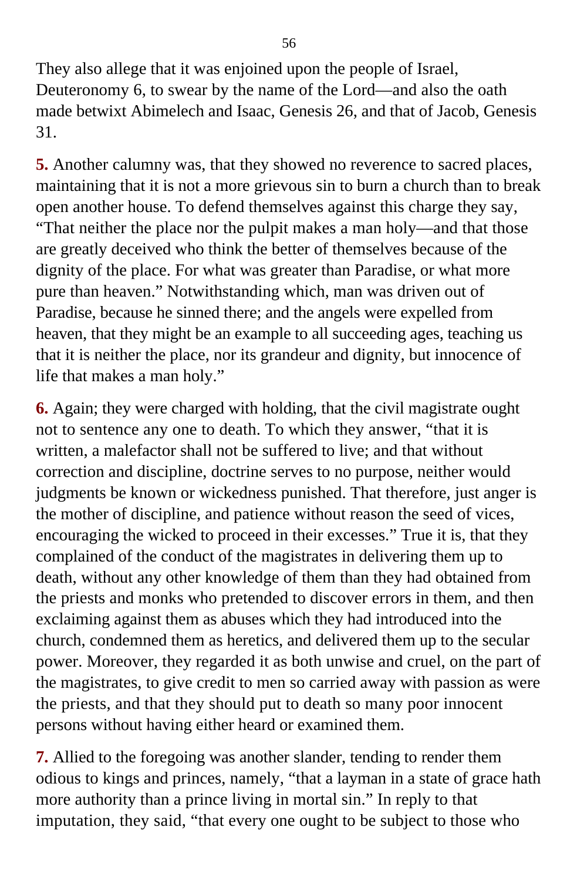They also allege that it was enjoined upon the people of Israel, Deuteronomy 6, to swear by the name of the Lord—and also the oath made betwixt Abimelech and Isaac, Genesis 26, and that of Jacob, Genesis 31.

**5.** Another calumny was, that they showed no reverence to sacred places, maintaining that it is not a more grievous sin to burn a church than to break open another house. To defend themselves against this charge they say, "That neither the place nor the pulpit makes a man holy—and that those are greatly deceived who think the better of themselves because of the dignity of the place. For what was greater than Paradise, or what more pure than heaven." Notwithstanding which, man was driven out of Paradise, because he sinned there; and the angels were expelled from heaven, that they might be an example to all succeeding ages, teaching us that it is neither the place, nor its grandeur and dignity, but innocence of life that makes a man holy."

**6.** Again; they were charged with holding, that the civil magistrate ought not to sentence any one to death. To which they answer, "that it is written, a malefactor shall not be suffered to live; and that without correction and discipline, doctrine serves to no purpose, neither would judgments be known or wickedness punished. That therefore, just anger is the mother of discipline, and patience without reason the seed of vices, encouraging the wicked to proceed in their excesses." True it is, that they complained of the conduct of the magistrates in delivering them up to death, without any other knowledge of them than they had obtained from the priests and monks who pretended to discover errors in them, and then exclaiming against them as abuses which they had introduced into the church, condemned them as heretics, and delivered them up to the secular power. Moreover, they regarded it as both unwise and cruel, on the part of the magistrates, to give credit to men so carried away with passion as were the priests, and that they should put to death so many poor innocent persons without having either heard or examined them.

**7.** Allied to the foregoing was another slander, tending to render them odious to kings and princes, namely, "that a layman in a state of grace hath more authority than a prince living in mortal sin." In reply to that imputation, they said, "that every one ought to be subject to those who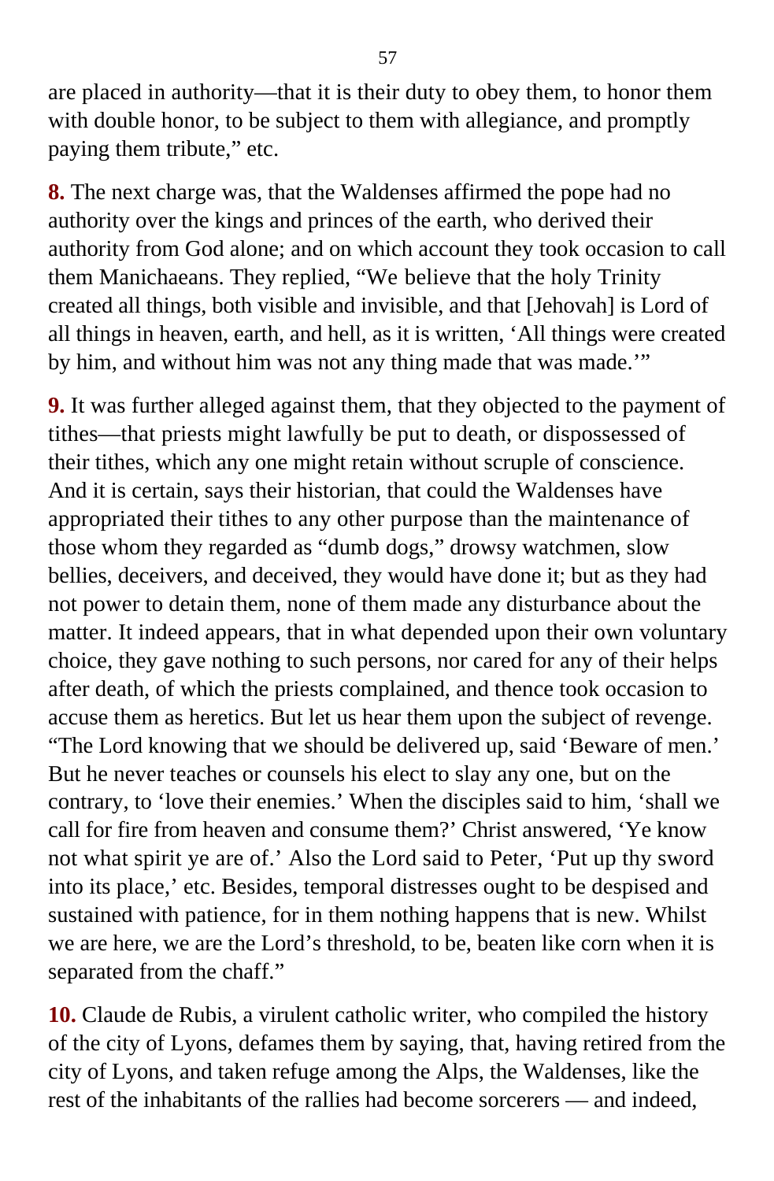are placed in authority—that it is their duty to obey them, to honor them with double honor, to be subject to them with allegiance, and promptly paying them tribute," etc.

**8.** The next charge was, that the Waldenses affirmed the pope had no authority over the kings and princes of the earth, who derived their authority from God alone; and on which account they took occasion to call them Manichaeans. They replied, "We believe that the holy Trinity created all things, both visible and invisible, and that [Jehovah] is Lord of all things in heaven, earth, and hell, as it is written, 'All things were created by him, and without him was not any thing made that was made.'"

**9.** It was further alleged against them, that they objected to the payment of tithes—that priests might lawfully be put to death, or dispossessed of their tithes, which any one might retain without scruple of conscience. And it is certain, says their historian, that could the Waldenses have appropriated their tithes to any other purpose than the maintenance of those whom they regarded as "dumb dogs," drowsy watchmen, slow bellies, deceivers, and deceived, they would have done it; but as they had not power to detain them, none of them made any disturbance about the matter. It indeed appears, that in what depended upon their own voluntary choice, they gave nothing to such persons, nor cared for any of their helps after death, of which the priests complained, and thence took occasion to accuse them as heretics. But let us hear them upon the subject of revenge. "The Lord knowing that we should be delivered up, said 'Beware of men.' But he never teaches or counsels his elect to slay any one, but on the contrary, to 'love their enemies.' When the disciples said to him, 'shall we call for fire from heaven and consume them?' Christ answered, 'Ye know not what spirit ye are of.' Also the Lord said to Peter, 'Put up thy sword into its place,' etc. Besides, temporal distresses ought to be despised and sustained with patience, for in them nothing happens that is new. Whilst we are here, we are the Lord's threshold, to be, beaten like corn when it is separated from the chaff."

**10.** Claude de Rubis, a virulent catholic writer, who compiled the history of the city of Lyons, defames them by saying, that, having retired from the city of Lyons, and taken refuge among the Alps, the Waldenses, like the rest of the inhabitants of the rallies had become sorcerers — and indeed,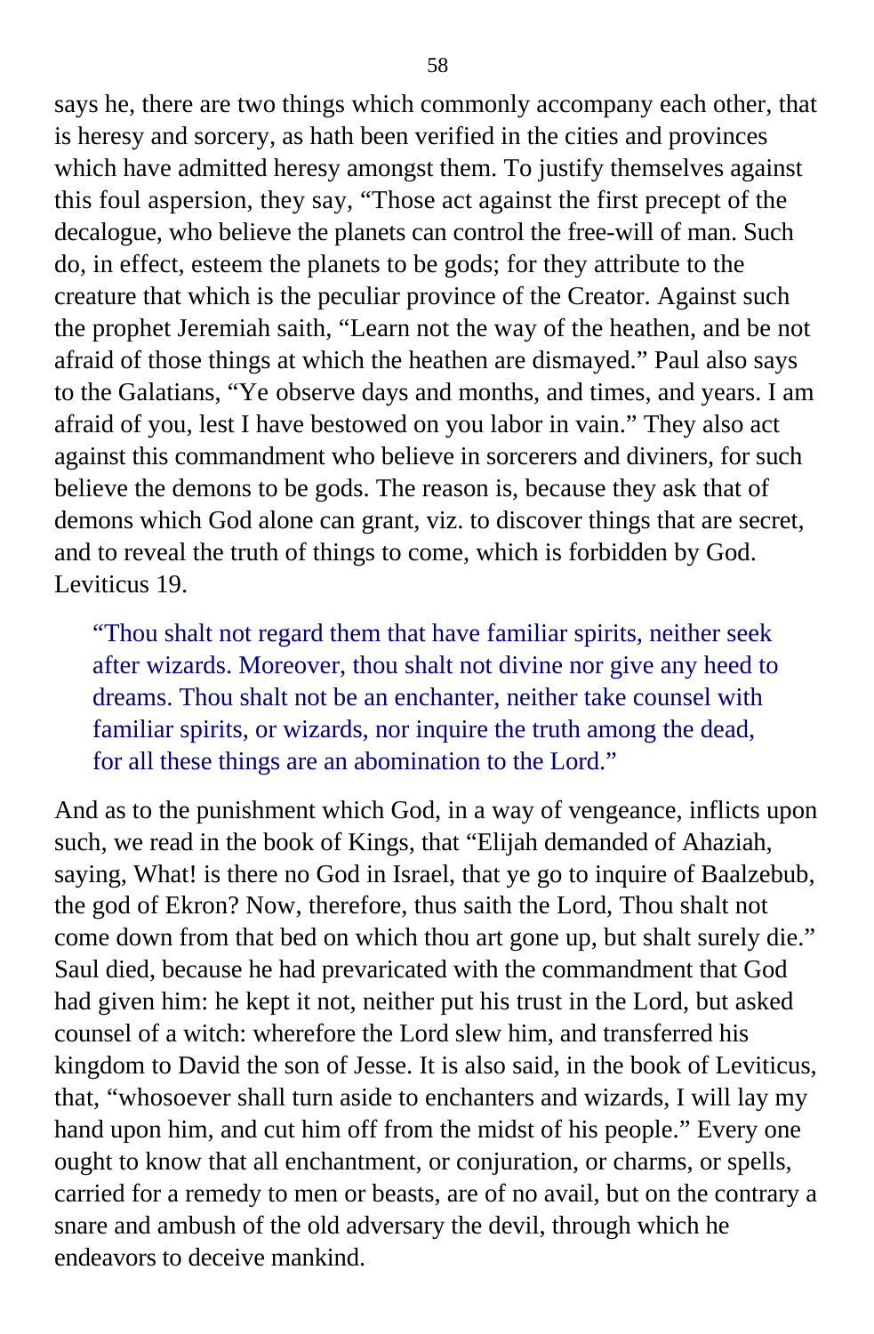says he, there are two things which commonly accompany each other, that is heresy and sorcery, as hath been verified in the cities and provinces which have admitted heresy amongst them. To justify themselves against this foul aspersion, they say, “Those act against the first precept of the decalogue, who believe the planets can control the free-will of man. Such do, in effect, esteem the planets to be gods; for they attribute to the creature that which is the peculiar province of the Creator. Against such the prophet Jeremiah saith, “Learn not the way of the heathen, and be not afraid of those things at which the heathen are dismayed.” Paul also says to the Galatians, “Ye observe days and months, and times, and years. I am afraid of you, lest I have bestowed on you labor in vain.” They also act against this commandment who believe in sorcerers and diviners, for such believe the demons to be gods. The reason is, because they ask that of demons which God alone can grant, viz. to discover things that are secret, and to reveal the truth of things to come, which is forbidden by God. Leviticus 19.

> “Thou shalt not regard them that have familiar spirits, neither seek after wizards. Moreover, thou shalt not divine nor give any heed to dreams. Thou shalt not be an enchanter, neither take counsel with familiar spirits, or wizards, nor inquire the truth among the dead, for all these things are an abomination to the Lord.”

And as to the punishment which God, in a way of vengeance, inflicts upon such, we read in the book of Kings, that “Elijah demanded of Ahaziah, saying, What! is there no God in Israel, that ye go to inquire of Baalzebub, the god of Ekron? Now, therefore, thus saith the Lord, Thou shalt not come down from that bed on which thou art gone up, but shalt surely die.” Saul died, because he had prevaricated with the commandment that God had given him: he kept it not, neither put his trust in the Lord, but asked counsel of a witch: wherefore the Lord slew him, and transferred his kingdom to David the son of Jesse. It is also said, in the book of Leviticus, that, “whosoever shall turn aside to enchanters and wizards, I will lay my hand upon him, and cut him off from the midst of his people.” Every one ought to know that all enchantment, or conjuration, or charms, or spells, carried for a remedy to men or beasts, are of no avail, but on the contrary a snare and ambush of the old adversary the devil, through which he endeavors to deceive mankind.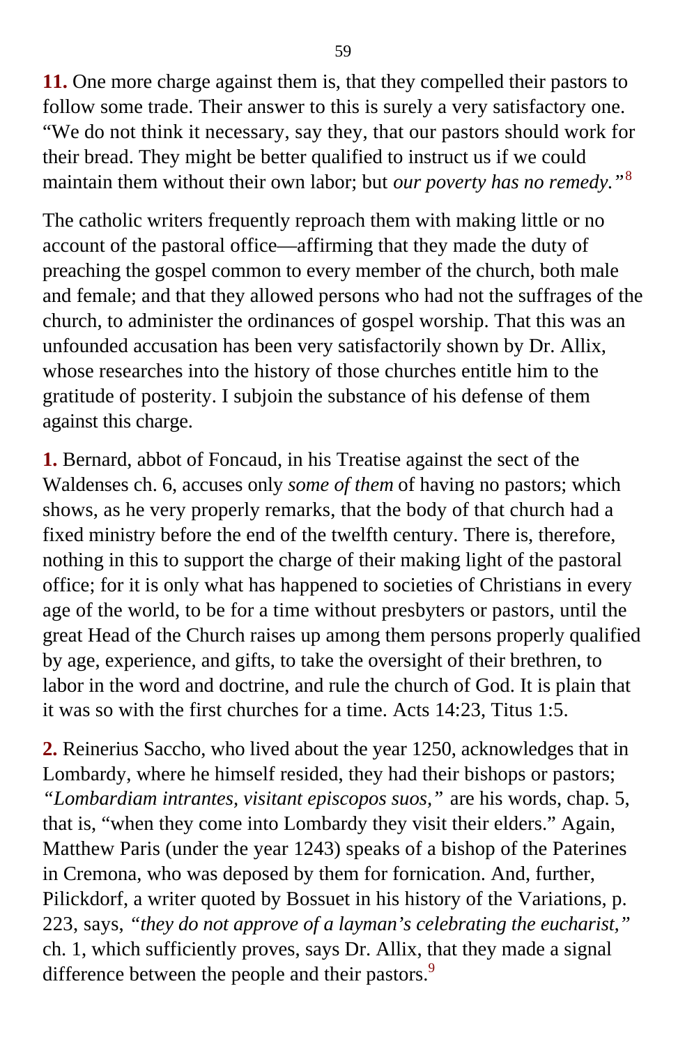**11.** One more charge against them is, that they compelled their pastors to follow some trade. Their answer to this is surely a very satisfactory one. "We do not think it necessary, say they, that our pastors should work for their bread. They might be better qualified to instruct us if we could maintain them without their own labor; but *our poverty has no remedy."*[8]

The catholic writers frequently reproach them with making little or no account of the pastoral office—affirming that they made the duty of preaching the gospel common to every member of the church, both male and female; and that they allowed persons who had not the suffrages of the church, to administer the ordinances of gospel worship. That this was an unfounded accusation has been very satisfactorily shown by Dr. Allix, whose researches into the history of those churches entitle him to the gratitude of posterity. I subjoin the substance of his defense of them against this charge.

**1.** Bernard, abbot of Foncaud, in his Treatise against the sect of the Waldenses ch. 6, accuses only *some of them* of having no pastors; which shows, as he very properly remarks, that the body of that church had a fixed ministry before the end of the twelfth century. There is, therefore, nothing in this to support the charge of their making light of the pastoral office; for it is only what has happened to societies of Christians in every age of the world, to be for a time without presbyters or pastors, until the great Head of the Church raises up among them persons properly qualified by age, experience, and gifts, to take the oversight of their brethren, to labor in the word and doctrine, and rule the church of God. It is plain that it was so with the first churches for a time. Acts 14:23, Titus 1:5.

**2.** Reinerius Saccho, who lived about the year 1250, acknowledges that in Lombardy, where he himself resided, they had their bishops or pastors; *"Lombardiam intrantes, visitant episcopos suos,"* are his words, chap. 5, that is, "when they come into Lombardy they visit their elders." Again, Matthew Paris (under the year 1243) speaks of a bishop of the Paterines in Cremona, who was deposed by them for fornication. And, further, Pilickdorf, a writer quoted by Bossuet in his history of the Variations, p. 223, says, *"they do not approve of a layman's celebrating the eucharist,"* ch. 1, which sufficiently proves, says Dr. Allix, that they made a signal difference between the people and their pastors.[9]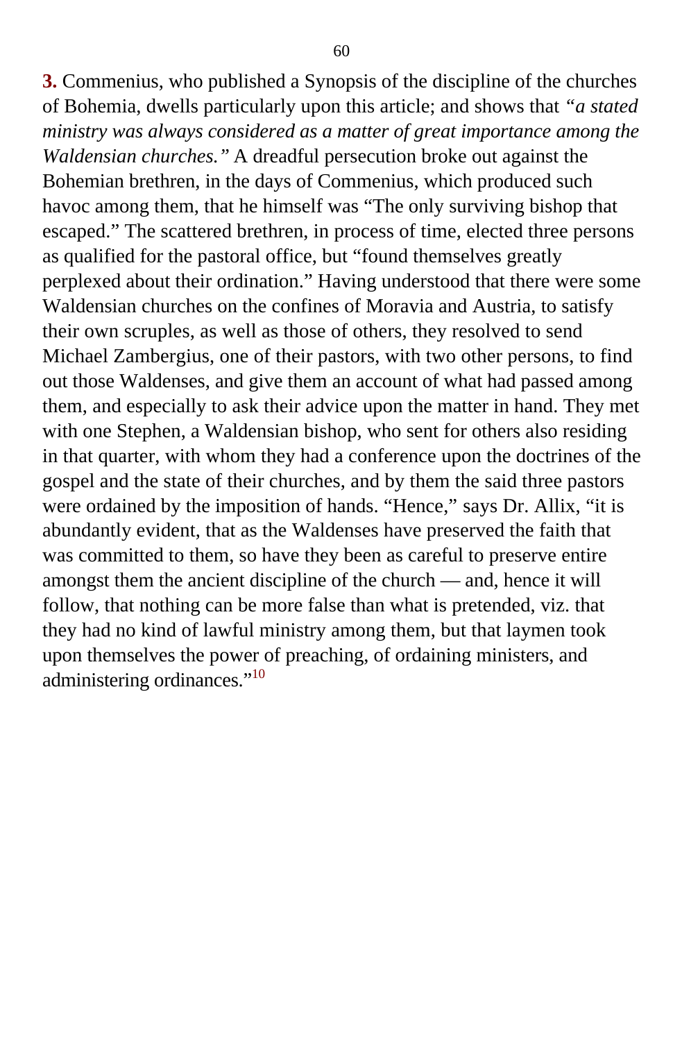**3.** Commenius, who published a Synopsis of the discipline of the churches of Bohemia, dwells particularly upon this article; and shows that *"a stated ministry was always considered as a matter of great importance among the Waldensian churches."* A dreadful persecution broke out against the Bohemian brethren, in the days of Commenius, which produced such havoc among them, that he himself was "The only surviving bishop that escaped." The scattered brethren, in process of time, elected three persons as qualified for the pastoral office, but "found themselves greatly perplexed about their ordination." Having understood that there were some Waldensian churches on the confines of Moravia and Austria, to satisfy their own scruples, as well as those of others, they resolved to send Michael Zambergius, one of their pastors, with two other persons, to find out those Waldenses, and give them an account of what had passed among them, and especially to ask their advice upon the matter in hand. They met with one Stephen, a Waldensian bishop, who sent for others also residing in that quarter, with whom they had a conference upon the doctrines of the gospel and the state of their churches, and by them the said three pastors were ordained by the imposition of hands. "Hence," says Dr. Allix, "it is abundantly evident, that as the Waldenses have preserved the faith that was committed to them, so have they been as careful to preserve entire amongst them the ancient discipline of the church — and, hence it will follow, that nothing can be more false than what is pretended, viz. that they had no kind of lawful ministry among them, but that laymen took upon themselves the power of preaching, of ordaining ministers, and administering ordinances."[10]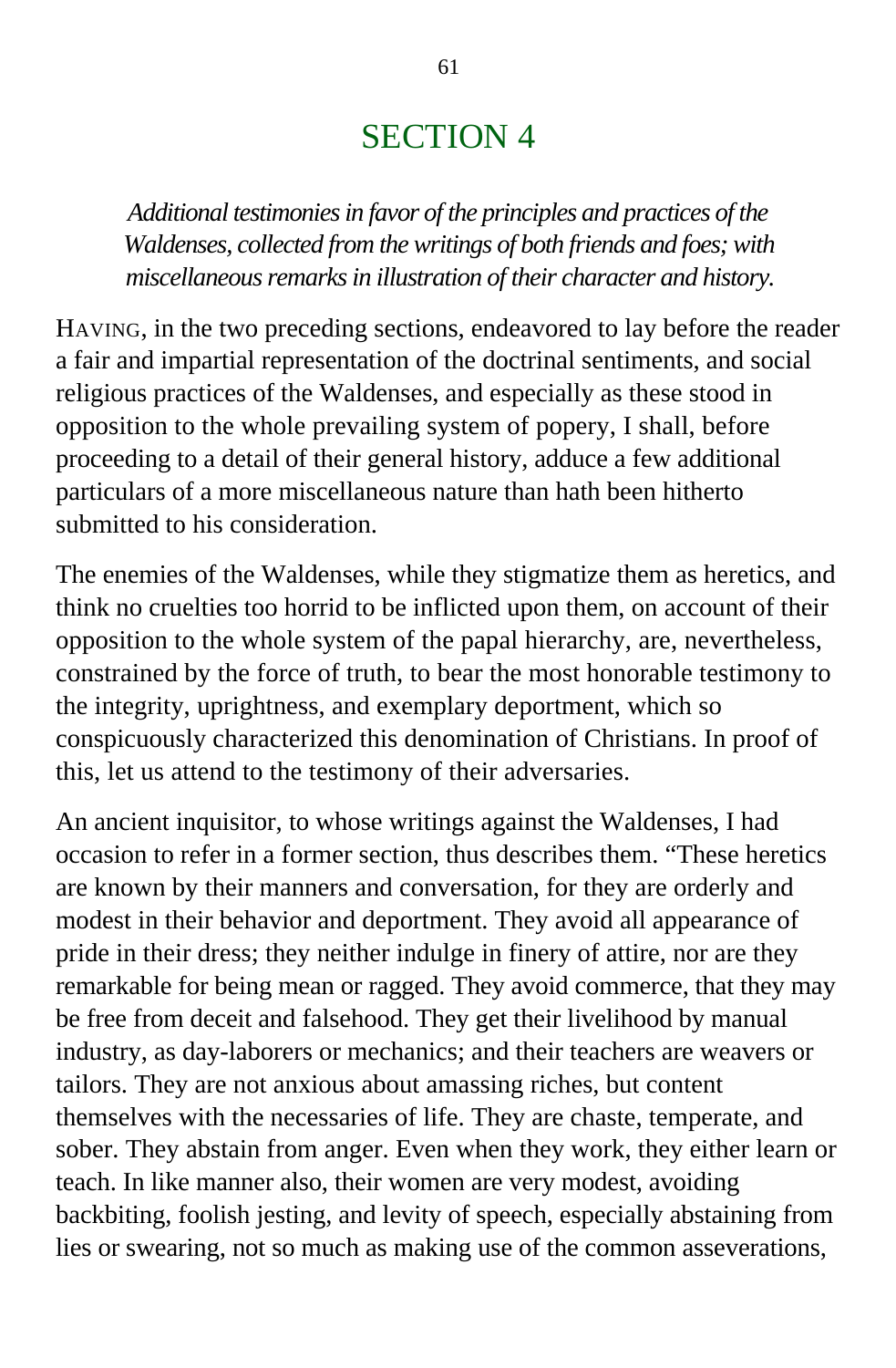# SECTION 4

*Additional testimonies in favor of the principles and practices of the Waldenses, collected from the writings of both friends and foes; with miscellaneous remarks in illustration of their character and history.*

HAVING, in the two preceding sections, endeavored to lay before the reader a fair and impartial representation of the doctrinal sentiments, and social religious practices of the Waldenses, and especially as these stood in opposition to the whole prevailing system of popery, I shall, before proceeding to a detail of their general history, adduce a few additional particulars of a more miscellaneous nature than hath been hitherto submitted to his consideration.

The enemies of the Waldenses, while they stigmatize them as heretics, and think no cruelties too horrid to be inflicted upon them, on account of their opposition to the whole system of the papal hierarchy, are, nevertheless, constrained by the force of truth, to bear the most honorable testimony to the integrity, uprightness, and exemplary deportment, which so conspicuously characterized this denomination of Christians. In proof of this, let us attend to the testimony of their adversaries.

An ancient inquisitor, to whose writings against the Waldenses, I had occasion to refer in a former section, thus describes them. "These heretics are known by their manners and conversation, for they are orderly and modest in their behavior and deportment. They avoid all appearance of pride in their dress; they neither indulge in finery of attire, nor are they remarkable for being mean or ragged. They avoid commerce, that they may be free from deceit and falsehood. They get their livelihood by manual industry, as day-laborers or mechanics; and their teachers are weavers or tailors. They are not anxious about amassing riches, but content themselves with the necessaries of life. They are chaste, temperate, and sober. They abstain from anger. Even when they work, they either learn or teach. In like manner also, their women are very modest, avoiding backbiting, foolish jesting, and levity of speech, especially abstaining from lies or swearing, not so much as making use of the common asseverations,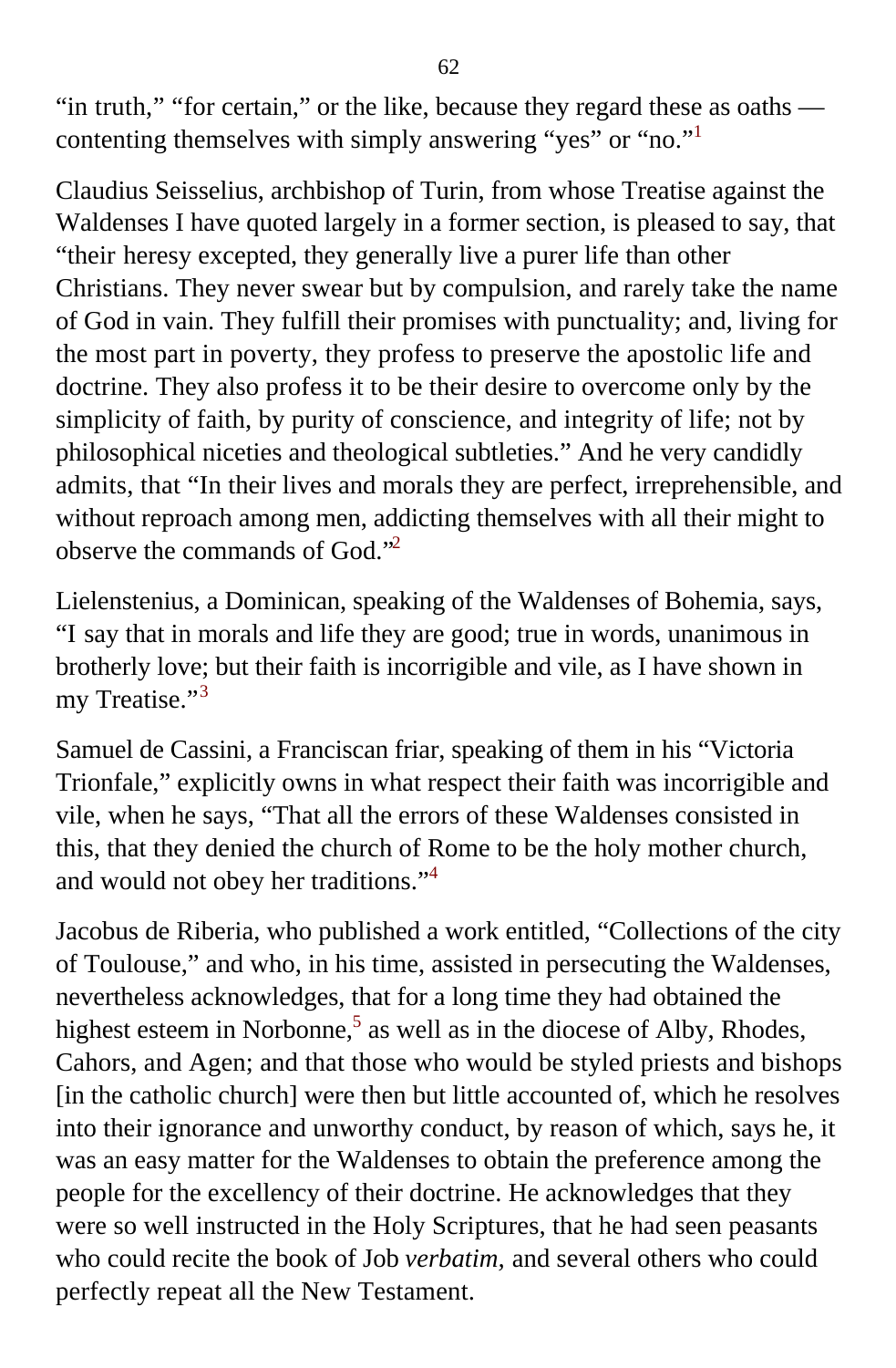"in truth," "for certain," or the like, because they regard these as oaths — contenting themselves with simply answering "yes" or "no."[1]

Claudius Seisselius, archbishop of Turin, from whose Treatise against the Waldenses I have quoted largely in a former section, is pleased to say, that "their heresy excepted, they generally live a purer life than other Christians. They never swear but by compulsion, and rarely take the name of God in vain. They fulfill their promises with punctuality; and, living for the most part in poverty, they profess to preserve the apostolic life and doctrine. They also profess it to be their desire to overcome only by the simplicity of faith, by purity of conscience, and integrity of life; not by philosophical niceties and theological subtleties." And he very candidly admits, that "In their lives and morals they are perfect, irreprehensible, and without reproach among men, addicting themselves with all their might to observe the commands of God."[2]

Lielenstenius, a Dominican, speaking of the Waldenses of Bohemia, says, "I say that in morals and life they are good; true in words, unanimous in brotherly love; but their faith is incorrigible and vile, as I have shown in my Treatise."[3]

Samuel de Cassini, a Franciscan friar, speaking of them in his "Victoria Trionfale," explicitly owns in what respect their faith was incorrigible and vile, when he says, "That all the errors of these Waldenses consisted in this, that they denied the church of Rome to be the holy mother church, and would not obey her traditions."[4]

Jacobus de Riberia, who published a work entitled, "Collections of the city of Toulouse," and who, in his time, assisted in persecuting the Waldenses, nevertheless acknowledges, that for a long time they had obtained the highest esteem in Norbonne,[5] as well as in the diocese of Alby, Rhodes, Cahors, and Agen; and that those who would be styled priests and bishops [in the catholic church] were then but little accounted of, which he resolves into their ignorance and unworthy conduct, by reason of which, says he, it was an easy matter for the Waldenses to obtain the preference among the people for the excellency of their doctrine. He acknowledges that they were so well instructed in the Holy Scriptures, that he had seen peasants who could recite the book of Job *verbatim*, and several others who could perfectly repeat all the New Testament.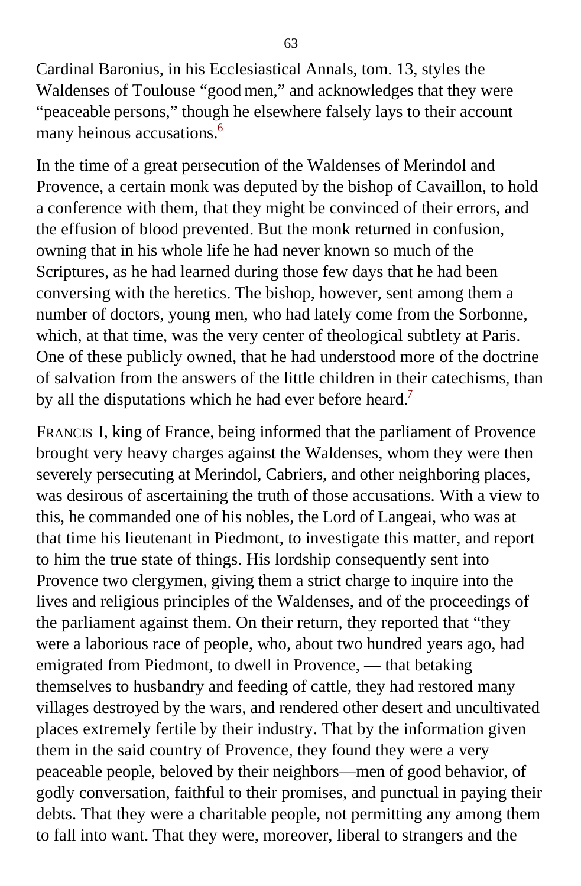Cardinal Baronius, in his Ecclesiastical Annals, tom. 13, styles the Waldenses of Toulouse "good men," and acknowledges that they were "peaceable persons," though he elsewhere falsely lays to their account many heinous accusations.[6]

In the time of a great persecution of the Waldenses of Merindol and Provence, a certain monk was deputed by the bishop of Cavaillon, to hold a conference with them, that they might be convinced of their errors, and the effusion of blood prevented. But the monk returned in confusion, owning that in his whole life he had never known so much of the Scriptures, as he had learned during those few days that he had been conversing with the heretics. The bishop, however, sent among them a number of doctors, young men, who had lately come from the Sorbonne, which, at that time, was the very center of theological subtlety at Paris. One of these publicly owned, that he had understood more of the doctrine of salvation from the answers of the little children in their catechisms, than by all the disputations which he had ever before heard.[7]

FRANCIS I, king of France, being informed that the parliament of Provence brought very heavy charges against the Waldenses, whom they were then severely persecuting at Merindol, Cabriers, and other neighboring places, was desirous of ascertaining the truth of those accusations. With a view to this, he commanded one of his nobles, the Lord of Langeai, who was at that time his lieutenant in Piedmont, to investigate this matter, and report to him the true state of things. His lordship consequently sent into Provence two clergymen, giving them a strict charge to inquire into the lives and religious principles of the Waldenses, and of the proceedings of the parliament against them. On their return, they reported that "they were a laborious race of people, who, about two hundred years ago, had emigrated from Piedmont, to dwell in Provence, — that betaking themselves to husbandry and feeding of cattle, they had restored many villages destroyed by the wars, and rendered other desert and uncultivated places extremely fertile by their industry. That by the information given them in the said country of Provence, they found they were a very peaceable people, beloved by their neighbors—men of good behavior, of godly conversation, faithful to their promises, and punctual in paying their debts. That they were a charitable people, not permitting any among them to fall into want. That they were, moreover, liberal to strangers and the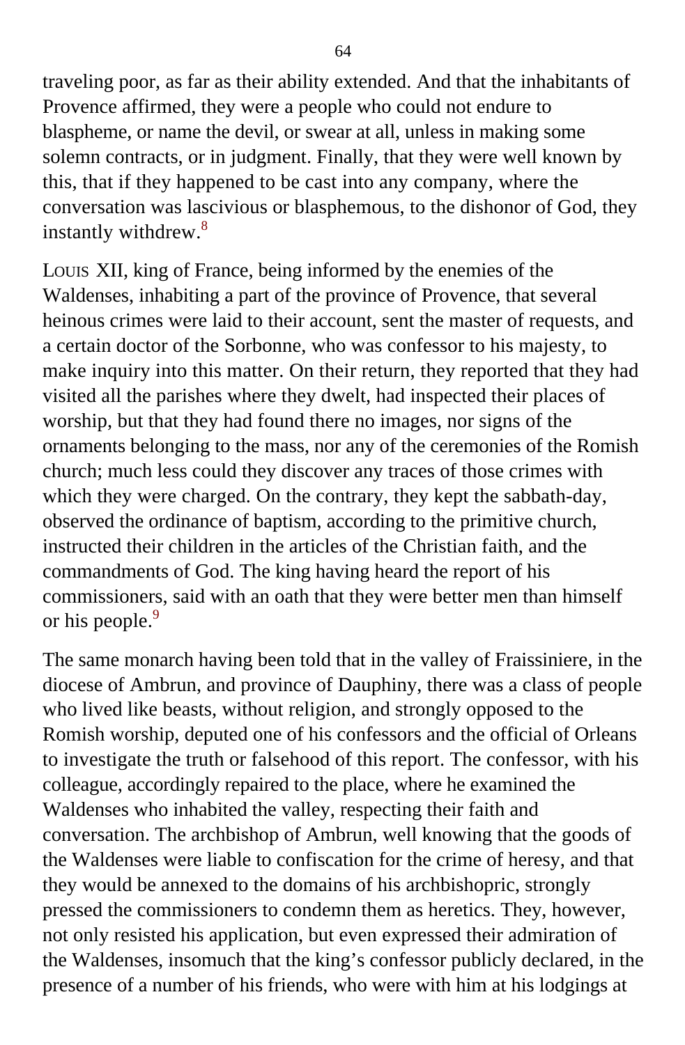traveling poor, as far as their ability extended. And that the inhabitants of Provence affirmed, they were a people who could not endure to blaspheme, or name the devil, or swear at all, unless in making some solemn contracts, or in judgment. Finally, that they were well known by this, that if they happened to be cast into any company, where the conversation was lascivious or blasphemous, to the dishonor of God, they instantly withdrew.[8]

LOUIS XII, king of France, being informed by the enemies of the Waldenses, inhabiting a part of the province of Provence, that several heinous crimes were laid to their account, sent the master of requests, and a certain doctor of the Sorbonne, who was confessor to his majesty, to make inquiry into this matter. On their return, they reported that they had visited all the parishes where they dwelt, had inspected their places of worship, but that they had found there no images, nor signs of the ornaments belonging to the mass, nor any of the ceremonies of the Romish church; much less could they discover any traces of those crimes with which they were charged. On the contrary, they kept the sabbath-day, observed the ordinance of baptism, according to the primitive church, instructed their children in the articles of the Christian faith, and the commandments of God. The king having heard the report of his commissioners, said with an oath that they were better men than himself or his people.[9]

The same monarch having been told that in the valley of Fraissiniere, in the diocese of Ambrun, and province of Dauphiny, there was a class of people who lived like beasts, without religion, and strongly opposed to the Romish worship, deputed one of his confessors and the official of Orleans to investigate the truth or falsehood of this report. The confessor, with his colleague, accordingly repaired to the place, where he examined the Waldenses who inhabited the valley, respecting their faith and conversation. The archbishop of Ambrun, well knowing that the goods of the Waldenses were liable to confiscation for the crime of heresy, and that they would be annexed to the domains of his archbishopric, strongly pressed the commissioners to condemn them as heretics. They, however, not only resisted his application, but even expressed their admiration of the Waldenses, insomuch that the king's confessor publicly declared, in the presence of a number of his friends, who were with him at his lodgings at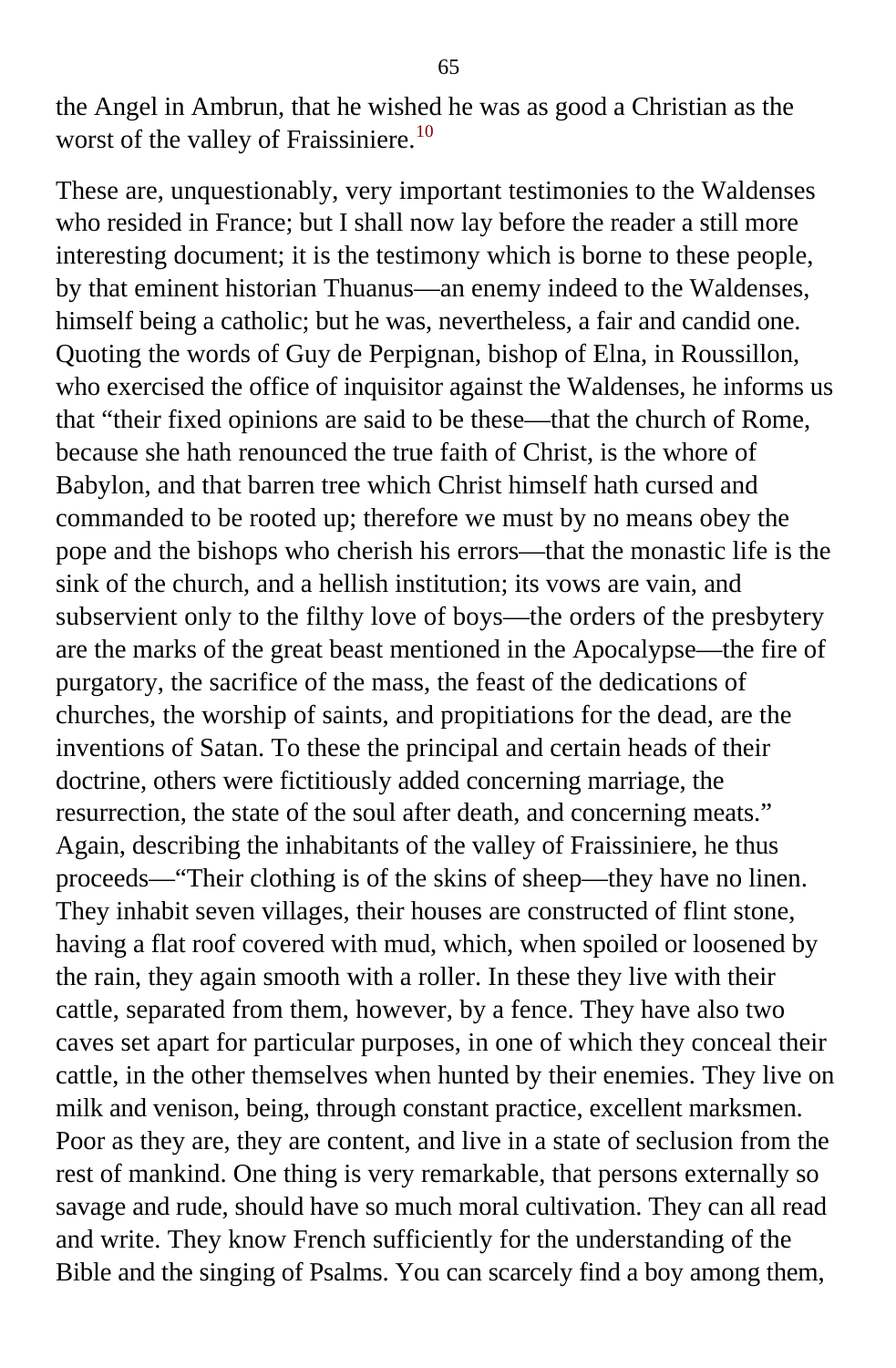the Angel in Ambrun, that he wished he was as good a Christian as the worst of the valley of Fraissiniere.[10]

These are, unquestionably, very important testimonies to the Waldenses who resided in France; but I shall now lay before the reader a still more interesting document; it is the testimony which is borne to these people, by that eminent historian Thuanus—an enemy indeed to the Waldenses, himself being a catholic; but he was, nevertheless, a fair and candid one. Quoting the words of Guy de Perpignan, bishop of Elna, in Roussillon, who exercised the office of inquisitor against the Waldenses, he informs us that "their fixed opinions are said to be these—that the church of Rome, because she hath renounced the true faith of Christ, is the whore of Babylon, and that barren tree which Christ himself hath cursed and commanded to be rooted up; therefore we must by no means obey the pope and the bishops who cherish his errors—that the monastic life is the sink of the church, and a hellish institution; its vows are vain, and subservient only to the filthy love of boys—the orders of the presbytery are the marks of the great beast mentioned in the Apocalypse—the fire of purgatory, the sacrifice of the mass, the feast of the dedications of churches, the worship of saints, and propitiations for the dead, are the inventions of Satan. To these the principal and certain heads of their doctrine, others were fictitiously added concerning marriage, the resurrection, the state of the soul after death, and concerning meats." Again, describing the inhabitants of the valley of Fraissiniere, he thus proceeds—"Their clothing is of the skins of sheep—they have no linen. They inhabit seven villages, their houses are constructed of flint stone, having a flat roof covered with mud, which, when spoiled or loosened by the rain, they again smooth with a roller. In these they live with their cattle, separated from them, however, by a fence. They have also two caves set apart for particular purposes, in one of which they conceal their cattle, in the other themselves when hunted by their enemies. They live on milk and venison, being, through constant practice, excellent marksmen. Poor as they are, they are content, and live in a state of seclusion from the rest of mankind. One thing is very remarkable, that persons externally so savage and rude, should have so much moral cultivation. They can all read and write. They know French sufficiently for the understanding of the Bible and the singing of Psalms. You can scarcely find a boy among them,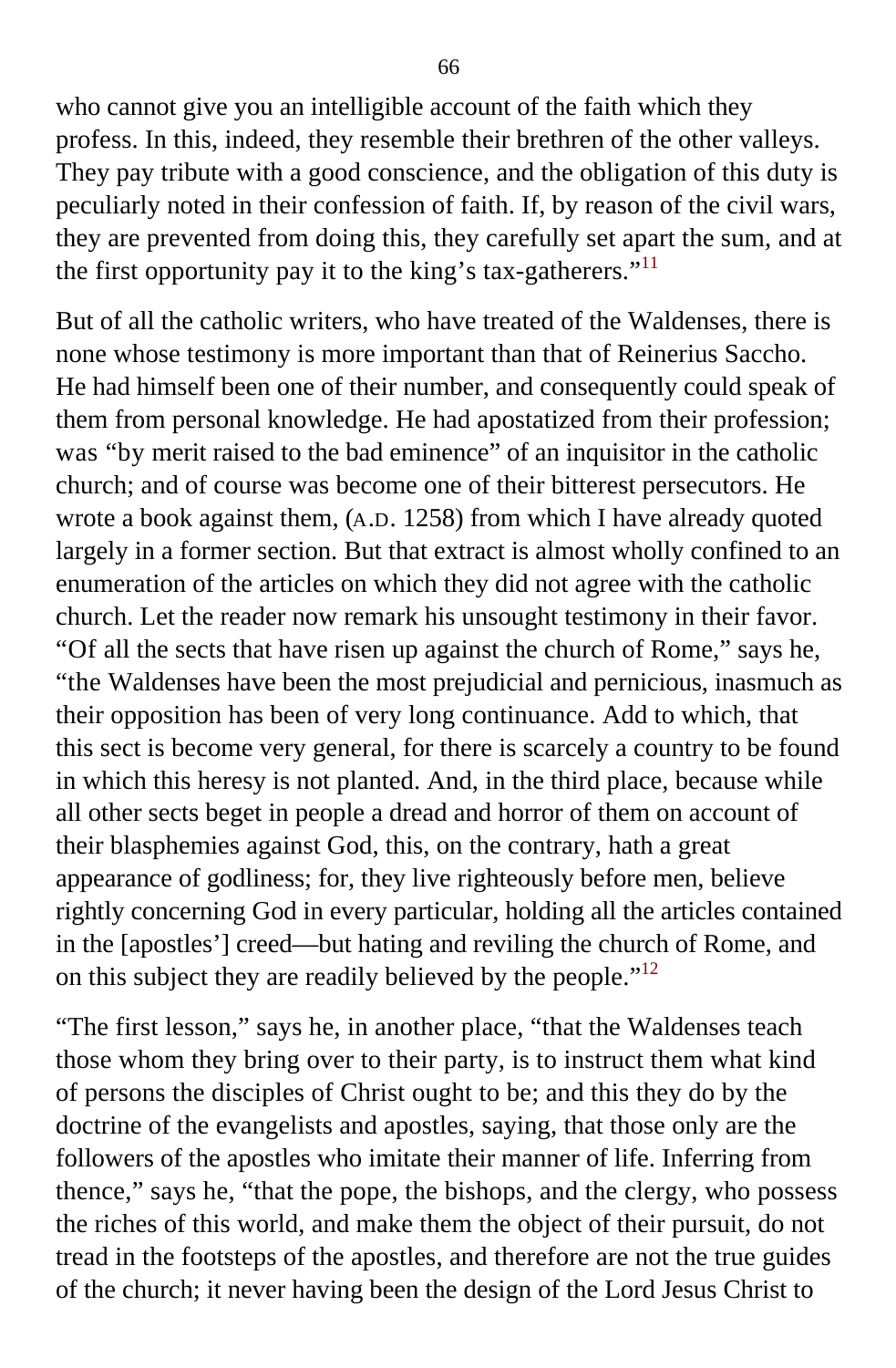who cannot give you an intelligible account of the faith which they profess. In this, indeed, they resemble their brethren of the other valleys. They pay tribute with a good conscience, and the obligation of this duty is peculiarly noted in their confession of faith. If, by reason of the civil wars, they are prevented from doing this, they carefully set apart the sum, and at the first opportunity pay it to the king's tax-gatherers."[11]

But of all the catholic writers, who have treated of the Waldenses, there is none whose testimony is more important than that of Reinerius Saccho. He had himself been one of their number, and consequently could speak of them from personal knowledge. He had apostatized from their profession; was "by merit raised to the bad eminence" of an inquisitor in the catholic church; and of course was become one of their bitterest persecutors. He wrote a book against them, (A.D. 1258) from which I have already quoted largely in a former section. But that extract is almost wholly confined to an enumeration of the articles on which they did not agree with the catholic church. Let the reader now remark his unsought testimony in their favor. "Of all the sects that have risen up against the church of Rome," says he, "the Waldenses have been the most prejudicial and pernicious, inasmuch as their opposition has been of very long continuance. Add to which, that this sect is become very general, for there is scarcely a country to be found in which this heresy is not planted. And, in the third place, because while all other sects beget in people a dread and horror of them on account of their blasphemies against God, this, on the contrary, hath a great appearance of godliness; for, they live righteously before men, believe rightly concerning God in every particular, holding all the articles contained in the [apostles'] creed—but hating and reviling the church of Rome, and on this subject they are readily believed by the people."[12]

"The first lesson," says he, in another place, "that the Waldenses teach those whom they bring over to their party, is to instruct them what kind of persons the disciples of Christ ought to be; and this they do by the doctrine of the evangelists and apostles, saying, that those only are the followers of the apostles who imitate their manner of life. Inferring from thence," says he, "that the pope, the bishops, and the clergy, who possess the riches of this world, and make them the object of their pursuit, do not tread in the footsteps of the apostles, and therefore are not the true guides of the church; it never having been the design of the Lord Jesus Christ to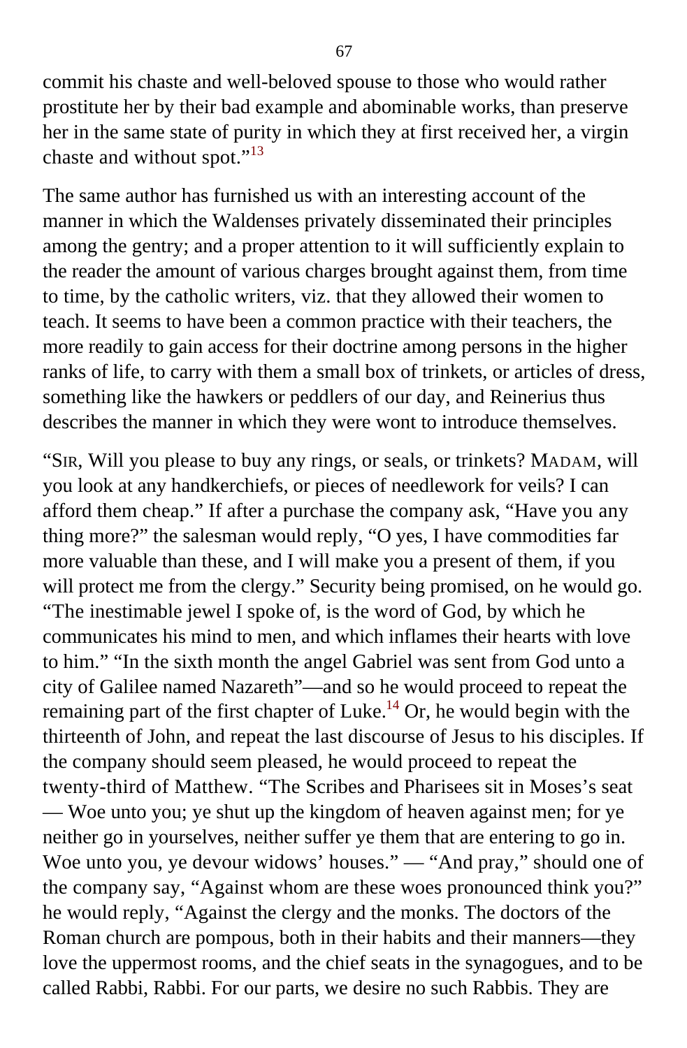commit his chaste and well-beloved spouse to those who would rather prostitute her by their bad example and abominable works, than preserve her in the same state of purity in which they at first received her, a virgin chaste and without spot."[13]

The same author has furnished us with an interesting account of the manner in which the Waldenses privately disseminated their principles among the gentry; and a proper attention to it will sufficiently explain to the reader the amount of various charges brought against them, from time to time, by the catholic writers, viz. that they allowed their women to teach. It seems to have been a common practice with their teachers, the more readily to gain access for their doctrine among persons in the higher ranks of life, to carry with them a small box of trinkets, or articles of dress, something like the hawkers or peddlers of our day, and Reinerius thus describes the manner in which they were wont to introduce themselves.

"SIR, Will you please to buy any rings, or seals, or trinkets? MADAM, will you look at any handkerchiefs, or pieces of needlework for veils? I can afford them cheap." If after a purchase the company ask, "Have you any thing more?" the salesman would reply, "O yes, I have commodities far more valuable than these, and I will make you a present of them, if you will protect me from the clergy." Security being promised, on he would go. "The inestimable jewel I spoke of, is the word of God, by which he communicates his mind to men, and which inflames their hearts with love to him." "In the sixth month the angel Gabriel was sent from God unto a city of Galilee named Nazareth"—and so he would proceed to repeat the remaining part of the first chapter of Luke.[14] Or, he would begin with the thirteenth of John, and repeat the last discourse of Jesus to his disciples. If the company should seem pleased, he would proceed to repeat the twenty-third of Matthew. "The Scribes and Pharisees sit in Moses's seat — Woe unto you; ye shut up the kingdom of heaven against men; for ye neither go in yourselves, neither suffer ye them that are entering to go in. Woe unto you, ye devour widows' houses." — "And pray," should one of the company say, "Against whom are these woes pronounced think you?" he would reply, "Against the clergy and the monks. The doctors of the Roman church are pompous, both in their habits and their manners—they love the uppermost rooms, and the chief seats in the synagogues, and to be called Rabbi, Rabbi. For our parts, we desire no such Rabbis. They are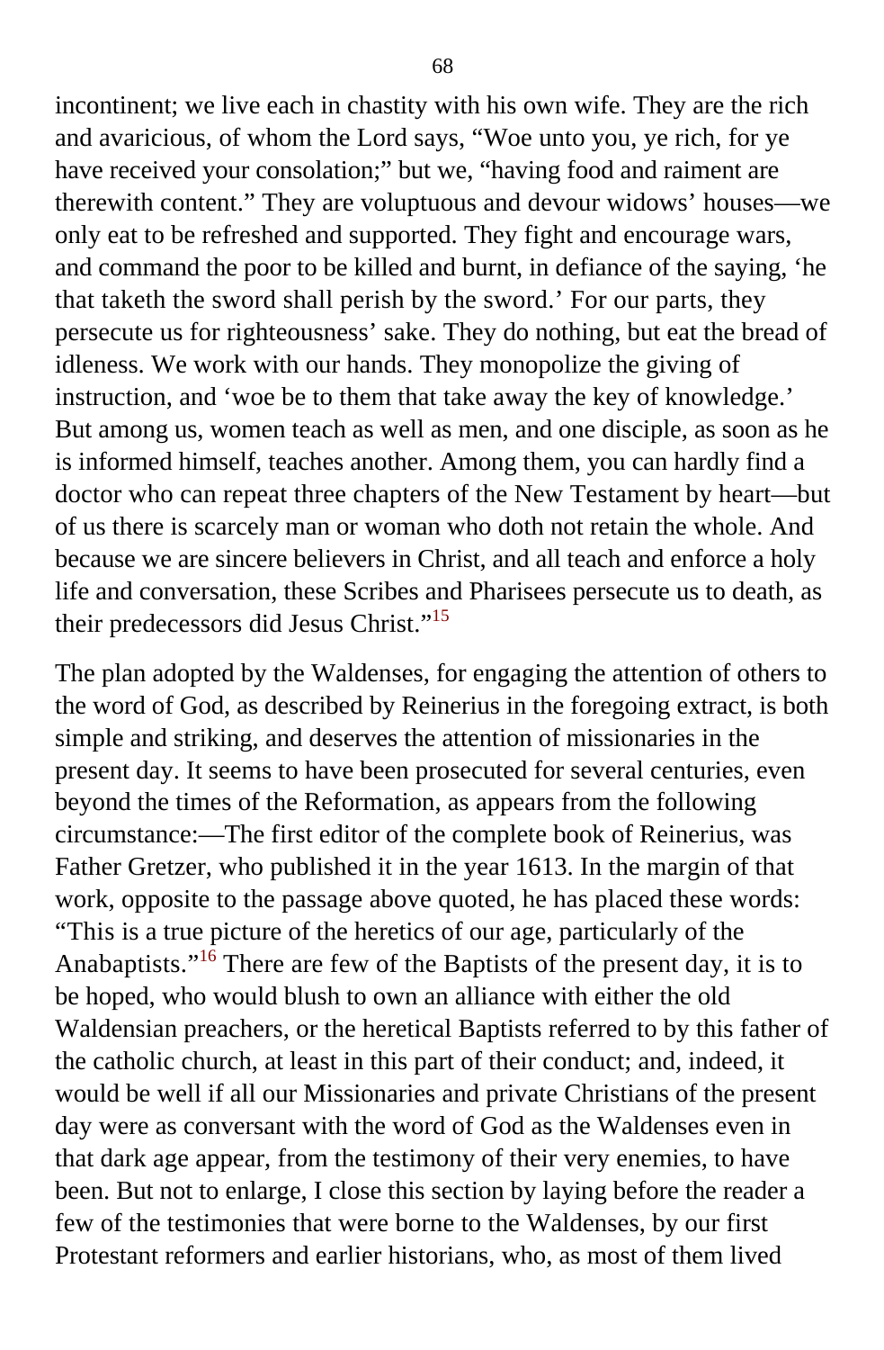incontinent; we live each in chastity with his own wife. They are the rich and avaricious, of whom the Lord says, “Woe unto you, ye rich, for ye have received your consolation;” but we, “having food and raiment are therewith content.” They are voluptuous and devour widows’ houses—we only eat to be refreshed and supported. They fight and encourage wars, and command the poor to be killed and burnt, in defiance of the saying, ‘he that taketh the sword shall perish by the sword.’ For our parts, they persecute us for righteousness’ sake. They do nothing, but eat the bread of idleness. We work with our hands. They monopolize the giving of instruction, and ‘woe be to them that take away the key of knowledge.’ But among us, women teach as well as men, and one disciple, as soon as he is informed himself, teaches another. Among them, you can hardly find a doctor who can repeat three chapters of the New Testament by heart—but of us there is scarcely man or woman who doth not retain the whole. And because we are sincere believers in Christ, and all teach and enforce a holy life and conversation, these Scribes and Pharisees persecute us to death, as their predecessors did Jesus Christ.”[15]

The plan adopted by the Waldenses, for engaging the attention of others to the word of God, as described by Reinerius in the foregoing extract, is both simple and striking, and deserves the attention of missionaries in the present day. It seems to have been prosecuted for several centuries, even beyond the times of the Reformation, as appears from the following circumstance:—The first editor of the complete book of Reinerius, was Father Gretzer, who published it in the year 1613. In the margin of that work, opposite to the passage above quoted, he has placed these words: “This is a true picture of the heretics of our age, particularly of the Anabaptists.”[16] There are few of the Baptists of the present day, it is to be hoped, who would blush to own an alliance with either the old Waldensian preachers, or the heretical Baptists referred to by this father of the catholic church, at least in this part of their conduct; and, indeed, it would be well if all our Missionaries and private Christians of the present day were as conversant with the word of God as the Waldenses even in that dark age appear, from the testimony of their very enemies, to have been. But not to enlarge, I close this section by laying before the reader a few of the testimonies that were borne to the Waldenses, by our first Protestant reformers and earlier historians, who, as most of them lived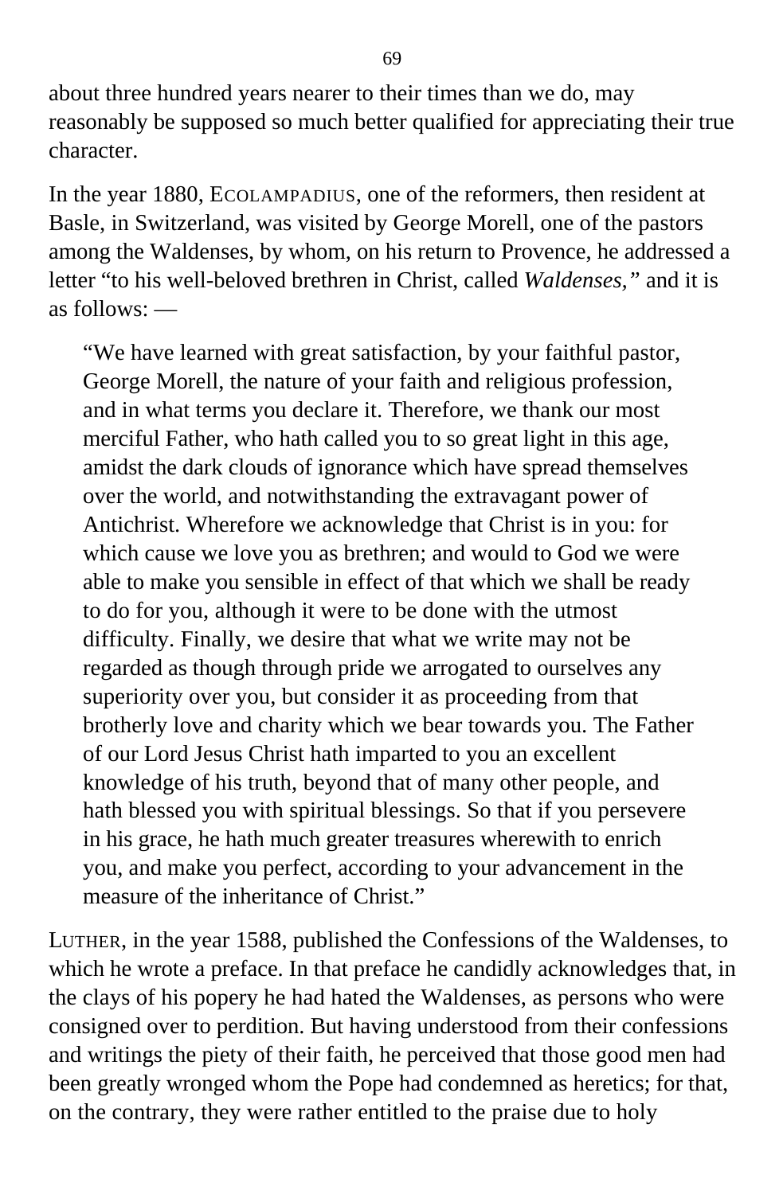about three hundred years nearer to their times than we do, may reasonably be supposed so much better qualified for appreciating their true character.

In the year 1880, ECOLAMPADIUS, one of the reformers, then resident at Basle, in Switzerland, was visited by George Morell, one of the pastors among the Waldenses, by whom, on his return to Provence, he addressed a letter "to his well-beloved brethren in Christ, called *Waldenses,*" and it is as follows: —

> "We have learned with great satisfaction, by your faithful pastor, George Morell, the nature of your faith and religious profession, and in what terms you declare it. Therefore, we thank our most merciful Father, who hath called you to so great light in this age, amidst the dark clouds of ignorance which have spread themselves over the world, and notwithstanding the extravagant power of Antichrist. Wherefore we acknowledge that Christ is in you: for which cause we love you as brethren; and would to God we were able to make you sensible in effect of that which we shall be ready to do for you, although it were to be done with the utmost difficulty. Finally, we desire that what we write may not be regarded as though through pride we arrogated to ourselves any superiority over you, but consider it as proceeding from that brotherly love and charity which we bear towards you. The Father of our Lord Jesus Christ hath imparted to you an excellent knowledge of his truth, beyond that of many other people, and hath blessed you with spiritual blessings. So that if you persevere in his grace, he hath much greater treasures wherewith to enrich you, and make you perfect, according to your advancement in the measure of the inheritance of Christ."

LUTHER, in the year 1588, published the Confessions of the Waldenses, to which he wrote a preface. In that preface he candidly acknowledges that, in the clays of his popery he had hated the Waldenses, as persons who were consigned over to perdition. But having understood from their confessions and writings the piety of their faith, he perceived that those good men had been greatly wronged whom the Pope had condemned as heretics; for that, on the contrary, they were rather entitled to the praise due to holy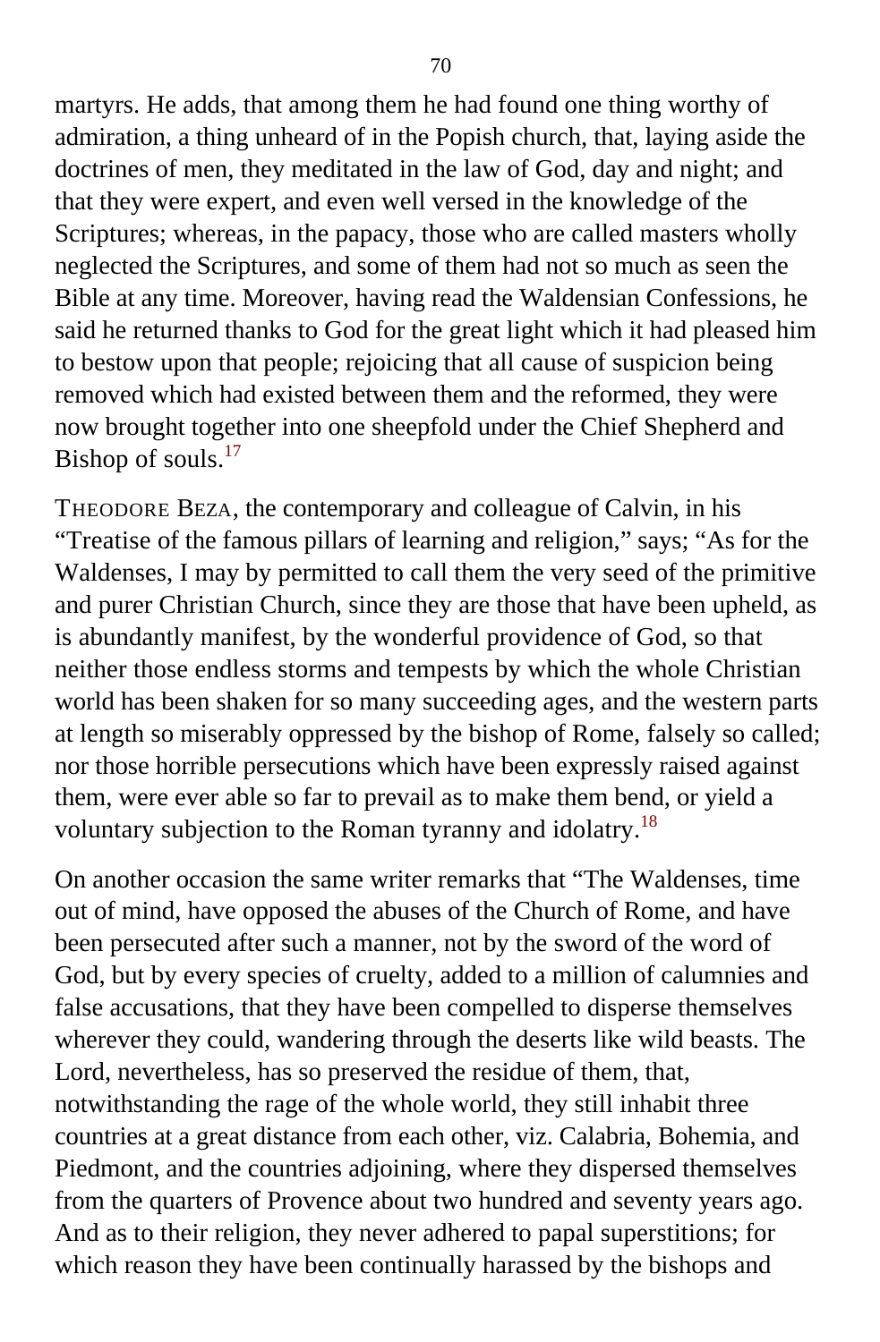martyrs. He adds, that among them he had found one thing worthy of admiration, a thing unheard of in the Popish church, that, laying aside the doctrines of men, they meditated in the law of God, day and night; and that they were expert, and even well versed in the knowledge of the Scriptures; whereas, in the papacy, those who are called masters wholly neglected the Scriptures, and some of them had not so much as seen the Bible at any time. Moreover, having read the Waldensian Confessions, he said he returned thanks to God for the great light which it had pleased him to bestow upon that people; rejoicing that all cause of suspicion being removed which had existed between them and the reformed, they were now brought together into one sheepfold under the Chief Shepherd and Bishop of souls.[17]

THEODORE BEZA, the contemporary and colleague of Calvin, in his "Treatise of the famous pillars of learning and religion," says; "As for the Waldenses, I may by permitted to call them the very seed of the primitive and purer Christian Church, since they are those that have been upheld, as is abundantly manifest, by the wonderful providence of God, so that neither those endless storms and tempests by which the whole Christian world has been shaken for so many succeeding ages, and the western parts at length so miserably oppressed by the bishop of Rome, falsely so called; nor those horrible persecutions which have been expressly raised against them, were ever able so far to prevail as to make them bend, or yield a voluntary subjection to the Roman tyranny and idolatry.[18]

On another occasion the same writer remarks that "The Waldenses, time out of mind, have opposed the abuses of the Church of Rome, and have been persecuted after such a manner, not by the sword of the word of God, but by every species of cruelty, added to a million of calumnies and false accusations, that they have been compelled to disperse themselves wherever they could, wandering through the deserts like wild beasts. The Lord, nevertheless, has so preserved the residue of them, that, notwithstanding the rage of the whole world, they still inhabit three countries at a great distance from each other, viz. Calabria, Bohemia, and Piedmont, and the countries adjoining, where they dispersed themselves from the quarters of Provence about two hundred and seventy years ago. And as to their religion, they never adhered to papal superstitions; for which reason they have been continually harassed by the bishops and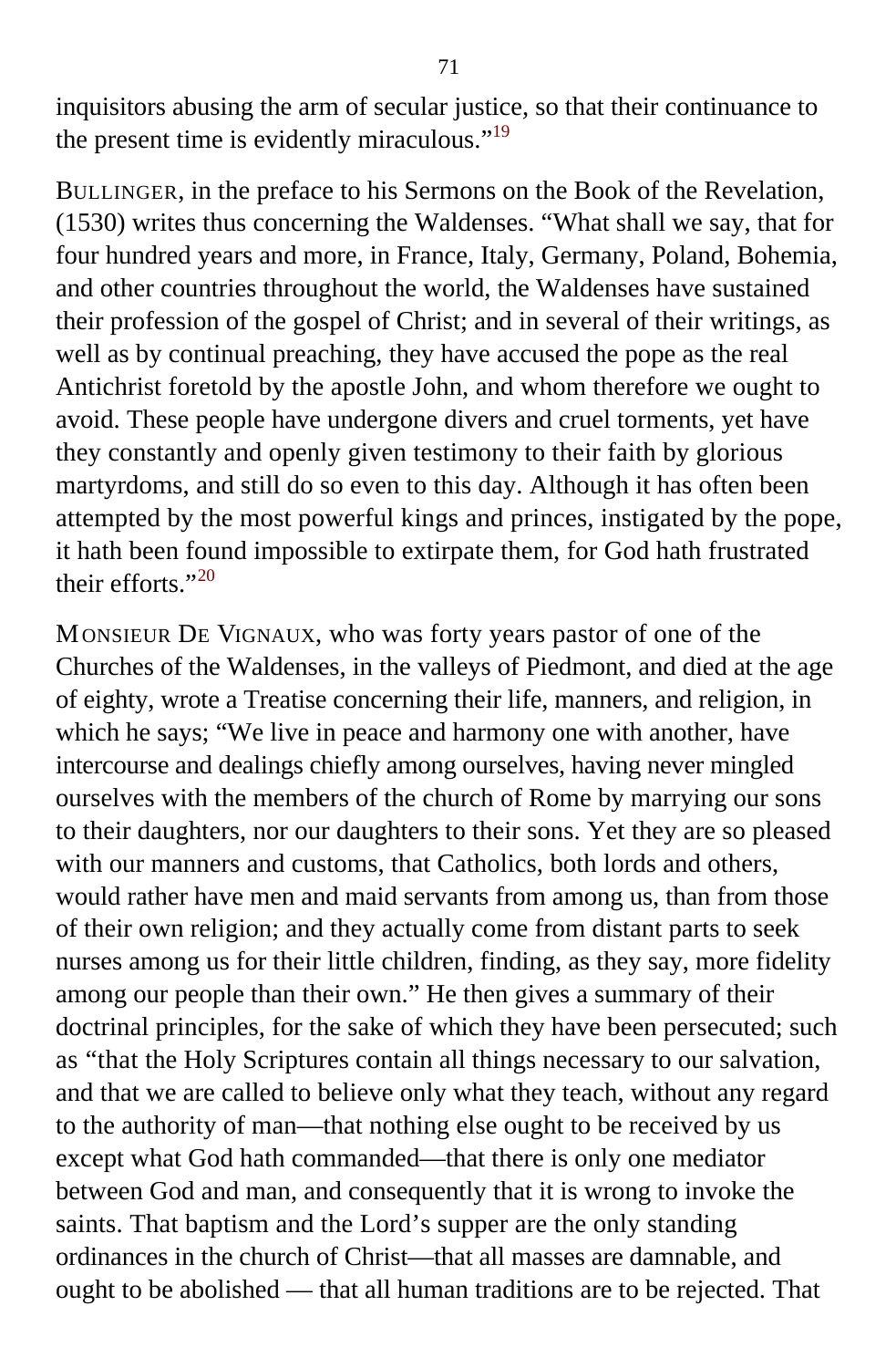inquisitors abusing the arm of secular justice, so that their continuance to the present time is evidently miraculous."[19]

BULLINGER, in the preface to his Sermons on the Book of the Revelation, (1530) writes thus concerning the Waldenses. "What shall we say, that for four hundred years and more, in France, Italy, Germany, Poland, Bohemia, and other countries throughout the world, the Waldenses have sustained their profession of the gospel of Christ; and in several of their writings, as well as by continual preaching, they have accused the pope as the real Antichrist foretold by the apostle John, and whom therefore we ought to avoid. These people have undergone divers and cruel torments, yet have they constantly and openly given testimony to their faith by glorious martyrdoms, and still do so even to this day. Although it has often been attempted by the most powerful kings and princes, instigated by the pope, it hath been found impossible to extirpate them, for God hath frustrated their efforts."[20]

MONSIEUR DE VIGNAUX, who was forty years pastor of one of the Churches of the Waldenses, in the valleys of Piedmont, and died at the age of eighty, wrote a Treatise concerning their life, manners, and religion, in which he says; "We live in peace and harmony one with another, have intercourse and dealings chiefly among ourselves, having never mingled ourselves with the members of the church of Rome by marrying our sons to their daughters, nor our daughters to their sons. Yet they are so pleased with our manners and customs, that Catholics, both lords and others, would rather have men and maid servants from among us, than from those of their own religion; and they actually come from distant parts to seek nurses among us for their little children, finding, as they say, more fidelity among our people than their own." He then gives a summary of their doctrinal principles, for the sake of which they have been persecuted; such as "that the Holy Scriptures contain all things necessary to our salvation, and that we are called to believe only what they teach, without any regard to the authority of man—that nothing else ought to be received by us except what God hath commanded—that there is only one mediator between God and man, and consequently that it is wrong to invoke the saints. That baptism and the Lord's supper are the only standing ordinances in the church of Christ—that all masses are damnable, and ought to be abolished — that all human traditions are to be rejected. That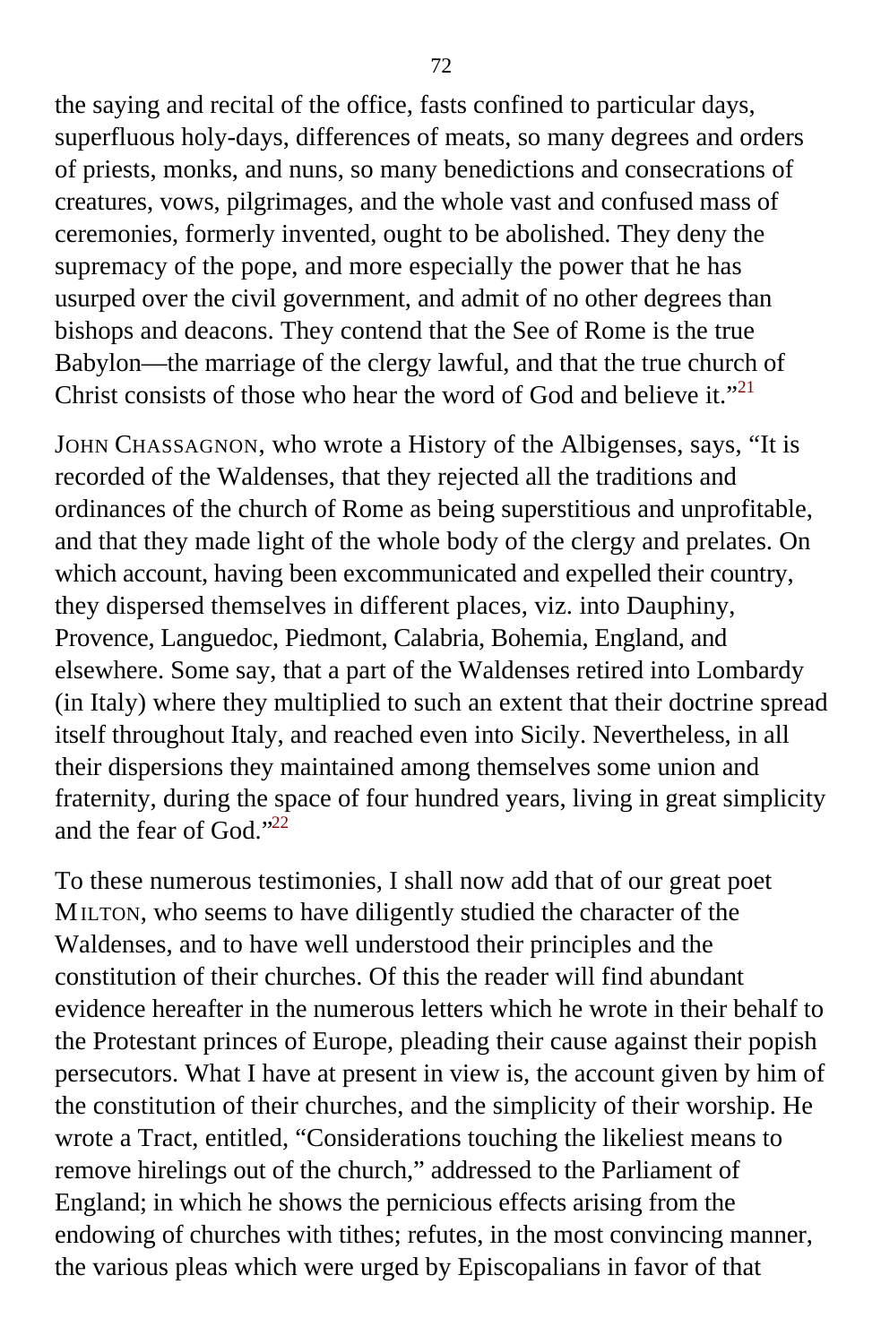the saying and recital of the office, fasts confined to particular days, superfluous holy-days, differences of meats, so many degrees and orders of priests, monks, and nuns, so many benedictions and consecrations of creatures, vows, pilgrimages, and the whole vast and confused mass of ceremonies, formerly invented, ought to be abolished. They deny the supremacy of the pope, and more especially the power that he has usurped over the civil government, and admit of no other degrees than bishops and deacons. They contend that the See of Rome is the true Babylon—the marriage of the clergy lawful, and that the true church of Christ consists of those who hear the word of God and believe it."[21]

JOHN CHASSAGNON, who wrote a History of the Albigenses, says, "It is recorded of the Waldenses, that they rejected all the traditions and ordinances of the church of Rome as being superstitious and unprofitable, and that they made light of the whole body of the clergy and prelates. On which account, having been excommunicated and expelled their country, they dispersed themselves in different places, viz. into Dauphiny, Provence, Languedoc, Piedmont, Calabria, Bohemia, England, and elsewhere. Some say, that a part of the Waldenses retired into Lombardy (in Italy) where they multiplied to such an extent that their doctrine spread itself throughout Italy, and reached even into Sicily. Nevertheless, in all their dispersions they maintained among themselves some union and fraternity, during the space of four hundred years, living in great simplicity and the fear of God."[22]

To these numerous testimonies, I shall now add that of our great poet MILTON, who seems to have diligently studied the character of the Waldenses, and to have well understood their principles and the constitution of their churches. Of this the reader will find abundant evidence hereafter in the numerous letters which he wrote in their behalf to the Protestant princes of Europe, pleading their cause against their popish persecutors. What I have at present in view is, the account given by him of the constitution of their churches, and the simplicity of their worship. He wrote a Tract, entitled, "Considerations touching the likeliest means to remove hirelings out of the church," addressed to the Parliament of England; in which he shows the pernicious effects arising from the endowing of churches with tithes; refutes, in the most convincing manner, the various pleas which were urged by Episcopalians in favor of that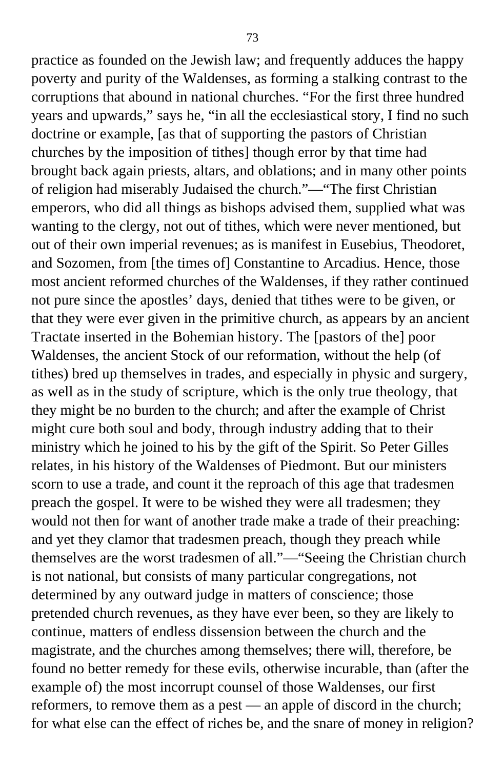practice as founded on the Jewish law; and frequently adduces the happy poverty and purity of the Waldenses, as forming a stalking contrast to the corruptions that abound in national churches. "For the first three hundred years and upwards," says he, "in all the ecclesiastical story, I find no such doctrine or example, [as that of supporting the pastors of Christian churches by the imposition of tithes] though error by that time had brought back again priests, altars, and oblations; and in many other points of religion had miserably Judaised the church."—"The first Christian emperors, who did all things as bishops advised them, supplied what was wanting to the clergy, not out of tithes, which were never mentioned, but out of their own imperial revenues; as is manifest in Eusebius, Theodoret, and Sozomen, from [the times of] Constantine to Arcadius. Hence, those most ancient reformed churches of the Waldenses, if they rather continued not pure since the apostles' days, denied that tithes were to be given, or that they were ever given in the primitive church, as appears by an ancient Tractate inserted in the Bohemian history. The [pastors of the] poor Waldenses, the ancient Stock of our reformation, without the help (of tithes) bred up themselves in trades, and especially in physic and surgery, as well as in the study of scripture, which is the only true theology, that they might be no burden to the church; and after the example of Christ might cure both soul and body, through industry adding that to their ministry which he joined to his by the gift of the Spirit. So Peter Gilles relates, in his history of the Waldenses of Piedmont. But our ministers scorn to use a trade, and count it the reproach of this age that tradesmen preach the gospel. It were to be wished they were all tradesmen; they would not then for want of another trade make a trade of their preaching: and yet they clamor that tradesmen preach, though they preach while themselves are the worst tradesmen of all."—"Seeing the Christian church is not national, but consists of many particular congregations, not determined by any outward judge in matters of conscience; those pretended church revenues, as they have ever been, so they are likely to continue, matters of endless dissension between the church and the magistrate, and the churches among themselves; there will, therefore, be found no better remedy for these evils, otherwise incurable, than (after the example of) the most incorrupt counsel of those Waldenses, our first reformers, to remove them as a pest — an apple of discord in the church; for what else can the effect of riches be, and the snare of money in religion?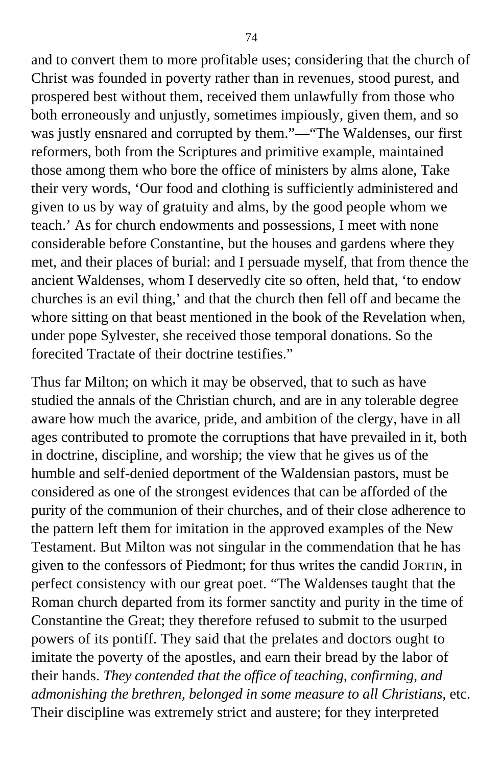and to convert them to more profitable uses; considering that the church of Christ was founded in poverty rather than in revenues, stood purest, and prospered best without them, received them unlawfully from those who both erroneously and unjustly, sometimes impiously, given them, and so was justly ensnared and corrupted by them."—"The Waldenses, our first reformers, both from the Scriptures and primitive example, maintained those among them who bore the office of ministers by alms alone, Take their very words, 'Our food and clothing is sufficiently administered and given to us by way of gratuity and alms, by the good people whom we teach.' As for church endowments and possessions, I meet with none considerable before Constantine, but the houses and gardens where they met, and their places of burial: and I persuade myself, that from thence the ancient Waldenses, whom I deservedly cite so often, held that, 'to endow churches is an evil thing,' and that the church then fell off and became the whore sitting on that beast mentioned in the book of the Revelation when, under pope Sylvester, she received those temporal donations. So the forecited Tractate of their doctrine testifies."

Thus far Milton; on which it may be observed, that to such as have studied the annals of the Christian church, and are in any tolerable degree aware how much the avarice, pride, and ambition of the clergy, have in all ages contributed to promote the corruptions that have prevailed in it, both in doctrine, discipline, and worship; the view that he gives us of the humble and self-denied deportment of the Waldensian pastors, must be considered as one of the strongest evidences that can be afforded of the purity of the communion of their churches, and of their close adherence to the pattern left them for imitation in the approved examples of the New Testament. But Milton was not singular in the commendation that he has given to the confessors of Piedmont; for thus writes the candid JORTIN, in perfect consistency with our great poet. "The Waldenses taught that the Roman church departed from its former sanctity and purity in the time of Constantine the Great; they therefore refused to submit to the usurped powers of its pontiff. They said that the prelates and doctors ought to imitate the poverty of the apostles, and earn their bread by the labor of their hands. *They contended that the office of teaching, confirming, and admonishing the brethren, belonged in some measure to all Christians*, etc. Their discipline was extremely strict and austere; for they interpreted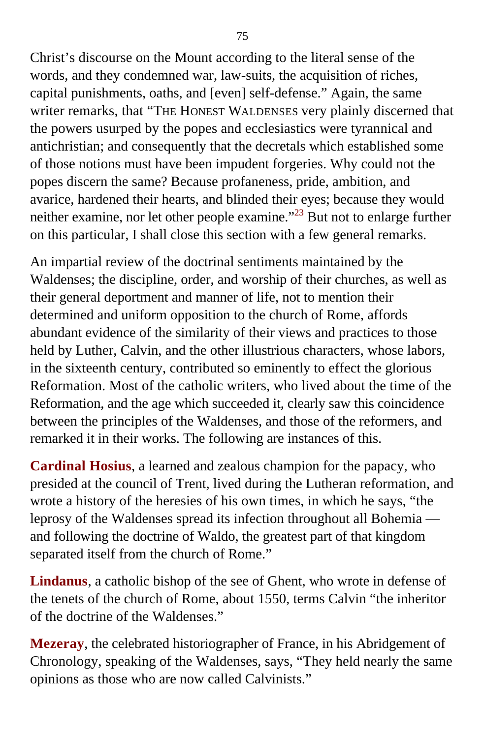Christ's discourse on the Mount according to the literal sense of the words, and they condemned war, law-suits, the acquisition of riches, capital punishments, oaths, and [even] self-defense." Again, the same writer remarks, that "THE HONEST WALDENSES very plainly discerned that the powers usurped by the popes and ecclesiastics were tyrannical and antichristian; and consequently that the decretals which established some of those notions must have been impudent forgeries. Why could not the popes discern the same? Because profaneness, pride, ambition, and avarice, hardened their hearts, and blinded their eyes; because they would neither examine, nor let other people examine."[23] But not to enlarge further on this particular, I shall close this section with a few general remarks.

An impartial review of the doctrinal sentiments maintained by the Waldenses; the discipline, order, and worship of their churches, as well as their general deportment and manner of life, not to mention their determined and uniform opposition to the church of Rome, affords abundant evidence of the similarity of their views and practices to those held by Luther, Calvin, and the other illustrious characters, whose labors, in the sixteenth century, contributed so eminently to effect the glorious Reformation. Most of the catholic writers, who lived about the time of the Reformation, and the age which succeeded it, clearly saw this coincidence between the principles of the Waldenses, and those of the reformers, and remarked it in their works. The following are instances of this.

**Cardinal Hosius**, a learned and zealous champion for the papacy, who presided at the council of Trent, lived during the Lutheran reformation, and wrote a history of the heresies of his own times, in which he says, "the leprosy of the Waldenses spread its infection throughout all Bohemia — and following the doctrine of Waldo, the greatest part of that kingdom separated itself from the church of Rome."

**Lindanus**, a catholic bishop of the see of Ghent, who wrote in defense of the tenets of the church of Rome, about 1550, terms Calvin "the inheritor of the doctrine of the Waldenses."

**Mezeray**, the celebrated historiographer of France, in his Abridgement of Chronology, speaking of the Waldenses, says, "They held nearly the same opinions as those who are now called Calvinists."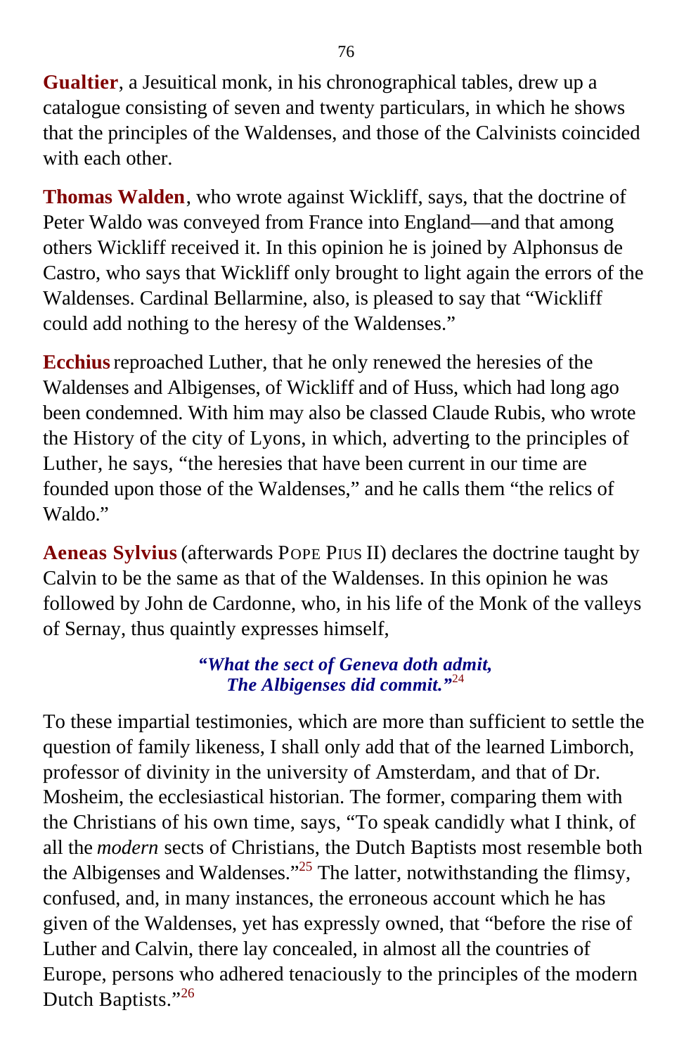**Gualtier**, a Jesuitical monk, in his chronographical tables, drew up a catalogue consisting of seven and twenty particulars, in which he shows that the principles of the Waldenses, and those of the Calvinists coincided with each other.

**Thomas Walden**, who wrote against Wickliff, says, that the doctrine of Peter Waldo was conveyed from France into England—and that among others Wickliff received it. In this opinion he is joined by Alphonsus de Castro, who says that Wickliff only brought to light again the errors of the Waldenses. Cardinal Bellarmine, also, is pleased to say that "Wickliff could add nothing to the heresy of the Waldenses."

**Ecchius** reproached Luther, that he only renewed the heresies of the Waldenses and Albigenses, of Wickliff and of Huss, which had long ago been condemned. With him may also be classed Claude Rubis, who wrote the History of the city of Lyons, in which, adverting to the principles of Luther, he says, "the heresies that have been current in our time are founded upon those of the Waldenses," and he calls them "the relics of Waldo."

**Aeneas Sylvius** (afterwards POPE PIUS II) declares the doctrine taught by Calvin to be the same as that of the Waldenses. In this opinion he was followed by John de Cardonne, who, in his life of the Monk of the valleys of Sernay, thus quaintly expresses himself,

> ***"What the sect of Geneva doth admit,***
> ***The Albigenses did commit."***[24]

To these impartial testimonies, which are more than sufficient to settle the question of family likeness, I shall only add that of the learned Limborch, professor of divinity in the university of Amsterdam, and that of Dr. Mosheim, the ecclesiastical historian. The former, comparing them with the Christians of his own time, says, "To speak candidly what I think, of all the *modern* sects of Christians, the Dutch Baptists most resemble both the Albigenses and Waldenses."[25] The latter, notwithstanding the flimsy, confused, and, in many instances, the erroneous account which he has given of the Waldenses, yet has expressly owned, that "before the rise of Luther and Calvin, there lay concealed, in almost all the countries of Europe, persons who adhered tenaciously to the principles of the modern Dutch Baptists."[26]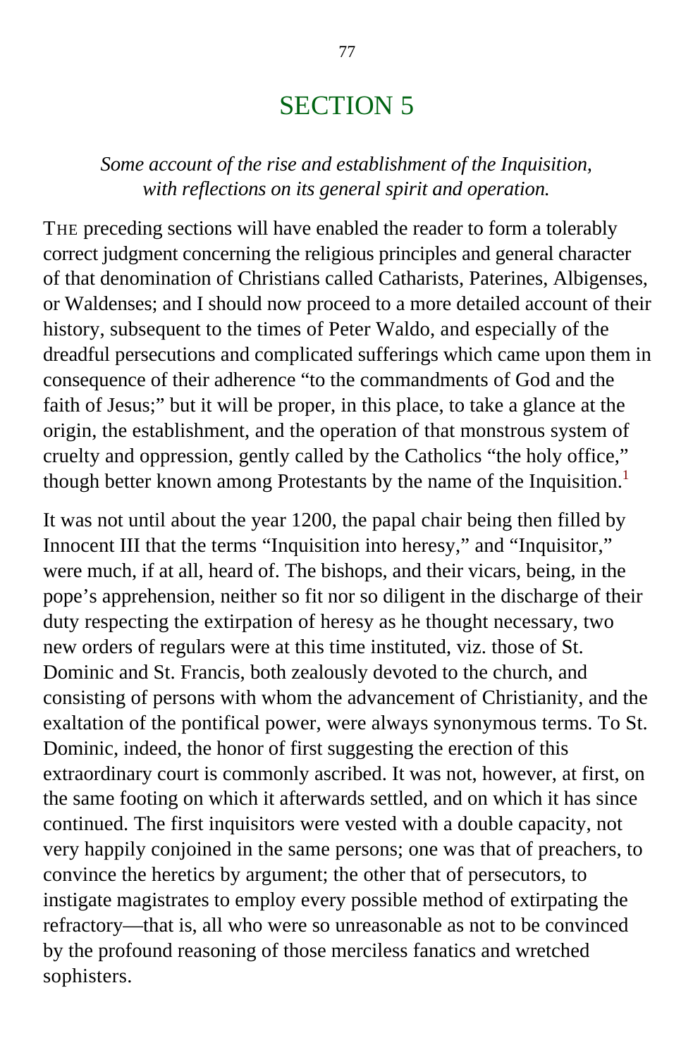# SECTION 5

*Some account of the rise and establishment of the Inquisition, with reflections on its general spirit and operation.*

THE preceding sections will have enabled the reader to form a tolerably correct judgment concerning the religious principles and general character of that denomination of Christians called Catharists, Paterines, Albigenses, or Waldenses; and I should now proceed to a more detailed account of their history, subsequent to the times of Peter Waldo, and especially of the dreadful persecutions and complicated sufferings which came upon them in consequence of their adherence "to the commandments of God and the faith of Jesus;" but it will be proper, in this place, to take a glance at the origin, the establishment, and the operation of that monstrous system of cruelty and oppression, gently called by the Catholics "the holy office," though better known among Protestants by the name of the Inquisition.[1]

It was not until about the year 1200, the papal chair being then filled by Innocent III that the terms "Inquisition into heresy," and "Inquisitor," were much, if at all, heard of. The bishops, and their vicars, being, in the pope's apprehension, neither so fit nor so diligent in the discharge of their duty respecting the extirpation of heresy as he thought necessary, two new orders of regulars were at this time instituted, viz. those of St. Dominic and St. Francis, both zealously devoted to the church, and consisting of persons with whom the advancement of Christianity, and the exaltation of the pontifical power, were always synonymous terms. To St. Dominic, indeed, the honor of first suggesting the erection of this extraordinary court is commonly ascribed. It was not, however, at first, on the same footing on which it afterwards settled, and on which it has since continued. The first inquisitors were vested with a double capacity, not very happily conjoined in the same persons; one was that of preachers, to convince the heretics by argument; the other that of persecutors, to instigate magistrates to employ every possible method of extirpating the refractory—that is, all who were so unreasonable as not to be convinced by the profound reasoning of those merciless fanatics and wretched sophisters.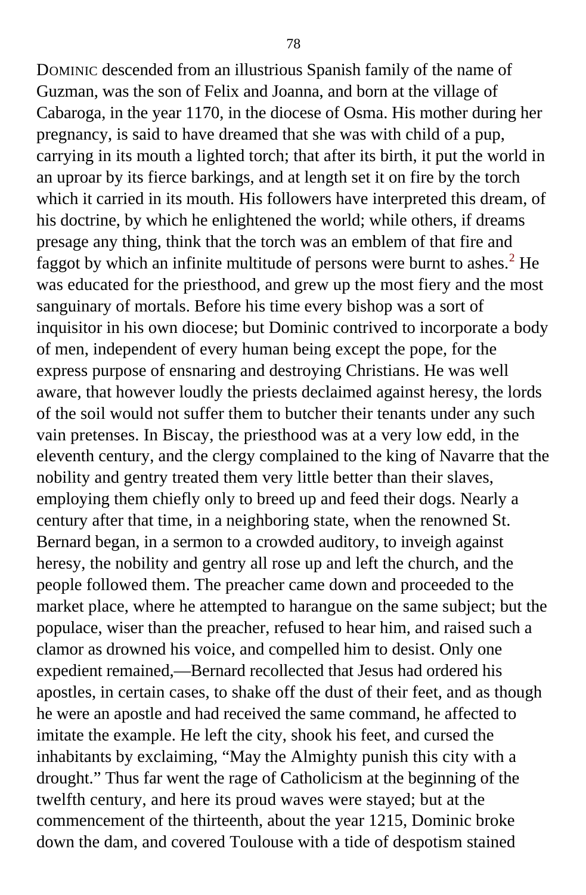DOMINIC descended from an illustrious Spanish family of the name of Guzman, was the son of Felix and Joanna, and born at the village of Cabaroga, in the year 1170, in the diocese of Osma. His mother during her pregnancy, is said to have dreamed that she was with child of a pup, carrying in its mouth a lighted torch; that after its birth, it put the world in an uproar by its fierce barkings, and at length set it on fire by the torch which it carried in its mouth. His followers have interpreted this dream, of his doctrine, by which he enlightened the world; while others, if dreams presage any thing, think that the torch was an emblem of that fire and faggot by which an infinite multitude of persons were burnt to ashes.[2] He was educated for the priesthood, and grew up the most fiery and the most sanguinary of mortals. Before his time every bishop was a sort of inquisitor in his own diocese; but Dominic contrived to incorporate a body of men, independent of every human being except the pope, for the express purpose of ensnaring and destroying Christians. He was well aware, that however loudly the priests declaimed against heresy, the lords of the soil would not suffer them to butcher their tenants under any such vain pretenses. In Biscay, the priesthood was at a very low edd, in the eleventh century, and the clergy complained to the king of Navarre that the nobility and gentry treated them very little better than their slaves, employing them chiefly only to breed up and feed their dogs. Nearly a century after that time, in a neighboring state, when the renowned St. Bernard began, in a sermon to a crowded auditory, to inveigh against heresy, the nobility and gentry all rose up and left the church, and the people followed them. The preacher came down and proceeded to the market place, where he attempted to harangue on the same subject; but the populace, wiser than the preacher, refused to hear him, and raised such a clamor as drowned his voice, and compelled him to desist. Only one expedient remained,—Bernard recollected that Jesus had ordered his apostles, in certain cases, to shake off the dust of their feet, and as though he were an apostle and had received the same command, he affected to imitate the example. He left the city, shook his feet, and cursed the inhabitants by exclaiming, “May the Almighty punish this city with a drought.” Thus far went the rage of Catholicism at the beginning of the twelfth century, and here its proud waves were stayed; but at the commencement of the thirteenth, about the year 1215, Dominic broke down the dam, and covered Toulouse with a tide of despotism stained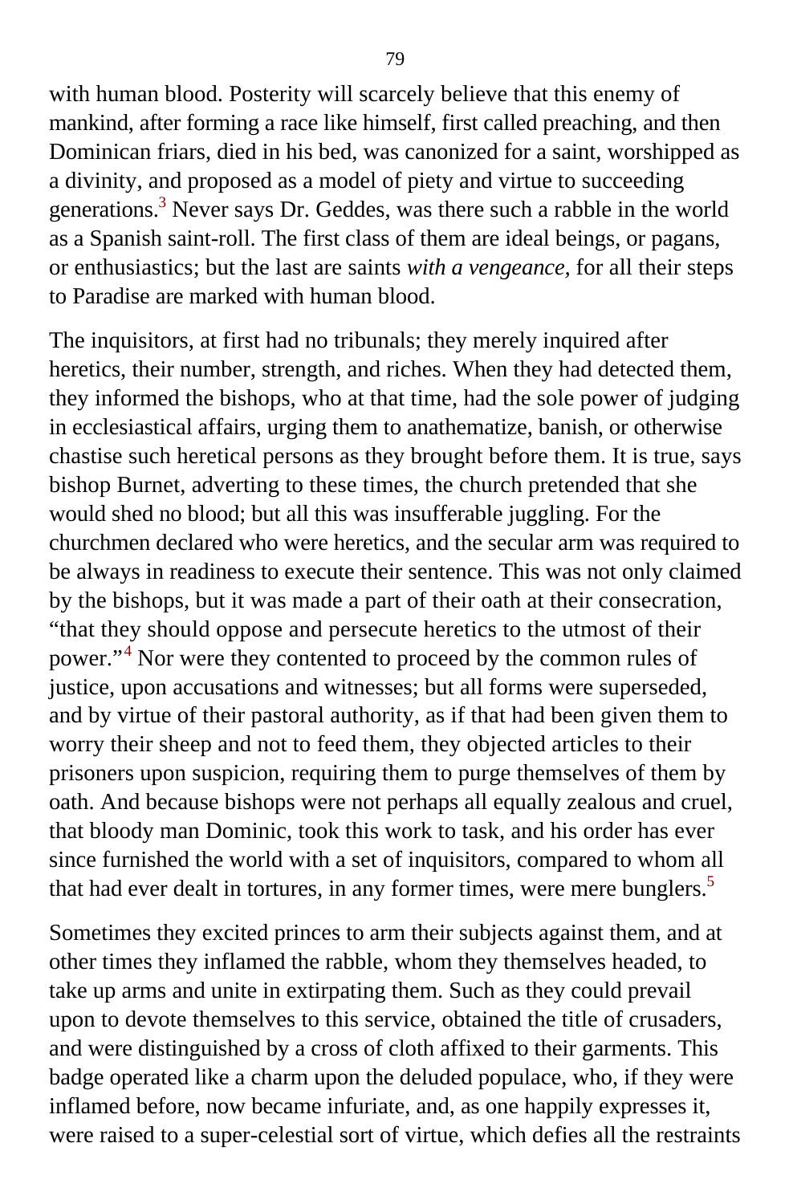with human blood. Posterity will scarcely believe that this enemy of mankind, after forming a race like himself, first called preaching, and then Dominican friars, died in his bed, was canonized for a saint, worshipped as a divinity, and proposed as a model of piety and virtue to succeeding generations.[3] Never says Dr. Geddes, was there such a rabble in the world as a Spanish saint-roll. The first class of them are ideal beings, or pagans, or enthusiastics; but the last are saints *with a vengeance,* for all their steps to Paradise are marked with human blood.

The inquisitors, at first had no tribunals; they merely inquired after heretics, their number, strength, and riches. When they had detected them, they informed the bishops, who at that time, had the sole power of judging in ecclesiastical affairs, urging them to anathematize, banish, or otherwise chastise such heretical persons as they brought before them. It is true, says bishop Burnet, adverting to these times, the church pretended that she would shed no blood; but all this was insufferable juggling. For the churchmen declared who were heretics, and the secular arm was required to be always in readiness to execute their sentence. This was not only claimed by the bishops, but it was made a part of their oath at their consecration, "that they should oppose and persecute heretics to the utmost of their power."[4] Nor were they contented to proceed by the common rules of justice, upon accusations and witnesses; but all forms were superseded, and by virtue of their pastoral authority, as if that had been given them to worry their sheep and not to feed them, they objected articles to their prisoners upon suspicion, requiring them to purge themselves of them by oath. And because bishops were not perhaps all equally zealous and cruel, that bloody man Dominic, took this work to task, and his order has ever since furnished the world with a set of inquisitors, compared to whom all that had ever dealt in tortures, in any former times, were mere bunglers.[5]

Sometimes they excited princes to arm their subjects against them, and at other times they inflamed the rabble, whom they themselves headed, to take up arms and unite in extirpating them. Such as they could prevail upon to devote themselves to this service, obtained the title of crusaders, and were distinguished by a cross of cloth affixed to their garments. This badge operated like a charm upon the deluded populace, who, if they were inflamed before, now became infuriate, and, as one happily expresses it, were raised to a super-celestial sort of virtue, which defies all the restraints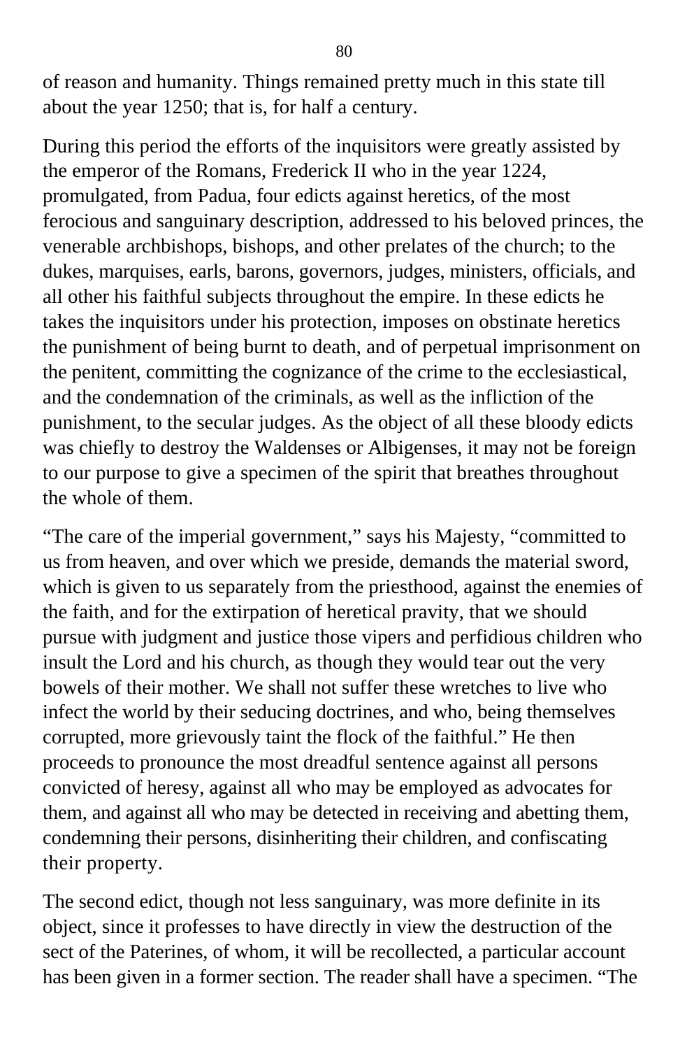of reason and humanity. Things remained pretty much in this state till about the year 1250; that is, for half a century.

During this period the efforts of the inquisitors were greatly assisted by the emperor of the Romans, Frederick II who in the year 1224, promulgated, from Padua, four edicts against heretics, of the most ferocious and sanguinary description, addressed to his beloved princes, the venerable archbishops, bishops, and other prelates of the church; to the dukes, marquises, earls, barons, governors, judges, ministers, officials, and all other his faithful subjects throughout the empire. In these edicts he takes the inquisitors under his protection, imposes on obstinate heretics the punishment of being burnt to death, and of perpetual imprisonment on the penitent, committing the cognizance of the crime to the ecclesiastical, and the condemnation of the criminals, as well as the infliction of the punishment, to the secular judges. As the object of all these bloody edicts was chiefly to destroy the Waldenses or Albigenses, it may not be foreign to our purpose to give a specimen of the spirit that breathes throughout the whole of them.

"The care of the imperial government," says his Majesty, "committed to us from heaven, and over which we preside, demands the material sword, which is given to us separately from the priesthood, against the enemies of the faith, and for the extirpation of heretical pravity, that we should pursue with judgment and justice those vipers and perfidious children who insult the Lord and his church, as though they would tear out the very bowels of their mother. We shall not suffer these wretches to live who infect the world by their seducing doctrines, and who, being themselves corrupted, more grievously taint the flock of the faithful." He then proceeds to pronounce the most dreadful sentence against all persons convicted of heresy, against all who may be employed as advocates for them, and against all who may be detected in receiving and abetting them, condemning their persons, disinheriting their children, and confiscating their property.

The second edict, though not less sanguinary, was more definite in its object, since it professes to have directly in view the destruction of the sect of the Paterines, of whom, it will be recollected, a particular account has been given in a former section. The reader shall have a specimen. "The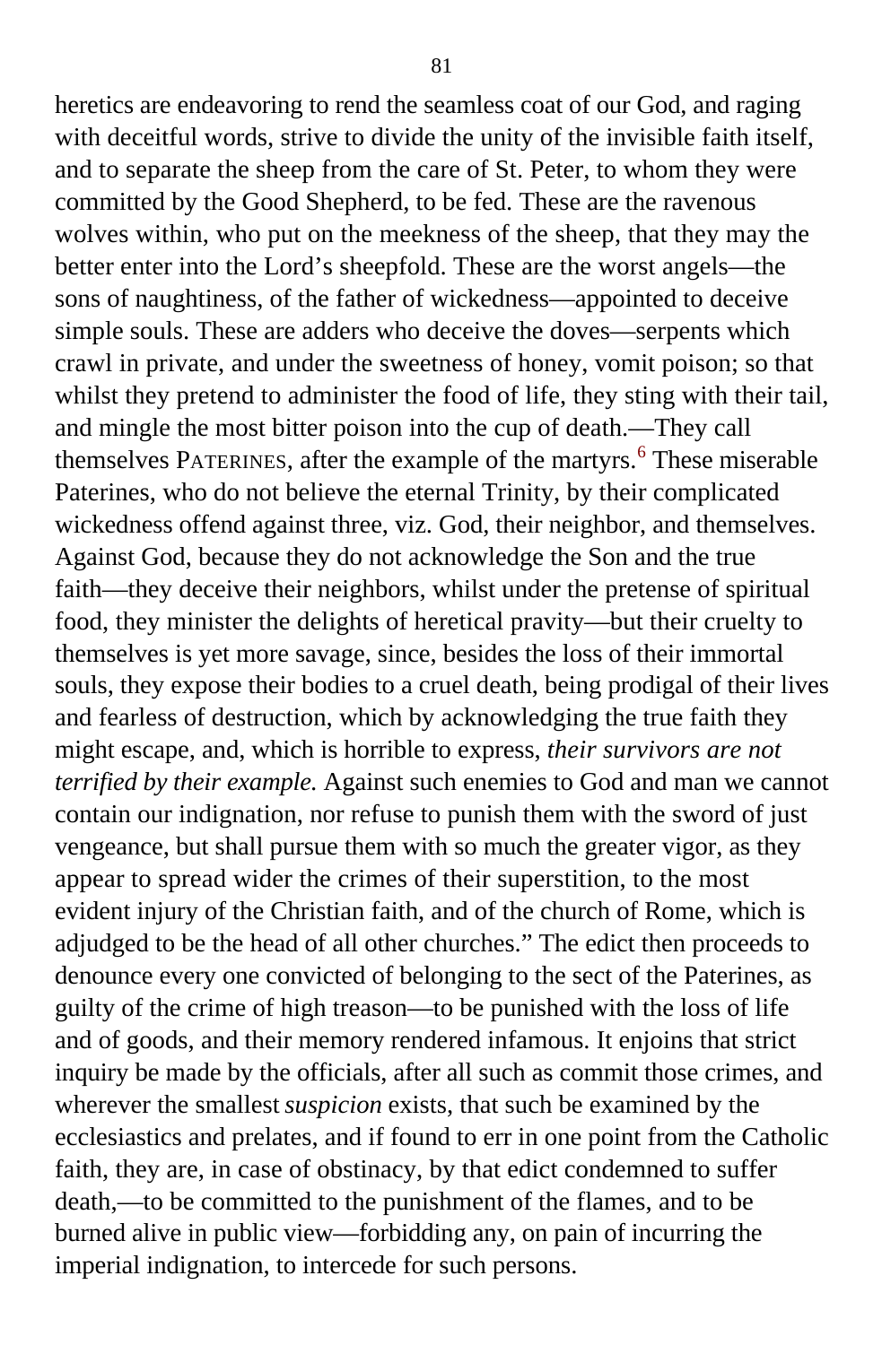heretics are endeavoring to rend the seamless coat of our God, and raging with deceitful words, strive to divide the unity of the invisible faith itself, and to separate the sheep from the care of St. Peter, to whom they were committed by the Good Shepherd, to be fed. These are the ravenous wolves within, who put on the meekness of the sheep, that they may the better enter into the Lord's sheepfold. These are the worst angels—the sons of naughtiness, of the father of wickedness—appointed to deceive simple souls. These are adders who deceive the doves—serpents which crawl in private, and under the sweetness of honey, vomit poison; so that whilst they pretend to administer the food of life, they sting with their tail, and mingle the most bitter poison into the cup of death.—They call themselves PATERINES, after the example of the martyrs.[6] These miserable Paterines, who do not believe the eternal Trinity, by their complicated wickedness offend against three, viz. God, their neighbor, and themselves. Against God, because they do not acknowledge the Son and the true faith—they deceive their neighbors, whilst under the pretense of spiritual food, they minister the delights of heretical pravity—but their cruelty to themselves is yet more savage, since, besides the loss of their immortal souls, they expose their bodies to a cruel death, being prodigal of their lives and fearless of destruction, which by acknowledging the true faith they might escape, and, which is horrible to express, *their survivors are not terrified by their example.* Against such enemies to God and man we cannot contain our indignation, nor refuse to punish them with the sword of just vengeance, but shall pursue them with so much the greater vigor, as they appear to spread wider the crimes of their superstition, to the most evident injury of the Christian faith, and of the church of Rome, which is adjudged to be the head of all other churches." The edict then proceeds to denounce every one convicted of belonging to the sect of the Paterines, as guilty of the crime of high treason—to be punished with the loss of life and of goods, and their memory rendered infamous. It enjoins that strict inquiry be made by the officials, after all such as commit those crimes, and wherever the smallest *suspicion* exists, that such be examined by the ecclesiastics and prelates, and if found to err in one point from the Catholic faith, they are, in case of obstinacy, by that edict condemned to suffer death,—to be committed to the punishment of the flames, and to be burned alive in public view—forbidding any, on pain of incurring the imperial indignation, to intercede for such persons.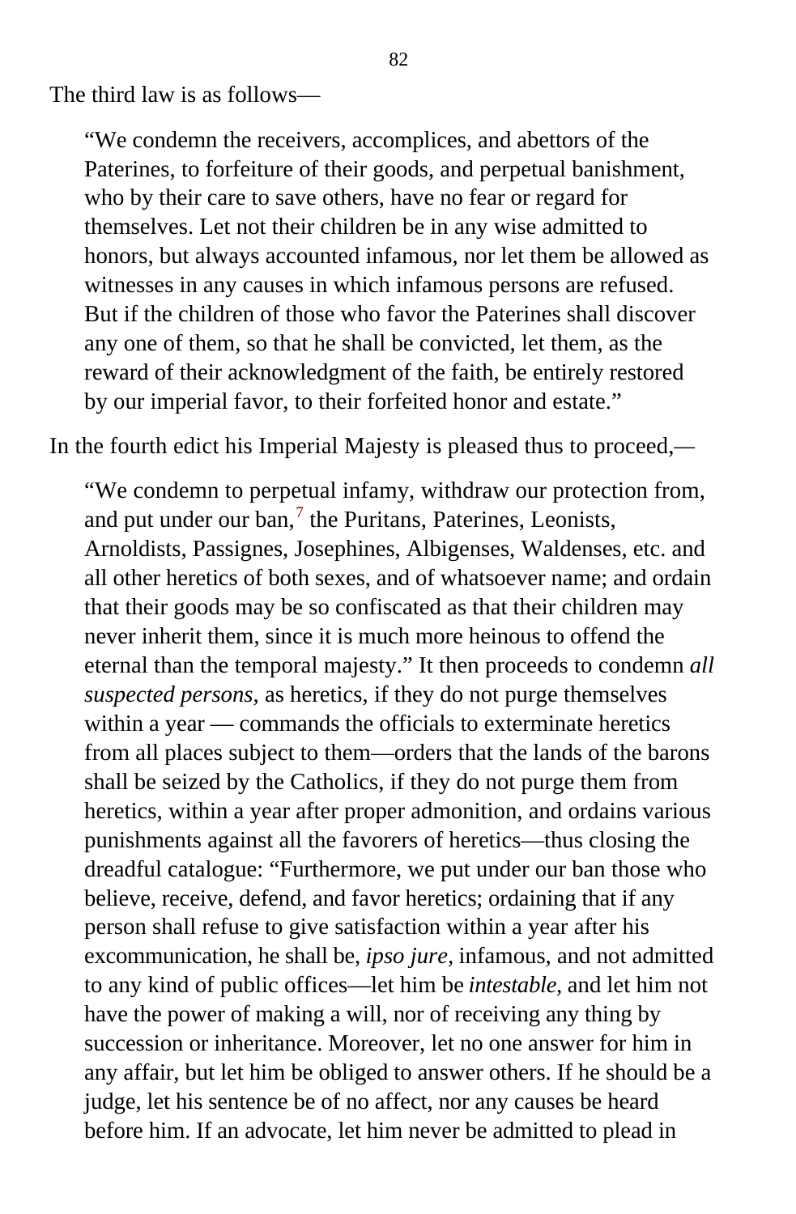The third law is as follows—

> "We condemn the receivers, accomplices, and abettors of the Paterines, to forfeiture of their goods, and perpetual banishment, who by their care to save others, have no fear or regard for themselves. Let not their children be in any wise admitted to honors, but always accounted infamous, nor let them be allowed as witnesses in any causes in which infamous persons are refused. But if the children of those who favor the Paterines shall discover any one of them, so that he shall be convicted, let them, as the reward of their acknowledgment of the faith, be entirely restored by our imperial favor, to their forfeited honor and estate."

In the fourth edict his Imperial Majesty is pleased thus to proceed,—

> "We condemn to perpetual infamy, withdraw our protection from, and put under our ban,[7] the Puritans, Paterines, Leonists, Arnoldists, Passignes, Josephines, Albigenses, Waldenses, etc. and all other heretics of both sexes, and of whatsoever name; and ordain that their goods may be so confiscated as that their children may never inherit them, since it is much more heinous to offend the eternal than the temporal majesty." It then proceeds to condemn *all suspected persons*, as heretics, if they do not purge themselves within a year — commands the officials to exterminate heretics from all places subject to them—orders that the lands of the barons shall be seized by the Catholics, if they do not purge them from heretics, within a year after proper admonition, and ordains various punishments against all the favorers of heretics—thus closing the dreadful catalogue: "Furthermore, we put under our ban those who believe, receive, defend, and favor heretics; ordaining that if any person shall refuse to give satisfaction within a year after his excommunication, he shall be, *ipso jure,* infamous, and not admitted to any kind of public offices—let him be *intestable,* and let him not have the power of making a will, nor of receiving any thing by succession or inheritance. Moreover, let no one answer for him in any affair, but let him be obliged to answer others. If he should be a judge, let his sentence be of no affect, nor any causes be heard before him. If an advocate, let him never be admitted to plead in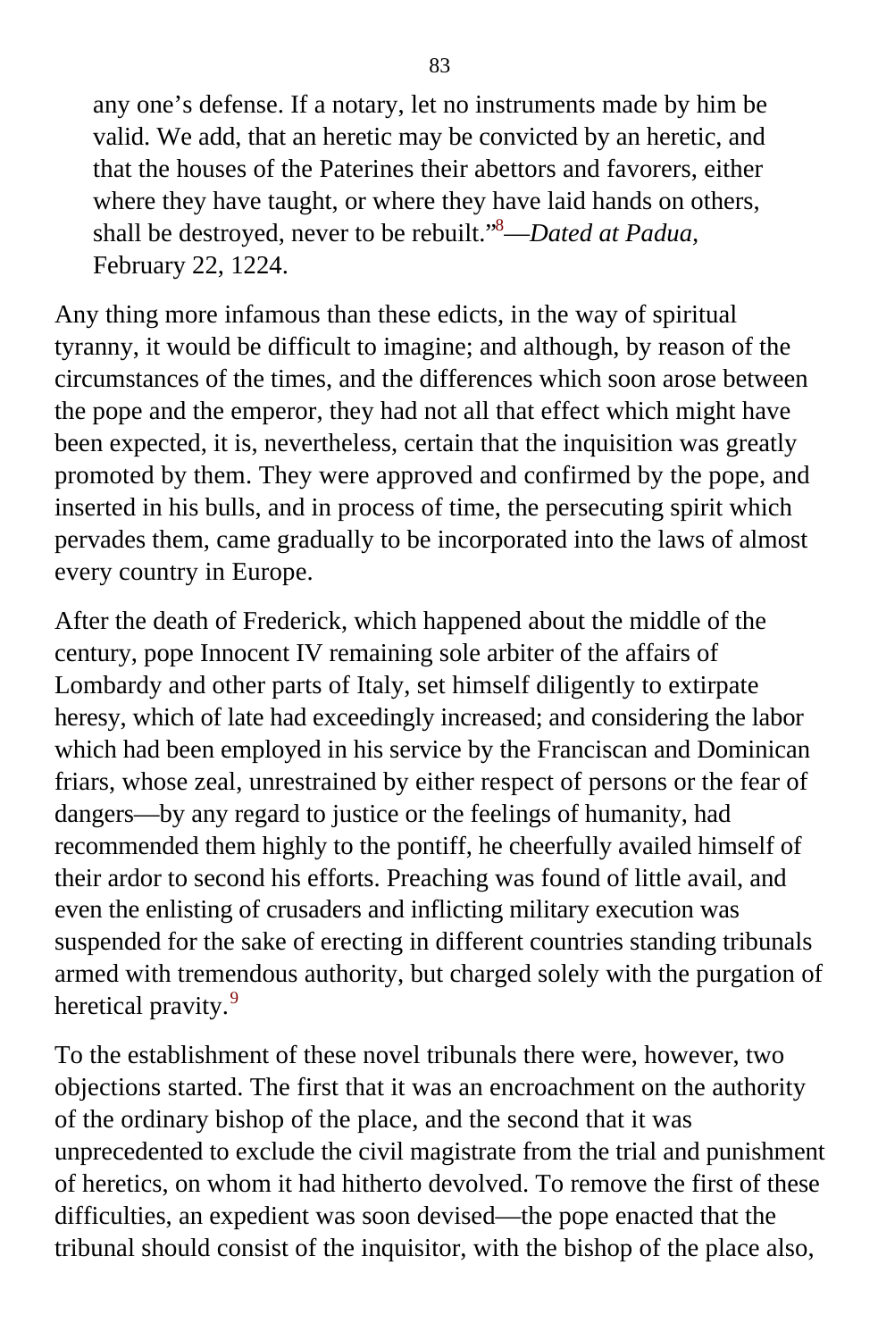> any one's defense. If a notary, let no instruments made by him be valid. We add, that an heretic may be convicted by an heretic, and that the houses of the Paterines their abettors and favorers, either where they have taught, or where they have laid hands on others, shall be destroyed, never to be rebuilt."[8]—*Dated at Padua,* February 22, 1224.

Any thing more infamous than these edicts, in the way of spiritual tyranny, it would be difficult to imagine; and although, by reason of the circumstances of the times, and the differences which soon arose between the pope and the emperor, they had not all that effect which might have been expected, it is, nevertheless, certain that the inquisition was greatly promoted by them. They were approved and confirmed by the pope, and inserted in his bulls, and in process of time, the persecuting spirit which pervades them, came gradually to be incorporated into the laws of almost every country in Europe.

After the death of Frederick, which happened about the middle of the century, pope Innocent IV remaining sole arbiter of the affairs of Lombardy and other parts of Italy, set himself diligently to extirpate heresy, which of late had exceedingly increased; and considering the labor which had been employed in his service by the Franciscan and Dominican friars, whose zeal, unrestrained by either respect of persons or the fear of dangers—by any regard to justice or the feelings of humanity, had recommended them highly to the pontiff, he cheerfully availed himself of their ardor to second his efforts. Preaching was found of little avail, and even the enlisting of crusaders and inflicting military execution was suspended for the sake of erecting in different countries standing tribunals armed with tremendous authority, but charged solely with the purgation of heretical pravity.[9]

To the establishment of these novel tribunals there were, however, two objections started. The first that it was an encroachment on the authority of the ordinary bishop of the place, and the second that it was unprecedented to exclude the civil magistrate from the trial and punishment of heretics, on whom it had hitherto devolved. To remove the first of these difficulties, an expedient was soon devised—the pope enacted that the tribunal should consist of the inquisitor, with the bishop of the place also,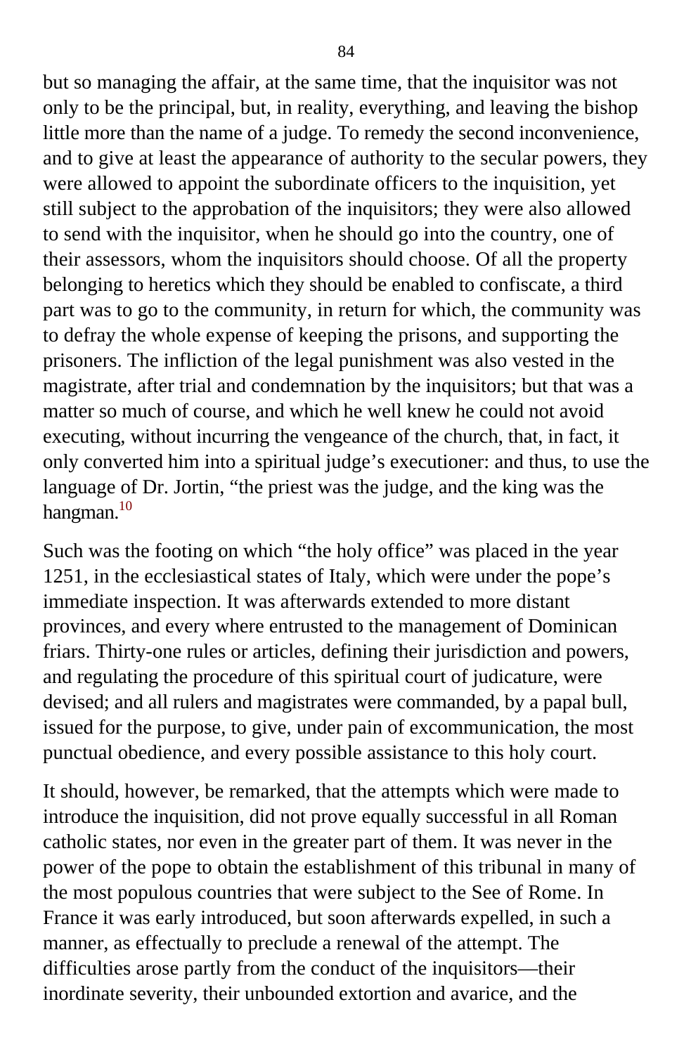but so managing the affair, at the same time, that the inquisitor was not only to be the principal, but, in reality, everything, and leaving the bishop little more than the name of a judge. To remedy the second inconvenience, and to give at least the appearance of authority to the secular powers, they were allowed to appoint the subordinate officers to the inquisition, yet still subject to the approbation of the inquisitors; they were also allowed to send with the inquisitor, when he should go into the country, one of their assessors, whom the inquisitors should choose. Of all the property belonging to heretics which they should be enabled to confiscate, a third part was to go to the community, in return for which, the community was to defray the whole expense of keeping the prisons, and supporting the prisoners. The infliction of the legal punishment was also vested in the magistrate, after trial and condemnation by the inquisitors; but that was a matter so much of course, and which he well knew he could not avoid executing, without incurring the vengeance of the church, that, in fact, it only converted him into a spiritual judge's executioner: and thus, to use the language of Dr. Jortin, "the priest was the judge, and the king was the hangman.[10]

Such was the footing on which "the holy office" was placed in the year 1251, in the ecclesiastical states of Italy, which were under the pope's immediate inspection. It was afterwards extended to more distant provinces, and every where entrusted to the management of Dominican friars. Thirty-one rules or articles, defining their jurisdiction and powers, and regulating the procedure of this spiritual court of judicature, were devised; and all rulers and magistrates were commanded, by a papal bull, issued for the purpose, to give, under pain of excommunication, the most punctual obedience, and every possible assistance to this holy court.

It should, however, be remarked, that the attempts which were made to introduce the inquisition, did not prove equally successful in all Roman catholic states, nor even in the greater part of them. It was never in the power of the pope to obtain the establishment of this tribunal in many of the most populous countries that were subject to the See of Rome. In France it was early introduced, but soon afterwards expelled, in such a manner, as effectually to preclude a renewal of the attempt. The difficulties arose partly from the conduct of the inquisitors—their inordinate severity, their unbounded extortion and avarice, and the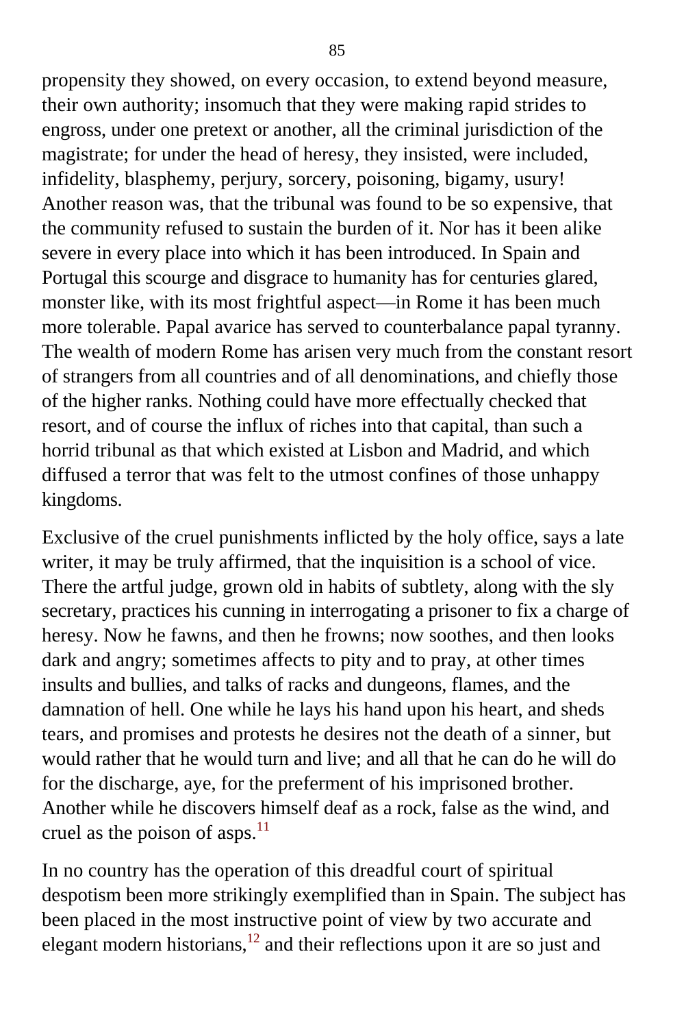propensity they showed, on every occasion, to extend beyond measure, their own authority; insomuch that they were making rapid strides to engross, under one pretext or another, all the criminal jurisdiction of the magistrate; for under the head of heresy, they insisted, were included, infidelity, blasphemy, perjury, sorcery, poisoning, bigamy, usury! Another reason was, that the tribunal was found to be so expensive, that the community refused to sustain the burden of it. Nor has it been alike severe in every place into which it has been introduced. In Spain and Portugal this scourge and disgrace to humanity has for centuries glared, monster like, with its most frightful aspect—in Rome it has been much more tolerable. Papal avarice has served to counterbalance papal tyranny. The wealth of modern Rome has arisen very much from the constant resort of strangers from all countries and of all denominations, and chiefly those of the higher ranks. Nothing could have more effectually checked that resort, and of course the influx of riches into that capital, than such a horrid tribunal as that which existed at Lisbon and Madrid, and which diffused a terror that was felt to the utmost confines of those unhappy kingdoms.

Exclusive of the cruel punishments inflicted by the holy office, says a late writer, it may be truly affirmed, that the inquisition is a school of vice. There the artful judge, grown old in habits of subtlety, along with the sly secretary, practices his cunning in interrogating a prisoner to fix a charge of heresy. Now he fawns, and then he frowns; now soothes, and then looks dark and angry; sometimes affects to pity and to pray, at other times insults and bullies, and talks of racks and dungeons, flames, and the damnation of hell. One while he lays his hand upon his heart, and sheds tears, and promises and protests he desires not the death of a sinner, but would rather that he would turn and live; and all that he can do he will do for the discharge, aye, for the preferment of his imprisoned brother. Another while he discovers himself deaf as a rock, false as the wind, and cruel as the poison of asps.[11]

In no country has the operation of this dreadful court of spiritual despotism been more strikingly exemplified than in Spain. The subject has been placed in the most instructive point of view by two accurate and elegant modern historians,[12] and their reflections upon it are so just and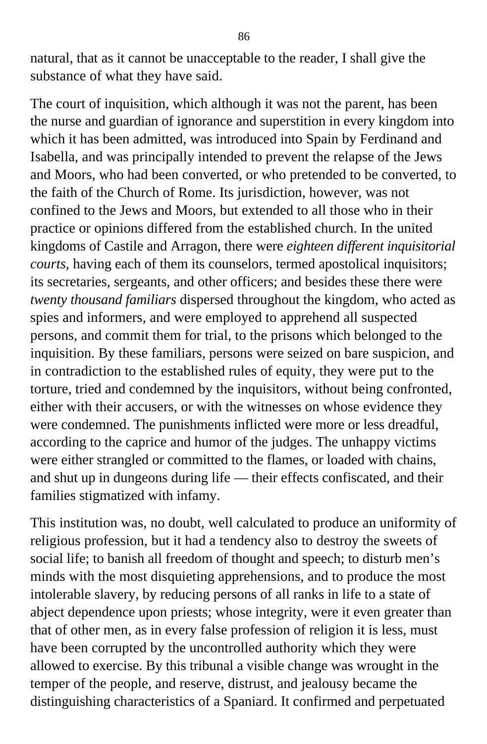natural, that as it cannot be unacceptable to the reader, I shall give the substance of what they have said.

The court of inquisition, which although it was not the parent, has been the nurse and guardian of ignorance and superstition in every kingdom into which it has been admitted, was introduced into Spain by Ferdinand and Isabella, and was principally intended to prevent the relapse of the Jews and Moors, who had been converted, or who pretended to be converted, to the faith of the Church of Rome. Its jurisdiction, however, was not confined to the Jews and Moors, but extended to all those who in their practice or opinions differed from the established church. In the united kingdoms of Castile and Arragon, there were *eighteen different inquisitorial courts,* having each of them its counselors, termed apostolical inquisitors; its secretaries, sergeants, and other officers; and besides these there were *twenty thousand familiars* dispersed throughout the kingdom, who acted as spies and informers, and were employed to apprehend all suspected persons, and commit them for trial, to the prisons which belonged to the inquisition. By these familiars, persons were seized on bare suspicion, and in contradiction to the established rules of equity, they were put to the torture, tried and condemned by the inquisitors, without being confronted, either with their accusers, or with the witnesses on whose evidence they were condemned. The punishments inflicted were more or less dreadful, according to the caprice and humor of the judges. The unhappy victims were either strangled or committed to the flames, or loaded with chains, and shut up in dungeons during life — their effects confiscated, and their families stigmatized with infamy.

This institution was, no doubt, well calculated to produce an uniformity of religious profession, but it had a tendency also to destroy the sweets of social life; to banish all freedom of thought and speech; to disturb men's minds with the most disquieting apprehensions, and to produce the most intolerable slavery, by reducing persons of all ranks in life to a state of abject dependence upon priests; whose integrity, were it even greater than that of other men, as in every false profession of religion it is less, must have been corrupted by the uncontrolled authority which they were allowed to exercise. By this tribunal a visible change was wrought in the temper of the people, and reserve, distrust, and jealousy became the distinguishing characteristics of a Spaniard. It confirmed and perpetuated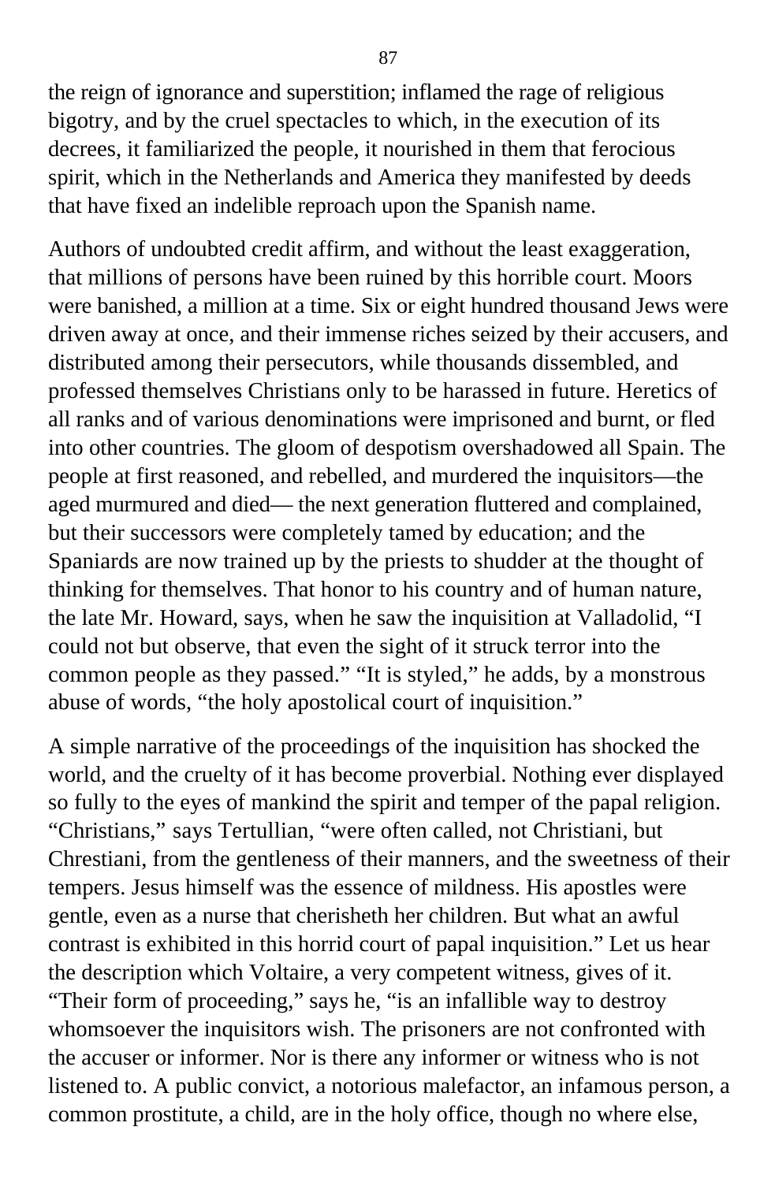the reign of ignorance and superstition; inflamed the rage of religious bigotry, and by the cruel spectacles to which, in the execution of its decrees, it familiarized the people, it nourished in them that ferocious spirit, which in the Netherlands and America they manifested by deeds that have fixed an indelible reproach upon the Spanish name.

Authors of undoubted credit affirm, and without the least exaggeration, that millions of persons have been ruined by this horrible court. Moors were banished, a million at a time. Six or eight hundred thousand Jews were driven away at once, and their immense riches seized by their accusers, and distributed among their persecutors, while thousands dissembled, and professed themselves Christians only to be harassed in future. Heretics of all ranks and of various denominations were imprisoned and burnt, or fled into other countries. The gloom of despotism overshadowed all Spain. The people at first reasoned, and rebelled, and murdered the inquisitors—the aged murmured and died— the next generation fluttered and complained, but their successors were completely tamed by education; and the Spaniards are now trained up by the priests to shudder at the thought of thinking for themselves. That honor to his country and of human nature, the late Mr. Howard, says, when he saw the inquisition at Valladolid, "I could not but observe, that even the sight of it struck terror into the common people as they passed." "It is styled," he adds, by a monstrous abuse of words, "the holy apostolical court of inquisition."

A simple narrative of the proceedings of the inquisition has shocked the world, and the cruelty of it has become proverbial. Nothing ever displayed so fully to the eyes of mankind the spirit and temper of the papal religion. "Christians," says Tertullian, "were often called, not Christiani, but Chrestiani, from the gentleness of their manners, and the sweetness of their tempers. Jesus himself was the essence of mildness. His apostles were gentle, even as a nurse that cherisheth her children. But what an awful contrast is exhibited in this horrid court of papal inquisition." Let us hear the description which Voltaire, a very competent witness, gives of it. "Their form of proceeding," says he, "is an infallible way to destroy whomsoever the inquisitors wish. The prisoners are not confronted with the accuser or informer. Nor is there any informer or witness who is not listened to. A public convict, a notorious malefactor, an infamous person, a common prostitute, a child, are in the holy office, though no where else,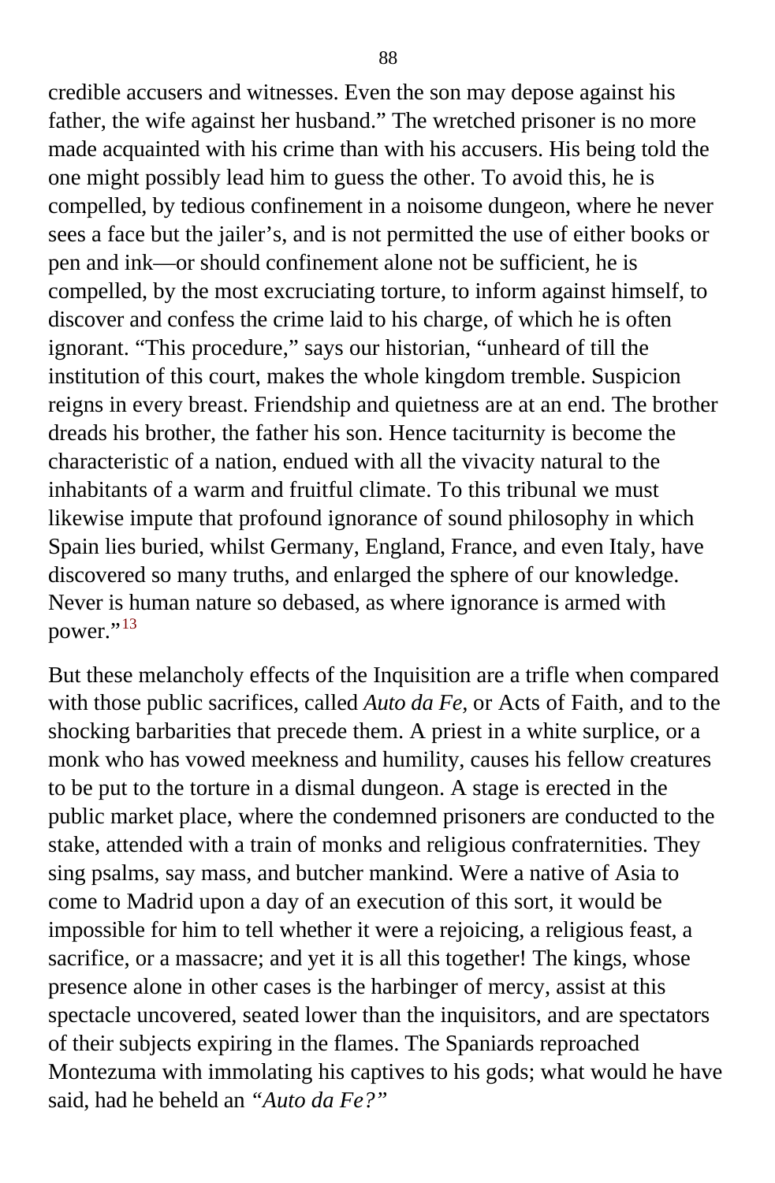credible accusers and witnesses. Even the son may depose against his father, the wife against her husband.” The wretched prisoner is no more made acquainted with his crime than with his accusers. His being told the one might possibly lead him to guess the other. To avoid this, he is compelled, by tedious confinement in a noisome dungeon, where he never sees a face but the jailer’s, and is not permitted the use of either books or pen and ink—or should confinement alone not be sufficient, he is compelled, by the most excruciating torture, to inform against himself, to discover and confess the crime laid to his charge, of which he is often ignorant. “This procedure,” says our historian, “unheard of till the institution of this court, makes the whole kingdom tremble. Suspicion reigns in every breast. Friendship and quietness are at an end. The brother dreads his brother, the father his son. Hence taciturnity is become the characteristic of a nation, endued with all the vivacity natural to the inhabitants of a warm and fruitful climate. To this tribunal we must likewise impute that profound ignorance of sound philosophy in which Spain lies buried, whilst Germany, England, France, and even Italy, have discovered so many truths, and enlarged the sphere of our knowledge. Never is human nature so debased, as where ignorance is armed with power.”[13]

But these melancholy effects of the Inquisition are a trifle when compared with those public sacrifices, called *Auto da Fe,* or Acts of Faith, and to the shocking barbarities that precede them. A priest in a white surplice, or a monk who has vowed meekness and humility, causes his fellow creatures to be put to the torture in a dismal dungeon. A stage is erected in the public market place, where the condemned prisoners are conducted to the stake, attended with a train of monks and religious confraternities. They sing psalms, say mass, and butcher mankind. Were a native of Asia to come to Madrid upon a day of an execution of this sort, it would be impossible for him to tell whether it were a rejoicing, a religious feast, a sacrifice, or a massacre; and yet it is all this together! The kings, whose presence alone in other cases is the harbinger of mercy, assist at this spectacle uncovered, seated lower than the inquisitors, and are spectators of their subjects expiring in the flames. The Spaniards reproached Montezuma with immolating his captives to his gods; what would he have said, had he beheld an *“Auto da Fe?”*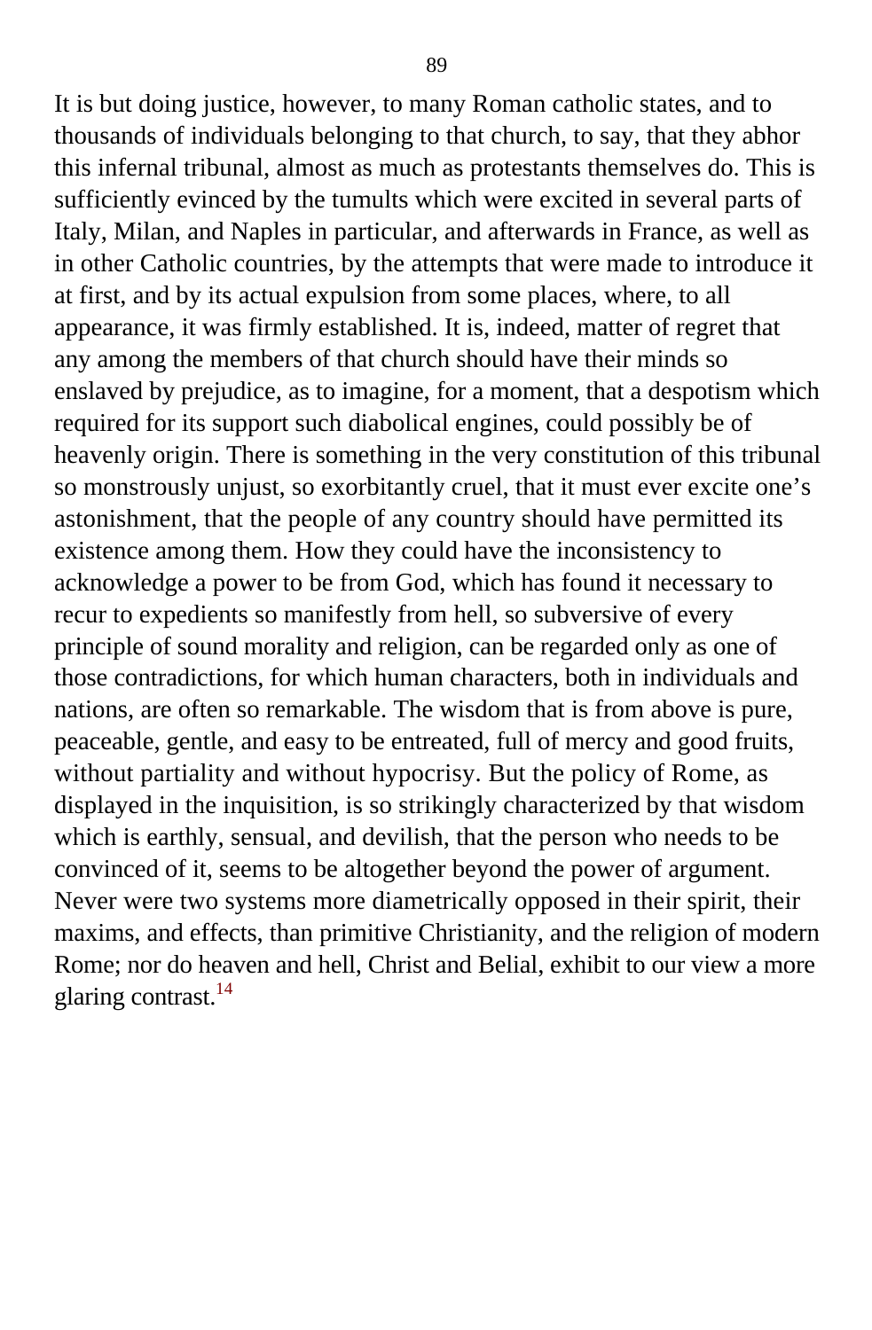It is but doing justice, however, to many Roman catholic states, and to thousands of individuals belonging to that church, to say, that they abhor this infernal tribunal, almost as much as protestants themselves do. This is sufficiently evinced by the tumults which were excited in several parts of Italy, Milan, and Naples in particular, and afterwards in France, as well as in other Catholic countries, by the attempts that were made to introduce it at first, and by its actual expulsion from some places, where, to all appearance, it was firmly established. It is, indeed, matter of regret that any among the members of that church should have their minds so enslaved by prejudice, as to imagine, for a moment, that a despotism which required for its support such diabolical engines, could possibly be of heavenly origin. There is something in the very constitution of this tribunal so monstrously unjust, so exorbitantly cruel, that it must ever excite one's astonishment, that the people of any country should have permitted its existence among them. How they could have the inconsistency to acknowledge a power to be from God, which has found it necessary to recur to expedients so manifestly from hell, so subversive of every principle of sound morality and religion, can be regarded only as one of those contradictions, for which human characters, both in individuals and nations, are often so remarkable. The wisdom that is from above is pure, peaceable, gentle, and easy to be entreated, full of mercy and good fruits, without partiality and without hypocrisy. But the policy of Rome, as displayed in the inquisition, is so strikingly characterized by that wisdom which is earthly, sensual, and devilish, that the person who needs to be convinced of it, seems to be altogether beyond the power of argument. Never were two systems more diametrically opposed in their spirit, their maxims, and effects, than primitive Christianity, and the religion of modern Rome; nor do heaven and hell, Christ and Belial, exhibit to our view a more glaring contrast.[14]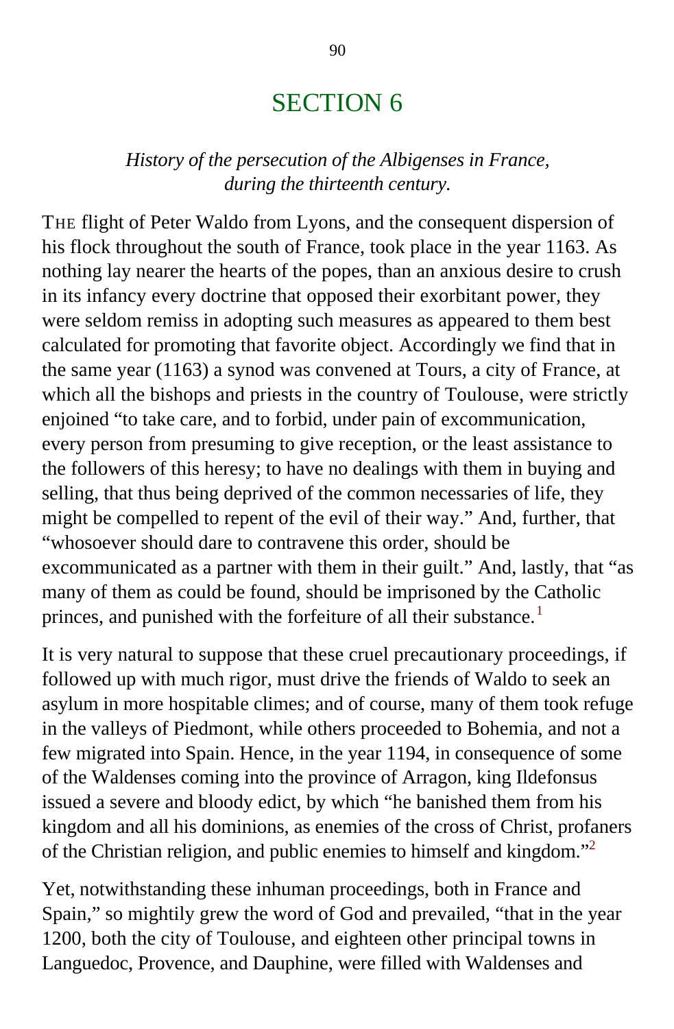# SECTION 6

*History of the persecution of the Albigenses in France, during the thirteenth century.*

THE flight of Peter Waldo from Lyons, and the consequent dispersion of his flock throughout the south of France, took place in the year 1163. As nothing lay nearer the hearts of the popes, than an anxious desire to crush in its infancy every doctrine that opposed their exorbitant power, they were seldom remiss in adopting such measures as appeared to them best calculated for promoting that favorite object. Accordingly we find that in the same year (1163) a synod was convened at Tours, a city of France, at which all the bishops and priests in the country of Toulouse, were strictly enjoined "to take care, and to forbid, under pain of excommunication, every person from presuming to give reception, or the least assistance to the followers of this heresy; to have no dealings with them in buying and selling, that thus being deprived of the common necessaries of life, they might be compelled to repent of the evil of their way." And, further, that "whosoever should dare to contravene this order, should be excommunicated as a partner with them in their guilt." And, lastly, that "as many of them as could be found, should be imprisoned by the Catholic princes, and punished with the forfeiture of all their substance.[1]

It is very natural to suppose that these cruel precautionary proceedings, if followed up with much rigor, must drive the friends of Waldo to seek an asylum in more hospitable climes; and of course, many of them took refuge in the valleys of Piedmont, while others proceeded to Bohemia, and not a few migrated into Spain. Hence, in the year 1194, in consequence of some of the Waldenses coming into the province of Arragon, king Ildefonsus issued a severe and bloody edict, by which "he banished them from his kingdom and all his dominions, as enemies of the cross of Christ, profaners of the Christian religion, and public enemies to himself and kingdom."[2]

Yet, notwithstanding these inhuman proceedings, both in France and Spain," so mightily grew the word of God and prevailed, "that in the year 1200, both the city of Toulouse, and eighteen other principal towns in Languedoc, Provence, and Dauphine, were filled with Waldenses and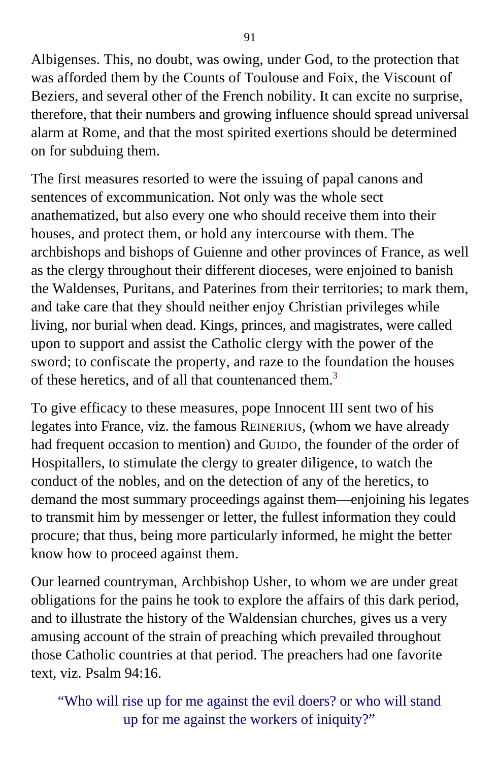Albigenses. This, no doubt, was owing, under God, to the protection that was afforded them by the Counts of Toulouse and Foix, the Viscount of Beziers, and several other of the French nobility. It can excite no surprise, therefore, that their numbers and growing influence should spread universal alarm at Rome, and that the most spirited exertions should be determined on for subduing them.

The first measures resorted to were the issuing of papal canons and sentences of excommunication. Not only was the whole sect anathematized, but also every one who should receive them into their houses, and protect them, or hold any intercourse with them. The archbishops and bishops of Guienne and other provinces of France, as well as the clergy throughout their different dioceses, were enjoined to banish the Waldenses, Puritans, and Paterines from their territories; to mark them, and take care that they should neither enjoy Christian privileges while living, nor burial when dead. Kings, princes, and magistrates, were called upon to support and assist the Catholic clergy with the power of the sword; to confiscate the property, and raze to the foundation the houses of these heretics, and of all that countenanced them.[3]

To give efficacy to these measures, pope Innocent III sent two of his legates into France, viz. the famous REINERIUS, (whom we have already had frequent occasion to mention) and GUIDO, the founder of the order of Hospitallers, to stimulate the clergy to greater diligence, to watch the conduct of the nobles, and on the detection of any of the heretics, to demand the most summary proceedings against them—enjoining his legates to transmit him by messenger or letter, the fullest information they could procure; that thus, being more particularly informed, he might the better know how to proceed against them.

Our learned countryman, Archbishop Usher, to whom we are under great obligations for the pains he took to explore the affairs of this dark period, and to illustrate the history of the Waldensian churches, gives us a very amusing account of the strain of preaching which prevailed throughout those Catholic countries at that period. The preachers had one favorite text, viz. Psalm 94:16.

> "Who will rise up for me against the evil doers? or who will stand up for me against the workers of iniquity?"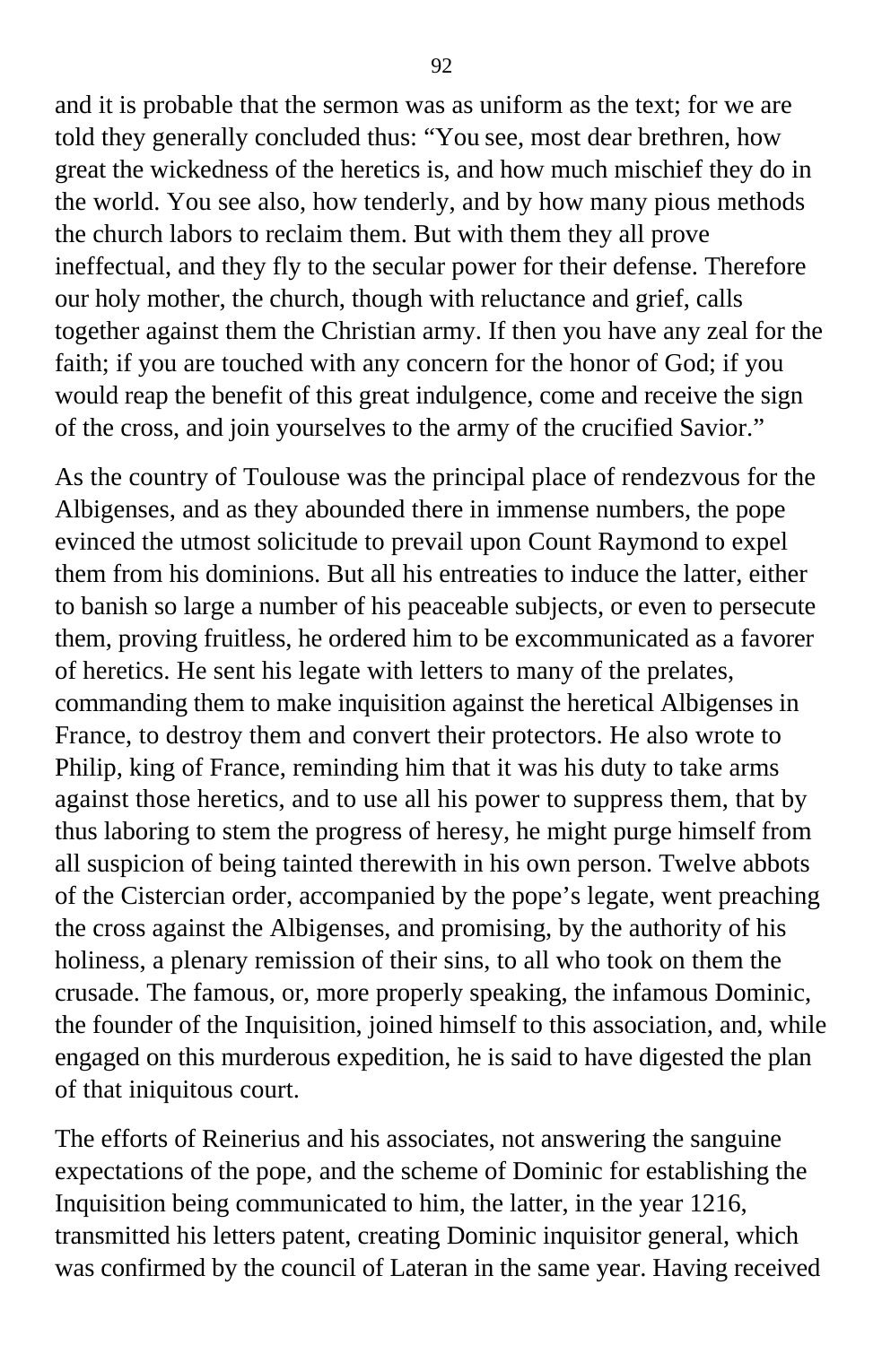and it is probable that the sermon was as uniform as the text; for we are told they generally concluded thus: “You see, most dear brethren, how great the wickedness of the heretics is, and how much mischief they do in the world. You see also, how tenderly, and by how many pious methods the church labors to reclaim them. But with them they all prove ineffectual, and they fly to the secular power for their defense. Therefore our holy mother, the church, though with reluctance and grief, calls together against them the Christian army. If then you have any zeal for the faith; if you are touched with any concern for the honor of God; if you would reap the benefit of this great indulgence, come and receive the sign of the cross, and join yourselves to the army of the crucified Savior.”

As the country of Toulouse was the principal place of rendezvous for the Albigenses, and as they abounded there in immense numbers, the pope evinced the utmost solicitude to prevail upon Count Raymond to expel them from his dominions. But all his entreaties to induce the latter, either to banish so large a number of his peaceable subjects, or even to persecute them, proving fruitless, he ordered him to be excommunicated as a favorer of heretics. He sent his legate with letters to many of the prelates, commanding them to make inquisition against the heretical Albigenses in France, to destroy them and convert their protectors. He also wrote to Philip, king of France, reminding him that it was his duty to take arms against those heretics, and to use all his power to suppress them, that by thus laboring to stem the progress of heresy, he might purge himself from all suspicion of being tainted therewith in his own person. Twelve abbots of the Cistercian order, accompanied by the pope’s legate, went preaching the cross against the Albigenses, and promising, by the authority of his holiness, a plenary remission of their sins, to all who took on them the crusade. The famous, or, more properly speaking, the infamous Dominic, the founder of the Inquisition, joined himself to this association, and, while engaged on this murderous expedition, he is said to have digested the plan of that iniquitous court.

The efforts of Reinerius and his associates, not answering the sanguine expectations of the pope, and the scheme of Dominic for establishing the Inquisition being communicated to him, the latter, in the year 1216, transmitted his letters patent, creating Dominic inquisitor general, which was confirmed by the council of Lateran in the same year. Having received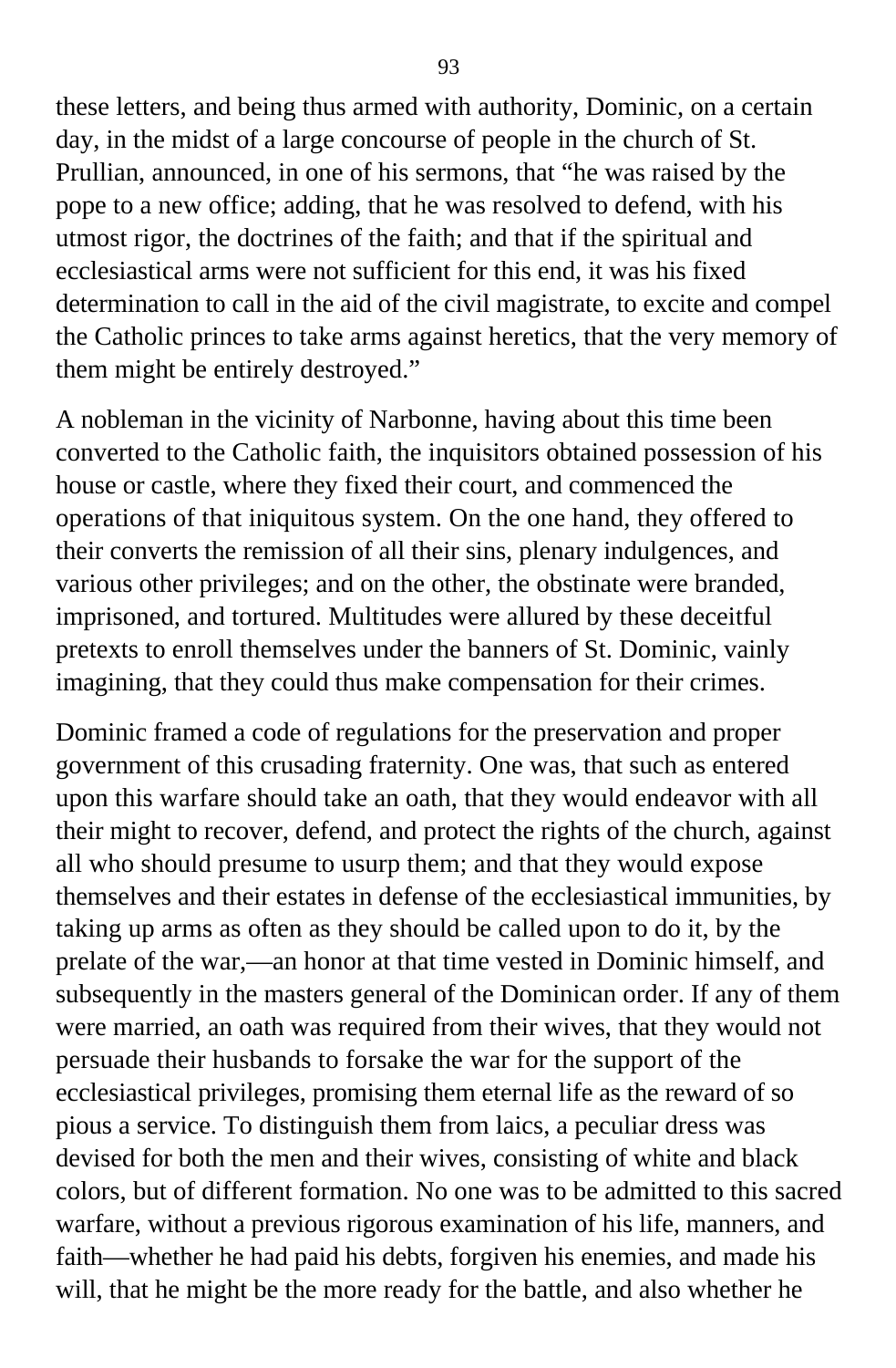these letters, and being thus armed with authority, Dominic, on a certain day, in the midst of a large concourse of people in the church of St. Prullian, announced, in one of his sermons, that "he was raised by the pope to a new office; adding, that he was resolved to defend, with his utmost rigor, the doctrines of the faith; and that if the spiritual and ecclesiastical arms were not sufficient for this end, it was his fixed determination to call in the aid of the civil magistrate, to excite and compel the Catholic princes to take arms against heretics, that the very memory of them might be entirely destroyed."

A nobleman in the vicinity of Narbonne, having about this time been converted to the Catholic faith, the inquisitors obtained possession of his house or castle, where they fixed their court, and commenced the operations of that iniquitous system. On the one hand, they offered to their converts the remission of all their sins, plenary indulgences, and various other privileges; and on the other, the obstinate were branded, imprisoned, and tortured. Multitudes were allured by these deceitful pretexts to enroll themselves under the banners of St. Dominic, vainly imagining, that they could thus make compensation for their crimes.

Dominic framed a code of regulations for the preservation and proper government of this crusading fraternity. One was, that such as entered upon this warfare should take an oath, that they would endeavor with all their might to recover, defend, and protect the rights of the church, against all who should presume to usurp them; and that they would expose themselves and their estates in defense of the ecclesiastical immunities, by taking up arms as often as they should be called upon to do it, by the prelate of the war,—an honor at that time vested in Dominic himself, and subsequently in the masters general of the Dominican order. If any of them were married, an oath was required from their wives, that they would not persuade their husbands to forsake the war for the support of the ecclesiastical privileges, promising them eternal life as the reward of so pious a service. To distinguish them from laics, a peculiar dress was devised for both the men and their wives, consisting of white and black colors, but of different formation. No one was to be admitted to this sacred warfare, without a previous rigorous examination of his life, manners, and faith—whether he had paid his debts, forgiven his enemies, and made his will, that he might be the more ready for the battle, and also whether he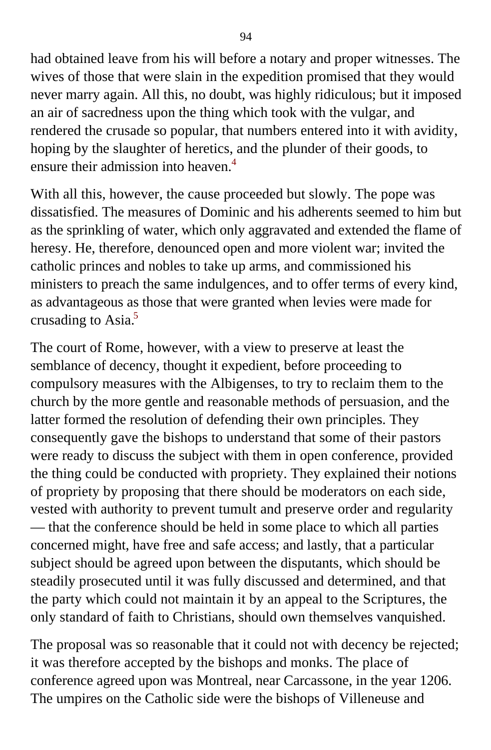had obtained leave from his will before a notary and proper witnesses. The wives of those that were slain in the expedition promised that they would never marry again. All this, no doubt, was highly ridiculous; but it imposed an air of sacredness upon the thing which took with the vulgar, and rendered the crusade so popular, that numbers entered into it with avidity, hoping by the slaughter of heretics, and the plunder of their goods, to ensure their admission into heaven.[4]

With all this, however, the cause proceeded but slowly. The pope was dissatisfied. The measures of Dominic and his adherents seemed to him but as the sprinkling of water, which only aggravated and extended the flame of heresy. He, therefore, denounced open and more violent war; invited the catholic princes and nobles to take up arms, and commissioned his ministers to preach the same indulgences, and to offer terms of every kind, as advantageous as those that were granted when levies were made for crusading to Asia.[5]

The court of Rome, however, with a view to preserve at least the semblance of decency, thought it expedient, before proceeding to compulsory measures with the Albigenses, to try to reclaim them to the church by the more gentle and reasonable methods of persuasion, and the latter formed the resolution of defending their own principles. They consequently gave the bishops to understand that some of their pastors were ready to discuss the subject with them in open conference, provided the thing could be conducted with propriety. They explained their notions of propriety by proposing that there should be moderators on each side, vested with authority to prevent tumult and preserve order and regularity — that the conference should be held in some place to which all parties concerned might, have free and safe access; and lastly, that a particular subject should be agreed upon between the disputants, which should be steadily prosecuted until it was fully discussed and determined, and that the party which could not maintain it by an appeal to the Scriptures, the only standard of faith to Christians, should own themselves vanquished.

The proposal was so reasonable that it could not with decency be rejected; it was therefore accepted by the bishops and monks. The place of conference agreed upon was Montreal, near Carcassone, in the year 1206. The umpires on the Catholic side were the bishops of Villeneuse and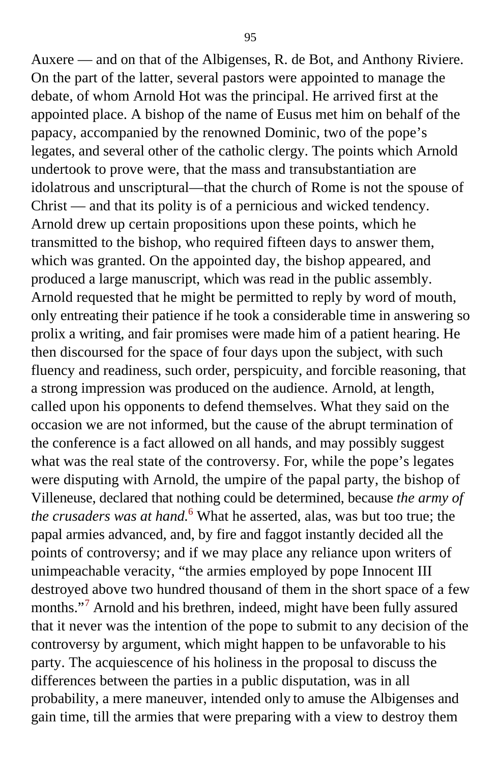Auxere — and on that of the Albigenses, R. de Bot, and Anthony Riviere. On the part of the latter, several pastors were appointed to manage the debate, of whom Arnold Hot was the principal. He arrived first at the appointed place. A bishop of the name of Eusus met him on behalf of the papacy, accompanied by the renowned Dominic, two of the pope's legates, and several other of the catholic clergy. The points which Arnold undertook to prove were, that the mass and transubstantiation are idolatrous and unscriptural—that the church of Rome is not the spouse of Christ — and that its polity is of a pernicious and wicked tendency. Arnold drew up certain propositions upon these points, which he transmitted to the bishop, who required fifteen days to answer them, which was granted. On the appointed day, the bishop appeared, and produced a large manuscript, which was read in the public assembly. Arnold requested that he might be permitted to reply by word of mouth, only entreating their patience if he took a considerable time in answering so prolix a writing, and fair promises were made him of a patient hearing. He then discoursed for the space of four days upon the subject, with such fluency and readiness, such order, perspicuity, and forcible reasoning, that a strong impression was produced on the audience. Arnold, at length, called upon his opponents to defend themselves. What they said on the occasion we are not informed, but the cause of the abrupt termination of the conference is a fact allowed on all hands, and may possibly suggest what was the real state of the controversy. For, while the pope's legates were disputing with Arnold, the umpire of the papal party, the bishop of Villeneuse, declared that nothing could be determined, because *the army of the crusaders was at hand.*[6] What he asserted, alas, was but too true; the papal armies advanced, and, by fire and faggot instantly decided all the points of controversy; and if we may place any reliance upon writers of unimpeachable veracity, "the armies employed by pope Innocent III destroyed above two hundred thousand of them in the short space of a few months."[7] Arnold and his brethren, indeed, might have been fully assured that it never was the intention of the pope to submit to any decision of the controversy by argument, which might happen to be unfavorable to his party. The acquiescence of his holiness in the proposal to discuss the differences between the parties in a public disputation, was in all probability, a mere maneuver, intended only to amuse the Albigenses and gain time, till the armies that were preparing with a view to destroy them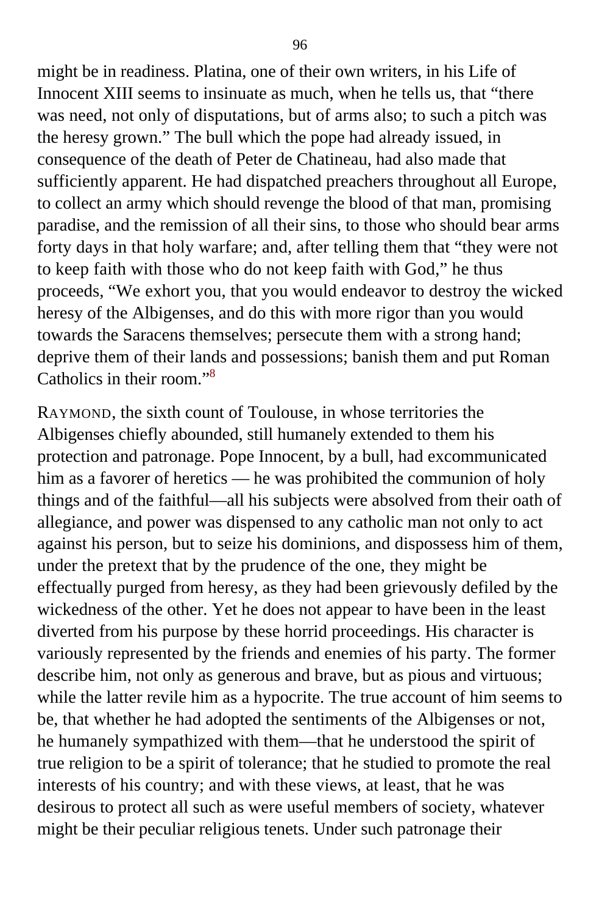might be in readiness. Platina, one of their own writers, in his Life of Innocent XIII seems to insinuate as much, when he tells us, that "there was need, not only of disputations, but of arms also; to such a pitch was the heresy grown." The bull which the pope had already issued, in consequence of the death of Peter de Chatineau, had also made that sufficiently apparent. He had dispatched preachers throughout all Europe, to collect an army which should revenge the blood of that man, promising paradise, and the remission of all their sins, to those who should bear arms forty days in that holy warfare; and, after telling them that "they were not to keep faith with those who do not keep faith with God," he thus proceeds, "We exhort you, that you would endeavor to destroy the wicked heresy of the Albigenses, and do this with more rigor than you would towards the Saracens themselves; persecute them with a strong hand; deprive them of their lands and possessions; banish them and put Roman Catholics in their room."[8]

RAYMOND, the sixth count of Toulouse, in whose territories the Albigenses chiefly abounded, still humanely extended to them his protection and patronage. Pope Innocent, by a bull, had excommunicated him as a favorer of heretics — he was prohibited the communion of holy things and of the faithful—all his subjects were absolved from their oath of allegiance, and power was dispensed to any catholic man not only to act against his person, but to seize his dominions, and dispossess him of them, under the pretext that by the prudence of the one, they might be effectually purged from heresy, as they had been grievously defiled by the wickedness of the other. Yet he does not appear to have been in the least diverted from his purpose by these horrid proceedings. His character is variously represented by the friends and enemies of his party. The former describe him, not only as generous and brave, but as pious and virtuous; while the latter revile him as a hypocrite. The true account of him seems to be, that whether he had adopted the sentiments of the Albigenses or not, he humanely sympathized with them—that he understood the spirit of true religion to be a spirit of tolerance; that he studied to promote the real interests of his country; and with these views, at least, that he was desirous to protect all such as were useful members of society, whatever might be their peculiar religious tenets. Under such patronage their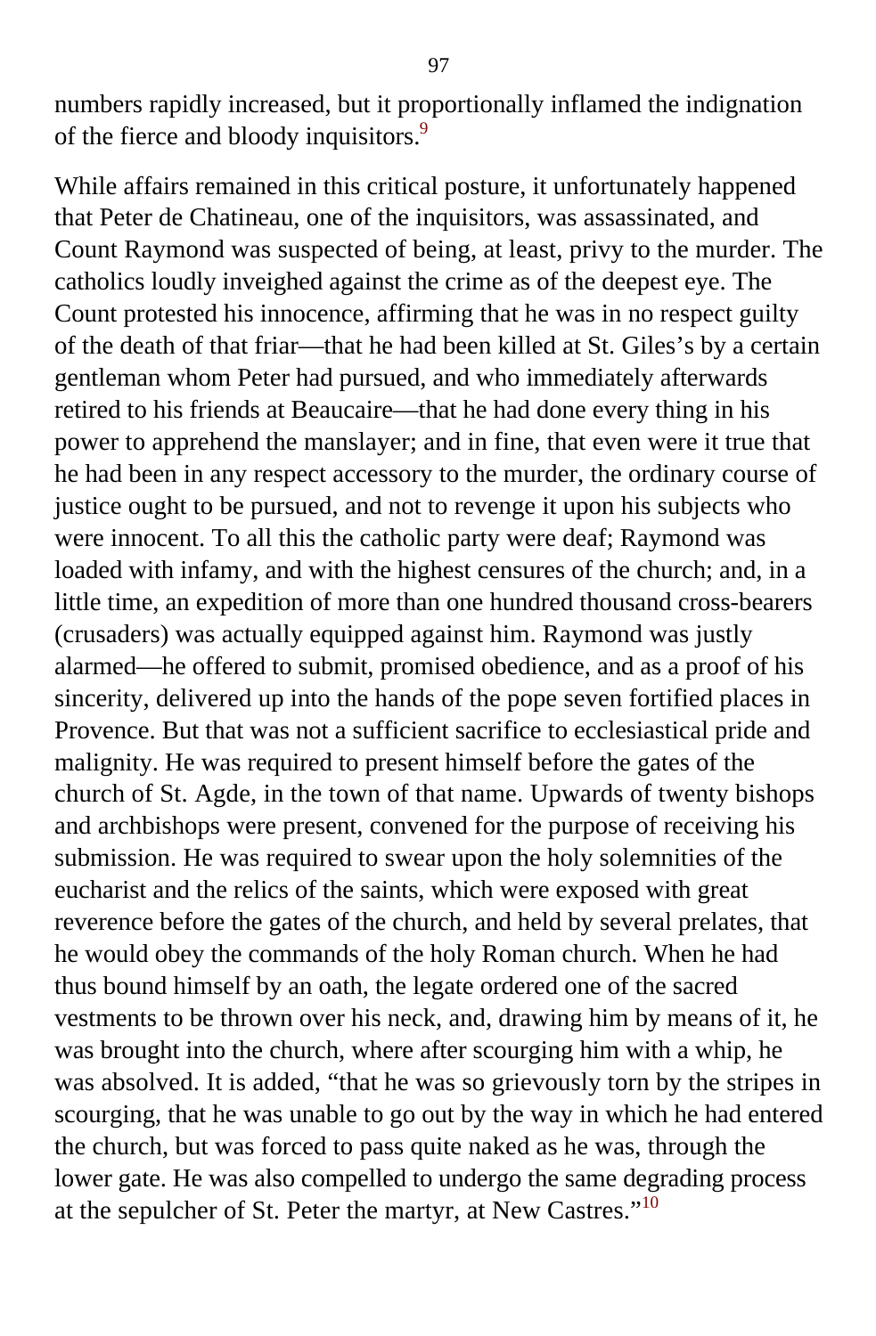numbers rapidly increased, but it proportionally inflamed the indignation of the fierce and bloody inquisitors.[9]

While affairs remained in this critical posture, it unfortunately happened that Peter de Chatineau, one of the inquisitors, was assassinated, and Count Raymond was suspected of being, at least, privy to the murder. The catholics loudly inveighed against the crime as of the deepest eye. The Count protested his innocence, affirming that he was in no respect guilty of the death of that friar—that he had been killed at St. Giles's by a certain gentleman whom Peter had pursued, and who immediately afterwards retired to his friends at Beaucaire—that he had done every thing in his power to apprehend the manslayer; and in fine, that even were it true that he had been in any respect accessory to the murder, the ordinary course of justice ought to be pursued, and not to revenge it upon his subjects who were innocent. To all this the catholic party were deaf; Raymond was loaded with infamy, and with the highest censures of the church; and, in a little time, an expedition of more than one hundred thousand cross-bearers (crusaders) was actually equipped against him. Raymond was justly alarmed—he offered to submit, promised obedience, and as a proof of his sincerity, delivered up into the hands of the pope seven fortified places in Provence. But that was not a sufficient sacrifice to ecclesiastical pride and malignity. He was required to present himself before the gates of the church of St. Agde, in the town of that name. Upwards of twenty bishops and archbishops were present, convened for the purpose of receiving his submission. He was required to swear upon the holy solemnities of the eucharist and the relics of the saints, which were exposed with great reverence before the gates of the church, and held by several prelates, that he would obey the commands of the holy Roman church. When he had thus bound himself by an oath, the legate ordered one of the sacred vestments to be thrown over his neck, and, drawing him by means of it, he was brought into the church, where after scourging him with a whip, he was absolved. It is added, "that he was so grievously torn by the stripes in scourging, that he was unable to go out by the way in which he had entered the church, but was forced to pass quite naked as he was, through the lower gate. He was also compelled to undergo the same degrading process at the sepulcher of St. Peter the martyr, at New Castres."[10]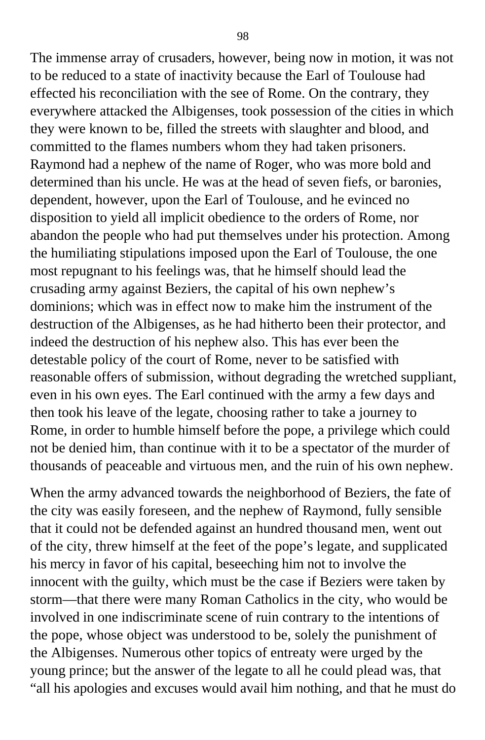The immense array of crusaders, however, being now in motion, it was not to be reduced to a state of inactivity because the Earl of Toulouse had effected his reconciliation with the see of Rome. On the contrary, they everywhere attacked the Albigenses, took possession of the cities in which they were known to be, filled the streets with slaughter and blood, and committed to the flames numbers whom they had taken prisoners. Raymond had a nephew of the name of Roger, who was more bold and determined than his uncle. He was at the head of seven fiefs, or baronies, dependent, however, upon the Earl of Toulouse, and he evinced no disposition to yield all implicit obedience to the orders of Rome, nor abandon the people who had put themselves under his protection. Among the humiliating stipulations imposed upon the Earl of Toulouse, the one most repugnant to his feelings was, that he himself should lead the crusading army against Beziers, the capital of his own nephew's dominions; which was in effect now to make him the instrument of the destruction of the Albigenses, as he had hitherto been their protector, and indeed the destruction of his nephew also. This has ever been the detestable policy of the court of Rome, never to be satisfied with reasonable offers of submission, without degrading the wretched suppliant, even in his own eyes. The Earl continued with the army a few days and then took his leave of the legate, choosing rather to take a journey to Rome, in order to humble himself before the pope, a privilege which could not be denied him, than continue with it to be a spectator of the murder of thousands of peaceable and virtuous men, and the ruin of his own nephew.

When the army advanced towards the neighborhood of Beziers, the fate of the city was easily foreseen, and the nephew of Raymond, fully sensible that it could not be defended against an hundred thousand men, went out of the city, threw himself at the feet of the pope's legate, and supplicated his mercy in favor of his capital, beseeching him not to involve the innocent with the guilty, which must be the case if Beziers were taken by storm—that there were many Roman Catholics in the city, who would be involved in one indiscriminate scene of ruin contrary to the intentions of the pope, whose object was understood to be, solely the punishment of the Albigenses. Numerous other topics of entreaty were urged by the young prince; but the answer of the legate to all he could plead was, that "all his apologies and excuses would avail him nothing, and that he must do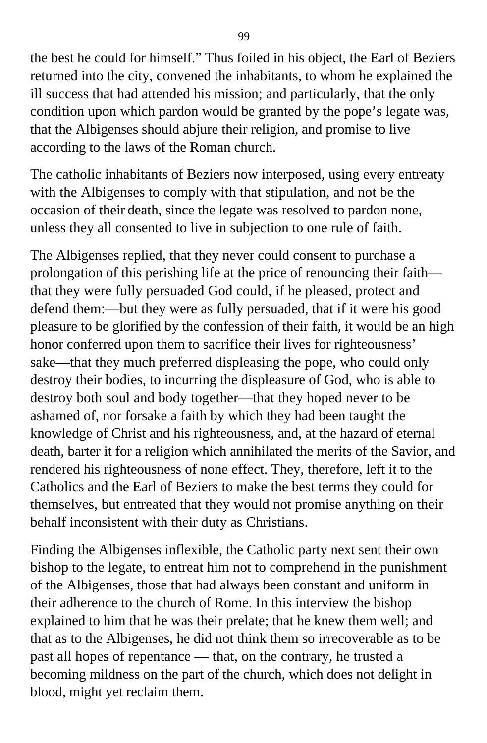the best he could for himself." Thus foiled in his object, the Earl of Beziers returned into the city, convened the inhabitants, to whom he explained the ill success that had attended his mission; and particularly, that the only condition upon which pardon would be granted by the pope's legate was, that the Albigenses should abjure their religion, and promise to live according to the laws of the Roman church.

The catholic inhabitants of Beziers now interposed, using every entreaty with the Albigenses to comply with that stipulation, and not be the occasion of their death, since the legate was resolved to pardon none, unless they all consented to live in subjection to one rule of faith.

The Albigenses replied, that they never could consent to purchase a prolongation of this perishing life at the price of renouncing their faith— that they were fully persuaded God could, if he pleased, protect and defend them:—but they were as fully persuaded, that if it were his good pleasure to be glorified by the confession of their faith, it would be an high honor conferred upon them to sacrifice their lives for righteousness' sake—that they much preferred displeasing the pope, who could only destroy their bodies, to incurring the displeasure of God, who is able to destroy both soul and body together—that they hoped never to be ashamed of, nor forsake a faith by which they had been taught the knowledge of Christ and his righteousness, and, at the hazard of eternal death, barter it for a religion which annihilated the merits of the Savior, and rendered his righteousness of none effect. They, therefore, left it to the Catholics and the Earl of Beziers to make the best terms they could for themselves, but entreated that they would not promise anything on their behalf inconsistent with their duty as Christians.

Finding the Albigenses inflexible, the Catholic party next sent their own bishop to the legate, to entreat him not to comprehend in the punishment of the Albigenses, those that had always been constant and uniform in their adherence to the church of Rome. In this interview the bishop explained to him that he was their prelate; that he knew them well; and that as to the Albigenses, he did not think them so irrecoverable as to be past all hopes of repentance — that, on the contrary, he trusted a becoming mildness on the part of the church, which does not delight in blood, might yet reclaim them.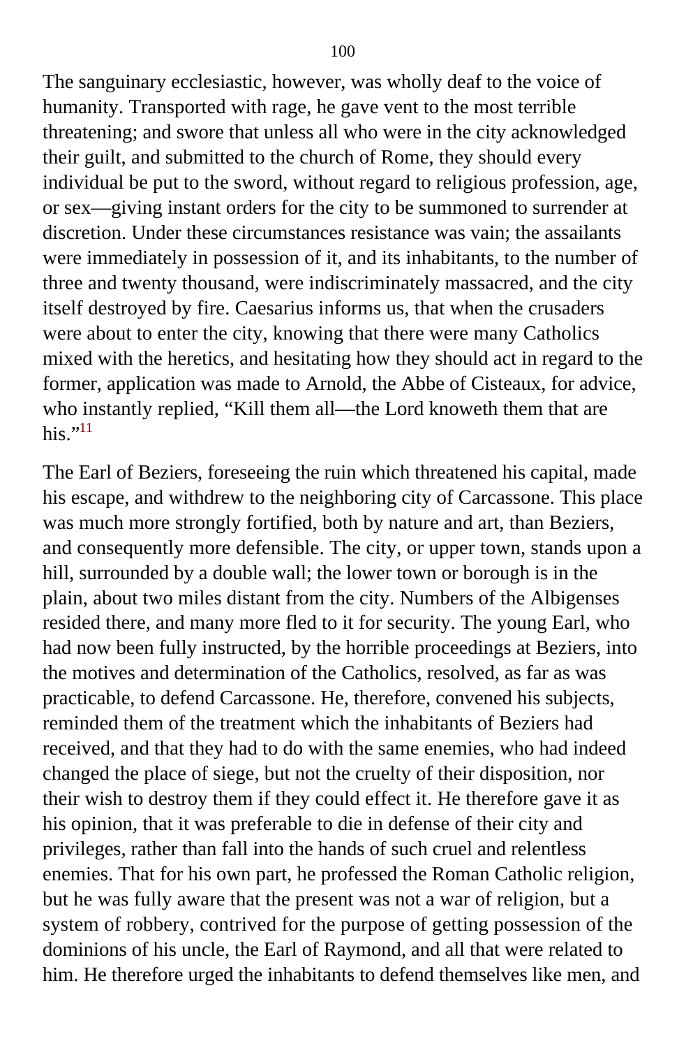The sanguinary ecclesiastic, however, was wholly deaf to the voice of humanity. Transported with rage, he gave vent to the most terrible threatening; and swore that unless all who were in the city acknowledged their guilt, and submitted to the church of Rome, they should every individual be put to the sword, without regard to religious profession, age, or sex—giving instant orders for the city to be summoned to surrender at discretion. Under these circumstances resistance was vain; the assailants were immediately in possession of it, and its inhabitants, to the number of three and twenty thousand, were indiscriminately massacred, and the city itself destroyed by fire. Caesarius informs us, that when the crusaders were about to enter the city, knowing that there were many Catholics mixed with the heretics, and hesitating how they should act in regard to the former, application was made to Arnold, the Abbe of Cisteaux, for advice, who instantly replied, "Kill them all—the Lord knoweth them that are his."[11]

The Earl of Beziers, foreseeing the ruin which threatened his capital, made his escape, and withdrew to the neighboring city of Carcassone. This place was much more strongly fortified, both by nature and art, than Beziers, and consequently more defensible. The city, or upper town, stands upon a hill, surrounded by a double wall; the lower town or borough is in the plain, about two miles distant from the city. Numbers of the Albigenses resided there, and many more fled to it for security. The young Earl, who had now been fully instructed, by the horrible proceedings at Beziers, into the motives and determination of the Catholics, resolved, as far as was practicable, to defend Carcassone. He, therefore, convened his subjects, reminded them of the treatment which the inhabitants of Beziers had received, and that they had to do with the same enemies, who had indeed changed the place of siege, but not the cruelty of their disposition, nor their wish to destroy them if they could effect it. He therefore gave it as his opinion, that it was preferable to die in defense of their city and privileges, rather than fall into the hands of such cruel and relentless enemies. That for his own part, he professed the Roman Catholic religion, but he was fully aware that the present was not a war of religion, but a system of robbery, contrived for the purpose of getting possession of the dominions of his uncle, the Earl of Raymond, and all that were related to him. He therefore urged the inhabitants to defend themselves like men, and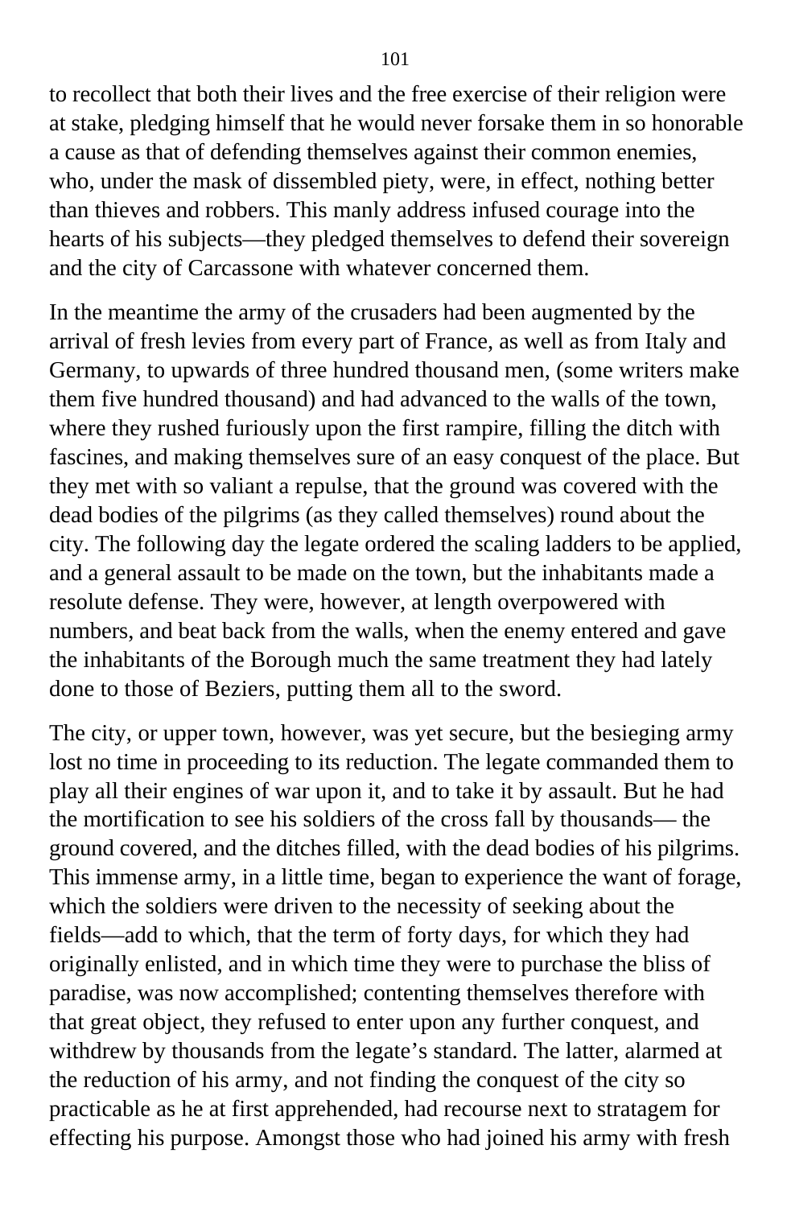to recollect that both their lives and the free exercise of their religion were at stake, pledging himself that he would never forsake them in so honorable a cause as that of defending themselves against their common enemies, who, under the mask of dissembled piety, were, in effect, nothing better than thieves and robbers. This manly address infused courage into the hearts of his subjects—they pledged themselves to defend their sovereign and the city of Carcassone with whatever concerned them.

In the meantime the army of the crusaders had been augmented by the arrival of fresh levies from every part of France, as well as from Italy and Germany, to upwards of three hundred thousand men, (some writers make them five hundred thousand) and had advanced to the walls of the town, where they rushed furiously upon the first rampire, filling the ditch with fascines, and making themselves sure of an easy conquest of the place. But they met with so valiant a repulse, that the ground was covered with the dead bodies of the pilgrims (as they called themselves) round about the city. The following day the legate ordered the scaling ladders to be applied, and a general assault to be made on the town, but the inhabitants made a resolute defense. They were, however, at length overpowered with numbers, and beat back from the walls, when the enemy entered and gave the inhabitants of the Borough much the same treatment they had lately done to those of Beziers, putting them all to the sword.

The city, or upper town, however, was yet secure, but the besieging army lost no time in proceeding to its reduction. The legate commanded them to play all their engines of war upon it, and to take it by assault. But he had the mortification to see his soldiers of the cross fall by thousands— the ground covered, and the ditches filled, with the dead bodies of his pilgrims. This immense army, in a little time, began to experience the want of forage, which the soldiers were driven to the necessity of seeking about the fields—add to which, that the term of forty days, for which they had originally enlisted, and in which time they were to purchase the bliss of paradise, was now accomplished; contenting themselves therefore with that great object, they refused to enter upon any further conquest, and withdrew by thousands from the legate's standard. The latter, alarmed at the reduction of his army, and not finding the conquest of the city so practicable as he at first apprehended, had recourse next to stratagem for effecting his purpose. Amongst those who had joined his army with fresh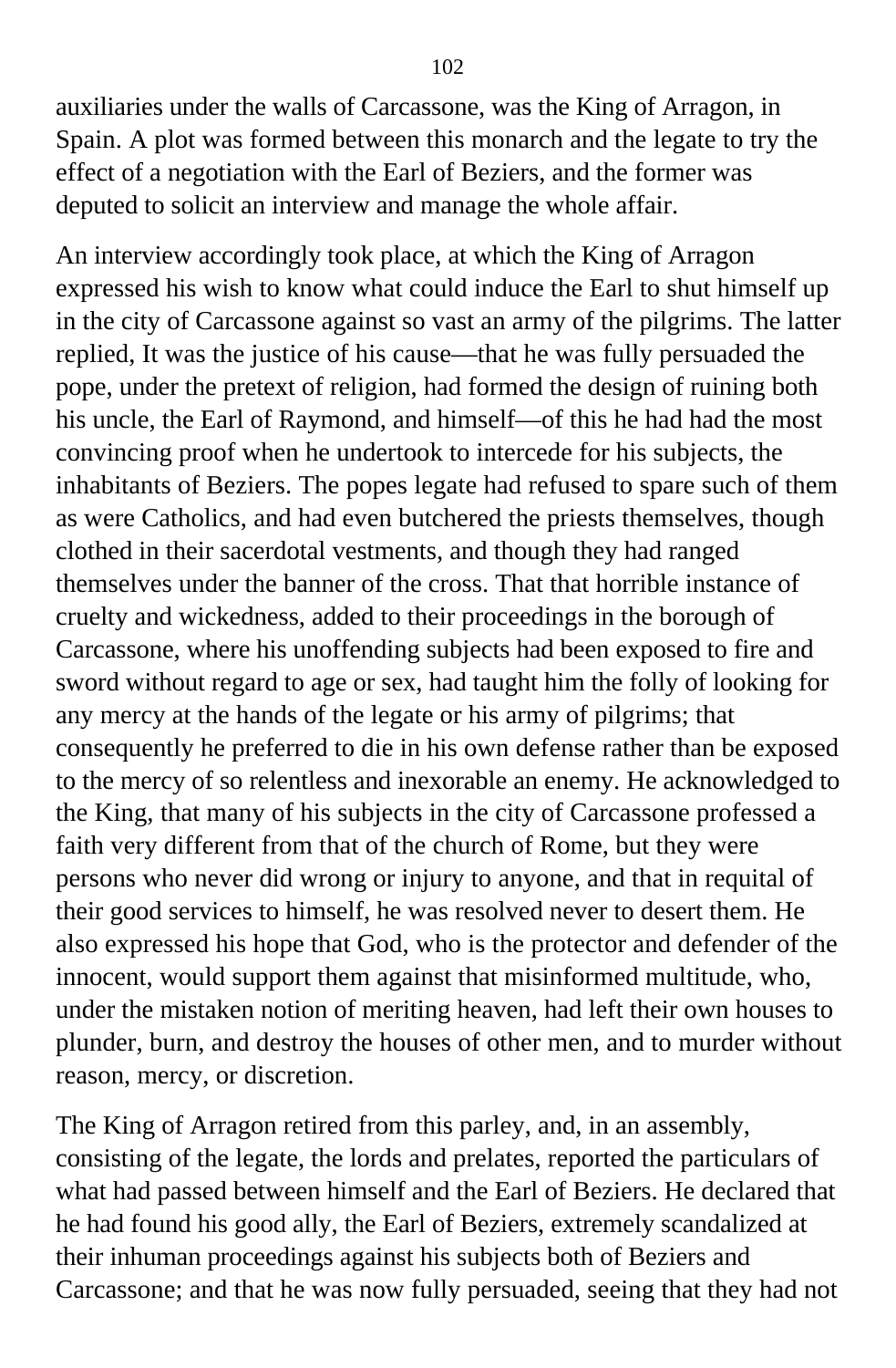auxiliaries under the walls of Carcassone, was the King of Arragon, in Spain. A plot was formed between this monarch and the legate to try the effect of a negotiation with the Earl of Beziers, and the former was deputed to solicit an interview and manage the whole affair.

An interview accordingly took place, at which the King of Arragon expressed his wish to know what could induce the Earl to shut himself up in the city of Carcassone against so vast an army of the pilgrims. The latter replied, It was the justice of his cause—that he was fully persuaded the pope, under the pretext of religion, had formed the design of ruining both his uncle, the Earl of Raymond, and himself—of this he had had the most convincing proof when he undertook to intercede for his subjects, the inhabitants of Beziers. The popes legate had refused to spare such of them as were Catholics, and had even butchered the priests themselves, though clothed in their sacerdotal vestments, and though they had ranged themselves under the banner of the cross. That that horrible instance of cruelty and wickedness, added to their proceedings in the borough of Carcassone, where his unoffending subjects had been exposed to fire and sword without regard to age or sex, had taught him the folly of looking for any mercy at the hands of the legate or his army of pilgrims; that consequently he preferred to die in his own defense rather than be exposed to the mercy of so relentless and inexorable an enemy. He acknowledged to the King, that many of his subjects in the city of Carcassone professed a faith very different from that of the church of Rome, but they were persons who never did wrong or injury to anyone, and that in requital of their good services to himself, he was resolved never to desert them. He also expressed his hope that God, who is the protector and defender of the innocent, would support them against that misinformed multitude, who, under the mistaken notion of meriting heaven, had left their own houses to plunder, burn, and destroy the houses of other men, and to murder without reason, mercy, or discretion.

The King of Arragon retired from this parley, and, in an assembly, consisting of the legate, the lords and prelates, reported the particulars of what had passed between himself and the Earl of Beziers. He declared that he had found his good ally, the Earl of Beziers, extremely scandalized at their inhuman proceedings against his subjects both of Beziers and Carcassone; and that he was now fully persuaded, seeing that they had not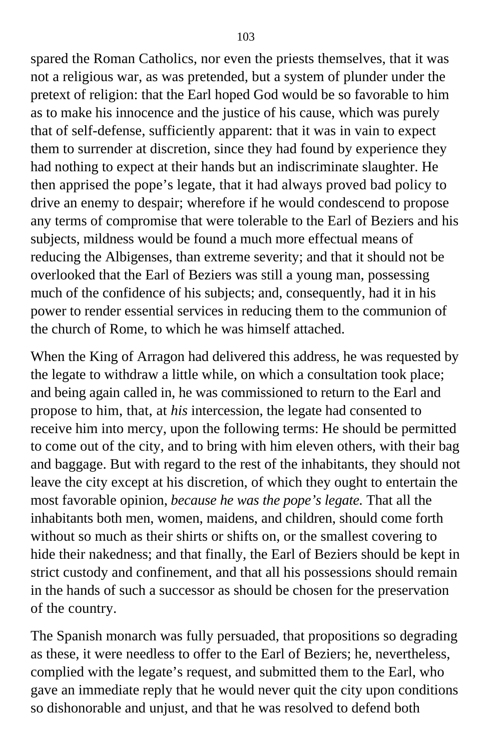spared the Roman Catholics, nor even the priests themselves, that it was not a religious war, as was pretended, but a system of plunder under the pretext of religion: that the Earl hoped God would be so favorable to him as to make his innocence and the justice of his cause, which was purely that of self-defense, sufficiently apparent: that it was in vain to expect them to surrender at discretion, since they had found by experience they had nothing to expect at their hands but an indiscriminate slaughter. He then apprised the pope's legate, that it had always proved bad policy to drive an enemy to despair; wherefore if he would condescend to propose any terms of compromise that were tolerable to the Earl of Beziers and his subjects, mildness would be found a much more effectual means of reducing the Albigenses, than extreme severity; and that it should not be overlooked that the Earl of Beziers was still a young man, possessing much of the confidence of his subjects; and, consequently, had it in his power to render essential services in reducing them to the communion of the church of Rome, to which he was himself attached.

When the King of Arragon had delivered this address, he was requested by the legate to withdraw a little while, on which a consultation took place; and being again called in, he was commissioned to return to the Earl and propose to him, that, at *his* intercession, the legate had consented to receive him into mercy, upon the following terms: He should be permitted to come out of the city, and to bring with him eleven others, with their bag and baggage. But with regard to the rest of the inhabitants, they should not leave the city except at his discretion, of which they ought to entertain the most favorable opinion, *because he was the pope's legate.* That all the inhabitants both men, women, maidens, and children, should come forth without so much as their shirts or shifts on, or the smallest covering to hide their nakedness; and that finally, the Earl of Beziers should be kept in strict custody and confinement, and that all his possessions should remain in the hands of such a successor as should be chosen for the preservation of the country.

The Spanish monarch was fully persuaded, that propositions so degrading as these, it were needless to offer to the Earl of Beziers; he, nevertheless, complied with the legate's request, and submitted them to the Earl, who gave an immediate reply that he would never quit the city upon conditions so dishonorable and unjust, and that he was resolved to defend both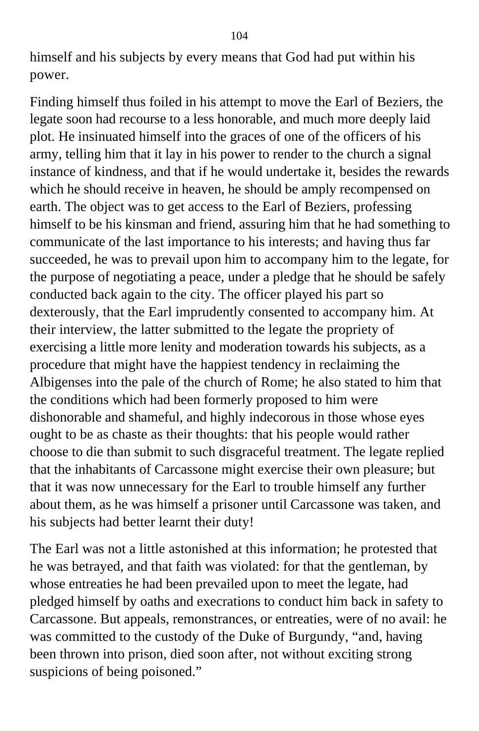himself and his subjects by every means that God had put within his power.

Finding himself thus foiled in his attempt to move the Earl of Beziers, the legate soon had recourse to a less honorable, and much more deeply laid plot. He insinuated himself into the graces of one of the officers of his army, telling him that it lay in his power to render to the church a signal instance of kindness, and that if he would undertake it, besides the rewards which he should receive in heaven, he should be amply recompensed on earth. The object was to get access to the Earl of Beziers, professing himself to be his kinsman and friend, assuring him that he had something to communicate of the last importance to his interests; and having thus far succeeded, he was to prevail upon him to accompany him to the legate, for the purpose of negotiating a peace, under a pledge that he should be safely conducted back again to the city. The officer played his part so dexterously, that the Earl imprudently consented to accompany him. At their interview, the latter submitted to the legate the propriety of exercising a little more lenity and moderation towards his subjects, as a procedure that might have the happiest tendency in reclaiming the Albigenses into the pale of the church of Rome; he also stated to him that the conditions which had been formerly proposed to him were dishonorable and shameful, and highly indecorous in those whose eyes ought to be as chaste as their thoughts: that his people would rather choose to die than submit to such disgraceful treatment. The legate replied that the inhabitants of Carcassone might exercise their own pleasure; but that it was now unnecessary for the Earl to trouble himself any further about them, as he was himself a prisoner until Carcassone was taken, and his subjects had better learnt their duty!

The Earl was not a little astonished at this information; he protested that he was betrayed, and that faith was violated: for that the gentleman, by whose entreaties he had been prevailed upon to meet the legate, had pledged himself by oaths and execrations to conduct him back in safety to Carcassone. But appeals, remonstrances, or entreaties, were of no avail: he was committed to the custody of the Duke of Burgundy, "and, having been thrown into prison, died soon after, not without exciting strong suspicions of being poisoned."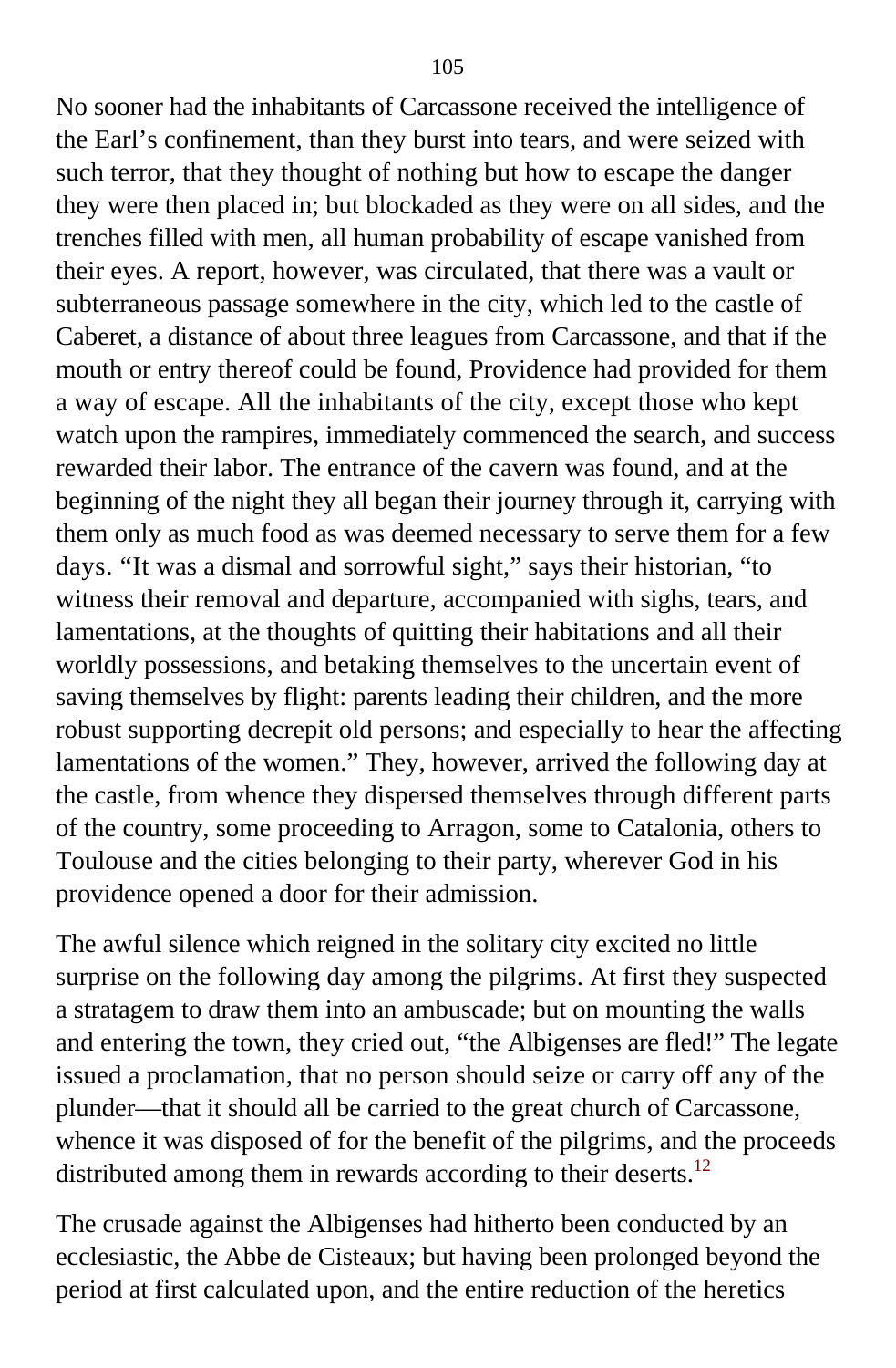No sooner had the inhabitants of Carcassone received the intelligence of the Earl's confinement, than they burst into tears, and were seized with such terror, that they thought of nothing but how to escape the danger they were then placed in; but blockaded as they were on all sides, and the trenches filled with men, all human probability of escape vanished from their eyes. A report, however, was circulated, that there was a vault or subterraneous passage somewhere in the city, which led to the castle of Caberet, a distance of about three leagues from Carcassone, and that if the mouth or entry thereof could be found, Providence had provided for them a way of escape. All the inhabitants of the city, except those who kept watch upon the rampires, immediately commenced the search, and success rewarded their labor. The entrance of the cavern was found, and at the beginning of the night they all began their journey through it, carrying with them only as much food as was deemed necessary to serve them for a few days. "It was a dismal and sorrowful sight," says their historian, "to witness their removal and departure, accompanied with sighs, tears, and lamentations, at the thoughts of quitting their habitations and all their worldly possessions, and betaking themselves to the uncertain event of saving themselves by flight: parents leading their children, and the more robust supporting decrepit old persons; and especially to hear the affecting lamentations of the women." They, however, arrived the following day at the castle, from whence they dispersed themselves through different parts of the country, some proceeding to Arragon, some to Catalonia, others to Toulouse and the cities belonging to their party, wherever God in his providence opened a door for their admission.

The awful silence which reigned in the solitary city excited no little surprise on the following day among the pilgrims. At first they suspected a stratagem to draw them into an ambuscade; but on mounting the walls and entering the town, they cried out, "the Albigenses are fled!" The legate issued a proclamation, that no person should seize or carry off any of the plunder—that it should all be carried to the great church of Carcassone, whence it was disposed of for the benefit of the pilgrims, and the proceeds distributed among them in rewards according to their deserts.[12]

The crusade against the Albigenses had hitherto been conducted by an ecclesiastic, the Abbe de Cisteaux; but having been prolonged beyond the period at first calculated upon, and the entire reduction of the heretics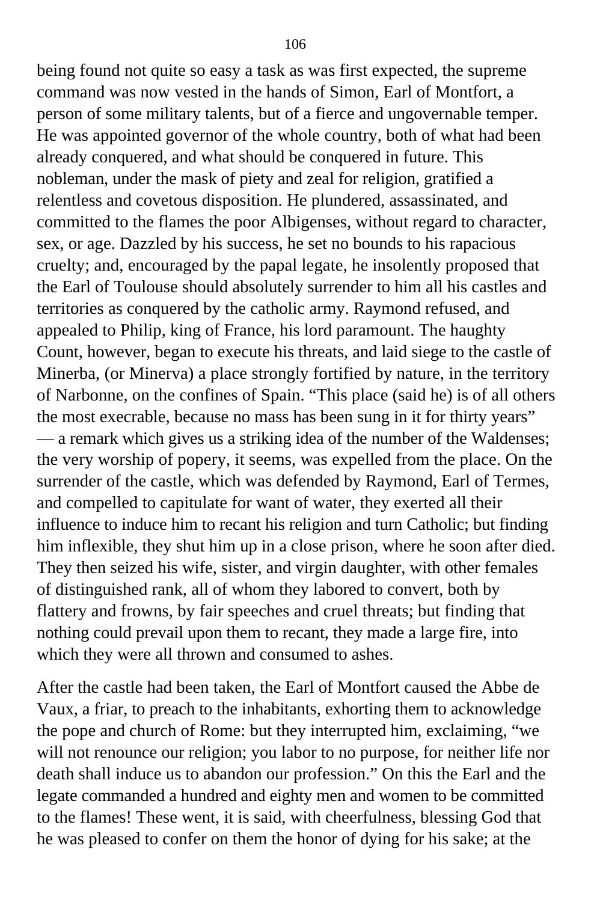being found not quite so easy a task as was first expected, the supreme command was now vested in the hands of Simon, Earl of Montfort, a person of some military talents, but of a fierce and ungovernable temper. He was appointed governor of the whole country, both of what had been already conquered, and what should be conquered in future. This nobleman, under the mask of piety and zeal for religion, gratified a relentless and covetous disposition. He plundered, assassinated, and committed to the flames the poor Albigenses, without regard to character, sex, or age. Dazzled by his success, he set no bounds to his rapacious cruelty; and, encouraged by the papal legate, he insolently proposed that the Earl of Toulouse should absolutely surrender to him all his castles and territories as conquered by the catholic army. Raymond refused, and appealed to Philip, king of France, his lord paramount. The haughty Count, however, began to execute his threats, and laid siege to the castle of Minerba, (or Minerva) a place strongly fortified by nature, in the territory of Narbonne, on the confines of Spain. "This place (said he) is of all others the most execrable, because no mass has been sung in it for thirty years" — a remark which gives us a striking idea of the number of the Waldenses; the very worship of popery, it seems, was expelled from the place. On the surrender of the castle, which was defended by Raymond, Earl of Termes, and compelled to capitulate for want of water, they exerted all their influence to induce him to recant his religion and turn Catholic; but finding him inflexible, they shut him up in a close prison, where he soon after died. They then seized his wife, sister, and virgin daughter, with other females of distinguished rank, all of whom they labored to convert, both by flattery and frowns, by fair speeches and cruel threats; but finding that nothing could prevail upon them to recant, they made a large fire, into which they were all thrown and consumed to ashes.

After the castle had been taken, the Earl of Montfort caused the Abbe de Vaux, a friar, to preach to the inhabitants, exhorting them to acknowledge the pope and church of Rome: but they interrupted him, exclaiming, "we will not renounce our religion; you labor to no purpose, for neither life nor death shall induce us to abandon our profession." On this the Earl and the legate commanded a hundred and eighty men and women to be committed to the flames! These went, it is said, with cheerfulness, blessing God that he was pleased to confer on them the honor of dying for his sake; at the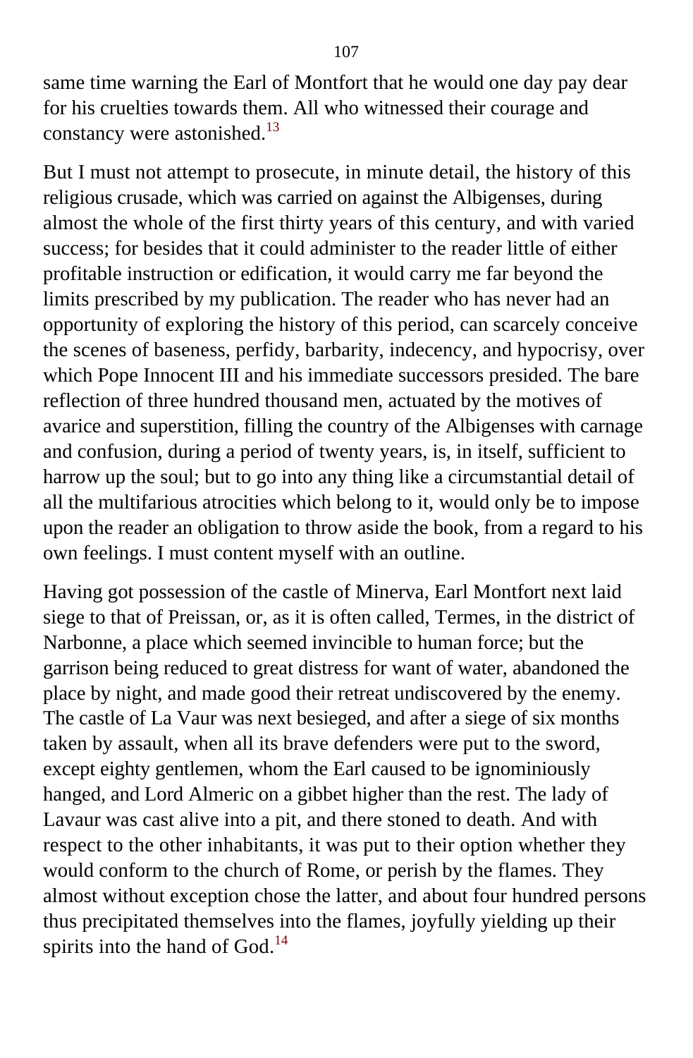same time warning the Earl of Montfort that he would one day pay dear for his cruelties towards them. All who witnessed their courage and constancy were astonished.[13]

But I must not attempt to prosecute, in minute detail, the history of this religious crusade, which was carried on against the Albigenses, during almost the whole of the first thirty years of this century, and with varied success; for besides that it could administer to the reader little of either profitable instruction or edification, it would carry me far beyond the limits prescribed by my publication. The reader who has never had an opportunity of exploring the history of this period, can scarcely conceive the scenes of baseness, perfidy, barbarity, indecency, and hypocrisy, over which Pope Innocent III and his immediate successors presided. The bare reflection of three hundred thousand men, actuated by the motives of avarice and superstition, filling the country of the Albigenses with carnage and confusion, during a period of twenty years, is, in itself, sufficient to harrow up the soul; but to go into any thing like a circumstantial detail of all the multifarious atrocities which belong to it, would only be to impose upon the reader an obligation to throw aside the book, from a regard to his own feelings. I must content myself with an outline.

Having got possession of the castle of Minerva, Earl Montfort next laid siege to that of Preissan, or, as it is often called, Termes, in the district of Narbonne, a place which seemed invincible to human force; but the garrison being reduced to great distress for want of water, abandoned the place by night, and made good their retreat undiscovered by the enemy. The castle of La Vaur was next besieged, and after a siege of six months taken by assault, when all its brave defenders were put to the sword, except eighty gentlemen, whom the Earl caused to be ignominiously hanged, and Lord Almeric on a gibbet higher than the rest. The lady of Lavaur was cast alive into a pit, and there stoned to death. And with respect to the other inhabitants, it was put to their option whether they would conform to the church of Rome, or perish by the flames. They almost without exception chose the latter, and about four hundred persons thus precipitated themselves into the flames, joyfully yielding up their spirits into the hand of God.[14]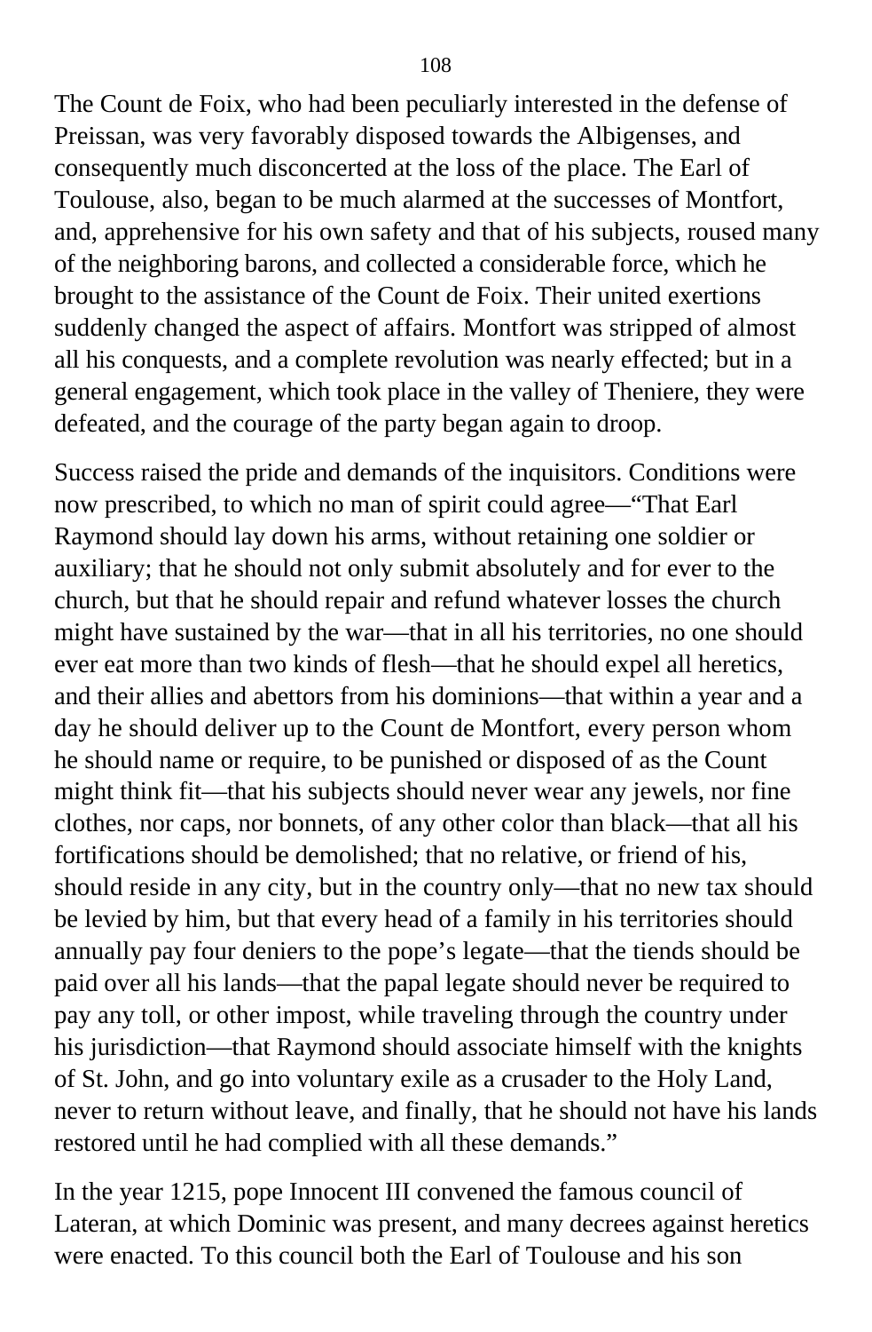The Count de Foix, who had been peculiarly interested in the defense of Preissan, was very favorably disposed towards the Albigenses, and consequently much disconcerted at the loss of the place. The Earl of Toulouse, also, began to be much alarmed at the successes of Montfort, and, apprehensive for his own safety and that of his subjects, roused many of the neighboring barons, and collected a considerable force, which he brought to the assistance of the Count de Foix. Their united exertions suddenly changed the aspect of affairs. Montfort was stripped of almost all his conquests, and a complete revolution was nearly effected; but in a general engagement, which took place in the valley of Theniere, they were defeated, and the courage of the party began again to droop.

Success raised the pride and demands of the inquisitors. Conditions were now prescribed, to which no man of spirit could agree—"That Earl Raymond should lay down his arms, without retaining one soldier or auxiliary; that he should not only submit absolutely and for ever to the church, but that he should repair and refund whatever losses the church might have sustained by the war—that in all his territories, no one should ever eat more than two kinds of flesh—that he should expel all heretics, and their allies and abettors from his dominions—that within a year and a day he should deliver up to the Count de Montfort, every person whom he should name or require, to be punished or disposed of as the Count might think fit—that his subjects should never wear any jewels, nor fine clothes, nor caps, nor bonnets, of any other color than black—that all his fortifications should be demolished; that no relative, or friend of his, should reside in any city, but in the country only—that no new tax should be levied by him, but that every head of a family in his territories should annually pay four deniers to the pope's legate—that the tiends should be paid over all his lands—that the papal legate should never be required to pay any toll, or other impost, while traveling through the country under his jurisdiction—that Raymond should associate himself with the knights of St. John, and go into voluntary exile as a crusader to the Holy Land, never to return without leave, and finally, that he should not have his lands restored until he had complied with all these demands."

In the year 1215, pope Innocent III convened the famous council of Lateran, at which Dominic was present, and many decrees against heretics were enacted. To this council both the Earl of Toulouse and his son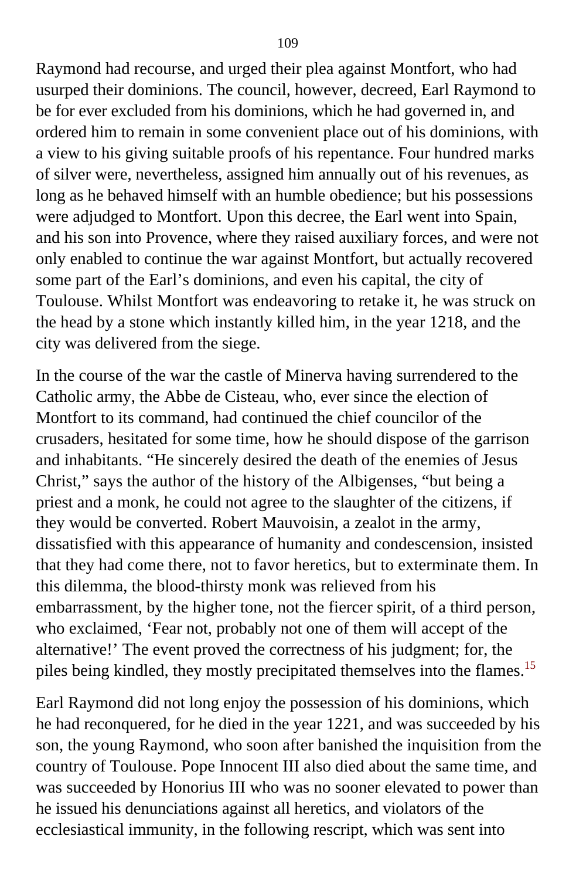Raymond had recourse, and urged their plea against Montfort, who had usurped their dominions. The council, however, decreed, Earl Raymond to be for ever excluded from his dominions, which he had governed in, and ordered him to remain in some convenient place out of his dominions, with a view to his giving suitable proofs of his repentance. Four hundred marks of silver were, nevertheless, assigned him annually out of his revenues, as long as he behaved himself with an humble obedience; but his possessions were adjudged to Montfort. Upon this decree, the Earl went into Spain, and his son into Provence, where they raised auxiliary forces, and were not only enabled to continue the war against Montfort, but actually recovered some part of the Earl's dominions, and even his capital, the city of Toulouse. Whilst Montfort was endeavoring to retake it, he was struck on the head by a stone which instantly killed him, in the year 1218, and the city was delivered from the siege.

In the course of the war the castle of Minerva having surrendered to the Catholic army, the Abbe de Cisteau, who, ever since the election of Montfort to its command, had continued the chief councilor of the crusaders, hesitated for some time, how he should dispose of the garrison and inhabitants. "He sincerely desired the death of the enemies of Jesus Christ," says the author of the history of the Albigenses, "but being a priest and a monk, he could not agree to the slaughter of the citizens, if they would be converted. Robert Mauvoisin, a zealot in the army, dissatisfied with this appearance of humanity and condescension, insisted that they had come there, not to favor heretics, but to exterminate them. In this dilemma, the blood-thirsty monk was relieved from his embarrassment, by the higher tone, not the fiercer spirit, of a third person, who exclaimed, 'Fear not, probably not one of them will accept of the alternative!' The event proved the correctness of his judgment; for, the piles being kindled, they mostly precipitated themselves into the flames.[15]

Earl Raymond did not long enjoy the possession of his dominions, which he had reconquered, for he died in the year 1221, and was succeeded by his son, the young Raymond, who soon after banished the inquisition from the country of Toulouse. Pope Innocent III also died about the same time, and was succeeded by Honorius III who was no sooner elevated to power than he issued his denunciations against all heretics, and violators of the ecclesiastical immunity, in the following rescript, which was sent into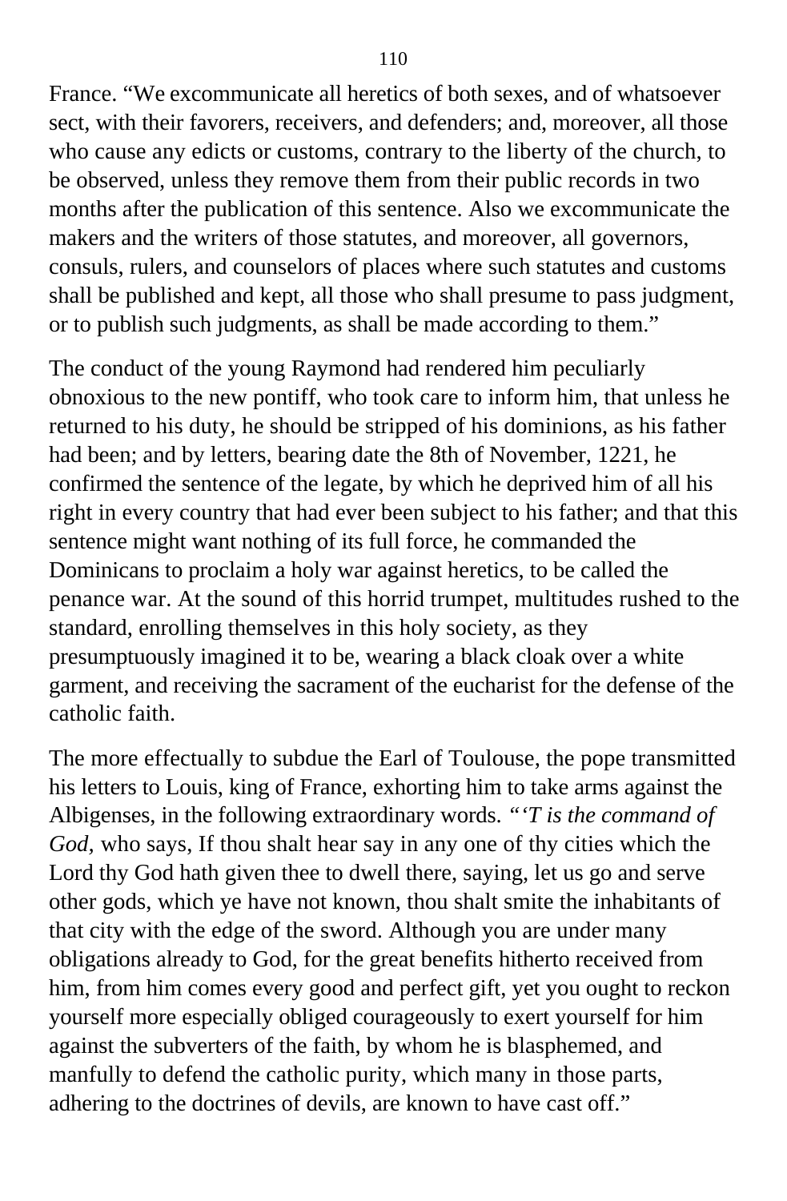France. "We excommunicate all heretics of both sexes, and of whatsoever sect, with their favorers, receivers, and defenders; and, moreover, all those who cause any edicts or customs, contrary to the liberty of the church, to be observed, unless they remove them from their public records in two months after the publication of this sentence. Also we excommunicate the makers and the writers of those statutes, and moreover, all governors, consuls, rulers, and counselors of places where such statutes and customs shall be published and kept, all those who shall presume to pass judgment, or to publish such judgments, as shall be made according to them."

The conduct of the young Raymond had rendered him peculiarly obnoxious to the new pontiff, who took care to inform him, that unless he returned to his duty, he should be stripped of his dominions, as his father had been; and by letters, bearing date the 8th of November, 1221, he confirmed the sentence of the legate, by which he deprived him of all his right in every country that had ever been subject to his father; and that this sentence might want nothing of its full force, he commanded the Dominicans to proclaim a holy war against heretics, to be called the penance war. At the sound of this horrid trumpet, multitudes rushed to the standard, enrolling themselves in this holy society, as they presumptuously imagined it to be, wearing a black cloak over a white garment, and receiving the sacrament of the eucharist for the defense of the catholic faith.

The more effectually to subdue the Earl of Toulouse, the pope transmitted his letters to Louis, king of France, exhorting him to take arms against the Albigenses, in the following extraordinary words. "*'T is the command of God,* who says, If thou shalt hear say in any one of thy cities which the Lord thy God hath given thee to dwell there, saying, let us go and serve other gods, which ye have not known, thou shalt smite the inhabitants of that city with the edge of the sword. Although you are under many obligations already to God, for the great benefits hitherto received from him, from him comes every good and perfect gift, yet you ought to reckon yourself more especially obliged courageously to exert yourself for him against the subverters of the faith, by whom he is blasphemed, and manfully to defend the catholic purity, which many in those parts, adhering to the doctrines of devils, are known to have cast off."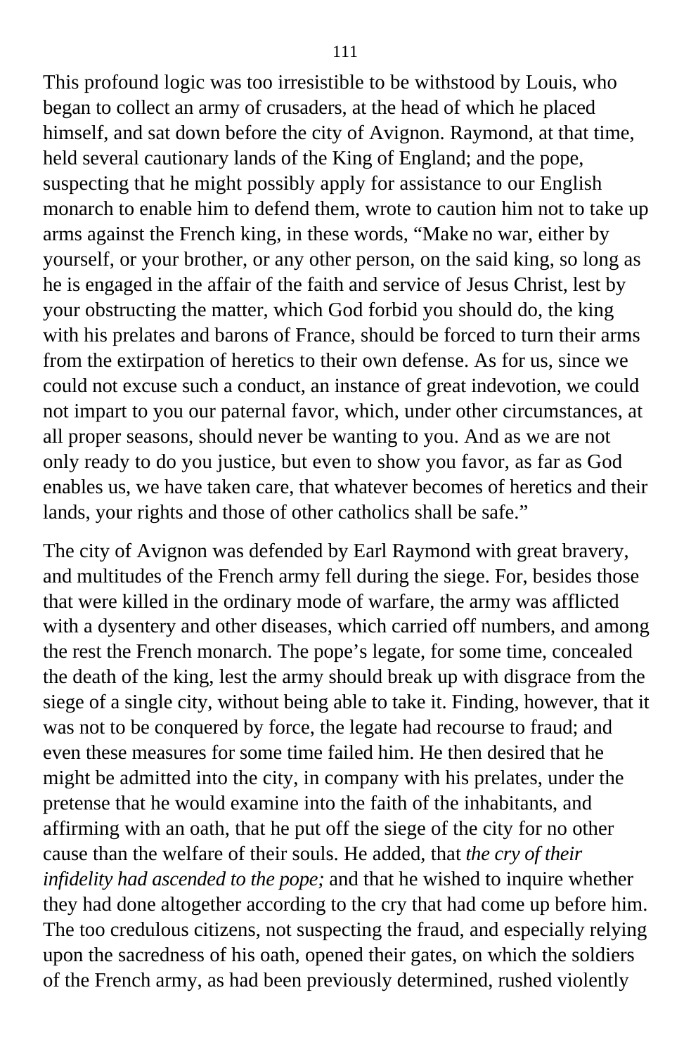This profound logic was too irresistible to be withstood by Louis, who began to collect an army of crusaders, at the head of which he placed himself, and sat down before the city of Avignon. Raymond, at that time, held several cautionary lands of the King of England; and the pope, suspecting that he might possibly apply for assistance to our English monarch to enable him to defend them, wrote to caution him not to take up arms against the French king, in these words, "Make no war, either by yourself, or your brother, or any other person, on the said king, so long as he is engaged in the affair of the faith and service of Jesus Christ, lest by your obstructing the matter, which God forbid you should do, the king with his prelates and barons of France, should be forced to turn their arms from the extirpation of heretics to their own defense. As for us, since we could not excuse such a conduct, an instance of great indevotion, we could not impart to you our paternal favor, which, under other circumstances, at all proper seasons, should never be wanting to you. And as we are not only ready to do you justice, but even to show you favor, as far as God enables us, we have taken care, that whatever becomes of heretics and their lands, your rights and those of other catholics shall be safe."

The city of Avignon was defended by Earl Raymond with great bravery, and multitudes of the French army fell during the siege. For, besides those that were killed in the ordinary mode of warfare, the army was afflicted with a dysentery and other diseases, which carried off numbers, and among the rest the French monarch. The pope's legate, for some time, concealed the death of the king, lest the army should break up with disgrace from the siege of a single city, without being able to take it. Finding, however, that it was not to be conquered by force, the legate had recourse to fraud; and even these measures for some time failed him. He then desired that he might be admitted into the city, in company with his prelates, under the pretense that he would examine into the faith of the inhabitants, and affirming with an oath, that he put off the siege of the city for no other cause than the welfare of their souls. He added, that *the cry of their infidelity had ascended to the pope;* and that he wished to inquire whether they had done altogether according to the cry that had come up before him. The too credulous citizens, not suspecting the fraud, and especially relying upon the sacredness of his oath, opened their gates, on which the soldiers of the French army, as had been previously determined, rushed violently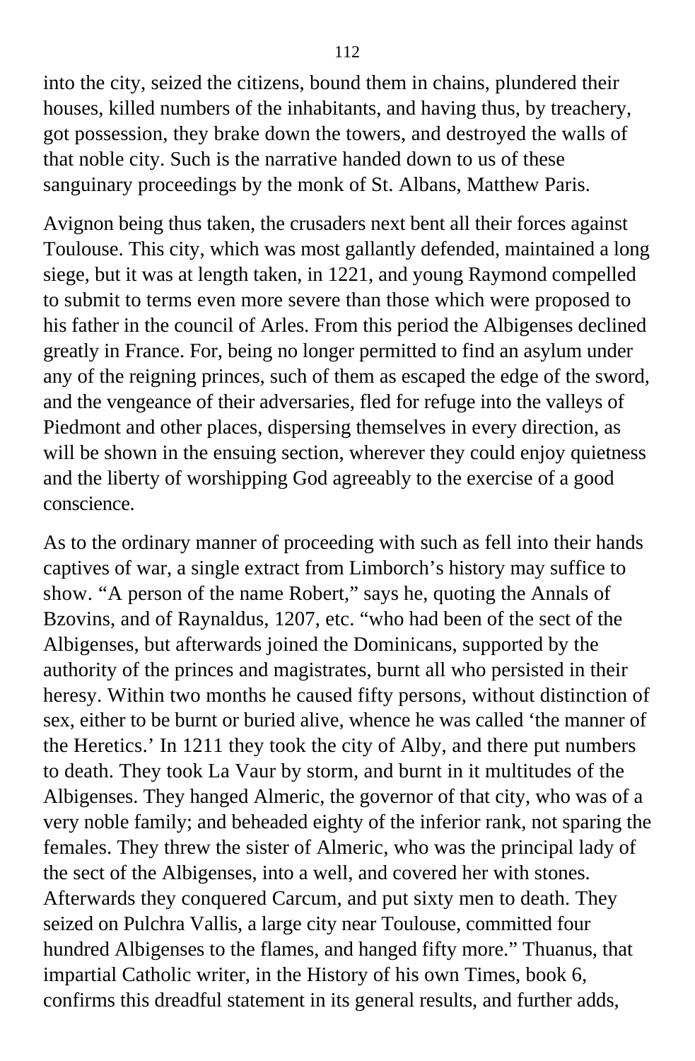into the city, seized the citizens, bound them in chains, plundered their houses, killed numbers of the inhabitants, and having thus, by treachery, got possession, they brake down the towers, and destroyed the walls of that noble city. Such is the narrative handed down to us of these sanguinary proceedings by the monk of St. Albans, Matthew Paris.

Avignon being thus taken, the crusaders next bent all their forces against Toulouse. This city, which was most gallantly defended, maintained a long siege, but it was at length taken, in 1221, and young Raymond compelled to submit to terms even more severe than those which were proposed to his father in the council of Arles. From this period the Albigenses declined greatly in France. For, being no longer permitted to find an asylum under any of the reigning princes, such of them as escaped the edge of the sword, and the vengeance of their adversaries, fled for refuge into the valleys of Piedmont and other places, dispersing themselves in every direction, as will be shown in the ensuing section, wherever they could enjoy quietness and the liberty of worshipping God agreeably to the exercise of a good conscience.

As to the ordinary manner of proceeding with such as fell into their hands captives of war, a single extract from Limborch's history may suffice to show. "A person of the name Robert," says he, quoting the Annals of Bzovins, and of Raynaldus, 1207, etc. "who had been of the sect of the Albigenses, but afterwards joined the Dominicans, supported by the authority of the princes and magistrates, burnt all who persisted in their heresy. Within two months he caused fifty persons, without distinction of sex, either to be burnt or buried alive, whence he was called 'the manner of the Heretics.' In 1211 they took the city of Alby, and there put numbers to death. They took La Vaur by storm, and burnt in it multitudes of the Albigenses. They hanged Almeric, the governor of that city, who was of a very noble family; and beheaded eighty of the inferior rank, not sparing the females. They threw the sister of Almeric, who was the principal lady of the sect of the Albigenses, into a well, and covered her with stones. Afterwards they conquered Carcum, and put sixty men to death. They seized on Pulchra Vallis, a large city near Toulouse, committed four hundred Albigenses to the flames, and hanged fifty more." Thuanus, that impartial Catholic writer, in the History of his own Times, book 6, confirms this dreadful statement in its general results, and further adds,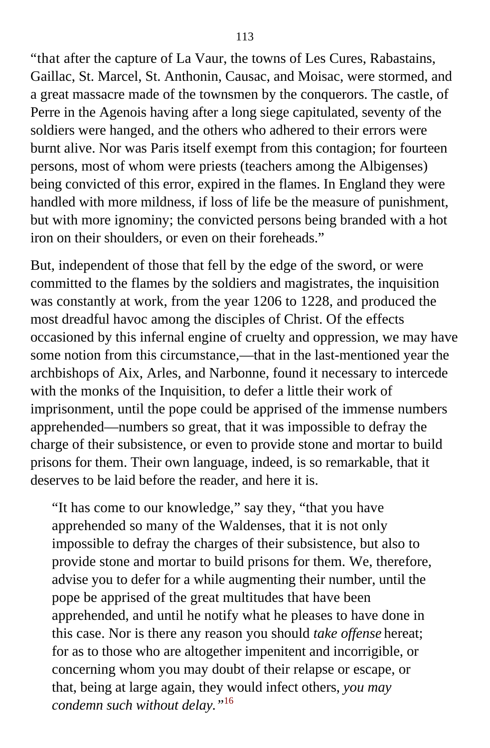"that after the capture of La Vaur, the towns of Les Cures, Rabastains, Gaillac, St. Marcel, St. Anthonin, Causac, and Moisac, were stormed, and a great massacre made of the townsmen by the conquerors. The castle, of Perre in the Agenois having after a long siege capitulated, seventy of the soldiers were hanged, and the others who adhered to their errors were burnt alive. Nor was Paris itself exempt from this contagion; for fourteen persons, most of whom were priests (teachers among the Albigenses) being convicted of this error, expired in the flames. In England they were handled with more mildness, if loss of life be the measure of punishment, but with more ignominy; the convicted persons being branded with a hot iron on their shoulders, or even on their foreheads."

But, independent of those that fell by the edge of the sword, or were committed to the flames by the soldiers and magistrates, the inquisition was constantly at work, from the year 1206 to 1228, and produced the most dreadful havoc among the disciples of Christ. Of the effects occasioned by this infernal engine of cruelty and oppression, we may have some notion from this circumstance,—that in the last-mentioned year the archbishops of Aix, Arles, and Narbonne, found it necessary to intercede with the monks of the Inquisition, to defer a little their work of imprisonment, until the pope could be apprised of the immense numbers apprehended—numbers so great, that it was impossible to defray the charge of their subsistence, or even to provide stone and mortar to build prisons for them. Their own language, indeed, is so remarkable, that it deserves to be laid before the reader, and here it is.

> "It has come to our knowledge," say they, "that you have apprehended so many of the Waldenses, that it is not only impossible to defray the charges of their subsistence, but also to provide stone and mortar to build prisons for them. We, therefore, advise you to defer for a while augmenting their number, until the pope be apprised of the great multitudes that have been apprehended, and until he notify what he pleases to have done in this case. Nor is there any reason you should *take offense* hereat; for as to those who are altogether impenitent and incorrigible, or concerning whom you may doubt of their relapse or escape, or that, being at large again, they would infect others, *you may condemn such without delay.*"[16]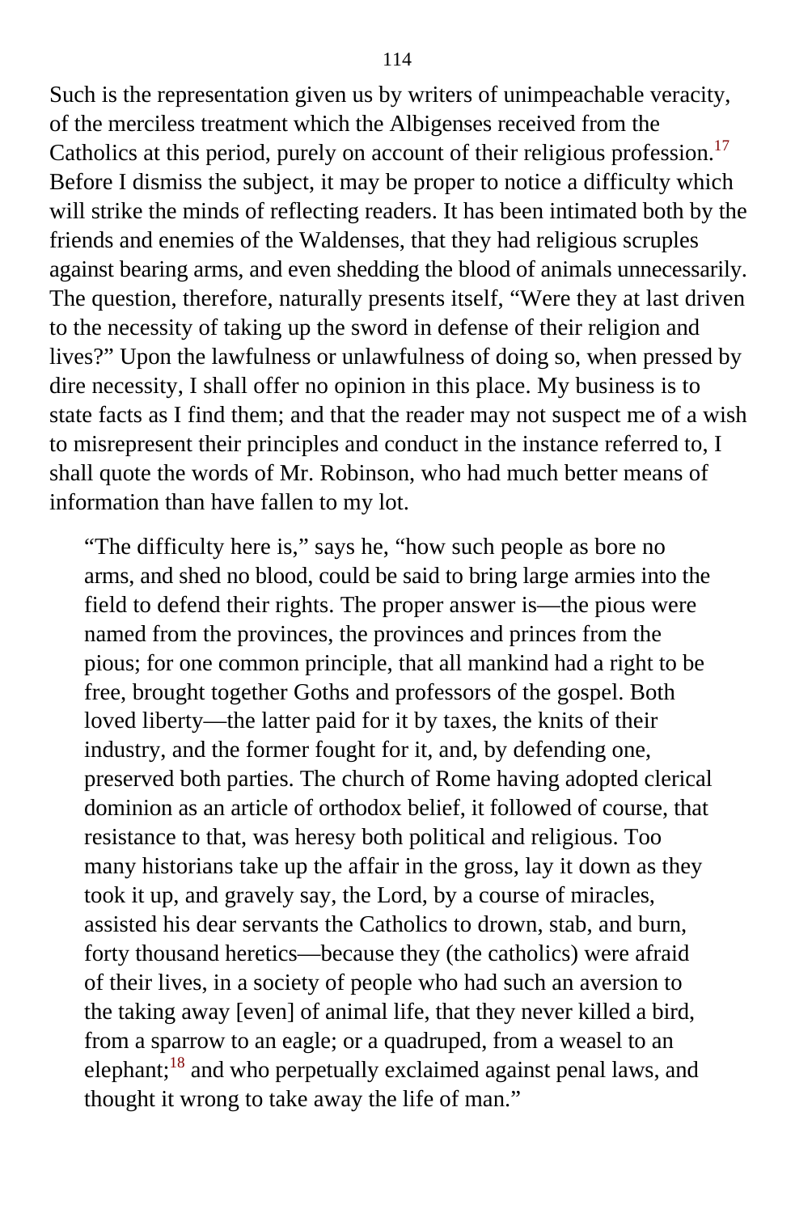Such is the representation given us by writers of unimpeachable veracity, of the merciless treatment which the Albigenses received from the Catholics at this period, purely on account of their religious profession.[17] Before I dismiss the subject, it may be proper to notice a difficulty which will strike the minds of reflecting readers. It has been intimated both by the friends and enemies of the Waldenses, that they had religious scruples against bearing arms, and even shedding the blood of animals unnecessarily. The question, therefore, naturally presents itself, "Were they at last driven to the necessity of taking up the sword in defense of their religion and lives?" Upon the lawfulness or unlawfulness of doing so, when pressed by dire necessity, I shall offer no opinion in this place. My business is to state facts as I find them; and that the reader may not suspect me of a wish to misrepresent their principles and conduct in the instance referred to, I shall quote the words of Mr. Robinson, who had much better means of information than have fallen to my lot.

> "The difficulty here is," says he, "how such people as bore no arms, and shed no blood, could be said to bring large armies into the field to defend their rights. The proper answer is—the pious were named from the provinces, the provinces and princes from the pious; for one common principle, that all mankind had a right to be free, brought together Goths and professors of the gospel. Both loved liberty—the latter paid for it by taxes, the knits of their industry, and the former fought for it, and, by defending one, preserved both parties. The church of Rome having adopted clerical dominion as an article of orthodox belief, it followed of course, that resistance to that, was heresy both political and religious. Too many historians take up the affair in the gross, lay it down as they took it up, and gravely say, the Lord, by a course of miracles, assisted his dear servants the Catholics to drown, stab, and burn, forty thousand heretics—because they (the catholics) were afraid of their lives, in a society of people who had such an aversion to the taking away [even] of animal life, that they never killed a bird, from a sparrow to an eagle; or a quadruped, from a weasel to an elephant;[18] and who perpetually exclaimed against penal laws, and thought it wrong to take away the life of man."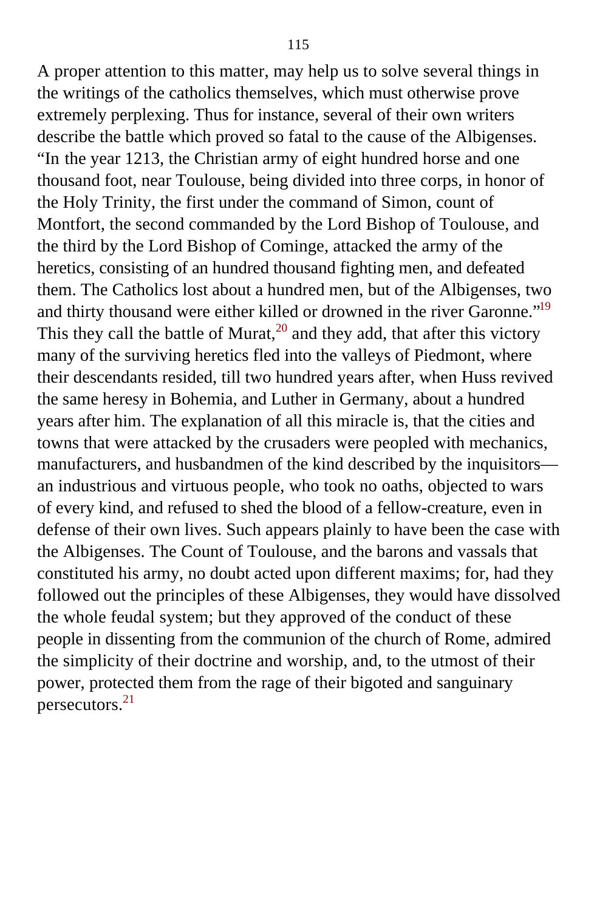A proper attention to this matter, may help us to solve several things in the writings of the catholics themselves, which must otherwise prove extremely perplexing. Thus for instance, several of their own writers describe the battle which proved so fatal to the cause of the Albigenses. “In the year 1213, the Christian army of eight hundred horse and one thousand foot, near Toulouse, being divided into three corps, in honor of the Holy Trinity, the first under the command of Simon, count of Montfort, the second commanded by the Lord Bishop of Toulouse, and the third by the Lord Bishop of Cominge, attacked the army of the heretics, consisting of an hundred thousand fighting men, and defeated them. The Catholics lost about a hundred men, but of the Albigenses, two and thirty thousand were either killed or drowned in the river Garonne.”[19] This they call the battle of Murat,[20] and they add, that after this victory many of the surviving heretics fled into the valleys of Piedmont, where their descendants resided, till two hundred years after, when Huss revived the same heresy in Bohemia, and Luther in Germany, about a hundred years after him. The explanation of all this miracle is, that the cities and towns that were attacked by the crusaders were peopled with mechanics, manufacturers, and husbandmen of the kind described by the inquisitors—an industrious and virtuous people, who took no oaths, objected to wars of every kind, and refused to shed the blood of a fellow-creature, even in defense of their own lives. Such appears plainly to have been the case with the Albigenses. The Count of Toulouse, and the barons and vassals that constituted his army, no doubt acted upon different maxims; for, had they followed out the principles of these Albigenses, they would have dissolved the whole feudal system; but they approved of the conduct of these people in dissenting from the communion of the church of Rome, admired the simplicity of their doctrine and worship, and, to the utmost of their power, protected them from the rage of their bigoted and sanguinary persecutors.[21]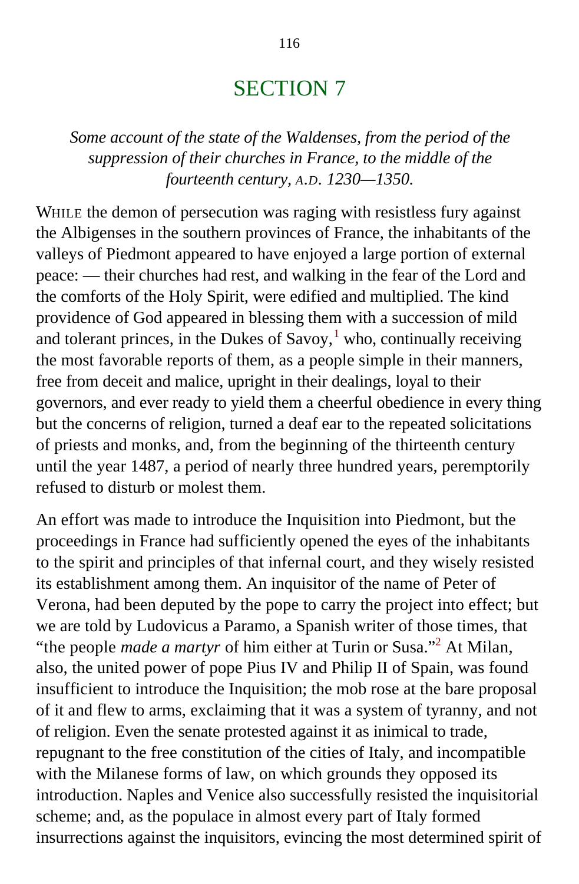# SECTION 7

*Some account of the state of the Waldenses, from the period of the suppression of their churches in France, to the middle of the fourteenth century, A.D. 1230—1350.*

WHILE the demon of persecution was raging with resistless fury against the Albigenses in the southern provinces of France, the inhabitants of the valleys of Piedmont appeared to have enjoyed a large portion of external peace: — their churches had rest, and walking in the fear of the Lord and the comforts of the Holy Spirit, were edified and multiplied. The kind providence of God appeared in blessing them with a succession of mild and tolerant princes, in the Dukes of Savoy,[1] who, continually receiving the most favorable reports of them, as a people simple in their manners, free from deceit and malice, upright in their dealings, loyal to their governors, and ever ready to yield them a cheerful obedience in every thing but the concerns of religion, turned a deaf ear to the repeated solicitations of priests and monks, and, from the beginning of the thirteenth century until the year 1487, a period of nearly three hundred years, peremptorily refused to disturb or molest them.

An effort was made to introduce the Inquisition into Piedmont, but the proceedings in France had sufficiently opened the eyes of the inhabitants to the spirit and principles of that infernal court, and they wisely resisted its establishment among them. An inquisitor of the name of Peter of Verona, had been deputed by the pope to carry the project into effect; but we are told by Ludovicus a Paramo, a Spanish writer of those times, that "the people *made a martyr* of him either at Turin or Susa."[2] At Milan, also, the united power of pope Pius IV and Philip II of Spain, was found insufficient to introduce the Inquisition; the mob rose at the bare proposal of it and flew to arms, exclaiming that it was a system of tyranny, and not of religion. Even the senate protested against it as inimical to trade, repugnant to the free constitution of the cities of Italy, and incompatible with the Milanese forms of law, on which grounds they opposed its introduction. Naples and Venice also successfully resisted the inquisitorial scheme; and, as the populace in almost every part of Italy formed insurrections against the inquisitors, evincing the most determined spirit of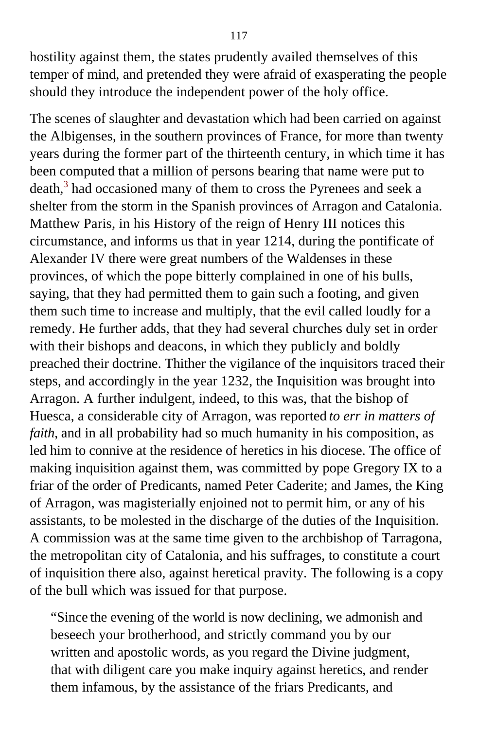hostility against them, the states prudently availed themselves of this temper of mind, and pretended they were afraid of exasperating the people should they introduce the independent power of the holy office.

The scenes of slaughter and devastation which had been carried on against the Albigenses, in the southern provinces of France, for more than twenty years during the former part of the thirteenth century, in which time it has been computed that a million of persons bearing that name were put to death,[3] had occasioned many of them to cross the Pyrenees and seek a shelter from the storm in the Spanish provinces of Arragon and Catalonia. Matthew Paris, in his History of the reign of Henry III notices this circumstance, and informs us that in year 1214, during the pontificate of Alexander IV there were great numbers of the Waldenses in these provinces, of which the pope bitterly complained in one of his bulls, saying, that they had permitted them to gain such a footing, and given them such time to increase and multiply, that the evil called loudly for a remedy. He further adds, that they had several churches duly set in order with their bishops and deacons, in which they publicly and boldly preached their doctrine. Thither the vigilance of the inquisitors traced their steps, and accordingly in the year 1232, the Inquisition was brought into Arragon. A further indulgent, indeed, to this was, that the bishop of Huesca, a considerable city of Arragon, was reported *to err in matters of faith,* and in all probability had so much humanity in his composition, as led him to connive at the residence of heretics in his diocese. The office of making inquisition against them, was committed by pope Gregory IX to a friar of the order of Predicants, named Peter Caderite; and James, the King of Arragon, was magisterially enjoined not to permit him, or any of his assistants, to be molested in the discharge of the duties of the Inquisition. A commission was at the same time given to the archbishop of Tarragona, the metropolitan city of Catalonia, and his suffrages, to constitute a court of inquisition there also, against heretical pravity. The following is a copy of the bull which was issued for that purpose.

> "Since the evening of the world is now declining, we admonish and beseech your brotherhood, and strictly command you by our written and apostolic words, as you regard the Divine judgment, that with diligent care you make inquiry against heretics, and render them infamous, by the assistance of the friars Predicants, and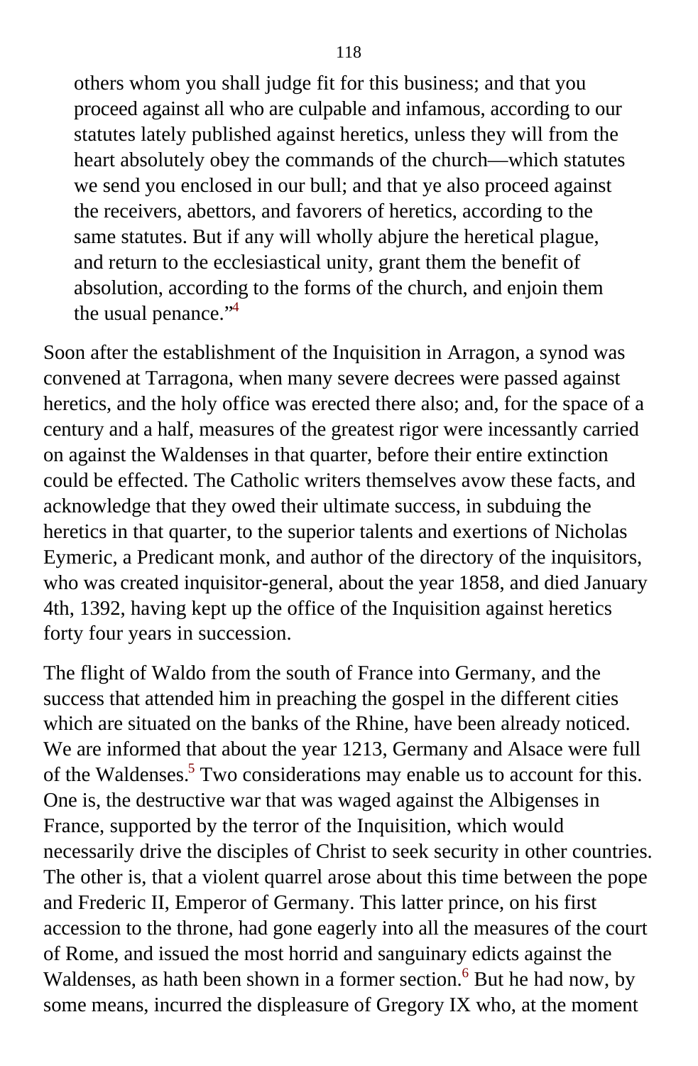> others whom you shall judge fit for this business; and that you proceed against all who are culpable and infamous, according to our statutes lately published against heretics, unless they will from the heart absolutely obey the commands of the church—which statutes we send you enclosed in our bull; and that ye also proceed against the receivers, abettors, and favorers of heretics, according to the same statutes. But if any will wholly abjure the heretical plague, and return to the ecclesiastical unity, grant them the benefit of absolution, according to the forms of the church, and enjoin them the usual penance."[4]

Soon after the establishment of the Inquisition in Arragon, a synod was convened at Tarragona, when many severe decrees were passed against heretics, and the holy office was erected there also; and, for the space of a century and a half, measures of the greatest rigor were incessantly carried on against the Waldenses in that quarter, before their entire extinction could be effected. The Catholic writers themselves avow these facts, and acknowledge that they owed their ultimate success, in subduing the heretics in that quarter, to the superior talents and exertions of Nicholas Eymeric, a Predicant monk, and author of the directory of the inquisitors, who was created inquisitor-general, about the year 1858, and died January 4th, 1392, having kept up the office of the Inquisition against heretics forty four years in succession.

The flight of Waldo from the south of France into Germany, and the success that attended him in preaching the gospel in the different cities which are situated on the banks of the Rhine, have been already noticed. We are informed that about the year 1213, Germany and Alsace were full of the Waldenses.[5] Two considerations may enable us to account for this. One is, the destructive war that was waged against the Albigenses in France, supported by the terror of the Inquisition, which would necessarily drive the disciples of Christ to seek security in other countries. The other is, that a violent quarrel arose about this time between the pope and Frederic II, Emperor of Germany. This latter prince, on his first accession to the throne, had gone eagerly into all the measures of the court of Rome, and issued the most horrid and sanguinary edicts against the Waldenses, as hath been shown in a former section.[6] But he had now, by some means, incurred the displeasure of Gregory IX who, at the moment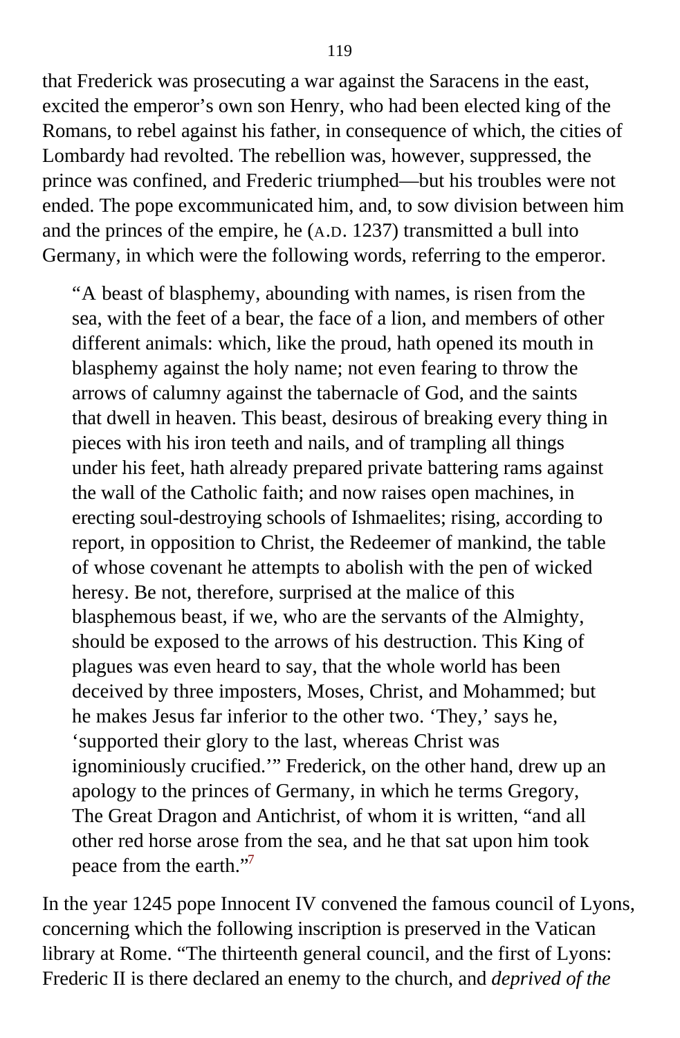that Frederick was prosecuting a war against the Saracens in the east, excited the emperor's own son Henry, who had been elected king of the Romans, to rebel against his father, in consequence of which, the cities of Lombardy had revolted. The rebellion was, however, suppressed, the prince was confined, and Frederic triumphed—but his troubles were not ended. The pope excommunicated him, and, to sow division between him and the princes of the empire, he (A.D. 1237) transmitted a bull into Germany, in which were the following words, referring to the emperor.

> "A beast of blasphemy, abounding with names, is risen from the sea, with the feet of a bear, the face of a lion, and members of other different animals: which, like the proud, hath opened its mouth in blasphemy against the holy name; not even fearing to throw the arrows of calumny against the tabernacle of God, and the saints that dwell in heaven. This beast, desirous of breaking every thing in pieces with his iron teeth and nails, and of trampling all things under his feet, hath already prepared private battering rams against the wall of the Catholic faith; and now raises open machines, in erecting soul-destroying schools of Ishmaelites; rising, according to report, in opposition to Christ, the Redeemer of mankind, the table of whose covenant he attempts to abolish with the pen of wicked heresy. Be not, therefore, surprised at the malice of this blasphemous beast, if we, who are the servants of the Almighty, should be exposed to the arrows of his destruction. This King of plagues was even heard to say, that the whole world has been deceived by three imposters, Moses, Christ, and Mohammed; but he makes Jesus far inferior to the other two. 'They,' says he, 'supported their glory to the last, whereas Christ was ignominiously crucified.'" Frederick, on the other hand, drew up an apology to the princes of Germany, in which he terms Gregory, The Great Dragon and Antichrist, of whom it is written, "and all other red horse arose from the sea, and he that sat upon him took peace from the earth."[7]

In the year 1245 pope Innocent IV convened the famous council of Lyons, concerning which the following inscription is preserved in the Vatican library at Rome. "The thirteenth general council, and the first of Lyons: Frederic II is there declared an enemy to the church, and *deprived of the*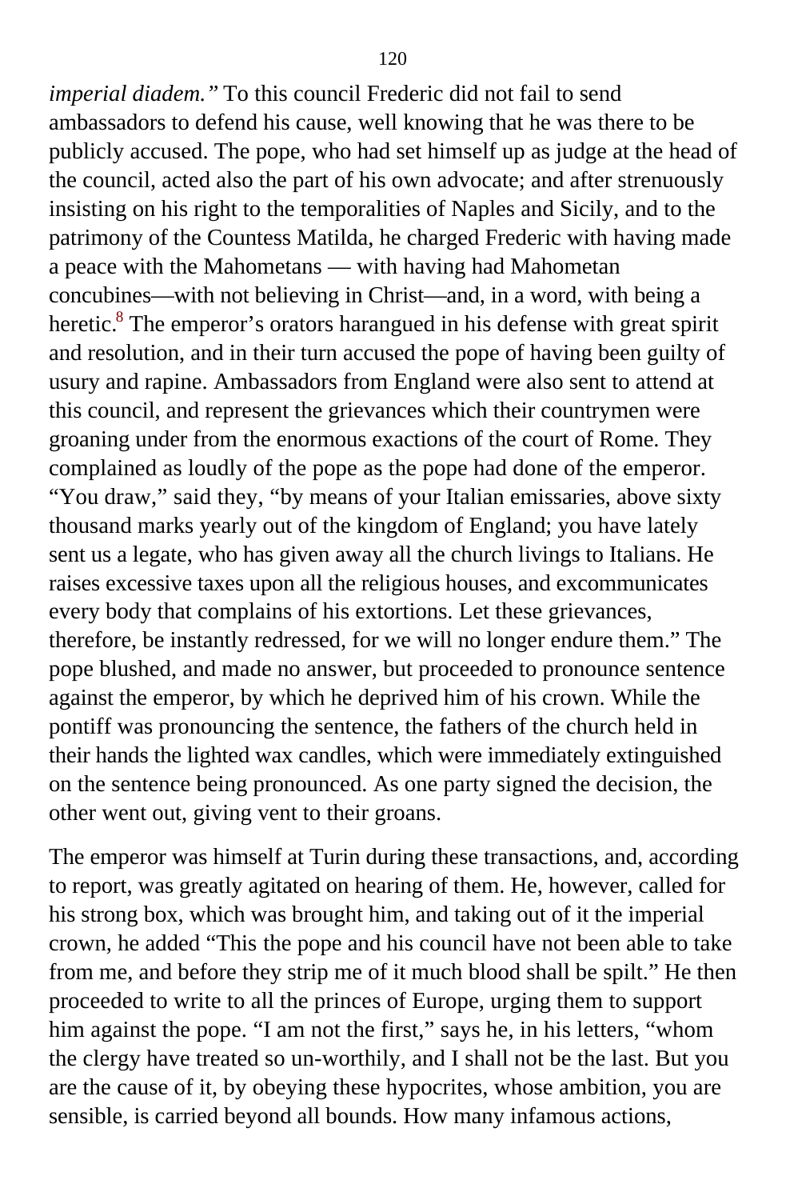*imperial diadem."* To this council Frederic did not fail to send ambassadors to defend his cause, well knowing that he was there to be publicly accused. The pope, who had set himself up as judge at the head of the council, acted also the part of his own advocate; and after strenuously insisting on his right to the temporalities of Naples and Sicily, and to the patrimony of the Countess Matilda, he charged Frederic with having made a peace with the Mahometans — with having had Mahometan concubines—with not believing in Christ—and, in a word, with being a heretic.[8] The emperor's orators harangued in his defense with great spirit and resolution, and in their turn accused the pope of having been guilty of usury and rapine. Ambassadors from England were also sent to attend at this council, and represent the grievances which their countrymen were groaning under from the enormous exactions of the court of Rome. They complained as loudly of the pope as the pope had done of the emperor. "You draw," said they, "by means of your Italian emissaries, above sixty thousand marks yearly out of the kingdom of England; you have lately sent us a legate, who has given away all the church livings to Italians. He raises excessive taxes upon all the religious houses, and excommunicates every body that complains of his extortions. Let these grievances, therefore, be instantly redressed, for we will no longer endure them." The pope blushed, and made no answer, but proceeded to pronounce sentence against the emperor, by which he deprived him of his crown. While the pontiff was pronouncing the sentence, the fathers of the church held in their hands the lighted wax candles, which were immediately extinguished on the sentence being pronounced. As one party signed the decision, the other went out, giving vent to their groans.

The emperor was himself at Turin during these transactions, and, according to report, was greatly agitated on hearing of them. He, however, called for his strong box, which was brought him, and taking out of it the imperial crown, he added "This the pope and his council have not been able to take from me, and before they strip me of it much blood shall be spilt." He then proceeded to write to all the princes of Europe, urging them to support him against the pope. "I am not the first," says he, in his letters, "whom the clergy have treated so un-worthily, and I shall not be the last. But you are the cause of it, by obeying these hypocrites, whose ambition, you are sensible, is carried beyond all bounds. How many infamous actions,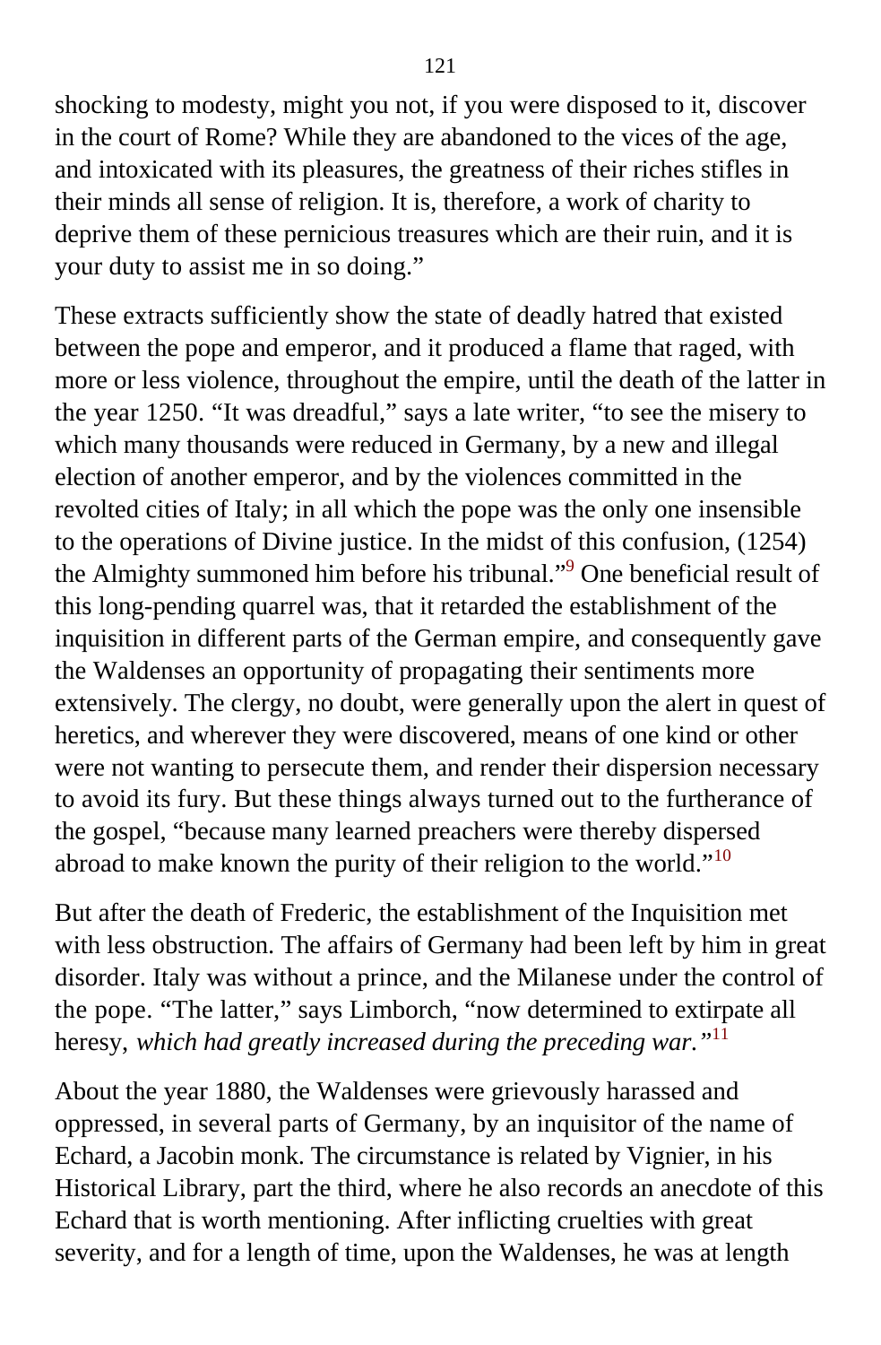shocking to modesty, might you not, if you were disposed to it, discover in the court of Rome? While they are abandoned to the vices of the age, and intoxicated with its pleasures, the greatness of their riches stifles in their minds all sense of religion. It is, therefore, a work of charity to deprive them of these pernicious treasures which are their ruin, and it is your duty to assist me in so doing."

These extracts sufficiently show the state of deadly hatred that existed between the pope and emperor, and it produced a flame that raged, with more or less violence, throughout the empire, until the death of the latter in the year 1250. "It was dreadful," says a late writer, "to see the misery to which many thousands were reduced in Germany, by a new and illegal election of another emperor, and by the violences committed in the revolted cities of Italy; in all which the pope was the only one insensible to the operations of Divine justice. In the midst of this confusion, (1254) the Almighty summoned him before his tribunal."[9] One beneficial result of this long-pending quarrel was, that it retarded the establishment of the inquisition in different parts of the German empire, and consequently gave the Waldenses an opportunity of propagating their sentiments more extensively. The clergy, no doubt, were generally upon the alert in quest of heretics, and wherever they were discovered, means of one kind or other were not wanting to persecute them, and render their dispersion necessary to avoid its fury. But these things always turned out to the furtherance of the gospel, "because many learned preachers were thereby dispersed abroad to make known the purity of their religion to the world."[10]

But after the death of Frederic, the establishment of the Inquisition met with less obstruction. The affairs of Germany had been left by him in great disorder. Italy was without a prince, and the Milanese under the control of the pope. "The latter," says Limborch, "now determined to extirpate all heresy, *which had greatly increased during the preceding war.*"[11]

About the year 1880, the Waldenses were grievously harassed and oppressed, in several parts of Germany, by an inquisitor of the name of Echard, a Jacobin monk. The circumstance is related by Vignier, in his Historical Library, part the third, where he also records an anecdote of this Echard that is worth mentioning. After inflicting cruelties with great severity, and for a length of time, upon the Waldenses, he was at length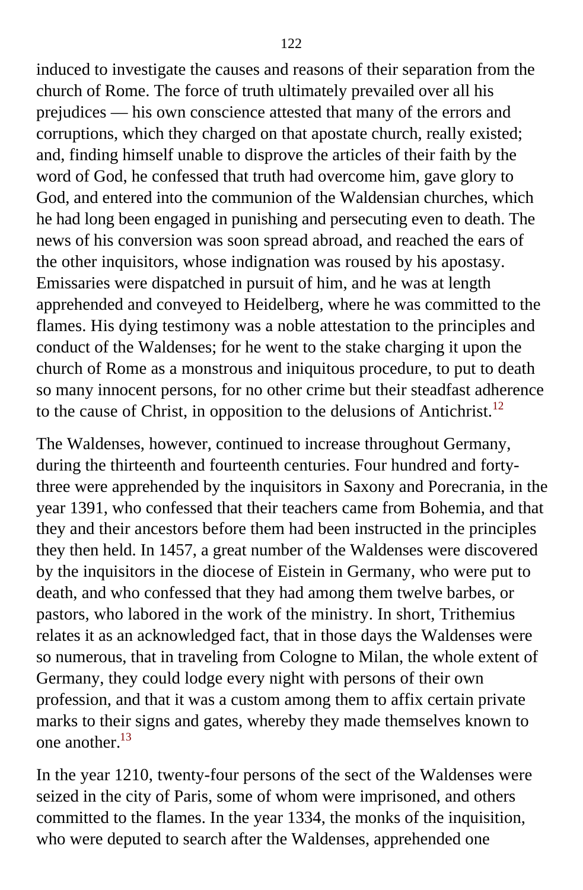induced to investigate the causes and reasons of their separation from the church of Rome. The force of truth ultimately prevailed over all his prejudices — his own conscience attested that many of the errors and corruptions, which they charged on that apostate church, really existed; and, finding himself unable to disprove the articles of their faith by the word of God, he confessed that truth had overcome him, gave glory to God, and entered into the communion of the Waldensian churches, which he had long been engaged in punishing and persecuting even to death. The news of his conversion was soon spread abroad, and reached the ears of the other inquisitors, whose indignation was roused by his apostasy. Emissaries were dispatched in pursuit of him, and he was at length apprehended and conveyed to Heidelberg, where he was committed to the flames. His dying testimony was a noble attestation to the principles and conduct of the Waldenses; for he went to the stake charging it upon the church of Rome as a monstrous and iniquitous procedure, to put to death so many innocent persons, for no other crime but their steadfast adherence to the cause of Christ, in opposition to the delusions of Antichrist.[12]

The Waldenses, however, continued to increase throughout Germany, during the thirteenth and fourteenth centuries. Four hundred and forty-three were apprehended by the inquisitors in Saxony and Porecrania, in the year 1391, who confessed that their teachers came from Bohemia, and that they and their ancestors before them had been instructed in the principles they then held. In 1457, a great number of the Waldenses were discovered by the inquisitors in the diocese of Eistein in Germany, who were put to death, and who confessed that they had among them twelve barbes, or pastors, who labored in the work of the ministry. In short, Trithemius relates it as an acknowledged fact, that in those days the Waldenses were so numerous, that in traveling from Cologne to Milan, the whole extent of Germany, they could lodge every night with persons of their own profession, and that it was a custom among them to affix certain private marks to their signs and gates, whereby they made themselves known to one another.[13]

In the year 1210, twenty-four persons of the sect of the Waldenses were seized in the city of Paris, some of whom were imprisoned, and others committed to the flames. In the year 1334, the monks of the inquisition, who were deputed to search after the Waldenses, apprehended one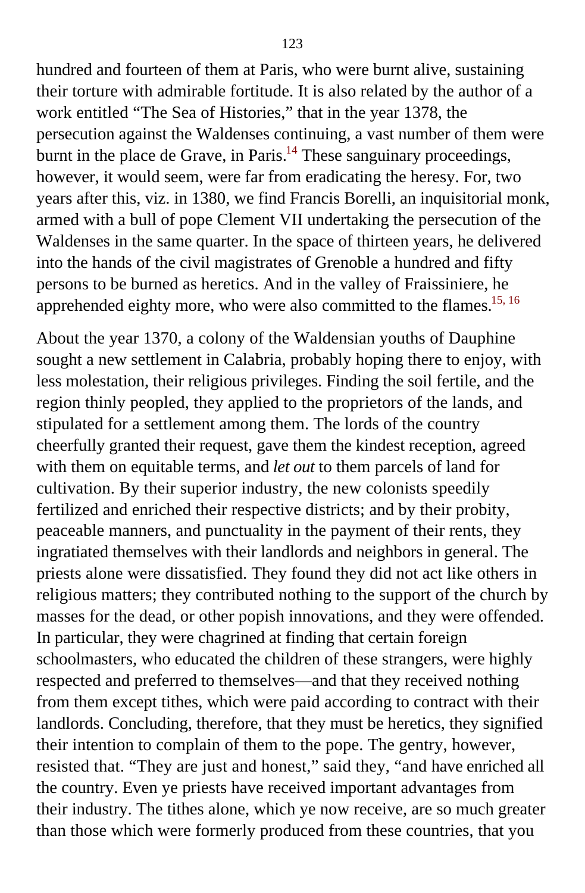hundred and fourteen of them at Paris, who were burnt alive, sustaining their torture with admirable fortitude. It is also related by the author of a work entitled “The Sea of Histories,” that in the year 1378, the persecution against the Waldenses continuing, a vast number of them were burnt in the place de Grave, in Paris.[14] These sanguinary proceedings, however, it would seem, were far from eradicating the heresy. For, two years after this, viz. in 1380, we find Francis Borelli, an inquisitorial monk, armed with a bull of pope Clement VII undertaking the persecution of the Waldenses in the same quarter. In the space of thirteen years, he delivered into the hands of the civil magistrates of Grenoble a hundred and fifty persons to be burned as heretics. And in the valley of Fraissiniere, he apprehended eighty more, who were also committed to the flames.[15, 16]

About the year 1370, a colony of the Waldensian youths of Dauphine sought a new settlement in Calabria, probably hoping there to enjoy, with less molestation, their religious privileges. Finding the soil fertile, and the region thinly peopled, they applied to the proprietors of the lands, and stipulated for a settlement among them. The lords of the country cheerfully granted their request, gave them the kindest reception, agreed with them on equitable terms, and *let out* to them parcels of land for cultivation. By their superior industry, the new colonists speedily fertilized and enriched their respective districts; and by their probity, peaceable manners, and punctuality in the payment of their rents, they ingratiated themselves with their landlords and neighbors in general. The priests alone were dissatisfied. They found they did not act like others in religious matters; they contributed nothing to the support of the church by masses for the dead, or other popish innovations, and they were offended. In particular, they were chagrined at finding that certain foreign schoolmasters, who educated the children of these strangers, were highly respected and preferred to themselves—and that they received nothing from them except tithes, which were paid according to contract with their landlords. Concluding, therefore, that they must be heretics, they signified their intention to complain of them to the pope. The gentry, however, resisted that. “They are just and honest,” said they, “and have enriched all the country. Even ye priests have received important advantages from their industry. The tithes alone, which ye now receive, are so much greater than those which were formerly produced from these countries, that you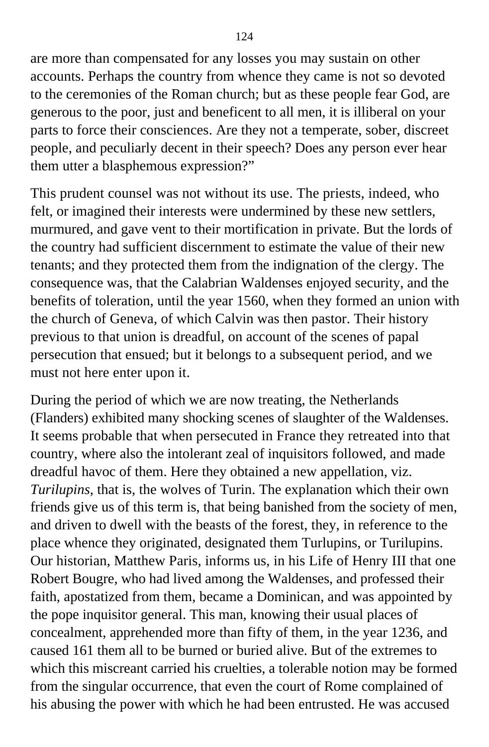are more than compensated for any losses you may sustain on other accounts. Perhaps the country from whence they came is not so devoted to the ceremonies of the Roman church; but as these people fear God, are generous to the poor, just and beneficent to all men, it is illiberal on your parts to force their consciences. Are they not a temperate, sober, discreet people, and peculiarly decent in their speech? Does any person ever hear them utter a blasphemous expression?"

This prudent counsel was not without its use. The priests, indeed, who felt, or imagined their interests were undermined by these new settlers, murmured, and gave vent to their mortification in private. But the lords of the country had sufficient discernment to estimate the value of their new tenants; and they protected them from the indignation of the clergy. The consequence was, that the Calabrian Waldenses enjoyed security, and the benefits of toleration, until the year 1560, when they formed an union with the church of Geneva, of which Calvin was then pastor. Their history previous to that union is dreadful, on account of the scenes of papal persecution that ensued; but it belongs to a subsequent period, and we must not here enter upon it.

During the period of which we are now treating, the Netherlands (Flanders) exhibited many shocking scenes of slaughter of the Waldenses. It seems probable that when persecuted in France they retreated into that country, where also the intolerant zeal of inquisitors followed, and made dreadful havoc of them. Here they obtained a new appellation, viz. *Turilupins,* that is, the wolves of Turin. The explanation which their own friends give us of this term is, that being banished from the society of men, and driven to dwell with the beasts of the forest, they, in reference to the place whence they originated, designated them Turlupins, or Turilupins. Our historian, Matthew Paris, informs us, in his Life of Henry III that one Robert Bougre, who had lived among the Waldenses, and professed their faith, apostatized from them, became a Dominican, and was appointed by the pope inquisitor general. This man, knowing their usual places of concealment, apprehended more than fifty of them, in the year 1236, and caused 161 them all to be burned or buried alive. But of the extremes to which this miscreant carried his cruelties, a tolerable notion may be formed from the singular occurrence, that even the court of Rome complained of his abusing the power with which he had been entrusted. He was accused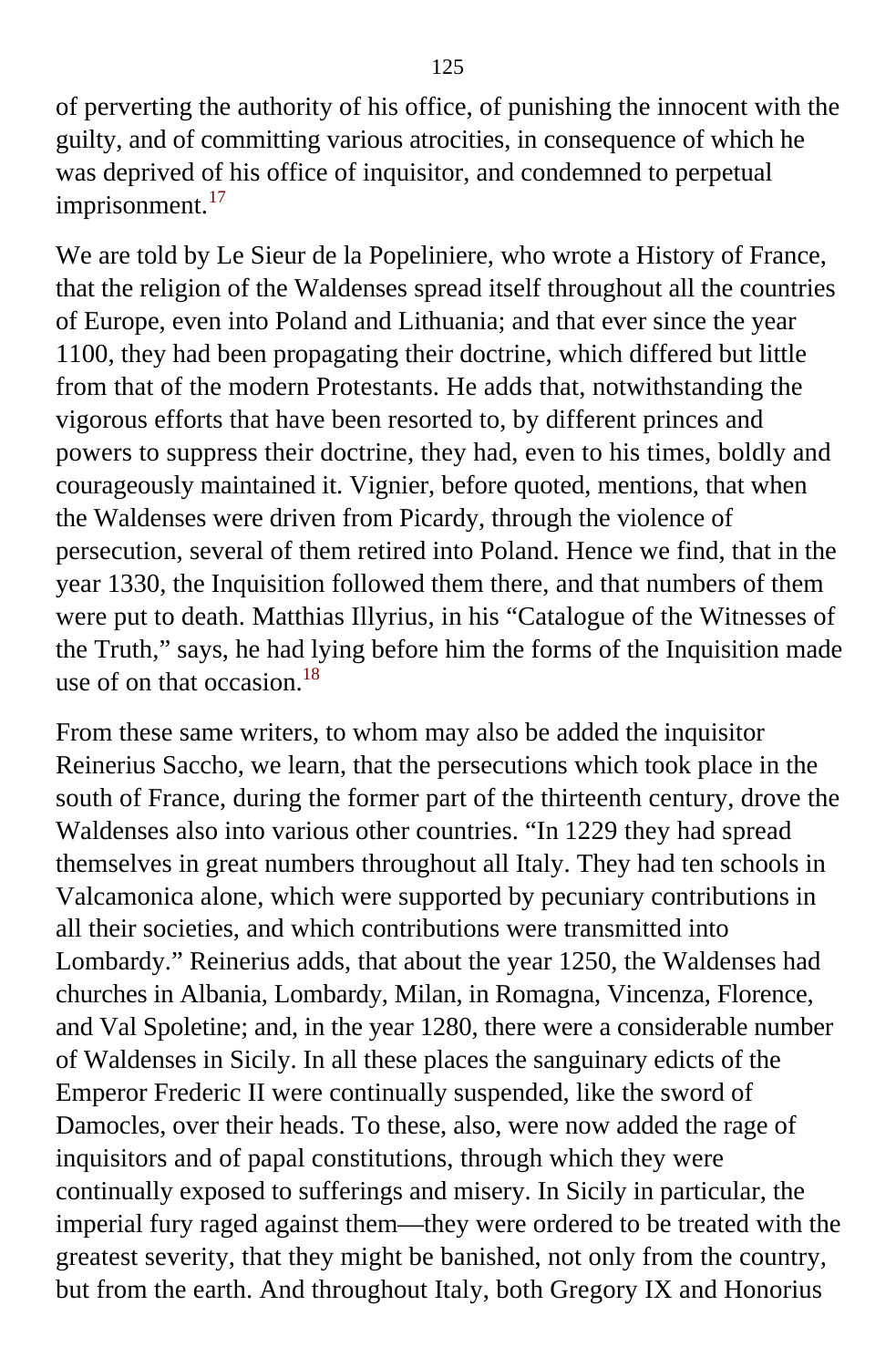of perverting the authority of his office, of punishing the innocent with the guilty, and of committing various atrocities, in consequence of which he was deprived of his office of inquisitor, and condemned to perpetual imprisonment.[17]

We are told by Le Sieur de la Popeliniere, who wrote a History of France, that the religion of the Waldenses spread itself throughout all the countries of Europe, even into Poland and Lithuania; and that ever since the year 1100, they had been propagating their doctrine, which differed but little from that of the modern Protestants. He adds that, notwithstanding the vigorous efforts that have been resorted to, by different princes and powers to suppress their doctrine, they had, even to his times, boldly and courageously maintained it. Vignier, before quoted, mentions, that when the Waldenses were driven from Picardy, through the violence of persecution, several of them retired into Poland. Hence we find, that in the year 1330, the Inquisition followed them there, and that numbers of them were put to death. Matthias Illyrius, in his "Catalogue of the Witnesses of the Truth," says, he had lying before him the forms of the Inquisition made use of on that occasion.[18]

From these same writers, to whom may also be added the inquisitor Reinerius Saccho, we learn, that the persecutions which took place in the south of France, during the former part of the thirteenth century, drove the Waldenses also into various other countries. "In 1229 they had spread themselves in great numbers throughout all Italy. They had ten schools in Valcamonica alone, which were supported by pecuniary contributions in all their societies, and which contributions were transmitted into Lombardy." Reinerius adds, that about the year 1250, the Waldenses had churches in Albania, Lombardy, Milan, in Romagna, Vincenza, Florence, and Val Spoletine; and, in the year 1280, there were a considerable number of Waldenses in Sicily. In all these places the sanguinary edicts of the Emperor Frederic II were continually suspended, like the sword of Damocles, over their heads. To these, also, were now added the rage of inquisitors and of papal constitutions, through which they were continually exposed to sufferings and misery. In Sicily in particular, the imperial fury raged against them—they were ordered to be treated with the greatest severity, that they might be banished, not only from the country, but from the earth. And throughout Italy, both Gregory IX and Honorius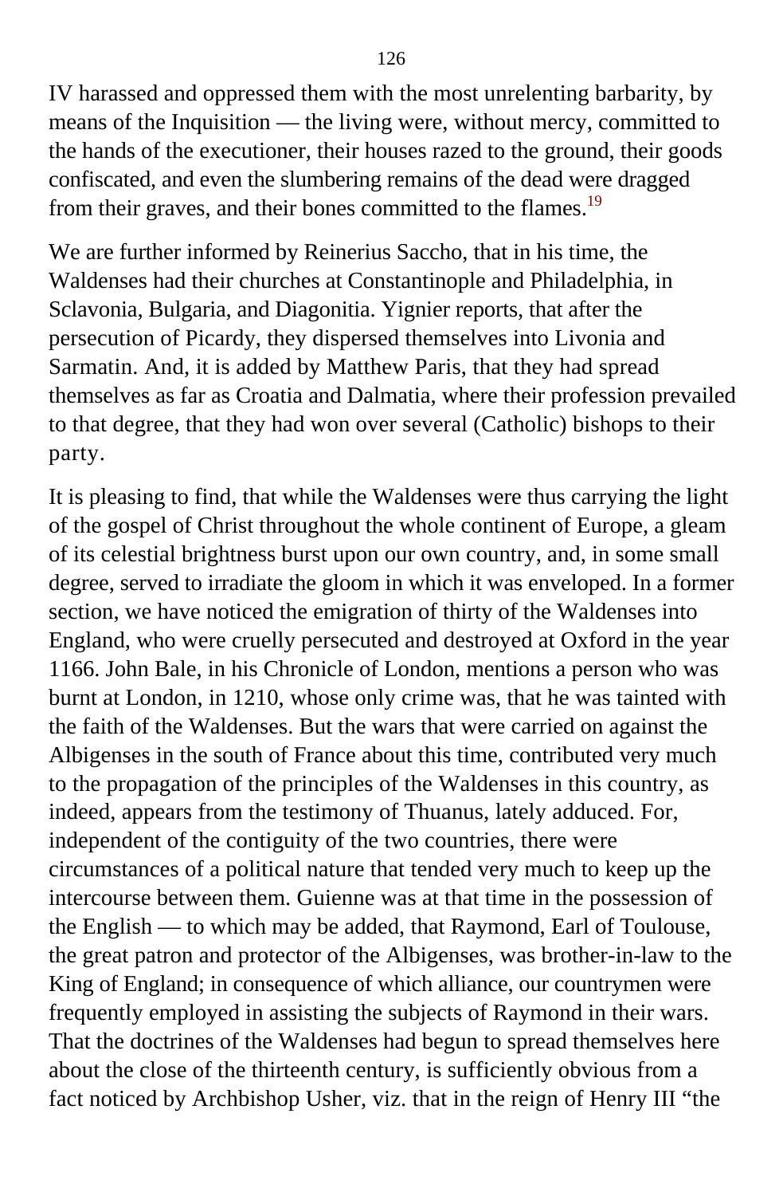IV harassed and oppressed them with the most unrelenting barbarity, by means of the Inquisition — the living were, without mercy, committed to the hands of the executioner, their houses razed to the ground, their goods confiscated, and even the slumbering remains of the dead were dragged from their graves, and their bones committed to the flames.[19]

We are further informed by Reinerius Saccho, that in his time, the Waldenses had their churches at Constantinople and Philadelphia, in Sclavonia, Bulgaria, and Diagonitia. Yignier reports, that after the persecution of Picardy, they dispersed themselves into Livonia and Sarmatin. And, it is added by Matthew Paris, that they had spread themselves as far as Croatia and Dalmatia, where their profession prevailed to that degree, that they had won over several (Catholic) bishops to their party.

It is pleasing to find, that while the Waldenses were thus carrying the light of the gospel of Christ throughout the whole continent of Europe, a gleam of its celestial brightness burst upon our own country, and, in some small degree, served to irradiate the gloom in which it was enveloped. In a former section, we have noticed the emigration of thirty of the Waldenses into England, who were cruelly persecuted and destroyed at Oxford in the year 1166. John Bale, in his Chronicle of London, mentions a person who was burnt at London, in 1210, whose only crime was, that he was tainted with the faith of the Waldenses. But the wars that were carried on against the Albigenses in the south of France about this time, contributed very much to the propagation of the principles of the Waldenses in this country, as indeed, appears from the testimony of Thuanus, lately adduced. For, independent of the contiguity of the two countries, there were circumstances of a political nature that tended very much to keep up the intercourse between them. Guienne was at that time in the possession of the English — to which may be added, that Raymond, Earl of Toulouse, the great patron and protector of the Albigenses, was brother-in-law to the King of England; in consequence of which alliance, our countrymen were frequently employed in assisting the subjects of Raymond in their wars. That the doctrines of the Waldenses had begun to spread themselves here about the close of the thirteenth century, is sufficiently obvious from a fact noticed by Archbishop Usher, viz. that in the reign of Henry III "the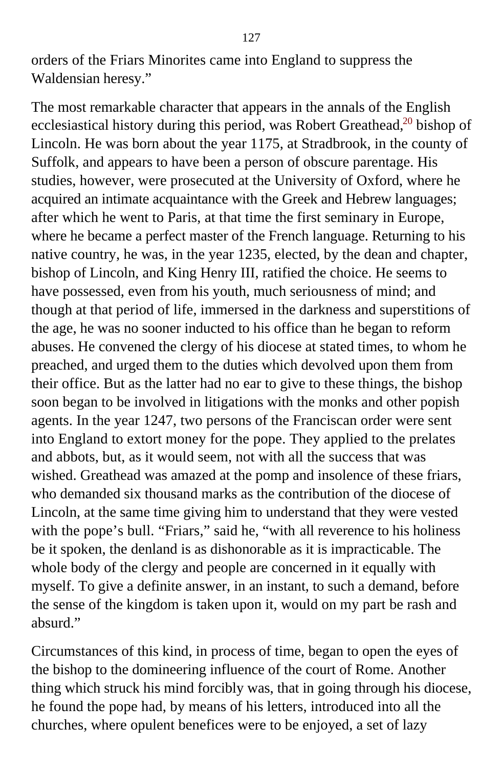orders of the Friars Minorites came into England to suppress the Waldensian heresy.”

The most remarkable character that appears in the annals of the English ecclesiastical history during this period, was Robert Greathead,[20] bishop of Lincoln. He was born about the year 1175, at Stradbrook, in the county of Suffolk, and appears to have been a person of obscure parentage. His studies, however, were prosecuted at the University of Oxford, where he acquired an intimate acquaintance with the Greek and Hebrew languages; after which he went to Paris, at that time the first seminary in Europe, where he became a perfect master of the French language. Returning to his native country, he was, in the year 1235, elected, by the dean and chapter, bishop of Lincoln, and King Henry III, ratified the choice. He seems to have possessed, even from his youth, much seriousness of mind; and though at that period of life, immersed in the darkness and superstitions of the age, he was no sooner inducted to his office than he began to reform abuses. He convened the clergy of his diocese at stated times, to whom he preached, and urged them to the duties which devolved upon them from their office. But as the latter had no ear to give to these things, the bishop soon began to be involved in litigations with the monks and other popish agents. In the year 1247, two persons of the Franciscan order were sent into England to extort money for the pope. They applied to the prelates and abbots, but, as it would seem, not with all the success that was wished. Greathead was amazed at the pomp and insolence of these friars, who demanded six thousand marks as the contribution of the diocese of Lincoln, at the same time giving him to understand that they were vested with the pope’s bull. “Friars,” said he, “with all reverence to his holiness be it spoken, the denland is as dishonorable as it is impracticable. The whole body of the clergy and people are concerned in it equally with myself. To give a definite answer, in an instant, to such a demand, before the sense of the kingdom is taken upon it, would on my part be rash and absurd.”

Circumstances of this kind, in process of time, began to open the eyes of the bishop to the domineering influence of the court of Rome. Another thing which struck his mind forcibly was, that in going through his diocese, he found the pope had, by means of his letters, introduced into all the churches, where opulent benefices were to be enjoyed, a set of lazy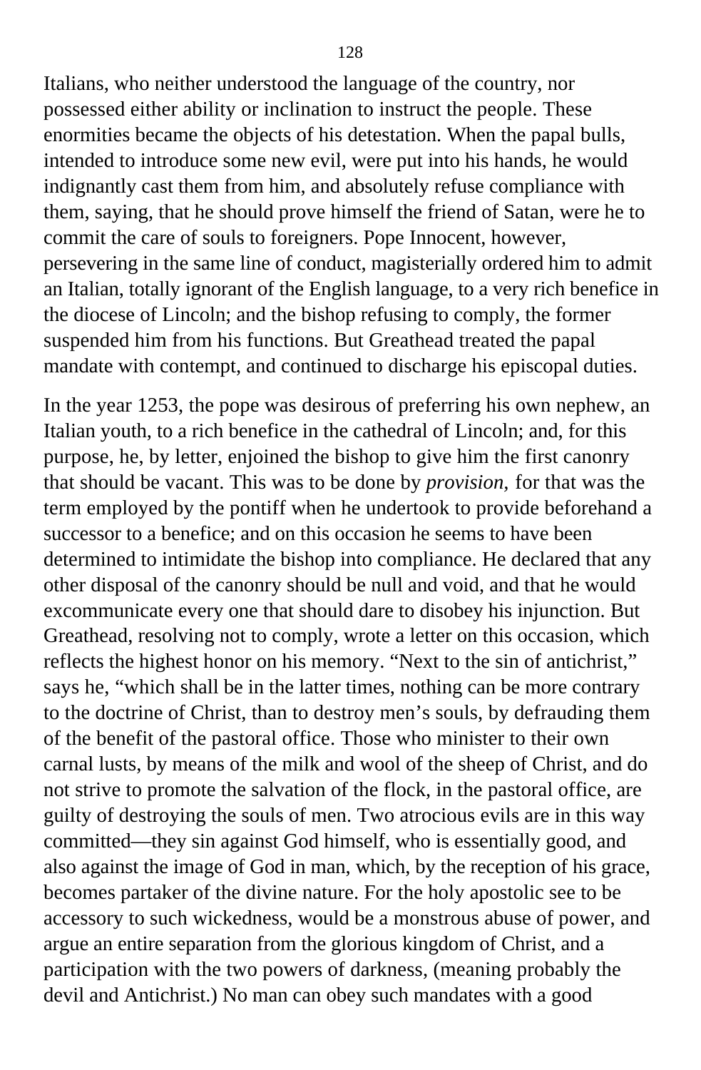Italians, who neither understood the language of the country, nor possessed either ability or inclination to instruct the people. These enormities became the objects of his detestation. When the papal bulls, intended to introduce some new evil, were put into his hands, he would indignantly cast them from him, and absolutely refuse compliance with them, saying, that he should prove himself the friend of Satan, were he to commit the care of souls to foreigners. Pope Innocent, however, persevering in the same line of conduct, magisterially ordered him to admit an Italian, totally ignorant of the English language, to a very rich benefice in the diocese of Lincoln; and the bishop refusing to comply, the former suspended him from his functions. But Greathead treated the papal mandate with contempt, and continued to discharge his episcopal duties.

In the year 1253, the pope was desirous of preferring his own nephew, an Italian youth, to a rich benefice in the cathedral of Lincoln; and, for this purpose, he, by letter, enjoined the bishop to give him the first canonry that should be vacant. This was to be done by *provision,* for that was the term employed by the pontiff when he undertook to provide beforehand a successor to a benefice; and on this occasion he seems to have been determined to intimidate the bishop into compliance. He declared that any other disposal of the canonry should be null and void, and that he would excommunicate every one that should dare to disobey his injunction. But Greathead, resolving not to comply, wrote a letter on this occasion, which reflects the highest honor on his memory. "Next to the sin of antichrist," says he, "which shall be in the latter times, nothing can be more contrary to the doctrine of Christ, than to destroy men's souls, by defrauding them of the benefit of the pastoral office. Those who minister to their own carnal lusts, by means of the milk and wool of the sheep of Christ, and do not strive to promote the salvation of the flock, in the pastoral office, are guilty of destroying the souls of men. Two atrocious evils are in this way committed—they sin against God himself, who is essentially good, and also against the image of God in man, which, by the reception of his grace, becomes partaker of the divine nature. For the holy apostolic see to be accessory to such wickedness, would be a monstrous abuse of power, and argue an entire separation from the glorious kingdom of Christ, and a participation with the two powers of darkness, (meaning probably the devil and Antichrist.) No man can obey such mandates with a good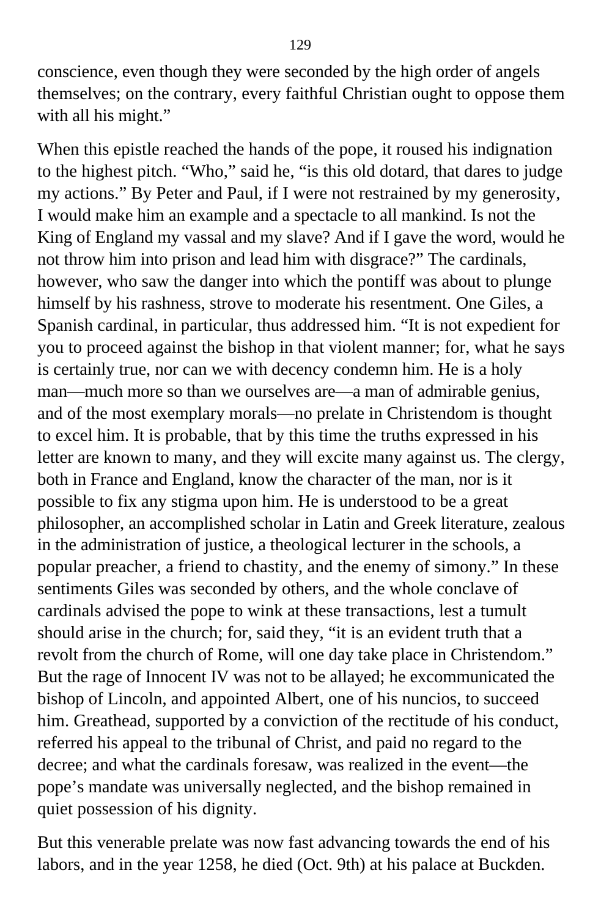conscience, even though they were seconded by the high order of angels themselves; on the contrary, every faithful Christian ought to oppose them with all his might."

When this epistle reached the hands of the pope, it roused his indignation to the highest pitch. "Who," said he, "is this old dotard, that dares to judge my actions." By Peter and Paul, if I were not restrained by my generosity, I would make him an example and a spectacle to all mankind. Is not the King of England my vassal and my slave? And if I gave the word, would he not throw him into prison and lead him with disgrace?" The cardinals, however, who saw the danger into which the pontiff was about to plunge himself by his rashness, strove to moderate his resentment. One Giles, a Spanish cardinal, in particular, thus addressed him. "It is not expedient for you to proceed against the bishop in that violent manner; for, what he says is certainly true, nor can we with decency condemn him. He is a holy man—much more so than we ourselves are—a man of admirable genius, and of the most exemplary morals—no prelate in Christendom is thought to excel him. It is probable, that by this time the truths expressed in his letter are known to many, and they will excite many against us. The clergy, both in France and England, know the character of the man, nor is it possible to fix any stigma upon him. He is understood to be a great philosopher, an accomplished scholar in Latin and Greek literature, zealous in the administration of justice, a theological lecturer in the schools, a popular preacher, a friend to chastity, and the enemy of simony." In these sentiments Giles was seconded by others, and the whole conclave of cardinals advised the pope to wink at these transactions, lest a tumult should arise in the church; for, said they, "it is an evident truth that a revolt from the church of Rome, will one day take place in Christendom." But the rage of Innocent IV was not to be allayed; he excommunicated the bishop of Lincoln, and appointed Albert, one of his nuncios, to succeed him. Greathead, supported by a conviction of the rectitude of his conduct, referred his appeal to the tribunal of Christ, and paid no regard to the decree; and what the cardinals foresaw, was realized in the event—the pope's mandate was universally neglected, and the bishop remained in quiet possession of his dignity.

But this venerable prelate was now fast advancing towards the end of his labors, and in the year 1258, he died (Oct. 9th) at his palace at Buckden.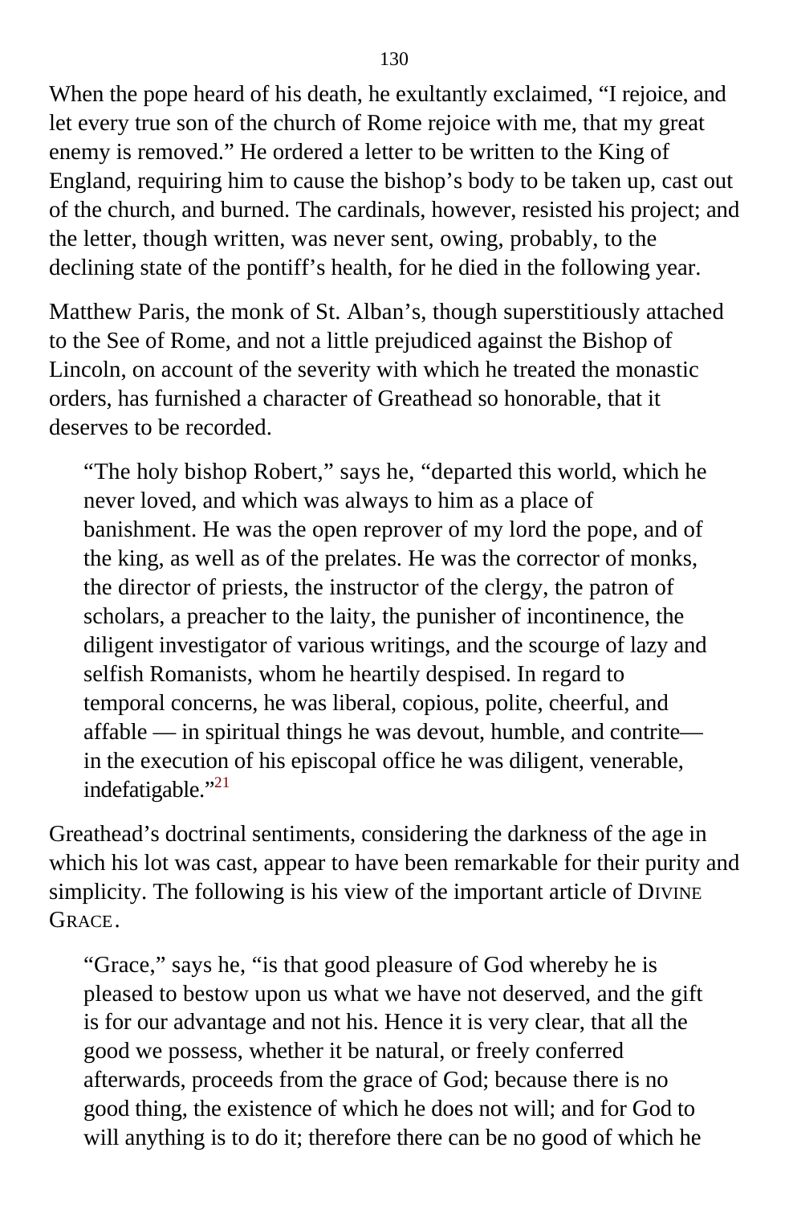When the pope heard of his death, he exultantly exclaimed, "I rejoice, and let every true son of the church of Rome rejoice with me, that my great enemy is removed." He ordered a letter to be written to the King of England, requiring him to cause the bishop's body to be taken up, cast out of the church, and burned. The cardinals, however, resisted his project; and the letter, though written, was never sent, owing, probably, to the declining state of the pontiff's health, for he died in the following year.

Matthew Paris, the monk of St. Alban's, though superstitiously attached to the See of Rome, and not a little prejudiced against the Bishop of Lincoln, on account of the severity with which he treated the monastic orders, has furnished a character of Greathead so honorable, that it deserves to be recorded.

> "The holy bishop Robert," says he, "departed this world, which he never loved, and which was always to him as a place of banishment. He was the open reprover of my lord the pope, and of the king, as well as of the prelates. He was the corrector of monks, the director of priests, the instructor of the clergy, the patron of scholars, a preacher to the laity, the punisher of incontinence, the diligent investigator of various writings, and the scourge of lazy and selfish Romanists, whom he heartily despised. In regard to temporal concerns, he was liberal, copious, polite, cheerful, and affable — in spiritual things he was devout, humble, and contrite— in the execution of his episcopal office he was diligent, venerable, indefatigable."[21]

Greathead's doctrinal sentiments, considering the darkness of the age in which his lot was cast, appear to have been remarkable for their purity and simplicity. The following is his view of the important article of DIVINE GRACE.

> "Grace," says he, "is that good pleasure of God whereby he is pleased to bestow upon us what we have not deserved, and the gift is for our advantage and not his. Hence it is very clear, that all the good we possess, whether it be natural, or freely conferred afterwards, proceeds from the grace of God; because there is no good thing, the existence of which he does not will; and for God to will anything is to do it; therefore there can be no good of which he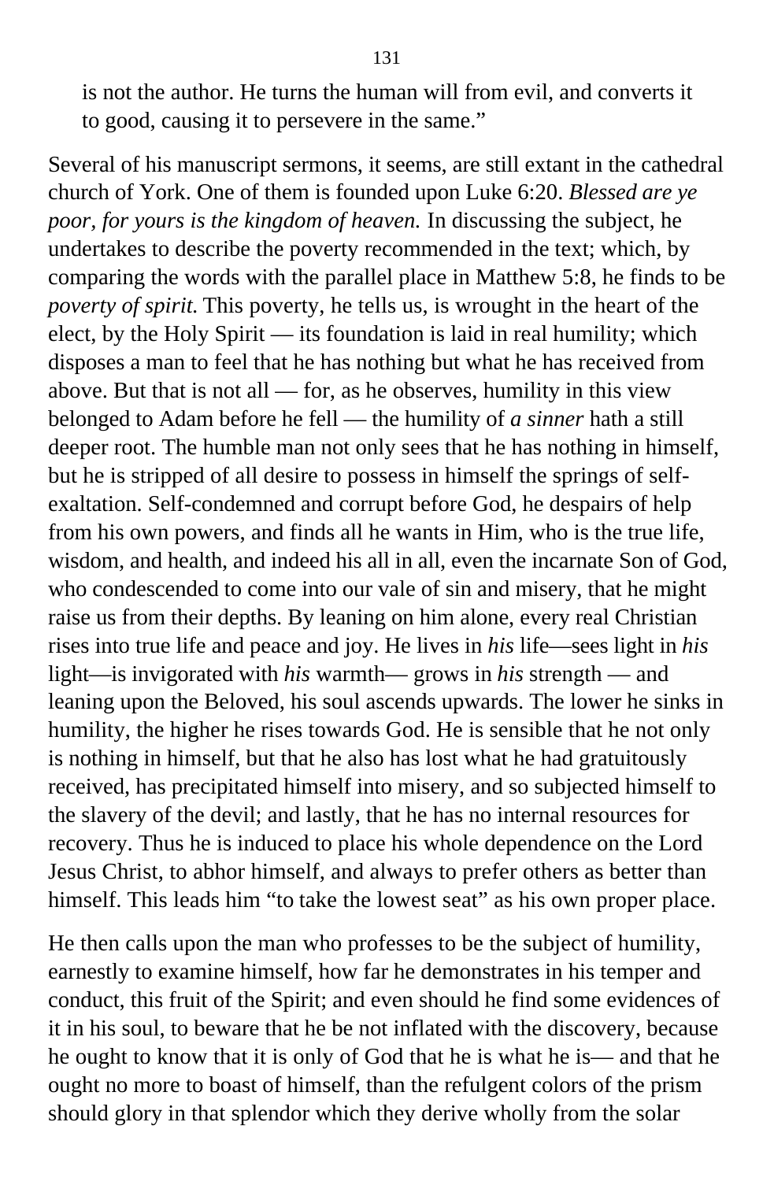is not the author. He turns the human will from evil, and converts it to good, causing it to persevere in the same."

Several of his manuscript sermons, it seems, are still extant in the cathedral church of York. One of them is founded upon Luke 6:20. *Blessed are ye poor, for yours is the kingdom of heaven.* In discussing the subject, he undertakes to describe the poverty recommended in the text; which, by comparing the words with the parallel place in Matthew 5:8, he finds to be *poverty of spirit.* This poverty, he tells us, is wrought in the heart of the elect, by the Holy Spirit — its foundation is laid in real humility; which disposes a man to feel that he has nothing but what he has received from above. But that is not all — for, as he observes, humility in this view belonged to Adam before he fell — the humility of *a sinner* hath a still deeper root. The humble man not only sees that he has nothing in himself, but he is stripped of all desire to possess in himself the springs of self-exaltation. Self-condemned and corrupt before God, he despairs of help from his own powers, and finds all he wants in Him, who is the true life, wisdom, and health, and indeed his all in all, even the incarnate Son of God, who condescended to come into our vale of sin and misery, that he might raise us from their depths. By leaning on him alone, every real Christian rises into true life and peace and joy. He lives in *his* life—sees light in *his* light—is invigorated with *his* warmth— grows in *his* strength — and leaning upon the Beloved, his soul ascends upwards. The lower he sinks in humility, the higher he rises towards God. He is sensible that he not only is nothing in himself, but that he also has lost what he had gratuitously received, has precipitated himself into misery, and so subjected himself to the slavery of the devil; and lastly, that he has no internal resources for recovery. Thus he is induced to place his whole dependence on the Lord Jesus Christ, to abhor himself, and always to prefer others as better than himself. This leads him "to take the lowest seat" as his own proper place.

He then calls upon the man who professes to be the subject of humility, earnestly to examine himself, how far he demonstrates in his temper and conduct, this fruit of the Spirit; and even should he find some evidences of it in his soul, to beware that he be not inflated with the discovery, because he ought to know that it is only of God that he is what he is— and that he ought no more to boast of himself, than the refulgent colors of the prism should glory in that splendor which they derive wholly from the solar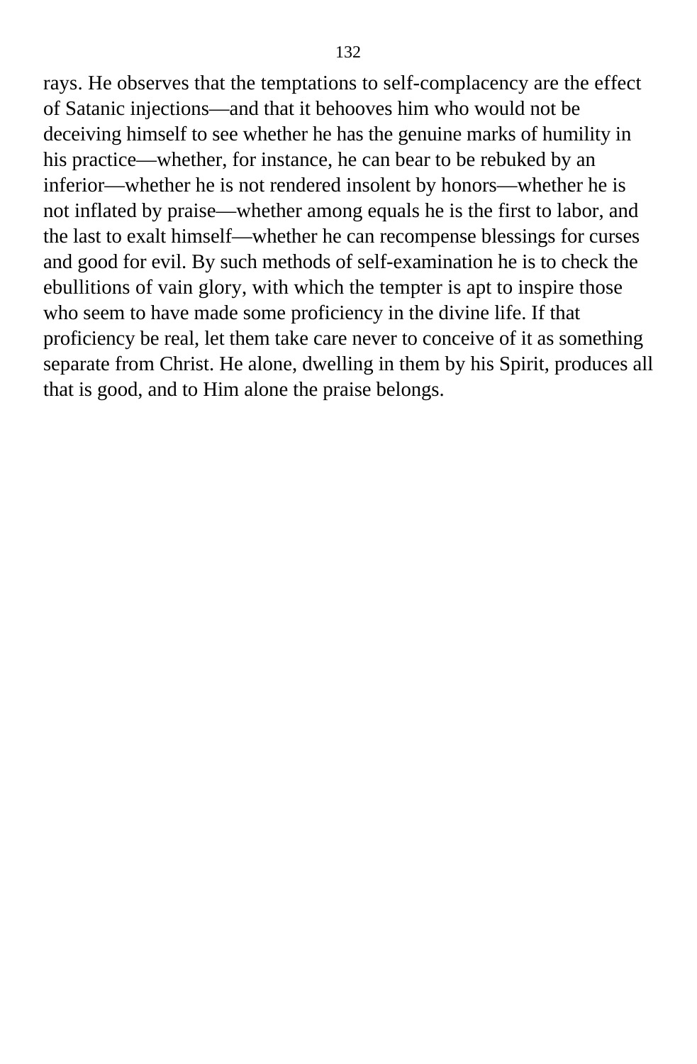rays. He observes that the temptations to self-complacency are the effect of Satanic injections—and that it behooves him who would not be deceiving himself to see whether he has the genuine marks of humility in his practice—whether, for instance, he can bear to be rebuked by an inferior—whether he is not rendered insolent by honors—whether he is not inflated by praise—whether among equals he is the first to labor, and the last to exalt himself—whether he can recompense blessings for curses and good for evil. By such methods of self-examination he is to check the ebullitions of vain glory, with which the tempter is apt to inspire those who seem to have made some proficiency in the divine life. If that proficiency be real, let them take care never to conceive of it as something separate from Christ. He alone, dwelling in them by his Spirit, produces all that is good, and to Him alone the praise belongs.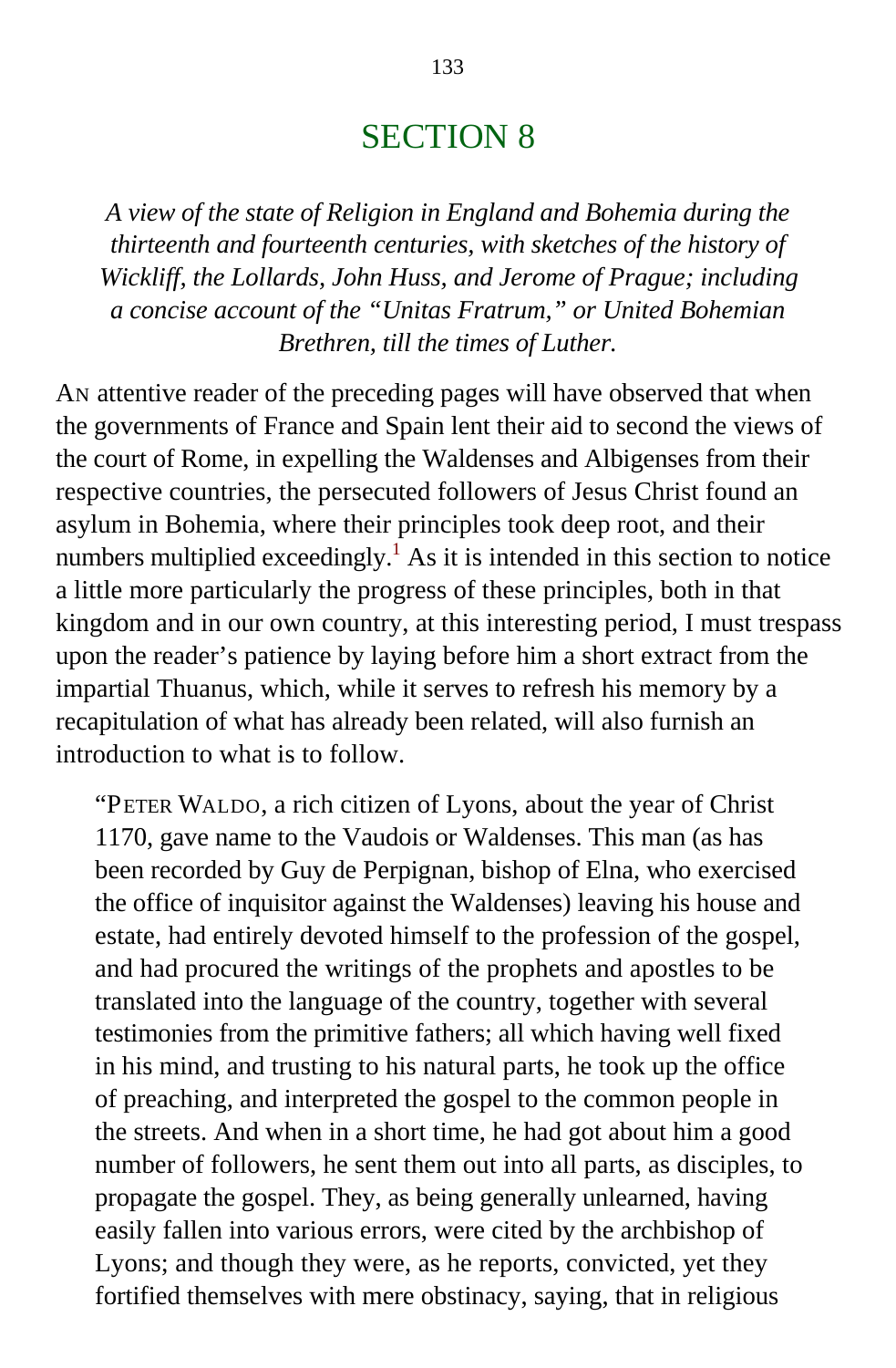# SECTION 8

*A view of the state of Religion in England and Bohemia during the thirteenth and fourteenth centuries, with sketches of the history of Wickliff, the Lollards, John Huss, and Jerome of Prague; including a concise account of the "Unitas Fratrum," or United Bohemian Brethren, till the times of Luther.*

AN attentive reader of the preceding pages will have observed that when the governments of France and Spain lent their aid to second the views of the court of Rome, in expelling the Waldenses and Albigenses from their respective countries, the persecuted followers of Jesus Christ found an asylum in Bohemia, where their principles took deep root, and their numbers multiplied exceedingly.[1] As it is intended in this section to notice a little more particularly the progress of these principles, both in that kingdom and in our own country, at this interesting period, I must trespass upon the reader's patience by laying before him a short extract from the impartial Thuanus, which, while it serves to refresh his memory by a recapitulation of what has already been related, will also furnish an introduction to what is to follow.

> "PETER WALDO, a rich citizen of Lyons, about the year of Christ 1170, gave name to the Vaudois or Waldenses. This man (as has been recorded by Guy de Perpignan, bishop of Elna, who exercised the office of inquisitor against the Waldenses) leaving his house and estate, had entirely devoted himself to the profession of the gospel, and had procured the writings of the prophets and apostles to be translated into the language of the country, together with several testimonies from the primitive fathers; all which having well fixed in his mind, and trusting to his natural parts, he took up the office of preaching, and interpreted the gospel to the common people in the streets. And when in a short time, he had got about him a good number of followers, he sent them out into all parts, as disciples, to propagate the gospel. They, as being generally unlearned, having easily fallen into various errors, were cited by the archbishop of Lyons; and though they were, as he reports, convicted, yet they fortified themselves with mere obstinacy, saying, that in religious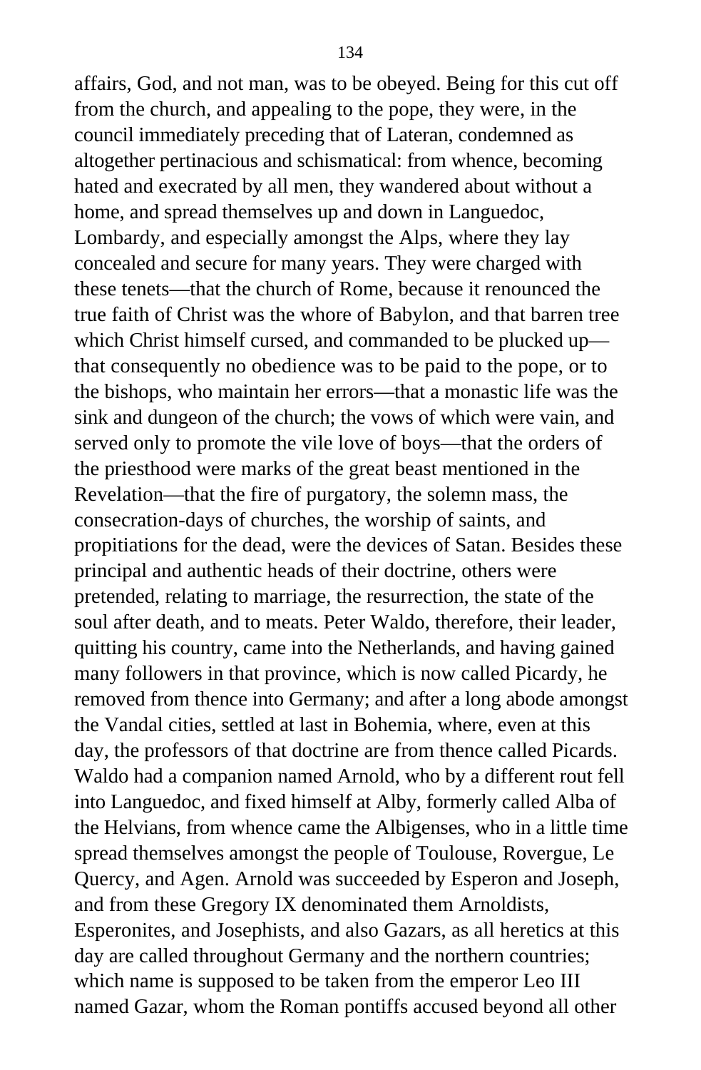affairs, God, and not man, was to be obeyed. Being for this cut off from the church, and appealing to the pope, they were, in the council immediately preceding that of Lateran, condemned as altogether pertinacious and schismatical: from whence, becoming hated and execrated by all men, they wandered about without a home, and spread themselves up and down in Languedoc, Lombardy, and especially amongst the Alps, where they lay concealed and secure for many years. They were charged with these tenets—that the church of Rome, because it renounced the true faith of Christ was the whore of Babylon, and that barren tree which Christ himself cursed, and commanded to be plucked up—that consequently no obedience was to be paid to the pope, or to the bishops, who maintain her errors—that a monastic life was the sink and dungeon of the church; the vows of which were vain, and served only to promote the vile love of boys—that the orders of the priesthood were marks of the great beast mentioned in the Revelation—that the fire of purgatory, the solemn mass, the consecration-days of churches, the worship of saints, and propitiations for the dead, were the devices of Satan. Besides these principal and authentic heads of their doctrine, others were pretended, relating to marriage, the resurrection, the state of the soul after death, and to meats. Peter Waldo, therefore, their leader, quitting his country, came into the Netherlands, and having gained many followers in that province, which is now called Picardy, he removed from thence into Germany; and after a long abode amongst the Vandal cities, settled at last in Bohemia, where, even at this day, the professors of that doctrine are from thence called Picards. Waldo had a companion named Arnold, who by a different rout fell into Languedoc, and fixed himself at Alby, formerly called Alba of the Helvians, from whence came the Albigenses, who in a little time spread themselves amongst the people of Toulouse, Rovergue, Le Quercy, and Agen. Arnold was succeeded by Esperon and Joseph, and from these Gregory IX denominated them Arnoldists, Esperonites, and Josephists, and also Gazars, as all heretics at this day are called throughout Germany and the northern countries; which name is supposed to be taken from the emperor Leo III named Gazar, whom the Roman pontiffs accused beyond all other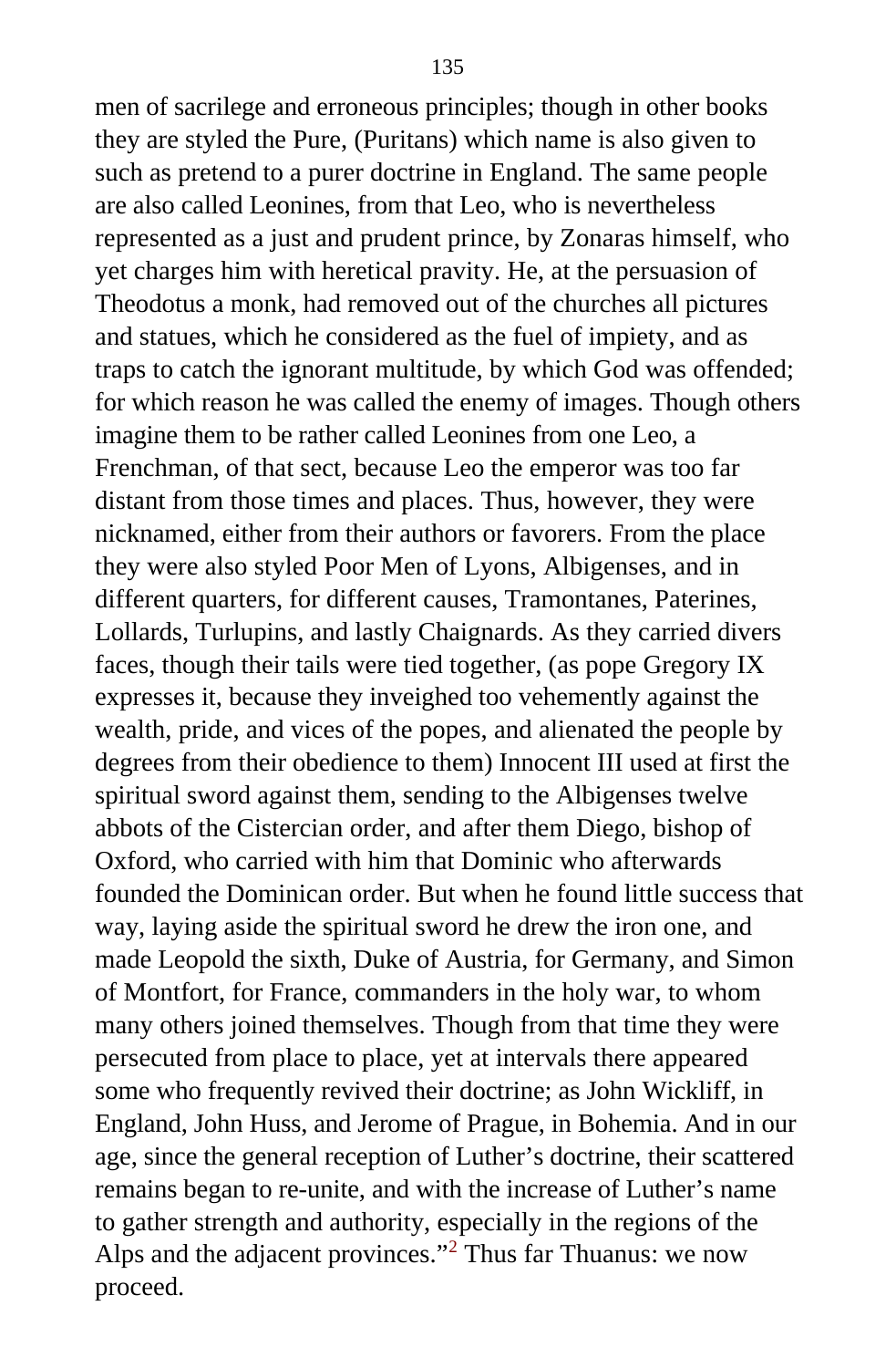men of sacrilege and erroneous principles; though in other books they are styled the Pure, (Puritans) which name is also given to such as pretend to a purer doctrine in England. The same people are also called Leonines, from that Leo, who is nevertheless represented as a just and prudent prince, by Zonaras himself, who yet charges him with heretical pravity. He, at the persuasion of Theodotus a monk, had removed out of the churches all pictures and statues, which he considered as the fuel of impiety, and as traps to catch the ignorant multitude, by which God was offended; for which reason he was called the enemy of images. Though others imagine them to be rather called Leonines from one Leo, a Frenchman, of that sect, because Leo the emperor was too far distant from those times and places. Thus, however, they were nicknamed, either from their authors or favorers. From the place they were also styled Poor Men of Lyons, Albigenses, and in different quarters, for different causes, Tramontanes, Paterines, Lollards, Turlupins, and lastly Chaignards. As they carried divers faces, though their tails were tied together, (as pope Gregory IX expresses it, because they inveighed too vehemently against the wealth, pride, and vices of the popes, and alienated the people by degrees from their obedience to them) Innocent III used at first the spiritual sword against them, sending to the Albigenses twelve abbots of the Cistercian order, and after them Diego, bishop of Oxford, who carried with him that Dominic who afterwards founded the Dominican order. But when he found little success that way, laying aside the spiritual sword he drew the iron one, and made Leopold the sixth, Duke of Austria, for Germany, and Simon of Montfort, for France, commanders in the holy war, to whom many others joined themselves. Though from that time they were persecuted from place to place, yet at intervals there appeared some who frequently revived their doctrine; as John Wickliff, in England, John Huss, and Jerome of Prague, in Bohemia. And in our age, since the general reception of Luther's doctrine, their scattered remains began to re-unite, and with the increase of Luther's name to gather strength and authority, especially in the regions of the Alps and the adjacent provinces."[2] Thus far Thuanus: we now proceed.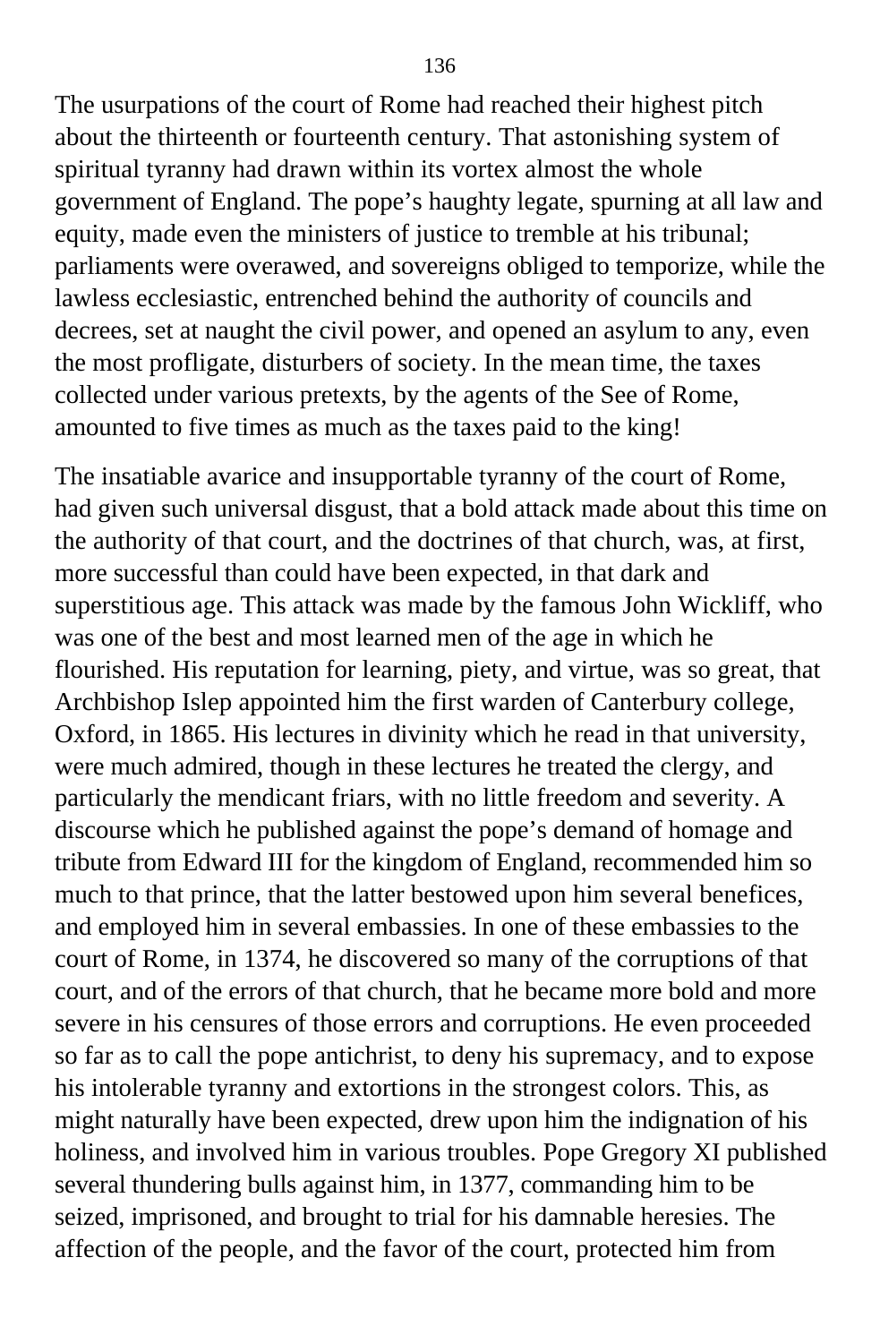The usurpations of the court of Rome had reached their highest pitch about the thirteenth or fourteenth century. That astonishing system of spiritual tyranny had drawn within its vortex almost the whole government of England. The pope's haughty legate, spurning at all law and equity, made even the ministers of justice to tremble at his tribunal; parliaments were overawed, and sovereigns obliged to temporize, while the lawless ecclesiastic, entrenched behind the authority of councils and decrees, set at naught the civil power, and opened an asylum to any, even the most profligate, disturbers of society. In the mean time, the taxes collected under various pretexts, by the agents of the See of Rome, amounted to five times as much as the taxes paid to the king!

The insatiable avarice and insupportable tyranny of the court of Rome, had given such universal disgust, that a bold attack made about this time on the authority of that court, and the doctrines of that church, was, at first, more successful than could have been expected, in that dark and superstitious age. This attack was made by the famous John Wickliff, who was one of the best and most learned men of the age in which he flourished. His reputation for learning, piety, and virtue, was so great, that Archbishop Islep appointed him the first warden of Canterbury college, Oxford, in 1865. His lectures in divinity which he read in that university, were much admired, though in these lectures he treated the clergy, and particularly the mendicant friars, with no little freedom and severity. A discourse which he published against the pope's demand of homage and tribute from Edward III for the kingdom of England, recommended him so much to that prince, that the latter bestowed upon him several benefices, and employed him in several embassies. In one of these embassies to the court of Rome, in 1374, he discovered so many of the corruptions of that court, and of the errors of that church, that he became more bold and more severe in his censures of those errors and corruptions. He even proceeded so far as to call the pope antichrist, to deny his supremacy, and to expose his intolerable tyranny and extortions in the strongest colors. This, as might naturally have been expected, drew upon him the indignation of his holiness, and involved him in various troubles. Pope Gregory XI published several thundering bulls against him, in 1377, commanding him to be seized, imprisoned, and brought to trial for his damnable heresies. The affection of the people, and the favor of the court, protected him from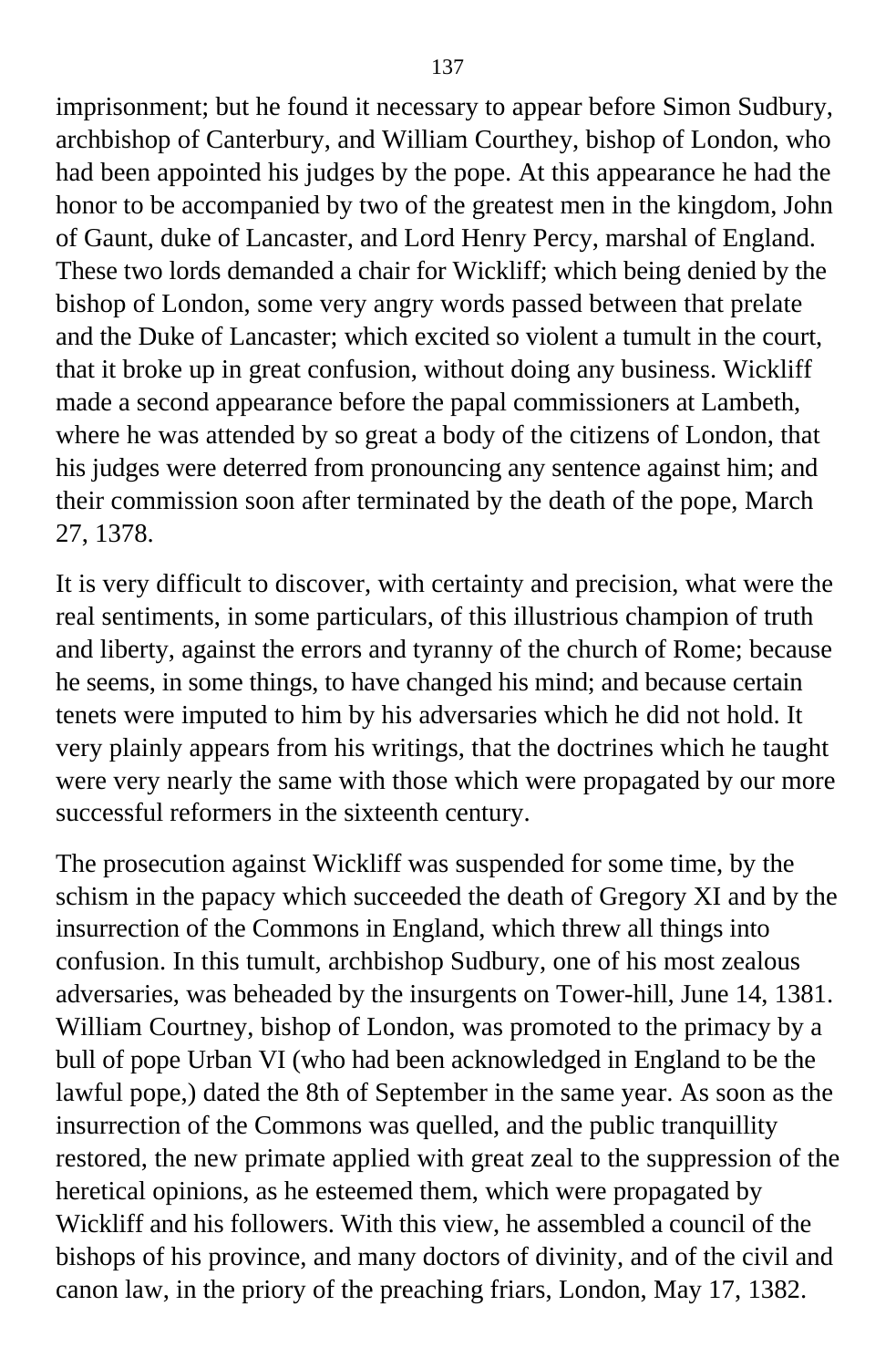imprisonment; but he found it necessary to appear before Simon Sudbury, archbishop of Canterbury, and William Courthey, bishop of London, who had been appointed his judges by the pope. At this appearance he had the honor to be accompanied by two of the greatest men in the kingdom, John of Gaunt, duke of Lancaster, and Lord Henry Percy, marshal of England. These two lords demanded a chair for Wickliff; which being denied by the bishop of London, some very angry words passed between that prelate and the Duke of Lancaster; which excited so violent a tumult in the court, that it broke up in great confusion, without doing any business. Wickliff made a second appearance before the papal commissioners at Lambeth, where he was attended by so great a body of the citizens of London, that his judges were deterred from pronouncing any sentence against him; and their commission soon after terminated by the death of the pope, March 27, 1378.

It is very difficult to discover, with certainty and precision, what were the real sentiments, in some particulars, of this illustrious champion of truth and liberty, against the errors and tyranny of the church of Rome; because he seems, in some things, to have changed his mind; and because certain tenets were imputed to him by his adversaries which he did not hold. It very plainly appears from his writings, that the doctrines which he taught were very nearly the same with those which were propagated by our more successful reformers in the sixteenth century.

The prosecution against Wickliff was suspended for some time, by the schism in the papacy which succeeded the death of Gregory XI and by the insurrection of the Commons in England, which threw all things into confusion. In this tumult, archbishop Sudbury, one of his most zealous adversaries, was beheaded by the insurgents on Tower-hill, June 14, 1381. William Courtney, bishop of London, was promoted to the primacy by a bull of pope Urban VI (who had been acknowledged in England to be the lawful pope,) dated the 8th of September in the same year. As soon as the insurrection of the Commons was quelled, and the public tranquillity restored, the new primate applied with great zeal to the suppression of the heretical opinions, as he esteemed them, which were propagated by Wickliff and his followers. With this view, he assembled a council of the bishops of his province, and many doctors of divinity, and of the civil and canon law, in the priory of the preaching friars, London, May 17, 1382.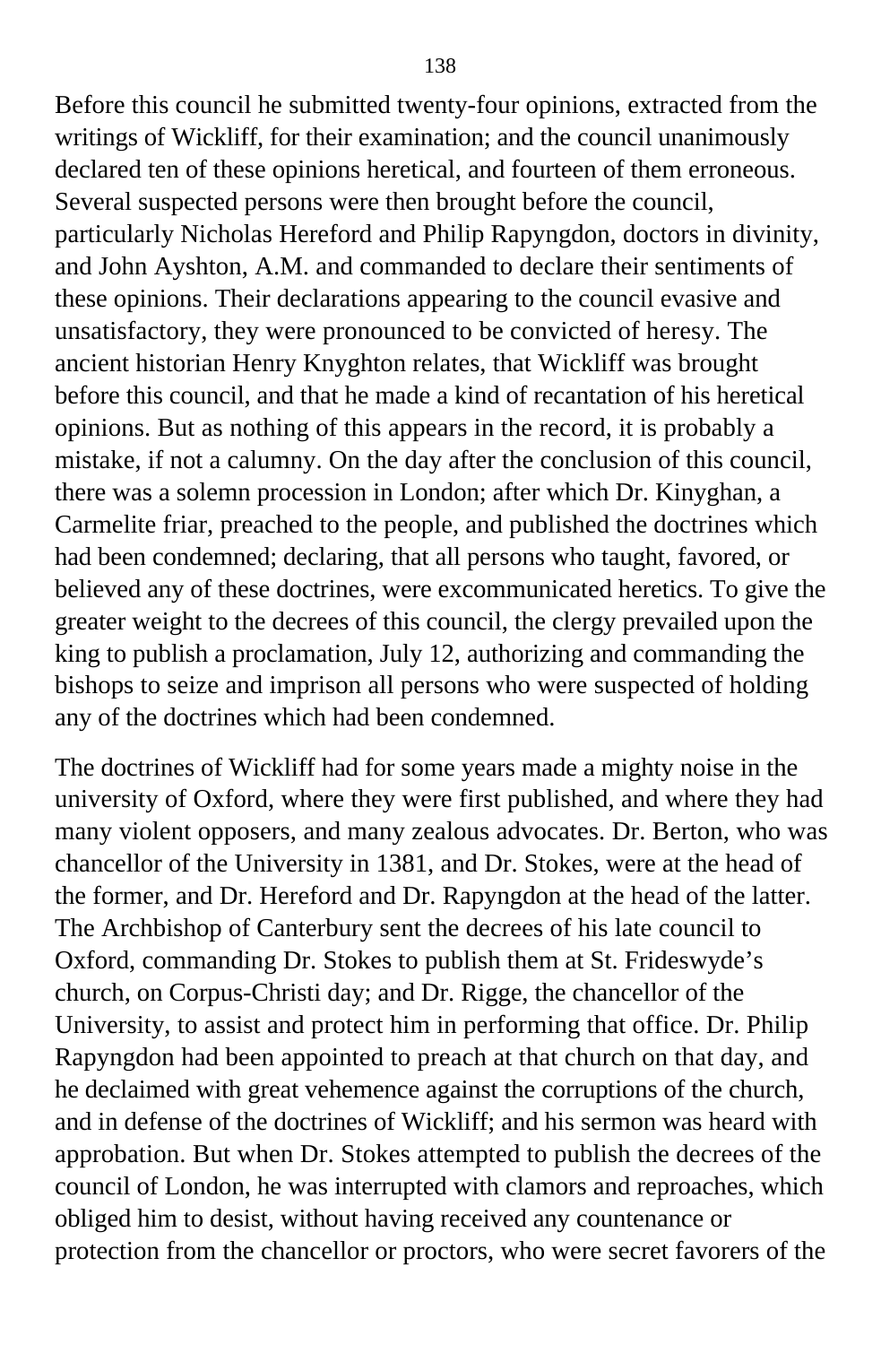Before this council he submitted twenty-four opinions, extracted from the writings of Wickliff, for their examination; and the council unanimously declared ten of these opinions heretical, and fourteen of them erroneous. Several suspected persons were then brought before the council, particularly Nicholas Hereford and Philip Rapyngdon, doctors in divinity, and John Ayshton, A.M. and commanded to declare their sentiments of these opinions. Their declarations appearing to the council evasive and unsatisfactory, they were pronounced to be convicted of heresy. The ancient historian Henry Knyghton relates, that Wickliff was brought before this council, and that he made a kind of recantation of his heretical opinions. But as nothing of this appears in the record, it is probably a mistake, if not a calumny. On the day after the conclusion of this council, there was a solemn procession in London; after which Dr. Kinyghan, a Carmelite friar, preached to the people, and published the doctrines which had been condemned; declaring, that all persons who taught, favored, or believed any of these doctrines, were excommunicated heretics. To give the greater weight to the decrees of this council, the clergy prevailed upon the king to publish a proclamation, July 12, authorizing and commanding the bishops to seize and imprison all persons who were suspected of holding any of the doctrines which had been condemned.

The doctrines of Wickliff had for some years made a mighty noise in the university of Oxford, where they were first published, and where they had many violent opposers, and many zealous advocates. Dr. Berton, who was chancellor of the University in 1381, and Dr. Stokes, were at the head of the former, and Dr. Hereford and Dr. Rapyngdon at the head of the latter. The Archbishop of Canterbury sent the decrees of his late council to Oxford, commanding Dr. Stokes to publish them at St. Frideswyde's church, on Corpus-Christi day; and Dr. Rigge, the chancellor of the University, to assist and protect him in performing that office. Dr. Philip Rapyngdon had been appointed to preach at that church on that day, and he declaimed with great vehemence against the corruptions of the church, and in defense of the doctrines of Wickliff; and his sermon was heard with approbation. But when Dr. Stokes attempted to publish the decrees of the council of London, he was interrupted with clamors and reproaches, which obliged him to desist, without having received any countenance or protection from the chancellor or proctors, who were secret favorers of the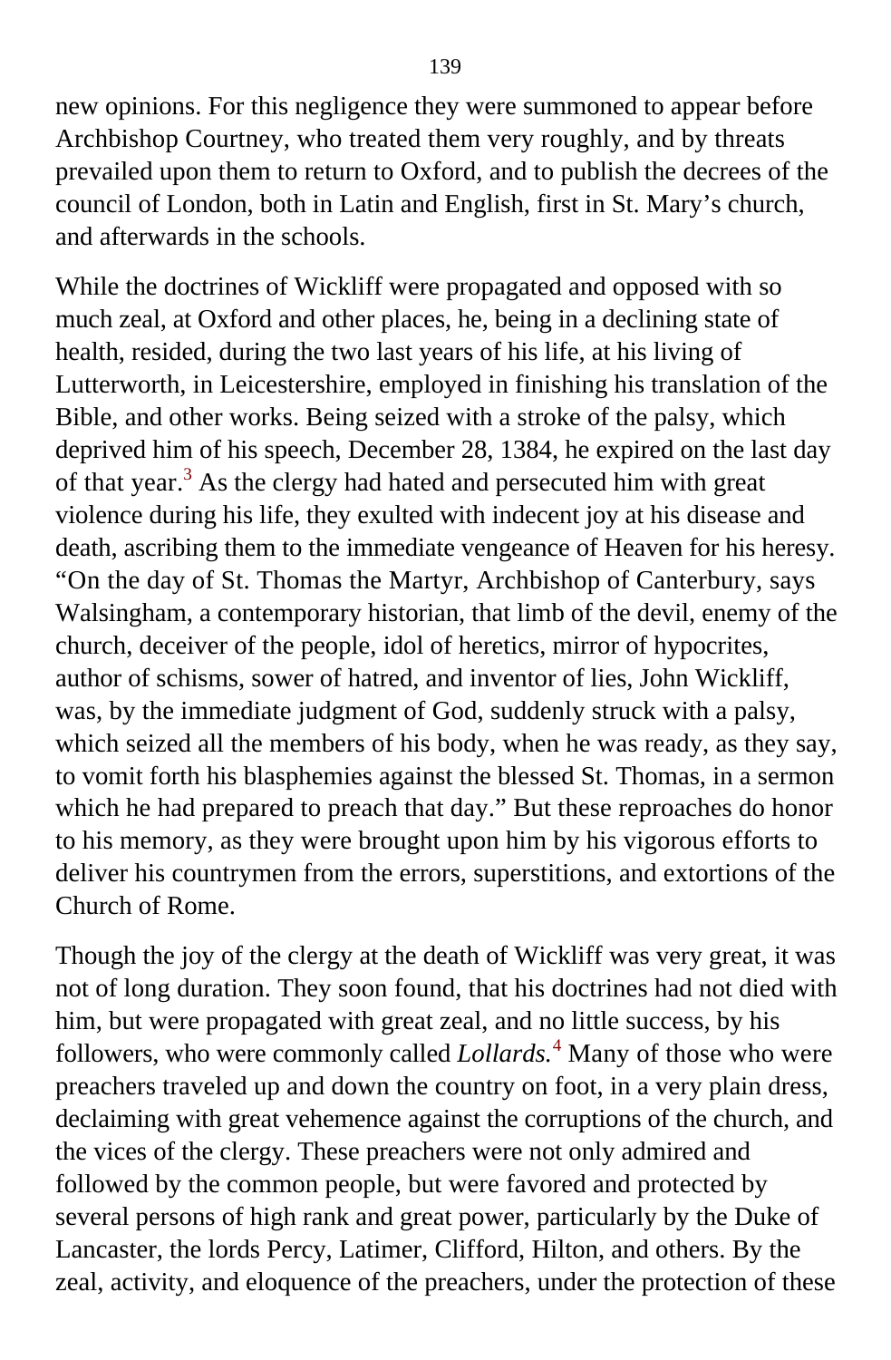new opinions. For this negligence they were summoned to appear before Archbishop Courtney, who treated them very roughly, and by threats prevailed upon them to return to Oxford, and to publish the decrees of the council of London, both in Latin and English, first in St. Mary's church, and afterwards in the schools.

While the doctrines of Wickliff were propagated and opposed with so much zeal, at Oxford and other places, he, being in a declining state of health, resided, during the two last years of his life, at his living of Lutterworth, in Leicestershire, employed in finishing his translation of the Bible, and other works. Being seized with a stroke of the palsy, which deprived him of his speech, December 28, 1384, he expired on the last day of that year.[3] As the clergy had hated and persecuted him with great violence during his life, they exulted with indecent joy at his disease and death, ascribing them to the immediate vengeance of Heaven for his heresy. "On the day of St. Thomas the Martyr, Archbishop of Canterbury, says Walsingham, a contemporary historian, that limb of the devil, enemy of the church, deceiver of the people, idol of heretics, mirror of hypocrites, author of schisms, sower of hatred, and inventor of lies, John Wickliff, was, by the immediate judgment of God, suddenly struck with a palsy, which seized all the members of his body, when he was ready, as they say, to vomit forth his blasphemies against the blessed St. Thomas, in a sermon which he had prepared to preach that day." But these reproaches do honor to his memory, as they were brought upon him by his vigorous efforts to deliver his countrymen from the errors, superstitions, and extortions of the Church of Rome.

Though the joy of the clergy at the death of Wickliff was very great, it was not of long duration. They soon found, that his doctrines had not died with him, but were propagated with great zeal, and no little success, by his followers, who were commonly called *Lollards.*[4] Many of those who were preachers traveled up and down the country on foot, in a very plain dress, declaiming with great vehemence against the corruptions of the church, and the vices of the clergy. These preachers were not only admired and followed by the common people, but were favored and protected by several persons of high rank and great power, particularly by the Duke of Lancaster, the lords Percy, Latimer, Clifford, Hilton, and others. By the zeal, activity, and eloquence of the preachers, under the protection of these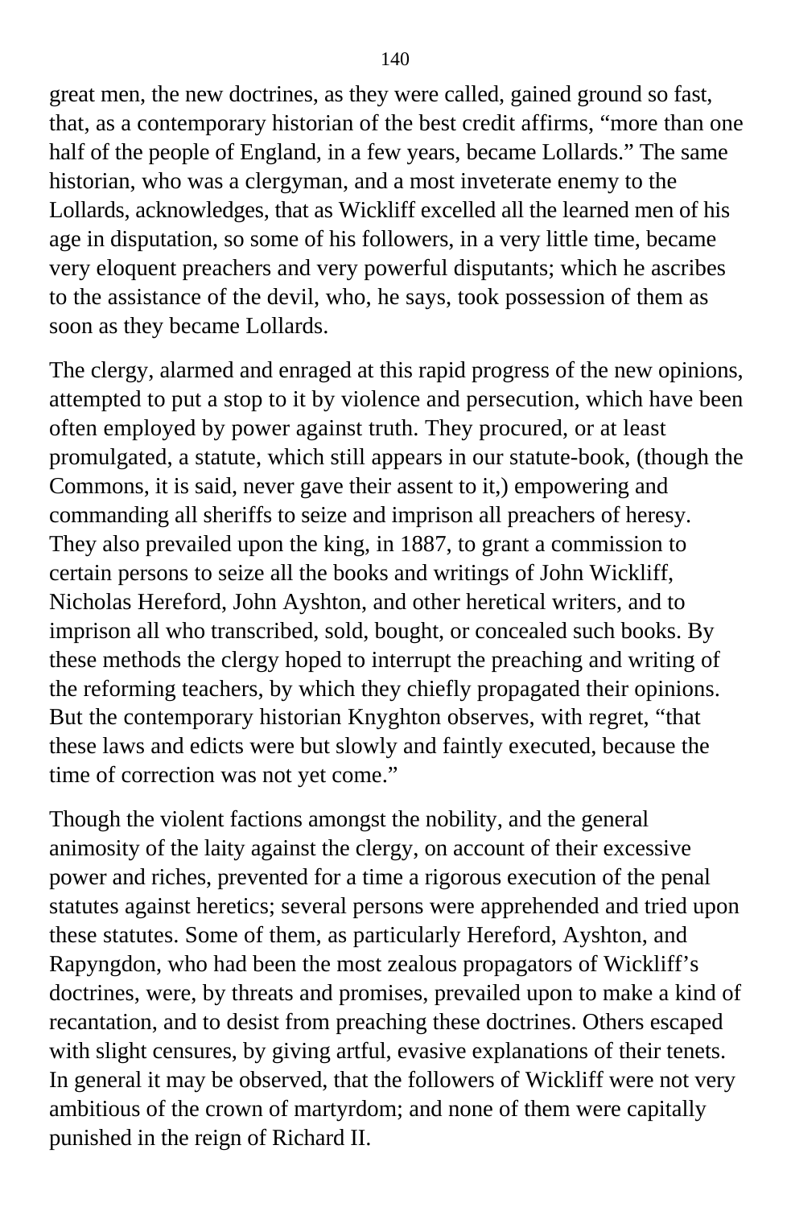great men, the new doctrines, as they were called, gained ground so fast, that, as a contemporary historian of the best credit affirms, “more than one half of the people of England, in a few years, became Lollards.” The same historian, who was a clergyman, and a most inveterate enemy to the Lollards, acknowledges, that as Wickliff excelled all the learned men of his age in disputation, so some of his followers, in a very little time, became very eloquent preachers and very powerful disputants; which he ascribes to the assistance of the devil, who, he says, took possession of them as soon as they became Lollards.

The clergy, alarmed and enraged at this rapid progress of the new opinions, attempted to put a stop to it by violence and persecution, which have been often employed by power against truth. They procured, or at least promulgated, a statute, which still appears in our statute-book, (though the Commons, it is said, never gave their assent to it,) empowering and commanding all sheriffs to seize and imprison all preachers of heresy. They also prevailed upon the king, in 1887, to grant a commission to certain persons to seize all the books and writings of John Wickliff, Nicholas Hereford, John Ayshton, and other heretical writers, and to imprison all who transcribed, sold, bought, or concealed such books. By these methods the clergy hoped to interrupt the preaching and writing of the reforming teachers, by which they chiefly propagated their opinions. But the contemporary historian Knyghton observes, with regret, “that these laws and edicts were but slowly and faintly executed, because the time of correction was not yet come.”

Though the violent factions amongst the nobility, and the general animosity of the laity against the clergy, on account of their excessive power and riches, prevented for a time a rigorous execution of the penal statutes against heretics; several persons were apprehended and tried upon these statutes. Some of them, as particularly Hereford, Ayshton, and Rapyngdon, who had been the most zealous propagators of Wickliff’s doctrines, were, by threats and promises, prevailed upon to make a kind of recantation, and to desist from preaching these doctrines. Others escaped with slight censures, by giving artful, evasive explanations of their tenets. In general it may be observed, that the followers of Wickliff were not very ambitious of the crown of martyrdom; and none of them were capitally punished in the reign of Richard II.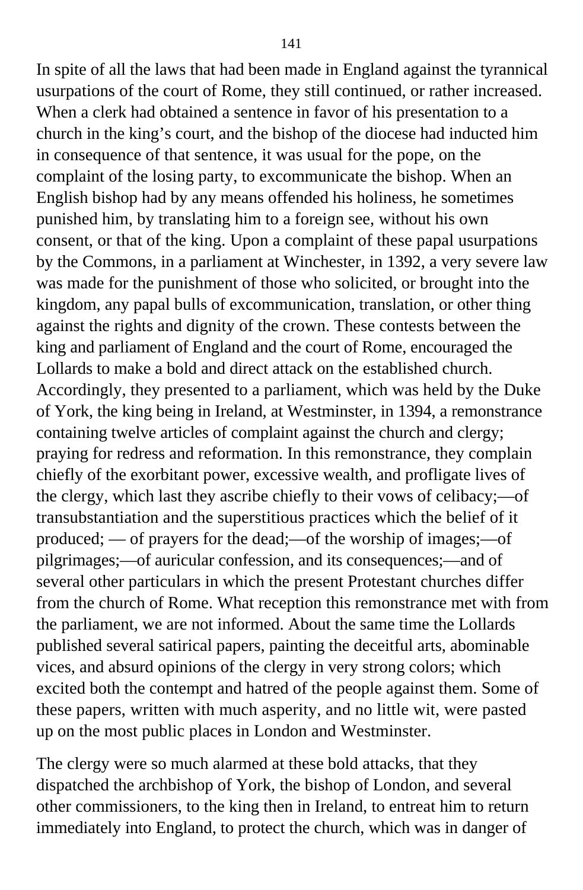In spite of all the laws that had been made in England against the tyrannical usurpations of the court of Rome, they still continued, or rather increased. When a clerk had obtained a sentence in favor of his presentation to a church in the king's court, and the bishop of the diocese had inducted him in consequence of that sentence, it was usual for the pope, on the complaint of the losing party, to excommunicate the bishop. When an English bishop had by any means offended his holiness, he sometimes punished him, by translating him to a foreign see, without his own consent, or that of the king. Upon a complaint of these papal usurpations by the Commons, in a parliament at Winchester, in 1392, a very severe law was made for the punishment of those who solicited, or brought into the kingdom, any papal bulls of excommunication, translation, or other thing against the rights and dignity of the crown. These contests between the king and parliament of England and the court of Rome, encouraged the Lollards to make a bold and direct attack on the established church. Accordingly, they presented to a parliament, which was held by the Duke of York, the king being in Ireland, at Westminster, in 1394, a remonstrance containing twelve articles of complaint against the church and clergy; praying for redress and reformation. In this remonstrance, they complain chiefly of the exorbitant power, excessive wealth, and profligate lives of the clergy, which last they ascribe chiefly to their vows of celibacy;—of transubstantiation and the superstitious practices which the belief of it produced; — of prayers for the dead;—of the worship of images;—of pilgrimages;—of auricular confession, and its consequences;—and of several other particulars in which the present Protestant churches differ from the church of Rome. What reception this remonstrance met with from the parliament, we are not informed. About the same time the Lollards published several satirical papers, painting the deceitful arts, abominable vices, and absurd opinions of the clergy in very strong colors; which excited both the contempt and hatred of the people against them. Some of these papers, written with much asperity, and no little wit, were pasted up on the most public places in London and Westminster.

The clergy were so much alarmed at these bold attacks, that they dispatched the archbishop of York, the bishop of London, and several other commissioners, to the king then in Ireland, to entreat him to return immediately into England, to protect the church, which was in danger of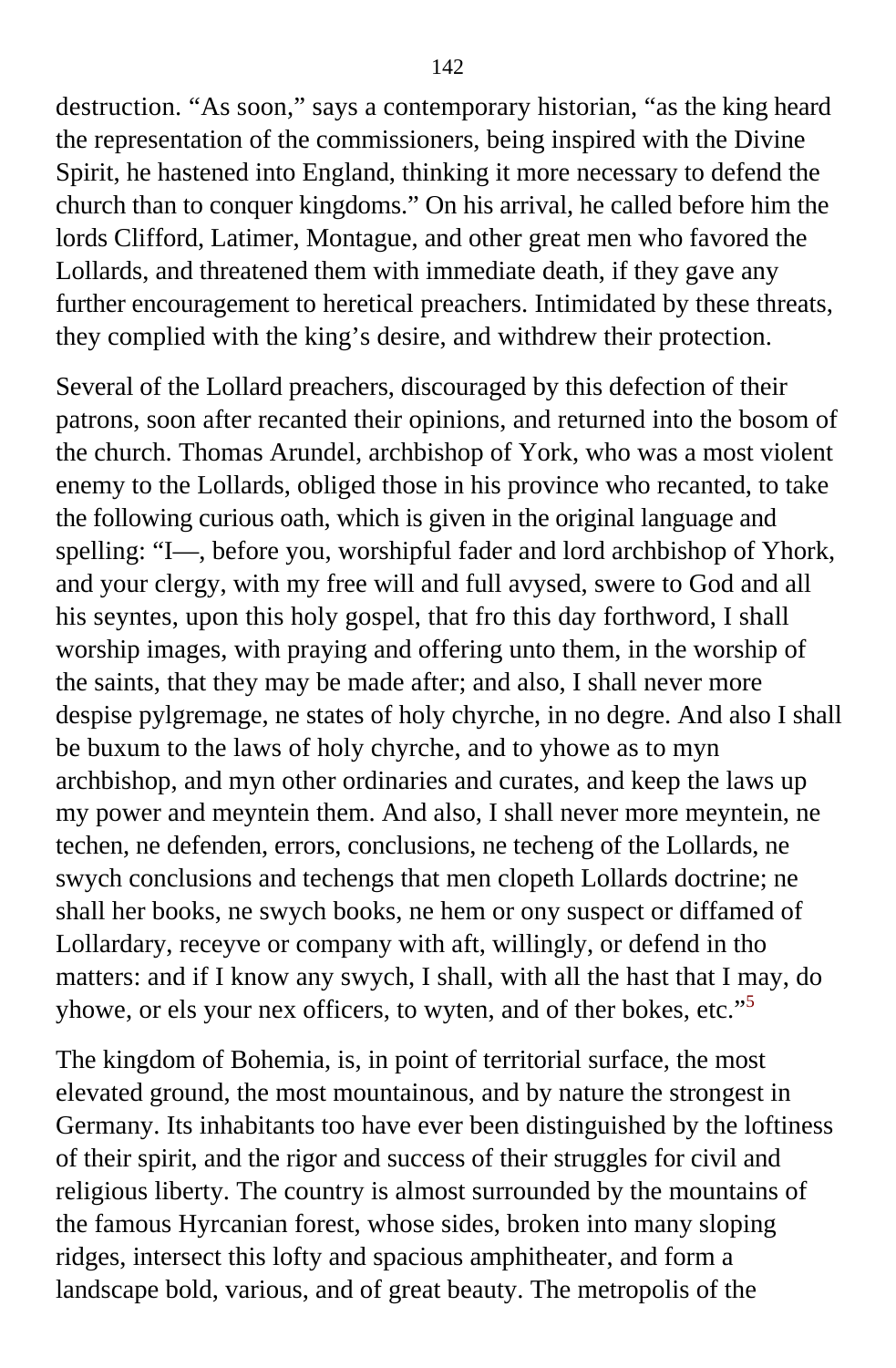destruction. “As soon,” says a contemporary historian, “as the king heard the representation of the commissioners, being inspired with the Divine Spirit, he hastened into England, thinking it more necessary to defend the church than to conquer kingdoms.” On his arrival, he called before him the lords Clifford, Latimer, Montague, and other great men who favored the Lollards, and threatened them with immediate death, if they gave any further encouragement to heretical preachers. Intimidated by these threats, they complied with the king’s desire, and withdrew their protection.

Several of the Lollard preachers, discouraged by this defection of their patrons, soon after recanted their opinions, and returned into the bosom of the church. Thomas Arundel, archbishop of York, who was a most violent enemy to the Lollards, obliged those in his province who recanted, to take the following curious oath, which is given in the original language and spelling: “I—, before you, worshipful fader and lord archbishop of Yhork, and your clergy, with my free will and full avysed, swere to God and all his seyntes, upon this holy gospel, that fro this day forthword, I shall worship images, with praying and offering unto them, in the worship of the saints, that they may be made after; and also, I shall never more despise pylgremage, ne states of holy chyrche, in no degre. And also I shall be buxum to the laws of holy chyrche, and to yhowe as to myn archbishop, and myn other ordinaries and curates, and keep the laws up my power and meyntein them. And also, I shall never more meyntein, ne techen, ne defenden, errors, conclusions, ne techeng of the Lollards, ne swych conclusions and techengs that men clopeth Lollards doctrine; ne shall her books, ne swych books, ne hem or ony suspect or diffamed of Lollardary, receyve or company with aft, willingly, or defend in tho matters: and if I know any swych, I shall, with all the hast that I may, do yhowe, or els your nex officers, to wyten, and of ther bokes, etc.”[5]

The kingdom of Bohemia, is, in point of territorial surface, the most elevated ground, the most mountainous, and by nature the strongest in Germany. Its inhabitants too have ever been distinguished by the loftiness of their spirit, and the rigor and success of their struggles for civil and religious liberty. The country is almost surrounded by the mountains of the famous Hyrcanian forest, whose sides, broken into many sloping ridges, intersect this lofty and spacious amphitheater, and form a landscape bold, various, and of great beauty. The metropolis of the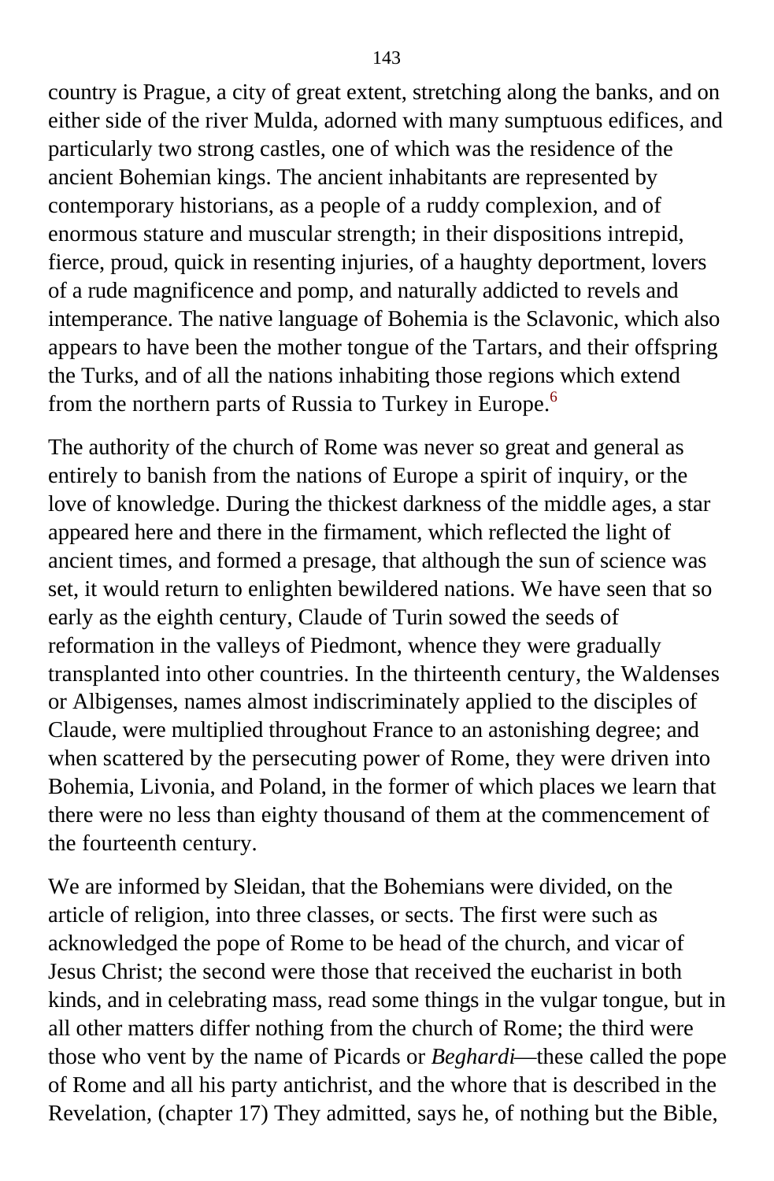country is Prague, a city of great extent, stretching along the banks, and on either side of the river Mulda, adorned with many sumptuous edifices, and particularly two strong castles, one of which was the residence of the ancient Bohemian kings. The ancient inhabitants are represented by contemporary historians, as a people of a ruddy complexion, and of enormous stature and muscular strength; in their dispositions intrepid, fierce, proud, quick in resenting injuries, of a haughty deportment, lovers of a rude magnificence and pomp, and naturally addicted to revels and intemperance. The native language of Bohemia is the Sclavonic, which also appears to have been the mother tongue of the Tartars, and their offspring the Turks, and of all the nations inhabiting those regions which extend from the northern parts of Russia to Turkey in Europe.[6]

The authority of the church of Rome was never so great and general as entirely to banish from the nations of Europe a spirit of inquiry, or the love of knowledge. During the thickest darkness of the middle ages, a star appeared here and there in the firmament, which reflected the light of ancient times, and formed a presage, that although the sun of science was set, it would return to enlighten bewildered nations. We have seen that so early as the eighth century, Claude of Turin sowed the seeds of reformation in the valleys of Piedmont, whence they were gradually transplanted into other countries. In the thirteenth century, the Waldenses or Albigenses, names almost indiscriminately applied to the disciples of Claude, were multiplied throughout France to an astonishing degree; and when scattered by the persecuting power of Rome, they were driven into Bohemia, Livonia, and Poland, in the former of which places we learn that there were no less than eighty thousand of them at the commencement of the fourteenth century.

We are informed by Sleidan, that the Bohemians were divided, on the article of religion, into three classes, or sects. The first were such as acknowledged the pope of Rome to be head of the church, and vicar of Jesus Christ; the second were those that received the eucharist in both kinds, and in celebrating mass, read some things in the vulgar tongue, but in all other matters differ nothing from the church of Rome; the third were those who vent by the name of Picards or *Beghardi*—these called the pope of Rome and all his party antichrist, and the whore that is described in the Revelation, (chapter 17) They admitted, says he, of nothing but the Bible,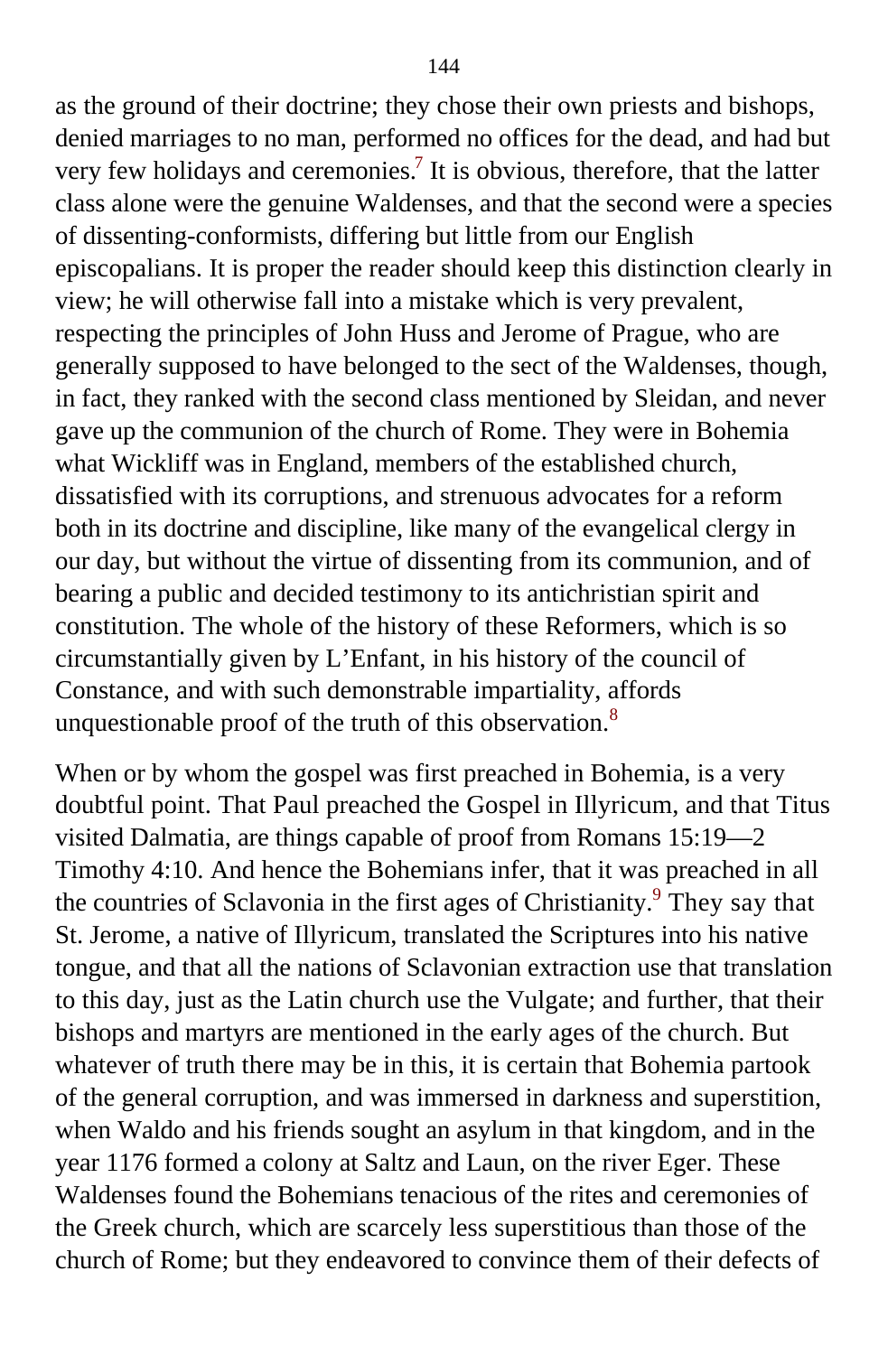as the ground of their doctrine; they chose their own priests and bishops, denied marriages to no man, performed no offices for the dead, and had but very few holidays and ceremonies.[7] It is obvious, therefore, that the latter class alone were the genuine Waldenses, and that the second were a species of dissenting-conformists, differing but little from our English episcopalians. It is proper the reader should keep this distinction clearly in view; he will otherwise fall into a mistake which is very prevalent, respecting the principles of John Huss and Jerome of Prague, who are generally supposed to have belonged to the sect of the Waldenses, though, in fact, they ranked with the second class mentioned by Sleidan, and never gave up the communion of the church of Rome. They were in Bohemia what Wickliff was in England, members of the established church, dissatisfied with its corruptions, and strenuous advocates for a reform both in its doctrine and discipline, like many of the evangelical clergy in our day, but without the virtue of dissenting from its communion, and of bearing a public and decided testimony to its antichristian spirit and constitution. The whole of the history of these Reformers, which is so circumstantially given by L'Enfant, in his history of the council of Constance, and with such demonstrable impartiality, affords unquestionable proof of the truth of this observation.[8]

When or by whom the gospel was first preached in Bohemia, is a very doubtful point. That Paul preached the Gospel in Illyricum, and that Titus visited Dalmatia, are things capable of proof from Romans 15:19—2 Timothy 4:10. And hence the Bohemians infer, that it was preached in all the countries of Sclavonia in the first ages of Christianity.[9] They say that St. Jerome, a native of Illyricum, translated the Scriptures into his native tongue, and that all the nations of Sclavonian extraction use that translation to this day, just as the Latin church use the Vulgate; and further, that their bishops and martyrs are mentioned in the early ages of the church. But whatever of truth there may be in this, it is certain that Bohemia partook of the general corruption, and was immersed in darkness and superstition, when Waldo and his friends sought an asylum in that kingdom, and in the year 1176 formed a colony at Saltz and Laun, on the river Eger. These Waldenses found the Bohemians tenacious of the rites and ceremonies of the Greek church, which are scarcely less superstitious than those of the church of Rome; but they endeavored to convince them of their defects of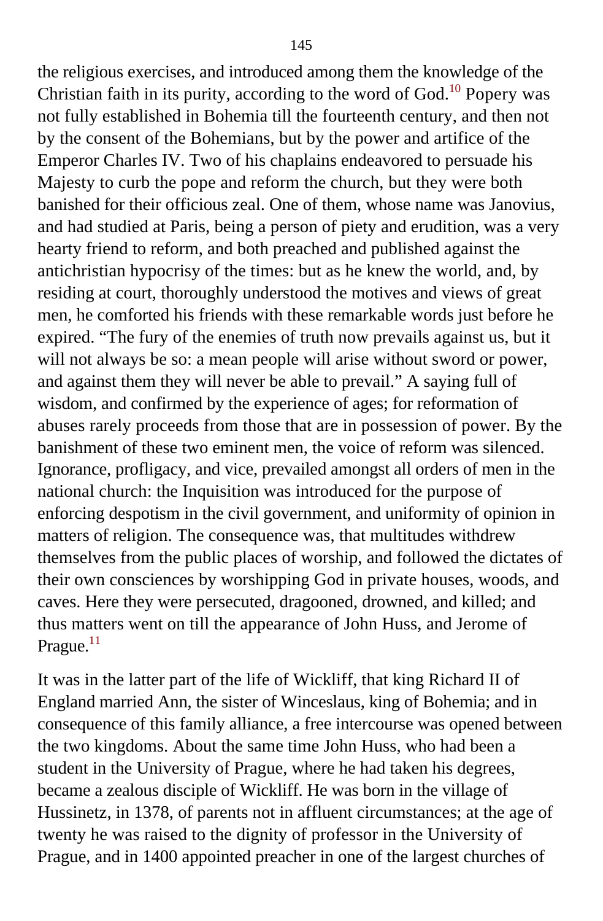the religious exercises, and introduced among them the knowledge of the Christian faith in its purity, according to the word of God.[10] Popery was not fully established in Bohemia till the fourteenth century, and then not by the consent of the Bohemians, but by the power and artifice of the Emperor Charles IV. Two of his chaplains endeavored to persuade his Majesty to curb the pope and reform the church, but they were both banished for their officious zeal. One of them, whose name was Janovius, and had studied at Paris, being a person of piety and erudition, was a very hearty friend to reform, and both preached and published against the antichristian hypocrisy of the times: but as he knew the world, and, by residing at court, thoroughly understood the motives and views of great men, he comforted his friends with these remarkable words just before he expired. "The fury of the enemies of truth now prevails against us, but it will not always be so: a mean people will arise without sword or power, and against them they will never be able to prevail." A saying full of wisdom, and confirmed by the experience of ages; for reformation of abuses rarely proceeds from those that are in possession of power. By the banishment of these two eminent men, the voice of reform was silenced. Ignorance, profligacy, and vice, prevailed amongst all orders of men in the national church: the Inquisition was introduced for the purpose of enforcing despotism in the civil government, and uniformity of opinion in matters of religion. The consequence was, that multitudes withdrew themselves from the public places of worship, and followed the dictates of their own consciences by worshipping God in private houses, woods, and caves. Here they were persecuted, dragooned, drowned, and killed; and thus matters went on till the appearance of John Huss, and Jerome of Prague.[11]

It was in the latter part of the life of Wickliff, that king Richard II of England married Ann, the sister of Winceslaus, king of Bohemia; and in consequence of this family alliance, a free intercourse was opened between the two kingdoms. About the same time John Huss, who had been a student in the University of Prague, where he had taken his degrees, became a zealous disciple of Wickliff. He was born in the village of Hussinetz, in 1378, of parents not in affluent circumstances; at the age of twenty he was raised to the dignity of professor in the University of Prague, and in 1400 appointed preacher in one of the largest churches of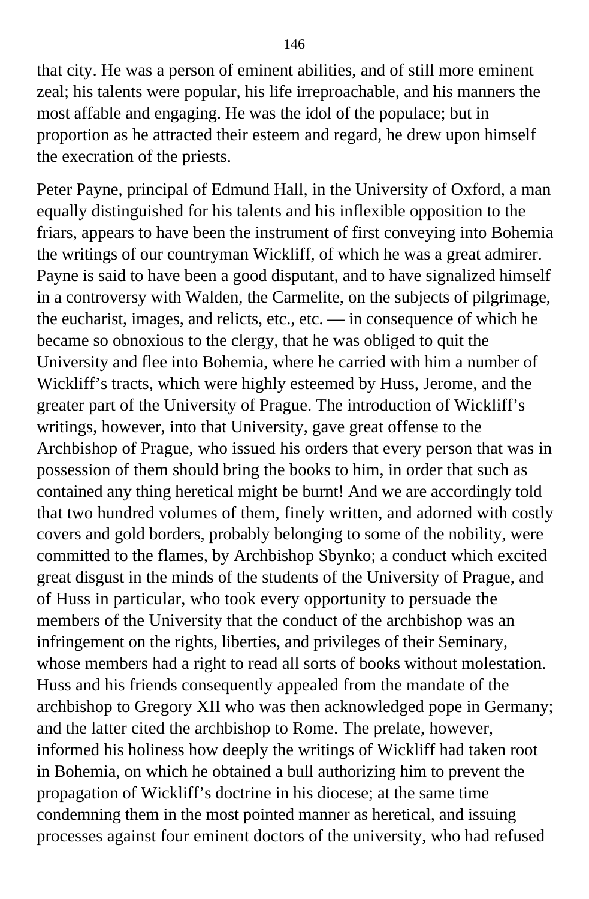that city. He was a person of eminent abilities, and of still more eminent zeal; his talents were popular, his life irreproachable, and his manners the most affable and engaging. He was the idol of the populace; but in proportion as he attracted their esteem and regard, he drew upon himself the execration of the priests.

Peter Payne, principal of Edmund Hall, in the University of Oxford, a man equally distinguished for his talents and his inflexible opposition to the friars, appears to have been the instrument of first conveying into Bohemia the writings of our countryman Wickliff, of which he was a great admirer. Payne is said to have been a good disputant, and to have signalized himself in a controversy with Walden, the Carmelite, on the subjects of pilgrimage, the eucharist, images, and relicts, etc., etc. — in consequence of which he became so obnoxious to the clergy, that he was obliged to quit the University and flee into Bohemia, where he carried with him a number of Wickliff's tracts, which were highly esteemed by Huss, Jerome, and the greater part of the University of Prague. The introduction of Wickliff's writings, however, into that University, gave great offense to the Archbishop of Prague, who issued his orders that every person that was in possession of them should bring the books to him, in order that such as contained any thing heretical might be burnt! And we are accordingly told that two hundred volumes of them, finely written, and adorned with costly covers and gold borders, probably belonging to some of the nobility, were committed to the flames, by Archbishop Sbynko; a conduct which excited great disgust in the minds of the students of the University of Prague, and of Huss in particular, who took every opportunity to persuade the members of the University that the conduct of the archbishop was an infringement on the rights, liberties, and privileges of their Seminary, whose members had a right to read all sorts of books without molestation. Huss and his friends consequently appealed from the mandate of the archbishop to Gregory XII who was then acknowledged pope in Germany; and the latter cited the archbishop to Rome. The prelate, however, informed his holiness how deeply the writings of Wickliff had taken root in Bohemia, on which he obtained a bull authorizing him to prevent the propagation of Wickliff's doctrine in his diocese; at the same time condemning them in the most pointed manner as heretical, and issuing processes against four eminent doctors of the university, who had refused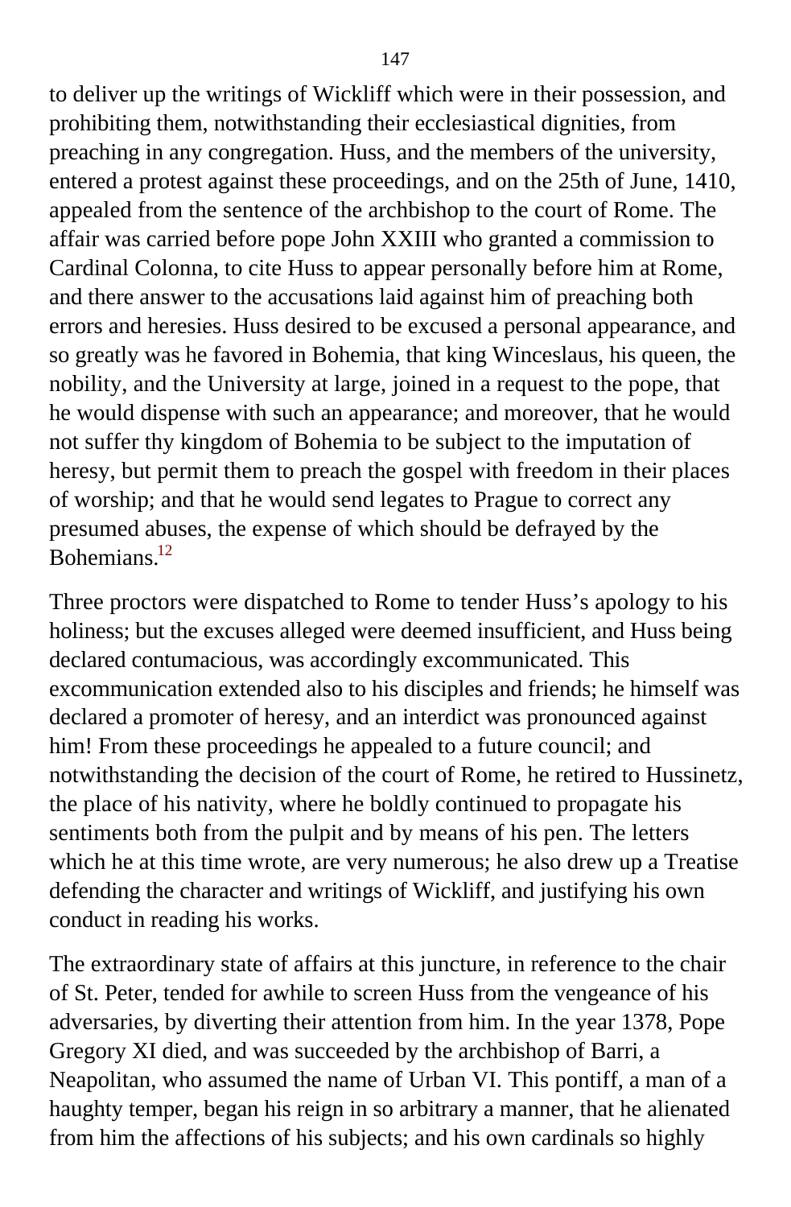to deliver up the writings of Wickliff which were in their possession, and prohibiting them, notwithstanding their ecclesiastical dignities, from preaching in any congregation. Huss, and the members of the university, entered a protest against these proceedings, and on the 25th of June, 1410, appealed from the sentence of the archbishop to the court of Rome. The affair was carried before pope John XXIII who granted a commission to Cardinal Colonna, to cite Huss to appear personally before him at Rome, and there answer to the accusations laid against him of preaching both errors and heresies. Huss desired to be excused a personal appearance, and so greatly was he favored in Bohemia, that king Winceslaus, his queen, the nobility, and the University at large, joined in a request to the pope, that he would dispense with such an appearance; and moreover, that he would not suffer thy kingdom of Bohemia to be subject to the imputation of heresy, but permit them to preach the gospel with freedom in their places of worship; and that he would send legates to Prague to correct any presumed abuses, the expense of which should be defrayed by the Bohemians.[12]

Three proctors were dispatched to Rome to tender Huss's apology to his holiness; but the excuses alleged were deemed insufficient, and Huss being declared contumacious, was accordingly excommunicated. This excommunication extended also to his disciples and friends; he himself was declared a promoter of heresy, and an interdict was pronounced against him! From these proceedings he appealed to a future council; and notwithstanding the decision of the court of Rome, he retired to Hussinetz, the place of his nativity, where he boldly continued to propagate his sentiments both from the pulpit and by means of his pen. The letters which he at this time wrote, are very numerous; he also drew up a Treatise defending the character and writings of Wickliff, and justifying his own conduct in reading his works.

The extraordinary state of affairs at this juncture, in reference to the chair of St. Peter, tended for awhile to screen Huss from the vengeance of his adversaries, by diverting their attention from him. In the year 1378, Pope Gregory XI died, and was succeeded by the archbishop of Barri, a Neapolitan, who assumed the name of Urban VI. This pontiff, a man of a haughty temper, began his reign in so arbitrary a manner, that he alienated from him the affections of his subjects; and his own cardinals so highly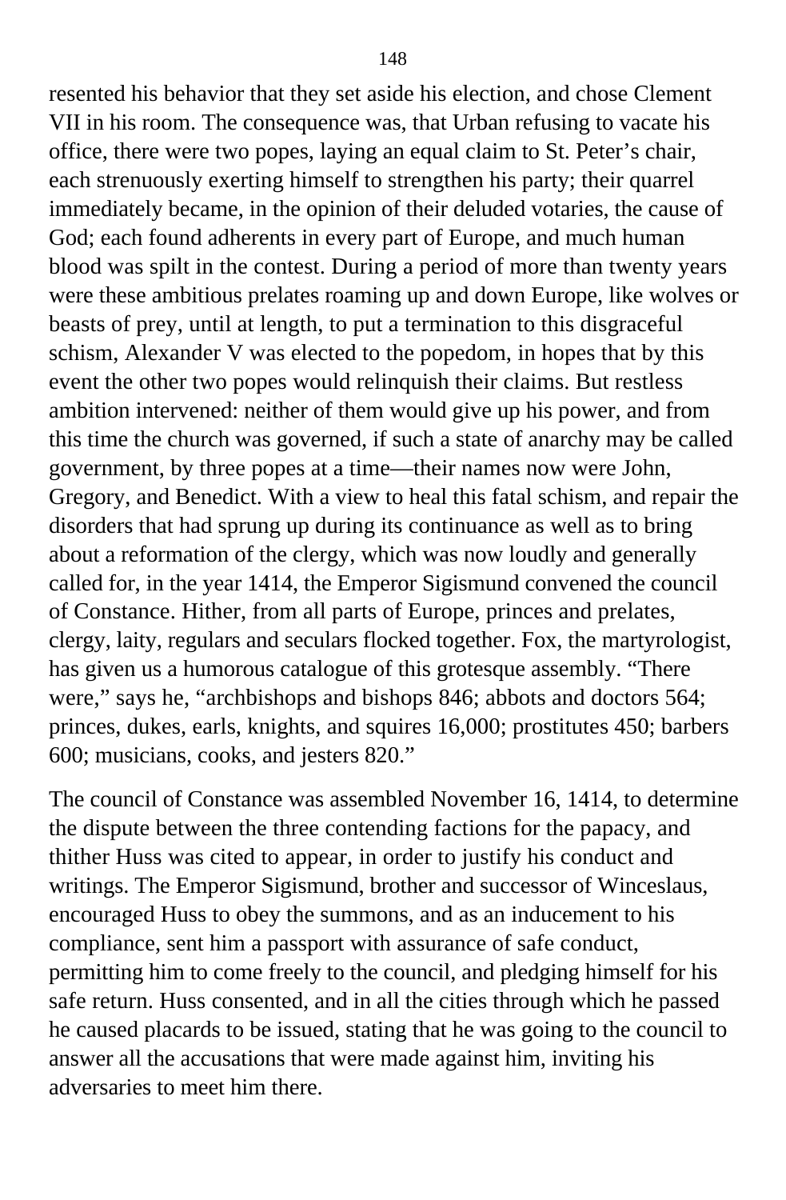resented his behavior that they set aside his election, and chose Clement VII in his room. The consequence was, that Urban refusing to vacate his office, there were two popes, laying an equal claim to St. Peter’s chair, each strenuously exerting himself to strengthen his party; their quarrel immediately became, in the opinion of their deluded votaries, the cause of God; each found adherents in every part of Europe, and much human blood was spilt in the contest. During a period of more than twenty years were these ambitious prelates roaming up and down Europe, like wolves or beasts of prey, until at length, to put a termination to this disgraceful schism, Alexander V was elected to the popedom, in hopes that by this event the other two popes would relinquish their claims. But restless ambition intervened: neither of them would give up his power, and from this time the church was governed, if such a state of anarchy may be called government, by three popes at a time—their names now were John, Gregory, and Benedict. With a view to heal this fatal schism, and repair the disorders that had sprung up during its continuance as well as to bring about a reformation of the clergy, which was now loudly and generally called for, in the year 1414, the Emperor Sigismund convened the council of Constance. Hither, from all parts of Europe, princes and prelates, clergy, laity, regulars and seculars flocked together. Fox, the martyrologist, has given us a humorous catalogue of this grotesque assembly. “There were,” says he, “archbishops and bishops 846; abbots and doctors 564; princes, dukes, earls, knights, and squires 16,000; prostitutes 450; barbers 600; musicians, cooks, and jesters 820.”

The council of Constance was assembled November 16, 1414, to determine the dispute between the three contending factions for the papacy, and thither Huss was cited to appear, in order to justify his conduct and writings. The Emperor Sigismund, brother and successor of Winceslaus, encouraged Huss to obey the summons, and as an inducement to his compliance, sent him a passport with assurance of safe conduct, permitting him to come freely to the council, and pledging himself for his safe return. Huss consented, and in all the cities through which he passed he caused placards to be issued, stating that he was going to the council to answer all the accusations that were made against him, inviting his adversaries to meet him there.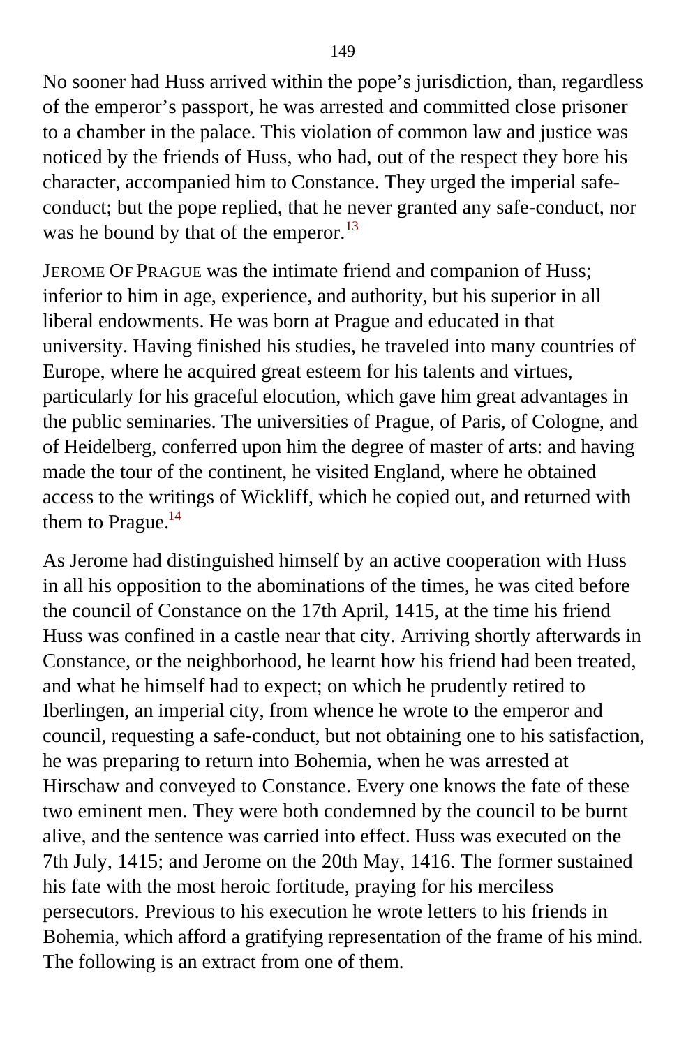No sooner had Huss arrived within the pope's jurisdiction, than, regardless of the emperor's passport, he was arrested and committed close prisoner to a chamber in the palace. This violation of common law and justice was noticed by the friends of Huss, who had, out of the respect they bore his character, accompanied him to Constance. They urged the imperial safe-conduct; but the pope replied, that he never granted any safe-conduct, nor was he bound by that of the emperor.[13]

JEROME OF PRAGUE was the intimate friend and companion of Huss; inferior to him in age, experience, and authority, but his superior in all liberal endowments. He was born at Prague and educated in that university. Having finished his studies, he traveled into many countries of Europe, where he acquired great esteem for his talents and virtues, particularly for his graceful elocution, which gave him great advantages in the public seminaries. The universities of Prague, of Paris, of Cologne, and of Heidelberg, conferred upon him the degree of master of arts: and having made the tour of the continent, he visited England, where he obtained access to the writings of Wickliff, which he copied out, and returned with them to Prague.[14]

As Jerome had distinguished himself by an active cooperation with Huss in all his opposition to the abominations of the times, he was cited before the council of Constance on the 17th April, 1415, at the time his friend Huss was confined in a castle near that city. Arriving shortly afterwards in Constance, or the neighborhood, he learnt how his friend had been treated, and what he himself had to expect; on which he prudently retired to Iberlingen, an imperial city, from whence he wrote to the emperor and council, requesting a safe-conduct, but not obtaining one to his satisfaction, he was preparing to return into Bohemia, when he was arrested at Hirschaw and conveyed to Constance. Every one knows the fate of these two eminent men. They were both condemned by the council to be burnt alive, and the sentence was carried into effect. Huss was executed on the 7th July, 1415; and Jerome on the 20th May, 1416. The former sustained his fate with the most heroic fortitude, praying for his merciless persecutors. Previous to his execution he wrote letters to his friends in Bohemia, which afford a gratifying representation of the frame of his mind. The following is an extract from one of them.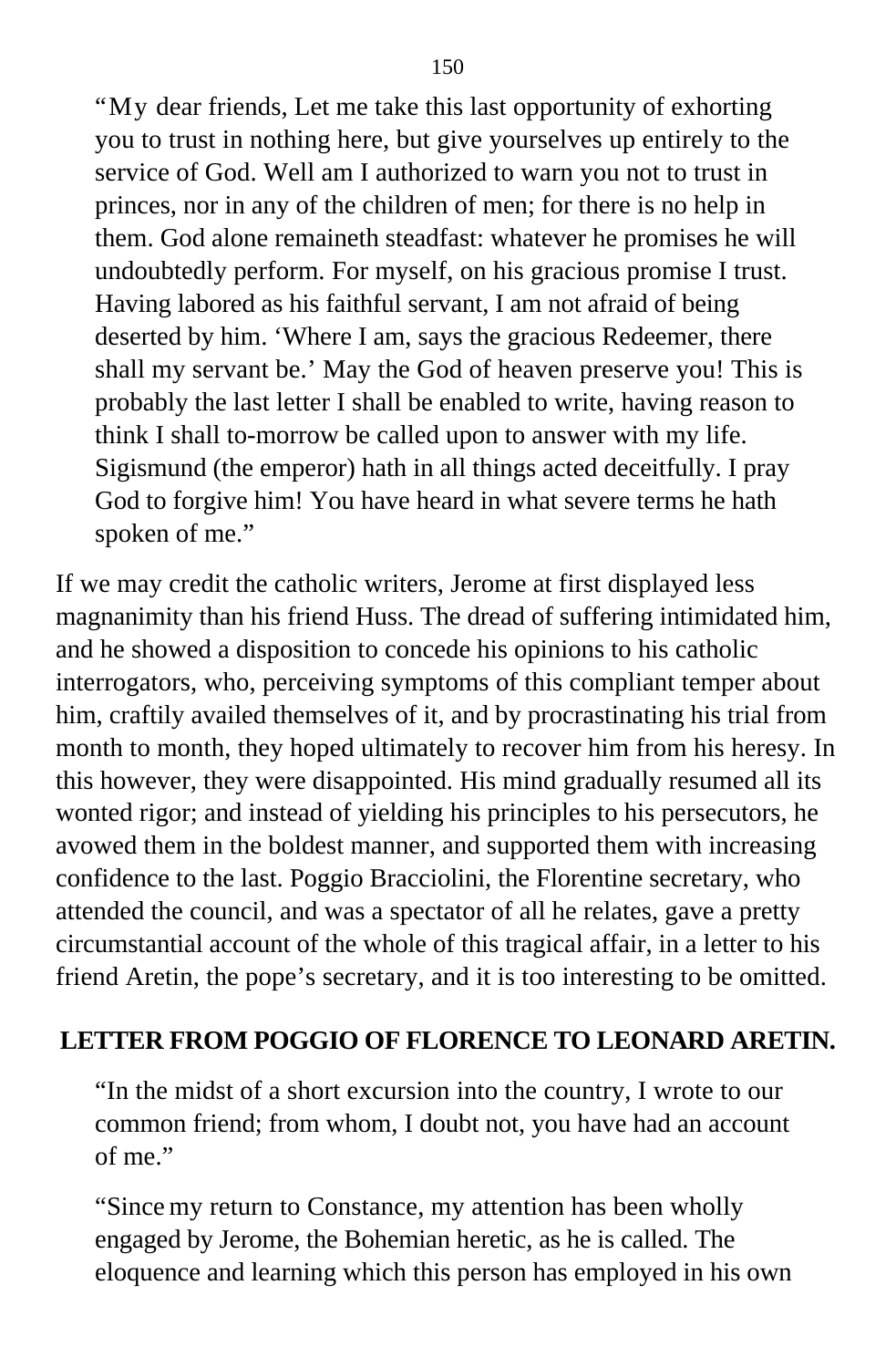"My dear friends, Let me take this last opportunity of exhorting you to trust in nothing here, but give yourselves up entirely to the service of God. Well am I authorized to warn you not to trust in princes, nor in any of the children of men; for there is no help in them. God alone remaineth steadfast: whatever he promises he will undoubtedly perform. For myself, on his gracious promise I trust. Having labored as his faithful servant, I am not afraid of being deserted by him. 'Where I am, says the gracious Redeemer, there shall my servant be.' May the God of heaven preserve you! This is probably the last letter I shall be enabled to write, having reason to think I shall to-morrow be called upon to answer with my life. Sigismund (the emperor) hath in all things acted deceitfully. I pray God to forgive him! You have heard in what severe terms he hath spoken of me."

If we may credit the catholic writers, Jerome at first displayed less magnanimity than his friend Huss. The dread of suffering intimidated him, and he showed a disposition to concede his opinions to his catholic interrogators, who, perceiving symptoms of this compliant temper about him, craftily availed themselves of it, and by procrastinating his trial from month to month, they hoped ultimately to recover him from his heresy. In this however, they were disappointed. His mind gradually resumed all its wonted rigor; and instead of yielding his principles to his persecutors, he avowed them in the boldest manner, and supported them with increasing confidence to the last. Poggio Bracciolini, the Florentine secretary, who attended the council, and was a spectator of all he relates, gave a pretty circumstantial account of the whole of this tragical affair, in a letter to his friend Aretin, the pope's secretary, and it is too interesting to be omitted.

## LETTER FROM POGGIO OF FLORENCE TO LEONARD ARETIN.

"In the midst of a short excursion into the country, I wrote to our common friend; from whom, I doubt not, you have had an account of me."

"Since my return to Constance, my attention has been wholly engaged by Jerome, the Bohemian heretic, as he is called. The eloquence and learning which this person has employed in his own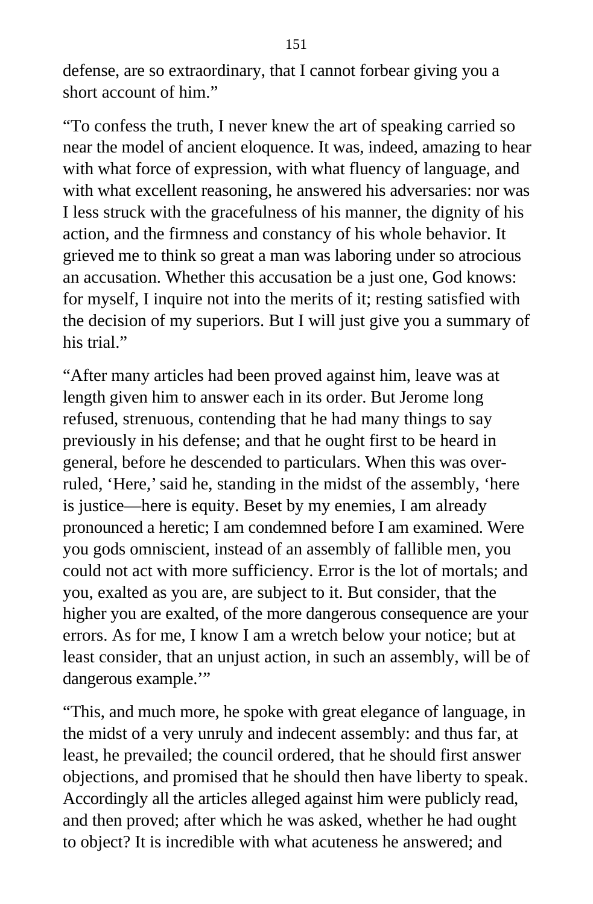defense, are so extraordinary, that I cannot forbear giving you a short account of him."

"To confess the truth, I never knew the art of speaking carried so near the model of ancient eloquence. It was, indeed, amazing to hear with what force of expression, with what fluency of language, and with what excellent reasoning, he answered his adversaries: nor was I less struck with the gracefulness of his manner, the dignity of his action, and the firmness and constancy of his whole behavior. It grieved me to think so great a man was laboring under so atrocious an accusation. Whether this accusation be a just one, God knows: for myself, I inquire not into the merits of it; resting satisfied with the decision of my superiors. But I will just give you a summary of his trial."

"After many articles had been proved against him, leave was at length given him to answer each in its order. But Jerome long refused, strenuous, contending that he had many things to say previously in his defense; and that he ought first to be heard in general, before he descended to particulars. When this was over-ruled, 'Here,' said he, standing in the midst of the assembly, 'here is justice—here is equity. Beset by my enemies, I am already pronounced a heretic; I am condemned before I am examined. Were you gods omniscient, instead of an assembly of fallible men, you could not act with more sufficiency. Error is the lot of mortals; and you, exalted as you are, are subject to it. But consider, that the higher you are exalted, of the more dangerous consequence are your errors. As for me, I know I am a wretch below your notice; but at least consider, that an unjust action, in such an assembly, will be of dangerous example.'"

"This, and much more, he spoke with great elegance of language, in the midst of a very unruly and indecent assembly: and thus far, at least, he prevailed; the council ordered, that he should first answer objections, and promised that he should then have liberty to speak. Accordingly all the articles alleged against him were publicly read, and then proved; after which he was asked, whether he had ought to object? It is incredible with what acuteness he answered; and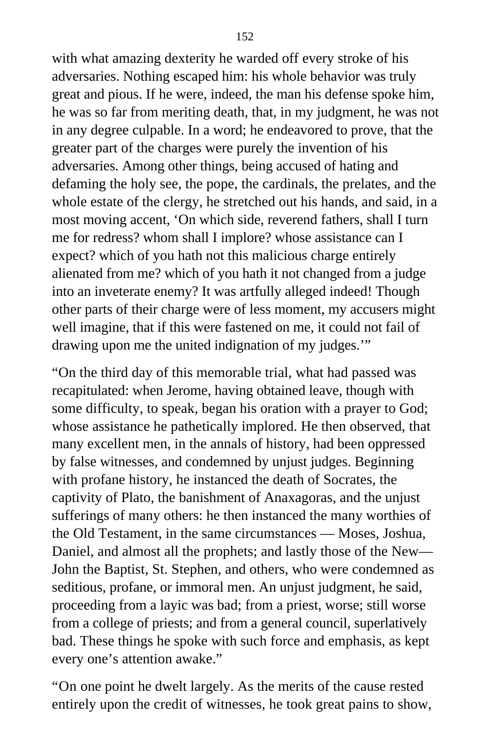with what amazing dexterity he warded off every stroke of his adversaries. Nothing escaped him: his whole behavior was truly great and pious. If he were, indeed, the man his defense spoke him, he was so far from meriting death, that, in my judgment, he was not in any degree culpable. In a word; he endeavored to prove, that the greater part of the charges were purely the invention of his adversaries. Among other things, being accused of hating and defaming the holy see, the pope, the cardinals, the prelates, and the whole estate of the clergy, he stretched out his hands, and said, in a most moving accent, 'On which side, reverend fathers, shall I turn me for redress? whom shall I implore? whose assistance can I expect? which of you hath not this malicious charge entirely alienated from me? which of you hath it not changed from a judge into an inveterate enemy? It was artfully alleged indeed! Though other parts of their charge were of less moment, my accusers might well imagine, that if this were fastened on me, it could not fail of drawing upon me the united indignation of my judges.'"

"On the third day of this memorable trial, what had passed was recapitulated: when Jerome, having obtained leave, though with some difficulty, to speak, began his oration with a prayer to God; whose assistance he pathetically implored. He then observed, that many excellent men, in the annals of history, had been oppressed by false witnesses, and condemned by unjust judges. Beginning with profane history, he instanced the death of Socrates, the captivity of Plato, the banishment of Anaxagoras, and the unjust sufferings of many others: he then instanced the many worthies of the Old Testament, in the same circumstances — Moses, Joshua, Daniel, and almost all the prophets; and lastly those of the New— John the Baptist, St. Stephen, and others, who were condemned as seditious, profane, or immoral men. An unjust judgment, he said, proceeding from a layic was bad; from a priest, worse; still worse from a college of priests; and from a general council, superlatively bad. These things he spoke with such force and emphasis, as kept every one's attention awake."

"On one point he dwelt largely. As the merits of the cause rested entirely upon the credit of witnesses, he took great pains to show,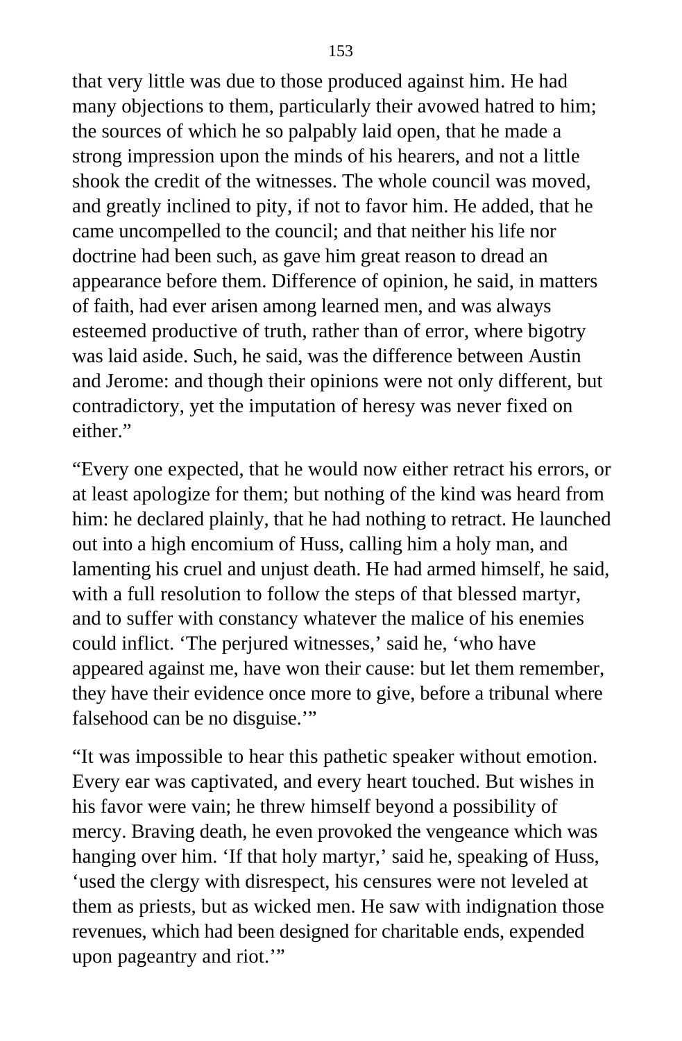that very little was due to those produced against him. He had many objections to them, particularly their avowed hatred to him; the sources of which he so palpably laid open, that he made a strong impression upon the minds of his hearers, and not a little shook the credit of the witnesses. The whole council was moved, and greatly inclined to pity, if not to favor him. He added, that he came uncompelled to the council; and that neither his life nor doctrine had been such, as gave him great reason to dread an appearance before them. Difference of opinion, he said, in matters of faith, had ever arisen among learned men, and was always esteemed productive of truth, rather than of error, where bigotry was laid aside. Such, he said, was the difference between Austin and Jerome: and though their opinions were not only different, but contradictory, yet the imputation of heresy was never fixed on either."

"Every one expected, that he would now either retract his errors, or at least apologize for them; but nothing of the kind was heard from him: he declared plainly, that he had nothing to retract. He launched out into a high encomium of Huss, calling him a holy man, and lamenting his cruel and unjust death. He had armed himself, he said, with a full resolution to follow the steps of that blessed martyr, and to suffer with constancy whatever the malice of his enemies could inflict. 'The perjured witnesses,' said he, 'who have appeared against me, have won their cause: but let them remember, they have their evidence once more to give, before a tribunal where falsehood can be no disguise.'"

"It was impossible to hear this pathetic speaker without emotion. Every ear was captivated, and every heart touched. But wishes in his favor were vain; he threw himself beyond a possibility of mercy. Braving death, he even provoked the vengeance which was hanging over him. 'If that holy martyr,' said he, speaking of Huss, 'used the clergy with disrespect, his censures were not leveled at them as priests, but as wicked men. He saw with indignation those revenues, which had been designed for charitable ends, expended upon pageantry and riot.'"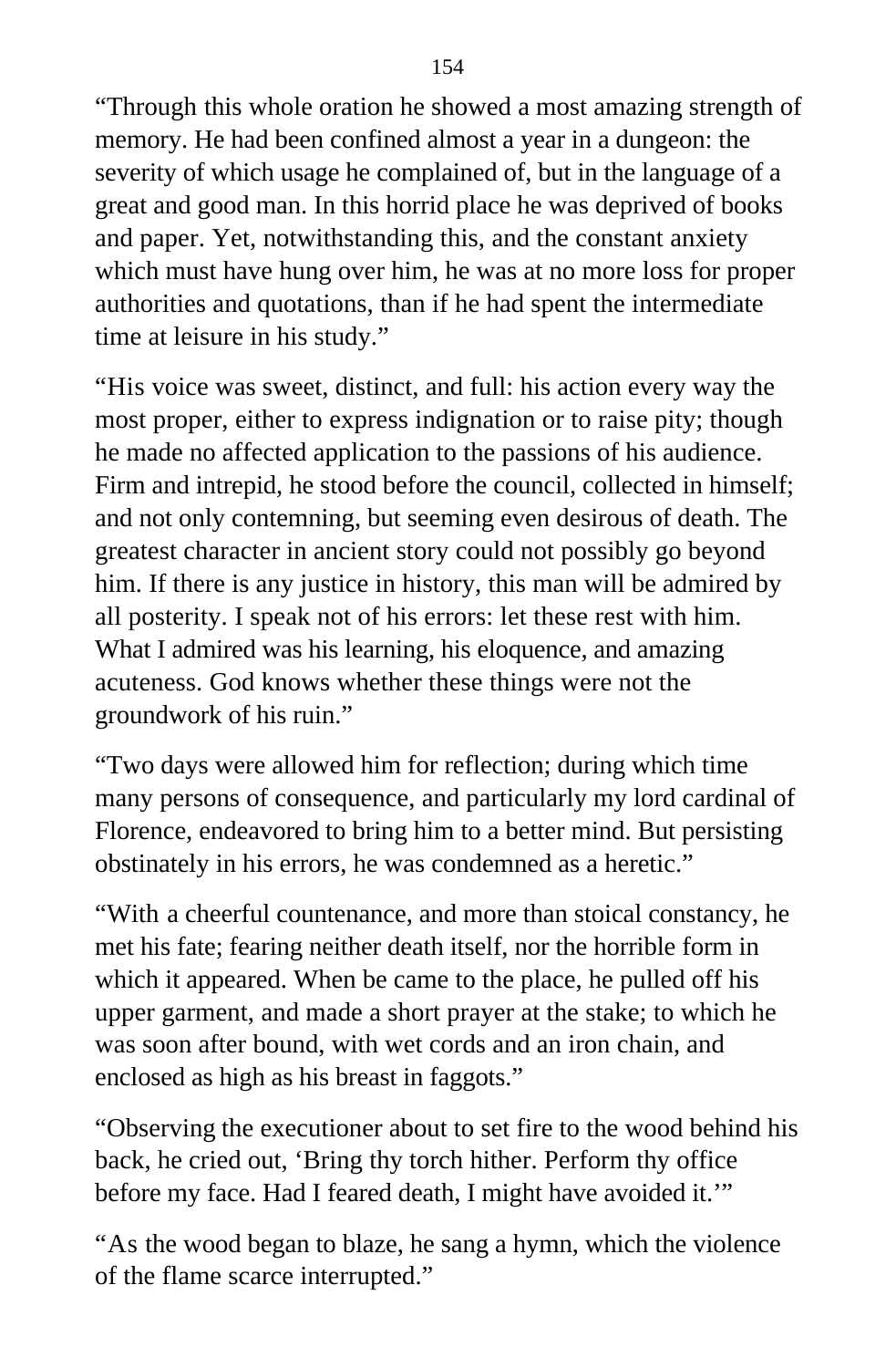"Through this whole oration he showed a most amazing strength of memory. He had been confined almost a year in a dungeon: the severity of which usage he complained of, but in the language of a great and good man. In this horrid place he was deprived of books and paper. Yet, notwithstanding this, and the constant anxiety which must have hung over him, he was at no more loss for proper authorities and quotations, than if he had spent the intermediate time at leisure in his study."

"His voice was sweet, distinct, and full: his action every way the most proper, either to express indignation or to raise pity; though he made no affected application to the passions of his audience. Firm and intrepid, he stood before the council, collected in himself; and not only contemning, but seeming even desirous of death. The greatest character in ancient story could not possibly go beyond him. If there is any justice in history, this man will be admired by all posterity. I speak not of his errors: let these rest with him. What I admired was his learning, his eloquence, and amazing acuteness. God knows whether these things were not the groundwork of his ruin."

"Two days were allowed him for reflection; during which time many persons of consequence, and particularly my lord cardinal of Florence, endeavored to bring him to a better mind. But persisting obstinately in his errors, he was condemned as a heretic."

"With a cheerful countenance, and more than stoical constancy, he met his fate; fearing neither death itself, nor the horrible form in which it appeared. When be came to the place, he pulled off his upper garment, and made a short prayer at the stake; to which he was soon after bound, with wet cords and an iron chain, and enclosed as high as his breast in faggots."

"Observing the executioner about to set fire to the wood behind his back, he cried out, 'Bring thy torch hither. Perform thy office before my face. Had I feared death, I might have avoided it.'"

"As the wood began to blaze, he sang a hymn, which the violence of the flame scarce interrupted."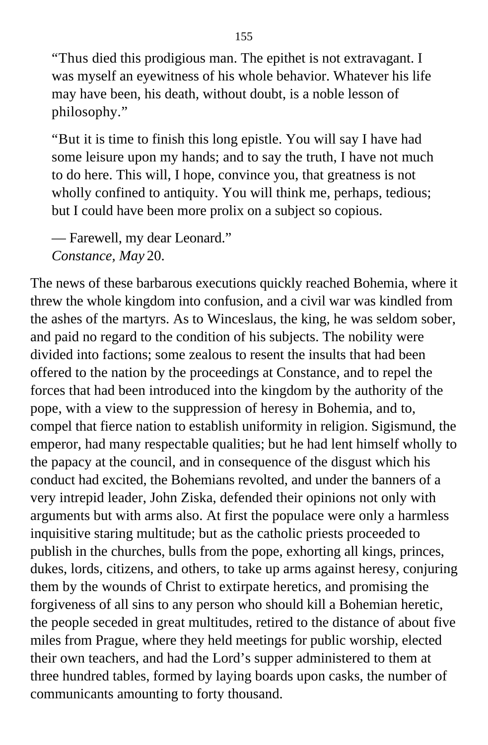> “Thus died this prodigious man. The epithet is not extravagant. I was myself an eyewitness of his whole behavior. Whatever his life may have been, his death, without doubt, is a noble lesson of philosophy.”
>
> “But it is time to finish this long epistle. You will say I have had some leisure upon my hands; and to say the truth, I have not much to do here. This will, I hope, convince you, that greatness is not wholly confined to antiquity. You will think me, perhaps, tedious; but I could have been more prolix on a subject so copious.
>
> — Farewell, my dear Leonard.”
> *Constance, May* 20.

The news of these barbarous executions quickly reached Bohemia, where it threw the whole kingdom into confusion, and a civil war was kindled from the ashes of the martyrs. As to Winceslaus, the king, he was seldom sober, and paid no regard to the condition of his subjects. The nobility were divided into factions; some zealous to resent the insults that had been offered to the nation by the proceedings at Constance, and to repel the forces that had been introduced into the kingdom by the authority of the pope, with a view to the suppression of heresy in Bohemia, and to, compel that fierce nation to establish uniformity in religion. Sigismund, the emperor, had many respectable qualities; but he had lent himself wholly to the papacy at the council, and in consequence of the disgust which his conduct had excited, the Bohemians revolted, and under the banners of a very intrepid leader, John Ziska, defended their opinions not only with arguments but with arms also. At first the populace were only a harmless inquisitive staring multitude; but as the catholic priests proceeded to publish in the churches, bulls from the pope, exhorting all kings, princes, dukes, lords, citizens, and others, to take up arms against heresy, conjuring them by the wounds of Christ to extirpate heretics, and promising the forgiveness of all sins to any person who should kill a Bohemian heretic, the people seceded in great multitudes, retired to the distance of about five miles from Prague, where they held meetings for public worship, elected their own teachers, and had the Lord’s supper administered to them at three hundred tables, formed by laying boards upon casks, the number of communicants amounting to forty thousand.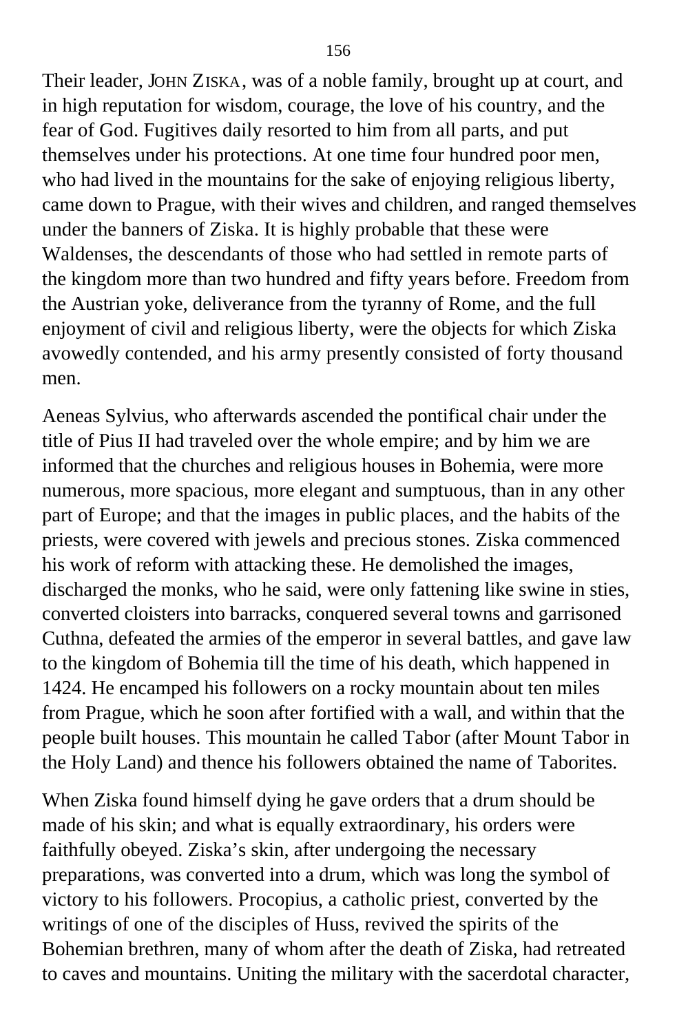Their leader, JOHN ZISKA, was of a noble family, brought up at court, and in high reputation for wisdom, courage, the love of his country, and the fear of God. Fugitives daily resorted to him from all parts, and put themselves under his protections. At one time four hundred poor men, who had lived in the mountains for the sake of enjoying religious liberty, came down to Prague, with their wives and children, and ranged themselves under the banners of Ziska. It is highly probable that these were Waldenses, the descendants of those who had settled in remote parts of the kingdom more than two hundred and fifty years before. Freedom from the Austrian yoke, deliverance from the tyranny of Rome, and the full enjoyment of civil and religious liberty, were the objects for which Ziska avowedly contended, and his army presently consisted of forty thousand men.

Aeneas Sylvius, who afterwards ascended the pontifical chair under the title of Pius II had traveled over the whole empire; and by him we are informed that the churches and religious houses in Bohemia, were more numerous, more spacious, more elegant and sumptuous, than in any other part of Europe; and that the images in public places, and the habits of the priests, were covered with jewels and precious stones. Ziska commenced his work of reform with attacking these. He demolished the images, discharged the monks, who he said, were only fattening like swine in sties, converted cloisters into barracks, conquered several towns and garrisoned Cuthna, defeated the armies of the emperor in several battles, and gave law to the kingdom of Bohemia till the time of his death, which happened in 1424. He encamped his followers on a rocky mountain about ten miles from Prague, which he soon after fortified with a wall, and within that the people built houses. This mountain he called Tabor (after Mount Tabor in the Holy Land) and thence his followers obtained the name of Taborites.

When Ziska found himself dying he gave orders that a drum should be made of his skin; and what is equally extraordinary, his orders were faithfully obeyed. Ziska's skin, after undergoing the necessary preparations, was converted into a drum, which was long the symbol of victory to his followers. Procopius, a catholic priest, converted by the writings of one of the disciples of Huss, revived the spirits of the Bohemian brethren, many of whom after the death of Ziska, had retreated to caves and mountains. Uniting the military with the sacerdotal character,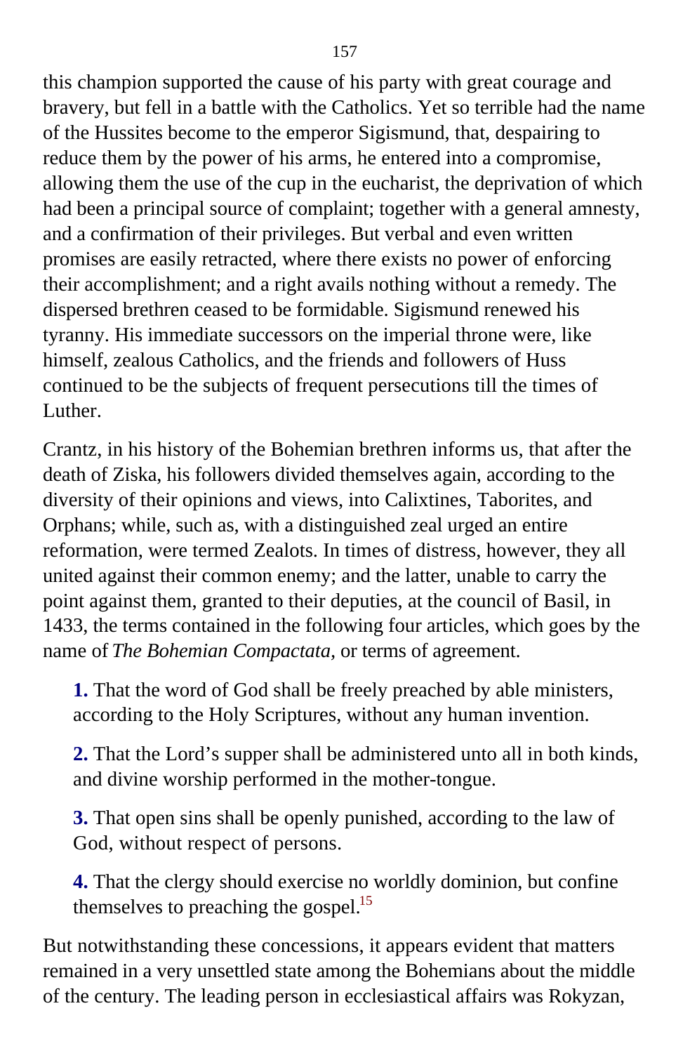this champion supported the cause of his party with great courage and bravery, but fell in a battle with the Catholics. Yet so terrible had the name of the Hussites become to the emperor Sigismund, that, despairing to reduce them by the power of his arms, he entered into a compromise, allowing them the use of the cup in the eucharist, the deprivation of which had been a principal source of complaint; together with a general amnesty, and a confirmation of their privileges. But verbal and even written promises are easily retracted, where there exists no power of enforcing their accomplishment; and a right avails nothing without a remedy. The dispersed brethren ceased to be formidable. Sigismund renewed his tyranny. His immediate successors on the imperial throne were, like himself, zealous Catholics, and the friends and followers of Huss continued to be the subjects of frequent persecutions till the times of Luther.

Crantz, in his history of the Bohemian brethren informs us, that after the death of Ziska, his followers divided themselves again, according to the diversity of their opinions and views, into Calixtines, Taborites, and Orphans; while, such as, with a distinguished zeal urged an entire reformation, were termed Zealots. In times of distress, however, they all united against their common enemy; and the latter, unable to carry the point against them, granted to their deputies, at the council of Basil, in 1433, the terms contained in the following four articles, which goes by the name of *The Bohemian Compactata*, or terms of agreement.

**1.** That the word of God shall be freely preached by able ministers, according to the Holy Scriptures, without any human invention.

**2.** That the Lord's supper shall be administered unto all in both kinds, and divine worship performed in the mother-tongue.

**3.** That open sins shall be openly punished, according to the law of God, without respect of persons.

**4.** That the clergy should exercise no worldly dominion, but confine themselves to preaching the gospel.[15]

But notwithstanding these concessions, it appears evident that matters remained in a very unsettled state among the Bohemians about the middle of the century. The leading person in ecclesiastical affairs was Rokyzan,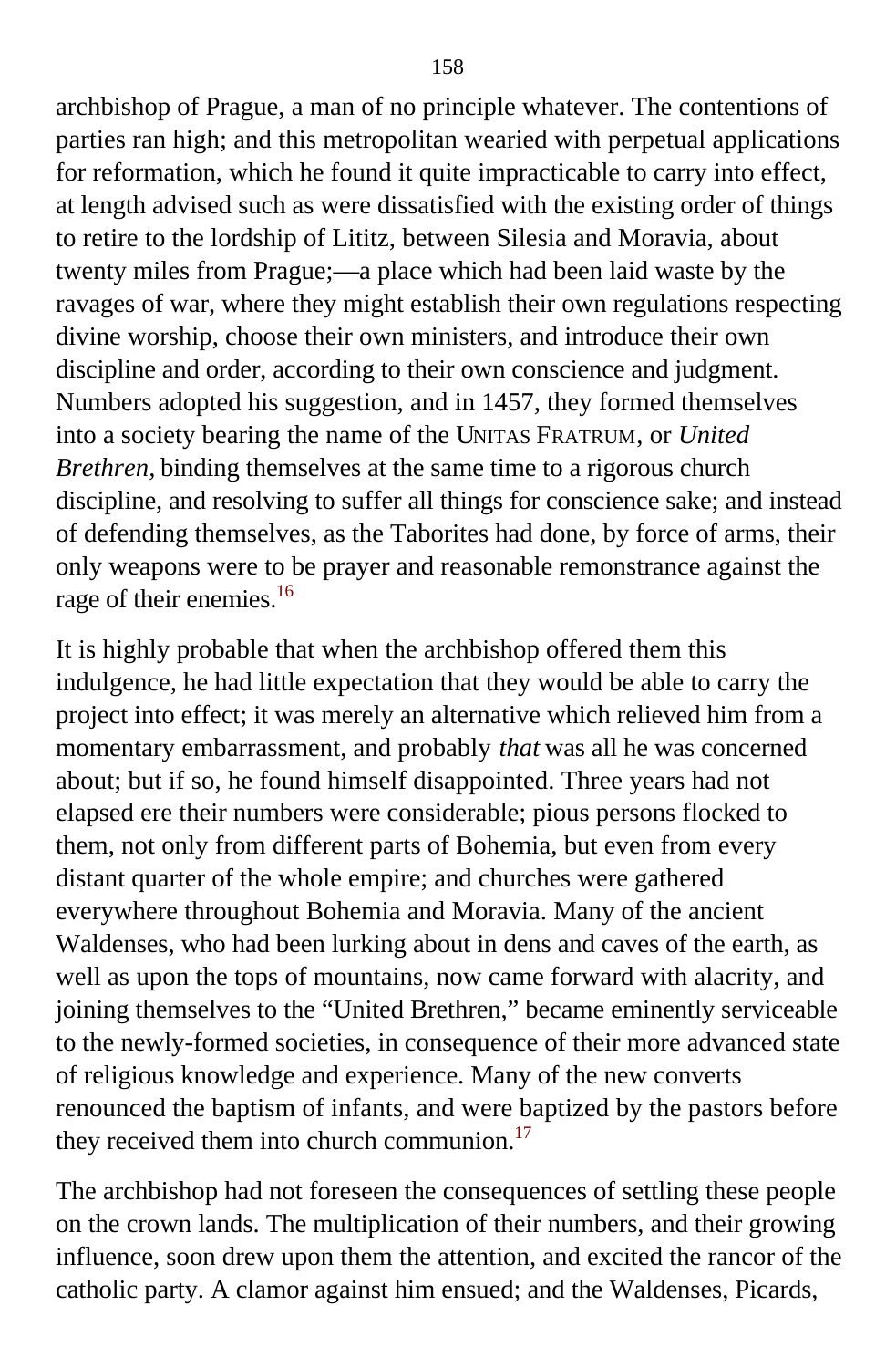archbishop of Prague, a man of no principle whatever. The contentions of parties ran high; and this metropolitan wearied with perpetual applications for reformation, which he found it quite impracticable to carry into effect, at length advised such as were dissatisfied with the existing order of things to retire to the lordship of Lititz, between Silesia and Moravia, about twenty miles from Prague;—a place which had been laid waste by the ravages of war, where they might establish their own regulations respecting divine worship, choose their own ministers, and introduce their own discipline and order, according to their own conscience and judgment. Numbers adopted his suggestion, and in 1457, they formed themselves into a society bearing the name of the UNITAS FRATRUM, or *United Brethren,* binding themselves at the same time to a rigorous church discipline, and resolving to suffer all things for conscience sake; and instead of defending themselves, as the Taborites had done, by force of arms, their only weapons were to be prayer and reasonable remonstrance against the rage of their enemies.[16]

It is highly probable that when the archbishop offered them this indulgence, he had little expectation that they would be able to carry the project into effect; it was merely an alternative which relieved him from a momentary embarrassment, and probably *that* was all he was concerned about; but if so, he found himself disappointed. Three years had not elapsed ere their numbers were considerable; pious persons flocked to them, not only from different parts of Bohemia, but even from every distant quarter of the whole empire; and churches were gathered everywhere throughout Bohemia and Moravia. Many of the ancient Waldenses, who had been lurking about in dens and caves of the earth, as well as upon the tops of mountains, now came forward with alacrity, and joining themselves to the "United Brethren," became eminently serviceable to the newly-formed societies, in consequence of their more advanced state of religious knowledge and experience. Many of the new converts renounced the baptism of infants, and were baptized by the pastors before they received them into church communion.[17]

The archbishop had not foreseen the consequences of settling these people on the crown lands. The multiplication of their numbers, and their growing influence, soon drew upon them the attention, and excited the rancor of the catholic party. A clamor against him ensued; and the Waldenses, Picards,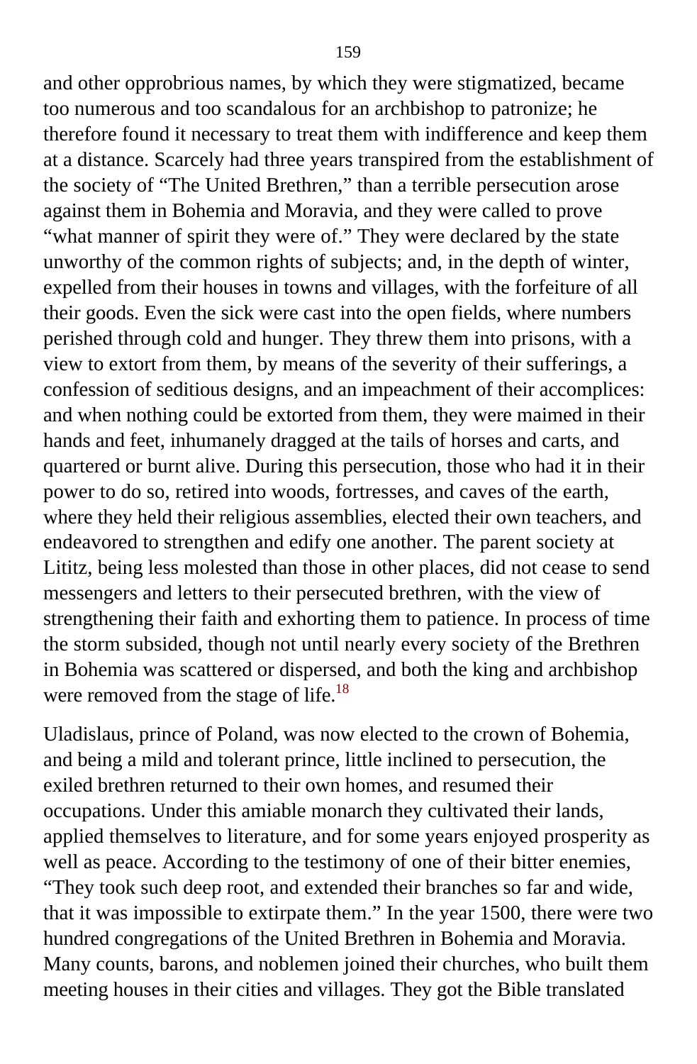and other opprobrious names, by which they were stigmatized, became too numerous and too scandalous for an archbishop to patronize; he therefore found it necessary to treat them with indifference and keep them at a distance. Scarcely had three years transpired from the establishment of the society of "The United Brethren," than a terrible persecution arose against them in Bohemia and Moravia, and they were called to prove "what manner of spirit they were of." They were declared by the state unworthy of the common rights of subjects; and, in the depth of winter, expelled from their houses in towns and villages, with the forfeiture of all their goods. Even the sick were cast into the open fields, where numbers perished through cold and hunger. They threw them into prisons, with a view to extort from them, by means of the severity of their sufferings, a confession of seditious designs, and an impeachment of their accomplices: and when nothing could be extorted from them, they were maimed in their hands and feet, inhumanely dragged at the tails of horses and carts, and quartered or burnt alive. During this persecution, those who had it in their power to do so, retired into woods, fortresses, and caves of the earth, where they held their religious assemblies, elected their own teachers, and endeavored to strengthen and edify one another. The parent society at Lititz, being less molested than those in other places, did not cease to send messengers and letters to their persecuted brethren, with the view of strengthening their faith and exhorting them to patience. In process of time the storm subsided, though not until nearly every society of the Brethren in Bohemia was scattered or dispersed, and both the king and archbishop were removed from the stage of life.[18]

Uladislaus, prince of Poland, was now elected to the crown of Bohemia, and being a mild and tolerant prince, little inclined to persecution, the exiled brethren returned to their own homes, and resumed their occupations. Under this amiable monarch they cultivated their lands, applied themselves to literature, and for some years enjoyed prosperity as well as peace. According to the testimony of one of their bitter enemies, "They took such deep root, and extended their branches so far and wide, that it was impossible to extirpate them." In the year 1500, there were two hundred congregations of the United Brethren in Bohemia and Moravia. Many counts, barons, and noblemen joined their churches, who built them meeting houses in their cities and villages. They got the Bible translated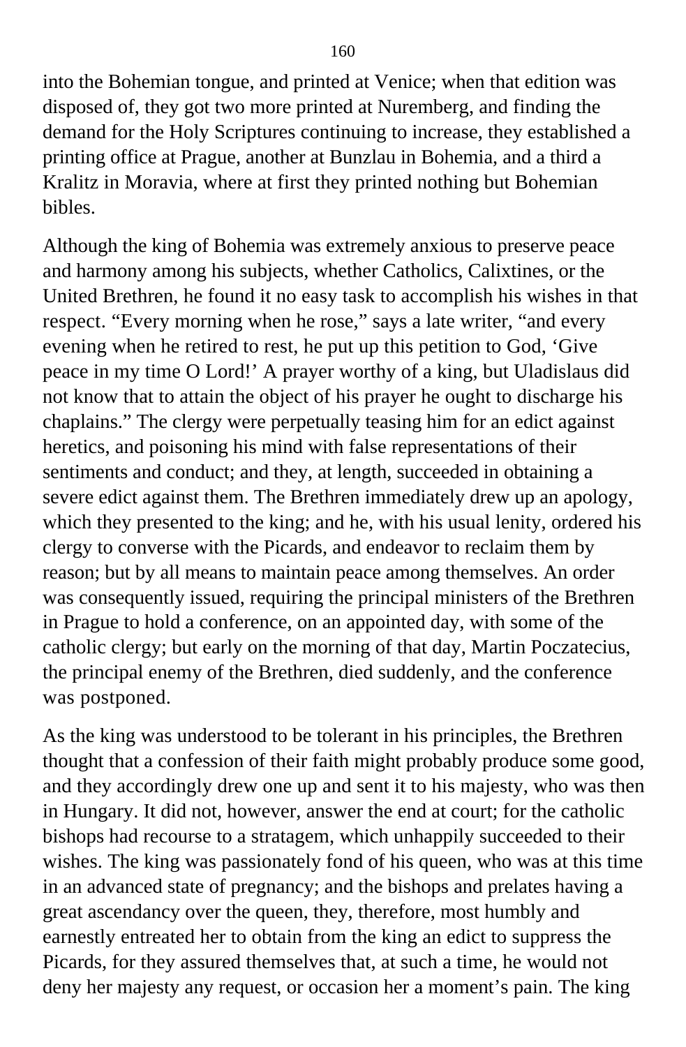into the Bohemian tongue, and printed at Venice; when that edition was disposed of, they got two more printed at Nuremberg, and finding the demand for the Holy Scriptures continuing to increase, they established a printing office at Prague, another at Bunzlau in Bohemia, and a third a Kralitz in Moravia, where at first they printed nothing but Bohemian bibles.

Although the king of Bohemia was extremely anxious to preserve peace and harmony among his subjects, whether Catholics, Calixtines, or the United Brethren, he found it no easy task to accomplish his wishes in that respect. “Every morning when he rose,” says a late writer, “and every evening when he retired to rest, he put up this petition to God, ‘Give peace in my time O Lord!’ A prayer worthy of a king, but Uladislaus did not know that to attain the object of his prayer he ought to discharge his chaplains.” The clergy were perpetually teasing him for an edict against heretics, and poisoning his mind with false representations of their sentiments and conduct; and they, at length, succeeded in obtaining a severe edict against them. The Brethren immediately drew up an apology, which they presented to the king; and he, with his usual lenity, ordered his clergy to converse with the Picards, and endeavor to reclaim them by reason; but by all means to maintain peace among themselves. An order was consequently issued, requiring the principal ministers of the Brethren in Prague to hold a conference, on an appointed day, with some of the catholic clergy; but early on the morning of that day, Martin Poczatecius, the principal enemy of the Brethren, died suddenly, and the conference was postponed.

As the king was understood to be tolerant in his principles, the Brethren thought that a confession of their faith might probably produce some good, and they accordingly drew one up and sent it to his majesty, who was then in Hungary. It did not, however, answer the end at court; for the catholic bishops had recourse to a stratagem, which unhappily succeeded to their wishes. The king was passionately fond of his queen, who was at this time in an advanced state of pregnancy; and the bishops and prelates having a great ascendancy over the queen, they, therefore, most humbly and earnestly entreated her to obtain from the king an edict to suppress the Picards, for they assured themselves that, at such a time, he would not deny her majesty any request, or occasion her a moment’s pain. The king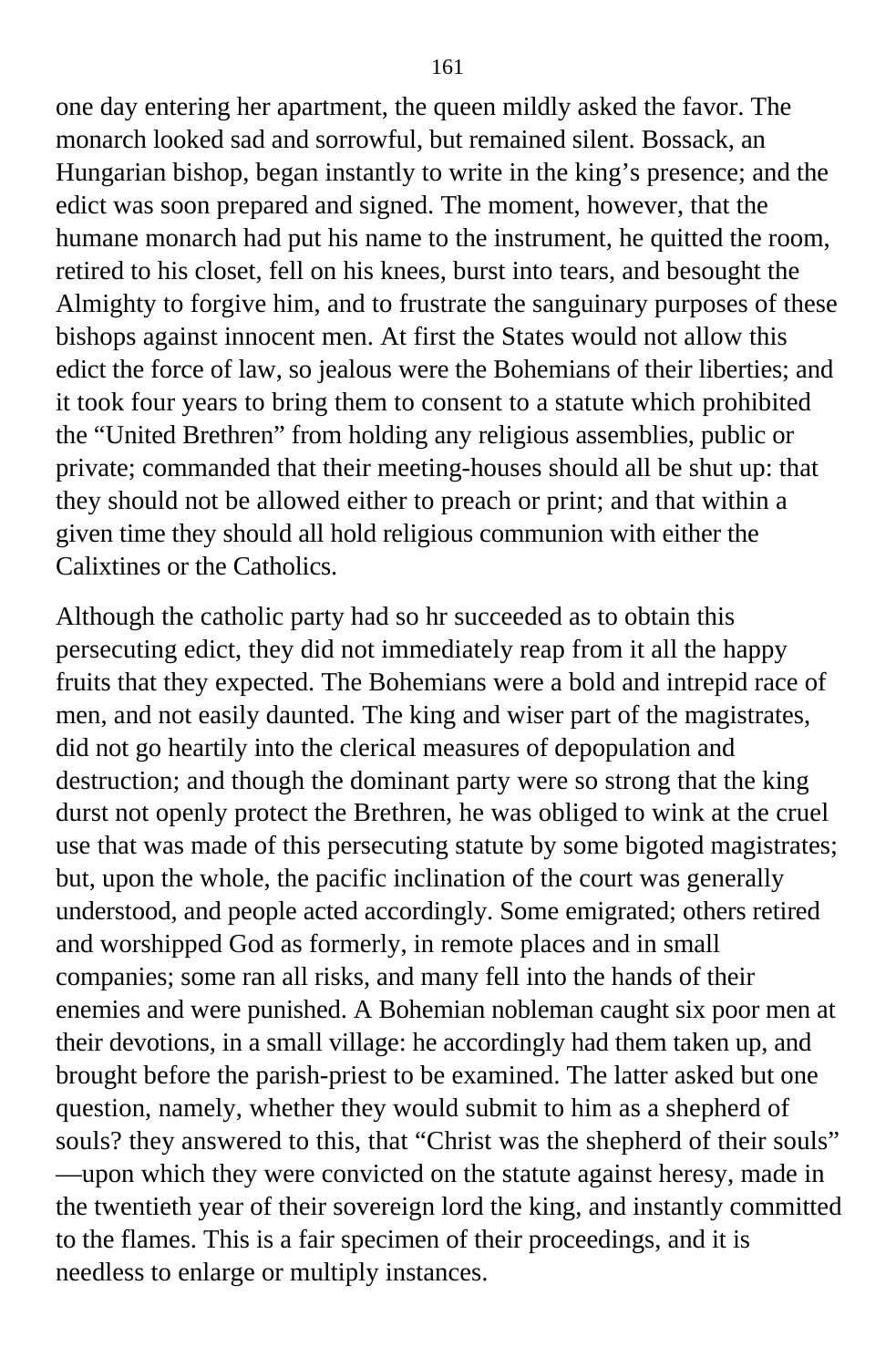one day entering her apartment, the queen mildly asked the favor. The monarch looked sad and sorrowful, but remained silent. Bossack, an Hungarian bishop, began instantly to write in the king's presence; and the edict was soon prepared and signed. The moment, however, that the humane monarch had put his name to the instrument, he quitted the room, retired to his closet, fell on his knees, burst into tears, and besought the Almighty to forgive him, and to frustrate the sanguinary purposes of these bishops against innocent men. At first the States would not allow this edict the force of law, so jealous were the Bohemians of their liberties; and it took four years to bring them to consent to a statute which prohibited the "United Brethren" from holding any religious assemblies, public or private; commanded that their meeting-houses should all be shut up: that they should not be allowed either to preach or print; and that within a given time they should all hold religious communion with either the Calixtines or the Catholics.

Although the catholic party had so hr succeeded as to obtain this persecuting edict, they did not immediately reap from it all the happy fruits that they expected. The Bohemians were a bold and intrepid race of men, and not easily daunted. The king and wiser part of the magistrates, did not go heartily into the clerical measures of depopulation and destruction; and though the dominant party were so strong that the king durst not openly protect the Brethren, he was obliged to wink at the cruel use that was made of this persecuting statute by some bigoted magistrates; but, upon the whole, the pacific inclination of the court was generally understood, and people acted accordingly. Some emigrated; others retired and worshipped God as formerly, in remote places and in small companies; some ran all risks, and many fell into the hands of their enemies and were punished. A Bohemian nobleman caught six poor men at their devotions, in a small village: he accordingly had them taken up, and brought before the parish-priest to be examined. The latter asked but one question, namely, whether they would submit to him as a shepherd of souls? they answered to this, that "Christ was the shepherd of their souls"—upon which they were convicted on the statute against heresy, made in the twentieth year of their sovereign lord the king, and instantly committed to the flames. This is a fair specimen of their proceedings, and it is needless to enlarge or multiply instances.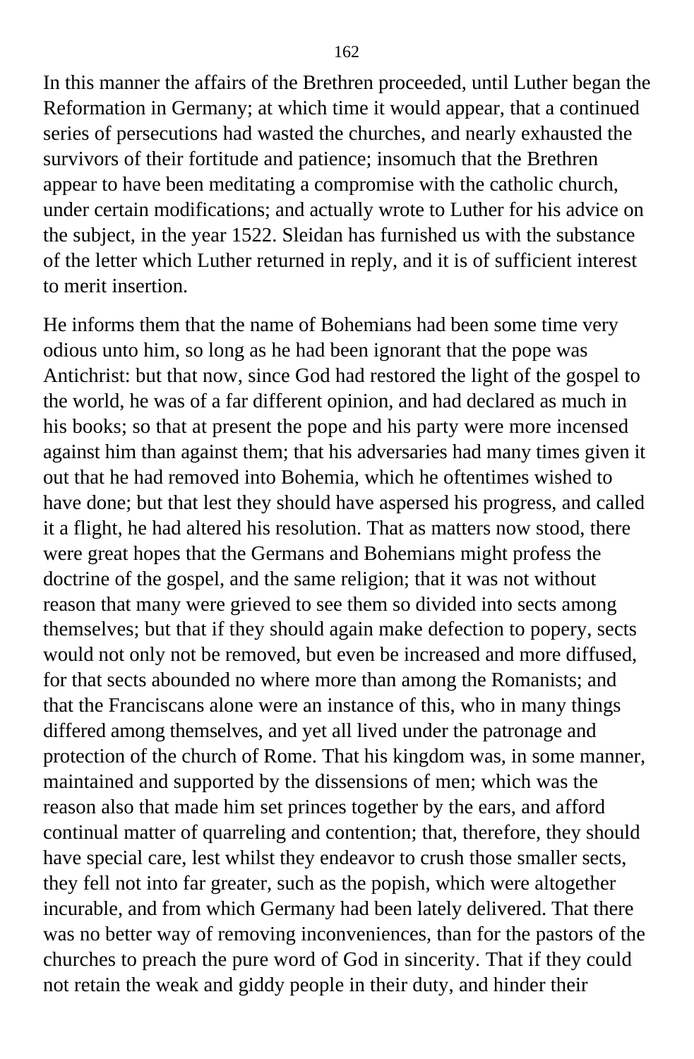In this manner the affairs of the Brethren proceeded, until Luther began the Reformation in Germany; at which time it would appear, that a continued series of persecutions had wasted the churches, and nearly exhausted the survivors of their fortitude and patience; insomuch that the Brethren appear to have been meditating a compromise with the catholic church, under certain modifications; and actually wrote to Luther for his advice on the subject, in the year 1522. Sleidan has furnished us with the substance of the letter which Luther returned in reply, and it is of sufficient interest to merit insertion.

He informs them that the name of Bohemians had been some time very odious unto him, so long as he had been ignorant that the pope was Antichrist: but that now, since God had restored the light of the gospel to the world, he was of a far different opinion, and had declared as much in his books; so that at present the pope and his party were more incensed against him than against them; that his adversaries had many times given it out that he had removed into Bohemia, which he oftentimes wished to have done; but that lest they should have aspersed his progress, and called it a flight, he had altered his resolution. That as matters now stood, there were great hopes that the Germans and Bohemians might profess the doctrine of the gospel, and the same religion; that it was not without reason that many were grieved to see them so divided into sects among themselves; but that if they should again make defection to popery, sects would not only not be removed, but even be increased and more diffused, for that sects abounded no where more than among the Romanists; and that the Franciscans alone were an instance of this, who in many things differed among themselves, and yet all lived under the patronage and protection of the church of Rome. That his kingdom was, in some manner, maintained and supported by the dissensions of men; which was the reason also that made him set princes together by the ears, and afford continual matter of quarreling and contention; that, therefore, they should have special care, lest whilst they endeavor to crush those smaller sects, they fell not into far greater, such as the popish, which were altogether incurable, and from which Germany had been lately delivered. That there was no better way of removing inconveniences, than for the pastors of the churches to preach the pure word of God in sincerity. That if they could not retain the weak and giddy people in their duty, and hinder their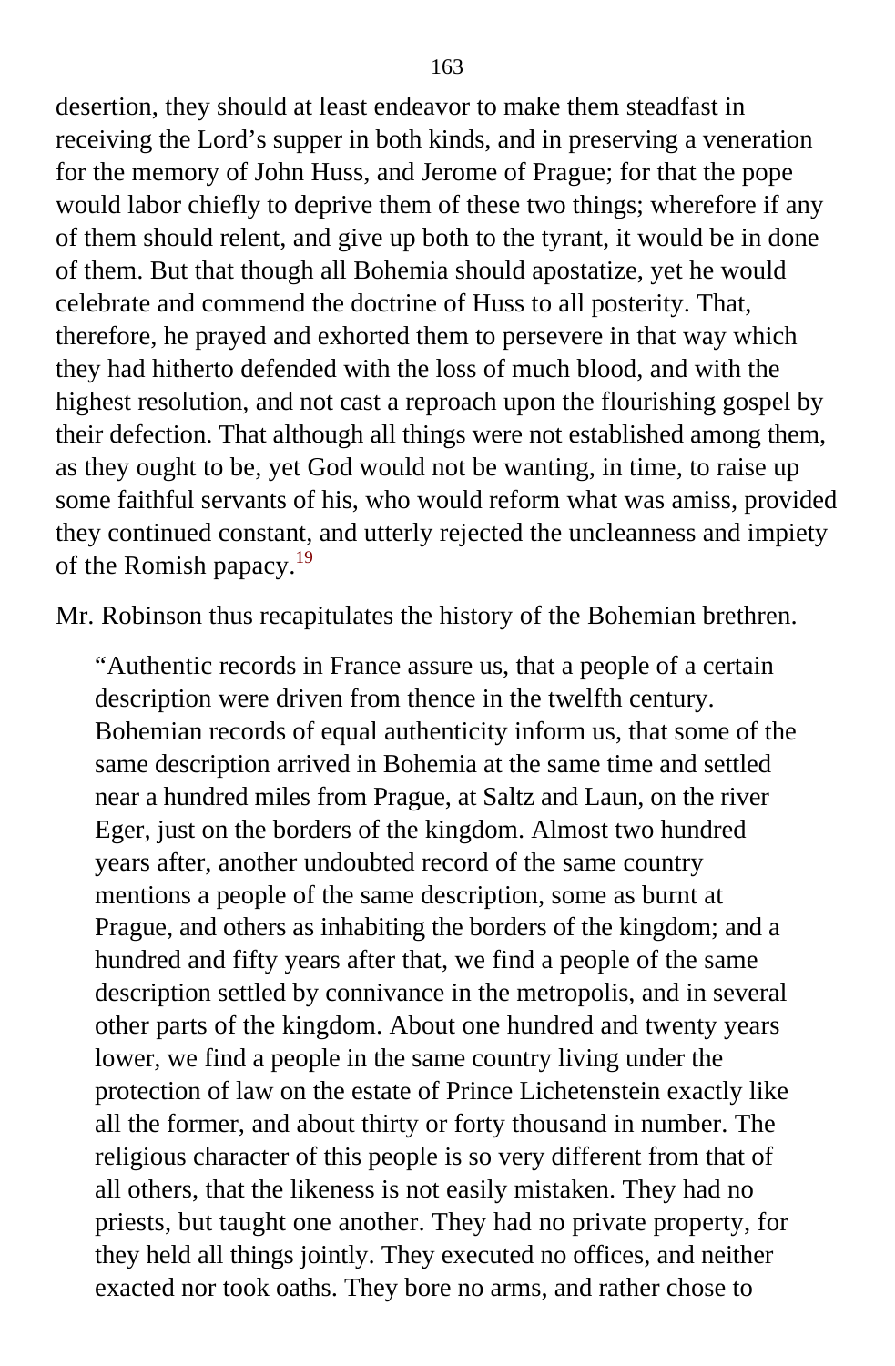desertion, they should at least endeavor to make them steadfast in receiving the Lord's supper in both kinds, and in preserving a veneration for the memory of John Huss, and Jerome of Prague; for that the pope would labor chiefly to deprive them of these two things; wherefore if any of them should relent, and give up both to the tyrant, it would be in done of them. But that though all Bohemia should apostatize, yet he would celebrate and commend the doctrine of Huss to all posterity. That, therefore, he prayed and exhorted them to persevere in that way which they had hitherto defended with the loss of much blood, and with the highest resolution, and not cast a reproach upon the flourishing gospel by their defection. That although all things were not established among them, as they ought to be, yet God would not be wanting, in time, to raise up some faithful servants of his, who would reform what was amiss, provided they continued constant, and utterly rejected the uncleanness and impiety of the Romish papacy.[19]

Mr. Robinson thus recapitulates the history of the Bohemian brethren.

> "Authentic records in France assure us, that a people of a certain description were driven from thence in the twelfth century. Bohemian records of equal authenticity inform us, that some of the same description arrived in Bohemia at the same time and settled near a hundred miles from Prague, at Saltz and Laun, on the river Eger, just on the borders of the kingdom. Almost two hundred years after, another undoubted record of the same country mentions a people of the same description, some as burnt at Prague, and others as inhabiting the borders of the kingdom; and a hundred and fifty years after that, we find a people of the same description settled by connivance in the metropolis, and in several other parts of the kingdom. About one hundred and twenty years lower, we find a people in the same country living under the protection of law on the estate of Prince Lichetenstein exactly like all the former, and about thirty or forty thousand in number. The religious character of this people is so very different from that of all others, that the likeness is not easily mistaken. They had no priests, but taught one another. They had no private property, for they held all things jointly. They executed no offices, and neither exacted nor took oaths. They bore no arms, and rather chose to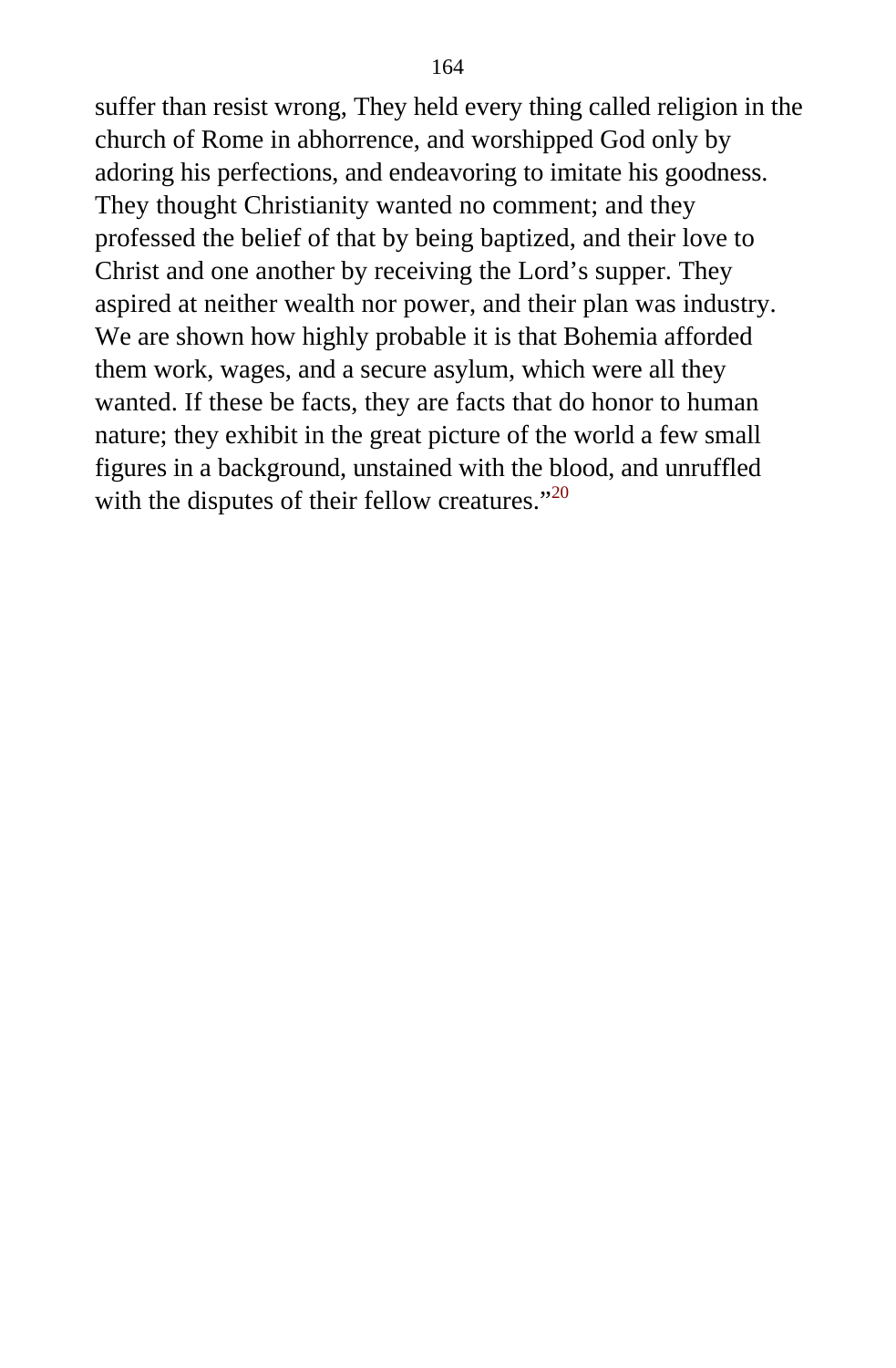suffer than resist wrong, They held every thing called religion in the church of Rome in abhorrence, and worshipped God only by adoring his perfections, and endeavoring to imitate his goodness. They thought Christianity wanted no comment; and they professed the belief of that by being baptized, and their love to Christ and one another by receiving the Lord’s supper. They aspired at neither wealth nor power, and their plan was industry. We are shown how highly probable it is that Bohemia afforded them work, wages, and a secure asylum, which were all they wanted. If these be facts, they are facts that do honor to human nature; they exhibit in the great picture of the world a few small figures in a background, unstained with the blood, and unruffled with the disputes of their fellow creatures.”[20]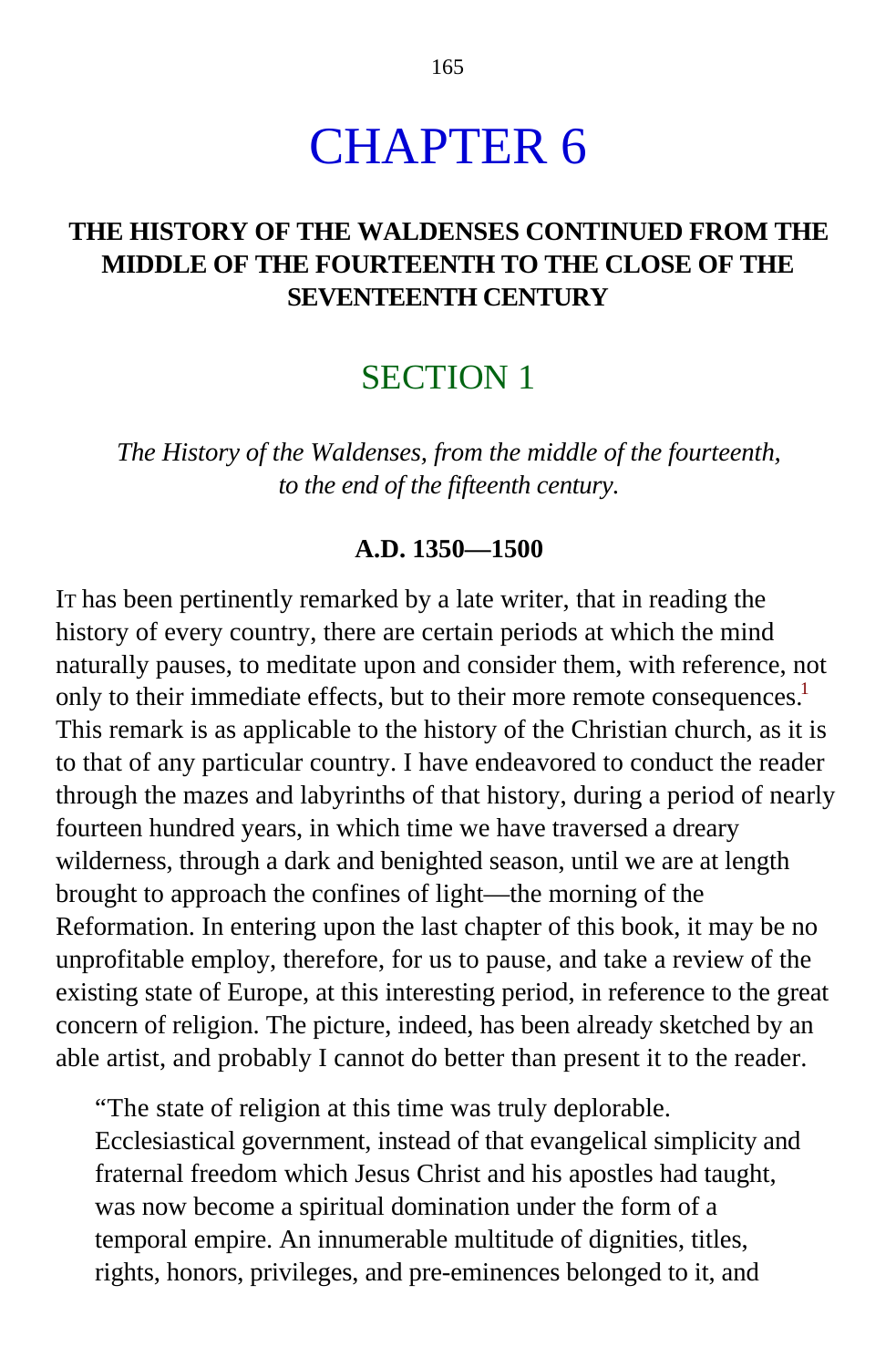# CHAPTER 6

## THE HISTORY OF THE WALDENSES CONTINUED FROM THE MIDDLE OF THE FOURTEENTH TO THE CLOSE OF THE SEVENTEENTH CENTURY

## SECTION 1

*The History of the Waldenses, from the middle of the fourteenth, to the end of the fifteenth century.*

**A.D. 1350—1500**

It has been pertinently remarked by a late writer, that in reading the history of every country, there are certain periods at which the mind naturally pauses, to meditate upon and consider them, with reference, not only to their immediate effects, but to their more remote consequences.[1] This remark is as applicable to the history of the Christian church, as it is to that of any particular country. I have endeavored to conduct the reader through the mazes and labyrinths of that history, during a period of nearly fourteen hundred years, in which time we have traversed a dreary wilderness, through a dark and benighted season, until we are at length brought to approach the confines of light—the morning of the Reformation. In entering upon the last chapter of this book, it may be no unprofitable employ, therefore, for us to pause, and take a review of the existing state of Europe, at this interesting period, in reference to the great concern of religion. The picture, indeed, has been already sketched by an able artist, and probably I cannot do better than present it to the reader.

> "The state of religion at this time was truly deplorable. Ecclesiastical government, instead of that evangelical simplicity and fraternal freedom which Jesus Christ and his apostles had taught, was now become a spiritual domination under the form of a temporal empire. An innumerable multitude of dignities, titles, rights, honors, privileges, and pre-eminences belonged to it, and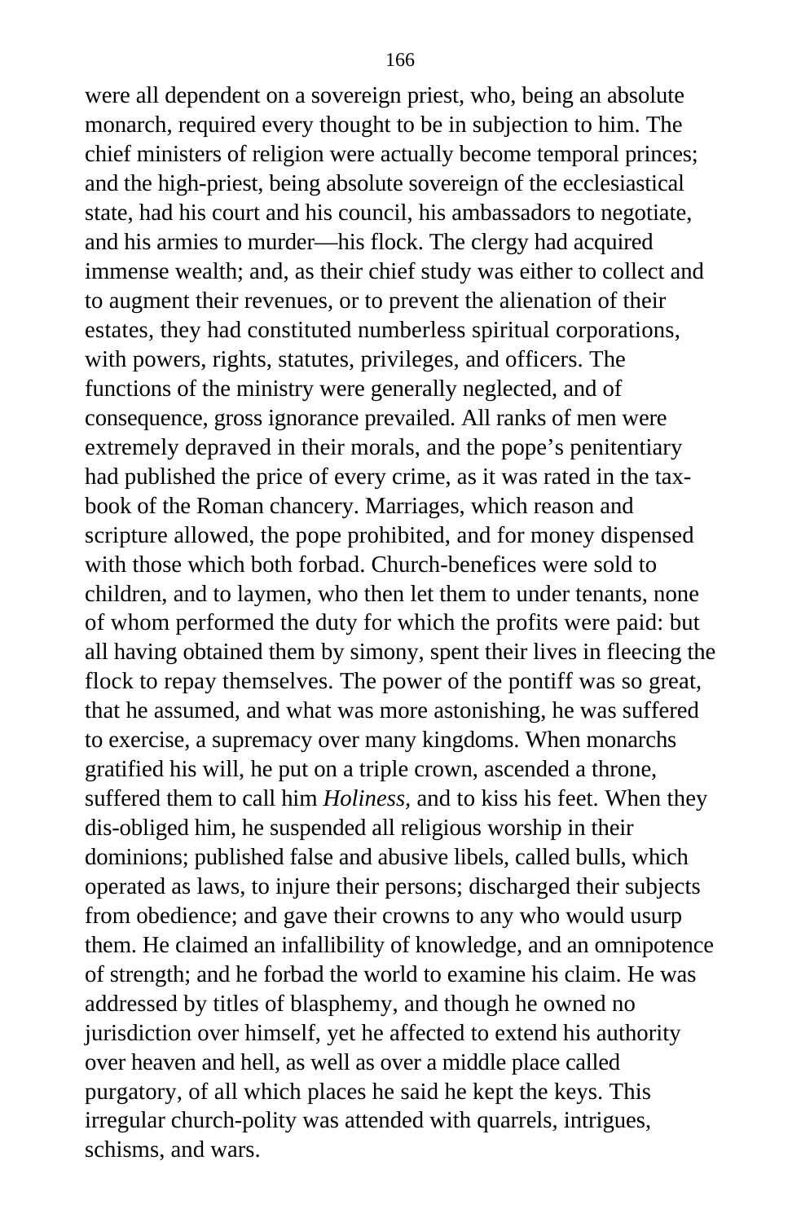were all dependent on a sovereign priest, who, being an absolute monarch, required every thought to be in subjection to him. The chief ministers of religion were actually become temporal princes; and the high-priest, being absolute sovereign of the ecclesiastical state, had his court and his council, his ambassadors to negotiate, and his armies to murder—his flock. The clergy had acquired immense wealth; and, as their chief study was either to collect and to augment their revenues, or to prevent the alienation of their estates, they had constituted numberless spiritual corporations, with powers, rights, statutes, privileges, and officers. The functions of the ministry were generally neglected, and of consequence, gross ignorance prevailed. All ranks of men were extremely depraved in their morals, and the pope's penitentiary had published the price of every crime, as it was rated in the tax-book of the Roman chancery. Marriages, which reason and scripture allowed, the pope prohibited, and for money dispensed with those which both forbad. Church-benefices were sold to children, and to laymen, who then let them to under tenants, none of whom performed the duty for which the profits were paid: but all having obtained them by simony, spent their lives in fleecing the flock to repay themselves. The power of the pontiff was so great, that he assumed, and what was more astonishing, he was suffered to exercise, a supremacy over many kingdoms. When monarchs gratified his will, he put on a triple crown, ascended a throne, suffered them to call him *Holiness,* and to kiss his feet. When they dis-obliged him, he suspended all religious worship in their dominions; published false and abusive libels, called bulls, which operated as laws, to injure their persons; discharged their subjects from obedience; and gave their crowns to any who would usurp them. He claimed an infallibility of knowledge, and an omnipotence of strength; and he forbad the world to examine his claim. He was addressed by titles of blasphemy, and though he owned no jurisdiction over himself, yet he affected to extend his authority over heaven and hell, as well as over a middle place called purgatory, of all which places he said he kept the keys. This irregular church-polity was attended with quarrels, intrigues, schisms, and wars.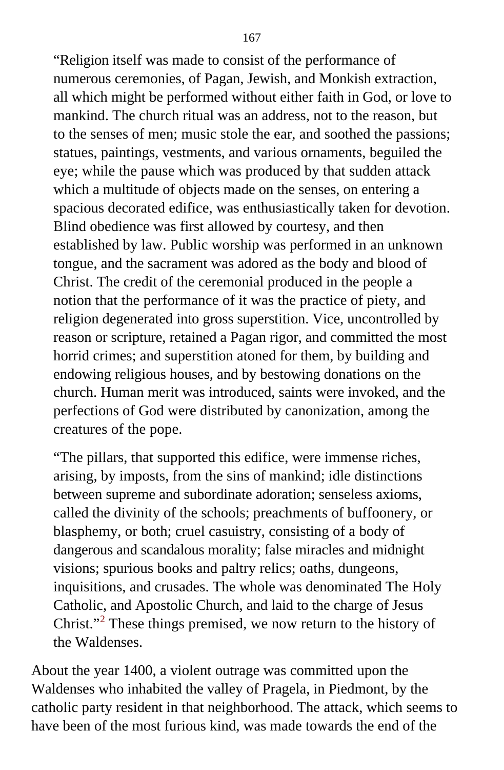"Religion itself was made to consist of the performance of numerous ceremonies, of Pagan, Jewish, and Monkish extraction, all which might be performed without either faith in God, or love to mankind. The church ritual was an address, not to the reason, but to the senses of men; music stole the ear, and soothed the passions; statues, paintings, vestments, and various ornaments, beguiled the eye; while the pause which was produced by that sudden attack which a multitude of objects made on the senses, on entering a spacious decorated edifice, was enthusiastically taken for devotion. Blind obedience was first allowed by courtesy, and then established by law. Public worship was performed in an unknown tongue, and the sacrament was adored as the body and blood of Christ. The credit of the ceremonial produced in the people a notion that the performance of it was the practice of piety, and religion degenerated into gross superstition. Vice, uncontrolled by reason or scripture, retained a Pagan rigor, and committed the most horrid crimes; and superstition atoned for them, by building and endowing religious houses, and by bestowing donations on the church. Human merit was introduced, saints were invoked, and the perfections of God were distributed by canonization, among the creatures of the pope.

"The pillars, that supported this edifice, were immense riches, arising, by imposts, from the sins of mankind; idle distinctions between supreme and subordinate adoration; senseless axioms, called the divinity of the schools; preachments of buffoonery, or blasphemy, or both; cruel casuistry, consisting of a body of dangerous and scandalous morality; false miracles and midnight visions; spurious books and paltry relics; oaths, dungeons, inquisitions, and crusades. The whole was denominated The Holy Catholic, and Apostolic Church, and laid to the charge of Jesus Christ."[2] These things premised, we now return to the history of the Waldenses.

About the year 1400, a violent outrage was committed upon the Waldenses who inhabited the valley of Pragela, in Piedmont, by the catholic party resident in that neighborhood. The attack, which seems to have been of the most furious kind, was made towards the end of the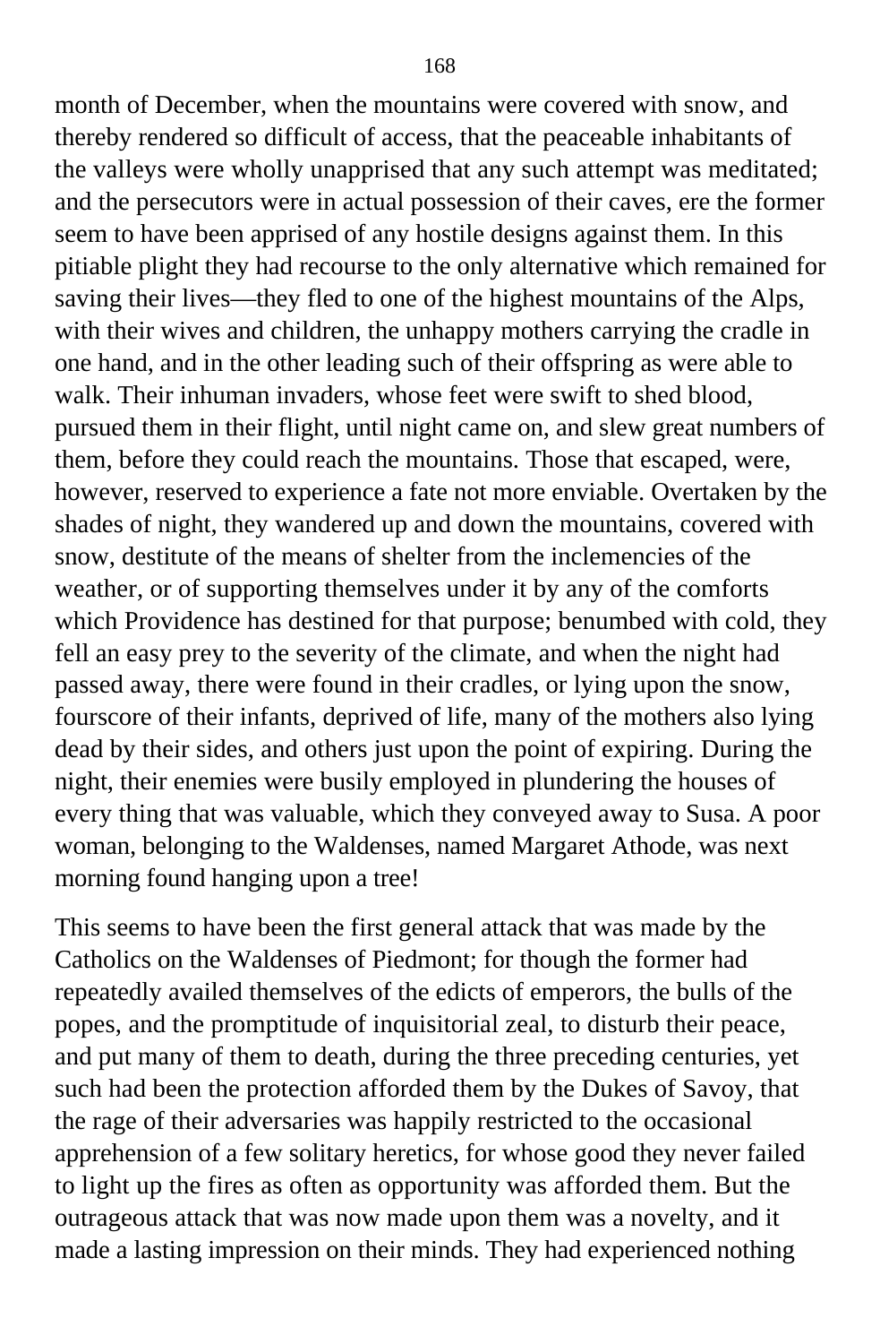month of December, when the mountains were covered with snow, and thereby rendered so difficult of access, that the peaceable inhabitants of the valleys were wholly unapprised that any such attempt was meditated; and the persecutors were in actual possession of their caves, ere the former seem to have been apprised of any hostile designs against them. In this pitiable plight they had recourse to the only alternative which remained for saving their lives—they fled to one of the highest mountains of the Alps, with their wives and children, the unhappy mothers carrying the cradle in one hand, and in the other leading such of their offspring as were able to walk. Their inhuman invaders, whose feet were swift to shed blood, pursued them in their flight, until night came on, and slew great numbers of them, before they could reach the mountains. Those that escaped, were, however, reserved to experience a fate not more enviable. Overtaken by the shades of night, they wandered up and down the mountains, covered with snow, destitute of the means of shelter from the inclemencies of the weather, or of supporting themselves under it by any of the comforts which Providence has destined for that purpose; benumbed with cold, they fell an easy prey to the severity of the climate, and when the night had passed away, there were found in their cradles, or lying upon the snow, fourscore of their infants, deprived of life, many of the mothers also lying dead by their sides, and others just upon the point of expiring. During the night, their enemies were busily employed in plundering the houses of every thing that was valuable, which they conveyed away to Susa. A poor woman, belonging to the Waldenses, named Margaret Athode, was next morning found hanging upon a tree!

This seems to have been the first general attack that was made by the Catholics on the Waldenses of Piedmont; for though the former had repeatedly availed themselves of the edicts of emperors, the bulls of the popes, and the promptitude of inquisitorial zeal, to disturb their peace, and put many of them to death, during the three preceding centuries, yet such had been the protection afforded them by the Dukes of Savoy, that the rage of their adversaries was happily restricted to the occasional apprehension of a few solitary heretics, for whose good they never failed to light up the fires as often as opportunity was afforded them. But the outrageous attack that was now made upon them was a novelty, and it made a lasting impression on their minds. They had experienced nothing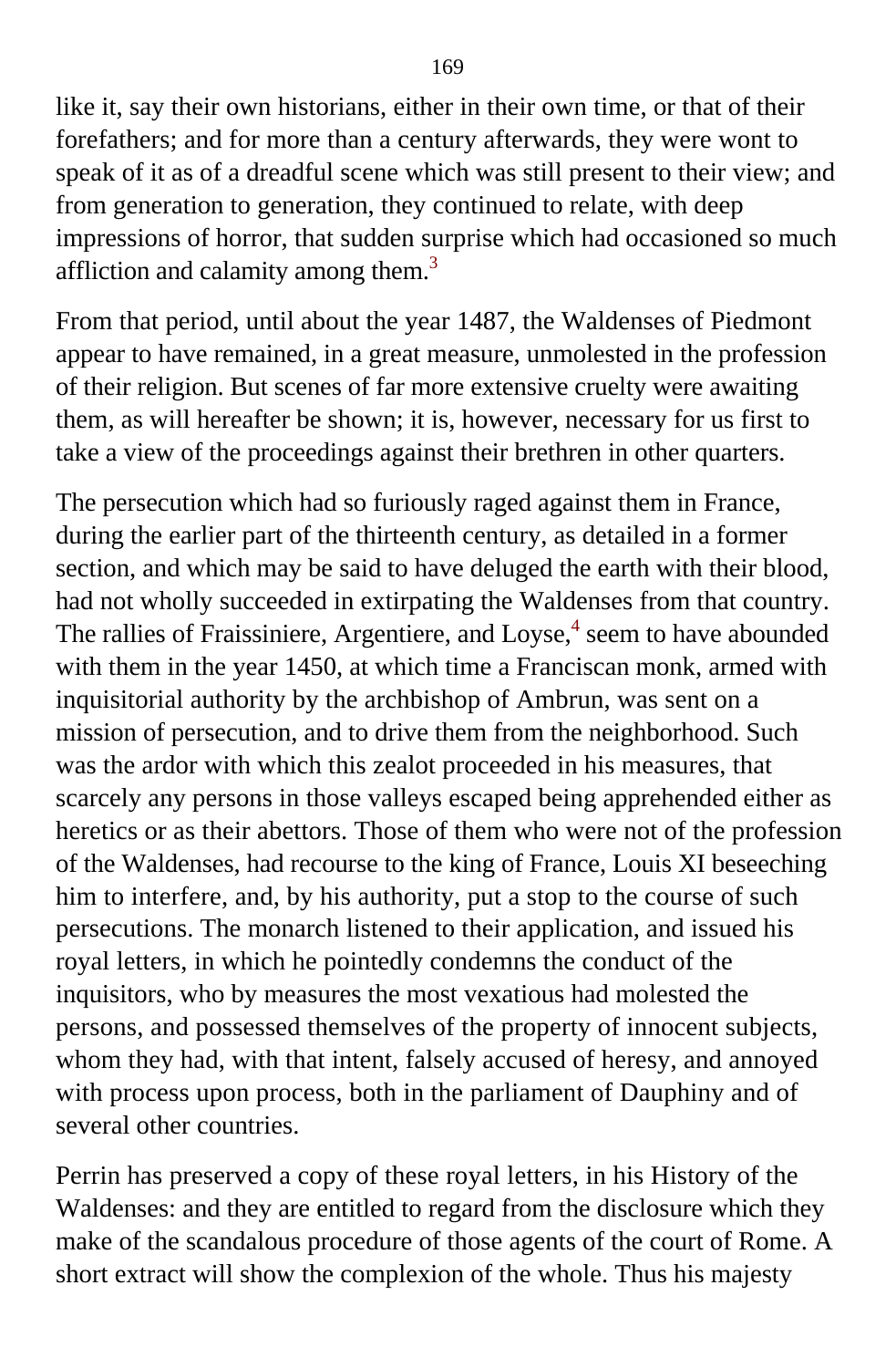like it, say their own historians, either in their own time, or that of their forefathers; and for more than a century afterwards, they were wont to speak of it as of a dreadful scene which was still present to their view; and from generation to generation, they continued to relate, with deep impressions of horror, that sudden surprise which had occasioned so much affliction and calamity among them.[3]

From that period, until about the year 1487, the Waldenses of Piedmont appear to have remained, in a great measure, unmolested in the profession of their religion. But scenes of far more extensive cruelty were awaiting them, as will hereafter be shown; it is, however, necessary for us first to take a view of the proceedings against their brethren in other quarters.

The persecution which had so furiously raged against them in France, during the earlier part of the thirteenth century, as detailed in a former section, and which may be said to have deluged the earth with their blood, had not wholly succeeded in extirpating the Waldenses from that country. The rallies of Fraissiniere, Argentiere, and Loyse,[4] seem to have abounded with them in the year 1450, at which time a Franciscan monk, armed with inquisitorial authority by the archbishop of Ambrun, was sent on a mission of persecution, and to drive them from the neighborhood. Such was the ardor with which this zealot proceeded in his measures, that scarcely any persons in those valleys escaped being apprehended either as heretics or as their abettors. Those of them who were not of the profession of the Waldenses, had recourse to the king of France, Louis XI beseeching him to interfere, and, by his authority, put a stop to the course of such persecutions. The monarch listened to their application, and issued his royal letters, in which he pointedly condemns the conduct of the inquisitors, who by measures the most vexatious had molested the persons, and possessed themselves of the property of innocent subjects, whom they had, with that intent, falsely accused of heresy, and annoyed with process upon process, both in the parliament of Dauphiny and of several other countries.

Perrin has preserved a copy of these royal letters, in his History of the Waldenses: and they are entitled to regard from the disclosure which they make of the scandalous procedure of those agents of the court of Rome. A short extract will show the complexion of the whole. Thus his majesty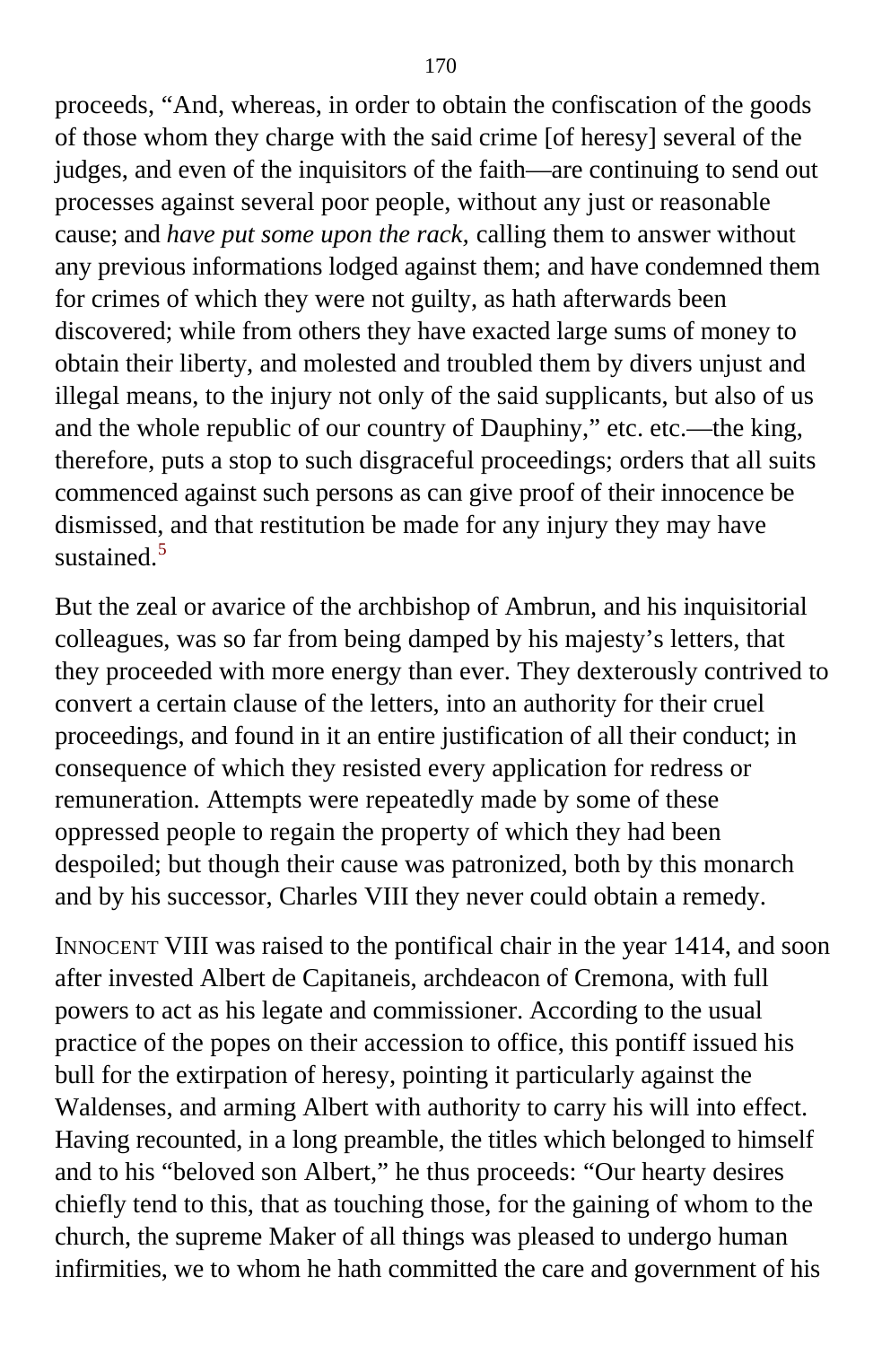proceeds, "And, whereas, in order to obtain the confiscation of the goods of those whom they charge with the said crime [of heresy] several of the judges, and even of the inquisitors of the faith—are continuing to send out processes against several poor people, without any just or reasonable cause; and *have put some upon the rack*, calling them to answer without any previous informations lodged against them; and have condemned them for crimes of which they were not guilty, as hath afterwards been discovered; while from others they have exacted large sums of money to obtain their liberty, and molested and troubled them by divers unjust and illegal means, to the injury not only of the said supplicants, but also of us and the whole republic of our country of Dauphiny," etc. etc.—the king, therefore, puts a stop to such disgraceful proceedings; orders that all suits commenced against such persons as can give proof of their innocence be dismissed, and that restitution be made for any injury they may have sustained.[5]

But the zeal or avarice of the archbishop of Ambrun, and his inquisitorial colleagues, was so far from being damped by his majesty's letters, that they proceeded with more energy than ever. They dexterously contrived to convert a certain clause of the letters, into an authority for their cruel proceedings, and found in it an entire justification of all their conduct; in consequence of which they resisted every application for redress or remuneration. Attempts were repeatedly made by some of these oppressed people to regain the property of which they had been despoiled; but though their cause was patronized, both by this monarch and by his successor, Charles VIII they never could obtain a remedy.

INNOCENT VIII was raised to the pontifical chair in the year 1414, and soon after invested Albert de Capitaneis, archdeacon of Cremona, with full powers to act as his legate and commissioner. According to the usual practice of the popes on their accession to office, this pontiff issued his bull for the extirpation of heresy, pointing it particularly against the Waldenses, and arming Albert with authority to carry his will into effect. Having recounted, in a long preamble, the titles which belonged to himself and to his "beloved son Albert," he thus proceeds: "Our hearty desires chiefly tend to this, that as touching those, for the gaining of whom to the church, the supreme Maker of all things was pleased to undergo human infirmities, we to whom he hath committed the care and government of his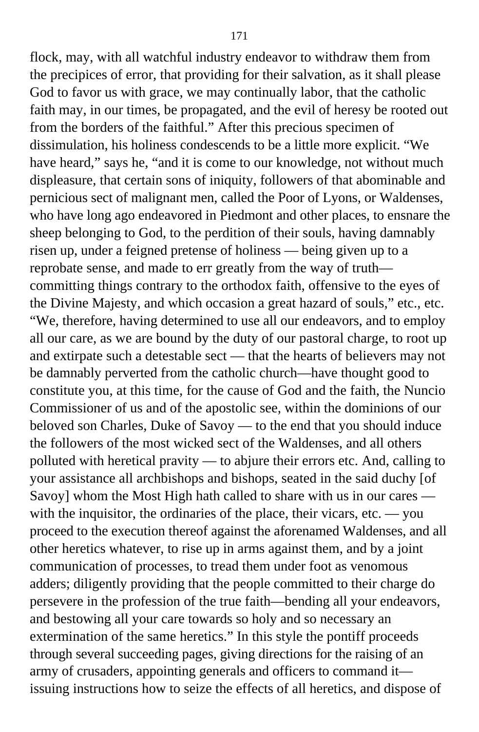flock, may, with all watchful industry endeavor to withdraw them from the precipices of error, that providing for their salvation, as it shall please God to favor us with grace, we may continually labor, that the catholic faith may, in our times, be propagated, and the evil of heresy be rooted out from the borders of the faithful." After this precious specimen of dissimulation, his holiness condescends to be a little more explicit. "We have heard," says he, "and it is come to our knowledge, not without much displeasure, that certain sons of iniquity, followers of that abominable and pernicious sect of malignant men, called the Poor of Lyons, or Waldenses, who have long ago endeavored in Piedmont and other places, to ensnare the sheep belonging to God, to the perdition of their souls, having damnably risen up, under a feigned pretense of holiness — being given up to a reprobate sense, and made to err greatly from the way of truth— committing things contrary to the orthodox faith, offensive to the eyes of the Divine Majesty, and which occasion a great hazard of souls," etc., etc. "We, therefore, having determined to use all our endeavors, and to employ all our care, as we are bound by the duty of our pastoral charge, to root up and extirpate such a detestable sect — that the hearts of believers may not be damnably perverted from the catholic church—have thought good to constitute you, at this time, for the cause of God and the faith, the Nuncio Commissioner of us and of the apostolic see, within the dominions of our beloved son Charles, Duke of Savoy — to the end that you should induce the followers of the most wicked sect of the Waldenses, and all others polluted with heretical pravity — to abjure their errors etc. And, calling to your assistance all archbishops and bishops, seated in the said duchy [of Savoy] whom the Most High hath called to share with us in our cares — with the inquisitor, the ordinaries of the place, their vicars, etc. — you proceed to the execution thereof against the aforenamed Waldenses, and all other heretics whatever, to rise up in arms against them, and by a joint communication of processes, to tread them under foot as venomous adders; diligently providing that the people committed to their charge do persevere in the profession of the true faith—bending all your endeavors, and bestowing all your care towards so holy and so necessary an extermination of the same heretics." In this style the pontiff proceeds through several succeeding pages, giving directions for the raising of an army of crusaders, appointing generals and officers to command it— issuing instructions how to seize the effects of all heretics, and dispose of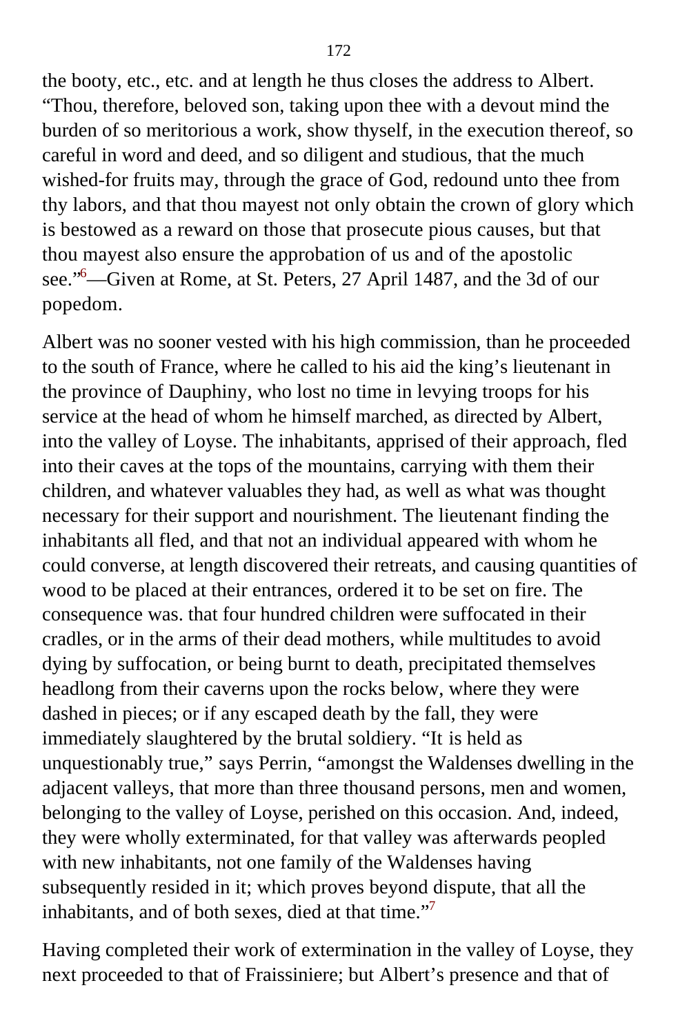the booty, etc., etc. and at length he thus closes the address to Albert. "Thou, therefore, beloved son, taking upon thee with a devout mind the burden of so meritorious a work, show thyself, in the execution thereof, so careful in word and deed, and so diligent and studious, that the much wished-for fruits may, through the grace of God, redound unto thee from thy labors, and that thou mayest not only obtain the crown of glory which is bestowed as a reward on those that prosecute pious causes, but that thou mayest also ensure the approbation of us and of the apostolic see."[6]—Given at Rome, at St. Peters, 27 April 1487, and the 3d of our popedom.

Albert was no sooner vested with his high commission, than he proceeded to the south of France, where he called to his aid the king's lieutenant in the province of Dauphiny, who lost no time in levying troops for his service at the head of whom he himself marched, as directed by Albert, into the valley of Loyse. The inhabitants, apprised of their approach, fled into their caves at the tops of the mountains, carrying with them their children, and whatever valuables they had, as well as what was thought necessary for their support and nourishment. The lieutenant finding the inhabitants all fled, and that not an individual appeared with whom he could converse, at length discovered their retreats, and causing quantities of wood to be placed at their entrances, ordered it to be set on fire. The consequence was. that four hundred children were suffocated in their cradles, or in the arms of their dead mothers, while multitudes to avoid dying by suffocation, or being burnt to death, precipitated themselves headlong from their caverns upon the rocks below, where they were dashed in pieces; or if any escaped death by the fall, they were immediately slaughtered by the brutal soldiery. "It is held as unquestionably true," says Perrin, "amongst the Waldenses dwelling in the adjacent valleys, that more than three thousand persons, men and women, belonging to the valley of Loyse, perished on this occasion. And, indeed, they were wholly exterminated, for that valley was afterwards peopled with new inhabitants, not one family of the Waldenses having subsequently resided in it; which proves beyond dispute, that all the inhabitants, and of both sexes, died at that time."[7]

Having completed their work of extermination in the valley of Loyse, they next proceeded to that of Fraissiniere; but Albert's presence and that of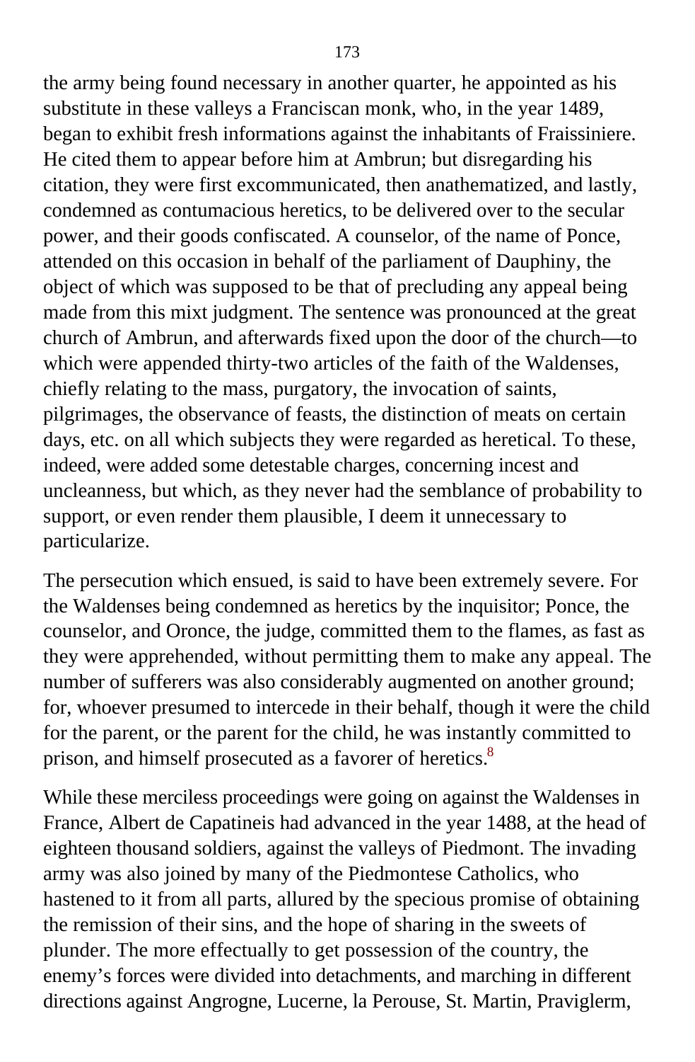the army being found necessary in another quarter, he appointed as his substitute in these valleys a Franciscan monk, who, in the year 1489, began to exhibit fresh informations against the inhabitants of Fraissiniere. He cited them to appear before him at Ambrun; but disregarding his citation, they were first excommunicated, then anathematized, and lastly, condemned as contumacious heretics, to be delivered over to the secular power, and their goods confiscated. A counselor, of the name of Ponce, attended on this occasion in behalf of the parliament of Dauphiny, the object of which was supposed to be that of precluding any appeal being made from this mixt judgment. The sentence was pronounced at the great church of Ambrun, and afterwards fixed upon the door of the church—to which were appended thirty-two articles of the faith of the Waldenses, chiefly relating to the mass, purgatory, the invocation of saints, pilgrimages, the observance of feasts, the distinction of meats on certain days, etc. on all which subjects they were regarded as heretical. To these, indeed, were added some detestable charges, concerning incest and uncleanness, but which, as they never had the semblance of probability to support, or even render them plausible, I deem it unnecessary to particularize.

The persecution which ensued, is said to have been extremely severe. For the Waldenses being condemned as heretics by the inquisitor; Ponce, the counselor, and Oronce, the judge, committed them to the flames, as fast as they were apprehended, without permitting them to make any appeal. The number of sufferers was also considerably augmented on another ground; for, whoever presumed to intercede in their behalf, though it were the child for the parent, or the parent for the child, he was instantly committed to prison, and himself prosecuted as a favorer of heretics.[8]

While these merciless proceedings were going on against the Waldenses in France, Albert de Capatineis had advanced in the year 1488, at the head of eighteen thousand soldiers, against the valleys of Piedmont. The invading army was also joined by many of the Piedmontese Catholics, who hastened to it from all parts, allured by the specious promise of obtaining the remission of their sins, and the hope of sharing in the sweets of plunder. The more effectually to get possession of the country, the enemy’s forces were divided into detachments, and marching in different directions against Angrogne, Lucerne, la Perouse, St. Martin, Praviglerm,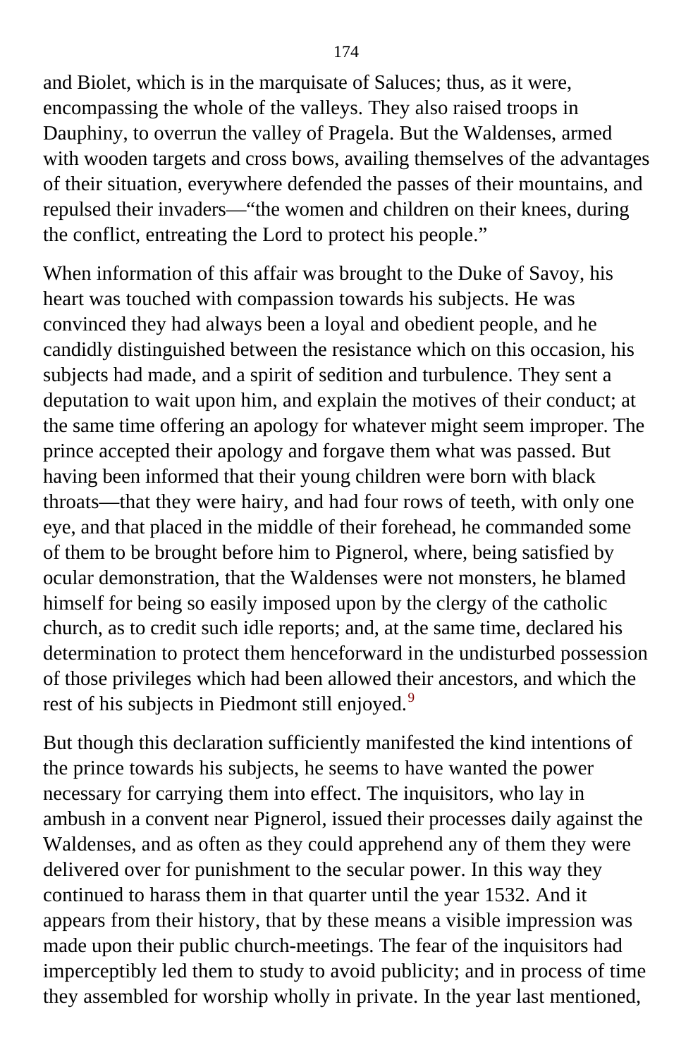and Biolet, which is in the marquisate of Saluces; thus, as it were, encompassing the whole of the valleys. They also raised troops in Dauphiny, to overrun the valley of Pragela. But the Waldenses, armed with wooden targets and cross bows, availing themselves of the advantages of their situation, everywhere defended the passes of their mountains, and repulsed their invaders—"the women and children on their knees, during the conflict, entreating the Lord to protect his people."

When information of this affair was brought to the Duke of Savoy, his heart was touched with compassion towards his subjects. He was convinced they had always been a loyal and obedient people, and he candidly distinguished between the resistance which on this occasion, his subjects had made, and a spirit of sedition and turbulence. They sent a deputation to wait upon him, and explain the motives of their conduct; at the same time offering an apology for whatever might seem improper. The prince accepted their apology and forgave them what was passed. But having been informed that their young children were born with black throats—that they were hairy, and had four rows of teeth, with only one eye, and that placed in the middle of their forehead, he commanded some of them to be brought before him to Pignerol, where, being satisfied by ocular demonstration, that the Waldenses were not monsters, he blamed himself for being so easily imposed upon by the clergy of the catholic church, as to credit such idle reports; and, at the same time, declared his determination to protect them henceforward in the undisturbed possession of those privileges which had been allowed their ancestors, and which the rest of his subjects in Piedmont still enjoyed.[9]

But though this declaration sufficiently manifested the kind intentions of the prince towards his subjects, he seems to have wanted the power necessary for carrying them into effect. The inquisitors, who lay in ambush in a convent near Pignerol, issued their processes daily against the Waldenses, and as often as they could apprehend any of them they were delivered over for punishment to the secular power. In this way they continued to harass them in that quarter until the year 1532. And it appears from their history, that by these means a visible impression was made upon their public church-meetings. The fear of the inquisitors had imperceptibly led them to study to avoid publicity; and in process of time they assembled for worship wholly in private. In the year last mentioned,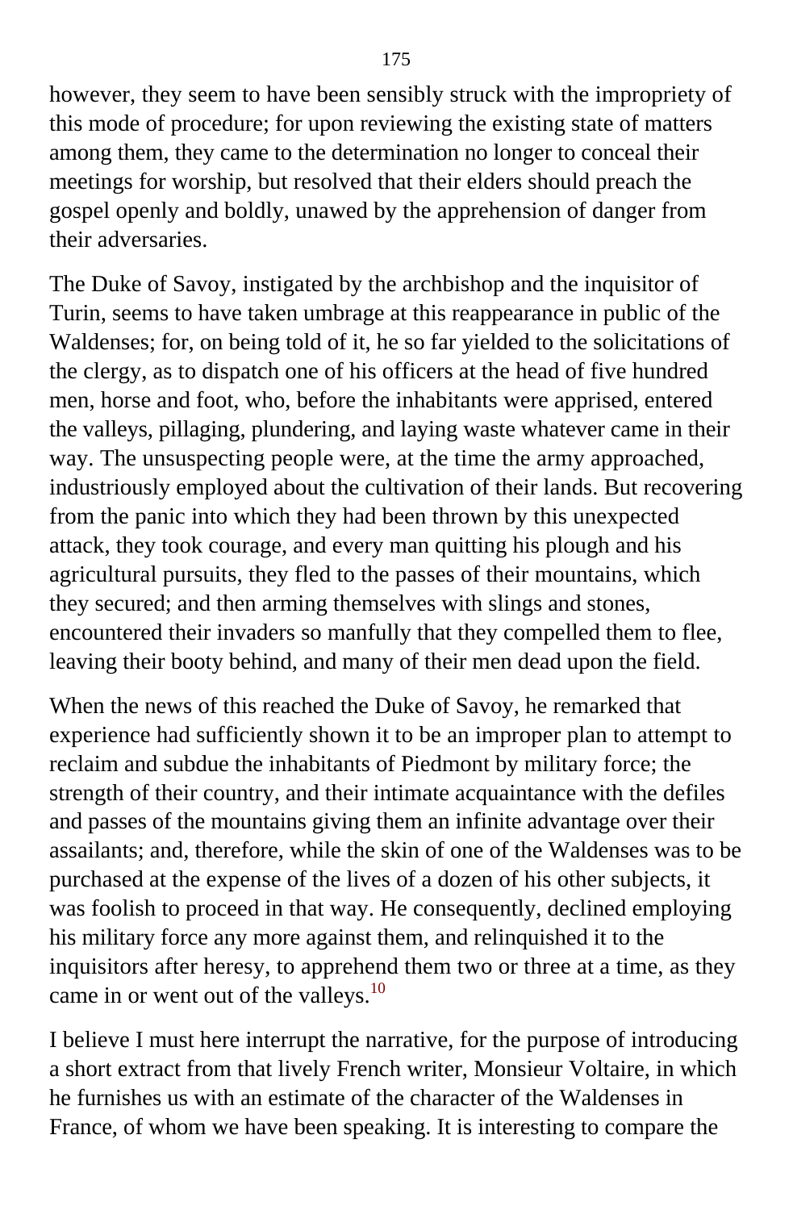however, they seem to have been sensibly struck with the impropriety of this mode of procedure; for upon reviewing the existing state of matters among them, they came to the determination no longer to conceal their meetings for worship, but resolved that their elders should preach the gospel openly and boldly, unawed by the apprehension of danger from their adversaries.

The Duke of Savoy, instigated by the archbishop and the inquisitor of Turin, seems to have taken umbrage at this reappearance in public of the Waldenses; for, on being told of it, he so far yielded to the solicitations of the clergy, as to dispatch one of his officers at the head of five hundred men, horse and foot, who, before the inhabitants were apprised, entered the valleys, pillaging, plundering, and laying waste whatever came in their way. The unsuspecting people were, at the time the army approached, industriously employed about the cultivation of their lands. But recovering from the panic into which they had been thrown by this unexpected attack, they took courage, and every man quitting his plough and his agricultural pursuits, they fled to the passes of their mountains, which they secured; and then arming themselves with slings and stones, encountered their invaders so manfully that they compelled them to flee, leaving their booty behind, and many of their men dead upon the field.

When the news of this reached the Duke of Savoy, he remarked that experience had sufficiently shown it to be an improper plan to attempt to reclaim and subdue the inhabitants of Piedmont by military force; the strength of their country, and their intimate acquaintance with the defiles and passes of the mountains giving them an infinite advantage over their assailants; and, therefore, while the skin of one of the Waldenses was to be purchased at the expense of the lives of a dozen of his other subjects, it was foolish to proceed in that way. He consequently, declined employing his military force any more against them, and relinquished it to the inquisitors after heresy, to apprehend them two or three at a time, as they came in or went out of the valleys.[10]

I believe I must here interrupt the narrative, for the purpose of introducing a short extract from that lively French writer, Monsieur Voltaire, in which he furnishes us with an estimate of the character of the Waldenses in France, of whom we have been speaking. It is interesting to compare the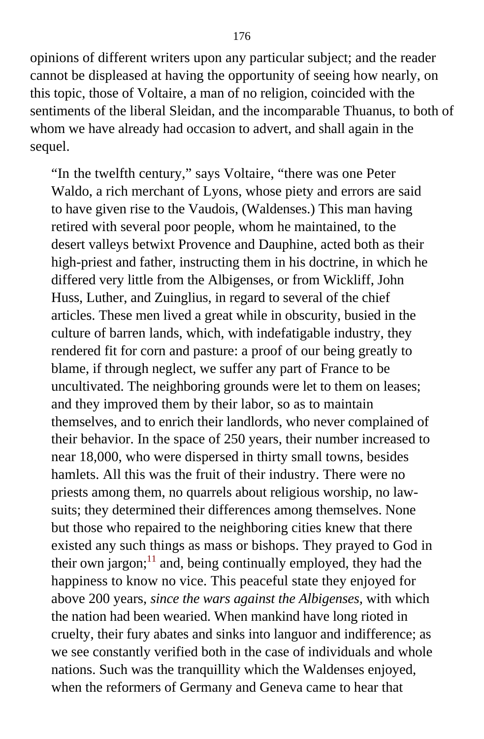opinions of different writers upon any particular subject; and the reader cannot be displeased at having the opportunity of seeing how nearly, on this topic, those of Voltaire, a man of no religion, coincided with the sentiments of the liberal Sleidan, and the incomparable Thuanus, to both of whom we have already had occasion to advert, and shall again in the sequel.

> "In the twelfth century," says Voltaire, "there was one Peter Waldo, a rich merchant of Lyons, whose piety and errors are said to have given rise to the Vaudois, (Waldenses.) This man having retired with several poor people, whom he maintained, to the desert valleys betwixt Provence and Dauphine, acted both as their high-priest and father, instructing them in his doctrine, in which he differed very little from the Albigenses, or from Wickliff, John Huss, Luther, and Zuinglius, in regard to several of the chief articles. These men lived a great while in obscurity, busied in the culture of barren lands, which, with indefatigable industry, they rendered fit for corn and pasture: a proof of our being greatly to blame, if through neglect, we suffer any part of France to be uncultivated. The neighboring grounds were let to them on leases; and they improved them by their labor, so as to maintain themselves, and to enrich their landlords, who never complained of their behavior. In the space of 250 years, their number increased to near 18,000, who were dispersed in thirty small towns, besides hamlets. All this was the fruit of their industry. There were no priests among them, no quarrels about religious worship, no law-suits; they determined their differences among themselves. None but those who repaired to the neighboring cities knew that there existed any such things as mass or bishops. They prayed to God in their own jargon;[11] and, being continually employed, they had the happiness to know no vice. This peaceful state they enjoyed for above 200 years, *since the wars against the Albigenses,* with which the nation had been wearied. When mankind have long rioted in cruelty, their fury abates and sinks into languor and indifference; as we see constantly verified both in the case of individuals and whole nations. Such was the tranquillity which the Waldenses enjoyed, when the reformers of Germany and Geneva came to hear that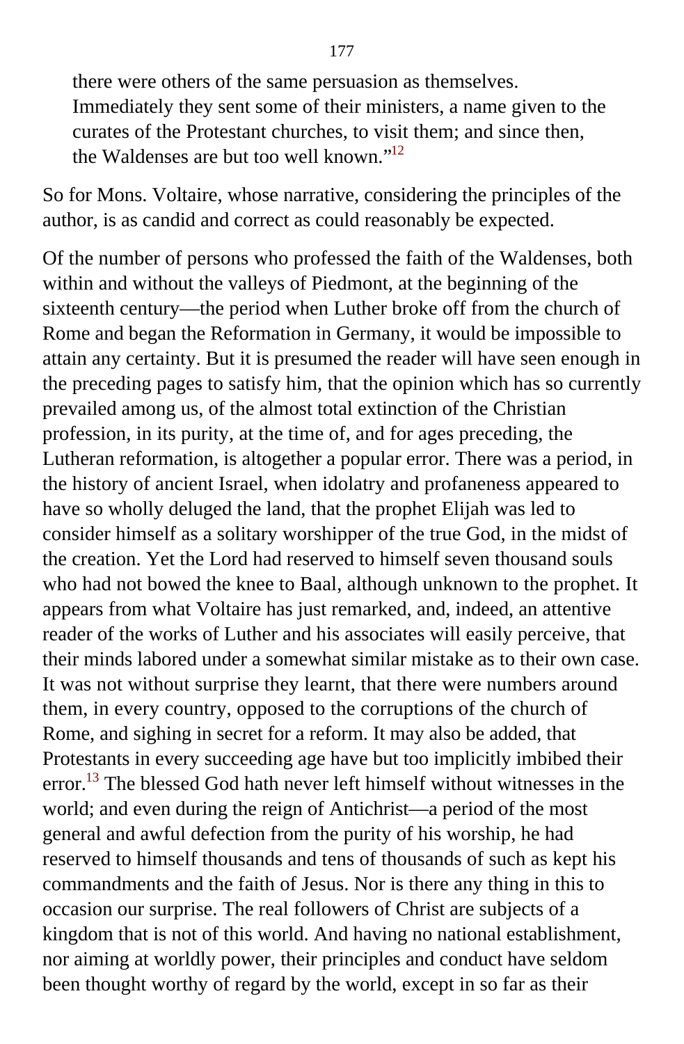> there were others of the same persuasion as themselves. Immediately they sent some of their ministers, a name given to the curates of the Protestant churches, to visit them; and since then, the Waldenses are but too well known."[12]

So for Mons. Voltaire, whose narrative, considering the principles of the author, is as candid and correct as could reasonably be expected.

Of the number of persons who professed the faith of the Waldenses, both within and without the valleys of Piedmont, at the beginning of the sixteenth century—the period when Luther broke off from the church of Rome and began the Reformation in Germany, it would be impossible to attain any certainty. But it is presumed the reader will have seen enough in the preceding pages to satisfy him, that the opinion which has so currently prevailed among us, of the almost total extinction of the Christian profession, in its purity, at the time of, and for ages preceding, the Lutheran reformation, is altogether a popular error. There was a period, in the history of ancient Israel, when idolatry and profaneness appeared to have so wholly deluged the land, that the prophet Elijah was led to consider himself as a solitary worshipper of the true God, in the midst of the creation. Yet the Lord had reserved to himself seven thousand souls who had not bowed the knee to Baal, although unknown to the prophet. It appears from what Voltaire has just remarked, and, indeed, an attentive reader of the works of Luther and his associates will easily perceive, that their minds labored under a somewhat similar mistake as to their own case. It was not without surprise they learnt, that there were numbers around them, in every country, opposed to the corruptions of the church of Rome, and sighing in secret for a reform. It may also be added, that Protestants in every succeeding age have but too implicitly imbibed their error.[13] The blessed God hath never left himself without witnesses in the world; and even during the reign of Antichrist—a period of the most general and awful defection from the purity of his worship, he had reserved to himself thousands and tens of thousands of such as kept his commandments and the faith of Jesus. Nor is there any thing in this to occasion our surprise. The real followers of Christ are subjects of a kingdom that is not of this world. And having no national establishment, nor aiming at worldly power, their principles and conduct have seldom been thought worthy of regard by the world, except in so far as their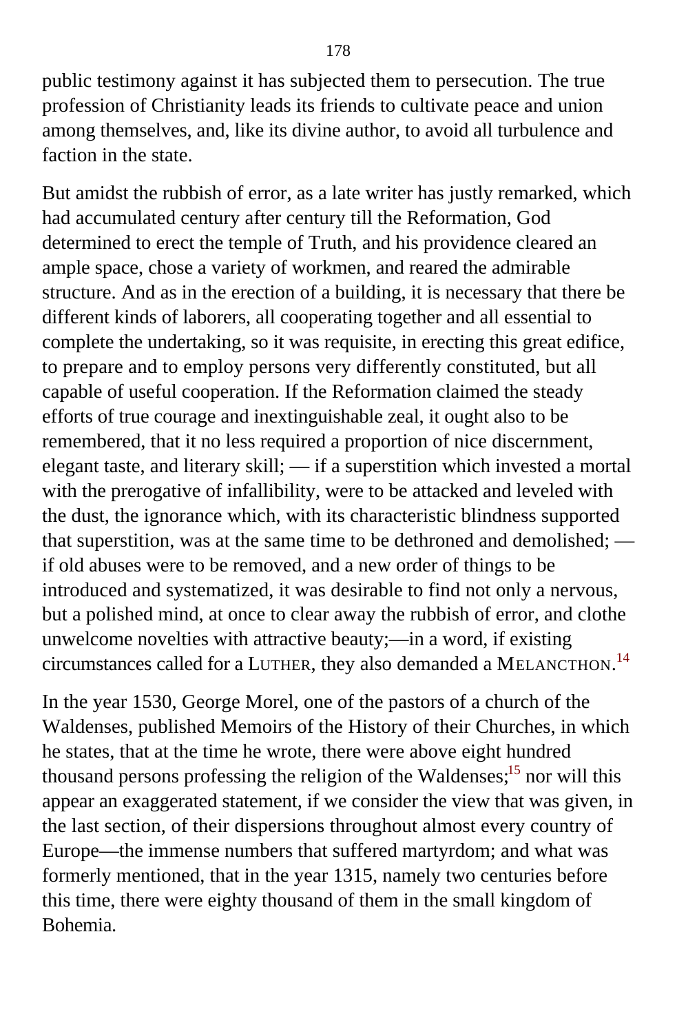public testimony against it has subjected them to persecution. The true profession of Christianity leads its friends to cultivate peace and union among themselves, and, like its divine author, to avoid all turbulence and faction in the state.

But amidst the rubbish of error, as a late writer has justly remarked, which had accumulated century after century till the Reformation, God determined to erect the temple of Truth, and his providence cleared an ample space, chose a variety of workmen, and reared the admirable structure. And as in the erection of a building, it is necessary that there be different kinds of laborers, all cooperating together and all essential to complete the undertaking, so it was requisite, in erecting this great edifice, to prepare and to employ persons very differently constituted, but all capable of useful cooperation. If the Reformation claimed the steady efforts of true courage and inextinguishable zeal, it ought also to be remembered, that it no less required a proportion of nice discernment, elegant taste, and literary skill; — if a superstition which invested a mortal with the prerogative of infallibility, were to be attacked and leveled with the dust, the ignorance which, with its characteristic blindness supported that superstition, was at the same time to be dethroned and demolished; — if old abuses were to be removed, and a new order of things to be introduced and systematized, it was desirable to find not only a nervous, but a polished mind, at once to clear away the rubbish of error, and clothe unwelcome novelties with attractive beauty;—in a word, if existing circumstances called for a LUTHER, they also demanded a MELANCTHON.[14]

In the year 1530, George Morel, one of the pastors of a church of the Waldenses, published Memoirs of the History of their Churches, in which he states, that at the time he wrote, there were above eight hundred thousand persons professing the religion of the Waldenses;[15] nor will this appear an exaggerated statement, if we consider the view that was given, in the last section, of their dispersions throughout almost every country of Europe—the immense numbers that suffered martyrdom; and what was formerly mentioned, that in the year 1315, namely two centuries before this time, there were eighty thousand of them in the small kingdom of Bohemia.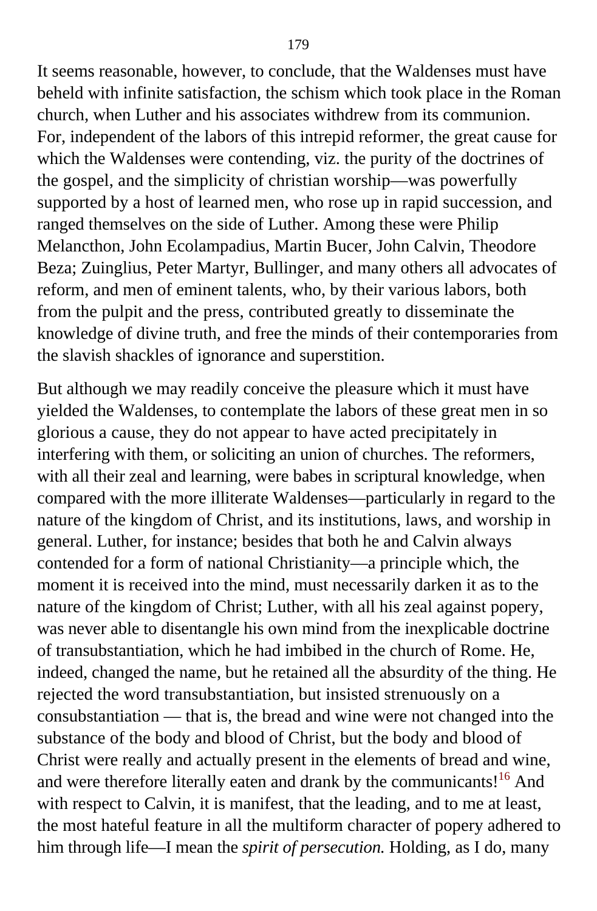It seems reasonable, however, to conclude, that the Waldenses must have beheld with infinite satisfaction, the schism which took place in the Roman church, when Luther and his associates withdrew from its communion. For, independent of the labors of this intrepid reformer, the great cause for which the Waldenses were contending, viz. the purity of the doctrines of the gospel, and the simplicity of christian worship—was powerfully supported by a host of learned men, who rose up in rapid succession, and ranged themselves on the side of Luther. Among these were Philip Melancthon, John Ecolampadius, Martin Bucer, John Calvin, Theodore Beza; Zuinglius, Peter Martyr, Bullinger, and many others all advocates of reform, and men of eminent talents, who, by their various labors, both from the pulpit and the press, contributed greatly to disseminate the knowledge of divine truth, and free the minds of their contemporaries from the slavish shackles of ignorance and superstition.

But although we may readily conceive the pleasure which it must have yielded the Waldenses, to contemplate the labors of these great men in so glorious a cause, they do not appear to have acted precipitately in interfering with them, or soliciting an union of churches. The reformers, with all their zeal and learning, were babes in scriptural knowledge, when compared with the more illiterate Waldenses—particularly in regard to the nature of the kingdom of Christ, and its institutions, laws, and worship in general. Luther, for instance; besides that both he and Calvin always contended for a form of national Christianity—a principle which, the moment it is received into the mind, must necessarily darken it as to the nature of the kingdom of Christ; Luther, with all his zeal against popery, was never able to disentangle his own mind from the inexplicable doctrine of transubstantiation, which he had imbibed in the church of Rome. He, indeed, changed the name, but he retained all the absurdity of the thing. He rejected the word transubstantiation, but insisted strenuously on a consubstantiation — that is, the bread and wine were not changed into the substance of the body and blood of Christ, but the body and blood of Christ were really and actually present in the elements of bread and wine, and were therefore literally eaten and drank by the communicants![16] And with respect to Calvin, it is manifest, that the leading, and to me at least, the most hateful feature in all the multiform character of popery adhered to him through life—I mean the *spirit of persecution.* Holding, as I do, many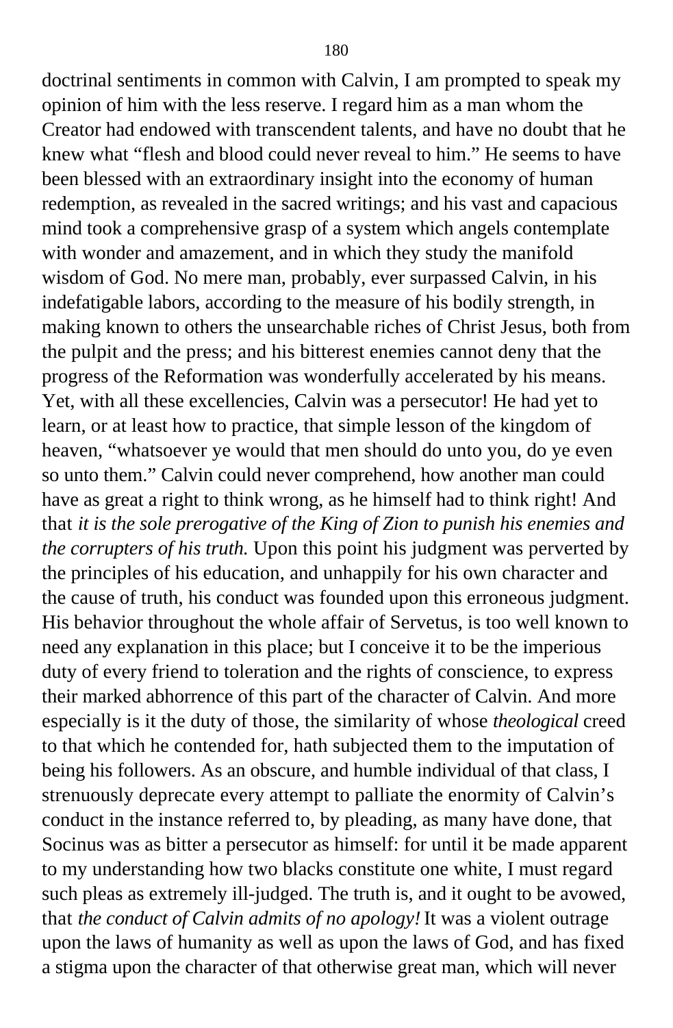doctrinal sentiments in common with Calvin, I am prompted to speak my opinion of him with the less reserve. I regard him as a man whom the Creator had endowed with transcendent talents, and have no doubt that he knew what "flesh and blood could never reveal to him." He seems to have been blessed with an extraordinary insight into the economy of human redemption, as revealed in the sacred writings; and his vast and capacious mind took a comprehensive grasp of a system which angels contemplate with wonder and amazement, and in which they study the manifold wisdom of God. No mere man, probably, ever surpassed Calvin, in his indefatigable labors, according to the measure of his bodily strength, in making known to others the unsearchable riches of Christ Jesus, both from the pulpit and the press; and his bitterest enemies cannot deny that the progress of the Reformation was wonderfully accelerated by his means. Yet, with all these excellencies, Calvin was a persecutor! He had yet to learn, or at least how to practice, that simple lesson of the kingdom of heaven, "whatsoever ye would that men should do unto you, do ye even so unto them." Calvin could never comprehend, how another man could have as great a right to think wrong, as he himself had to think right! And that *it is the sole prerogative of the King of Zion to punish his enemies and the corrupters of his truth.* Upon this point his judgment was perverted by the principles of his education, and unhappily for his own character and the cause of truth, his conduct was founded upon this erroneous judgment. His behavior throughout the whole affair of Servetus, is too well known to need any explanation in this place; but I conceive it to be the imperious duty of every friend to toleration and the rights of conscience, to express their marked abhorrence of this part of the character of Calvin. And more especially is it the duty of those, the similarity of whose *theological* creed to that which he contended for, hath subjected them to the imputation of being his followers. As an obscure, and humble individual of that class, I strenuously deprecate every attempt to palliate the enormity of Calvin's conduct in the instance referred to, by pleading, as many have done, that Socinus was as bitter a persecutor as himself: for until it be made apparent to my understanding how two blacks constitute one white, I must regard such pleas as extremely ill-judged. The truth is, and it ought to be avowed, that *the conduct of Calvin admits of no apology!* It was a violent outrage upon the laws of humanity as well as upon the laws of God, and has fixed a stigma upon the character of that otherwise great man, which will never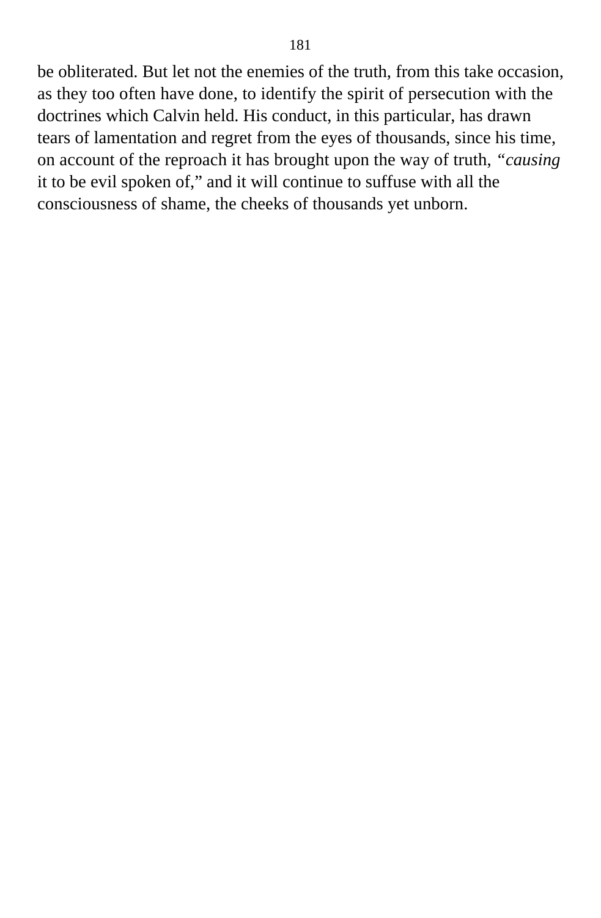be obliterated. But let not the enemies of the truth, from this take occasion, as they too often have done, to identify the spirit of persecution with the doctrines which Calvin held. His conduct, in this particular, has drawn tears of lamentation and regret from the eyes of thousands, since his time, on account of the reproach it has brought upon the way of truth, *"causing* it to be evil spoken of," and it will continue to suffuse with all the consciousness of shame, the cheeks of thousands yet unborn.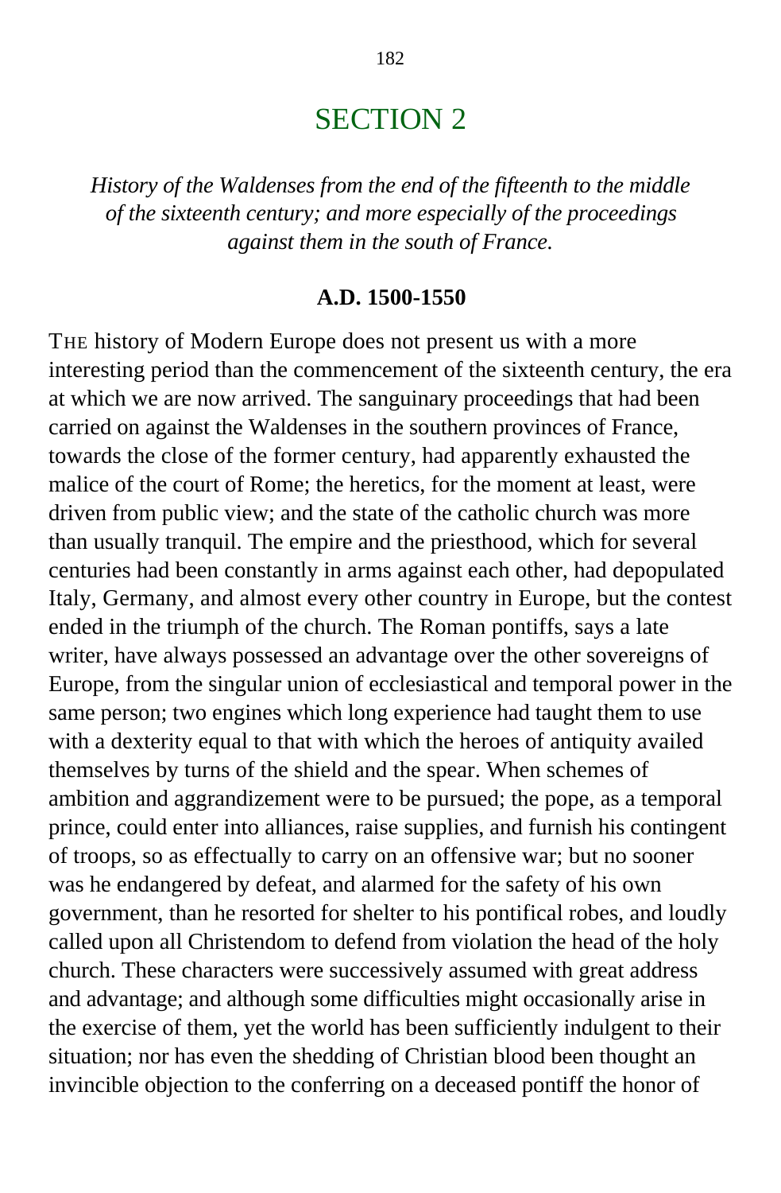# SECTION 2

*History of the Waldenses from the end of the fifteenth to the middle of the sixteenth century; and more especially of the proceedings against them in the south of France.*

**A.D. 1500-1550**

THE history of Modern Europe does not present us with a more interesting period than the commencement of the sixteenth century, the era at which we are now arrived. The sanguinary proceedings that had been carried on against the Waldenses in the southern provinces of France, towards the close of the former century, had apparently exhausted the malice of the court of Rome; the heretics, for the moment at least, were driven from public view; and the state of the catholic church was more than usually tranquil. The empire and the priesthood, which for several centuries had been constantly in arms against each other, had depopulated Italy, Germany, and almost every other country in Europe, but the contest ended in the triumph of the church. The Roman pontiffs, says a late writer, have always possessed an advantage over the other sovereigns of Europe, from the singular union of ecclesiastical and temporal power in the same person; two engines which long experience had taught them to use with a dexterity equal to that with which the heroes of antiquity availed themselves by turns of the shield and the spear. When schemes of ambition and aggrandizement were to be pursued; the pope, as a temporal prince, could enter into alliances, raise supplies, and furnish his contingent of troops, so as effectually to carry on an offensive war; but no sooner was he endangered by defeat, and alarmed for the safety of his own government, than he resorted for shelter to his pontifical robes, and loudly called upon all Christendom to defend from violation the head of the holy church. These characters were successively assumed with great address and advantage; and although some difficulties might occasionally arise in the exercise of them, yet the world has been sufficiently indulgent to their situation; nor has even the shedding of Christian blood been thought an invincible objection to the conferring on a deceased pontiff the honor of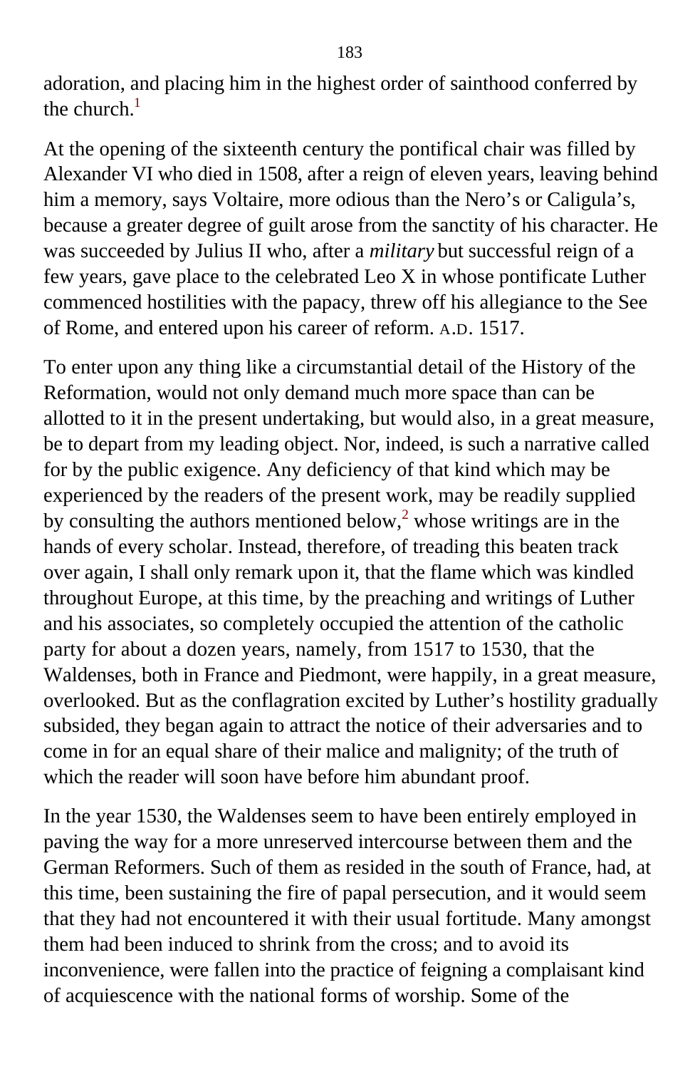adoration, and placing him in the highest order of sainthood conferred by the church.[1]

At the opening of the sixteenth century the pontifical chair was filled by Alexander VI who died in 1508, after a reign of eleven years, leaving behind him a memory, says Voltaire, more odious than the Nero's or Caligula's, because a greater degree of guilt arose from the sanctity of his character. He was succeeded by Julius II who, after a *military* but successful reign of a few years, gave place to the celebrated Leo X in whose pontificate Luther commenced hostilities with the papacy, threw off his allegiance to the See of Rome, and entered upon his career of reform. A.D. 1517.

To enter upon any thing like a circumstantial detail of the History of the Reformation, would not only demand much more space than can be allotted to it in the present undertaking, but would also, in a great measure, be to depart from my leading object. Nor, indeed, is such a narrative called for by the public exigence. Any deficiency of that kind which may be experienced by the readers of the present work, may be readily supplied by consulting the authors mentioned below,[2] whose writings are in the hands of every scholar. Instead, therefore, of treading this beaten track over again, I shall only remark upon it, that the flame which was kindled throughout Europe, at this time, by the preaching and writings of Luther and his associates, so completely occupied the attention of the catholic party for about a dozen years, namely, from 1517 to 1530, that the Waldenses, both in France and Piedmont, were happily, in a great measure, overlooked. But as the conflagration excited by Luther's hostility gradually subsided, they began again to attract the notice of their adversaries and to come in for an equal share of their malice and malignity; of the truth of which the reader will soon have before him abundant proof.

In the year 1530, the Waldenses seem to have been entirely employed in paving the way for a more unreserved intercourse between them and the German Reformers. Such of them as resided in the south of France, had, at this time, been sustaining the fire of papal persecution, and it would seem that they had not encountered it with their usual fortitude. Many amongst them had been induced to shrink from the cross; and to avoid its inconvenience, were fallen into the practice of feigning a complaisant kind of acquiescence with the national forms of worship. Some of the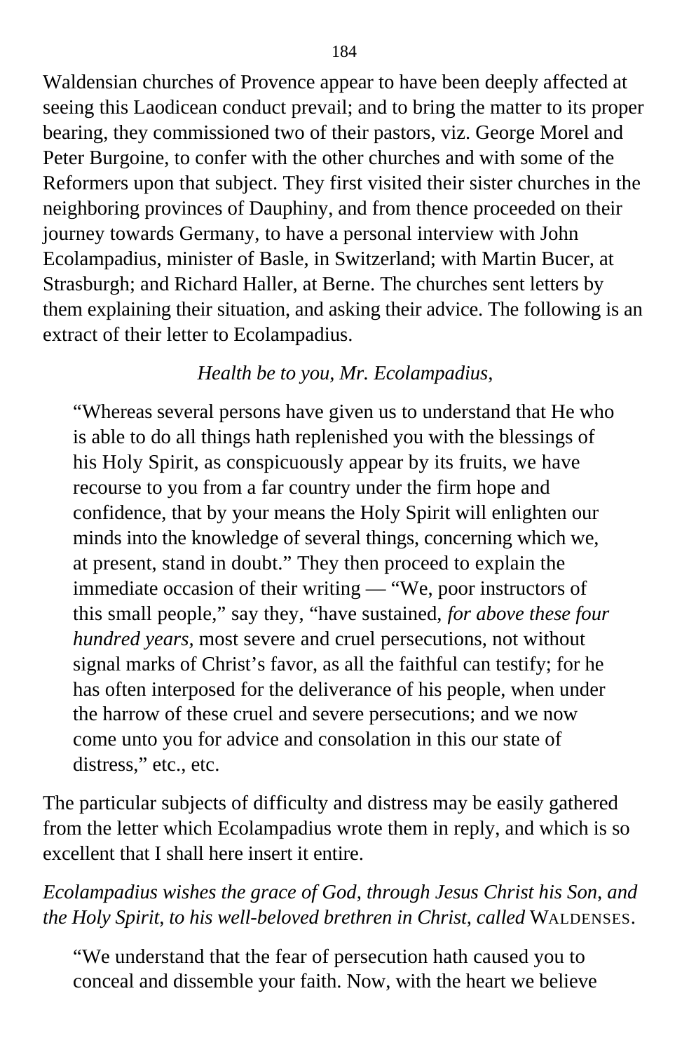Waldensian churches of Provence appear to have been deeply affected at seeing this Laodicean conduct prevail; and to bring the matter to its proper bearing, they commissioned two of their pastors, viz. George Morel and Peter Burgoine, to confer with the other churches and with some of the Reformers upon that subject. They first visited their sister churches in the neighboring provinces of Dauphiny, and from thence proceeded on their journey towards Germany, to have a personal interview with John Ecolampadius, minister of Basle, in Switzerland; with Martin Bucer, at Strasburgh; and Richard Haller, at Berne. The churches sent letters by them explaining their situation, and asking their advice. The following is an extract of their letter to Ecolampadius.

*Health be to you, Mr. Ecolampadius,*

> "Whereas several persons have given us to understand that He who is able to do all things hath replenished you with the blessings of his Holy Spirit, as conspicuously appear by its fruits, we have recourse to you from a far country under the firm hope and confidence, that by your means the Holy Spirit will enlighten our minds into the knowledge of several things, concerning which we, at present, stand in doubt." They then proceed to explain the immediate occasion of their writing — "We, poor instructors of this small people," say they, "have sustained, *for above these four hundred years*, most severe and cruel persecutions, not without signal marks of Christ's favor, as all the faithful can testify; for he has often interposed for the deliverance of his people, when under the harrow of these cruel and severe persecutions; and we now come unto you for advice and consolation in this our state of distress," etc., etc.

The particular subjects of difficulty and distress may be easily gathered from the letter which Ecolampadius wrote them in reply, and which is so excellent that I shall here insert it entire.

*Ecolampadius wishes the grace of God, through Jesus Christ his Son, and the Holy Spirit, to his well-beloved brethren in Christ, called* WALDENSES.

> "We understand that the fear of persecution hath caused you to conceal and dissemble your faith. Now, with the heart we believe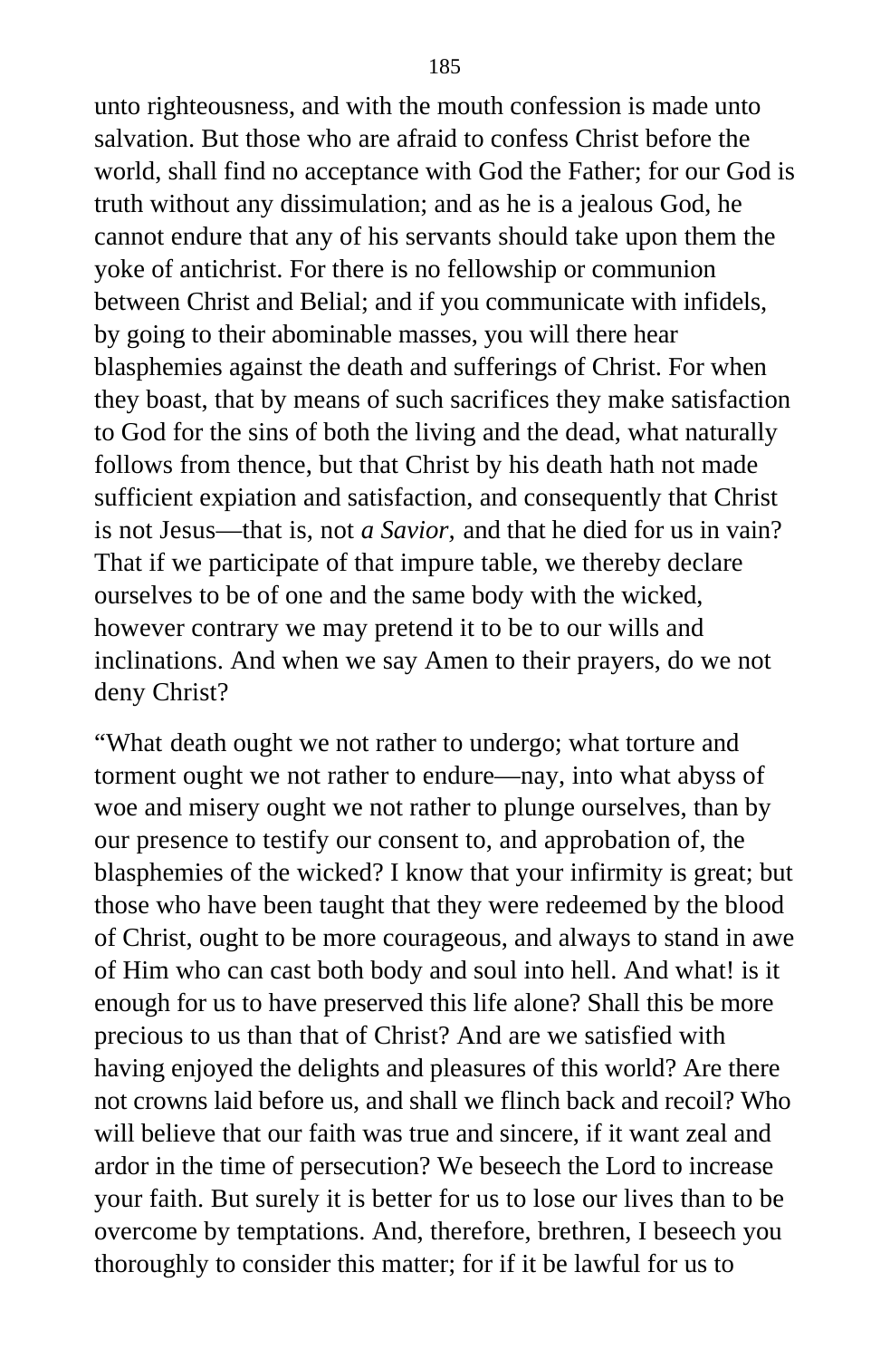unto righteousness, and with the mouth confession is made unto salvation. But those who are afraid to confess Christ before the world, shall find no acceptance with God the Father; for our God is truth without any dissimulation; and as he is a jealous God, he cannot endure that any of his servants should take upon them the yoke of antichrist. For there is no fellowship or communion between Christ and Belial; and if you communicate with infidels, by going to their abominable masses, you will there hear blasphemies against the death and sufferings of Christ. For when they boast, that by means of such sacrifices they make satisfaction to God for the sins of both the living and the dead, what naturally follows from thence, but that Christ by his death hath not made sufficient expiation and satisfaction, and consequently that Christ is not Jesus—that is, not *a Savior,* and that he died for us in vain? That if we participate of that impure table, we thereby declare ourselves to be of one and the same body with the wicked, however contrary we may pretend it to be to our wills and inclinations. And when we say Amen to their prayers, do we not deny Christ?

"What death ought we not rather to undergo; what torture and torment ought we not rather to endure—nay, into what abyss of woe and misery ought we not rather to plunge ourselves, than by our presence to testify our consent to, and approbation of, the blasphemies of the wicked? I know that your infirmity is great; but those who have been taught that they were redeemed by the blood of Christ, ought to be more courageous, and always to stand in awe of Him who can cast both body and soul into hell. And what! is it enough for us to have preserved this life alone? Shall this be more precious to us than that of Christ? And are we satisfied with having enjoyed the delights and pleasures of this world? Are there not crowns laid before us, and shall we flinch back and recoil? Who will believe that our faith was true and sincere, if it want zeal and ardor in the time of persecution? We beseech the Lord to increase your faith. But surely it is better for us to lose our lives than to be overcome by temptations. And, therefore, brethren, I beseech you thoroughly to consider this matter; for if it be lawful for us to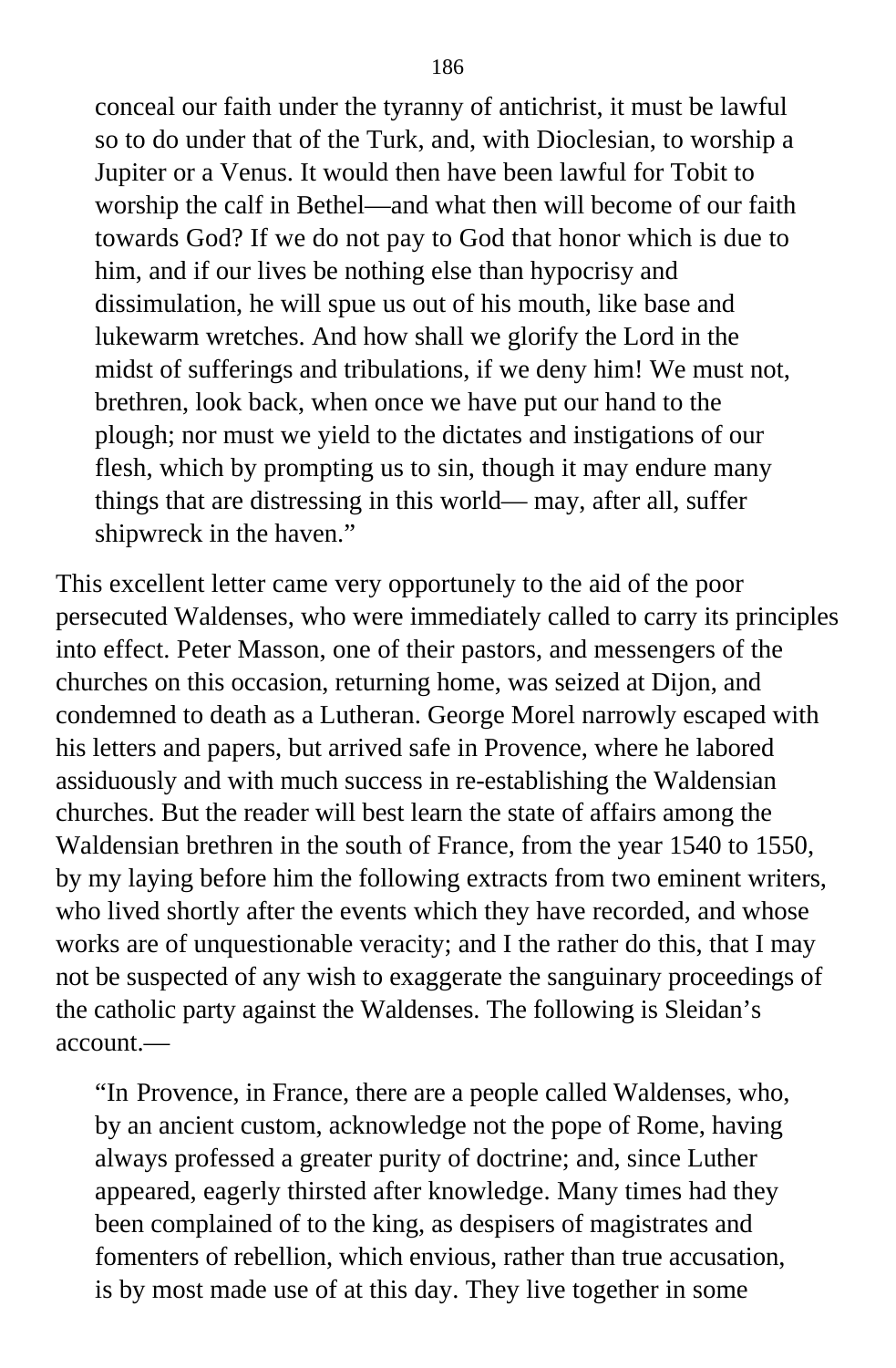> conceal our faith under the tyranny of antichrist, it must be lawful so to do under that of the Turk, and, with Dioclesian, to worship a Jupiter or a Venus. It would then have been lawful for Tobit to worship the calf in Bethel—and what then will become of our faith towards God? If we do not pay to God that honor which is due to him, and if our lives be nothing else than hypocrisy and dissimulation, he will spue us out of his mouth, like base and lukewarm wretches. And how shall we glorify the Lord in the midst of sufferings and tribulations, if we deny him! We must not, brethren, look back, when once we have put our hand to the plough; nor must we yield to the dictates and instigations of our flesh, which by prompting us to sin, though it may endure many things that are distressing in this world— may, after all, suffer shipwreck in the haven."

This excellent letter came very opportunely to the aid of the poor persecuted Waldenses, who were immediately called to carry its principles into effect. Peter Masson, one of their pastors, and messengers of the churches on this occasion, returning home, was seized at Dijon, and condemned to death as a Lutheran. George Morel narrowly escaped with his letters and papers, but arrived safe in Provence, where he labored assiduously and with much success in re-establishing the Waldensian churches. But the reader will best learn the state of affairs among the Waldensian brethren in the south of France, from the year 1540 to 1550, by my laying before him the following extracts from two eminent writers, who lived shortly after the events which they have recorded, and whose works are of unquestionable veracity; and I the rather do this, that I may not be suspected of any wish to exaggerate the sanguinary proceedings of the catholic party against the Waldenses. The following is Sleidan's account.—

> "In Provence, in France, there are a people called Waldenses, who, by an ancient custom, acknowledge not the pope of Rome, having always professed a greater purity of doctrine; and, since Luther appeared, eagerly thirsted after knowledge. Many times had they been complained of to the king, as despisers of magistrates and fomenters of rebellion, which envious, rather than true accusation, is by most made use of at this day. They live together in some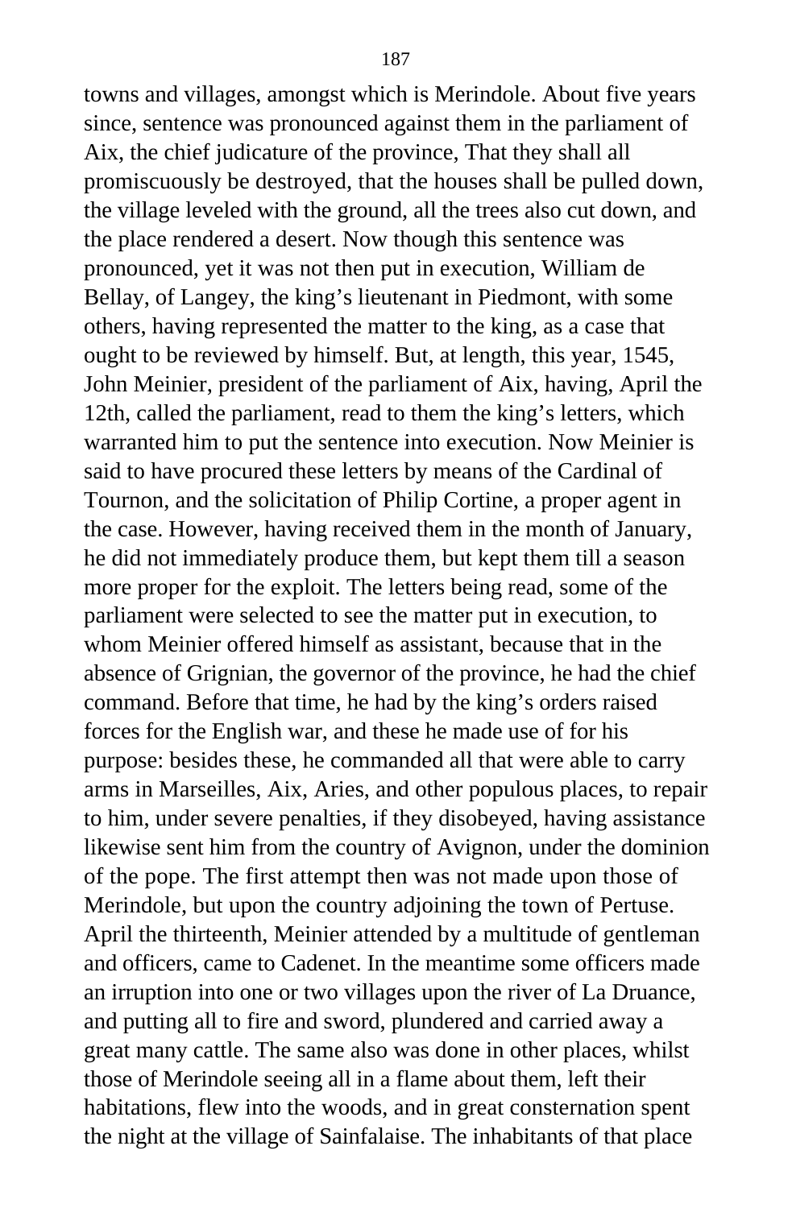towns and villages, amongst which is Merindole. About five years since, sentence was pronounced against them in the parliament of Aix, the chief judicature of the province, That they shall all promiscuously be destroyed, that the houses shall be pulled down, the village leveled with the ground, all the trees also cut down, and the place rendered a desert. Now though this sentence was pronounced, yet it was not then put in execution, William de Bellay, of Langey, the king's lieutenant in Piedmont, with some others, having represented the matter to the king, as a case that ought to be reviewed by himself. But, at length, this year, 1545, John Meinier, president of the parliament of Aix, having, April the 12th, called the parliament, read to them the king's letters, which warranted him to put the sentence into execution. Now Meinier is said to have procured these letters by means of the Cardinal of Tournon, and the solicitation of Philip Cortine, a proper agent in the case. However, having received them in the month of January, he did not immediately produce them, but kept them till a season more proper for the exploit. The letters being read, some of the parliament were selected to see the matter put in execution, to whom Meinier offered himself as assistant, because that in the absence of Grignian, the governor of the province, he had the chief command. Before that time, he had by the king's orders raised forces for the English war, and these he made use of for his purpose: besides these, he commanded all that were able to carry arms in Marseilles, Aix, Aries, and other populous places, to repair to him, under severe penalties, if they disobeyed, having assistance likewise sent him from the country of Avignon, under the dominion of the pope. The first attempt then was not made upon those of Merindole, but upon the country adjoining the town of Pertuse. April the thirteenth, Meinier attended by a multitude of gentleman and officers, came to Cadenet. In the meantime some officers made an irruption into one or two villages upon the river of La Druance, and putting all to fire and sword, plundered and carried away a great many cattle. The same also was done in other places, whilst those of Merindole seeing all in a flame about them, left their habitations, flew into the woods, and in great consternation spent the night at the village of Sainfalaise. The inhabitants of that place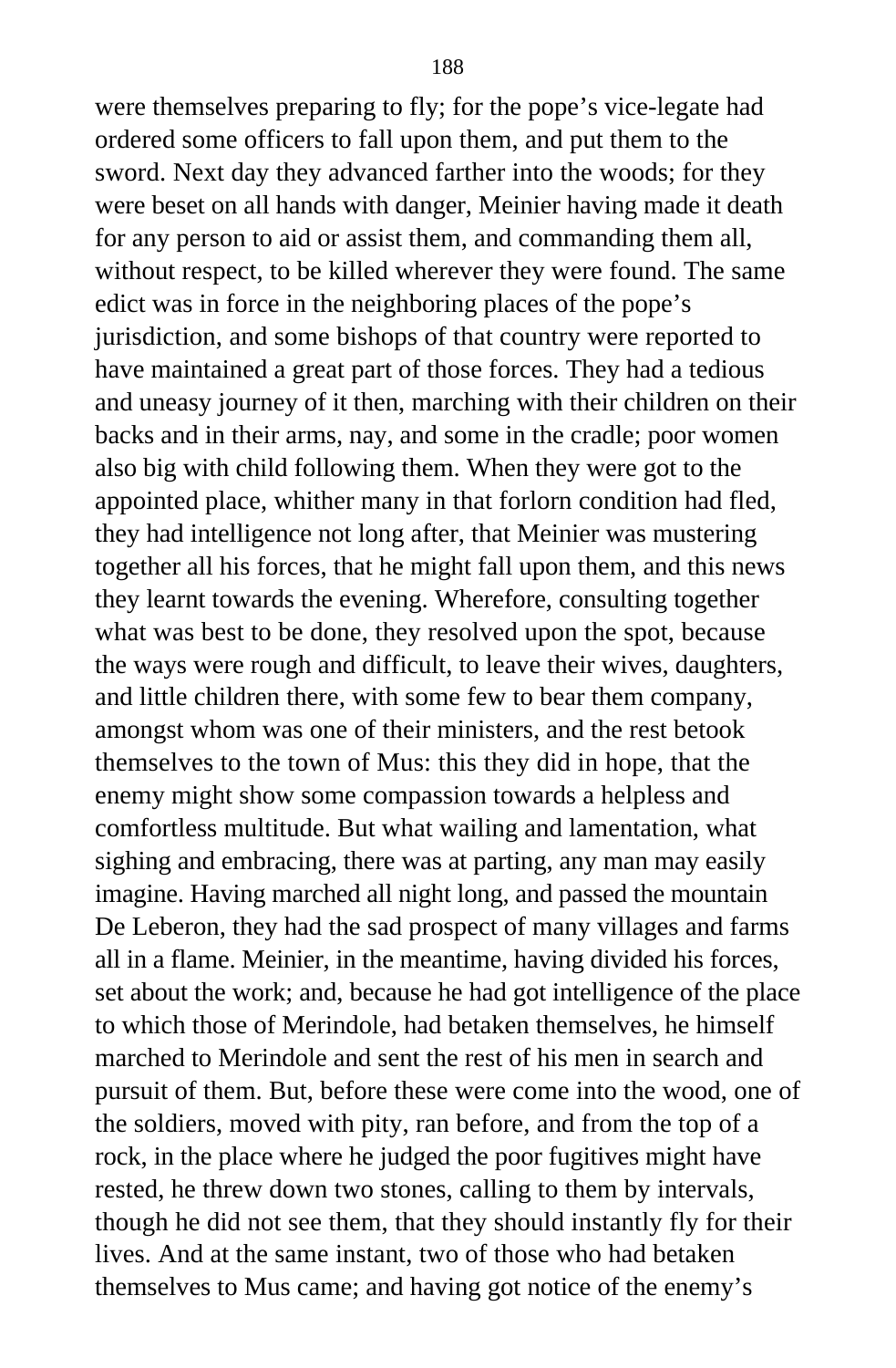were themselves preparing to fly; for the pope's vice-legate had ordered some officers to fall upon them, and put them to the sword. Next day they advanced farther into the woods; for they were beset on all hands with danger, Meinier having made it death for any person to aid or assist them, and commanding them all, without respect, to be killed wherever they were found. The same edict was in force in the neighboring places of the pope's jurisdiction, and some bishops of that country were reported to have maintained a great part of those forces. They had a tedious and uneasy journey of it then, marching with their children on their backs and in their arms, nay, and some in the cradle; poor women also big with child following them. When they were got to the appointed place, whither many in that forlorn condition had fled, they had intelligence not long after, that Meinier was mustering together all his forces, that he might fall upon them, and this news they learnt towards the evening. Wherefore, consulting together what was best to be done, they resolved upon the spot, because the ways were rough and difficult, to leave their wives, daughters, and little children there, with some few to bear them company, amongst whom was one of their ministers, and the rest betook themselves to the town of Mus: this they did in hope, that the enemy might show some compassion towards a helpless and comfortless multitude. But what wailing and lamentation, what sighing and embracing, there was at parting, any man may easily imagine. Having marched all night long, and passed the mountain De Leberon, they had the sad prospect of many villages and farms all in a flame. Meinier, in the meantime, having divided his forces, set about the work; and, because he had got intelligence of the place to which those of Merindole, had betaken themselves, he himself marched to Merindole and sent the rest of his men in search and pursuit of them. But, before these were come into the wood, one of the soldiers, moved with pity, ran before, and from the top of a rock, in the place where he judged the poor fugitives might have rested, he threw down two stones, calling to them by intervals, though he did not see them, that they should instantly fly for their lives. And at the same instant, two of those who had betaken themselves to Mus came; and having got notice of the enemy's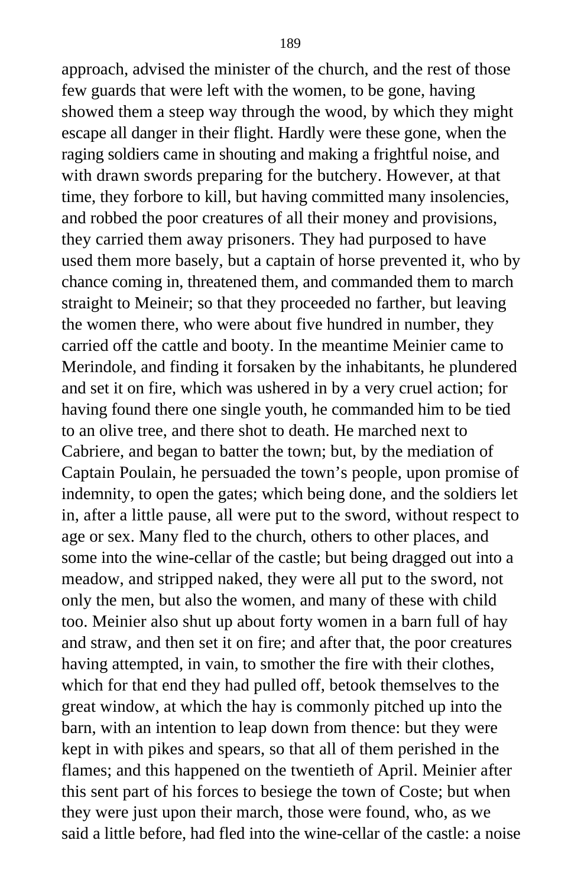approach, advised the minister of the church, and the rest of those few guards that were left with the women, to be gone, having showed them a steep way through the wood, by which they might escape all danger in their flight. Hardly were these gone, when the raging soldiers came in shouting and making a frightful noise, and with drawn swords preparing for the butchery. However, at that time, they forbore to kill, but having committed many insolencies, and robbed the poor creatures of all their money and provisions, they carried them away prisoners. They had purposed to have used them more basely, but a captain of horse prevented it, who by chance coming in, threatened them, and commanded them to march straight to Meineir; so that they proceeded no farther, but leaving the women there, who were about five hundred in number, they carried off the cattle and booty. In the meantime Meinier came to Merindole, and finding it forsaken by the inhabitants, he plundered and set it on fire, which was ushered in by a very cruel action; for having found there one single youth, he commanded him to be tied to an olive tree, and there shot to death. He marched next to Cabriere, and began to batter the town; but, by the mediation of Captain Poulain, he persuaded the town's people, upon promise of indemnity, to open the gates; which being done, and the soldiers let in, after a little pause, all were put to the sword, without respect to age or sex. Many fled to the church, others to other places, and some into the wine-cellar of the castle; but being dragged out into a meadow, and stripped naked, they were all put to the sword, not only the men, but also the women, and many of these with child too. Meinier also shut up about forty women in a barn full of hay and straw, and then set it on fire; and after that, the poor creatures having attempted, in vain, to smother the fire with their clothes, which for that end they had pulled off, betook themselves to the great window, at which the hay is commonly pitched up into the barn, with an intention to leap down from thence: but they were kept in with pikes and spears, so that all of them perished in the flames; and this happened on the twentieth of April. Meinier after this sent part of his forces to besiege the town of Coste; but when they were just upon their march, those were found, who, as we said a little before, had fled into the wine-cellar of the castle: a noise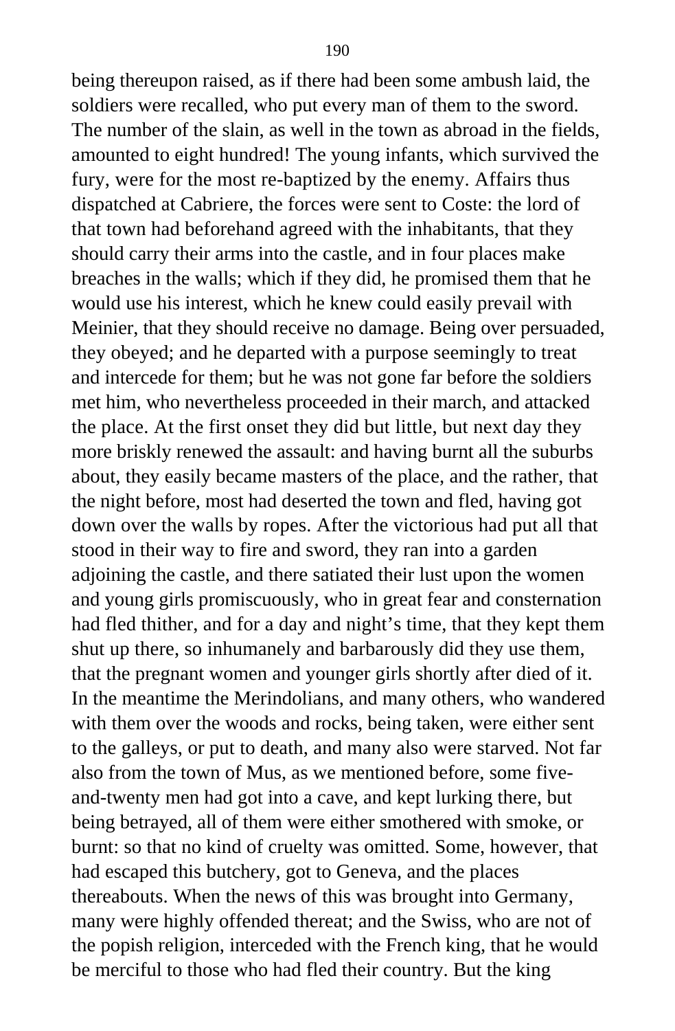being thereupon raised, as if there had been some ambush laid, the soldiers were recalled, who put every man of them to the sword. The number of the slain, as well in the town as abroad in the fields, amounted to eight hundred! The young infants, which survived the fury, were for the most re-baptized by the enemy. Affairs thus dispatched at Cabriere, the forces were sent to Coste: the lord of that town had beforehand agreed with the inhabitants, that they should carry their arms into the castle, and in four places make breaches in the walls; which if they did, he promised them that he would use his interest, which he knew could easily prevail with Meinier, that they should receive no damage. Being over persuaded, they obeyed; and he departed with a purpose seemingly to treat and intercede for them; but he was not gone far before the soldiers met him, who nevertheless proceeded in their march, and attacked the place. At the first onset they did but little, but next day they more briskly renewed the assault: and having burnt all the suburbs about, they easily became masters of the place, and the rather, that the night before, most had deserted the town and fled, having got down over the walls by ropes. After the victorious had put all that stood in their way to fire and sword, they ran into a garden adjoining the castle, and there satiated their lust upon the women and young girls promiscuously, who in great fear and consternation had fled thither, and for a day and night's time, that they kept them shut up there, so inhumanely and barbarously did they use them, that the pregnant women and younger girls shortly after died of it. In the meantime the Merindolians, and many others, who wandered with them over the woods and rocks, being taken, were either sent to the galleys, or put to death, and many also were starved. Not far also from the town of Mus, as we mentioned before, some five-and-twenty men had got into a cave, and kept lurking there, but being betrayed, all of them were either smothered with smoke, or burnt: so that no kind of cruelty was omitted. Some, however, that had escaped this butchery, got to Geneva, and the places thereabouts. When the news of this was brought into Germany, many were highly offended thereat; and the Swiss, who are not of the popish religion, interceded with the French king, that he would be merciful to those who had fled their country. But the king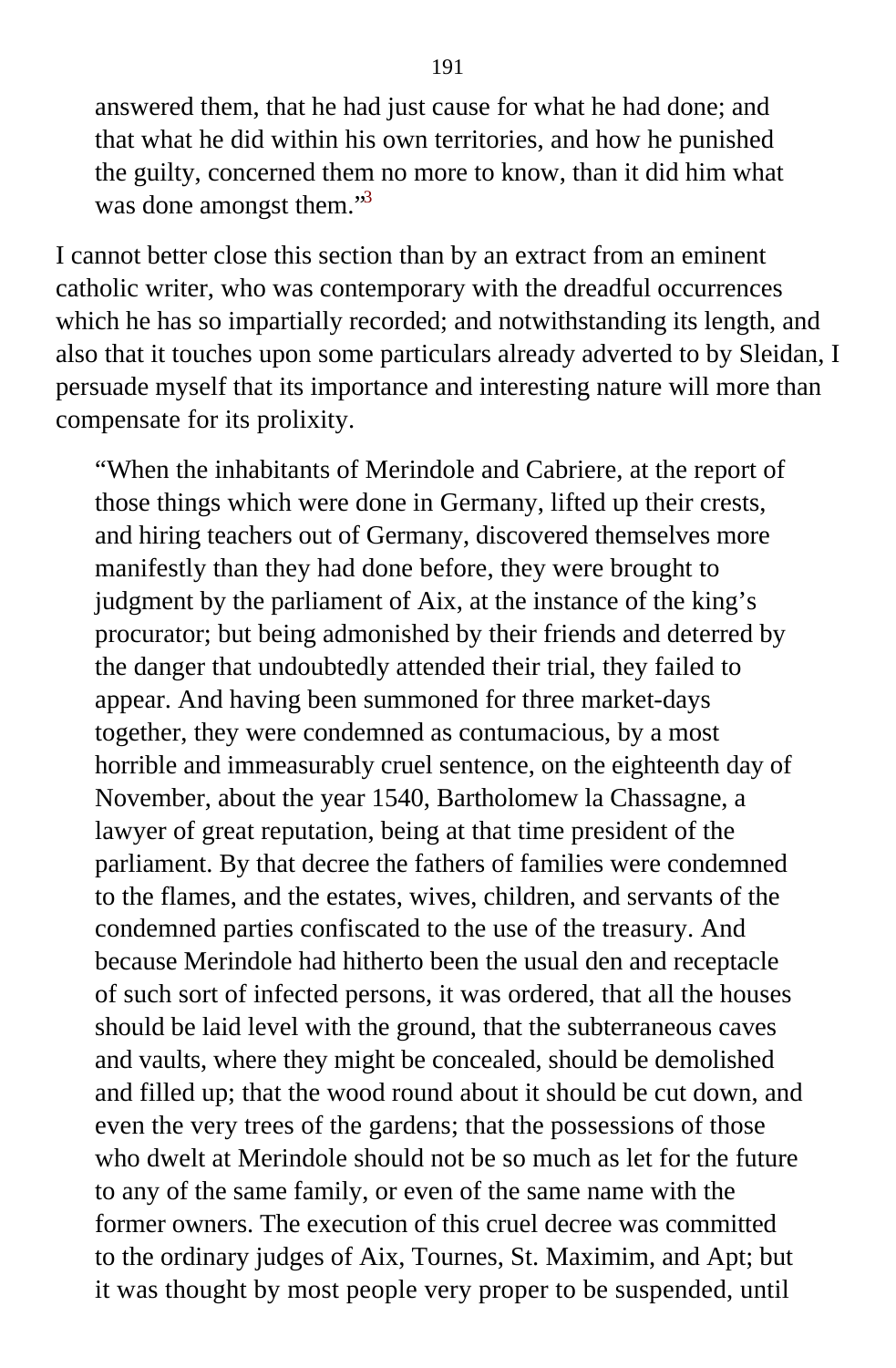> answered them, that he had just cause for what he had done; and that what he did within his own territories, and how he punished the guilty, concerned them no more to know, than it did him what was done amongst them."[3]

I cannot better close this section than by an extract from an eminent catholic writer, who was contemporary with the dreadful occurrences which he has so impartially recorded; and notwithstanding its length, and also that it touches upon some particulars already adverted to by Sleidan, I persuade myself that its importance and interesting nature will more than compensate for its prolixity.

> "When the inhabitants of Merindole and Cabriere, at the report of those things which were done in Germany, lifted up their crests, and hiring teachers out of Germany, discovered themselves more manifestly than they had done before, they were brought to judgment by the parliament of Aix, at the instance of the king's procurator; but being admonished by their friends and deterred by the danger that undoubtedly attended their trial, they failed to appear. And having been summoned for three market-days together, they were condemned as contumacious, by a most horrible and immeasurably cruel sentence, on the eighteenth day of November, about the year 1540, Bartholomew la Chassagne, a lawyer of great reputation, being at that time president of the parliament. By that decree the fathers of families were condemned to the flames, and the estates, wives, children, and servants of the condemned parties confiscated to the use of the treasury. And because Merindole had hitherto been the usual den and receptacle of such sort of infected persons, it was ordered, that all the houses should be laid level with the ground, that the subterraneous caves and vaults, where they might be concealed, should be demolished and filled up; that the wood round about it should be cut down, and even the very trees of the gardens; that the possessions of those who dwelt at Merindole should not be so much as let for the future to any of the same family, or even of the same name with the former owners. The execution of this cruel decree was committed to the ordinary judges of Aix, Tournes, St. Maximim, and Apt; but it was thought by most people very proper to be suspended, until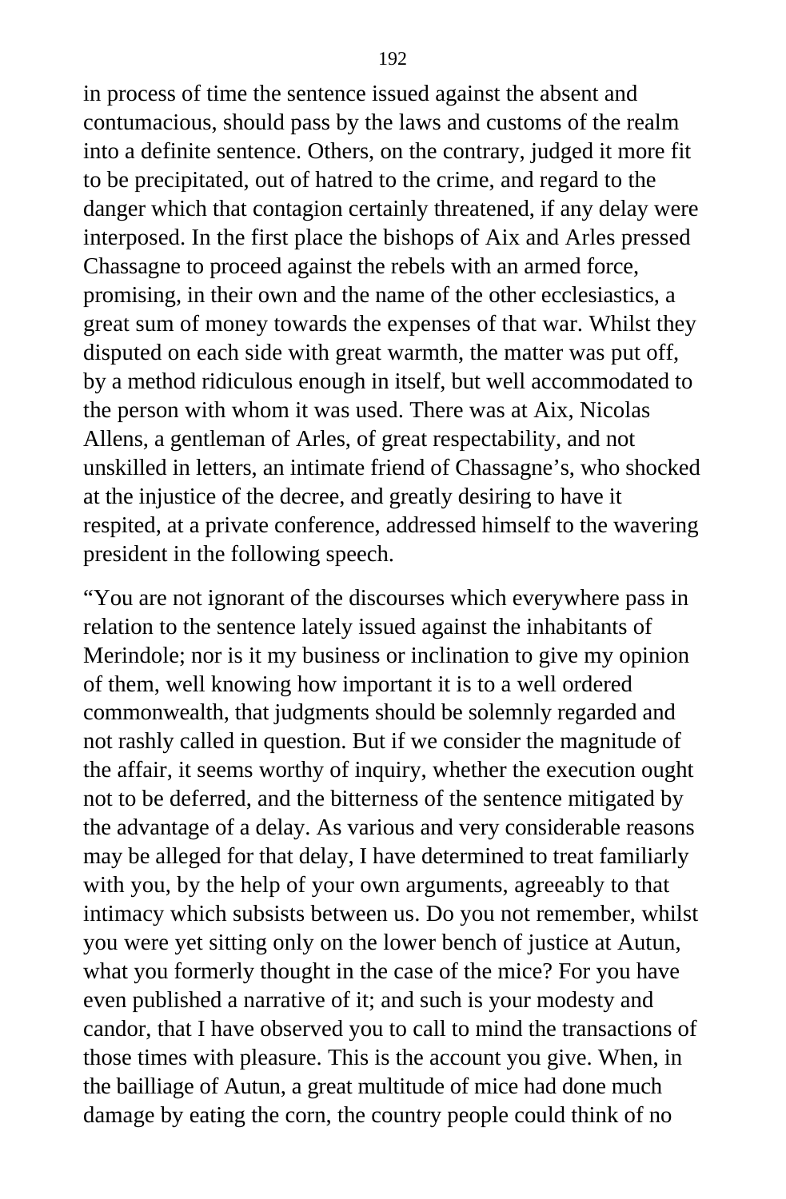in process of time the sentence issued against the absent and contumacious, should pass by the laws and customs of the realm into a definite sentence. Others, on the contrary, judged it more fit to be precipitated, out of hatred to the crime, and regard to the danger which that contagion certainly threatened, if any delay were interposed. In the first place the bishops of Aix and Arles pressed Chassagne to proceed against the rebels with an armed force, promising, in their own and the name of the other ecclesiastics, a great sum of money towards the expenses of that war. Whilst they disputed on each side with great warmth, the matter was put off, by a method ridiculous enough in itself, but well accommodated to the person with whom it was used. There was at Aix, Nicolas Allens, a gentleman of Arles, of great respectability, and not unskilled in letters, an intimate friend of Chassagne's, who shocked at the injustice of the decree, and greatly desiring to have it respited, at a private conference, addressed himself to the wavering president in the following speech.

"You are not ignorant of the discourses which everywhere pass in relation to the sentence lately issued against the inhabitants of Merindole; nor is it my business or inclination to give my opinion of them, well knowing how important it is to a well ordered commonwealth, that judgments should be solemnly regarded and not rashly called in question. But if we consider the magnitude of the affair, it seems worthy of inquiry, whether the execution ought not to be deferred, and the bitterness of the sentence mitigated by the advantage of a delay. As various and very considerable reasons may be alleged for that delay, I have determined to treat familiarly with you, by the help of your own arguments, agreeably to that intimacy which subsists between us. Do you not remember, whilst you were yet sitting only on the lower bench of justice at Autun, what you formerly thought in the case of the mice? For you have even published a narrative of it; and such is your modesty and candor, that I have observed you to call to mind the transactions of those times with pleasure. This is the account you give. When, in the bailliage of Autun, a great multitude of mice had done much damage by eating the corn, the country people could think of no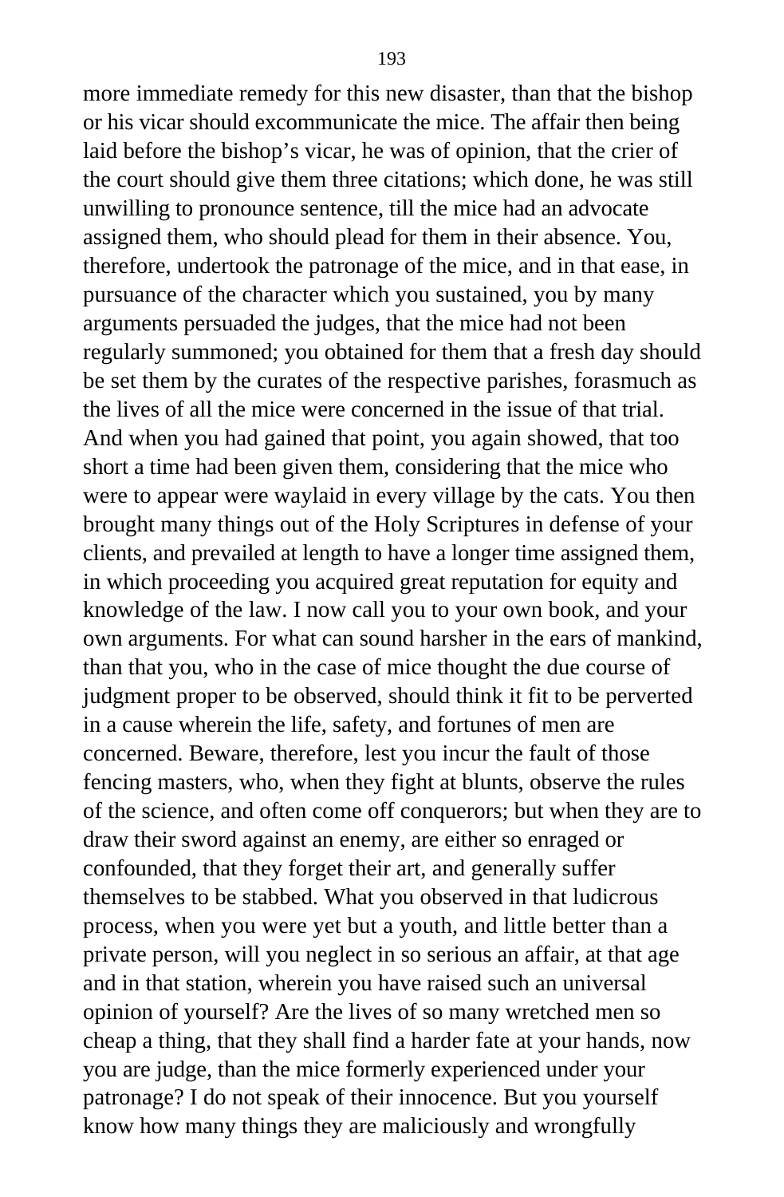more immediate remedy for this new disaster, than that the bishop or his vicar should excommunicate the mice. The affair then being laid before the bishop's vicar, he was of opinion, that the crier of the court should give them three citations; which done, he was still unwilling to pronounce sentence, till the mice had an advocate assigned them, who should plead for them in their absence. You, therefore, undertook the patronage of the mice, and in that ease, in pursuance of the character which you sustained, you by many arguments persuaded the judges, that the mice had not been regularly summoned; you obtained for them that a fresh day should be set them by the curates of the respective parishes, forasmuch as the lives of all the mice were concerned in the issue of that trial. And when you had gained that point, you again showed, that too short a time had been given them, considering that the mice who were to appear were waylaid in every village by the cats. You then brought many things out of the Holy Scriptures in defense of your clients, and prevailed at length to have a longer time assigned them, in which proceeding you acquired great reputation for equity and knowledge of the law. I now call you to your own book, and your own arguments. For what can sound harsher in the ears of mankind, than that you, who in the case of mice thought the due course of judgment proper to be observed, should think it fit to be perverted in a cause wherein the life, safety, and fortunes of men are concerned. Beware, therefore, lest you incur the fault of those fencing masters, who, when they fight at blunts, observe the rules of the science, and often come off conquerors; but when they are to draw their sword against an enemy, are either so enraged or confounded, that they forget their art, and generally suffer themselves to be stabbed. What you observed in that ludicrous process, when you were yet but a youth, and little better than a private person, will you neglect in so serious an affair, at that age and in that station, wherein you have raised such an universal opinion of yourself? Are the lives of so many wretched men so cheap a thing, that they shall find a harder fate at your hands, now you are judge, than the mice formerly experienced under your patronage? I do not speak of their innocence. But you yourself know how many things they are maliciously and wrongfully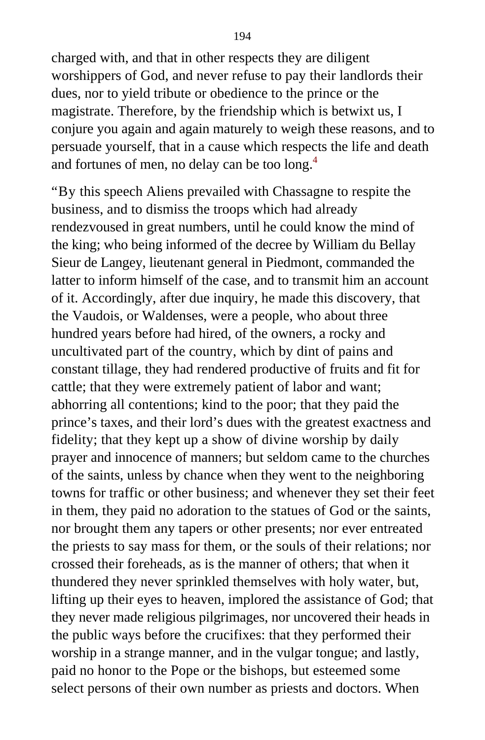charged with, and that in other respects they are diligent worshippers of God, and never refuse to pay their landlords their dues, nor to yield tribute or obedience to the prince or the magistrate. Therefore, by the friendship which is betwixt us, I conjure you again and again maturely to weigh these reasons, and to persuade yourself, that in a cause which respects the life and death and fortunes of men, no delay can be too long.[4]

"By this speech Aliens prevailed with Chassagne to respite the business, and to dismiss the troops which had already rendezvoused in great numbers, until he could know the mind of the king; who being informed of the decree by William du Bellay Sieur de Langey, lieutenant general in Piedmont, commanded the latter to inform himself of the case, and to transmit him an account of it. Accordingly, after due inquiry, he made this discovery, that the Vaudois, or Waldenses, were a people, who about three hundred years before had hired, of the owners, a rocky and uncultivated part of the country, which by dint of pains and constant tillage, they had rendered productive of fruits and fit for cattle; that they were extremely patient of labor and want; abhorring all contentions; kind to the poor; that they paid the prince's taxes, and their lord's dues with the greatest exactness and fidelity; that they kept up a show of divine worship by daily prayer and innocence of manners; but seldom came to the churches of the saints, unless by chance when they went to the neighboring towns for traffic or other business; and whenever they set their feet in them, they paid no adoration to the statues of God or the saints, nor brought them any tapers or other presents; nor ever entreated the priests to say mass for them, or the souls of their relations; nor crossed their foreheads, as is the manner of others; that when it thundered they never sprinkled themselves with holy water, but, lifting up their eyes to heaven, implored the assistance of God; that they never made religious pilgrimages, nor uncovered their heads in the public ways before the crucifixes: that they performed their worship in a strange manner, and in the vulgar tongue; and lastly, paid no honor to the Pope or the bishops, but esteemed some select persons of their own number as priests and doctors. When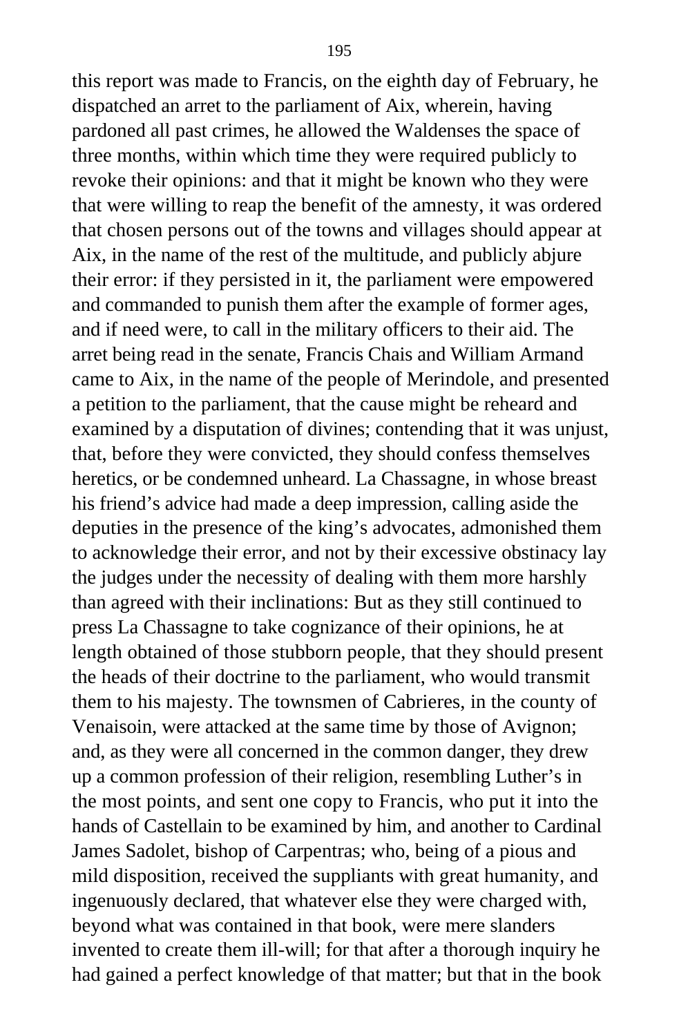this report was made to Francis, on the eighth day of February, he dispatched an arret to the parliament of Aix, wherein, having pardoned all past crimes, he allowed the Waldenses the space of three months, within which time they were required publicly to revoke their opinions: and that it might be known who they were that were willing to reap the benefit of the amnesty, it was ordered that chosen persons out of the towns and villages should appear at Aix, in the name of the rest of the multitude, and publicly abjure their error: if they persisted in it, the parliament were empowered and commanded to punish them after the example of former ages, and if need were, to call in the military officers to their aid. The arret being read in the senate, Francis Chais and William Armand came to Aix, in the name of the people of Merindole, and presented a petition to the parliament, that the cause might be reheard and examined by a disputation of divines; contending that it was unjust, that, before they were convicted, they should confess themselves heretics, or be condemned unheard. La Chassagne, in whose breast his friend's advice had made a deep impression, calling aside the deputies in the presence of the king's advocates, admonished them to acknowledge their error, and not by their excessive obstinacy lay the judges under the necessity of dealing with them more harshly than agreed with their inclinations: But as they still continued to press La Chassagne to take cognizance of their opinions, he at length obtained of those stubborn people, that they should present the heads of their doctrine to the parliament, who would transmit them to his majesty. The townsmen of Cabrieres, in the county of Venaisoin, were attacked at the same time by those of Avignon; and, as they were all concerned in the common danger, they drew up a common profession of their religion, resembling Luther's in the most points, and sent one copy to Francis, who put it into the hands of Castellain to be examined by him, and another to Cardinal James Sadolet, bishop of Carpentras; who, being of a pious and mild disposition, received the suppliants with great humanity, and ingenuously declared, that whatever else they were charged with, beyond what was contained in that book, were mere slanders invented to create them ill-will; for that after a thorough inquiry he had gained a perfect knowledge of that matter; but that in the book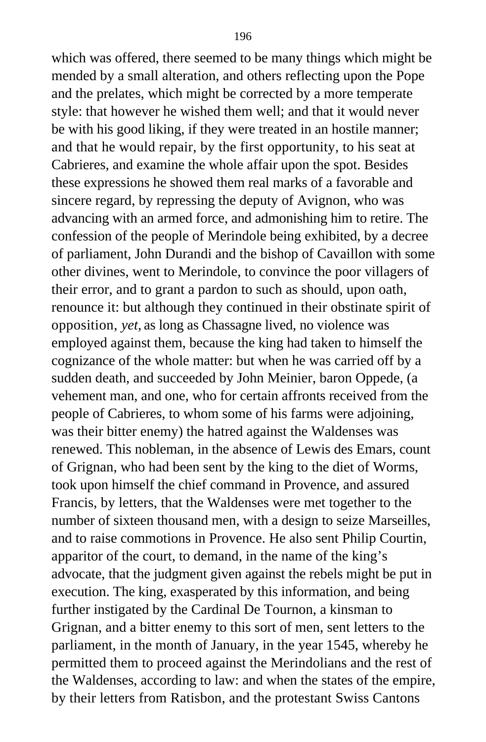which was offered, there seemed to be many things which might be mended by a small alteration, and others reflecting upon the Pope and the prelates, which might be corrected by a more temperate style: that however he wished them well; and that it would never be with his good liking, if they were treated in an hostile manner; and that he would repair, by the first opportunity, to his seat at Cabrieres, and examine the whole affair upon the spot. Besides these expressions he showed them real marks of a favorable and sincere regard, by repressing the deputy of Avignon, who was advancing with an armed force, and admonishing him to retire. The confession of the people of Merindole being exhibited, by a decree of parliament, John Durandi and the bishop of Cavaillon with some other divines, went to Merindole, to convince the poor villagers of their error, and to grant a pardon to such as should, upon oath, renounce it: but although they continued in their obstinate spirit of opposition, *yet,* as long as Chassagne lived, no violence was employed against them, because the king had taken to himself the cognizance of the whole matter: but when he was carried off by a sudden death, and succeeded by John Meinier, baron Oppede, (a vehement man, and one, who for certain affronts received from the people of Cabrieres, to whom some of his farms were adjoining, was their bitter enemy) the hatred against the Waldenses was renewed. This nobleman, in the absence of Lewis des Emars, count of Grignan, who had been sent by the king to the diet of Worms, took upon himself the chief command in Provence, and assured Francis, by letters, that the Waldenses were met together to the number of sixteen thousand men, with a design to seize Marseilles, and to raise commotions in Provence. He also sent Philip Courtin, apparitor of the court, to demand, in the name of the king's advocate, that the judgment given against the rebels might be put in execution. The king, exasperated by this information, and being further instigated by the Cardinal De Tournon, a kinsman to Grignan, and a bitter enemy to this sort of men, sent letters to the parliament, in the month of January, in the year 1545, whereby he permitted them to proceed against the Merindolians and the rest of the Waldenses, according to law: and when the states of the empire, by their letters from Ratisbon, and the protestant Swiss Cantons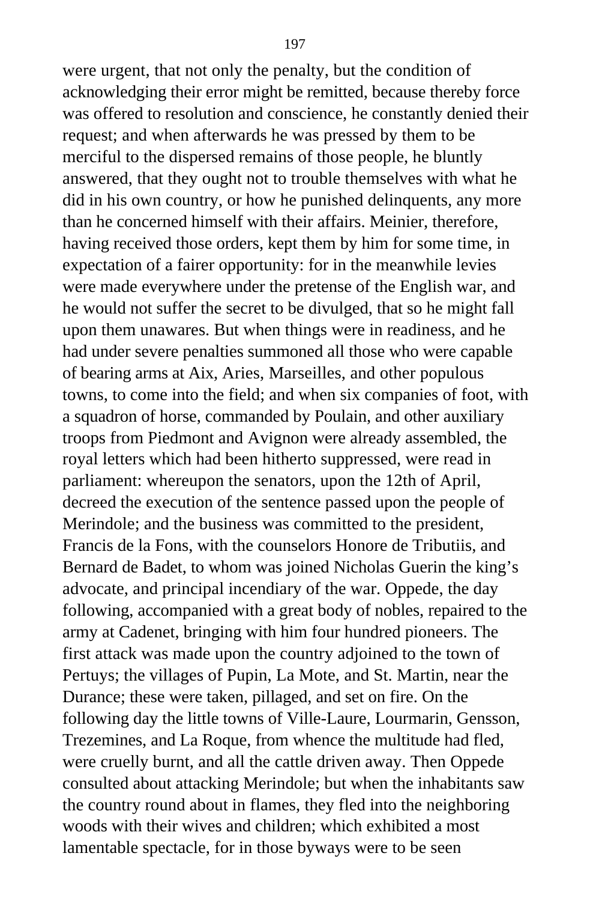were urgent, that not only the penalty, but the condition of acknowledging their error might be remitted, because thereby force was offered to resolution and conscience, he constantly denied their request; and when afterwards he was pressed by them to be merciful to the dispersed remains of those people, he bluntly answered, that they ought not to trouble themselves with what he did in his own country, or how he punished delinquents, any more than he concerned himself with their affairs. Meinier, therefore, having received those orders, kept them by him for some time, in expectation of a fairer opportunity: for in the meanwhile levies were made everywhere under the pretense of the English war, and he would not suffer the secret to be divulged, that so he might fall upon them unawares. But when things were in readiness, and he had under severe penalties summoned all those who were capable of bearing arms at Aix, Aries, Marseilles, and other populous towns, to come into the field; and when six companies of foot, with a squadron of horse, commanded by Poulain, and other auxiliary troops from Piedmont and Avignon were already assembled, the royal letters which had been hitherto suppressed, were read in parliament: whereupon the senators, upon the 12th of April, decreed the execution of the sentence passed upon the people of Merindole; and the business was committed to the president, Francis de la Fons, with the counselors Honore de Tributiis, and Bernard de Badet, to whom was joined Nicholas Guerin the king's advocate, and principal incendiary of the war. Oppede, the day following, accompanied with a great body of nobles, repaired to the army at Cadenet, bringing with him four hundred pioneers. The first attack was made upon the country adjoined to the town of Pertuys; the villages of Pupin, La Mote, and St. Martin, near the Durance; these were taken, pillaged, and set on fire. On the following day the little towns of Ville-Laure, Lourmarin, Gensson, Trezemines, and La Roque, from whence the multitude had fled, were cruelly burnt, and all the cattle driven away. Then Oppede consulted about attacking Merindole; but when the inhabitants saw the country round about in flames, they fled into the neighboring woods with their wives and children; which exhibited a most lamentable spectacle, for in those byways were to be seen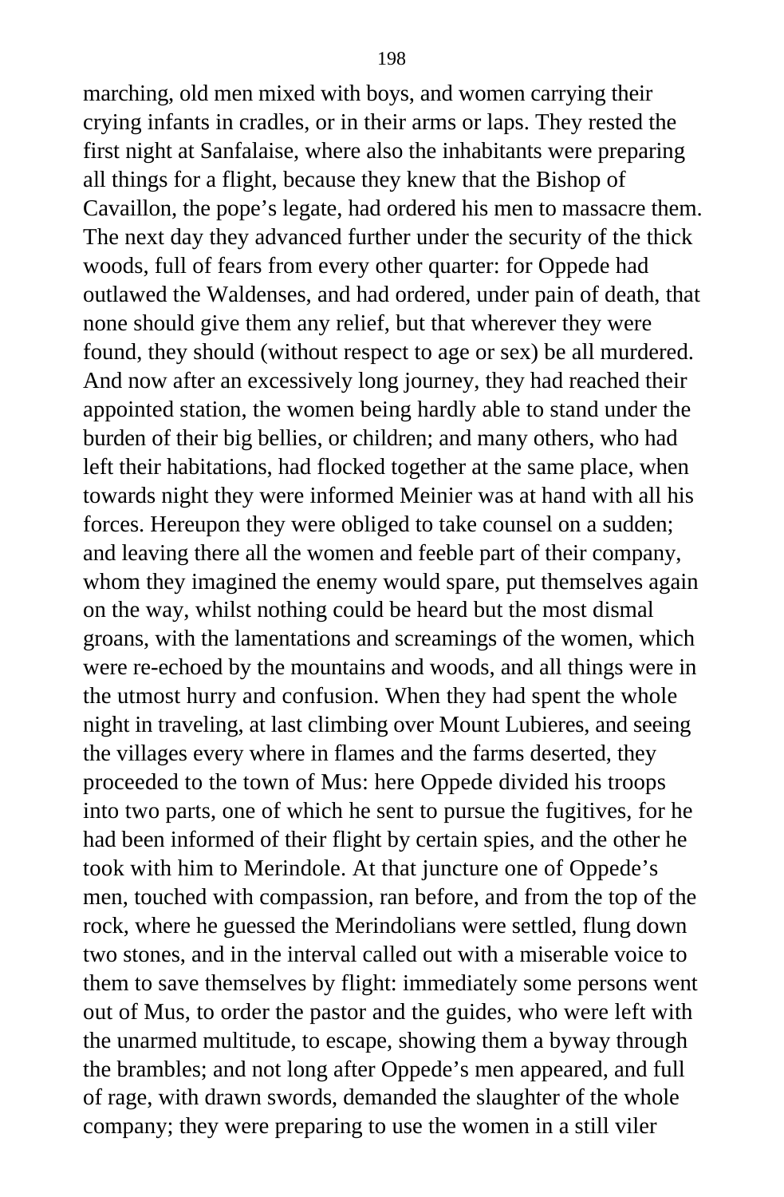marching, old men mixed with boys, and women carrying their crying infants in cradles, or in their arms or laps. They rested the first night at Sanfalaise, where also the inhabitants were preparing all things for a flight, because they knew that the Bishop of Cavaillon, the pope's legate, had ordered his men to massacre them. The next day they advanced further under the security of the thick woods, full of fears from every other quarter: for Oppede had outlawed the Waldenses, and had ordered, under pain of death, that none should give them any relief, but that wherever they were found, they should (without respect to age or sex) be all murdered. And now after an excessively long journey, they had reached their appointed station, the women being hardly able to stand under the burden of their big bellies, or children; and many others, who had left their habitations, had flocked together at the same place, when towards night they were informed Meinier was at hand with all his forces. Hereupon they were obliged to take counsel on a sudden; and leaving there all the women and feeble part of their company, whom they imagined the enemy would spare, put themselves again on the way, whilst nothing could be heard but the most dismal groans, with the lamentations and screamings of the women, which were re-echoed by the mountains and woods, and all things were in the utmost hurry and confusion. When they had spent the whole night in traveling, at last climbing over Mount Lubieres, and seeing the villages every where in flames and the farms deserted, they proceeded to the town of Mus: here Oppede divided his troops into two parts, one of which he sent to pursue the fugitives, for he had been informed of their flight by certain spies, and the other he took with him to Merindole. At that juncture one of Oppede's men, touched with compassion, ran before, and from the top of the rock, where he guessed the Merindolians were settled, flung down two stones, and in the interval called out with a miserable voice to them to save themselves by flight: immediately some persons went out of Mus, to order the pastor and the guides, who were left with the unarmed multitude, to escape, showing them a byway through the brambles; and not long after Oppede's men appeared, and full of rage, with drawn swords, demanded the slaughter of the whole company; they were preparing to use the women in a still viler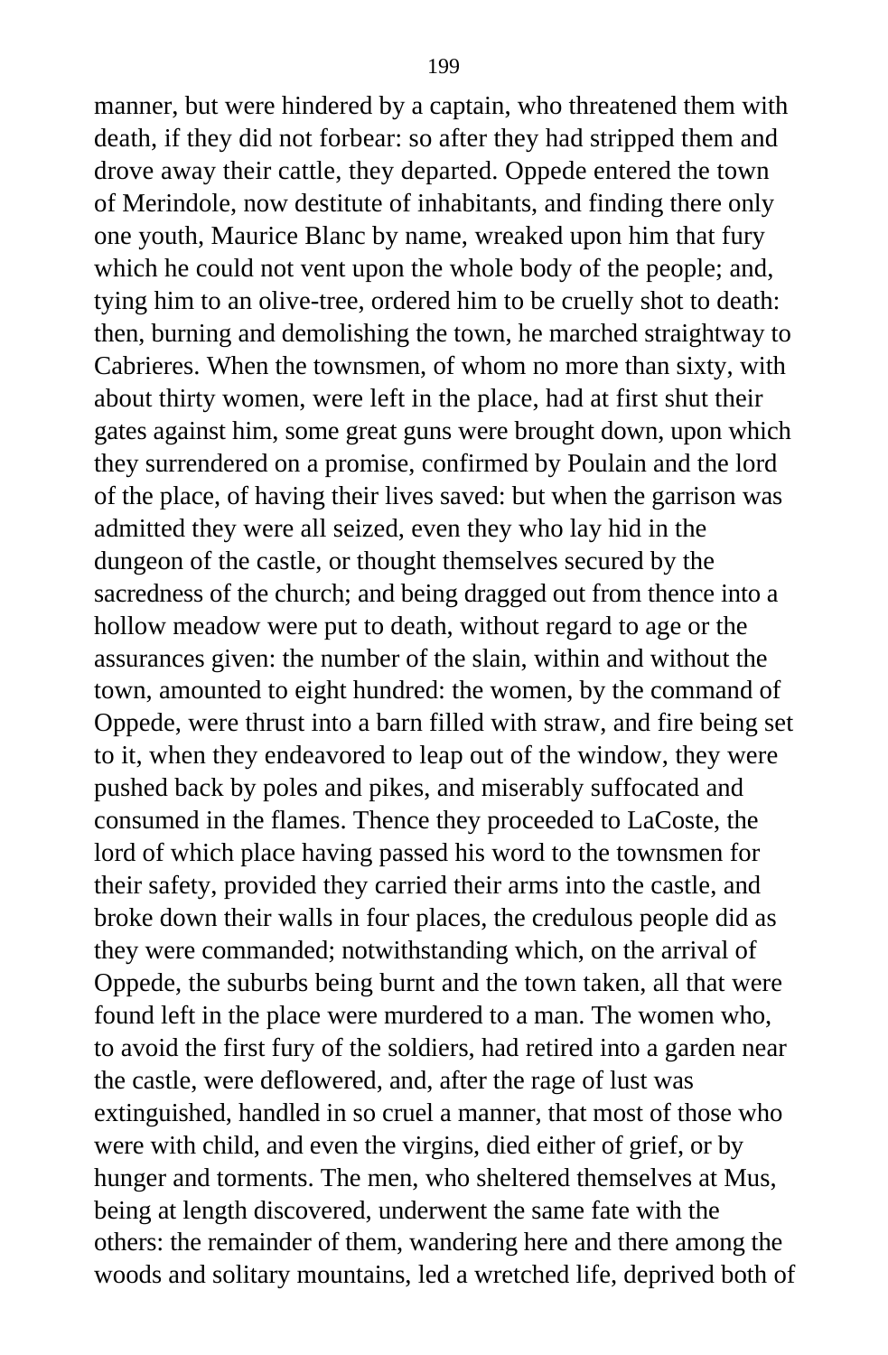manner, but were hindered by a captain, who threatened them with death, if they did not forbear: so after they had stripped them and drove away their cattle, they departed. Oppede entered the town of Merindole, now destitute of inhabitants, and finding there only one youth, Maurice Blanc by name, wreaked upon him that fury which he could not vent upon the whole body of the people; and, tying him to an olive-tree, ordered him to be cruelly shot to death: then, burning and demolishing the town, he marched straightway to Cabrieres. When the townsmen, of whom no more than sixty, with about thirty women, were left in the place, had at first shut their gates against him, some great guns were brought down, upon which they surrendered on a promise, confirmed by Poulain and the lord of the place, of having their lives saved: but when the garrison was admitted they were all seized, even they who lay hid in the dungeon of the castle, or thought themselves secured by the sacredness of the church; and being dragged out from thence into a hollow meadow were put to death, without regard to age or the assurances given: the number of the slain, within and without the town, amounted to eight hundred: the women, by the command of Oppede, were thrust into a barn filled with straw, and fire being set to it, when they endeavored to leap out of the window, they were pushed back by poles and pikes, and miserably suffocated and consumed in the flames. Thence they proceeded to LaCoste, the lord of which place having passed his word to the townsmen for their safety, provided they carried their arms into the castle, and broke down their walls in four places, the credulous people did as they were commanded; notwithstanding which, on the arrival of Oppede, the suburbs being burnt and the town taken, all that were found left in the place were murdered to a man. The women who, to avoid the first fury of the soldiers, had retired into a garden near the castle, were deflowered, and, after the rage of lust was extinguished, handled in so cruel a manner, that most of those who were with child, and even the virgins, died either of grief, or by hunger and torments. The men, who sheltered themselves at Mus, being at length discovered, underwent the same fate with the others: the remainder of them, wandering here and there among the woods and solitary mountains, led a wretched life, deprived both of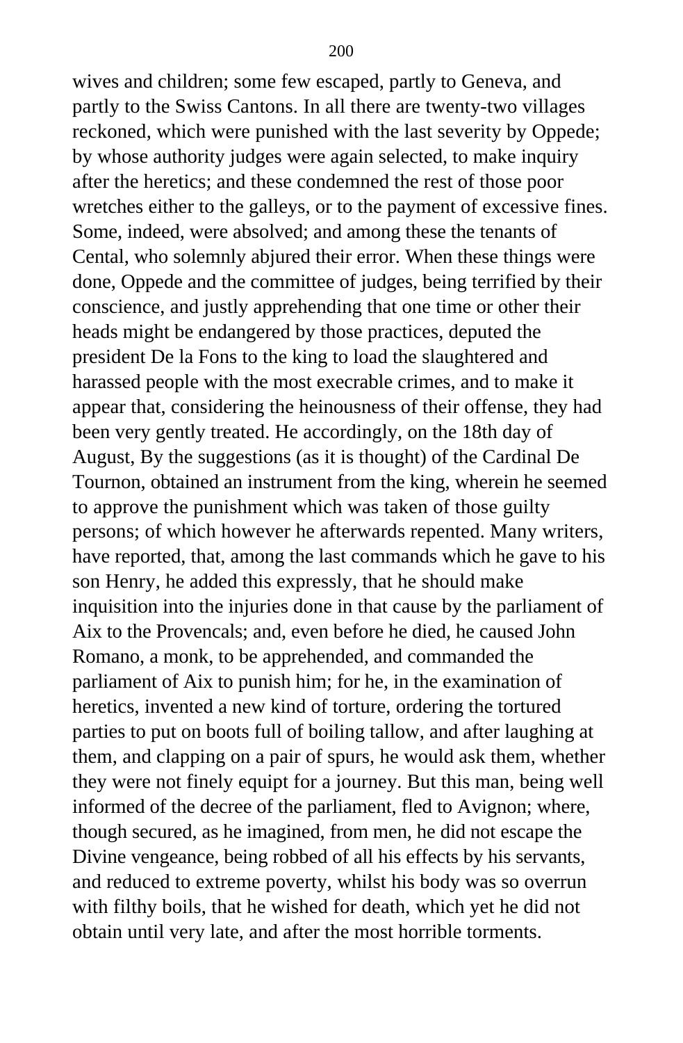wives and children; some few escaped, partly to Geneva, and partly to the Swiss Cantons. In all there are twenty-two villages reckoned, which were punished with the last severity by Oppede; by whose authority judges were again selected, to make inquiry after the heretics; and these condemned the rest of those poor wretches either to the galleys, or to the payment of excessive fines. Some, indeed, were absolved; and among these the tenants of Cental, who solemnly abjured their error. When these things were done, Oppede and the committee of judges, being terrified by their conscience, and justly apprehending that one time or other their heads might be endangered by those practices, deputed the president De la Fons to the king to load the slaughtered and harassed people with the most execrable crimes, and to make it appear that, considering the heinousness of their offense, they had been very gently treated. He accordingly, on the 18th day of August, By the suggestions (as it is thought) of the Cardinal De Tournon, obtained an instrument from the king, wherein he seemed to approve the punishment which was taken of those guilty persons; of which however he afterwards repented. Many writers, have reported, that, among the last commands which he gave to his son Henry, he added this expressly, that he should make inquisition into the injuries done in that cause by the parliament of Aix to the Provencals; and, even before he died, he caused John Romano, a monk, to be apprehended, and commanded the parliament of Aix to punish him; for he, in the examination of heretics, invented a new kind of torture, ordering the tortured parties to put on boots full of boiling tallow, and after laughing at them, and clapping on a pair of spurs, he would ask them, whether they were not finely equipt for a journey. But this man, being well informed of the decree of the parliament, fled to Avignon; where, though secured, as he imagined, from men, he did not escape the Divine vengeance, being robbed of all his effects by his servants, and reduced to extreme poverty, whilst his body was so overrun with filthy boils, that he wished for death, which yet he did not obtain until very late, and after the most horrible torments.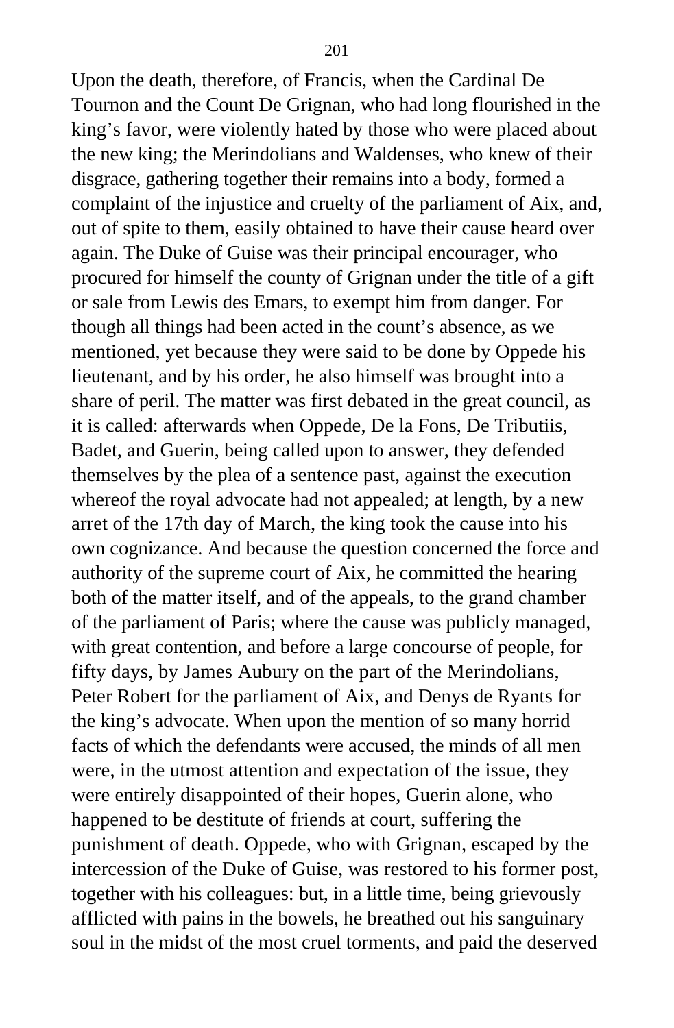Upon the death, therefore, of Francis, when the Cardinal De Tournon and the Count De Grignan, who had long flourished in the king's favor, were violently hated by those who were placed about the new king; the Merindolians and Waldenses, who knew of their disgrace, gathering together their remains into a body, formed a complaint of the injustice and cruelty of the parliament of Aix, and, out of spite to them, easily obtained to have their cause heard over again. The Duke of Guise was their principal encourager, who procured for himself the county of Grignan under the title of a gift or sale from Lewis des Emars, to exempt him from danger. For though all things had been acted in the count's absence, as we mentioned, yet because they were said to be done by Oppede his lieutenant, and by his order, he also himself was brought into a share of peril. The matter was first debated in the great council, as it is called: afterwards when Oppede, De la Fons, De Tributiis, Badet, and Guerin, being called upon to answer, they defended themselves by the plea of a sentence past, against the execution whereof the royal advocate had not appealed; at length, by a new arret of the 17th day of March, the king took the cause into his own cognizance. And because the question concerned the force and authority of the supreme court of Aix, he committed the hearing both of the matter itself, and of the appeals, to the grand chamber of the parliament of Paris; where the cause was publicly managed, with great contention, and before a large concourse of people, for fifty days, by James Aubury on the part of the Merindolians, Peter Robert for the parliament of Aix, and Denys de Ryants for the king's advocate. When upon the mention of so many horrid facts of which the defendants were accused, the minds of all men were, in the utmost attention and expectation of the issue, they were entirely disappointed of their hopes, Guerin alone, who happened to be destitute of friends at court, suffering the punishment of death. Oppede, who with Grignan, escaped by the intercession of the Duke of Guise, was restored to his former post, together with his colleagues: but, in a little time, being grievously afflicted with pains in the bowels, he breathed out his sanguinary soul in the midst of the most cruel torments, and paid the deserved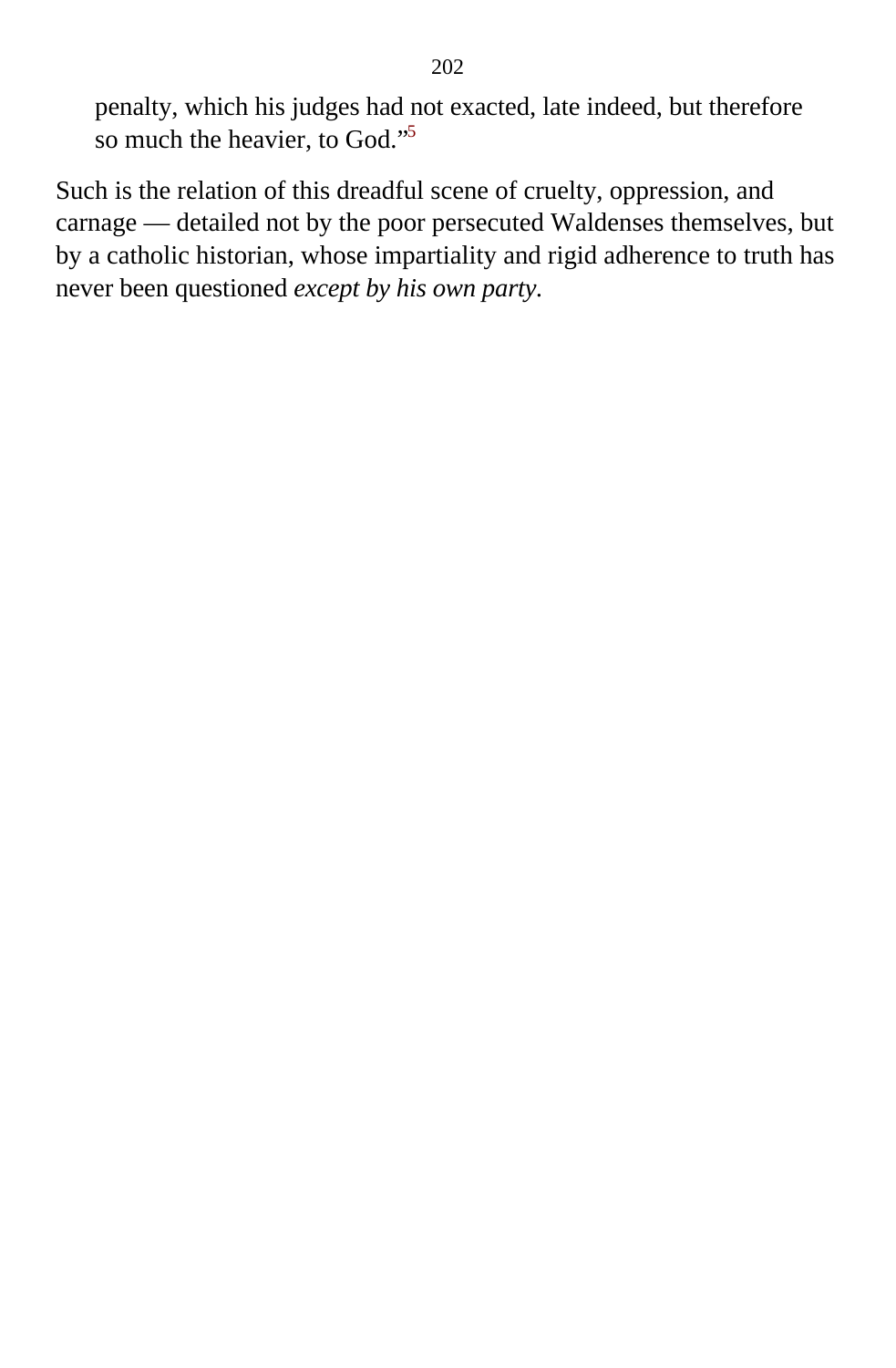> penalty, which his judges had not exacted, late indeed, but therefore so much the heavier, to God."[5]

Such is the relation of this dreadful scene of cruelty, oppression, and carnage — detailed not by the poor persecuted Waldenses themselves, but by a catholic historian, whose impartiality and rigid adherence to truth has never been questioned *except by his own party*.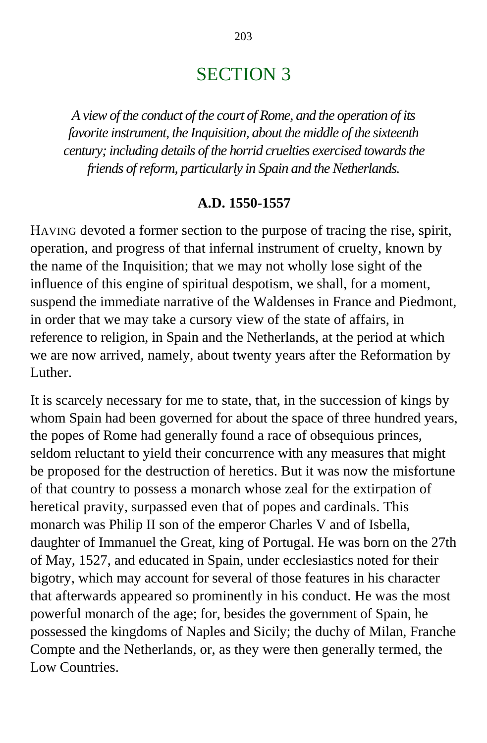# SECTION 3

*A view of the conduct of the court of Rome, and the operation of its favorite instrument, the Inquisition, about the middle of the sixteenth century; including details of the horrid cruelties exercised towards the friends of reform, particularly in Spain and the Netherlands.*

**A.D. 1550-1557**

HAVING devoted a former section to the purpose of tracing the rise, spirit, operation, and progress of that infernal instrument of cruelty, known by the name of the Inquisition; that we may not wholly lose sight of the influence of this engine of spiritual despotism, we shall, for a moment, suspend the immediate narrative of the Waldenses in France and Piedmont, in order that we may take a cursory view of the state of affairs, in reference to religion, in Spain and the Netherlands, at the period at which we are now arrived, namely, about twenty years after the Reformation by Luther.

It is scarcely necessary for me to state, that, in the succession of kings by whom Spain had been governed for about the space of three hundred years, the popes of Rome had generally found a race of obsequious princes, seldom reluctant to yield their concurrence with any measures that might be proposed for the destruction of heretics. But it was now the misfortune of that country to possess a monarch whose zeal for the extirpation of heretical pravity, surpassed even that of popes and cardinals. This monarch was Philip II son of the emperor Charles V and of Isbella, daughter of Immanuel the Great, king of Portugal. He was born on the 27th of May, 1527, and educated in Spain, under ecclesiastics noted for their bigotry, which may account for several of those features in his character that afterwards appeared so prominently in his conduct. He was the most powerful monarch of the age; for, besides the government of Spain, he possessed the kingdoms of Naples and Sicily; the duchy of Milan, Franche Compte and the Netherlands, or, as they were then generally termed, the Low Countries.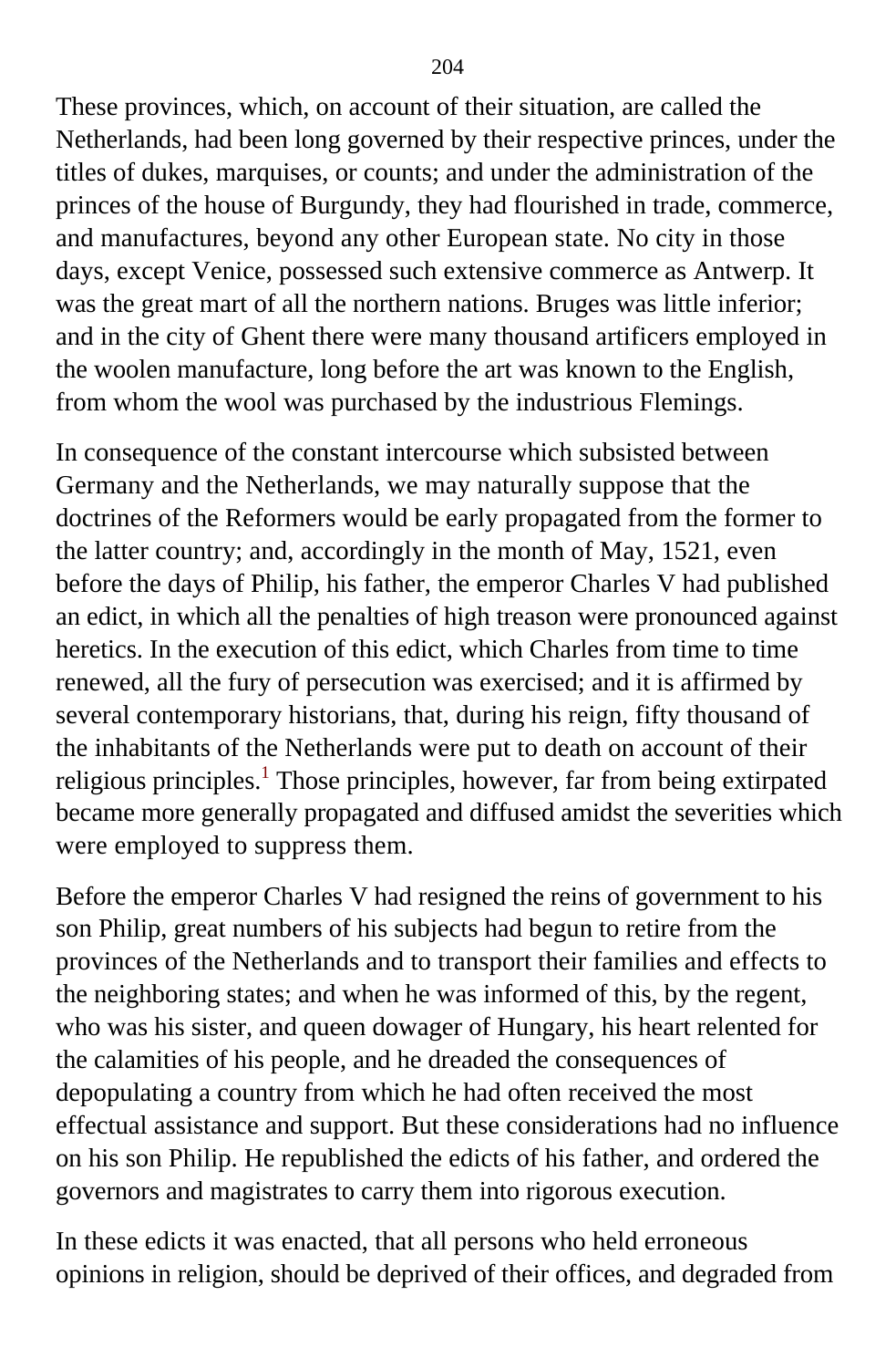These provinces, which, on account of their situation, are called the Netherlands, had been long governed by their respective princes, under the titles of dukes, marquises, or counts; and under the administration of the princes of the house of Burgundy, they had flourished in trade, commerce, and manufactures, beyond any other European state. No city in those days, except Venice, possessed such extensive commerce as Antwerp. It was the great mart of all the northern nations. Bruges was little inferior; and in the city of Ghent there were many thousand artificers employed in the woolen manufacture, long before the art was known to the English, from whom the wool was purchased by the industrious Flemings.

In consequence of the constant intercourse which subsisted between Germany and the Netherlands, we may naturally suppose that the doctrines of the Reformers would be early propagated from the former to the latter country; and, accordingly in the month of May, 1521, even before the days of Philip, his father, the emperor Charles V had published an edict, in which all the penalties of high treason were pronounced against heretics. In the execution of this edict, which Charles from time to time renewed, all the fury of persecution was exercised; and it is affirmed by several contemporary historians, that, during his reign, fifty thousand of the inhabitants of the Netherlands were put to death on account of their religious principles.[1] Those principles, however, far from being extirpated became more generally propagated and diffused amidst the severities which were employed to suppress them.

Before the emperor Charles V had resigned the reins of government to his son Philip, great numbers of his subjects had begun to retire from the provinces of the Netherlands and to transport their families and effects to the neighboring states; and when he was informed of this, by the regent, who was his sister, and queen dowager of Hungary, his heart relented for the calamities of his people, and he dreaded the consequences of depopulating a country from which he had often received the most effectual assistance and support. But these considerations had no influence on his son Philip. He republished the edicts of his father, and ordered the governors and magistrates to carry them into rigorous execution.

In these edicts it was enacted, that all persons who held erroneous opinions in religion, should be deprived of their offices, and degraded from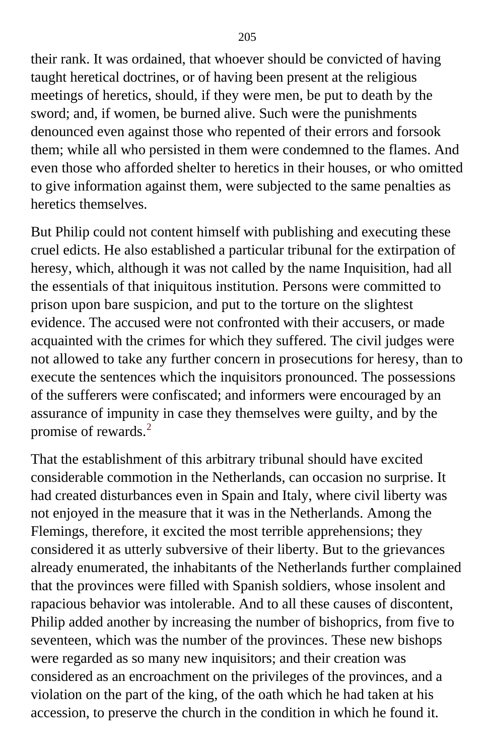their rank. It was ordained, that whoever should be convicted of having taught heretical doctrines, or of having been present at the religious meetings of heretics, should, if they were men, be put to death by the sword; and, if women, be burned alive. Such were the punishments denounced even against those who repented of their errors and forsook them; while all who persisted in them were condemned to the flames. And even those who afforded shelter to heretics in their houses, or who omitted to give information against them, were subjected to the same penalties as heretics themselves.

But Philip could not content himself with publishing and executing these cruel edicts. He also established a particular tribunal for the extirpation of heresy, which, although it was not called by the name Inquisition, had all the essentials of that iniquitous institution. Persons were committed to prison upon bare suspicion, and put to the torture on the slightest evidence. The accused were not confronted with their accusers, or made acquainted with the crimes for which they suffered. The civil judges were not allowed to take any further concern in prosecutions for heresy, than to execute the sentences which the inquisitors pronounced. The possessions of the sufferers were confiscated; and informers were encouraged by an assurance of impunity in case they themselves were guilty, and by the promise of rewards.[2]

That the establishment of this arbitrary tribunal should have excited considerable commotion in the Netherlands, can occasion no surprise. It had created disturbances even in Spain and Italy, where civil liberty was not enjoyed in the measure that it was in the Netherlands. Among the Flemings, therefore, it excited the most terrible apprehensions; they considered it as utterly subversive of their liberty. But to the grievances already enumerated, the inhabitants of the Netherlands further complained that the provinces were filled with Spanish soldiers, whose insolent and rapacious behavior was intolerable. And to all these causes of discontent, Philip added another by increasing the number of bishoprics, from five to seventeen, which was the number of the provinces. These new bishops were regarded as so many new inquisitors; and their creation was considered as an encroachment on the privileges of the provinces, and a violation on the part of the king, of the oath which he had taken at his accession, to preserve the church in the condition in which he found it.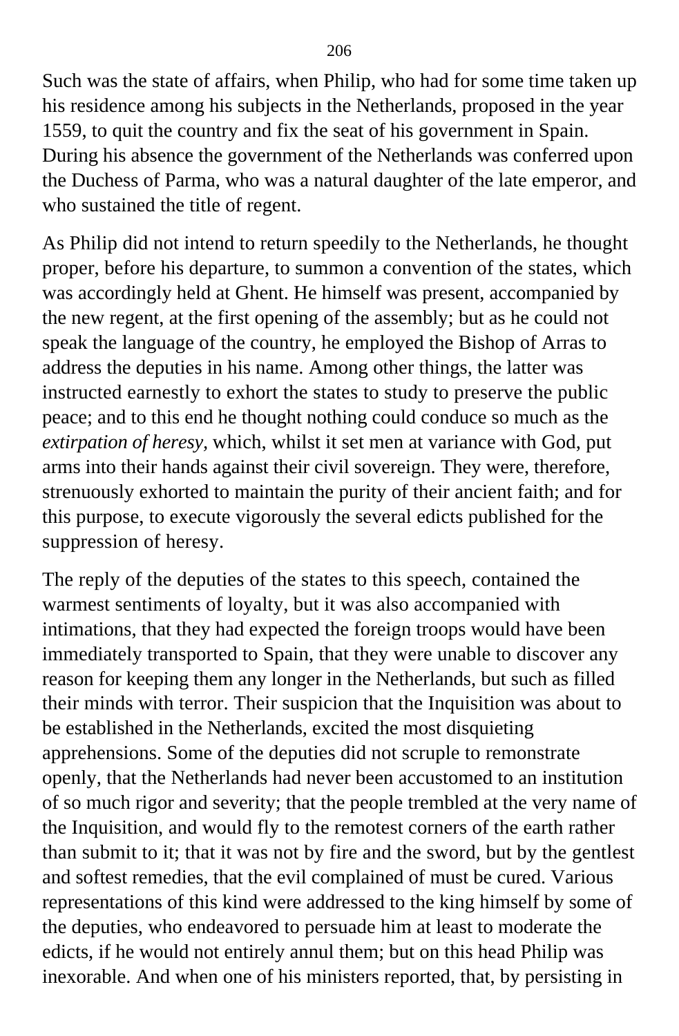Such was the state of affairs, when Philip, who had for some time taken up his residence among his subjects in the Netherlands, proposed in the year 1559, to quit the country and fix the seat of his government in Spain. During his absence the government of the Netherlands was conferred upon the Duchess of Parma, who was a natural daughter of the late emperor, and who sustained the title of regent.

As Philip did not intend to return speedily to the Netherlands, he thought proper, before his departure, to summon a convention of the states, which was accordingly held at Ghent. He himself was present, accompanied by the new regent, at the first opening of the assembly; but as he could not speak the language of the country, he employed the Bishop of Arras to address the deputies in his name. Among other things, the latter was instructed earnestly to exhort the states to study to preserve the public peace; and to this end he thought nothing could conduce so much as the *extirpation of heresy,* which, whilst it set men at variance with God, put arms into their hands against their civil sovereign. They were, therefore, strenuously exhorted to maintain the purity of their ancient faith; and for this purpose, to execute vigorously the several edicts published for the suppression of heresy.

The reply of the deputies of the states to this speech, contained the warmest sentiments of loyalty, but it was also accompanied with intimations, that they had expected the foreign troops would have been immediately transported to Spain, that they were unable to discover any reason for keeping them any longer in the Netherlands, but such as filled their minds with terror. Their suspicion that the Inquisition was about to be established in the Netherlands, excited the most disquieting apprehensions. Some of the deputies did not scruple to remonstrate openly, that the Netherlands had never been accustomed to an institution of so much rigor and severity; that the people trembled at the very name of the Inquisition, and would fly to the remotest corners of the earth rather than submit to it; that it was not by fire and the sword, but by the gentlest and softest remedies, that the evil complained of must be cured. Various representations of this kind were addressed to the king himself by some of the deputies, who endeavored to persuade him at least to moderate the edicts, if he would not entirely annul them; but on this head Philip was inexorable. And when one of his ministers reported, that, by persisting in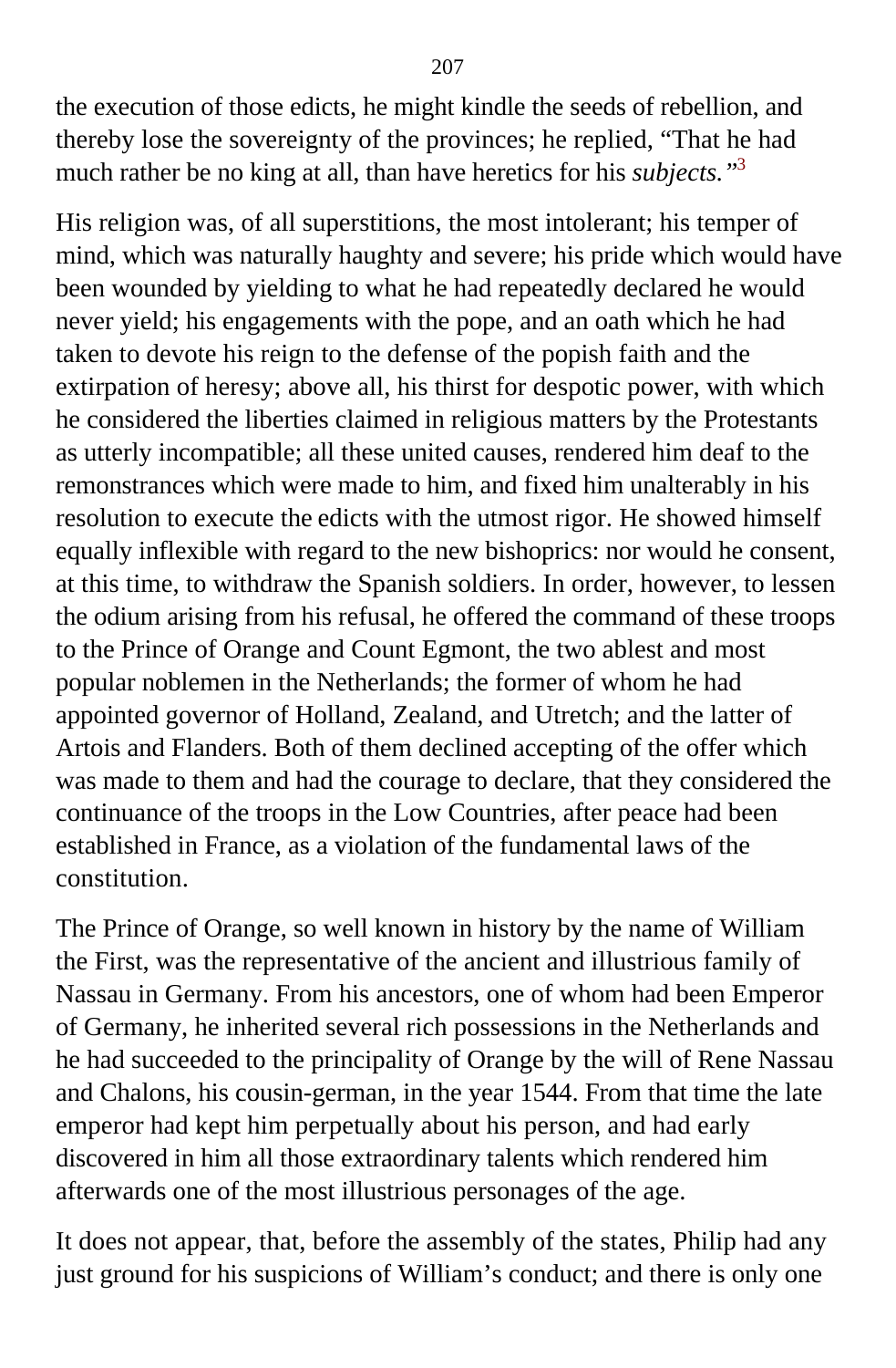the execution of those edicts, he might kindle the seeds of rebellion, and thereby lose the sovereignty of the provinces; he replied, “That he had much rather be no king at all, than have heretics for his *subjects.”*[3]

His religion was, of all superstitions, the most intolerant; his temper of mind, which was naturally haughty and severe; his pride which would have been wounded by yielding to what he had repeatedly declared he would never yield; his engagements with the pope, and an oath which he had taken to devote his reign to the defense of the popish faith and the extirpation of heresy; above all, his thirst for despotic power, with which he considered the liberties claimed in religious matters by the Protestants as utterly incompatible; all these united causes, rendered him deaf to the remonstrances which were made to him, and fixed him unalterably in his resolution to execute the edicts with the utmost rigor. He showed himself equally inflexible with regard to the new bishoprics: nor would he consent, at this time, to withdraw the Spanish soldiers. In order, however, to lessen the odium arising from his refusal, he offered the command of these troops to the Prince of Orange and Count Egmont, the two ablest and most popular noblemen in the Netherlands; the former of whom he had appointed governor of Holland, Zealand, and Utretch; and the latter of Artois and Flanders. Both of them declined accepting of the offer which was made to them and had the courage to declare, that they considered the continuance of the troops in the Low Countries, after peace had been established in France, as a violation of the fundamental laws of the constitution.

The Prince of Orange, so well known in history by the name of William the First, was the representative of the ancient and illustrious family of Nassau in Germany. From his ancestors, one of whom had been Emperor of Germany, he inherited several rich possessions in the Netherlands and he had succeeded to the principality of Orange by the will of Rene Nassau and Chalons, his cousin-german, in the year 1544. From that time the late emperor had kept him perpetually about his person, and had early discovered in him all those extraordinary talents which rendered him afterwards one of the most illustrious personages of the age.

It does not appear, that, before the assembly of the states, Philip had any just ground for his suspicions of William’s conduct; and there is only one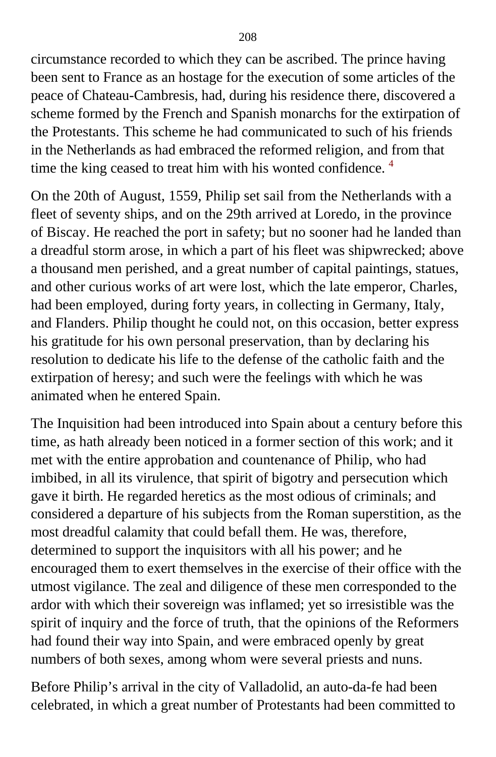circumstance recorded to which they can be ascribed. The prince having been sent to France as an hostage for the execution of some articles of the peace of Chateau-Cambresis, had, during his residence there, discovered a scheme formed by the French and Spanish monarchs for the extirpation of the Protestants. This scheme he had communicated to such of his friends in the Netherlands as had embraced the reformed religion, and from that time the king ceased to treat him with his wonted confidence. [4]

On the 20th of August, 1559, Philip set sail from the Netherlands with a fleet of seventy ships, and on the 29th arrived at Loredo, in the province of Biscay. He reached the port in safety; but no sooner had he landed than a dreadful storm arose, in which a part of his fleet was shipwrecked; above a thousand men perished, and a great number of capital paintings, statues, and other curious works of art were lost, which the late emperor, Charles, had been employed, during forty years, in collecting in Germany, Italy, and Flanders. Philip thought he could not, on this occasion, better express his gratitude for his own personal preservation, than by declaring his resolution to dedicate his life to the defense of the catholic faith and the extirpation of heresy; and such were the feelings with which he was animated when he entered Spain.

The Inquisition had been introduced into Spain about a century before this time, as hath already been noticed in a former section of this work; and it met with the entire approbation and countenance of Philip, who had imbibed, in all its virulence, that spirit of bigotry and persecution which gave it birth. He regarded heretics as the most odious of criminals; and considered a departure of his subjects from the Roman superstition, as the most dreadful calamity that could befall them. He was, therefore, determined to support the inquisitors with all his power; and he encouraged them to exert themselves in the exercise of their office with the utmost vigilance. The zeal and diligence of these men corresponded to the ardor with which their sovereign was inflamed; yet so irresistible was the spirit of inquiry and the force of truth, that the opinions of the Reformers had found their way into Spain, and were embraced openly by great numbers of both sexes, among whom were several priests and nuns.

Before Philip's arrival in the city of Valladolid, an auto-da-fe had been celebrated, in which a great number of Protestants had been committed to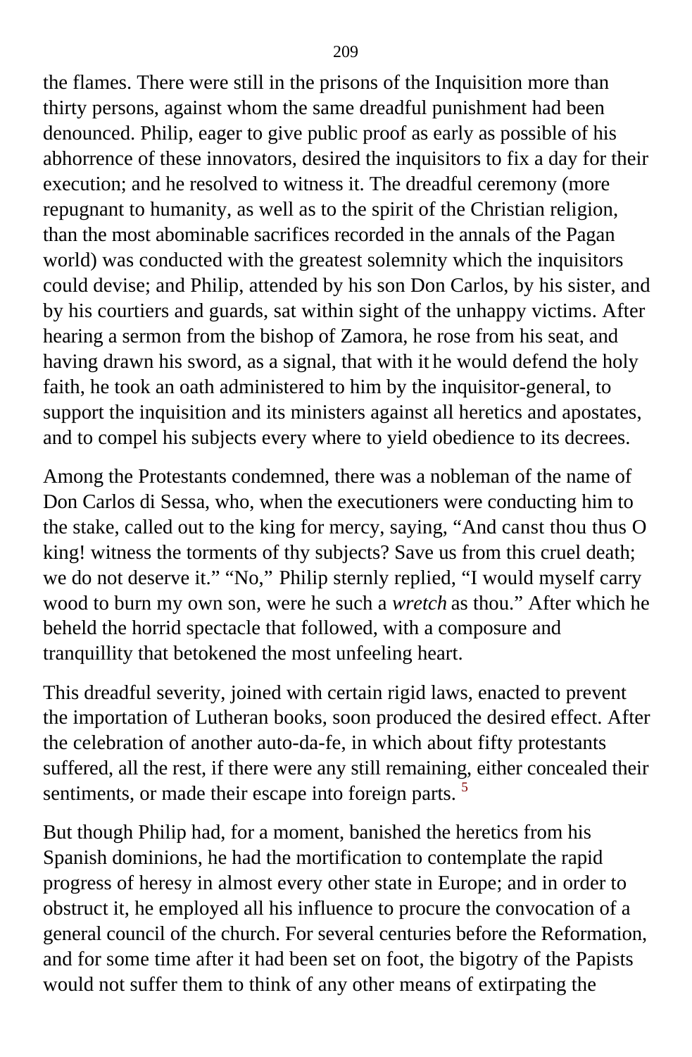the flames. There were still in the prisons of the Inquisition more than thirty persons, against whom the same dreadful punishment had been denounced. Philip, eager to give public proof as early as possible of his abhorrence of these innovators, desired the inquisitors to fix a day for their execution; and he resolved to witness it. The dreadful ceremony (more repugnant to humanity, as well as to the spirit of the Christian religion, than the most abominable sacrifices recorded in the annals of the Pagan world) was conducted with the greatest solemnity which the inquisitors could devise; and Philip, attended by his son Don Carlos, by his sister, and by his courtiers and guards, sat within sight of the unhappy victims. After hearing a sermon from the bishop of Zamora, he rose from his seat, and having drawn his sword, as a signal, that with it he would defend the holy faith, he took an oath administered to him by the inquisitor-general, to support the inquisition and its ministers against all heretics and apostates, and to compel his subjects every where to yield obedience to its decrees.

Among the Protestants condemned, there was a nobleman of the name of Don Carlos di Sessa, who, when the executioners were conducting him to the stake, called out to the king for mercy, saying, “And canst thou thus O king! witness the torments of thy subjects? Save us from this cruel death; we do not deserve it.” “No,” Philip sternly replied, “I would myself carry wood to burn my own son, were he such a *wretch* as thou.” After which he beheld the horrid spectacle that followed, with a composure and tranquillity that betokened the most unfeeling heart.

This dreadful severity, joined with certain rigid laws, enacted to prevent the importation of Lutheran books, soon produced the desired effect. After the celebration of another auto-da-fe, in which about fifty protestants suffered, all the rest, if there were any still remaining, either concealed their sentiments, or made their escape into foreign parts. [5]

But though Philip had, for a moment, banished the heretics from his Spanish dominions, he had the mortification to contemplate the rapid progress of heresy in almost every other state in Europe; and in order to obstruct it, he employed all his influence to procure the convocation of a general council of the church. For several centuries before the Reformation, and for some time after it had been set on foot, the bigotry of the Papists would not suffer them to think of any other means of extirpating the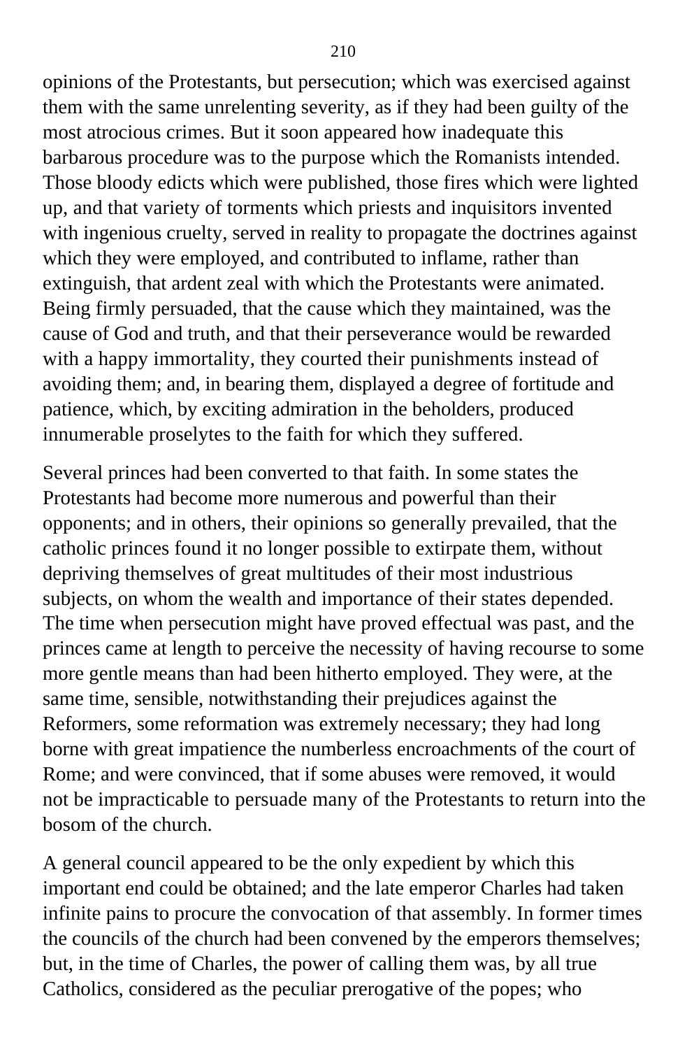opinions of the Protestants, but persecution; which was exercised against them with the same unrelenting severity, as if they had been guilty of the most atrocious crimes. But it soon appeared how inadequate this barbarous procedure was to the purpose which the Romanists intended. Those bloody edicts which were published, those fires which were lighted up, and that variety of torments which priests and inquisitors invented with ingenious cruelty, served in reality to propagate the doctrines against which they were employed, and contributed to inflame, rather than extinguish, that ardent zeal with which the Protestants were animated. Being firmly persuaded, that the cause which they maintained, was the cause of God and truth, and that their perseverance would be rewarded with a happy immortality, they courted their punishments instead of avoiding them; and, in bearing them, displayed a degree of fortitude and patience, which, by exciting admiration in the beholders, produced innumerable proselytes to the faith for which they suffered.

Several princes had been converted to that faith. In some states the Protestants had become more numerous and powerful than their opponents; and in others, their opinions so generally prevailed, that the catholic princes found it no longer possible to extirpate them, without depriving themselves of great multitudes of their most industrious subjects, on whom the wealth and importance of their states depended. The time when persecution might have proved effectual was past, and the princes came at length to perceive the necessity of having recourse to some more gentle means than had been hitherto employed. They were, at the same time, sensible, notwithstanding their prejudices against the Reformers, some reformation was extremely necessary; they had long borne with great impatience the numberless encroachments of the court of Rome; and were convinced, that if some abuses were removed, it would not be impracticable to persuade many of the Protestants to return into the bosom of the church.

A general council appeared to be the only expedient by which this important end could be obtained; and the late emperor Charles had taken infinite pains to procure the convocation of that assembly. In former times the councils of the church had been convened by the emperors themselves; but, in the time of Charles, the power of calling them was, by all true Catholics, considered as the peculiar prerogative of the popes; who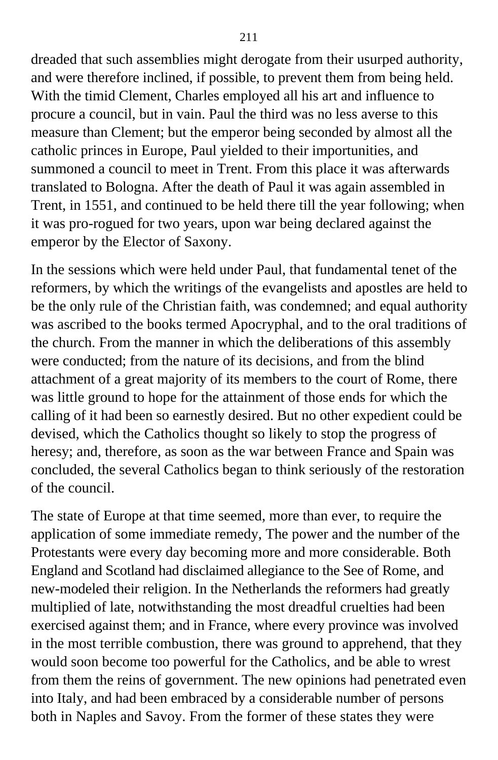dreaded that such assemblies might derogate from their usurped authority, and were therefore inclined, if possible, to prevent them from being held. With the timid Clement, Charles employed all his art and influence to procure a council, but in vain. Paul the third was no less averse to this measure than Clement; but the emperor being seconded by almost all the catholic princes in Europe, Paul yielded to their importunities, and summoned a council to meet in Trent. From this place it was afterwards translated to Bologna. After the death of Paul it was again assembled in Trent, in 1551, and continued to be held there till the year following; when it was pro-rogued for two years, upon war being declared against the emperor by the Elector of Saxony.

In the sessions which were held under Paul, that fundamental tenet of the reformers, by which the writings of the evangelists and apostles are held to be the only rule of the Christian faith, was condemned; and equal authority was ascribed to the books termed Apocryphal, and to the oral traditions of the church. From the manner in which the deliberations of this assembly were conducted; from the nature of its decisions, and from the blind attachment of a great majority of its members to the court of Rome, there was little ground to hope for the attainment of those ends for which the calling of it had been so earnestly desired. But no other expedient could be devised, which the Catholics thought so likely to stop the progress of heresy; and, therefore, as soon as the war between France and Spain was concluded, the several Catholics began to think seriously of the restoration of the council.

The state of Europe at that time seemed, more than ever, to require the application of some immediate remedy, The power and the number of the Protestants were every day becoming more and more considerable. Both England and Scotland had disclaimed allegiance to the See of Rome, and new-modeled their religion. In the Netherlands the reformers had greatly multiplied of late, notwithstanding the most dreadful cruelties had been exercised against them; and in France, where every province was involved in the most terrible combustion, there was ground to apprehend, that they would soon become too powerful for the Catholics, and be able to wrest from them the reins of government. The new opinions had penetrated even into Italy, and had been embraced by a considerable number of persons both in Naples and Savoy. From the former of these states they were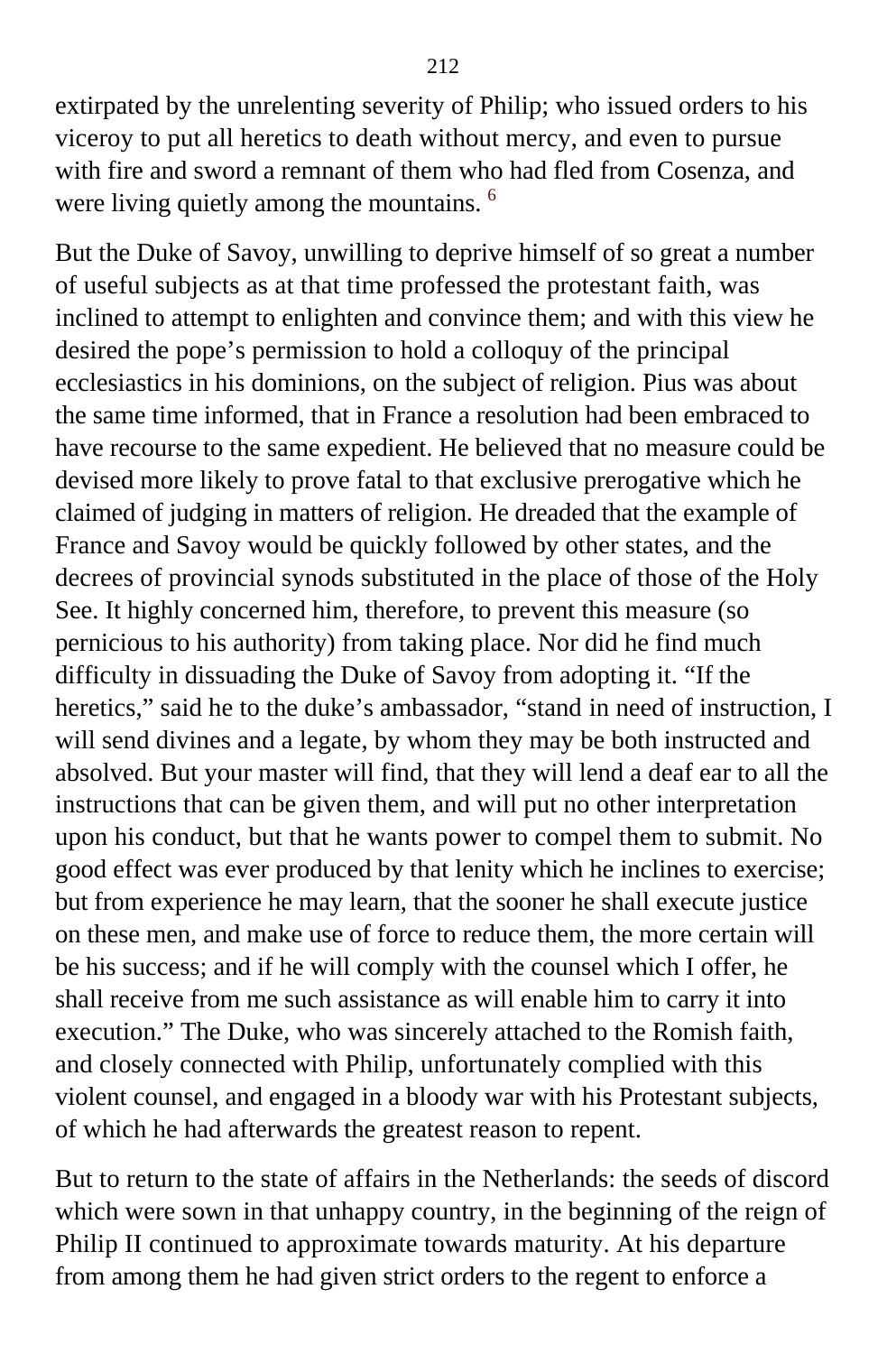extirpated by the unrelenting severity of Philip; who issued orders to his viceroy to put all heretics to death without mercy, and even to pursue with fire and sword a remnant of them who had fled from Cosenza, and were living quietly among the mountains. [6]

But the Duke of Savoy, unwilling to deprive himself of so great a number of useful subjects as at that time professed the protestant faith, was inclined to attempt to enlighten and convince them; and with this view he desired the pope's permission to hold a colloquy of the principal ecclesiastics in his dominions, on the subject of religion. Pius was about the same time informed, that in France a resolution had been embraced to have recourse to the same expedient. He believed that no measure could be devised more likely to prove fatal to that exclusive prerogative which he claimed of judging in matters of religion. He dreaded that the example of France and Savoy would be quickly followed by other states, and the decrees of provincial synods substituted in the place of those of the Holy See. It highly concerned him, therefore, to prevent this measure (so pernicious to his authority) from taking place. Nor did he find much difficulty in dissuading the Duke of Savoy from adopting it. "If the heretics," said he to the duke's ambassador, "stand in need of instruction, I will send divines and a legate, by whom they may be both instructed and absolved. But your master will find, that they will lend a deaf ear to all the instructions that can be given them, and will put no other interpretation upon his conduct, but that he wants power to compel them to submit. No good effect was ever produced by that lenity which he inclines to exercise; but from experience he may learn, that the sooner he shall execute justice on these men, and make use of force to reduce them, the more certain will be his success; and if he will comply with the counsel which I offer, he shall receive from me such assistance as will enable him to carry it into execution." The Duke, who was sincerely attached to the Romish faith, and closely connected with Philip, unfortunately complied with this violent counsel, and engaged in a bloody war with his Protestant subjects, of which he had afterwards the greatest reason to repent.

But to return to the state of affairs in the Netherlands: the seeds of discord which were sown in that unhappy country, in the beginning of the reign of Philip II continued to approximate towards maturity. At his departure from among them he had given strict orders to the regent to enforce a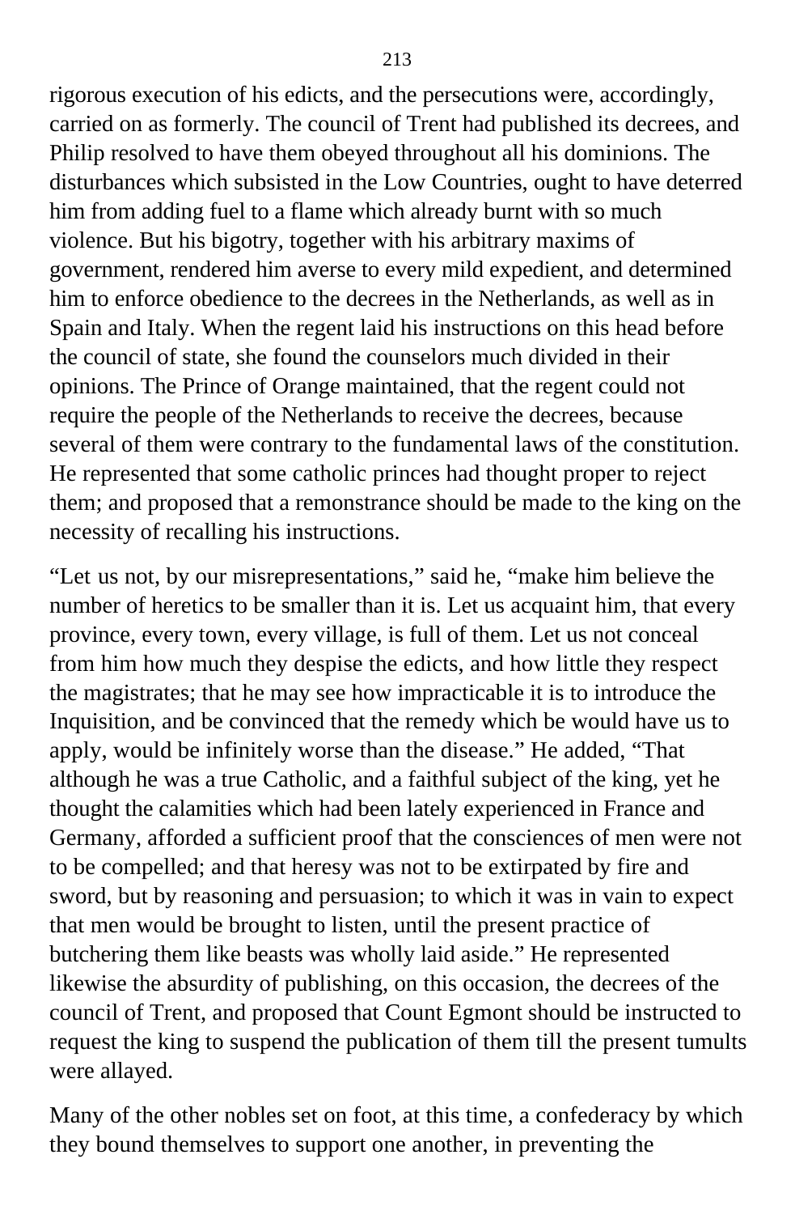rigorous execution of his edicts, and the persecutions were, accordingly, carried on as formerly. The council of Trent had published its decrees, and Philip resolved to have them obeyed throughout all his dominions. The disturbances which subsisted in the Low Countries, ought to have deterred him from adding fuel to a flame which already burnt with so much violence. But his bigotry, together with his arbitrary maxims of government, rendered him averse to every mild expedient, and determined him to enforce obedience to the decrees in the Netherlands, as well as in Spain and Italy. When the regent laid his instructions on this head before the council of state, she found the counselors much divided in their opinions. The Prince of Orange maintained, that the regent could not require the people of the Netherlands to receive the decrees, because several of them were contrary to the fundamental laws of the constitution. He represented that some catholic princes had thought proper to reject them; and proposed that a remonstrance should be made to the king on the necessity of recalling his instructions.

"Let us not, by our misrepresentations," said he, "make him believe the number of heretics to be smaller than it is. Let us acquaint him, that every province, every town, every village, is full of them. Let us not conceal from him how much they despise the edicts, and how little they respect the magistrates; that he may see how impracticable it is to introduce the Inquisition, and be convinced that the remedy which be would have us to apply, would be infinitely worse than the disease." He added, "That although he was a true Catholic, and a faithful subject of the king, yet he thought the calamities which had been lately experienced in France and Germany, afforded a sufficient proof that the consciences of men were not to be compelled; and that heresy was not to be extirpated by fire and sword, but by reasoning and persuasion; to which it was in vain to expect that men would be brought to listen, until the present practice of butchering them like beasts was wholly laid aside." He represented likewise the absurdity of publishing, on this occasion, the decrees of the council of Trent, and proposed that Count Egmont should be instructed to request the king to suspend the publication of them till the present tumults were allayed.

Many of the other nobles set on foot, at this time, a confederacy by which they bound themselves to support one another, in preventing the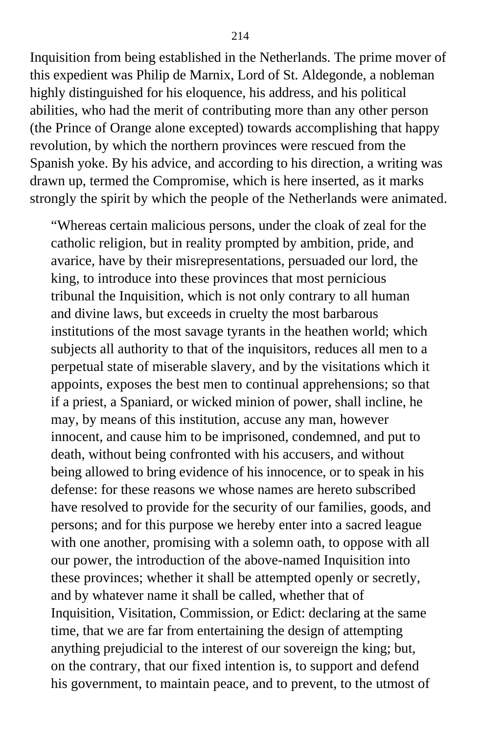Inquisition from being established in the Netherlands. The prime mover of this expedient was Philip de Marnix, Lord of St. Aldegonde, a nobleman highly distinguished for his eloquence, his address, and his political abilities, who had the merit of contributing more than any other person (the Prince of Orange alone excepted) towards accomplishing that happy revolution, by which the northern provinces were rescued from the Spanish yoke. By his advice, and according to his direction, a writing was drawn up, termed the Compromise, which is here inserted, as it marks strongly the spirit by which the people of the Netherlands were animated.

> “Whereas certain malicious persons, under the cloak of zeal for the catholic religion, but in reality prompted by ambition, pride, and avarice, have by their misrepresentations, persuaded our lord, the king, to introduce into these provinces that most pernicious tribunal the Inquisition, which is not only contrary to all human and divine laws, but exceeds in cruelty the most barbarous institutions of the most savage tyrants in the heathen world; which subjects all authority to that of the inquisitors, reduces all men to a perpetual state of miserable slavery, and by the visitations which it appoints, exposes the best men to continual apprehensions; so that if a priest, a Spaniard, or wicked minion of power, shall incline, he may, by means of this institution, accuse any man, however innocent, and cause him to be imprisoned, condemned, and put to death, without being confronted with his accusers, and without being allowed to bring evidence of his innocence, or to speak in his defense: for these reasons we whose names are hereto subscribed have resolved to provide for the security of our families, goods, and persons; and for this purpose we hereby enter into a sacred league with one another, promising with a solemn oath, to oppose with all our power, the introduction of the above-named Inquisition into these provinces; whether it shall be attempted openly or secretly, and by whatever name it shall be called, whether that of Inquisition, Visitation, Commission, or Edict: declaring at the same time, that we are far from entertaining the design of attempting anything prejudicial to the interest of our sovereign the king; but, on the contrary, that our fixed intention is, to support and defend his government, to maintain peace, and to prevent, to the utmost of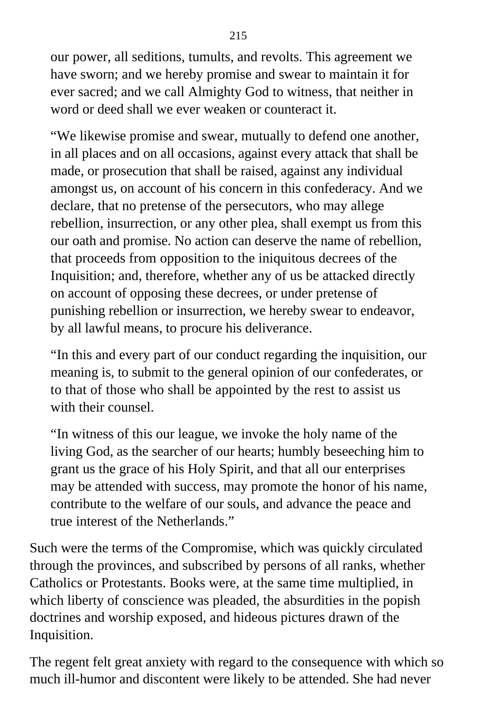our power, all seditions, tumults, and revolts. This agreement we have sworn; and we hereby promise and swear to maintain it for ever sacred; and we call Almighty God to witness, that neither in word or deed shall we ever weaken or counteract it.

“We likewise promise and swear, mutually to defend one another, in all places and on all occasions, against every attack that shall be made, or prosecution that shall be raised, against any individual amongst us, on account of his concern in this confederacy. And we declare, that no pretense of the persecutors, who may allege rebellion, insurrection, or any other plea, shall exempt us from this our oath and promise. No action can deserve the name of rebellion, that proceeds from opposition to the iniquitous decrees of the Inquisition; and, therefore, whether any of us be attacked directly on account of opposing these decrees, or under pretense of punishing rebellion or insurrection, we hereby swear to endeavor, by all lawful means, to procure his deliverance.

“In this and every part of our conduct regarding the inquisition, our meaning is, to submit to the general opinion of our confederates, or to that of those who shall be appointed by the rest to assist us with their counsel.

“In witness of this our league, we invoke the holy name of the living God, as the searcher of our hearts; humbly beseeching him to grant us the grace of his Holy Spirit, and that all our enterprises may be attended with success, may promote the honor of his name, contribute to the welfare of our souls, and advance the peace and true interest of the Netherlands.”

Such were the terms of the Compromise, which was quickly circulated through the provinces, and subscribed by persons of all ranks, whether Catholics or Protestants. Books were, at the same time multiplied, in which liberty of conscience was pleaded, the absurdities in the popish doctrines and worship exposed, and hideous pictures drawn of the Inquisition.

The regent felt great anxiety with regard to the consequence with which so much ill-humor and discontent were likely to be attended. She had never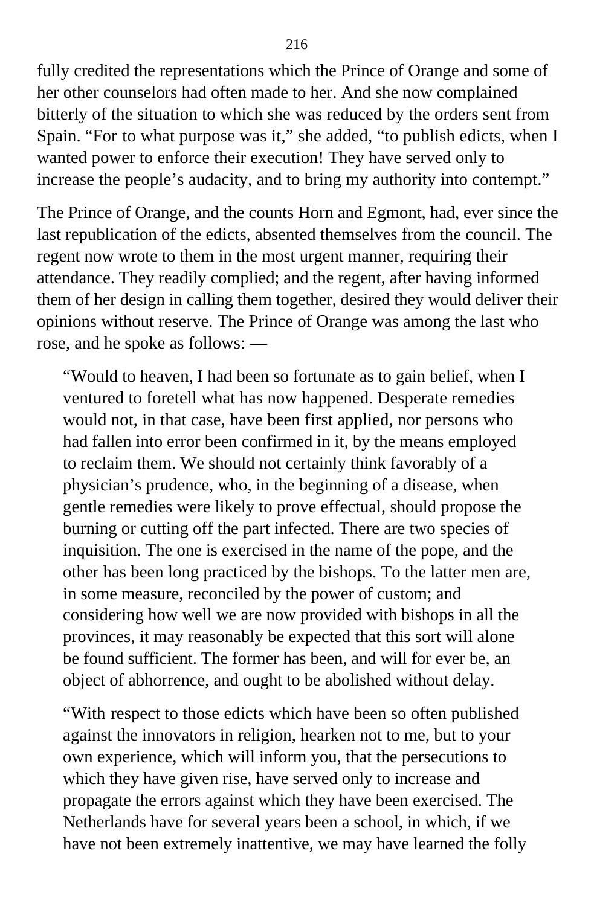fully credited the representations which the Prince of Orange and some of her other counselors had often made to her. And she now complained bitterly of the situation to which she was reduced by the orders sent from Spain. “For to what purpose was it,” she added, “to publish edicts, when I wanted power to enforce their execution! They have served only to increase the people’s audacity, and to bring my authority into contempt.”

The Prince of Orange, and the counts Horn and Egmont, had, ever since the last republication of the edicts, absented themselves from the council. The regent now wrote to them in the most urgent manner, requiring their attendance. They readily complied; and the regent, after having informed them of her design in calling them together, desired they would deliver their opinions without reserve. The Prince of Orange was among the last who rose, and he spoke as follows: —

> “Would to heaven, I had been so fortunate as to gain belief, when I ventured to foretell what has now happened. Desperate remedies would not, in that case, have been first applied, nor persons who had fallen into error been confirmed in it, by the means employed to reclaim them. We should not certainly think favorably of a physician’s prudence, who, in the beginning of a disease, when gentle remedies were likely to prove effectual, should propose the burning or cutting off the part infected. There are two species of inquisition. The one is exercised in the name of the pope, and the other has been long practiced by the bishops. To the latter men are, in some measure, reconciled by the power of custom; and considering how well we are now provided with bishops in all the provinces, it may reasonably be expected that this sort will alone be found sufficient. The former has been, and will for ever be, an object of abhorrence, and ought to be abolished without delay.
>
> “With respect to those edicts which have been so often published against the innovators in religion, hearken not to me, but to your own experience, which will inform you, that the persecutions to which they have given rise, have served only to increase and propagate the errors against which they have been exercised. The Netherlands have for several years been a school, in which, if we have not been extremely inattentive, we may have learned the folly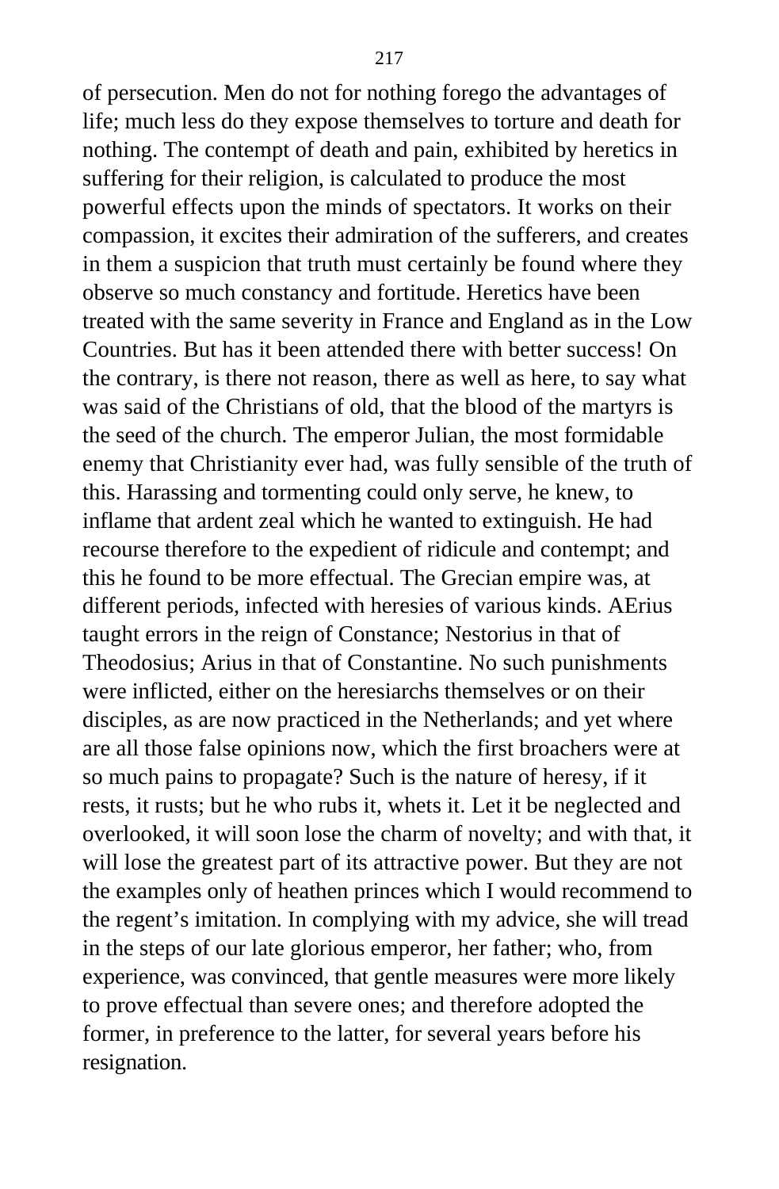of persecution. Men do not for nothing forego the advantages of life; much less do they expose themselves to torture and death for nothing. The contempt of death and pain, exhibited by heretics in suffering for their religion, is calculated to produce the most powerful effects upon the minds of spectators. It works on their compassion, it excites their admiration of the sufferers, and creates in them a suspicion that truth must certainly be found where they observe so much constancy and fortitude. Heretics have been treated with the same severity in France and England as in the Low Countries. But has it been attended there with better success! On the contrary, is there not reason, there as well as here, to say what was said of the Christians of old, that the blood of the martyrs is the seed of the church. The emperor Julian, the most formidable enemy that Christianity ever had, was fully sensible of the truth of this. Harassing and tormenting could only serve, he knew, to inflame that ardent zeal which he wanted to extinguish. He had recourse therefore to the expedient of ridicule and contempt; and this he found to be more effectual. The Grecian empire was, at different periods, infected with heresies of various kinds. AErius taught errors in the reign of Constance; Nestorius in that of Theodosius; Arius in that of Constantine. No such punishments were inflicted, either on the heresiarchs themselves or on their disciples, as are now practiced in the Netherlands; and yet where are all those false opinions now, which the first broachers were at so much pains to propagate? Such is the nature of heresy, if it rests, it rusts; but he who rubs it, whets it. Let it be neglected and overlooked, it will soon lose the charm of novelty; and with that, it will lose the greatest part of its attractive power. But they are not the examples only of heathen princes which I would recommend to the regent's imitation. In complying with my advice, she will tread in the steps of our late glorious emperor, her father; who, from experience, was convinced, that gentle measures were more likely to prove effectual than severe ones; and therefore adopted the former, in preference to the latter, for several years before his resignation.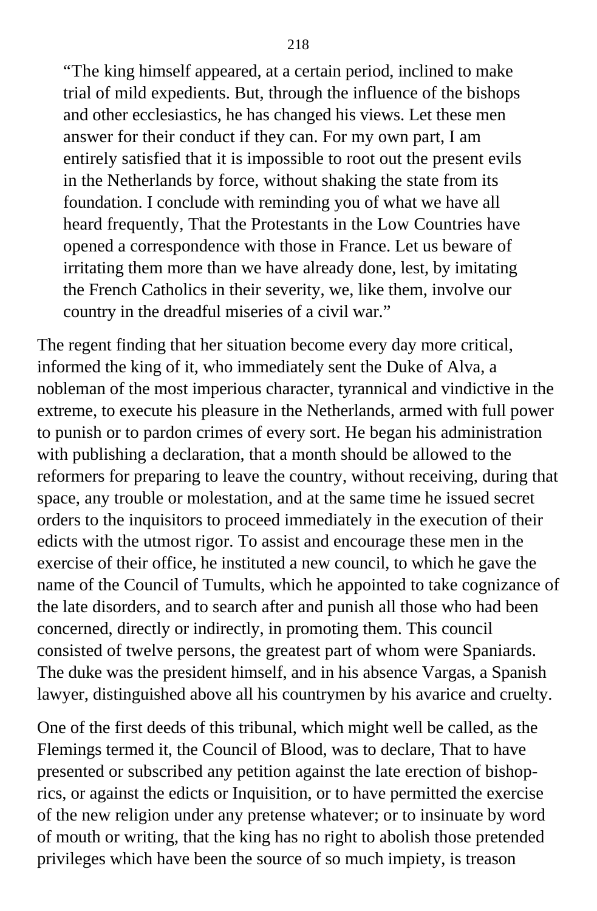> "The king himself appeared, at a certain period, inclined to make trial of mild expedients. But, through the influence of the bishops and other ecclesiastics, he has changed his views. Let these men answer for their conduct if they can. For my own part, I am entirely satisfied that it is impossible to root out the present evils in the Netherlands by force, without shaking the state from its foundation. I conclude with reminding you of what we have all heard frequently, That the Protestants in the Low Countries have opened a correspondence with those in France. Let us beware of irritating them more than we have already done, lest, by imitating the French Catholics in their severity, we, like them, involve our country in the dreadful miseries of a civil war."

The regent finding that her situation become every day more critical, informed the king of it, who immediately sent the Duke of Alva, a nobleman of the most imperious character, tyrannical and vindictive in the extreme, to execute his pleasure in the Netherlands, armed with full power to punish or to pardon crimes of every sort. He began his administration with publishing a declaration, that a month should be allowed to the reformers for preparing to leave the country, without receiving, during that space, any trouble or molestation, and at the same time he issued secret orders to the inquisitors to proceed immediately in the execution of their edicts with the utmost rigor. To assist and encourage these men in the exercise of their office, he instituted a new council, to which he gave the name of the Council of Tumults, which he appointed to take cognizance of the late disorders, and to search after and punish all those who had been concerned, directly or indirectly, in promoting them. This council consisted of twelve persons, the greatest part of whom were Spaniards. The duke was the president himself, and in his absence Vargas, a Spanish lawyer, distinguished above all his countrymen by his avarice and cruelty.

One of the first deeds of this tribunal, which might well be called, as the Flemings termed it, the Council of Blood, was to declare, That to have presented or subscribed any petition against the late erection of bishoprics, or against the edicts or Inquisition, or to have permitted the exercise of the new religion under any pretense whatever; or to insinuate by word of mouth or writing, that the king has no right to abolish those pretended privileges which have been the source of so much impiety, is treason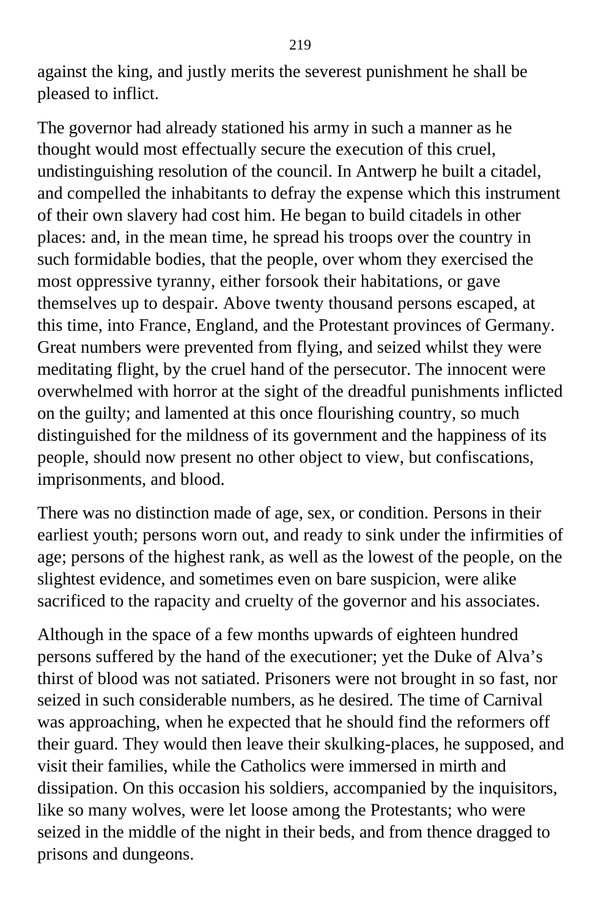against the king, and justly merits the severest punishment he shall be pleased to inflict.

The governor had already stationed his army in such a manner as he thought would most effectually secure the execution of this cruel, undistinguishing resolution of the council. In Antwerp he built a citadel, and compelled the inhabitants to defray the expense which this instrument of their own slavery had cost him. He began to build citadels in other places: and, in the mean time, he spread his troops over the country in such formidable bodies, that the people, over whom they exercised the most oppressive tyranny, either forsook their habitations, or gave themselves up to despair. Above twenty thousand persons escaped, at this time, into France, England, and the Protestant provinces of Germany. Great numbers were prevented from flying, and seized whilst they were meditating flight, by the cruel hand of the persecutor. The innocent were overwhelmed with horror at the sight of the dreadful punishments inflicted on the guilty; and lamented at this once flourishing country, so much distinguished for the mildness of its government and the happiness of its people, should now present no other object to view, but confiscations, imprisonments, and blood.

There was no distinction made of age, sex, or condition. Persons in their earliest youth; persons worn out, and ready to sink under the infirmities of age; persons of the highest rank, as well as the lowest of the people, on the slightest evidence, and sometimes even on bare suspicion, were alike sacrificed to the rapacity and cruelty of the governor and his associates.

Although in the space of a few months upwards of eighteen hundred persons suffered by the hand of the executioner; yet the Duke of Alva's thirst of blood was not satiated. Prisoners were not brought in so fast, nor seized in such considerable numbers, as he desired. The time of Carnival was approaching, when he expected that he should find the reformers off their guard. They would then leave their skulking-places, he supposed, and visit their families, while the Catholics were immersed in mirth and dissipation. On this occasion his soldiers, accompanied by the inquisitors, like so many wolves, were let loose among the Protestants; who were seized in the middle of the night in their beds, and from thence dragged to prisons and dungeons.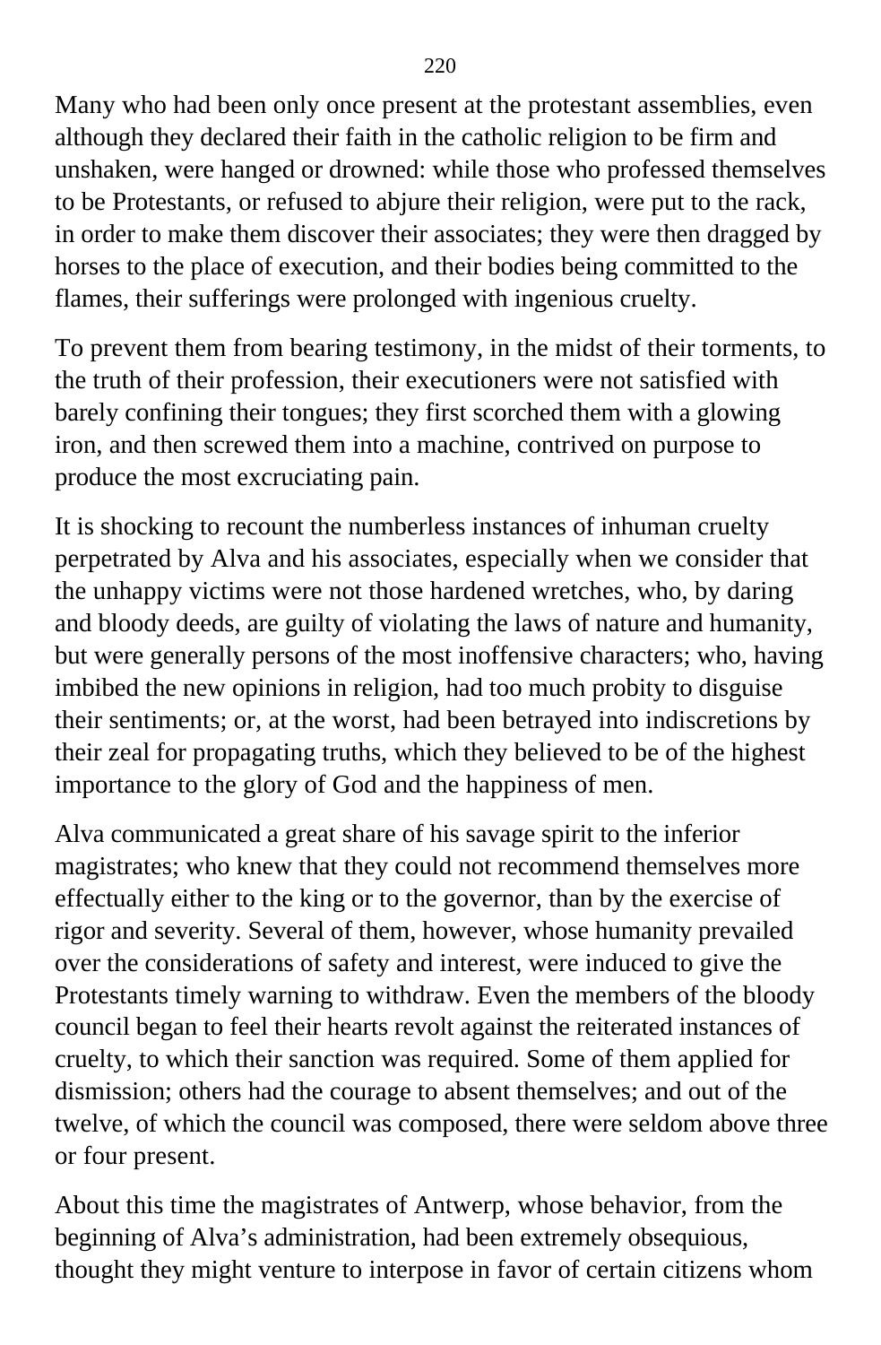Many who had been only once present at the protestant assemblies, even although they declared their faith in the catholic religion to be firm and unshaken, were hanged or drowned: while those who professed themselves to be Protestants, or refused to abjure their religion, were put to the rack, in order to make them discover their associates; they were then dragged by horses to the place of execution, and their bodies being committed to the flames, their sufferings were prolonged with ingenious cruelty.

To prevent them from bearing testimony, in the midst of their torments, to the truth of their profession, their executioners were not satisfied with barely confining their tongues; they first scorched them with a glowing iron, and then screwed them into a machine, contrived on purpose to produce the most excruciating pain.

It is shocking to recount the numberless instances of inhuman cruelty perpetrated by Alva and his associates, especially when we consider that the unhappy victims were not those hardened wretches, who, by daring and bloody deeds, are guilty of violating the laws of nature and humanity, but were generally persons of the most inoffensive characters; who, having imbibed the new opinions in religion, had too much probity to disguise their sentiments; or, at the worst, had been betrayed into indiscretions by their zeal for propagating truths, which they believed to be of the highest importance to the glory of God and the happiness of men.

Alva communicated a great share of his savage spirit to the inferior magistrates; who knew that they could not recommend themselves more effectually either to the king or to the governor, than by the exercise of rigor and severity. Several of them, however, whose humanity prevailed over the considerations of safety and interest, were induced to give the Protestants timely warning to withdraw. Even the members of the bloody council began to feel their hearts revolt against the reiterated instances of cruelty, to which their sanction was required. Some of them applied for dismission; others had the courage to absent themselves; and out of the twelve, of which the council was composed, there were seldom above three or four present.

About this time the magistrates of Antwerp, whose behavior, from the beginning of Alva's administration, had been extremely obsequious, thought they might venture to interpose in favor of certain citizens whom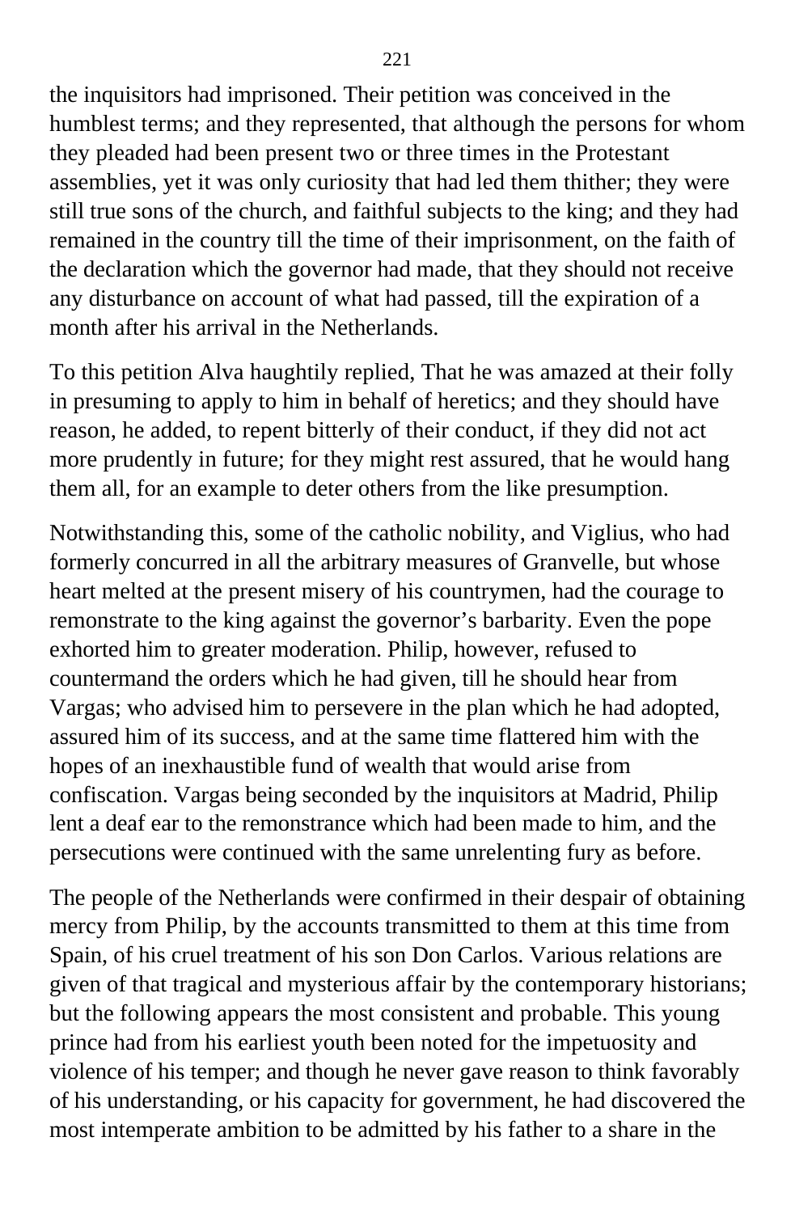the inquisitors had imprisoned. Their petition was conceived in the humblest terms; and they represented, that although the persons for whom they pleaded had been present two or three times in the Protestant assemblies, yet it was only curiosity that had led them thither; they were still true sons of the church, and faithful subjects to the king; and they had remained in the country till the time of their imprisonment, on the faith of the declaration which the governor had made, that they should not receive any disturbance on account of what had passed, till the expiration of a month after his arrival in the Netherlands.

To this petition Alva haughtily replied, That he was amazed at their folly in presuming to apply to him in behalf of heretics; and they should have reason, he added, to repent bitterly of their conduct, if they did not act more prudently in future; for they might rest assured, that he would hang them all, for an example to deter others from the like presumption.

Notwithstanding this, some of the catholic nobility, and Viglius, who had formerly concurred in all the arbitrary measures of Granvelle, but whose heart melted at the present misery of his countrymen, had the courage to remonstrate to the king against the governor's barbarity. Even the pope exhorted him to greater moderation. Philip, however, refused to countermand the orders which he had given, till he should hear from Vargas; who advised him to persevere in the plan which he had adopted, assured him of its success, and at the same time flattered him with the hopes of an inexhaustible fund of wealth that would arise from confiscation. Vargas being seconded by the inquisitors at Madrid, Philip lent a deaf ear to the remonstrance which had been made to him, and the persecutions were continued with the same unrelenting fury as before.

The people of the Netherlands were confirmed in their despair of obtaining mercy from Philip, by the accounts transmitted to them at this time from Spain, of his cruel treatment of his son Don Carlos. Various relations are given of that tragical and mysterious affair by the contemporary historians; but the following appears the most consistent and probable. This young prince had from his earliest youth been noted for the impetuosity and violence of his temper; and though he never gave reason to think favorably of his understanding, or his capacity for government, he had discovered the most intemperate ambition to be admitted by his father to a share in the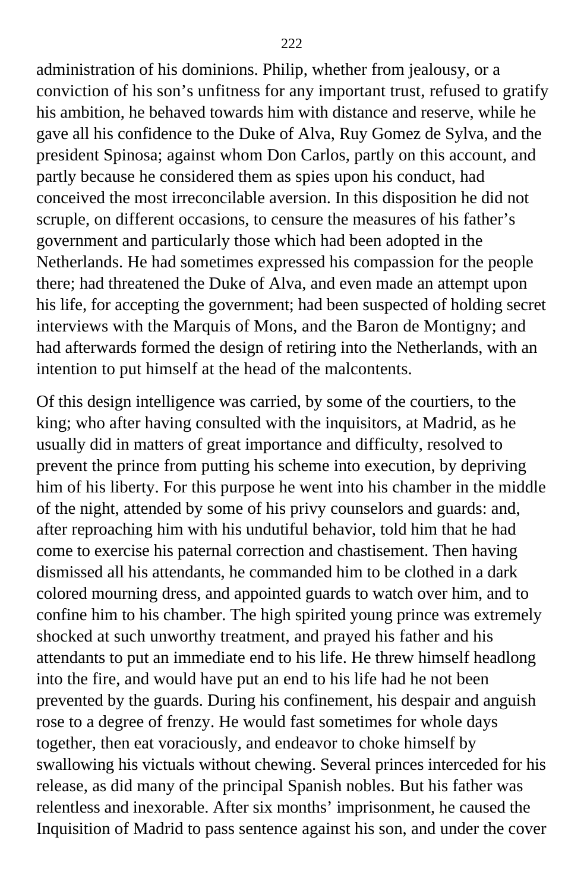administration of his dominions. Philip, whether from jealousy, or a conviction of his son's unfitness for any important trust, refused to gratify his ambition, he behaved towards him with distance and reserve, while he gave all his confidence to the Duke of Alva, Ruy Gomez de Sylva, and the president Spinosa; against whom Don Carlos, partly on this account, and partly because he considered them as spies upon his conduct, had conceived the most irreconcilable aversion. In this disposition he did not scruple, on different occasions, to censure the measures of his father's government and particularly those which had been adopted in the Netherlands. He had sometimes expressed his compassion for the people there; had threatened the Duke of Alva, and even made an attempt upon his life, for accepting the government; had been suspected of holding secret interviews with the Marquis of Mons, and the Baron de Montigny; and had afterwards formed the design of retiring into the Netherlands, with an intention to put himself at the head of the malcontents.

Of this design intelligence was carried, by some of the courtiers, to the king; who after having consulted with the inquisitors, at Madrid, as he usually did in matters of great importance and difficulty, resolved to prevent the prince from putting his scheme into execution, by depriving him of his liberty. For this purpose he went into his chamber in the middle of the night, attended by some of his privy counselors and guards: and, after reproaching him with his undutiful behavior, told him that he had come to exercise his paternal correction and chastisement. Then having dismissed all his attendants, he commanded him to be clothed in a dark colored mourning dress, and appointed guards to watch over him, and to confine him to his chamber. The high spirited young prince was extremely shocked at such unworthy treatment, and prayed his father and his attendants to put an immediate end to his life. He threw himself headlong into the fire, and would have put an end to his life had he not been prevented by the guards. During his confinement, his despair and anguish rose to a degree of frenzy. He would fast sometimes for whole days together, then eat voraciously, and endeavor to choke himself by swallowing his victuals without chewing. Several princes interceded for his release, as did many of the principal Spanish nobles. But his father was relentless and inexorable. After six months' imprisonment, he caused the Inquisition of Madrid to pass sentence against his son, and under the cover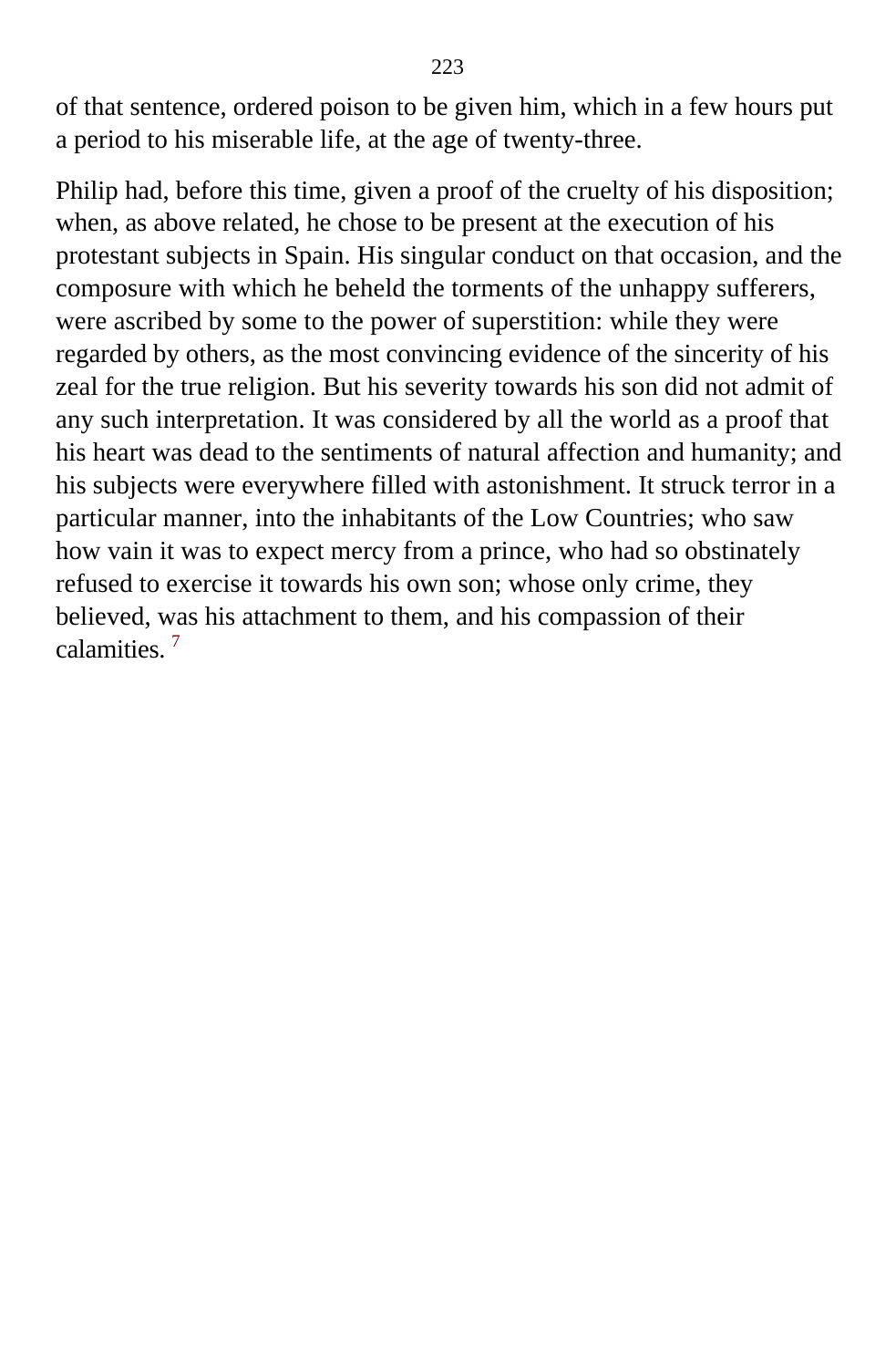of that sentence, ordered poison to be given him, which in a few hours put a period to his miserable life, at the age of twenty-three.

Philip had, before this time, given a proof of the cruelty of his disposition; when, as above related, he chose to be present at the execution of his protestant subjects in Spain. His singular conduct on that occasion, and the composure with which he beheld the torments of the unhappy sufferers, were ascribed by some to the power of superstition: while they were regarded by others, as the most convincing evidence of the sincerity of his zeal for the true religion. But his severity towards his son did not admit of any such interpretation. It was considered by all the world as a proof that his heart was dead to the sentiments of natural affection and humanity; and his subjects were everywhere filled with astonishment. It struck terror in a particular manner, into the inhabitants of the Low Countries; who saw how vain it was to expect mercy from a prince, who had so obstinately refused to exercise it towards his own son; whose only crime, they believed, was his attachment to them, and his compassion of their calamities. [7]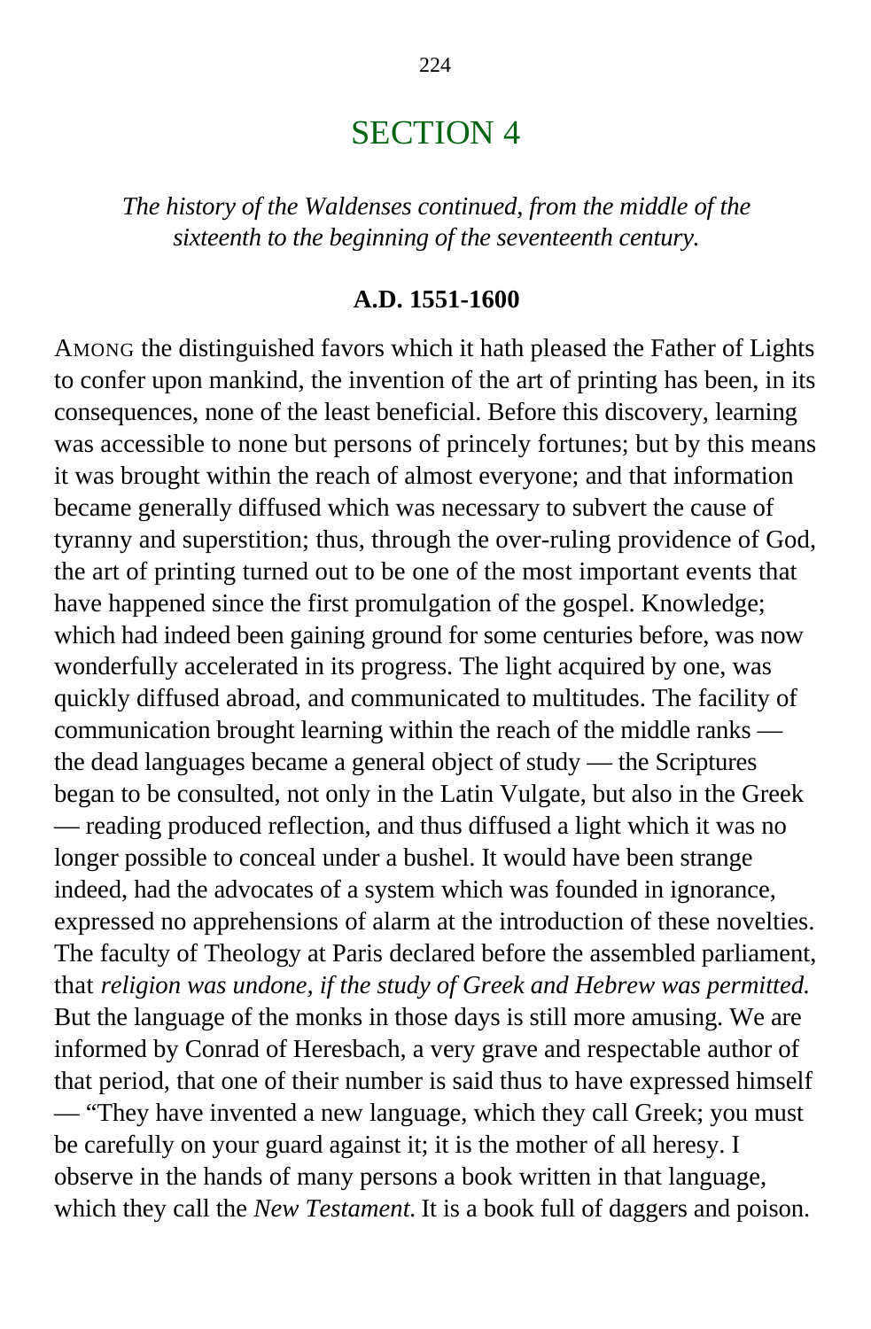# SECTION 4

*The history of the Waldenses continued, from the middle of the sixteenth to the beginning of the seventeenth century.*

**A.D. 1551-1600**

AMONG the distinguished favors which it hath pleased the Father of Lights to confer upon mankind, the invention of the art of printing has been, in its consequences, none of the least beneficial. Before this discovery, learning was accessible to none but persons of princely fortunes; but by this means it was brought within the reach of almost everyone; and that information became generally diffused which was necessary to subvert the cause of tyranny and superstition; thus, through the over-ruling providence of God, the art of printing turned out to be one of the most important events that have happened since the first promulgation of the gospel. Knowledge; which had indeed been gaining ground for some centuries before, was now wonderfully accelerated in its progress. The light acquired by one, was quickly diffused abroad, and communicated to multitudes. The facility of communication brought learning within the reach of the middle ranks — the dead languages became a general object of study — the Scriptures began to be consulted, not only in the Latin Vulgate, but also in the Greek — reading produced reflection, and thus diffused a light which it was no longer possible to conceal under a bushel. It would have been strange indeed, had the advocates of a system which was founded in ignorance, expressed no apprehensions of alarm at the introduction of these novelties. The faculty of Theology at Paris declared before the assembled parliament, that *religion was undone, if the study of Greek and Hebrew was permitted.* But the language of the monks in those days is still more amusing. We are informed by Conrad of Heresbach, a very grave and respectable author of that period, that one of their number is said thus to have expressed himself — "They have invented a new language, which they call Greek; you must be carefully on your guard against it; it is the mother of all heresy. I observe in the hands of many persons a book written in that language, which they call the *New Testament.* It is a book full of daggers and poison.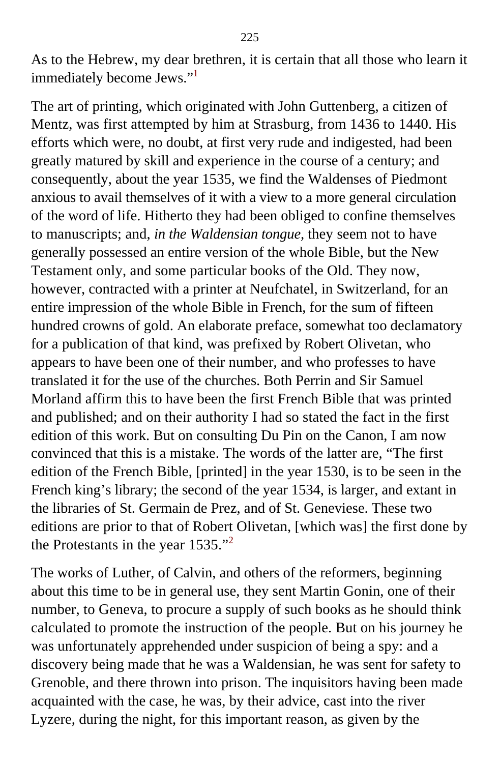As to the Hebrew, my dear brethren, it is certain that all those who learn it immediately become Jews."[1]

The art of printing, which originated with John Guttenberg, a citizen of Mentz, was first attempted by him at Strasburg, from 1436 to 1440. His efforts which were, no doubt, at first very rude and indigested, had been greatly matured by skill and experience in the course of a century; and consequently, about the year 1535, we find the Waldenses of Piedmont anxious to avail themselves of it with a view to a more general circulation of the word of life. Hitherto they had been obliged to confine themselves to manuscripts; and, *in the Waldensian tongue,* they seem not to have generally possessed an entire version of the whole Bible, but the New Testament only, and some particular books of the Old. They now, however, contracted with a printer at Neufchatel, in Switzerland, for an entire impression of the whole Bible in French, for the sum of fifteen hundred crowns of gold. An elaborate preface, somewhat too declamatory for a publication of that kind, was prefixed by Robert Olivetan, who appears to have been one of their number, and who professes to have translated it for the use of the churches. Both Perrin and Sir Samuel Morland affirm this to have been the first French Bible that was printed and published; and on their authority I had so stated the fact in the first edition of this work. But on consulting Du Pin on the Canon, I am now convinced that this is a mistake. The words of the latter are, "The first edition of the French Bible, [printed] in the year 1530, is to be seen in the French king's library; the second of the year 1534, is larger, and extant in the libraries of St. Germain de Prez, and of St. Geneviese. These two editions are prior to that of Robert Olivetan, [which was] the first done by the Protestants in the year 1535."[2]

The works of Luther, of Calvin, and others of the reformers, beginning about this time to be in general use, they sent Martin Gonin, one of their number, to Geneva, to procure a supply of such books as he should think calculated to promote the instruction of the people. But on his journey he was unfortunately apprehended under suspicion of being a spy: and a discovery being made that he was a Waldensian, he was sent for safety to Grenoble, and there thrown into prison. The inquisitors having been made acquainted with the case, he was, by their advice, cast into the river Lyzere, during the night, for this important reason, as given by the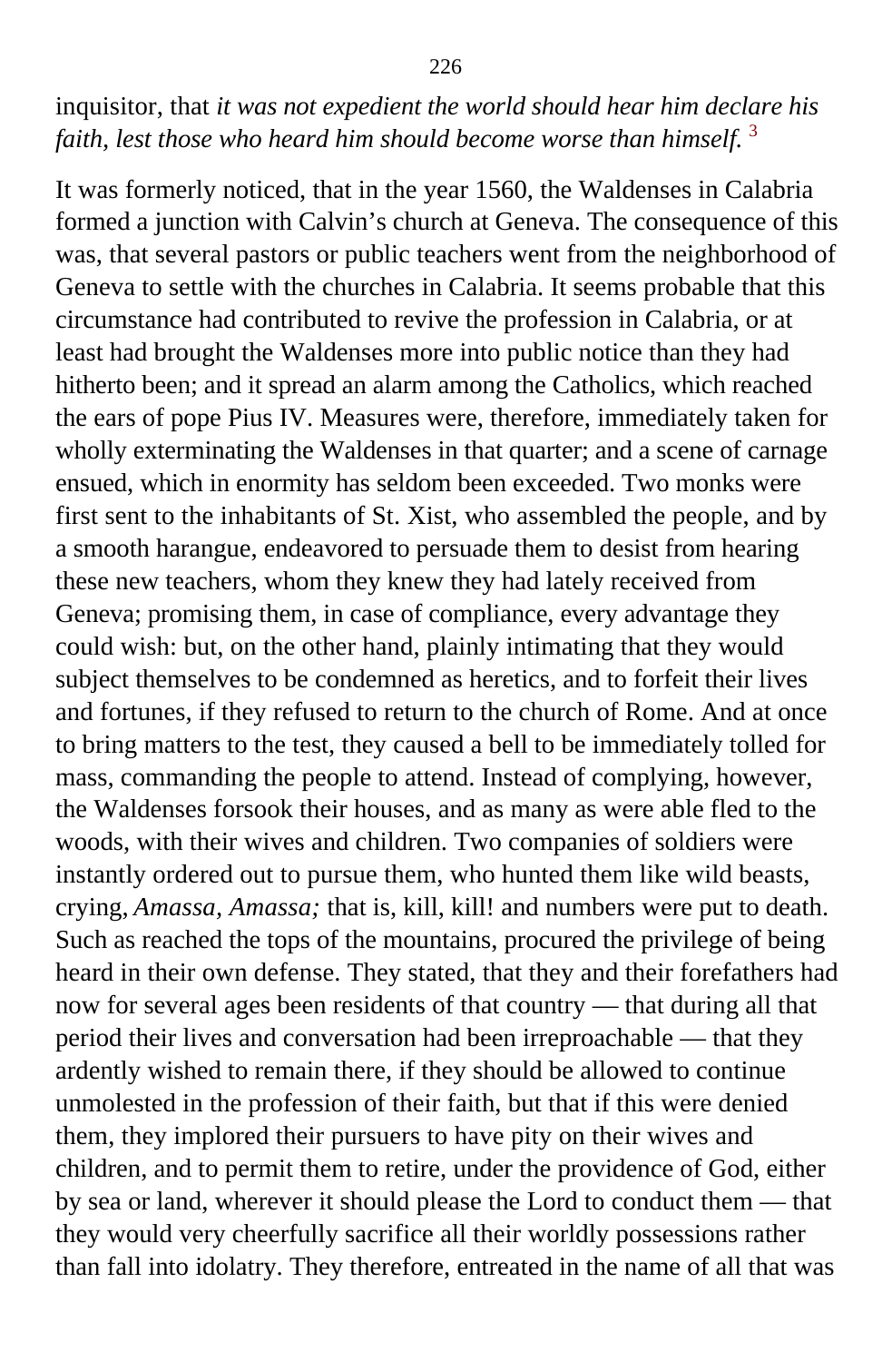inquisitor, that *it was not expedient the world should hear him declare his faith, lest those who heard him should become worse than himself.* [3]

It was formerly noticed, that in the year 1560, the Waldenses in Calabria formed a junction with Calvin's church at Geneva. The consequence of this was, that several pastors or public teachers went from the neighborhood of Geneva to settle with the churches in Calabria. It seems probable that this circumstance had contributed to revive the profession in Calabria, or at least had brought the Waldenses more into public notice than they had hitherto been; and it spread an alarm among the Catholics, which reached the ears of pope Pius IV. Measures were, therefore, immediately taken for wholly exterminating the Waldenses in that quarter; and a scene of carnage ensued, which in enormity has seldom been exceeded. Two monks were first sent to the inhabitants of St. Xist, who assembled the people, and by a smooth harangue, endeavored to persuade them to desist from hearing these new teachers, whom they knew they had lately received from Geneva; promising them, in case of compliance, every advantage they could wish: but, on the other hand, plainly intimating that they would subject themselves to be condemned as heretics, and to forfeit their lives and fortunes, if they refused to return to the church of Rome. And at once to bring matters to the test, they caused a bell to be immediately tolled for mass, commanding the people to attend. Instead of complying, however, the Waldenses forsook their houses, and as many as were able fled to the woods, with their wives and children. Two companies of soldiers were instantly ordered out to pursue them, who hunted them like wild beasts, crying, *Amassa, Amassa;* that is, kill, kill! and numbers were put to death. Such as reached the tops of the mountains, procured the privilege of being heard in their own defense. They stated, that they and their forefathers had now for several ages been residents of that country — that during all that period their lives and conversation had been irreproachable — that they ardently wished to remain there, if they should be allowed to continue unmolested in the profession of their faith, but that if this were denied them, they implored their pursuers to have pity on their wives and children, and to permit them to retire, under the providence of God, either by sea or land, wherever it should please the Lord to conduct them — that they would very cheerfully sacrifice all their worldly possessions rather than fall into idolatry. They therefore, entreated in the name of all that was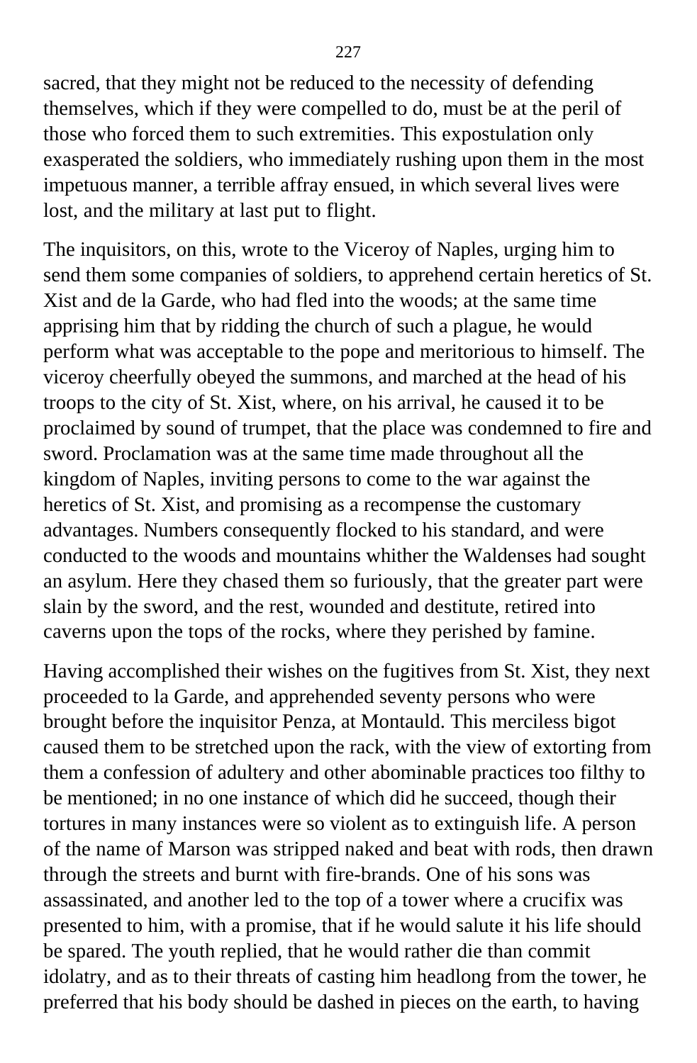sacred, that they might not be reduced to the necessity of defending themselves, which if they were compelled to do, must be at the peril of those who forced them to such extremities. This expostulation only exasperated the soldiers, who immediately rushing upon them in the most impetuous manner, a terrible affray ensued, in which several lives were lost, and the military at last put to flight.

The inquisitors, on this, wrote to the Viceroy of Naples, urging him to send them some companies of soldiers, to apprehend certain heretics of St. Xist and de la Garde, who had fled into the woods; at the same time apprising him that by ridding the church of such a plague, he would perform what was acceptable to the pope and meritorious to himself. The viceroy cheerfully obeyed the summons, and marched at the head of his troops to the city of St. Xist, where, on his arrival, he caused it to be proclaimed by sound of trumpet, that the place was condemned to fire and sword. Proclamation was at the same time made throughout all the kingdom of Naples, inviting persons to come to the war against the heretics of St. Xist, and promising as a recompense the customary advantages. Numbers consequently flocked to his standard, and were conducted to the woods and mountains whither the Waldenses had sought an asylum. Here they chased them so furiously, that the greater part were slain by the sword, and the rest, wounded and destitute, retired into caverns upon the tops of the rocks, where they perished by famine.

Having accomplished their wishes on the fugitives from St. Xist, they next proceeded to la Garde, and apprehended seventy persons who were brought before the inquisitor Penza, at Montauld. This merciless bigot caused them to be stretched upon the rack, with the view of extorting from them a confession of adultery and other abominable practices too filthy to be mentioned; in no one instance of which did he succeed, though their tortures in many instances were so violent as to extinguish life. A person of the name of Marson was stripped naked and beat with rods, then drawn through the streets and burnt with fire-brands. One of his sons was assassinated, and another led to the top of a tower where a crucifix was presented to him, with a promise, that if he would salute it his life should be spared. The youth replied, that he would rather die than commit idolatry, and as to their threats of casting him headlong from the tower, he preferred that his body should be dashed in pieces on the earth, to having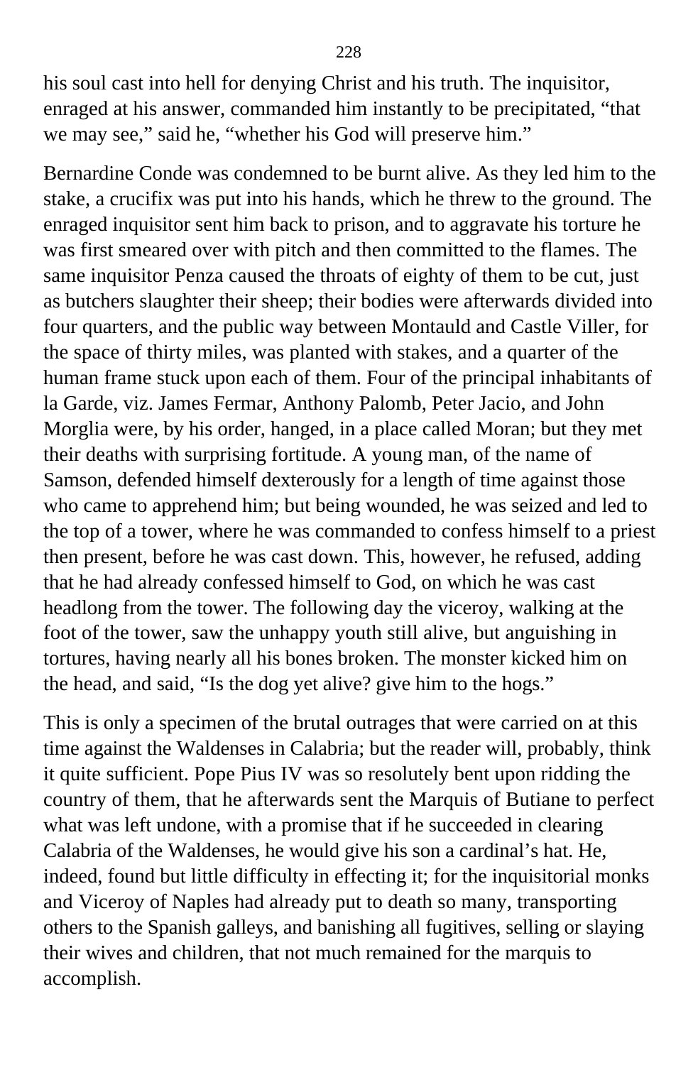his soul cast into hell for denying Christ and his truth. The inquisitor, enraged at his answer, commanded him instantly to be precipitated, "that we may see," said he, "whether his God will preserve him."

Bernardine Conde was condemned to be burnt alive. As they led him to the stake, a crucifix was put into his hands, which he threw to the ground. The enraged inquisitor sent him back to prison, and to aggravate his torture he was first smeared over with pitch and then committed to the flames. The same inquisitor Penza caused the throats of eighty of them to be cut, just as butchers slaughter their sheep; their bodies were afterwards divided into four quarters, and the public way between Montauld and Castle Viller, for the space of thirty miles, was planted with stakes, and a quarter of the human frame stuck upon each of them. Four of the principal inhabitants of la Garde, viz. James Fermar, Anthony Palomb, Peter Jacio, and John Morglia were, by his order, hanged, in a place called Moran; but they met their deaths with surprising fortitude. A young man, of the name of Samson, defended himself dexterously for a length of time against those who came to apprehend him; but being wounded, he was seized and led to the top of a tower, where he was commanded to confess himself to a priest then present, before he was cast down. This, however, he refused, adding that he had already confessed himself to God, on which he was cast headlong from the tower. The following day the viceroy, walking at the foot of the tower, saw the unhappy youth still alive, but anguishing in tortures, having nearly all his bones broken. The monster kicked him on the head, and said, "Is the dog yet alive? give him to the hogs."

This is only a specimen of the brutal outrages that were carried on at this time against the Waldenses in Calabria; but the reader will, probably, think it quite sufficient. Pope Pius IV was so resolutely bent upon ridding the country of them, that he afterwards sent the Marquis of Butiane to perfect what was left undone, with a promise that if he succeeded in clearing Calabria of the Waldenses, he would give his son a cardinal's hat. He, indeed, found but little difficulty in effecting it; for the inquisitorial monks and Viceroy of Naples had already put to death so many, transporting others to the Spanish galleys, and banishing all fugitives, selling or slaying their wives and children, that not much remained for the marquis to accomplish.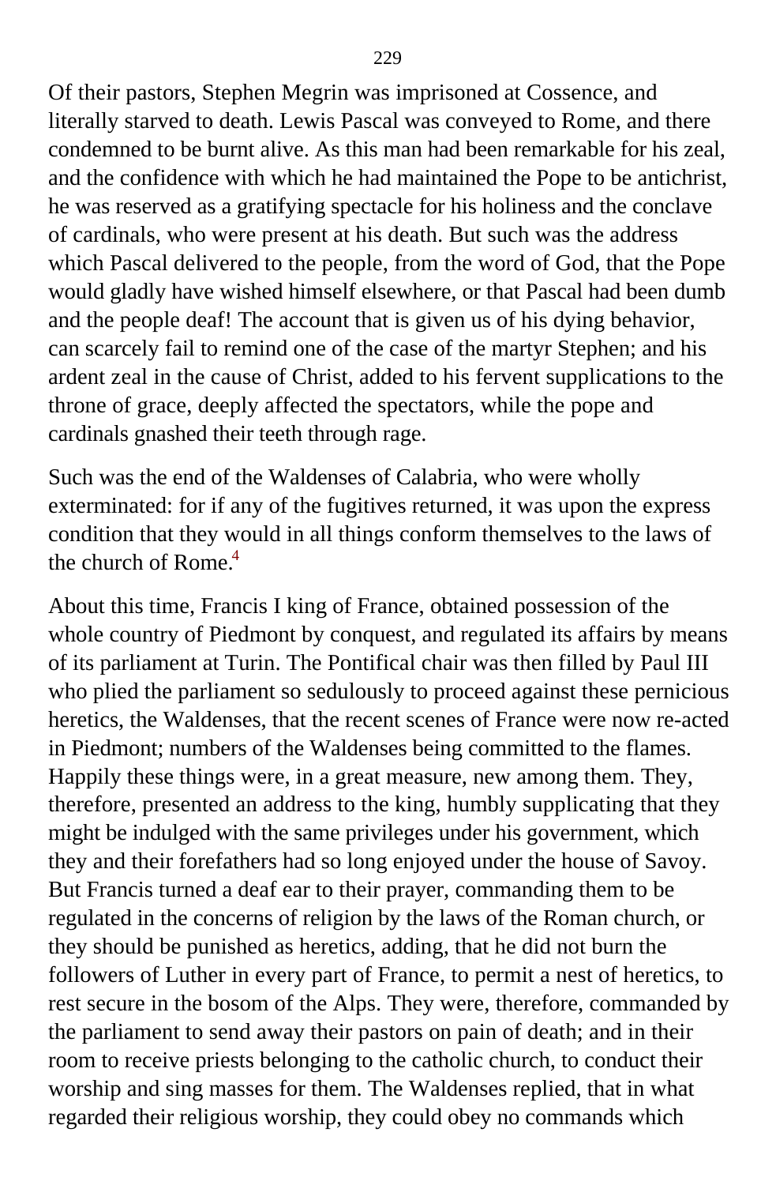Of their pastors, Stephen Megrin was imprisoned at Cossence, and literally starved to death. Lewis Pascal was conveyed to Rome, and there condemned to be burnt alive. As this man had been remarkable for his zeal, and the confidence with which he had maintained the Pope to be antichrist, he was reserved as a gratifying spectacle for his holiness and the conclave of cardinals, who were present at his death. But such was the address which Pascal delivered to the people, from the word of God, that the Pope would gladly have wished himself elsewhere, or that Pascal had been dumb and the people deaf! The account that is given us of his dying behavior, can scarcely fail to remind one of the case of the martyr Stephen; and his ardent zeal in the cause of Christ, added to his fervent supplications to the throne of grace, deeply affected the spectators, while the pope and cardinals gnashed their teeth through rage.

Such was the end of the Waldenses of Calabria, who were wholly exterminated: for if any of the fugitives returned, it was upon the express condition that they would in all things conform themselves to the laws of the church of Rome.[4]

About this time, Francis I king of France, obtained possession of the whole country of Piedmont by conquest, and regulated its affairs by means of its parliament at Turin. The Pontifical chair was then filled by Paul III who plied the parliament so sedulously to proceed against these pernicious heretics, the Waldenses, that the recent scenes of France were now re-acted in Piedmont; numbers of the Waldenses being committed to the flames. Happily these things were, in a great measure, new among them. They, therefore, presented an address to the king, humbly supplicating that they might be indulged with the same privileges under his government, which they and their forefathers had so long enjoyed under the house of Savoy. But Francis turned a deaf ear to their prayer, commanding them to be regulated in the concerns of religion by the laws of the Roman church, or they should be punished as heretics, adding, that he did not burn the followers of Luther in every part of France, to permit a nest of heretics, to rest secure in the bosom of the Alps. They were, therefore, commanded by the parliament to send away their pastors on pain of death; and in their room to receive priests belonging to the catholic church, to conduct their worship and sing masses for them. The Waldenses replied, that in what regarded their religious worship, they could obey no commands which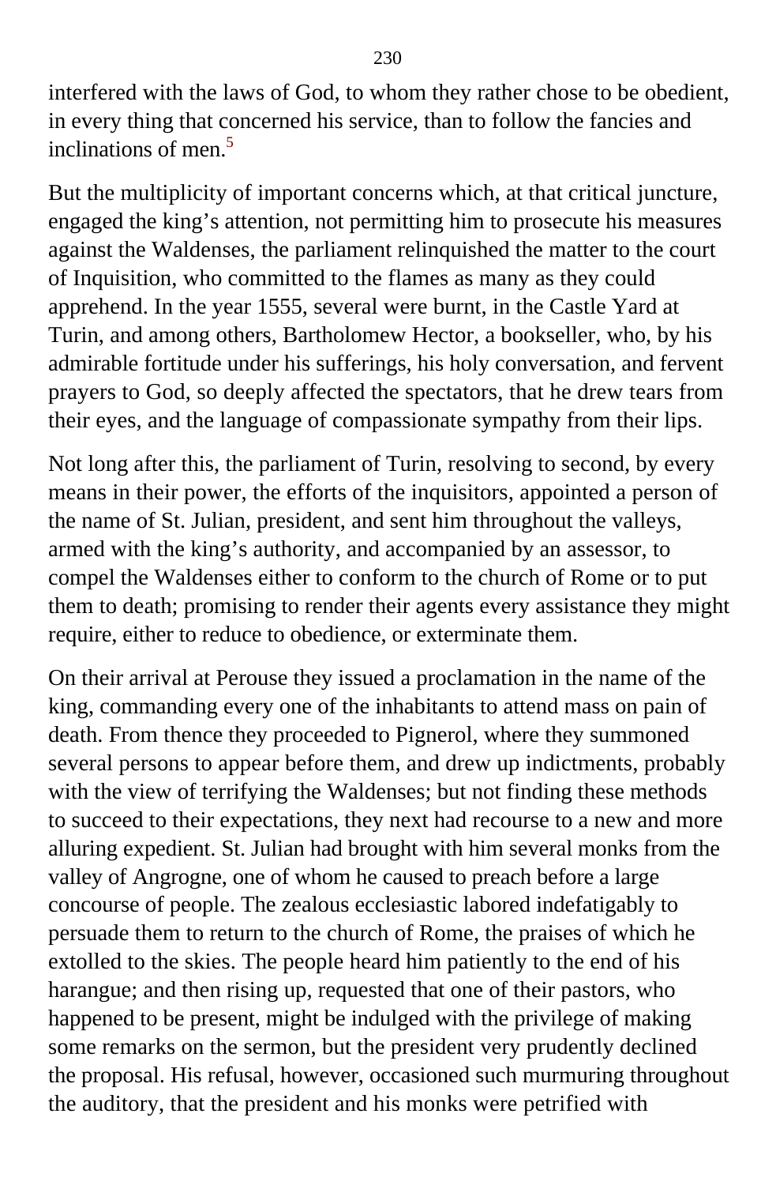interfered with the laws of God, to whom they rather chose to be obedient, in every thing that concerned his service, than to follow the fancies and inclinations of men.[5]

But the multiplicity of important concerns which, at that critical juncture, engaged the king's attention, not permitting him to prosecute his measures against the Waldenses, the parliament relinquished the matter to the court of Inquisition, who committed to the flames as many as they could apprehend. In the year 1555, several were burnt, in the Castle Yard at Turin, and among others, Bartholomew Hector, a bookseller, who, by his admirable fortitude under his sufferings, his holy conversation, and fervent prayers to God, so deeply affected the spectators, that he drew tears from their eyes, and the language of compassionate sympathy from their lips.

Not long after this, the parliament of Turin, resolving to second, by every means in their power, the efforts of the inquisitors, appointed a person of the name of St. Julian, president, and sent him throughout the valleys, armed with the king's authority, and accompanied by an assessor, to compel the Waldenses either to conform to the church of Rome or to put them to death; promising to render their agents every assistance they might require, either to reduce to obedience, or exterminate them.

On their arrival at Perouse they issued a proclamation in the name of the king, commanding every one of the inhabitants to attend mass on pain of death. From thence they proceeded to Pignerol, where they summoned several persons to appear before them, and drew up indictments, probably with the view of terrifying the Waldenses; but not finding these methods to succeed to their expectations, they next had recourse to a new and more alluring expedient. St. Julian had brought with him several monks from the valley of Angrogne, one of whom he caused to preach before a large concourse of people. The zealous ecclesiastic labored indefatigably to persuade them to return to the church of Rome, the praises of which he extolled to the skies. The people heard him patiently to the end of his harangue; and then rising up, requested that one of their pastors, who happened to be present, might be indulged with the privilege of making some remarks on the sermon, but the president very prudently declined the proposal. His refusal, however, occasioned such murmuring throughout the auditory, that the president and his monks were petrified with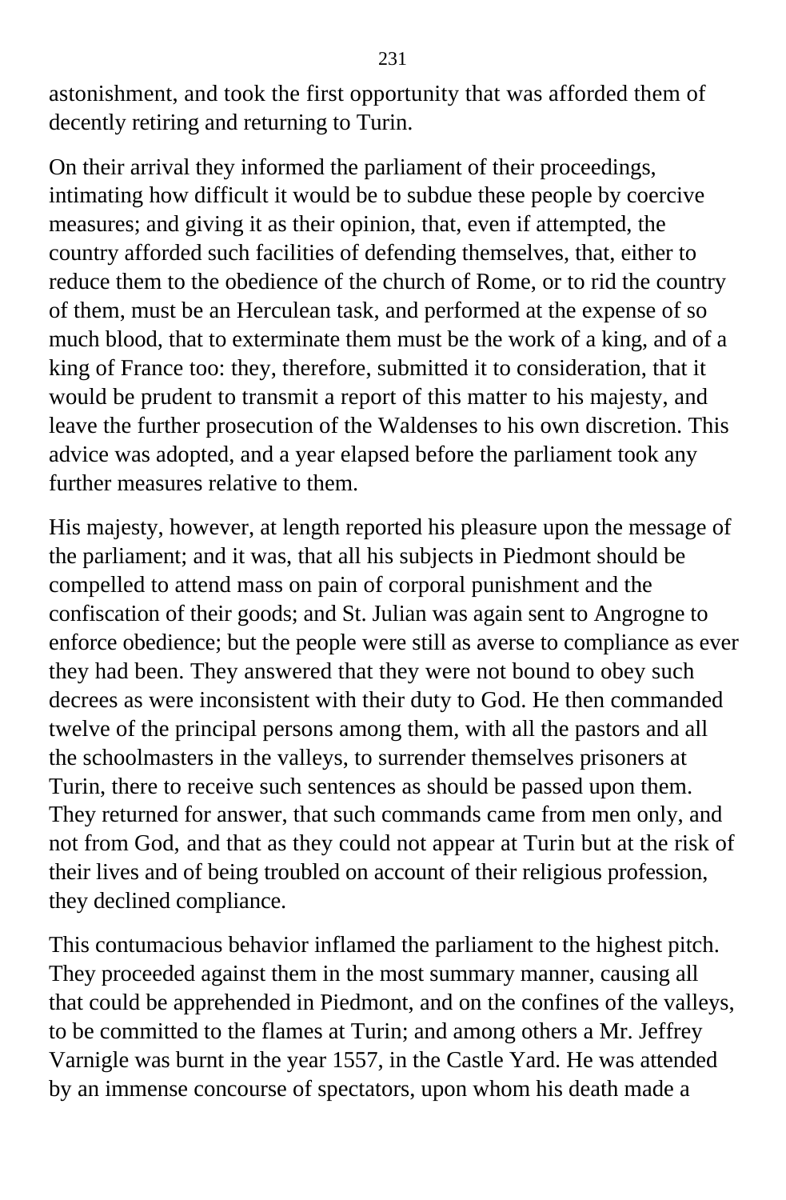astonishment, and took the first opportunity that was afforded them of decently retiring and returning to Turin.

On their arrival they informed the parliament of their proceedings, intimating how difficult it would be to subdue these people by coercive measures; and giving it as their opinion, that, even if attempted, the country afforded such facilities of defending themselves, that, either to reduce them to the obedience of the church of Rome, or to rid the country of them, must be an Herculean task, and performed at the expense of so much blood, that to exterminate them must be the work of a king, and of a king of France too: they, therefore, submitted it to consideration, that it would be prudent to transmit a report of this matter to his majesty, and leave the further prosecution of the Waldenses to his own discretion. This advice was adopted, and a year elapsed before the parliament took any further measures relative to them.

His majesty, however, at length reported his pleasure upon the message of the parliament; and it was, that all his subjects in Piedmont should be compelled to attend mass on pain of corporal punishment and the confiscation of their goods; and St. Julian was again sent to Angrogne to enforce obedience; but the people were still as averse to compliance as ever they had been. They answered that they were not bound to obey such decrees as were inconsistent with their duty to God. He then commanded twelve of the principal persons among them, with all the pastors and all the schoolmasters in the valleys, to surrender themselves prisoners at Turin, there to receive such sentences as should be passed upon them. They returned for answer, that such commands came from men only, and not from God, and that as they could not appear at Turin but at the risk of their lives and of being troubled on account of their religious profession, they declined compliance.

This contumacious behavior inflamed the parliament to the highest pitch. They proceeded against them in the most summary manner, causing all that could be apprehended in Piedmont, and on the confines of the valleys, to be committed to the flames at Turin; and among others a Mr. Jeffrey Varnigle was burnt in the year 1557, in the Castle Yard. He was attended by an immense concourse of spectators, upon whom his death made a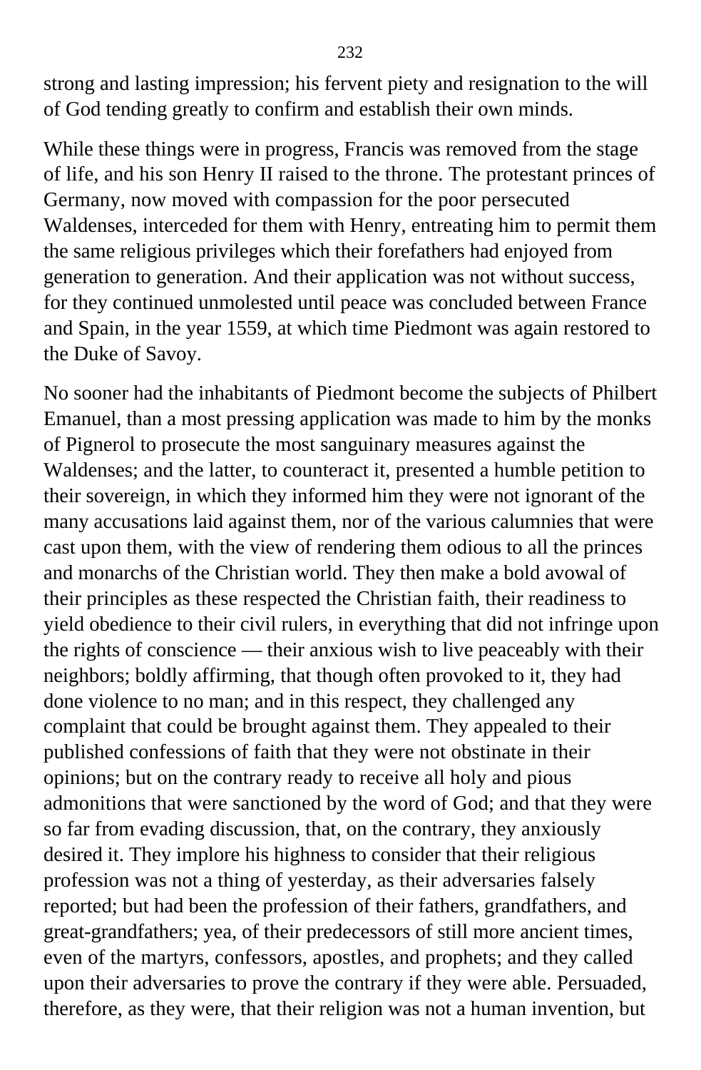strong and lasting impression; his fervent piety and resignation to the will of God tending greatly to confirm and establish their own minds.

While these things were in progress, Francis was removed from the stage of life, and his son Henry II raised to the throne. The protestant princes of Germany, now moved with compassion for the poor persecuted Waldenses, interceded for them with Henry, entreating him to permit them the same religious privileges which their forefathers had enjoyed from generation to generation. And their application was not without success, for they continued unmolested until peace was concluded between France and Spain, in the year 1559, at which time Piedmont was again restored to the Duke of Savoy.

No sooner had the inhabitants of Piedmont become the subjects of Philbert Emanuel, than a most pressing application was made to him by the monks of Pignerol to prosecute the most sanguinary measures against the Waldenses; and the latter, to counteract it, presented a humble petition to their sovereign, in which they informed him they were not ignorant of the many accusations laid against them, nor of the various calumnies that were cast upon them, with the view of rendering them odious to all the princes and monarchs of the Christian world. They then make a bold avowal of their principles as these respected the Christian faith, their readiness to yield obedience to their civil rulers, in everything that did not infringe upon the rights of conscience — their anxious wish to live peaceably with their neighbors; boldly affirming, that though often provoked to it, they had done violence to no man; and in this respect, they challenged any complaint that could be brought against them. They appealed to their published confessions of faith that they were not obstinate in their opinions; but on the contrary ready to receive all holy and pious admonitions that were sanctioned by the word of God; and that they were so far from evading discussion, that, on the contrary, they anxiously desired it. They implore his highness to consider that their religious profession was not a thing of yesterday, as their adversaries falsely reported; but had been the profession of their fathers, grandfathers, and great-grandfathers; yea, of their predecessors of still more ancient times, even of the martyrs, confessors, apostles, and prophets; and they called upon their adversaries to prove the contrary if they were able. Persuaded, therefore, as they were, that their religion was not a human invention, but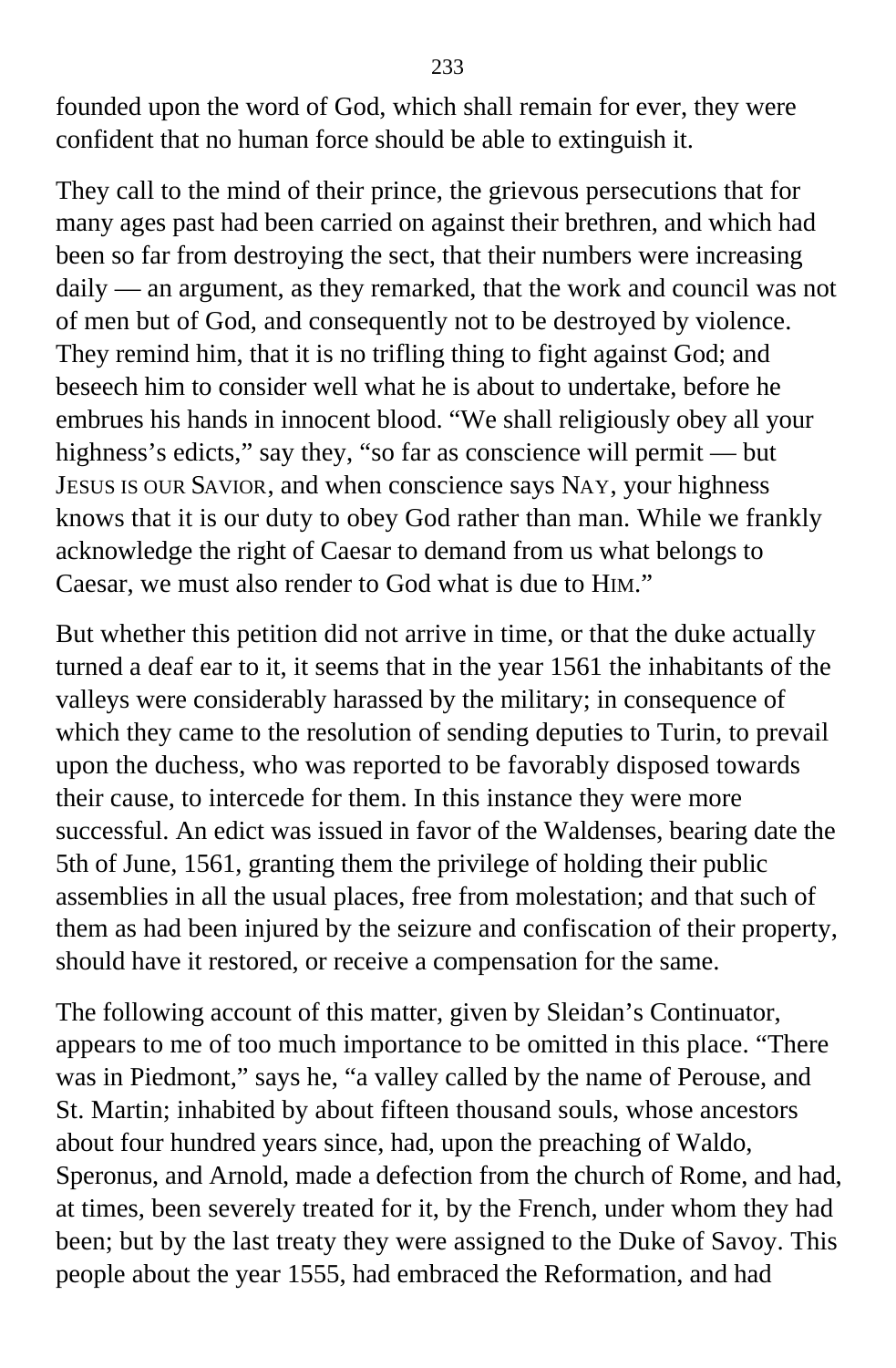founded upon the word of God, which shall remain for ever, they were confident that no human force should be able to extinguish it.

They call to the mind of their prince, the grievous persecutions that for many ages past had been carried on against their brethren, and which had been so far from destroying the sect, that their numbers were increasing daily — an argument, as they remarked, that the work and council was not of men but of God, and consequently not to be destroyed by violence. They remind him, that it is no trifling thing to fight against God; and beseech him to consider well what he is about to undertake, before he embrues his hands in innocent blood. "We shall religiously obey all your highness's edicts," say they, "so far as conscience will permit — but JESUS IS OUR SAVIOR, and when conscience says NAY, your highness knows that it is our duty to obey God rather than man. While we frankly acknowledge the right of Caesar to demand from us what belongs to Caesar, we must also render to God what is due to HIM."

But whether this petition did not arrive in time, or that the duke actually turned a deaf ear to it, it seems that in the year 1561 the inhabitants of the valleys were considerably harassed by the military; in consequence of which they came to the resolution of sending deputies to Turin, to prevail upon the duchess, who was reported to be favorably disposed towards their cause, to intercede for them. In this instance they were more successful. An edict was issued in favor of the Waldenses, bearing date the 5th of June, 1561, granting them the privilege of holding their public assemblies in all the usual places, free from molestation; and that such of them as had been injured by the seizure and confiscation of their property, should have it restored, or receive a compensation for the same.

The following account of this matter, given by Sleidan's Continuator, appears to me of too much importance to be omitted in this place. "There was in Piedmont," says he, "a valley called by the name of Perouse, and St. Martin; inhabited by about fifteen thousand souls, whose ancestors about four hundred years since, had, upon the preaching of Waldo, Speronus, and Arnold, made a defection from the church of Rome, and had, at times, been severely treated for it, by the French, under whom they had been; but by the last treaty they were assigned to the Duke of Savoy. This people about the year 1555, had embraced the Reformation, and had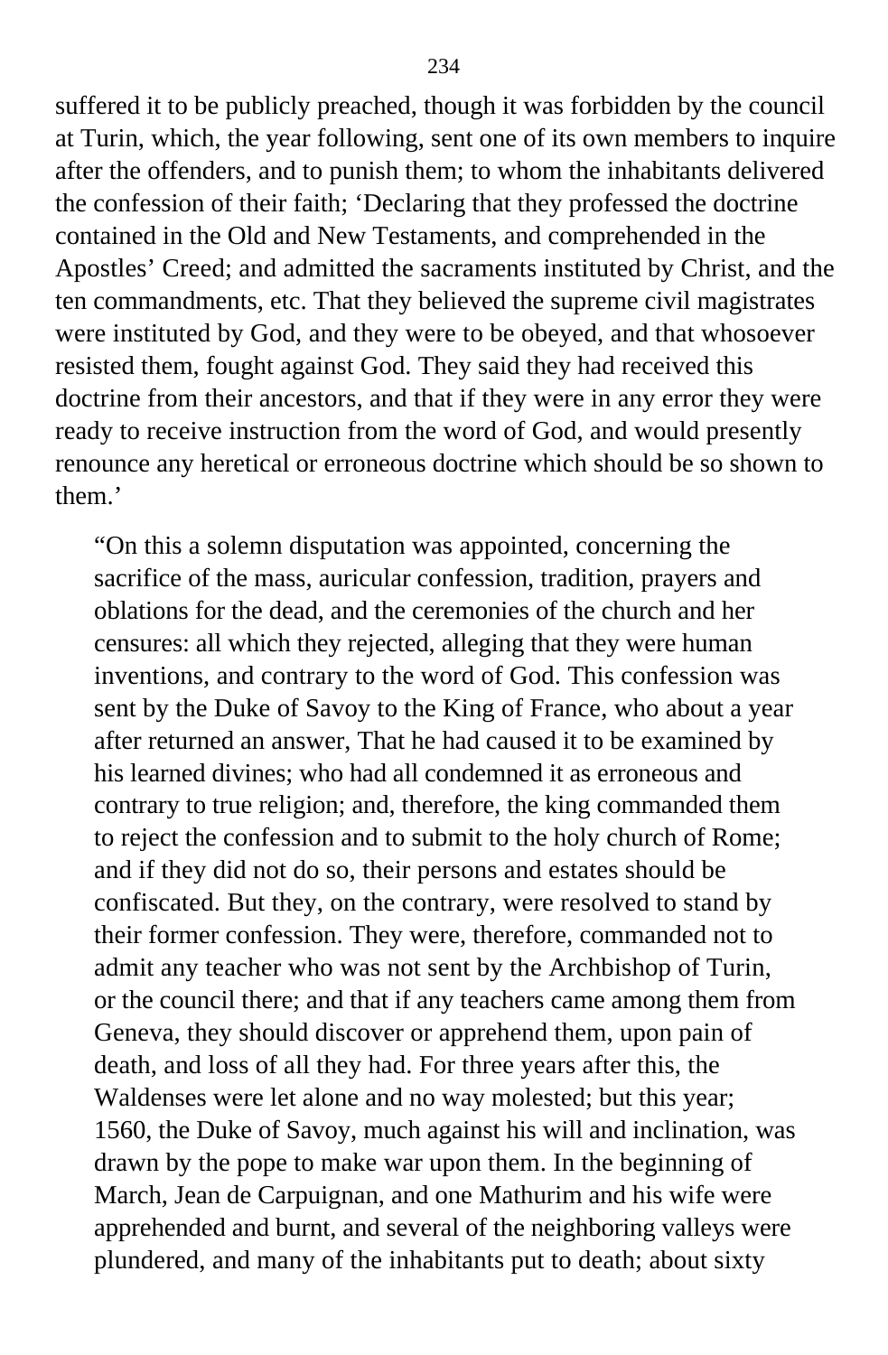suffered it to be publicly preached, though it was forbidden by the council at Turin, which, the year following, sent one of its own members to inquire after the offenders, and to punish them; to whom the inhabitants delivered the confession of their faith; 'Declaring that they professed the doctrine contained in the Old and New Testaments, and comprehended in the Apostles' Creed; and admitted the sacraments instituted by Christ, and the ten commandments, etc. That they believed the supreme civil magistrates were instituted by God, and they were to be obeyed, and that whosoever resisted them, fought against God. They said they had received this doctrine from their ancestors, and that if they were in any error they were ready to receive instruction from the word of God, and would presently renounce any heretical or erroneous doctrine which should be so shown to them.'

> "On this a solemn disputation was appointed, concerning the sacrifice of the mass, auricular confession, tradition, prayers and oblations for the dead, and the ceremonies of the church and her censures: all which they rejected, alleging that they were human inventions, and contrary to the word of God. This confession was sent by the Duke of Savoy to the King of France, who about a year after returned an answer, That he had caused it to be examined by his learned divines; who had all condemned it as erroneous and contrary to true religion; and, therefore, the king commanded them to reject the confession and to submit to the holy church of Rome; and if they did not do so, their persons and estates should be confiscated. But they, on the contrary, were resolved to stand by their former confession. They were, therefore, commanded not to admit any teacher who was not sent by the Archbishop of Turin, or the council there; and that if any teachers came among them from Geneva, they should discover or apprehend them, upon pain of death, and loss of all they had. For three years after this, the Waldenses were let alone and no way molested; but this year; 1560, the Duke of Savoy, much against his will and inclination, was drawn by the pope to make war upon them. In the beginning of March, Jean de Carpuignan, and one Mathurim and his wife were apprehended and burnt, and several of the neighboring valleys were plundered, and many of the inhabitants put to death; about sixty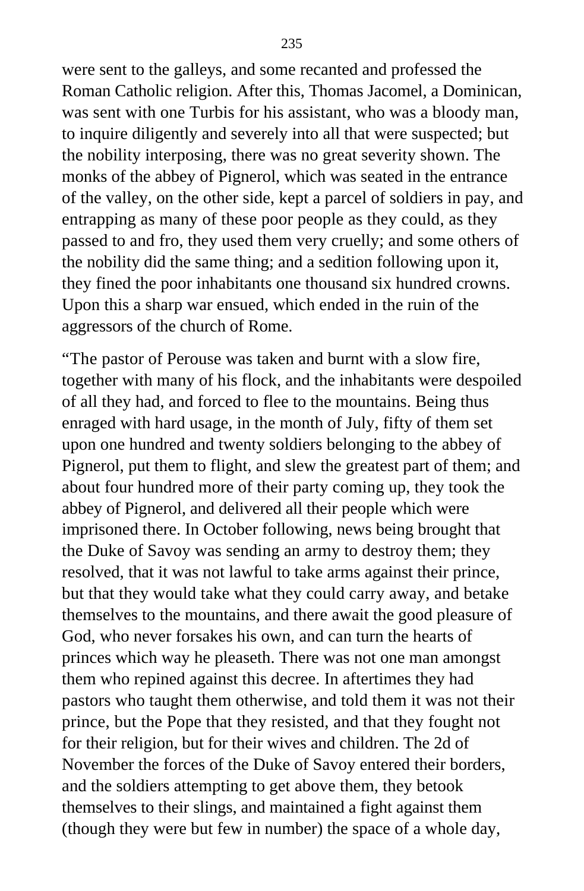were sent to the galleys, and some recanted and professed the Roman Catholic religion. After this, Thomas Jacomel, a Dominican, was sent with one Turbis for his assistant, who was a bloody man, to inquire diligently and severely into all that were suspected; but the nobility interposing, there was no great severity shown. The monks of the abbey of Pignerol, which was seated in the entrance of the valley, on the other side, kept a parcel of soldiers in pay, and entrapping as many of these poor people as they could, as they passed to and fro, they used them very cruelly; and some others of the nobility did the same thing; and a sedition following upon it, they fined the poor inhabitants one thousand six hundred crowns. Upon this a sharp war ensued, which ended in the ruin of the aggressors of the church of Rome.

"The pastor of Perouse was taken and burnt with a slow fire, together with many of his flock, and the inhabitants were despoiled of all they had, and forced to flee to the mountains. Being thus enraged with hard usage, in the month of July, fifty of them set upon one hundred and twenty soldiers belonging to the abbey of Pignerol, put them to flight, and slew the greatest part of them; and about four hundred more of their party coming up, they took the abbey of Pignerol, and delivered all their people which were imprisoned there. In October following, news being brought that the Duke of Savoy was sending an army to destroy them; they resolved, that it was not lawful to take arms against their prince, but that they would take what they could carry away, and betake themselves to the mountains, and there await the good pleasure of God, who never forsakes his own, and can turn the hearts of princes which way he pleaseth. There was not one man amongst them who repined against this decree. In aftertimes they had pastors who taught them otherwise, and told them it was not their prince, but the Pope that they resisted, and that they fought not for their religion, but for their wives and children. The 2d of November the forces of the Duke of Savoy entered their borders, and the soldiers attempting to get above them, they betook themselves to their slings, and maintained a fight against them (though they were but few in number) the space of a whole day,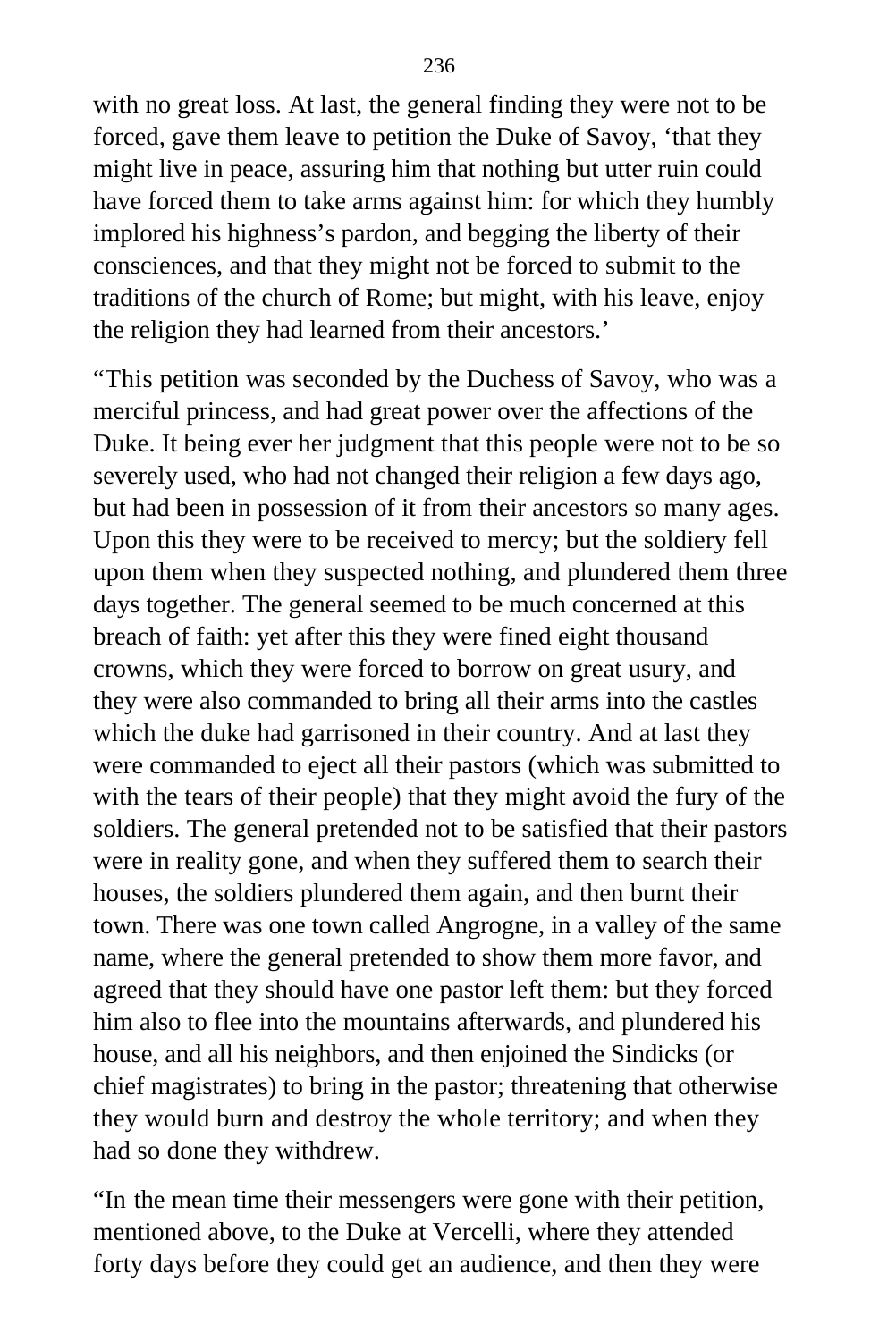with no great loss. At last, the general finding they were not to be forced, gave them leave to petition the Duke of Savoy, 'that they might live in peace, assuring him that nothing but utter ruin could have forced them to take arms against him: for which they humbly implored his highness's pardon, and begging the liberty of their consciences, and that they might not be forced to submit to the traditions of the church of Rome; but might, with his leave, enjoy the religion they had learned from their ancestors.'

"This petition was seconded by the Duchess of Savoy, who was a merciful princess, and had great power over the affections of the Duke. It being ever her judgment that this people were not to be so severely used, who had not changed their religion a few days ago, but had been in possession of it from their ancestors so many ages. Upon this they were to be received to mercy; but the soldiery fell upon them when they suspected nothing, and plundered them three days together. The general seemed to be much concerned at this breach of faith: yet after this they were fined eight thousand crowns, which they were forced to borrow on great usury, and they were also commanded to bring all their arms into the castles which the duke had garrisoned in their country. And at last they were commanded to eject all their pastors (which was submitted to with the tears of their people) that they might avoid the fury of the soldiers. The general pretended not to be satisfied that their pastors were in reality gone, and when they suffered them to search their houses, the soldiers plundered them again, and then burnt their town. There was one town called Angrogne, in a valley of the same name, where the general pretended to show them more favor, and agreed that they should have one pastor left them: but they forced him also to flee into the mountains afterwards, and plundered his house, and all his neighbors, and then enjoined the Sindicks (or chief magistrates) to bring in the pastor; threatening that otherwise they would burn and destroy the whole territory; and when they had so done they withdrew.

"In the mean time their messengers were gone with their petition, mentioned above, to the Duke at Vercelli, where they attended forty days before they could get an audience, and then they were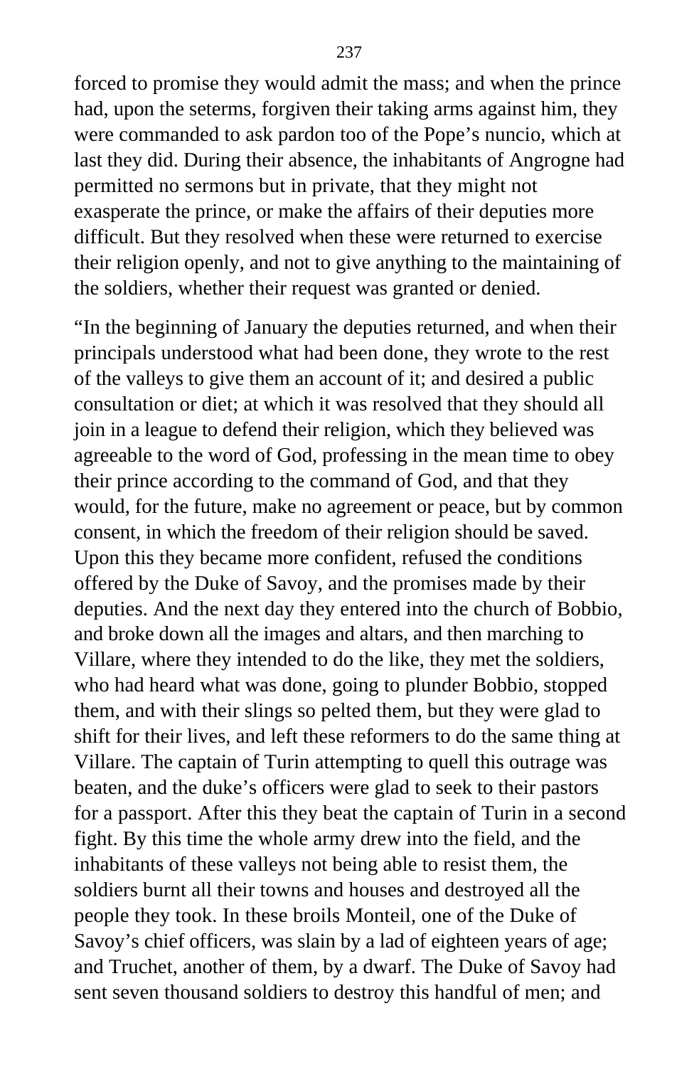forced to promise they would admit the mass; and when the prince had, upon the seterms, forgiven their taking arms against him, they were commanded to ask pardon too of the Pope's nuncio, which at last they did. During their absence, the inhabitants of Angrogne had permitted no sermons but in private, that they might not exasperate the prince, or make the affairs of their deputies more difficult. But they resolved when these were returned to exercise their religion openly, and not to give anything to the maintaining of the soldiers, whether their request was granted or denied.

"In the beginning of January the deputies returned, and when their principals understood what had been done, they wrote to the rest of the valleys to give them an account of it; and desired a public consultation or diet; at which it was resolved that they should all join in a league to defend their religion, which they believed was agreeable to the word of God, professing in the mean time to obey their prince according to the command of God, and that they would, for the future, make no agreement or peace, but by common consent, in which the freedom of their religion should be saved. Upon this they became more confident, refused the conditions offered by the Duke of Savoy, and the promises made by their deputies. And the next day they entered into the church of Bobbio, and broke down all the images and altars, and then marching to Villare, where they intended to do the like, they met the soldiers, who had heard what was done, going to plunder Bobbio, stopped them, and with their slings so pelted them, but they were glad to shift for their lives, and left these reformers to do the same thing at Villare. The captain of Turin attempting to quell this outrage was beaten, and the duke's officers were glad to seek to their pastors for a passport. After this they beat the captain of Turin in a second fight. By this time the whole army drew into the field, and the inhabitants of these valleys not being able to resist them, the soldiers burnt all their towns and houses and destroyed all the people they took. In these broils Monteil, one of the Duke of Savoy's chief officers, was slain by a lad of eighteen years of age; and Truchet, another of them, by a dwarf. The Duke of Savoy had sent seven thousand soldiers to destroy this handful of men; and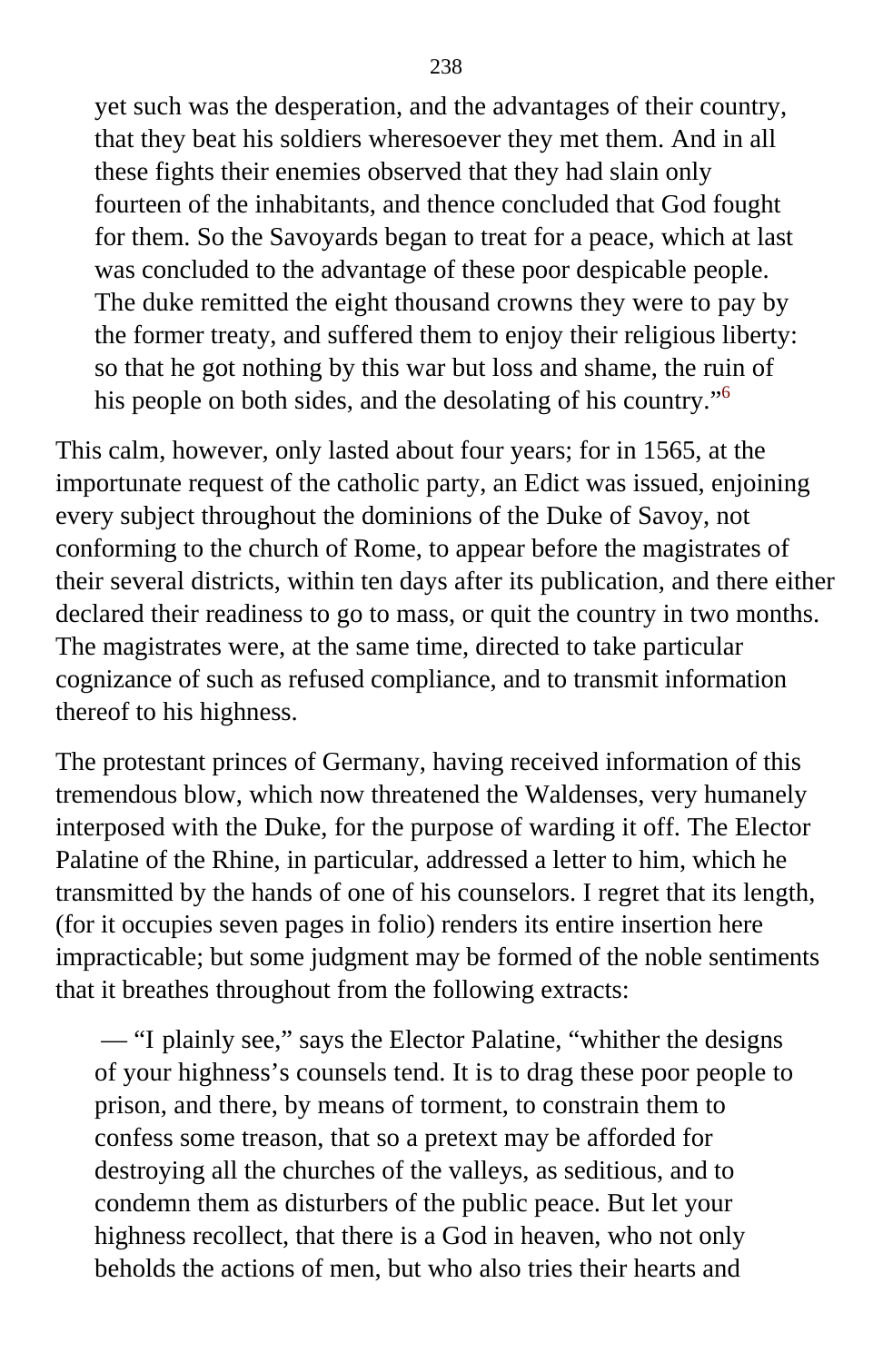> yet such was the desperation, and the advantages of their country, that they beat his soldiers wheresoever they met them. And in all these fights their enemies observed that they had slain only fourteen of the inhabitants, and thence concluded that God fought for them. So the Savoyards began to treat for a peace, which at last was concluded to the advantage of these poor despicable people. The duke remitted the eight thousand crowns they were to pay by the former treaty, and suffered them to enjoy their religious liberty: so that he got nothing by this war but loss and shame, the ruin of his people on both sides, and the desolating of his country."[6]

This calm, however, only lasted about four years; for in 1565, at the importunate request of the catholic party, an Edict was issued, enjoining every subject throughout the dominions of the Duke of Savoy, not conforming to the church of Rome, to appear before the magistrates of their several districts, within ten days after its publication, and there either declared their readiness to go to mass, or quit the country in two months. The magistrates were, at the same time, directed to take particular cognizance of such as refused compliance, and to transmit information thereof to his highness.

The protestant princes of Germany, having received information of this tremendous blow, which now threatened the Waldenses, very humanely interposed with the Duke, for the purpose of warding it off. The Elector Palatine of the Rhine, in particular, addressed a letter to him, which he transmitted by the hands of one of his counselors. I regret that its length, (for it occupies seven pages in folio) renders its entire insertion here impracticable; but some judgment may be formed of the noble sentiments that it breathes throughout from the following extracts:

> — "I plainly see," says the Elector Palatine, "whither the designs of your highness's counsels tend. It is to drag these poor people to prison, and there, by means of torment, to constrain them to confess some treason, that so a pretext may be afforded for destroying all the churches of the valleys, as seditious, and to condemn them as disturbers of the public peace. But let your highness recollect, that there is a God in heaven, who not only beholds the actions of men, but who also tries their hearts and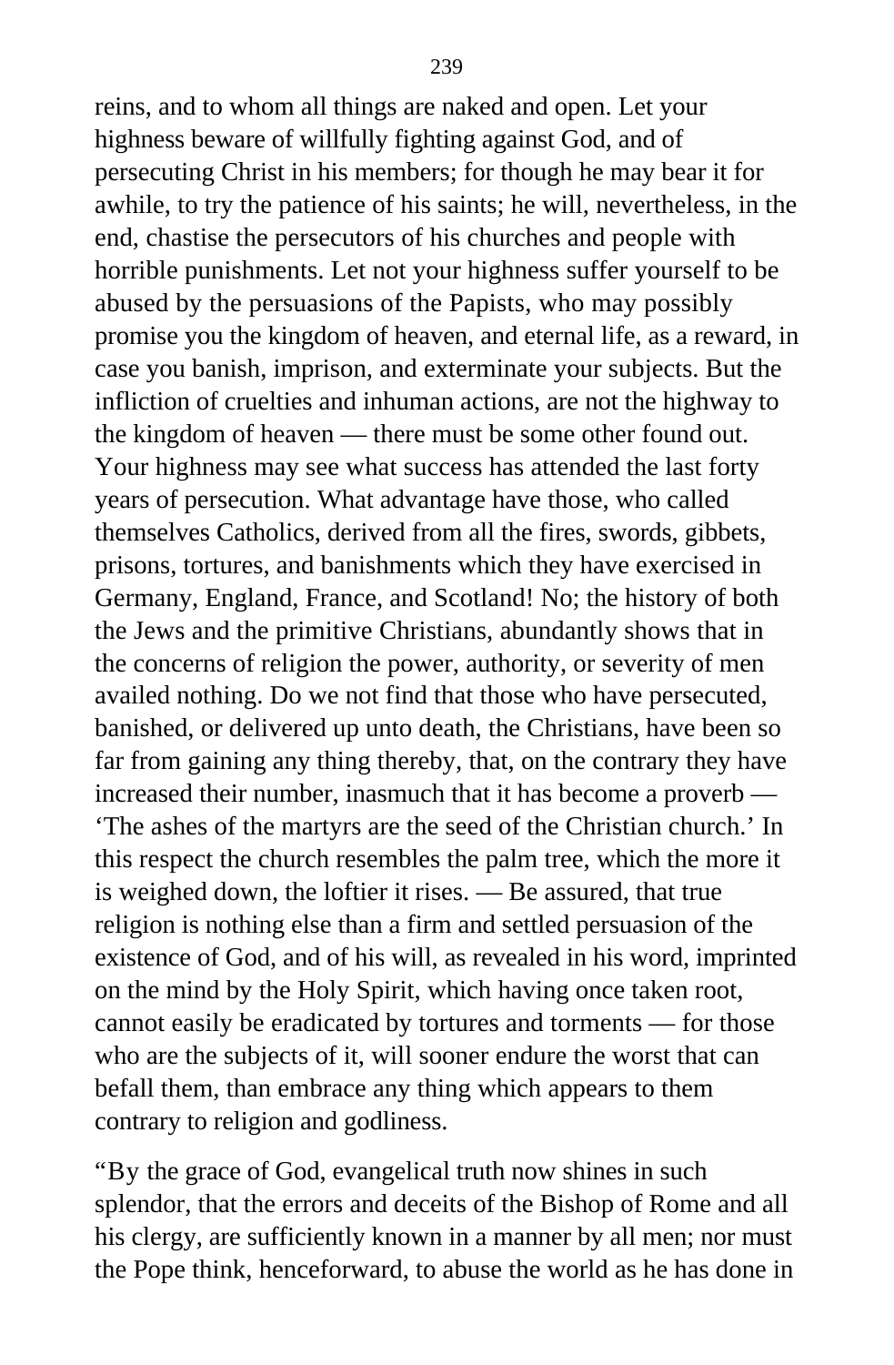reins, and to whom all things are naked and open. Let your highness beware of willfully fighting against God, and of persecuting Christ in his members; for though he may bear it for awhile, to try the patience of his saints; he will, nevertheless, in the end, chastise the persecutors of his churches and people with horrible punishments. Let not your highness suffer yourself to be abused by the persuasions of the Papists, who may possibly promise you the kingdom of heaven, and eternal life, as a reward, in case you banish, imprison, and exterminate your subjects. But the infliction of cruelties and inhuman actions, are not the highway to the kingdom of heaven — there must be some other found out. Your highness may see what success has attended the last forty years of persecution. What advantage have those, who called themselves Catholics, derived from all the fires, swords, gibbets, prisons, tortures, and banishments which they have exercised in Germany, England, France, and Scotland! No; the history of both the Jews and the primitive Christians, abundantly shows that in the concerns of religion the power, authority, or severity of men availed nothing. Do we not find that those who have persecuted, banished, or delivered up unto death, the Christians, have been so far from gaining any thing thereby, that, on the contrary they have increased their number, inasmuch that it has become a proverb — 'The ashes of the martyrs are the seed of the Christian church.' In this respect the church resembles the palm tree, which the more it is weighed down, the loftier it rises. — Be assured, that true religion is nothing else than a firm and settled persuasion of the existence of God, and of his will, as revealed in his word, imprinted on the mind by the Holy Spirit, which having once taken root, cannot easily be eradicated by tortures and torments — for those who are the subjects of it, will sooner endure the worst that can befall them, than embrace any thing which appears to them contrary to religion and godliness.

"By the grace of God, evangelical truth now shines in such splendor, that the errors and deceits of the Bishop of Rome and all his clergy, are sufficiently known in a manner by all men; nor must the Pope think, henceforward, to abuse the world as he has done in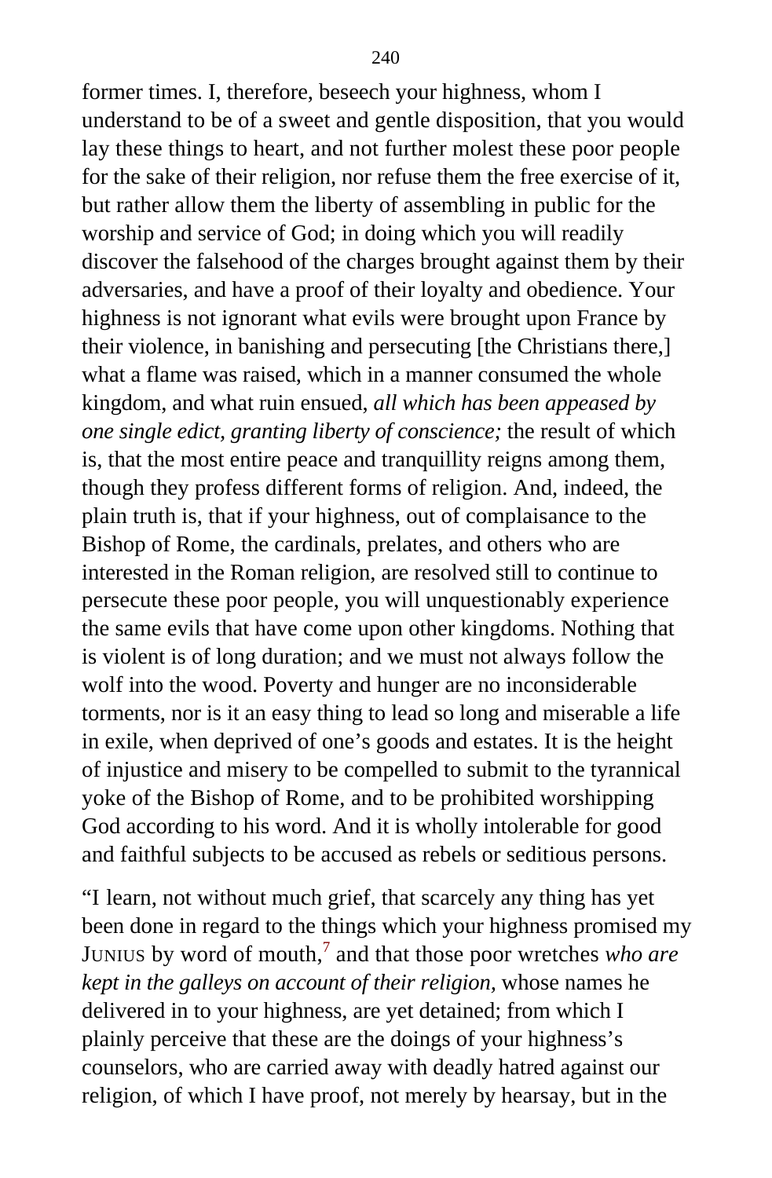former times. I, therefore, beseech your highness, whom I understand to be of a sweet and gentle disposition, that you would lay these things to heart, and not further molest these poor people for the sake of their religion, nor refuse them the free exercise of it, but rather allow them the liberty of assembling in public for the worship and service of God; in doing which you will readily discover the falsehood of the charges brought against them by their adversaries, and have a proof of their loyalty and obedience. Your highness is not ignorant what evils were brought upon France by their violence, in banishing and persecuting [the Christians there,] what a flame was raised, which in a manner consumed the whole kingdom, and what ruin ensued, *all which has been appeased by one single edict, granting liberty of conscience;* the result of which is, that the most entire peace and tranquillity reigns among them, though they profess different forms of religion. And, indeed, the plain truth is, that if your highness, out of complaisance to the Bishop of Rome, the cardinals, prelates, and others who are interested in the Roman religion, are resolved still to continue to persecute these poor people, you will unquestionably experience the same evils that have come upon other kingdoms. Nothing that is violent is of long duration; and we must not always follow the wolf into the wood. Poverty and hunger are no inconsiderable torments, nor is it an easy thing to lead so long and miserable a life in exile, when deprived of one's goods and estates. It is the height of injustice and misery to be compelled to submit to the tyrannical yoke of the Bishop of Rome, and to be prohibited worshipping God according to his word. And it is wholly intolerable for good and faithful subjects to be accused as rebels or seditious persons.

"I learn, not without much grief, that scarcely any thing has yet been done in regard to the things which your highness promised my JUNIUS by word of mouth,[7] and that those poor wretches *who are kept in the galleys on account of their religion*, whose names he delivered in to your highness, are yet detained; from which I plainly perceive that these are the doings of your highness's counselors, who are carried away with deadly hatred against our religion, of which I have proof, not merely by hearsay, but in the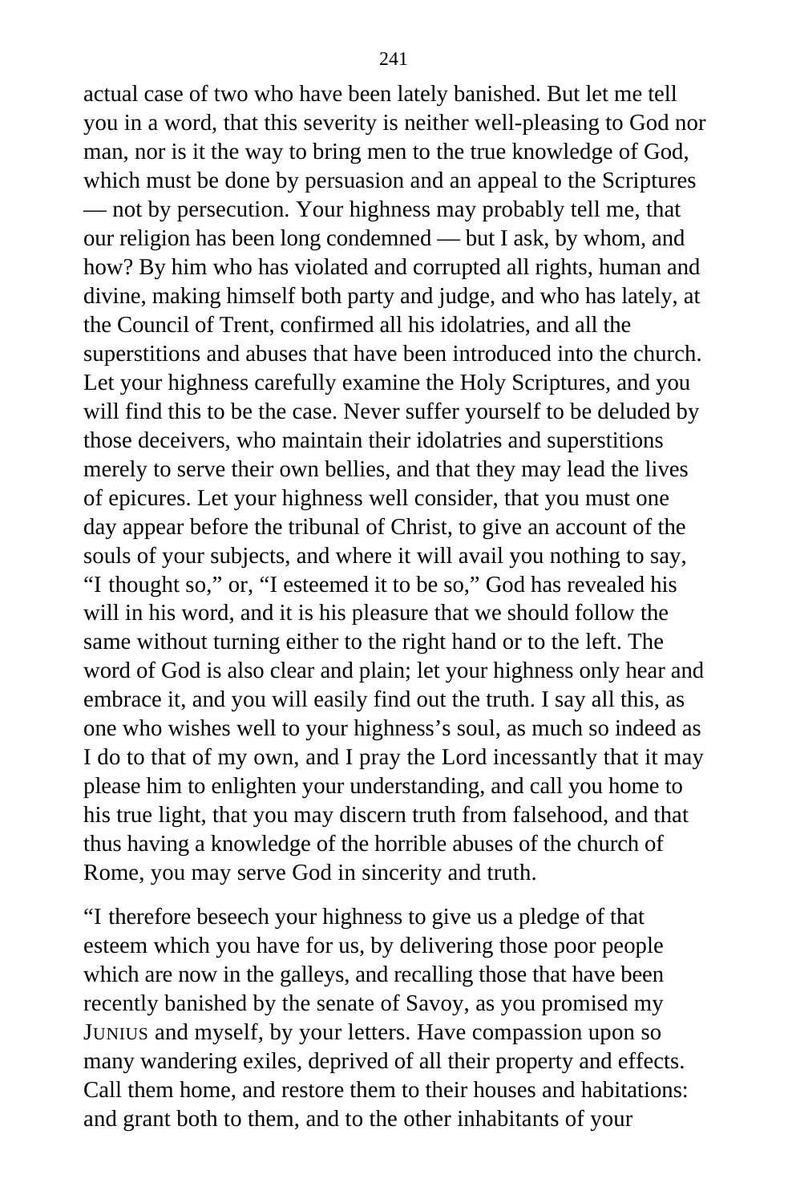actual case of two who have been lately banished. But let me tell you in a word, that this severity is neither well-pleasing to God nor man, nor is it the way to bring men to the true knowledge of God, which must be done by persuasion and an appeal to the Scriptures — not by persecution. Your highness may probably tell me, that our religion has been long condemned — but I ask, by whom, and how? By him who has violated and corrupted all rights, human and divine, making himself both party and judge, and who has lately, at the Council of Trent, confirmed all his idolatries, and all the superstitions and abuses that have been introduced into the church. Let your highness carefully examine the Holy Scriptures, and you will find this to be the case. Never suffer yourself to be deluded by those deceivers, who maintain their idolatries and superstitions merely to serve their own bellies, and that they may lead the lives of epicures. Let your highness well consider, that you must one day appear before the tribunal of Christ, to give an account of the souls of your subjects, and where it will avail you nothing to say, "I thought so," or, "I esteemed it to be so," God has revealed his will in his word, and it is his pleasure that we should follow the same without turning either to the right hand or to the left. The word of God is also clear and plain; let your highness only hear and embrace it, and you will easily find out the truth. I say all this, as one who wishes well to your highness's soul, as much so indeed as I do to that of my own, and I pray the Lord incessantly that it may please him to enlighten your understanding, and call you home to his true light, that you may discern truth from falsehood, and that thus having a knowledge of the horrible abuses of the church of Rome, you may serve God in sincerity and truth.

"I therefore beseech your highness to give us a pledge of that esteem which you have for us, by delivering those poor people which are now in the galleys, and recalling those that have been recently banished by the senate of Savoy, as you promised my JUNIUS and myself, by your letters. Have compassion upon so many wandering exiles, deprived of all their property and effects. Call them home, and restore them to their houses and habitations: and grant both to them, and to the other inhabitants of your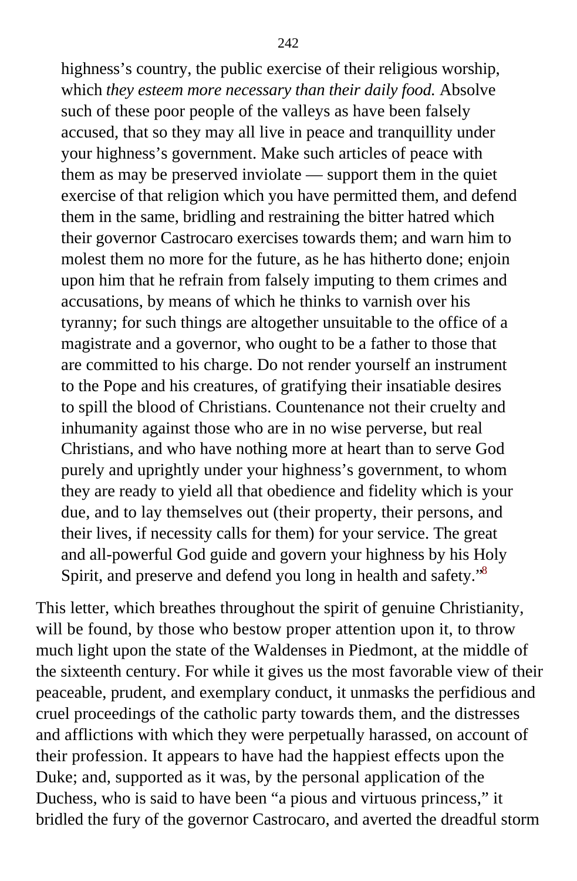> highness's country, the public exercise of their religious worship, which *they esteem more necessary than their daily food.* Absolve such of these poor people of the valleys as have been falsely accused, that so they may all live in peace and tranquillity under your highness's government. Make such articles of peace with them as may be preserved inviolate — support them in the quiet exercise of that religion which you have permitted them, and defend them in the same, bridling and restraining the bitter hatred which their governor Castrocaro exercises towards them; and warn him to molest them no more for the future, as he has hitherto done; enjoin upon him that he refrain from falsely imputing to them crimes and accusations, by means of which he thinks to varnish over his tyranny; for such things are altogether unsuitable to the office of a magistrate and a governor, who ought to be a father to those that are committed to his charge. Do not render yourself an instrument to the Pope and his creatures, of gratifying their insatiable desires to spill the blood of Christians. Countenance not their cruelty and inhumanity against those who are in no wise perverse, but real Christians, and who have nothing more at heart than to serve God purely and uprightly under your highness's government, to whom they are ready to yield all that obedience and fidelity which is your due, and to lay themselves out (their property, their persons, and their lives, if necessity calls for them) for your service. The great and all-powerful God guide and govern your highness by his Holy Spirit, and preserve and defend you long in health and safety."[8]

This letter, which breathes throughout the spirit of genuine Christianity, will be found, by those who bestow proper attention upon it, to throw much light upon the state of the Waldenses in Piedmont, at the middle of the sixteenth century. For while it gives us the most favorable view of their peaceable, prudent, and exemplary conduct, it unmasks the perfidious and cruel proceedings of the catholic party towards them, and the distresses and afflictions with which they were perpetually harassed, on account of their profession. It appears to have had the happiest effects upon the Duke; and, supported as it was, by the personal application of the Duchess, who is said to have been "a pious and virtuous princess," it bridled the fury of the governor Castrocaro, and averted the dreadful storm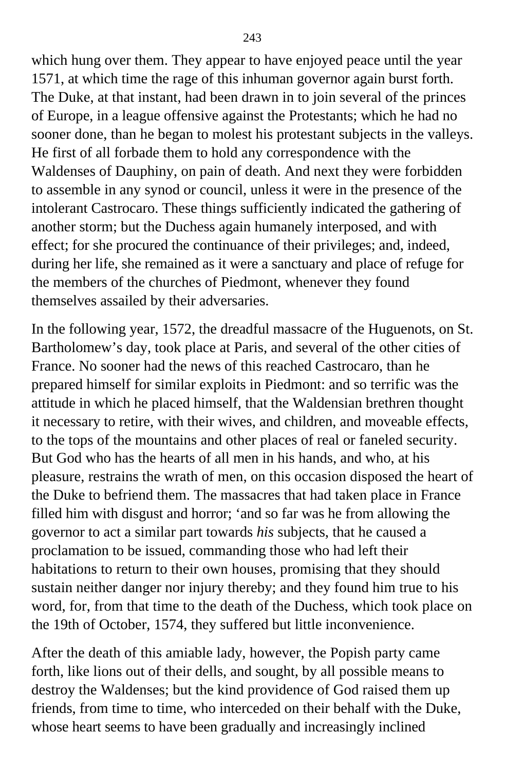which hung over them. They appear to have enjoyed peace until the year 1571, at which time the rage of this inhuman governor again burst forth. The Duke, at that instant, had been drawn in to join several of the princes of Europe, in a league offensive against the Protestants; which he had no sooner done, than he began to molest his protestant subjects in the valleys. He first of all forbade them to hold any correspondence with the Waldenses of Dauphiny, on pain of death. And next they were forbidden to assemble in any synod or council, unless it were in the presence of the intolerant Castrocaro. These things sufficiently indicated the gathering of another storm; but the Duchess again humanely interposed, and with effect; for she procured the continuance of their privileges; and, indeed, during her life, she remained as it were a sanctuary and place of refuge for the members of the churches of Piedmont, whenever they found themselves assailed by their adversaries.

In the following year, 1572, the dreadful massacre of the Huguenots, on St. Bartholomew's day, took place at Paris, and several of the other cities of France. No sooner had the news of this reached Castrocaro, than he prepared himself for similar exploits in Piedmont: and so terrific was the attitude in which he placed himself, that the Waldensian brethren thought it necessary to retire, with their wives, and children, and moveable effects, to the tops of the mountains and other places of real or faneled security. But God who has the hearts of all men in his hands, and who, at his pleasure, restrains the wrath of men, on this occasion disposed the heart of the Duke to befriend them. The massacres that had taken place in France filled him with disgust and horror; 'and so far was he from allowing the governor to act a similar part towards *his* subjects, that he caused a proclamation to be issued, commanding those who had left their habitations to return to their own houses, promising that they should sustain neither danger nor injury thereby; and they found him true to his word, for, from that time to the death of the Duchess, which took place on the 19th of October, 1574, they suffered but little inconvenience.

After the death of this amiable lady, however, the Popish party came forth, like lions out of their dells, and sought, by all possible means to destroy the Waldenses; but the kind providence of God raised them up friends, from time to time, who interceded on their behalf with the Duke, whose heart seems to have been gradually and increasingly inclined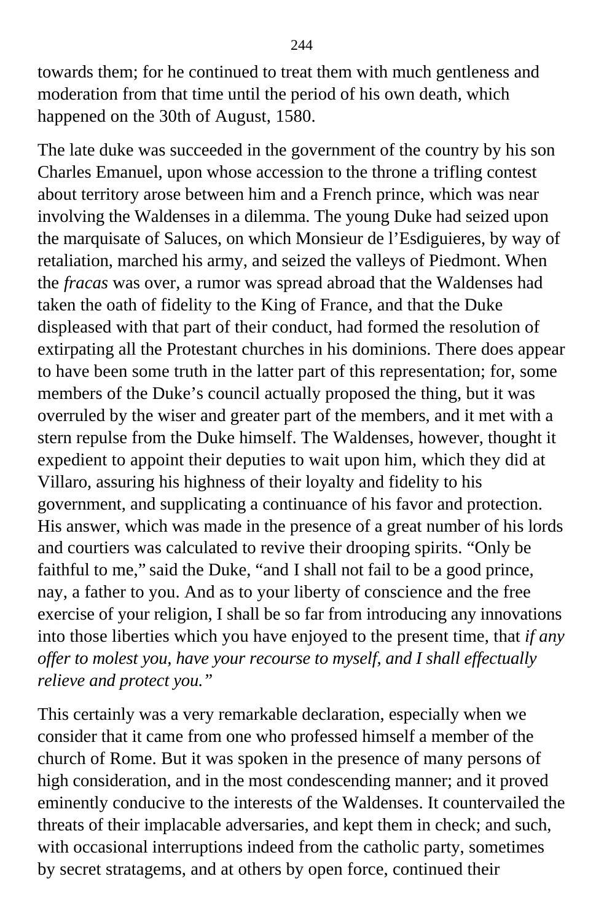towards them; for he continued to treat them with much gentleness and moderation from that time until the period of his own death, which happened on the 30th of August, 1580.

The late duke was succeeded in the government of the country by his son Charles Emanuel, upon whose accession to the throne a trifling contest about territory arose between him and a French prince, which was near involving the Waldenses in a dilemma. The young Duke had seized upon the marquisate of Saluces, on which Monsieur de l'Esdiguieres, by way of retaliation, marched his army, and seized the valleys of Piedmont. When the *fracas* was over, a rumor was spread abroad that the Waldenses had taken the oath of fidelity to the King of France, and that the Duke displeased with that part of their conduct, had formed the resolution of extirpating all the Protestant churches in his dominions. There does appear to have been some truth in the latter part of this representation; for, some members of the Duke's council actually proposed the thing, but it was overruled by the wiser and greater part of the members, and it met with a stern repulse from the Duke himself. The Waldenses, however, thought it expedient to appoint their deputies to wait upon him, which they did at Villaro, assuring his highness of their loyalty and fidelity to his government, and supplicating a continuance of his favor and protection. His answer, which was made in the presence of a great number of his lords and courtiers was calculated to revive their drooping spirits. "Only be faithful to me," said the Duke, "and I shall not fail to be a good prince, nay, a father to you. And as to your liberty of conscience and the free exercise of your religion, I shall be so far from introducing any innovations into those liberties which you have enjoyed to the present time, that *if any offer to molest you, have your recourse to myself, and I shall effectually relieve and protect you."*

This certainly was a very remarkable declaration, especially when we consider that it came from one who professed himself a member of the church of Rome. But it was spoken in the presence of many persons of high consideration, and in the most condescending manner; and it proved eminently conducive to the interests of the Waldenses. It countervailed the threats of their implacable adversaries, and kept them in check; and such, with occasional interruptions indeed from the catholic party, sometimes by secret stratagems, and at others by open force, continued their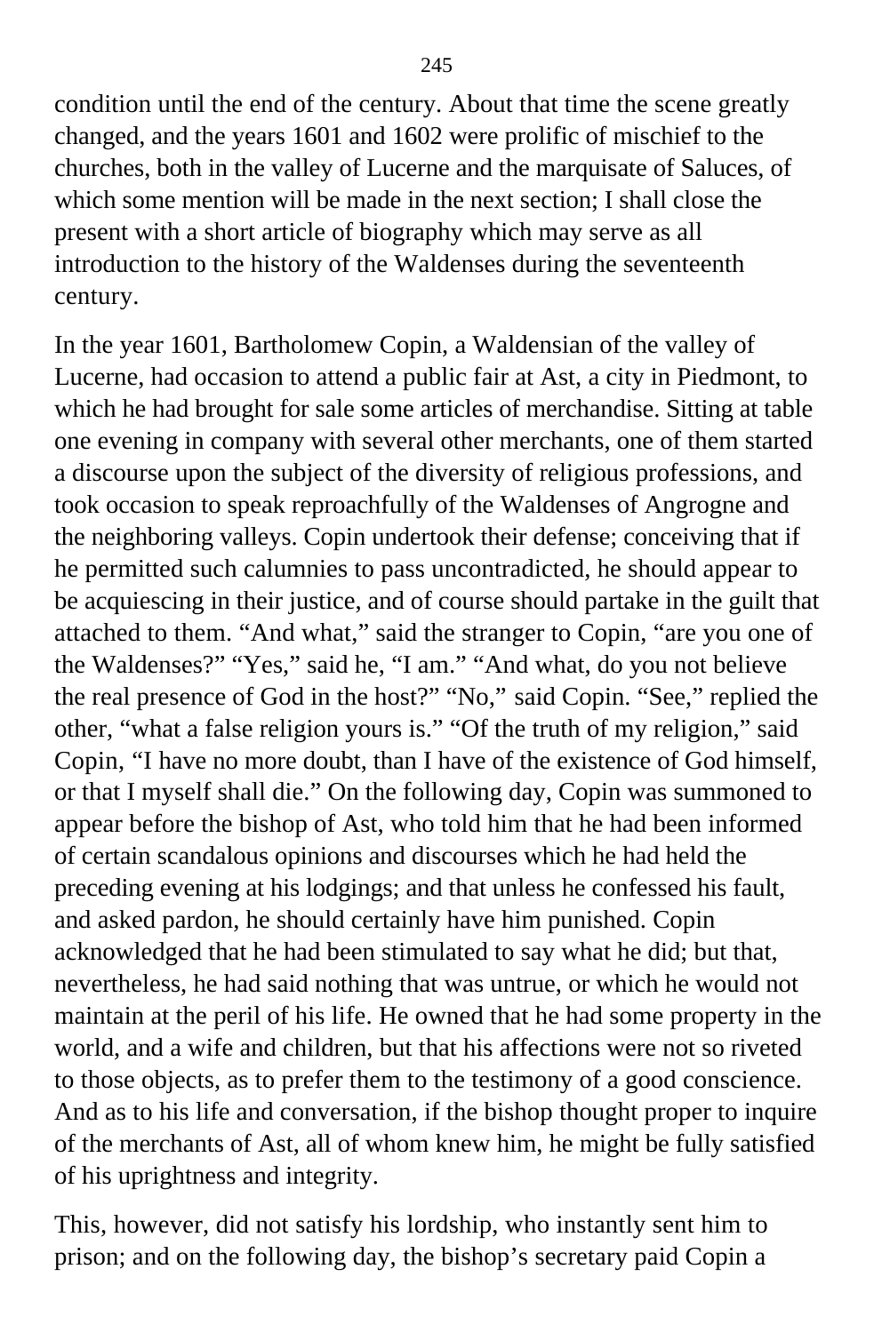condition until the end of the century. About that time the scene greatly changed, and the years 1601 and 1602 were prolific of mischief to the churches, both in the valley of Lucerne and the marquisate of Saluces, of which some mention will be made in the next section; I shall close the present with a short article of biography which may serve as all introduction to the history of the Waldenses during the seventeenth century.

In the year 1601, Bartholomew Copin, a Waldensian of the valley of Lucerne, had occasion to attend a public fair at Ast, a city in Piedmont, to which he had brought for sale some articles of merchandise. Sitting at table one evening in company with several other merchants, one of them started a discourse upon the subject of the diversity of religious professions, and took occasion to speak reproachfully of the Waldenses of Angrogne and the neighboring valleys. Copin undertook their defense; conceiving that if he permitted such calumnies to pass uncontradicted, he should appear to be acquiescing in their justice, and of course should partake in the guilt that attached to them. "And what," said the stranger to Copin, "are you one of the Waldenses?" "Yes," said he, "I am." "And what, do you not believe the real presence of God in the host?" "No," said Copin. "See," replied the other, "what a false religion yours is." "Of the truth of my religion," said Copin, "I have no more doubt, than I have of the existence of God himself, or that I myself shall die." On the following day, Copin was summoned to appear before the bishop of Ast, who told him that he had been informed of certain scandalous opinions and discourses which he had held the preceding evening at his lodgings; and that unless he confessed his fault, and asked pardon, he should certainly have him punished. Copin acknowledged that he had been stimulated to say what he did; but that, nevertheless, he had said nothing that was untrue, or which he would not maintain at the peril of his life. He owned that he had some property in the world, and a wife and children, but that his affections were not so riveted to those objects, as to prefer them to the testimony of a good conscience. And as to his life and conversation, if the bishop thought proper to inquire of the merchants of Ast, all of whom knew him, he might be fully satisfied of his uprightness and integrity.

This, however, did not satisfy his lordship, who instantly sent him to prison; and on the following day, the bishop's secretary paid Copin a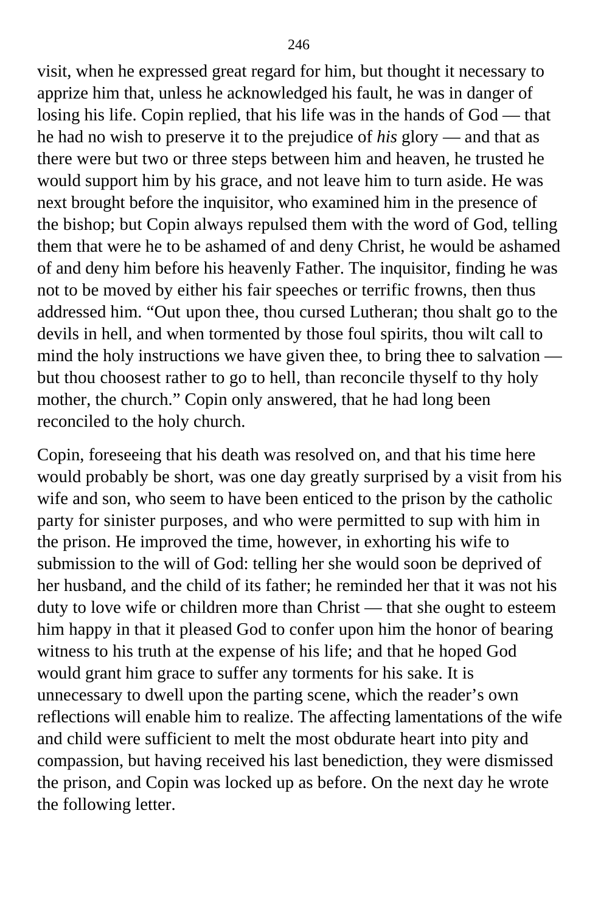visit, when he expressed great regard for him, but thought it necessary to apprize him that, unless he acknowledged his fault, he was in danger of losing his life. Copin replied, that his life was in the hands of God — that he had no wish to preserve it to the prejudice of *his* glory — and that as there were but two or three steps between him and heaven, he trusted he would support him by his grace, and not leave him to turn aside. He was next brought before the inquisitor, who examined him in the presence of the bishop; but Copin always repulsed them with the word of God, telling them that were he to be ashamed of and deny Christ, he would be ashamed of and deny him before his heavenly Father. The inquisitor, finding he was not to be moved by either his fair speeches or terrific frowns, then thus addressed him. "Out upon thee, thou cursed Lutheran; thou shalt go to the devils in hell, and when tormented by those foul spirits, thou wilt call to mind the holy instructions we have given thee, to bring thee to salvation — but thou choosest rather to go to hell, than reconcile thyself to thy holy mother, the church." Copin only answered, that he had long been reconciled to the holy church.

Copin, foreseeing that his death was resolved on, and that his time here would probably be short, was one day greatly surprised by a visit from his wife and son, who seem to have been enticed to the prison by the catholic party for sinister purposes, and who were permitted to sup with him in the prison. He improved the time, however, in exhorting his wife to submission to the will of God: telling her she would soon be deprived of her husband, and the child of its father; he reminded her that it was not his duty to love wife or children more than Christ — that she ought to esteem him happy in that it pleased God to confer upon him the honor of bearing witness to his truth at the expense of his life; and that he hoped God would grant him grace to suffer any torments for his sake. It is unnecessary to dwell upon the parting scene, which the reader's own reflections will enable him to realize. The affecting lamentations of the wife and child were sufficient to melt the most obdurate heart into pity and compassion, but having received his last benediction, they were dismissed the prison, and Copin was locked up as before. On the next day he wrote the following letter.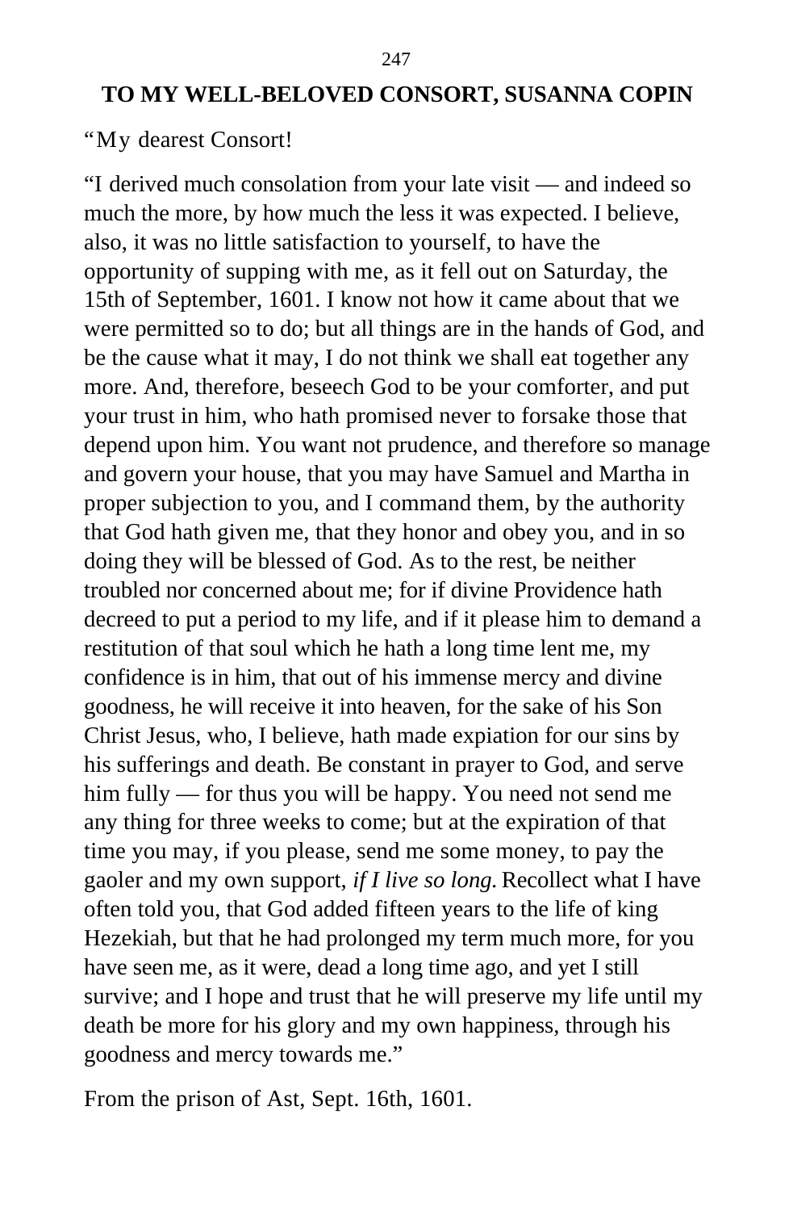**TO MY WELL-BELOVED CONSORT, SUSANNA COPIN**

"My dearest Consort!

"I derived much consolation from your late visit — and indeed so much the more, by how much the less it was expected. I believe, also, it was no little satisfaction to yourself, to have the opportunity of supping with me, as it fell out on Saturday, the 15th of September, 1601. I know not how it came about that we were permitted so to do; but all things are in the hands of God, and be the cause what it may, I do not think we shall eat together any more. And, therefore, beseech God to be your comforter, and put your trust in him, who hath promised never to forsake those that depend upon him. You want not prudence, and therefore so manage and govern your house, that you may have Samuel and Martha in proper subjection to you, and I command them, by the authority that God hath given me, that they honor and obey you, and in so doing they will be blessed of God. As to the rest, be neither troubled nor concerned about me; for if divine Providence hath decreed to put a period to my life, and if it please him to demand a restitution of that soul which he hath a long time lent me, my confidence is in him, that out of his immense mercy and divine goodness, he will receive it into heaven, for the sake of his Son Christ Jesus, who, I believe, hath made expiation for our sins by his sufferings and death. Be constant in prayer to God, and serve him fully — for thus you will be happy. You need not send me any thing for three weeks to come; but at the expiration of that time you may, if you please, send me some money, to pay the gaoler and my own support, *if I live so long.* Recollect what I have often told you, that God added fifteen years to the life of king Hezekiah, but that he had prolonged my term much more, for you have seen me, as it were, dead a long time ago, and yet I still survive; and I hope and trust that he will preserve my life until my death be more for his glory and my own happiness, through his goodness and mercy towards me."

From the prison of Ast, Sept. 16th, 1601.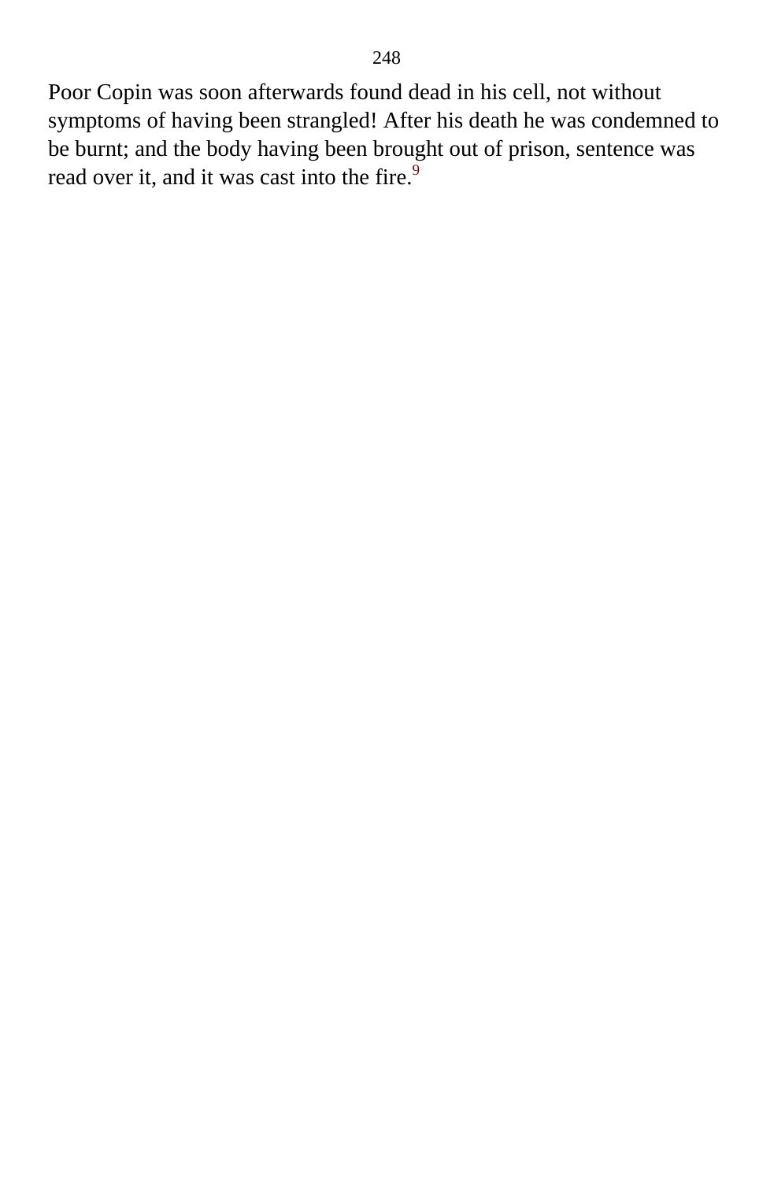Poor Copin was soon afterwards found dead in his cell, not without symptoms of having been strangled! After his death he was condemned to be burnt; and the body having been brought out of prison, sentence was read over it, and it was cast into the fire.[9]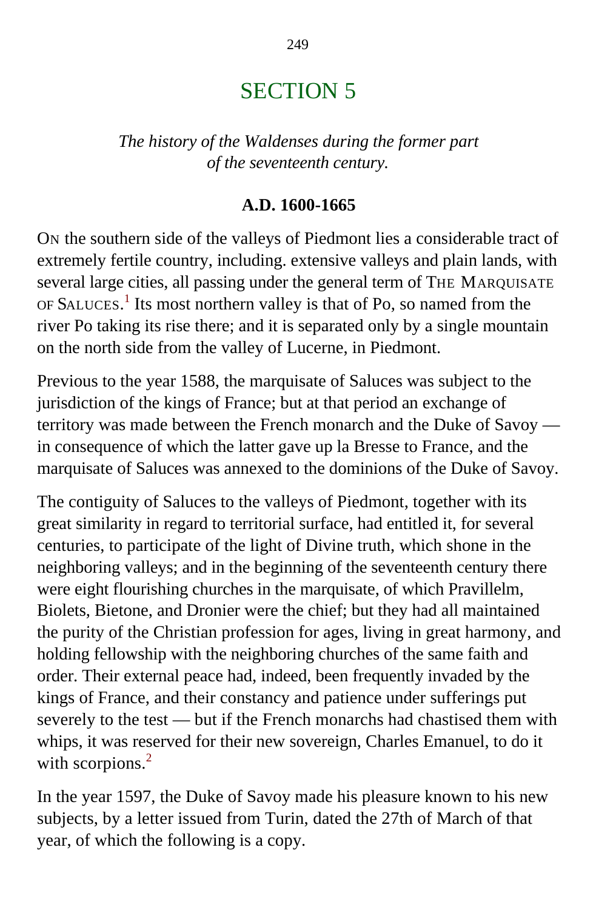# SECTION 5

*The history of the Waldenses during the former part of the seventeenth century.*

**A.D. 1600-1665**

ON the southern side of the valleys of Piedmont lies a considerable tract of extremely fertile country, including. extensive valleys and plain lands, with several large cities, all passing under the general term of THE MARQUISATE OF SALUCES.[1] Its most northern valley is that of Po, so named from the river Po taking its rise there; and it is separated only by a single mountain on the north side from the valley of Lucerne, in Piedmont.

Previous to the year 1588, the marquisate of Saluces was subject to the jurisdiction of the kings of France; but at that period an exchange of territory was made between the French monarch and the Duke of Savoy — in consequence of which the latter gave up la Bresse to France, and the marquisate of Saluces was annexed to the dominions of the Duke of Savoy.

The contiguity of Saluces to the valleys of Piedmont, together with its great similarity in regard to territorial surface, had entitled it, for several centuries, to participate of the light of Divine truth, which shone in the neighboring valleys; and in the beginning of the seventeenth century there were eight flourishing churches in the marquisate, of which Pravillelm, Biolets, Bietone, and Dronier were the chief; but they had all maintained the purity of the Christian profession for ages, living in great harmony, and holding fellowship with the neighboring churches of the same faith and order. Their external peace had, indeed, been frequently invaded by the kings of France, and their constancy and patience under sufferings put severely to the test — but if the French monarchs had chastised them with whips, it was reserved for their new sovereign, Charles Emanuel, to do it with scorpions.[2]

In the year 1597, the Duke of Savoy made his pleasure known to his new subjects, by a letter issued from Turin, dated the 27th of March of that year, of which the following is a copy.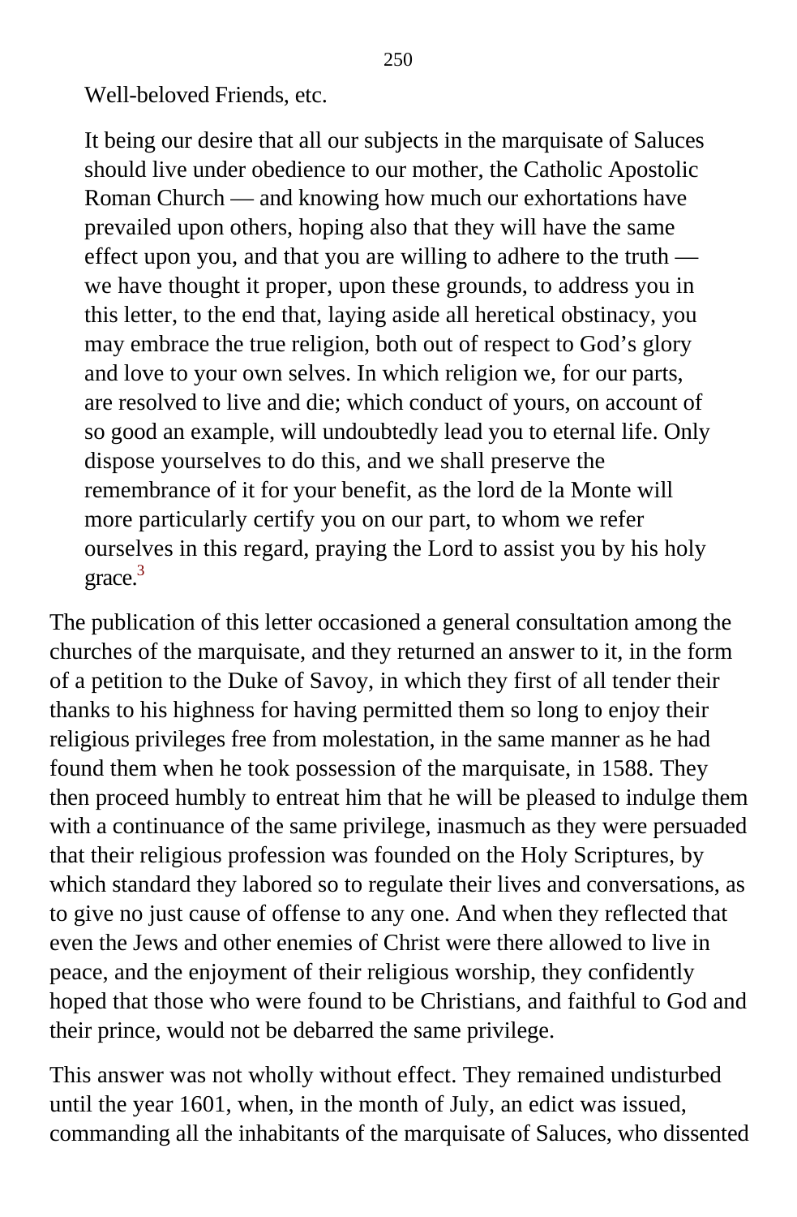> Well-beloved Friends, etc.
>
> It being our desire that all our subjects in the marquisate of Saluces should live under obedience to our mother, the Catholic Apostolic Roman Church — and knowing how much our exhortations have prevailed upon others, hoping also that they will have the same effect upon you, and that you are willing to adhere to the truth — we have thought it proper, upon these grounds, to address you in this letter, to the end that, laying aside all heretical obstinacy, you may embrace the true religion, both out of respect to God's glory and love to your own selves. In which religion we, for our parts, are resolved to live and die; which conduct of yours, on account of so good an example, will undoubtedly lead you to eternal life. Only dispose yourselves to do this, and we shall preserve the remembrance of it for your benefit, as the lord de la Monte will more particularly certify you on our part, to whom we refer ourselves in this regard, praying the Lord to assist you by his holy grace.[3]

The publication of this letter occasioned a general consultation among the churches of the marquisate, and they returned an answer to it, in the form of a petition to the Duke of Savoy, in which they first of all tender their thanks to his highness for having permitted them so long to enjoy their religious privileges free from molestation, in the same manner as he had found them when he took possession of the marquisate, in 1588. They then proceed humbly to entreat him that he will be pleased to indulge them with a continuance of the same privilege, inasmuch as they were persuaded that their religious profession was founded on the Holy Scriptures, by which standard they labored so to regulate their lives and conversations, as to give no just cause of offense to any one. And when they reflected that even the Jews and other enemies of Christ were there allowed to live in peace, and the enjoyment of their religious worship, they confidently hoped that those who were found to be Christians, and faithful to God and their prince, would not be debarred the same privilege.

This answer was not wholly without effect. They remained undisturbed until the year 1601, when, in the month of July, an edict was issued, commanding all the inhabitants of the marquisate of Saluces, who dissented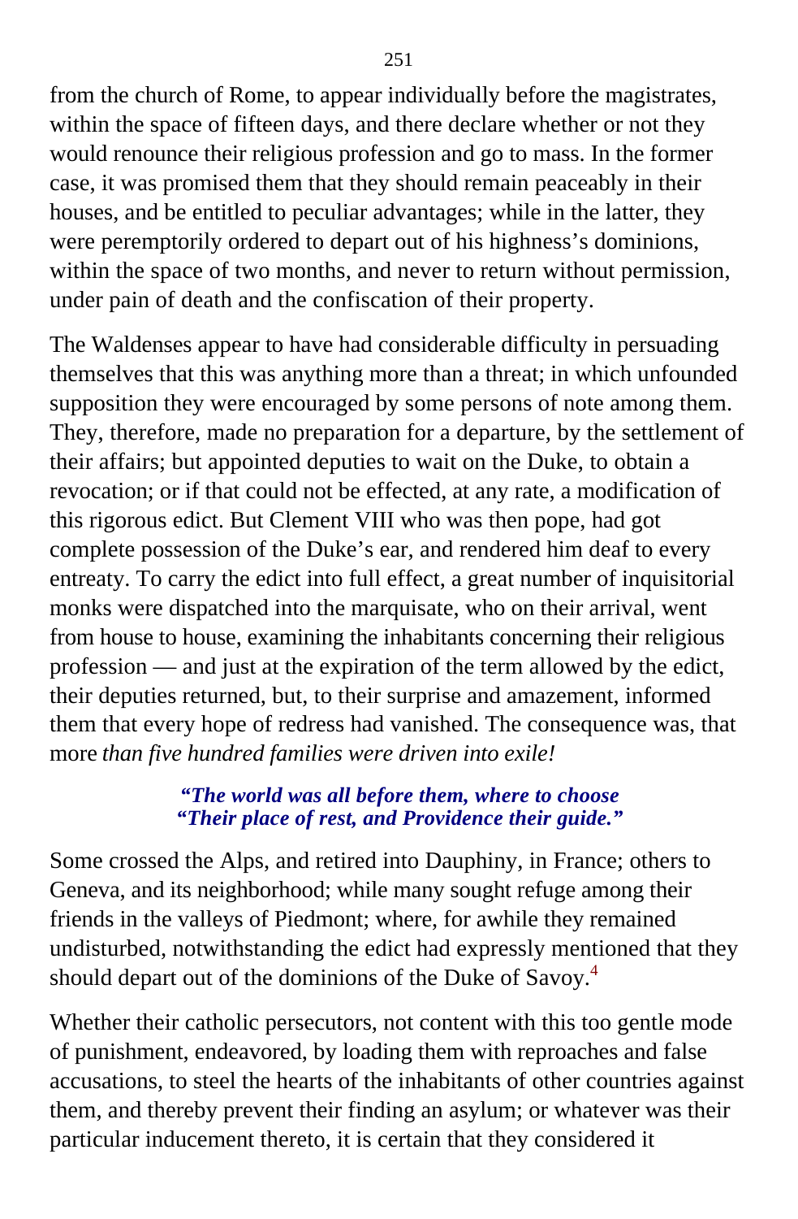from the church of Rome, to appear individually before the magistrates, within the space of fifteen days, and there declare whether or not they would renounce their religious profession and go to mass. In the former case, it was promised them that they should remain peaceably in their houses, and be entitled to peculiar advantages; while in the latter, they were peremptorily ordered to depart out of his highness's dominions, within the space of two months, and never to return without permission, under pain of death and the confiscation of their property.

The Waldenses appear to have had considerable difficulty in persuading themselves that this was anything more than a threat; in which unfounded supposition they were encouraged by some persons of note among them. They, therefore, made no preparation for a departure, by the settlement of their affairs; but appointed deputies to wait on the Duke, to obtain a revocation; or if that could not be effected, at any rate, a modification of this rigorous edict. But Clement VIII who was then pope, had got complete possession of the Duke's ear, and rendered him deaf to every entreaty. To carry the edict into full effect, a great number of inquisitorial monks were dispatched into the marquisate, who on their arrival, went from house to house, examining the inhabitants concerning their religious profession — and just at the expiration of the term allowed by the edict, their deputies returned, but, to their surprise and amazement, informed them that every hope of redress had vanished. The consequence was, that more *than five hundred families were driven into exile!*

> ***"The world was all before them, where to choose***
> ***"Their place of rest, and Providence their guide."***

Some crossed the Alps, and retired into Dauphiny, in France; others to Geneva, and its neighborhood; while many sought refuge among their friends in the valleys of Piedmont; where, for awhile they remained undisturbed, notwithstanding the edict had expressly mentioned that they should depart out of the dominions of the Duke of Savoy.[4]

Whether their catholic persecutors, not content with this too gentle mode of punishment, endeavored, by loading them with reproaches and false accusations, to steel the hearts of the inhabitants of other countries against them, and thereby prevent their finding an asylum; or whatever was their particular inducement thereto, it is certain that they considered it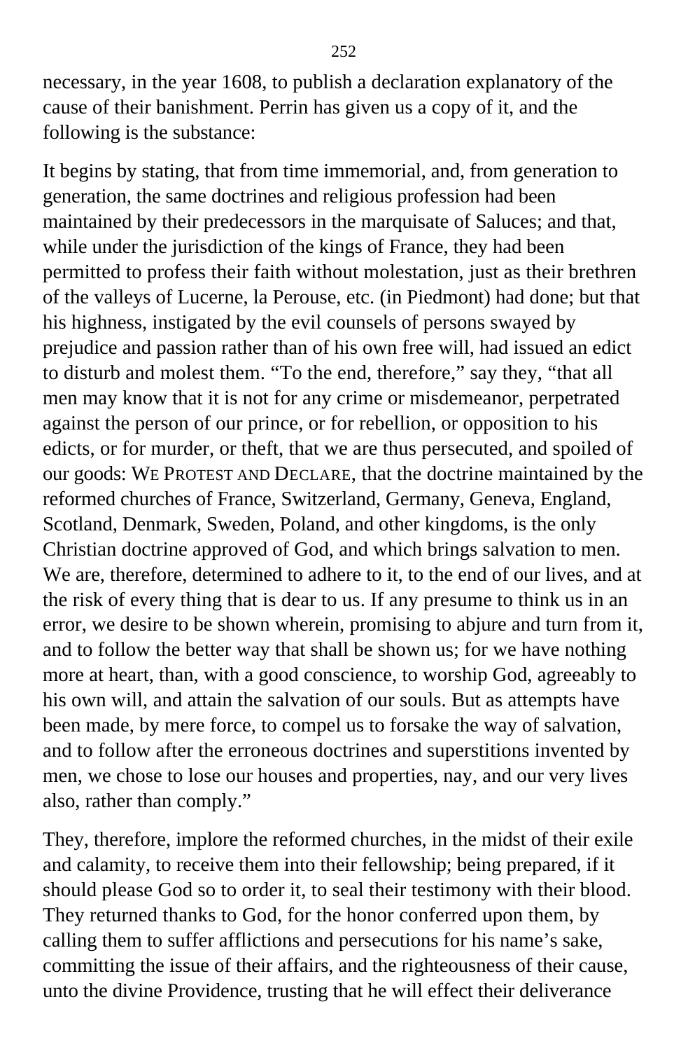necessary, in the year 1608, to publish a declaration explanatory of the cause of their banishment. Perrin has given us a copy of it, and the following is the substance:

It begins by stating, that from time immemorial, and, from generation to generation, the same doctrines and religious profession had been maintained by their predecessors in the marquisate of Saluces; and that, while under the jurisdiction of the kings of France, they had been permitted to profess their faith without molestation, just as their brethren of the valleys of Lucerne, la Perouse, etc. (in Piedmont) had done; but that his highness, instigated by the evil counsels of persons swayed by prejudice and passion rather than of his own free will, had issued an edict to disturb and molest them. "To the end, therefore," say they, "that all men may know that it is not for any crime or misdemeanor, perpetrated against the person of our prince, or for rebellion, or opposition to his edicts, or for murder, or theft, that we are thus persecuted, and spoiled of our goods: WE PROTEST AND DECLARE, that the doctrine maintained by the reformed churches of France, Switzerland, Germany, Geneva, England, Scotland, Denmark, Sweden, Poland, and other kingdoms, is the only Christian doctrine approved of God, and which brings salvation to men. We are, therefore, determined to adhere to it, to the end of our lives, and at the risk of every thing that is dear to us. If any presume to think us in an error, we desire to be shown wherein, promising to abjure and turn from it, and to follow the better way that shall be shown us; for we have nothing more at heart, than, with a good conscience, to worship God, agreeably to his own will, and attain the salvation of our souls. But as attempts have been made, by mere force, to compel us to forsake the way of salvation, and to follow after the erroneous doctrines and superstitions invented by men, we chose to lose our houses and properties, nay, and our very lives also, rather than comply."

They, therefore, implore the reformed churches, in the midst of their exile and calamity, to receive them into their fellowship; being prepared, if it should please God so to order it, to seal their testimony with their blood. They returned thanks to God, for the honor conferred upon them, by calling them to suffer afflictions and persecutions for his name's sake, committing the issue of their affairs, and the righteousness of their cause, unto the divine Providence, trusting that he will effect their deliverance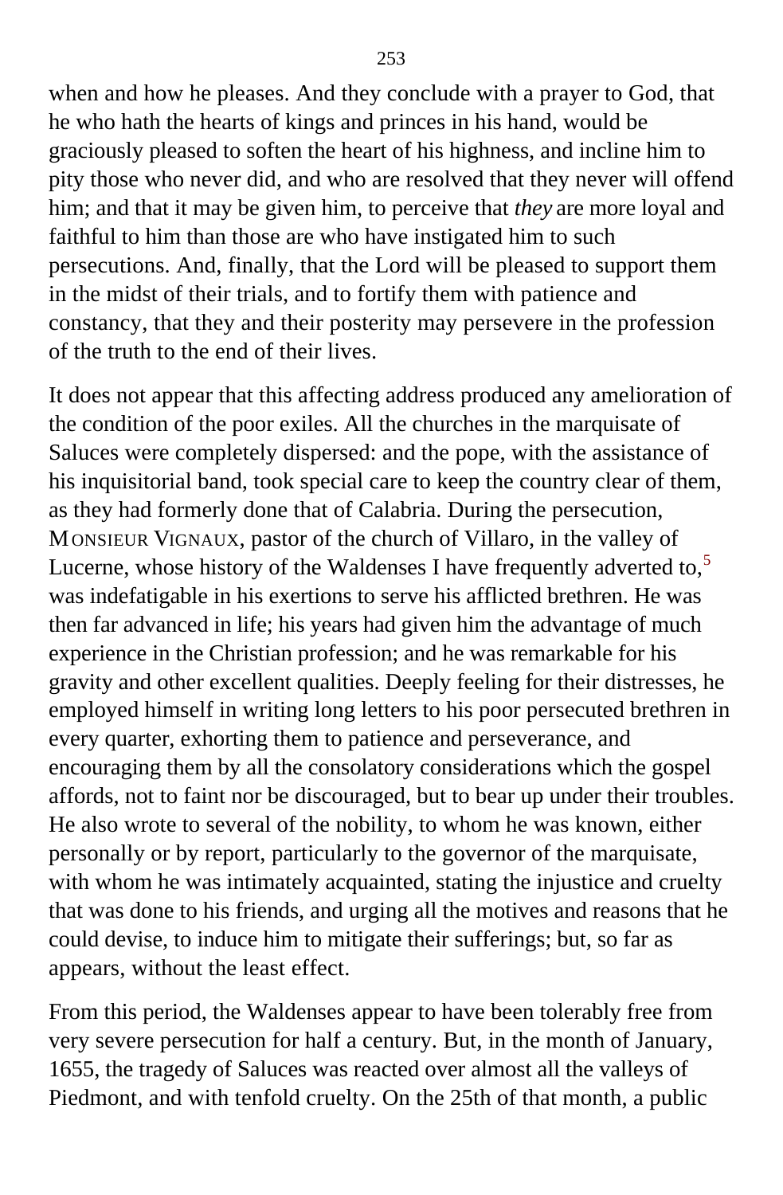when and how he pleases. And they conclude with a prayer to God, that he who hath the hearts of kings and princes in his hand, would be graciously pleased to soften the heart of his highness, and incline him to pity those who never did, and who are resolved that they never will offend him; and that it may be given him, to perceive that *they* are more loyal and faithful to him than those are who have instigated him to such persecutions. And, finally, that the Lord will be pleased to support them in the midst of their trials, and to fortify them with patience and constancy, that they and their posterity may persevere in the profession of the truth to the end of their lives.

It does not appear that this affecting address produced any amelioration of the condition of the poor exiles. All the churches in the marquisate of Saluces were completely dispersed: and the pope, with the assistance of his inquisitorial band, took special care to keep the country clear of them, as they had formerly done that of Calabria. During the persecution, MONSIEUR VIGNAUX, pastor of the church of Villaro, in the valley of Lucerne, whose history of the Waldenses I have frequently adverted to,[5] was indefatigable in his exertions to serve his afflicted brethren. He was then far advanced in life; his years had given him the advantage of much experience in the Christian profession; and he was remarkable for his gravity and other excellent qualities. Deeply feeling for their distresses, he employed himself in writing long letters to his poor persecuted brethren in every quarter, exhorting them to patience and perseverance, and encouraging them by all the consolatory considerations which the gospel affords, not to faint nor be discouraged, but to bear up under their troubles. He also wrote to several of the nobility, to whom he was known, either personally or by report, particularly to the governor of the marquisate, with whom he was intimately acquainted, stating the injustice and cruelty that was done to his friends, and urging all the motives and reasons that he could devise, to induce him to mitigate their sufferings; but, so far as appears, without the least effect.

From this period, the Waldenses appear to have been tolerably free from very severe persecution for half a century. But, in the month of January, 1655, the tragedy of Saluces was reacted over almost all the valleys of Piedmont, and with tenfold cruelty. On the 25th of that month, a public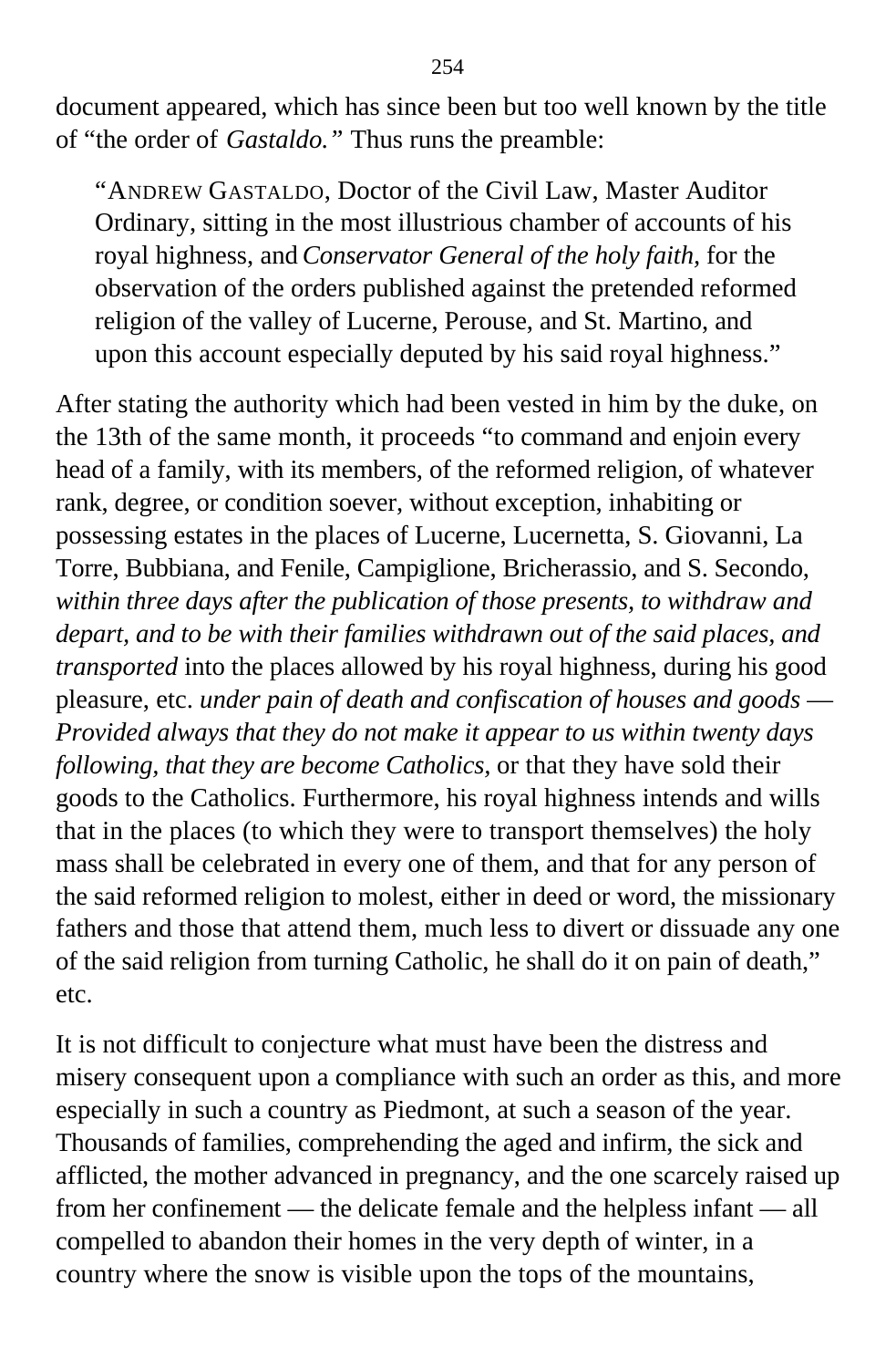document appeared, which has since been but too well known by the title of “the order of *Gastaldo.”* Thus runs the preamble:

> “ANDREW GASTALDO, Doctor of the Civil Law, Master Auditor Ordinary, sitting in the most illustrious chamber of accounts of his royal highness, and *Conservator General of the holy faith,* for the observation of the orders published against the pretended reformed religion of the valley of Lucerne, Perouse, and St. Martino, and upon this account especially deputed by his said royal highness.”

After stating the authority which had been vested in him by the duke, on the 13th of the same month, it proceeds “to command and enjoin every head of a family, with its members, of the reformed religion, of whatever rank, degree, or condition soever, without exception, inhabiting or possessing estates in the places of Lucerne, Lucernetta, S. Giovanni, La Torre, Bubbiana, and Fenile, Campiglione, Bricherassio, and S. Secondo, *within three days after the publication of those presents, to withdraw and depart, and to be with their families withdrawn out of the said places, and transported* into the places allowed by his royal highness, during his good pleasure, etc. *under pain of death and confiscation of houses and goods — Provided always that they do not make it appear to us within twenty days following, that they are become Catholics,* or that they have sold their goods to the Catholics. Furthermore, his royal highness intends and wills that in the places (to which they were to transport themselves) the holy mass shall be celebrated in every one of them, and that for any person of the said reformed religion to molest, either in deed or word, the missionary fathers and those that attend them, much less to divert or dissuade any one of the said religion from turning Catholic, he shall do it on pain of death,” etc.

It is not difficult to conjecture what must have been the distress and misery consequent upon a compliance with such an order as this, and more especially in such a country as Piedmont, at such a season of the year. Thousands of families, comprehending the aged and infirm, the sick and afflicted, the mother advanced in pregnancy, and the one scarcely raised up from her confinement — the delicate female and the helpless infant — all compelled to abandon their homes in the very depth of winter, in a country where the snow is visible upon the tops of the mountains,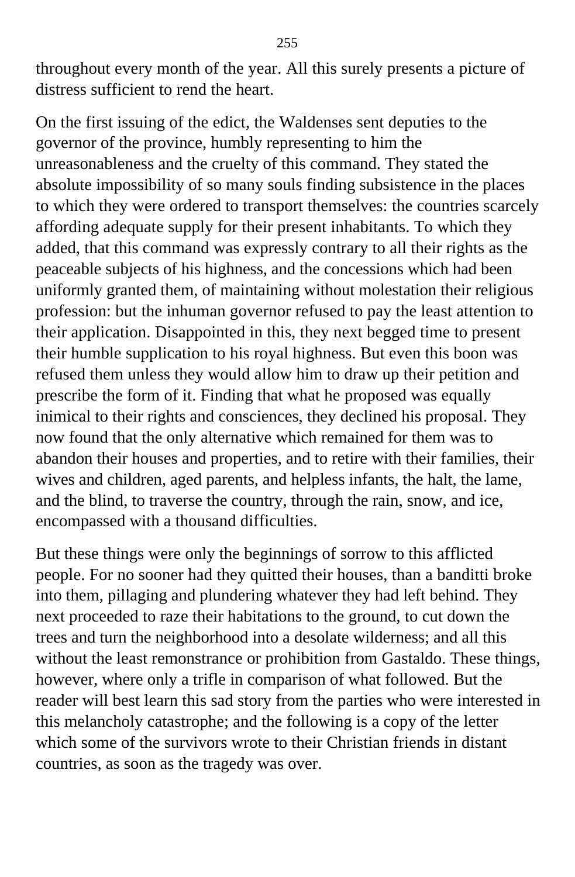throughout every month of the year. All this surely presents a picture of distress sufficient to rend the heart.

On the first issuing of the edict, the Waldenses sent deputies to the governor of the province, humbly representing to him the unreasonableness and the cruelty of this command. They stated the absolute impossibility of so many souls finding subsistence in the places to which they were ordered to transport themselves: the countries scarcely affording adequate supply for their present inhabitants. To which they added, that this command was expressly contrary to all their rights as the peaceable subjects of his highness, and the concessions which had been uniformly granted them, of maintaining without molestation their religious profession: but the inhuman governor refused to pay the least attention to their application. Disappointed in this, they next begged time to present their humble supplication to his royal highness. But even this boon was refused them unless they would allow him to draw up their petition and prescribe the form of it. Finding that what he proposed was equally inimical to their rights and consciences, they declined his proposal. They now found that the only alternative which remained for them was to abandon their houses and properties, and to retire with their families, their wives and children, aged parents, and helpless infants, the halt, the lame, and the blind, to traverse the country, through the rain, snow, and ice, encompassed with a thousand difficulties.

But these things were only the beginnings of sorrow to this afflicted people. For no sooner had they quitted their houses, than a banditti broke into them, pillaging and plundering whatever they had left behind. They next proceeded to raze their habitations to the ground, to cut down the trees and turn the neighborhood into a desolate wilderness; and all this without the least remonstrance or prohibition from Gastaldo. These things, however, where only a trifle in comparison of what followed. But the reader will best learn this sad story from the parties who were interested in this melancholy catastrophe; and the following is a copy of the letter which some of the survivors wrote to their Christian friends in distant countries, as soon as the tragedy was over.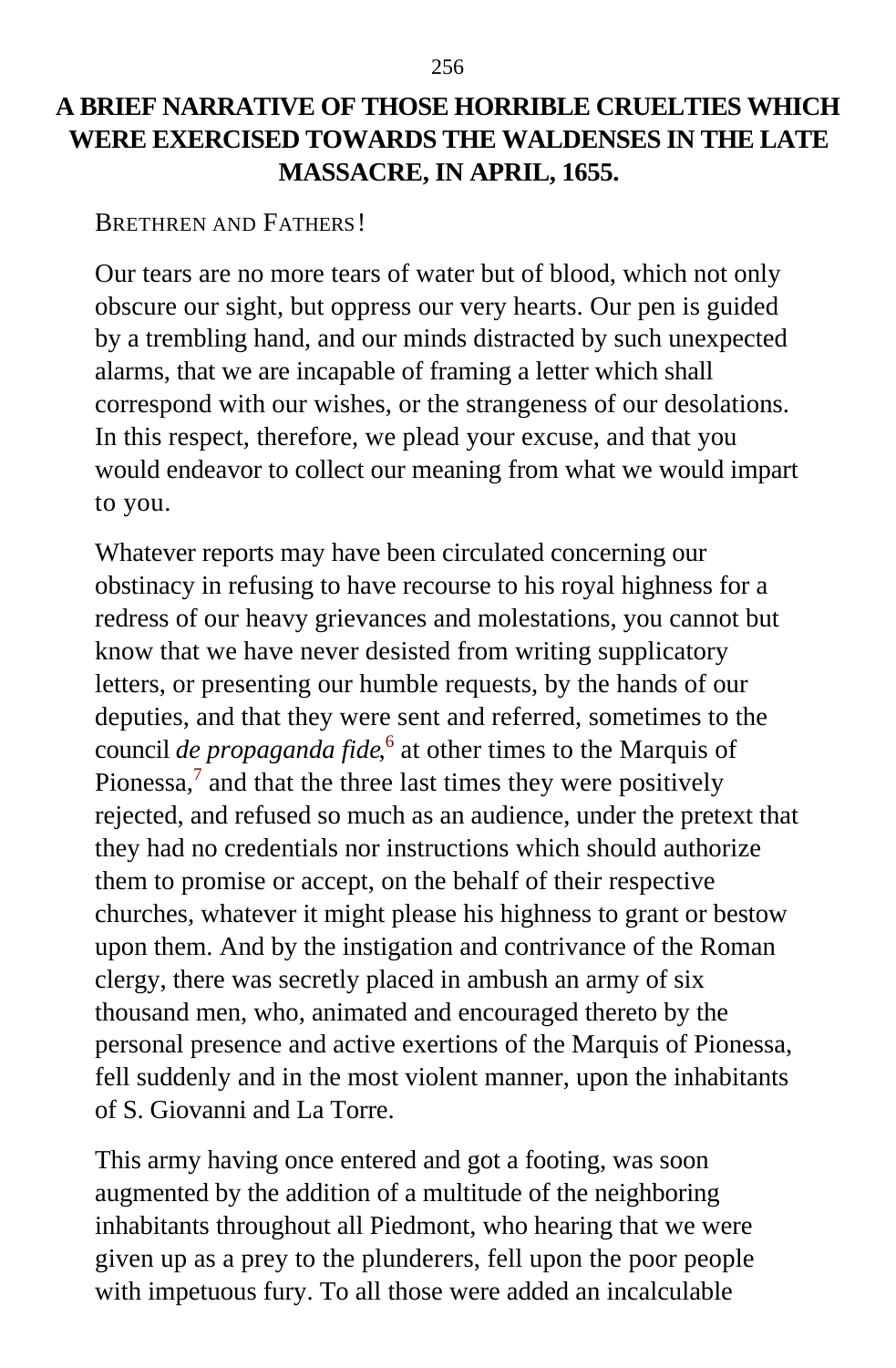## A BRIEF NARRATIVE OF THOSE HORRIBLE CRUELTIES WHICH WERE EXERCISED TOWARDS THE WALDENSES IN THE LATE MASSACRE, IN APRIL, 1655.

BRETHREN AND FATHERS!

Our tears are no more tears of water but of blood, which not only obscure our sight, but oppress our very hearts. Our pen is guided by a trembling hand, and our minds distracted by such unexpected alarms, that we are incapable of framing a letter which shall correspond with our wishes, or the strangeness of our desolations. In this respect, therefore, we plead your excuse, and that you would endeavor to collect our meaning from what we would impart to you.

Whatever reports may have been circulated concerning our obstinacy in refusing to have recourse to his royal highness for a redress of our heavy grievances and molestations, you cannot but know that we have never desisted from writing supplicatory letters, or presenting our humble requests, by the hands of our deputies, and that they were sent and referred, sometimes to the council *de propaganda fide*,[6] at other times to the Marquis of Pionessa,[7] and that the three last times they were positively rejected, and refused so much as an audience, under the pretext that they had no credentials nor instructions which should authorize them to promise or accept, on the behalf of their respective churches, whatever it might please his highness to grant or bestow upon them. And by the instigation and contrivance of the Roman clergy, there was secretly placed in ambush an army of six thousand men, who, animated and encouraged thereto by the personal presence and active exertions of the Marquis of Pionessa, fell suddenly and in the most violent manner, upon the inhabitants of S. Giovanni and La Torre.

This army having once entered and got a footing, was soon augmented by the addition of a multitude of the neighboring inhabitants throughout all Piedmont, who hearing that we were given up as a prey to the plunderers, fell upon the poor people with impetuous fury. To all those were added an incalculable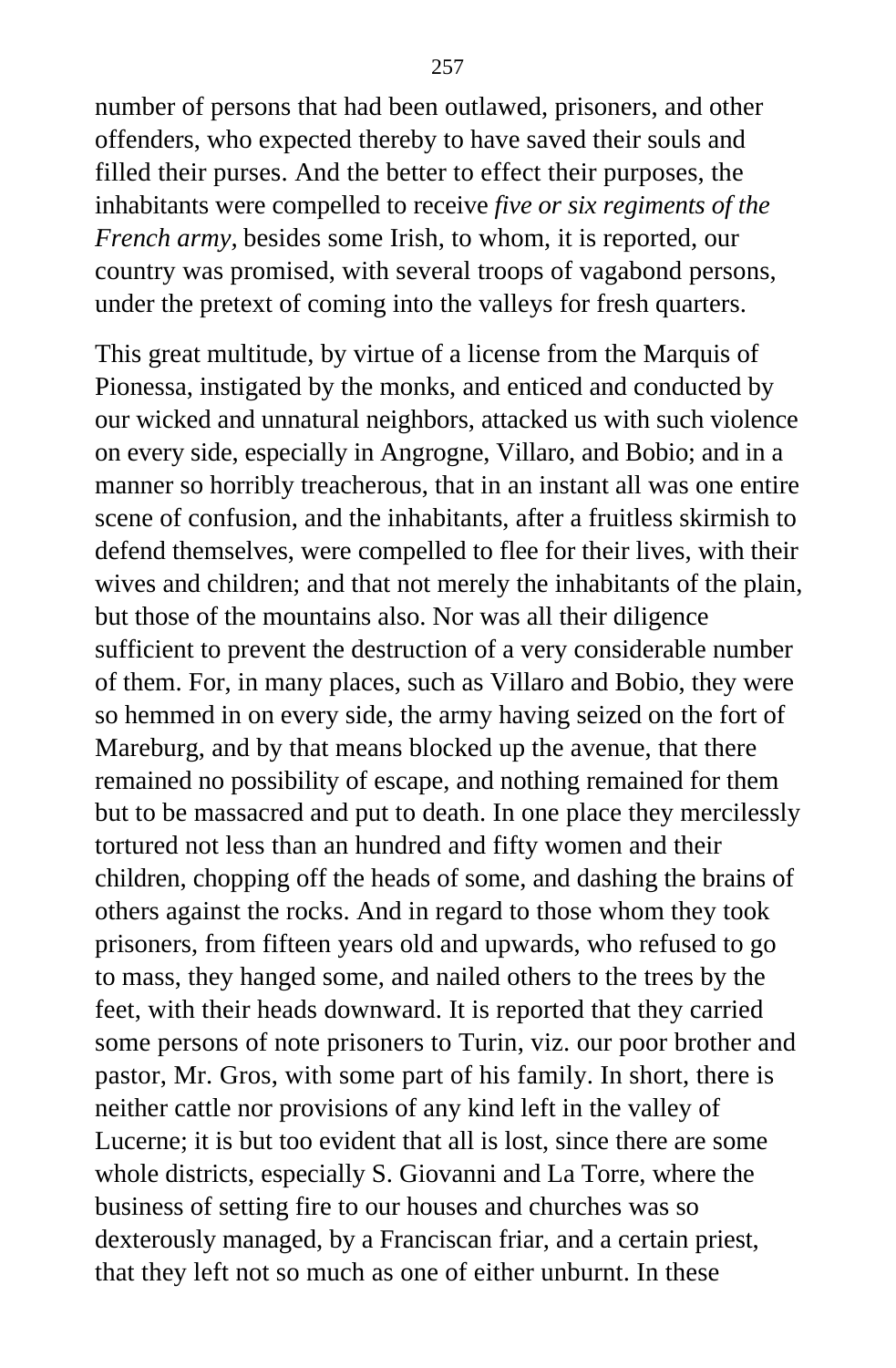number of persons that had been outlawed, prisoners, and other offenders, who expected thereby to have saved their souls and filled their purses. And the better to effect their purposes, the inhabitants were compelled to receive *five or six regiments of the French army,* besides some Irish, to whom, it is reported, our country was promised, with several troops of vagabond persons, under the pretext of coming into the valleys for fresh quarters.

This great multitude, by virtue of a license from the Marquis of Pionessa, instigated by the monks, and enticed and conducted by our wicked and unnatural neighbors, attacked us with such violence on every side, especially in Angrogne, Villaro, and Bobio; and in a manner so horribly treacherous, that in an instant all was one entire scene of confusion, and the inhabitants, after a fruitless skirmish to defend themselves, were compelled to flee for their lives, with their wives and children; and that not merely the inhabitants of the plain, but those of the mountains also. Nor was all their diligence sufficient to prevent the destruction of a very considerable number of them. For, in many places, such as Villaro and Bobio, they were so hemmed in on every side, the army having seized on the fort of Mareburg, and by that means blocked up the avenue, that there remained no possibility of escape, and nothing remained for them but to be massacred and put to death. In one place they mercilessly tortured not less than an hundred and fifty women and their children, chopping off the heads of some, and dashing the brains of others against the rocks. And in regard to those whom they took prisoners, from fifteen years old and upwards, who refused to go to mass, they hanged some, and nailed others to the trees by the feet, with their heads downward. It is reported that they carried some persons of note prisoners to Turin, viz. our poor brother and pastor, Mr. Gros, with some part of his family. In short, there is neither cattle nor provisions of any kind left in the valley of Lucerne; it is but too evident that all is lost, since there are some whole districts, especially S. Giovanni and La Torre, where the business of setting fire to our houses and churches was so dexterously managed, by a Franciscan friar, and a certain priest, that they left not so much as one of either unburnt. In these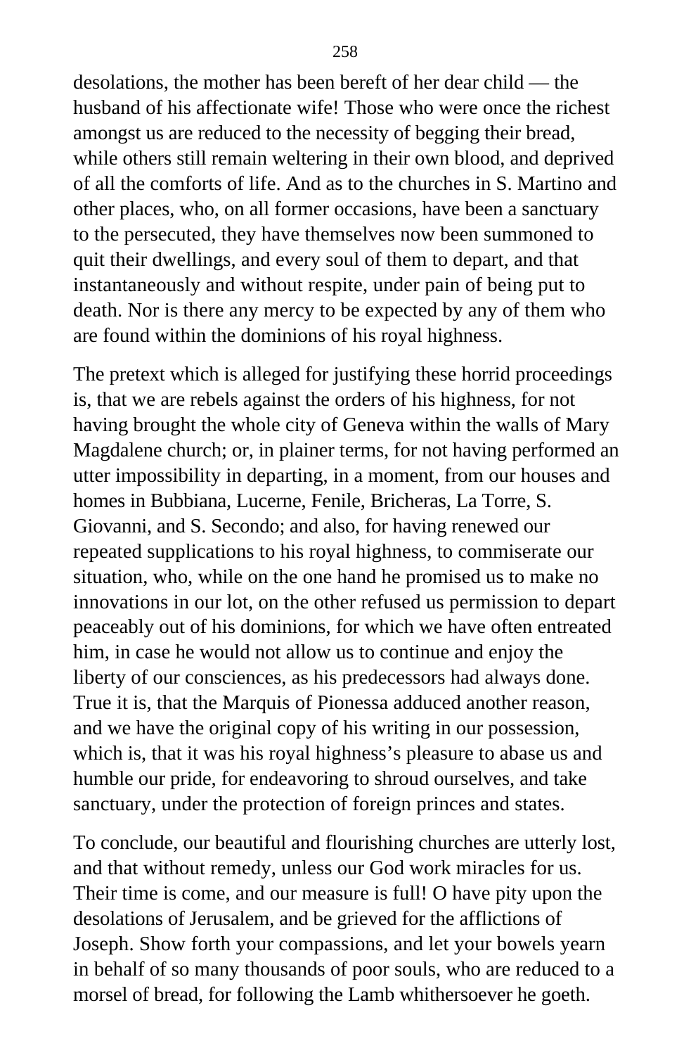desolations, the mother has been bereft of her dear child — the husband of his affectionate wife! Those who were once the richest amongst us are reduced to the necessity of begging their bread, while others still remain weltering in their own blood, and deprived of all the comforts of life. And as to the churches in S. Martino and other places, who, on all former occasions, have been a sanctuary to the persecuted, they have themselves now been summoned to quit their dwellings, and every soul of them to depart, and that instantaneously and without respite, under pain of being put to death. Nor is there any mercy to be expected by any of them who are found within the dominions of his royal highness.

The pretext which is alleged for justifying these horrid proceedings is, that we are rebels against the orders of his highness, for not having brought the whole city of Geneva within the walls of Mary Magdalene church; or, in plainer terms, for not having performed an utter impossibility in departing, in a moment, from our houses and homes in Bubbiana, Lucerne, Fenile, Bricheras, La Torre, S. Giovanni, and S. Secondo; and also, for having renewed our repeated supplications to his royal highness, to commiserate our situation, who, while on the one hand he promised us to make no innovations in our lot, on the other refused us permission to depart peaceably out of his dominions, for which we have often entreated him, in case he would not allow us to continue and enjoy the liberty of our consciences, as his predecessors had always done. True it is, that the Marquis of Pionessa adduced another reason, and we have the original copy of his writing in our possession, which is, that it was his royal highness's pleasure to abase us and humble our pride, for endeavoring to shroud ourselves, and take sanctuary, under the protection of foreign princes and states.

To conclude, our beautiful and flourishing churches are utterly lost, and that without remedy, unless our God work miracles for us. Their time is come, and our measure is full! O have pity upon the desolations of Jerusalem, and be grieved for the afflictions of Joseph. Show forth your compassions, and let your bowels yearn in behalf of so many thousands of poor souls, who are reduced to a morsel of bread, for following the Lamb whithersoever he goeth.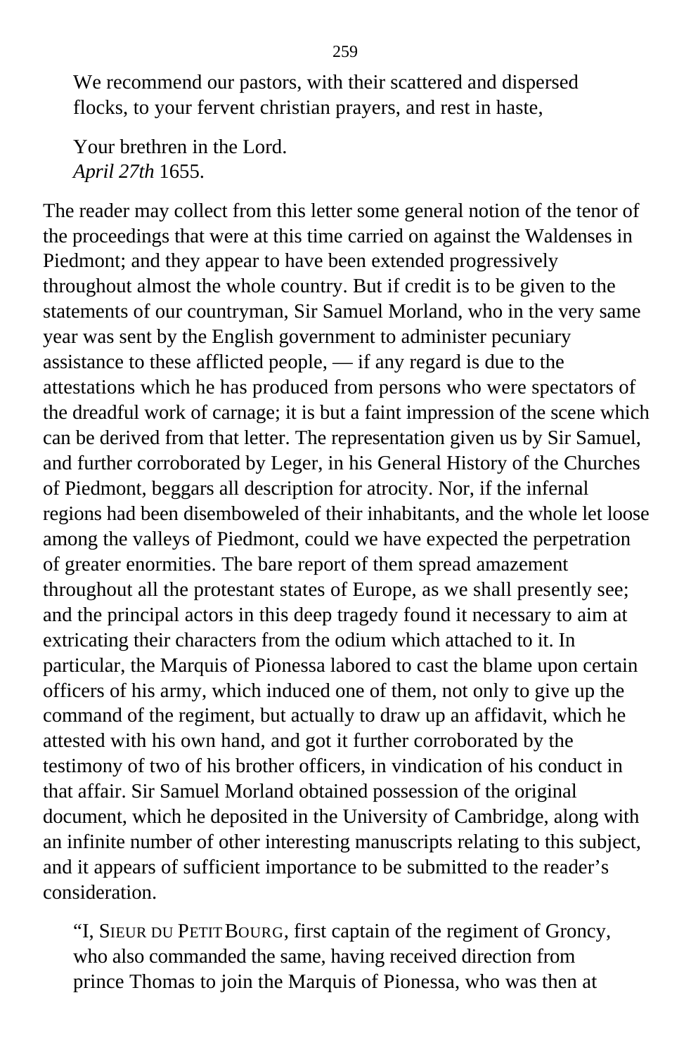We recommend our pastors, with their scattered and dispersed flocks, to your fervent christian prayers, and rest in haste,

Your brethren in the Lord.
*April 27th* 1655.

The reader may collect from this letter some general notion of the tenor of the proceedings that were at this time carried on against the Waldenses in Piedmont; and they appear to have been extended progressively throughout almost the whole country. But if credit is to be given to the statements of our countryman, Sir Samuel Morland, who in the very same year was sent by the English government to administer pecuniary assistance to these afflicted people, — if any regard is due to the attestations which he has produced from persons who were spectators of the dreadful work of carnage; it is but a faint impression of the scene which can be derived from that letter. The representation given us by Sir Samuel, and further corroborated by Leger, in his General History of the Churches of Piedmont, beggars all description for atrocity. Nor, if the infernal regions had been disemboweled of their inhabitants, and the whole let loose among the valleys of Piedmont, could we have expected the perpetration of greater enormities. The bare report of them spread amazement throughout all the protestant states of Europe, as we shall presently see; and the principal actors in this deep tragedy found it necessary to aim at extricating their characters from the odium which attached to it. In particular, the Marquis of Pionessa labored to cast the blame upon certain officers of his army, which induced one of them, not only to give up the command of the regiment, but actually to draw up an affidavit, which he attested with his own hand, and got it further corroborated by the testimony of two of his brother officers, in vindication of his conduct in that affair. Sir Samuel Morland obtained possession of the original document, which he deposited in the University of Cambridge, along with an infinite number of other interesting manuscripts relating to this subject, and it appears of sufficient importance to be submitted to the reader's consideration.

"I, SIEUR DU PETIT BOURG, first captain of the regiment of Groncy, who also commanded the same, having received direction from prince Thomas to join the Marquis of Pionessa, who was then at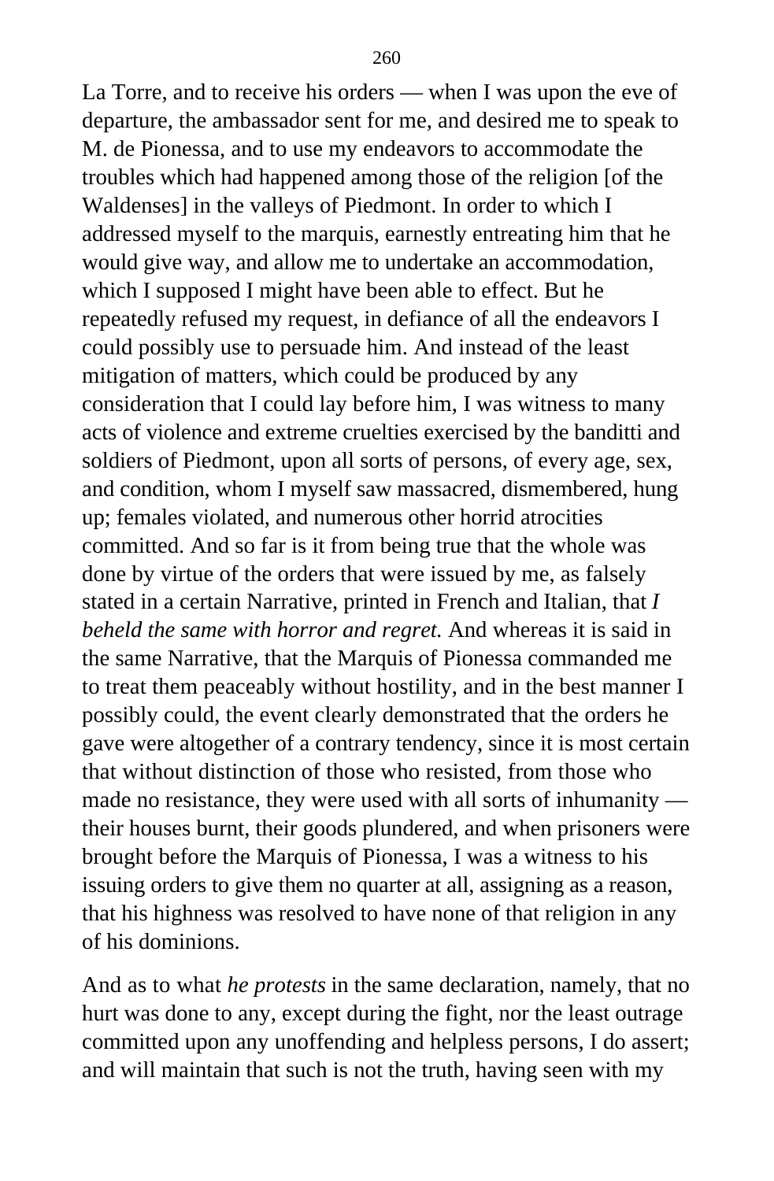La Torre, and to receive his orders — when I was upon the eve of departure, the ambassador sent for me, and desired me to speak to M. de Pionessa, and to use my endeavors to accommodate the troubles which had happened among those of the religion [of the Waldenses] in the valleys of Piedmont. In order to which I addressed myself to the marquis, earnestly entreating him that he would give way, and allow me to undertake an accommodation, which I supposed I might have been able to effect. But he repeatedly refused my request, in defiance of all the endeavors I could possibly use to persuade him. And instead of the least mitigation of matters, which could be produced by any consideration that I could lay before him, I was witness to many acts of violence and extreme cruelties exercised by the banditti and soldiers of Piedmont, upon all sorts of persons, of every age, sex, and condition, whom I myself saw massacred, dismembered, hung up; females violated, and numerous other horrid atrocities committed. And so far is it from being true that the whole was done by virtue of the orders that were issued by me, as falsely stated in a certain Narrative, printed in French and Italian, that *I beheld the same with horror and regret.* And whereas it is said in the same Narrative, that the Marquis of Pionessa commanded me to treat them peaceably without hostility, and in the best manner I possibly could, the event clearly demonstrated that the orders he gave were altogether of a contrary tendency, since it is most certain that without distinction of those who resisted, from those who made no resistance, they were used with all sorts of inhumanity — their houses burnt, their goods plundered, and when prisoners were brought before the Marquis of Pionessa, I was a witness to his issuing orders to give them no quarter at all, assigning as a reason, that his highness was resolved to have none of that religion in any of his dominions.

And as to what *he protests* in the same declaration, namely, that no hurt was done to any, except during the fight, nor the least outrage committed upon any unoffending and helpless persons, I do assert; and will maintain that such is not the truth, having seen with my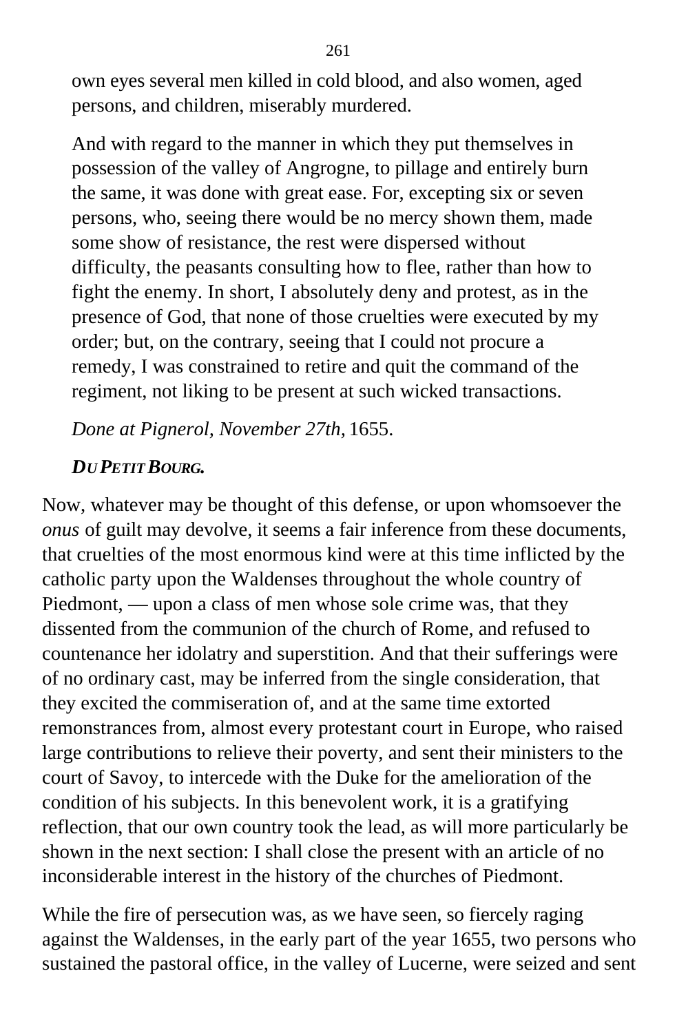own eyes several men killed in cold blood, and also women, aged persons, and children, miserably murdered.

And with regard to the manner in which they put themselves in possession of the valley of Angrogne, to pillage and entirely burn the same, it was done with great ease. For, excepting six or seven persons, who, seeing there would be no mercy shown them, made some show of resistance, the rest were dispersed without difficulty, the peasants consulting how to flee, rather than how to fight the enemy. In short, I absolutely deny and protest, as in the presence of God, that none of those cruelties were executed by my order; but, on the contrary, seeing that I could not procure a remedy, I was constrained to retire and quit the command of the regiment, not liking to be present at such wicked transactions.

*Done at Pignerol, November 27th,* 1655.

***DU PETIT BOURG.***

Now, whatever may be thought of this defense, or upon whomsoever the *onus* of guilt may devolve, it seems a fair inference from these documents, that cruelties of the most enormous kind were at this time inflicted by the catholic party upon the Waldenses throughout the whole country of Piedmont, — upon a class of men whose sole crime was, that they dissented from the communion of the church of Rome, and refused to countenance her idolatry and superstition. And that their sufferings were of no ordinary cast, may be inferred from the single consideration, that they excited the commiseration of, and at the same time extorted remonstrances from, almost every protestant court in Europe, who raised large contributions to relieve their poverty, and sent their ministers to the court of Savoy, to intercede with the Duke for the amelioration of the condition of his subjects. In this benevolent work, it is a gratifying reflection, that our own country took the lead, as will more particularly be shown in the next section: I shall close the present with an article of no inconsiderable interest in the history of the churches of Piedmont.

While the fire of persecution was, as we have seen, so fiercely raging against the Waldenses, in the early part of the year 1655, two persons who sustained the pastoral office, in the valley of Lucerne, were seized and sent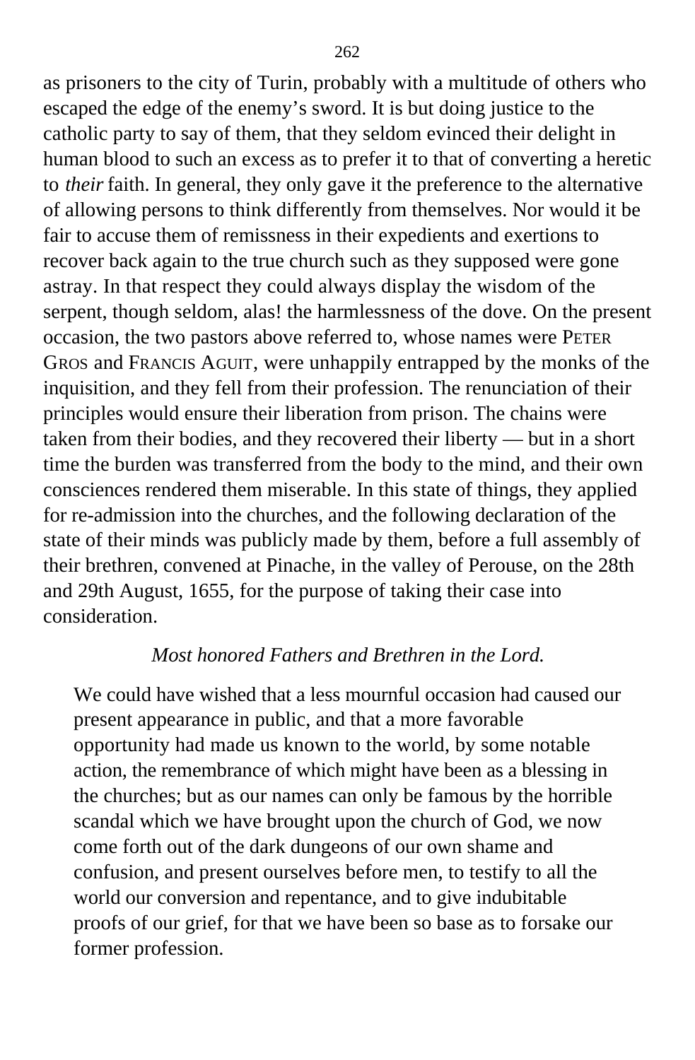as prisoners to the city of Turin, probably with a multitude of others who escaped the edge of the enemy's sword. It is but doing justice to the catholic party to say of them, that they seldom evinced their delight in human blood to such an excess as to prefer it to that of converting a heretic to *their* faith. In general, they only gave it the preference to the alternative of allowing persons to think differently from themselves. Nor would it be fair to accuse them of remissness in their expedients and exertions to recover back again to the true church such as they supposed were gone astray. In that respect they could always display the wisdom of the serpent, though seldom, alas! the harmlessness of the dove. On the present occasion, the two pastors above referred to, whose names were PETER GROS and FRANCIS AGUIT, were unhappily entrapped by the monks of the inquisition, and they fell from their profession. The renunciation of their principles would ensure their liberation from prison. The chains were taken from their bodies, and they recovered their liberty — but in a short time the burden was transferred from the body to the mind, and their own consciences rendered them miserable. In this state of things, they applied for re-admission into the churches, and the following declaration of the state of their minds was publicly made by them, before a full assembly of their brethren, convened at Pinache, in the valley of Perouse, on the 28th and 29th August, 1655, for the purpose of taking their case into consideration.

*Most honored Fathers and Brethren in the Lord.*

> We could have wished that a less mournful occasion had caused our present appearance in public, and that a more favorable opportunity had made us known to the world, by some notable action, the remembrance of which might have been as a blessing in the churches; but as our names can only be famous by the horrible scandal which we have brought upon the church of God, we now come forth out of the dark dungeons of our own shame and confusion, and present ourselves before men, to testify to all the world our conversion and repentance, and to give indubitable proofs of our grief, for that we have been so base as to forsake our former profession.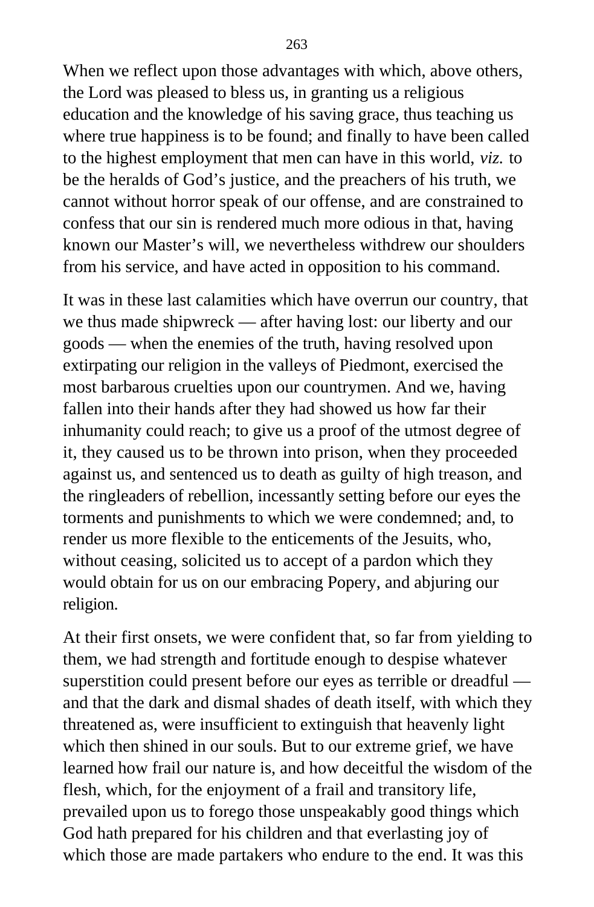When we reflect upon those advantages with which, above others, the Lord was pleased to bless us, in granting us a religious education and the knowledge of his saving grace, thus teaching us where true happiness is to be found; and finally to have been called to the highest employment that men can have in this world, *viz.* to be the heralds of God’s justice, and the preachers of his truth, we cannot without horror speak of our offense, and are constrained to confess that our sin is rendered much more odious in that, having known our Master’s will, we nevertheless withdrew our shoulders from his service, and have acted in opposition to his command.

It was in these last calamities which have overrun our country, that we thus made shipwreck — after having lost: our liberty and our goods — when the enemies of the truth, having resolved upon extirpating our religion in the valleys of Piedmont, exercised the most barbarous cruelties upon our countrymen. And we, having fallen into their hands after they had showed us how far their inhumanity could reach; to give us a proof of the utmost degree of it, they caused us to be thrown into prison, when they proceeded against us, and sentenced us to death as guilty of high treason, and the ringleaders of rebellion, incessantly setting before our eyes the torments and punishments to which we were condemned; and, to render us more flexible to the enticements of the Jesuits, who, without ceasing, solicited us to accept of a pardon which they would obtain for us on our embracing Popery, and abjuring our religion.

At their first onsets, we were confident that, so far from yielding to them, we had strength and fortitude enough to despise whatever superstition could present before our eyes as terrible or dreadful — and that the dark and dismal shades of death itself, with which they threatened as, were insufficient to extinguish that heavenly light which then shined in our souls. But to our extreme grief, we have learned how frail our nature is, and how deceitful the wisdom of the flesh, which, for the enjoyment of a frail and transitory life, prevailed upon us to forego those unspeakably good things which God hath prepared for his children and that everlasting joy of which those are made partakers who endure to the end. It was this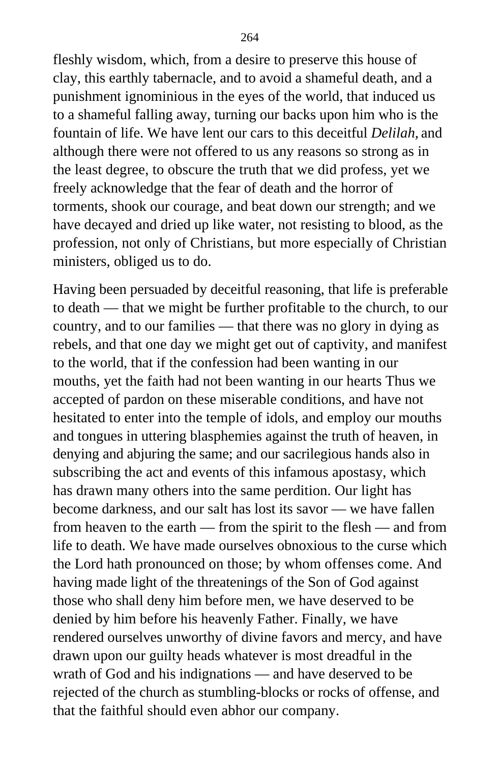fleshly wisdom, which, from a desire to preserve this house of clay, this earthly tabernacle, and to avoid a shameful death, and a punishment ignominious in the eyes of the world, that induced us to a shameful falling away, turning our backs upon him who is the fountain of life. We have lent our cars to this deceitful *Delilah,* and although there were not offered to us any reasons so strong as in the least degree, to obscure the truth that we did profess, yet we freely acknowledge that the fear of death and the horror of torments, shook our courage, and beat down our strength; and we have decayed and dried up like water, not resisting to blood, as the profession, not only of Christians, but more especially of Christian ministers, obliged us to do.

Having been persuaded by deceitful reasoning, that life is preferable to death — that we might be further profitable to the church, to our country, and to our families — that there was no glory in dying as rebels, and that one day we might get out of captivity, and manifest to the world, that if the confession had been wanting in our mouths, yet the faith had not been wanting in our hearts Thus we accepted of pardon on these miserable conditions, and have not hesitated to enter into the temple of idols, and employ our mouths and tongues in uttering blasphemies against the truth of heaven, in denying and abjuring the same; and our sacrilegious hands also in subscribing the act and events of this infamous apostasy, which has drawn many others into the same perdition. Our light has become darkness, and our salt has lost its savor — we have fallen from heaven to the earth — from the spirit to the flesh — and from life to death. We have made ourselves obnoxious to the curse which the Lord hath pronounced on those; by whom offenses come. And having made light of the threatenings of the Son of God against those who shall deny him before men, we have deserved to be denied by him before his heavenly Father. Finally, we have rendered ourselves unworthy of divine favors and mercy, and have drawn upon our guilty heads whatever is most dreadful in the wrath of God and his indignations — and have deserved to be rejected of the church as stumbling-blocks or rocks of offense, and that the faithful should even abhor our company.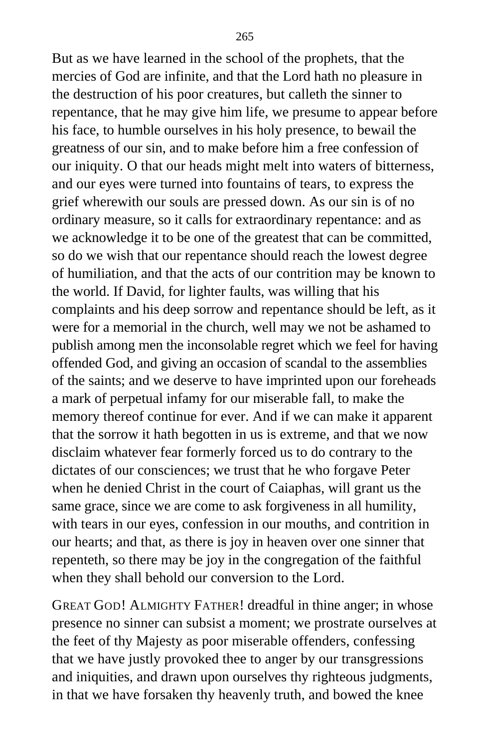But as we have learned in the school of the prophets, that the mercies of God are infinite, and that the Lord hath no pleasure in the destruction of his poor creatures, but calleth the sinner to repentance, that he may give him life, we presume to appear before his face, to humble ourselves in his holy presence, to bewail the greatness of our sin, and to make before him a free confession of our iniquity. O that our heads might melt into waters of bitterness, and our eyes were turned into fountains of tears, to express the grief wherewith our souls are pressed down. As our sin is of no ordinary measure, so it calls for extraordinary repentance: and as we acknowledge it to be one of the greatest that can be committed, so do we wish that our repentance should reach the lowest degree of humiliation, and that the acts of our contrition may be known to the world. If David, for lighter faults, was willing that his complaints and his deep sorrow and repentance should be left, as it were for a memorial in the church, well may we not be ashamed to publish among men the inconsolable regret which we feel for having offended God, and giving an occasion of scandal to the assemblies of the saints; and we deserve to have imprinted upon our foreheads a mark of perpetual infamy for our miserable fall, to make the memory thereof continue for ever. And if we can make it apparent that the sorrow it hath begotten in us is extreme, and that we now disclaim whatever fear formerly forced us to do contrary to the dictates of our consciences; we trust that he who forgave Peter when he denied Christ in the court of Caiaphas, will grant us the same grace, since we are come to ask forgiveness in all humility, with tears in our eyes, confession in our mouths, and contrition in our hearts; and that, as there is joy in heaven over one sinner that repenteth, so there may be joy in the congregation of the faithful when they shall behold our conversion to the Lord.

GREAT GOD! ALMIGHTY FATHER! dreadful in thine anger; in whose presence no sinner can subsist a moment; we prostrate ourselves at the feet of thy Majesty as poor miserable offenders, confessing that we have justly provoked thee to anger by our transgressions and iniquities, and drawn upon ourselves thy righteous judgments, in that we have forsaken thy heavenly truth, and bowed the knee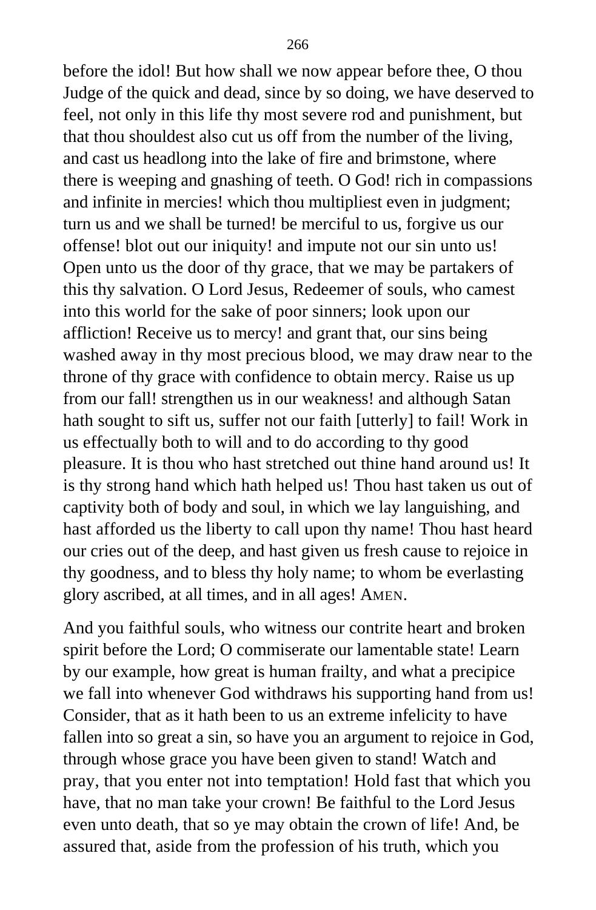before the idol! But how shall we now appear before thee, O thou Judge of the quick and dead, since by so doing, we have deserved to feel, not only in this life thy most severe rod and punishment, but that thou shouldest also cut us off from the number of the living, and cast us headlong into the lake of fire and brimstone, where there is weeping and gnashing of teeth. O God! rich in compassions and infinite in mercies! which thou multipliest even in judgment; turn us and we shall be turned! be merciful to us, forgive us our offense! blot out our iniquity! and impute not our sin unto us! Open unto us the door of thy grace, that we may be partakers of this thy salvation. O Lord Jesus, Redeemer of souls, who camest into this world for the sake of poor sinners; look upon our affliction! Receive us to mercy! and grant that, our sins being washed away in thy most precious blood, we may draw near to the throne of thy grace with confidence to obtain mercy. Raise us up from our fall! strengthen us in our weakness! and although Satan hath sought to sift us, suffer not our faith [utterly] to fail! Work in us effectually both to will and to do according to thy good pleasure. It is thou who hast stretched out thine hand around us! It is thy strong hand which hath helped us! Thou hast taken us out of captivity both of body and soul, in which we lay languishing, and hast afforded us the liberty to call upon thy name! Thou hast heard our cries out of the deep, and hast given us fresh cause to rejoice in thy goodness, and to bless thy holy name; to whom be everlasting glory ascribed, at all times, and in all ages! AMEN.

And you faithful souls, who witness our contrite heart and broken spirit before the Lord; O commiserate our lamentable state! Learn by our example, how great is human frailty, and what a precipice we fall into whenever God withdraws his supporting hand from us! Consider, that as it hath been to us an extreme infelicity to have fallen into so great a sin, so have you an argument to rejoice in God, through whose grace you have been given to stand! Watch and pray, that you enter not into temptation! Hold fast that which you have, that no man take your crown! Be faithful to the Lord Jesus even unto death, that so ye may obtain the crown of life! And, be assured that, aside from the profession of his truth, which you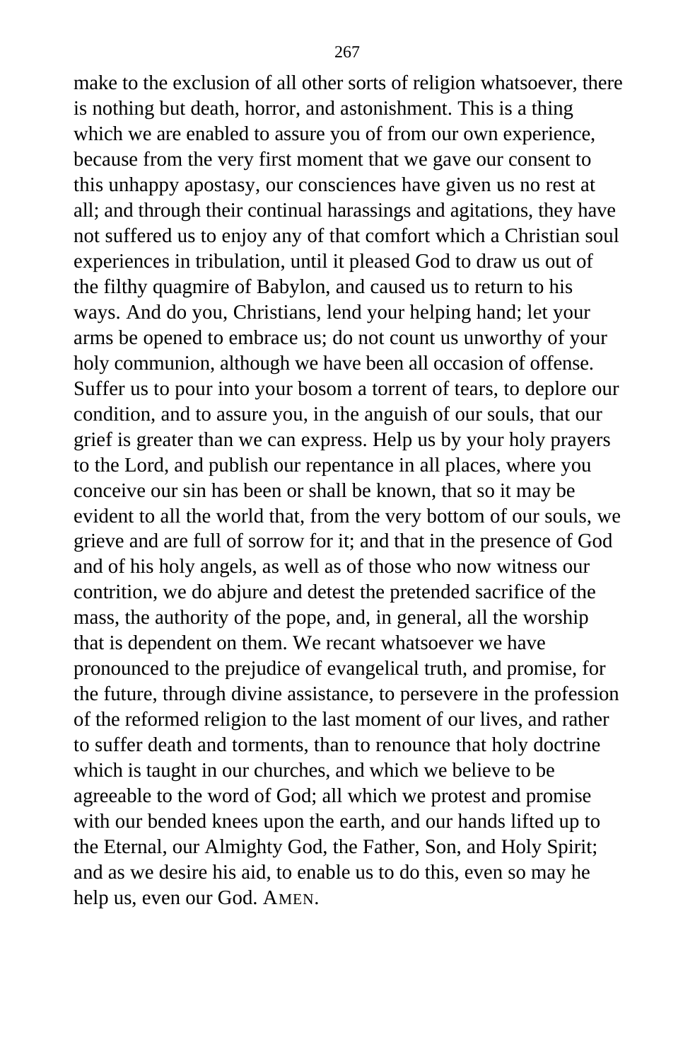make to the exclusion of all other sorts of religion whatsoever, there is nothing but death, horror, and astonishment. This is a thing which we are enabled to assure you of from our own experience, because from the very first moment that we gave our consent to this unhappy apostasy, our consciences have given us no rest at all; and through their continual harassings and agitations, they have not suffered us to enjoy any of that comfort which a Christian soul experiences in tribulation, until it pleased God to draw us out of the filthy quagmire of Babylon, and caused us to return to his ways. And do you, Christians, lend your helping hand; let your arms be opened to embrace us; do not count us unworthy of your holy communion, although we have been all occasion of offense. Suffer us to pour into your bosom a torrent of tears, to deplore our condition, and to assure you, in the anguish of our souls, that our grief is greater than we can express. Help us by your holy prayers to the Lord, and publish our repentance in all places, where you conceive our sin has been or shall be known, that so it may be evident to all the world that, from the very bottom of our souls, we grieve and are full of sorrow for it; and that in the presence of God and of his holy angels, as well as of those who now witness our contrition, we do abjure and detest the pretended sacrifice of the mass, the authority of the pope, and, in general, all the worship that is dependent on them. We recant whatsoever we have pronounced to the prejudice of evangelical truth, and promise, for the future, through divine assistance, to persevere in the profession of the reformed religion to the last moment of our lives, and rather to suffer death and torments, than to renounce that holy doctrine which is taught in our churches, and which we believe to be agreeable to the word of God; all which we protest and promise with our bended knees upon the earth, and our hands lifted up to the Eternal, our Almighty God, the Father, Son, and Holy Spirit; and as we desire his aid, to enable us to do this, even so may he help us, even our God. AMEN.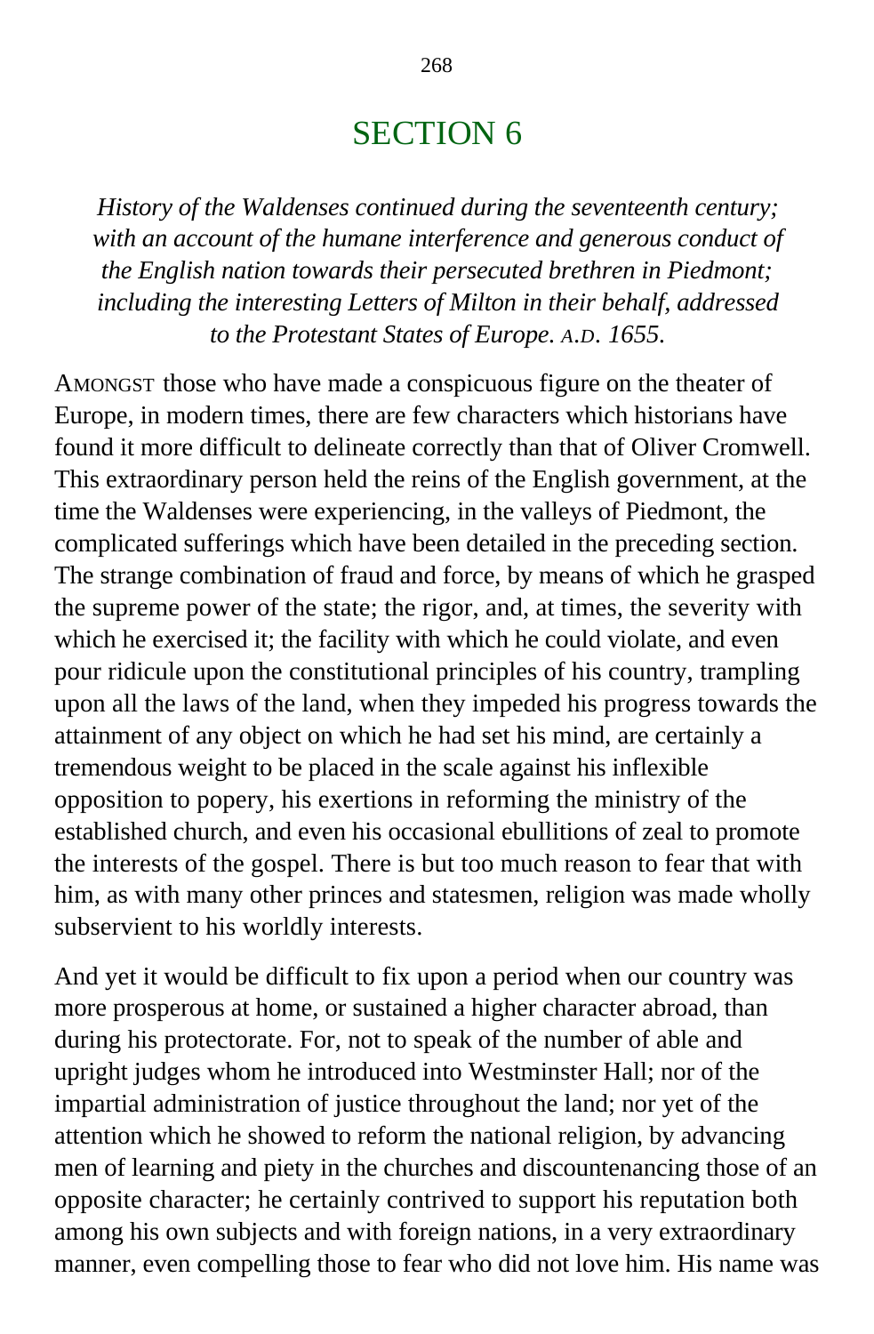# SECTION 6

*History of the Waldenses continued during the seventeenth century; with an account of the humane interference and generous conduct of the English nation towards their persecuted brethren in Piedmont; including the interesting Letters of Milton in their behalf, addressed to the Protestant States of Europe. A.D. 1655.*

AMONGST those who have made a conspicuous figure on the theater of Europe, in modern times, there are few characters which historians have found it more difficult to delineate correctly than that of Oliver Cromwell. This extraordinary person held the reins of the English government, at the time the Waldenses were experiencing, in the valleys of Piedmont, the complicated sufferings which have been detailed in the preceding section. The strange combination of fraud and force, by means of which he grasped the supreme power of the state; the rigor, and, at times, the severity with which he exercised it; the facility with which he could violate, and even pour ridicule upon the constitutional principles of his country, trampling upon all the laws of the land, when they impeded his progress towards the attainment of any object on which he had set his mind, are certainly a tremendous weight to be placed in the scale against his inflexible opposition to popery, his exertions in reforming the ministry of the established church, and even his occasional ebullitions of zeal to promote the interests of the gospel. There is but too much reason to fear that with him, as with many other princes and statesmen, religion was made wholly subservient to his worldly interests.

And yet it would be difficult to fix upon a period when our country was more prosperous at home, or sustained a higher character abroad, than during his protectorate. For, not to speak of the number of able and upright judges whom he introduced into Westminster Hall; nor of the impartial administration of justice throughout the land; nor yet of the attention which he showed to reform the national religion, by advancing men of learning and piety in the churches and discountenancing those of an opposite character; he certainly contrived to support his reputation both among his own subjects and with foreign nations, in a very extraordinary manner, even compelling those to fear who did not love him. His name was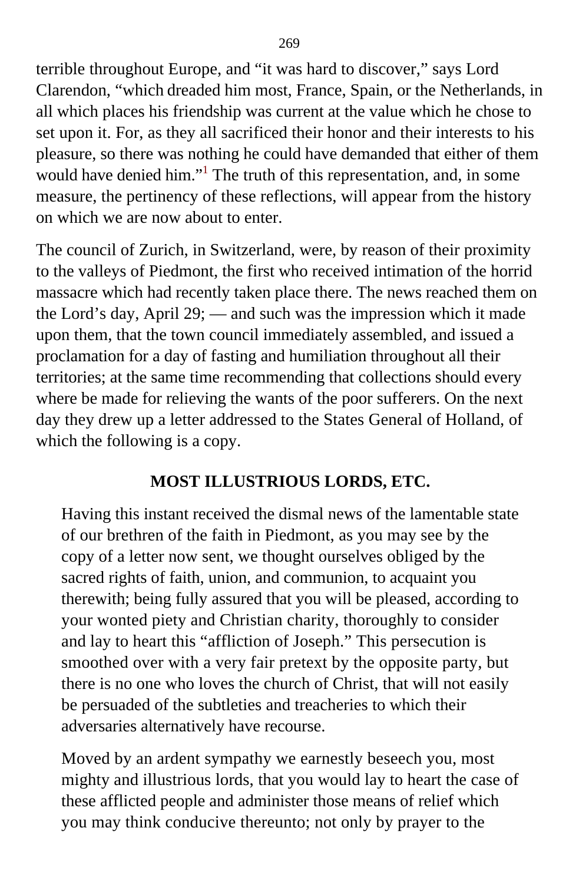terrible throughout Europe, and "it was hard to discover," says Lord Clarendon, "which dreaded him most, France, Spain, or the Netherlands, in all which places his friendship was current at the value which he chose to set upon it. For, as they all sacrificed their honor and their interests to his pleasure, so there was nothing he could have demanded that either of them would have denied him."[1] The truth of this representation, and, in some measure, the pertinency of these reflections, will appear from the history on which we are now about to enter.

The council of Zurich, in Switzerland, were, by reason of their proximity to the valleys of Piedmont, the first who received intimation of the horrid massacre which had recently taken place there. The news reached them on the Lord's day, April 29; — and such was the impression which it made upon them, that the town council immediately assembled, and issued a proclamation for a day of fasting and humiliation throughout all their territories; at the same time recommending that collections should every where be made for relieving the wants of the poor sufferers. On the next day they drew up a letter addressed to the States General of Holland, of which the following is a copy.

**MOST ILLUSTRIOUS LORDS, ETC.**

> Having this instant received the dismal news of the lamentable state of our brethren of the faith in Piedmont, as you may see by the copy of a letter now sent, we thought ourselves obliged by the sacred rights of faith, union, and communion, to acquaint you therewith; being fully assured that you will be pleased, according to your wonted piety and Christian charity, thoroughly to consider and lay to heart this "affliction of Joseph." This persecution is smoothed over with a very fair pretext by the opposite party, but there is no one who loves the church of Christ, that will not easily be persuaded of the subtleties and treacheries to which their adversaries alternatively have recourse.
>
> Moved by an ardent sympathy we earnestly beseech you, most mighty and illustrious lords, that you would lay to heart the case of these afflicted people and administer those means of relief which you may think conducive thereunto; not only by prayer to the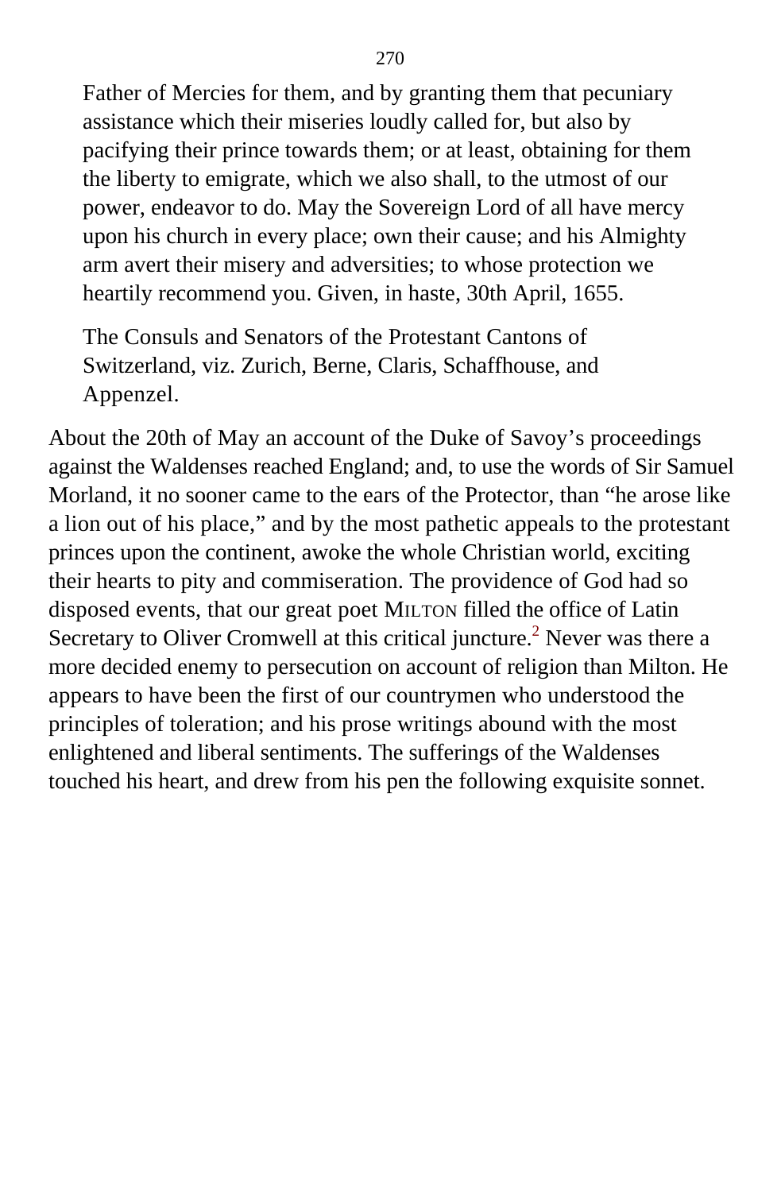> Father of Mercies for them, and by granting them that pecuniary assistance which their miseries loudly called for, but also by pacifying their prince towards them; or at least, obtaining for them the liberty to emigrate, which we also shall, to the utmost of our power, endeavor to do. May the Sovereign Lord of all have mercy upon his church in every place; own their cause; and his Almighty arm avert their misery and adversities; to whose protection we heartily recommend you. Given, in haste, 30th April, 1655.
>
> The Consuls and Senators of the Protestant Cantons of Switzerland, viz. Zurich, Berne, Claris, Schaffhouse, and Appenzel.

About the 20th of May an account of the Duke of Savoy's proceedings against the Waldenses reached England; and, to use the words of Sir Samuel Morland, it no sooner came to the ears of the Protector, than "he arose like a lion out of his place," and by the most pathetic appeals to the protestant princes upon the continent, awoke the whole Christian world, exciting their hearts to pity and commiseration. The providence of God had so disposed events, that our great poet MILTON filled the office of Latin Secretary to Oliver Cromwell at this critical juncture.[2] Never was there a more decided enemy to persecution on account of religion than Milton. He appears to have been the first of our countrymen who understood the principles of toleration; and his prose writings abound with the most enlightened and liberal sentiments. The sufferings of the Waldenses touched his heart, and drew from his pen the following exquisite sonnet.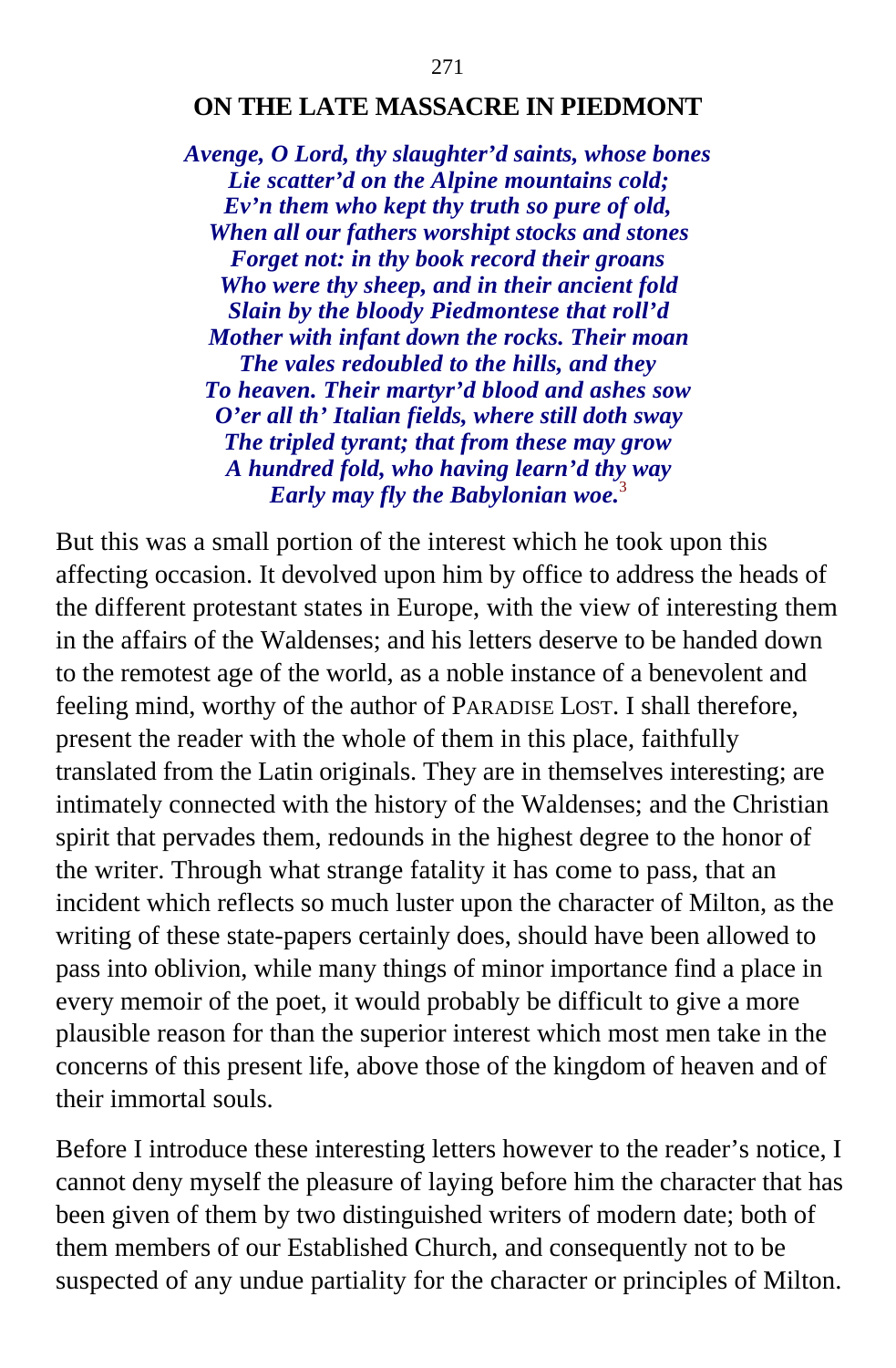## ON THE LATE MASSACRE IN PIEDMONT

***Avenge, O Lord, thy slaughter'd saints, whose bones***
***Lie scatter'd on the Alpine mountains cold;***
***Ev'n them who kept thy truth so pure of old,***
***When all our fathers worshipt stocks and stones***
***Forget not: in thy book record their groans***
***Who were thy sheep, and in their ancient fold***
***Slain by the bloody Piedmontese that roll'd***
***Mother with infant down the rocks. Their moan***
***The vales redoubled to the hills, and they***
***To heaven. Their martyr'd blood and ashes sow***
***O'er all th' Italian fields, where still doth sway***
***The tripled tyrant; that from these may grow***
***A hundred fold, who having learn'd thy way***
***Early may fly the Babylonian woe.***[3]

But this was a small portion of the interest which he took upon this affecting occasion. It devolved upon him by office to address the heads of the different protestant states in Europe, with the view of interesting them in the affairs of the Waldenses; and his letters deserve to be handed down to the remotest age of the world, as a noble instance of a benevolent and feeling mind, worthy of the author of PARADISE LOST. I shall therefore, present the reader with the whole of them in this place, faithfully translated from the Latin originals. They are in themselves interesting; are intimately connected with the history of the Waldenses; and the Christian spirit that pervades them, redounds in the highest degree to the honor of the writer. Through what strange fatality it has come to pass, that an incident which reflects so much luster upon the character of Milton, as the writing of these state-papers certainly does, should have been allowed to pass into oblivion, while many things of minor importance find a place in every memoir of the poet, it would probably be difficult to give a more plausible reason for than the superior interest which most men take in the concerns of this present life, above those of the kingdom of heaven and of their immortal souls.

Before I introduce these interesting letters however to the reader's notice, I cannot deny myself the pleasure of laying before him the character that has been given of them by two distinguished writers of modern date; both of them members of our Established Church, and consequently not to be suspected of any undue partiality for the character or principles of Milton.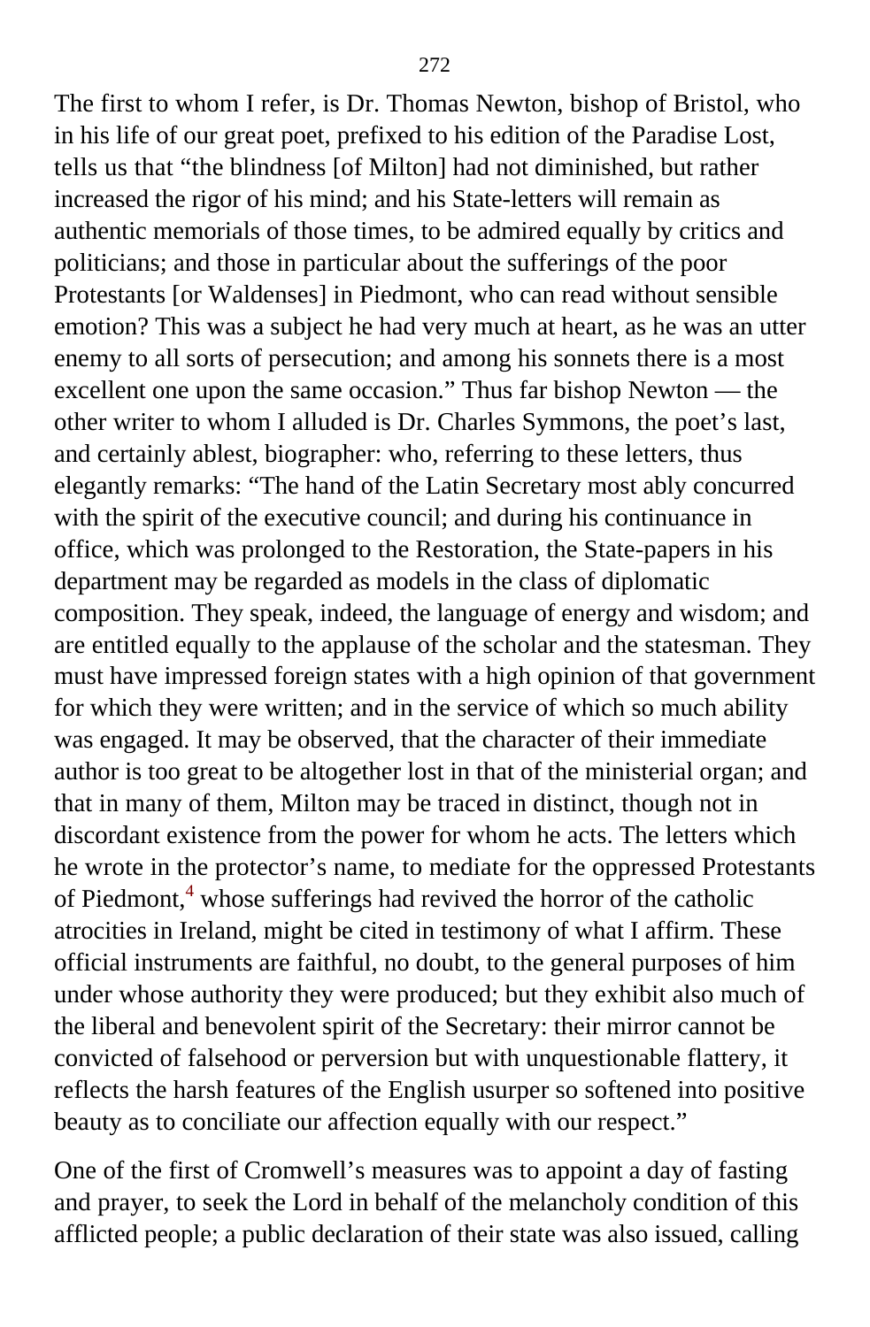The first to whom I refer, is Dr. Thomas Newton, bishop of Bristol, who in his life of our great poet, prefixed to his edition of the Paradise Lost, tells us that "the blindness [of Milton] had not diminished, but rather increased the rigor of his mind; and his State-letters will remain as authentic memorials of those times, to be admired equally by critics and politicians; and those in particular about the sufferings of the poor Protestants [or Waldenses] in Piedmont, who can read without sensible emotion? This was a subject he had very much at heart, as he was an utter enemy to all sorts of persecution; and among his sonnets there is a most excellent one upon the same occasion." Thus far bishop Newton — the other writer to whom I alluded is Dr. Charles Symmons, the poet's last, and certainly ablest, biographer: who, referring to these letters, thus elegantly remarks: "The hand of the Latin Secretary most ably concurred with the spirit of the executive council; and during his continuance in office, which was prolonged to the Restoration, the State-papers in his department may be regarded as models in the class of diplomatic composition. They speak, indeed, the language of energy and wisdom; and are entitled equally to the applause of the scholar and the statesman. They must have impressed foreign states with a high opinion of that government for which they were written; and in the service of which so much ability was engaged. It may be observed, that the character of their immediate author is too great to be altogether lost in that of the ministerial organ; and that in many of them, Milton may be traced in distinct, though not in discordant existence from the power for whom he acts. The letters which he wrote in the protector's name, to mediate for the oppressed Protestants of Piedmont,[4] whose sufferings had revived the horror of the catholic atrocities in Ireland, might be cited in testimony of what I affirm. These official instruments are faithful, no doubt, to the general purposes of him under whose authority they were produced; but they exhibit also much of the liberal and benevolent spirit of the Secretary: their mirror cannot be convicted of falsehood or perversion but with unquestionable flattery, it reflects the harsh features of the English usurper so softened into positive beauty as to conciliate our affection equally with our respect."

One of the first of Cromwell's measures was to appoint a day of fasting and prayer, to seek the Lord in behalf of the melancholy condition of this afflicted people; a public declaration of their state was also issued, calling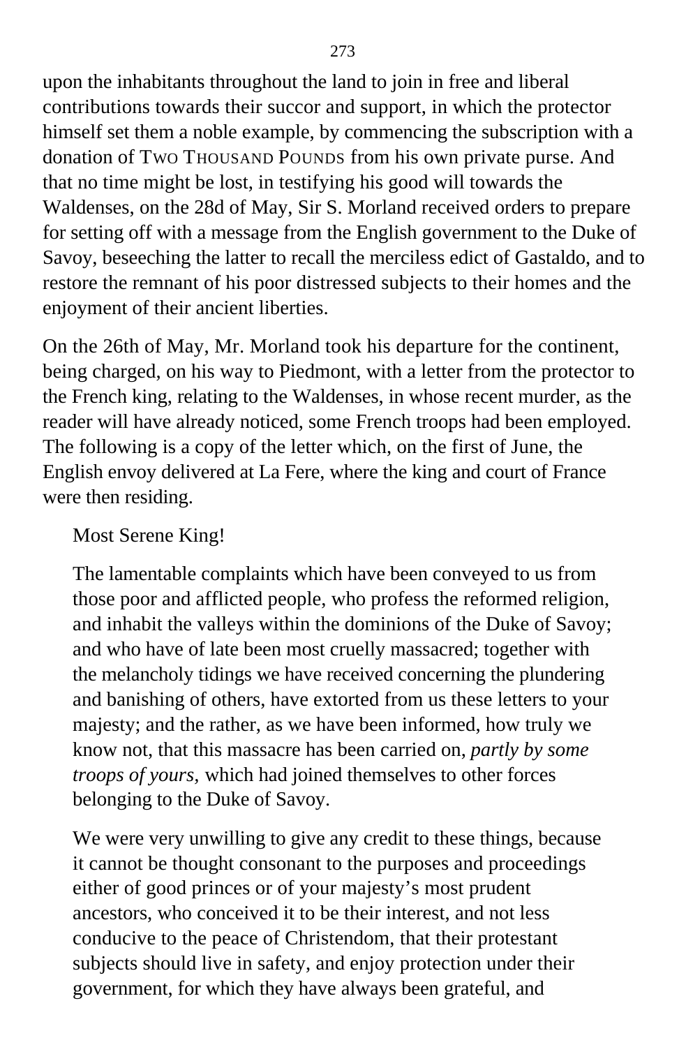upon the inhabitants throughout the land to join in free and liberal contributions towards their succor and support, in which the protector himself set them a noble example, by commencing the subscription with a donation of TWO THOUSAND POUNDS from his own private purse. And that no time might be lost, in testifying his good will towards the Waldenses, on the 28d of May, Sir S. Morland received orders to prepare for setting off with a message from the English government to the Duke of Savoy, beseeching the latter to recall the merciless edict of Gastaldo, and to restore the remnant of his poor distressed subjects to their homes and the enjoyment of their ancient liberties.

On the 26th of May, Mr. Morland took his departure for the continent, being charged, on his way to Piedmont, with a letter from the protector to the French king, relating to the Waldenses, in whose recent murder, as the reader will have already noticed, some French troops had been employed. The following is a copy of the letter which, on the first of June, the English envoy delivered at La Fere, where the king and court of France were then residing.

> Most Serene King!
>
> The lamentable complaints which have been conveyed to us from those poor and afflicted people, who profess the reformed religion, and inhabit the valleys within the dominions of the Duke of Savoy; and who have of late been most cruelly massacred; together with the melancholy tidings we have received concerning the plundering and banishing of others, have extorted from us these letters to your majesty; and the rather, as we have been informed, how truly we know not, that this massacre has been carried on, *partly by some troops of yours,* which had joined themselves to other forces belonging to the Duke of Savoy.
>
> We were very unwilling to give any credit to these things, because it cannot be thought consonant to the purposes and proceedings either of good princes or of your majesty's most prudent ancestors, who conceived it to be their interest, and not less conducive to the peace of Christendom, that their protestant subjects should live in safety, and enjoy protection under their government, for which they have always been grateful, and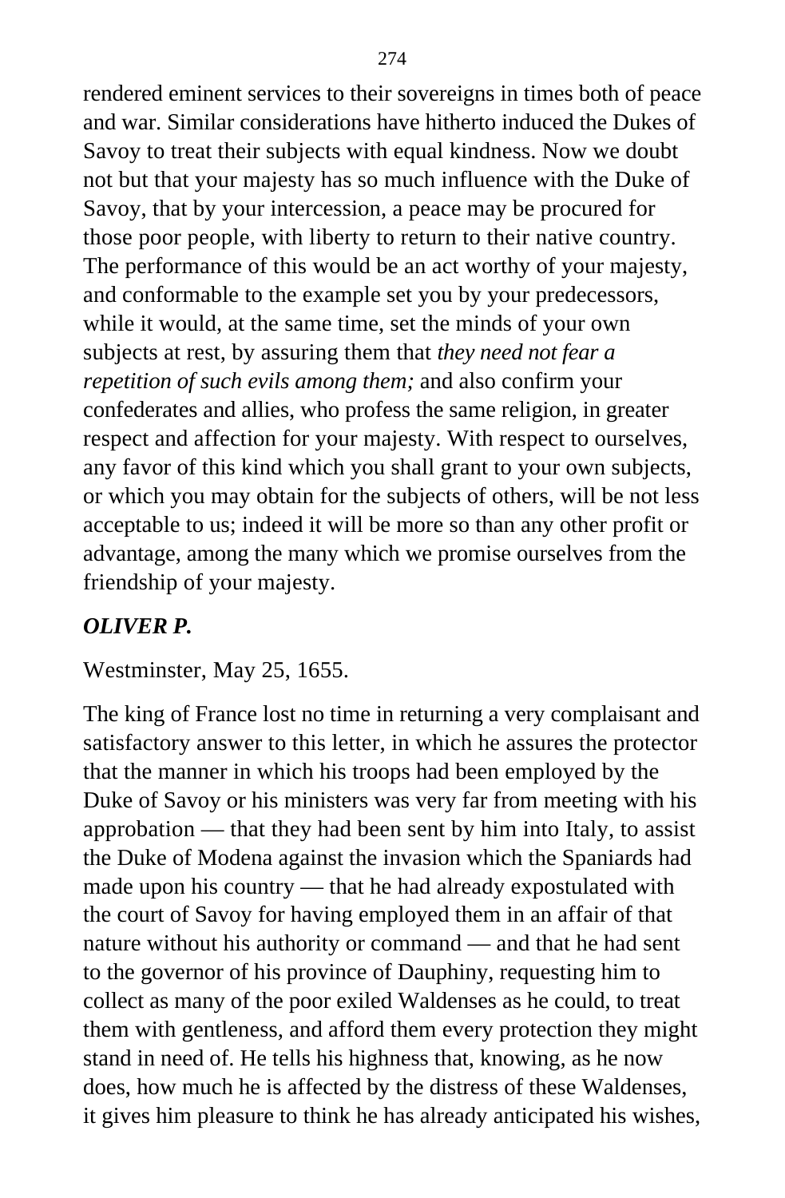rendered eminent services to their sovereigns in times both of peace and war. Similar considerations have hitherto induced the Dukes of Savoy to treat their subjects with equal kindness. Now we doubt not but that your majesty has so much influence with the Duke of Savoy, that by your intercession, a peace may be procured for those poor people, with liberty to return to their native country. The performance of this would be an act worthy of your majesty, and conformable to the example set you by your predecessors, while it would, at the same time, set the minds of your own subjects at rest, by assuring them that *they need not fear a repetition of such evils among them;* and also confirm your confederates and allies, who profess the same religion, in greater respect and affection for your majesty. With respect to ourselves, any favor of this kind which you shall grant to your own subjects, or which you may obtain for the subjects of others, will be not less acceptable to us; indeed it will be more so than any other profit or advantage, among the many which we promise ourselves from the friendship of your majesty.

***OLIVER P.***

Westminster, May 25, 1655.

The king of France lost no time in returning a very complaisant and satisfactory answer to this letter, in which he assures the protector that the manner in which his troops had been employed by the Duke of Savoy or his ministers was very far from meeting with his approbation — that they had been sent by him into Italy, to assist the Duke of Modena against the invasion which the Spaniards had made upon his country — that he had already expostulated with the court of Savoy for having employed them in an affair of that nature without his authority or command — and that he had sent to the governor of his province of Dauphiny, requesting him to collect as many of the poor exiled Waldenses as he could, to treat them with gentleness, and afford them every protection they might stand in need of. He tells his highness that, knowing, as he now does, how much he is affected by the distress of these Waldenses, it gives him pleasure to think he has already anticipated his wishes,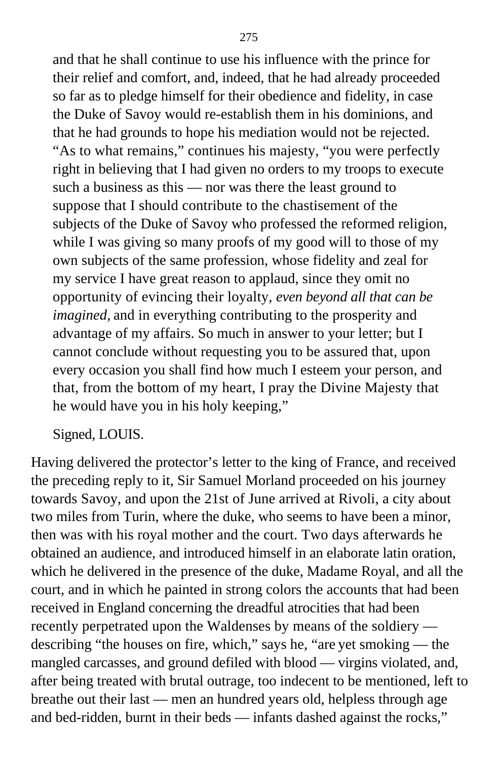and that he shall continue to use his influence with the prince for their relief and comfort, and, indeed, that he had already proceeded so far as to pledge himself for their obedience and fidelity, in case the Duke of Savoy would re-establish them in his dominions, and that he had grounds to hope his mediation would not be rejected. "As to what remains," continues his majesty, "you were perfectly right in believing that I had given no orders to my troops to execute such a business as this — nor was there the least ground to suppose that I should contribute to the chastisement of the subjects of the Duke of Savoy who professed the reformed religion, while I was giving so many proofs of my good will to those of my own subjects of the same profession, whose fidelity and zeal for my service I have great reason to applaud, since they omit no opportunity of evincing their loyalty, *even beyond all that can be imagined*, and in everything contributing to the prosperity and advantage of my affairs. So much in answer to your letter; but I cannot conclude without requesting you to be assured that, upon every occasion you shall find how much I esteem your person, and that, from the bottom of my heart, I pray the Divine Majesty that he would have you in his holy keeping,"

Signed, LOUIS.

Having delivered the protector's letter to the king of France, and received the preceding reply to it, Sir Samuel Morland proceeded on his journey towards Savoy, and upon the 21st of June arrived at Rivoli, a city about two miles from Turin, where the duke, who seems to have been a minor, then was with his royal mother and the court. Two days afterwards he obtained an audience, and introduced himself in an elaborate latin oration, which he delivered in the presence of the duke, Madame Royal, and all the court, and in which he painted in strong colors the accounts that had been received in England concerning the dreadful atrocities that had been recently perpetrated upon the Waldenses by means of the soldiery — describing "the houses on fire, which," says he, "are yet smoking — the mangled carcasses, and ground defiled with blood — virgins violated, and, after being treated with brutal outrage, too indecent to be mentioned, left to breathe out their last — men an hundred years old, helpless through age and bed-ridden, burnt in their beds — infants dashed against the rocks,"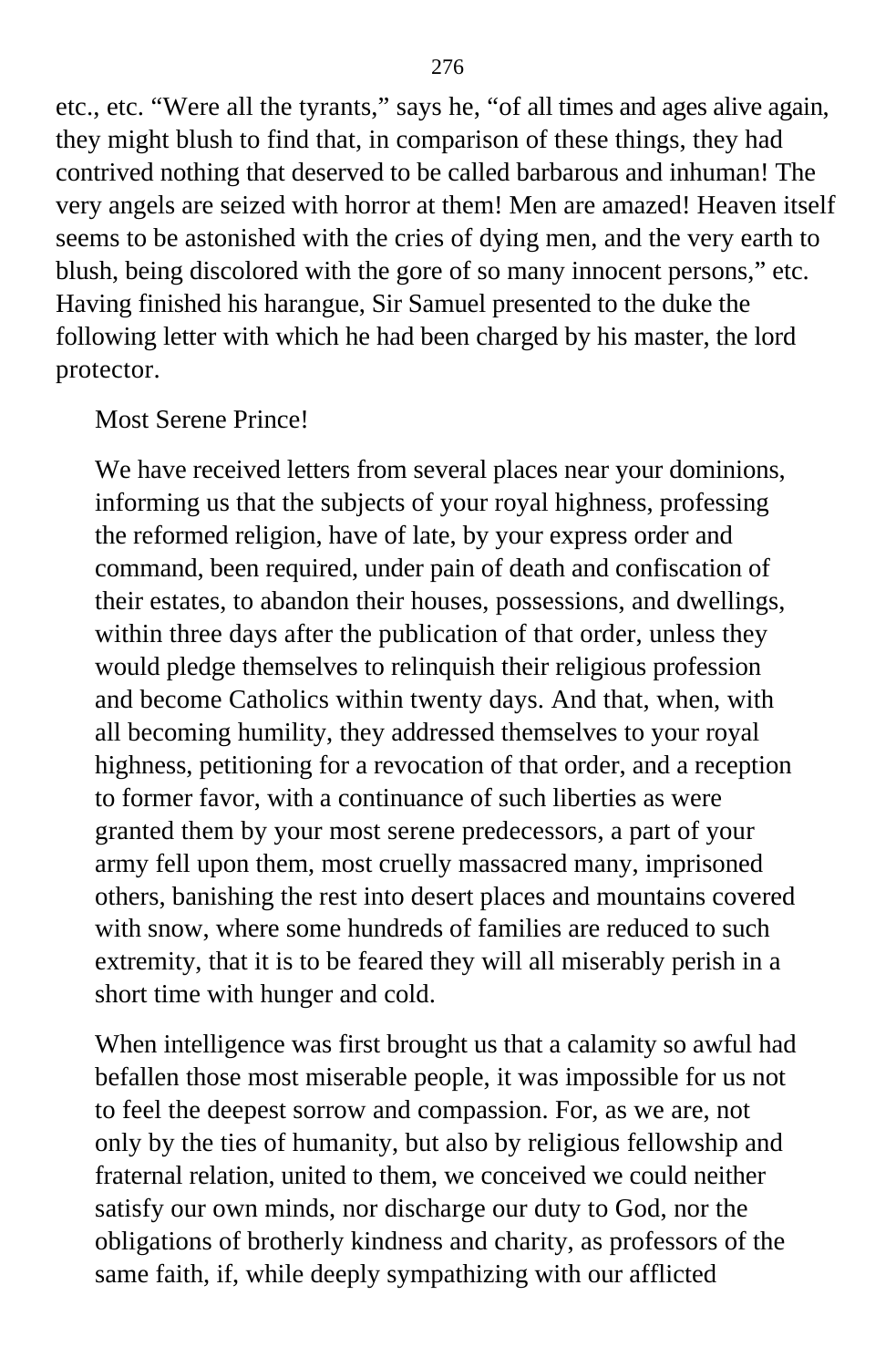etc., etc. “Were all the tyrants,” says he, “of all times and ages alive again, they might blush to find that, in comparison of these things, they had contrived nothing that deserved to be called barbarous and inhuman! The very angels are seized with horror at them! Men are amazed! Heaven itself seems to be astonished with the cries of dying men, and the very earth to blush, being discolored with the gore of so many innocent persons,” etc. Having finished his harangue, Sir Samuel presented to the duke the following letter with which he had been charged by his master, the lord protector.

> Most Serene Prince!
>
> We have received letters from several places near your dominions, informing us that the subjects of your royal highness, professing the reformed religion, have of late, by your express order and command, been required, under pain of death and confiscation of their estates, to abandon their houses, possessions, and dwellings, within three days after the publication of that order, unless they would pledge themselves to relinquish their religious profession and become Catholics within twenty days. And that, when, with all becoming humility, they addressed themselves to your royal highness, petitioning for a revocation of that order, and a reception to former favor, with a continuance of such liberties as were granted them by your most serene predecessors, a part of your army fell upon them, most cruelly massacred many, imprisoned others, banishing the rest into desert places and mountains covered with snow, where some hundreds of families are reduced to such extremity, that it is to be feared they will all miserably perish in a short time with hunger and cold.
>
> When intelligence was first brought us that a calamity so awful had befallen those most miserable people, it was impossible for us not to feel the deepest sorrow and compassion. For, as we are, not only by the ties of humanity, but also by religious fellowship and fraternal relation, united to them, we conceived we could neither satisfy our own minds, nor discharge our duty to God, nor the obligations of brotherly kindness and charity, as professors of the same faith, if, while deeply sympathizing with our afflicted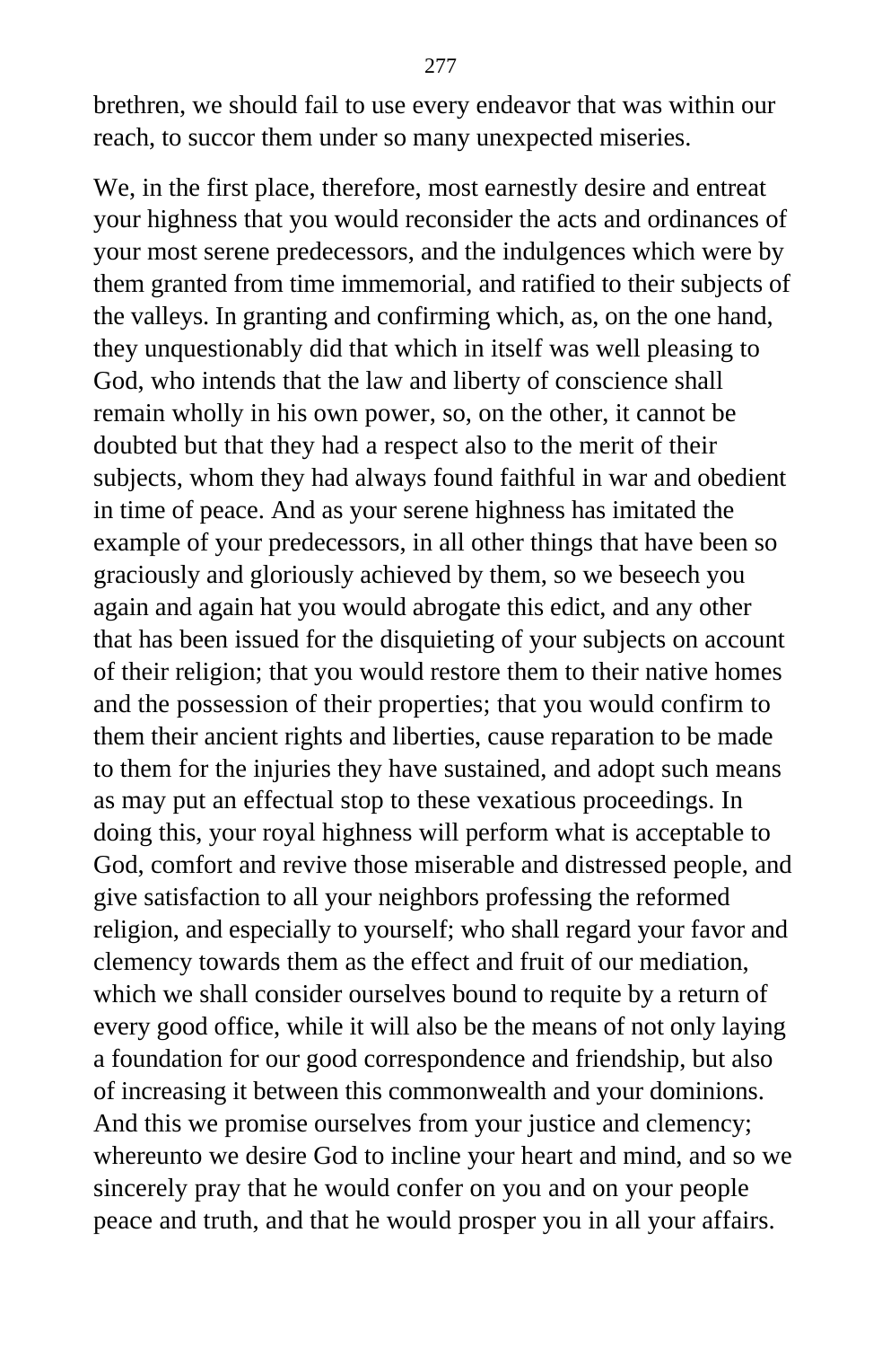brethren, we should fail to use every endeavor that was within our reach, to succor them under so many unexpected miseries.

We, in the first place, therefore, most earnestly desire and entreat your highness that you would reconsider the acts and ordinances of your most serene predecessors, and the indulgences which were by them granted from time immemorial, and ratified to their subjects of the valleys. In granting and confirming which, as, on the one hand, they unquestionably did that which in itself was well pleasing to God, who intends that the law and liberty of conscience shall remain wholly in his own power, so, on the other, it cannot be doubted but that they had a respect also to the merit of their subjects, whom they had always found faithful in war and obedient in time of peace. And as your serene highness has imitated the example of your predecessors, in all other things that have been so graciously and gloriously achieved by them, so we beseech you again and again hat you would abrogate this edict, and any other that has been issued for the disquieting of your subjects on account of their religion; that you would restore them to their native homes and the possession of their properties; that you would confirm to them their ancient rights and liberties, cause reparation to be made to them for the injuries they have sustained, and adopt such means as may put an effectual stop to these vexatious proceedings. In doing this, your royal highness will perform what is acceptable to God, comfort and revive those miserable and distressed people, and give satisfaction to all your neighbors professing the reformed religion, and especially to yourself; who shall regard your favor and clemency towards them as the effect and fruit of our mediation, which we shall consider ourselves bound to requite by a return of every good office, while it will also be the means of not only laying a foundation for our good correspondence and friendship, but also of increasing it between this commonwealth and your dominions. And this we promise ourselves from your justice and clemency; whereunto we desire God to incline your heart and mind, and so we sincerely pray that he would confer on you and on your people peace and truth, and that he would prosper you in all your affairs.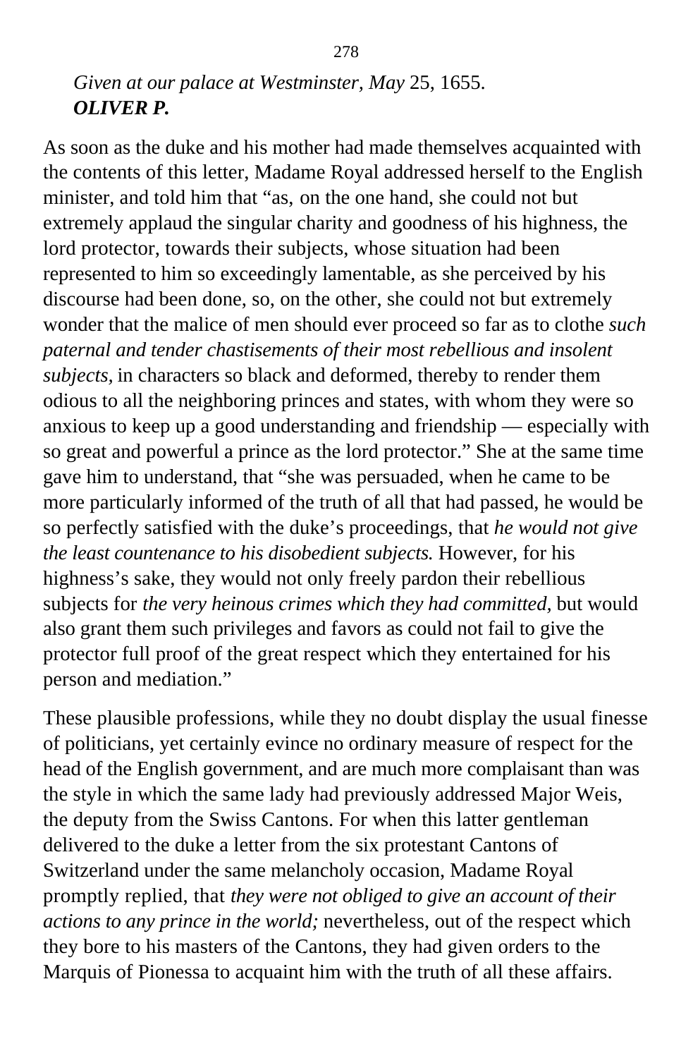*Given at our palace at Westminster, May* 25, 1655.
***OLIVER P.***

As soon as the duke and his mother had made themselves acquainted with the contents of this letter, Madame Royal addressed herself to the English minister, and told him that “as, on the one hand, she could not but extremely applaud the singular charity and goodness of his highness, the lord protector, towards their subjects, whose situation had been represented to him so exceedingly lamentable, as she perceived by his discourse had been done, so, on the other, she could not but extremely wonder that the malice of men should ever proceed so far as to clothe *such paternal and tender chastisements of their most rebellious and insolent subjects,* in characters so black and deformed, thereby to render them odious to all the neighboring princes and states, with whom they were so anxious to keep up a good understanding and friendship — especially with so great and powerful a prince as the lord protector.” She at the same time gave him to understand, that “she was persuaded, when he came to be more particularly informed of the truth of all that had passed, he would be so perfectly satisfied with the duke’s proceedings, that *he would not give the least countenance to his disobedient subjects.* However, for his highness’s sake, they would not only freely pardon their rebellious subjects for *the very heinous crimes which they had committed,* but would also grant them such privileges and favors as could not fail to give the protector full proof of the great respect which they entertained for his person and mediation.”

These plausible professions, while they no doubt display the usual finesse of politicians, yet certainly evince no ordinary measure of respect for the head of the English government, and are much more complaisant than was the style in which the same lady had previously addressed Major Weis, the deputy from the Swiss Cantons. For when this latter gentleman delivered to the duke a letter from the six protestant Cantons of Switzerland under the same melancholy occasion, Madame Royal promptly replied, that *they were not obliged to give an account of their actions to any prince in the world;* nevertheless, out of the respect which they bore to his masters of the Cantons, they had given orders to the Marquis of Pionessa to acquaint him with the truth of all these affairs.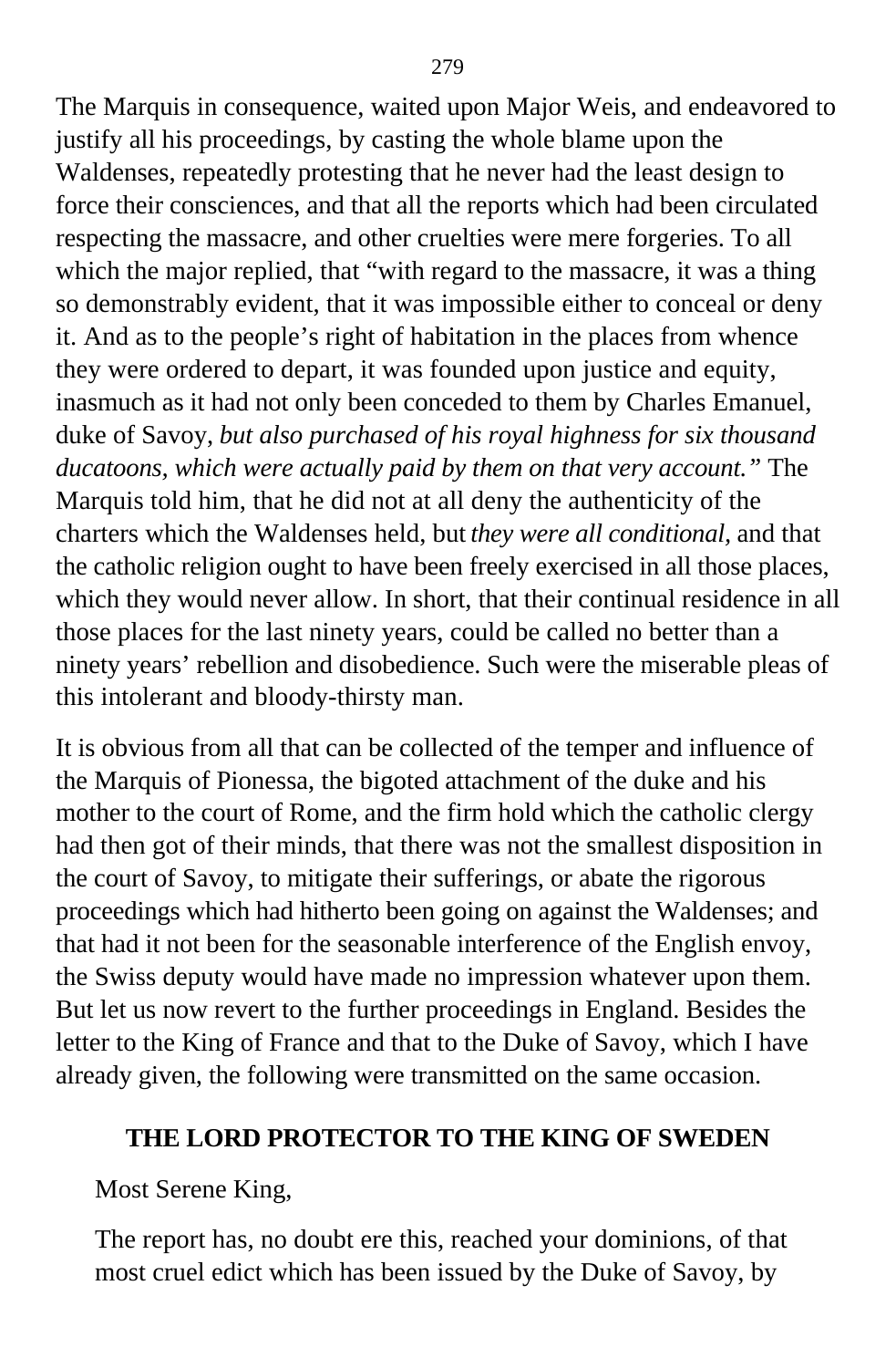The Marquis in consequence, waited upon Major Weis, and endeavored to justify all his proceedings, by casting the whole blame upon the Waldenses, repeatedly protesting that he never had the least design to force their consciences, and that all the reports which had been circulated respecting the massacre, and other cruelties were mere forgeries. To all which the major replied, that "with regard to the massacre, it was a thing so demonstrably evident, that it was impossible either to conceal or deny it. And as to the people's right of habitation in the places from whence they were ordered to depart, it was founded upon justice and equity, inasmuch as it had not only been conceded to them by Charles Emanuel, duke of Savoy, *but also purchased of his royal highness for six thousand ducatoons, which were actually paid by them on that very account."* The Marquis told him, that he did not at all deny the authenticity of the charters which the Waldenses held, but *they were all conditional,* and that the catholic religion ought to have been freely exercised in all those places, which they would never allow. In short, that their continual residence in all those places for the last ninety years, could be called no better than a ninety years' rebellion and disobedience. Such were the miserable pleas of this intolerant and bloody-thirsty man.

It is obvious from all that can be collected of the temper and influence of the Marquis of Pionessa, the bigoted attachment of the duke and his mother to the court of Rome, and the firm hold which the catholic clergy had then got of their minds, that there was not the smallest disposition in the court of Savoy, to mitigate their sufferings, or abate the rigorous proceedings which had hitherto been going on against the Waldenses; and that had it not been for the seasonable interference of the English envoy, the Swiss deputy would have made no impression whatever upon them. But let us now revert to the further proceedings in England. Besides the letter to the King of France and that to the Duke of Savoy, which I have already given, the following were transmitted on the same occasion.

## THE LORD PROTECTOR TO THE KING OF SWEDEN

Most Serene King,

The report has, no doubt ere this, reached your dominions, of that most cruel edict which has been issued by the Duke of Savoy, by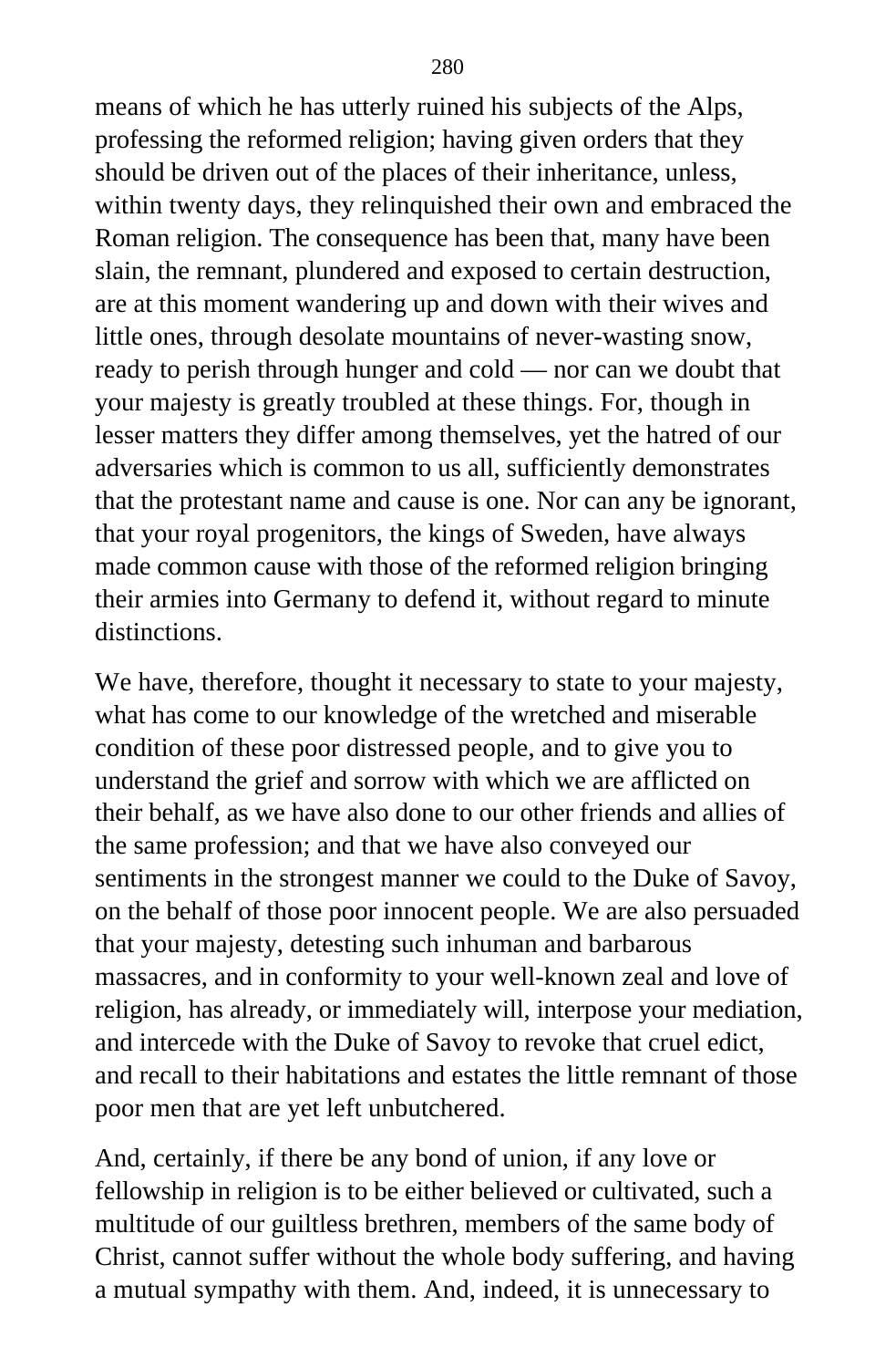means of which he has utterly ruined his subjects of the Alps, professing the reformed religion; having given orders that they should be driven out of the places of their inheritance, unless, within twenty days, they relinquished their own and embraced the Roman religion. The consequence has been that, many have been slain, the remnant, plundered and exposed to certain destruction, are at this moment wandering up and down with their wives and little ones, through desolate mountains of never-wasting snow, ready to perish through hunger and cold — nor can we doubt that your majesty is greatly troubled at these things. For, though in lesser matters they differ among themselves, yet the hatred of our adversaries which is common to us all, sufficiently demonstrates that the protestant name and cause is one. Nor can any be ignorant, that your royal progenitors, the kings of Sweden, have always made common cause with those of the reformed religion bringing their armies into Germany to defend it, without regard to minute distinctions.

We have, therefore, thought it necessary to state to your majesty, what has come to our knowledge of the wretched and miserable condition of these poor distressed people, and to give you to understand the grief and sorrow with which we are afflicted on their behalf, as we have also done to our other friends and allies of the same profession; and that we have also conveyed our sentiments in the strongest manner we could to the Duke of Savoy, on the behalf of those poor innocent people. We are also persuaded that your majesty, detesting such inhuman and barbarous massacres, and in conformity to your well-known zeal and love of religion, has already, or immediately will, interpose your mediation, and intercede with the Duke of Savoy to revoke that cruel edict, and recall to their habitations and estates the little remnant of those poor men that are yet left unbutchered.

And, certainly, if there be any bond of union, if any love or fellowship in religion is to be either believed or cultivated, such a multitude of our guiltless brethren, members of the same body of Christ, cannot suffer without the whole body suffering, and having a mutual sympathy with them. And, indeed, it is unnecessary to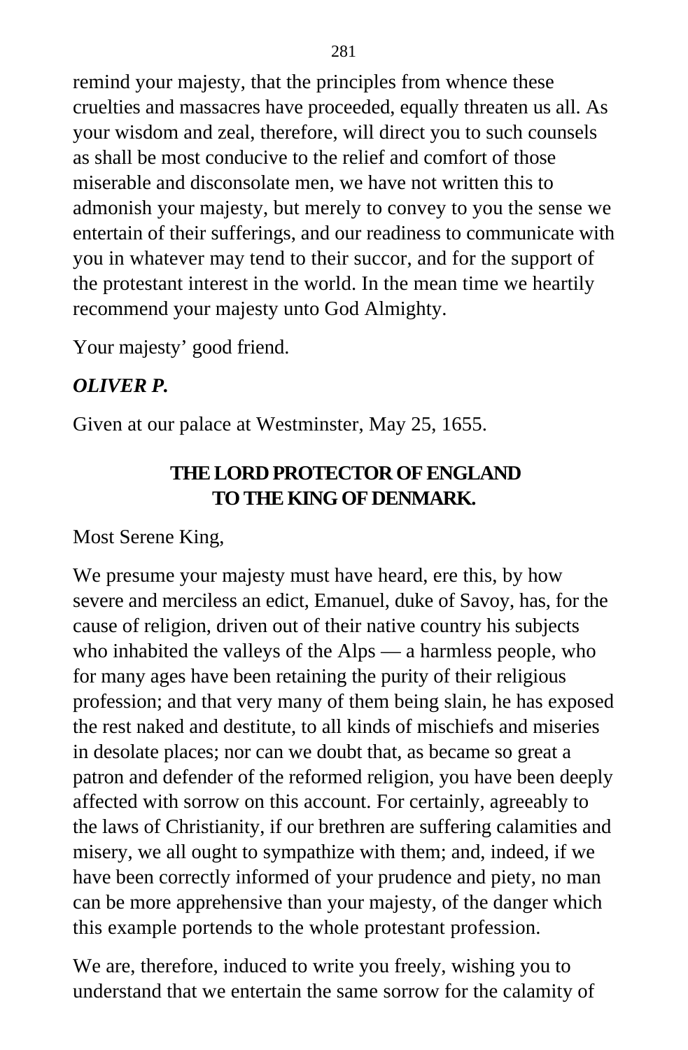remind your majesty, that the principles from whence these cruelties and massacres have proceeded, equally threaten us all. As your wisdom and zeal, therefore, will direct you to such counsels as shall be most conducive to the relief and comfort of those miserable and disconsolate men, we have not written this to admonish your majesty, but merely to convey to you the sense we entertain of their sufferings, and our readiness to communicate with you in whatever may tend to their succor, and for the support of the protestant interest in the world. In the mean time we heartily recommend your majesty unto God Almighty.

Your majesty' good friend.

***OLIVER P.***

Given at our palace at Westminster, May 25, 1655.

## THE LORD PROTECTOR OF ENGLAND TO THE KING OF DENMARK.

Most Serene King,

We presume your majesty must have heard, ere this, by how severe and merciless an edict, Emanuel, duke of Savoy, has, for the cause of religion, driven out of their native country his subjects who inhabited the valleys of the Alps — a harmless people, who for many ages have been retaining the purity of their religious profession; and that very many of them being slain, he has exposed the rest naked and destitute, to all kinds of mischiefs and miseries in desolate places; nor can we doubt that, as became so great a patron and defender of the reformed religion, you have been deeply affected with sorrow on this account. For certainly, agreeably to the laws of Christianity, if our brethren are suffering calamities and misery, we all ought to sympathize with them; and, indeed, if we have been correctly informed of your prudence and piety, no man can be more apprehensive than your majesty, of the danger which this example portends to the whole protestant profession.

We are, therefore, induced to write you freely, wishing you to understand that we entertain the same sorrow for the calamity of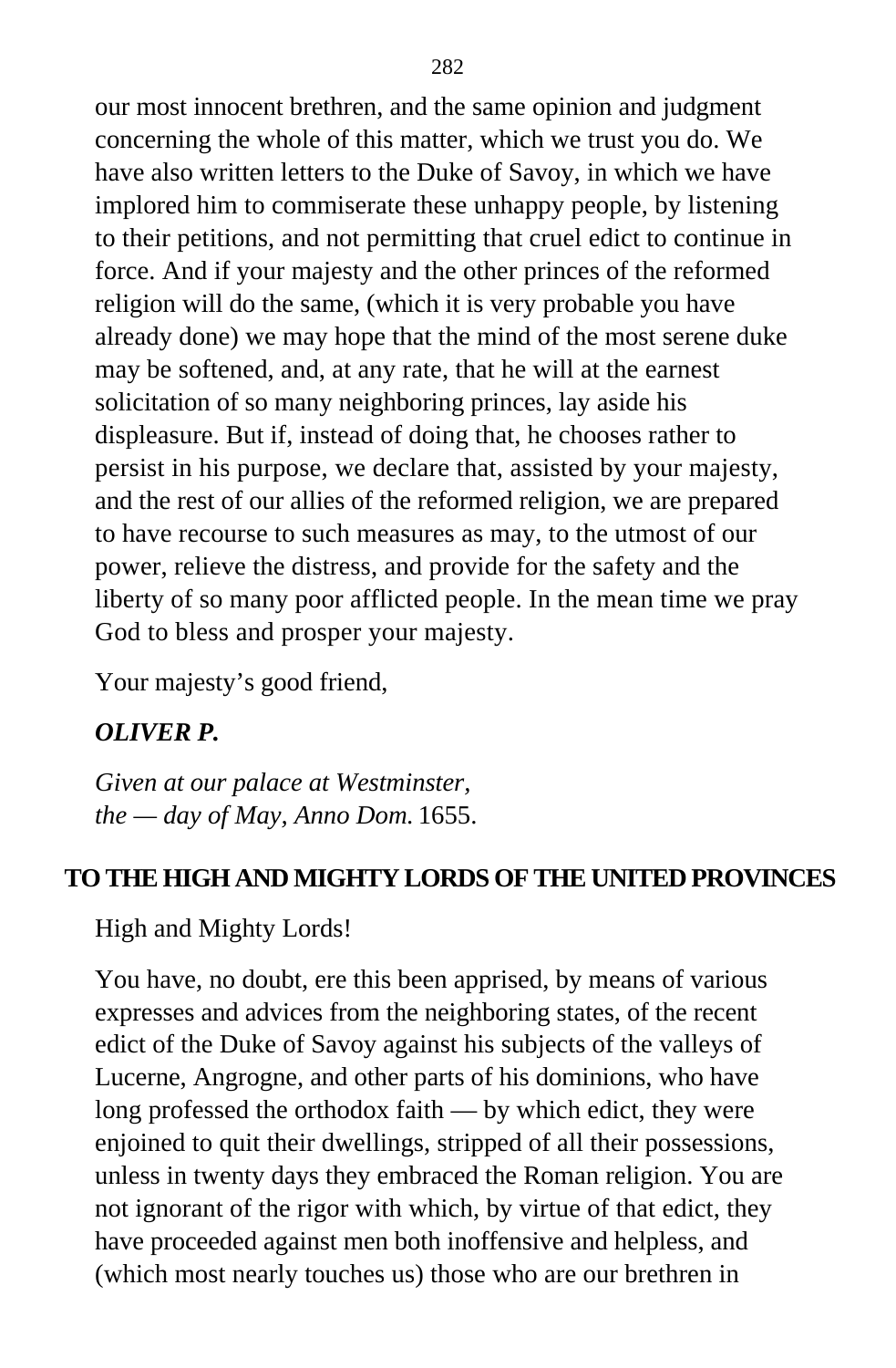our most innocent brethren, and the same opinion and judgment concerning the whole of this matter, which we trust you do. We have also written letters to the Duke of Savoy, in which we have implored him to commiserate these unhappy people, by listening to their petitions, and not permitting that cruel edict to continue in force. And if your majesty and the other princes of the reformed religion will do the same, (which it is very probable you have already done) we may hope that the mind of the most serene duke may be softened, and, at any rate, that he will at the earnest solicitation of so many neighboring princes, lay aside his displeasure. But if, instead of doing that, he chooses rather to persist in his purpose, we declare that, assisted by your majesty, and the rest of our allies of the reformed religion, we are prepared to have recourse to such measures as may, to the utmost of our power, relieve the distress, and provide for the safety and the liberty of so many poor afflicted people. In the mean time we pray God to bless and prosper your majesty.

Your majesty's good friend,

***OLIVER P.***

*Given at our palace at Westminster,*
*the — day of May, Anno Dom.* 1655.

## TO THE HIGH AND MIGHTY LORDS OF THE UNITED PROVINCES

High and Mighty Lords!

You have, no doubt, ere this been apprised, by means of various expresses and advices from the neighboring states, of the recent edict of the Duke of Savoy against his subjects of the valleys of Lucerne, Angrogne, and other parts of his dominions, who have long professed the orthodox faith — by which edict, they were enjoined to quit their dwellings, stripped of all their possessions, unless in twenty days they embraced the Roman religion. You are not ignorant of the rigor with which, by virtue of that edict, they have proceeded against men both inoffensive and helpless, and (which most nearly touches us) those who are our brethren in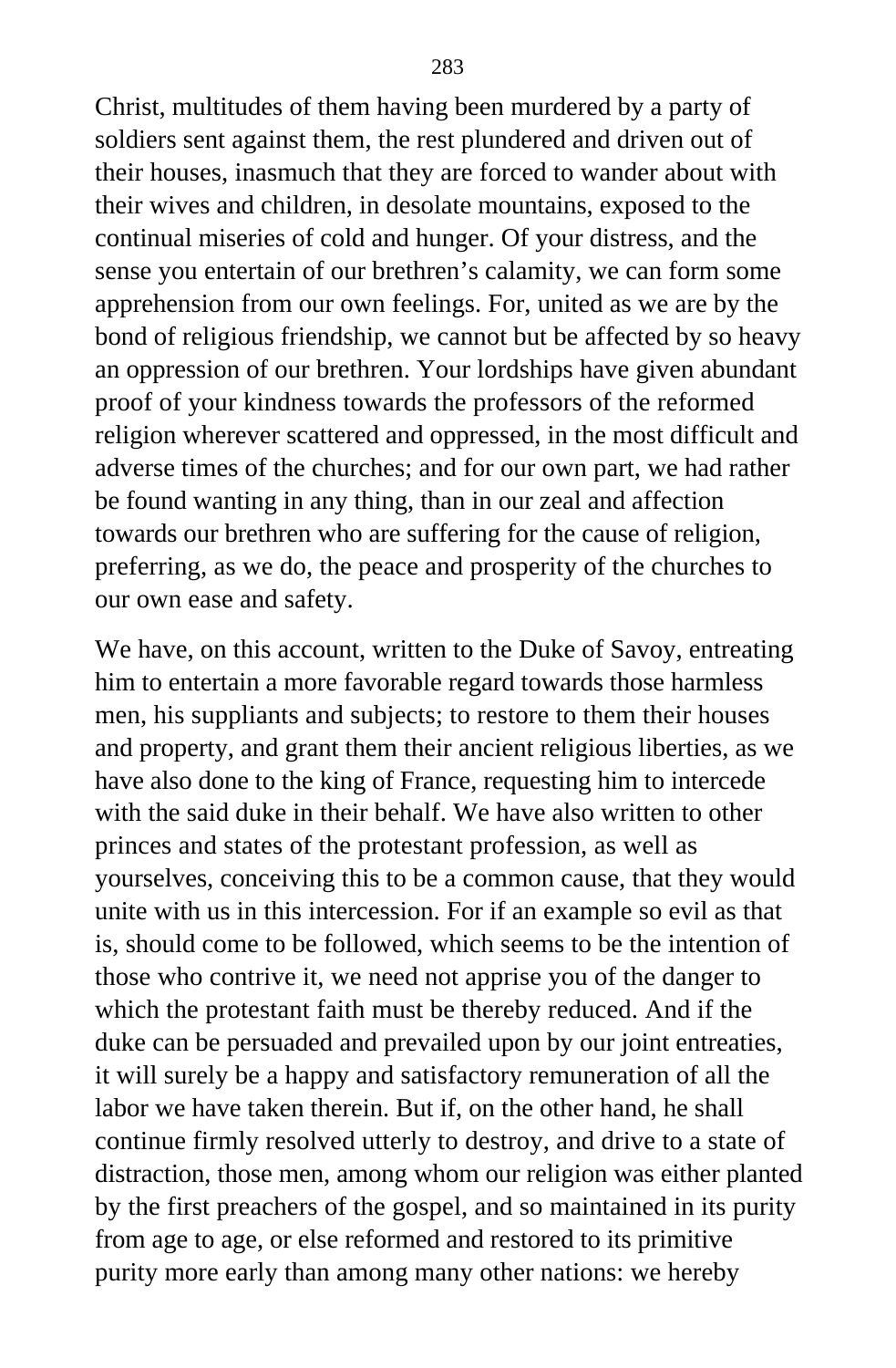Christ, multitudes of them having been murdered by a party of soldiers sent against them, the rest plundered and driven out of their houses, inasmuch that they are forced to wander about with their wives and children, in desolate mountains, exposed to the continual miseries of cold and hunger. Of your distress, and the sense you entertain of our brethren's calamity, we can form some apprehension from our own feelings. For, united as we are by the bond of religious friendship, we cannot but be affected by so heavy an oppression of our brethren. Your lordships have given abundant proof of your kindness towards the professors of the reformed religion wherever scattered and oppressed, in the most difficult and adverse times of the churches; and for our own part, we had rather be found wanting in any thing, than in our zeal and affection towards our brethren who are suffering for the cause of religion, preferring, as we do, the peace and prosperity of the churches to our own ease and safety.

We have, on this account, written to the Duke of Savoy, entreating him to entertain a more favorable regard towards those harmless men, his suppliants and subjects; to restore to them their houses and property, and grant them their ancient religious liberties, as we have also done to the king of France, requesting him to intercede with the said duke in their behalf. We have also written to other princes and states of the protestant profession, as well as yourselves, conceiving this to be a common cause, that they would unite with us in this intercession. For if an example so evil as that is, should come to be followed, which seems to be the intention of those who contrive it, we need not apprise you of the danger to which the protestant faith must be thereby reduced. And if the duke can be persuaded and prevailed upon by our joint entreaties, it will surely be a happy and satisfactory remuneration of all the labor we have taken therein. But if, on the other hand, he shall continue firmly resolved utterly to destroy, and drive to a state of distraction, those men, among whom our religion was either planted by the first preachers of the gospel, and so maintained in its purity from age to age, or else reformed and restored to its primitive purity more early than among many other nations: we hereby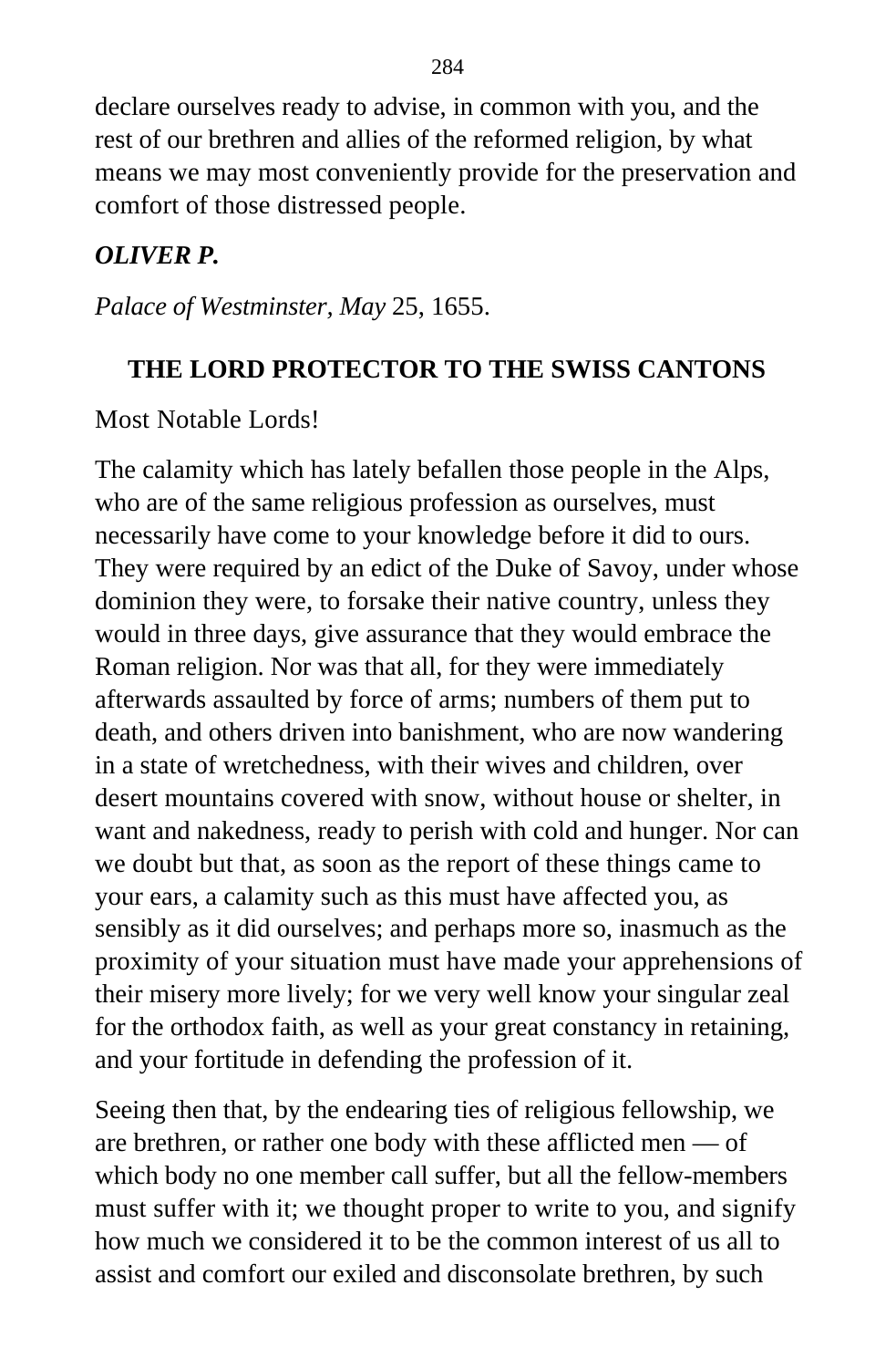declare ourselves ready to advise, in common with you, and the rest of our brethren and allies of the reformed religion, by what means we may most conveniently provide for the preservation and comfort of those distressed people.

***OLIVER P.***

*Palace of Westminster, May* 25, 1655.

## THE LORD PROTECTOR TO THE SWISS CANTONS

Most Notable Lords!

The calamity which has lately befallen those people in the Alps, who are of the same religious profession as ourselves, must necessarily have come to your knowledge before it did to ours. They were required by an edict of the Duke of Savoy, under whose dominion they were, to forsake their native country, unless they would in three days, give assurance that they would embrace the Roman religion. Nor was that all, for they were immediately afterwards assaulted by force of arms; numbers of them put to death, and others driven into banishment, who are now wandering in a state of wretchedness, with their wives and children, over desert mountains covered with snow, without house or shelter, in want and nakedness, ready to perish with cold and hunger. Nor can we doubt but that, as soon as the report of these things came to your ears, a calamity such as this must have affected you, as sensibly as it did ourselves; and perhaps more so, inasmuch as the proximity of your situation must have made your apprehensions of their misery more lively; for we very well know your singular zeal for the orthodox faith, as well as your great constancy in retaining, and your fortitude in defending the profession of it.

Seeing then that, by the endearing ties of religious fellowship, we are brethren, or rather one body with these afflicted men — of which body no one member call suffer, but all the fellow-members must suffer with it; we thought proper to write to you, and signify how much we considered it to be the common interest of us all to assist and comfort our exiled and disconsolate brethren, by such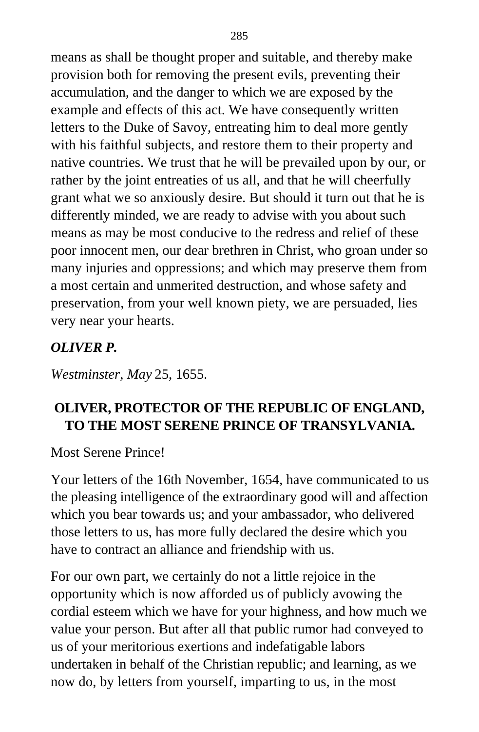means as shall be thought proper and suitable, and thereby make provision both for removing the present evils, preventing their accumulation, and the danger to which we are exposed by the example and effects of this act. We have consequently written letters to the Duke of Savoy, entreating him to deal more gently with his faithful subjects, and restore them to their property and native countries. We trust that he will be prevailed upon by our, or rather by the joint entreaties of us all, and that he will cheerfully grant what we so anxiously desire. But should it turn out that he is differently minded, we are ready to advise with you about such means as may be most conducive to the redress and relief of these poor innocent men, our dear brethren in Christ, who groan under so many injuries and oppressions; and which may preserve them from a most certain and unmerited destruction, and whose safety and preservation, from your well known piety, we are persuaded, lies very near your hearts.

***OLIVER P.***

*Westminster, May* 25, 1655.

## OLIVER, PROTECTOR OF THE REPUBLIC OF ENGLAND, TO THE MOST SERENE PRINCE OF TRANSYLVANIA.

Most Serene Prince!

Your letters of the 16th November, 1654, have communicated to us the pleasing intelligence of the extraordinary good will and affection which you bear towards us; and your ambassador, who delivered those letters to us, has more fully declared the desire which you have to contract an alliance and friendship with us.

For our own part, we certainly do not a little rejoice in the opportunity which is now afforded us of publicly avowing the cordial esteem which we have for your highness, and how much we value your person. But after all that public rumor had conveyed to us of your meritorious exertions and indefatigable labors undertaken in behalf of the Christian republic; and learning, as we now do, by letters from yourself, imparting to us, in the most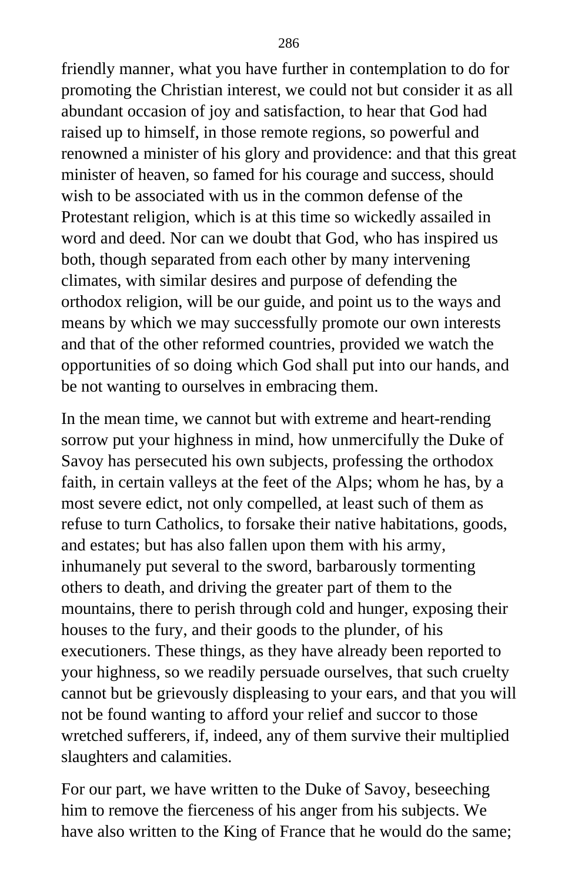friendly manner, what you have further in contemplation to do for promoting the Christian interest, we could not but consider it as all abundant occasion of joy and satisfaction, to hear that God had raised up to himself, in those remote regions, so powerful and renowned a minister of his glory and providence: and that this great minister of heaven, so famed for his courage and success, should wish to be associated with us in the common defense of the Protestant religion, which is at this time so wickedly assailed in word and deed. Nor can we doubt that God, who has inspired us both, though separated from each other by many intervening climates, with similar desires and purpose of defending the orthodox religion, will be our guide, and point us to the ways and means by which we may successfully promote our own interests and that of the other reformed countries, provided we watch the opportunities of so doing which God shall put into our hands, and be not wanting to ourselves in embracing them.

In the mean time, we cannot but with extreme and heart-rending sorrow put your highness in mind, how unmercifully the Duke of Savoy has persecuted his own subjects, professing the orthodox faith, in certain valleys at the feet of the Alps; whom he has, by a most severe edict, not only compelled, at least such of them as refuse to turn Catholics, to forsake their native habitations, goods, and estates; but has also fallen upon them with his army, inhumanely put several to the sword, barbarously tormenting others to death, and driving the greater part of them to the mountains, there to perish through cold and hunger, exposing their houses to the fury, and their goods to the plunder, of his executioners. These things, as they have already been reported to your highness, so we readily persuade ourselves, that such cruelty cannot but be grievously displeasing to your ears, and that you will not be found wanting to afford your relief and succor to those wretched sufferers, if, indeed, any of them survive their multiplied slaughters and calamities.

For our part, we have written to the Duke of Savoy, beseeching him to remove the fierceness of his anger from his subjects. We have also written to the King of France that he would do the same;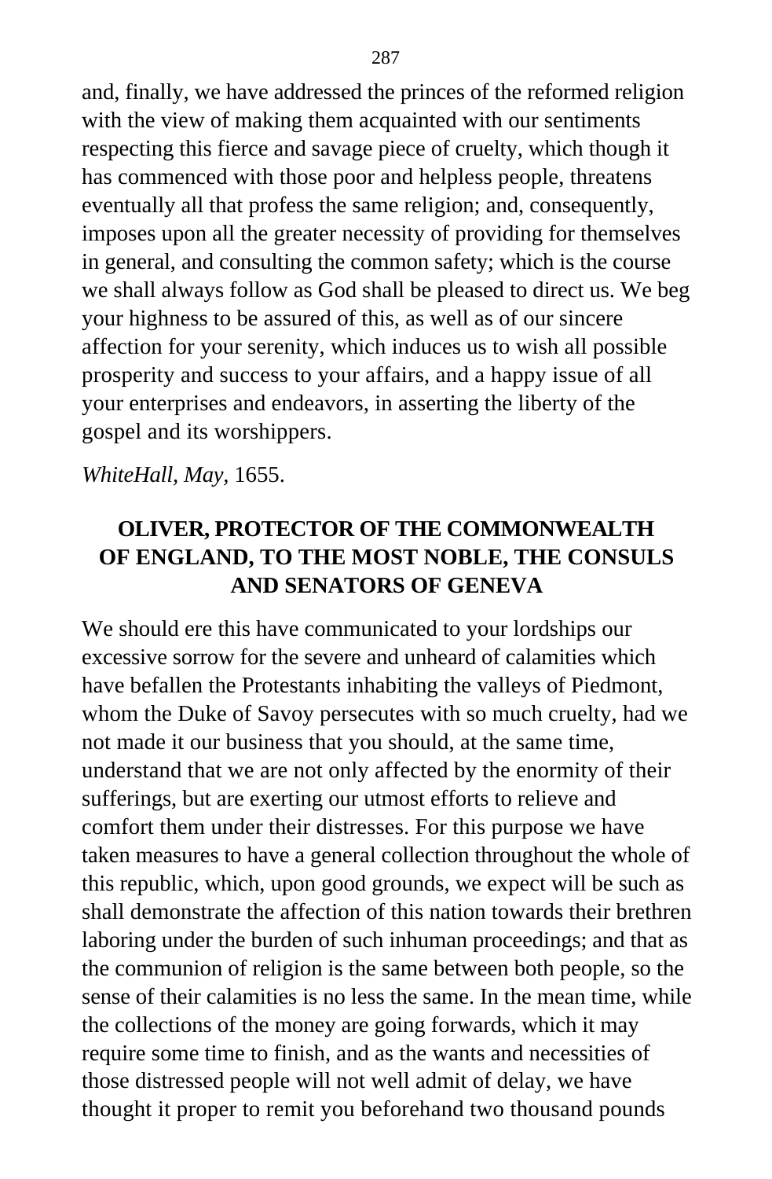and, finally, we have addressed the princes of the reformed religion with the view of making them acquainted with our sentiments respecting this fierce and savage piece of cruelty, which though it has commenced with those poor and helpless people, threatens eventually all that profess the same religion; and, consequently, imposes upon all the greater necessity of providing for themselves in general, and consulting the common safety; which is the course we shall always follow as God shall be pleased to direct us. We beg your highness to be assured of this, as well as of our sincere affection for your serenity, which induces us to wish all possible prosperity and success to your affairs, and a happy issue of all your enterprises and endeavors, in asserting the liberty of the gospel and its worshippers.

*WhiteHall, May*, 1655.

## OLIVER, PROTECTOR OF THE COMMONWEALTH OF ENGLAND, TO THE MOST NOBLE, THE CONSULS AND SENATORS OF GENEVA

We should ere this have communicated to your lordships our excessive sorrow for the severe and unheard of calamities which have befallen the Protestants inhabiting the valleys of Piedmont, whom the Duke of Savoy persecutes with so much cruelty, had we not made it our business that you should, at the same time, understand that we are not only affected by the enormity of their sufferings, but are exerting our utmost efforts to relieve and comfort them under their distresses. For this purpose we have taken measures to have a general collection throughout the whole of this republic, which, upon good grounds, we expect will be such as shall demonstrate the affection of this nation towards their brethren laboring under the burden of such inhuman proceedings; and that as the communion of religion is the same between both people, so the sense of their calamities is no less the same. In the mean time, while the collections of the money are going forwards, which it may require some time to finish, and as the wants and necessities of those distressed people will not well admit of delay, we have thought it proper to remit you beforehand two thousand pounds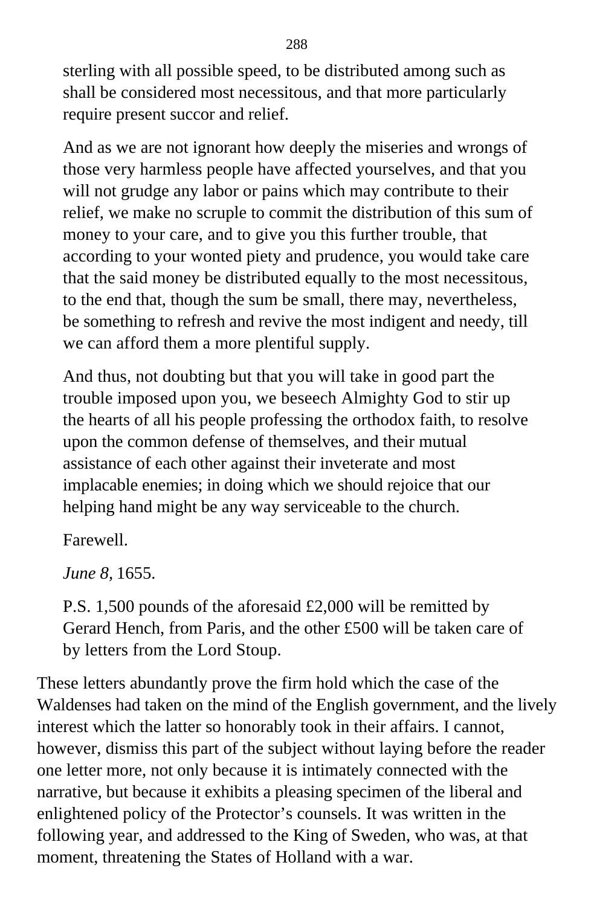sterling with all possible speed, to be distributed among such as shall be considered most necessitous, and that more particularly require present succor and relief.

And as we are not ignorant how deeply the miseries and wrongs of those very harmless people have affected yourselves, and that you will not grudge any labor or pains which may contribute to their relief, we make no scruple to commit the distribution of this sum of money to your care, and to give you this further trouble, that according to your wonted piety and prudence, you would take care that the said money be distributed equally to the most necessitous, to the end that, though the sum be small, there may, nevertheless, be something to refresh and revive the most indigent and needy, till we can afford them a more plentiful supply.

And thus, not doubting but that you will take in good part the trouble imposed upon you, we beseech Almighty God to stir up the hearts of all his people professing the orthodox faith, to resolve upon the common defense of themselves, and their mutual assistance of each other against their inveterate and most implacable enemies; in doing which we should rejoice that our helping hand might be any way serviceable to the church.

Farewell.

*June 8*, 1655.

P.S. 1,500 pounds of the aforesaid £2,000 will be remitted by Gerard Hench, from Paris, and the other £500 will be taken care of by letters from the Lord Stoup.

These letters abundantly prove the firm hold which the case of the Waldenses had taken on the mind of the English government, and the lively interest which the latter so honorably took in their affairs. I cannot, however, dismiss this part of the subject without laying before the reader one letter more, not only because it is intimately connected with the narrative, but because it exhibits a pleasing specimen of the liberal and enlightened policy of the Protector's counsels. It was written in the following year, and addressed to the King of Sweden, who was, at that moment, threatening the States of Holland with a war.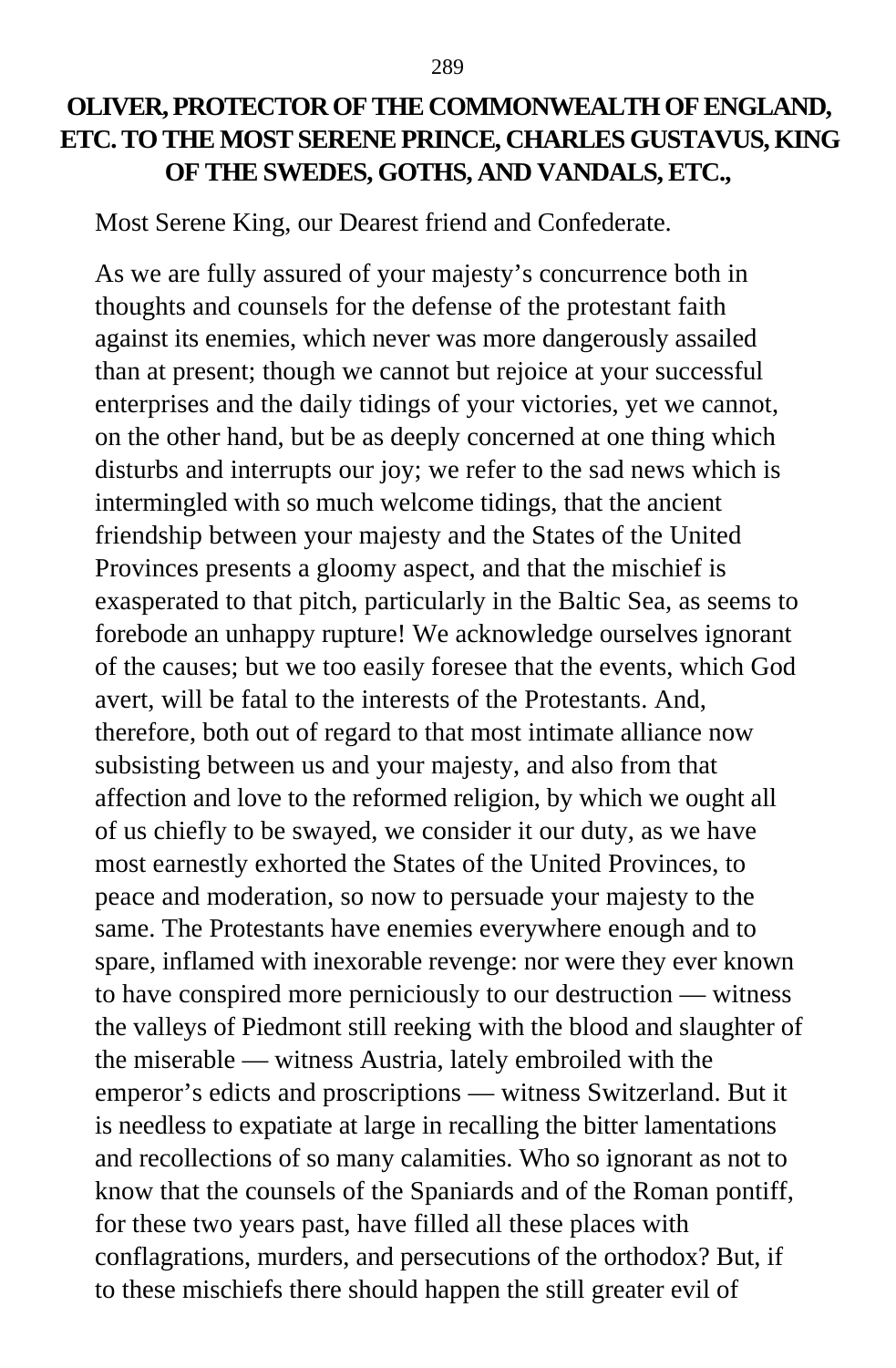## OLIVER, PROTECTOR OF THE COMMONWEALTH OF ENGLAND, ETC. TO THE MOST SERENE PRINCE, CHARLES GUSTAVUS, KING OF THE SWEDES, GOTHS, AND VANDALS, ETC.,

Most Serene King, our Dearest friend and Confederate.

As we are fully assured of your majesty's concurrence both in thoughts and counsels for the defense of the protestant faith against its enemies, which never was more dangerously assailed than at present; though we cannot but rejoice at your successful enterprises and the daily tidings of your victories, yet we cannot, on the other hand, but be as deeply concerned at one thing which disturbs and interrupts our joy; we refer to the sad news which is intermingled with so much welcome tidings, that the ancient friendship between your majesty and the States of the United Provinces presents a gloomy aspect, and that the mischief is exasperated to that pitch, particularly in the Baltic Sea, as seems to forebode an unhappy rupture! We acknowledge ourselves ignorant of the causes; but we too easily foresee that the events, which God avert, will be fatal to the interests of the Protestants. And, therefore, both out of regard to that most intimate alliance now subsisting between us and your majesty, and also from that affection and love to the reformed religion, by which we ought all of us chiefly to be swayed, we consider it our duty, as we have most earnestly exhorted the States of the United Provinces, to peace and moderation, so now to persuade your majesty to the same. The Protestants have enemies everywhere enough and to spare, inflamed with inexorable revenge: nor were they ever known to have conspired more perniciously to our destruction — witness the valleys of Piedmont still reeking with the blood and slaughter of the miserable — witness Austria, lately embroiled with the emperor's edicts and proscriptions — witness Switzerland. But it is needless to expatiate at large in recalling the bitter lamentations and recollections of so many calamities. Who so ignorant as not to know that the counsels of the Spaniards and of the Roman pontiff, for these two years past, have filled all these places with conflagrations, murders, and persecutions of the orthodox? But, if to these mischiefs there should happen the still greater evil of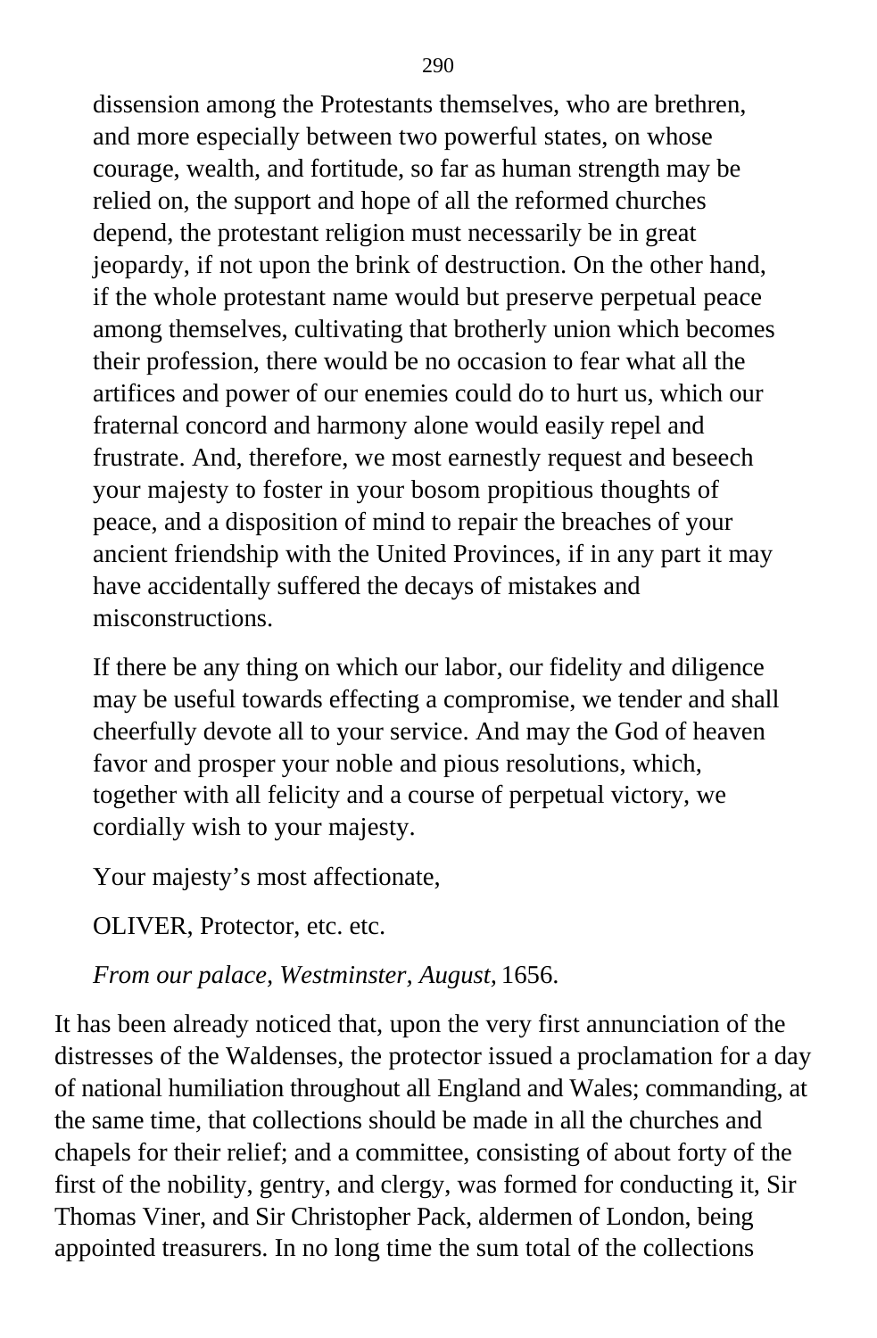dissension among the Protestants themselves, who are brethren, and more especially between two powerful states, on whose courage, wealth, and fortitude, so far as human strength may be relied on, the support and hope of all the reformed churches depend, the protestant religion must necessarily be in great jeopardy, if not upon the brink of destruction. On the other hand, if the whole protestant name would but preserve perpetual peace among themselves, cultivating that brotherly union which becomes their profession, there would be no occasion to fear what all the artifices and power of our enemies could do to hurt us, which our fraternal concord and harmony alone would easily repel and frustrate. And, therefore, we most earnestly request and beseech your majesty to foster in your bosom propitious thoughts of peace, and a disposition of mind to repair the breaches of your ancient friendship with the United Provinces, if in any part it may have accidentally suffered the decays of mistakes and misconstructions.

If there be any thing on which our labor, our fidelity and diligence may be useful towards effecting a compromise, we tender and shall cheerfully devote all to your service. And may the God of heaven favor and prosper your noble and pious resolutions, which, together with all felicity and a course of perpetual victory, we cordially wish to your majesty.

Your majesty's most affectionate,

OLIVER, Protector, etc. etc.

*From our palace, Westminster, August,* 1656.

It has been already noticed that, upon the very first annunciation of the distresses of the Waldenses, the protector issued a proclamation for a day of national humiliation throughout all England and Wales; commanding, at the same time, that collections should be made in all the churches and chapels for their relief; and a committee, consisting of about forty of the first of the nobility, gentry, and clergy, was formed for conducting it, Sir Thomas Viner, and Sir Christopher Pack, aldermen of London, being appointed treasurers. In no long time the sum total of the collections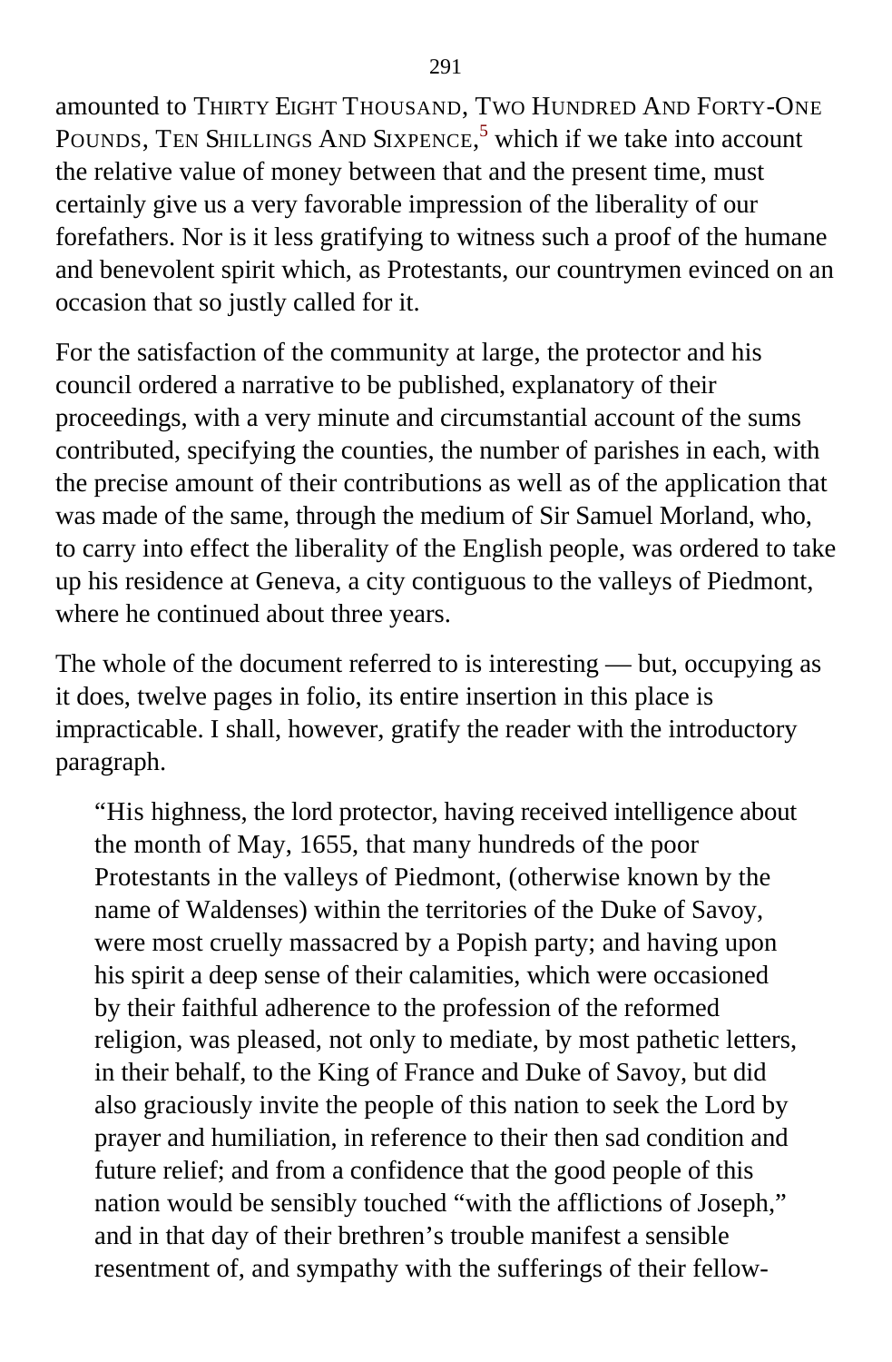amounted to THIRTY EIGHT THOUSAND, TWO HUNDRED AND FORTY-ONE POUNDS, TEN SHILLINGS AND SIXPENCE,[5] which if we take into account the relative value of money between that and the present time, must certainly give us a very favorable impression of the liberality of our forefathers. Nor is it less gratifying to witness such a proof of the humane and benevolent spirit which, as Protestants, our countrymen evinced on an occasion that so justly called for it.

For the satisfaction of the community at large, the protector and his council ordered a narrative to be published, explanatory of their proceedings, with a very minute and circumstantial account of the sums contributed, specifying the counties, the number of parishes in each, with the precise amount of their contributions as well as of the application that was made of the same, through the medium of Sir Samuel Morland, who, to carry into effect the liberality of the English people, was ordered to take up his residence at Geneva, a city contiguous to the valleys of Piedmont, where he continued about three years.

The whole of the document referred to is interesting — but, occupying as it does, twelve pages in folio, its entire insertion in this place is impracticable. I shall, however, gratify the reader with the introductory paragraph.

> "His highness, the lord protector, having received intelligence about the month of May, 1655, that many hundreds of the poor Protestants in the valleys of Piedmont, (otherwise known by the name of Waldenses) within the territories of the Duke of Savoy, were most cruelly massacred by a Popish party; and having upon his spirit a deep sense of their calamities, which were occasioned by their faithful adherence to the profession of the reformed religion, was pleased, not only to mediate, by most pathetic letters, in their behalf, to the King of France and Duke of Savoy, but did also graciously invite the people of this nation to seek the Lord by prayer and humiliation, in reference to their then sad condition and future relief; and from a confidence that the good people of this nation would be sensibly touched "with the afflictions of Joseph," and in that day of their brethren's trouble manifest a sensible resentment of, and sympathy with the sufferings of their fellow-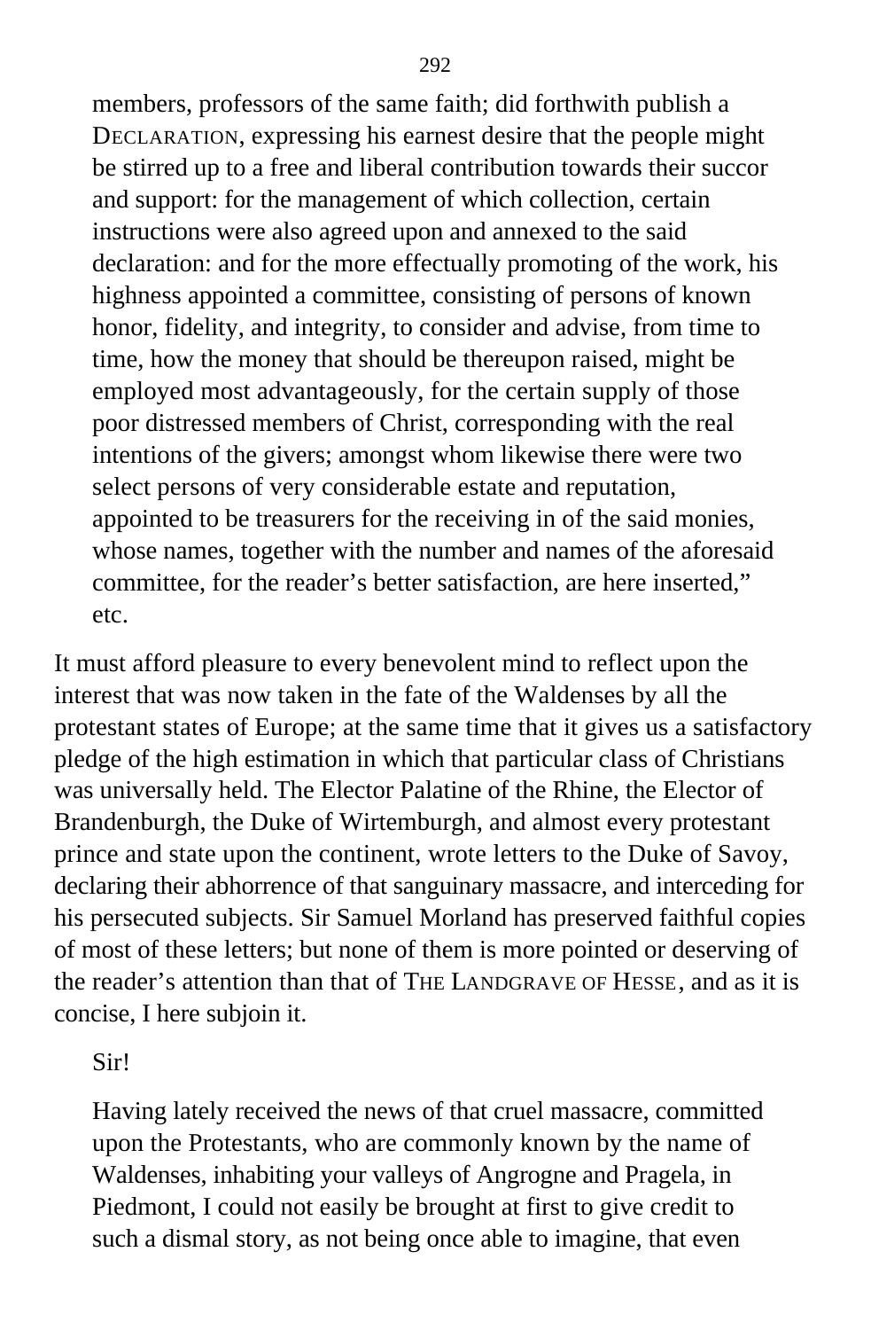> members, professors of the same faith; did forthwith publish a DECLARATION, expressing his earnest desire that the people might be stirred up to a free and liberal contribution towards their succor and support: for the management of which collection, certain instructions were also agreed upon and annexed to the said declaration: and for the more effectually promoting of the work, his highness appointed a committee, consisting of persons of known honor, fidelity, and integrity, to consider and advise, from time to time, how the money that should be thereupon raised, might be employed most advantageously, for the certain supply of those poor distressed members of Christ, corresponding with the real intentions of the givers; amongst whom likewise there were two select persons of very considerable estate and reputation, appointed to be treasurers for the receiving in of the said monies, whose names, together with the number and names of the aforesaid committee, for the reader's better satisfaction, are here inserted," etc.

It must afford pleasure to every benevolent mind to reflect upon the interest that was now taken in the fate of the Waldenses by all the protestant states of Europe; at the same time that it gives us a satisfactory pledge of the high estimation in which that particular class of Christians was universally held. The Elector Palatine of the Rhine, the Elector of Brandenburgh, the Duke of Wirtemburgh, and almost every protestant prince and state upon the continent, wrote letters to the Duke of Savoy, declaring their abhorrence of that sanguinary massacre, and interceding for his persecuted subjects. Sir Samuel Morland has preserved faithful copies of most of these letters; but none of them is more pointed or deserving of the reader's attention than that of THE LANDGRAVE OF HESSE, and as it is concise, I here subjoin it.

> Sir!
>
> Having lately received the news of that cruel massacre, committed upon the Protestants, who are commonly known by the name of Waldenses, inhabiting your valleys of Angrogne and Pragela, in Piedmont, I could not easily be brought at first to give credit to such a dismal story, as not being once able to imagine, that even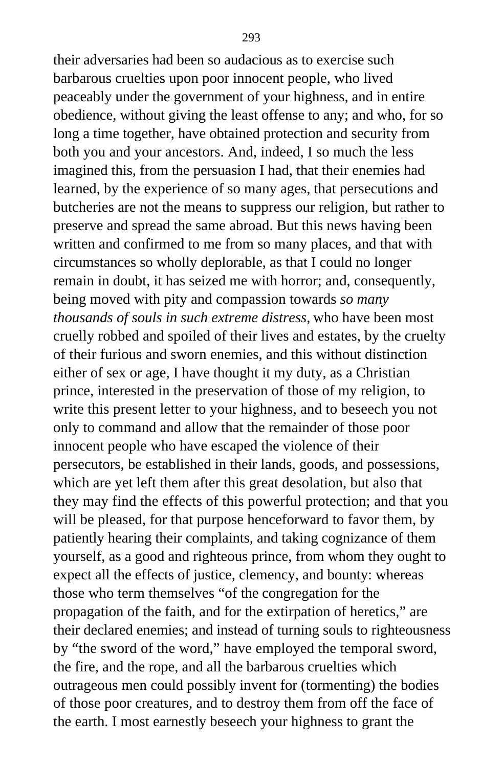their adversaries had been so audacious as to exercise such barbarous cruelties upon poor innocent people, who lived peaceably under the government of your highness, and in entire obedience, without giving the least offense to any; and who, for so long a time together, have obtained protection and security from both you and your ancestors. And, indeed, I so much the less imagined this, from the persuasion I had, that their enemies had learned, by the experience of so many ages, that persecutions and butcheries are not the means to suppress our religion, but rather to preserve and spread the same abroad. But this news having been written and confirmed to me from so many places, and that with circumstances so wholly deplorable, as that I could no longer remain in doubt, it has seized me with horror; and, consequently, being moved with pity and compassion towards *so many thousands of souls in such extreme distress*, who have been most cruelly robbed and spoiled of their lives and estates, by the cruelty of their furious and sworn enemies, and this without distinction either of sex or age, I have thought it my duty, as a Christian prince, interested in the preservation of those of my religion, to write this present letter to your highness, and to beseech you not only to command and allow that the remainder of those poor innocent people who have escaped the violence of their persecutors, be established in their lands, goods, and possessions, which are yet left them after this great desolation, but also that they may find the effects of this powerful protection; and that you will be pleased, for that purpose henceforward to favor them, by patiently hearing their complaints, and taking cognizance of them yourself, as a good and righteous prince, from whom they ought to expect all the effects of justice, clemency, and bounty: whereas those who term themselves "of the congregation for the propagation of the faith, and for the extirpation of heretics," are their declared enemies; and instead of turning souls to righteousness by "the sword of the word," have employed the temporal sword, the fire, and the rope, and all the barbarous cruelties which outrageous men could possibly invent for (tormenting) the bodies of those poor creatures, and to destroy them from off the face of the earth. I most earnestly beseech your highness to grant the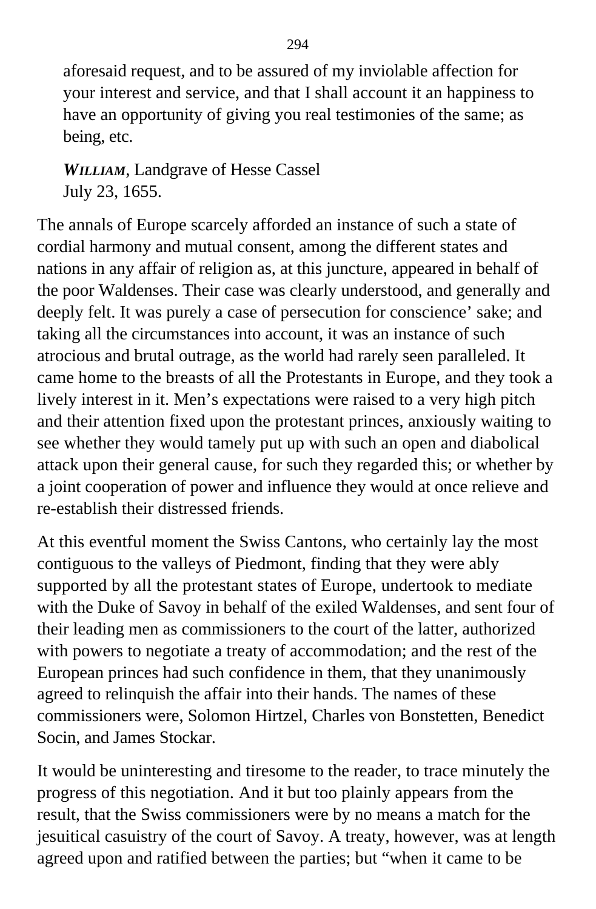aforesaid request, and to be assured of my inviolable affection for your interest and service, and that I shall account it an happiness to have an opportunity of giving you real testimonies of the same; as being, etc.

***William***, Landgrave of Hesse Cassel
July 23, 1655.

The annals of Europe scarcely afforded an instance of such a state of cordial harmony and mutual consent, among the different states and nations in any affair of religion as, at this juncture, appeared in behalf of the poor Waldenses. Their case was clearly understood, and generally and deeply felt. It was purely a case of persecution for conscience' sake; and taking all the circumstances into account, it was an instance of such atrocious and brutal outrage, as the world had rarely seen paralleled. It came home to the breasts of all the Protestants in Europe, and they took a lively interest in it. Men's expectations were raised to a very high pitch and their attention fixed upon the protestant princes, anxiously waiting to see whether they would tamely put up with such an open and diabolical attack upon their general cause, for such they regarded this; or whether by a joint cooperation of power and influence they would at once relieve and re-establish their distressed friends.

At this eventful moment the Swiss Cantons, who certainly lay the most contiguous to the valleys of Piedmont, finding that they were ably supported by all the protestant states of Europe, undertook to mediate with the Duke of Savoy in behalf of the exiled Waldenses, and sent four of their leading men as commissioners to the court of the latter, authorized with powers to negotiate a treaty of accommodation; and the rest of the European princes had such confidence in them, that they unanimously agreed to relinquish the affair into their hands. The names of these commissioners were, Solomon Hirtzel, Charles von Bonstetten, Benedict Socin, and James Stockar.

It would be uninteresting and tiresome to the reader, to trace minutely the progress of this negotiation. And it but too plainly appears from the result, that the Swiss commissioners were by no means a match for the jesuitical casuistry of the court of Savoy. A treaty, however, was at length agreed upon and ratified between the parties; but "when it came to be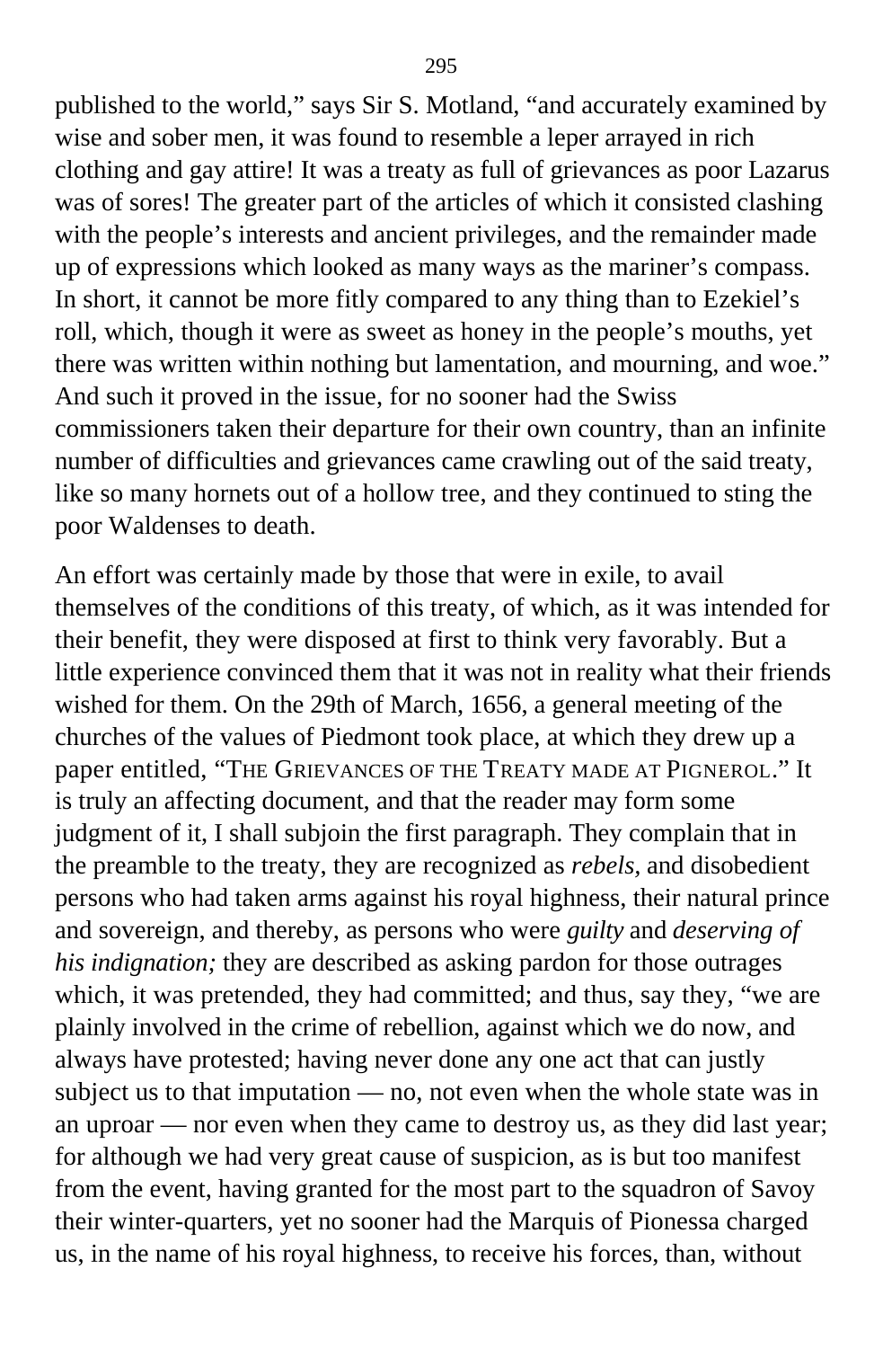published to the world," says Sir S. Motland, "and accurately examined by wise and sober men, it was found to resemble a leper arrayed in rich clothing and gay attire! It was a treaty as full of grievances as poor Lazarus was of sores! The greater part of the articles of which it consisted clashing with the people's interests and ancient privileges, and the remainder made up of expressions which looked as many ways as the mariner's compass. In short, it cannot be more fitly compared to any thing than to Ezekiel's roll, which, though it were as sweet as honey in the people's mouths, yet there was written within nothing but lamentation, and mourning, and woe." And such it proved in the issue, for no sooner had the Swiss commissioners taken their departure for their own country, than an infinite number of difficulties and grievances came crawling out of the said treaty, like so many hornets out of a hollow tree, and they continued to sting the poor Waldenses to death.

An effort was certainly made by those that were in exile, to avail themselves of the conditions of this treaty, of which, as it was intended for their benefit, they were disposed at first to think very favorably. But a little experience convinced them that it was not in reality what their friends wished for them. On the 29th of March, 1656, a general meeting of the churches of the values of Piedmont took place, at which they drew up a paper entitled, "THE GRIEVANCES OF THE TREATY MADE AT PIGNEROL." It is truly an affecting document, and that the reader may form some judgment of it, I shall subjoin the first paragraph. They complain that in the preamble to the treaty, they are recognized as *rebels,* and disobedient persons who had taken arms against his royal highness, their natural prince and sovereign, and thereby, as persons who were *guilty* and *deserving of his indignation;* they are described as asking pardon for those outrages which, it was pretended, they had committed; and thus, say they, "we are plainly involved in the crime of rebellion, against which we do now, and always have protested; having never done any one act that can justly subject us to that imputation — no, not even when the whole state was in an uproar — nor even when they came to destroy us, as they did last year; for although we had very great cause of suspicion, as is but too manifest from the event, having granted for the most part to the squadron of Savoy their winter-quarters, yet no sooner had the Marquis of Pionessa charged us, in the name of his royal highness, to receive his forces, than, without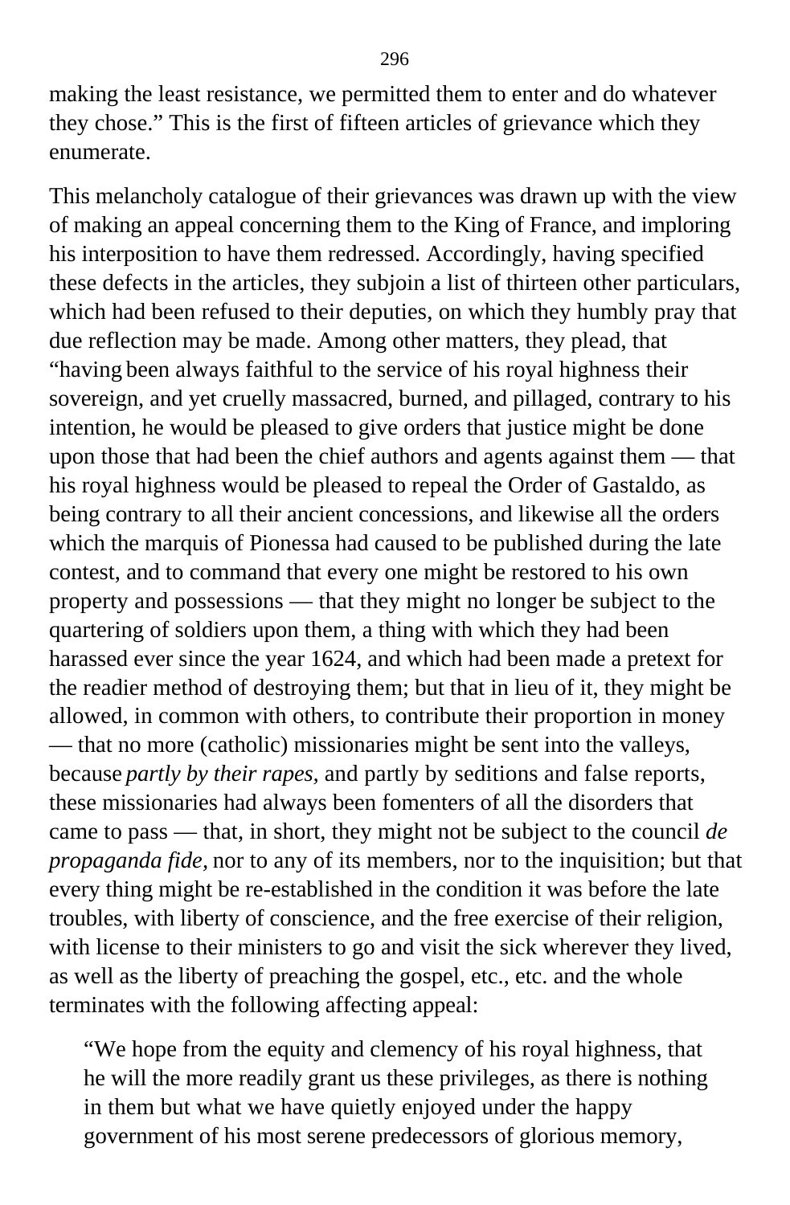making the least resistance, we permitted them to enter and do whatever they chose." This is the first of fifteen articles of grievance which they enumerate.

This melancholy catalogue of their grievances was drawn up with the view of making an appeal concerning them to the King of France, and imploring his interposition to have them redressed. Accordingly, having specified these defects in the articles, they subjoin a list of thirteen other particulars, which had been refused to their deputies, on which they humbly pray that due reflection may be made. Among other matters, they plead, that "having been always faithful to the service of his royal highness their sovereign, and yet cruelly massacred, burned, and pillaged, contrary to his intention, he would be pleased to give orders that justice might be done upon those that had been the chief authors and agents against them — that his royal highness would be pleased to repeal the Order of Gastaldo, as being contrary to all their ancient concessions, and likewise all the orders which the marquis of Pionessa had caused to be published during the late contest, and to command that every one might be restored to his own property and possessions — that they might no longer be subject to the quartering of soldiers upon them, a thing with which they had been harassed ever since the year 1624, and which had been made a pretext for the readier method of destroying them; but that in lieu of it, they might be allowed, in common with others, to contribute their proportion in money — that no more (catholic) missionaries might be sent into the valleys, because *partly by their rapes,* and partly by seditions and false reports, these missionaries had always been fomenters of all the disorders that came to pass — that, in short, they might not be subject to the council *de propaganda fide,* nor to any of its members, nor to the inquisition; but that every thing might be re-established in the condition it was before the late troubles, with liberty of conscience, and the free exercise of their religion, with license to their ministers to go and visit the sick wherever they lived, as well as the liberty of preaching the gospel, etc., etc. and the whole terminates with the following affecting appeal:

> "We hope from the equity and clemency of his royal highness, that he will the more readily grant us these privileges, as there is nothing in them but what we have quietly enjoyed under the happy government of his most serene predecessors of glorious memory,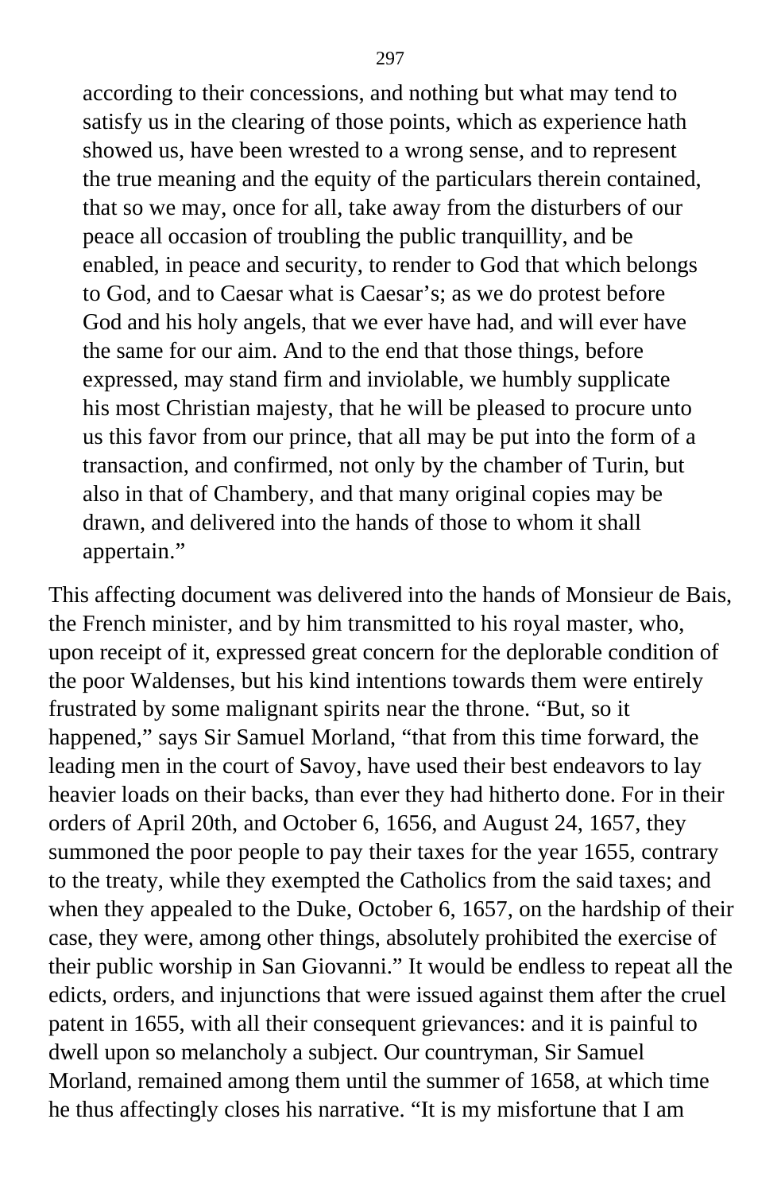> according to their concessions, and nothing but what may tend to satisfy us in the clearing of those points, which as experience hath showed us, have been wrested to a wrong sense, and to represent the true meaning and the equity of the particulars therein contained, that so we may, once for all, take away from the disturbers of our peace all occasion of troubling the public tranquillity, and be enabled, in peace and security, to render to God that which belongs to God, and to Caesar what is Caesar's; as we do protest before God and his holy angels, that we ever have had, and will ever have the same for our aim. And to the end that those things, before expressed, may stand firm and inviolable, we humbly supplicate his most Christian majesty, that he will be pleased to procure unto us this favor from our prince, that all may be put into the form of a transaction, and confirmed, not only by the chamber of Turin, but also in that of Chambery, and that many original copies may be drawn, and delivered into the hands of those to whom it shall appertain."

This affecting document was delivered into the hands of Monsieur de Bais, the French minister, and by him transmitted to his royal master, who, upon receipt of it, expressed great concern for the deplorable condition of the poor Waldenses, but his kind intentions towards them were entirely frustrated by some malignant spirits near the throne. "But, so it happened," says Sir Samuel Morland, "that from this time forward, the leading men in the court of Savoy, have used their best endeavors to lay heavier loads on their backs, than ever they had hitherto done. For in their orders of April 20th, and October 6, 1656, and August 24, 1657, they summoned the poor people to pay their taxes for the year 1655, contrary to the treaty, while they exempted the Catholics from the said taxes; and when they appealed to the Duke, October 6, 1657, on the hardship of their case, they were, among other things, absolutely prohibited the exercise of their public worship in San Giovanni." It would be endless to repeat all the edicts, orders, and injunctions that were issued against them after the cruel patent in 1655, with all their consequent grievances: and it is painful to dwell upon so melancholy a subject. Our countryman, Sir Samuel Morland, remained among them until the summer of 1658, at which time he thus affectingly closes his narrative. "It is my misfortune that I am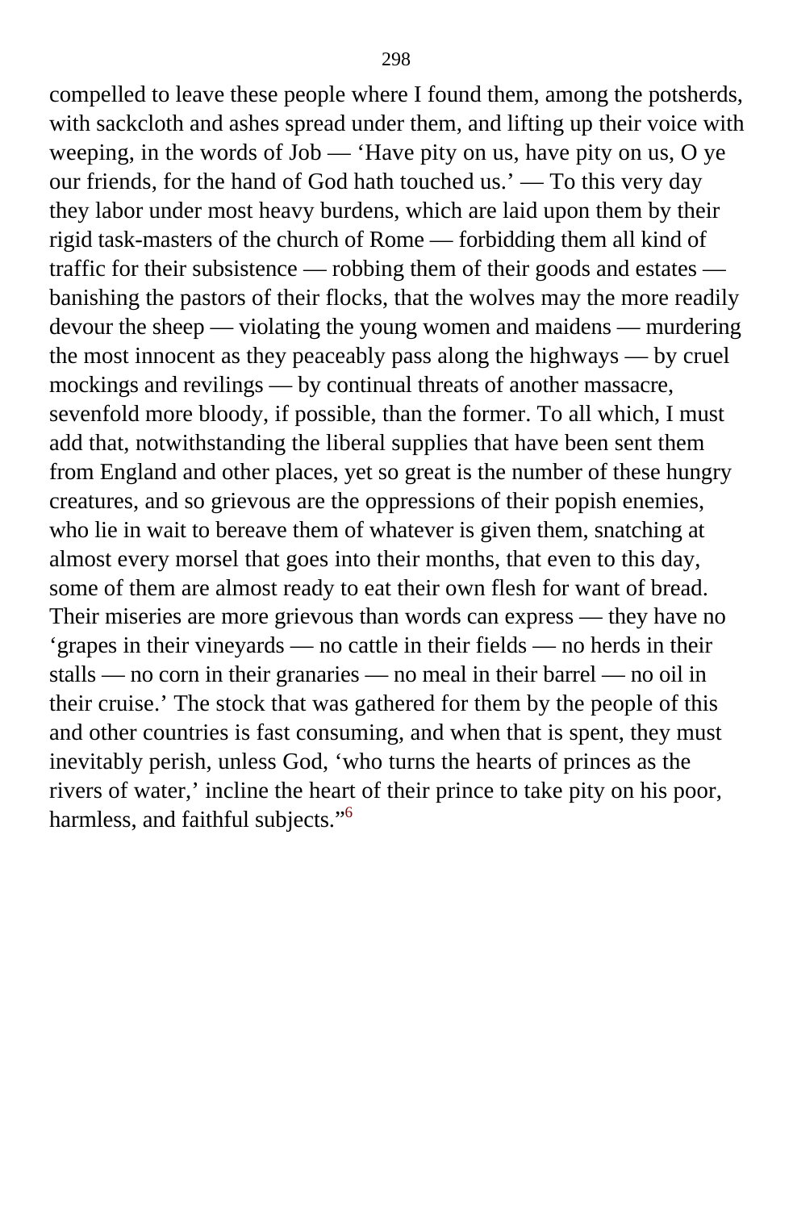compelled to leave these people where I found them, among the potsherds, with sackcloth and ashes spread under them, and lifting up their voice with weeping, in the words of Job — 'Have pity on us, have pity on us, O ye our friends, for the hand of God hath touched us.' — To this very day they labor under most heavy burdens, which are laid upon them by their rigid task-masters of the church of Rome — forbidding them all kind of traffic for their subsistence — robbing them of their goods and estates — banishing the pastors of their flocks, that the wolves may the more readily devour the sheep — violating the young women and maidens — murdering the most innocent as they peaceably pass along the highways — by cruel mockings and revilings — by continual threats of another massacre, sevenfold more bloody, if possible, than the former. To all which, I must add that, notwithstanding the liberal supplies that have been sent them from England and other places, yet so great is the number of these hungry creatures, and so grievous are the oppressions of their popish enemies, who lie in wait to bereave them of whatever is given them, snatching at almost every morsel that goes into their months, that even to this day, some of them are almost ready to eat their own flesh for want of bread. Their miseries are more grievous than words can express — they have no 'grapes in their vineyards — no cattle in their fields — no herds in their stalls — no corn in their granaries — no meal in their barrel — no oil in their cruise.' The stock that was gathered for them by the people of this and other countries is fast consuming, and when that is spent, they must inevitably perish, unless God, 'who turns the hearts of princes as the rivers of water,' incline the heart of their prince to take pity on his poor, harmless, and faithful subjects."[6]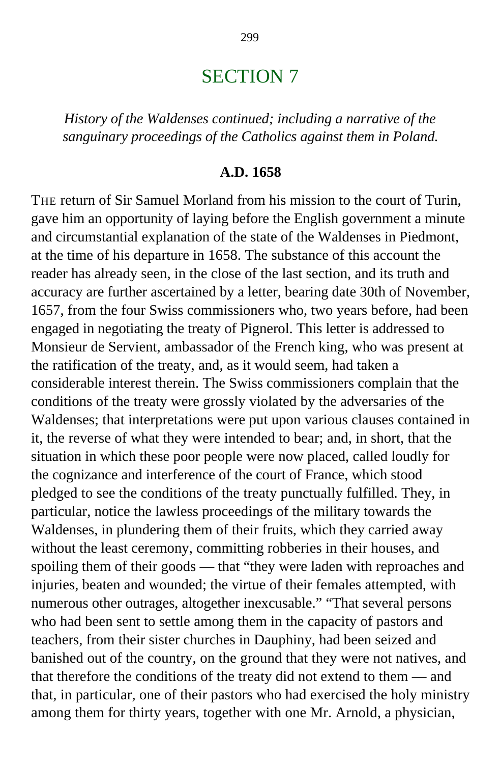# SECTION 7

*History of the Waldenses continued; including a narrative of the sanguinary proceedings of the Catholics against them in Poland.*

**A.D. 1658**

THE return of Sir Samuel Morland from his mission to the court of Turin, gave him an opportunity of laying before the English government a minute and circumstantial explanation of the state of the Waldenses in Piedmont, at the time of his departure in 1658. The substance of this account the reader has already seen, in the close of the last section, and its truth and accuracy are further ascertained by a letter, bearing date 30th of November, 1657, from the four Swiss commissioners who, two years before, had been engaged in negotiating the treaty of Pignerol. This letter is addressed to Monsieur de Servient, ambassador of the French king, who was present at the ratification of the treaty, and, as it would seem, had taken a considerable interest therein. The Swiss commissioners complain that the conditions of the treaty were grossly violated by the adversaries of the Waldenses; that interpretations were put upon various clauses contained in it, the reverse of what they were intended to bear; and, in short, that the situation in which these poor people were now placed, called loudly for the cognizance and interference of the court of France, which stood pledged to see the conditions of the treaty punctually fulfilled. They, in particular, notice the lawless proceedings of the military towards the Waldenses, in plundering them of their fruits, which they carried away without the least ceremony, committing robberies in their houses, and spoiling them of their goods — that "they were laden with reproaches and injuries, beaten and wounded; the virtue of their females attempted, with numerous other outrages, altogether inexcusable." "That several persons who had been sent to settle among them in the capacity of pastors and teachers, from their sister churches in Dauphiny, had been seized and banished out of the country, on the ground that they were not natives, and that therefore the conditions of the treaty did not extend to them — and that, in particular, one of their pastors who had exercised the holy ministry among them for thirty years, together with one Mr. Arnold, a physician,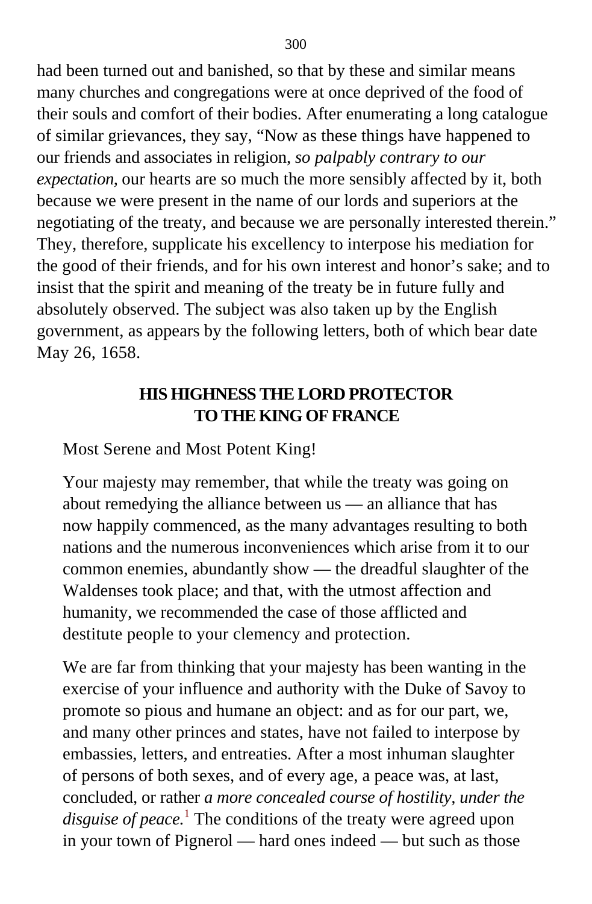had been turned out and banished, so that by these and similar means many churches and congregations were at once deprived of the food of their souls and comfort of their bodies. After enumerating a long catalogue of similar grievances, they say, "Now as these things have happened to our friends and associates in religion, *so palpably contrary to our expectation,* our hearts are so much the more sensibly affected by it, both because we were present in the name of our lords and superiors at the negotiating of the treaty, and because we are personally interested therein." They, therefore, supplicate his excellency to interpose his mediation for the good of their friends, and for his own interest and honor's sake; and to insist that the spirit and meaning of the treaty be in future fully and absolutely observed. The subject was also taken up by the English government, as appears by the following letters, both of which bear date May 26, 1658.

## HIS HIGHNESS THE LORD PROTECTOR TO THE KING OF FRANCE

Most Serene and Most Potent King!

Your majesty may remember, that while the treaty was going on about remedying the alliance between us — an alliance that has now happily commenced, as the many advantages resulting to both nations and the numerous inconveniences which arise from it to our common enemies, abundantly show — the dreadful slaughter of the Waldenses took place; and that, with the utmost affection and humanity, we recommended the case of those afflicted and destitute people to your clemency and protection.

We are far from thinking that your majesty has been wanting in the exercise of your influence and authority with the Duke of Savoy to promote so pious and humane an object: and as for our part, we, and many other princes and states, have not failed to interpose by embassies, letters, and entreaties. After a most inhuman slaughter of persons of both sexes, and of every age, a peace was, at last, concluded, or rather *a more concealed course of hostility, under the disguise of peace.*[1] The conditions of the treaty were agreed upon in your town of Pignerol — hard ones indeed — but such as those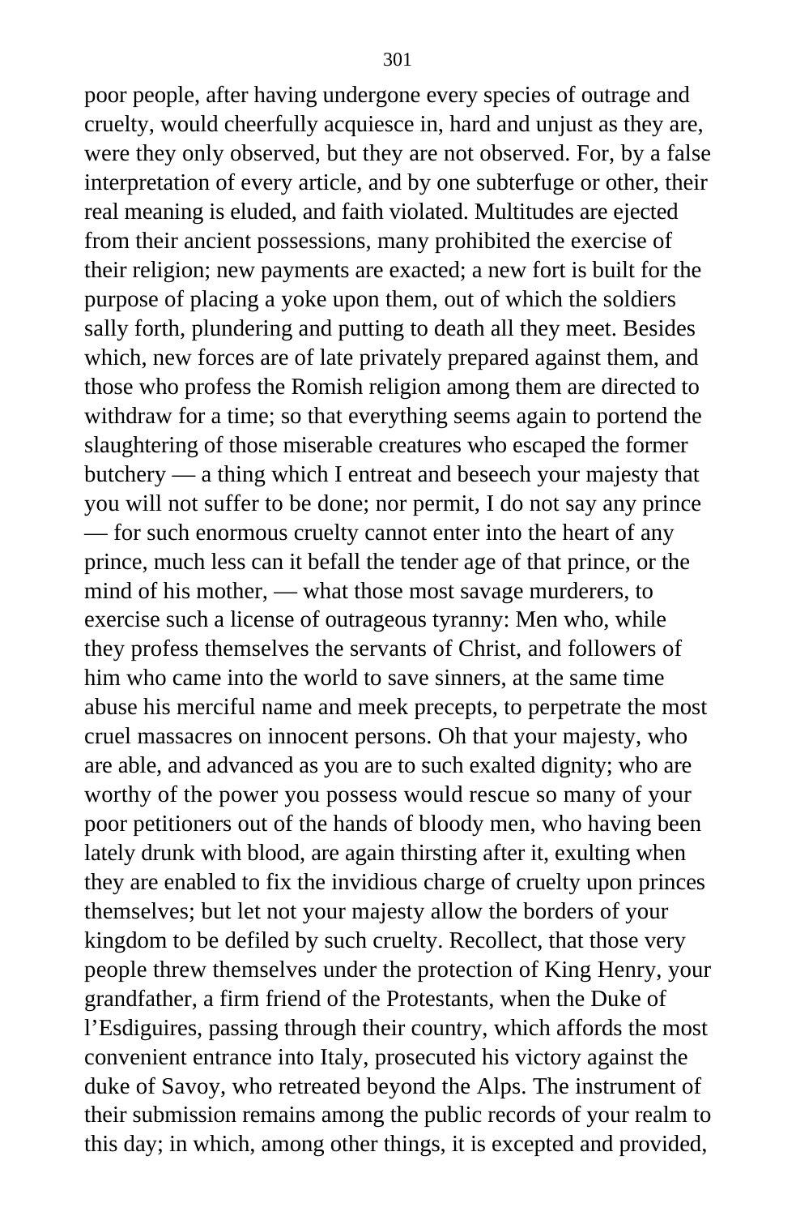poor people, after having undergone every species of outrage and cruelty, would cheerfully acquiesce in, hard and unjust as they are, were they only observed, but they are not observed. For, by a false interpretation of every article, and by one subterfuge or other, their real meaning is eluded, and faith violated. Multitudes are ejected from their ancient possessions, many prohibited the exercise of their religion; new payments are exacted; a new fort is built for the purpose of placing a yoke upon them, out of which the soldiers sally forth, plundering and putting to death all they meet. Besides which, new forces are of late privately prepared against them, and those who profess the Romish religion among them are directed to withdraw for a time; so that everything seems again to portend the slaughtering of those miserable creatures who escaped the former butchery — a thing which I entreat and beseech your majesty that you will not suffer to be done; nor permit, I do not say any prince — for such enormous cruelty cannot enter into the heart of any prince, much less can it befall the tender age of that prince, or the mind of his mother, — what those most savage murderers, to exercise such a license of outrageous tyranny: Men who, while they profess themselves the servants of Christ, and followers of him who came into the world to save sinners, at the same time abuse his merciful name and meek precepts, to perpetrate the most cruel massacres on innocent persons. Oh that your majesty, who are able, and advanced as you are to such exalted dignity; who are worthy of the power you possess would rescue so many of your poor petitioners out of the hands of bloody men, who having been lately drunk with blood, are again thirsting after it, exulting when they are enabled to fix the invidious charge of cruelty upon princes themselves; but let not your majesty allow the borders of your kingdom to be defiled by such cruelty. Recollect, that those very people threw themselves under the protection of King Henry, your grandfather, a firm friend of the Protestants, when the Duke of l'Esdiguires, passing through their country, which affords the most convenient entrance into Italy, prosecuted his victory against the duke of Savoy, who retreated beyond the Alps. The instrument of their submission remains among the public records of your realm to this day; in which, among other things, it is excepted and provided,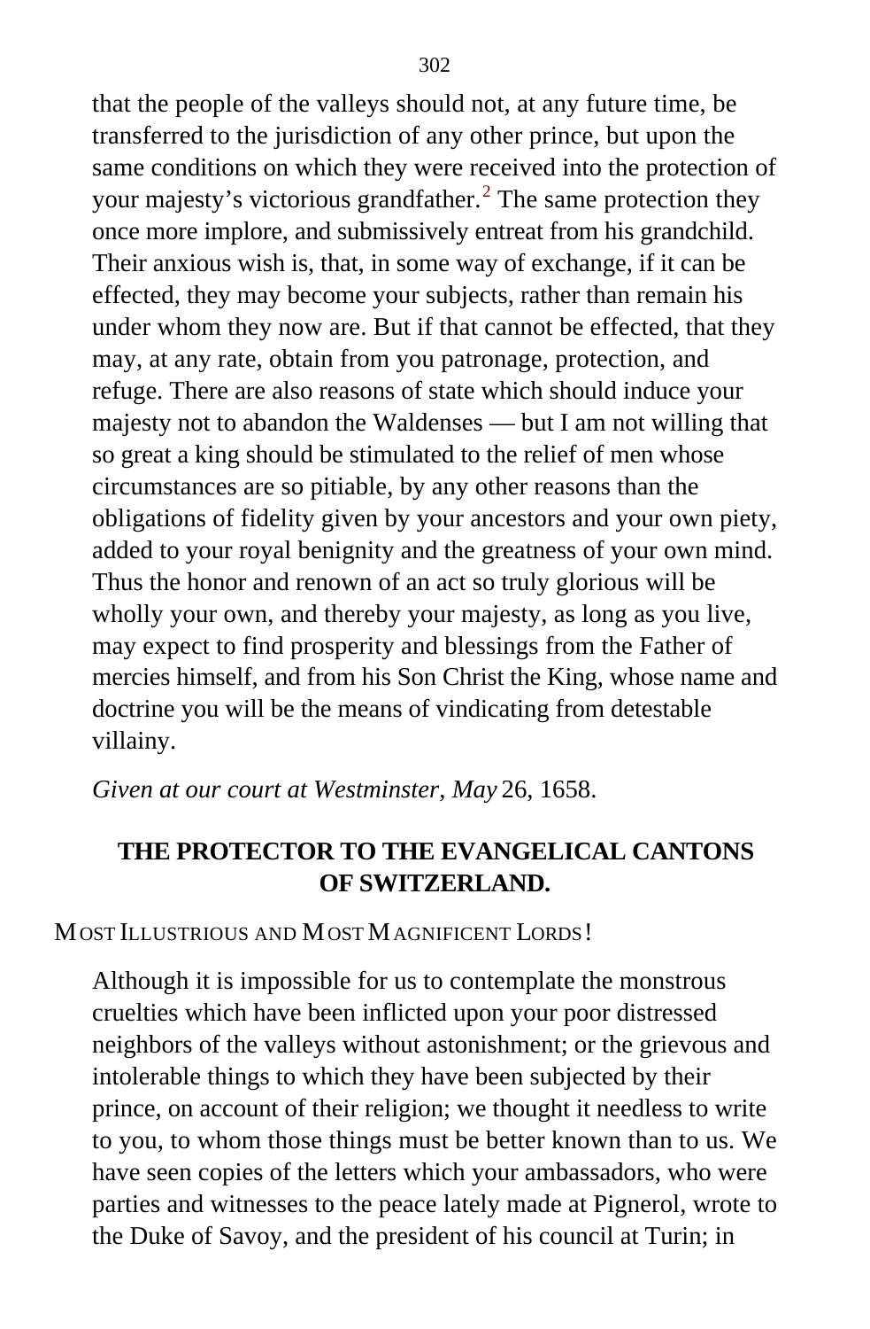that the people of the valleys should not, at any future time, be transferred to the jurisdiction of any other prince, but upon the same conditions on which they were received into the protection of your majesty's victorious grandfather.[2] The same protection they once more implore, and submissively entreat from his grandchild. Their anxious wish is, that, in some way of exchange, if it can be effected, they may become your subjects, rather than remain his under whom they now are. But if that cannot be effected, that they may, at any rate, obtain from you patronage, protection, and refuge. There are also reasons of state which should induce your majesty not to abandon the Waldenses — but I am not willing that so great a king should be stimulated to the relief of men whose circumstances are so pitiable, by any other reasons than the obligations of fidelity given by your ancestors and your own piety, added to your royal benignity and the greatness of your own mind. Thus the honor and renown of an act so truly glorious will be wholly your own, and thereby your majesty, as long as you live, may expect to find prosperity and blessings from the Father of mercies himself, and from his Son Christ the King, whose name and doctrine you will be the means of vindicating from detestable villainy.

*Given at our court at Westminster, May* 26, 1658.

## THE PROTECTOR TO THE EVANGELICAL CANTONS OF SWITZERLAND.

MOST ILLUSTRIOUS AND MOST MAGNIFICENT LORDS!

Although it is impossible for us to contemplate the monstrous cruelties which have been inflicted upon your poor distressed neighbors of the valleys without astonishment; or the grievous and intolerable things to which they have been subjected by their prince, on account of their religion; we thought it needless to write to you, to whom those things must be better known than to us. We have seen copies of the letters which your ambassadors, who were parties and witnesses to the peace lately made at Pignerol, wrote to the Duke of Savoy, and the president of his council at Turin; in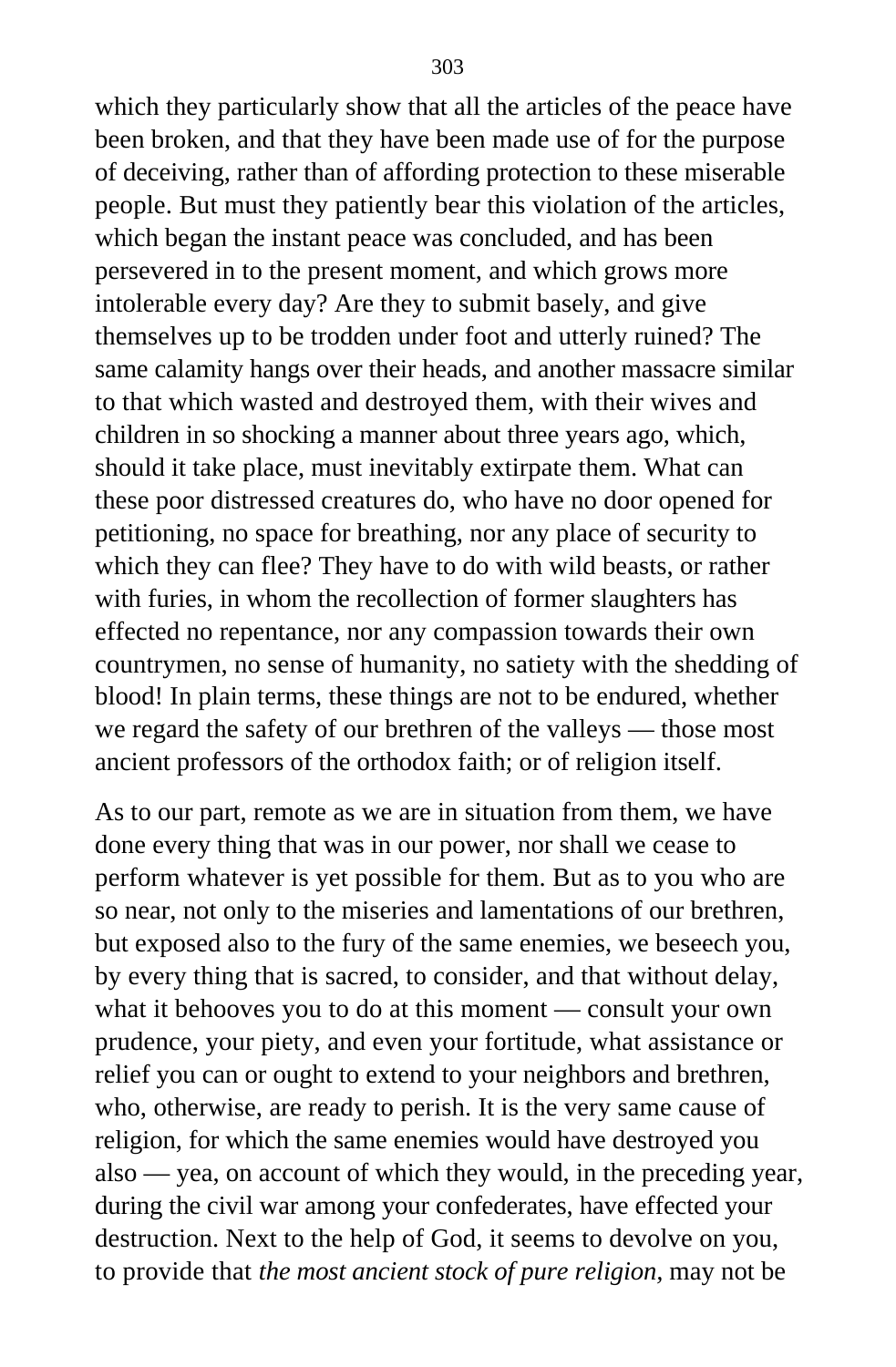which they particularly show that all the articles of the peace have been broken, and that they have been made use of for the purpose of deceiving, rather than of affording protection to these miserable people. But must they patiently bear this violation of the articles, which began the instant peace was concluded, and has been persevered in to the present moment, and which grows more intolerable every day? Are they to submit basely, and give themselves up to be trodden under foot and utterly ruined? The same calamity hangs over their heads, and another massacre similar to that which wasted and destroyed them, with their wives and children in so shocking a manner about three years ago, which, should it take place, must inevitably extirpate them. What can these poor distressed creatures do, who have no door opened for petitioning, no space for breathing, nor any place of security to which they can flee? They have to do with wild beasts, or rather with furies, in whom the recollection of former slaughters has effected no repentance, nor any compassion towards their own countrymen, no sense of humanity, no satiety with the shedding of blood! In plain terms, these things are not to be endured, whether we regard the safety of our brethren of the valleys — those most ancient professors of the orthodox faith; or of religion itself.

As to our part, remote as we are in situation from them, we have done every thing that was in our power, nor shall we cease to perform whatever is yet possible for them. But as to you who are so near, not only to the miseries and lamentations of our brethren, but exposed also to the fury of the same enemies, we beseech you, by every thing that is sacred, to consider, and that without delay, what it behooves you to do at this moment — consult your own prudence, your piety, and even your fortitude, what assistance or relief you can or ought to extend to your neighbors and brethren, who, otherwise, are ready to perish. It is the very same cause of religion, for which the same enemies would have destroyed you also — yea, on account of which they would, in the preceding year, during the civil war among your confederates, have effected your destruction. Next to the help of God, it seems to devolve on you, to provide that *the most ancient stock of pure religion,* may not be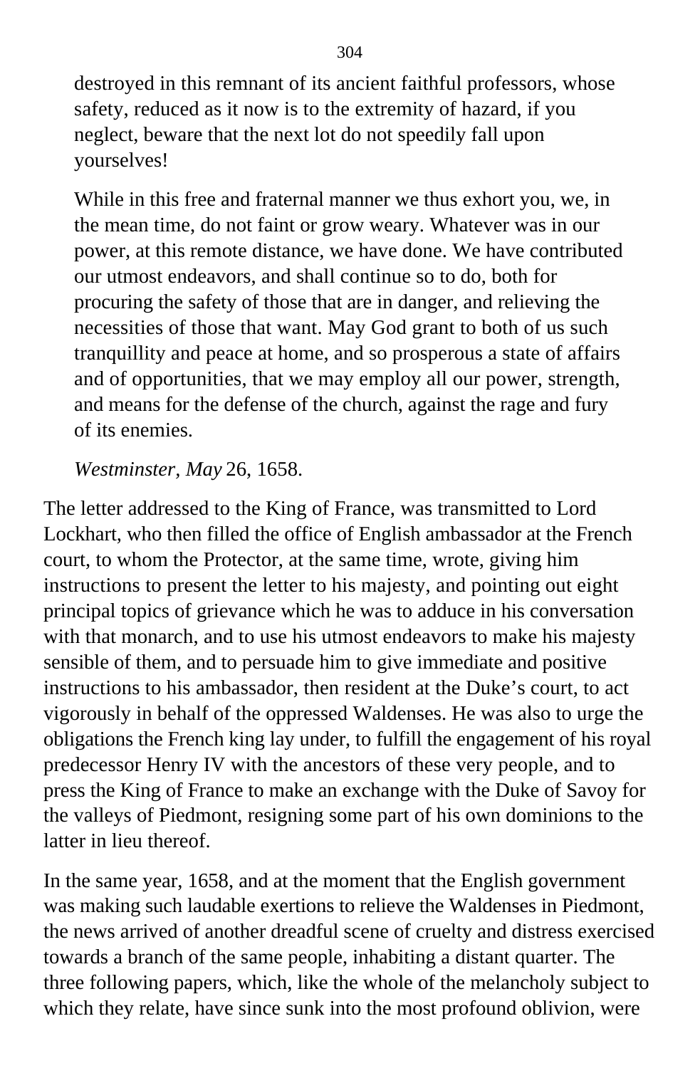> destroyed in this remnant of its ancient faithful professors, whose safety, reduced as it now is to the extremity of hazard, if you neglect, beware that the next lot do not speedily fall upon yourselves!
>
> While in this free and fraternal manner we thus exhort you, we, in the mean time, do not faint or grow weary. Whatever was in our power, at this remote distance, we have done. We have contributed our utmost endeavors, and shall continue so to do, both for procuring the safety of those that are in danger, and relieving the necessities of those that want. May God grant to both of us such tranquillity and peace at home, and so prosperous a state of affairs and of opportunities, that we may employ all our power, strength, and means for the defense of the church, against the rage and fury of its enemies.
>
> *Westminster, May* 26, 1658.

The letter addressed to the King of France, was transmitted to Lord Lockhart, who then filled the office of English ambassador at the French court, to whom the Protector, at the same time, wrote, giving him instructions to present the letter to his majesty, and pointing out eight principal topics of grievance which he was to adduce in his conversation with that monarch, and to use his utmost endeavors to make his majesty sensible of them, and to persuade him to give immediate and positive instructions to his ambassador, then resident at the Duke's court, to act vigorously in behalf of the oppressed Waldenses. He was also to urge the obligations the French king lay under, to fulfill the engagement of his royal predecessor Henry IV with the ancestors of these very people, and to press the King of France to make an exchange with the Duke of Savoy for the valleys of Piedmont, resigning some part of his own dominions to the latter in lieu thereof.

In the same year, 1658, and at the moment that the English government was making such laudable exertions to relieve the Waldenses in Piedmont, the news arrived of another dreadful scene of cruelty and distress exercised towards a branch of the same people, inhabiting a distant quarter. The three following papers, which, like the whole of the melancholy subject to which they relate, have since sunk into the most profound oblivion, were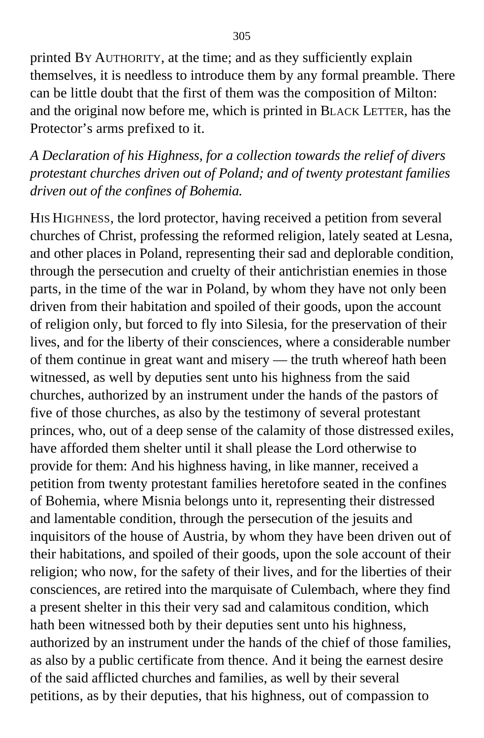printed BY AUTHORITY, at the time; and as they sufficiently explain themselves, it is needless to introduce them by any formal preamble. There can be little doubt that the first of them was the composition of Milton: and the original now before me, which is printed in BLACK LETTER, has the Protector's arms prefixed to it.

*A Declaration of his Highness, for a collection towards the relief of divers protestant churches driven out of Poland; and of twenty protestant families driven out of the confines of Bohemia.*

HIS HIGHNESS, the lord protector, having received a petition from several churches of Christ, professing the reformed religion, lately seated at Lesna, and other places in Poland, representing their sad and deplorable condition, through the persecution and cruelty of their antichristian enemies in those parts, in the time of the war in Poland, by whom they have not only been driven from their habitation and spoiled of their goods, upon the account of religion only, but forced to fly into Silesia, for the preservation of their lives, and for the liberty of their consciences, where a considerable number of them continue in great want and misery — the truth whereof hath been witnessed, as well by deputies sent unto his highness from the said churches, authorized by an instrument under the hands of the pastors of five of those churches, as also by the testimony of several protestant princes, who, out of a deep sense of the calamity of those distressed exiles, have afforded them shelter until it shall please the Lord otherwise to provide for them: And his highness having, in like manner, received a petition from twenty protestant families heretofore seated in the confines of Bohemia, where Misnia belongs unto it, representing their distressed and lamentable condition, through the persecution of the jesuits and inquisitors of the house of Austria, by whom they have been driven out of their habitations, and spoiled of their goods, upon the sole account of their religion; who now, for the safety of their lives, and for the liberties of their consciences, are retired into the marquisate of Culembach, where they find a present shelter in this their very sad and calamitous condition, which hath been witnessed both by their deputies sent unto his highness, authorized by an instrument under the hands of the chief of those families, as also by a public certificate from thence. And it being the earnest desire of the said afflicted churches and families, as well by their several petitions, as by their deputies, that his highness, out of compassion to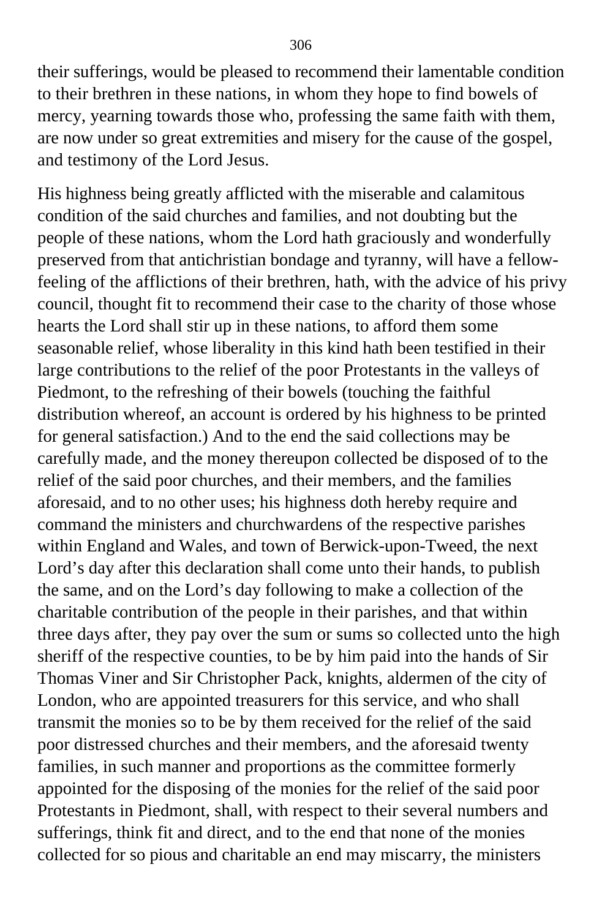their sufferings, would be pleased to recommend their lamentable condition to their brethren in these nations, in whom they hope to find bowels of mercy, yearning towards those who, professing the same faith with them, are now under so great extremities and misery for the cause of the gospel, and testimony of the Lord Jesus.

His highness being greatly afflicted with the miserable and calamitous condition of the said churches and families, and not doubting but the people of these nations, whom the Lord hath graciously and wonderfully preserved from that antichristian bondage and tyranny, will have a fellow-feeling of the afflictions of their brethren, hath, with the advice of his privy council, thought fit to recommend their case to the charity of those whose hearts the Lord shall stir up in these nations, to afford them some seasonable relief, whose liberality in this kind hath been testified in their large contributions to the relief of the poor Protestants in the valleys of Piedmont, to the refreshing of their bowels (touching the faithful distribution whereof, an account is ordered by his highness to be printed for general satisfaction.) And to the end the said collections may be carefully made, and the money thereupon collected be disposed of to the relief of the said poor churches, and their members, and the families aforesaid, and to no other uses; his highness doth hereby require and command the ministers and churchwardens of the respective parishes within England and Wales, and town of Berwick-upon-Tweed, the next Lord's day after this declaration shall come unto their hands, to publish the same, and on the Lord's day following to make a collection of the charitable contribution of the people in their parishes, and that within three days after, they pay over the sum or sums so collected unto the high sheriff of the respective counties, to be by him paid into the hands of Sir Thomas Viner and Sir Christopher Pack, knights, aldermen of the city of London, who are appointed treasurers for this service, and who shall transmit the monies so to be by them received for the relief of the said poor distressed churches and their members, and the aforesaid twenty families, in such manner and proportions as the committee formerly appointed for the disposing of the monies for the relief of the said poor Protestants in Piedmont, shall, with respect to their several numbers and sufferings, think fit and direct, and to the end that none of the monies collected for so pious and charitable an end may miscarry, the ministers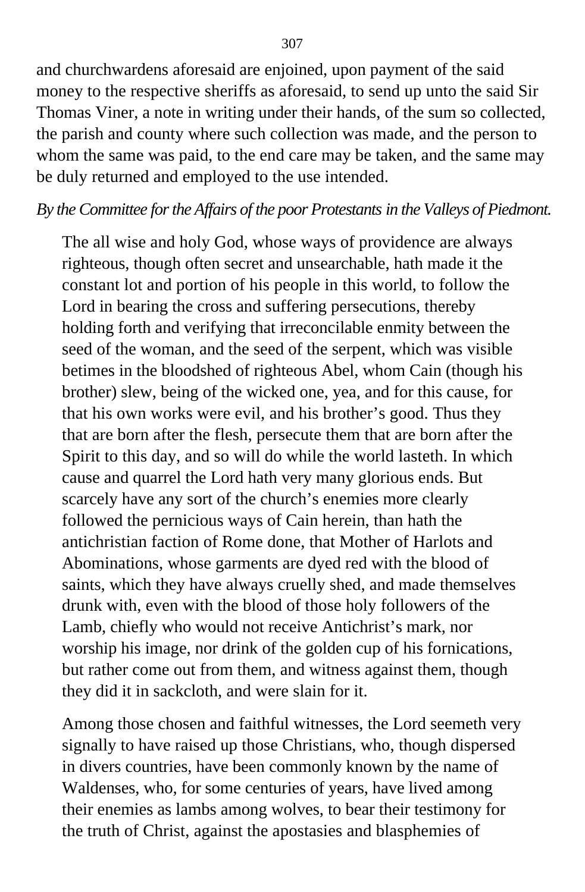and churchwardens aforesaid are enjoined, upon payment of the said money to the respective sheriffs as aforesaid, to send up unto the said Sir Thomas Viner, a note in writing under their hands, of the sum so collected, the parish and county where such collection was made, and the person to whom the same was paid, to the end care may be taken, and the same may be duly returned and employed to the use intended.

*By the Committee for the Affairs of the poor Protestants in the Valleys of Piedmont.*

> The all wise and holy God, whose ways of providence are always righteous, though often secret and unsearchable, hath made it the constant lot and portion of his people in this world, to follow the Lord in bearing the cross and suffering persecutions, thereby holding forth and verifying that irreconcilable enmity between the seed of the woman, and the seed of the serpent, which was visible betimes in the bloodshed of righteous Abel, whom Cain (though his brother) slew, being of the wicked one, yea, and for this cause, for that his own works were evil, and his brother's good. Thus they that are born after the flesh, persecute them that are born after the Spirit to this day, and so will do while the world lasteth. In which cause and quarrel the Lord hath very many glorious ends. But scarcely have any sort of the church's enemies more clearly followed the pernicious ways of Cain herein, than hath the antichristian faction of Rome done, that Mother of Harlots and Abominations, whose garments are dyed red with the blood of saints, which they have always cruelly shed, and made themselves drunk with, even with the blood of those holy followers of the Lamb, chiefly who would not receive Antichrist's mark, nor worship his image, nor drink of the golden cup of his fornications, but rather come out from them, and witness against them, though they did it in sackcloth, and were slain for it.
>
> Among those chosen and faithful witnesses, the Lord seemeth very signally to have raised up those Christians, who, though dispersed in divers countries, have been commonly known by the name of Waldenses, who, for some centuries of years, have lived among their enemies as lambs among wolves, to bear their testimony for the truth of Christ, against the apostasies and blasphemies of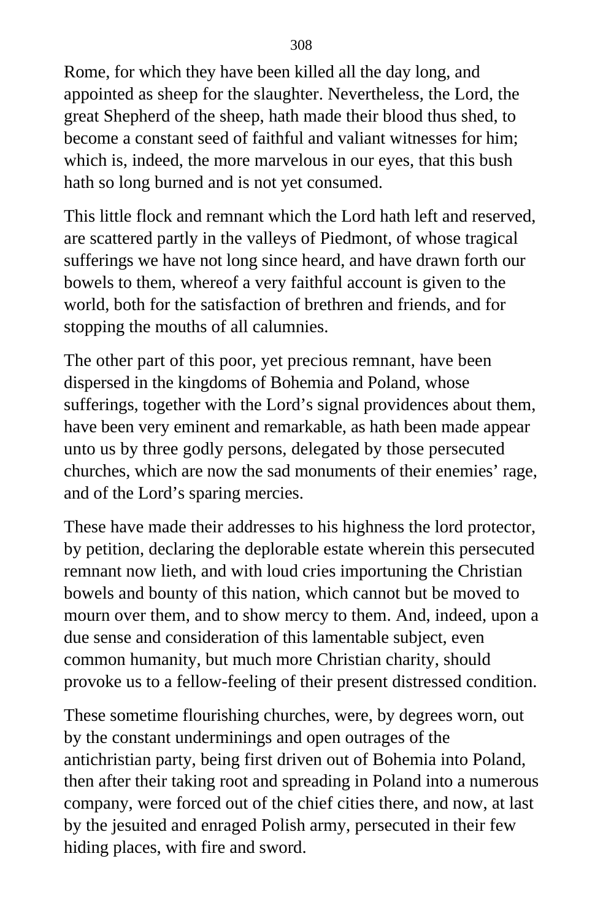Rome, for which they have been killed all the day long, and appointed as sheep for the slaughter. Nevertheless, the Lord, the great Shepherd of the sheep, hath made their blood thus shed, to become a constant seed of faithful and valiant witnesses for him; which is, indeed, the more marvelous in our eyes, that this bush hath so long burned and is not yet consumed.

This little flock and remnant which the Lord hath left and reserved, are scattered partly in the valleys of Piedmont, of whose tragical sufferings we have not long since heard, and have drawn forth our bowels to them, whereof a very faithful account is given to the world, both for the satisfaction of brethren and friends, and for stopping the mouths of all calumnies.

The other part of this poor, yet precious remnant, have been dispersed in the kingdoms of Bohemia and Poland, whose sufferings, together with the Lord's signal providences about them, have been very eminent and remarkable, as hath been made appear unto us by three godly persons, delegated by those persecuted churches, which are now the sad monuments of their enemies' rage, and of the Lord's sparing mercies.

These have made their addresses to his highness the lord protector, by petition, declaring the deplorable estate wherein this persecuted remnant now lieth, and with loud cries importuning the Christian bowels and bounty of this nation, which cannot but be moved to mourn over them, and to show mercy to them. And, indeed, upon a due sense and consideration of this lamentable subject, even common humanity, but much more Christian charity, should provoke us to a fellow-feeling of their present distressed condition.

These sometime flourishing churches, were, by degrees worn, out by the constant underminings and open outrages of the antichristian party, being first driven out of Bohemia into Poland, then after their taking root and spreading in Poland into a numerous company, were forced out of the chief cities there, and now, at last by the jesuited and enraged Polish army, persecuted in their few hiding places, with fire and sword.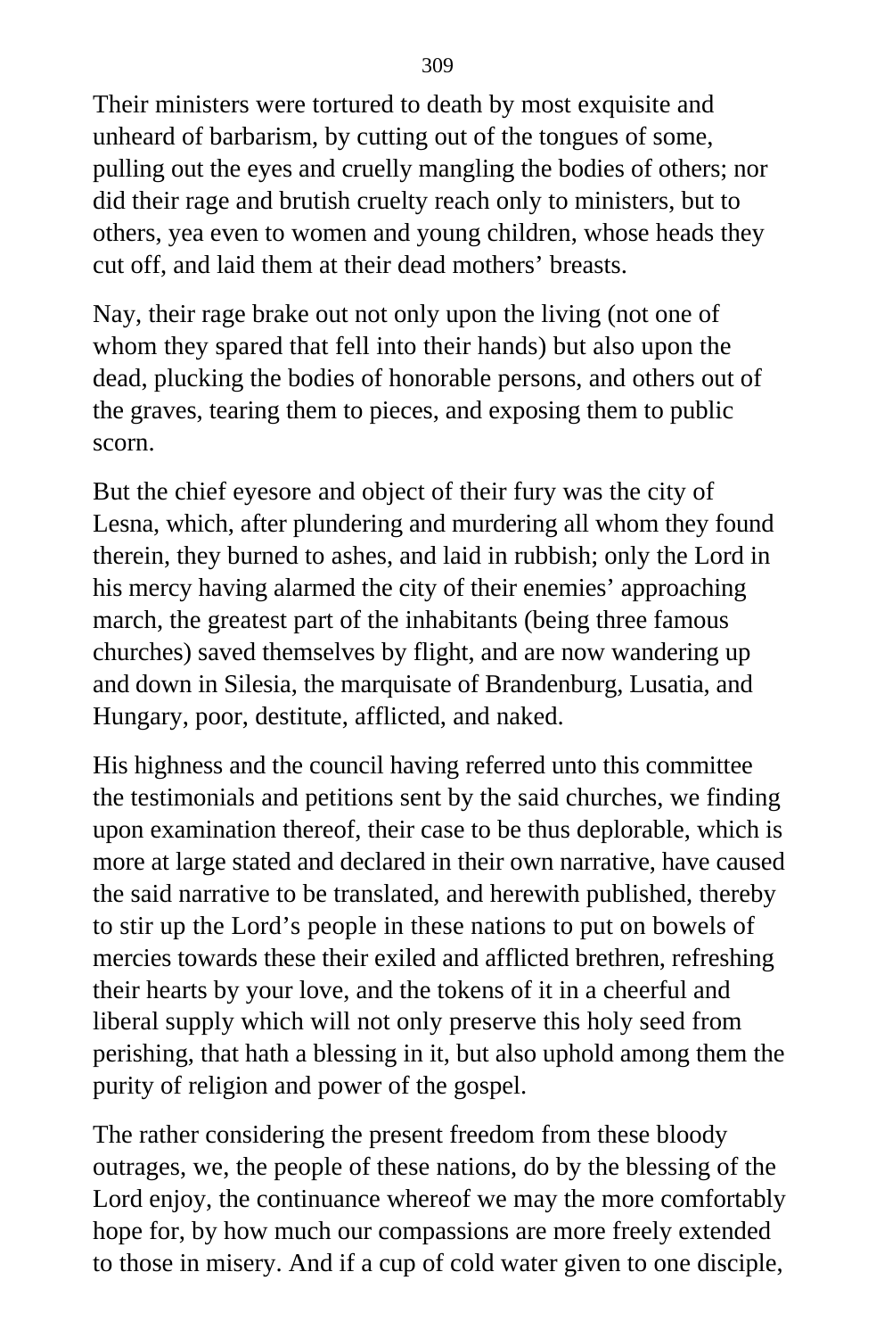Their ministers were tortured to death by most exquisite and unheard of barbarism, by cutting out of the tongues of some, pulling out the eyes and cruelly mangling the bodies of others; nor did their rage and brutish cruelty reach only to ministers, but to others, yea even to women and young children, whose heads they cut off, and laid them at their dead mothers' breasts.

Nay, their rage brake out not only upon the living (not one of whom they spared that fell into their hands) but also upon the dead, plucking the bodies of honorable persons, and others out of the graves, tearing them to pieces, and exposing them to public scorn.

But the chief eyesore and object of their fury was the city of Lesna, which, after plundering and murdering all whom they found therein, they burned to ashes, and laid in rubbish; only the Lord in his mercy having alarmed the city of their enemies' approaching march, the greatest part of the inhabitants (being three famous churches) saved themselves by flight, and are now wandering up and down in Silesia, the marquisate of Brandenburg, Lusatia, and Hungary, poor, destitute, afflicted, and naked.

His highness and the council having referred unto this committee the testimonials and petitions sent by the said churches, we finding upon examination thereof, their case to be thus deplorable, which is more at large stated and declared in their own narrative, have caused the said narrative to be translated, and herewith published, thereby to stir up the Lord's people in these nations to put on bowels of mercies towards these their exiled and afflicted brethren, refreshing their hearts by your love, and the tokens of it in a cheerful and liberal supply which will not only preserve this holy seed from perishing, that hath a blessing in it, but also uphold among them the purity of religion and power of the gospel.

The rather considering the present freedom from these bloody outrages, we, the people of these nations, do by the blessing of the Lord enjoy, the continuance whereof we may the more comfortably hope for, by how much our compassions are more freely extended to those in misery. And if a cup of cold water given to one disciple,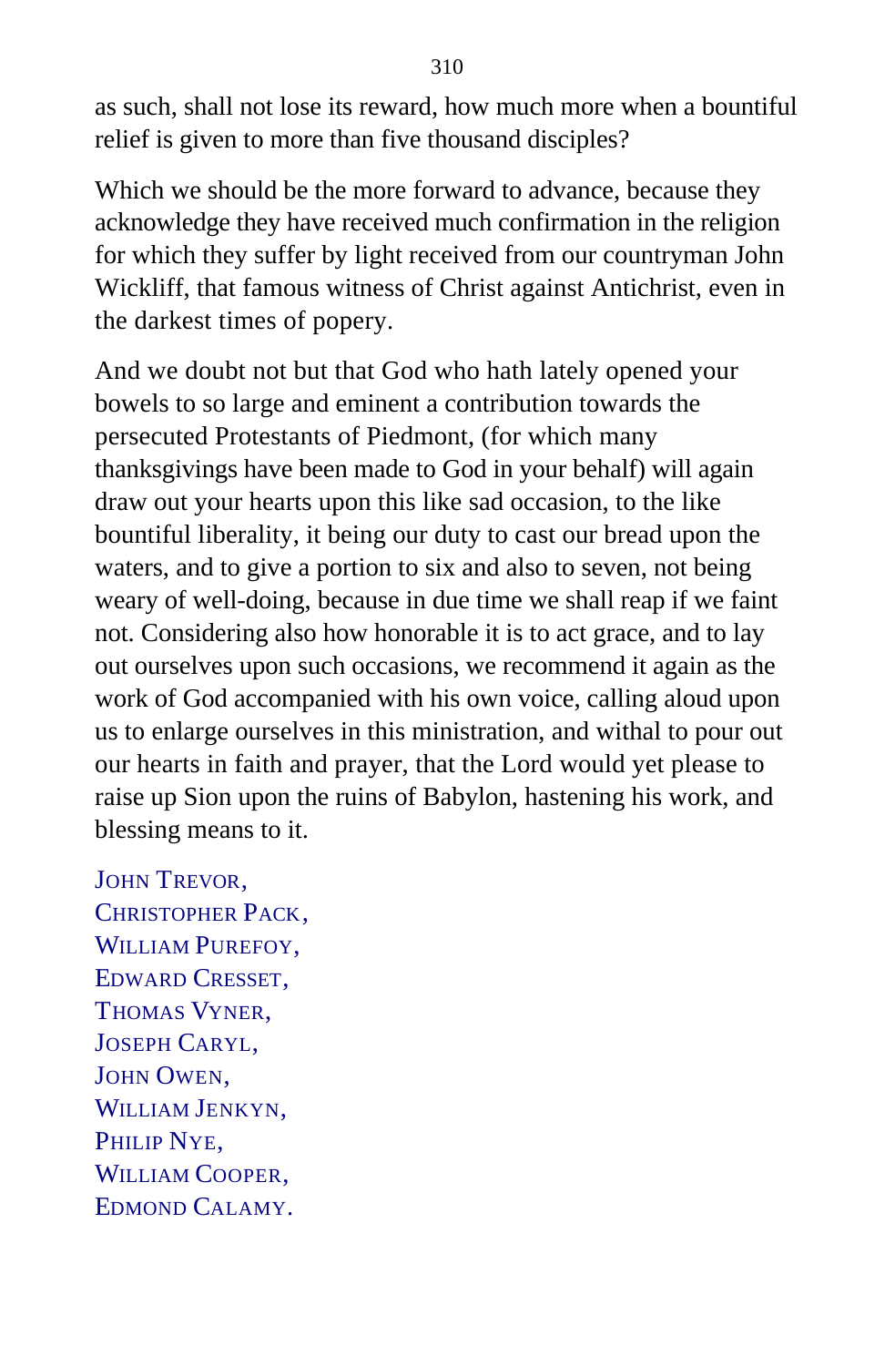as such, shall not lose its reward, how much more when a bountiful relief is given to more than five thousand disciples?

Which we should be the more forward to advance, because they acknowledge they have received much confirmation in the religion for which they suffer by light received from our countryman John Wickliff, that famous witness of Christ against Antichrist, even in the darkest times of popery.

And we doubt not but that God who hath lately opened your bowels to so large and eminent a contribution towards the persecuted Protestants of Piedmont, (for which many thanksgivings have been made to God in your behalf) will again draw out your hearts upon this like sad occasion, to the like bountiful liberality, it being our duty to cast our bread upon the waters, and to give a portion to six and also to seven, not being weary of well-doing, because in due time we shall reap if we faint not. Considering also how honorable it is to act grace, and to lay out ourselves upon such occasions, we recommend it again as the work of God accompanied with his own voice, calling aloud upon us to enlarge ourselves in this ministration, and withal to pour out our hearts in faith and prayer, that the Lord would yet please to raise up Sion upon the ruins of Babylon, hastening his work, and blessing means to it.

JOHN TREVOR,
CHRISTOPHER PACK,
WILLIAM PUREFOY,
EDWARD CRESSET,
THOMAS VYNER,
JOSEPH CARYL,
JOHN OWEN,
WILLIAM JENKYN,
PHILIP NYE,
WILLIAM COOPER,
EDMOND CALAMY.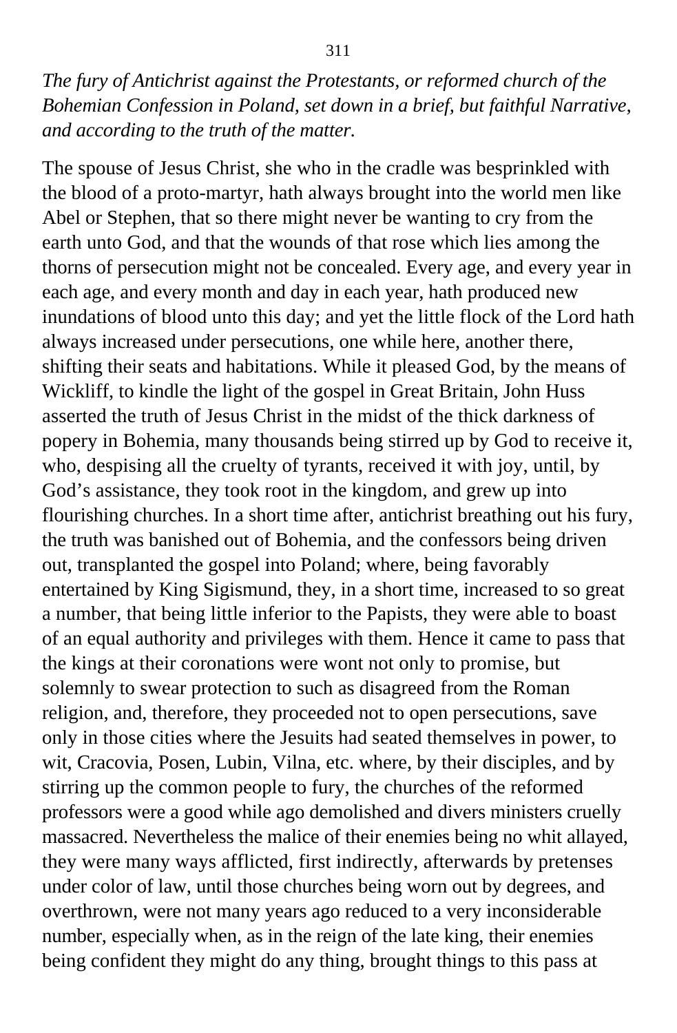*The fury of Antichrist against the Protestants, or reformed church of the Bohemian Confession in Poland, set down in a brief, but faithful Narrative, and according to the truth of the matter.*

The spouse of Jesus Christ, she who in the cradle was besprinkled with the blood of a proto-martyr, hath always brought into the world men like Abel or Stephen, that so there might never be wanting to cry from the earth unto God, and that the wounds of that rose which lies among the thorns of persecution might not be concealed. Every age, and every year in each age, and every month and day in each year, hath produced new inundations of blood unto this day; and yet the little flock of the Lord hath always increased under persecutions, one while here, another there, shifting their seats and habitations. While it pleased God, by the means of Wickliff, to kindle the light of the gospel in Great Britain, John Huss asserted the truth of Jesus Christ in the midst of the thick darkness of popery in Bohemia, many thousands being stirred up by God to receive it, who, despising all the cruelty of tyrants, received it with joy, until, by God's assistance, they took root in the kingdom, and grew up into flourishing churches. In a short time after, antichrist breathing out his fury, the truth was banished out of Bohemia, and the confessors being driven out, transplanted the gospel into Poland; where, being favorably entertained by King Sigismund, they, in a short time, increased to so great a number, that being little inferior to the Papists, they were able to boast of an equal authority and privileges with them. Hence it came to pass that the kings at their coronations were wont not only to promise, but solemnly to swear protection to such as disagreed from the Roman religion, and, therefore, they proceeded not to open persecutions, save only in those cities where the Jesuits had seated themselves in power, to wit, Cracovia, Posen, Lubin, Vilna, etc. where, by their disciples, and by stirring up the common people to fury, the churches of the reformed professors were a good while ago demolished and divers ministers cruelly massacred. Nevertheless the malice of their enemies being no whit allayed, they were many ways afflicted, first indirectly, afterwards by pretenses under color of law, until those churches being worn out by degrees, and overthrown, were not many years ago reduced to a very inconsiderable number, especially when, as in the reign of the late king, their enemies being confident they might do any thing, brought things to this pass at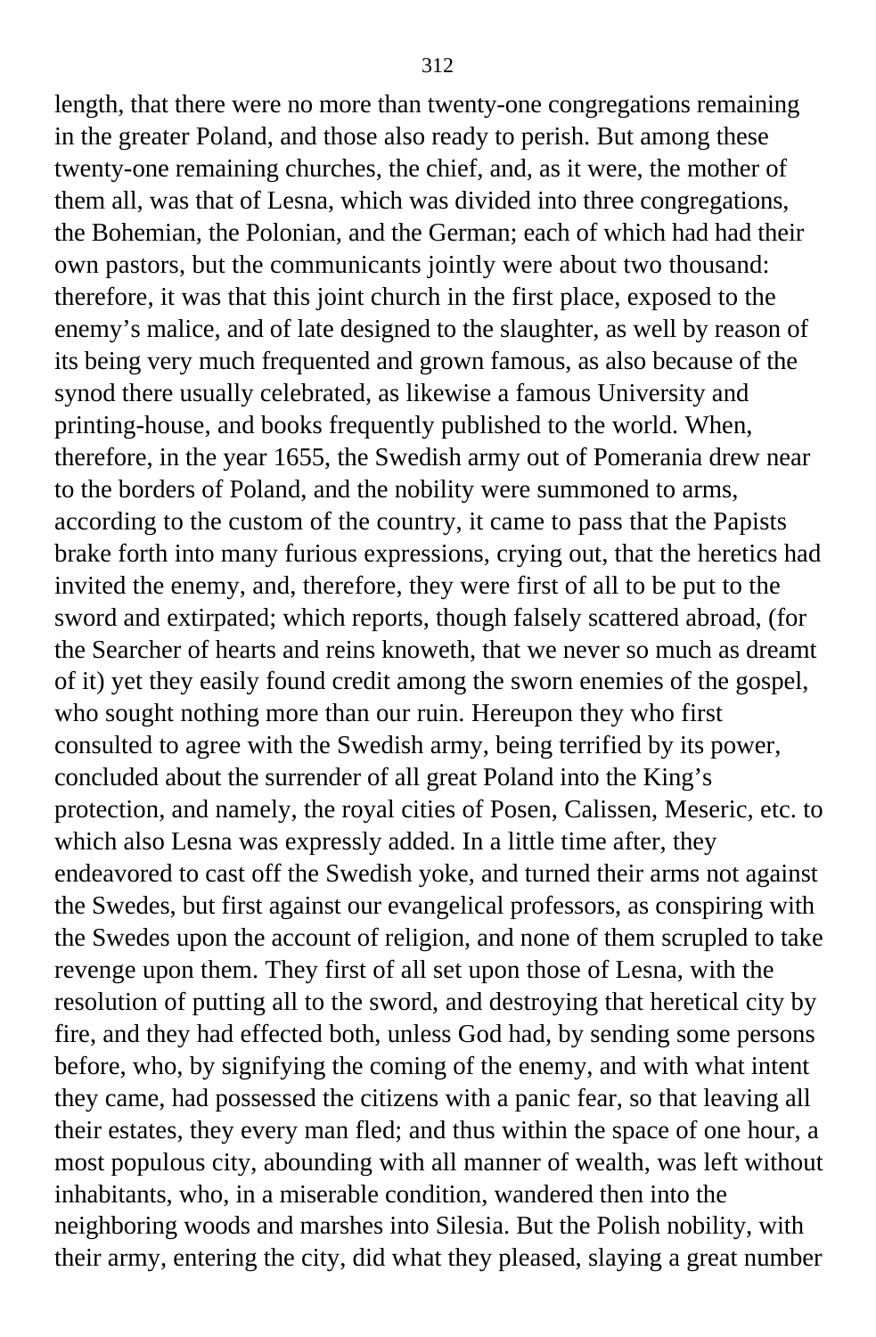length, that there were no more than twenty-one congregations remaining in the greater Poland, and those also ready to perish. But among these twenty-one remaining churches, the chief, and, as it were, the mother of them all, was that of Lesna, which was divided into three congregations, the Bohemian, the Polonian, and the German; each of which had had their own pastors, but the communicants jointly were about two thousand: therefore, it was that this joint church in the first place, exposed to the enemy's malice, and of late designed to the slaughter, as well by reason of its being very much frequented and grown famous, as also because of the synod there usually celebrated, as likewise a famous University and printing-house, and books frequently published to the world. When, therefore, in the year 1655, the Swedish army out of Pomerania drew near to the borders of Poland, and the nobility were summoned to arms, according to the custom of the country, it came to pass that the Papists brake forth into many furious expressions, crying out, that the heretics had invited the enemy, and, therefore, they were first of all to be put to the sword and extirpated; which reports, though falsely scattered abroad, (for the Searcher of hearts and reins knoweth, that we never so much as dreamt of it) yet they easily found credit among the sworn enemies of the gospel, who sought nothing more than our ruin. Hereupon they who first consulted to agree with the Swedish army, being terrified by its power, concluded about the surrender of all great Poland into the King's protection, and namely, the royal cities of Posen, Calissen, Meseric, etc. to which also Lesna was expressly added. In a little time after, they endeavored to cast off the Swedish yoke, and turned their arms not against the Swedes, but first against our evangelical professors, as conspiring with the Swedes upon the account of religion, and none of them scrupled to take revenge upon them. They first of all set upon those of Lesna, with the resolution of putting all to the sword, and destroying that heretical city by fire, and they had effected both, unless God had, by sending some persons before, who, by signifying the coming of the enemy, and with what intent they came, had possessed the citizens with a panic fear, so that leaving all their estates, they every man fled; and thus within the space of one hour, a most populous city, abounding with all manner of wealth, was left without inhabitants, who, in a miserable condition, wandered then into the neighboring woods and marshes into Silesia. But the Polish nobility, with their army, entering the city, did what they pleased, slaying a great number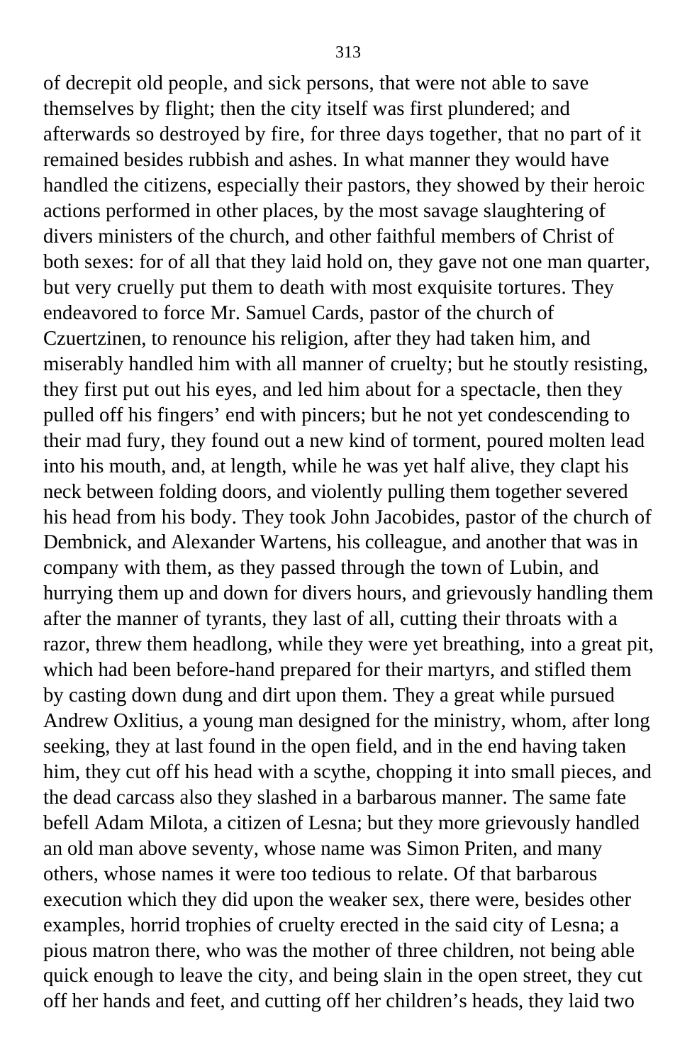of decrepit old people, and sick persons, that were not able to save themselves by flight; then the city itself was first plundered; and afterwards so destroyed by fire, for three days together, that no part of it remained besides rubbish and ashes. In what manner they would have handled the citizens, especially their pastors, they showed by their heroic actions performed in other places, by the most savage slaughtering of divers ministers of the church, and other faithful members of Christ of both sexes: for of all that they laid hold on, they gave not one man quarter, but very cruelly put them to death with most exquisite tortures. They endeavored to force Mr. Samuel Cards, pastor of the church of Czuertzinen, to renounce his religion, after they had taken him, and miserably handled him with all manner of cruelty; but he stoutly resisting, they first put out his eyes, and led him about for a spectacle, then they pulled off his fingers' end with pincers; but he not yet condescending to their mad fury, they found out a new kind of torment, poured molten lead into his mouth, and, at length, while he was yet half alive, they clapt his neck between folding doors, and violently pulling them together severed his head from his body. They took John Jacobides, pastor of the church of Dembnick, and Alexander Wartens, his colleague, and another that was in company with them, as they passed through the town of Lubin, and hurrying them up and down for divers hours, and grievously handling them after the manner of tyrants, they last of all, cutting their throats with a razor, threw them headlong, while they were yet breathing, into a great pit, which had been before-hand prepared for their martyrs, and stifled them by casting down dung and dirt upon them. They a great while pursued Andrew Oxlitius, a young man designed for the ministry, whom, after long seeking, they at last found in the open field, and in the end having taken him, they cut off his head with a scythe, chopping it into small pieces, and the dead carcass also they slashed in a barbarous manner. The same fate befell Adam Milota, a citizen of Lesna; but they more grievously handled an old man above seventy, whose name was Simon Priten, and many others, whose names it were too tedious to relate. Of that barbarous execution which they did upon the weaker sex, there were, besides other examples, horrid trophies of cruelty erected in the said city of Lesna; a pious matron there, who was the mother of three children, not being able quick enough to leave the city, and being slain in the open street, they cut off her hands and feet, and cutting off her children's heads, they laid two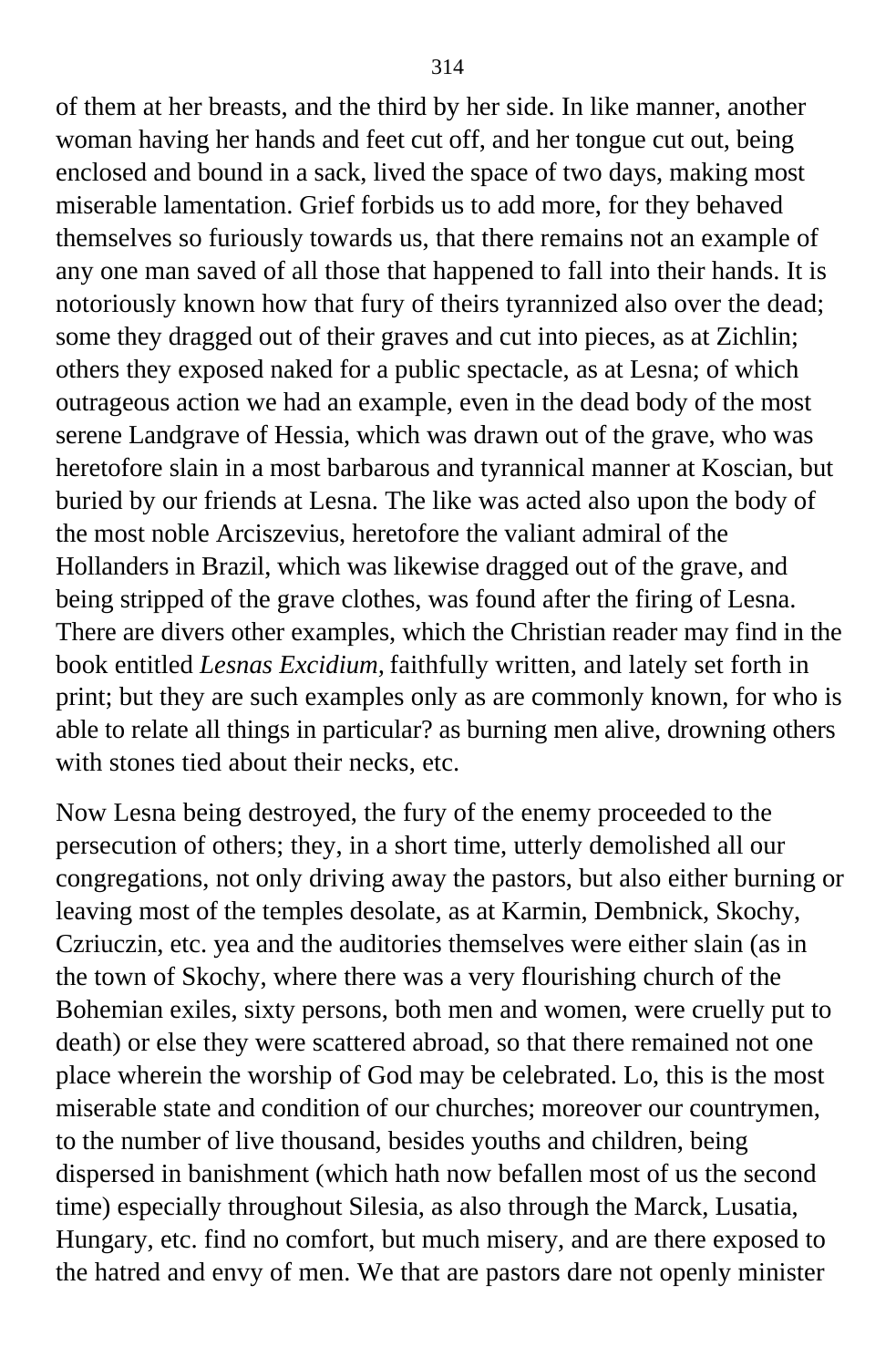of them at her breasts, and the third by her side. In like manner, another woman having her hands and feet cut off, and her tongue cut out, being enclosed and bound in a sack, lived the space of two days, making most miserable lamentation. Grief forbids us to add more, for they behaved themselves so furiously towards us, that there remains not an example of any one man saved of all those that happened to fall into their hands. It is notoriously known how that fury of theirs tyrannized also over the dead; some they dragged out of their graves and cut into pieces, as at Zichlin; others they exposed naked for a public spectacle, as at Lesna; of which outrageous action we had an example, even in the dead body of the most serene Landgrave of Hessia, which was drawn out of the grave, who was heretofore slain in a most barbarous and tyrannical manner at Koscian, but buried by our friends at Lesna. The like was acted also upon the body of the most noble Arciszevius, heretofore the valiant admiral of the Hollanders in Brazil, which was likewise dragged out of the grave, and being stripped of the grave clothes, was found after the firing of Lesna. There are divers other examples, which the Christian reader may find in the book entitled *Lesnas Excidium,* faithfully written, and lately set forth in print; but they are such examples only as are commonly known, for who is able to relate all things in particular? as burning men alive, drowning others with stones tied about their necks, etc.

Now Lesna being destroyed, the fury of the enemy proceeded to the persecution of others; they, in a short time, utterly demolished all our congregations, not only driving away the pastors, but also either burning or leaving most of the temples desolate, as at Karmin, Dembnick, Skochy, Czriuczin, etc. yea and the auditories themselves were either slain (as in the town of Skochy, where there was a very flourishing church of the Bohemian exiles, sixty persons, both men and women, were cruelly put to death) or else they were scattered abroad, so that there remained not one place wherein the worship of God may be celebrated. Lo, this is the most miserable state and condition of our churches; moreover our countrymen, to the number of live thousand, besides youths and children, being dispersed in banishment (which hath now befallen most of us the second time) especially throughout Silesia, as also through the Marck, Lusatia, Hungary, etc. find no comfort, but much misery, and are there exposed to the hatred and envy of men. We that are pastors dare not openly minister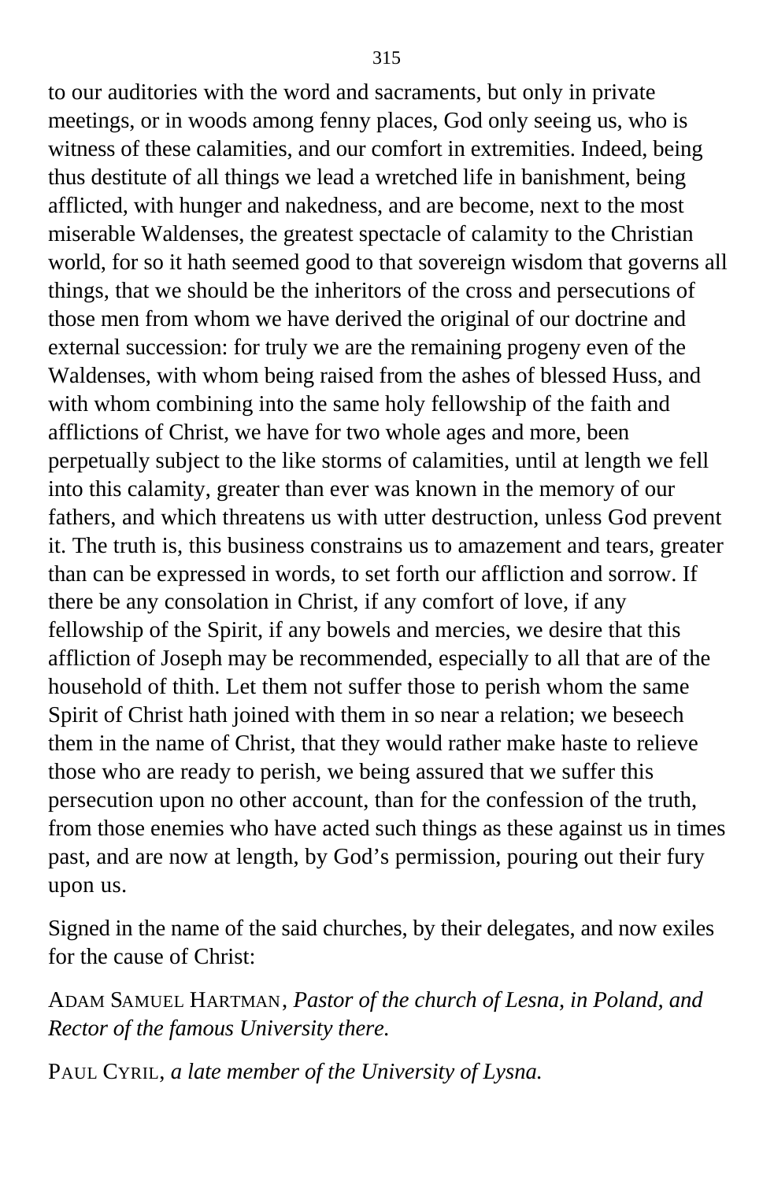to our auditories with the word and sacraments, but only in private meetings, or in woods among fenny places, God only seeing us, who is witness of these calamities, and our comfort in extremities. Indeed, being thus destitute of all things we lead a wretched life in banishment, being afflicted, with hunger and nakedness, and are become, next to the most miserable Waldenses, the greatest spectacle of calamity to the Christian world, for so it hath seemed good to that sovereign wisdom that governs all things, that we should be the inheritors of the cross and persecutions of those men from whom we have derived the original of our doctrine and external succession: for truly we are the remaining progeny even of the Waldenses, with whom being raised from the ashes of blessed Huss, and with whom combining into the same holy fellowship of the faith and afflictions of Christ, we have for two whole ages and more, been perpetually subject to the like storms of calamities, until at length we fell into this calamity, greater than ever was known in the memory of our fathers, and which threatens us with utter destruction, unless God prevent it. The truth is, this business constrains us to amazement and tears, greater than can be expressed in words, to set forth our affliction and sorrow. If there be any consolation in Christ, if any comfort of love, if any fellowship of the Spirit, if any bowels and mercies, we desire that this affliction of Joseph may be recommended, especially to all that are of the household of thith. Let them not suffer those to perish whom the same Spirit of Christ hath joined with them in so near a relation; we beseech them in the name of Christ, that they would rather make haste to relieve those who are ready to perish, we being assured that we suffer this persecution upon no other account, than for the confession of the truth, from those enemies who have acted such things as these against us in times past, and are now at length, by God's permission, pouring out their fury upon us.

Signed in the name of the said churches, by their delegates, and now exiles for the cause of Christ:

ADAM SAMUEL HARTMAN, *Pastor of the church of Lesna, in Poland, and Rector of the famous University there.*

PAUL CYRIL, *a late member of the University of Lysna.*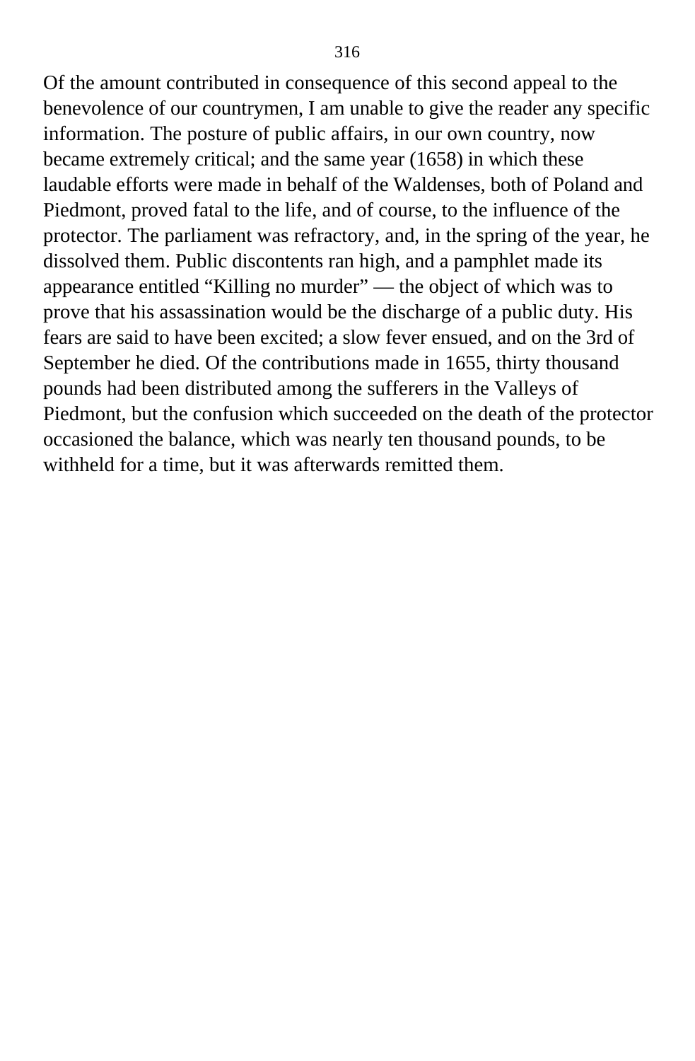Of the amount contributed in consequence of this second appeal to the benevolence of our countrymen, I am unable to give the reader any specific information. The posture of public affairs, in our own country, now became extremely critical; and the same year (1658) in which these laudable efforts were made in behalf of the Waldenses, both of Poland and Piedmont, proved fatal to the life, and of course, to the influence of the protector. The parliament was refractory, and, in the spring of the year, he dissolved them. Public discontents ran high, and a pamphlet made its appearance entitled "Killing no murder" — the object of which was to prove that his assassination would be the discharge of a public duty. His fears are said to have been excited; a slow fever ensued, and on the 3rd of September he died. Of the contributions made in 1655, thirty thousand pounds had been distributed among the sufferers in the Valleys of Piedmont, but the confusion which succeeded on the death of the protector occasioned the balance, which was nearly ten thousand pounds, to be withheld for a time, but it was afterwards remitted them.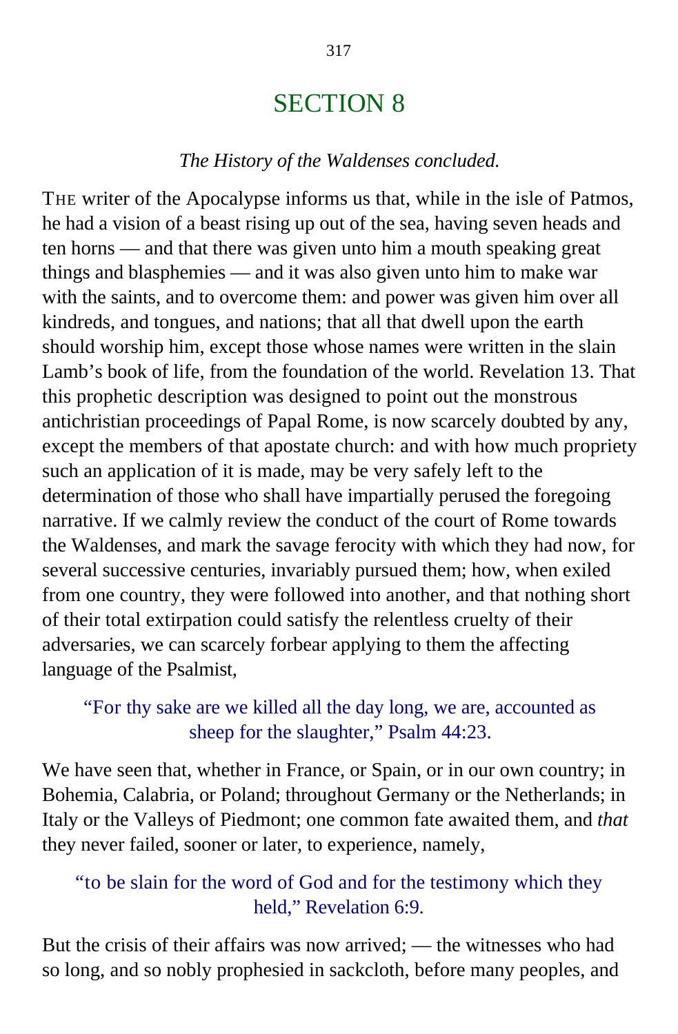# SECTION 8

*The History of the Waldenses concluded.*

THE writer of the Apocalypse informs us that, while in the isle of Patmos, he had a vision of a beast rising up out of the sea, having seven heads and ten horns — and that there was given unto him a mouth speaking great things and blasphemies — and it was also given unto him to make war with the saints, and to overcome them: and power was given him over all kindreds, and tongues, and nations; that all that dwell upon the earth should worship him, except those whose names were written in the slain Lamb's book of life, from the foundation of the world. Revelation 13. That this prophetic description was designed to point out the monstrous antichristian proceedings of Papal Rome, is now scarcely doubted by any, except the members of that apostate church: and with how much propriety such an application of it is made, may be very safely left to the determination of those who shall have impartially perused the foregoing narrative. If we calmly review the conduct of the court of Rome towards the Waldenses, and mark the savage ferocity with which they had now, for several successive centuries, invariably pursued them; how, when exiled from one country, they were followed into another, and that nothing short of their total extirpation could satisfy the relentless cruelty of their adversaries, we can scarcely forbear applying to them the affecting language of the Psalmist,

> "For thy sake are we killed all the day long, we are, accounted as sheep for the slaughter," Psalm 44:23.

We have seen that, whether in France, or Spain, or in our own country; in Bohemia, Calabria, or Poland; throughout Germany or the Netherlands; in Italy or the Valleys of Piedmont; one common fate awaited them, and *that* they never failed, sooner or later, to experience, namely,

> "to be slain for the word of God and for the testimony which they held," Revelation 6:9.

But the crisis of their affairs was now arrived; — the witnesses who had so long, and so nobly prophesied in sackcloth, before many peoples, and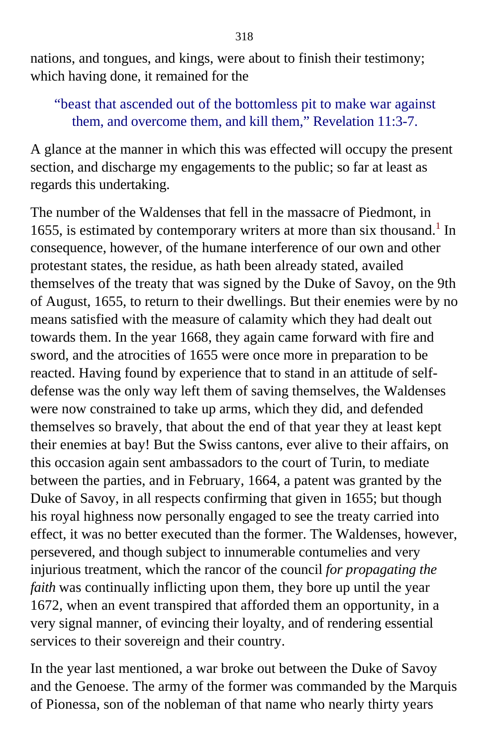nations, and tongues, and kings, were about to finish their testimony; which having done, it remained for the

> "beast that ascended out of the bottomless pit to make war against them, and overcome them, and kill them," Revelation 11:3-7.

A glance at the manner in which this was effected will occupy the present section, and discharge my engagements to the public; so far at least as regards this undertaking.

The number of the Waldenses that fell in the massacre of Piedmont, in 1655, is estimated by contemporary writers at more than six thousand.[1] In consequence, however, of the humane interference of our own and other protestant states, the residue, as hath been already stated, availed themselves of the treaty that was signed by the Duke of Savoy, on the 9th of August, 1655, to return to their dwellings. But their enemies were by no means satisfied with the measure of calamity which they had dealt out towards them. In the year 1668, they again came forward with fire and sword, and the atrocities of 1655 were once more in preparation to be reacted. Having found by experience that to stand in an attitude of self-defense was the only way left them of saving themselves, the Waldenses were now constrained to take up arms, which they did, and defended themselves so bravely, that about the end of that year they at least kept their enemies at bay! But the Swiss cantons, ever alive to their affairs, on this occasion again sent ambassadors to the court of Turin, to mediate between the parties, and in February, 1664, a patent was granted by the Duke of Savoy, in all respects confirming that given in 1655; but though his royal highness now personally engaged to see the treaty carried into effect, it was no better executed than the former. The Waldenses, however, persevered, and though subject to innumerable contumelies and very injurious treatment, which the rancor of the council *for propagating the faith* was continually inflicting upon them, they bore up until the year 1672, when an event transpired that afforded them an opportunity, in a very signal manner, of evincing their loyalty, and of rendering essential services to their sovereign and their country.

In the year last mentioned, a war broke out between the Duke of Savoy and the Genoese. The army of the former was commanded by the Marquis of Pionessa, son of the nobleman of that name who nearly thirty years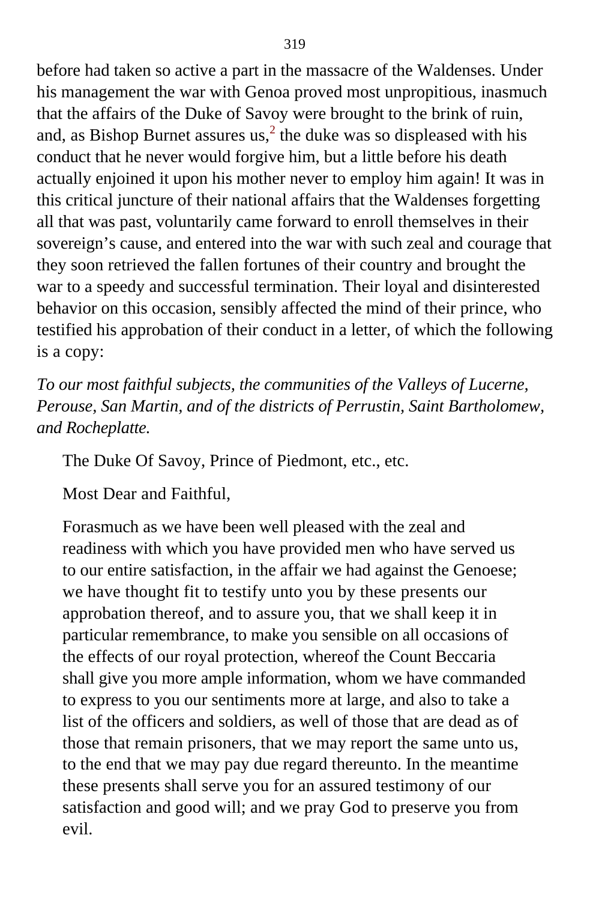before had taken so active a part in the massacre of the Waldenses. Under his management the war with Genoa proved most unpropitious, inasmuch that the affairs of the Duke of Savoy were brought to the brink of ruin, and, as Bishop Burnet assures us,[2] the duke was so displeased with his conduct that he never would forgive him, but a little before his death actually enjoined it upon his mother never to employ him again! It was in this critical juncture of their national affairs that the Waldenses forgetting all that was past, voluntarily came forward to enroll themselves in their sovereign's cause, and entered into the war with such zeal and courage that they soon retrieved the fallen fortunes of their country and brought the war to a speedy and successful termination. Their loyal and disinterested behavior on this occasion, sensibly affected the mind of their prince, who testified his approbation of their conduct in a letter, of which the following is a copy:

*To our most faithful subjects, the communities of the Valleys of Lucerne, Perouse, San Martin, and of the districts of Perrustin, Saint Bartholomew, and Rocheplatte.*

> The Duke Of Savoy, Prince of Piedmont, etc., etc.
>
> Most Dear and Faithful,
>
> Forasmuch as we have been well pleased with the zeal and readiness with which you have provided men who have served us to our entire satisfaction, in the affair we had against the Genoese; we have thought fit to testify unto you by these presents our approbation thereof, and to assure you, that we shall keep it in particular remembrance, to make you sensible on all occasions of the effects of our royal protection, whereof the Count Beccaria shall give you more ample information, whom we have commanded to express to you our sentiments more at large, and also to take a list of the officers and soldiers, as well of those that are dead as of those that remain prisoners, that we may report the same unto us, to the end that we may pay due regard thereunto. In the meantime these presents shall serve you for an assured testimony of our satisfaction and good will; and we pray God to preserve you from evil.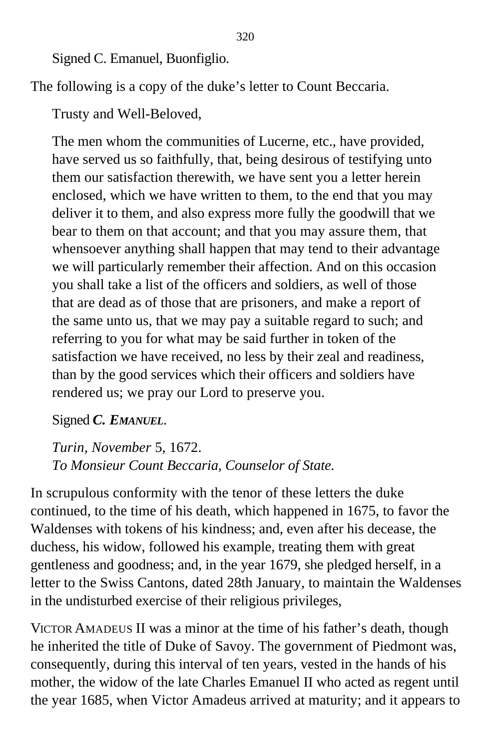Signed C. Emanuel, Buonfiglio.

The following is a copy of the duke’s letter to Count Beccaria.

Trusty and Well-Beloved,

The men whom the communities of Lucerne, etc., have provided, have served us so faithfully, that, being desirous of testifying unto them our satisfaction therewith, we have sent you a letter herein enclosed, which we have written to them, to the end that you may deliver it to them, and also express more fully the goodwill that we bear to them on that account; and that you may assure them, that whensoever anything shall happen that may tend to their advantage we will particularly remember their affection. And on this occasion you shall take a list of the officers and soldiers, as well of those that are dead as of those that are prisoners, and make a report of the same unto us, that we may pay a suitable regard to such; and referring to you for what may be said further in token of the satisfaction we have received, no less by their zeal and readiness, than by the good services which their officers and soldiers have rendered us; we pray our Lord to preserve you.

Signed ***C. EMANUEL***.

*Turin, November* 5, 1672.
*To Monsieur Count Beccaria, Counselor of State.*

In scrupulous conformity with the tenor of these letters the duke continued, to the time of his death, which happened in 1675, to favor the Waldenses with tokens of his kindness; and, even after his decease, the duchess, his widow, followed his example, treating them with great gentleness and goodness; and, in the year 1679, she pledged herself, in a letter to the Swiss Cantons, dated 28th January, to maintain the Waldenses in the undisturbed exercise of their religious privileges,

VICTOR AMADEUS II was a minor at the time of his father’s death, though he inherited the title of Duke of Savoy. The government of Piedmont was, consequently, during this interval of ten years, vested in the hands of his mother, the widow of the late Charles Emanuel II who acted as regent until the year 1685, when Victor Amadeus arrived at maturity; and it appears to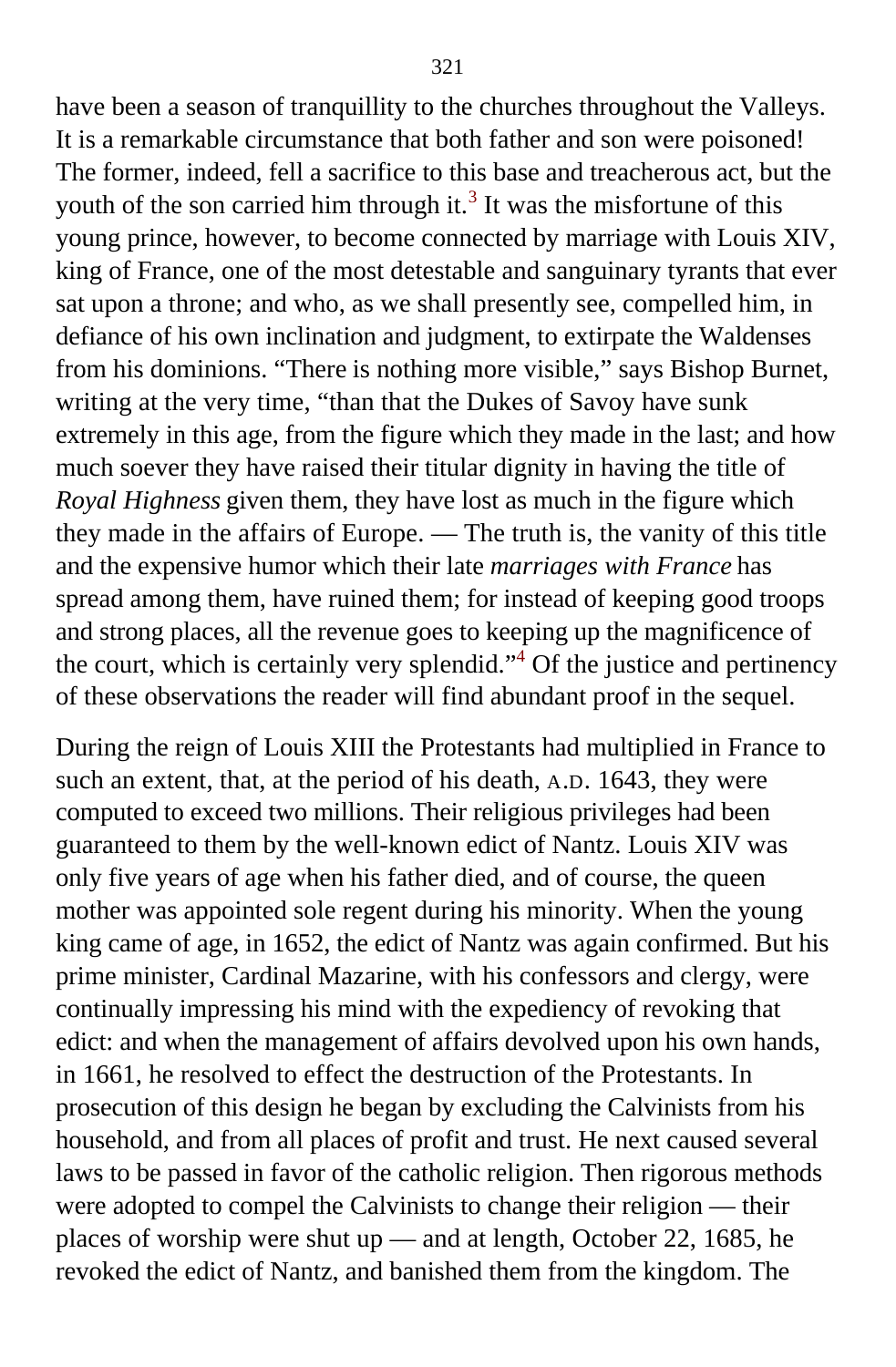have been a season of tranquillity to the churches throughout the Valleys. It is a remarkable circumstance that both father and son were poisoned! The former, indeed, fell a sacrifice to this base and treacherous act, but the youth of the son carried him through it.[3] It was the misfortune of this young prince, however, to become connected by marriage with Louis XIV, king of France, one of the most detestable and sanguinary tyrants that ever sat upon a throne; and who, as we shall presently see, compelled him, in defiance of his own inclination and judgment, to extirpate the Waldenses from his dominions. "There is nothing more visible," says Bishop Burnet, writing at the very time, "than that the Dukes of Savoy have sunk extremely in this age, from the figure which they made in the last; and how much soever they have raised their titular dignity in having the title of *Royal Highness* given them, they have lost as much in the figure which they made in the affairs of Europe. — The truth is, the vanity of this title and the expensive humor which their late *marriages with France* has spread among them, have ruined them; for instead of keeping good troops and strong places, all the revenue goes to keeping up the magnificence of the court, which is certainly very splendid."[4] Of the justice and pertinency of these observations the reader will find abundant proof in the sequel.

During the reign of Louis XIII the Protestants had multiplied in France to such an extent, that, at the period of his death, A.D. 1643, they were computed to exceed two millions. Their religious privileges had been guaranteed to them by the well-known edict of Nantz. Louis XIV was only five years of age when his father died, and of course, the queen mother was appointed sole regent during his minority. When the young king came of age, in 1652, the edict of Nantz was again confirmed. But his prime minister, Cardinal Mazarine, with his confessors and clergy, were continually impressing his mind with the expediency of revoking that edict: and when the management of affairs devolved upon his own hands, in 1661, he resolved to effect the destruction of the Protestants. In prosecution of this design he began by excluding the Calvinists from his household, and from all places of profit and trust. He next caused several laws to be passed in favor of the catholic religion. Then rigorous methods were adopted to compel the Calvinists to change their religion — their places of worship were shut up — and at length, October 22, 1685, he revoked the edict of Nantz, and banished them from the kingdom. The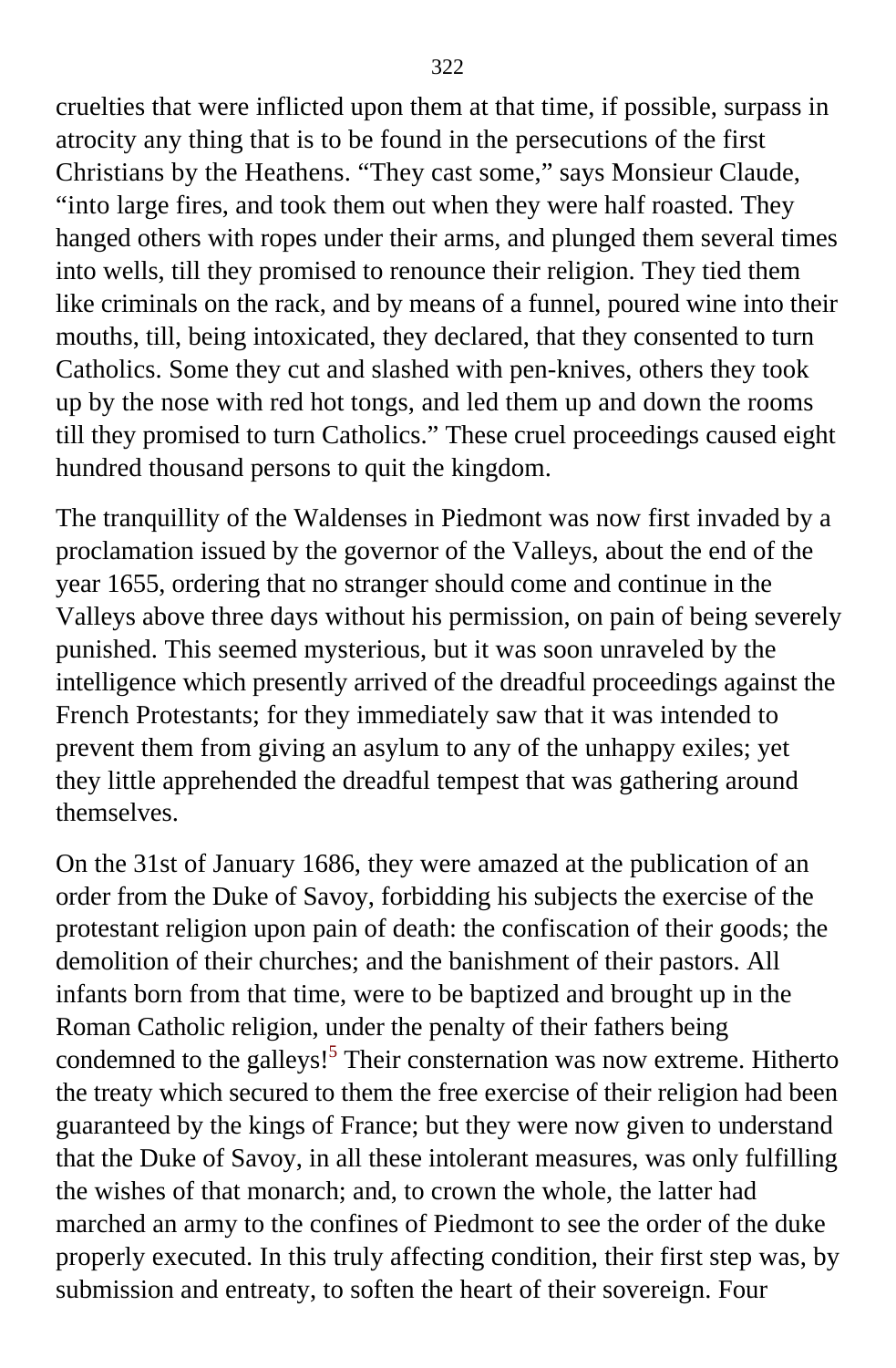cruelties that were inflicted upon them at that time, if possible, surpass in atrocity any thing that is to be found in the persecutions of the first Christians by the Heathens. "They cast some," says Monsieur Claude, "into large fires, and took them out when they were half roasted. They hanged others with ropes under their arms, and plunged them several times into wells, till they promised to renounce their religion. They tied them like criminals on the rack, and by means of a funnel, poured wine into their mouths, till, being intoxicated, they declared, that they consented to turn Catholics. Some they cut and slashed with pen-knives, others they took up by the nose with red hot tongs, and led them up and down the rooms till they promised to turn Catholics." These cruel proceedings caused eight hundred thousand persons to quit the kingdom.

The tranquillity of the Waldenses in Piedmont was now first invaded by a proclamation issued by the governor of the Valleys, about the end of the year 1655, ordering that no stranger should come and continue in the Valleys above three days without his permission, on pain of being severely punished. This seemed mysterious, but it was soon unraveled by the intelligence which presently arrived of the dreadful proceedings against the French Protestants; for they immediately saw that it was intended to prevent them from giving an asylum to any of the unhappy exiles; yet they little apprehended the dreadful tempest that was gathering around themselves.

On the 31st of January 1686, they were amazed at the publication of an order from the Duke of Savoy, forbidding his subjects the exercise of the protestant religion upon pain of death: the confiscation of their goods; the demolition of their churches; and the banishment of their pastors. All infants born from that time, were to be baptized and brought up in the Roman Catholic religion, under the penalty of their fathers being condemned to the galleys![5] Their consternation was now extreme. Hitherto the treaty which secured to them the free exercise of their religion had been guaranteed by the kings of France; but they were now given to understand that the Duke of Savoy, in all these intolerant measures, was only fulfilling the wishes of that monarch; and, to crown the whole, the latter had marched an army to the confines of Piedmont to see the order of the duke properly executed. In this truly affecting condition, their first step was, by submission and entreaty, to soften the heart of their sovereign. Four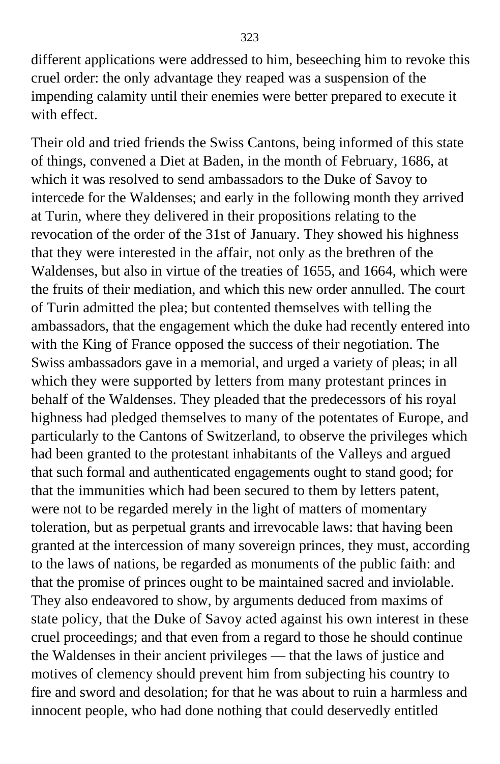different applications were addressed to him, beseeching him to revoke this cruel order: the only advantage they reaped was a suspension of the impending calamity until their enemies were better prepared to execute it with effect.

Their old and tried friends the Swiss Cantons, being informed of this state of things, convened a Diet at Baden, in the month of February, 1686, at which it was resolved to send ambassadors to the Duke of Savoy to intercede for the Waldenses; and early in the following month they arrived at Turin, where they delivered in their propositions relating to the revocation of the order of the 31st of January. They showed his highness that they were interested in the affair, not only as the brethren of the Waldenses, but also in virtue of the treaties of 1655, and 1664, which were the fruits of their mediation, and which this new order annulled. The court of Turin admitted the plea; but contented themselves with telling the ambassadors, that the engagement which the duke had recently entered into with the King of France opposed the success of their negotiation. The Swiss ambassadors gave in a memorial, and urged a variety of pleas; in all which they were supported by letters from many protestant princes in behalf of the Waldenses. They pleaded that the predecessors of his royal highness had pledged themselves to many of the potentates of Europe, and particularly to the Cantons of Switzerland, to observe the privileges which had been granted to the protestant inhabitants of the Valleys and argued that such formal and authenticated engagements ought to stand good; for that the immunities which had been secured to them by letters patent, were not to be regarded merely in the light of matters of momentary toleration, but as perpetual grants and irrevocable laws: that having been granted at the intercession of many sovereign princes, they must, according to the laws of nations, be regarded as monuments of the public faith: and that the promise of princes ought to be maintained sacred and inviolable. They also endeavored to show, by arguments deduced from maxims of state policy, that the Duke of Savoy acted against his own interest in these cruel proceedings; and that even from a regard to those he should continue the Waldenses in their ancient privileges — that the laws of justice and motives of clemency should prevent him from subjecting his country to fire and sword and desolation; for that he was about to ruin a harmless and innocent people, who had done nothing that could deservedly entitled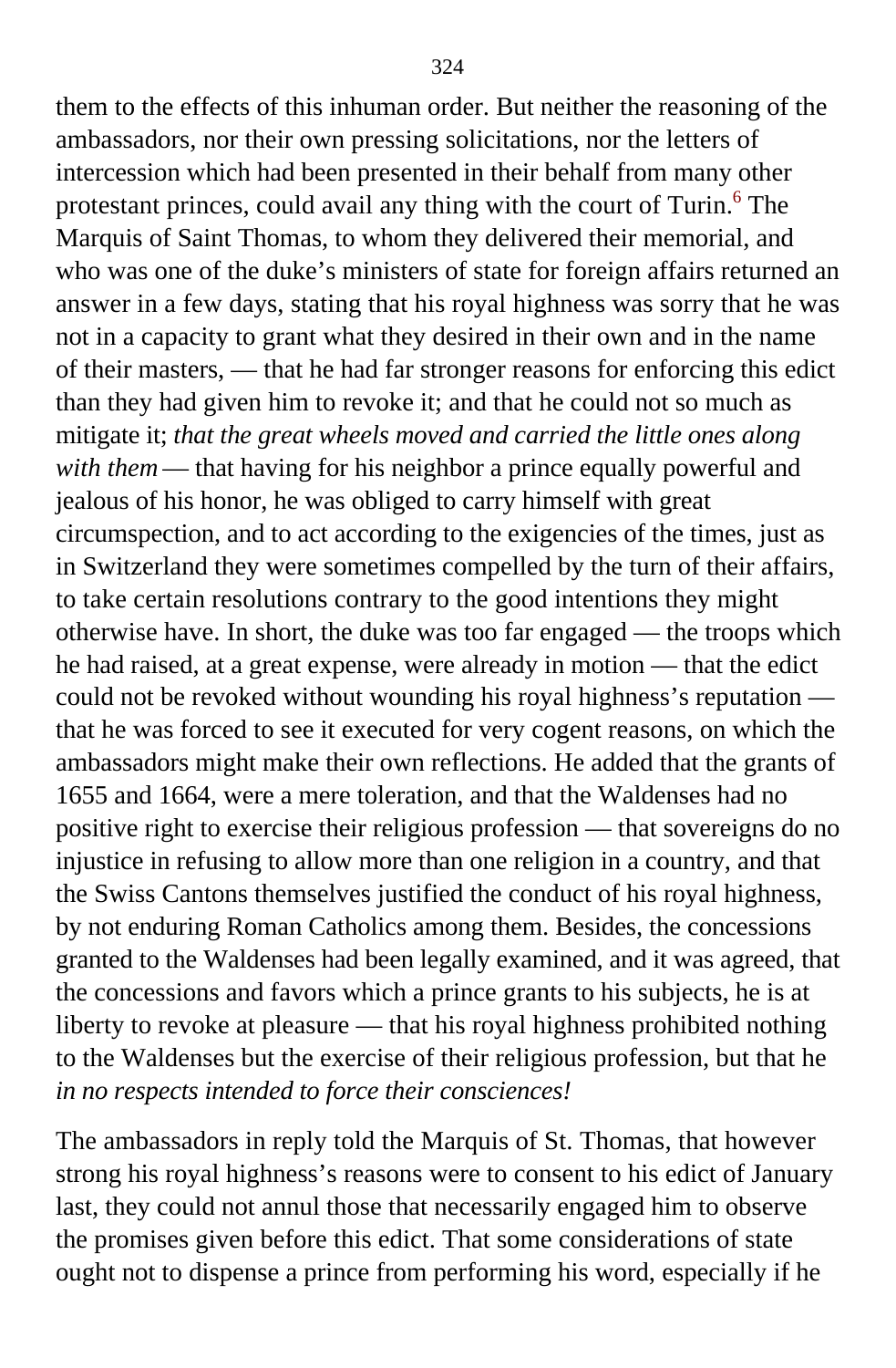them to the effects of this inhuman order. But neither the reasoning of the ambassadors, nor their own pressing solicitations, nor the letters of intercession which had been presented in their behalf from many other protestant princes, could avail any thing with the court of Turin.[6] The Marquis of Saint Thomas, to whom they delivered their memorial, and who was one of the duke's ministers of state for foreign affairs returned an answer in a few days, stating that his royal highness was sorry that he was not in a capacity to grant what they desired in their own and in the name of their masters, — that he had far stronger reasons for enforcing this edict than they had given him to revoke it; and that he could not so much as mitigate it; *that the great wheels moved and carried the little ones along with them* — that having for his neighbor a prince equally powerful and jealous of his honor, he was obliged to carry himself with great circumspection, and to act according to the exigencies of the times, just as in Switzerland they were sometimes compelled by the turn of their affairs, to take certain resolutions contrary to the good intentions they might otherwise have. In short, the duke was too far engaged — the troops which he had raised, at a great expense, were already in motion — that the edict could not be revoked without wounding his royal highness's reputation — that he was forced to see it executed for very cogent reasons, on which the ambassadors might make their own reflections. He added that the grants of 1655 and 1664, were a mere toleration, and that the Waldenses had no positive right to exercise their religious profession — that sovereigns do no injustice in refusing to allow more than one religion in a country, and that the Swiss Cantons themselves justified the conduct of his royal highness, by not enduring Roman Catholics among them. Besides, the concessions granted to the Waldenses had been legally examined, and it was agreed, that the concessions and favors which a prince grants to his subjects, he is at liberty to revoke at pleasure — that his royal highness prohibited nothing to the Waldenses but the exercise of their religious profession, but that he *in no respects intended to force their consciences!*

The ambassadors in reply told the Marquis of St. Thomas, that however strong his royal highness's reasons were to consent to his edict of January last, they could not annul those that necessarily engaged him to observe the promises given before this edict. That some considerations of state ought not to dispense a prince from performing his word, especially if he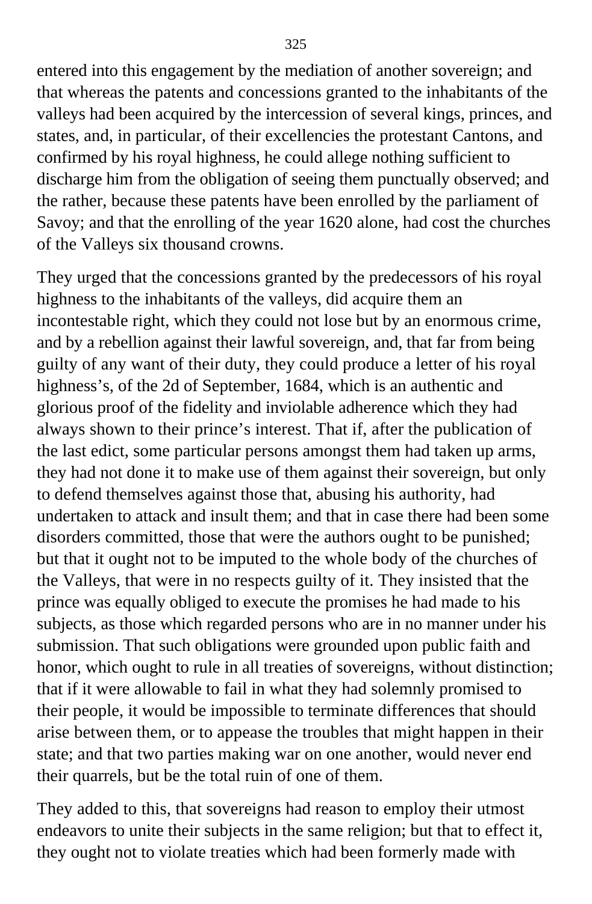entered into this engagement by the mediation of another sovereign; and that whereas the patents and concessions granted to the inhabitants of the valleys had been acquired by the intercession of several kings, princes, and states, and, in particular, of their excellencies the protestant Cantons, and confirmed by his royal highness, he could allege nothing sufficient to discharge him from the obligation of seeing them punctually observed; and the rather, because these patents have been enrolled by the parliament of Savoy; and that the enrolling of the year 1620 alone, had cost the churches of the Valleys six thousand crowns.

They urged that the concessions granted by the predecessors of his royal highness to the inhabitants of the valleys, did acquire them an incontestable right, which they could not lose but by an enormous crime, and by a rebellion against their lawful sovereign, and, that far from being guilty of any want of their duty, they could produce a letter of his royal highness's, of the 2d of September, 1684, which is an authentic and glorious proof of the fidelity and inviolable adherence which they had always shown to their prince's interest. That if, after the publication of the last edict, some particular persons amongst them had taken up arms, they had not done it to make use of them against their sovereign, but only to defend themselves against those that, abusing his authority, had undertaken to attack and insult them; and that in case there had been some disorders committed, those that were the authors ought to be punished; but that it ought not to be imputed to the whole body of the churches of the Valleys, that were in no respects guilty of it. They insisted that the prince was equally obliged to execute the promises he had made to his subjects, as those which regarded persons who are in no manner under his submission. That such obligations were grounded upon public faith and honor, which ought to rule in all treaties of sovereigns, without distinction; that if it were allowable to fail in what they had solemnly promised to their people, it would be impossible to terminate differences that should arise between them, or to appease the troubles that might happen in their state; and that two parties making war on one another, would never end their quarrels, but be the total ruin of one of them.

They added to this, that sovereigns had reason to employ their utmost endeavors to unite their subjects in the same religion; but that to effect it, they ought not to violate treaties which had been formerly made with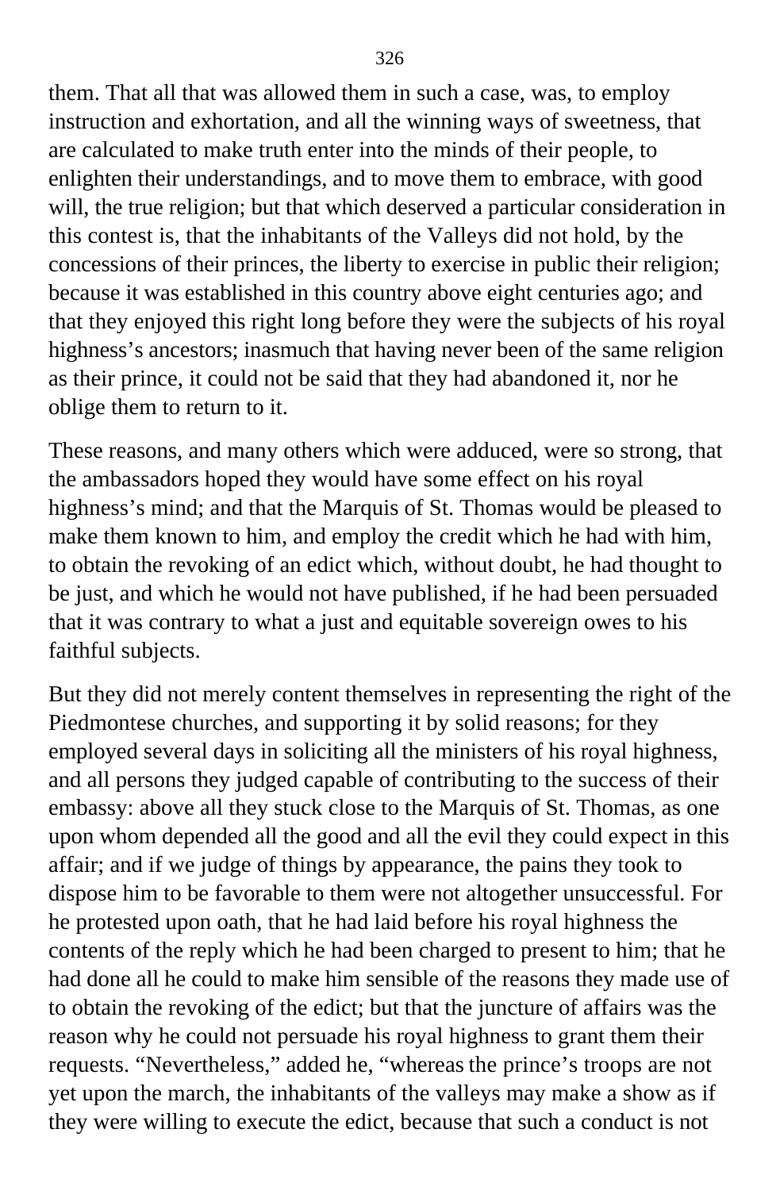them. That all that was allowed them in such a case, was, to employ instruction and exhortation, and all the winning ways of sweetness, that are calculated to make truth enter into the minds of their people, to enlighten their understandings, and to move them to embrace, with good will, the true religion; but that which deserved a particular consideration in this contest is, that the inhabitants of the Valleys did not hold, by the concessions of their princes, the liberty to exercise in public their religion; because it was established in this country above eight centuries ago; and that they enjoyed this right long before they were the subjects of his royal highness's ancestors; inasmuch that having never been of the same religion as their prince, it could not be said that they had abandoned it, nor he oblige them to return to it.

These reasons, and many others which were adduced, were so strong, that the ambassadors hoped they would have some effect on his royal highness's mind; and that the Marquis of St. Thomas would be pleased to make them known to him, and employ the credit which he had with him, to obtain the revoking of an edict which, without doubt, he had thought to be just, and which he would not have published, if he had been persuaded that it was contrary to what a just and equitable sovereign owes to his faithful subjects.

But they did not merely content themselves in representing the right of the Piedmontese churches, and supporting it by solid reasons; for they employed several days in soliciting all the ministers of his royal highness, and all persons they judged capable of contributing to the success of their embassy: above all they stuck close to the Marquis of St. Thomas, as one upon whom depended all the good and all the evil they could expect in this affair; and if we judge of things by appearance, the pains they took to dispose him to be favorable to them were not altogether unsuccessful. For he protested upon oath, that he had laid before his royal highness the contents of the reply which he had been charged to present to him; that he had done all he could to make him sensible of the reasons they made use of to obtain the revoking of the edict; but that the juncture of affairs was the reason why he could not persuade his royal highness to grant them their requests. "Nevertheless," added he, "whereas the prince's troops are not yet upon the march, the inhabitants of the valleys may make a show as if they were willing to execute the edict, because that such a conduct is not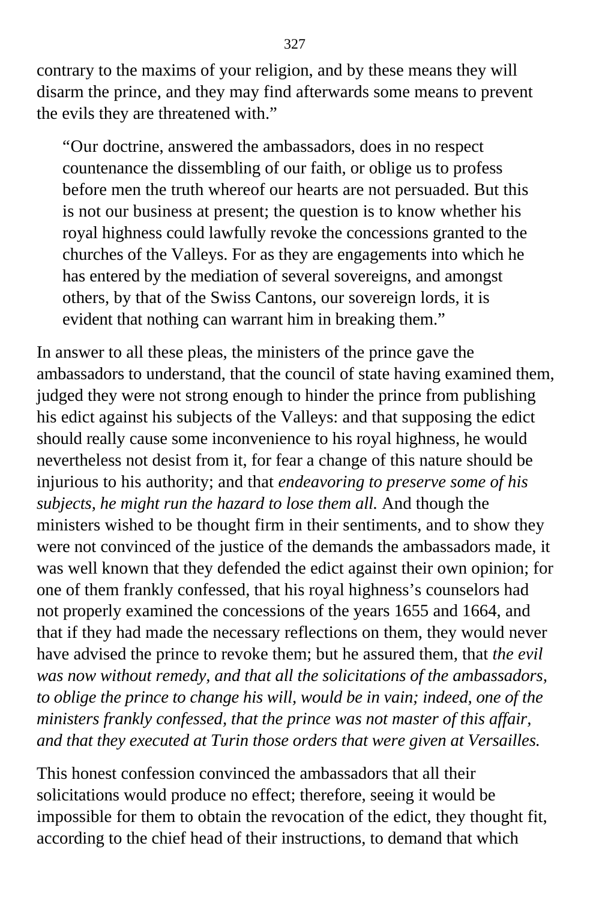contrary to the maxims of your religion, and by these means they will disarm the prince, and they may find afterwards some means to prevent the evils they are threatened with."

> "Our doctrine, answered the ambassadors, does in no respect countenance the dissembling of our faith, or oblige us to profess before men the truth whereof our hearts are not persuaded. But this is not our business at present; the question is to know whether his royal highness could lawfully revoke the concessions granted to the churches of the Valleys. For as they are engagements into which he has entered by the mediation of several sovereigns, and amongst others, by that of the Swiss Cantons, our sovereign lords, it is evident that nothing can warrant him in breaking them."

In answer to all these pleas, the ministers of the prince gave the ambassadors to understand, that the council of state having examined them, judged they were not strong enough to hinder the prince from publishing his edict against his subjects of the Valleys: and that supposing the edict should really cause some inconvenience to his royal highness, he would nevertheless not desist from it, for fear a change of this nature should be injurious to his authority; and that *endeavoring to preserve some of his subjects, he might run the hazard to lose them all.* And though the ministers wished to be thought firm in their sentiments, and to show they were not convinced of the justice of the demands the ambassadors made, it was well known that they defended the edict against their own opinion; for one of them frankly confessed, that his royal highness's counselors had not properly examined the concessions of the years 1655 and 1664, and that if they had made the necessary reflections on them, they would never have advised the prince to revoke them; but he assured them, that *the evil was now without remedy, and that all the solicitations of the ambassadors, to oblige the prince to change his will, would be in vain; indeed, one of the ministers frankly confessed, that the prince was not master of this affair, and that they executed at Turin those orders that were given at Versailles.*

This honest confession convinced the ambassadors that all their solicitations would produce no effect; therefore, seeing it would be impossible for them to obtain the revocation of the edict, they thought fit, according to the chief head of their instructions, to demand that which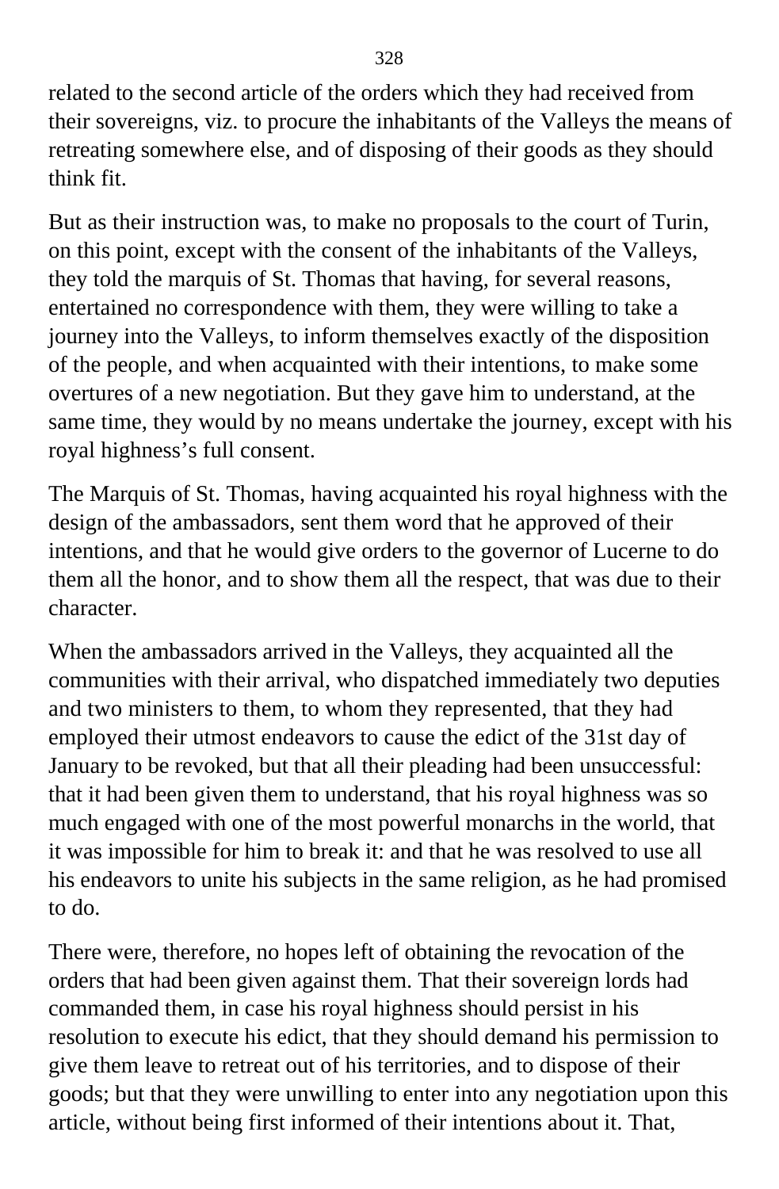related to the second article of the orders which they had received from their sovereigns, viz. to procure the inhabitants of the Valleys the means of retreating somewhere else, and of disposing of their goods as they should think fit.

But as their instruction was, to make no proposals to the court of Turin, on this point, except with the consent of the inhabitants of the Valleys, they told the marquis of St. Thomas that having, for several reasons, entertained no correspondence with them, they were willing to take a journey into the Valleys, to inform themselves exactly of the disposition of the people, and when acquainted with their intentions, to make some overtures of a new negotiation. But they gave him to understand, at the same time, they would by no means undertake the journey, except with his royal highness's full consent.

The Marquis of St. Thomas, having acquainted his royal highness with the design of the ambassadors, sent them word that he approved of their intentions, and that he would give orders to the governor of Lucerne to do them all the honor, and to show them all the respect, that was due to their character.

When the ambassadors arrived in the Valleys, they acquainted all the communities with their arrival, who dispatched immediately two deputies and two ministers to them, to whom they represented, that they had employed their utmost endeavors to cause the edict of the 31st day of January to be revoked, but that all their pleading had been unsuccessful: that it had been given them to understand, that his royal highness was so much engaged with one of the most powerful monarchs in the world, that it was impossible for him to break it: and that he was resolved to use all his endeavors to unite his subjects in the same religion, as he had promised to do.

There were, therefore, no hopes left of obtaining the revocation of the orders that had been given against them. That their sovereign lords had commanded them, in case his royal highness should persist in his resolution to execute his edict, that they should demand his permission to give them leave to retreat out of his territories, and to dispose of their goods; but that they were unwilling to enter into any negotiation upon this article, without being first informed of their intentions about it. That,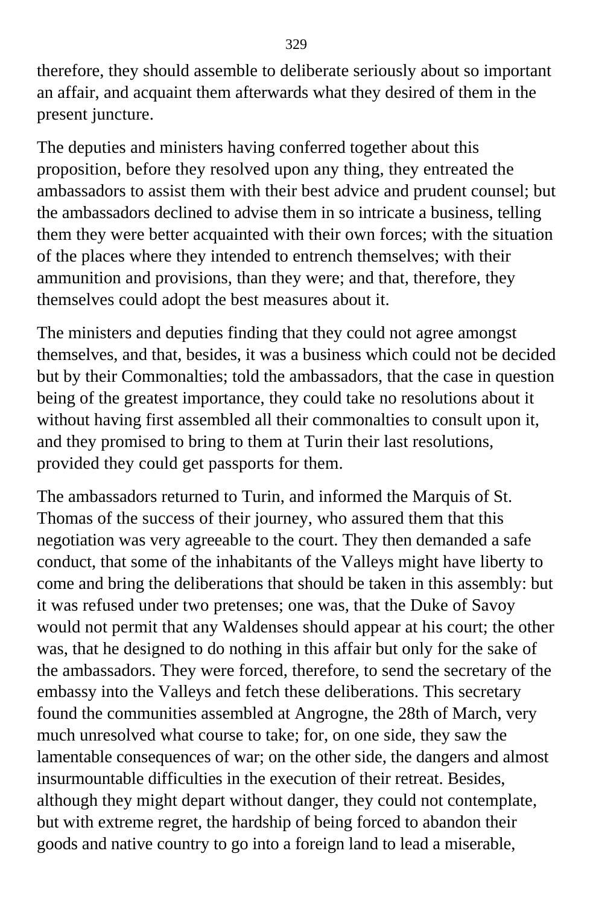therefore, they should assemble to deliberate seriously about so important an affair, and acquaint them afterwards what they desired of them in the present juncture.

The deputies and ministers having conferred together about this proposition, before they resolved upon any thing, they entreated the ambassadors to assist them with their best advice and prudent counsel; but the ambassadors declined to advise them in so intricate a business, telling them they were better acquainted with their own forces; with the situation of the places where they intended to entrench themselves; with their ammunition and provisions, than they were; and that, therefore, they themselves could adopt the best measures about it.

The ministers and deputies finding that they could not agree amongst themselves, and that, besides, it was a business which could not be decided but by their Commonalties; told the ambassadors, that the case in question being of the greatest importance, they could take no resolutions about it without having first assembled all their commonalties to consult upon it, and they promised to bring to them at Turin their last resolutions, provided they could get passports for them.

The ambassadors returned to Turin, and informed the Marquis of St. Thomas of the success of their journey, who assured them that this negotiation was very agreeable to the court. They then demanded a safe conduct, that some of the inhabitants of the Valleys might have liberty to come and bring the deliberations that should be taken in this assembly: but it was refused under two pretenses; one was, that the Duke of Savoy would not permit that any Waldenses should appear at his court; the other was, that he designed to do nothing in this affair but only for the sake of the ambassadors. They were forced, therefore, to send the secretary of the embassy into the Valleys and fetch these deliberations. This secretary found the communities assembled at Angrogne, the 28th of March, very much unresolved what course to take; for, on one side, they saw the lamentable consequences of war; on the other side, the dangers and almost insurmountable difficulties in the execution of their retreat. Besides, although they might depart without danger, they could not contemplate, but with extreme regret, the hardship of being forced to abandon their goods and native country to go into a foreign land to lead a miserable,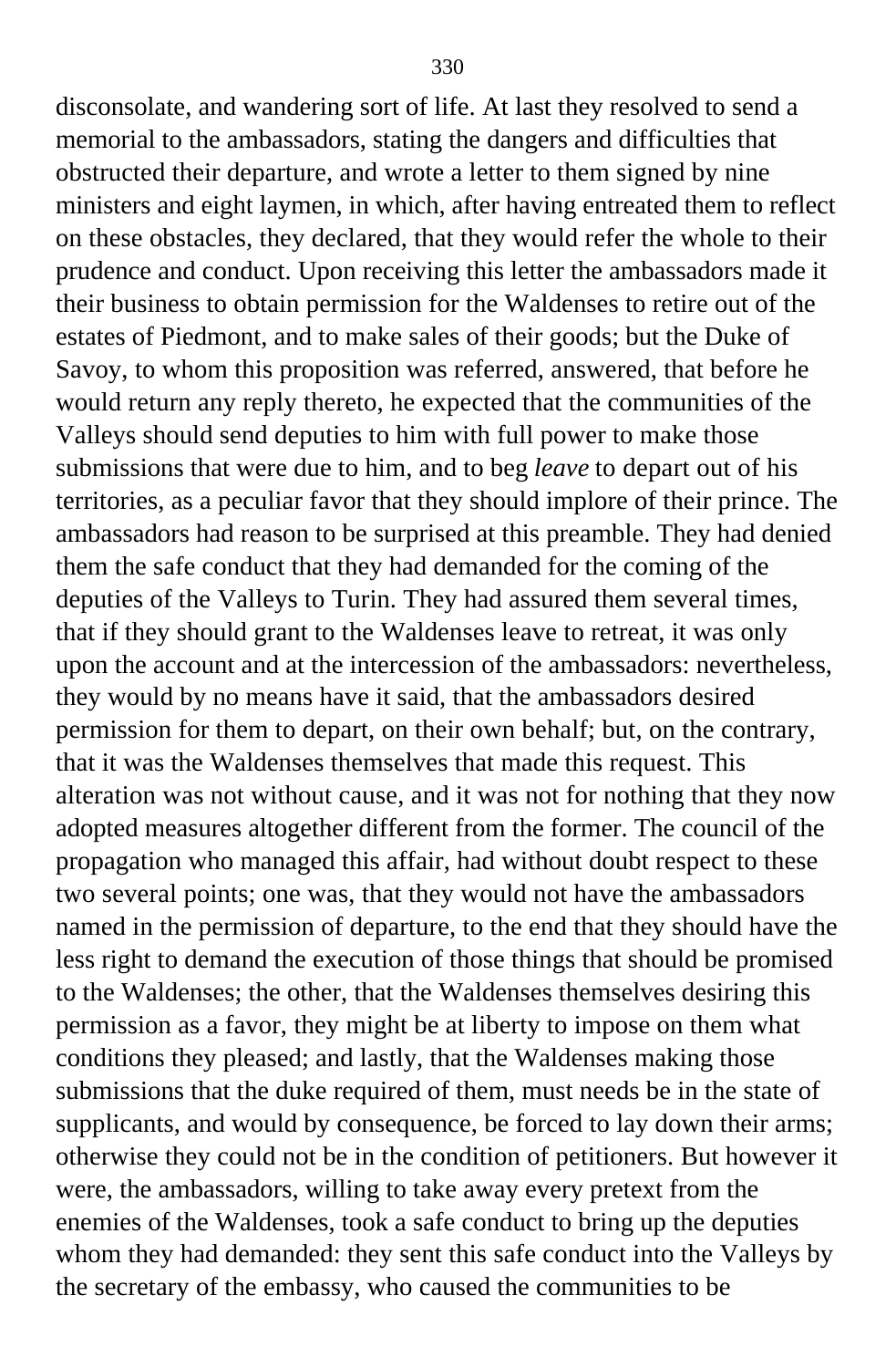disconsolate, and wandering sort of life. At last they resolved to send a memorial to the ambassadors, stating the dangers and difficulties that obstructed their departure, and wrote a letter to them signed by nine ministers and eight laymen, in which, after having entreated them to reflect on these obstacles, they declared, that they would refer the whole to their prudence and conduct. Upon receiving this letter the ambassadors made it their business to obtain permission for the Waldenses to retire out of the estates of Piedmont, and to make sales of their goods; but the Duke of Savoy, to whom this proposition was referred, answered, that before he would return any reply thereto, he expected that the communities of the Valleys should send deputies to him with full power to make those submissions that were due to him, and to beg *leave* to depart out of his territories, as a peculiar favor that they should implore of their prince. The ambassadors had reason to be surprised at this preamble. They had denied them the safe conduct that they had demanded for the coming of the deputies of the Valleys to Turin. They had assured them several times, that if they should grant to the Waldenses leave to retreat, it was only upon the account and at the intercession of the ambassadors: nevertheless, they would by no means have it said, that the ambassadors desired permission for them to depart, on their own behalf; but, on the contrary, that it was the Waldenses themselves that made this request. This alteration was not without cause, and it was not for nothing that they now adopted measures altogether different from the former. The council of the propagation who managed this affair, had without doubt respect to these two several points; one was, that they would not have the ambassadors named in the permission of departure, to the end that they should have the less right to demand the execution of those things that should be promised to the Waldenses; the other, that the Waldenses themselves desiring this permission as a favor, they might be at liberty to impose on them what conditions they pleased; and lastly, that the Waldenses making those submissions that the duke required of them, must needs be in the state of supplicants, and would by consequence, be forced to lay down their arms; otherwise they could not be in the condition of petitioners. But however it were, the ambassadors, willing to take away every pretext from the enemies of the Waldenses, took a safe conduct to bring up the deputies whom they had demanded: they sent this safe conduct into the Valleys by the secretary of the embassy, who caused the communities to be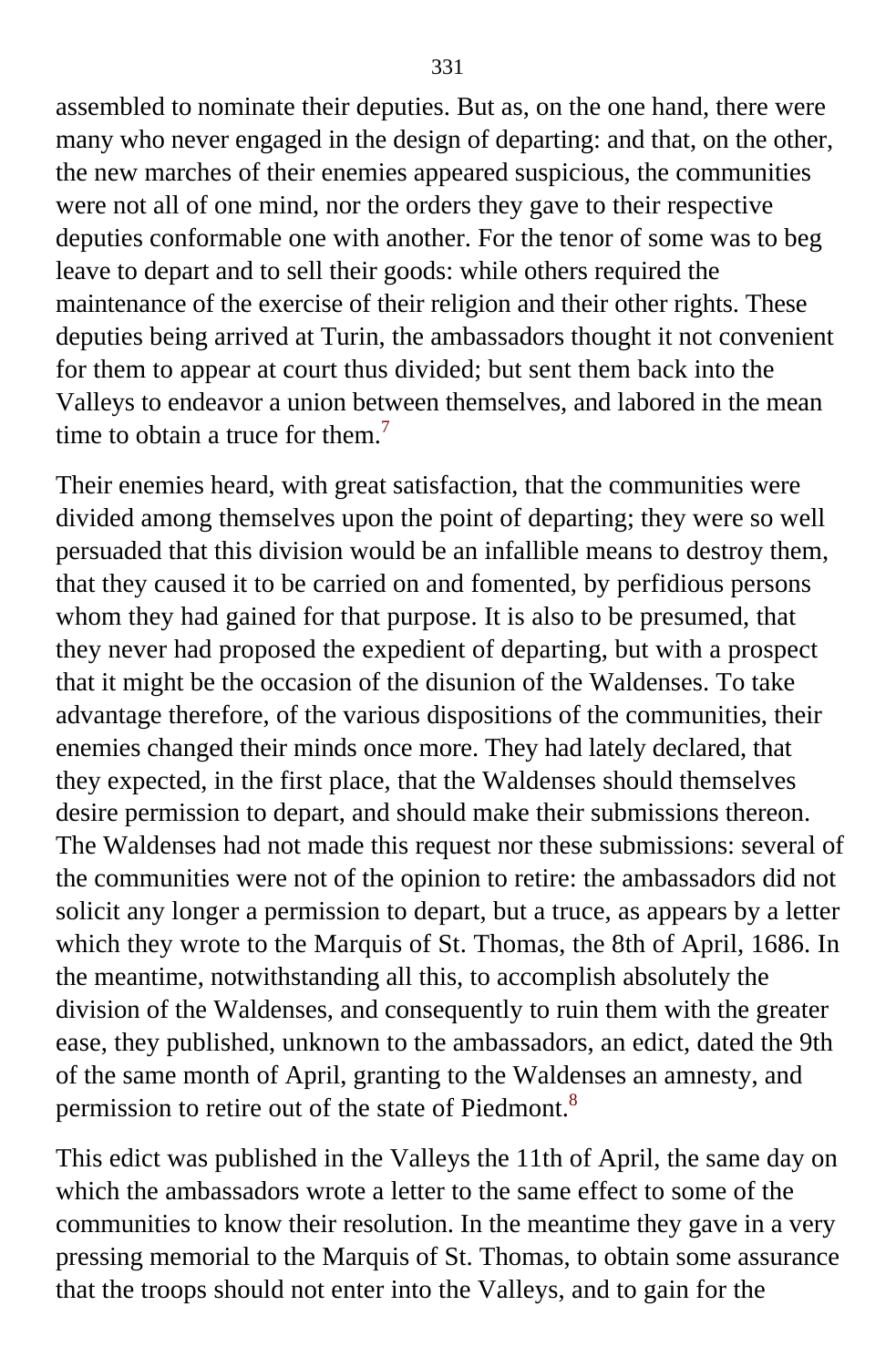assembled to nominate their deputies. But as, on the one hand, there were many who never engaged in the design of departing: and that, on the other, the new marches of their enemies appeared suspicious, the communities were not all of one mind, nor the orders they gave to their respective deputies conformable one with another. For the tenor of some was to beg leave to depart and to sell their goods: while others required the maintenance of the exercise of their religion and their other rights. These deputies being arrived at Turin, the ambassadors thought it not convenient for them to appear at court thus divided; but sent them back into the Valleys to endeavor a union between themselves, and labored in the mean time to obtain a truce for them.[7]

Their enemies heard, with great satisfaction, that the communities were divided among themselves upon the point of departing; they were so well persuaded that this division would be an infallible means to destroy them, that they caused it to be carried on and fomented, by perfidious persons whom they had gained for that purpose. It is also to be presumed, that they never had proposed the expedient of departing, but with a prospect that it might be the occasion of the disunion of the Waldenses. To take advantage therefore, of the various dispositions of the communities, their enemies changed their minds once more. They had lately declared, that they expected, in the first place, that the Waldenses should themselves desire permission to depart, and should make their submissions thereon. The Waldenses had not made this request nor these submissions: several of the communities were not of the opinion to retire: the ambassadors did not solicit any longer a permission to depart, but a truce, as appears by a letter which they wrote to the Marquis of St. Thomas, the 8th of April, 1686. In the meantime, notwithstanding all this, to accomplish absolutely the division of the Waldenses, and consequently to ruin them with the greater ease, they published, unknown to the ambassadors, an edict, dated the 9th of the same month of April, granting to the Waldenses an amnesty, and permission to retire out of the state of Piedmont.[8]

This edict was published in the Valleys the 11th of April, the same day on which the ambassadors wrote a letter to the same effect to some of the communities to know their resolution. In the meantime they gave in a very pressing memorial to the Marquis of St. Thomas, to obtain some assurance that the troops should not enter into the Valleys, and to gain for the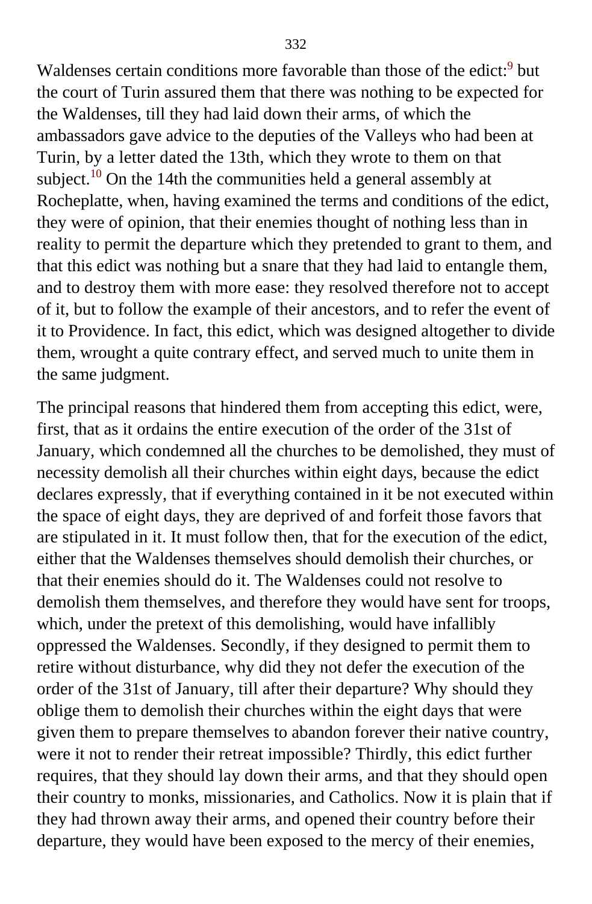Waldenses certain conditions more favorable than those of the edict:[9] but the court of Turin assured them that there was nothing to be expected for the Waldenses, till they had laid down their arms, of which the ambassadors gave advice to the deputies of the Valleys who had been at Turin, by a letter dated the 13th, which they wrote to them on that subject.[10] On the 14th the communities held a general assembly at Rocheplatte, when, having examined the terms and conditions of the edict, they were of opinion, that their enemies thought of nothing less than in reality to permit the departure which they pretended to grant to them, and that this edict was nothing but a snare that they had laid to entangle them, and to destroy them with more ease: they resolved therefore not to accept of it, but to follow the example of their ancestors, and to refer the event of it to Providence. In fact, this edict, which was designed altogether to divide them, wrought a quite contrary effect, and served much to unite them in the same judgment.

The principal reasons that hindered them from accepting this edict, were, first, that as it ordains the entire execution of the order of the 31st of January, which condemned all the churches to be demolished, they must of necessity demolish all their churches within eight days, because the edict declares expressly, that if everything contained in it be not executed within the space of eight days, they are deprived of and forfeit those favors that are stipulated in it. It must follow then, that for the execution of the edict, either that the Waldenses themselves should demolish their churches, or that their enemies should do it. The Waldenses could not resolve to demolish them themselves, and therefore they would have sent for troops, which, under the pretext of this demolishing, would have infallibly oppressed the Waldenses. Secondly, if they designed to permit them to retire without disturbance, why did they not defer the execution of the order of the 31st of January, till after their departure? Why should they oblige them to demolish their churches within the eight days that were given them to prepare themselves to abandon forever their native country, were it not to render their retreat impossible? Thirdly, this edict further requires, that they should lay down their arms, and that they should open their country to monks, missionaries, and Catholics. Now it is plain that if they had thrown away their arms, and opened their country before their departure, they would have been exposed to the mercy of their enemies,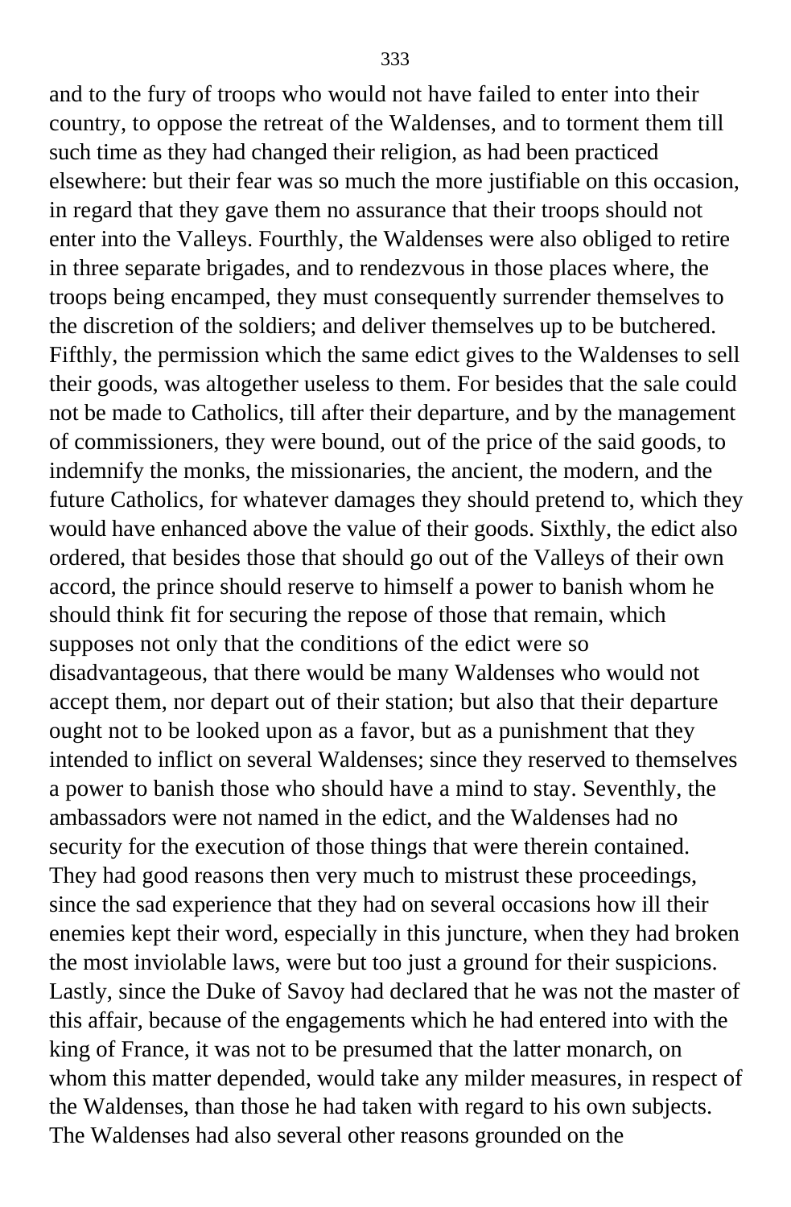and to the fury of troops who would not have failed to enter into their country, to oppose the retreat of the Waldenses, and to torment them till such time as they had changed their religion, as had been practiced elsewhere: but their fear was so much the more justifiable on this occasion, in regard that they gave them no assurance that their troops should not enter into the Valleys. Fourthly, the Waldenses were also obliged to retire in three separate brigades, and to rendezvous in those places where, the troops being encamped, they must consequently surrender themselves to the discretion of the soldiers; and deliver themselves up to be butchered. Fifthly, the permission which the same edict gives to the Waldenses to sell their goods, was altogether useless to them. For besides that the sale could not be made to Catholics, till after their departure, and by the management of commissioners, they were bound, out of the price of the said goods, to indemnify the monks, the missionaries, the ancient, the modern, and the future Catholics, for whatever damages they should pretend to, which they would have enhanced above the value of their goods. Sixthly, the edict also ordered, that besides those that should go out of the Valleys of their own accord, the prince should reserve to himself a power to banish whom he should think fit for securing the repose of those that remain, which supposes not only that the conditions of the edict were so disadvantageous, that there would be many Waldenses who would not accept them, nor depart out of their station; but also that their departure ought not to be looked upon as a favor, but as a punishment that they intended to inflict on several Waldenses; since they reserved to themselves a power to banish those who should have a mind to stay. Seventhly, the ambassadors were not named in the edict, and the Waldenses had no security for the execution of those things that were therein contained. They had good reasons then very much to mistrust these proceedings, since the sad experience that they had on several occasions how ill their enemies kept their word, especially in this juncture, when they had broken the most inviolable laws, were but too just a ground for their suspicions. Lastly, since the Duke of Savoy had declared that he was not the master of this affair, because of the engagements which he had entered into with the king of France, it was not to be presumed that the latter monarch, on whom this matter depended, would take any milder measures, in respect of the Waldenses, than those he had taken with regard to his own subjects. The Waldenses had also several other reasons grounded on the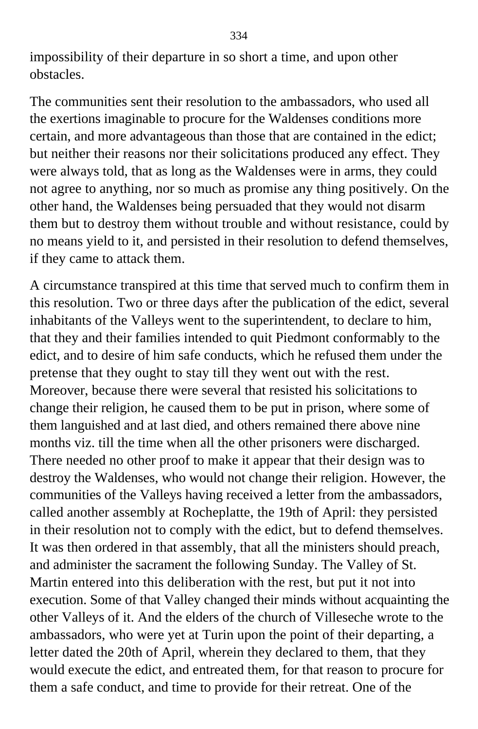impossibility of their departure in so short a time, and upon other obstacles.

The communities sent their resolution to the ambassadors, who used all the exertions imaginable to procure for the Waldenses conditions more certain, and more advantageous than those that are contained in the edict; but neither their reasons nor their solicitations produced any effect. They were always told, that as long as the Waldenses were in arms, they could not agree to anything, nor so much as promise any thing positively. On the other hand, the Waldenses being persuaded that they would not disarm them but to destroy them without trouble and without resistance, could by no means yield to it, and persisted in their resolution to defend themselves, if they came to attack them.

A circumstance transpired at this time that served much to confirm them in this resolution. Two or three days after the publication of the edict, several inhabitants of the Valleys went to the superintendent, to declare to him, that they and their families intended to quit Piedmont conformably to the edict, and to desire of him safe conducts, which he refused them under the pretense that they ought to stay till they went out with the rest. Moreover, because there were several that resisted his solicitations to change their religion, he caused them to be put in prison, where some of them languished and at last died, and others remained there above nine months viz. till the time when all the other prisoners were discharged. There needed no other proof to make it appear that their design was to destroy the Waldenses, who would not change their religion. However, the communities of the Valleys having received a letter from the ambassadors, called another assembly at Rocheplatte, the 19th of April: they persisted in their resolution not to comply with the edict, but to defend themselves. It was then ordered in that assembly, that all the ministers should preach, and administer the sacrament the following Sunday. The Valley of St. Martin entered into this deliberation with the rest, but put it not into execution. Some of that Valley changed their minds without acquainting the other Valleys of it. And the elders of the church of Villeseche wrote to the ambassadors, who were yet at Turin upon the point of their departing, a letter dated the 20th of April, wherein they declared to them, that they would execute the edict, and entreated them, for that reason to procure for them a safe conduct, and time to provide for their retreat. One of the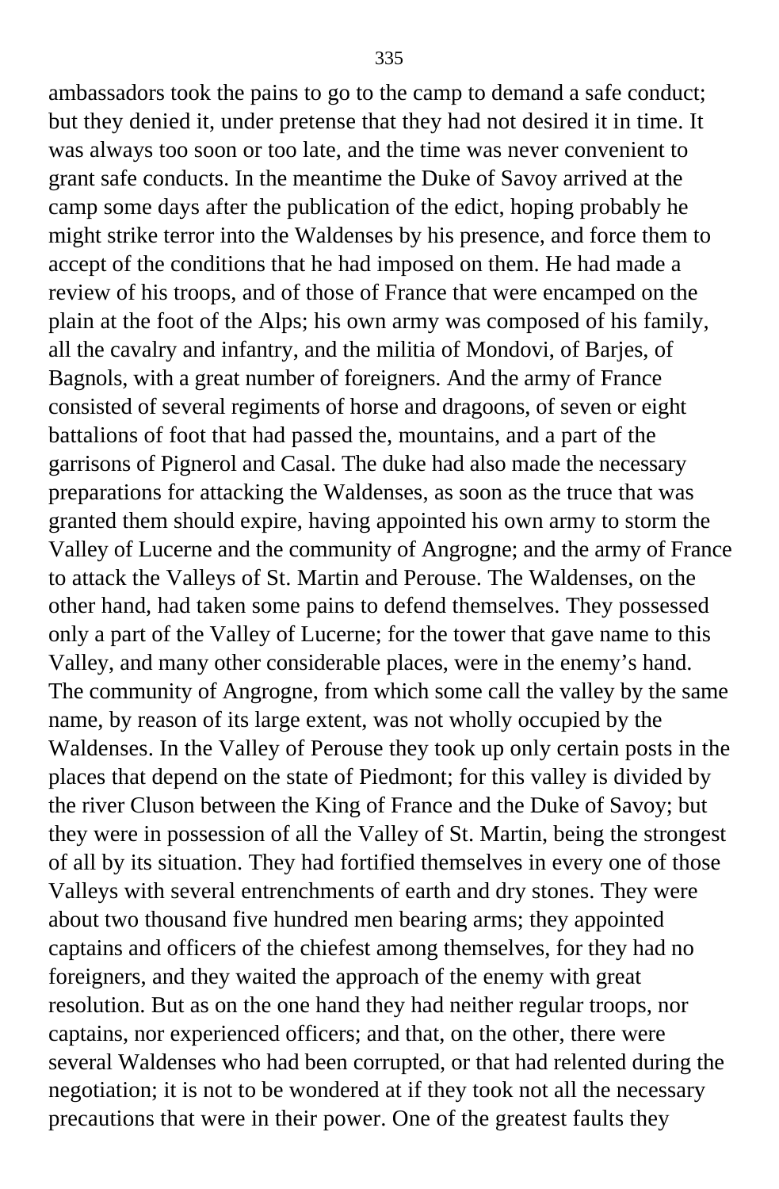ambassadors took the pains to go to the camp to demand a safe conduct; but they denied it, under pretense that they had not desired it in time. It was always too soon or too late, and the time was never convenient to grant safe conducts. In the meantime the Duke of Savoy arrived at the camp some days after the publication of the edict, hoping probably he might strike terror into the Waldenses by his presence, and force them to accept of the conditions that he had imposed on them. He had made a review of his troops, and of those of France that were encamped on the plain at the foot of the Alps; his own army was composed of his family, all the cavalry and infantry, and the militia of Mondovi, of Barjes, of Bagnols, with a great number of foreigners. And the army of France consisted of several regiments of horse and dragoons, of seven or eight battalions of foot that had passed the, mountains, and a part of the garrisons of Pignerol and Casal. The duke had also made the necessary preparations for attacking the Waldenses, as soon as the truce that was granted them should expire, having appointed his own army to storm the Valley of Lucerne and the community of Angrogne; and the army of France to attack the Valleys of St. Martin and Perouse. The Waldenses, on the other hand, had taken some pains to defend themselves. They possessed only a part of the Valley of Lucerne; for the tower that gave name to this Valley, and many other considerable places, were in the enemy's hand. The community of Angrogne, from which some call the valley by the same name, by reason of its large extent, was not wholly occupied by the Waldenses. In the Valley of Perouse they took up only certain posts in the places that depend on the state of Piedmont; for this valley is divided by the river Cluson between the King of France and the Duke of Savoy; but they were in possession of all the Valley of St. Martin, being the strongest of all by its situation. They had fortified themselves in every one of those Valleys with several entrenchments of earth and dry stones. They were about two thousand five hundred men bearing arms; they appointed captains and officers of the chiefest among themselves, for they had no foreigners, and they waited the approach of the enemy with great resolution. But as on the one hand they had neither regular troops, nor captains, nor experienced officers; and that, on the other, there were several Waldenses who had been corrupted, or that had relented during the negotiation; it is not to be wondered at if they took not all the necessary precautions that were in their power. One of the greatest faults they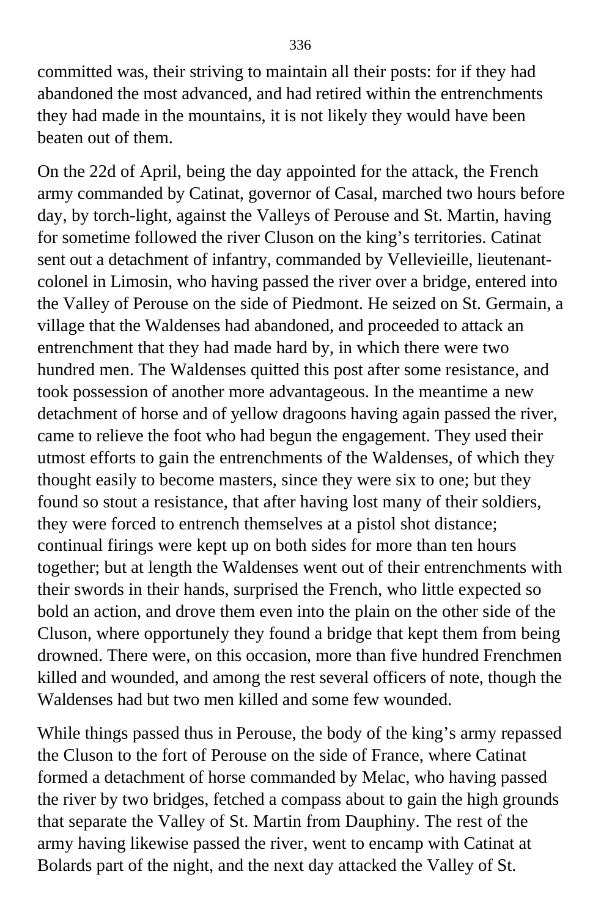committed was, their striving to maintain all their posts: for if they had abandoned the most advanced, and had retired within the entrenchments they had made in the mountains, it is not likely they would have been beaten out of them.

On the 22d of April, being the day appointed for the attack, the French army commanded by Catinat, governor of Casal, marched two hours before day, by torch-light, against the Valleys of Perouse and St. Martin, having for sometime followed the river Cluson on the king's territories. Catinat sent out a detachment of infantry, commanded by Vellevieille, lieutenant-colonel in Limosin, who having passed the river over a bridge, entered into the Valley of Perouse on the side of Piedmont. He seized on St. Germain, a village that the Waldenses had abandoned, and proceeded to attack an entrenchment that they had made hard by, in which there were two hundred men. The Waldenses quitted this post after some resistance, and took possession of another more advantageous. In the meantime a new detachment of horse and of yellow dragoons having again passed the river, came to relieve the foot who had begun the engagement. They used their utmost efforts to gain the entrenchments of the Waldenses, of which they thought easily to become masters, since they were six to one; but they found so stout a resistance, that after having lost many of their soldiers, they were forced to entrench themselves at a pistol shot distance; continual firings were kept up on both sides for more than ten hours together; but at length the Waldenses went out of their entrenchments with their swords in their hands, surprised the French, who little expected so bold an action, and drove them even into the plain on the other side of the Cluson, where opportunely they found a bridge that kept them from being drowned. There were, on this occasion, more than five hundred Frenchmen killed and wounded, and among the rest several officers of note, though the Waldenses had but two men killed and some few wounded.

While things passed thus in Perouse, the body of the king's army repassed the Cluson to the fort of Perouse on the side of France, where Catinat formed a detachment of horse commanded by Melac, who having passed the river by two bridges, fetched a compass about to gain the high grounds that separate the Valley of St. Martin from Dauphiny. The rest of the army having likewise passed the river, went to encamp with Catinat at Bolards part of the night, and the next day attacked the Valley of St.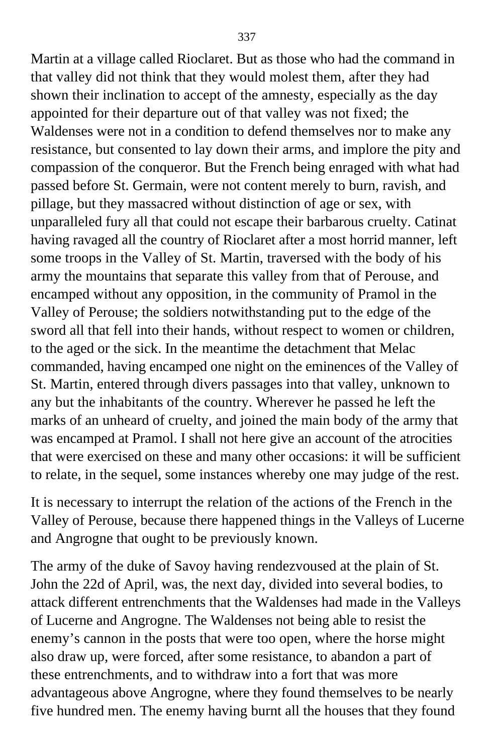Martin at a village called Rioclaret. But as those who had the command in that valley did not think that they would molest them, after they had shown their inclination to accept of the amnesty, especially as the day appointed for their departure out of that valley was not fixed; the Waldenses were not in a condition to defend themselves nor to make any resistance, but consented to lay down their arms, and implore the pity and compassion of the conqueror. But the French being enraged with what had passed before St. Germain, were not content merely to burn, ravish, and pillage, but they massacred without distinction of age or sex, with unparalleled fury all that could not escape their barbarous cruelty. Catinat having ravaged all the country of Rioclaret after a most horrid manner, left some troops in the Valley of St. Martin, traversed with the body of his army the mountains that separate this valley from that of Perouse, and encamped without any opposition, in the community of Pramol in the Valley of Perouse; the soldiers notwithstanding put to the edge of the sword all that fell into their hands, without respect to women or children, to the aged or the sick. In the meantime the detachment that Melac commanded, having encamped one night on the eminences of the Valley of St. Martin, entered through divers passages into that valley, unknown to any but the inhabitants of the country. Wherever he passed he left the marks of an unheard of cruelty, and joined the main body of the army that was encamped at Pramol. I shall not here give an account of the atrocities that were exercised on these and many other occasions: it will be sufficient to relate, in the sequel, some instances whereby one may judge of the rest.

It is necessary to interrupt the relation of the actions of the French in the Valley of Perouse, because there happened things in the Valleys of Lucerne and Angrogne that ought to be previously known.

The army of the duke of Savoy having rendezvoused at the plain of St. John the 22d of April, was, the next day, divided into several bodies, to attack different entrenchments that the Waldenses had made in the Valleys of Lucerne and Angrogne. The Waldenses not being able to resist the enemy's cannon in the posts that were too open, where the horse might also draw up, were forced, after some resistance, to abandon a part of these entrenchments, and to withdraw into a fort that was more advantageous above Angrogne, where they found themselves to be nearly five hundred men. The enemy having burnt all the houses that they found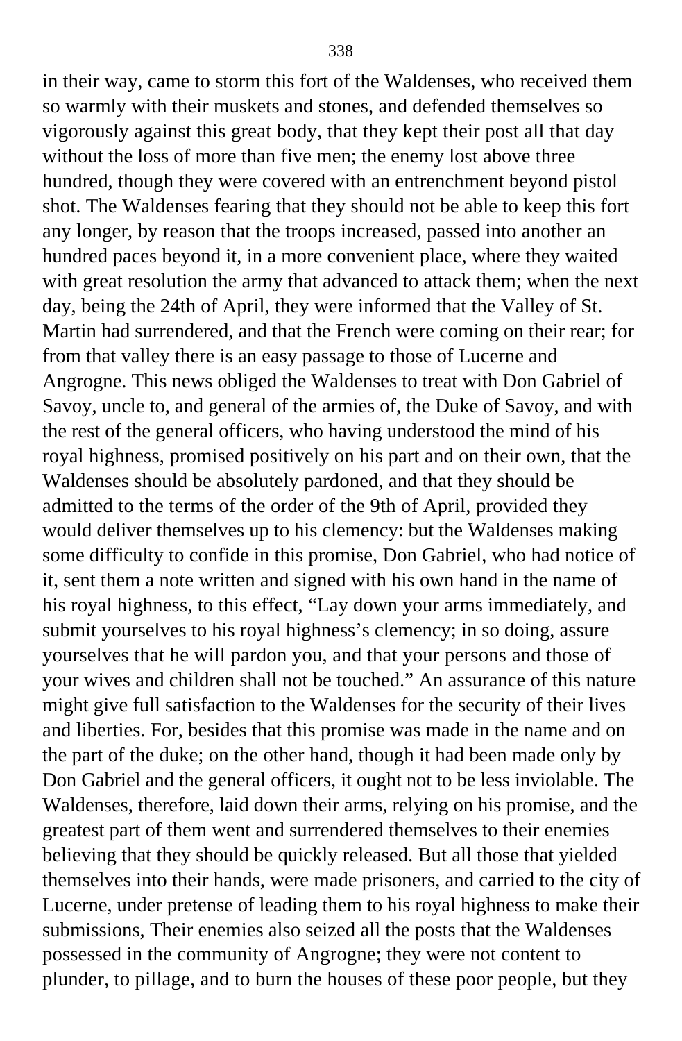in their way, came to storm this fort of the Waldenses, who received them so warmly with their muskets and stones, and defended themselves so vigorously against this great body, that they kept their post all that day without the loss of more than five men; the enemy lost above three hundred, though they were covered with an entrenchment beyond pistol shot. The Waldenses fearing that they should not be able to keep this fort any longer, by reason that the troops increased, passed into another an hundred paces beyond it, in a more convenient place, where they waited with great resolution the army that advanced to attack them; when the next day, being the 24th of April, they were informed that the Valley of St. Martin had surrendered, and that the French were coming on their rear; for from that valley there is an easy passage to those of Lucerne and Angrogne. This news obliged the Waldenses to treat with Don Gabriel of Savoy, uncle to, and general of the armies of, the Duke of Savoy, and with the rest of the general officers, who having understood the mind of his royal highness, promised positively on his part and on their own, that the Waldenses should be absolutely pardoned, and that they should be admitted to the terms of the order of the 9th of April, provided they would deliver themselves up to his clemency: but the Waldenses making some difficulty to confide in this promise, Don Gabriel, who had notice of it, sent them a note written and signed with his own hand in the name of his royal highness, to this effect, "Lay down your arms immediately, and submit yourselves to his royal highness's clemency; in so doing, assure yourselves that he will pardon you, and that your persons and those of your wives and children shall not be touched." An assurance of this nature might give full satisfaction to the Waldenses for the security of their lives and liberties. For, besides that this promise was made in the name and on the part of the duke; on the other hand, though it had been made only by Don Gabriel and the general officers, it ought not to be less inviolable. The Waldenses, therefore, laid down their arms, relying on his promise, and the greatest part of them went and surrendered themselves to their enemies believing that they should be quickly released. But all those that yielded themselves into their hands, were made prisoners, and carried to the city of Lucerne, under pretense of leading them to his royal highness to make their submissions, Their enemies also seized all the posts that the Waldenses possessed in the community of Angrogne; they were not content to plunder, to pillage, and to burn the houses of these poor people, but they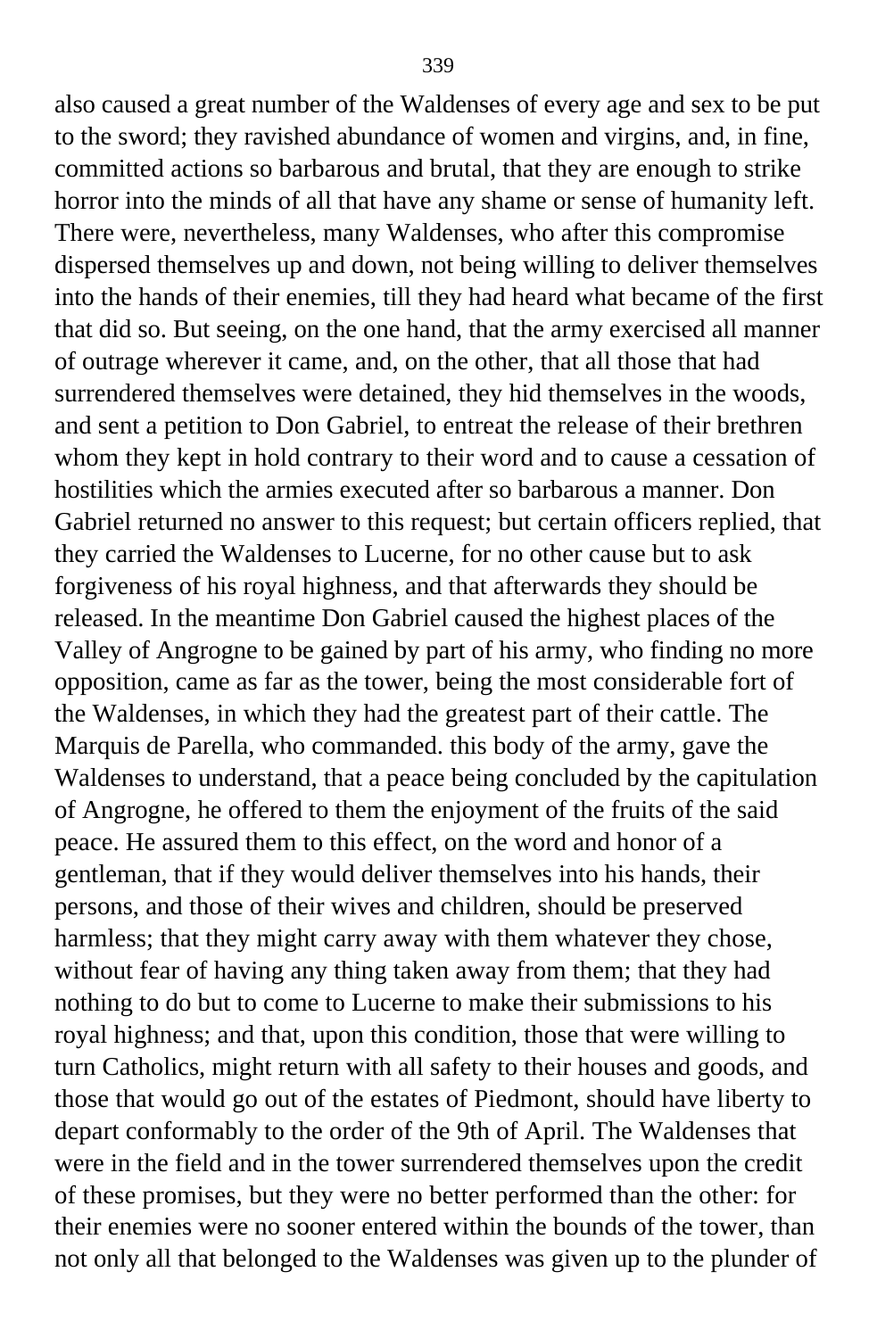also caused a great number of the Waldenses of every age and sex to be put to the sword; they ravished abundance of women and virgins, and, in fine, committed actions so barbarous and brutal, that they are enough to strike horror into the minds of all that have any shame or sense of humanity left. There were, nevertheless, many Waldenses, who after this compromise dispersed themselves up and down, not being willing to deliver themselves into the hands of their enemies, till they had heard what became of the first that did so. But seeing, on the one hand, that the army exercised all manner of outrage wherever it came, and, on the other, that all those that had surrendered themselves were detained, they hid themselves in the woods, and sent a petition to Don Gabriel, to entreat the release of their brethren whom they kept in hold contrary to their word and to cause a cessation of hostilities which the armies executed after so barbarous a manner. Don Gabriel returned no answer to this request; but certain officers replied, that they carried the Waldenses to Lucerne, for no other cause but to ask forgiveness of his royal highness, and that afterwards they should be released. In the meantime Don Gabriel caused the highest places of the Valley of Angrogne to be gained by part of his army, who finding no more opposition, came as far as the tower, being the most considerable fort of the Waldenses, in which they had the greatest part of their cattle. The Marquis de Parella, who commanded. this body of the army, gave the Waldenses to understand, that a peace being concluded by the capitulation of Angrogne, he offered to them the enjoyment of the fruits of the said peace. He assured them to this effect, on the word and honor of a gentleman, that if they would deliver themselves into his hands, their persons, and those of their wives and children, should be preserved harmless; that they might carry away with them whatever they chose, without fear of having any thing taken away from them; that they had nothing to do but to come to Lucerne to make their submissions to his royal highness; and that, upon this condition, those that were willing to turn Catholics, might return with all safety to their houses and goods, and those that would go out of the estates of Piedmont, should have liberty to depart conformably to the order of the 9th of April. The Waldenses that were in the field and in the tower surrendered themselves upon the credit of these promises, but they were no better performed than the other: for their enemies were no sooner entered within the bounds of the tower, than not only all that belonged to the Waldenses was given up to the plunder of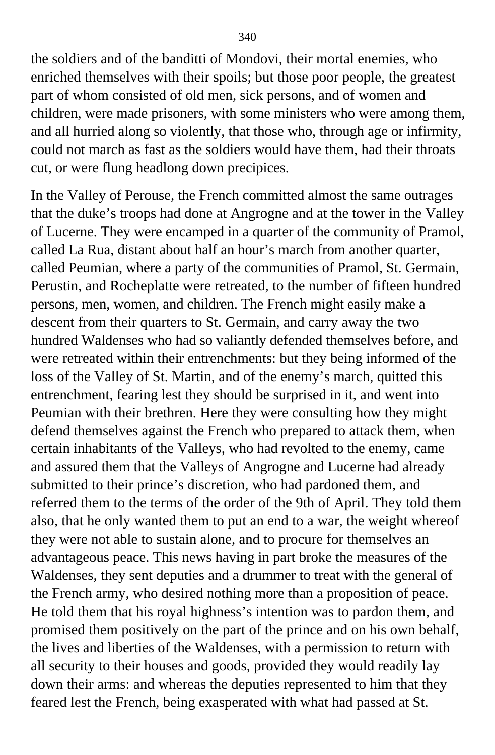the soldiers and of the banditti of Mondovi, their mortal enemies, who enriched themselves with their spoils; but those poor people, the greatest part of whom consisted of old men, sick persons, and of women and children, were made prisoners, with some ministers who were among them, and all hurried along so violently, that those who, through age or infirmity, could not march as fast as the soldiers would have them, had their throats cut, or were flung headlong down precipices.

In the Valley of Perouse, the French committed almost the same outrages that the duke's troops had done at Angrogne and at the tower in the Valley of Lucerne. They were encamped in a quarter of the community of Pramol, called La Rua, distant about half an hour's march from another quarter, called Peumian, where a party of the communities of Pramol, St. Germain, Perustin, and Rocheplatte were retreated, to the number of fifteen hundred persons, men, women, and children. The French might easily make a descent from their quarters to St. Germain, and carry away the two hundred Waldenses who had so valiantly defended themselves before, and were retreated within their entrenchments: but they being informed of the loss of the Valley of St. Martin, and of the enemy's march, quitted this entrenchment, fearing lest they should be surprised in it, and went into Peumian with their brethren. Here they were consulting how they might defend themselves against the French who prepared to attack them, when certain inhabitants of the Valleys, who had revolted to the enemy, came and assured them that the Valleys of Angrogne and Lucerne had already submitted to their prince's discretion, who had pardoned them, and referred them to the terms of the order of the 9th of April. They told them also, that he only wanted them to put an end to a war, the weight whereof they were not able to sustain alone, and to procure for themselves an advantageous peace. This news having in part broke the measures of the Waldenses, they sent deputies and a drummer to treat with the general of the French army, who desired nothing more than a proposition of peace. He told them that his royal highness's intention was to pardon them, and promised them positively on the part of the prince and on his own behalf, the lives and liberties of the Waldenses, with a permission to return with all security to their houses and goods, provided they would readily lay down their arms: and whereas the deputies represented to him that they feared lest the French, being exasperated with what had passed at St.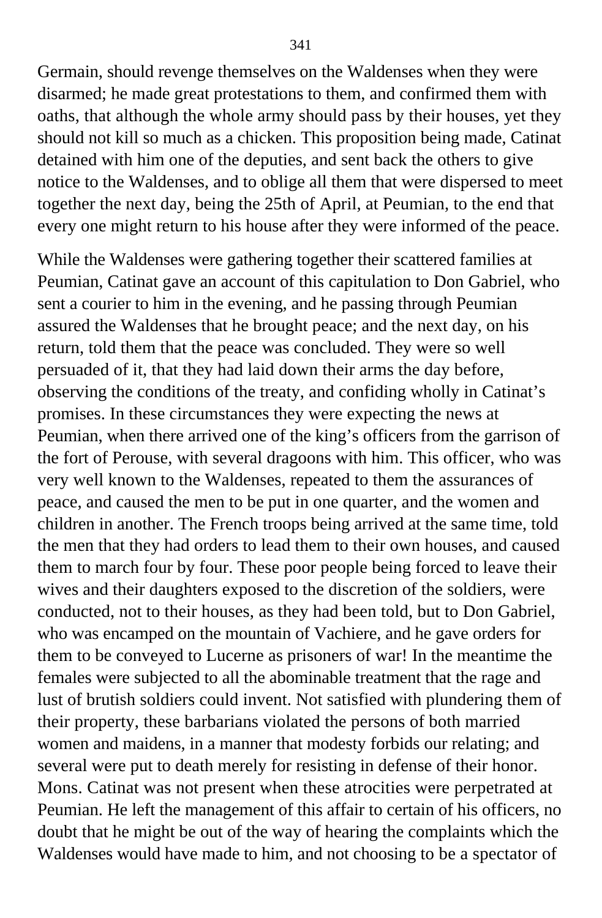Germain, should revenge themselves on the Waldenses when they were disarmed; he made great protestations to them, and confirmed them with oaths, that although the whole army should pass by their houses, yet they should not kill so much as a chicken. This proposition being made, Catinat detained with him one of the deputies, and sent back the others to give notice to the Waldenses, and to oblige all them that were dispersed to meet together the next day, being the 25th of April, at Peumian, to the end that every one might return to his house after they were informed of the peace.

While the Waldenses were gathering together their scattered families at Peumian, Catinat gave an account of this capitulation to Don Gabriel, who sent a courier to him in the evening, and he passing through Peumian assured the Waldenses that he brought peace; and the next day, on his return, told them that the peace was concluded. They were so well persuaded of it, that they had laid down their arms the day before, observing the conditions of the treaty, and confiding wholly in Catinat's promises. In these circumstances they were expecting the news at Peumian, when there arrived one of the king's officers from the garrison of the fort of Perouse, with several dragoons with him. This officer, who was very well known to the Waldenses, repeated to them the assurances of peace, and caused the men to be put in one quarter, and the women and children in another. The French troops being arrived at the same time, told the men that they had orders to lead them to their own houses, and caused them to march four by four. These poor people being forced to leave their wives and their daughters exposed to the discretion of the soldiers, were conducted, not to their houses, as they had been told, but to Don Gabriel, who was encamped on the mountain of Vachiere, and he gave orders for them to be conveyed to Lucerne as prisoners of war! In the meantime the females were subjected to all the abominable treatment that the rage and lust of brutish soldiers could invent. Not satisfied with plundering them of their property, these barbarians violated the persons of both married women and maidens, in a manner that modesty forbids our relating; and several were put to death merely for resisting in defense of their honor. Mons. Catinat was not present when these atrocities were perpetrated at Peumian. He left the management of this affair to certain of his officers, no doubt that he might be out of the way of hearing the complaints which the Waldenses would have made to him, and not choosing to be a spectator of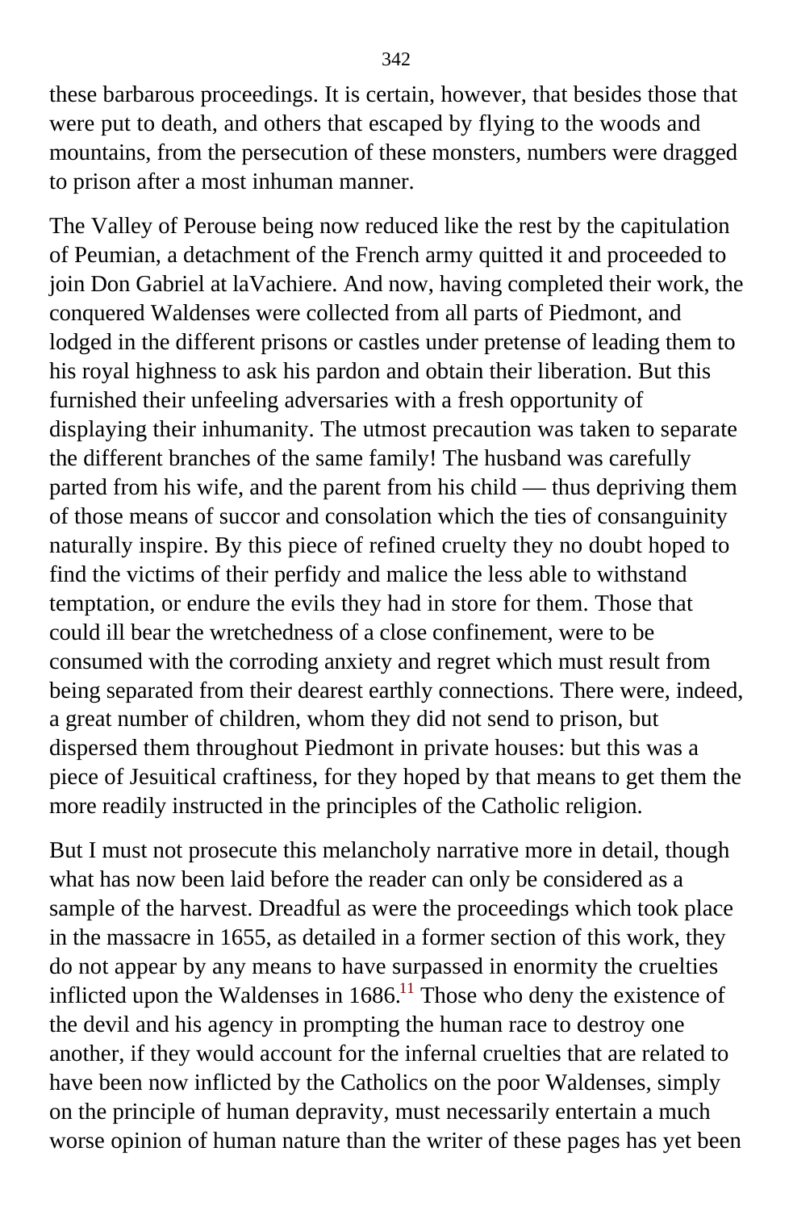these barbarous proceedings. It is certain, however, that besides those that were put to death, and others that escaped by flying to the woods and mountains, from the persecution of these monsters, numbers were dragged to prison after a most inhuman manner.

The Valley of Perouse being now reduced like the rest by the capitulation of Peumian, a detachment of the French army quitted it and proceeded to join Don Gabriel at laVachiere. And now, having completed their work, the conquered Waldenses were collected from all parts of Piedmont, and lodged in the different prisons or castles under pretense of leading them to his royal highness to ask his pardon and obtain their liberation. But this furnished their unfeeling adversaries with a fresh opportunity of displaying their inhumanity. The utmost precaution was taken to separate the different branches of the same family! The husband was carefully parted from his wife, and the parent from his child — thus depriving them of those means of succor and consolation which the ties of consanguinity naturally inspire. By this piece of refined cruelty they no doubt hoped to find the victims of their perfidy and malice the less able to withstand temptation, or endure the evils they had in store for them. Those that could ill bear the wretchedness of a close confinement, were to be consumed with the corroding anxiety and regret which must result from being separated from their dearest earthly connections. There were, indeed, a great number of children, whom they did not send to prison, but dispersed them throughout Piedmont in private houses: but this was a piece of Jesuitical craftiness, for they hoped by that means to get them the more readily instructed in the principles of the Catholic religion.

But I must not prosecute this melancholy narrative more in detail, though what has now been laid before the reader can only be considered as a sample of the harvest. Dreadful as were the proceedings which took place in the massacre in 1655, as detailed in a former section of this work, they do not appear by any means to have surpassed in enormity the cruelties inflicted upon the Waldenses in 1686.[11] Those who deny the existence of the devil and his agency in prompting the human race to destroy one another, if they would account for the infernal cruelties that are related to have been now inflicted by the Catholics on the poor Waldenses, simply on the principle of human depravity, must necessarily entertain a much worse opinion of human nature than the writer of these pages has yet been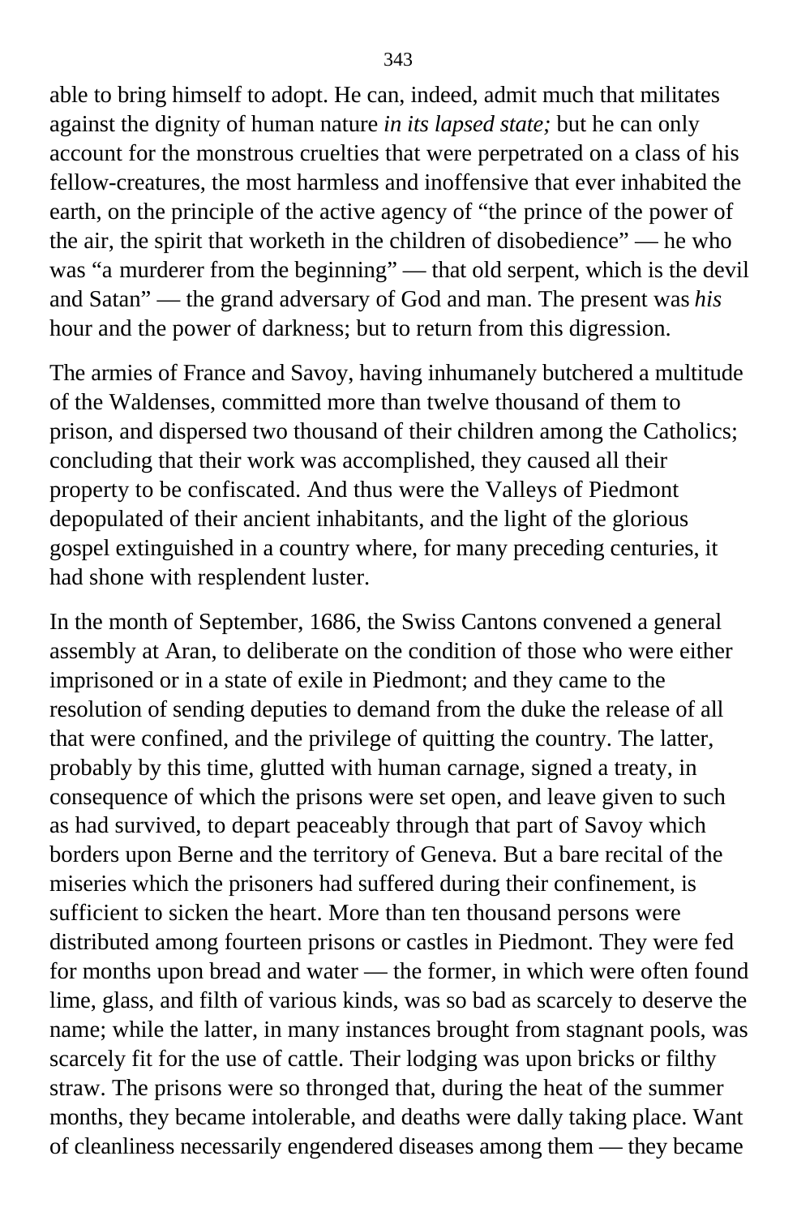able to bring himself to adopt. He can, indeed, admit much that militates against the dignity of human nature *in its lapsed state;* but he can only account for the monstrous cruelties that were perpetrated on a class of his fellow-creatures, the most harmless and inoffensive that ever inhabited the earth, on the principle of the active agency of "the prince of the power of the air, the spirit that worketh in the children of disobedience" — he who was "a murderer from the beginning" — that old serpent, which is the devil and Satan" — the grand adversary of God and man. The present was *his* hour and the power of darkness; but to return from this digression.

The armies of France and Savoy, having inhumanely butchered a multitude of the Waldenses, committed more than twelve thousand of them to prison, and dispersed two thousand of their children among the Catholics; concluding that their work was accomplished, they caused all their property to be confiscated. And thus were the Valleys of Piedmont depopulated of their ancient inhabitants, and the light of the glorious gospel extinguished in a country where, for many preceding centuries, it had shone with resplendent luster.

In the month of September, 1686, the Swiss Cantons convened a general assembly at Aran, to deliberate on the condition of those who were either imprisoned or in a state of exile in Piedmont; and they came to the resolution of sending deputies to demand from the duke the release of all that were confined, and the privilege of quitting the country. The latter, probably by this time, glutted with human carnage, signed a treaty, in consequence of which the prisons were set open, and leave given to such as had survived, to depart peaceably through that part of Savoy which borders upon Berne and the territory of Geneva. But a bare recital of the miseries which the prisoners had suffered during their confinement, is sufficient to sicken the heart. More than ten thousand persons were distributed among fourteen prisons or castles in Piedmont. They were fed for months upon bread and water — the former, in which were often found lime, glass, and filth of various kinds, was so bad as scarcely to deserve the name; while the latter, in many instances brought from stagnant pools, was scarcely fit for the use of cattle. Their lodging was upon bricks or filthy straw. The prisons were so thronged that, during the heat of the summer months, they became intolerable, and deaths were dally taking place. Want of cleanliness necessarily engendered diseases among them — they became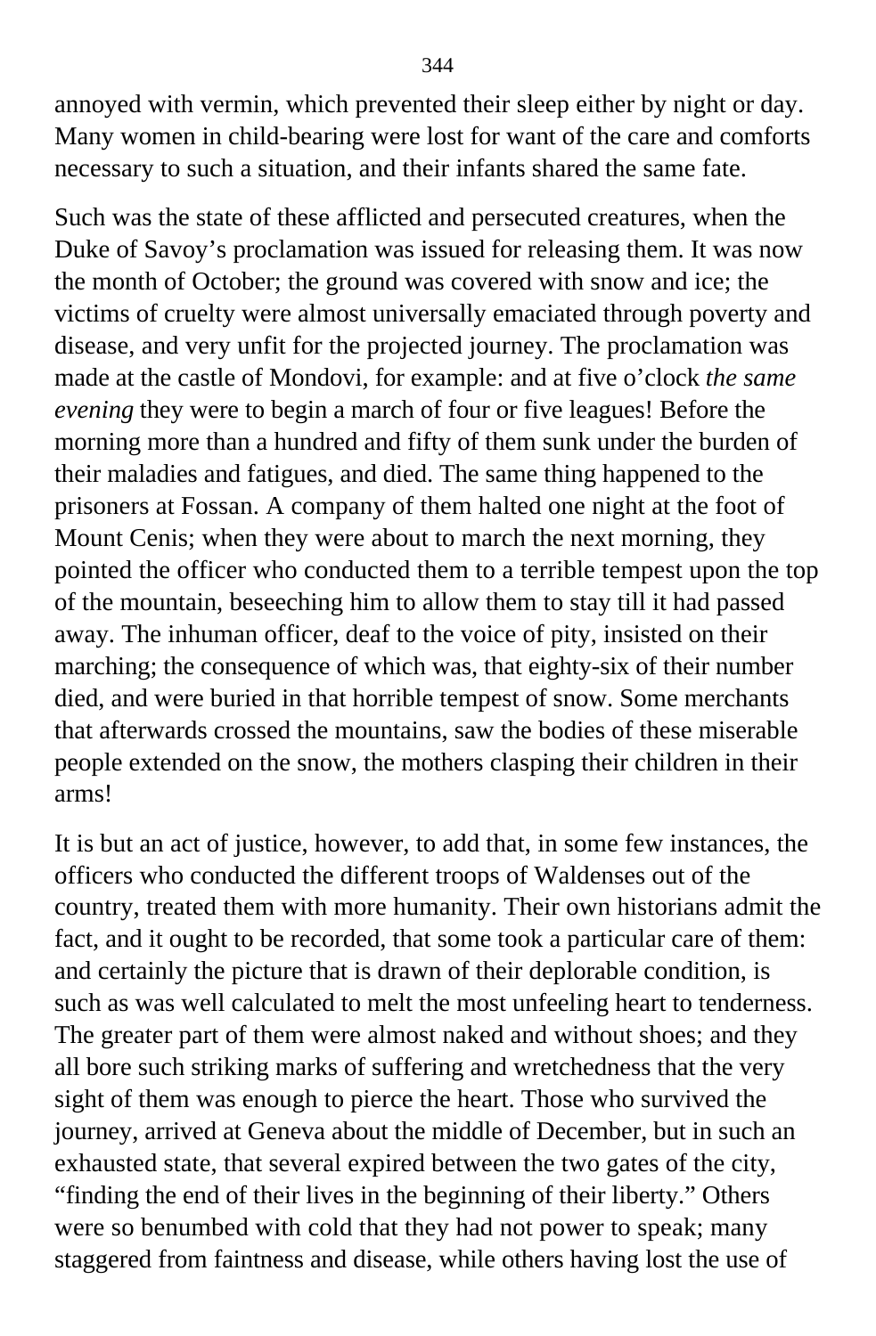annoyed with vermin, which prevented their sleep either by night or day. Many women in child-bearing were lost for want of the care and comforts necessary to such a situation, and their infants shared the same fate.

Such was the state of these afflicted and persecuted creatures, when the Duke of Savoy's proclamation was issued for releasing them. It was now the month of October; the ground was covered with snow and ice; the victims of cruelty were almost universally emaciated through poverty and disease, and very unfit for the projected journey. The proclamation was made at the castle of Mondovi, for example: and at five o'clock *the same evening* they were to begin a march of four or five leagues! Before the morning more than a hundred and fifty of them sunk under the burden of their maladies and fatigues, and died. The same thing happened to the prisoners at Fossan. A company of them halted one night at the foot of Mount Cenis; when they were about to march the next morning, they pointed the officer who conducted them to a terrible tempest upon the top of the mountain, beseeching him to allow them to stay till it had passed away. The inhuman officer, deaf to the voice of pity, insisted on their marching; the consequence of which was, that eighty-six of their number died, and were buried in that horrible tempest of snow. Some merchants that afterwards crossed the mountains, saw the bodies of these miserable people extended on the snow, the mothers clasping their children in their arms!

It is but an act of justice, however, to add that, in some few instances, the officers who conducted the different troops of Waldenses out of the country, treated them with more humanity. Their own historians admit the fact, and it ought to be recorded, that some took a particular care of them: and certainly the picture that is drawn of their deplorable condition, is such as was well calculated to melt the most unfeeling heart to tenderness. The greater part of them were almost naked and without shoes; and they all bore such striking marks of suffering and wretchedness that the very sight of them was enough to pierce the heart. Those who survived the journey, arrived at Geneva about the middle of December, but in such an exhausted state, that several expired between the two gates of the city, "finding the end of their lives in the beginning of their liberty." Others were so benumbed with cold that they had not power to speak; many staggered from faintness and disease, while others having lost the use of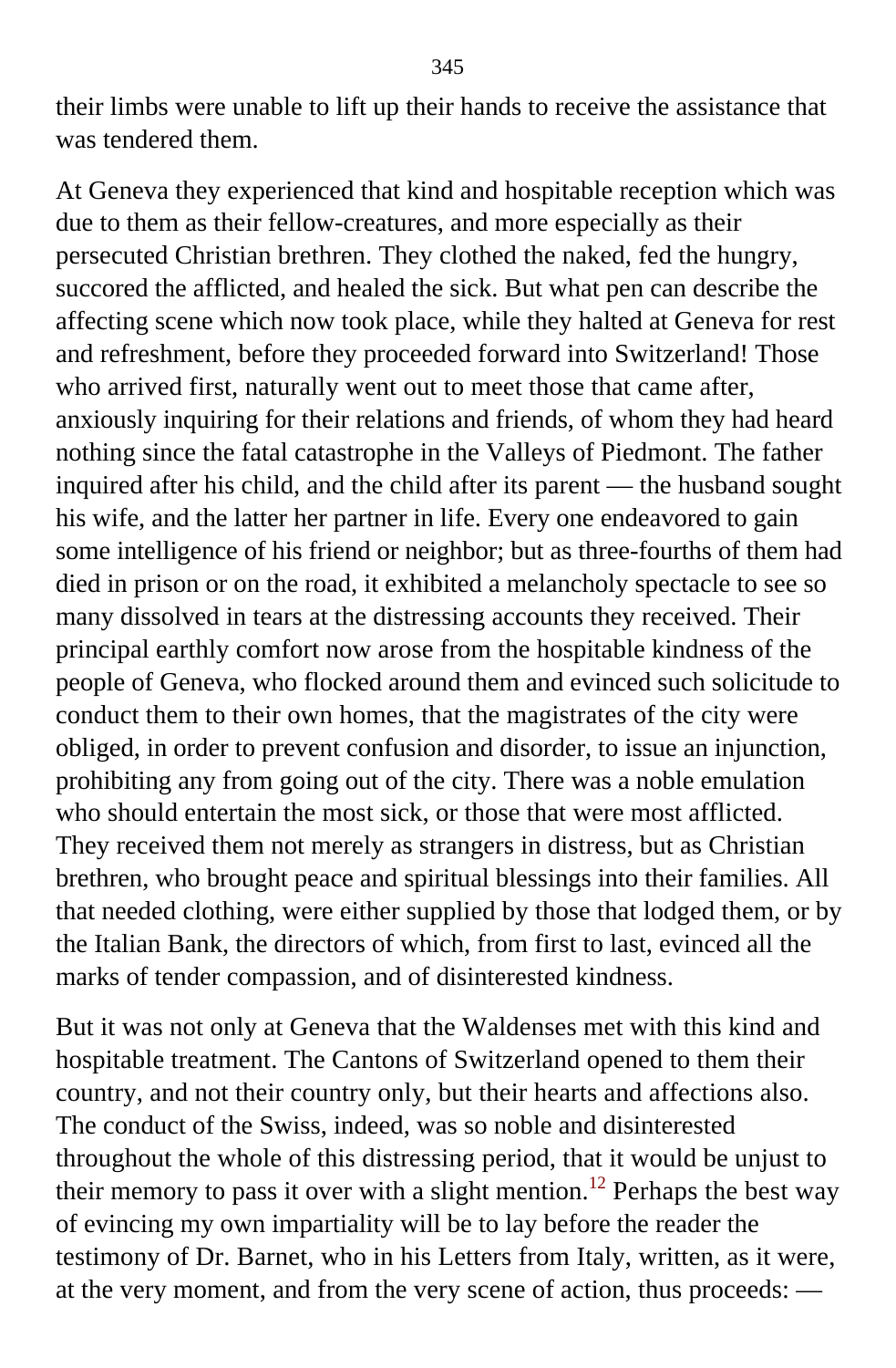their limbs were unable to lift up their hands to receive the assistance that was tendered them.

At Geneva they experienced that kind and hospitable reception which was due to them as their fellow-creatures, and more especially as their persecuted Christian brethren. They clothed the naked, fed the hungry, succored the afflicted, and healed the sick. But what pen can describe the affecting scene which now took place, while they halted at Geneva for rest and refreshment, before they proceeded forward into Switzerland! Those who arrived first, naturally went out to meet those that came after, anxiously inquiring for their relations and friends, of whom they had heard nothing since the fatal catastrophe in the Valleys of Piedmont. The father inquired after his child, and the child after its parent — the husband sought his wife, and the latter her partner in life. Every one endeavored to gain some intelligence of his friend or neighbor; but as three-fourths of them had died in prison or on the road, it exhibited a melancholy spectacle to see so many dissolved in tears at the distressing accounts they received. Their principal earthly comfort now arose from the hospitable kindness of the people of Geneva, who flocked around them and evinced such solicitude to conduct them to their own homes, that the magistrates of the city were obliged, in order to prevent confusion and disorder, to issue an injunction, prohibiting any from going out of the city. There was a noble emulation who should entertain the most sick, or those that were most afflicted. They received them not merely as strangers in distress, but as Christian brethren, who brought peace and spiritual blessings into their families. All that needed clothing, were either supplied by those that lodged them, or by the Italian Bank, the directors of which, from first to last, evinced all the marks of tender compassion, and of disinterested kindness.

But it was not only at Geneva that the Waldenses met with this kind and hospitable treatment. The Cantons of Switzerland opened to them their country, and not their country only, but their hearts and affections also. The conduct of the Swiss, indeed, was so noble and disinterested throughout the whole of this distressing period, that it would be unjust to their memory to pass it over with a slight mention.[12] Perhaps the best way of evincing my own impartiality will be to lay before the reader the testimony of Dr. Barnet, who in his Letters from Italy, written, as it were, at the very moment, and from the very scene of action, thus proceeds: —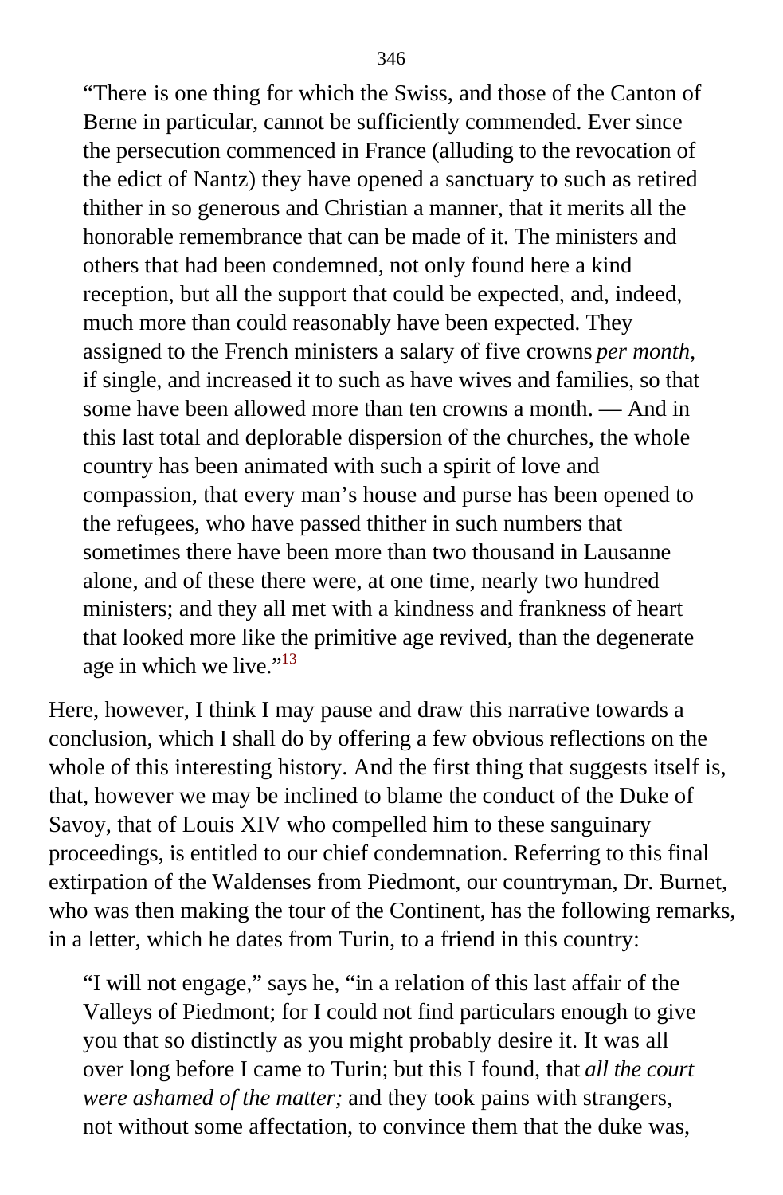> "There is one thing for which the Swiss, and those of the Canton of Berne in particular, cannot be sufficiently commended. Ever since the persecution commenced in France (alluding to the revocation of the edict of Nantz) they have opened a sanctuary to such as retired thither in so generous and Christian a manner, that it merits all the honorable remembrance that can be made of it. The ministers and others that had been condemned, not only found here a kind reception, but all the support that could be expected, and, indeed, much more than could reasonably have been expected. They assigned to the French ministers a salary of five crowns *per month*, if single, and increased it to such as have wives and families, so that some have been allowed more than ten crowns a month. — And in this last total and deplorable dispersion of the churches, the whole country has been animated with such a spirit of love and compassion, that every man's house and purse has been opened to the refugees, who have passed thither in such numbers that sometimes there have been more than two thousand in Lausanne alone, and of these there were, at one time, nearly two hundred ministers; and they all met with a kindness and frankness of heart that looked more like the primitive age revived, than the degenerate age in which we live."[13]

Here, however, I think I may pause and draw this narrative towards a conclusion, which I shall do by offering a few obvious reflections on the whole of this interesting history. And the first thing that suggests itself is, that, however we may be inclined to blame the conduct of the Duke of Savoy, that of Louis XIV who compelled him to these sanguinary proceedings, is entitled to our chief condemnation. Referring to this final extirpation of the Waldenses from Piedmont, our countryman, Dr. Burnet, who was then making the tour of the Continent, has the following remarks, in a letter, which he dates from Turin, to a friend in this country:

> "I will not engage," says he, "in a relation of this last affair of the Valleys of Piedmont; for I could not find particulars enough to give you that so distinctly as you might probably desire it. It was all over long before I came to Turin; but this I found, that *all the court were ashamed of the matter;* and they took pains with strangers, not without some affectation, to convince them that the duke was,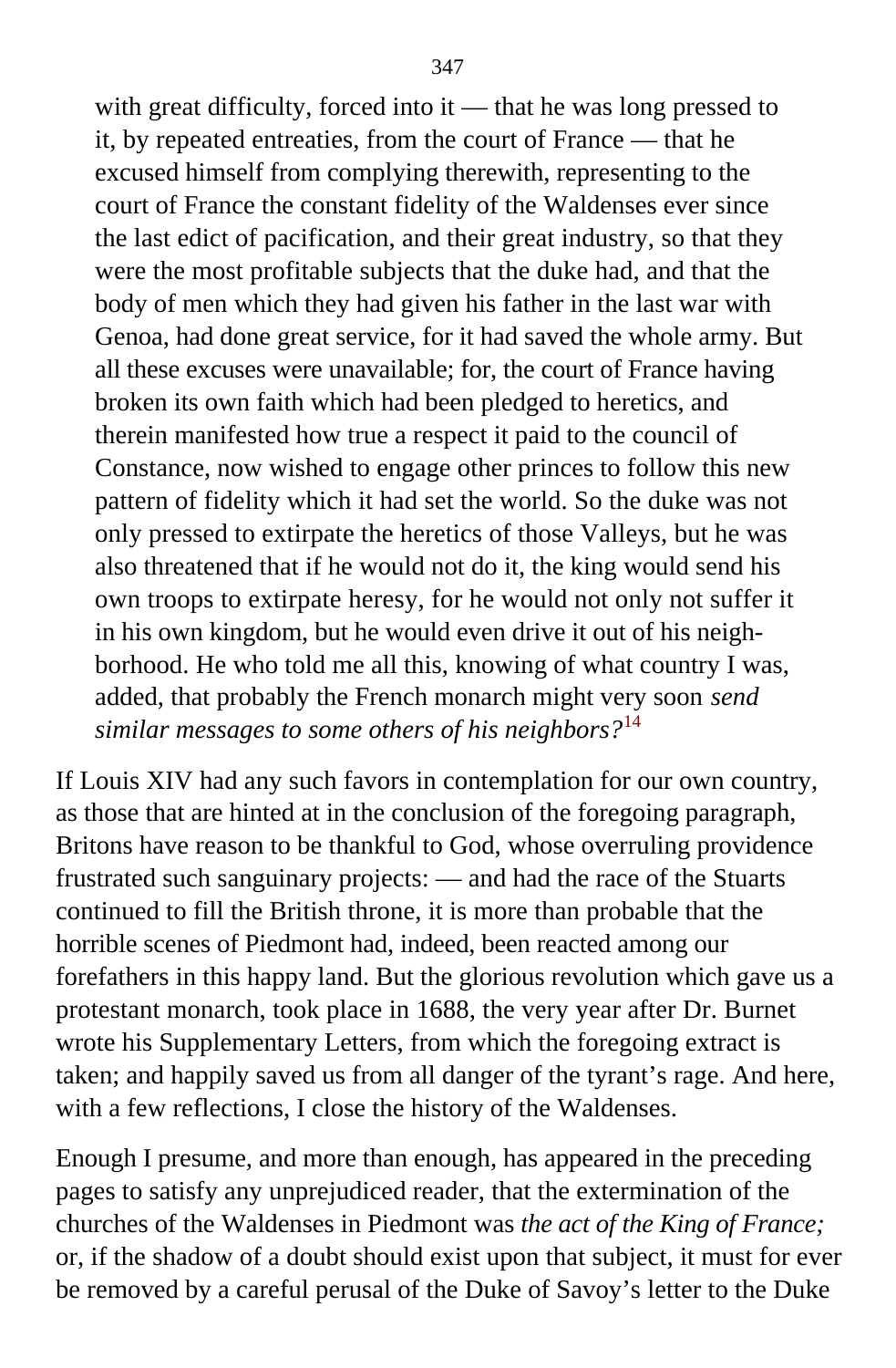with great difficulty, forced into it — that he was long pressed to it, by repeated entreaties, from the court of France — that he excused himself from complying therewith, representing to the court of France the constant fidelity of the Waldenses ever since the last edict of pacification, and their great industry, so that they were the most profitable subjects that the duke had, and that the body of men which they had given his father in the last war with Genoa, had done great service, for it had saved the whole army. But all these excuses were unavailable; for, the court of France having broken its own faith which had been pledged to heretics, and therein manifested how true a respect it paid to the council of Constance, now wished to engage other princes to follow this new pattern of fidelity which it had set the world. So the duke was not only pressed to extirpate the heretics of those Valleys, but he was also threatened that if he would not do it, the king would send his own troops to extirpate heresy, for he would not only not suffer it in his own kingdom, but he would even drive it out of his neighborhood. He who told me all this, knowing of what country I was, added, that probably the French monarch might very soon *send similar messages to some others of his neighbors?*[14]

If Louis XIV had any such favors in contemplation for our own country, as those that are hinted at in the conclusion of the foregoing paragraph, Britons have reason to be thankful to God, whose overruling providence frustrated such sanguinary projects: — and had the race of the Stuarts continued to fill the British throne, it is more than probable that the horrible scenes of Piedmont had, indeed, been reacted among our forefathers in this happy land. But the glorious revolution which gave us a protestant monarch, took place in 1688, the very year after Dr. Burnet wrote his Supplementary Letters, from which the foregoing extract is taken; and happily saved us from all danger of the tyrant's rage. And here, with a few reflections, I close the history of the Waldenses.

Enough I presume, and more than enough, has appeared in the preceding pages to satisfy any unprejudiced reader, that the extermination of the churches of the Waldenses in Piedmont was *the act of the King of France;* or, if the shadow of a doubt should exist upon that subject, it must for ever be removed by a careful perusal of the Duke of Savoy's letter to the Duke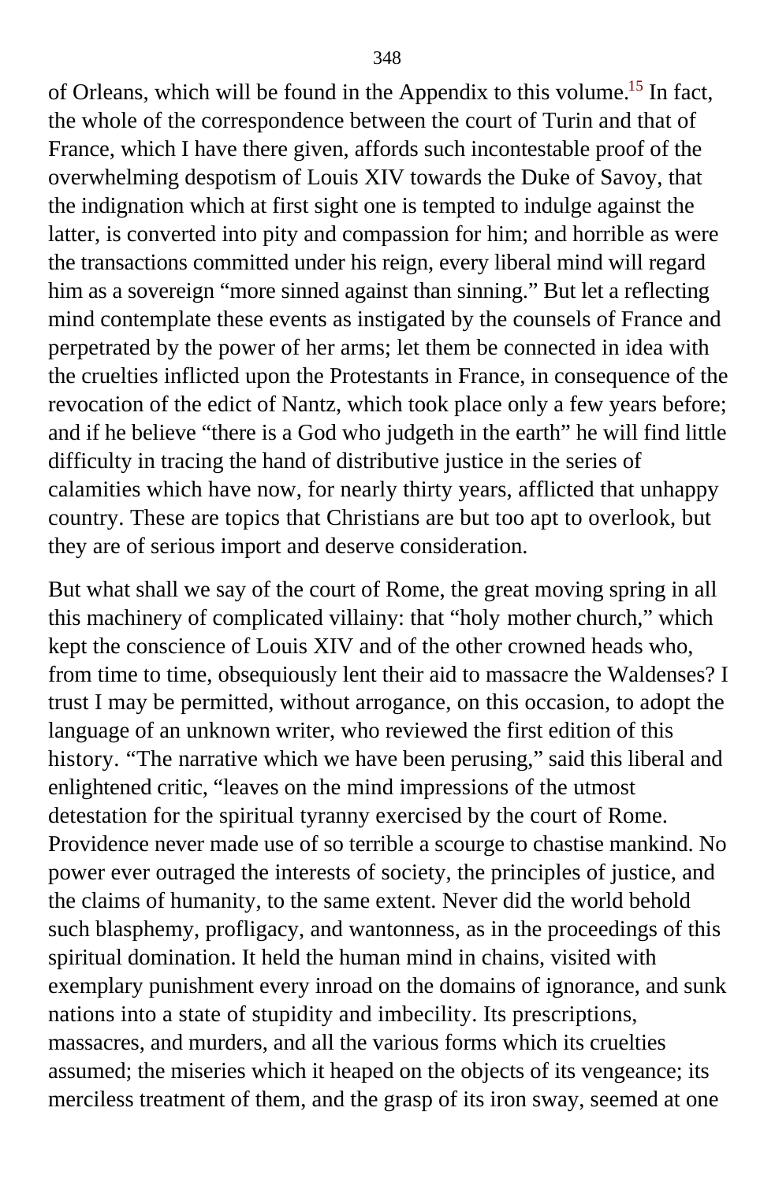of Orleans, which will be found in the Appendix to this volume.[15] In fact, the whole of the correspondence between the court of Turin and that of France, which I have there given, affords such incontestable proof of the overwhelming despotism of Louis XIV towards the Duke of Savoy, that the indignation which at first sight one is tempted to indulge against the latter, is converted into pity and compassion for him; and horrible as were the transactions committed under his reign, every liberal mind will regard him as a sovereign "more sinned against than sinning." But let a reflecting mind contemplate these events as instigated by the counsels of France and perpetrated by the power of her arms; let them be connected in idea with the cruelties inflicted upon the Protestants in France, in consequence of the revocation of the edict of Nantz, which took place only a few years before; and if he believe "there is a God who judgeth in the earth" he will find little difficulty in tracing the hand of distributive justice in the series of calamities which have now, for nearly thirty years, afflicted that unhappy country. These are topics that Christians are but too apt to overlook, but they are of serious import and deserve consideration.

But what shall we say of the court of Rome, the great moving spring in all this machinery of complicated villainy: that "holy mother church," which kept the conscience of Louis XIV and of the other crowned heads who, from time to time, obsequiously lent their aid to massacre the Waldenses? I trust I may be permitted, without arrogance, on this occasion, to adopt the language of an unknown writer, who reviewed the first edition of this history. "The narrative which we have been perusing," said this liberal and enlightened critic, "leaves on the mind impressions of the utmost detestation for the spiritual tyranny exercised by the court of Rome. Providence never made use of so terrible a scourge to chastise mankind. No power ever outraged the interests of society, the principles of justice, and the claims of humanity, to the same extent. Never did the world behold such blasphemy, profligacy, and wantonness, as in the proceedings of this spiritual domination. It held the human mind in chains, visited with exemplary punishment every inroad on the domains of ignorance, and sunk nations into a state of stupidity and imbecility. Its prescriptions, massacres, and murders, and all the various forms which its cruelties assumed; the miseries which it heaped on the objects of its vengeance; its merciless treatment of them, and the grasp of its iron sway, seemed at one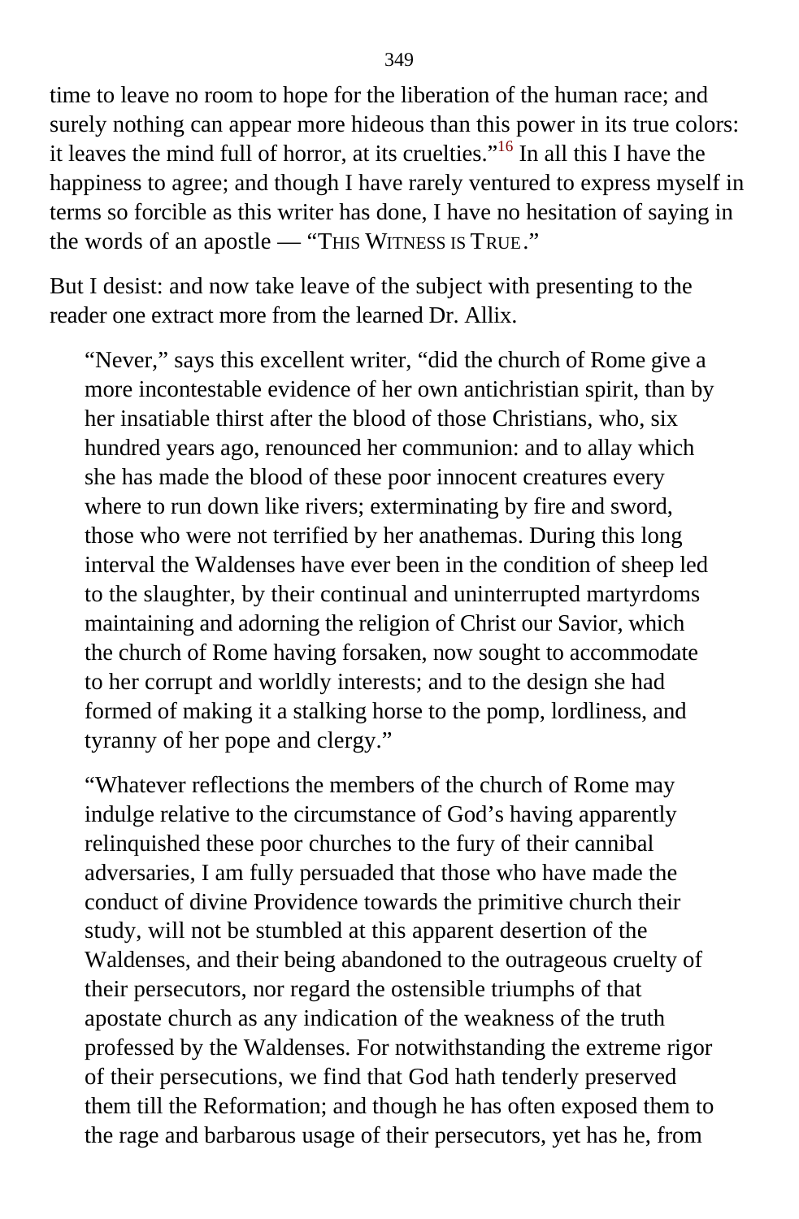time to leave no room to hope for the liberation of the human race; and surely nothing can appear more hideous than this power in its true colors: it leaves the mind full of horror, at its cruelties."[16] In all this I have the happiness to agree; and though I have rarely ventured to express myself in terms so forcible as this writer has done, I have no hesitation of saying in the words of an apostle — "THIS WITNESS IS TRUE."

But I desist: and now take leave of the subject with presenting to the reader one extract more from the learned Dr. Allix.

> "Never," says this excellent writer, "did the church of Rome give a more incontestable evidence of her own antichristian spirit, than by her insatiable thirst after the blood of those Christians, who, six hundred years ago, renounced her communion: and to allay which she has made the blood of these poor innocent creatures every where to run down like rivers; exterminating by fire and sword, those who were not terrified by her anathemas. During this long interval the Waldenses have ever been in the condition of sheep led to the slaughter, by their continual and uninterrupted martyrdoms maintaining and adorning the religion of Christ our Savior, which the church of Rome having forsaken, now sought to accommodate to her corrupt and worldly interests; and to the design she had formed of making it a stalking horse to the pomp, lordliness, and tyranny of her pope and clergy."
>
> "Whatever reflections the members of the church of Rome may indulge relative to the circumstance of God's having apparently relinquished these poor churches to the fury of their cannibal adversaries, I am fully persuaded that those who have made the conduct of divine Providence towards the primitive church their study, will not be stumbled at this apparent desertion of the Waldenses, and their being abandoned to the outrageous cruelty of their persecutors, nor regard the ostensible triumphs of that apostate church as any indication of the weakness of the truth professed by the Waldenses. For notwithstanding the extreme rigor of their persecutions, we find that God hath tenderly preserved them till the Reformation; and though he has often exposed them to the rage and barbarous usage of their persecutors, yet has he, from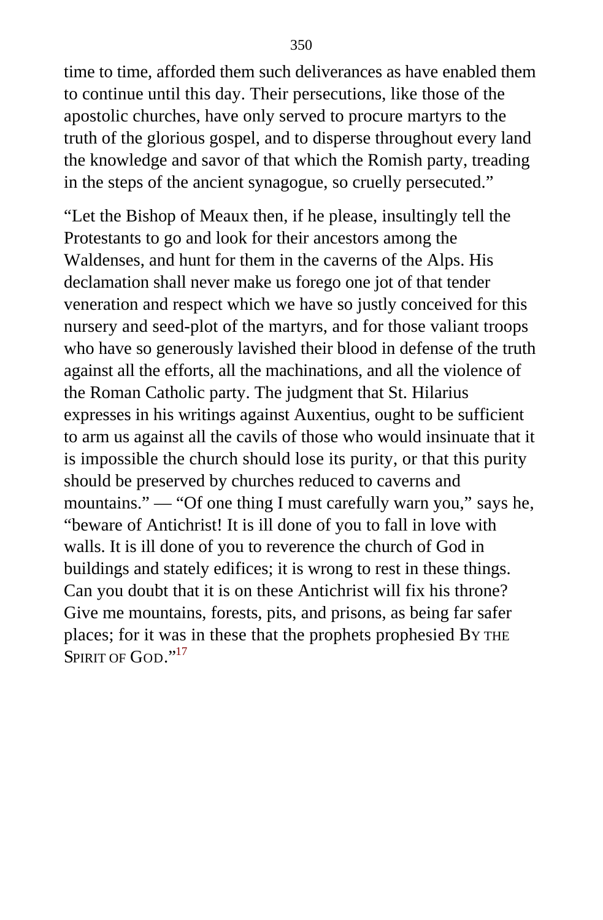time to time, afforded them such deliverances as have enabled them to continue until this day. Their persecutions, like those of the apostolic churches, have only served to procure martyrs to the truth of the glorious gospel, and to disperse throughout every land the knowledge and savor of that which the Romish party, treading in the steps of the ancient synagogue, so cruelly persecuted."

"Let the Bishop of Meaux then, if he please, insultingly tell the Protestants to go and look for their ancestors among the Waldenses, and hunt for them in the caverns of the Alps. His declamation shall never make us forego one jot of that tender veneration and respect which we have so justly conceived for this nursery and seed-plot of the martyrs, and for those valiant troops who have so generously lavished their blood in defense of the truth against all the efforts, all the machinations, and all the violence of the Roman Catholic party. The judgment that St. Hilarius expresses in his writings against Auxentius, ought to be sufficient to arm us against all the cavils of those who would insinuate that it is impossible the church should lose its purity, or that this purity should be preserved by churches reduced to caverns and mountains." — "Of one thing I must carefully warn you," says he, "beware of Antichrist! It is ill done of you to fall in love with walls. It is ill done of you to reverence the church of God in buildings and stately edifices; it is wrong to rest in these things. Can you doubt that it is on these Antichrist will fix his throne? Give me mountains, forests, pits, and prisons, as being far safer places; for it was in these that the prophets prophesied BY THE SPIRIT OF GOD."[17]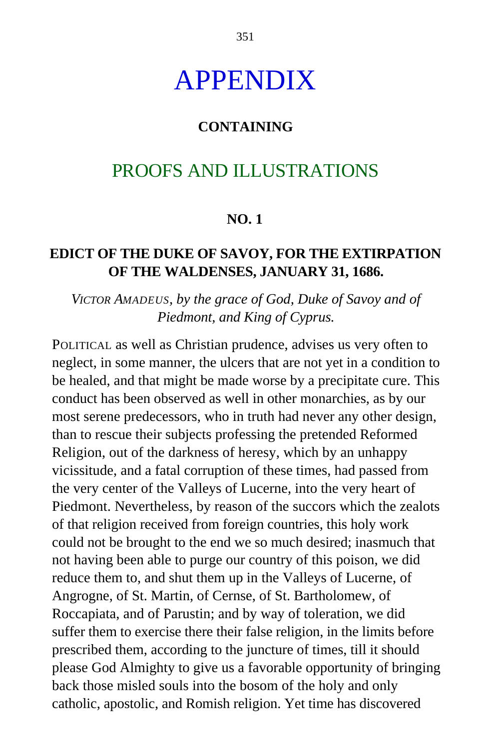# APPENDIX

**CONTAINING**

## PROOFS AND ILLUSTRATIONS

**NO. 1**

### EDICT OF THE DUKE OF SAVOY, FOR THE EXTIRPATION OF THE WALDENSES, JANUARY 31, 1686.

*VICTOR AMADEUS, by the grace of God, Duke of Savoy and of Piedmont, and King of Cyprus.*

POLITICAL as well as Christian prudence, advises us very often to neglect, in some manner, the ulcers that are not yet in a condition to be healed, and that might be made worse by a precipitate cure. This conduct has been observed as well in other monarchies, as by our most serene predecessors, who in truth had never any other design, than to rescue their subjects professing the pretended Reformed Religion, out of the darkness of heresy, which by an unhappy vicissitude, and a fatal corruption of these times, had passed from the very center of the Valleys of Lucerne, into the very heart of Piedmont. Nevertheless, by reason of the succors which the zealots of that religion received from foreign countries, this holy work could not be brought to the end we so much desired; inasmuch that not having been able to purge our country of this poison, we did reduce them to, and shut them up in the Valleys of Lucerne, of Angrogne, of St. Martin, of Cernse, of St. Bartholomew, of Roccapiata, and of Parustin; and by way of toleration, we did suffer them to exercise there their false religion, in the limits before prescribed them, according to the juncture of times, till it should please God Almighty to give us a favorable opportunity of bringing back those misled souls into the bosom of the holy and only catholic, apostolic, and Romish religion. Yet time has discovered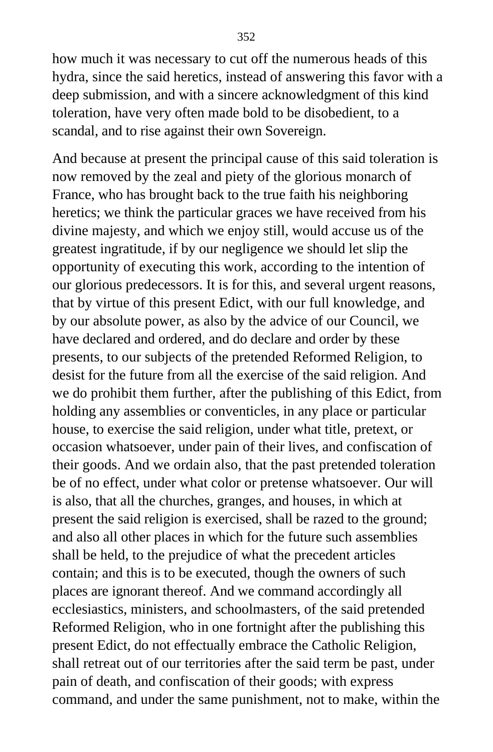how much it was necessary to cut off the numerous heads of this hydra, since the said heretics, instead of answering this favor with a deep submission, and with a sincere acknowledgment of this kind toleration, have very often made bold to be disobedient, to a scandal, and to rise against their own Sovereign.

And because at present the principal cause of this said toleration is now removed by the zeal and piety of the glorious monarch of France, who has brought back to the true faith his neighboring heretics; we think the particular graces we have received from his divine majesty, and which we enjoy still, would accuse us of the greatest ingratitude, if by our negligence we should let slip the opportunity of executing this work, according to the intention of our glorious predecessors. It is for this, and several urgent reasons, that by virtue of this present Edict, with our full knowledge, and by our absolute power, as also by the advice of our Council, we have declared and ordered, and do declare and order by these presents, to our subjects of the pretended Reformed Religion, to desist for the future from all the exercise of the said religion. And we do prohibit them further, after the publishing of this Edict, from holding any assemblies or conventicles, in any place or particular house, to exercise the said religion, under what title, pretext, or occasion whatsoever, under pain of their lives, and confiscation of their goods. And we ordain also, that the past pretended toleration be of no effect, under what color or pretense whatsoever. Our will is also, that all the churches, granges, and houses, in which at present the said religion is exercised, shall be razed to the ground; and also all other places in which for the future such assemblies shall be held, to the prejudice of what the precedent articles contain; and this is to be executed, though the owners of such places are ignorant thereof. And we command accordingly all ecclesiastics, ministers, and schoolmasters, of the said pretended Reformed Religion, who in one fortnight after the publishing this present Edict, do not effectually embrace the Catholic Religion, shall retreat out of our territories after the said term be past, under pain of death, and confiscation of their goods; with express command, and under the same punishment, not to make, within the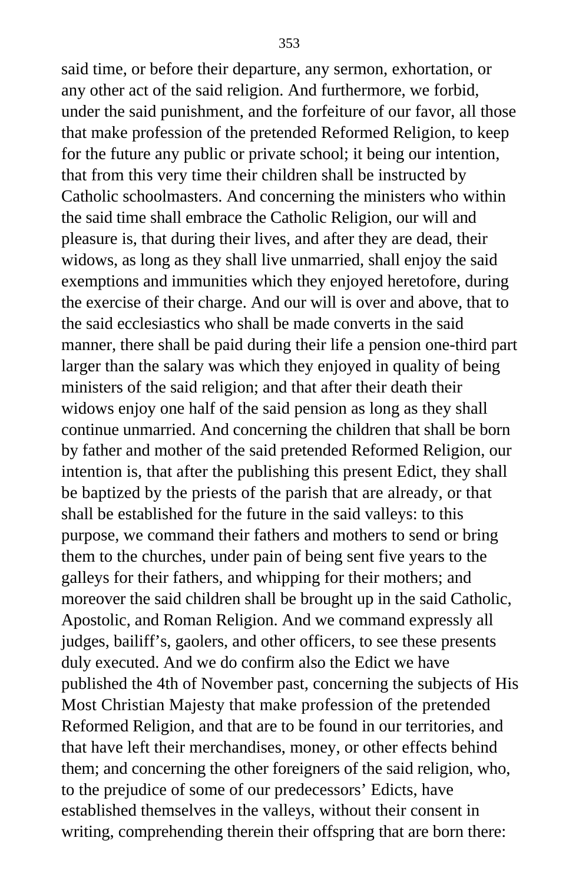said time, or before their departure, any sermon, exhortation, or any other act of the said religion. And furthermore, we forbid, under the said punishment, and the forfeiture of our favor, all those that make profession of the pretended Reformed Religion, to keep for the future any public or private school; it being our intention, that from this very time their children shall be instructed by Catholic schoolmasters. And concerning the ministers who within the said time shall embrace the Catholic Religion, our will and pleasure is, that during their lives, and after they are dead, their widows, as long as they shall live unmarried, shall enjoy the said exemptions and immunities which they enjoyed heretofore, during the exercise of their charge. And our will is over and above, that to the said ecclesiastics who shall be made converts in the said manner, there shall be paid during their life a pension one-third part larger than the salary was which they enjoyed in quality of being ministers of the said religion; and that after their death their widows enjoy one half of the said pension as long as they shall continue unmarried. And concerning the children that shall be born by father and mother of the said pretended Reformed Religion, our intention is, that after the publishing this present Edict, they shall be baptized by the priests of the parish that are already, or that shall be established for the future in the said valleys: to this purpose, we command their fathers and mothers to send or bring them to the churches, under pain of being sent five years to the galleys for their fathers, and whipping for their mothers; and moreover the said children shall be brought up in the said Catholic, Apostolic, and Roman Religion. And we command expressly all judges, bailiff's, gaolers, and other officers, to see these presents duly executed. And we do confirm also the Edict we have published the 4th of November past, concerning the subjects of His Most Christian Majesty that make profession of the pretended Reformed Religion, and that are to be found in our territories, and that have left their merchandises, money, or other effects behind them; and concerning the other foreigners of the said religion, who, to the prejudice of some of our predecessors' Edicts, have established themselves in the valleys, without their consent in writing, comprehending therein their offspring that are born there: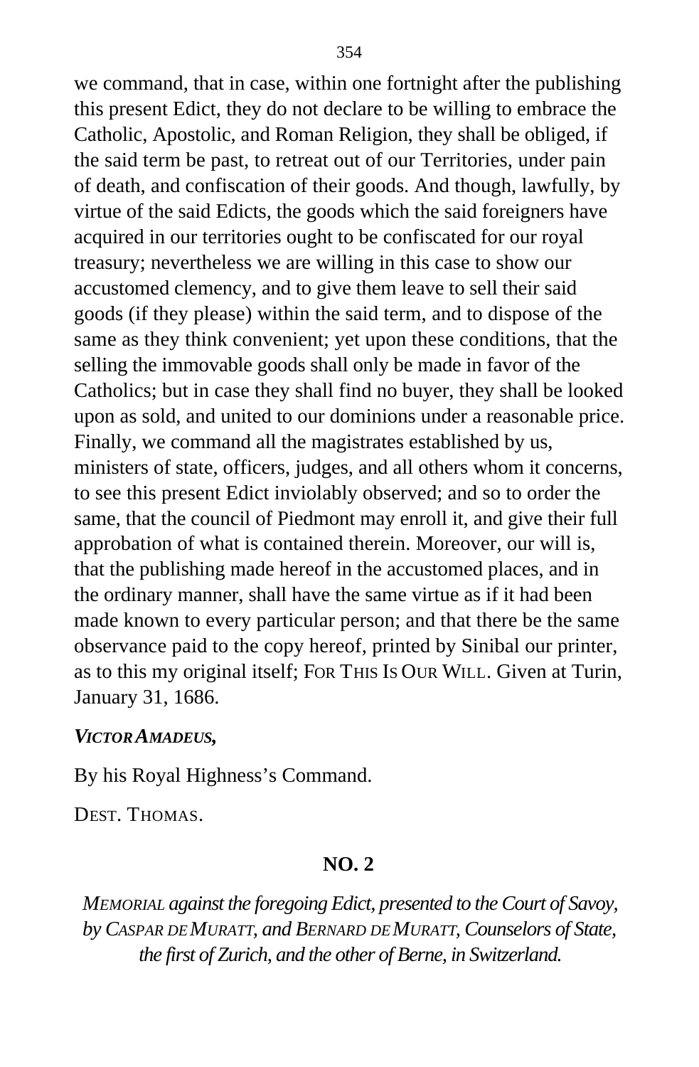we command, that in case, within one fortnight after the publishing this present Edict, they do not declare to be willing to embrace the Catholic, Apostolic, and Roman Religion, they shall be obliged, if the said term be past, to retreat out of our Territories, under pain of death, and confiscation of their goods. And though, lawfully, by virtue of the said Edicts, the goods which the said foreigners have acquired in our territories ought to be confiscated for our royal treasury; nevertheless we are willing in this case to show our accustomed clemency, and to give them leave to sell their said goods (if they please) within the said term, and to dispose of the same as they think convenient; yet upon these conditions, that the selling the immovable goods shall only be made in favor of the Catholics; but in case they shall find no buyer, they shall be looked upon as sold, and united to our dominions under a reasonable price. Finally, we command all the magistrates established by us, ministers of state, officers, judges, and all others whom it concerns, to see this present Edict inviolably observed; and so to order the same, that the council of Piedmont may enroll it, and give their full approbation of what is contained therein. Moreover, our will is, that the publishing made hereof in the accustomed places, and in the ordinary manner, shall have the same virtue as if it had been made known to every particular person; and that there be the same observance paid to the copy hereof, printed by Sinibal our printer, as to this my original itself; FOR THIS IS OUR WILL. Given at Turin, January 31, 1686.

***VICTOR AMADEUS,***

By his Royal Highness's Command.

DEST. THOMAS.

## NO. 2

*MEMORIAL against the foregoing Edict, presented to the Court of Savoy, by CASPAR DE MURATT, and BERNARD DE MURATT, Counselors of State, the first of Zurich, and the other of Berne, in Switzerland.*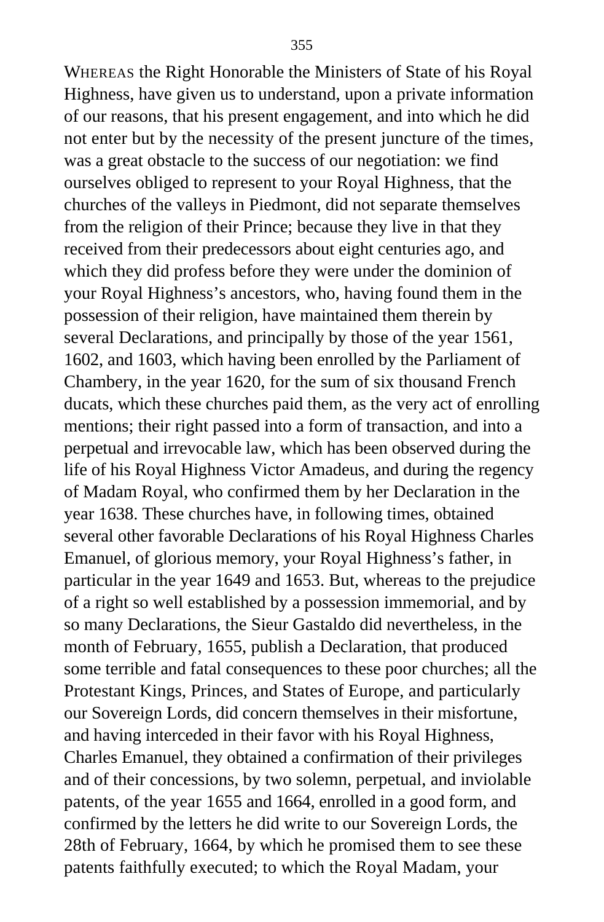WHEREAS the Right Honorable the Ministers of State of his Royal Highness, have given us to understand, upon a private information of our reasons, that his present engagement, and into which he did not enter but by the necessity of the present juncture of the times, was a great obstacle to the success of our negotiation: we find ourselves obliged to represent to your Royal Highness, that the churches of the valleys in Piedmont, did not separate themselves from the religion of their Prince; because they live in that they received from their predecessors about eight centuries ago, and which they did profess before they were under the dominion of your Royal Highness's ancestors, who, having found them in the possession of their religion, have maintained them therein by several Declarations, and principally by those of the year 1561, 1602, and 1603, which having been enrolled by the Parliament of Chambery, in the year 1620, for the sum of six thousand French ducats, which these churches paid them, as the very act of enrolling mentions; their right passed into a form of transaction, and into a perpetual and irrevocable law, which has been observed during the life of his Royal Highness Victor Amadeus, and during the regency of Madam Royal, who confirmed them by her Declaration in the year 1638. These churches have, in following times, obtained several other favorable Declarations of his Royal Highness Charles Emanuel, of glorious memory, your Royal Highness's father, in particular in the year 1649 and 1653. But, whereas to the prejudice of a right so well established by a possession immemorial, and by so many Declarations, the Sieur Gastaldo did nevertheless, in the month of February, 1655, publish a Declaration, that produced some terrible and fatal consequences to these poor churches; all the Protestant Kings, Princes, and States of Europe, and particularly our Sovereign Lords, did concern themselves in their misfortune, and having interceded in their favor with his Royal Highness, Charles Emanuel, they obtained a confirmation of their privileges and of their concessions, by two solemn, perpetual, and inviolable patents, of the year 1655 and 1664, enrolled in a good form, and confirmed by the letters he did write to our Sovereign Lords, the 28th of February, 1664, by which he promised them to see these patents faithfully executed; to which the Royal Madam, your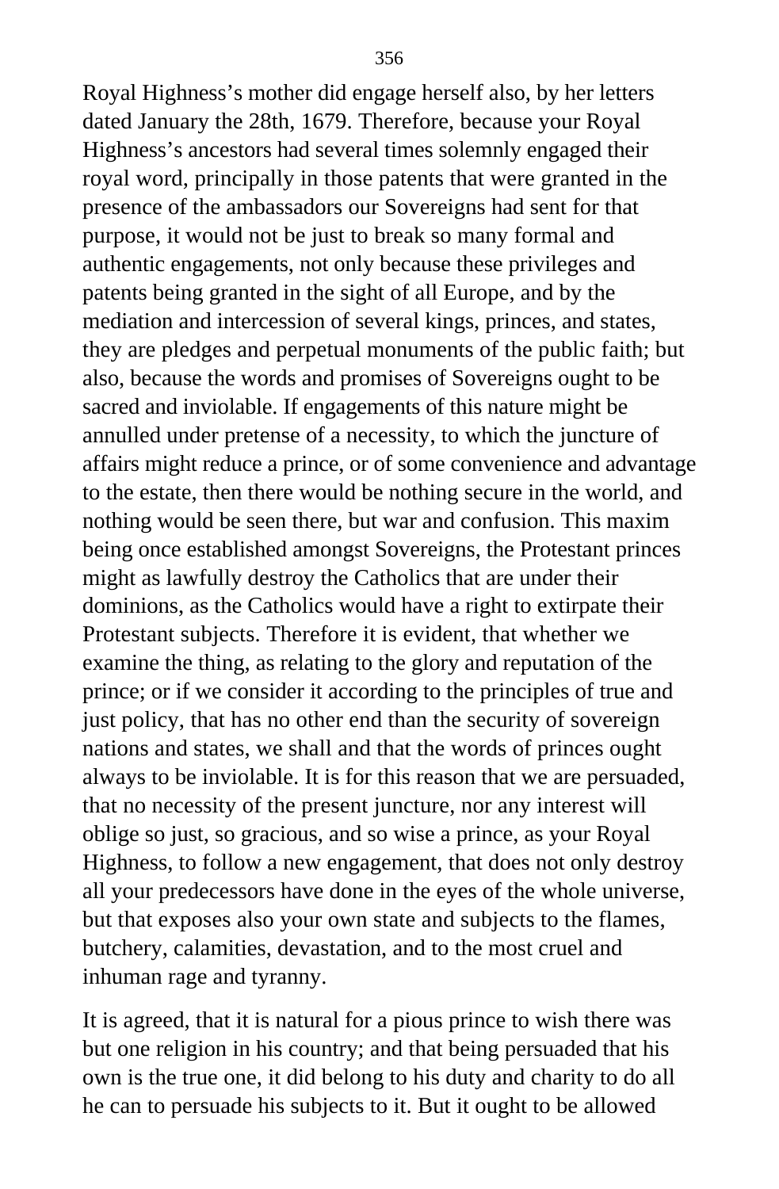Royal Highness's mother did engage herself also, by her letters dated January the 28th, 1679. Therefore, because your Royal Highness's ancestors had several times solemnly engaged their royal word, principally in those patents that were granted in the presence of the ambassadors our Sovereigns had sent for that purpose, it would not be just to break so many formal and authentic engagements, not only because these privileges and patents being granted in the sight of all Europe, and by the mediation and intercession of several kings, princes, and states, they are pledges and perpetual monuments of the public faith; but also, because the words and promises of Sovereigns ought to be sacred and inviolable. If engagements of this nature might be annulled under pretense of a necessity, to which the juncture of affairs might reduce a prince, or of some convenience and advantage to the estate, then there would be nothing secure in the world, and nothing would be seen there, but war and confusion. This maxim being once established amongst Sovereigns, the Protestant princes might as lawfully destroy the Catholics that are under their dominions, as the Catholics would have a right to extirpate their Protestant subjects. Therefore it is evident, that whether we examine the thing, as relating to the glory and reputation of the prince; or if we consider it according to the principles of true and just policy, that has no other end than the security of sovereign nations and states, we shall and that the words of princes ought always to be inviolable. It is for this reason that we are persuaded, that no necessity of the present juncture, nor any interest will oblige so just, so gracious, and so wise a prince, as your Royal Highness, to follow a new engagement, that does not only destroy all your predecessors have done in the eyes of the whole universe, but that exposes also your own state and subjects to the flames, butchery, calamities, devastation, and to the most cruel and inhuman rage and tyranny.

It is agreed, that it is natural for a pious prince to wish there was but one religion in his country; and that being persuaded that his own is the true one, it did belong to his duty and charity to do all he can to persuade his subjects to it. But it ought to be allowed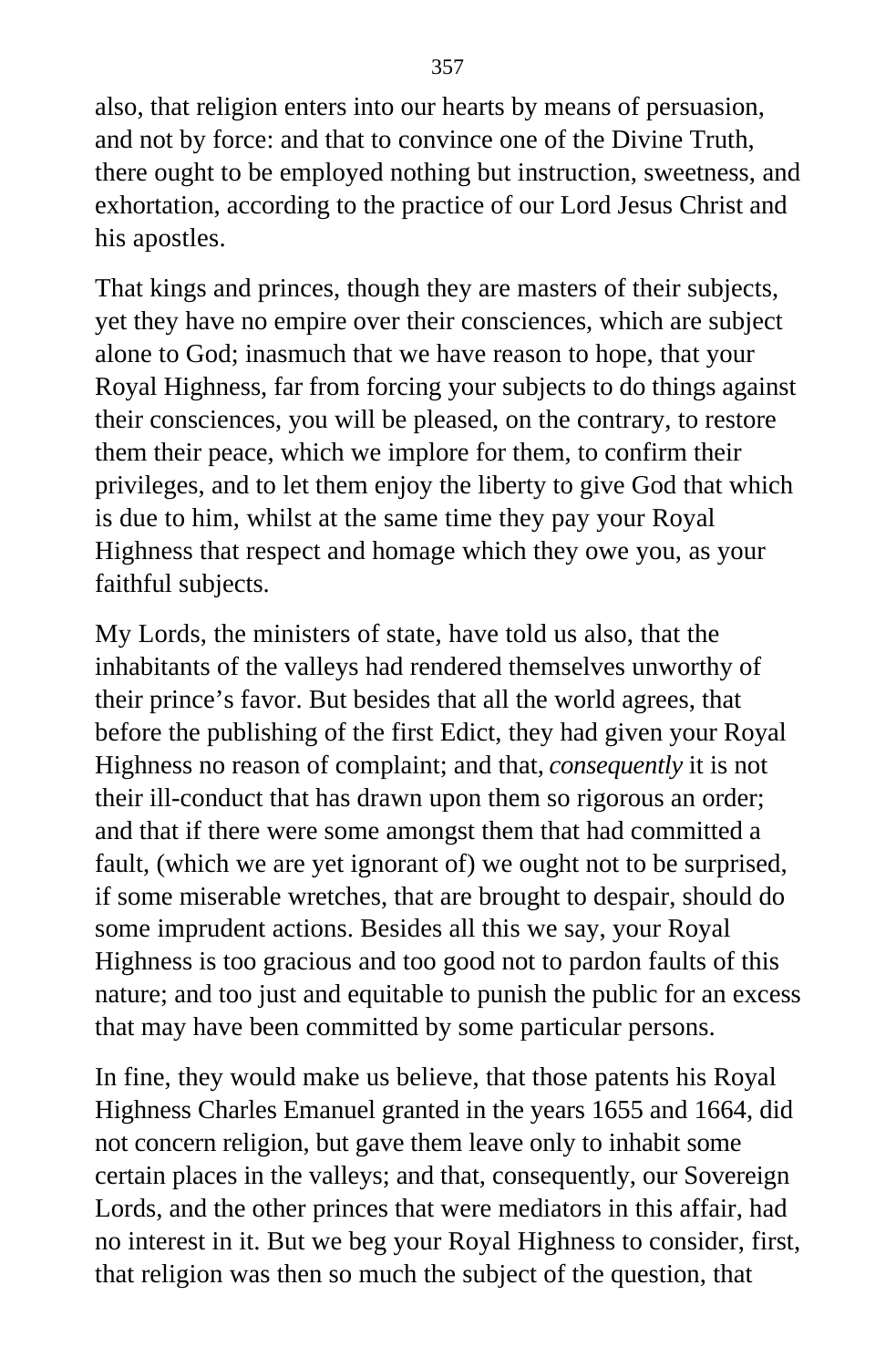also, that religion enters into our hearts by means of persuasion, and not by force: and that to convince one of the Divine Truth, there ought to be employed nothing but instruction, sweetness, and exhortation, according to the practice of our Lord Jesus Christ and his apostles.

That kings and princes, though they are masters of their subjects, yet they have no empire over their consciences, which are subject alone to God; inasmuch that we have reason to hope, that your Royal Highness, far from forcing your subjects to do things against their consciences, you will be pleased, on the contrary, to restore them their peace, which we implore for them, to confirm their privileges, and to let them enjoy the liberty to give God that which is due to him, whilst at the same time they pay your Royal Highness that respect and homage which they owe you, as your faithful subjects.

My Lords, the ministers of state, have told us also, that the inhabitants of the valleys had rendered themselves unworthy of their prince's favor. But besides that all the world agrees, that before the publishing of the first Edict, they had given your Royal Highness no reason of complaint; and that, *consequently* it is not their ill-conduct that has drawn upon them so rigorous an order; and that if there were some amongst them that had committed a fault, (which we are yet ignorant of) we ought not to be surprised, if some miserable wretches, that are brought to despair, should do some imprudent actions. Besides all this we say, your Royal Highness is too gracious and too good not to pardon faults of this nature; and too just and equitable to punish the public for an excess that may have been committed by some particular persons.

In fine, they would make us believe, that those patents his Royal Highness Charles Emanuel granted in the years 1655 and 1664, did not concern religion, but gave them leave only to inhabit some certain places in the valleys; and that, consequently, our Sovereign Lords, and the other princes that were mediators in this affair, had no interest in it. But we beg your Royal Highness to consider, first, that religion was then so much the subject of the question, that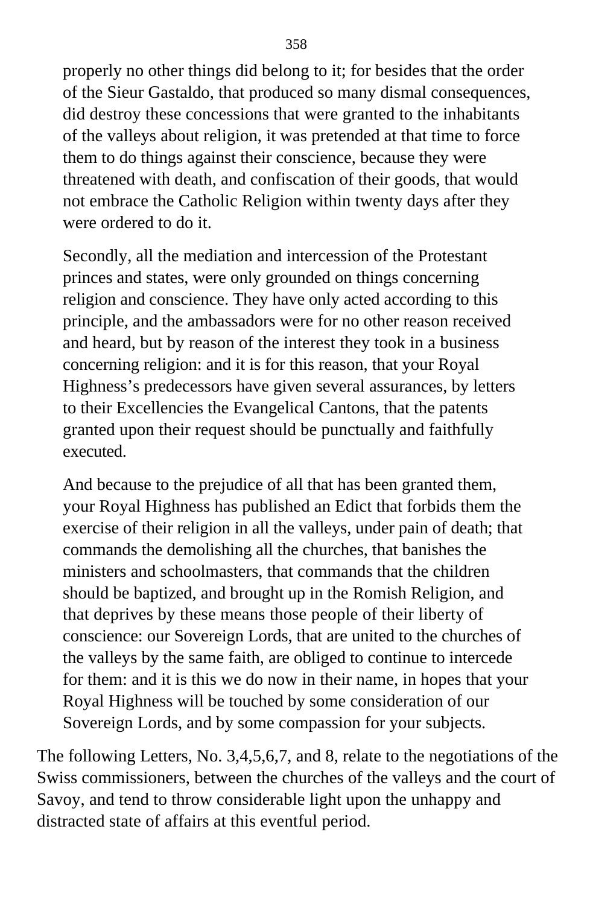properly no other things did belong to it; for besides that the order of the Sieur Gastaldo, that produced so many dismal consequences, did destroy these concessions that were granted to the inhabitants of the valleys about religion, it was pretended at that time to force them to do things against their conscience, because they were threatened with death, and confiscation of their goods, that would not embrace the Catholic Religion within twenty days after they were ordered to do it.

> Secondly, all the mediation and intercession of the Protestant princes and states, were only grounded on things concerning religion and conscience. They have only acted according to this principle, and the ambassadors were for no other reason received and heard, but by reason of the interest they took in a business concerning religion: and it is for this reason, that your Royal Highness's predecessors have given several assurances, by letters to their Excellencies the Evangelical Cantons, that the patents granted upon their request should be punctually and faithfully executed.

> And because to the prejudice of all that has been granted them, your Royal Highness has published an Edict that forbids them the exercise of their religion in all the valleys, under pain of death; that commands the demolishing all the churches, that banishes the ministers and schoolmasters, that commands that the children should be baptized, and brought up in the Romish Religion, and that deprives by these means those people of their liberty of conscience: our Sovereign Lords, that are united to the churches of the valleys by the same faith, are obliged to continue to intercede for them: and it is this we do now in their name, in hopes that your Royal Highness will be touched by some consideration of our Sovereign Lords, and by some compassion for your subjects.

The following Letters, No. 3,4,5,6,7, and 8, relate to the negotiations of the Swiss commissioners, between the churches of the valleys and the court of Savoy, and tend to throw considerable light upon the unhappy and distracted state of affairs at this eventful period.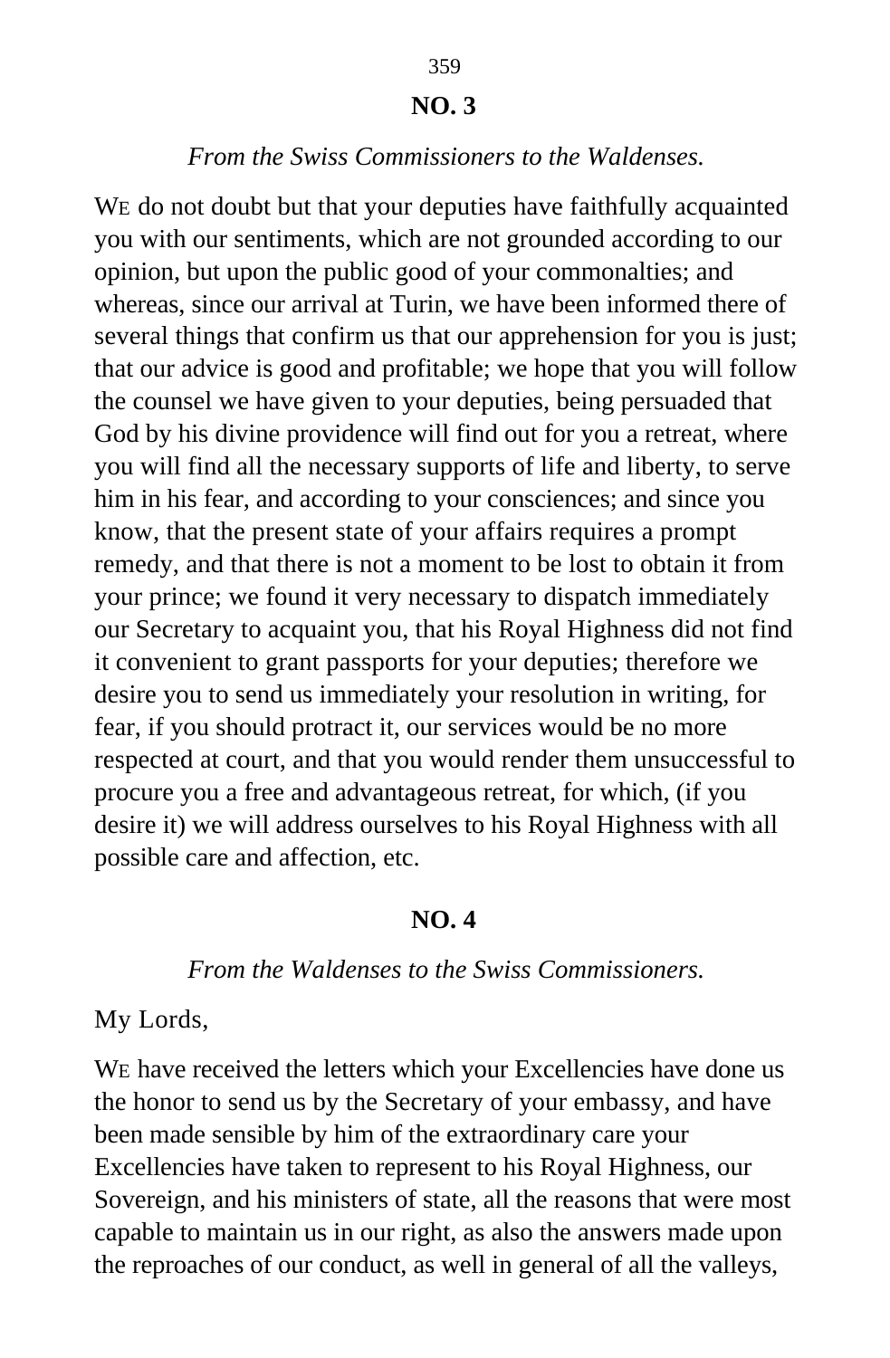## NO. 3

*From the Swiss Commissioners to the Waldenses.*

WE do not doubt but that your deputies have faithfully acquainted you with our sentiments, which are not grounded according to our opinion, but upon the public good of your commonalties; and whereas, since our arrival at Turin, we have been informed there of several things that confirm us that our apprehension for you is just; that our advice is good and profitable; we hope that you will follow the counsel we have given to your deputies, being persuaded that God by his divine providence will find out for you a retreat, where you will find all the necessary supports of life and liberty, to serve him in his fear, and according to your consciences; and since you know, that the present state of your affairs requires a prompt remedy, and that there is not a moment to be lost to obtain it from your prince; we found it very necessary to dispatch immediately our Secretary to acquaint you, that his Royal Highness did not find it convenient to grant passports for your deputies; therefore we desire you to send us immediately your resolution in writing, for fear, if you should protract it, our services would be no more respected at court, and that you would render them unsuccessful to procure you a free and advantageous retreat, for which, (if you desire it) we will address ourselves to his Royal Highness with all possible care and affection, etc.

## NO. 4

*From the Waldenses to the Swiss Commissioners.*

My Lords,

WE have received the letters which your Excellencies have done us the honor to send us by the Secretary of your embassy, and have been made sensible by him of the extraordinary care your Excellencies have taken to represent to his Royal Highness, our Sovereign, and his ministers of state, all the reasons that were most capable to maintain us in our right, as also the answers made upon the reproaches of our conduct, as well in general of all the valleys,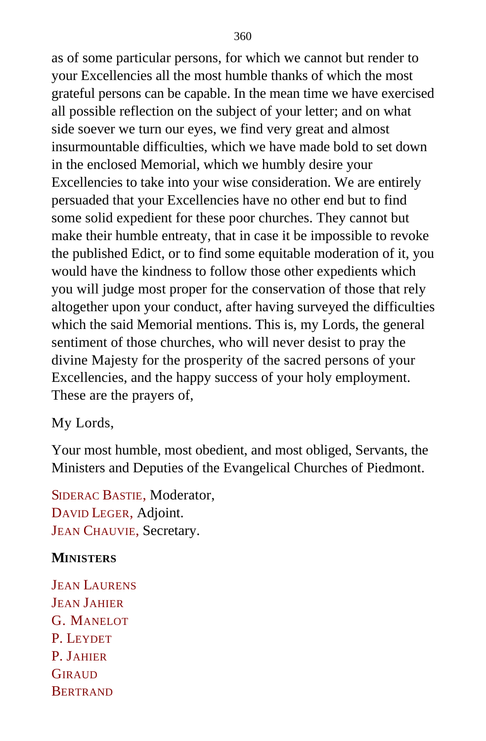as of some particular persons, for which we cannot but render to your Excellencies all the most humble thanks of which the most grateful persons can be capable. In the mean time we have exercised all possible reflection on the subject of your letter; and on what side soever we turn our eyes, we find very great and almost insurmountable difficulties, which we have made bold to set down in the enclosed Memorial, which we humbly desire your Excellencies to take into your wise consideration. We are entirely persuaded that your Excellencies have no other end but to find some solid expedient for these poor churches. They cannot but make their humble entreaty, that in case it be impossible to revoke the published Edict, or to find some equitable moderation of it, you would have the kindness to follow those other expedients which you will judge most proper for the conservation of those that rely altogether upon your conduct, after having surveyed the difficulties which the said Memorial mentions. This is, my Lords, the general sentiment of those churches, who will never desist to pray the divine Majesty for the prosperity of the sacred persons of your Excellencies, and the happy success of your holy employment. These are the prayers of,

My Lords,

Your most humble, most obedient, and most obliged, Servants, the Ministers and Deputies of the Evangelical Churches of Piedmont.

SIDERAC BASTIE, Moderator,
DAVID LEGER, Adjoint.
JEAN CHAUVIE, Secretary.

**MINISTERS**

JEAN LAURENS
JEAN JAHIER
G. MANELOT
P. LEYDET
P. JAHIER
GIRAUD
BERTRAND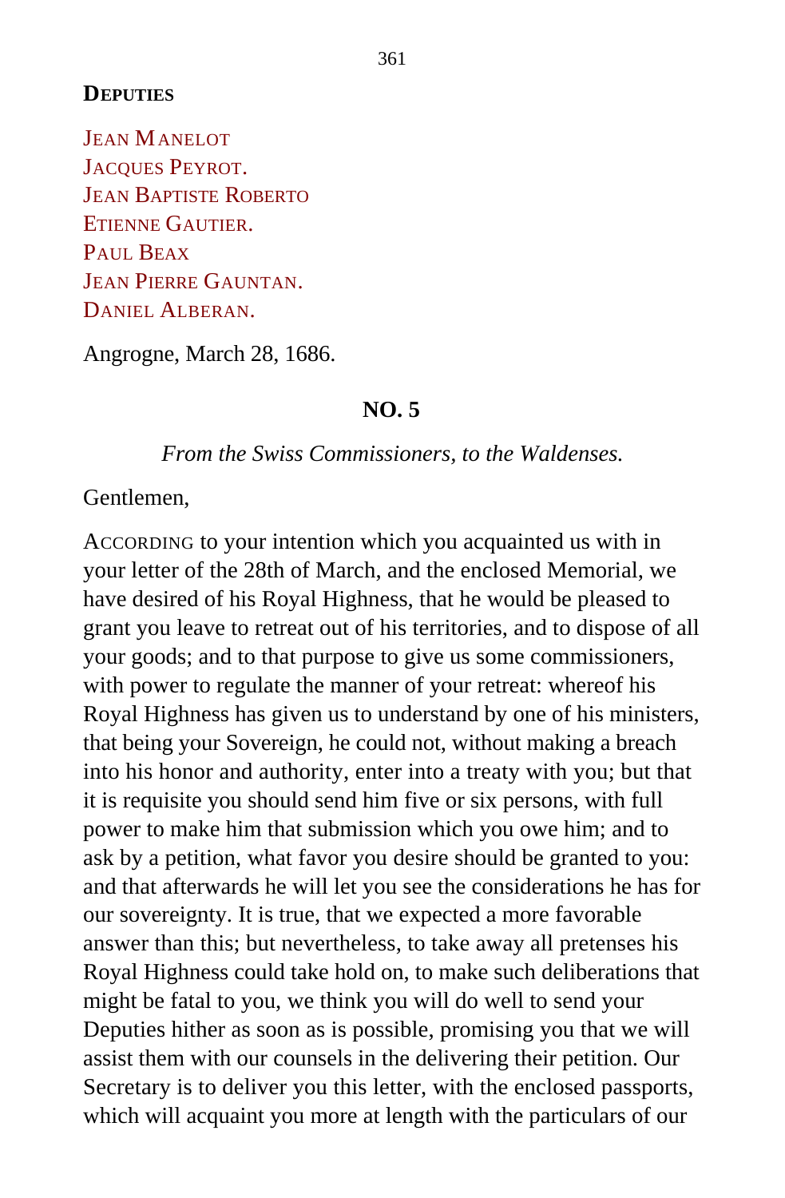**Deputies**

Jean Manelot
Jacques Peyrot.
Jean Baptiste Roberto
Etienne Gautier.
Paul Beax
Jean Pierre Gauntan.
Daniel Alberan.

Angrogne, March 28, 1686.

## NO. 5

*From the Swiss Commissioners, to the Waldenses.*

Gentlemen,

According to your intention which you acquainted us with in your letter of the 28th of March, and the enclosed Memorial, we have desired of his Royal Highness, that he would be pleased to grant you leave to retreat out of his territories, and to dispose of all your goods; and to that purpose to give us some commissioners, with power to regulate the manner of your retreat: whereof his Royal Highness has given us to understand by one of his ministers, that being your Sovereign, he could not, without making a breach into his honor and authority, enter into a treaty with you; but that it is requisite you should send him five or six persons, with full power to make him that submission which you owe him; and to ask by a petition, what favor you desire should be granted to you: and that afterwards he will let you see the considerations he has for our sovereignty. It is true, that we expected a more favorable answer than this; but nevertheless, to take away all pretenses his Royal Highness could take hold on, to make such deliberations that might be fatal to you, we think you will do well to send your Deputies hither as soon as is possible, promising you that we will assist them with our counsels in the delivering their petition. Our Secretary is to deliver you this letter, with the enclosed passports, which will acquaint you more at length with the particulars of our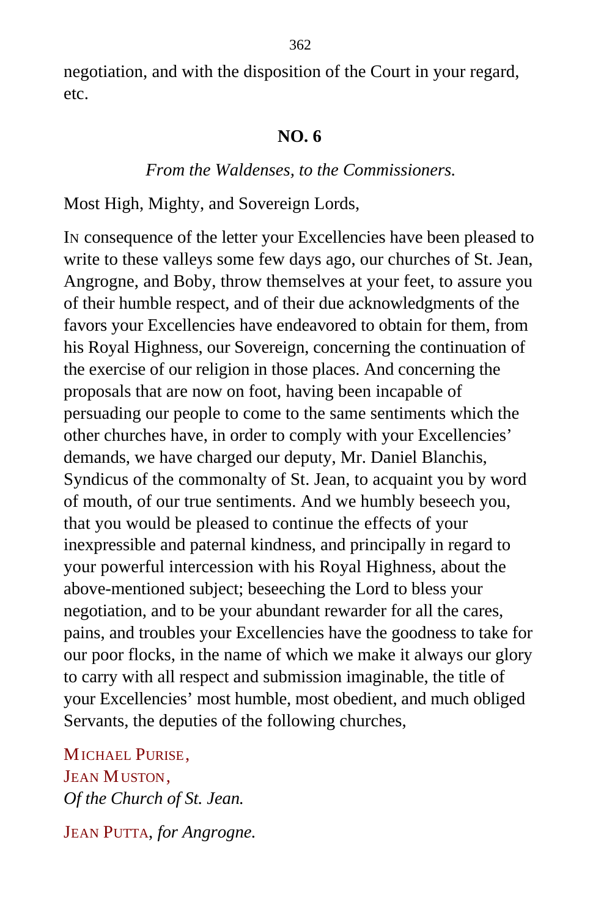negotiation, and with the disposition of the Court in your regard, etc.

## NO. 6

*From the Waldenses, to the Commissioners.*

Most High, Mighty, and Sovereign Lords,

IN consequence of the letter your Excellencies have been pleased to write to these valleys some few days ago, our churches of St. Jean, Angrogne, and Boby, throw themselves at your feet, to assure you of their humble respect, and of their due acknowledgments of the favors your Excellencies have endeavored to obtain for them, from his Royal Highness, our Sovereign, concerning the continuation of the exercise of our religion in those places. And concerning the proposals that are now on foot, having been incapable of persuading our people to come to the same sentiments which the other churches have, in order to comply with your Excellencies' demands, we have charged our deputy, Mr. Daniel Blanchis, Syndicus of the commonalty of St. Jean, to acquaint you by word of mouth, of our true sentiments. And we humbly beseech you, that you would be pleased to continue the effects of your inexpressible and paternal kindness, and principally in regard to your powerful intercession with his Royal Highness, about the above-mentioned subject; beseeching the Lord to bless your negotiation, and to be your abundant rewarder for all the cares, pains, and troubles your Excellencies have the goodness to take for our poor flocks, in the name of which we make it always our glory to carry with all respect and submission imaginable, the title of your Excellencies' most humble, most obedient, and much obliged Servants, the deputies of the following churches,

MICHAEL PURISE,
JEAN MUSTON,
*Of the Church of St. Jean.*

JEAN PUTTA, *for Angrogne.*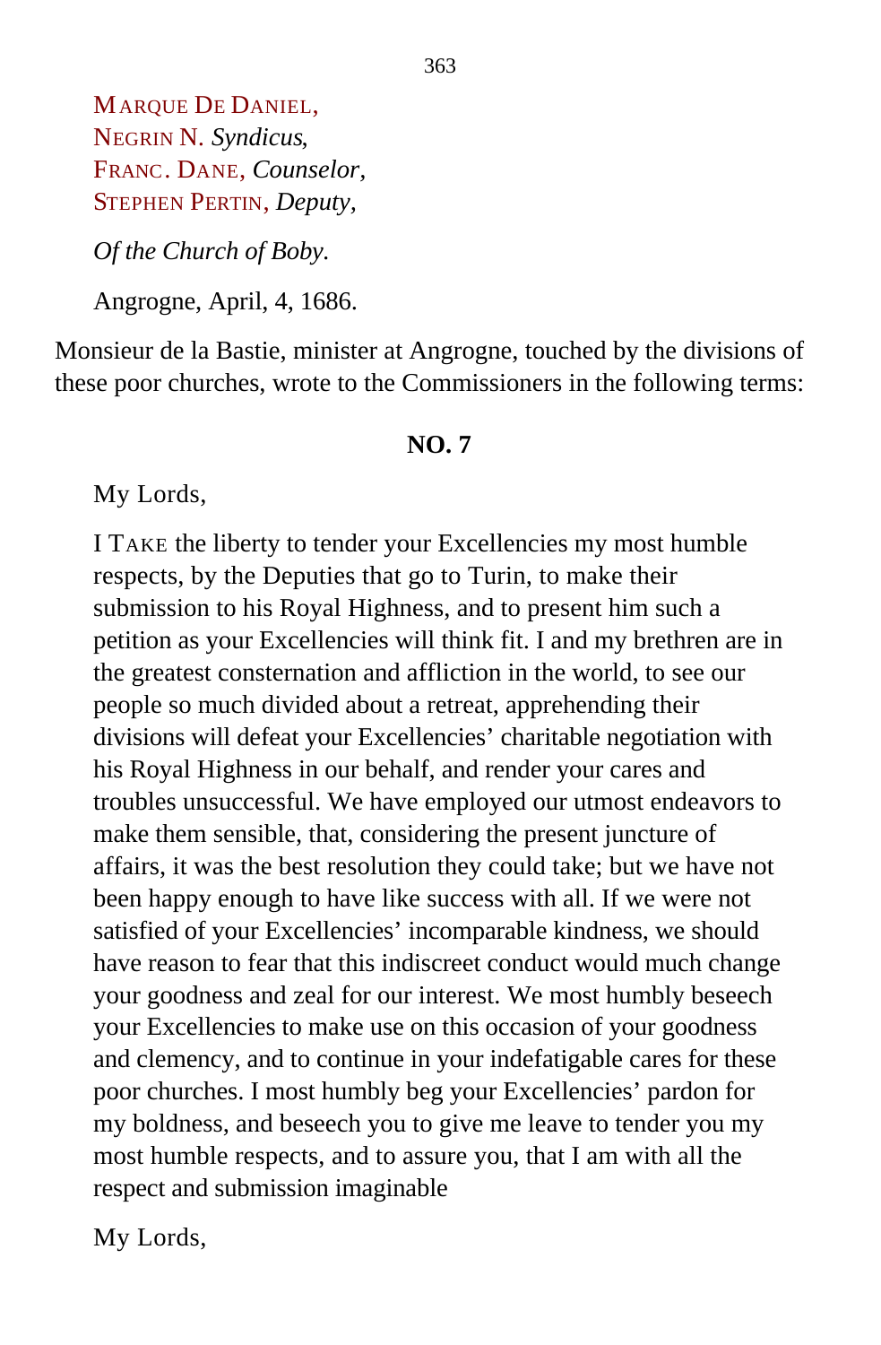MARQUE DE DANIEL,  
NEGRIN N. *Syndicus*,  
FRANC. DANE, *Counselor*,  
STEPHEN PERTIN, *Deputy*,

*Of the Church of Boby.*

Angrogne, April, 4, 1686.

Monsieur de la Bastie, minister at Angrogne, touched by the divisions of these poor churches, wrote to the Commissioners in the following terms:

**NO. 7**

My Lords,

I TAKE the liberty to tender your Excellencies my most humble respects, by the Deputies that go to Turin, to make their submission to his Royal Highness, and to present him such a petition as your Excellencies will think fit. I and my brethren are in the greatest consternation and affliction in the world, to see our people so much divided about a retreat, apprehending their divisions will defeat your Excellencies' charitable negotiation with his Royal Highness in our behalf, and render your cares and troubles unsuccessful. We have employed our utmost endeavors to make them sensible, that, considering the present juncture of affairs, it was the best resolution they could take; but we have not been happy enough to have like success with all. If we were not satisfied of your Excellencies' incomparable kindness, we should have reason to fear that this indiscreet conduct would much change your goodness and zeal for our interest. We most humbly beseech your Excellencies to make use on this occasion of your goodness and clemency, and to continue in your indefatigable cares for these poor churches. I most humbly beg your Excellencies' pardon for my boldness, and beseech you to give me leave to tender you my most humble respects, and to assure you, that I am with all the respect and submission imaginable

My Lords,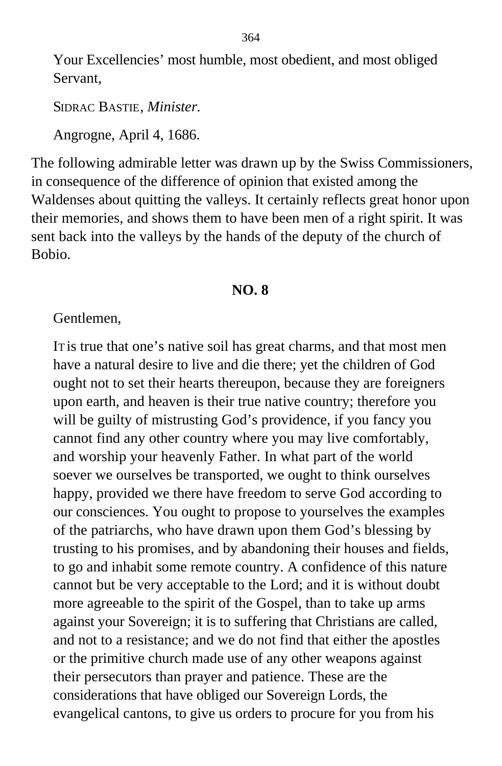Your Excellencies' most humble, most obedient, and most obliged Servant,

SIDRAC BASTIE, *Minister.*

Angrogne, April 4, 1686.

The following admirable letter was drawn up by the Swiss Commissioners, in consequence of the difference of opinion that existed among the Waldenses about quitting the valleys. It certainly reflects great honor upon their memories, and shows them to have been men of a right spirit. It was sent back into the valleys by the hands of the deputy of the church of Bobio.

**NO. 8**

Gentlemen,

IT is true that one's native soil has great charms, and that most men have a natural desire to live and die there; yet the children of God ought not to set their hearts thereupon, because they are foreigners upon earth, and heaven is their true native country; therefore you will be guilty of mistrusting God's providence, if you fancy you cannot find any other country where you may live comfortably, and worship your heavenly Father. In what part of the world soever we ourselves be transported, we ought to think ourselves happy, provided we there have freedom to serve God according to our consciences. You ought to propose to yourselves the examples of the patriarchs, who have drawn upon them God's blessing by trusting to his promises, and by abandoning their houses and fields, to go and inhabit some remote country. A confidence of this nature cannot but be very acceptable to the Lord; and it is without doubt more agreeable to the spirit of the Gospel, than to take up arms against your Sovereign; it is to suffering that Christians are called, and not to a resistance; and we do not find that either the apostles or the primitive church made use of any other weapons against their persecutors than prayer and patience. These are the considerations that have obliged our Sovereign Lords, the evangelical cantons, to give us orders to procure for you from his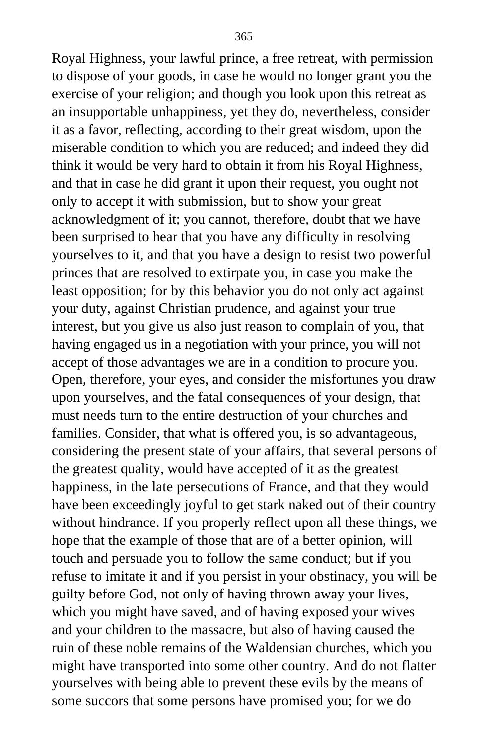Royal Highness, your lawful prince, a free retreat, with permission to dispose of your goods, in case he would no longer grant you the exercise of your religion; and though you look upon this retreat as an insupportable unhappiness, yet they do, nevertheless, consider it as a favor, reflecting, according to their great wisdom, upon the miserable condition to which you are reduced; and indeed they did think it would be very hard to obtain it from his Royal Highness, and that in case he did grant it upon their request, you ought not only to accept it with submission, but to show your great acknowledgment of it; you cannot, therefore, doubt that we have been surprised to hear that you have any difficulty in resolving yourselves to it, and that you have a design to resist two powerful princes that are resolved to extirpate you, in case you make the least opposition; for by this behavior you do not only act against your duty, against Christian prudence, and against your true interest, but you give us also just reason to complain of you, that having engaged us in a negotiation with your prince, you will not accept of those advantages we are in a condition to procure you. Open, therefore, your eyes, and consider the misfortunes you draw upon yourselves, and the fatal consequences of your design, that must needs turn to the entire destruction of your churches and families. Consider, that what is offered you, is so advantageous, considering the present state of your affairs, that several persons of the greatest quality, would have accepted of it as the greatest happiness, in the late persecutions of France, and that they would have been exceedingly joyful to get stark naked out of their country without hindrance. If you properly reflect upon all these things, we hope that the example of those that are of a better opinion, will touch and persuade you to follow the same conduct; but if you refuse to imitate it and if you persist in your obstinacy, you will be guilty before God, not only of having thrown away your lives, which you might have saved, and of having exposed your wives and your children to the massacre, but also of having caused the ruin of these noble remains of the Waldensian churches, which you might have transported into some other country. And do not flatter yourselves with being able to prevent these evils by the means of some succors that some persons have promised you; for we do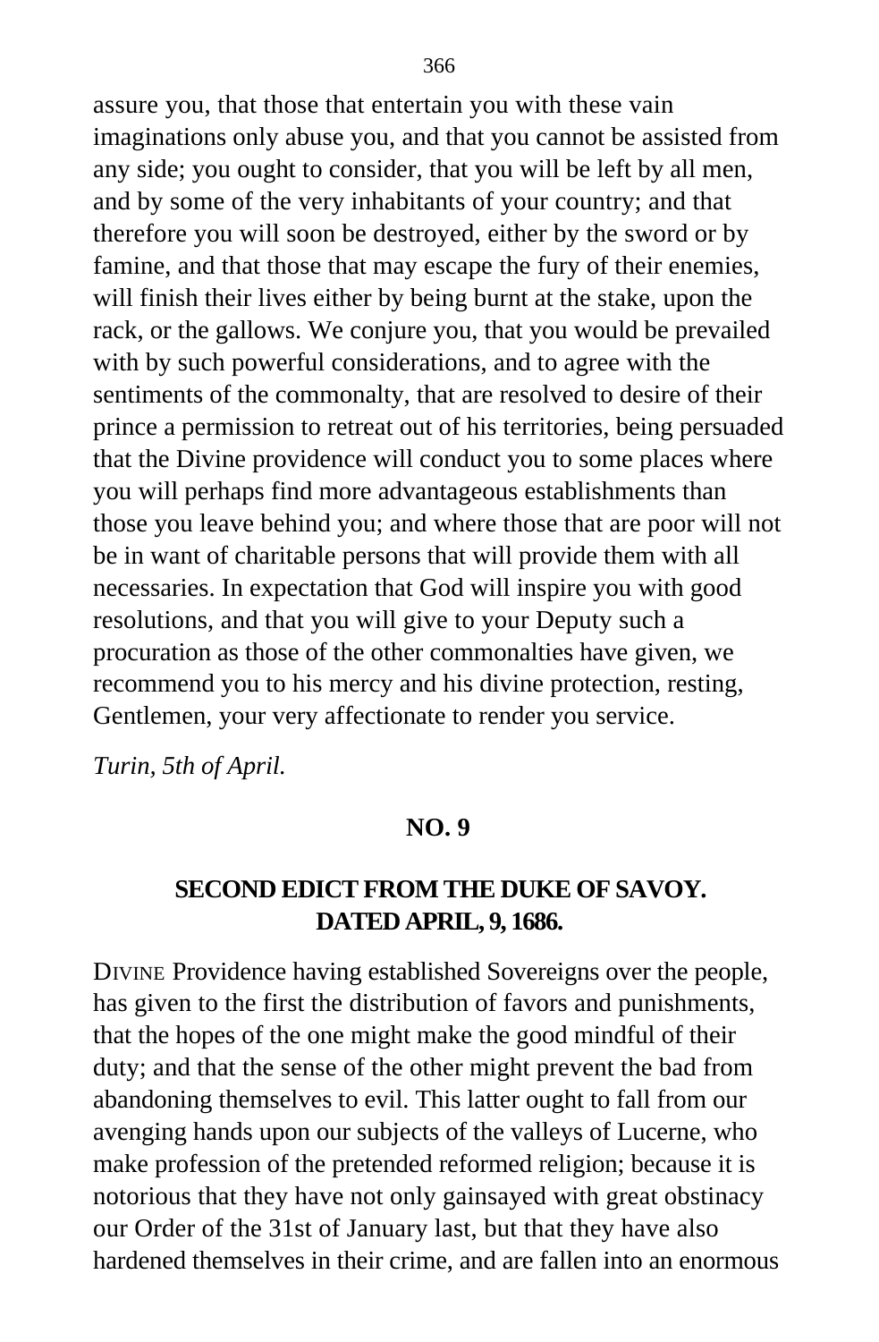assure you, that those that entertain you with these vain imaginations only abuse you, and that you cannot be assisted from any side; you ought to consider, that you will be left by all men, and by some of the very inhabitants of your country; and that therefore you will soon be destroyed, either by the sword or by famine, and that those that may escape the fury of their enemies, will finish their lives either by being burnt at the stake, upon the rack, or the gallows. We conjure you, that you would be prevailed with by such powerful considerations, and to agree with the sentiments of the commonalty, that are resolved to desire of their prince a permission to retreat out of his territories, being persuaded that the Divine providence will conduct you to some places where you will perhaps find more advantageous establishments than those you leave behind you; and where those that are poor will not be in want of charitable persons that will provide them with all necessaries. In expectation that God will inspire you with good resolutions, and that you will give to your Deputy such a procuration as those of the other commonalties have given, we recommend you to his mercy and his divine protection, resting, Gentlemen, your very affectionate to render you service.

*Turin, 5th of April.*

## NO. 9

## SECOND EDICT FROM THE DUKE OF SAVOY. DATED APRIL, 9, 1686.

DIVINE Providence having established Sovereigns over the people, has given to the first the distribution of favors and punishments, that the hopes of the one might make the good mindful of their duty; and that the sense of the other might prevent the bad from abandoning themselves to evil. This latter ought to fall from our avenging hands upon our subjects of the valleys of Lucerne, who make profession of the pretended reformed religion; because it is notorious that they have not only gainsayed with great obstinacy our Order of the 31st of January last, but that they have also hardened themselves in their crime, and are fallen into an enormous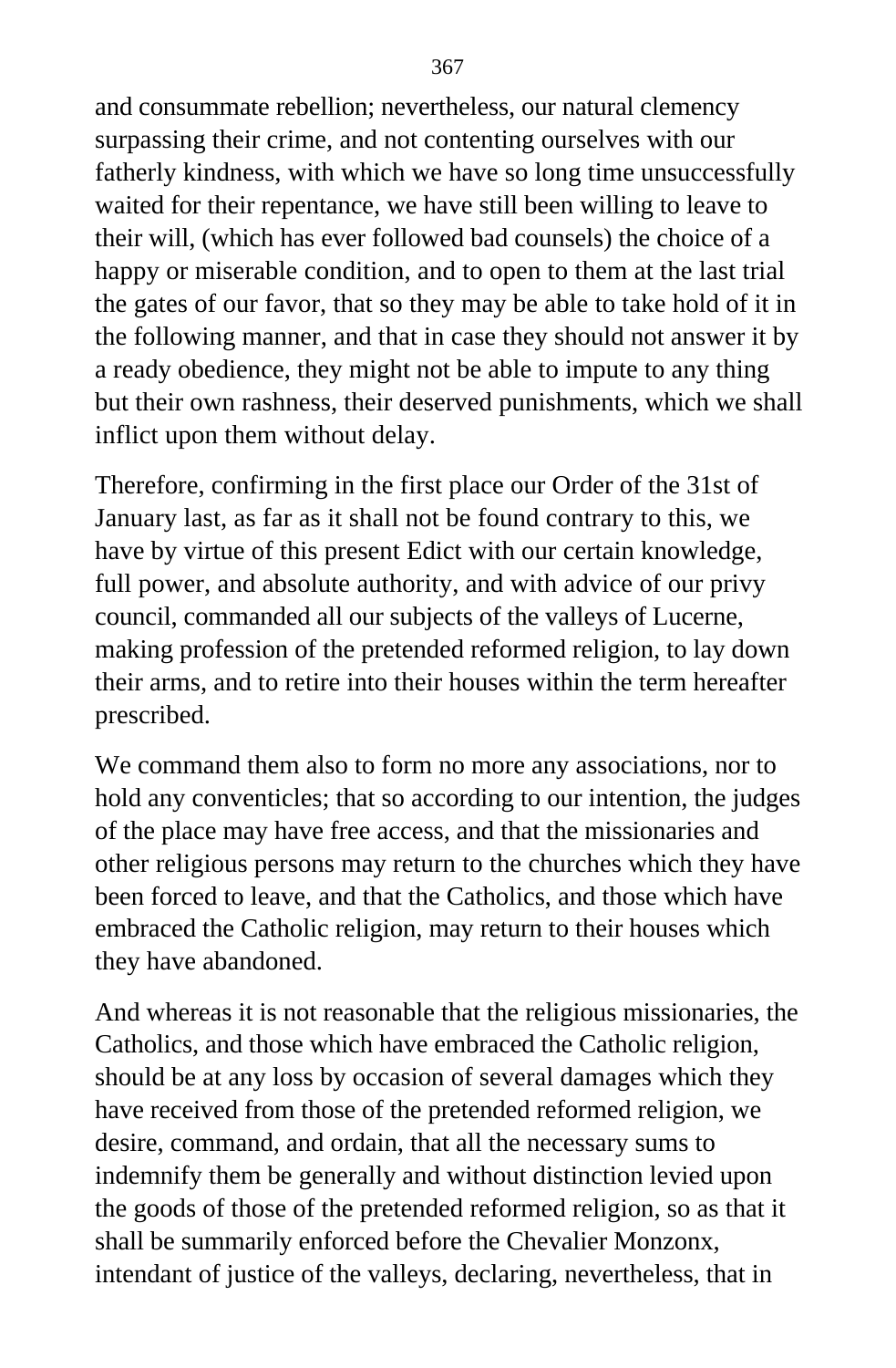and consummate rebellion; nevertheless, our natural clemency surpassing their crime, and not contenting ourselves with our fatherly kindness, with which we have so long time unsuccessfully waited for their repentance, we have still been willing to leave to their will, (which has ever followed bad counsels) the choice of a happy or miserable condition, and to open to them at the last trial the gates of our favor, that so they may be able to take hold of it in the following manner, and that in case they should not answer it by a ready obedience, they might not be able to impute to any thing but their own rashness, their deserved punishments, which we shall inflict upon them without delay.

Therefore, confirming in the first place our Order of the 31st of January last, as far as it shall not be found contrary to this, we have by virtue of this present Edict with our certain knowledge, full power, and absolute authority, and with advice of our privy council, commanded all our subjects of the valleys of Lucerne, making profession of the pretended reformed religion, to lay down their arms, and to retire into their houses within the term hereafter prescribed.

We command them also to form no more any associations, nor to hold any conventicles; that so according to our intention, the judges of the place may have free access, and that the missionaries and other religious persons may return to the churches which they have been forced to leave, and that the Catholics, and those which have embraced the Catholic religion, may return to their houses which they have abandoned.

And whereas it is not reasonable that the religious missionaries, the Catholics, and those which have embraced the Catholic religion, should be at any loss by occasion of several damages which they have received from those of the pretended reformed religion, we desire, command, and ordain, that all the necessary sums to indemnify them be generally and without distinction levied upon the goods of those of the pretended reformed religion, so as that it shall be summarily enforced before the Chevalier Monzonx, intendant of justice of the valleys, declaring, nevertheless, that in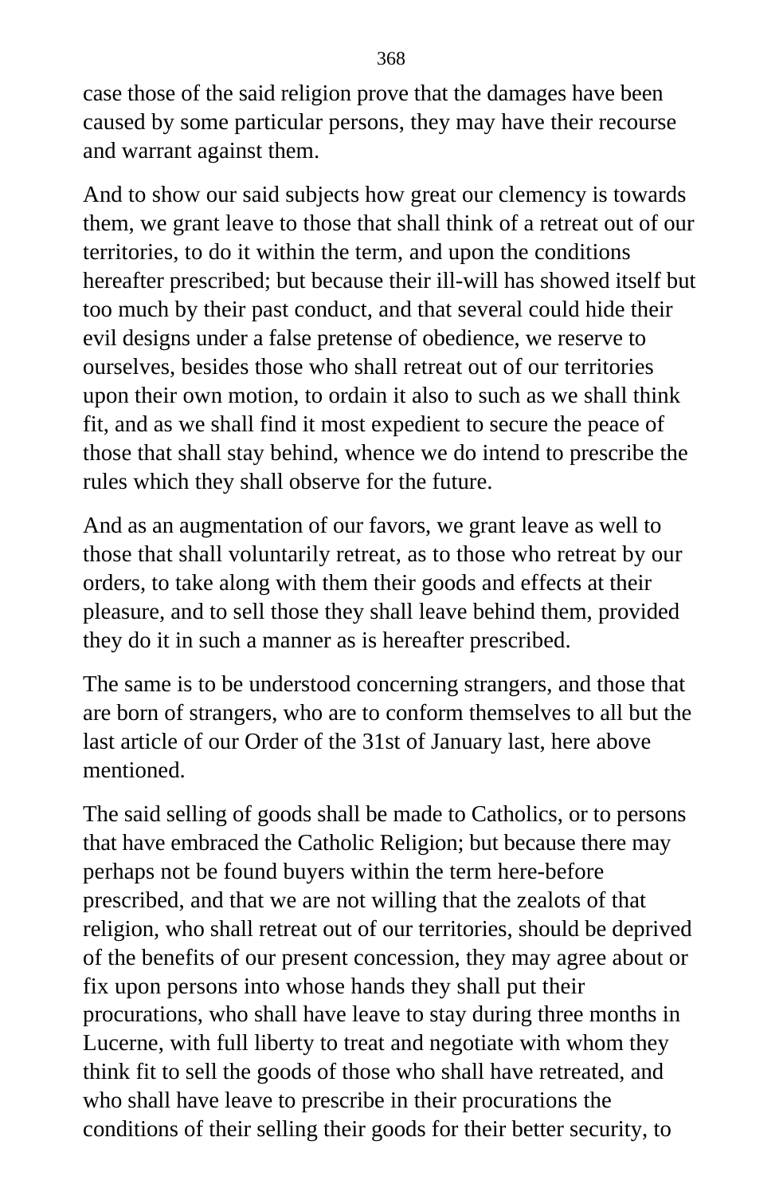case those of the said religion prove that the damages have been caused by some particular persons, they may have their recourse and warrant against them.

And to show our said subjects how great our clemency is towards them, we grant leave to those that shall think of a retreat out of our territories, to do it within the term, and upon the conditions hereafter prescribed; but because their ill-will has showed itself but too much by their past conduct, and that several could hide their evil designs under a false pretense of obedience, we reserve to ourselves, besides those who shall retreat out of our territories upon their own motion, to ordain it also to such as we shall think fit, and as we shall find it most expedient to secure the peace of those that shall stay behind, whence we do intend to prescribe the rules which they shall observe for the future.

And as an augmentation of our favors, we grant leave as well to those that shall voluntarily retreat, as to those who retreat by our orders, to take along with them their goods and effects at their pleasure, and to sell those they shall leave behind them, provided they do it in such a manner as is hereafter prescribed.

The same is to be understood concerning strangers, and those that are born of strangers, who are to conform themselves to all but the last article of our Order of the 31st of January last, here above mentioned.

The said selling of goods shall be made to Catholics, or to persons that have embraced the Catholic Religion; but because there may perhaps not be found buyers within the term here-before prescribed, and that we are not willing that the zealots of that religion, who shall retreat out of our territories, should be deprived of the benefits of our present concession, they may agree about or fix upon persons into whose hands they shall put their procurations, who shall have leave to stay during three months in Lucerne, with full liberty to treat and negotiate with whom they think fit to sell the goods of those who shall have retreated, and who shall have leave to prescribe in their procurations the conditions of their selling their goods for their better security, to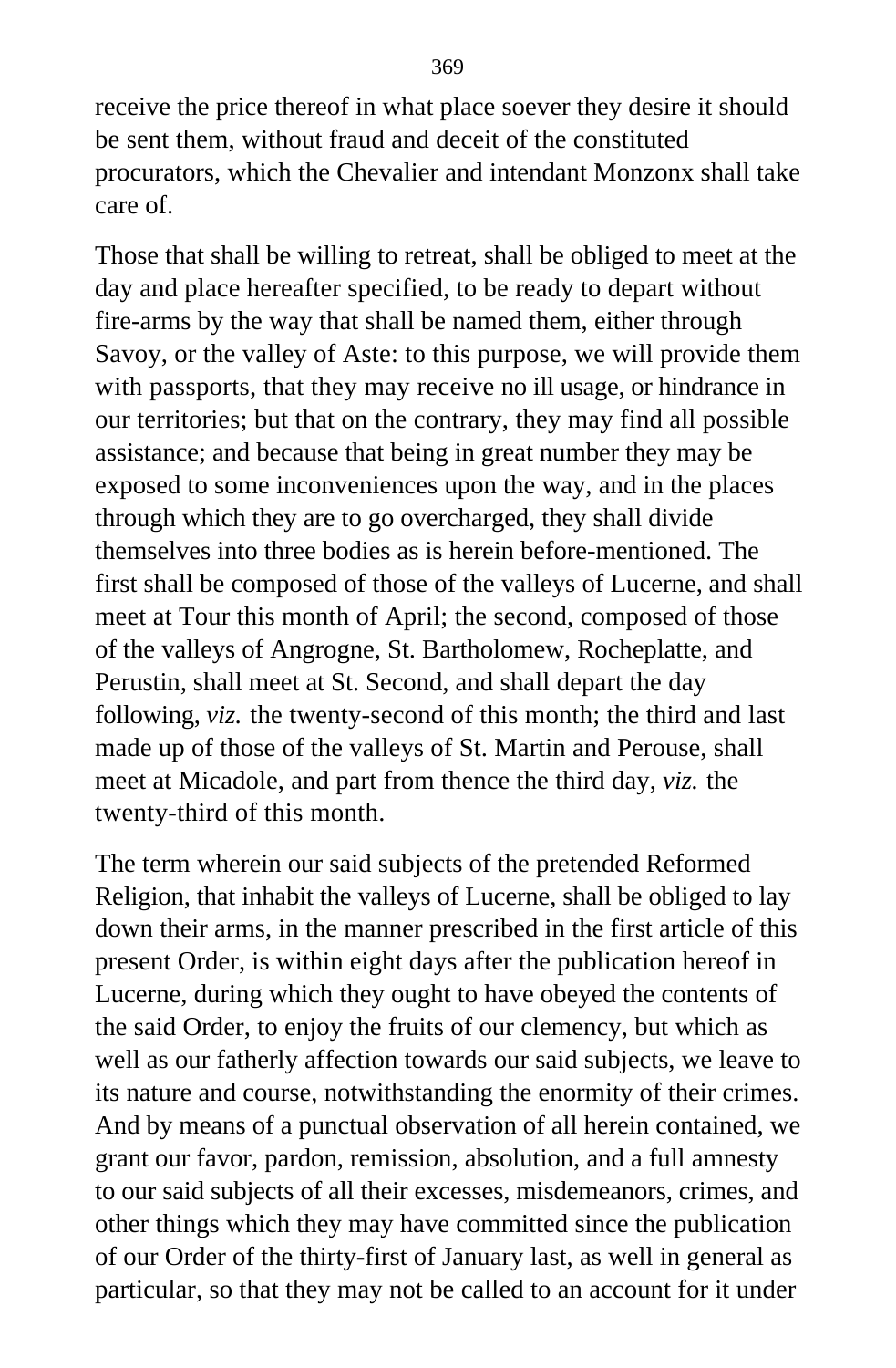receive the price thereof in what place soever they desire it should be sent them, without fraud and deceit of the constituted procurators, which the Chevalier and intendant Monzonx shall take care of.

Those that shall be willing to retreat, shall be obliged to meet at the day and place hereafter specified, to be ready to depart without fire-arms by the way that shall be named them, either through Savoy, or the valley of Aste: to this purpose, we will provide them with passports, that they may receive no ill usage, or hindrance in our territories; but that on the contrary, they may find all possible assistance; and because that being in great number they may be exposed to some inconveniences upon the way, and in the places through which they are to go overcharged, they shall divide themselves into three bodies as is herein before-mentioned. The first shall be composed of those of the valleys of Lucerne, and shall meet at Tour this month of April; the second, composed of those of the valleys of Angrogne, St. Bartholomew, Rocheplatte, and Perustin, shall meet at St. Second, and shall depart the day following, *viz.* the twenty-second of this month; the third and last made up of those of the valleys of St. Martin and Perouse, shall meet at Micadole, and part from thence the third day, *viz.* the twenty-third of this month.

The term wherein our said subjects of the pretended Reformed Religion, that inhabit the valleys of Lucerne, shall be obliged to lay down their arms, in the manner prescribed in the first article of this present Order, is within eight days after the publication hereof in Lucerne, during which they ought to have obeyed the contents of the said Order, to enjoy the fruits of our clemency, but which as well as our fatherly affection towards our said subjects, we leave to its nature and course, notwithstanding the enormity of their crimes. And by means of a punctual observation of all herein contained, we grant our favor, pardon, remission, absolution, and a full amnesty to our said subjects of all their excesses, misdemeanors, crimes, and other things which they may have committed since the publication of our Order of the thirty-first of January last, as well in general as particular, so that they may not be called to an account for it under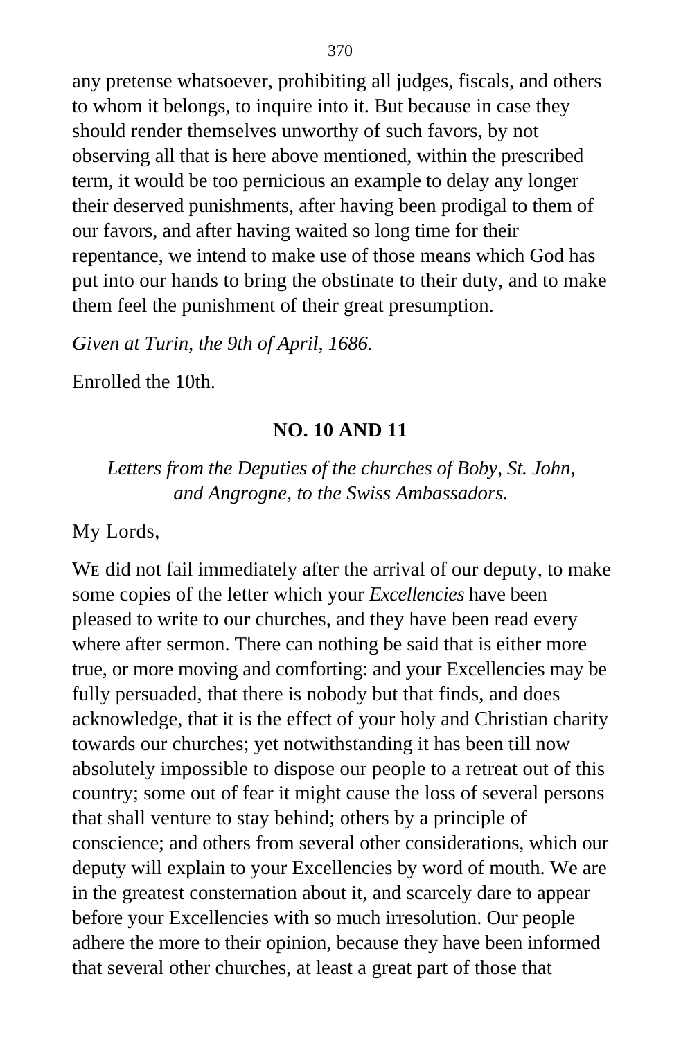any pretense whatsoever, prohibiting all judges, fiscals, and others to whom it belongs, to inquire into it. But because in case they should render themselves unworthy of such favors, by not observing all that is here above mentioned, within the prescribed term, it would be too pernicious an example to delay any longer their deserved punishments, after having been prodigal to them of our favors, and after having waited so long time for their repentance, we intend to make use of those means which God has put into our hands to bring the obstinate to their duty, and to make them feel the punishment of their great presumption.

*Given at Turin, the 9th of April, 1686.*

Enrolled the 10th.

## NO. 10 AND 11

*Letters from the Deputies of the churches of Boby, St. John, and Angrogne, to the Swiss Ambassadors.*

My Lords,

WE did not fail immediately after the arrival of our deputy, to make some copies of the letter which your *Excellencies* have been pleased to write to our churches, and they have been read every where after sermon. There can nothing be said that is either more true, or more moving and comforting: and your Excellencies may be fully persuaded, that there is nobody but that finds, and does acknowledge, that it is the effect of your holy and Christian charity towards our churches; yet notwithstanding it has been till now absolutely impossible to dispose our people to a retreat out of this country; some out of fear it might cause the loss of several persons that shall venture to stay behind; others by a principle of conscience; and others from several other considerations, which our deputy will explain to your Excellencies by word of mouth. We are in the greatest consternation about it, and scarcely dare to appear before your Excellencies with so much irresolution. Our people adhere the more to their opinion, because they have been informed that several other churches, at least a great part of those that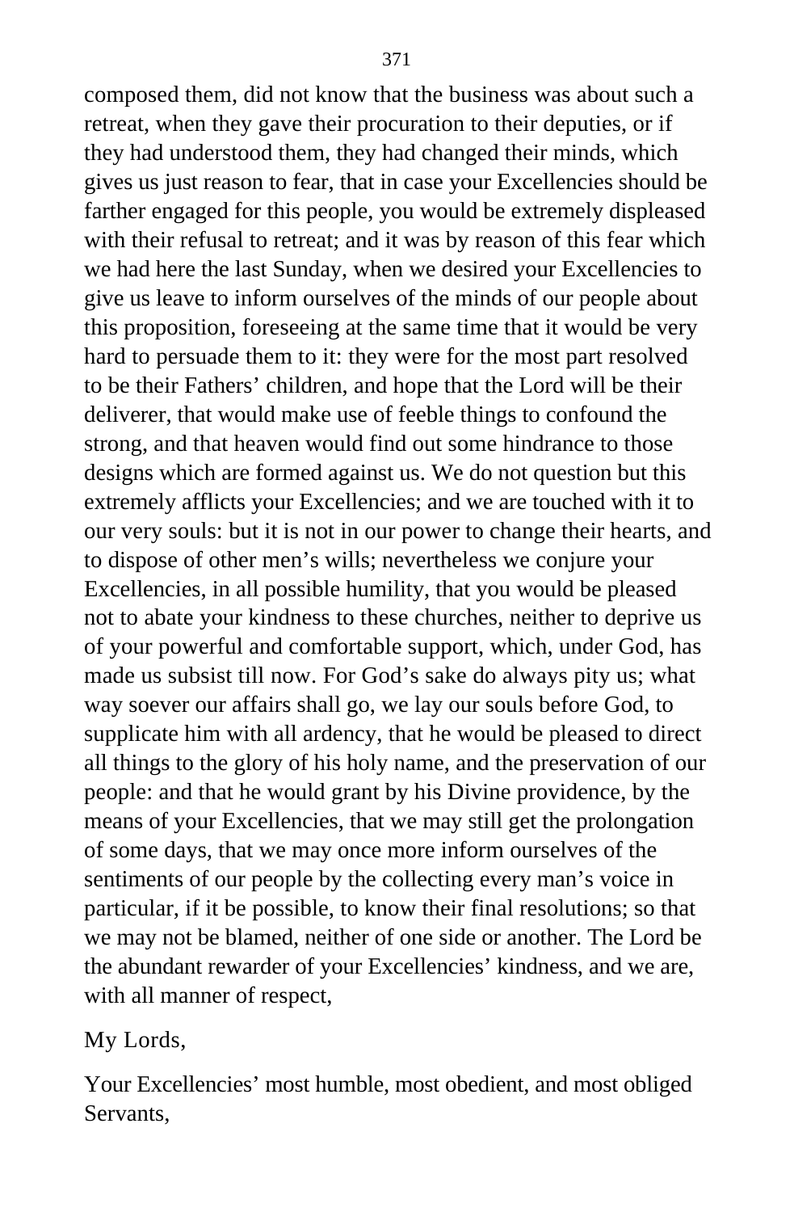composed them, did not know that the business was about such a retreat, when they gave their procuration to their deputies, or if they had understood them, they had changed their minds, which gives us just reason to fear, that in case your Excellencies should be farther engaged for this people, you would be extremely displeased with their refusal to retreat; and it was by reason of this fear which we had here the last Sunday, when we desired your Excellencies to give us leave to inform ourselves of the minds of our people about this proposition, foreseeing at the same time that it would be very hard to persuade them to it: they were for the most part resolved to be their Fathers' children, and hope that the Lord will be their deliverer, that would make use of feeble things to confound the strong, and that heaven would find out some hindrance to those designs which are formed against us. We do not question but this extremely afflicts your Excellencies; and we are touched with it to our very souls: but it is not in our power to change their hearts, and to dispose of other men's wills; nevertheless we conjure your Excellencies, in all possible humility, that you would be pleased not to abate your kindness to these churches, neither to deprive us of your powerful and comfortable support, which, under God, has made us subsist till now. For God's sake do always pity us; what way soever our affairs shall go, we lay our souls before God, to supplicate him with all ardency, that he would be pleased to direct all things to the glory of his holy name, and the preservation of our people: and that he would grant by his Divine providence, by the means of your Excellencies, that we may still get the prolongation of some days, that we may once more inform ourselves of the sentiments of our people by the collecting every man's voice in particular, if it be possible, to know their final resolutions; so that we may not be blamed, neither of one side or another. The Lord be the abundant rewarder of your Excellencies' kindness, and we are, with all manner of respect,

My Lords,

Your Excellencies' most humble, most obedient, and most obliged Servants,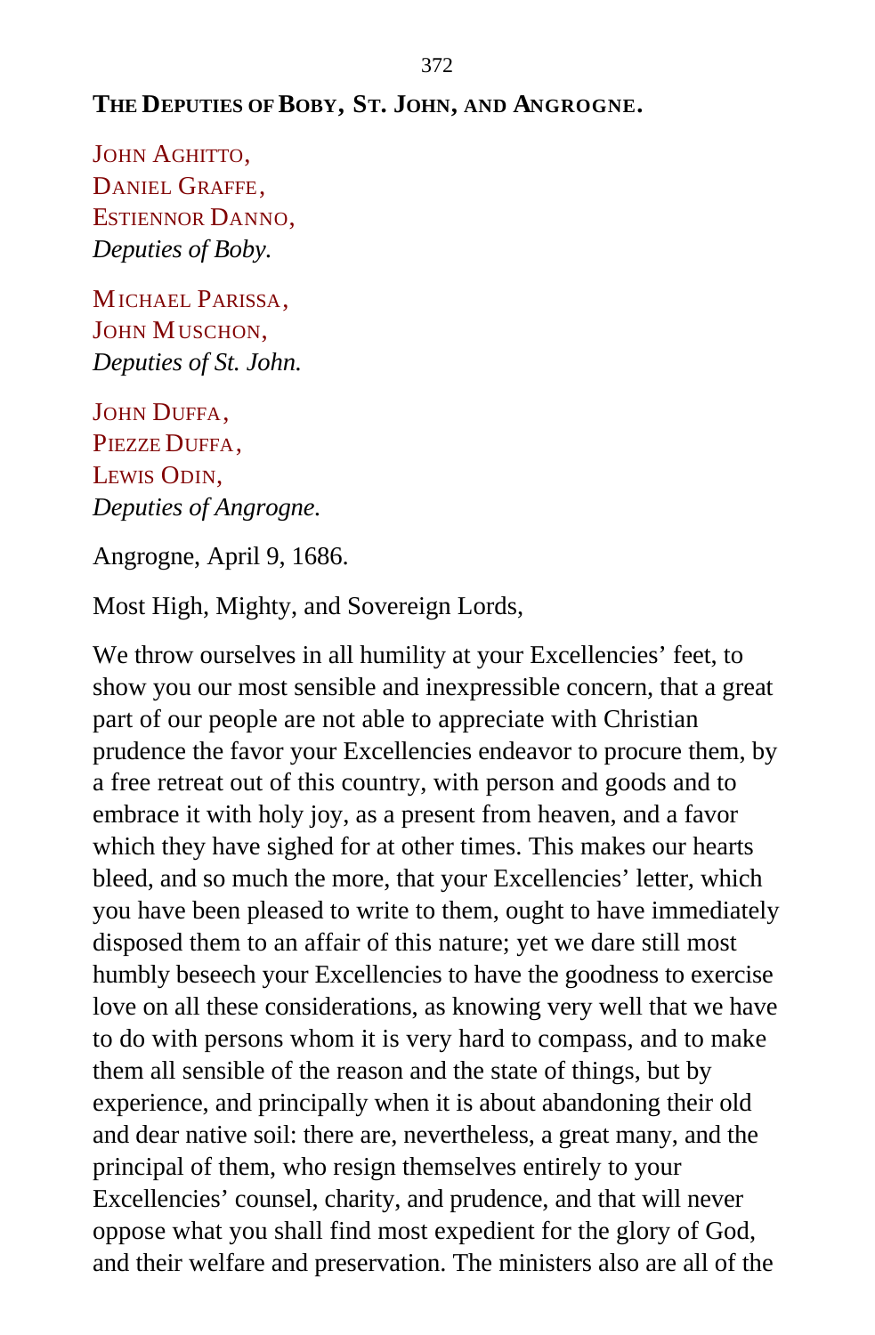**THE DEPUTIES OF BOBY, ST. JOHN, AND ANGROGNE.**

JOHN AGHITTO,  
DANIEL GRAFFE,  
ESTIENNOR DANNO,  
*Deputies of Boby.*

MICHAEL PARISSA,  
JOHN MUSCHON,  
*Deputies of St. John.*

JOHN DUFFA,  
PIEZZE DUFFA,  
LEWIS ODIN,  
*Deputies of Angrogne.*

Angrogne, April 9, 1686.

Most High, Mighty, and Sovereign Lords,

We throw ourselves in all humility at your Excellencies' feet, to show you our most sensible and inexpressible concern, that a great part of our people are not able to appreciate with Christian prudence the favor your Excellencies endeavor to procure them, by a free retreat out of this country, with person and goods and to embrace it with holy joy, as a present from heaven, and a favor which they have sighed for at other times. This makes our hearts bleed, and so much the more, that your Excellencies' letter, which you have been pleased to write to them, ought to have immediately disposed them to an affair of this nature; yet we dare still most humbly beseech your Excellencies to have the goodness to exercise love on all these considerations, as knowing very well that we have to do with persons whom it is very hard to compass, and to make them all sensible of the reason and the state of things, but by experience, and principally when it is about abandoning their old and dear native soil: there are, nevertheless, a great many, and the principal of them, who resign themselves entirely to your Excellencies' counsel, charity, and prudence, and that will never oppose what you shall find most expedient for the glory of God, and their welfare and preservation. The ministers also are all of the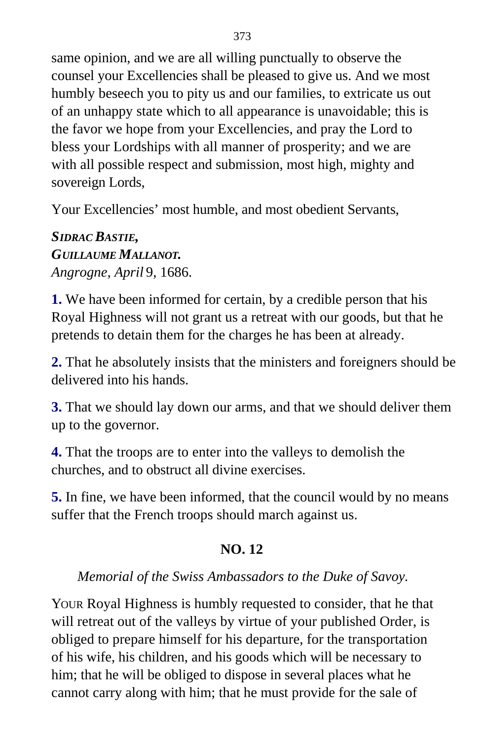same opinion, and we are all willing punctually to observe the counsel your Excellencies shall be pleased to give us. And we most humbly beseech you to pity us and our families, to extricate us out of an unhappy state which to all appearance is unavoidable; this is the favor we hope from your Excellencies, and pray the Lord to bless your Lordships with all manner of prosperity; and we are with all possible respect and submission, most high, mighty and sovereign Lords,

Your Excellencies' most humble, and most obedient Servants,

***SIDRAC BASTIE,***
***GUILLAUME MALLANOT.***
*Angrogne, April* 9, 1686.

**1.** We have been informed for certain, by a credible person that his Royal Highness will not grant us a retreat with our goods, but that he pretends to detain them for the charges he has been at already.

**2.** That he absolutely insists that the ministers and foreigners should be delivered into his hands.

**3.** That we should lay down our arms, and that we should deliver them up to the governor.

**4.** That the troops are to enter into the valleys to demolish the churches, and to obstruct all divine exercises.

**5.** In fine, we have been informed, that the council would by no means suffer that the French troops should march against us.

## NO. 12

*Memorial of the Swiss Ambassadors to the Duke of Savoy.*

YOUR Royal Highness is humbly requested to consider, that he that will retreat out of the valleys by virtue of your published Order, is obliged to prepare himself for his departure, for the transportation of his wife, his children, and his goods which will be necessary to him; that he will be obliged to dispose in several places what he cannot carry along with him; that he must provide for the sale of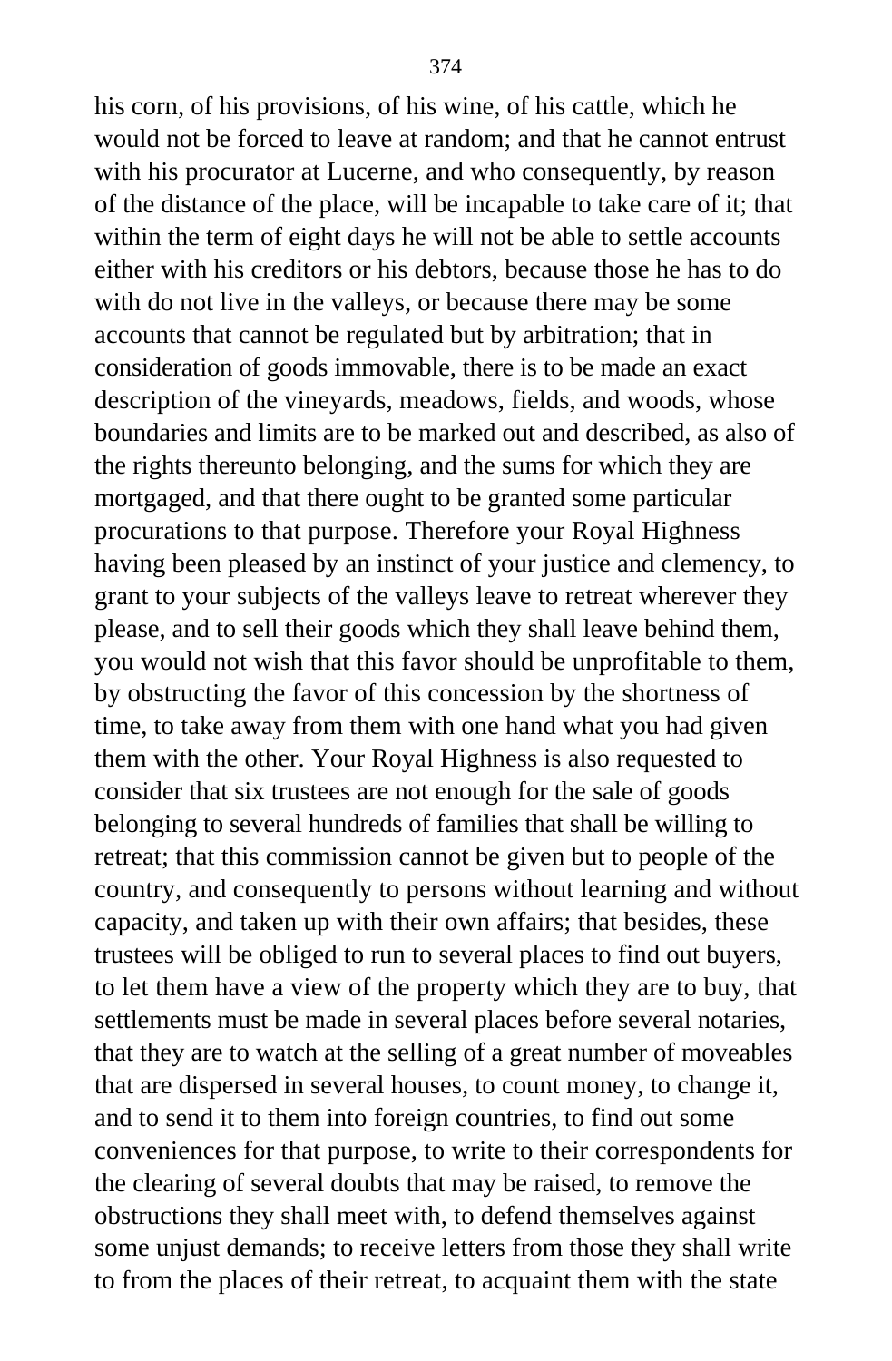his corn, of his provisions, of his wine, of his cattle, which he would not be forced to leave at random; and that he cannot entrust with his procurator at Lucerne, and who consequently, by reason of the distance of the place, will be incapable to take care of it; that within the term of eight days he will not be able to settle accounts either with his creditors or his debtors, because those he has to do with do not live in the valleys, or because there may be some accounts that cannot be regulated but by arbitration; that in consideration of goods immovable, there is to be made an exact description of the vineyards, meadows, fields, and woods, whose boundaries and limits are to be marked out and described, as also of the rights thereunto belonging, and the sums for which they are mortgaged, and that there ought to be granted some particular procurations to that purpose. Therefore your Royal Highness having been pleased by an instinct of your justice and clemency, to grant to your subjects of the valleys leave to retreat wherever they please, and to sell their goods which they shall leave behind them, you would not wish that this favor should be unprofitable to them, by obstructing the favor of this concession by the shortness of time, to take away from them with one hand what you had given them with the other. Your Royal Highness is also requested to consider that six trustees are not enough for the sale of goods belonging to several hundreds of families that shall be willing to retreat; that this commission cannot be given but to people of the country, and consequently to persons without learning and without capacity, and taken up with their own affairs; that besides, these trustees will be obliged to run to several places to find out buyers, to let them have a view of the property which they are to buy, that settlements must be made in several places before several notaries, that they are to watch at the selling of a great number of moveables that are dispersed in several houses, to count money, to change it, and to send it to them into foreign countries, to find out some conveniences for that purpose, to write to their correspondents for the clearing of several doubts that may be raised, to remove the obstructions they shall meet with, to defend themselves against some unjust demands; to receive letters from those they shall write to from the places of their retreat, to acquaint them with the state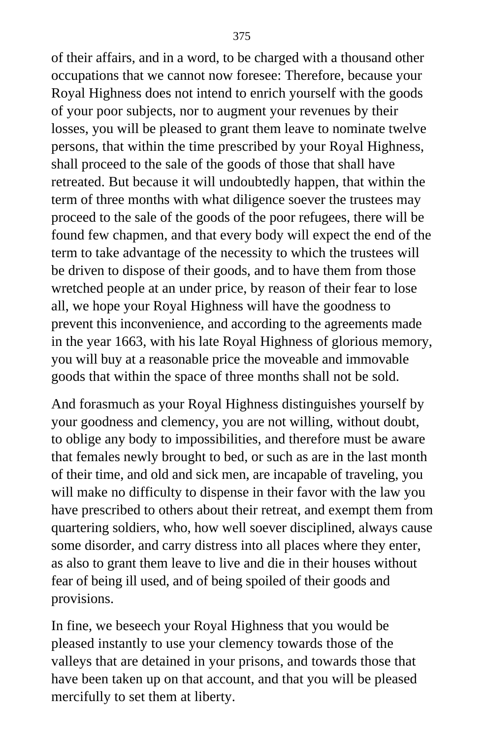of their affairs, and in a word, to be charged with a thousand other occupations that we cannot now foresee: Therefore, because your Royal Highness does not intend to enrich yourself with the goods of your poor subjects, nor to augment your revenues by their losses, you will be pleased to grant them leave to nominate twelve persons, that within the time prescribed by your Royal Highness, shall proceed to the sale of the goods of those that shall have retreated. But because it will undoubtedly happen, that within the term of three months with what diligence soever the trustees may proceed to the sale of the goods of the poor refugees, there will be found few chapmen, and that every body will expect the end of the term to take advantage of the necessity to which the trustees will be driven to dispose of their goods, and to have them from those wretched people at an under price, by reason of their fear to lose all, we hope your Royal Highness will have the goodness to prevent this inconvenience, and according to the agreements made in the year 1663, with his late Royal Highness of glorious memory, you will buy at a reasonable price the moveable and immovable goods that within the space of three months shall not be sold.

And forasmuch as your Royal Highness distinguishes yourself by your goodness and clemency, you are not willing, without doubt, to oblige any body to impossibilities, and therefore must be aware that females newly brought to bed, or such as are in the last month of their time, and old and sick men, are incapable of traveling, you will make no difficulty to dispense in their favor with the law you have prescribed to others about their retreat, and exempt them from quartering soldiers, who, how well soever disciplined, always cause some disorder, and carry distress into all places where they enter, as also to grant them leave to live and die in their houses without fear of being ill used, and of being spoiled of their goods and provisions.

In fine, we beseech your Royal Highness that you would be pleased instantly to use your clemency towards those of the valleys that are detained in your prisons, and towards those that have been taken up on that account, and that you will be pleased mercifully to set them at liberty.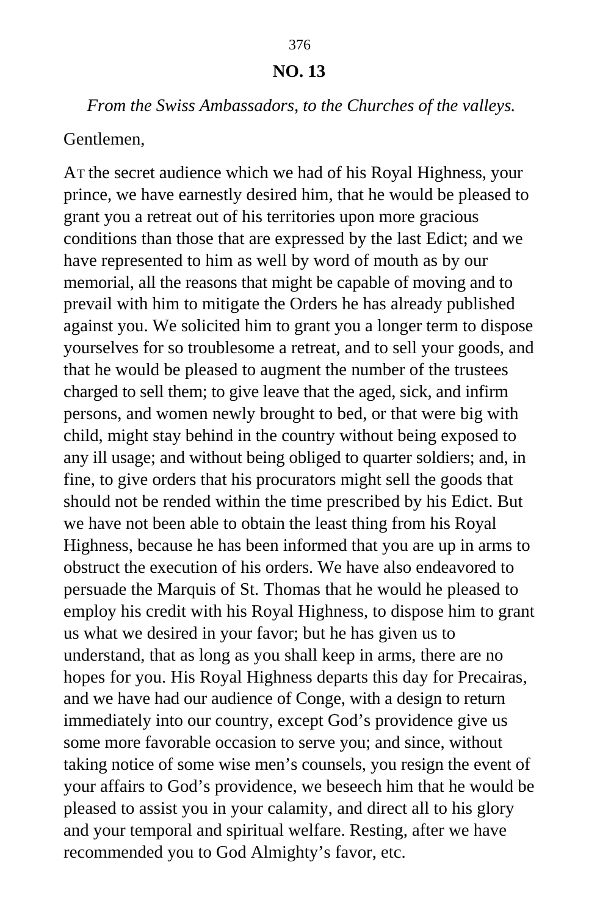## NO. 13

*From the Swiss Ambassadors, to the Churches of the valleys.*

Gentlemen,

AT the secret audience which we had of his Royal Highness, your prince, we have earnestly desired him, that he would be pleased to grant you a retreat out of his territories upon more gracious conditions than those that are expressed by the last Edict; and we have represented to him as well by word of mouth as by our memorial, all the reasons that might be capable of moving and to prevail with him to mitigate the Orders he has already published against you. We solicited him to grant you a longer term to dispose yourselves for so troublesome a retreat, and to sell your goods, and that he would be pleased to augment the number of the trustees charged to sell them; to give leave that the aged, sick, and infirm persons, and women newly brought to bed, or that were big with child, might stay behind in the country without being exposed to any ill usage; and without being obliged to quarter soldiers; and, in fine, to give orders that his procurators might sell the goods that should not be rended within the time prescribed by his Edict. But we have not been able to obtain the least thing from his Royal Highness, because he has been informed that you are up in arms to obstruct the execution of his orders. We have also endeavored to persuade the Marquis of St. Thomas that he would he pleased to employ his credit with his Royal Highness, to dispose him to grant us what we desired in your favor; but he has given us to understand, that as long as you shall keep in arms, there are no hopes for you. His Royal Highness departs this day for Precairas, and we have had our audience of Conge, with a design to return immediately into our country, except God's providence give us some more favorable occasion to serve you; and since, without taking notice of some wise men's counsels, you resign the event of your affairs to God's providence, we beseech him that he would be pleased to assist you in your calamity, and direct all to his glory and your temporal and spiritual welfare. Resting, after we have recommended you to God Almighty's favor, etc.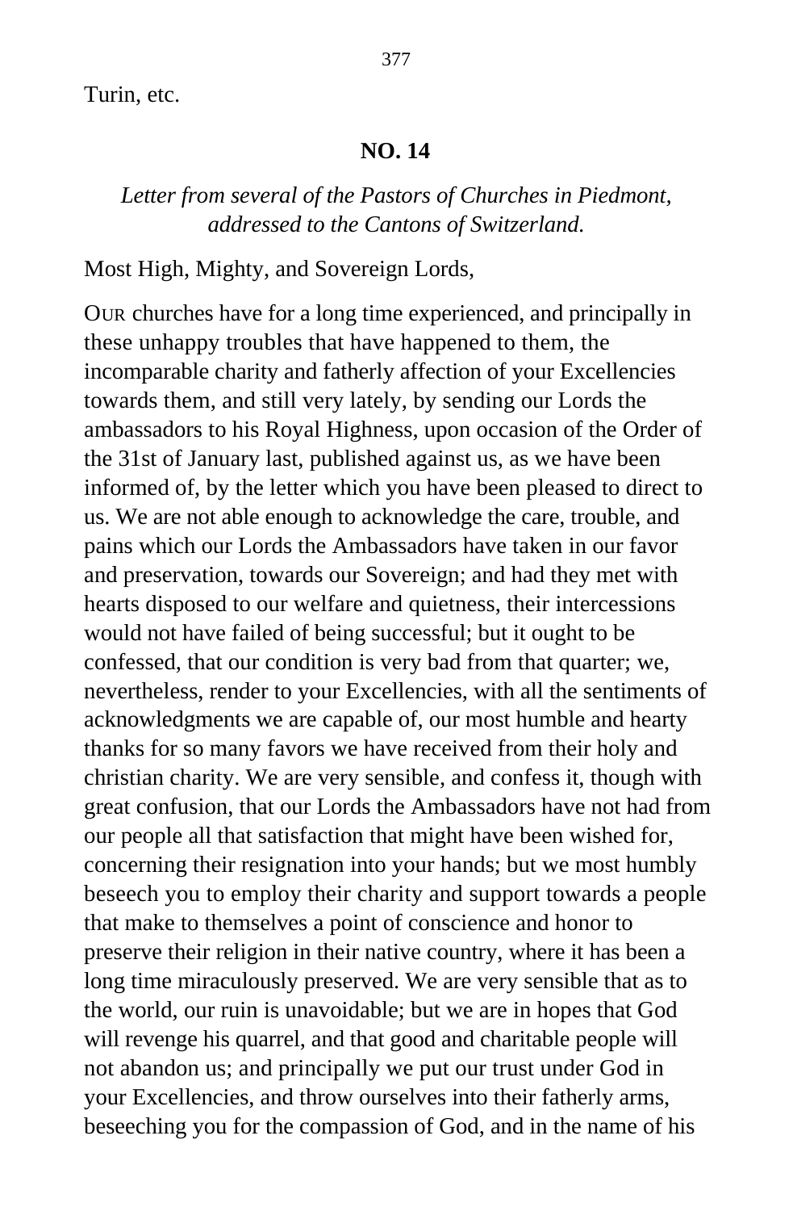Turin, etc.

## NO. 14

*Letter from several of the Pastors of Churches in Piedmont, addressed to the Cantons of Switzerland.*

Most High, Mighty, and Sovereign Lords,

OUR churches have for a long time experienced, and principally in these unhappy troubles that have happened to them, the incomparable charity and fatherly affection of your Excellencies towards them, and still very lately, by sending our Lords the ambassadors to his Royal Highness, upon occasion of the Order of the 31st of January last, published against us, as we have been informed of, by the letter which you have been pleased to direct to us. We are not able enough to acknowledge the care, trouble, and pains which our Lords the Ambassadors have taken in our favor and preservation, towards our Sovereign; and had they met with hearts disposed to our welfare and quietness, their intercessions would not have failed of being successful; but it ought to be confessed, that our condition is very bad from that quarter; we, nevertheless, render to your Excellencies, with all the sentiments of acknowledgments we are capable of, our most humble and hearty thanks for so many favors we have received from their holy and christian charity. We are very sensible, and confess it, though with great confusion, that our Lords the Ambassadors have not had from our people all that satisfaction that might have been wished for, concerning their resignation into your hands; but we most humbly beseech you to employ their charity and support towards a people that make to themselves a point of conscience and honor to preserve their religion in their native country, where it has been a long time miraculously preserved. We are very sensible that as to the world, our ruin is unavoidable; but we are in hopes that God will revenge his quarrel, and that good and charitable people will not abandon us; and principally we put our trust under God in your Excellencies, and throw ourselves into their fatherly arms, beseeching you for the compassion of God, and in the name of his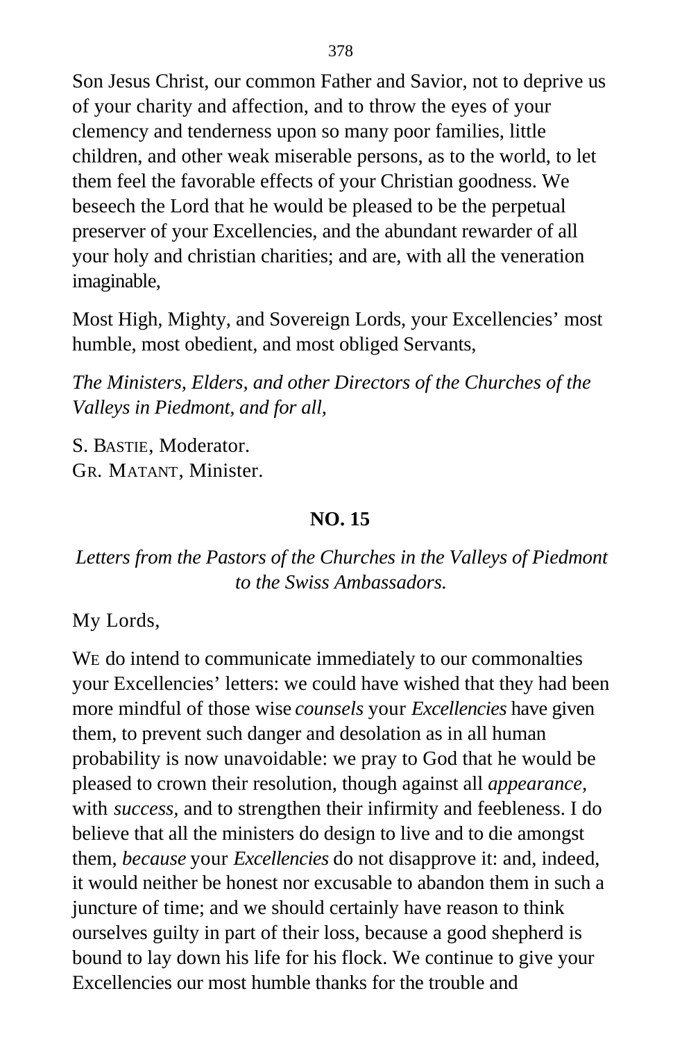Son Jesus Christ, our common Father and Savior, not to deprive us of your charity and affection, and to throw the eyes of your clemency and tenderness upon so many poor families, little children, and other weak miserable persons, as to the world, to let them feel the favorable effects of your Christian goodness. We beseech the Lord that he would be pleased to be the perpetual preserver of your Excellencies, and the abundant rewarder of all your holy and christian charities; and are, with all the veneration imaginable,

Most High, Mighty, and Sovereign Lords, your Excellencies' most humble, most obedient, and most obliged Servants,

*The Ministers, Elders, and other Directors of the Churches of the Valleys in Piedmont, and for all,*

S. BASTIE, Moderator.
GR. MATANT, Minister.

## NO. 15

*Letters from the Pastors of the Churches in the Valleys of Piedmont to the Swiss Ambassadors.*

My Lords,

WE do intend to communicate immediately to our commonalties your Excellencies' letters: we could have wished that they had been more mindful of those wise *counsels* your *Excellencies* have given them, to prevent such danger and desolation as in all human probability is now unavoidable: we pray to God that he would be pleased to crown their resolution, though against all *appearance,* with *success,* and to strengthen their infirmity and feebleness. I do believe that all the ministers do design to live and to die amongst them, *because* your *Excellencies* do not disapprove it: and, indeed, it would neither be honest nor excusable to abandon them in such a juncture of time; and we should certainly have reason to think ourselves guilty in part of their loss, because a good shepherd is bound to lay down his life for his flock. We continue to give your Excellencies our most humble thanks for the trouble and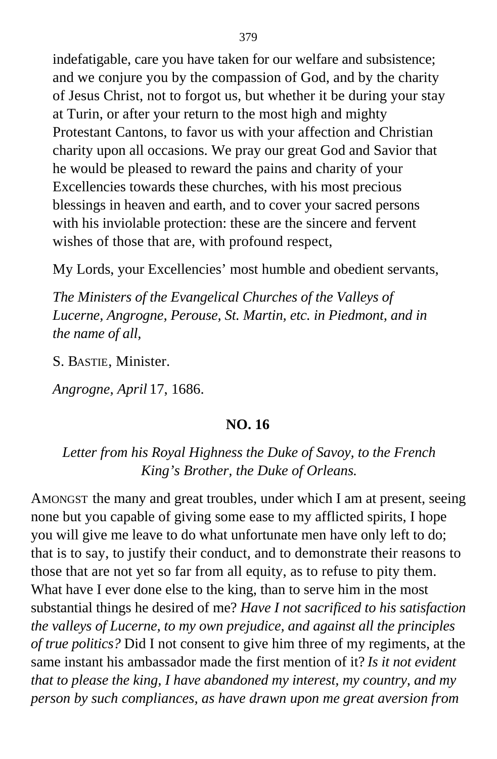indefatigable, care you have taken for our welfare and subsistence; and we conjure you by the compassion of God, and by the charity of Jesus Christ, not to forgot us, but whether it be during your stay at Turin, or after your return to the most high and mighty Protestant Cantons, to favor us with your affection and Christian charity upon all occasions. We pray our great God and Savior that he would be pleased to reward the pains and charity of your Excellencies towards these churches, with his most precious blessings in heaven and earth, and to cover your sacred persons with his inviolable protection: these are the sincere and fervent wishes of those that are, with profound respect,

My Lords, your Excellencies' most humble and obedient servants,

*The Ministers of the Evangelical Churches of the Valleys of Lucerne, Angrogne, Perouse, St. Martin, etc. in Piedmont, and in the name of all,*

S. BASTIE, Minister.

*Angrogne, April* 17, 1686.

## NO. 16

*Letter from his Royal Highness the Duke of Savoy, to the French King's Brother, the Duke of Orleans.*

AMONGST the many and great troubles, under which I am at present, seeing none but you capable of giving some ease to my afflicted spirits, I hope you will give me leave to do what unfortunate men have only left to do; that is to say, to justify their conduct, and to demonstrate their reasons to those that are not yet so far from all equity, as to refuse to pity them. What have I ever done else to the king, than to serve him in the most substantial things he desired of me? *Have I not sacrificed to his satisfaction the valleys of Lucerne, to my own prejudice, and against all the principles of true politics?* Did I not consent to give him three of my regiments, at the same instant his ambassador made the first mention of it? *Is it not evident that to please the king, I have abandoned my interest, my country, and my person by such compliances, as have drawn upon me great aversion from*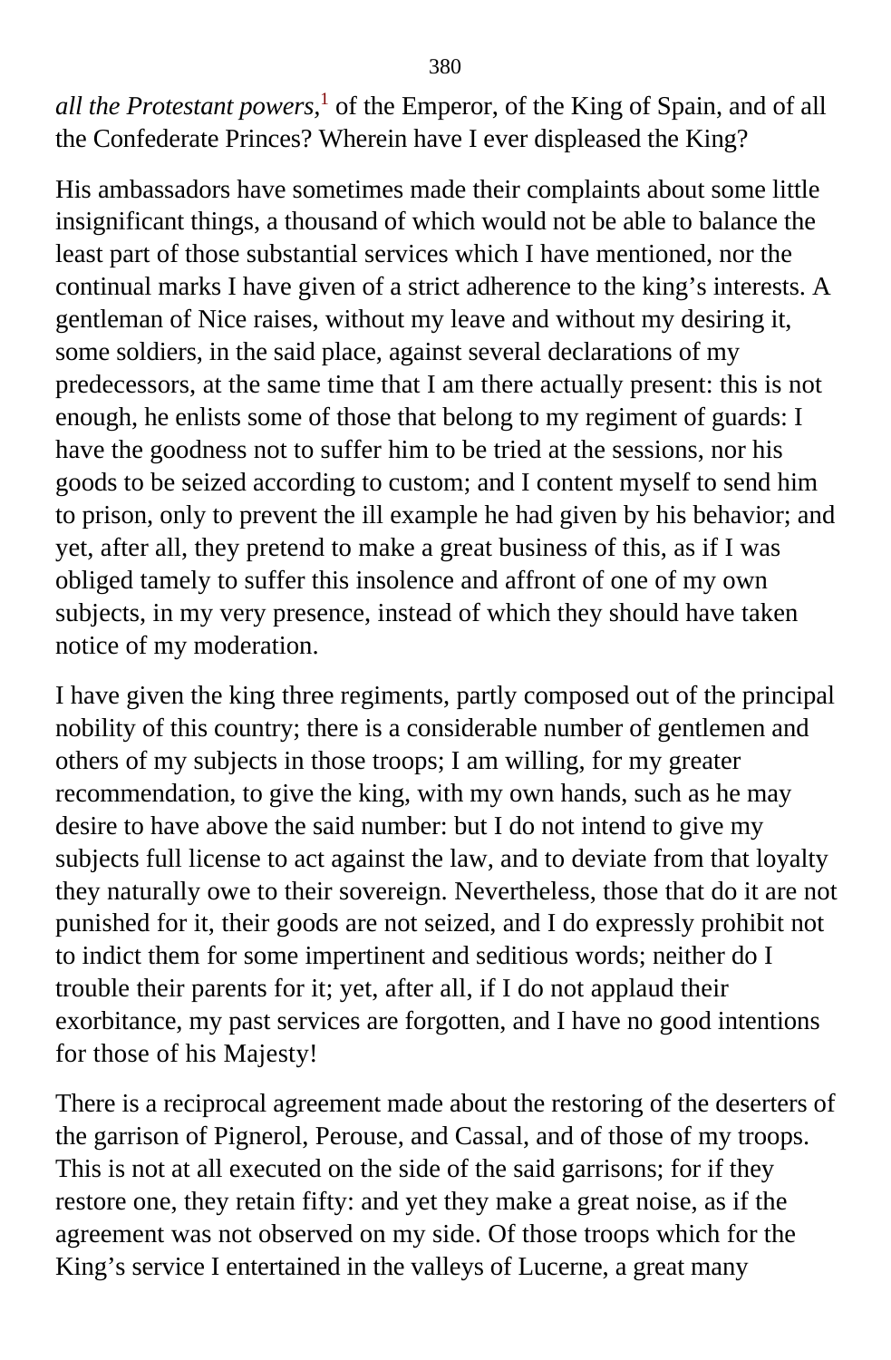*all the Protestant powers,*[1] of the Emperor, of the King of Spain, and of all the Confederate Princes? Wherein have I ever displeased the King?

His ambassadors have sometimes made their complaints about some little insignificant things, a thousand of which would not be able to balance the least part of those substantial services which I have mentioned, nor the continual marks I have given of a strict adherence to the king's interests. A gentleman of Nice raises, without my leave and without my desiring it, some soldiers, in the said place, against several declarations of my predecessors, at the same time that I am there actually present: this is not enough, he enlists some of those that belong to my regiment of guards: I have the goodness not to suffer him to be tried at the sessions, nor his goods to be seized according to custom; and I content myself to send him to prison, only to prevent the ill example he had given by his behavior; and yet, after all, they pretend to make a great business of this, as if I was obliged tamely to suffer this insolence and affront of one of my own subjects, in my very presence, instead of which they should have taken notice of my moderation.

I have given the king three regiments, partly composed out of the principal nobility of this country; there is a considerable number of gentlemen and others of my subjects in those troops; I am willing, for my greater recommendation, to give the king, with my own hands, such as he may desire to have above the said number: but I do not intend to give my subjects full license to act against the law, and to deviate from that loyalty they naturally owe to their sovereign. Nevertheless, those that do it are not punished for it, their goods are not seized, and I do expressly prohibit not to indict them for some impertinent and seditious words; neither do I trouble their parents for it; yet, after all, if I do not applaud their exorbitance, my past services are forgotten, and I have no good intentions for those of his Majesty!

There is a reciprocal agreement made about the restoring of the deserters of the garrison of Pignerol, Perouse, and Cassal, and of those of my troops. This is not at all executed on the side of the said garrisons; for if they restore one, they retain fifty: and yet they make a great noise, as if the agreement was not observed on my side. Of those troops which for the King's service I entertained in the valleys of Lucerne, a great many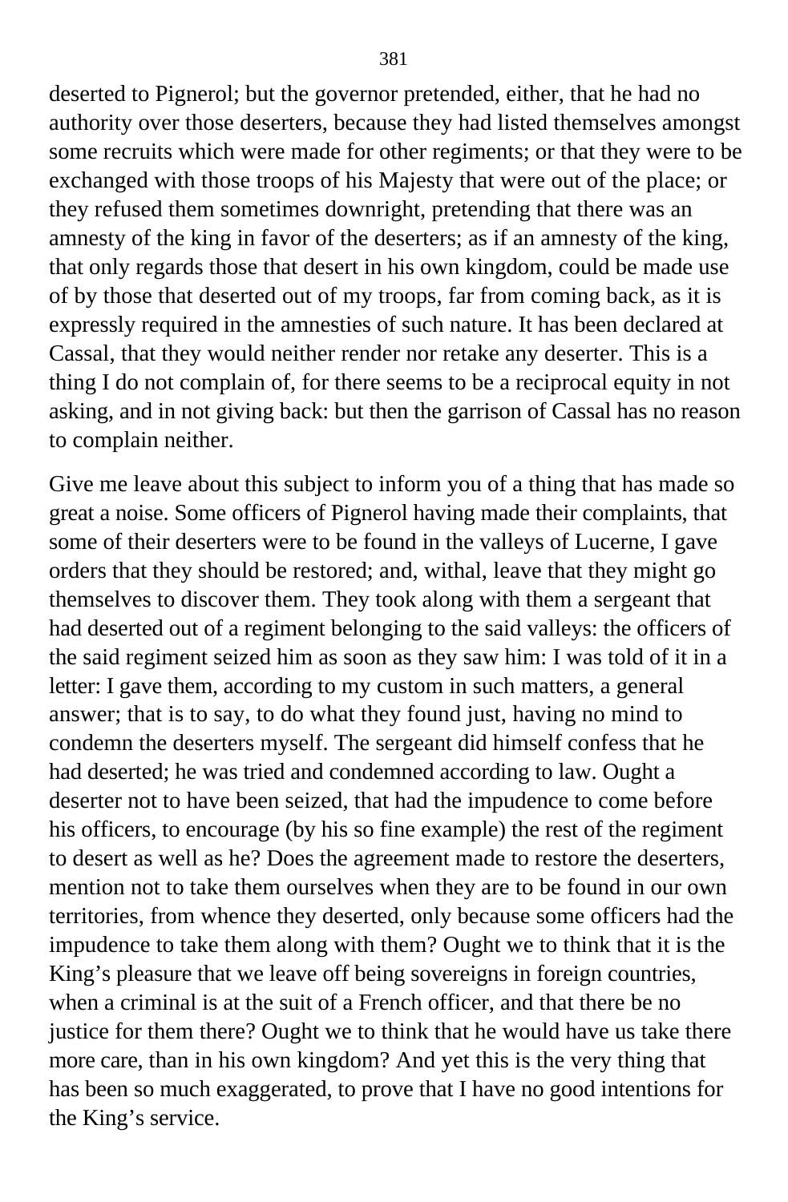deserted to Pignerol; but the governor pretended, either, that he had no authority over those deserters, because they had listed themselves amongst some recruits which were made for other regiments; or that they were to be exchanged with those troops of his Majesty that were out of the place; or they refused them sometimes downright, pretending that there was an amnesty of the king in favor of the deserters; as if an amnesty of the king, that only regards those that desert in his own kingdom, could be made use of by those that deserted out of my troops, far from coming back, as it is expressly required in the amnesties of such nature. It has been declared at Cassal, that they would neither render nor retake any deserter. This is a thing I do not complain of, for there seems to be a reciprocal equity in not asking, and in not giving back: but then the garrison of Cassal has no reason to complain neither.

Give me leave about this subject to inform you of a thing that has made so great a noise. Some officers of Pignerol having made their complaints, that some of their deserters were to be found in the valleys of Lucerne, I gave orders that they should be restored; and, withal, leave that they might go themselves to discover them. They took along with them a sergeant that had deserted out of a regiment belonging to the said valleys: the officers of the said regiment seized him as soon as they saw him: I was told of it in a letter: I gave them, according to my custom in such matters, a general answer; that is to say, to do what they found just, having no mind to condemn the deserters myself. The sergeant did himself confess that he had deserted; he was tried and condemned according to law. Ought a deserter not to have been seized, that had the impudence to come before his officers, to encourage (by his so fine example) the rest of the regiment to desert as well as he? Does the agreement made to restore the deserters, mention not to take them ourselves when they are to be found in our own territories, from whence they deserted, only because some officers had the impudence to take them along with them? Ought we to think that it is the King's pleasure that we leave off being sovereigns in foreign countries, when a criminal is at the suit of a French officer, and that there be no justice for them there? Ought we to think that he would have us take there more care, than in his own kingdom? And yet this is the very thing that has been so much exaggerated, to prove that I have no good intentions for the King's service.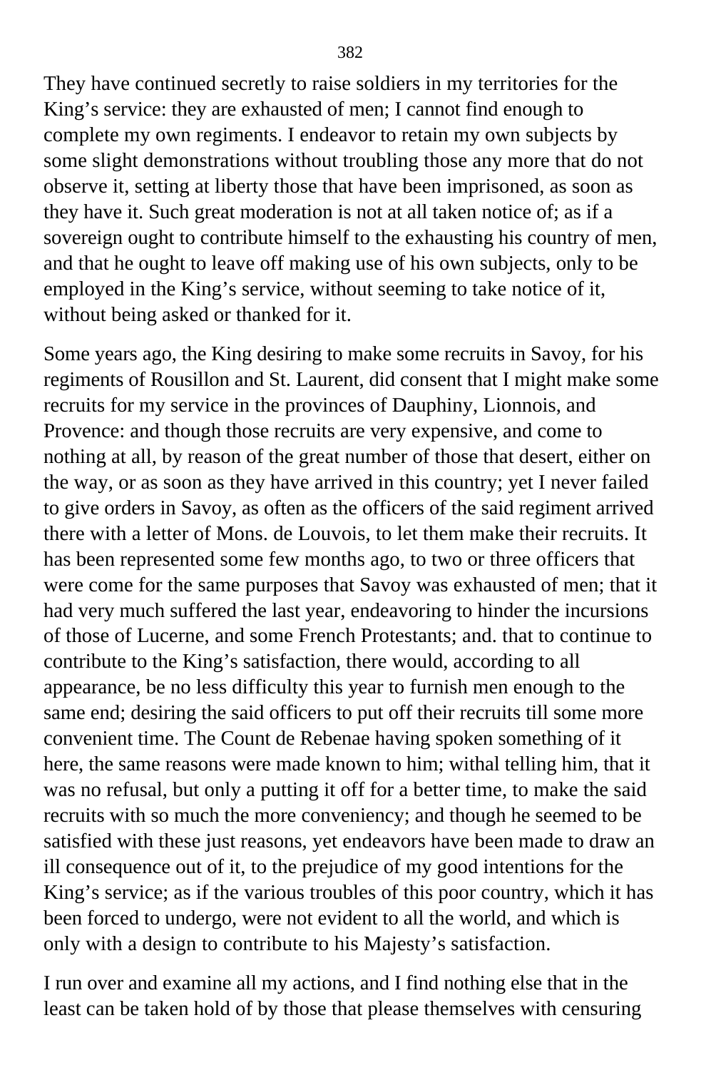They have continued secretly to raise soldiers in my territories for the King's service: they are exhausted of men; I cannot find enough to complete my own regiments. I endeavor to retain my own subjects by some slight demonstrations without troubling those any more that do not observe it, setting at liberty those that have been imprisoned, as soon as they have it. Such great moderation is not at all taken notice of; as if a sovereign ought to contribute himself to the exhausting his country of men, and that he ought to leave off making use of his own subjects, only to be employed in the King's service, without seeming to take notice of it, without being asked or thanked for it.

Some years ago, the King desiring to make some recruits in Savoy, for his regiments of Rousillon and St. Laurent, did consent that I might make some recruits for my service in the provinces of Dauphiny, Lionnois, and Provence: and though those recruits are very expensive, and come to nothing at all, by reason of the great number of those that desert, either on the way, or as soon as they have arrived in this country; yet I never failed to give orders in Savoy, as often as the officers of the said regiment arrived there with a letter of Mons. de Louvois, to let them make their recruits. It has been represented some few months ago, to two or three officers that were come for the same purposes that Savoy was exhausted of men; that it had very much suffered the last year, endeavoring to hinder the incursions of those of Lucerne, and some French Protestants; and. that to continue to contribute to the King's satisfaction, there would, according to all appearance, be no less difficulty this year to furnish men enough to the same end; desiring the said officers to put off their recruits till some more convenient time. The Count de Rebenae having spoken something of it here, the same reasons were made known to him; withal telling him, that it was no refusal, but only a putting it off for a better time, to make the said recruits with so much the more conveniency; and though he seemed to be satisfied with these just reasons, yet endeavors have been made to draw an ill consequence out of it, to the prejudice of my good intentions for the King's service; as if the various troubles of this poor country, which it has been forced to undergo, were not evident to all the world, and which is only with a design to contribute to his Majesty's satisfaction.

I run over and examine all my actions, and I find nothing else that in the least can be taken hold of by those that please themselves with censuring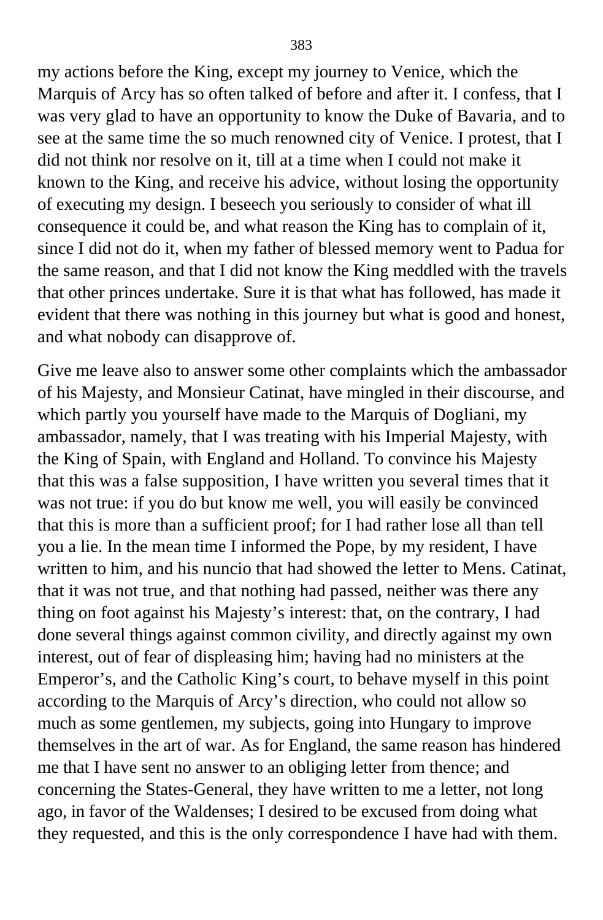my actions before the King, except my journey to Venice, which the Marquis of Arcy has so often talked of before and after it. I confess, that I was very glad to have an opportunity to know the Duke of Bavaria, and to see at the same time the so much renowned city of Venice. I protest, that I did not think nor resolve on it, till at a time when I could not make it known to the King, and receive his advice, without losing the opportunity of executing my design. I beseech you seriously to consider of what ill consequence it could be, and what reason the King has to complain of it, since I did not do it, when my father of blessed memory went to Padua for the same reason, and that I did not know the King meddled with the travels that other princes undertake. Sure it is that what has followed, has made it evident that there was nothing in this journey but what is good and honest, and what nobody can disapprove of.

Give me leave also to answer some other complaints which the ambassador of his Majesty, and Monsieur Catinat, have mingled in their discourse, and which partly you yourself have made to the Marquis of Dogliani, my ambassador, namely, that I was treating with his Imperial Majesty, with the King of Spain, with England and Holland. To convince his Majesty that this was a false supposition, I have written you several times that it was not true: if you do but know me well, you will easily be convinced that this is more than a sufficient proof; for I had rather lose all than tell you a lie. In the mean time I informed the Pope, by my resident, I have written to him, and his nuncio that had showed the letter to Mens. Catinat, that it was not true, and that nothing had passed, neither was there any thing on foot against his Majesty's interest: that, on the contrary, I had done several things against common civility, and directly against my own interest, out of fear of displeasing him; having had no ministers at the Emperor's, and the Catholic King's court, to behave myself in this point according to the Marquis of Arcy's direction, who could not allow so much as some gentlemen, my subjects, going into Hungary to improve themselves in the art of war. As for England, the same reason has hindered me that I have sent no answer to an obliging letter from thence; and concerning the States-General, they have written to me a letter, not long ago, in favor of the Waldenses; I desired to be excused from doing what they requested, and this is the only correspondence I have had with them.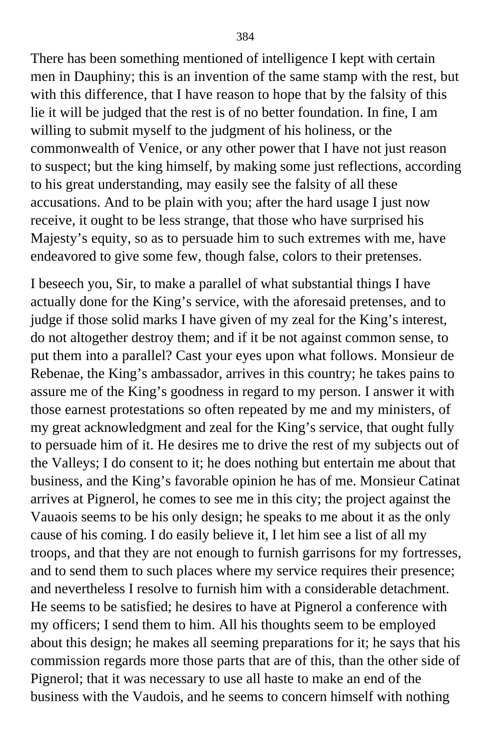There has been something mentioned of intelligence I kept with certain men in Dauphiny; this is an invention of the same stamp with the rest, but with this difference, that I have reason to hope that by the falsity of this lie it will be judged that the rest is of no better foundation. In fine, I am willing to submit myself to the judgment of his holiness, or the commonwealth of Venice, or any other power that I have not just reason to suspect; but the king himself, by making some just reflections, according to his great understanding, may easily see the falsity of all these accusations. And to be plain with you; after the hard usage I just now receive, it ought to be less strange, that those who have surprised his Majesty's equity, so as to persuade him to such extremes with me, have endeavored to give some few, though false, colors to their pretenses.

I beseech you, Sir, to make a parallel of what substantial things I have actually done for the King's service, with the aforesaid pretenses, and to judge if those solid marks I have given of my zeal for the King's interest, do not altogether destroy them; and if it be not against common sense, to put them into a parallel? Cast your eyes upon what follows. Monsieur de Rebenae, the King's ambassador, arrives in this country; he takes pains to assure me of the King's goodness in regard to my person. I answer it with those earnest protestations so often repeated by me and my ministers, of my great acknowledgment and zeal for the King's service, that ought fully to persuade him of it. He desires me to drive the rest of my subjects out of the Valleys; I do consent to it; he does nothing but entertain me about that business, and the King's favorable opinion he has of me. Monsieur Catinat arrives at Pignerol, he comes to see me in this city; the project against the Vauaois seems to be his only design; he speaks to me about it as the only cause of his coming. I do easily believe it, I let him see a list of all my troops, and that they are not enough to furnish garrisons for my fortresses, and to send them to such places where my service requires their presence; and nevertheless I resolve to furnish him with a considerable detachment. He seems to be satisfied; he desires to have at Pignerol a conference with my officers; I send them to him. All his thoughts seem to be employed about this design; he makes all seeming preparations for it; he says that his commission regards more those parts that are of this, than the other side of Pignerol; that it was necessary to use all haste to make an end of the business with the Vaudois, and he seems to concern himself with nothing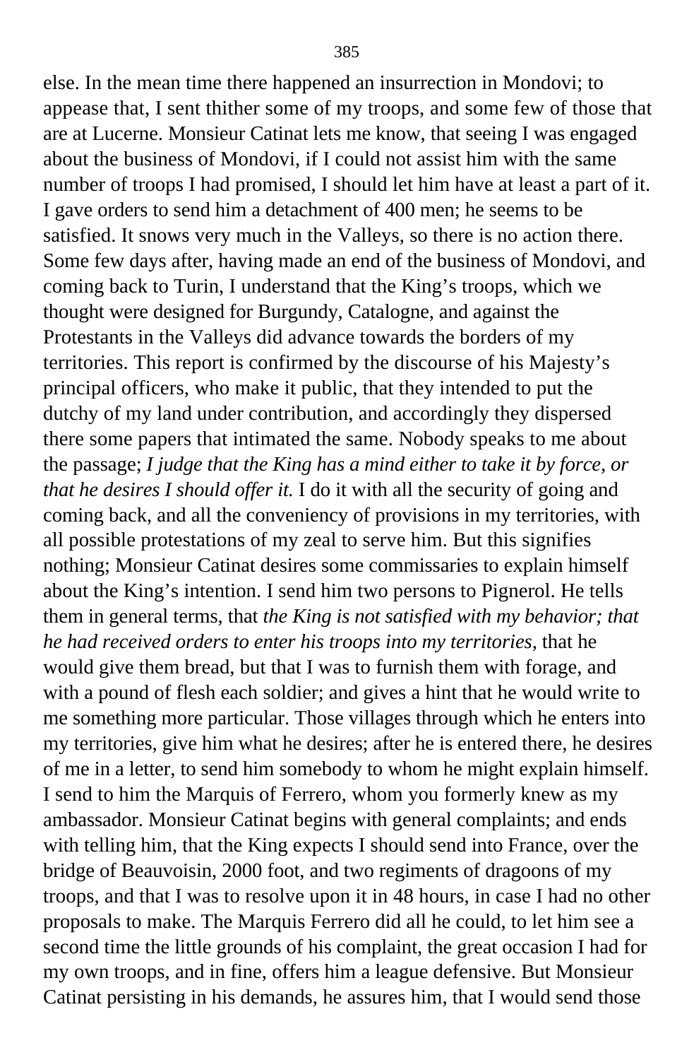else. In the mean time there happened an insurrection in Mondovi; to appease that, I sent thither some of my troops, and some few of those that are at Lucerne. Monsieur Catinat lets me know, that seeing I was engaged about the business of Mondovi, if I could not assist him with the same number of troops I had promised, I should let him have at least a part of it. I gave orders to send him a detachment of 400 men; he seems to be satisfied. It snows very much in the Valleys, so there is no action there. Some few days after, having made an end of the business of Mondovi, and coming back to Turin, I understand that the King's troops, which we thought were designed for Burgundy, Catalogne, and against the Protestants in the Valleys did advance towards the borders of my territories. This report is confirmed by the discourse of his Majesty's principal officers, who make it public, that they intended to put the dutchy of my land under contribution, and accordingly they dispersed there some papers that intimated the same. Nobody speaks to me about the passage; *I judge that the King has a mind either to take it by force, or that he desires I should offer it.* I do it with all the security of going and coming back, and all the conveniency of provisions in my territories, with all possible protestations of my zeal to serve him. But this signifies nothing; Monsieur Catinat desires some commissaries to explain himself about the King's intention. I send him two persons to Pignerol. He tells them in general terms, that *the King is not satisfied with my behavior; that he had received orders to enter his troops into my territories*, that he would give them bread, but that I was to furnish them with forage, and with a pound of flesh each soldier; and gives a hint that he would write to me something more particular. Those villages through which he enters into my territories, give him what he desires; after he is entered there, he desires of me in a letter, to send him somebody to whom he might explain himself. I send to him the Marquis of Ferrero, whom you formerly knew as my ambassador. Monsieur Catinat begins with general complaints; and ends with telling him, that the King expects I should send into France, over the bridge of Beauvoisin, 2000 foot, and two regiments of dragoons of my troops, and that I was to resolve upon it in 48 hours, in case I had no other proposals to make. The Marquis Ferrero did all he could, to let him see a second time the little grounds of his complaint, the great occasion I had for my own troops, and in fine, offers him a league defensive. But Monsieur Catinat persisting in his demands, he assures him, that I would send those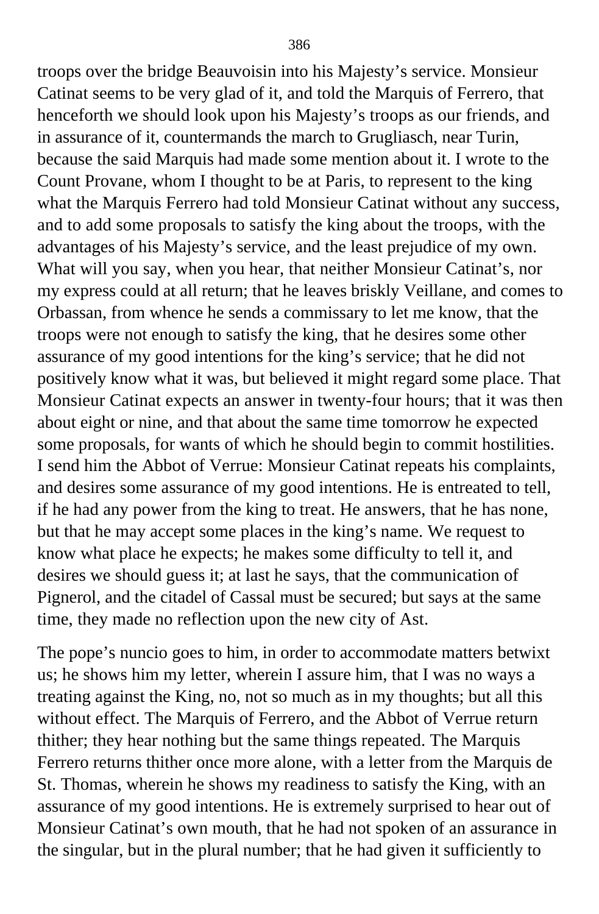troops over the bridge Beauvoisin into his Majesty's service. Monsieur Catinat seems to be very glad of it, and told the Marquis of Ferrero, that henceforth we should look upon his Majesty's troops as our friends, and in assurance of it, countermands the march to Grugliasch, near Turin, because the said Marquis had made some mention about it. I wrote to the Count Provane, whom I thought to be at Paris, to represent to the king what the Marquis Ferrero had told Monsieur Catinat without any success, and to add some proposals to satisfy the king about the troops, with the advantages of his Majesty's service, and the least prejudice of my own. What will you say, when you hear, that neither Monsieur Catinat's, nor my express could at all return; that he leaves briskly Veillane, and comes to Orbassan, from whence he sends a commissary to let me know, that the troops were not enough to satisfy the king, that he desires some other assurance of my good intentions for the king's service; that he did not positively know what it was, but believed it might regard some place. That Monsieur Catinat expects an answer in twenty-four hours; that it was then about eight or nine, and that about the same time tomorrow he expected some proposals, for wants of which he should begin to commit hostilities. I send him the Abbot of Verrue: Monsieur Catinat repeats his complaints, and desires some assurance of my good intentions. He is entreated to tell, if he had any power from the king to treat. He answers, that he has none, but that he may accept some places in the king's name. We request to know what place he expects; he makes some difficulty to tell it, and desires we should guess it; at last he says, that the communication of Pignerol, and the citadel of Cassal must be secured; but says at the same time, they made no reflection upon the new city of Ast.

The pope's nuncio goes to him, in order to accommodate matters betwixt us; he shows him my letter, wherein I assure him, that I was no ways a treating against the King, no, not so much as in my thoughts; but all this without effect. The Marquis of Ferrero, and the Abbot of Verrue return thither; they hear nothing but the same things repeated. The Marquis Ferrero returns thither once more alone, with a letter from the Marquis de St. Thomas, wherein he shows my readiness to satisfy the King, with an assurance of my good intentions. He is extremely surprised to hear out of Monsieur Catinat's own mouth, that he had not spoken of an assurance in the singular, but in the plural number; that he had given it sufficiently to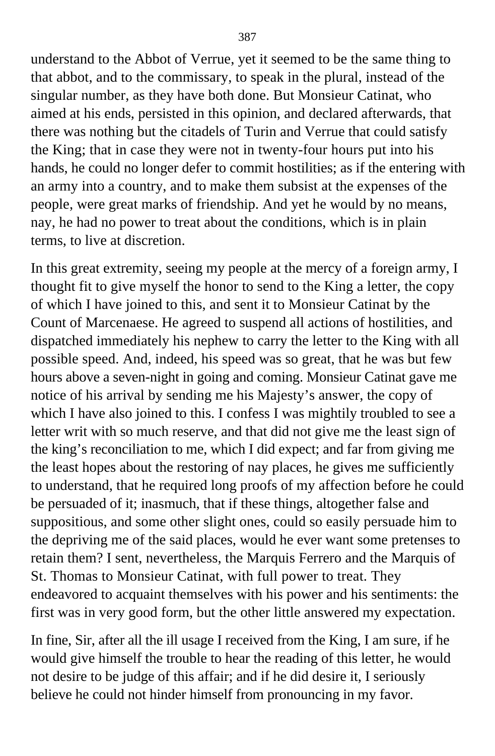understand to the Abbot of Verrue, yet it seemed to be the same thing to that abbot, and to the commissary, to speak in the plural, instead of the singular number, as they have both done. But Monsieur Catinat, who aimed at his ends, persisted in this opinion, and declared afterwards, that there was nothing but the citadels of Turin and Verrue that could satisfy the King; that in case they were not in twenty-four hours put into his hands, he could no longer defer to commit hostilities; as if the entering with an army into a country, and to make them subsist at the expenses of the people, were great marks of friendship. And yet he would by no means, nay, he had no power to treat about the conditions, which is in plain terms, to live at discretion.

In this great extremity, seeing my people at the mercy of a foreign army, I thought fit to give myself the honor to send to the King a letter, the copy of which I have joined to this, and sent it to Monsieur Catinat by the Count of Marcenaese. He agreed to suspend all actions of hostilities, and dispatched immediately his nephew to carry the letter to the King with all possible speed. And, indeed, his speed was so great, that he was but few hours above a seven-night in going and coming. Monsieur Catinat gave me notice of his arrival by sending me his Majesty's answer, the copy of which I have also joined to this. I confess I was mightily troubled to see a letter writ with so much reserve, and that did not give me the least sign of the king's reconciliation to me, which I did expect; and far from giving me the least hopes about the restoring of nay places, he gives me sufficiently to understand, that he required long proofs of my affection before he could be persuaded of it; inasmuch, that if these things, altogether false and suppositious, and some other slight ones, could so easily persuade him to the depriving me of the said places, would he ever want some pretenses to retain them? I sent, nevertheless, the Marquis Ferrero and the Marquis of St. Thomas to Monsieur Catinat, with full power to treat. They endeavored to acquaint themselves with his power and his sentiments: the first was in very good form, but the other little answered my expectation.

In fine, Sir, after all the ill usage I received from the King, I am sure, if he would give himself the trouble to hear the reading of this letter, he would not desire to be judge of this affair; and if he did desire it, I seriously believe he could not hinder himself from pronouncing in my favor.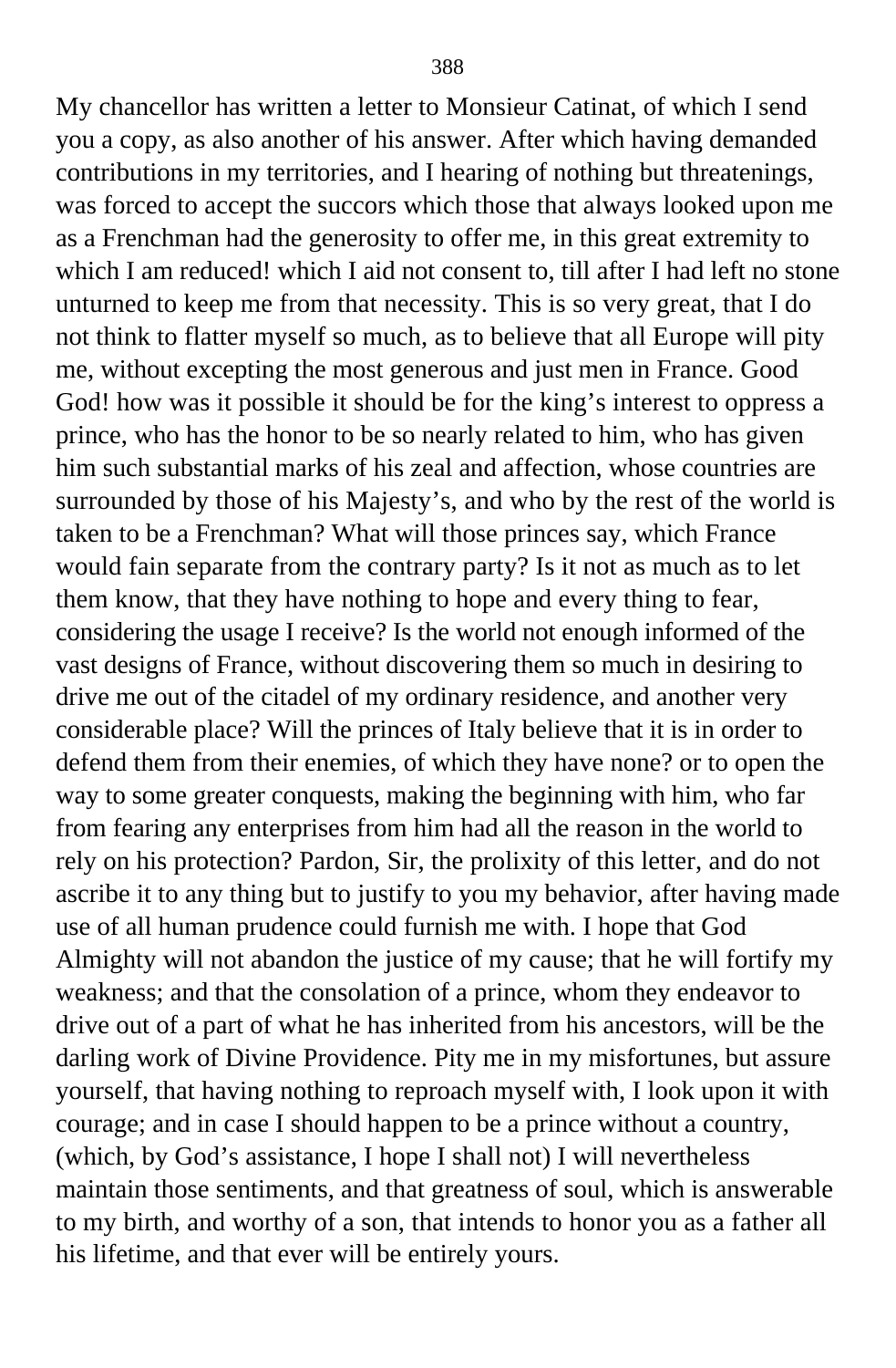My chancellor has written a letter to Monsieur Catinat, of which I send you a copy, as also another of his answer. After which having demanded contributions in my territories, and I hearing of nothing but threatenings, was forced to accept the succors which those that always looked upon me as a Frenchman had the generosity to offer me, in this great extremity to which I am reduced! which I aid not consent to, till after I had left no stone unturned to keep me from that necessity. This is so very great, that I do not think to flatter myself so much, as to believe that all Europe will pity me, without excepting the most generous and just men in France. Good God! how was it possible it should be for the king's interest to oppress a prince, who has the honor to be so nearly related to him, who has given him such substantial marks of his zeal and affection, whose countries are surrounded by those of his Majesty's, and who by the rest of the world is taken to be a Frenchman? What will those princes say, which France would fain separate from the contrary party? Is it not as much as to let them know, that they have nothing to hope and every thing to fear, considering the usage I receive? Is the world not enough informed of the vast designs of France, without discovering them so much in desiring to drive me out of the citadel of my ordinary residence, and another very considerable place? Will the princes of Italy believe that it is in order to defend them from their enemies, of which they have none? or to open the way to some greater conquests, making the beginning with him, who far from fearing any enterprises from him had all the reason in the world to rely on his protection? Pardon, Sir, the prolixity of this letter, and do not ascribe it to any thing but to justify to you my behavior, after having made use of all human prudence could furnish me with. I hope that God Almighty will not abandon the justice of my cause; that he will fortify my weakness; and that the consolation of a prince, whom they endeavor to drive out of a part of what he has inherited from his ancestors, will be the darling work of Divine Providence. Pity me in my misfortunes, but assure yourself, that having nothing to reproach myself with, I look upon it with courage; and in case I should happen to be a prince without a country, (which, by God's assistance, I hope I shall not) I will nevertheless maintain those sentiments, and that greatness of soul, which is answerable to my birth, and worthy of a son, that intends to honor you as a father all his lifetime, and that ever will be entirely yours.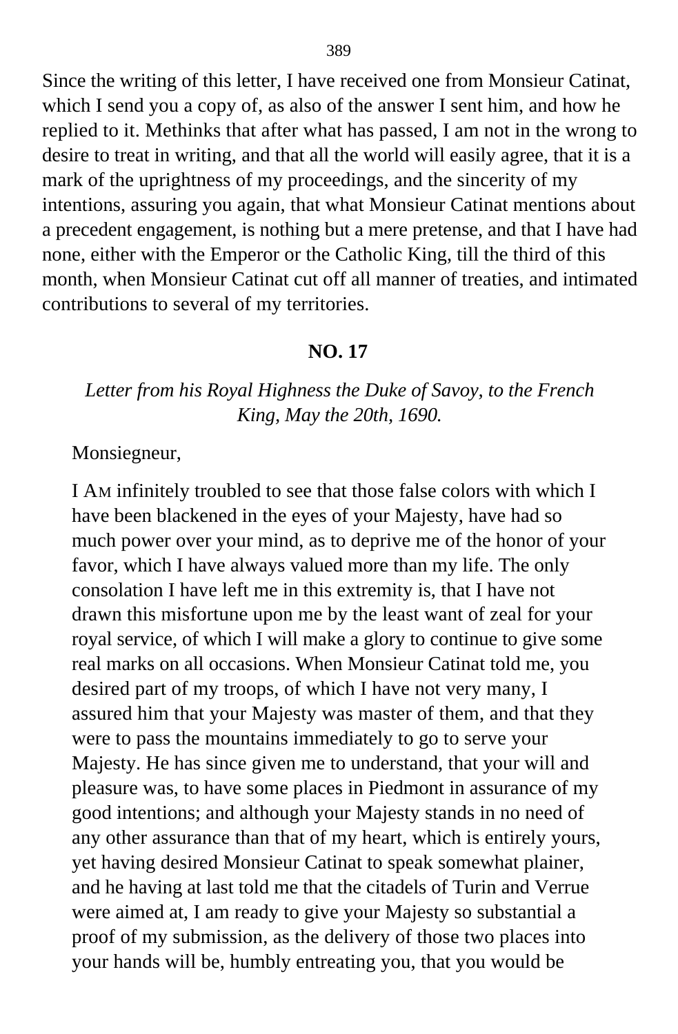Since the writing of this letter, I have received one from Monsieur Catinat, which I send you a copy of, as also of the answer I sent him, and how he replied to it. Methinks that after what has passed, I am not in the wrong to desire to treat in writing, and that all the world will easily agree, that it is a mark of the uprightness of my proceedings, and the sincerity of my intentions, assuring you again, that what Monsieur Catinat mentions about a precedent engagement, is nothing but a mere pretense, and that I have had none, either with the Emperor or the Catholic King, till the third of this month, when Monsieur Catinat cut off all manner of treaties, and intimated contributions to several of my territories.

## NO. 17

*Letter from his Royal Highness the Duke of Savoy, to the French King, May the 20th, 1690.*

Monsiegneur,

I AM infinitely troubled to see that those false colors with which I have been blackened in the eyes of your Majesty, have had so much power over your mind, as to deprive me of the honor of your favor, which I have always valued more than my life. The only consolation I have left me in this extremity is, that I have not drawn this misfortune upon me by the least want of zeal for your royal service, of which I will make a glory to continue to give some real marks on all occasions. When Monsieur Catinat told me, you desired part of my troops, of which I have not very many, I assured him that your Majesty was master of them, and that they were to pass the mountains immediately to go to serve your Majesty. He has since given me to understand, that your will and pleasure was, to have some places in Piedmont in assurance of my good intentions; and although your Majesty stands in no need of any other assurance than that of my heart, which is entirely yours, yet having desired Monsieur Catinat to speak somewhat plainer, and he having at last told me that the citadels of Turin and Verrue were aimed at, I am ready to give your Majesty so substantial a proof of my submission, as the delivery of those two places into your hands will be, humbly entreating you, that you would be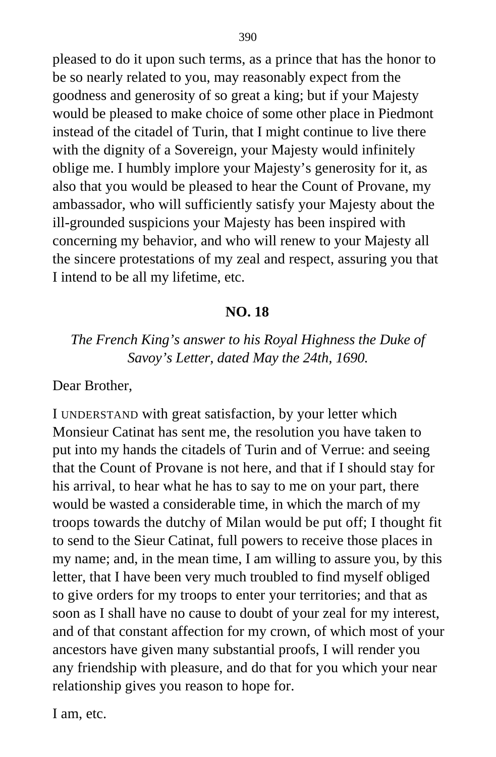pleased to do it upon such terms, as a prince that has the honor to be so nearly related to you, may reasonably expect from the goodness and generosity of so great a king; but if your Majesty would be pleased to make choice of some other place in Piedmont instead of the citadel of Turin, that I might continue to live there with the dignity of a Sovereign, your Majesty would infinitely oblige me. I humbly implore your Majesty's generosity for it, as also that you would be pleased to hear the Count of Provane, my ambassador, who will sufficiently satisfy your Majesty about the ill-grounded suspicions your Majesty has been inspired with concerning my behavior, and who will renew to your Majesty all the sincere protestations of my zeal and respect, assuring you that I intend to be all my lifetime, etc.

## NO. 18

*The French King's answer to his Royal Highness the Duke of Savoy's Letter, dated May the 24th, 1690.*

Dear Brother,

I UNDERSTAND with great satisfaction, by your letter which Monsieur Catinat has sent me, the resolution you have taken to put into my hands the citadels of Turin and of Verrue: and seeing that the Count of Provane is not here, and that if I should stay for his arrival, to hear what he has to say to me on your part, there would be wasted a considerable time, in which the march of my troops towards the dutchy of Milan would be put off; I thought fit to send to the Sieur Catinat, full powers to receive those places in my name; and, in the mean time, I am willing to assure you, by this letter, that I have been very much troubled to find myself obliged to give orders for my troops to enter your territories; and that as soon as I shall have no cause to doubt of your zeal for my interest, and of that constant affection for my crown, of which most of your ancestors have given many substantial proofs, I will render you any friendship with pleasure, and do that for you which your near relationship gives you reason to hope for.

I am, etc.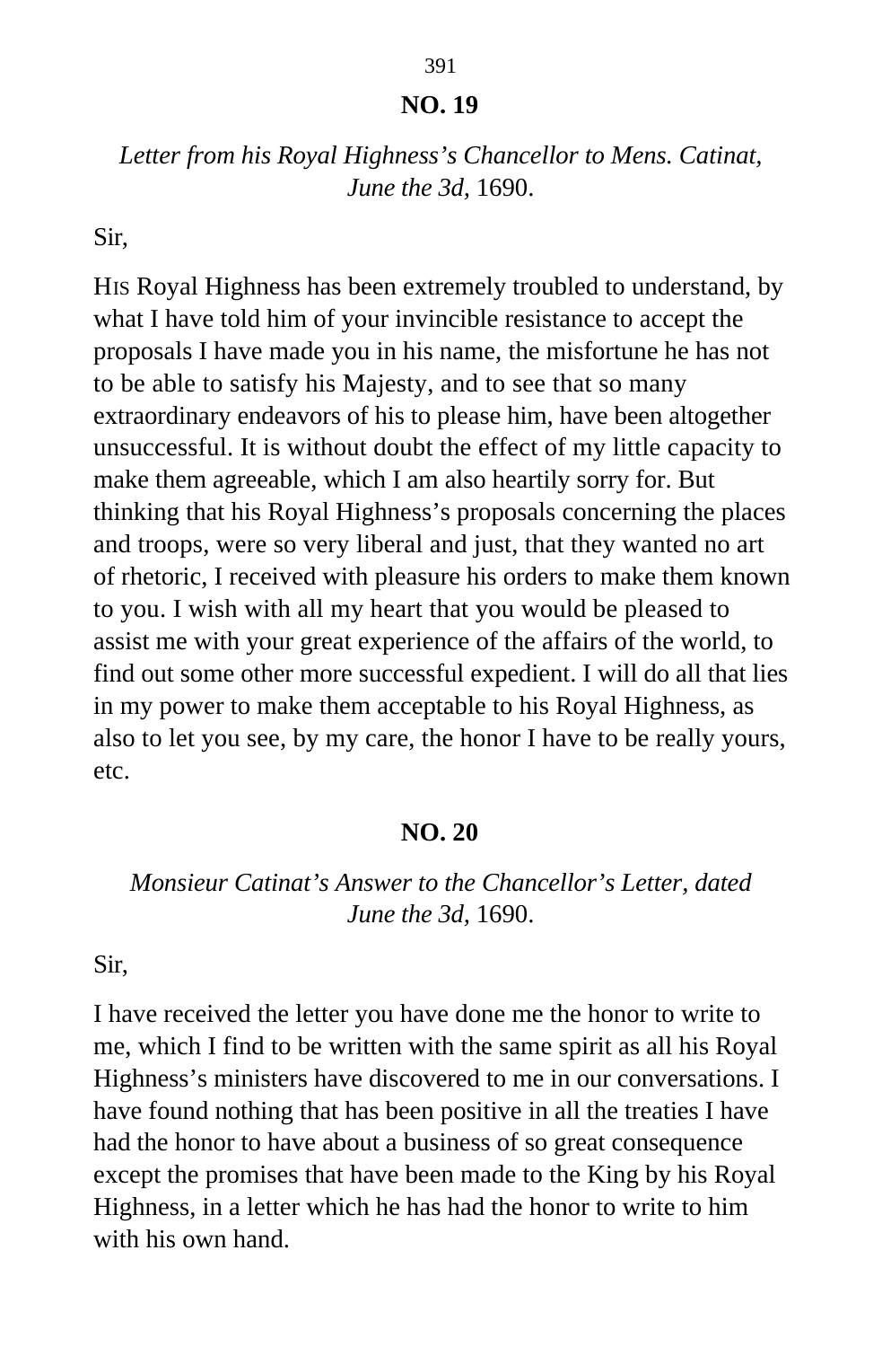## NO. 19

*Letter from his Royal Highness's Chancellor to Mens. Catinat, June the 3d*, 1690.

Sir,

HIS Royal Highness has been extremely troubled to understand, by what I have told him of your invincible resistance to accept the proposals I have made you in his name, the misfortune he has not to be able to satisfy his Majesty, and to see that so many extraordinary endeavors of his to please him, have been altogether unsuccessful. It is without doubt the effect of my little capacity to make them agreeable, which I am also heartily sorry for. But thinking that his Royal Highness's proposals concerning the places and troops, were so very liberal and just, that they wanted no art of rhetoric, I received with pleasure his orders to make them known to you. I wish with all my heart that you would be pleased to assist me with your great experience of the affairs of the world, to find out some other more successful expedient. I will do all that lies in my power to make them acceptable to his Royal Highness, as also to let you see, by my care, the honor I have to be really yours, etc.

## NO. 20

*Monsieur Catinat's Answer to the Chancellor's Letter, dated June the 3d*, 1690.

Sir,

I have received the letter you have done me the honor to write to me, which I find to be written with the same spirit as all his Royal Highness's ministers have discovered to me in our conversations. I have found nothing that has been positive in all the treaties I have had the honor to have about a business of so great consequence except the promises that have been made to the King by his Royal Highness, in a letter which he has had the honor to write to him with his own hand.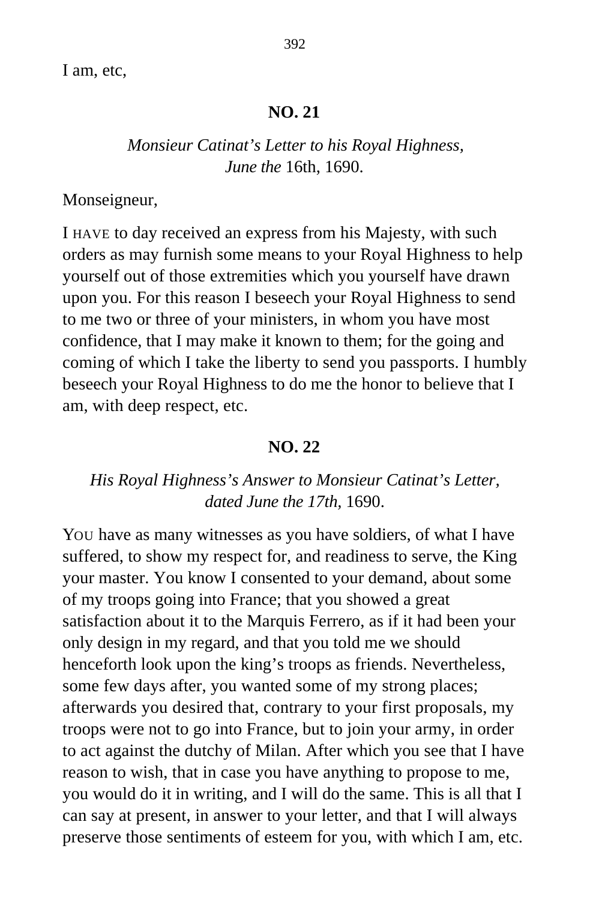I am, etc,

## NO. 21

*Monsieur Catinat's Letter to his Royal Highness, June the* 16th, 1690.

Monseigneur,

I HAVE to day received an express from his Majesty, with such orders as may furnish some means to your Royal Highness to help yourself out of those extremities which you yourself have drawn upon you. For this reason I beseech your Royal Highness to send to me two or three of your ministers, in whom you have most confidence, that I may make it known to them; for the going and coming of which I take the liberty to send you passports. I humbly beseech your Royal Highness to do me the honor to believe that I am, with deep respect, etc.

## NO. 22

*His Royal Highness's Answer to Monsieur Catinat's Letter, dated June the 17th,* 1690.

YOU have as many witnesses as you have soldiers, of what I have suffered, to show my respect for, and readiness to serve, the King your master. You know I consented to your demand, about some of my troops going into France; that you showed a great satisfaction about it to the Marquis Ferrero, as if it had been your only design in my regard, and that you told me we should henceforth look upon the king's troops as friends. Nevertheless, some few days after, you wanted some of my strong places; afterwards you desired that, contrary to your first proposals, my troops were not to go into France, but to join your army, in order to act against the dutchy of Milan. After which you see that I have reason to wish, that in case you have anything to propose to me, you would do it in writing, and I will do the same. This is all that I can say at present, in answer to your letter, and that I will always preserve those sentiments of esteem for you, with which I am, etc.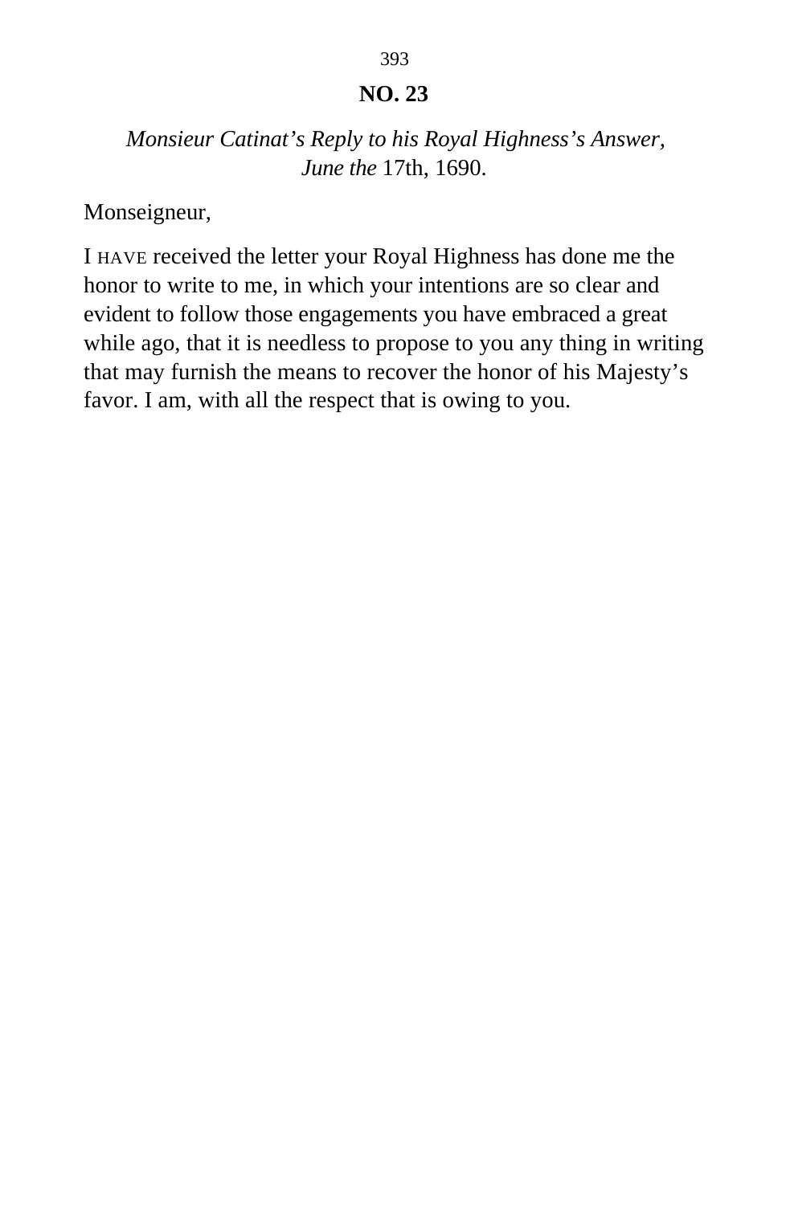## NO. 23

*Monsieur Catinat's Reply to his Royal Highness's Answer, June the* 17th, 1690.

Monseigneur,

I HAVE received the letter your Royal Highness has done me the honor to write to me, in which your intentions are so clear and evident to follow those engagements you have embraced a great while ago, that it is needless to propose to you any thing in writing that may furnish the means to recover the honor of his Majesty's favor. I am, with all the respect that is owing to you.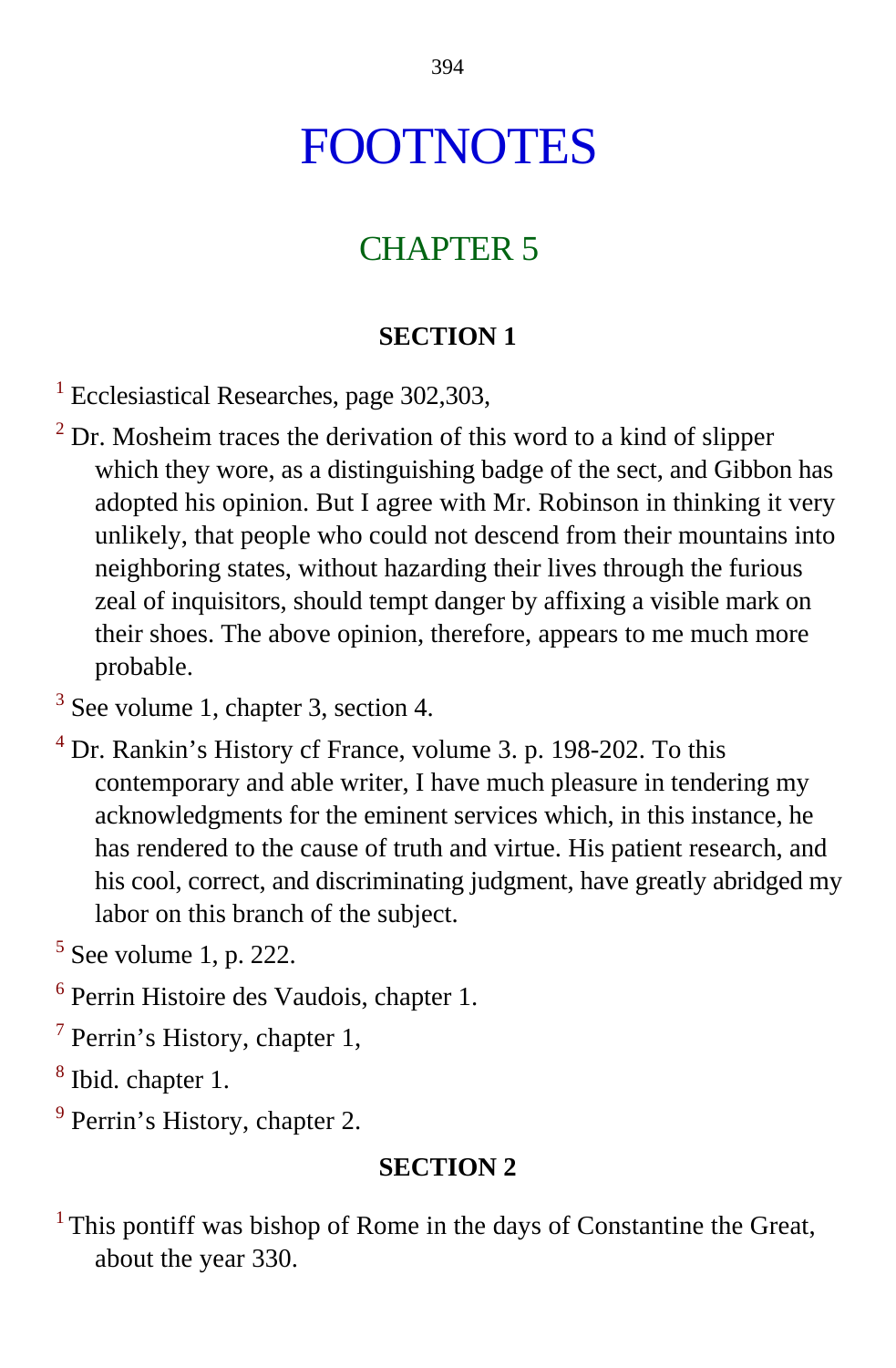# FOOTNOTES

## CHAPTER 5

### SECTION 1

[1] Ecclesiastical Researches, page 302,303,

[2] Dr. Mosheim traces the derivation of this word to a kind of slipper which they wore, as a distinguishing badge of the sect, and Gibbon has adopted his opinion. But I agree with Mr. Robinson in thinking it very unlikely, that people who could not descend from their mountains into neighboring states, without hazarding their lives through the furious zeal of inquisitors, should tempt danger by affixing a visible mark on their shoes. The above opinion, therefore, appears to me much more probable.

[3] See volume 1, chapter 3, section 4.

[4] Dr. Rankin's History cf France, volume 3. p. 198-202. To this contemporary and able writer, I have much pleasure in tendering my acknowledgments for the eminent services which, in this instance, he has rendered to the cause of truth and virtue. His patient research, and his cool, correct, and discriminating judgment, have greatly abridged my labor on this branch of the subject.

[5] See volume 1, p. 222.

[6] Perrin Histoire des Vaudois, chapter 1.

[7] Perrin's History, chapter 1,

[8] Ibid. chapter 1.

[9] Perrin's History, chapter 2.

### SECTION 2

[1] This pontiff was bishop of Rome in the days of Constantine the Great, about the year 330.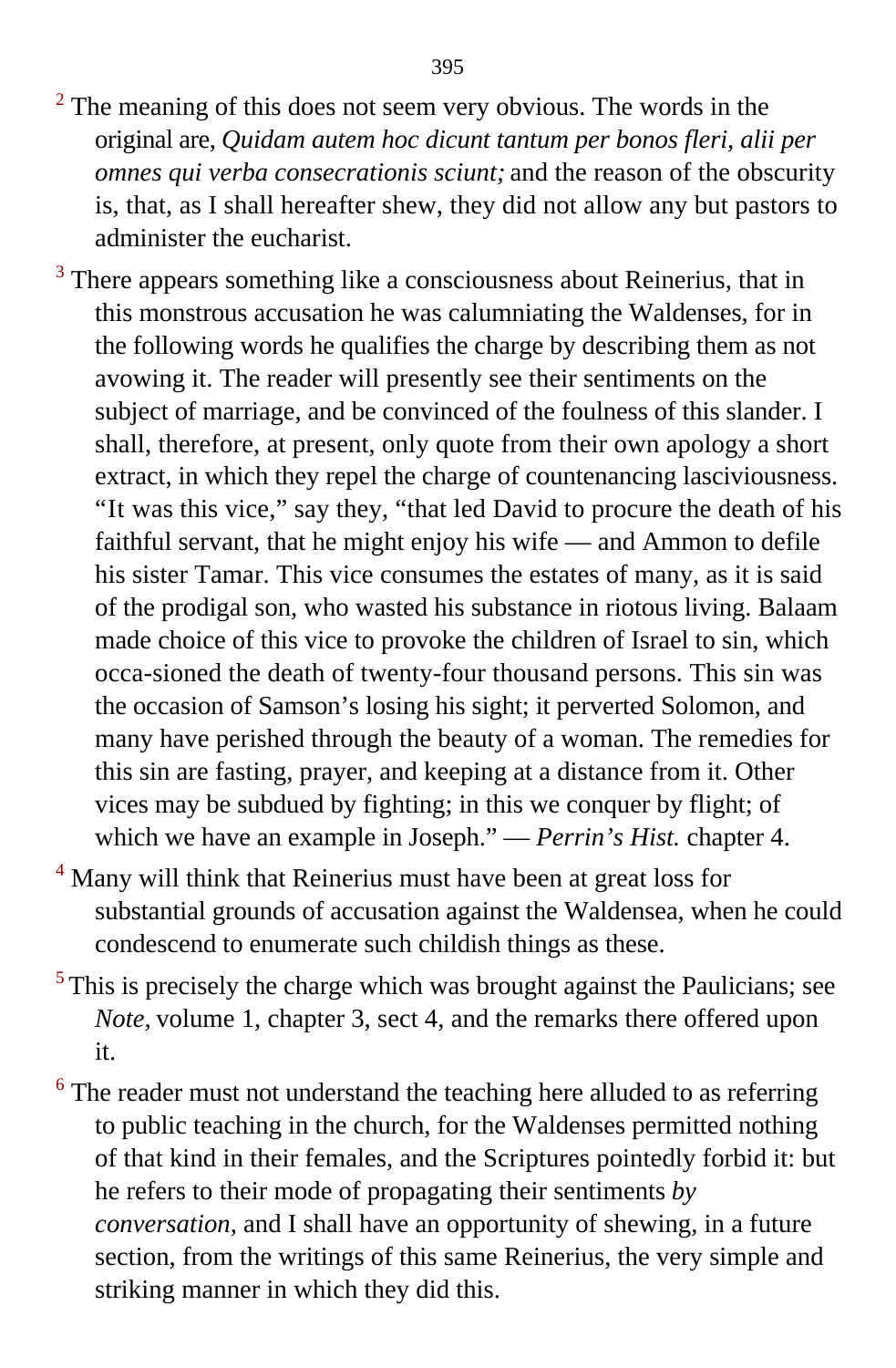[2] The meaning of this does not seem very obvious. The words in the original are, *Quidam autem hoc dicunt tantum per bonos fleri, alii per omnes qui verba consecrationis sciunt;* and the reason of the obscurity is, that, as I shall hereafter shew, they did not allow any but pastors to administer the eucharist.

[3] There appears something like a consciousness about Reinerius, that in this monstrous accusation he was calumniating the Waldenses, for in the following words he qualifies the charge by describing them as not avowing it. The reader will presently see their sentiments on the subject of marriage, and be convinced of the foulness of this slander. I shall, therefore, at present, only quote from their own apology a short extract, in which they repel the charge of countenancing lasciviousness. "It was this vice," say they, "that led David to procure the death of his faithful servant, that he might enjoy his wife — and Ammon to defile his sister Tamar. This vice consumes the estates of many, as it is said of the prodigal son, who wasted his substance in riotous living. Balaam made choice of this vice to provoke the children of Israel to sin, which occa-sioned the death of twenty-four thousand persons. This sin was the occasion of Samson's losing his sight; it perverted Solomon, and many have perished through the beauty of a woman. The remedies for this sin are fasting, prayer, and keeping at a distance from it. Other vices may be subdued by fighting; in this we conquer by flight; of which we have an example in Joseph." — *Perrin's Hist.* chapter 4.

[4] Many will think that Reinerius must have been at great loss for substantial grounds of accusation against the Waldensea, when he could condescend to enumerate such childish things as these.

[5] This is precisely the charge which was brought against the Paulicians; see *Note,* volume 1, chapter 3, sect 4, and the remarks there offered upon it.

[6] The reader must not understand the teaching here alluded to as referring to public teaching in the church, for the Waldenses permitted nothing of that kind in their females, and the Scriptures pointedly forbid it: but he refers to their mode of propagating their sentiments *by conversation,* and I shall have an opportunity of shewing, in a future section, from the writings of this same Reinerius, the very simple and striking manner in which they did this.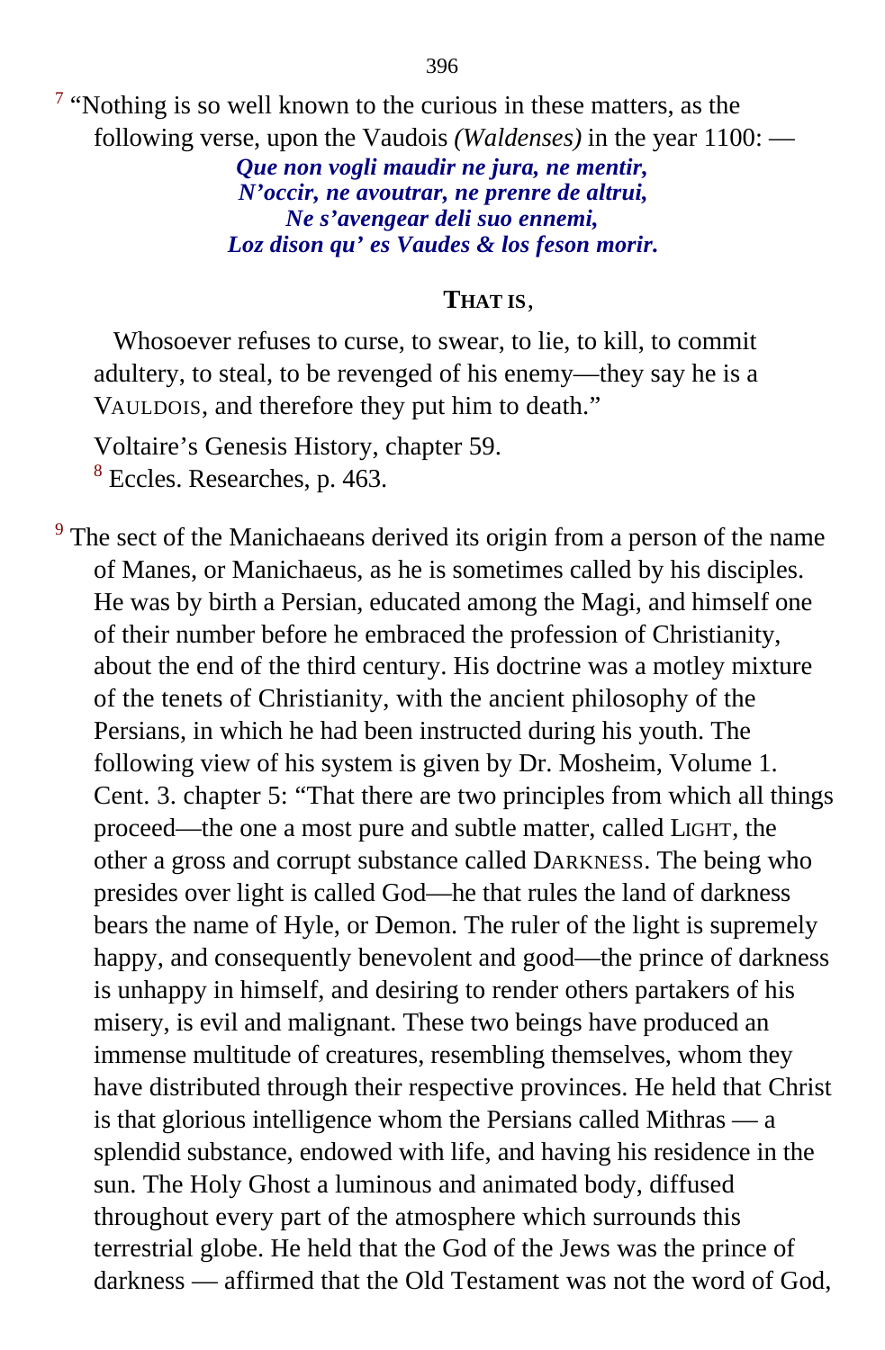[7] "Nothing is so well known to the curious in these matters, as the following verse, upon the Vaudois *(Waldenses)* in the year 1100: —

***Que non vogli maudir ne jura, ne mentir,***
***N'occir, ne avoutrar, ne prenre de altrui,***
***Ne s'avengear deli suo ennemi,***
***Loz dison qu' es Vaudes & los feson morir.***

**THAT IS**,

Whosoever refuses to curse, to swear, to lie, to kill, to commit adultery, to steal, to be revenged of his enemy—they say he is a VAULDOIS, and therefore they put him to death."

Voltaire's Genesis History, chapter 59.

[8] Eccles. Researches, p. 463.

[9] The sect of the Manichaeans derived its origin from a person of the name of Manes, or Manichaeus, as he is sometimes called by his disciples. He was by birth a Persian, educated among the Magi, and himself one of their number before he embraced the profession of Christianity, about the end of the third century. His doctrine was a motley mixture of the tenets of Christianity, with the ancient philosophy of the Persians, in which he had been instructed during his youth. The following view of his system is given by Dr. Mosheim, Volume 1. Cent. 3. chapter 5: "That there are two principles from which all things proceed—the one a most pure and subtle matter, called LIGHT, the other a gross and corrupt substance called DARKNESS. The being who presides over light is called God—he that rules the land of darkness bears the name of Hyle, or Demon. The ruler of the light is supremely happy, and consequently benevolent and good—the prince of darkness is unhappy in himself, and desiring to render others partakers of his misery, is evil and malignant. These two beings have produced an immense multitude of creatures, resembling themselves, whom they have distributed through their respective provinces. He held that Christ is that glorious intelligence whom the Persians called Mithras — a splendid substance, endowed with life, and having his residence in the sun. The Holy Ghost a luminous and animated body, diffused throughout every part of the atmosphere which surrounds this terrestrial globe. He held that the God of the Jews was the prince of darkness — affirmed that the Old Testament was not the word of God,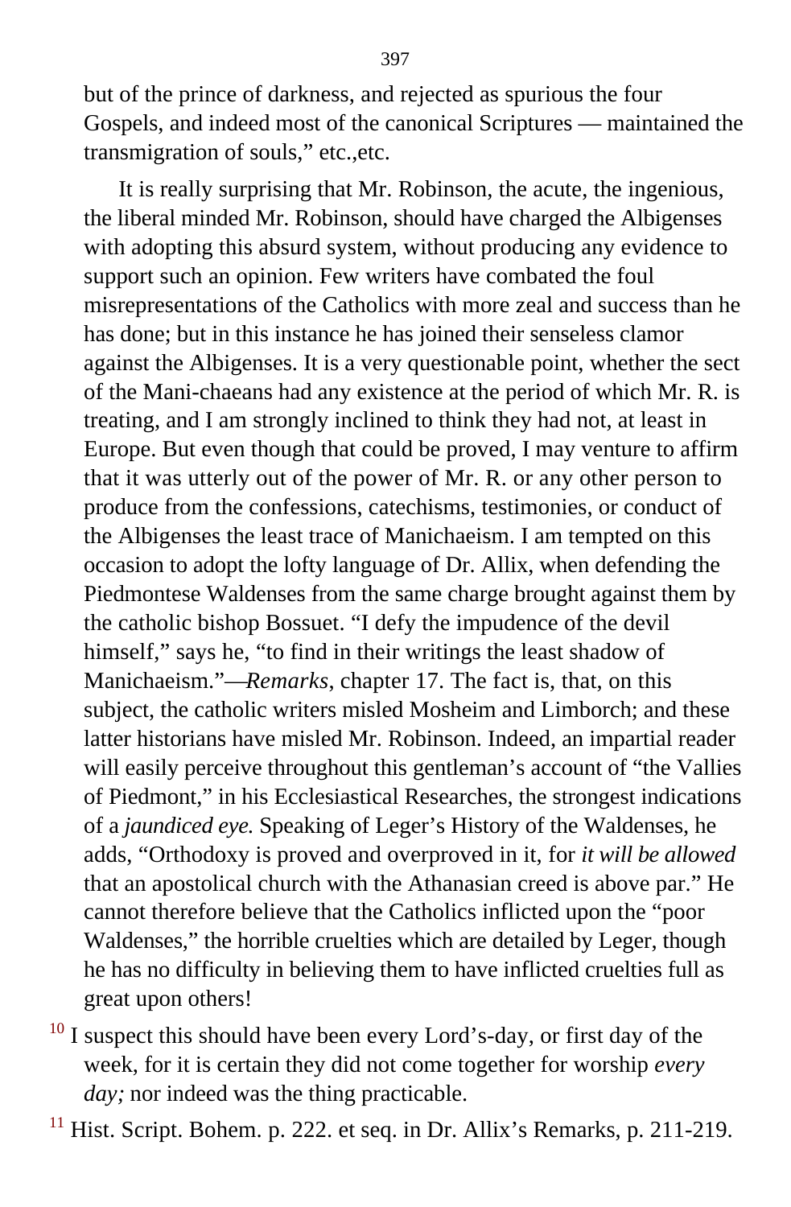but of the prince of darkness, and rejected as spurious the four Gospels, and indeed most of the canonical Scriptures — maintained the transmigration of souls," etc.,etc.

It is really surprising that Mr. Robinson, the acute, the ingenious, the liberal minded Mr. Robinson, should have charged the Albigenses with adopting this absurd system, without producing any evidence to support such an opinion. Few writers have combated the foul misrepresentations of the Catholics with more zeal and success than he has done; but in this instance he has joined their senseless clamor against the Albigenses. It is a very questionable point, whether the sect of the Mani-chaeans had any existence at the period of which Mr. R. is treating, and I am strongly inclined to think they had not, at least in Europe. But even though that could be proved, I may venture to affirm that it was utterly out of the power of Mr. R. or any other person to produce from the confessions, catechisms, testimonies, or conduct of the Albigenses the least trace of Manichaeism. I am tempted on this occasion to adopt the lofty language of Dr. Allix, when defending the Piedmontese Waldenses from the same charge brought against them by the catholic bishop Bossuet. "I defy the impudence of the devil himself," says he, "to find in their writings the least shadow of Manichaeism."—*Remarks*, chapter 17. The fact is, that, on this subject, the catholic writers misled Mosheim and Limborch; and these latter historians have misled Mr. Robinson. Indeed, an impartial reader will easily perceive throughout this gentleman's account of "the Vallies of Piedmont," in his Ecclesiastical Researches, the strongest indications of a *jaundiced eye.* Speaking of Leger's History of the Waldenses, he adds, "Orthodoxy is proved and overproved in it, for *it will be allowed* that an apostolical church with the Athanasian creed is above par." He cannot therefore believe that the Catholics inflicted upon the "poor Waldenses," the horrible cruelties which are detailed by Leger, though he has no difficulty in believing them to have inflicted cruelties full as great upon others!

[10] I suspect this should have been every Lord's-day, or first day of the week, for it is certain they did not come together for worship *every day;* nor indeed was the thing practicable.

[11] Hist. Script. Bohem. p. 222. et seq. in Dr. Allix's Remarks, p. 211-219.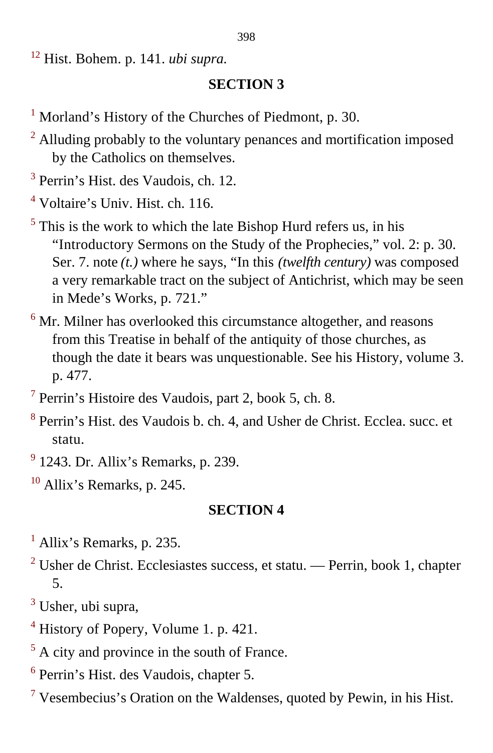[12] Hist. Bohem. p. 141. *ubi supra.*

## SECTION 3

[1] Morland's History of the Churches of Piedmont, p. 30.

[2] Alluding probably to the voluntary penances and mortification imposed by the Catholics on themselves.

[3] Perrin's Hist. des Vaudois, ch. 12.

[4] Voltaire's Univ. Hist. ch. 116.

[5] This is the work to which the late Bishop Hurd refers us, in his "Introductory Sermons on the Study of the Prophecies," vol. 2: p. 30. Ser. 7. note *(t.)* where he says, "In this *(twelfth century)* was composed a very remarkable tract on the subject of Antichrist, which may be seen in Mede's Works, p. 721."

[6] Mr. Milner has overlooked this circumstance altogether, and reasons from this Treatise in behalf of the antiquity of those churches, as though the date it bears was unquestionable. See his History, volume 3. p. 477.

[7] Perrin's Histoire des Vaudois, part 2, book 5, ch. 8.

[8] Perrin's Hist. des Vaudois b. ch. 4, and Usher de Christ. Ecclea. succ. et statu.

[9] 1243. Dr. Allix's Remarks, p. 239.

[10] Allix's Remarks, p. 245.

## SECTION 4

[1] Allix's Remarks, p. 235.

[2] Usher de Christ. Ecclesiastes success, et statu. — Perrin, book 1, chapter 5.

[3] Usher, ubi supra,

[4] History of Popery, Volume 1. p. 421.

[5] A city and province in the south of France.

[6] Perrin's Hist. des Vaudois, chapter 5.

[7] Vesembecius's Oration on the Waldenses, quoted by Pewin, in his Hist.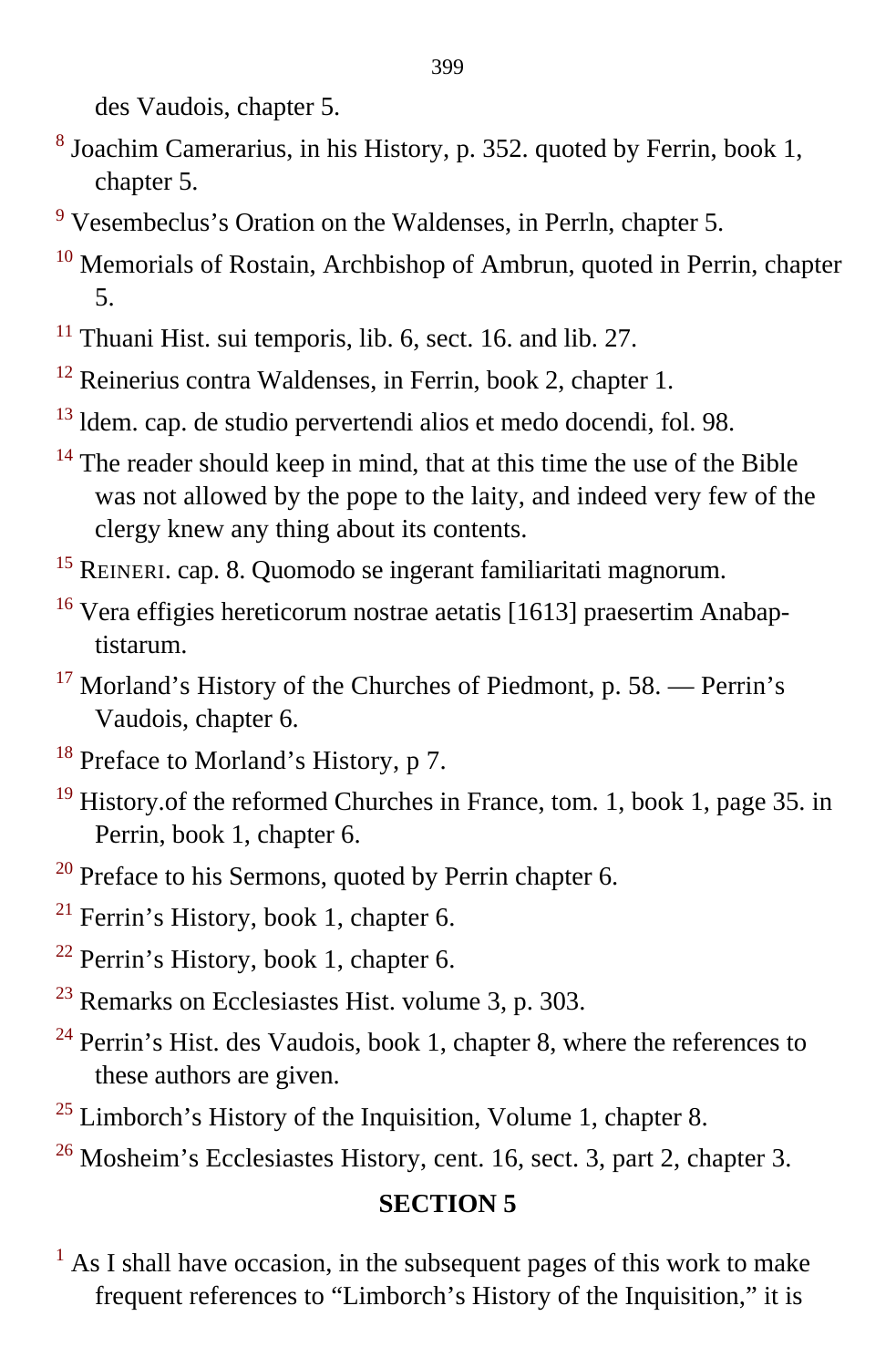des Vaudois, chapter 5.

[8] Joachim Camerarius, in his History, p. 352. quoted by Ferrin, book 1, chapter 5.

[9] Vesembeclus's Oration on the Waldenses, in Perrln, chapter 5.

[10] Memorials of Rostain, Archbishop of Ambrun, quoted in Perrin, chapter 5.

[11] Thuani Hist. sui temporis, lib. 6, sect. 16. and lib. 27.

[12] Reinerius contra Waldenses, in Ferrin, book 2, chapter 1.

[13] ldem. cap. de studio pervertendi alios et medo docendi, fol. 98.

[14] The reader should keep in mind, that at this time the use of the Bible was not allowed by the pope to the laity, and indeed very few of the clergy knew any thing about its contents.

[15] REINERI. cap. 8. Quomodo se ingerant familiaritati magnorum.

[16] Vera effigies hereticorum nostrae aetatis [1613] praesertim Anabaptistarum.

[17] Morland's History of the Churches of Piedmont, p. 58. — Perrin's Vaudois, chapter 6.

[18] Preface to Morland's History, p 7.

[19] History.of the reformed Churches in France, tom. 1, book 1, page 35. in Perrin, book 1, chapter 6.

[20] Preface to his Sermons, quoted by Perrin chapter 6.

[21] Ferrin's History, book 1, chapter 6.

[22] Perrin's History, book 1, chapter 6.

[23] Remarks on Ecclesiastes Hist. volume 3, p. 303.

[24] Perrin's Hist. des Vaudois, book 1, chapter 8, where the references to these authors are given.

[25] Limborch's History of the Inquisition, Volume 1, chapter 8.

[26] Mosheim's Ecclesiastes History, cent. 16, sect. 3, part 2, chapter 3.

## SECTION 5

[1] As I shall have occasion, in the subsequent pages of this work to make frequent references to "Limborch's History of the Inquisition," it is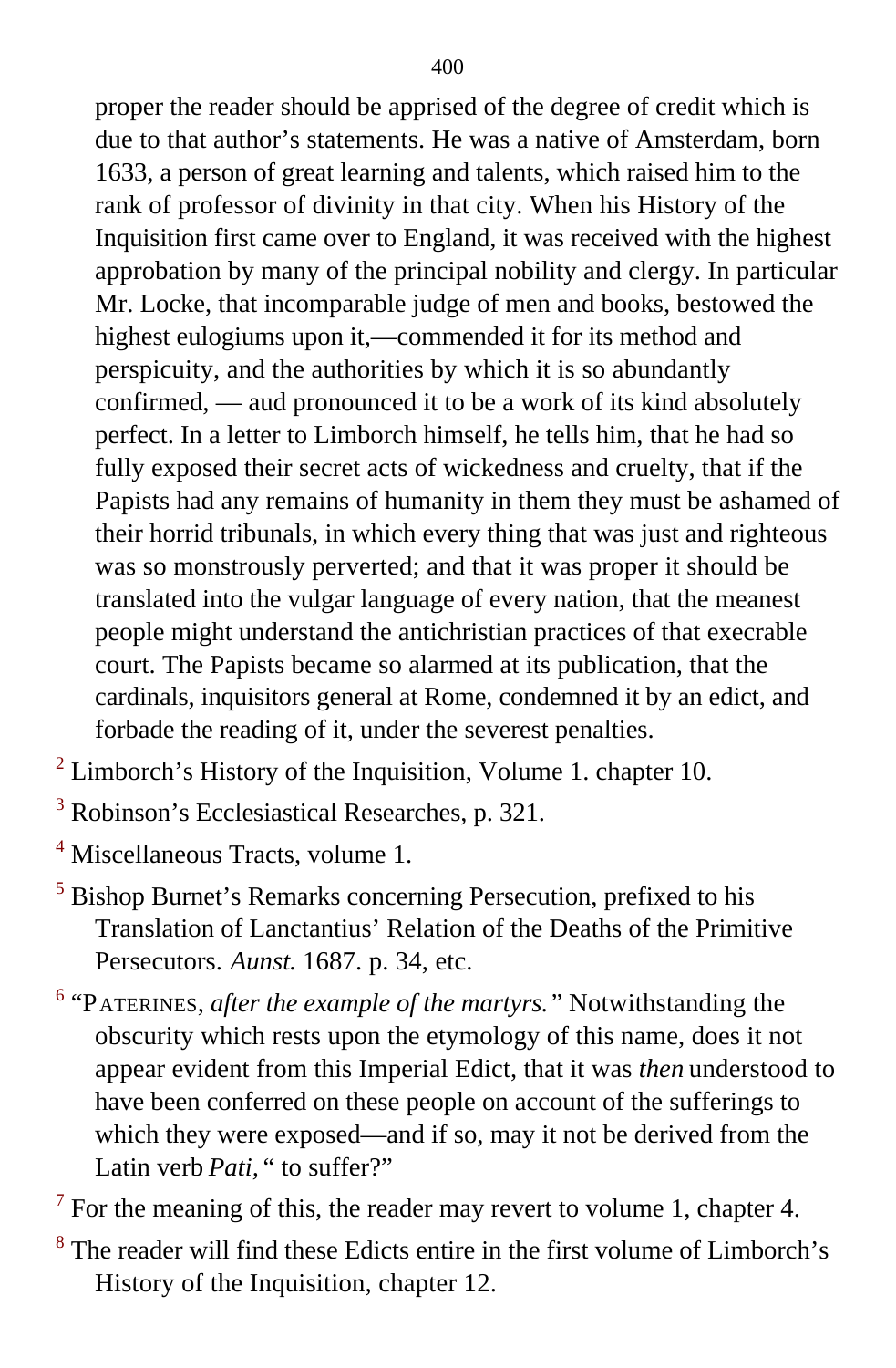proper the reader should be apprised of the degree of credit which is due to that author's statements. He was a native of Amsterdam, born 1633, a person of great learning and talents, which raised him to the rank of professor of divinity in that city. When his History of the Inquisition first came over to England, it was received with the highest approbation by many of the principal nobility and clergy. In particular Mr. Locke, that incomparable judge of men and books, bestowed the highest eulogiums upon it,—commended it for its method and perspicuity, and the authorities by which it is so abundantly confirmed, — aud pronounced it to be a work of its kind absolutely perfect. In a letter to Limborch himself, he tells him, that he had so fully exposed their secret acts of wickedness and cruelty, that if the Papists had any remains of humanity in them they must be ashamed of their horrid tribunals, in which every thing that was just and righteous was so monstrously perverted; and that it was proper it should be translated into the vulgar language of every nation, that the meanest people might understand the antichristian practices of that execrable court. The Papists became so alarmed at its publication, that the cardinals, inquisitors general at Rome, condemned it by an edict, and forbade the reading of it, under the severest penalties.

[2] Limborch's History of the Inquisition, Volume 1. chapter 10.

[3] Robinson's Ecclesiastical Researches, p. 321.

[4] Miscellaneous Tracts, volume 1.

[5] Bishop Burnet's Remarks concerning Persecution, prefixed to his Translation of Lanctantius' Relation of the Deaths of the Primitive Persecutors. *Aunst.* 1687. p. 34, etc.

[6] "PATERINES, *after the example of the martyrs."* Notwithstanding the obscurity which rests upon the etymology of this name, does it not appear evident from this Imperial Edict, that it was *then* understood to have been conferred on these people on account of the sufferings to which they were exposed—and if so, may it not be derived from the Latin verb *Pati,* " to suffer?"

[7] For the meaning of this, the reader may revert to volume 1, chapter 4.

[8] The reader will find these Edicts entire in the first volume of Limborch's History of the Inquisition, chapter 12.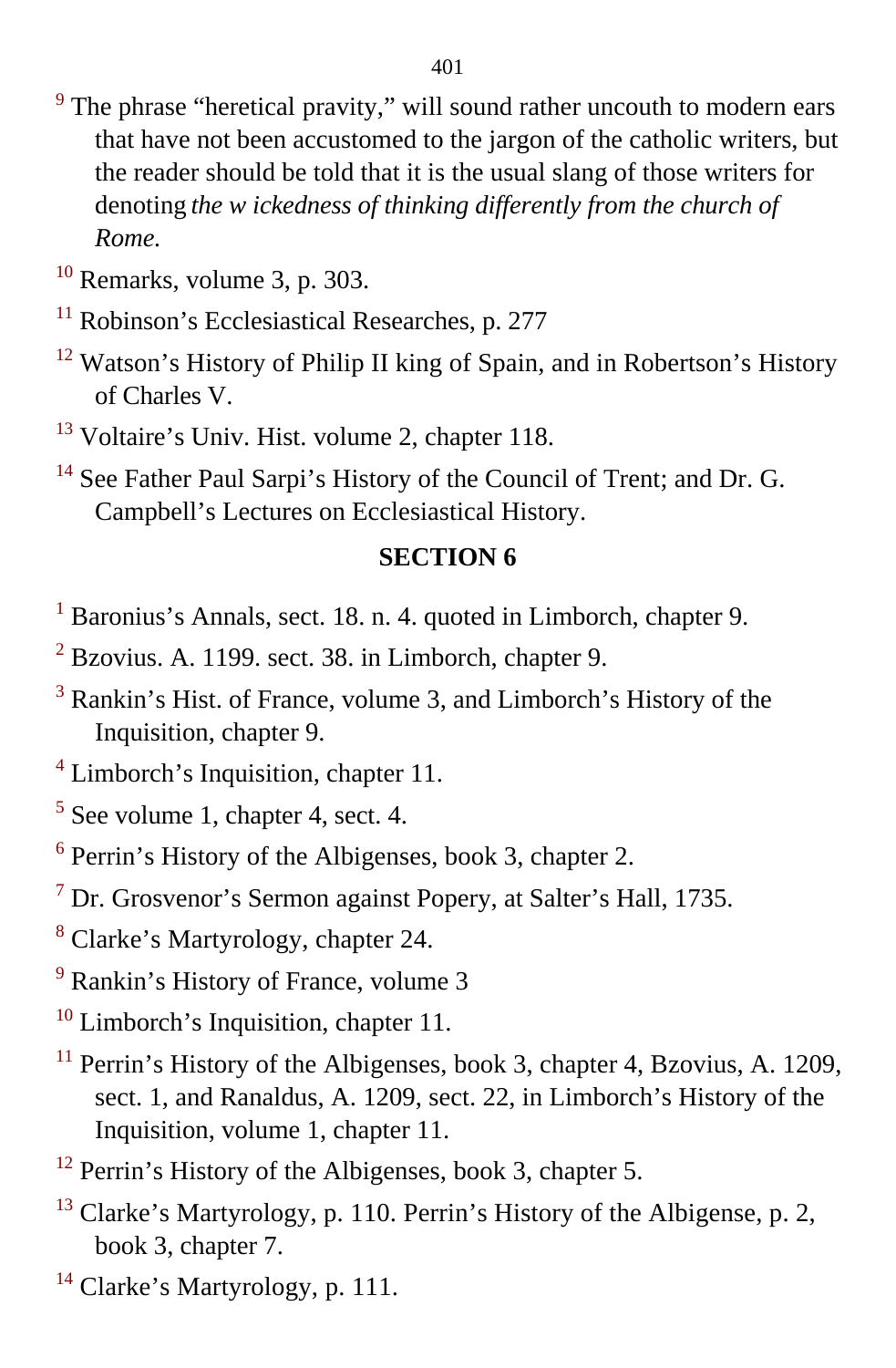[9] The phrase “heretical pravity,” will sound rather uncouth to modern ears that have not been accustomed to the jargon of the catholic writers, but the reader should be told that it is the usual slang of those writers for denoting *the w ickedness of thinking differently from the church of Rome.*

[10] Remarks, volume 3, p. 303.

[11] Robinson’s Ecclesiastical Researches, p. 277

[12] Watson’s History of Philip II king of Spain, and in Robertson’s History of Charles V.

[13] Voltaire’s Univ. Hist. volume 2, chapter 118.

[14] See Father Paul Sarpi’s History of the Council of Trent; and Dr. G. Campbell’s Lectures on Ecclesiastical History.

## SECTION 6

[1] Baronius’s Annals, sect. 18. n. 4. quoted in Limborch, chapter 9.

[2] Bzovius. A. 1199. sect. 38. in Limborch, chapter 9.

[3] Rankin’s Hist. of France, volume 3, and Limborch’s History of the Inquisition, chapter 9.

[4] Limborch’s Inquisition, chapter 11.

[5] See volume 1, chapter 4, sect. 4.

[6] Perrin’s History of the Albigenses, book 3, chapter 2.

[7] Dr. Grosvenor’s Sermon against Popery, at Salter’s Hall, 1735.

[8] Clarke’s Martyrology, chapter 24.

[9] Rankin’s History of France, volume 3

[10] Limborch’s Inquisition, chapter 11.

[11] Perrin’s History of the Albigenses, book 3, chapter 4, Bzovius, A. 1209, sect. 1, and Ranaldus, A. 1209, sect. 22, in Limborch’s History of the Inquisition, volume 1, chapter 11.

[12] Perrin’s History of the Albigenses, book 3, chapter 5.

[13] Clarke’s Martyrology, p. 110. Perrin’s History of the Albigense, p. 2, book 3, chapter 7.

[14] Clarke’s Martyrology, p. 111.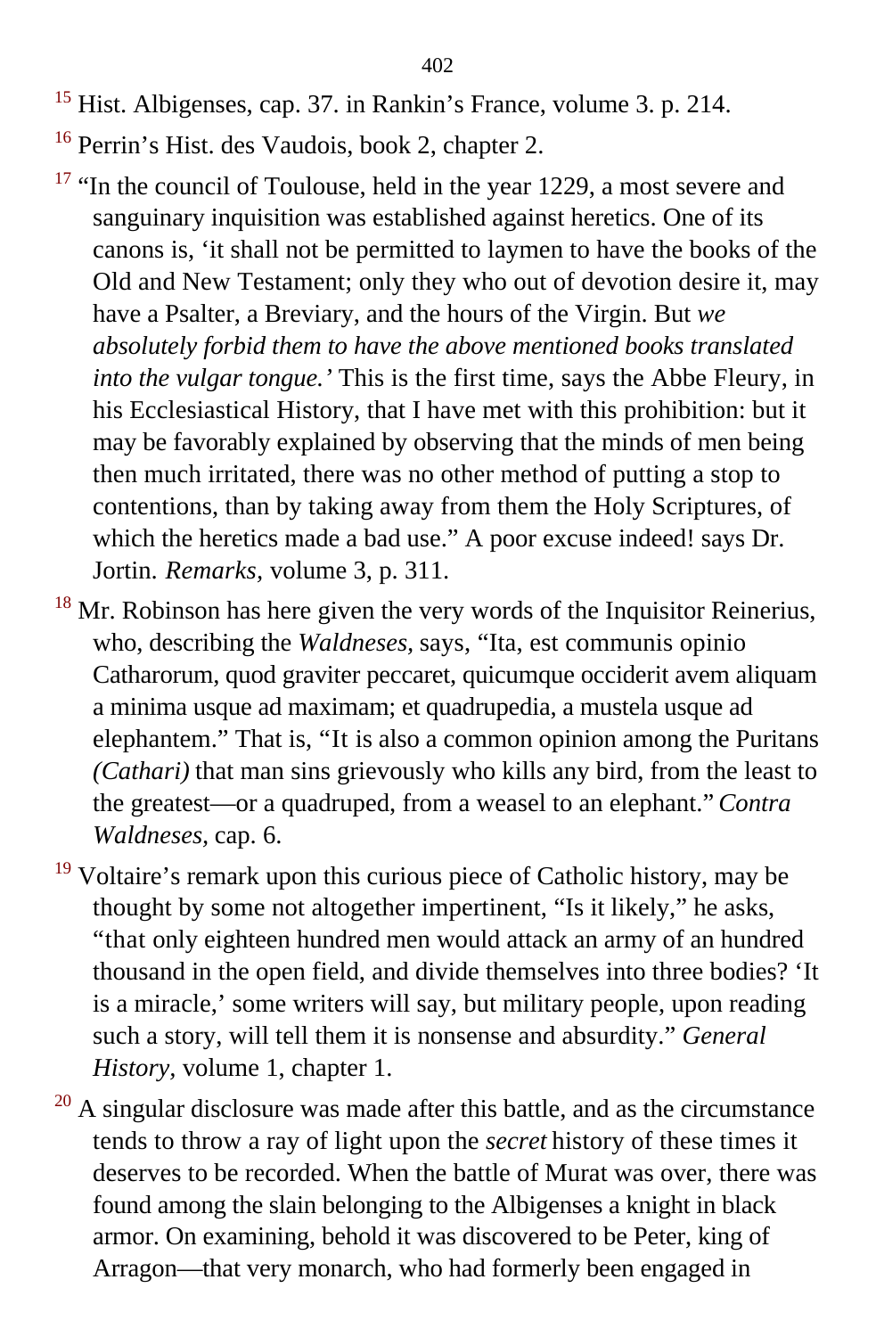[15] Hist. Albigenses, cap. 37. in Rankin's France, volume 3. p. 214.

[16] Perrin's Hist. des Vaudois, book 2, chapter 2.

[17] "In the council of Toulouse, held in the year 1229, a most severe and sanguinary inquisition was established against heretics. One of its canons is, 'it shall not be permitted to laymen to have the books of the Old and New Testament; only they who out of devotion desire it, may have a Psalter, a Breviary, and the hours of the Virgin. But *we absolutely forbid them to have the above mentioned books translated into the vulgar tongue.'* This is the first time, says the Abbe Fleury, in his Ecclesiastical History, that I have met with this prohibition: but it may be favorably explained by observing that the minds of men being then much irritated, there was no other method of putting a stop to contentions, than by taking away from them the Holy Scriptures, of which the heretics made a bad use." A poor excuse indeed! says Dr. Jortin. *Remarks,* volume 3, p. 311.

[18] Mr. Robinson has here given the very words of the Inquisitor Reinerius, who, describing the *Waldneses,* says, "Ita, est communis opinio Catharorum, quod graviter peccaret, quicumque occiderit avem aliquam a minima usque ad maximam; et quadrupedia, a mustela usque ad elephantem." That is, "It is also a common opinion among the Puritans *(Cathari)* that man sins grievously who kills any bird, from the least to the greatest—or a quadruped, from a weasel to an elephant." *Contra Waldneses,* cap. 6.

[19] Voltaire's remark upon this curious piece of Catholic history, may be thought by some not altogether impertinent, "Is it likely," he asks, "that only eighteen hundred men would attack an army of an hundred thousand in the open field, and divide themselves into three bodies? 'It is a miracle,' some writers will say, but military people, upon reading such a story, will tell them it is nonsense and absurdity." *General History,* volume 1, chapter 1.

[20] A singular disclosure was made after this battle, and as the circumstance tends to throw a ray of light upon the *secret* history of these times it deserves to be recorded. When the battle of Murat was over, there was found among the slain belonging to the Albigenses a knight in black armor. On examining, behold it was discovered to be Peter, king of Arragon—that very monarch, who had formerly been engaged in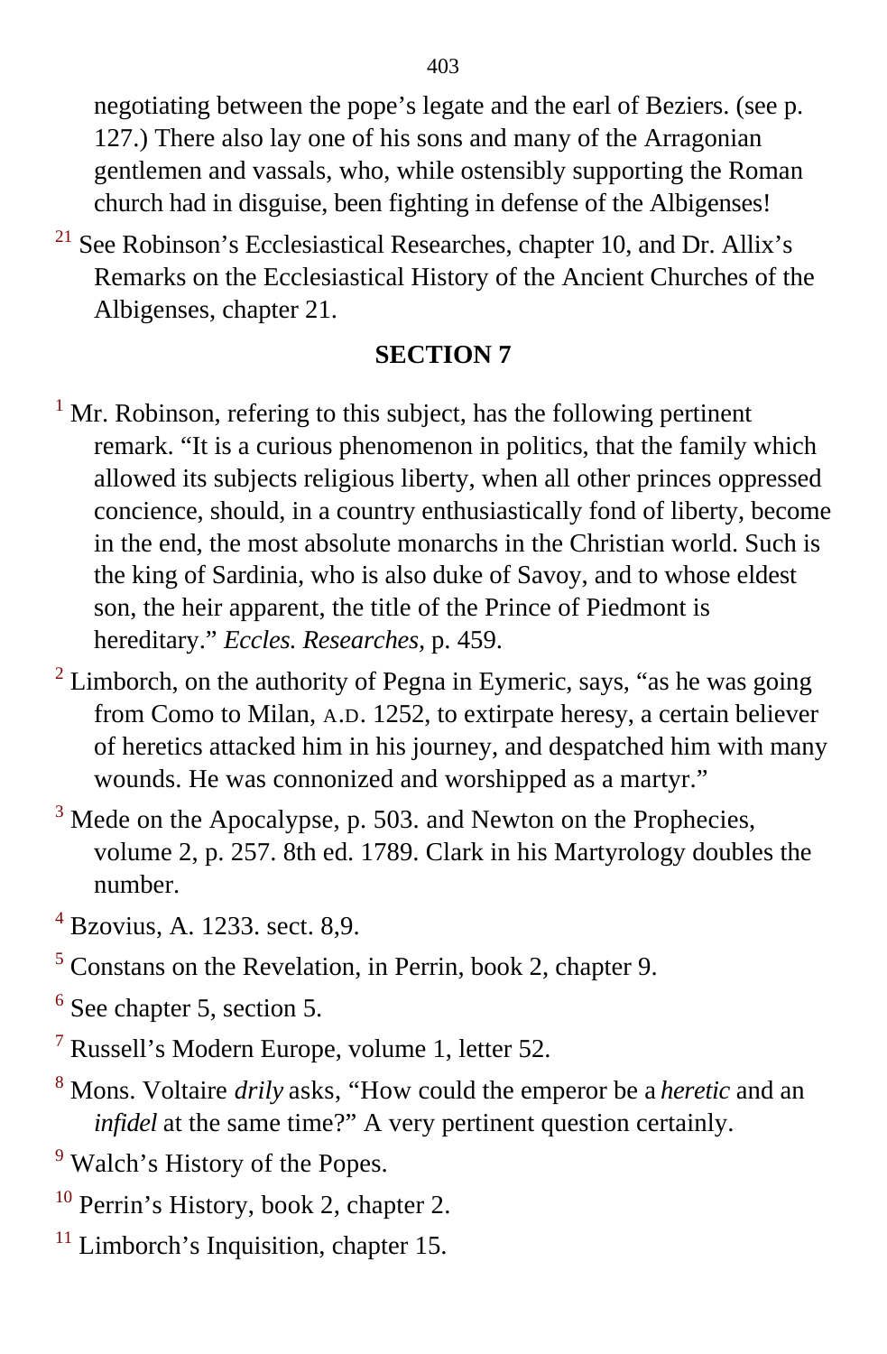negotiating between the pope's legate and the earl of Beziers. (see p. 127.) There also lay one of his sons and many of the Arragonian gentlemen and vassals, who, while ostensibly supporting the Roman church had in disguise, been fighting in defense of the Albigenses!

[21] See Robinson's Ecclesiastical Researches, chapter 10, and Dr. Allix's Remarks on the Ecclesiastical History of the Ancient Churches of the Albigenses, chapter 21.

## SECTION 7

[1] Mr. Robinson, refering to this subject, has the following pertinent remark. "It is a curious phenomenon in politics, that the family which allowed its subjects religious liberty, when all other princes oppressed concience, should, in a country enthusiastically fond of liberty, become in the end, the most absolute monarchs in the Christian world. Such is the king of Sardinia, who is also duke of Savoy, and to whose eldest son, the heir apparent, the title of the Prince of Piedmont is hereditary." *Eccles. Researches,* p. 459.

[2] Limborch, on the authority of Pegna in Eymeric, says, "as he was going from Como to Milan, A.D. 1252, to extirpate heresy, a certain believer of heretics attacked him in his journey, and despatched him with many wounds. He was connonized and worshipped as a martyr."

[3] Mede on the Apocalypse, p. 503. and Newton on the Prophecies, volume 2, p. 257. 8th ed. 1789. Clark in his Martyrology doubles the number.

[4] Bzovius, A. 1233. sect. 8,9.

[5] Constans on the Revelation, in Perrin, book 2, chapter 9.

[6] See chapter 5, section 5.

[7] Russell's Modern Europe, volume 1, letter 52.

[8] Mons. Voltaire *drily* asks, "How could the emperor be a *heretic* and an *infidel* at the same time?" A very pertinent question certainly.

[9] Walch's History of the Popes.

[10] Perrin's History, book 2, chapter 2.

[11] Limborch's Inquisition, chapter 15.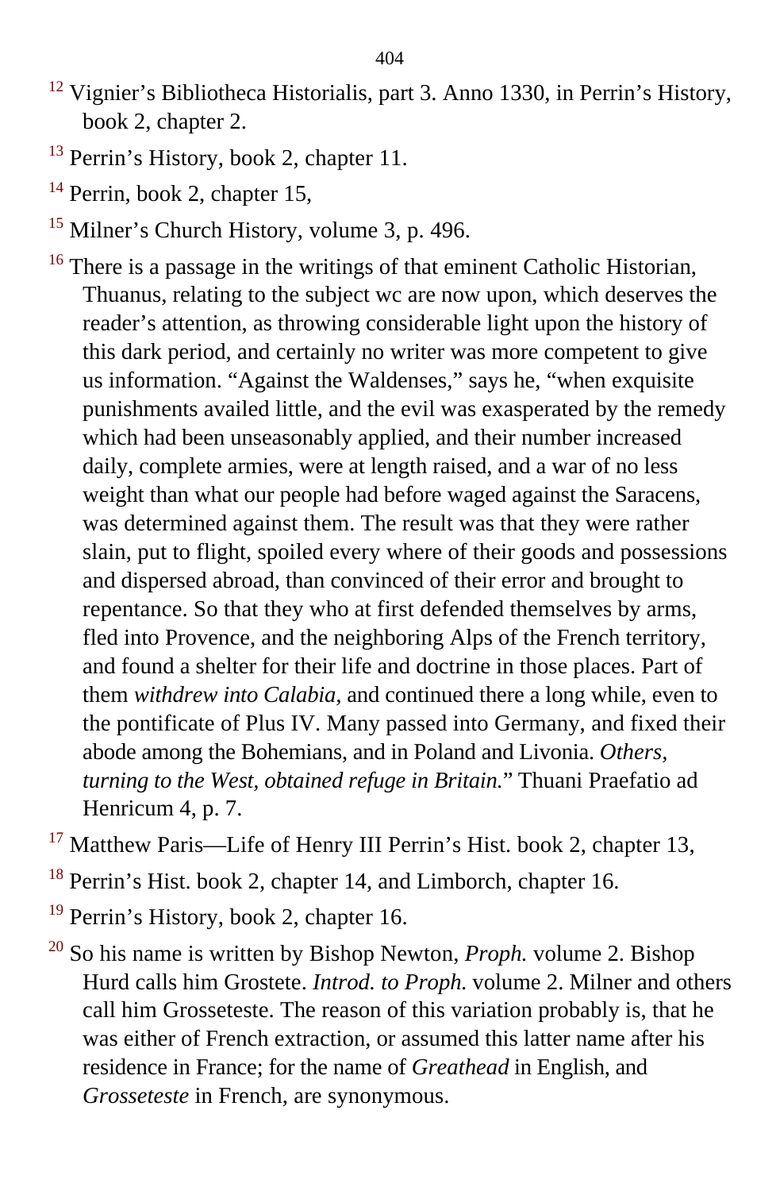[12] Vignier's Bibliotheca Historialis, part 3. Anno 1330, in Perrin's History, book 2, chapter 2.

[13] Perrin's History, book 2, chapter 11.

[14] Perrin, book 2, chapter 15,

[15] Milner's Church History, volume 3, p. 496.

[16] There is a passage in the writings of that eminent Catholic Historian, Thuanus, relating to the subject wc are now upon, which deserves the reader's attention, as throwing considerable light upon the history of this dark period, and certainly no writer was more competent to give us information. "Against the Waldenses," says he, "when exquisite punishments availed little, and the evil was exasperated by the remedy which had been unseasonably applied, and their number increased daily, complete armies, were at length raised, and a war of no less weight than what our people had before waged against the Saracens, was determined against them. The result was that they were rather slain, put to flight, spoiled every where of their goods and possessions and dispersed abroad, than convinced of their error and brought to repentance. So that they who at first defended themselves by arms, fled into Provence, and the neighboring Alps of the French territory, and found a shelter for their life and doctrine in those places. Part of them *withdrew into Calabia,* and continued there a long while, even to the pontificate of Plus IV. Many passed into Germany, and fixed their abode among the Bohemians, and in Poland and Livonia. *Others, turning to the West, obtained refuge in Britain.*" Thuani Praefatio ad Henricum 4, p. 7.

[17] Matthew Paris—Life of Henry III Perrin's Hist. book 2, chapter 13,

[18] Perrin's Hist. book 2, chapter 14, and Limborch, chapter 16.

[19] Perrin's History, book 2, chapter 16.

[20] So his name is written by Bishop Newton, *Proph.* volume 2. Bishop Hurd calls him Grostete. *Introd. to Proph.* volume 2. Milner and others call him Grosseteste. The reason of this variation probably is, that he was either of French extraction, or assumed this latter name after his residence in France; for the name of *Greathead* in English, and *Grosseteste* in French, are synonymous.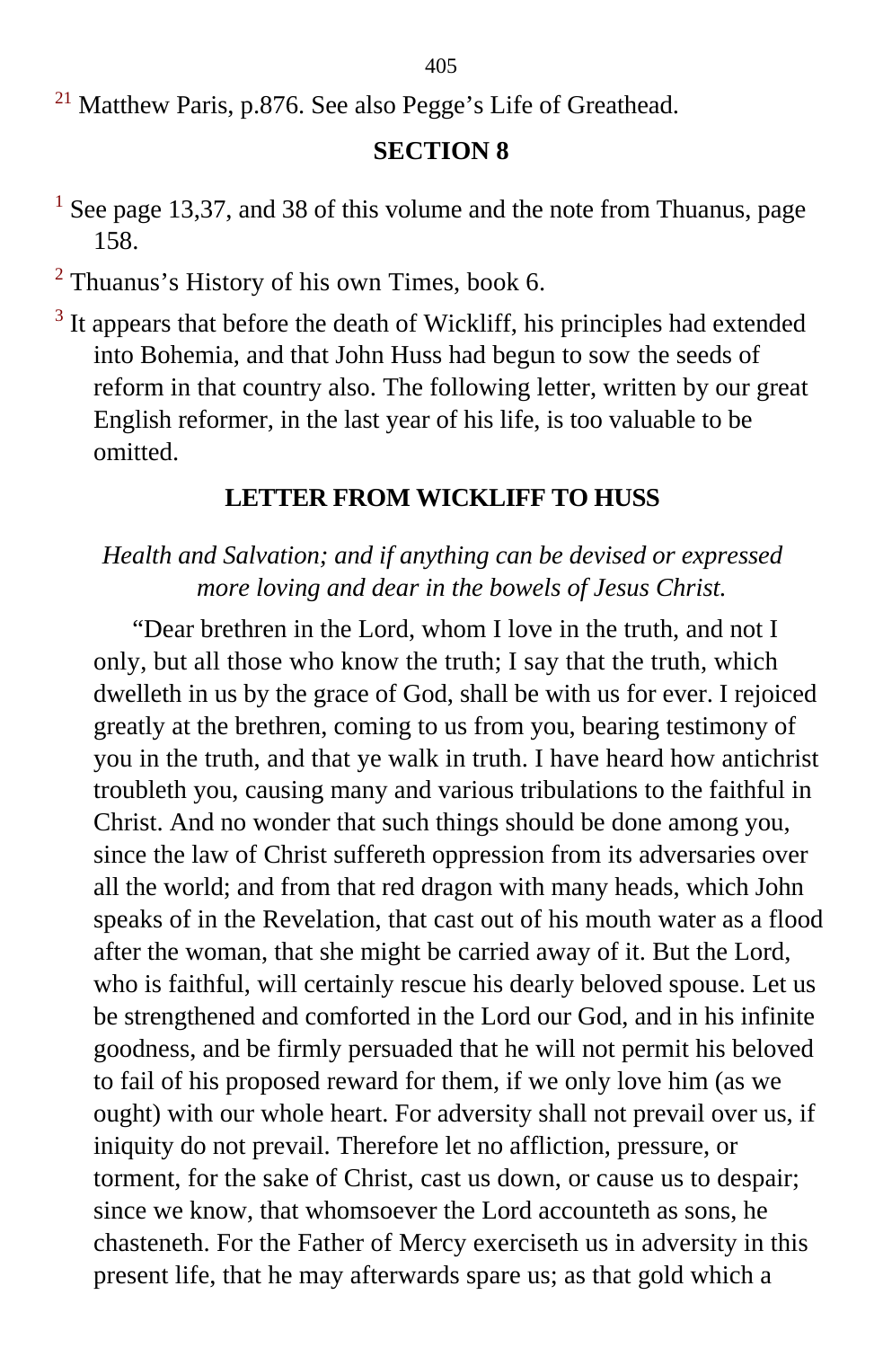[21] Matthew Paris, p.876. See also Pegge's Life of Greathead.

## SECTION 8

[1] See page 13,37, and 38 of this volume and the note from Thuanus, page 158.

[2] Thuanus's History of his own Times, book 6.

[3] It appears that before the death of Wickliff, his principles had extended into Bohemia, and that John Huss had begun to sow the seeds of reform in that country also. The following letter, written by our great English reformer, in the last year of his life, is too valuable to be omitted.

### LETTER FROM WICKLIFF TO HUSS

*Health and Salvation; and if anything can be devised or expressed more loving and dear in the bowels of Jesus Christ.*

"Dear brethren in the Lord, whom I love in the truth, and not I only, but all those who know the truth; I say that the truth, which dwelleth in us by the grace of God, shall be with us for ever. I rejoiced greatly at the brethren, coming to us from you, bearing testimony of you in the truth, and that ye walk in truth. I have heard how antichrist troubleth you, causing many and various tribulations to the faithful in Christ. And no wonder that such things should be done among you, since the law of Christ suffereth oppression from its adversaries over all the world; and from that red dragon with many heads, which John speaks of in the Revelation, that cast out of his mouth water as a flood after the woman, that she might be carried away of it. But the Lord, who is faithful, will certainly rescue his dearly beloved spouse. Let us be strengthened and comforted in the Lord our God, and in his infinite goodness, and be firmly persuaded that he will not permit his beloved to fail of his proposed reward for them, if we only love him (as we ought) with our whole heart. For adversity shall not prevail over us, if iniquity do not prevail. Therefore let no affliction, pressure, or torment, for the sake of Christ, cast us down, or cause us to despair; since we know, that whomsoever the Lord accounteth as sons, he chasteneth. For the Father of Mercy exerciseth us in adversity in this present life, that he may afterwards spare us; as that gold which a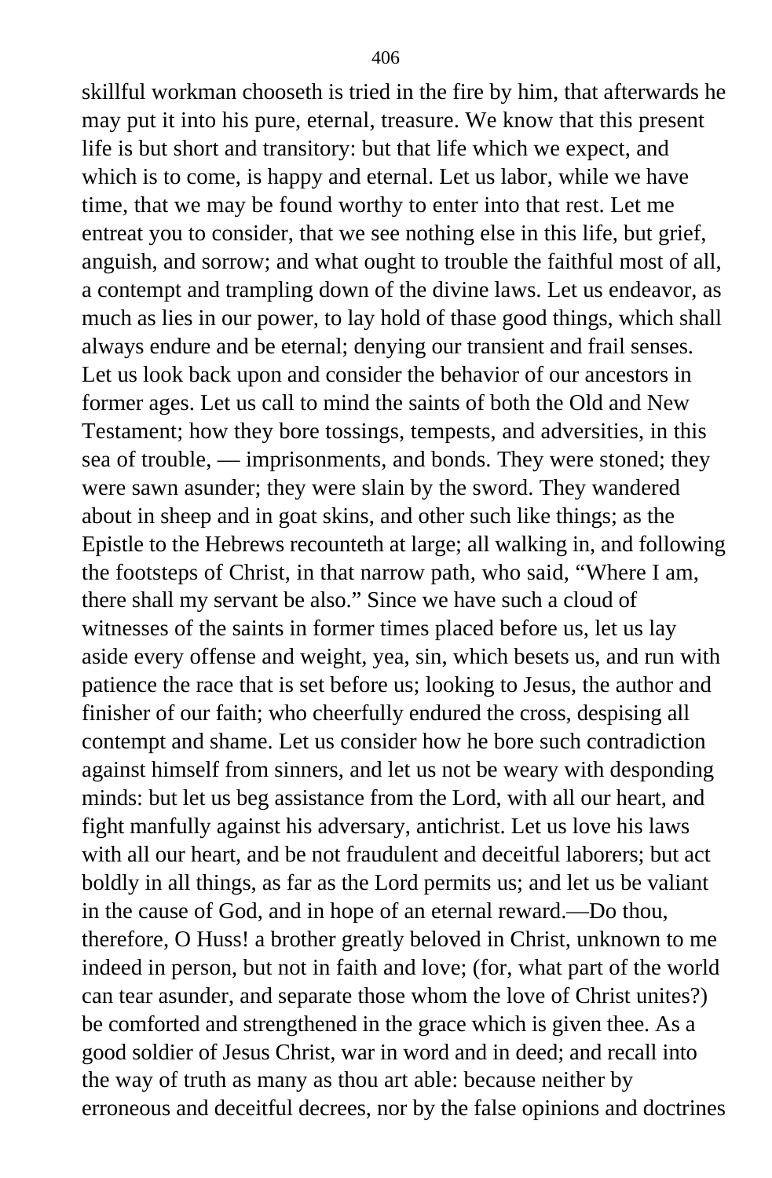skillful workman chooseth is tried in the fire by him, that afterwards he may put it into his pure, eternal, treasure. We know that this present life is but short and transitory: but that life which we expect, and which is to come, is happy and eternal. Let us labor, while we have time, that we may be found worthy to enter into that rest. Let me entreat you to consider, that we see nothing else in this life, but grief, anguish, and sorrow; and what ought to trouble the faithful most of all, a contempt and trampling down of the divine laws. Let us endeavor, as much as lies in our power, to lay hold of thase good things, which shall always endure and be eternal; denying our transient and frail senses. Let us look back upon and consider the behavior of our ancestors in former ages. Let us call to mind the saints of both the Old and New Testament; how they bore tossings, tempests, and adversities, in this sea of trouble, — imprisonments, and bonds. They were stoned; they were sawn asunder; they were slain by the sword. They wandered about in sheep and in goat skins, and other such like things; as the Epistle to the Hebrews recounteth at large; all walking in, and following the footsteps of Christ, in that narrow path, who said, "Where I am, there shall my servant be also." Since we have such a cloud of witnesses of the saints in former times placed before us, let us lay aside every offense and weight, yea, sin, which besets us, and run with patience the race that is set before us; looking to Jesus, the author and finisher of our faith; who cheerfully endured the cross, despising all contempt and shame. Let us consider how he bore such contradiction against himself from sinners, and let us not be weary with desponding minds: but let us beg assistance from the Lord, with all our heart, and fight manfully against his adversary, antichrist. Let us love his laws with all our heart, and be not fraudulent and deceitful laborers; but act boldly in all things, as far as the Lord permits us; and let us be valiant in the cause of God, and in hope of an eternal reward.—Do thou, therefore, O Huss! a brother greatly beloved in Christ, unknown to me indeed in person, but not in faith and love; (for, what part of the world can tear asunder, and separate those whom the love of Christ unites?) be comforted and strengthened in the grace which is given thee. As a good soldier of Jesus Christ, war in word and in deed; and recall into the way of truth as many as thou art able: because neither by erroneous and deceitful decrees, nor by the false opinions and doctrines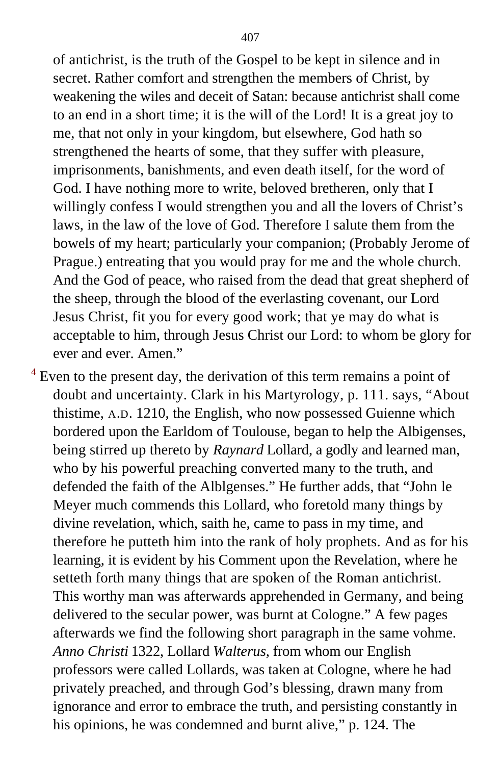of antichrist, is the truth of the Gospel to be kept in silence and in secret. Rather comfort and strengthen the members of Christ, by weakening the wiles and deceit of Satan: because antichrist shall come to an end in a short time; it is the will of the Lord! It is a great joy to me, that not only in your kingdom, but elsewhere, God hath so strengthened the hearts of some, that they suffer with pleasure, imprisonments, banishments, and even death itself, for the word of God. I have nothing more to write, beloved bretheren, only that I willingly confess I would strengthen you and all the lovers of Christ's laws, in the law of the love of God. Therefore I salute them from the bowels of my heart; particularly your companion; (Probably Jerome of Prague.) entreating that you would pray for me and the whole church. And the God of peace, who raised from the dead that great shepherd of the sheep, through the blood of the everlasting covenant, our Lord Jesus Christ, fit you for every good work; that ye may do what is acceptable to him, through Jesus Christ our Lord: to whom be glory for ever and ever. Amen."

[4] Even to the present day, the derivation of this term remains a point of doubt and uncertainty. Clark in his Martyrology, p. 111. says, "About thistime, A.D. 1210, the English, who now possessed Guienne which bordered upon the Earldom of Toulouse, began to help the Albigenses, being stirred up thereto by *Raynard* Lollard, a godly and learned man, who by his powerful preaching converted many to the truth, and defended the faith of the Alblgenses." He further adds, that "John le Meyer much commends this Lollard, who foretold many things by divine revelation, which, saith he, came to pass in my time, and therefore he putteth him into the rank of holy prophets. And as for his learning, it is evident by his Comment upon the Revelation, where he setteth forth many things that are spoken of the Roman antichrist. This worthy man was afterwards apprehended in Germany, and being delivered to the secular power, was burnt at Cologne." A few pages afterwards we find the following short paragraph in the same vohme. *Anno Christi* 1322, Lollard *Walterus,* from whom our English professors were called Lollards, was taken at Cologne, where he had privately preached, and through God's blessing, drawn many from ignorance and error to embrace the truth, and persisting constantly in his opinions, he was condemned and burnt alive," p. 124. The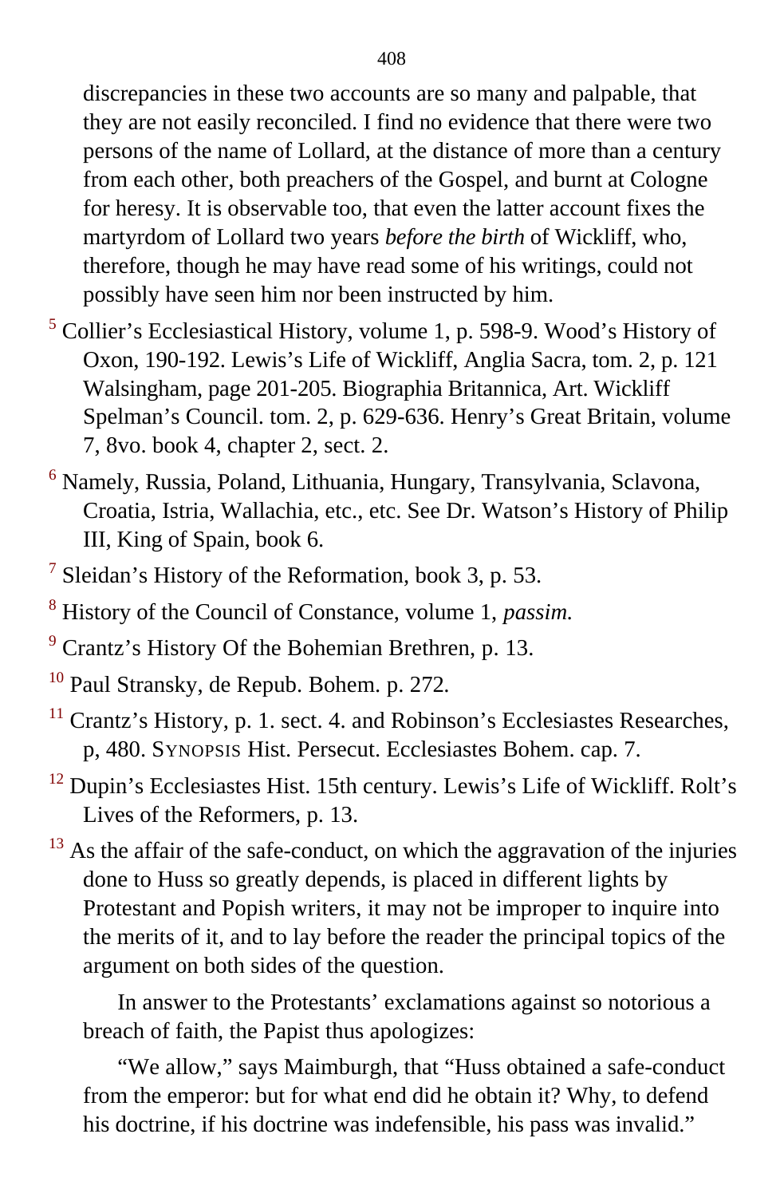discrepancies in these two accounts are so many and palpable, that they are not easily reconciled. I find no evidence that there were two persons of the name of Lollard, at the distance of more than a century from each other, both preachers of the Gospel, and burnt at Cologne for heresy. It is observable too, that even the latter account fixes the martyrdom of Lollard two years *before the birth* of Wickliff, who, therefore, though he may have read some of his writings, could not possibly have seen him nor been instructed by him.

[5] Collier's Ecclesiastical History, volume 1, p. 598-9. Wood's History of Oxon, 190-192. Lewis's Life of Wickliff, Anglia Sacra, tom. 2, p. 121 Walsingham, page 201-205. Biographia Britannica, Art. Wickliff Spelman's Council. tom. 2, p. 629-636. Henry's Great Britain, volume 7, 8vo. book 4, chapter 2, sect. 2.

[6] Namely, Russia, Poland, Lithuania, Hungary, Transylvania, Sclavona, Croatia, Istria, Wallachia, etc., etc. See Dr. Watson's History of Philip III, King of Spain, book 6.

[7] Sleidan's History of the Reformation, book 3, p. 53.

[8] History of the Council of Constance, volume 1, *passim.*

[9] Crantz's History Of the Bohemian Brethren, p. 13.

[10] Paul Stransky, de Repub. Bohem. p. 272.

[11] Crantz's History, p. 1. sect. 4. and Robinson's Ecclesiastes Researches, p, 480. SYNOPSIS Hist. Persecut. Ecclesiastes Bohem. cap. 7.

[12] Dupin's Ecclesiastes Hist. 15th century. Lewis's Life of Wickliff. Rolt's Lives of the Reformers, p. 13.

[13] As the affair of the safe-conduct, on which the aggravation of the injuries done to Huss so greatly depends, is placed in different lights by Protestant and Popish writers, it may not be improper to inquire into the merits of it, and to lay before the reader the principal topics of the argument on both sides of the question.

In answer to the Protestants' exclamations against so notorious a breach of faith, the Papist thus apologizes:

"We allow," says Maimburgh, that "Huss obtained a safe-conduct from the emperor: but for what end did he obtain it? Why, to defend his doctrine, if his doctrine was indefensible, his pass was invalid."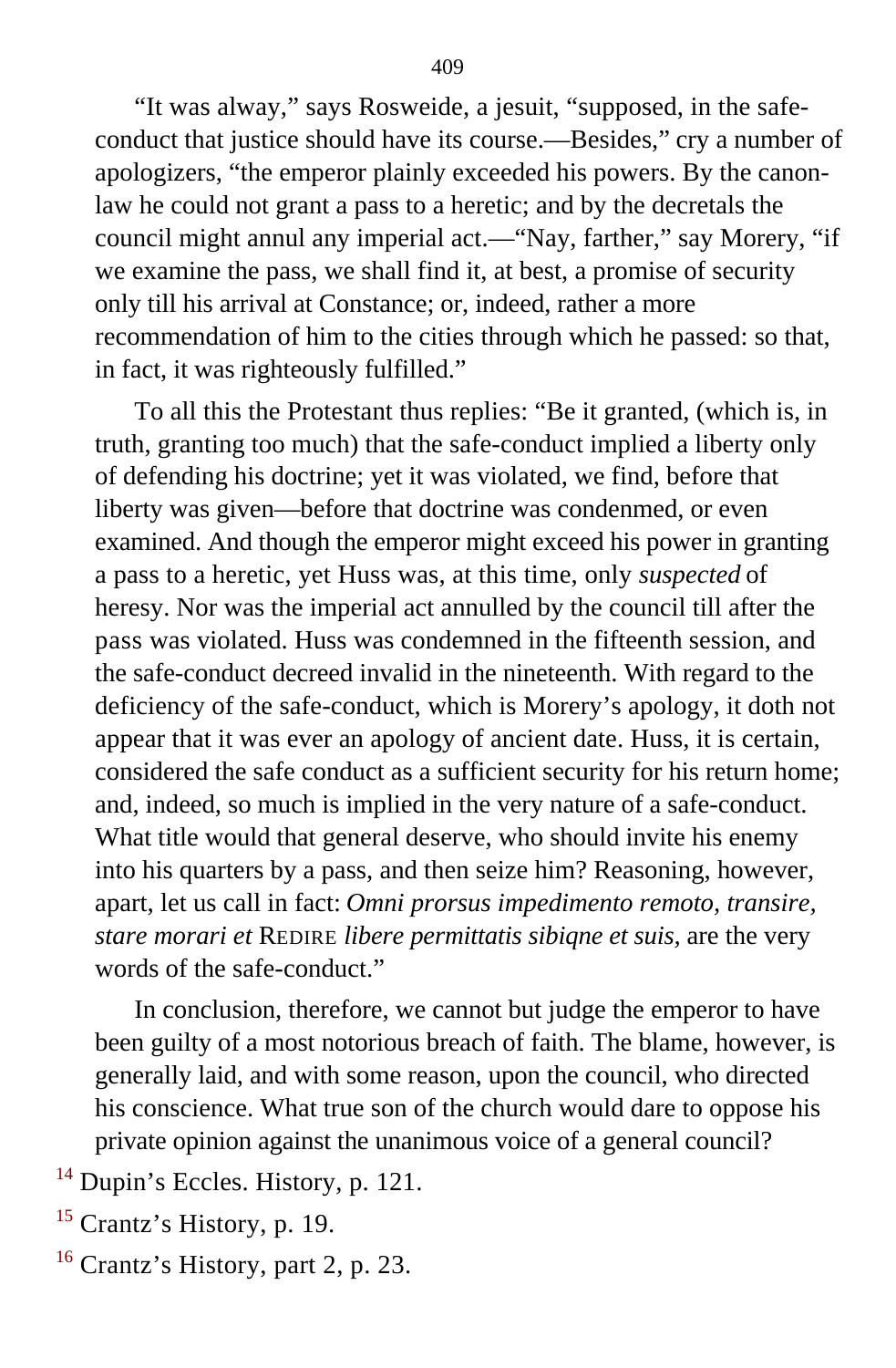“It was alway,” says Rosweide, a jesuit, “supposed, in the safe-conduct that justice should have its course.—Besides,” cry a number of apologizers, “the emperor plainly exceeded his powers. By the canon-law he could not grant a pass to a heretic; and by the decretals the council might annul any imperial act.—“Nay, farther,” say Morery, “if we examine the pass, we shall find it, at best, a promise of security only till his arrival at Constance; or, indeed, rather a more recommendation of him to the cities through which he passed: so that, in fact, it was righteously fulfilled.”

To all this the Protestant thus replies: “Be it granted, (which is, in truth, granting too much) that the safe-conduct implied a liberty only of defending his doctrine; yet it was violated, we find, before that liberty was given—before that doctrine was condenmed, or even examined. And though the emperor might exceed his power in granting a pass to a heretic, yet Huss was, at this time, only *suspected* of heresy. Nor was the imperial act annulled by the council till after the pass was violated. Huss was condemned in the fifteenth session, and the safe-conduct decreed invalid in the nineteenth. With regard to the deficiency of the safe-conduct, which is Morery’s apology, it doth not appear that it was ever an apology of ancient date. Huss, it is certain, considered the safe conduct as a sufficient security for his return home; and, indeed, so much is implied in the very nature of a safe-conduct. What title would that general deserve, who should invite his enemy into his quarters by a pass, and then seize him? Reasoning, however, apart, let us call in fact: *Omni prorsus impedimento remoto, transire, stare morari et* REDIRE *libere permittatis sibiqne et suis*, are the very words of the safe-conduct.”

In conclusion, therefore, we cannot but judge the emperor to have been guilty of a most notorious breach of faith. The blame, however, is generally laid, and with some reason, upon the council, who directed his conscience. What true son of the church would dare to oppose his private opinion against the unanimous voice of a general council?

[14] Dupin’s Eccles. History, p. 121.

[15] Crantz’s History, p. 19.

[16] Crantz’s History, part 2, p. 23.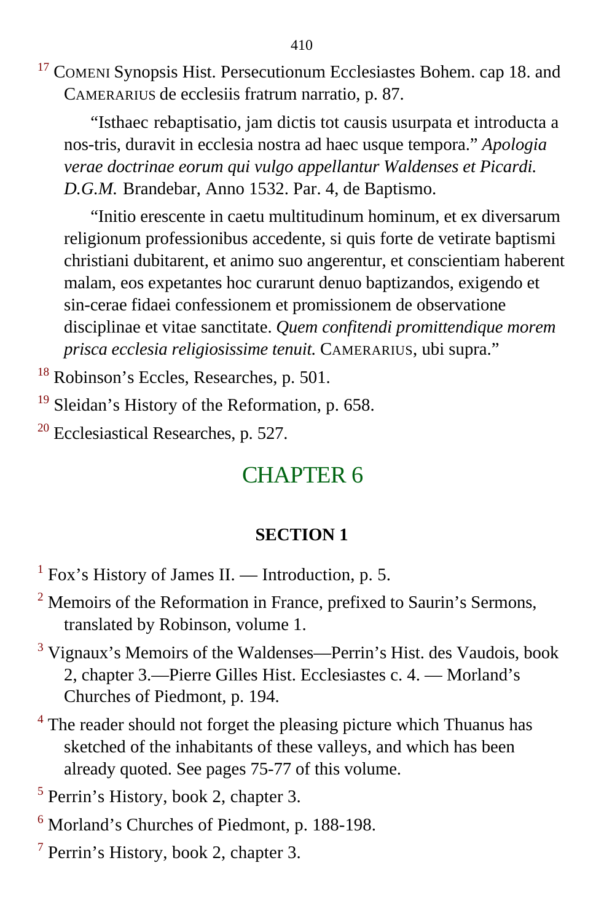[17] COMENI Synopsis Hist. Persecutionum Ecclesiastes Bohem. cap 18. and CAMERARIUS de ecclesiis fratrum narratio, p. 87.

> "Isthaec rebaptisatio, jam dictis tot causis usurpata et introducta a nos-tris, duravit in ecclesia nostra ad haec usque tempora." *Apologia verae doctrinae eorum qui vulgo appellantur Waldenses et Picardi. D.G.M.* Brandebar, Anno 1532. Par. 4, de Baptismo.
>
> "Initio erescente in caetu multitudinum hominum, et ex diversarum religionum professionibus accedente, si quis forte de vetirate baptismi christiani dubitarent, et animo suo angerentur, et conscientiam haberent malam, eos expetantes hoc curarunt denuo baptizandos, exigendo et sin-cerae fidaei confessionem et promissionem de observatione disciplinae et vitae sanctitate. *Quem confitendi promittendique morem prisca ecclesia religiosissime tenuit.* CAMERARIUS, ubi supra."

[18] Robinson's Eccles, Researches, p. 501.

[19] Sleidan's History of the Reformation, p. 658.

[20] Ecclesiastical Researches, p. 527.

# CHAPTER 6

## SECTION 1

[1] Fox's History of James II. — Introduction, p. 5.

[2] Memoirs of the Reformation in France, prefixed to Saurin's Sermons, translated by Robinson, volume 1.

[3] Vignaux's Memoirs of the Waldenses—Perrin's Hist. des Vaudois, book 2, chapter 3.—Pierre Gilles Hist. Ecclesiastes c. 4. — Morland's Churches of Piedmont, p. 194.

[4] The reader should not forget the pleasing picture which Thuanus has sketched of the inhabitants of these valleys, and which has been already quoted. See pages 75-77 of this volume.

[5] Perrin's History, book 2, chapter 3.

[6] Morland's Churches of Piedmont, p. 188-198.

[7] Perrin's History, book 2, chapter 3.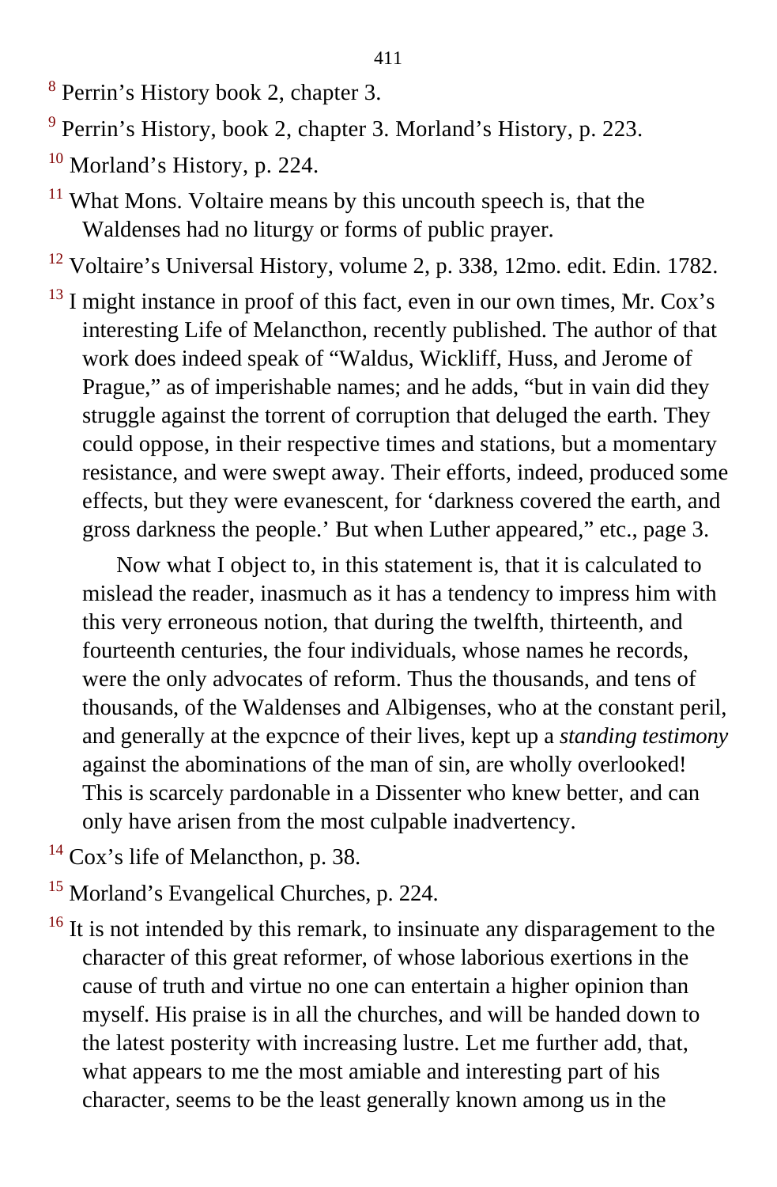[8] Perrin's History book 2, chapter 3.

[9] Perrin's History, book 2, chapter 3. Morland's History, p. 223.

[10] Morland's History, p. 224.

[11] What Mons. Voltaire means by this uncouth speech is, that the Waldenses had no liturgy or forms of public prayer.

[12] Voltaire's Universal History, volume 2, p. 338, 12mo. edit. Edin. 1782.

[13] I might instance in proof of this fact, even in our own times, Mr. Cox's interesting Life of Melancthon, recently published. The author of that work does indeed speak of "Waldus, Wickliff, Huss, and Jerome of Prague," as of imperishable names; and he adds, "but in vain did they struggle against the torrent of corruption that deluged the earth. They could oppose, in their respective times and stations, but a momentary resistance, and were swept away. Their efforts, indeed, produced some effects, but they were evanescent, for 'darkness covered the earth, and gross darkness the people.' But when Luther appeared," etc., page 3.

Now what I object to, in this statement is, that it is calculated to mislead the reader, inasmuch as it has a tendency to impress him with this very erroneous notion, that during the twelfth, thirteenth, and fourteenth centuries, the four individuals, whose names he records, were the only advocates of reform. Thus the thousands, and tens of thousands, of the Waldenses and Albigenses, who at the constant peril, and generally at the expcnce of their lives, kept up a *standing testimony* against the abominations of the man of sin, are wholly overlooked! This is scarcely pardonable in a Dissenter who knew better, and can only have arisen from the most culpable inadvertency.

[14] Cox's life of Melancthon, p. 38.

[15] Morland's Evangelical Churches, p. 224.

[16] It is not intended by this remark, to insinuate any disparagement to the character of this great reformer, of whose laborious exertions in the cause of truth and virtue no one can entertain a higher opinion than myself. His praise is in all the churches, and will be handed down to the latest posterity with increasing lustre. Let me further add, that, what appears to me the most amiable and interesting part of his character, seems to be the least generally known among us in the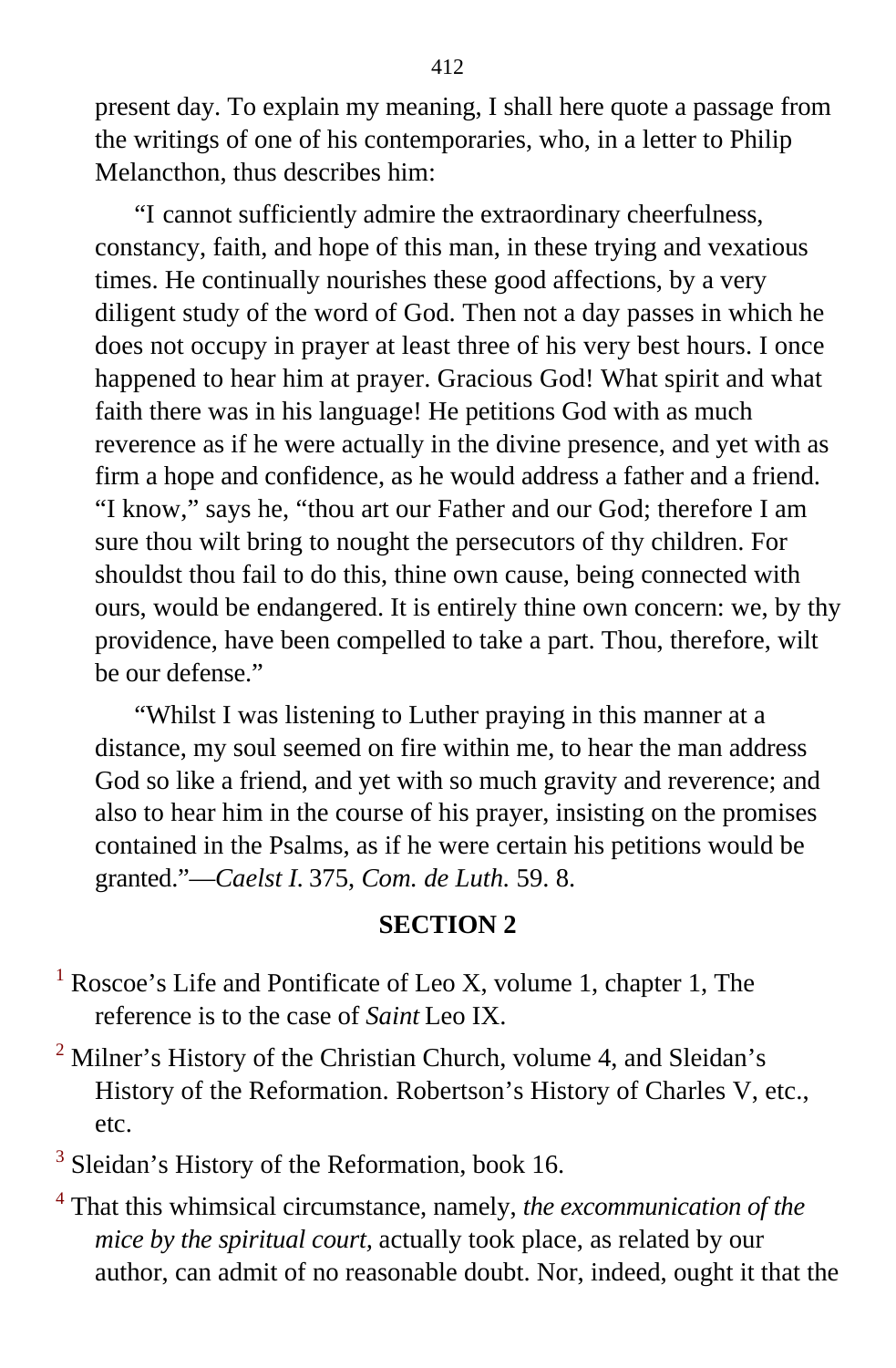present day. To explain my meaning, I shall here quote a passage from the writings of one of his contemporaries, who, in a letter to Philip Melancthon, thus describes him:

"I cannot sufficiently admire the extraordinary cheerfulness, constancy, faith, and hope of this man, in these trying and vexatious times. He continually nourishes these good affections, by a very diligent study of the word of God. Then not a day passes in which he does not occupy in prayer at least three of his very best hours. I once happened to hear him at prayer. Gracious God! What spirit and what faith there was in his language! He petitions God with as much reverence as if he were actually in the divine presence, and yet with as firm a hope and confidence, as he would address a father and a friend. "I know," says he, "thou art our Father and our God; therefore I am sure thou wilt bring to nought the persecutors of thy children. For shouldst thou fail to do this, thine own cause, being connected with ours, would be endangered. It is entirely thine own concern: we, by thy providence, have been compelled to take a part. Thou, therefore, wilt be our defense."

"Whilst I was listening to Luther praying in this manner at a distance, my soul seemed on fire within me, to hear the man address God so like a friend, and yet with so much gravity and reverence; and also to hear him in the course of his prayer, insisting on the promises contained in the Psalms, as if he were certain his petitions would be granted."—*Caelst I.* 375, *Com. de Luth.* 59. 8.

## SECTION 2

[1] Roscoe's Life and Pontificate of Leo X, volume 1, chapter 1, The reference is to the case of *Saint* Leo IX.

[2] Milner's History of the Christian Church, volume 4, and Sleidan's History of the Reformation. Robertson's History of Charles V, etc., etc.

[3] Sleidan's History of the Reformation, book 16.

[4] That this whimsical circumstance, namely, *the excommunication of the mice by the spiritual court*, actually took place, as related by our author, can admit of no reasonable doubt. Nor, indeed, ought it that the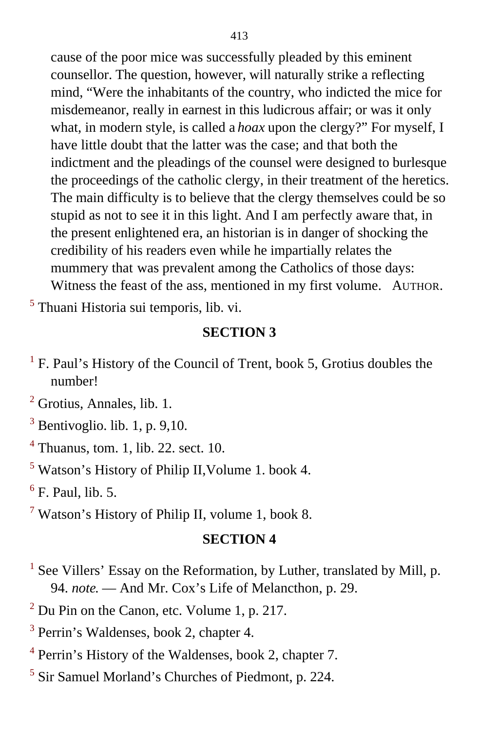cause of the poor mice was successfully pleaded by this eminent counsellor. The question, however, will naturally strike a reflecting mind, “Were the inhabitants of the country, who indicted the mice for misdemeanor, really in earnest in this ludicrous affair; or was it only what, in modern style, is called a *hoax* upon the clergy?” For myself, I have little doubt that the latter was the case; and that both the indictment and the pleadings of the counsel were designed to burlesque the proceedings of the catholic clergy, in their treatment of the heretics. The main difficulty is to believe that the clergy themselves could be so stupid as not to see it in this light. And I am perfectly aware that, in the present enlightened era, an historian is in danger of shocking the credibility of his readers even while he impartially relates the mummery that was prevalent among the Catholics of those days: Witness the feast of the ass, mentioned in my first volume. AUTHOR.

[5] Thuani Historia sui temporis, lib. vi.

## SECTION 3

[1] F. Paul’s History of the Council of Trent, book 5, Grotius doubles the number!

[2] Grotius, Annales, lib. 1.

[3] Bentivoglio. lib. 1, p. 9,10.

[4] Thuanus, tom. 1, lib. 22. sect. 10.

[5] Watson’s History of Philip II,Volume 1. book 4.

[6] F. Paul, lib. 5.

[7] Watson’s History of Philip II, volume 1, book 8.

## SECTION 4

[1] See Villers’ Essay on the Reformation, by Luther, translated by Mill, p. 94. *note.* — And Mr. Cox’s Life of Melancthon, p. 29.

[2] Du Pin on the Canon, etc. Volume 1, p. 217.

[3] Perrin’s Waldenses, book 2, chapter 4.

[4] Perrin’s History of the Waldenses, book 2, chapter 7.

[5] Sir Samuel Morland’s Churches of Piedmont, p. 224.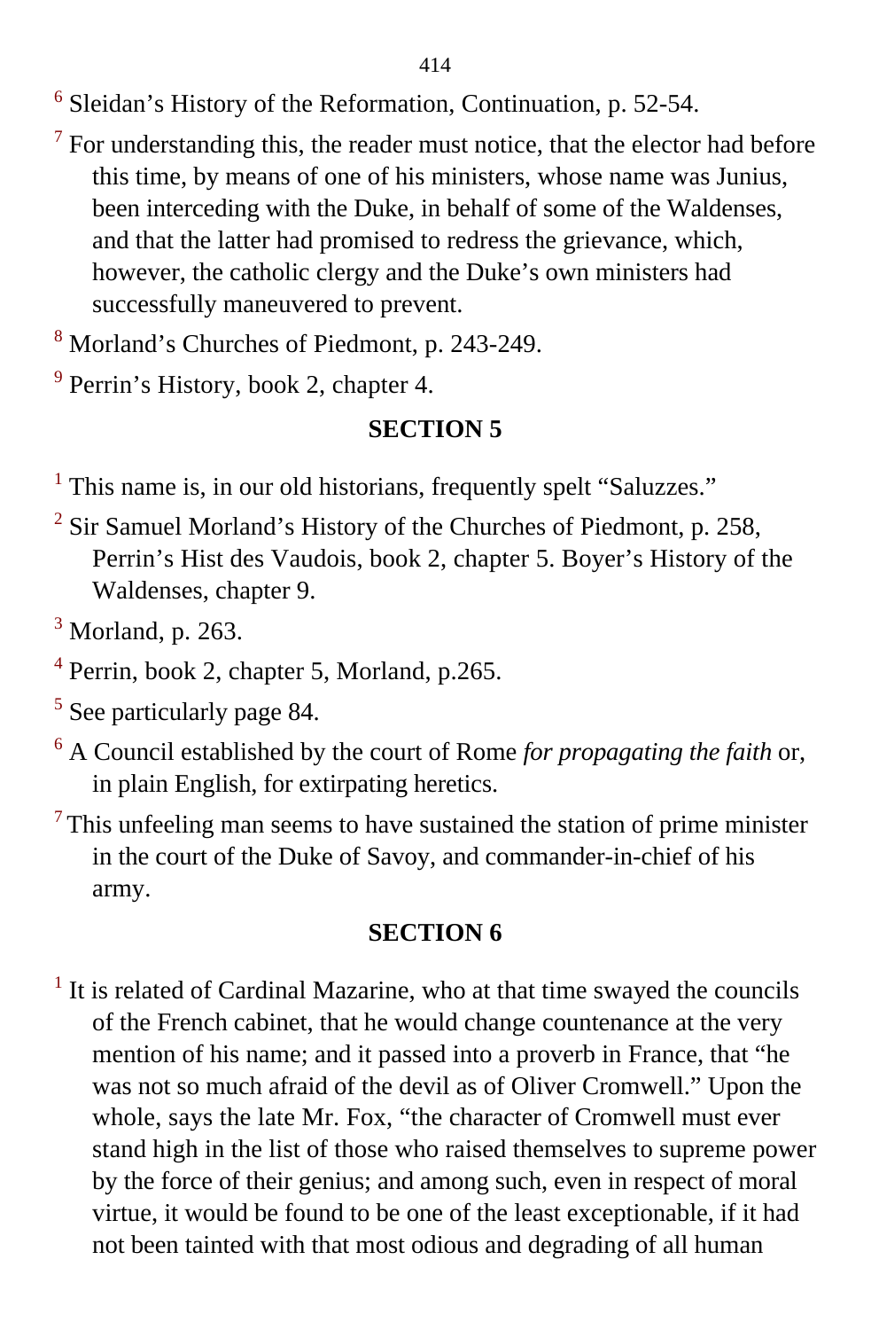[6] Sleidan's History of the Reformation, Continuation, p. 52-54.

[7] For understanding this, the reader must notice, that the elector had before this time, by means of one of his ministers, whose name was Junius, been interceding with the Duke, in behalf of some of the Waldenses, and that the latter had promised to redress the grievance, which, however, the catholic clergy and the Duke's own ministers had successfully maneuvered to prevent.

[8] Morland's Churches of Piedmont, p. 243-249.

[9] Perrin's History, book 2, chapter 4.

## SECTION 5

[1] This name is, in our old historians, frequently spelt "Saluzzes."

[2] Sir Samuel Morland's History of the Churches of Piedmont, p. 258, Perrin's Hist des Vaudois, book 2, chapter 5. Boyer's History of the Waldenses, chapter 9.

[3] Morland, p. 263.

[4] Perrin, book 2, chapter 5, Morland, p.265.

[5] See particularly page 84.

[6] A Council established by the court of Rome *for propagating the faith* or, in plain English, for extirpating heretics.

[7] This unfeeling man seems to have sustained the station of prime minister in the court of the Duke of Savoy, and commander-in-chief of his army.

## SECTION 6

[1] It is related of Cardinal Mazarine, who at that time swayed the councils of the French cabinet, that he would change countenance at the very mention of his name; and it passed into a proverb in France, that "he was not so much afraid of the devil as of Oliver Cromwell." Upon the whole, says the late Mr. Fox, "the character of Cromwell must ever stand high in the list of those who raised themselves to supreme power by the force of their genius; and among such, even in respect of moral virtue, it would be found to be one of the least exceptionable, if it had not been tainted with that most odious and degrading of all human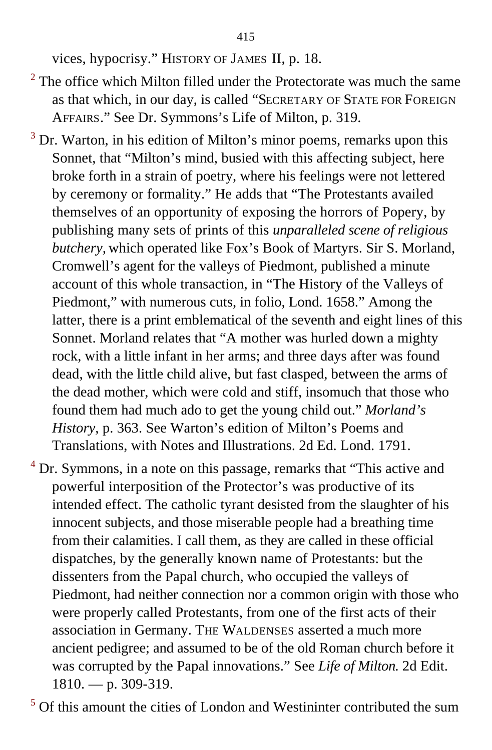vices, hypocrisy." HISTORY OF JAMES II, p. 18.

[2] The office which Milton filled under the Protectorate was much the same as that which, in our day, is called "SECRETARY OF STATE FOR FOREIGN AFFAIRS." See Dr. Symmons's Life of Milton, p. 319.

[3] Dr. Warton, in his edition of Milton's minor poems, remarks upon this Sonnet, that "Milton's mind, busied with this affecting subject, here broke forth in a strain of poetry, where his feelings were not lettered by ceremony or formality." He adds that "The Protestants availed themselves of an opportunity of exposing the horrors of Popery, by publishing many sets of prints of this *unparalleled scene of religious butchery,* which operated like Fox's Book of Martyrs. Sir S. Morland, Cromwell's agent for the valleys of Piedmont, published a minute account of this whole transaction, in "The History of the Valleys of Piedmont," with numerous cuts, in folio, Lond. 1658." Among the latter, there is a print emblematical of the seventh and eight lines of this Sonnet. Morland relates that "A mother was hurled down a mighty rock, with a little infant in her arms; and three days after was found dead, with the little child alive, but fast clasped, between the arms of the dead mother, which were cold and stiff, insomuch that those who found them had much ado to get the young child out." *Morland's History,* p. 363. See Warton's edition of Milton's Poems and Translations, with Notes and Illustrations. 2d Ed. Lond. 1791.

[4] Dr. Symmons, in a note on this passage, remarks that "This active and powerful interposition of the Protector's was productive of its intended effect. The catholic tyrant desisted from the slaughter of his innocent subjects, and those miserable people had a breathing time from their calamities. I call them, as they are called in these official dispatches, by the generally known name of Protestants: but the dissenters from the Papal church, who occupied the valleys of Piedmont, had neither connection nor a common origin with those who were properly called Protestants, from one of the first acts of their association in Germany. THE WALDENSES asserted a much more ancient pedigree; and assumed to be of the old Roman church before it was corrupted by the Papal innovations." See *Life of Milton.* 2d Edit. 1810. — p. 309-319.

[5] Of this amount the cities of London and Westininter contributed the sum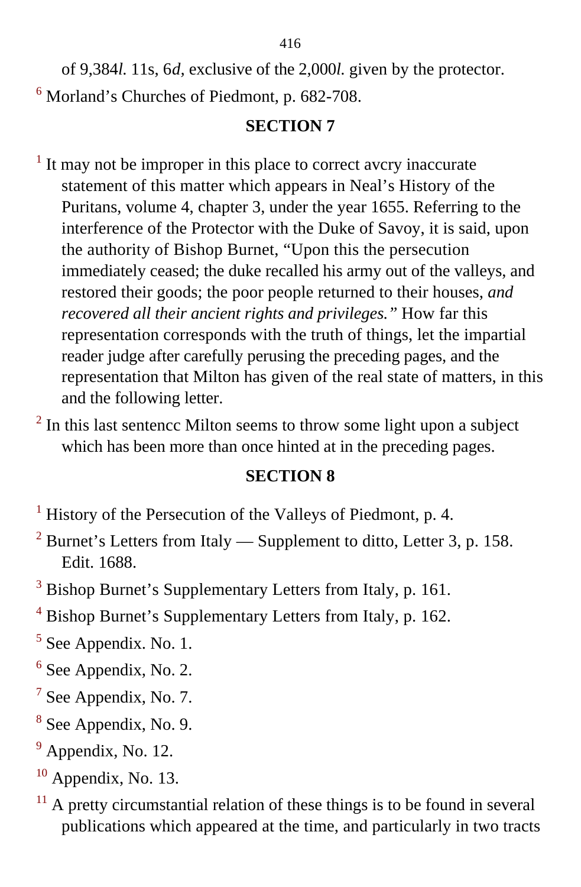of 9,384*l.* 11s, 6*d,* exclusive of the 2,000*l.* given by the protector.

[6] Morland's Churches of Piedmont, p. 682-708.

## SECTION 7

[1] It may not be improper in this place to correct avcry inaccurate statement of this matter which appears in Neal's History of the Puritans, volume 4, chapter 3, under the year 1655. Referring to the interference of the Protector with the Duke of Savoy, it is said, upon the authority of Bishop Burnet, "Upon this the persecution immediately ceased; the duke recalled his army out of the valleys, and restored their goods; the poor people returned to their houses, *and recovered all their ancient rights and privileges."* How far this representation corresponds with the truth of things, let the impartial reader judge after carefully perusing the preceding pages, and the representation that Milton has given of the real state of matters, in this and the following letter.

[2] In this last sentencc Milton seems to throw some light upon a subject which has been more than once hinted at in the preceding pages.

## SECTION 8

[1] History of the Persecution of the Valleys of Piedmont, p. 4.

[2] Burnet's Letters from Italy — Supplement to ditto, Letter 3, p. 158. Edit. 1688.

[3] Bishop Burnet's Supplementary Letters from Italy, p. 161.

[4] Bishop Burnet's Supplementary Letters from Italy, p. 162.

[5] See Appendix. No. 1.

[6] See Appendix, No. 2.

[7] See Appendix, No. 7.

[8] See Appendix, No. 9.

[9] Appendix, No. 12.

[10] Appendix, No. 13.

[11] A pretty circumstantial relation of these things is to be found in several publications which appeared at the time, and particularly in two tracts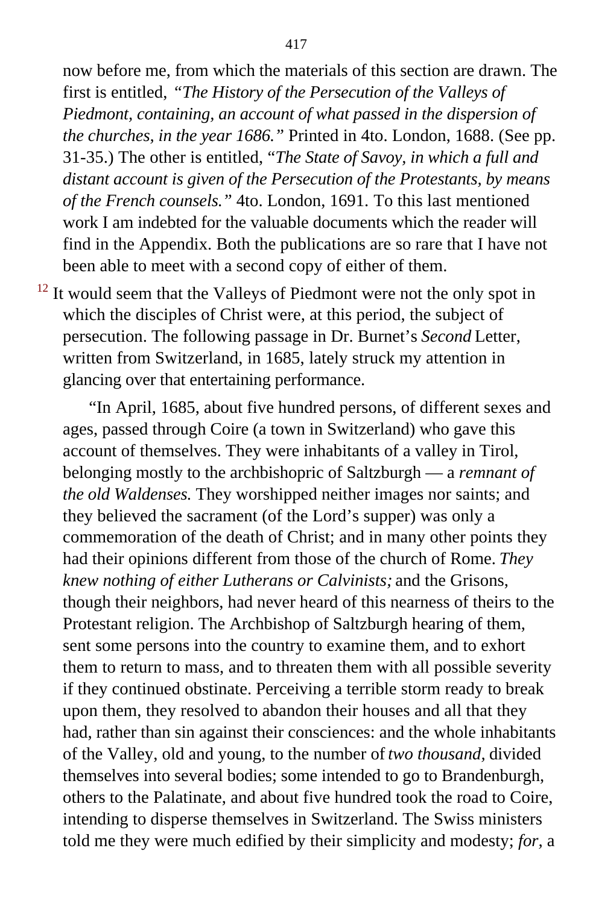now before me, from which the materials of this section are drawn. The first is entitled, *"The History of the Persecution of the Valleys of Piedmont, containing, an account of what passed in the dispersion of the churches, in the year 1686."* Printed in 4to. London, 1688. (See pp. 31-35.) The other is entitled, "*The State of Savoy, in which a full and distant account is given of the Persecution of the Protestants, by means of the French counsels.*" 4to. London, 1691. To this last mentioned work I am indebted for the valuable documents which the reader will find in the Appendix. Both the publications are so rare that I have not been able to meet with a second copy of either of them.

[12] It would seem that the Valleys of Piedmont were not the only spot in which the disciples of Christ were, at this period, the subject of persecution. The following passage in Dr. Burnet's *Second* Letter, written from Switzerland, in 1685, lately struck my attention in glancing over that entertaining performance.

"In April, 1685, about five hundred persons, of different sexes and ages, passed through Coire (a town in Switzerland) who gave this account of themselves. They were inhabitants of a valley in Tirol, belonging mostly to the archbishopric of Saltzburgh — a *remnant of the old Waldenses.* They worshipped neither images nor saints; and they believed the sacrament (of the Lord's supper) was only a commemoration of the death of Christ; and in many other points they had their opinions different from those of the church of Rome. *They knew nothing of either Lutherans or Calvinists;* and the Grisons, though their neighbors, had never heard of this nearness of theirs to the Protestant religion. The Archbishop of Saltzburgh hearing of them, sent some persons into the country to examine them, and to exhort them to return to mass, and to threaten them with all possible severity if they continued obstinate. Perceiving a terrible storm ready to break upon them, they resolved to abandon their houses and all that they had, rather than sin against their consciences: and the whole inhabitants of the Valley, old and young, to the number of *two thousand,* divided themselves into several bodies; some intended to go to Brandenburgh, others to the Palatinate, and about five hundred took the road to Coire, intending to disperse themselves in Switzerland. The Swiss ministers told me they were much edified by their simplicity and modesty; *for,* a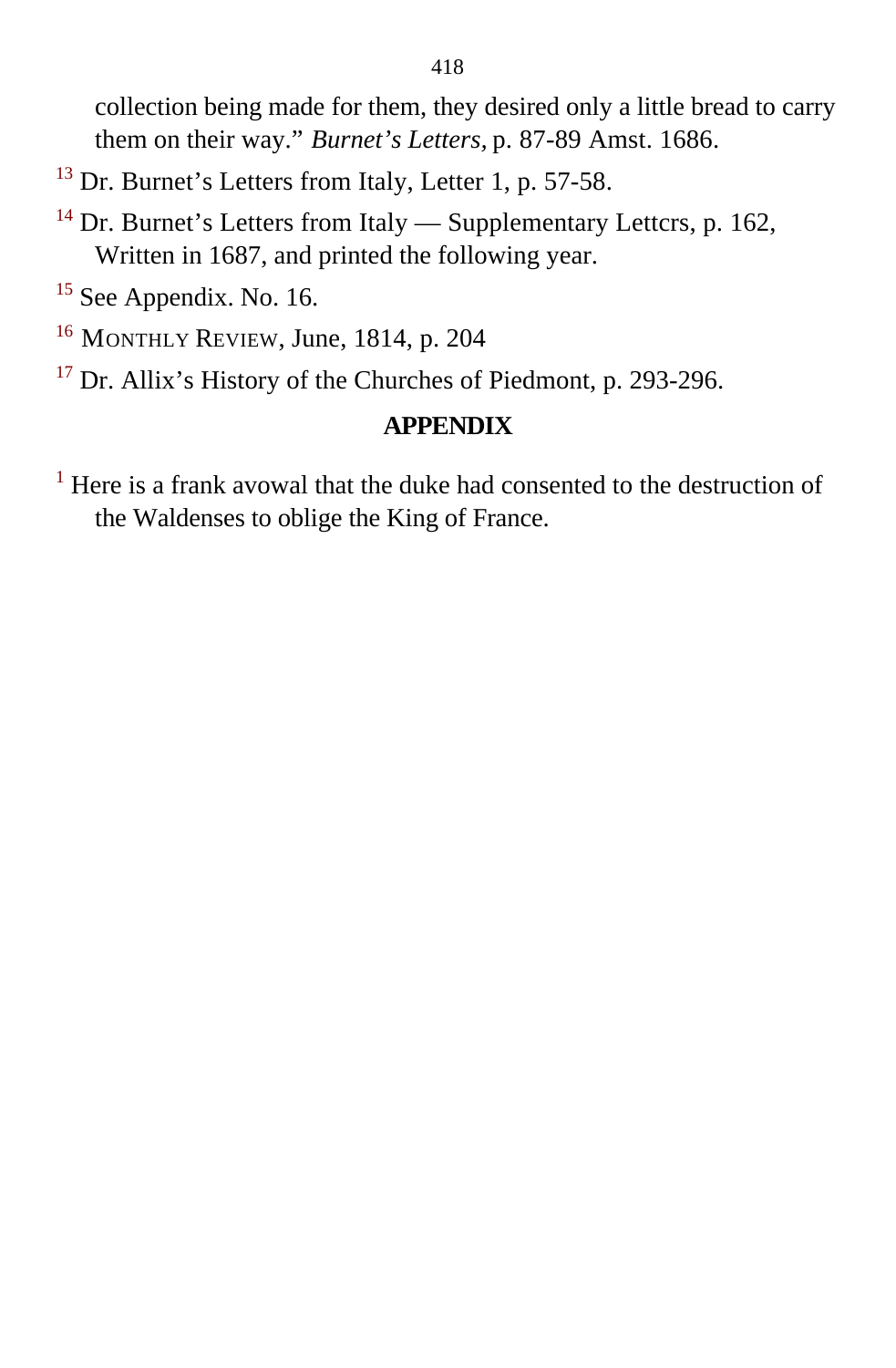collection being made for them, they desired only a little bread to carry them on their way." *Burnet's Letters*, p. 87-89 Amst. 1686.

[13] Dr. Burnet's Letters from Italy, Letter 1, p. 57-58.

[14] Dr. Burnet's Letters from Italy — Supplementary Lettcrs, p. 162, Written in 1687, and printed the following year.

[15] See Appendix. No. 16.

[16] MONTHLY REVIEW, June, 1814, p. 204

[17] Dr. Allix's History of the Churches of Piedmont, p. 293-296.

## APPENDIX

[1] Here is a frank avowal that the duke had consented to the destruction of the Waldenses to oblige the King of France.